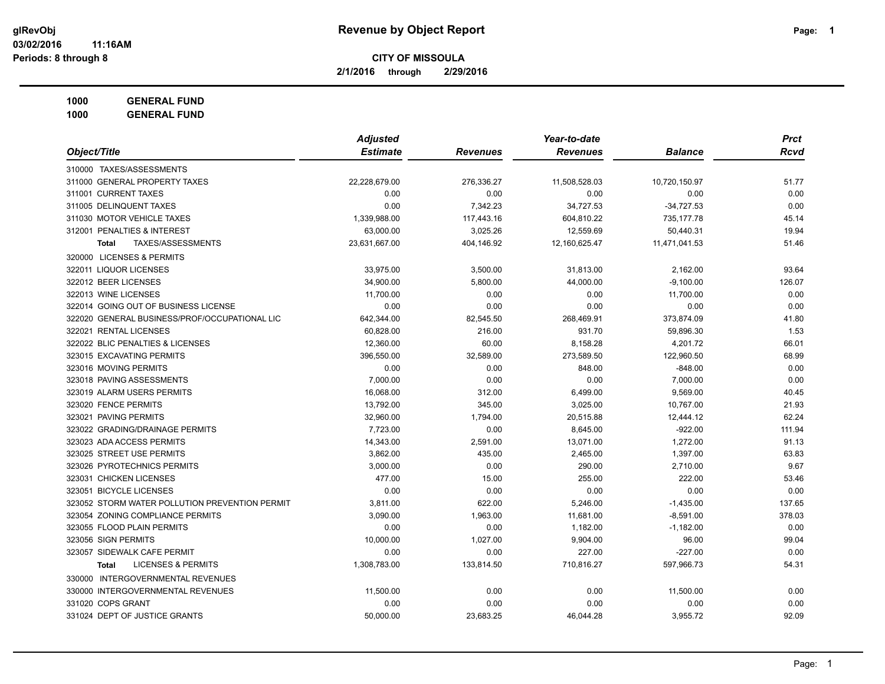# Revenue by Object Report

glRevObj
03/02/2016 11:16AM
Periods: 8 through 8

**CITY OF MISSOULA**

**2/1/2016 through 2/29/2016**

**1000 GENERAL FUND**
**1000 GENERAL FUND**

| Object/Title | Adjusted Estimate | Revenues | Year-to-date Revenues | Balance | Prct Rcvd |
|---|---|---|---|---|---|
| 310000 TAXES/ASSESSMENTS | | | | | |
| 311000 GENERAL PROPERTY TAXES | 22,228,679.00 | 276,336.27 | 11,508,528.03 | 10,720,150.97 | 51.77 |
| 311001 CURRENT TAXES | 0.00 | 0.00 | 0.00 | 0.00 | 0.00 |
| 311005 DELINQUENT TAXES | 0.00 | 7,342.23 | 34,727.53 | -34,727.53 | 0.00 |
| 311030 MOTOR VEHICLE TAXES | 1,339,988.00 | 117,443.16 | 604,810.22 | 735,177.78 | 45.14 |
| 312001 PENALTIES & INTEREST | 63,000.00 | 3,025.26 | 12,559.69 | 50,440.31 | 19.94 |
| **Total** TAXES/ASSESSMENTS | 23,631,667.00 | 404,146.92 | 12,160,625.47 | 11,471,041.53 | 51.46 |
| 320000 LICENSES & PERMITS | | | | | |
| 322011 LIQUOR LICENSES | 33,975.00 | 3,500.00 | 31,813.00 | 2,162.00 | 93.64 |
| 322012 BEER LICENSES | 34,900.00 | 5,800.00 | 44,000.00 | -9,100.00 | 126.07 |
| 322013 WINE LICENSES | 11,700.00 | 0.00 | 0.00 | 11,700.00 | 0.00 |
| 322014 GOING OUT OF BUSINESS LICENSE | 0.00 | 0.00 | 0.00 | 0.00 | 0.00 |
| 322020 GENERAL BUSINESS/PROF/OCCUPATIONAL LIC | 642,344.00 | 82,545.50 | 268,469.91 | 373,874.09 | 41.80 |
| 322021 RENTAL LICENSES | 60,828.00 | 216.00 | 931.70 | 59,896.30 | 1.53 |
| 322022 BLIC PENALTIES & LICENSES | 12,360.00 | 60.00 | 8,158.28 | 4,201.72 | 66.01 |
| 323015 EXCAVATING PERMITS | 396,550.00 | 32,589.00 | 273,589.50 | 122,960.50 | 68.99 |
| 323016 MOVING PERMITS | 0.00 | 0.00 | 848.00 | -848.00 | 0.00 |
| 323018 PAVING ASSESSMENTS | 7,000.00 | 0.00 | 0.00 | 7,000.00 | 0.00 |
| 323019 ALARM USERS PERMITS | 16,068.00 | 312.00 | 6,499.00 | 9,569.00 | 40.45 |
| 323020 FENCE PERMITS | 13,792.00 | 345.00 | 3,025.00 | 10,767.00 | 21.93 |
| 323021 PAVING PERMITS | 32,960.00 | 1,794.00 | 20,515.88 | 12,444.12 | 62.24 |
| 323022 GRADING/DRAINAGE PERMITS | 7,723.00 | 0.00 | 8,645.00 | -922.00 | 111.94 |
| 323023 ADA ACCESS PERMITS | 14,343.00 | 2,591.00 | 13,071.00 | 1,272.00 | 91.13 |
| 323025 STREET USE PERMITS | 3,862.00 | 435.00 | 2,465.00 | 1,397.00 | 63.83 |
| 323026 PYROTECHNICS PERMITS | 3,000.00 | 0.00 | 290.00 | 2,710.00 | 9.67 |
| 323031 CHICKEN LICENSES | 477.00 | 15.00 | 255.00 | 222.00 | 53.46 |
| 323051 BICYCLE LICENSES | 0.00 | 0.00 | 0.00 | 0.00 | 0.00 |
| 323052 STORM WATER POLLUTION PREVENTION PERMIT | 3,811.00 | 622.00 | 5,246.00 | -1,435.00 | 137.65 |
| 323054 ZONING COMPLIANCE PERMITS | 3,090.00 | 1,963.00 | 11,681.00 | -8,591.00 | 378.03 |
| 323055 FLOOD PLAIN PERMITS | 0.00 | 0.00 | 1,182.00 | -1,182.00 | 0.00 |
| 323056 SIGN PERMITS | 10,000.00 | 1,027.00 | 9,904.00 | 96.00 | 99.04 |
| 323057 SIDEWALK CAFE PERMIT | 0.00 | 0.00 | 227.00 | -227.00 | 0.00 |
| **Total** LICENSES & PERMITS | 1,308,783.00 | 133,814.50 | 710,816.27 | 597,966.73 | 54.31 |
| 330000 INTERGOVERNMENTAL REVENUES | | | | | |
| 330000 INTERGOVERNMENTAL REVENUES | 11,500.00 | 0.00 | 0.00 | 11,500.00 | 0.00 |
| 331020 COPS GRANT | 0.00 | 0.00 | 0.00 | 0.00 | 0.00 |
| 331024 DEPT OF JUSTICE GRANTS | 50,000.00 | 23,683.25 | 46,044.28 | 3,955.72 | 92.09 |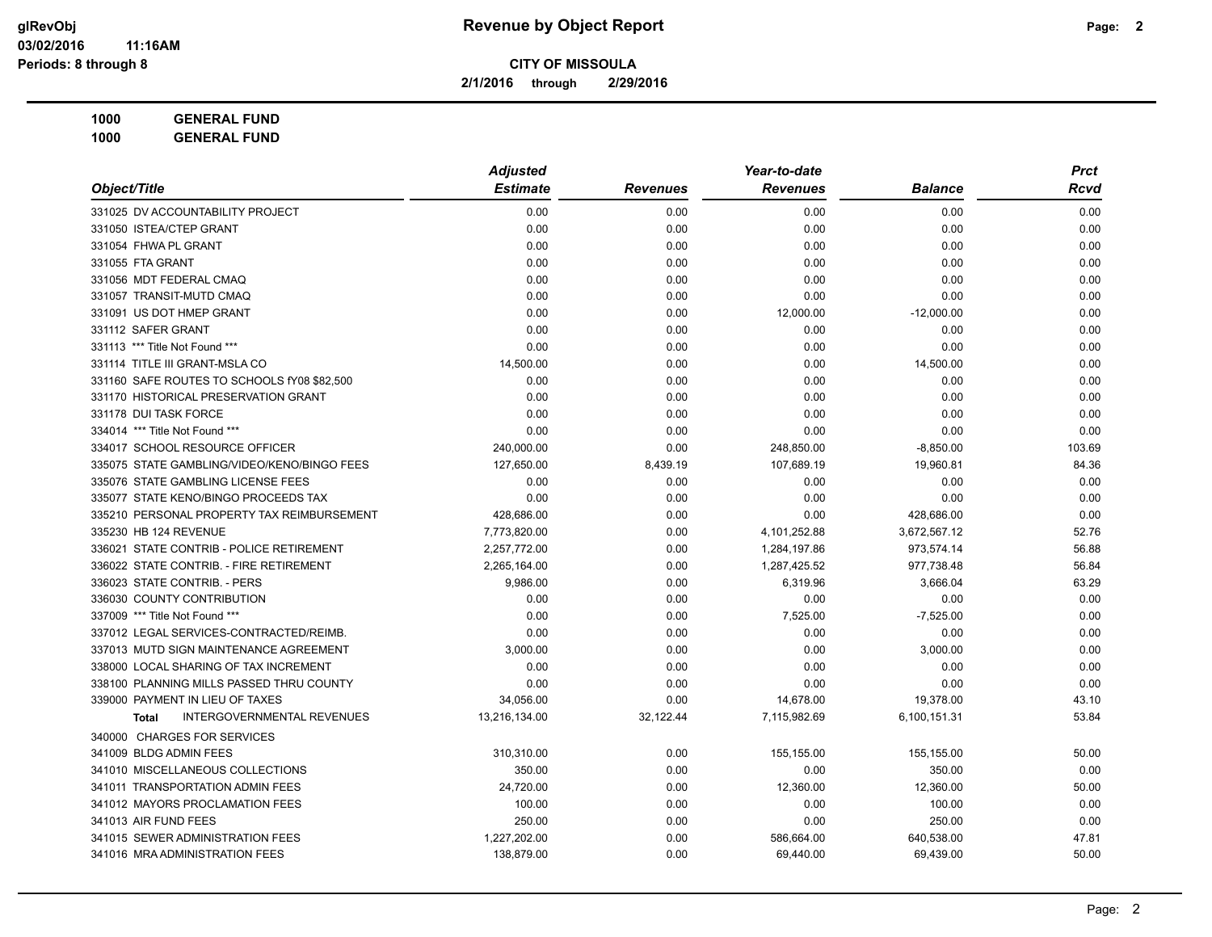# Revenue by Object Report

**CITY OF MISSOULA**

**2/1/2016 through 2/29/2016**

**1000 GENERAL FUND**

**1000 GENERAL FUND**

| Object/Title | Adjusted Estimate | Revenues | Year-to-date Revenues | Balance | Prct Rcvd |
|---|---|---|---|---|---|
| 331025 DV ACCOUNTABILITY PROJECT | 0.00 | 0.00 | 0.00 | 0.00 | 0.00 |
| 331050 ISTEA/CTEP GRANT | 0.00 | 0.00 | 0.00 | 0.00 | 0.00 |
| 331054 FHWA PL GRANT | 0.00 | 0.00 | 0.00 | 0.00 | 0.00 |
| 331055 FTA GRANT | 0.00 | 0.00 | 0.00 | 0.00 | 0.00 |
| 331056 MDT FEDERAL CMAQ | 0.00 | 0.00 | 0.00 | 0.00 | 0.00 |
| 331057 TRANSIT-MUTD CMAQ | 0.00 | 0.00 | 0.00 | 0.00 | 0.00 |
| 331091 US DOT HMEP GRANT | 0.00 | 0.00 | 12,000.00 | -12,000.00 | 0.00 |
| 331112 SAFER GRANT | 0.00 | 0.00 | 0.00 | 0.00 | 0.00 |
| 331113 *** Title Not Found *** | 0.00 | 0.00 | 0.00 | 0.00 | 0.00 |
| 331114 TITLE III GRANT-MSLA CO | 14,500.00 | 0.00 | 0.00 | 14,500.00 | 0.00 |
| 331160 SAFE ROUTES TO SCHOOLS fY08 $82,500 | 0.00 | 0.00 | 0.00 | 0.00 | 0.00 |
| 331170 HISTORICAL PRESERVATION GRANT | 0.00 | 0.00 | 0.00 | 0.00 | 0.00 |
| 331178 DUI TASK FORCE | 0.00 | 0.00 | 0.00 | 0.00 | 0.00 |
| 334014 *** Title Not Found *** | 0.00 | 0.00 | 0.00 | 0.00 | 0.00 |
| 334017 SCHOOL RESOURCE OFFICER | 240,000.00 | 0.00 | 248,850.00 | -8,850.00 | 103.69 |
| 335075 STATE GAMBLING/VIDEO/KENO/BINGO FEES | 127,650.00 | 8,439.19 | 107,689.19 | 19,960.81 | 84.36 |
| 335076 STATE GAMBLING LICENSE FEES | 0.00 | 0.00 | 0.00 | 0.00 | 0.00 |
| 335077 STATE KENO/BINGO PROCEEDS TAX | 0.00 | 0.00 | 0.00 | 0.00 | 0.00 |
| 335210 PERSONAL PROPERTY TAX REIMBURSEMENT | 428,686.00 | 0.00 | 0.00 | 428,686.00 | 0.00 |
| 335230 HB 124 REVENUE | 7,773,820.00 | 0.00 | 4,101,252.88 | 3,672,567.12 | 52.76 |
| 336021 STATE CONTRIB - POLICE RETIREMENT | 2,257,772.00 | 0.00 | 1,284,197.86 | 973,574.14 | 56.88 |
| 336022 STATE CONTRIB. - FIRE RETIREMENT | 2,265,164.00 | 0.00 | 1,287,425.52 | 977,738.48 | 56.84 |
| 336023 STATE CONTRIB. - PERS | 9,986.00 | 0.00 | 6,319.96 | 3,666.04 | 63.29 |
| 336030 COUNTY CONTRIBUTION | 0.00 | 0.00 | 0.00 | 0.00 | 0.00 |
| 337009 *** Title Not Found *** | 0.00 | 0.00 | 7,525.00 | -7,525.00 | 0.00 |
| 337012 LEGAL SERVICES-CONTRACTED/REIMB. | 0.00 | 0.00 | 0.00 | 0.00 | 0.00 |
| 337013 MUTD SIGN MAINTENANCE AGREEMENT | 3,000.00 | 0.00 | 0.00 | 3,000.00 | 0.00 |
| 338000 LOCAL SHARING OF TAX INCREMENT | 0.00 | 0.00 | 0.00 | 0.00 | 0.00 |
| 338100 PLANNING MILLS PASSED THRU COUNTY | 0.00 | 0.00 | 0.00 | 0.00 | 0.00 |
| 339000 PAYMENT IN LIEU OF TAXES | 34,056.00 | 0.00 | 14,678.00 | 19,378.00 | 43.10 |
| **Total** INTERGOVERNMENTAL REVENUES | 13,216,134.00 | 32,122.44 | 7,115,982.69 | 6,100,151.31 | 53.84 |
| 340000 CHARGES FOR SERVICES | | | | | |
| 341009 BLDG ADMIN FEES | 310,310.00 | 0.00 | 155,155.00 | 155,155.00 | 50.00 |
| 341010 MISCELLANEOUS COLLECTIONS | 350.00 | 0.00 | 0.00 | 350.00 | 0.00 |
| 341011 TRANSPORTATION ADMIN FEES | 24,720.00 | 0.00 | 12,360.00 | 12,360.00 | 50.00 |
| 341012 MAYORS PROCLAMATION FEES | 100.00 | 0.00 | 0.00 | 100.00 | 0.00 |
| 341013 AIR FUND FEES | 250.00 | 0.00 | 0.00 | 250.00 | 0.00 |
| 341015 SEWER ADMINISTRATION FEES | 1,227,202.00 | 0.00 | 586,664.00 | 640,538.00 | 47.81 |
| 341016 MRA ADMINISTRATION FEES | 138,879.00 | 0.00 | 69,440.00 | 69,439.00 | 50.00 |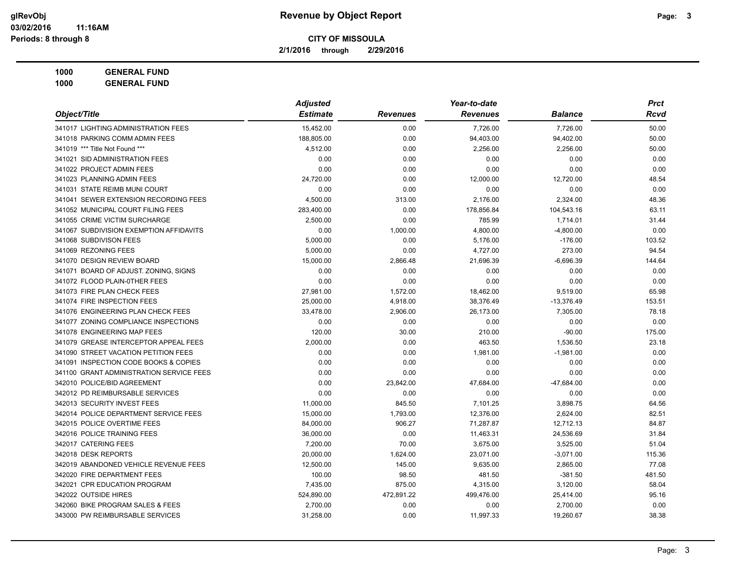# Revenue by Object Report

**CITY OF MISSOULA**

**2/1/2016 through 2/29/2016**

glRevObj
03/02/2016 11:16AM
Periods: 8 through 8

**1000 GENERAL FUND**

**1000 GENERAL FUND**

| Object/Title | Adjusted Estimate | Revenues | Year-to-date Revenues | Balance | Prct Rcvd |
|---|---|---|---|---|---|
| 341017 LIGHTING ADMINISTRATION FEES | 15,452.00 | 0.00 | 7,726.00 | 7,726.00 | 50.00 |
| 341018 PARKING COMM ADMIN FEES | 188,805.00 | 0.00 | 94,403.00 | 94,402.00 | 50.00 |
| 341019 *** Title Not Found *** | 4,512.00 | 0.00 | 2,256.00 | 2,256.00 | 50.00 |
| 341021 SID ADMINISTRATION FEES | 0.00 | 0.00 | 0.00 | 0.00 | 0.00 |
| 341022 PROJECT ADMIN FEES | 0.00 | 0.00 | 0.00 | 0.00 | 0.00 |
| 341023 PLANNING ADMIN FEES | 24,720.00 | 0.00 | 12,000.00 | 12,720.00 | 48.54 |
| 341031 STATE REIMB MUNI COURT | 0.00 | 0.00 | 0.00 | 0.00 | 0.00 |
| 341041 SEWER EXTENSION RECORDING FEES | 4,500.00 | 313.00 | 2,176.00 | 2,324.00 | 48.36 |
| 341052 MUNICIPAL COURT FILING FEES | 283,400.00 | 0.00 | 178,856.84 | 104,543.16 | 63.11 |
| 341055 CRIME VICTIM SURCHARGE | 2,500.00 | 0.00 | 785.99 | 1,714.01 | 31.44 |
| 341067 SUBDIVISION EXEMPTION AFFIDAVITS | 0.00 | 1,000.00 | 4,800.00 | -4,800.00 | 0.00 |
| 341068 SUBDIVISON FEES | 5,000.00 | 0.00 | 5,176.00 | -176.00 | 103.52 |
| 341069 REZONING FEES | 5,000.00 | 0.00 | 4,727.00 | 273.00 | 94.54 |
| 341070 DESIGN REVIEW BOARD | 15,000.00 | 2,866.48 | 21,696.39 | -6,696.39 | 144.64 |
| 341071 BOARD OF ADJUST. ZONING, SIGNS | 0.00 | 0.00 | 0.00 | 0.00 | 0.00 |
| 341072 FLOOD PLAIN-0THER FEES | 0.00 | 0.00 | 0.00 | 0.00 | 0.00 |
| 341073 FIRE PLAN CHECK FEES | 27,981.00 | 1,572.00 | 18,462.00 | 9,519.00 | 65.98 |
| 341074 FIRE INSPECTION FEES | 25,000.00 | 4,918.00 | 38,376.49 | -13,376.49 | 153.51 |
| 341076 ENGINEERING PLAN CHECK FEES | 33,478.00 | 2,906.00 | 26,173.00 | 7,305.00 | 78.18 |
| 341077 ZONING COMPLIANCE INSPECTIONS | 0.00 | 0.00 | 0.00 | 0.00 | 0.00 |
| 341078 ENGINEERING MAP FEES | 120.00 | 30.00 | 210.00 | -90.00 | 175.00 |
| 341079 GREASE INTERCEPTOR APPEAL FEES | 2,000.00 | 0.00 | 463.50 | 1,536.50 | 23.18 |
| 341090 STREET VACATION PETITION FEES | 0.00 | 0.00 | 1,981.00 | -1,981.00 | 0.00 |
| 341091 INSPECTION CODE BOOKS & COPIES | 0.00 | 0.00 | 0.00 | 0.00 | 0.00 |
| 341100 GRANT ADMINISTRATION SERVICE FEES | 0.00 | 0.00 | 0.00 | 0.00 | 0.00 |
| 342010 POLICE/BID AGREEMENT | 0.00 | 23,842.00 | 47,684.00 | -47,684.00 | 0.00 |
| 342012 PD REIMBURSABLE SERVICES | 0.00 | 0.00 | 0.00 | 0.00 | 0.00 |
| 342013 SECURITY INVEST FEES | 11,000.00 | 845.50 | 7,101.25 | 3,898.75 | 64.56 |
| 342014 POLICE DEPARTMENT SERVICE FEES | 15,000.00 | 1,793.00 | 12,376.00 | 2,624.00 | 82.51 |
| 342015 POLICE OVERTIME FEES | 84,000.00 | 906.27 | 71,287.87 | 12,712.13 | 84.87 |
| 342016 POLICE TRAINING FEES | 36,000.00 | 0.00 | 11,463.31 | 24,536.69 | 31.84 |
| 342017 CATERING FEES | 7,200.00 | 70.00 | 3,675.00 | 3,525.00 | 51.04 |
| 342018 DESK REPORTS | 20,000.00 | 1,624.00 | 23,071.00 | -3,071.00 | 115.36 |
| 342019 ABANDONED VEHICLE REVENUE FEES | 12,500.00 | 145.00 | 9,635.00 | 2,865.00 | 77.08 |
| 342020 FIRE DEPARTMENT FEES | 100.00 | 98.50 | 481.50 | -381.50 | 481.50 |
| 342021 CPR EDUCATION PROGRAM | 7,435.00 | 875.00 | 4,315.00 | 3,120.00 | 58.04 |
| 342022 OUTSIDE HIRES | 524,890.00 | 472,891.22 | 499,476.00 | 25,414.00 | 95.16 |
| 342060 BIKE PROGRAM SALES & FEES | 2,700.00 | 0.00 | 0.00 | 2,700.00 | 0.00 |
| 343000 PW REIMBURSABLE SERVICES | 31,258.00 | 0.00 | 11,997.33 | 19,260.67 | 38.38 |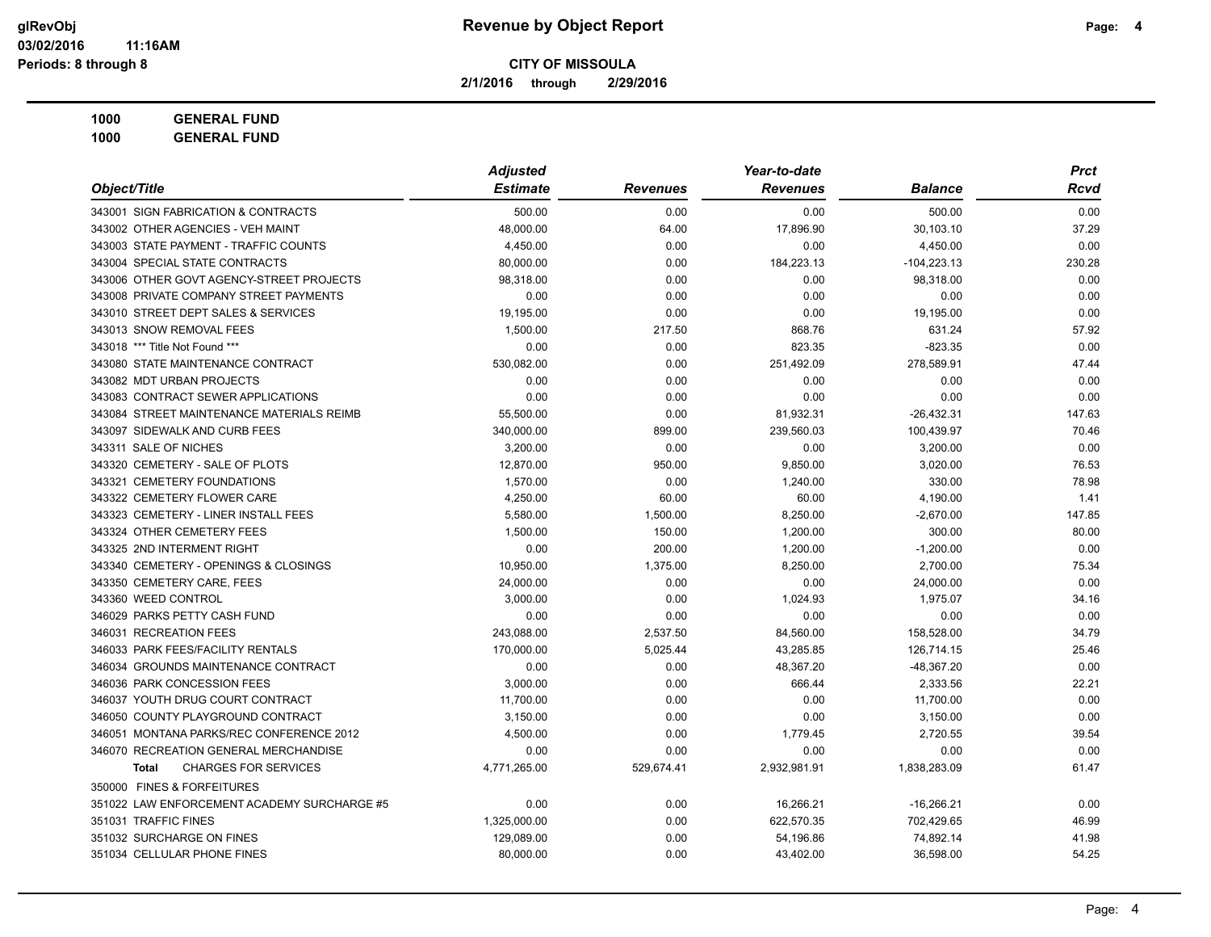**Revenue by Object Report**

**CITY OF MISSOULA**

**2/1/2016 through 2/29/2016**

**1000 GENERAL FUND**
**1000 GENERAL FUND**

| Object/Title | Adjusted Estimate | Revenues | Year-to-date Revenues | Balance | Prct Rcvd |
|---|---|---|---|---|---|
| 343001 SIGN FABRICATION & CONTRACTS | 500.00 | 0.00 | 0.00 | 500.00 | 0.00 |
| 343002 OTHER AGENCIES - VEH MAINT | 48,000.00 | 64.00 | 17,896.90 | 30,103.10 | 37.29 |
| 343003 STATE PAYMENT - TRAFFIC COUNTS | 4,450.00 | 0.00 | 0.00 | 4,450.00 | 0.00 |
| 343004 SPECIAL STATE CONTRACTS | 80,000.00 | 0.00 | 184,223.13 | -104,223.13 | 230.28 |
| 343006 OTHER GOVT AGENCY-STREET PROJECTS | 98,318.00 | 0.00 | 0.00 | 98,318.00 | 0.00 |
| 343008 PRIVATE COMPANY STREET PAYMENTS | 0.00 | 0.00 | 0.00 | 0.00 | 0.00 |
| 343010 STREET DEPT SALES & SERVICES | 19,195.00 | 0.00 | 0.00 | 19,195.00 | 0.00 |
| 343013 SNOW REMOVAL FEES | 1,500.00 | 217.50 | 868.76 | 631.24 | 57.92 |
| 343018 *** Title Not Found *** | 0.00 | 0.00 | 823.35 | -823.35 | 0.00 |
| 343080 STATE MAINTENANCE CONTRACT | 530,082.00 | 0.00 | 251,492.09 | 278,589.91 | 47.44 |
| 343082 MDT URBAN PROJECTS | 0.00 | 0.00 | 0.00 | 0.00 | 0.00 |
| 343083 CONTRACT SEWER APPLICATIONS | 0.00 | 0.00 | 0.00 | 0.00 | 0.00 |
| 343084 STREET MAINTENANCE MATERIALS REIMB | 55,500.00 | 0.00 | 81,932.31 | -26,432.31 | 147.63 |
| 343097 SIDEWALK AND CURB FEES | 340,000.00 | 899.00 | 239,560.03 | 100,439.97 | 70.46 |
| 343311 SALE OF NICHES | 3,200.00 | 0.00 | 0.00 | 3,200.00 | 0.00 |
| 343320 CEMETERY - SALE OF PLOTS | 12,870.00 | 950.00 | 9,850.00 | 3,020.00 | 76.53 |
| 343321 CEMETERY FOUNDATIONS | 1,570.00 | 0.00 | 1,240.00 | 330.00 | 78.98 |
| 343322 CEMETERY FLOWER CARE | 4,250.00 | 60.00 | 60.00 | 4,190.00 | 1.41 |
| 343323 CEMETERY - LINER INSTALL FEES | 5,580.00 | 1,500.00 | 8,250.00 | -2,670.00 | 147.85 |
| 343324 OTHER CEMETERY FEES | 1,500.00 | 150.00 | 1,200.00 | 300.00 | 80.00 |
| 343325 2ND INTERMENT RIGHT | 0.00 | 200.00 | 1,200.00 | -1,200.00 | 0.00 |
| 343340 CEMETERY - OPENINGS & CLOSINGS | 10,950.00 | 1,375.00 | 8,250.00 | 2,700.00 | 75.34 |
| 343350 CEMETERY CARE, FEES | 24,000.00 | 0.00 | 0.00 | 24,000.00 | 0.00 |
| 343360 WEED CONTROL | 3,000.00 | 0.00 | 1,024.93 | 1,975.07 | 34.16 |
| 346029 PARKS PETTY CASH FUND | 0.00 | 0.00 | 0.00 | 0.00 | 0.00 |
| 346031 RECREATION FEES | 243,088.00 | 2,537.50 | 84,560.00 | 158,528.00 | 34.79 |
| 346033 PARK FEES/FACILITY RENTALS | 170,000.00 | 5,025.44 | 43,285.85 | 126,714.15 | 25.46 |
| 346034 GROUNDS MAINTENANCE CONTRACT | 0.00 | 0.00 | 48,367.20 | -48,367.20 | 0.00 |
| 346036 PARK CONCESSION FEES | 3,000.00 | 0.00 | 666.44 | 2,333.56 | 22.21 |
| 346037 YOUTH DRUG COURT CONTRACT | 11,700.00 | 0.00 | 0.00 | 11,700.00 | 0.00 |
| 346050 COUNTY PLAYGROUND CONTRACT | 3,150.00 | 0.00 | 0.00 | 3,150.00 | 0.00 |
| 346051 MONTANA PARKS/REC CONFERENCE 2012 | 4,500.00 | 0.00 | 1,779.45 | 2,720.55 | 39.54 |
| 346070 RECREATION GENERAL MERCHANDISE | 0.00 | 0.00 | 0.00 | 0.00 | 0.00 |
| **Total** CHARGES FOR SERVICES | 4,771,265.00 | 529,674.41 | 2,932,981.91 | 1,838,283.09 | 61.47 |
| 350000 FINES & FORFEITURES | | | | | |
| 351022 LAW ENFORCEMENT ACADEMY SURCHARGE #5 | 0.00 | 0.00 | 16,266.21 | -16,266.21 | 0.00 |
| 351031 TRAFFIC FINES | 1,325,000.00 | 0.00 | 622,570.35 | 702,429.65 | 46.99 |
| 351032 SURCHARGE ON FINES | 129,089.00 | 0.00 | 54,196.86 | 74,892.14 | 41.98 |
| 351034 CELLULAR PHONE FINES | 80,000.00 | 0.00 | 43,402.00 | 36,598.00 | 54.25 |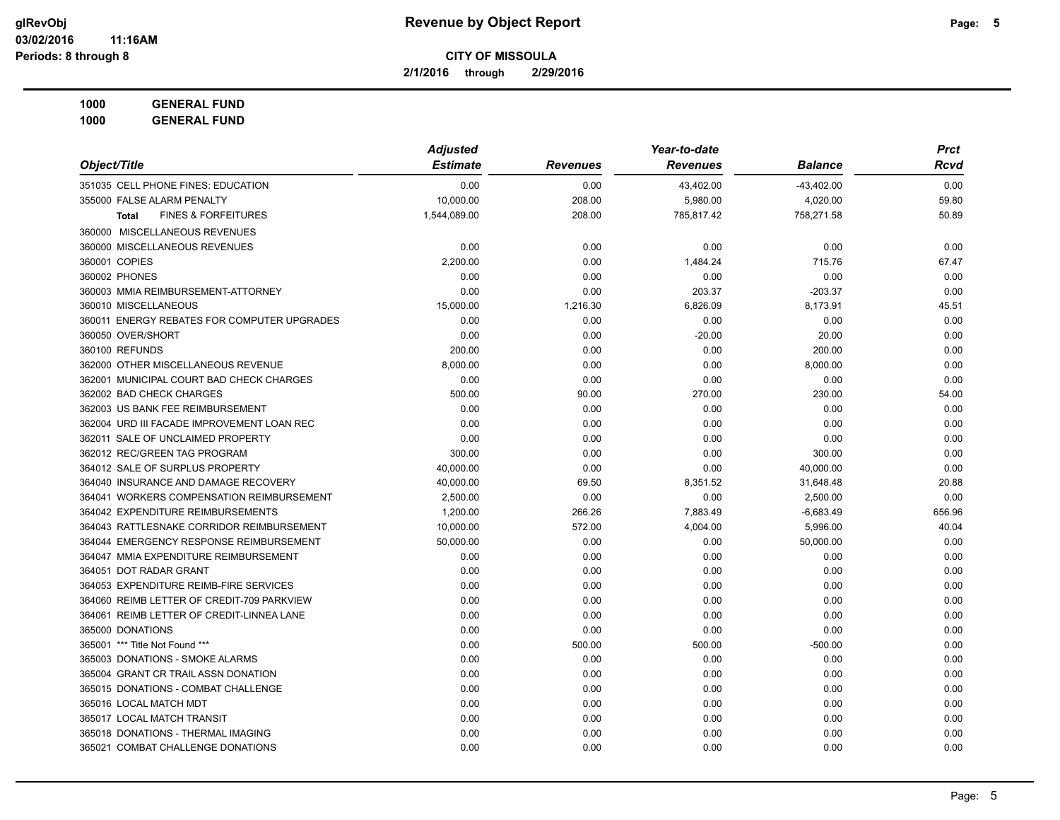# Revenue by Object Report

**CITY OF MISSOULA**

**2/1/2016 through 2/29/2016**

glRevObj
03/02/2016 11:16AM
Periods: 8 through 8

**1000 GENERAL FUND**
**1000 GENERAL FUND**

| Object/Title | Adjusted Estimate | Revenues | Year-to-date Revenues | Balance | Prct Rcvd |
|---|---|---|---|---|---|
| 351035 CELL PHONE FINES: EDUCATION | 0.00 | 0.00 | 43,402.00 | -43,402.00 | 0.00 |
| 355000 FALSE ALARM PENALTY | 10,000.00 | 208.00 | 5,980.00 | 4,020.00 | 59.80 |
| **Total** FINES & FORFEITURES | 1,544,089.00 | 208.00 | 785,817.42 | 758,271.58 | 50.89 |
| 360000 MISCELLANEOUS REVENUES | | | | | |
| 360000 MISCELLANEOUS REVENUES | 0.00 | 0.00 | 0.00 | 0.00 | 0.00 |
| 360001 COPIES | 2,200.00 | 0.00 | 1,484.24 | 715.76 | 67.47 |
| 360002 PHONES | 0.00 | 0.00 | 0.00 | 0.00 | 0.00 |
| 360003 MMIA REIMBURSEMENT-ATTORNEY | 0.00 | 0.00 | 203.37 | -203.37 | 0.00 |
| 360010 MISCELLANEOUS | 15,000.00 | 1,216.30 | 6,826.09 | 8,173.91 | 45.51 |
| 360011 ENERGY REBATES FOR COMPUTER UPGRADES | 0.00 | 0.00 | 0.00 | 0.00 | 0.00 |
| 360050 OVER/SHORT | 0.00 | 0.00 | -20.00 | 20.00 | 0.00 |
| 360100 REFUNDS | 200.00 | 0.00 | 0.00 | 200.00 | 0.00 |
| 362000 OTHER MISCELLANEOUS REVENUE | 8,000.00 | 0.00 | 0.00 | 8,000.00 | 0.00 |
| 362001 MUNICIPAL COURT BAD CHECK CHARGES | 0.00 | 0.00 | 0.00 | 0.00 | 0.00 |
| 362002 BAD CHECK CHARGES | 500.00 | 90.00 | 270.00 | 230.00 | 54.00 |
| 362003 US BANK FEE REIMBURSEMENT | 0.00 | 0.00 | 0.00 | 0.00 | 0.00 |
| 362004 URD III FACADE IMPROVEMENT LOAN REC | 0.00 | 0.00 | 0.00 | 0.00 | 0.00 |
| 362011 SALE OF UNCLAIMED PROPERTY | 0.00 | 0.00 | 0.00 | 0.00 | 0.00 |
| 362012 REC/GREEN TAG PROGRAM | 300.00 | 0.00 | 0.00 | 300.00 | 0.00 |
| 364012 SALE OF SURPLUS PROPERTY | 40,000.00 | 0.00 | 0.00 | 40,000.00 | 0.00 |
| 364040 INSURANCE AND DAMAGE RECOVERY | 40,000.00 | 69.50 | 8,351.52 | 31,648.48 | 20.88 |
| 364041 WORKERS COMPENSATION REIMBURSEMENT | 2,500.00 | 0.00 | 0.00 | 2,500.00 | 0.00 |
| 364042 EXPENDITURE REIMBURSEMENTS | 1,200.00 | 266.26 | 7,883.49 | -6,683.49 | 656.96 |
| 364043 RATTLESNAKE CORRIDOR REIMBURSEMENT | 10,000.00 | 572.00 | 4,004.00 | 5,996.00 | 40.04 |
| 364044 EMERGENCY RESPONSE REIMBURSEMENT | 50,000.00 | 0.00 | 0.00 | 50,000.00 | 0.00 |
| 364047 MMIA EXPENDITURE REIMBURSEMENT | 0.00 | 0.00 | 0.00 | 0.00 | 0.00 |
| 364051 DOT RADAR GRANT | 0.00 | 0.00 | 0.00 | 0.00 | 0.00 |
| 364053 EXPENDITURE REIMB-FIRE SERVICES | 0.00 | 0.00 | 0.00 | 0.00 | 0.00 |
| 364060 REIMB LETTER OF CREDIT-709 PARKVIEW | 0.00 | 0.00 | 0.00 | 0.00 | 0.00 |
| 364061 REIMB LETTER OF CREDIT-LINNEA LANE | 0.00 | 0.00 | 0.00 | 0.00 | 0.00 |
| 365000 DONATIONS | 0.00 | 0.00 | 0.00 | 0.00 | 0.00 |
| 365001 *** Title Not Found *** | 0.00 | 500.00 | 500.00 | -500.00 | 0.00 |
| 365003 DONATIONS - SMOKE ALARMS | 0.00 | 0.00 | 0.00 | 0.00 | 0.00 |
| 365004 GRANT CR TRAIL ASSN DONATION | 0.00 | 0.00 | 0.00 | 0.00 | 0.00 |
| 365015 DONATIONS - COMBAT CHALLENGE | 0.00 | 0.00 | 0.00 | 0.00 | 0.00 |
| 365016 LOCAL MATCH MDT | 0.00 | 0.00 | 0.00 | 0.00 | 0.00 |
| 365017 LOCAL MATCH TRANSIT | 0.00 | 0.00 | 0.00 | 0.00 | 0.00 |
| 365018 DONATIONS - THERMAL IMAGING | 0.00 | 0.00 | 0.00 | 0.00 | 0.00 |
| 365021 COMBAT CHALLENGE DONATIONS | 0.00 | 0.00 | 0.00 | 0.00 | 0.00 |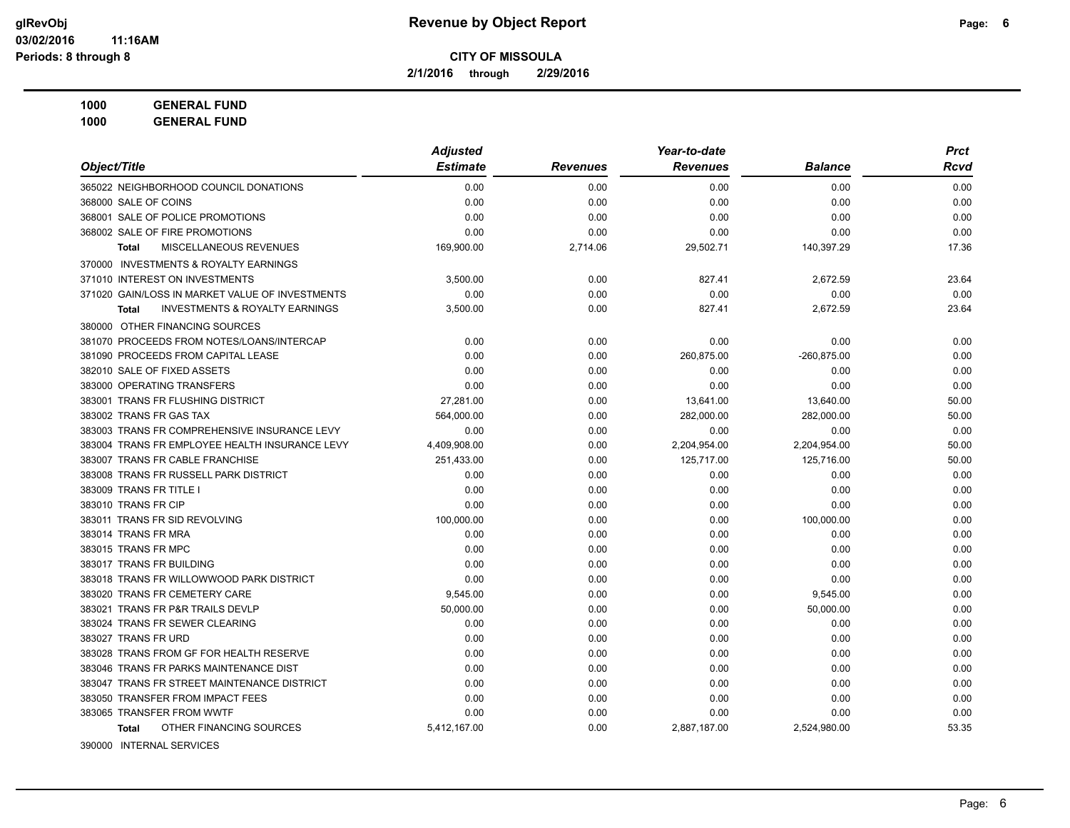**Revenue by Object Report**

**CITY OF MISSOULA**

**2/1/2016 through 2/29/2016**

**1000 GENERAL FUND**

**1000 GENERAL FUND**

| Object/Title | Adjusted Estimate | Revenues | Year-to-date Revenues | Balance | Prct Rcvd |
|---|---|---|---|---|---|
| 365022 NEIGHBORHOOD COUNCIL DONATIONS | 0.00 | 0.00 | 0.00 | 0.00 | 0.00 |
| 368000 SALE OF COINS | 0.00 | 0.00 | 0.00 | 0.00 | 0.00 |
| 368001 SALE OF POLICE PROMOTIONS | 0.00 | 0.00 | 0.00 | 0.00 | 0.00 |
| 368002 SALE OF FIRE PROMOTIONS | 0.00 | 0.00 | 0.00 | 0.00 | 0.00 |
| **Total** MISCELLANEOUS REVENUES | 169,900.00 | 2,714.06 | 29,502.71 | 140,397.29 | 17.36 |
| 370000 INVESTMENTS & ROYALTY EARNINGS | | | | | |
| 371010 INTEREST ON INVESTMENTS | 3,500.00 | 0.00 | 827.41 | 2,672.59 | 23.64 |
| 371020 GAIN/LOSS IN MARKET VALUE OF INVESTMENTS | 0.00 | 0.00 | 0.00 | 0.00 | 0.00 |
| **Total** INVESTMENTS & ROYALTY EARNINGS | 3,500.00 | 0.00 | 827.41 | 2,672.59 | 23.64 |
| 380000 OTHER FINANCING SOURCES | | | | | |
| 381070 PROCEEDS FROM NOTES/LOANS/INTERCAP | 0.00 | 0.00 | 0.00 | 0.00 | 0.00 |
| 381090 PROCEEDS FROM CAPITAL LEASE | 0.00 | 0.00 | 260,875.00 | -260,875.00 | 0.00 |
| 382010 SALE OF FIXED ASSETS | 0.00 | 0.00 | 0.00 | 0.00 | 0.00 |
| 383000 OPERATING TRANSFERS | 0.00 | 0.00 | 0.00 | 0.00 | 0.00 |
| 383001 TRANS FR FLUSHING DISTRICT | 27,281.00 | 0.00 | 13,641.00 | 13,640.00 | 50.00 |
| 383002 TRANS FR GAS TAX | 564,000.00 | 0.00 | 282,000.00 | 282,000.00 | 50.00 |
| 383003 TRANS FR COMPREHENSIVE INSURANCE LEVY | 0.00 | 0.00 | 0.00 | 0.00 | 0.00 |
| 383004 TRANS FR EMPLOYEE HEALTH INSURANCE LEVY | 4,409,908.00 | 0.00 | 2,204,954.00 | 2,204,954.00 | 50.00 |
| 383007 TRANS FR CABLE FRANCHISE | 251,433.00 | 0.00 | 125,717.00 | 125,716.00 | 50.00 |
| 383008 TRANS FR RUSSELL PARK DISTRICT | 0.00 | 0.00 | 0.00 | 0.00 | 0.00 |
| 383009 TRANS FR TITLE I | 0.00 | 0.00 | 0.00 | 0.00 | 0.00 |
| 383010 TRANS FR CIP | 0.00 | 0.00 | 0.00 | 0.00 | 0.00 |
| 383011 TRANS FR SID REVOLVING | 100,000.00 | 0.00 | 0.00 | 100,000.00 | 0.00 |
| 383014 TRANS FR MRA | 0.00 | 0.00 | 0.00 | 0.00 | 0.00 |
| 383015 TRANS FR MPC | 0.00 | 0.00 | 0.00 | 0.00 | 0.00 |
| 383017 TRANS FR BUILDING | 0.00 | 0.00 | 0.00 | 0.00 | 0.00 |
| 383018 TRANS FR WILLOWWOOD PARK DISTRICT | 0.00 | 0.00 | 0.00 | 0.00 | 0.00 |
| 383020 TRANS FR CEMETERY CARE | 9,545.00 | 0.00 | 0.00 | 9,545.00 | 0.00 |
| 383021 TRANS FR P&R TRAILS DEVLP | 50,000.00 | 0.00 | 0.00 | 50,000.00 | 0.00 |
| 383024 TRANS FR SEWER CLEARING | 0.00 | 0.00 | 0.00 | 0.00 | 0.00 |
| 383027 TRANS FR URD | 0.00 | 0.00 | 0.00 | 0.00 | 0.00 |
| 383028 TRANS FROM GF FOR HEALTH RESERVE | 0.00 | 0.00 | 0.00 | 0.00 | 0.00 |
| 383046 TRANS FR PARKS MAINTENANCE DIST | 0.00 | 0.00 | 0.00 | 0.00 | 0.00 |
| 383047 TRANS FR STREET MAINTENANCE DISTRICT | 0.00 | 0.00 | 0.00 | 0.00 | 0.00 |
| 383050 TRANSFER FROM IMPACT FEES | 0.00 | 0.00 | 0.00 | 0.00 | 0.00 |
| 383065 TRANSFER FROM WWTF | 0.00 | 0.00 | 0.00 | 0.00 | 0.00 |
| **Total** OTHER FINANCING SOURCES | 5,412,167.00 | 0.00 | 2,887,187.00 | 2,524,980.00 | 53.35 |
| 390000 INTERNAL SERVICES | | | | | |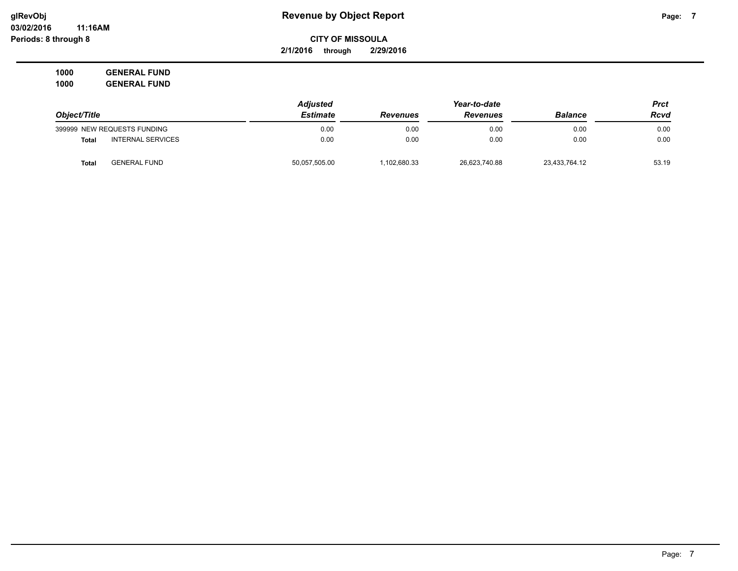**glRevObj**
**03/02/2016 11:16AM**
**Periods: 8 through 8**

# Revenue by Object Report

**CITY OF MISSOULA**

**2/1/2016 through 2/29/2016**

**1000 GENERAL FUND**
**1000 GENERAL FUND**

| Object/Title | | Adjusted Estimate | Revenues | Year-to-date Revenues | Balance | Prct Rcvd |
|---|---|---|---|---|---|---|
| 399999 NEW REQUESTS FUNDING | | 0.00 | 0.00 | 0.00 | 0.00 | 0.00 |
| **Total** | INTERNAL SERVICES | 0.00 | 0.00 | 0.00 | 0.00 | 0.00 |
| **Total** | GENERAL FUND | 50,057,505.00 | 1,102,680.33 | 26,623,740.88 | 23,433,764.12 | 53.19 |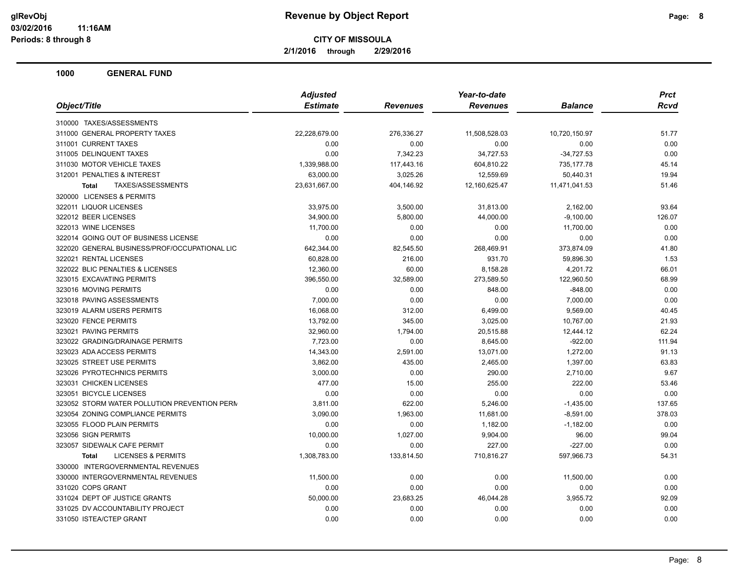# Revenue by Object Report

**CITY OF MISSOULA**

**2/1/2016 through 2/29/2016**

glRevObj
03/02/2016 11:16AM
Periods: 8 through 8

## 1000 GENERAL FUND

| Object/Title | Adjusted Estimate | Revenues | Year-to-date Revenues | Balance | Prct Rcvd |
|---|---|---|---|---|---|
| 310000 TAXES/ASSESSMENTS | | | | | |
| 311000 GENERAL PROPERTY TAXES | 22,228,679.00 | 276,336.27 | 11,508,528.03 | 10,720,150.97 | 51.77 |
| 311001 CURRENT TAXES | 0.00 | 0.00 | 0.00 | 0.00 | 0.00 |
| 311005 DELINQUENT TAXES | 0.00 | 7,342.23 | 34,727.53 | -34,727.53 | 0.00 |
| 311030 MOTOR VEHICLE TAXES | 1,339,988.00 | 117,443.16 | 604,810.22 | 735,177.78 | 45.14 |
| 312001 PENALTIES & INTEREST | 63,000.00 | 3,025.26 | 12,559.69 | 50,440.31 | 19.94 |
| **Total** TAXES/ASSESSMENTS | 23,631,667.00 | 404,146.92 | 12,160,625.47 | 11,471,041.53 | 51.46 |
| 320000 LICENSES & PERMITS | | | | | |
| 322011 LIQUOR LICENSES | 33,975.00 | 3,500.00 | 31,813.00 | 2,162.00 | 93.64 |
| 322012 BEER LICENSES | 34,900.00 | 5,800.00 | 44,000.00 | -9,100.00 | 126.07 |
| 322013 WINE LICENSES | 11,700.00 | 0.00 | 0.00 | 11,700.00 | 0.00 |
| 322014 GOING OUT OF BUSINESS LICENSE | 0.00 | 0.00 | 0.00 | 0.00 | 0.00 |
| 322020 GENERAL BUSINESS/PROF/OCCUPATIONAL LIC | 642,344.00 | 82,545.50 | 268,469.91 | 373,874.09 | 41.80 |
| 322021 RENTAL LICENSES | 60,828.00 | 216.00 | 931.70 | 59,896.30 | 1.53 |
| 322022 BLIC PENALTIES & LICENSES | 12,360.00 | 60.00 | 8,158.28 | 4,201.72 | 66.01 |
| 323015 EXCAVATING PERMITS | 396,550.00 | 32,589.00 | 273,589.50 | 122,960.50 | 68.99 |
| 323016 MOVING PERMITS | 0.00 | 0.00 | 848.00 | -848.00 | 0.00 |
| 323018 PAVING ASSESSMENTS | 7,000.00 | 0.00 | 0.00 | 7,000.00 | 0.00 |
| 323019 ALARM USERS PERMITS | 16,068.00 | 312.00 | 6,499.00 | 9,569.00 | 40.45 |
| 323020 FENCE PERMITS | 13,792.00 | 345.00 | 3,025.00 | 10,767.00 | 21.93 |
| 323021 PAVING PERMITS | 32,960.00 | 1,794.00 | 20,515.88 | 12,444.12 | 62.24 |
| 323022 GRADING/DRAINAGE PERMITS | 7,723.00 | 0.00 | 8,645.00 | -922.00 | 111.94 |
| 323023 ADA ACCESS PERMITS | 14,343.00 | 2,591.00 | 13,071.00 | 1,272.00 | 91.13 |
| 323025 STREET USE PERMITS | 3,862.00 | 435.00 | 2,465.00 | 1,397.00 | 63.83 |
| 323026 PYROTECHNICS PERMITS | 3,000.00 | 0.00 | 290.00 | 2,710.00 | 9.67 |
| 323031 CHICKEN LICENSES | 477.00 | 15.00 | 255.00 | 222.00 | 53.46 |
| 323051 BICYCLE LICENSES | 0.00 | 0.00 | 0.00 | 0.00 | 0.00 |
| 323052 STORM WATER POLLUTION PREVENTION PERM | 3,811.00 | 622.00 | 5,246.00 | -1,435.00 | 137.65 |
| 323054 ZONING COMPLIANCE PERMITS | 3,090.00 | 1,963.00 | 11,681.00 | -8,591.00 | 378.03 |
| 323055 FLOOD PLAIN PERMITS | 0.00 | 0.00 | 1,182.00 | -1,182.00 | 0.00 |
| 323056 SIGN PERMITS | 10,000.00 | 1,027.00 | 9,904.00 | 96.00 | 99.04 |
| 323057 SIDEWALK CAFE PERMIT | 0.00 | 0.00 | 227.00 | -227.00 | 0.00 |
| **Total** LICENSES & PERMITS | 1,308,783.00 | 133,814.50 | 710,816.27 | 597,966.73 | 54.31 |
| 330000 INTERGOVERNMENTAL REVENUES | | | | | |
| 330000 INTERGOVERNMENTAL REVENUES | 11,500.00 | 0.00 | 0.00 | 11,500.00 | 0.00 |
| 331020 COPS GRANT | 0.00 | 0.00 | 0.00 | 0.00 | 0.00 |
| 331024 DEPT OF JUSTICE GRANTS | 50,000.00 | 23,683.25 | 46,044.28 | 3,955.72 | 92.09 |
| 331025 DV ACCOUNTABILITY PROJECT | 0.00 | 0.00 | 0.00 | 0.00 | 0.00 |
| 331050 ISTEA/CTEP GRANT | 0.00 | 0.00 | 0.00 | 0.00 | 0.00 |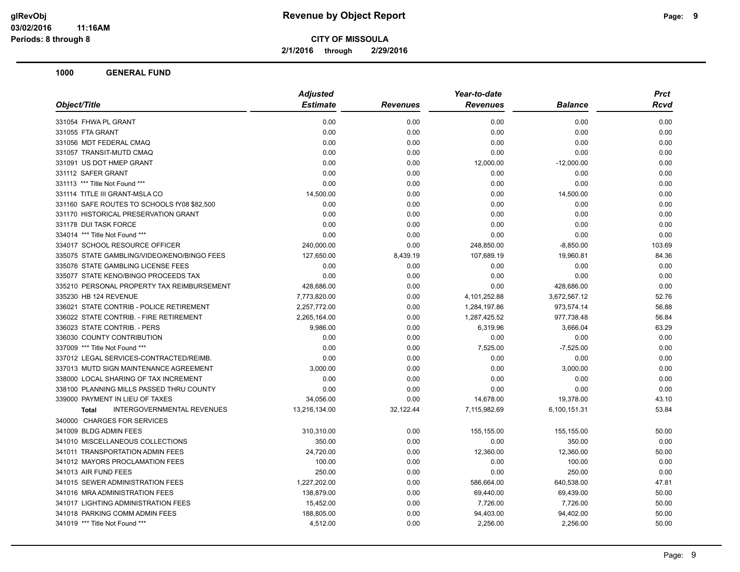**Revenue by Object Report**

**CITY OF MISSOULA**

**2/1/2016 through 2/29/2016**

glRevObj
03/02/2016 11:16AM
Periods: 8 through 8

## 1000 GENERAL FUND

| Object/Title | Adjusted Estimate | Revenues | Year-to-date Revenues | Balance | Prct Rcvd |
|---|---|---|---|---|---|
| 331054 FHWA PL GRANT | 0.00 | 0.00 | 0.00 | 0.00 | 0.00 |
| 331055 FTA GRANT | 0.00 | 0.00 | 0.00 | 0.00 | 0.00 |
| 331056 MDT FEDERAL CMAQ | 0.00 | 0.00 | 0.00 | 0.00 | 0.00 |
| 331057 TRANSIT-MUTD CMAQ | 0.00 | 0.00 | 0.00 | 0.00 | 0.00 |
| 331091 US DOT HMEP GRANT | 0.00 | 0.00 | 12,000.00 | -12,000.00 | 0.00 |
| 331112 SAFER GRANT | 0.00 | 0.00 | 0.00 | 0.00 | 0.00 |
| 331113 *** Title Not Found *** | 0.00 | 0.00 | 0.00 | 0.00 | 0.00 |
| 331114 TITLE III GRANT-MSLA CO | 14,500.00 | 0.00 | 0.00 | 14,500.00 | 0.00 |
| 331160 SAFE ROUTES TO SCHOOLS fY08 $82,500 | 0.00 | 0.00 | 0.00 | 0.00 | 0.00 |
| 331170 HISTORICAL PRESERVATION GRANT | 0.00 | 0.00 | 0.00 | 0.00 | 0.00 |
| 331178 DUI TASK FORCE | 0.00 | 0.00 | 0.00 | 0.00 | 0.00 |
| 334014 *** Title Not Found *** | 0.00 | 0.00 | 0.00 | 0.00 | 0.00 |
| 334017 SCHOOL RESOURCE OFFICER | 240,000.00 | 0.00 | 248,850.00 | -8,850.00 | 103.69 |
| 335075 STATE GAMBLING/VIDEO/KENO/BINGO FEES | 127,650.00 | 8,439.19 | 107,689.19 | 19,960.81 | 84.36 |
| 335076 STATE GAMBLING LICENSE FEES | 0.00 | 0.00 | 0.00 | 0.00 | 0.00 |
| 335077 STATE KENO/BINGO PROCEEDS TAX | 0.00 | 0.00 | 0.00 | 0.00 | 0.00 |
| 335210 PERSONAL PROPERTY TAX REIMBURSEMENT | 428,686.00 | 0.00 | 0.00 | 428,686.00 | 0.00 |
| 335230 HB 124 REVENUE | 7,773,820.00 | 0.00 | 4,101,252.88 | 3,672,567.12 | 52.76 |
| 336021 STATE CONTRIB - POLICE RETIREMENT | 2,257,772.00 | 0.00 | 1,284,197.86 | 973,574.14 | 56.88 |
| 336022 STATE CONTRIB. - FIRE RETIREMENT | 2,265,164.00 | 0.00 | 1,287,425.52 | 977,738.48 | 56.84 |
| 336023 STATE CONTRIB. - PERS | 9,986.00 | 0.00 | 6,319.96 | 3,666.04 | 63.29 |
| 336030 COUNTY CONTRIBUTION | 0.00 | 0.00 | 0.00 | 0.00 | 0.00 |
| 337009 *** Title Not Found *** | 0.00 | 0.00 | 7,525.00 | -7,525.00 | 0.00 |
| 337012 LEGAL SERVICES-CONTRACTED/REIMB. | 0.00 | 0.00 | 0.00 | 0.00 | 0.00 |
| 337013 MUTD SIGN MAINTENANCE AGREEMENT | 3,000.00 | 0.00 | 0.00 | 3,000.00 | 0.00 |
| 338000 LOCAL SHARING OF TAX INCREMENT | 0.00 | 0.00 | 0.00 | 0.00 | 0.00 |
| 338100 PLANNING MILLS PASSED THRU COUNTY | 0.00 | 0.00 | 0.00 | 0.00 | 0.00 |
| 339000 PAYMENT IN LIEU OF TAXES | 34,056.00 | 0.00 | 14,678.00 | 19,378.00 | 43.10 |
| **Total** INTERGOVERNMENTAL REVENUES | 13,216,134.00 | 32,122.44 | 7,115,982.69 | 6,100,151.31 | 53.84 |
| 340000 CHARGES FOR SERVICES | | | | | |
| 341009 BLDG ADMIN FEES | 310,310.00 | 0.00 | 155,155.00 | 155,155.00 | 50.00 |
| 341010 MISCELLANEOUS COLLECTIONS | 350.00 | 0.00 | 0.00 | 350.00 | 0.00 |
| 341011 TRANSPORTATION ADMIN FEES | 24,720.00 | 0.00 | 12,360.00 | 12,360.00 | 50.00 |
| 341012 MAYORS PROCLAMATION FEES | 100.00 | 0.00 | 0.00 | 100.00 | 0.00 |
| 341013 AIR FUND FEES | 250.00 | 0.00 | 0.00 | 250.00 | 0.00 |
| 341015 SEWER ADMINISTRATION FEES | 1,227,202.00 | 0.00 | 586,664.00 | 640,538.00 | 47.81 |
| 341016 MRA ADMINISTRATION FEES | 138,879.00 | 0.00 | 69,440.00 | 69,439.00 | 50.00 |
| 341017 LIGHTING ADMINISTRATION FEES | 15,452.00 | 0.00 | 7,726.00 | 7,726.00 | 50.00 |
| 341018 PARKING COMM ADMIN FEES | 188,805.00 | 0.00 | 94,403.00 | 94,402.00 | 50.00 |
| 341019 *** Title Not Found *** | 4,512.00 | 0.00 | 2,256.00 | 2,256.00 | 50.00 |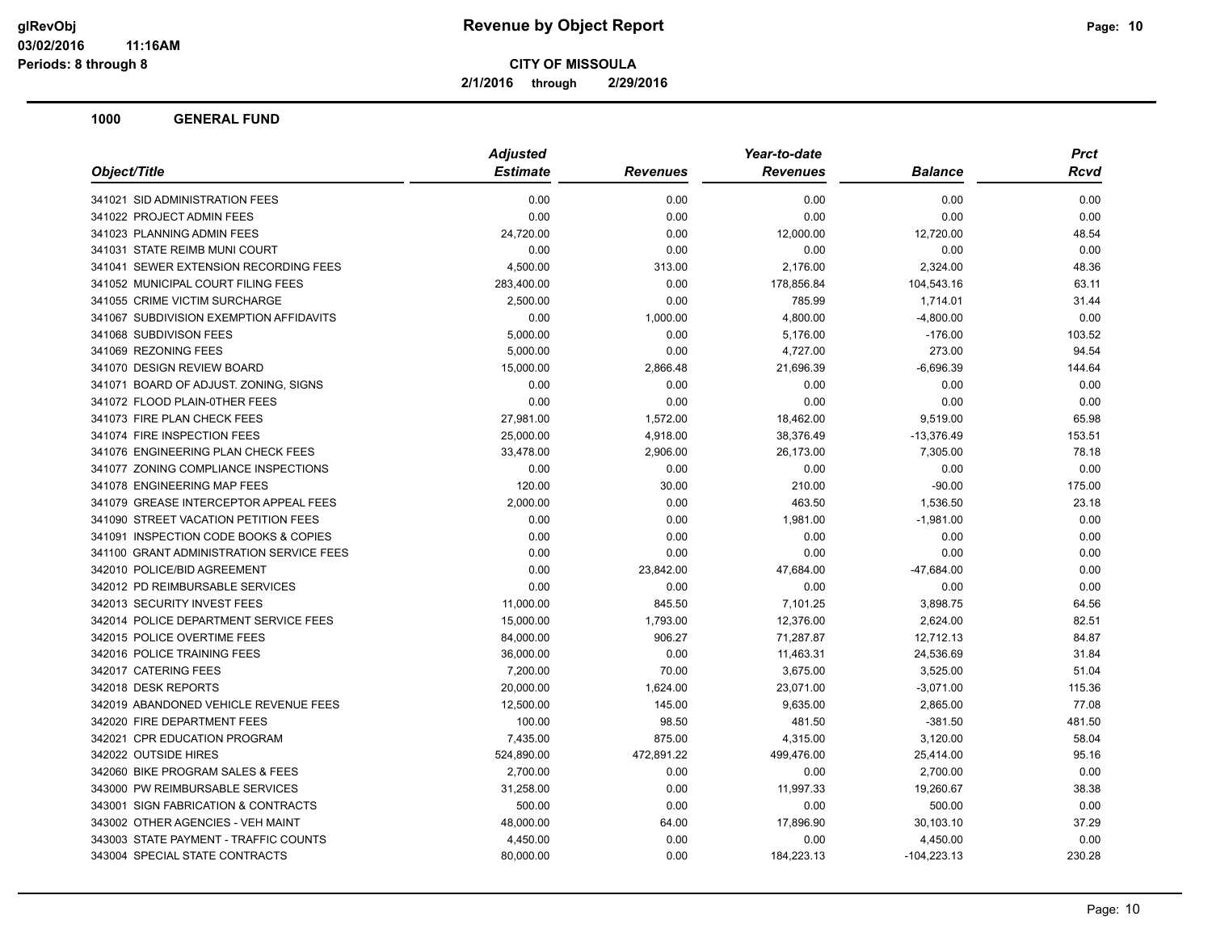# Revenue by Object Report

**CITY OF MISSOULA**

**2/1/2016 through 2/29/2016**

glRevObj
03/02/2016 11:16AM
Periods: 8 through 8

## 1000 GENERAL FUND

| Object/Title | Adjusted Estimate | Revenues | Year-to-date Revenues | Balance | Prct Rcvd |
|---|---|---|---|---|---|
| 341021 SID ADMINISTRATION FEES | 0.00 | 0.00 | 0.00 | 0.00 | 0.00 |
| 341022 PROJECT ADMIN FEES | 0.00 | 0.00 | 0.00 | 0.00 | 0.00 |
| 341023 PLANNING ADMIN FEES | 24,720.00 | 0.00 | 12,000.00 | 12,720.00 | 48.54 |
| 341031 STATE REIMB MUNI COURT | 0.00 | 0.00 | 0.00 | 0.00 | 0.00 |
| 341041 SEWER EXTENSION RECORDING FEES | 4,500.00 | 313.00 | 2,176.00 | 2,324.00 | 48.36 |
| 341052 MUNICIPAL COURT FILING FEES | 283,400.00 | 0.00 | 178,856.84 | 104,543.16 | 63.11 |
| 341055 CRIME VICTIM SURCHARGE | 2,500.00 | 0.00 | 785.99 | 1,714.01 | 31.44 |
| 341067 SUBDIVISION EXEMPTION AFFIDAVITS | 0.00 | 1,000.00 | 4,800.00 | -4,800.00 | 0.00 |
| 341068 SUBDIVISON FEES | 5,000.00 | 0.00 | 5,176.00 | -176.00 | 103.52 |
| 341069 REZONING FEES | 5,000.00 | 0.00 | 4,727.00 | 273.00 | 94.54 |
| 341070 DESIGN REVIEW BOARD | 15,000.00 | 2,866.48 | 21,696.39 | -6,696.39 | 144.64 |
| 341071 BOARD OF ADJUST. ZONING, SIGNS | 0.00 | 0.00 | 0.00 | 0.00 | 0.00 |
| 341072 FLOOD PLAIN-0THER FEES | 0.00 | 0.00 | 0.00 | 0.00 | 0.00 |
| 341073 FIRE PLAN CHECK FEES | 27,981.00 | 1,572.00 | 18,462.00 | 9,519.00 | 65.98 |
| 341074 FIRE INSPECTION FEES | 25,000.00 | 4,918.00 | 38,376.49 | -13,376.49 | 153.51 |
| 341076 ENGINEERING PLAN CHECK FEES | 33,478.00 | 2,906.00 | 26,173.00 | 7,305.00 | 78.18 |
| 341077 ZONING COMPLIANCE INSPECTIONS | 0.00 | 0.00 | 0.00 | 0.00 | 0.00 |
| 341078 ENGINEERING MAP FEES | 120.00 | 30.00 | 210.00 | -90.00 | 175.00 |
| 341079 GREASE INTERCEPTOR APPEAL FEES | 2,000.00 | 0.00 | 463.50 | 1,536.50 | 23.18 |
| 341090 STREET VACATION PETITION FEES | 0.00 | 0.00 | 1,981.00 | -1,981.00 | 0.00 |
| 341091 INSPECTION CODE BOOKS & COPIES | 0.00 | 0.00 | 0.00 | 0.00 | 0.00 |
| 341100 GRANT ADMINISTRATION SERVICE FEES | 0.00 | 0.00 | 0.00 | 0.00 | 0.00 |
| 342010 POLICE/BID AGREEMENT | 0.00 | 23,842.00 | 47,684.00 | -47,684.00 | 0.00 |
| 342012 PD REIMBURSABLE SERVICES | 0.00 | 0.00 | 0.00 | 0.00 | 0.00 |
| 342013 SECURITY INVEST FEES | 11,000.00 | 845.50 | 7,101.25 | 3,898.75 | 64.56 |
| 342014 POLICE DEPARTMENT SERVICE FEES | 15,000.00 | 1,793.00 | 12,376.00 | 2,624.00 | 82.51 |
| 342015 POLICE OVERTIME FEES | 84,000.00 | 906.27 | 71,287.87 | 12,712.13 | 84.87 |
| 342016 POLICE TRAINING FEES | 36,000.00 | 0.00 | 11,463.31 | 24,536.69 | 31.84 |
| 342017 CATERING FEES | 7,200.00 | 70.00 | 3,675.00 | 3,525.00 | 51.04 |
| 342018 DESK REPORTS | 20,000.00 | 1,624.00 | 23,071.00 | -3,071.00 | 115.36 |
| 342019 ABANDONED VEHICLE REVENUE FEES | 12,500.00 | 145.00 | 9,635.00 | 2,865.00 | 77.08 |
| 342020 FIRE DEPARTMENT FEES | 100.00 | 98.50 | 481.50 | -381.50 | 481.50 |
| 342021 CPR EDUCATION PROGRAM | 7,435.00 | 875.00 | 4,315.00 | 3,120.00 | 58.04 |
| 342022 OUTSIDE HIRES | 524,890.00 | 472,891.22 | 499,476.00 | 25,414.00 | 95.16 |
| 342060 BIKE PROGRAM SALES & FEES | 2,700.00 | 0.00 | 0.00 | 2,700.00 | 0.00 |
| 343000 PW REIMBURSABLE SERVICES | 31,258.00 | 0.00 | 11,997.33 | 19,260.67 | 38.38 |
| 343001 SIGN FABRICATION & CONTRACTS | 500.00 | 0.00 | 0.00 | 500.00 | 0.00 |
| 343002 OTHER AGENCIES - VEH MAINT | 48,000.00 | 64.00 | 17,896.90 | 30,103.10 | 37.29 |
| 343003 STATE PAYMENT - TRAFFIC COUNTS | 4,450.00 | 0.00 | 0.00 | 4,450.00 | 0.00 |
| 343004 SPECIAL STATE CONTRACTS | 80,000.00 | 0.00 | 184,223.13 | -104,223.13 | 230.28 |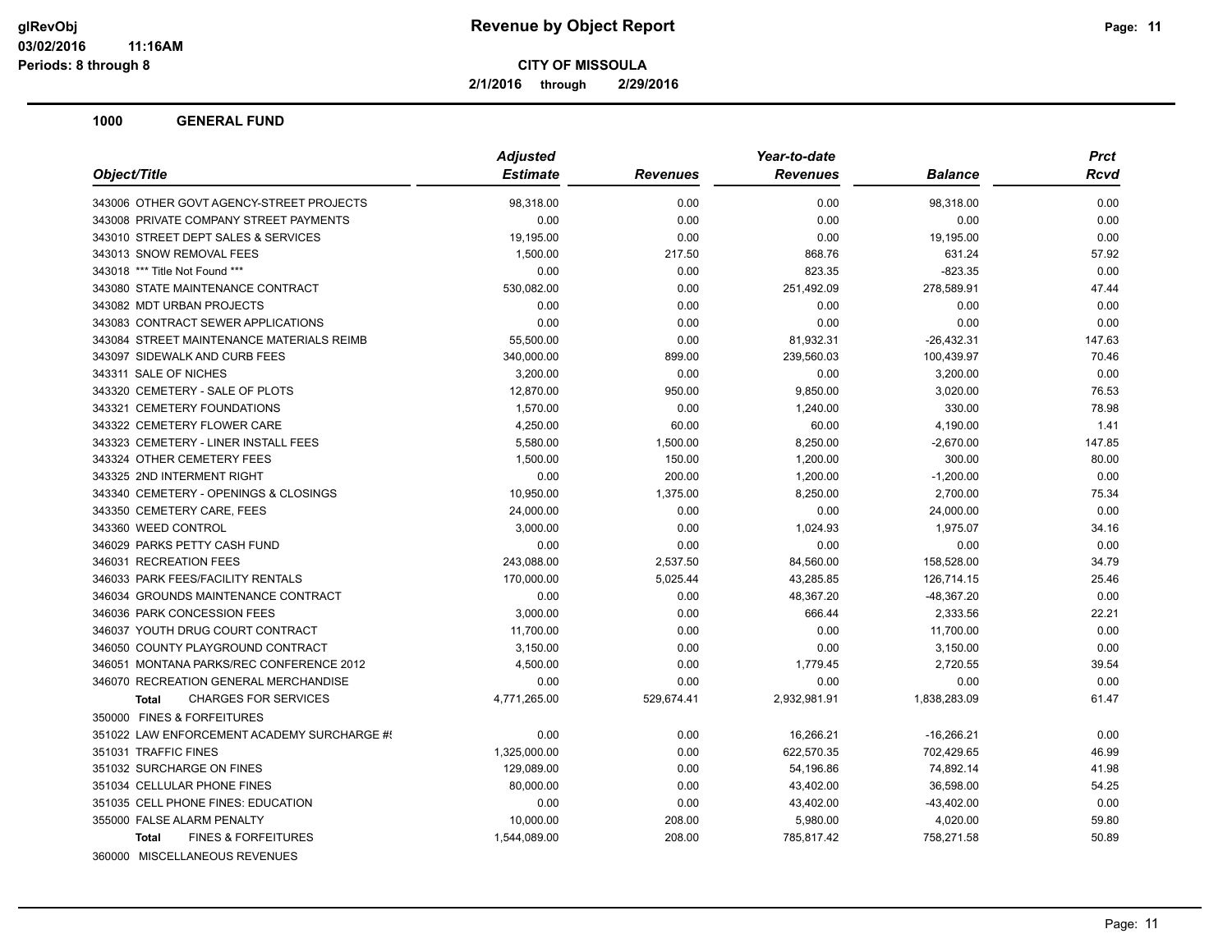**CITY OF MISSOULA**

**2/1/2016 through 2/29/2016**

## 1000 GENERAL FUND

| Object/Title | Adjusted Estimate | Revenues | Year-to-date Revenues | Balance | Prct Rcvd |
|---|---|---|---|---|---|
| 343006 OTHER GOVT AGENCY-STREET PROJECTS | 98,318.00 | 0.00 | 0.00 | 98,318.00 | 0.00 |
| 343008 PRIVATE COMPANY STREET PAYMENTS | 0.00 | 0.00 | 0.00 | 0.00 | 0.00 |
| 343010 STREET DEPT SALES & SERVICES | 19,195.00 | 0.00 | 0.00 | 19,195.00 | 0.00 |
| 343013 SNOW REMOVAL FEES | 1,500.00 | 217.50 | 868.76 | 631.24 | 57.92 |
| 343018 *** Title Not Found *** | 0.00 | 0.00 | 823.35 | -823.35 | 0.00 |
| 343080 STATE MAINTENANCE CONTRACT | 530,082.00 | 0.00 | 251,492.09 | 278,589.91 | 47.44 |
| 343082 MDT URBAN PROJECTS | 0.00 | 0.00 | 0.00 | 0.00 | 0.00 |
| 343083 CONTRACT SEWER APPLICATIONS | 0.00 | 0.00 | 0.00 | 0.00 | 0.00 |
| 343084 STREET MAINTENANCE MATERIALS REIMB | 55,500.00 | 0.00 | 81,932.31 | -26,432.31 | 147.63 |
| 343097 SIDEWALK AND CURB FEES | 340,000.00 | 899.00 | 239,560.03 | 100,439.97 | 70.46 |
| 343311 SALE OF NICHES | 3,200.00 | 0.00 | 0.00 | 3,200.00 | 0.00 |
| 343320 CEMETERY - SALE OF PLOTS | 12,870.00 | 950.00 | 9,850.00 | 3,020.00 | 76.53 |
| 343321 CEMETERY FOUNDATIONS | 1,570.00 | 0.00 | 1,240.00 | 330.00 | 78.98 |
| 343322 CEMETERY FLOWER CARE | 4,250.00 | 60.00 | 60.00 | 4,190.00 | 1.41 |
| 343323 CEMETERY - LINER INSTALL FEES | 5,580.00 | 1,500.00 | 8,250.00 | -2,670.00 | 147.85 |
| 343324 OTHER CEMETERY FEES | 1,500.00 | 150.00 | 1,200.00 | 300.00 | 80.00 |
| 343325 2ND INTERMENT RIGHT | 0.00 | 200.00 | 1,200.00 | -1,200.00 | 0.00 |
| 343340 CEMETERY - OPENINGS & CLOSINGS | 10,950.00 | 1,375.00 | 8,250.00 | 2,700.00 | 75.34 |
| 343350 CEMETERY CARE, FEES | 24,000.00 | 0.00 | 0.00 | 24,000.00 | 0.00 |
| 343360 WEED CONTROL | 3,000.00 | 0.00 | 1,024.93 | 1,975.07 | 34.16 |
| 346029 PARKS PETTY CASH FUND | 0.00 | 0.00 | 0.00 | 0.00 | 0.00 |
| 346031 RECREATION FEES | 243,088.00 | 2,537.50 | 84,560.00 | 158,528.00 | 34.79 |
| 346033 PARK FEES/FACILITY RENTALS | 170,000.00 | 5,025.44 | 43,285.85 | 126,714.15 | 25.46 |
| 346034 GROUNDS MAINTENANCE CONTRACT | 0.00 | 0.00 | 48,367.20 | -48,367.20 | 0.00 |
| 346036 PARK CONCESSION FEES | 3,000.00 | 0.00 | 666.44 | 2,333.56 | 22.21 |
| 346037 YOUTH DRUG COURT CONTRACT | 11,700.00 | 0.00 | 0.00 | 11,700.00 | 0.00 |
| 346050 COUNTY PLAYGROUND CONTRACT | 3,150.00 | 0.00 | 0.00 | 3,150.00 | 0.00 |
| 346051 MONTANA PARKS/REC CONFERENCE 2012 | 4,500.00 | 0.00 | 1,779.45 | 2,720.55 | 39.54 |
| 346070 RECREATION GENERAL MERCHANDISE | 0.00 | 0.00 | 0.00 | 0.00 | 0.00 |
| **Total** CHARGES FOR SERVICES | 4,771,265.00 | 529,674.41 | 2,932,981.91 | 1,838,283.09 | 61.47 |
| 350000 FINES & FORFEITURES | | | | | |
| 351022 LAW ENFORCEMENT ACADEMY SURCHARGE #! | 0.00 | 0.00 | 16,266.21 | -16,266.21 | 0.00 |
| 351031 TRAFFIC FINES | 1,325,000.00 | 0.00 | 622,570.35 | 702,429.65 | 46.99 |
| 351032 SURCHARGE ON FINES | 129,089.00 | 0.00 | 54,196.86 | 74,892.14 | 41.98 |
| 351034 CELLULAR PHONE FINES | 80,000.00 | 0.00 | 43,402.00 | 36,598.00 | 54.25 |
| 351035 CELL PHONE FINES: EDUCATION | 0.00 | 0.00 | 43,402.00 | -43,402.00 | 0.00 |
| 355000 FALSE ALARM PENALTY | 10,000.00 | 208.00 | 5,980.00 | 4,020.00 | 59.80 |
| **Total** FINES & FORFEITURES | 1,544,089.00 | 208.00 | 785,817.42 | 758,271.58 | 50.89 |
| 360000 MISCELLANEOUS REVENUES | | | | | |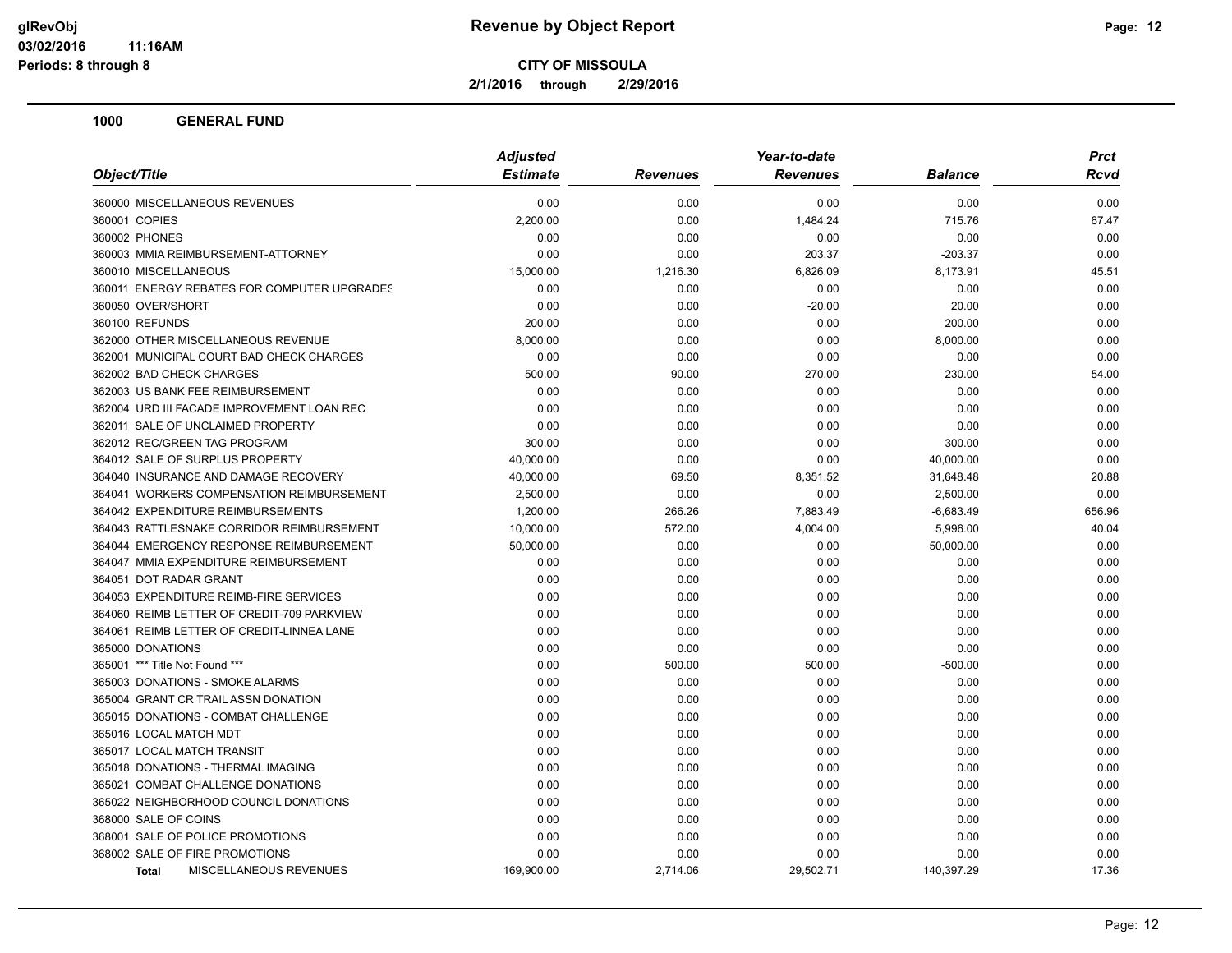# Revenue by Object Report

**CITY OF MISSOULA**

**2/1/2016 through 2/29/2016**

glRevObj
03/02/2016 11:16AM
Periods: 8 through 8

## 1000 GENERAL FUND

| Object/Title | Adjusted Estimate | Revenues | Year-to-date Revenues | Balance | Prct Rcvd |
|---|---|---|---|---|---|
| 360000 MISCELLANEOUS REVENUES | 0.00 | 0.00 | 0.00 | 0.00 | 0.00 |
| 360001 COPIES | 2,200.00 | 0.00 | 1,484.24 | 715.76 | 67.47 |
| 360002 PHONES | 0.00 | 0.00 | 0.00 | 0.00 | 0.00 |
| 360003 MMIA REIMBURSEMENT-ATTORNEY | 0.00 | 0.00 | 203.37 | -203.37 | 0.00 |
| 360010 MISCELLANEOUS | 15,000.00 | 1,216.30 | 6,826.09 | 8,173.91 | 45.51 |
| 360011 ENERGY REBATES FOR COMPUTER UPGRADES | 0.00 | 0.00 | 0.00 | 0.00 | 0.00 |
| 360050 OVER/SHORT | 0.00 | 0.00 | -20.00 | 20.00 | 0.00 |
| 360100 REFUNDS | 200.00 | 0.00 | 0.00 | 200.00 | 0.00 |
| 362000 OTHER MISCELLANEOUS REVENUE | 8,000.00 | 0.00 | 0.00 | 8,000.00 | 0.00 |
| 362001 MUNICIPAL COURT BAD CHECK CHARGES | 0.00 | 0.00 | 0.00 | 0.00 | 0.00 |
| 362002 BAD CHECK CHARGES | 500.00 | 90.00 | 270.00 | 230.00 | 54.00 |
| 362003 US BANK FEE REIMBURSEMENT | 0.00 | 0.00 | 0.00 | 0.00 | 0.00 |
| 362004 URD III FACADE IMPROVEMENT LOAN REC | 0.00 | 0.00 | 0.00 | 0.00 | 0.00 |
| 362011 SALE OF UNCLAIMED PROPERTY | 0.00 | 0.00 | 0.00 | 0.00 | 0.00 |
| 362012 REC/GREEN TAG PROGRAM | 300.00 | 0.00 | 0.00 | 300.00 | 0.00 |
| 364012 SALE OF SURPLUS PROPERTY | 40,000.00 | 0.00 | 0.00 | 40,000.00 | 0.00 |
| 364040 INSURANCE AND DAMAGE RECOVERY | 40,000.00 | 69.50 | 8,351.52 | 31,648.48 | 20.88 |
| 364041 WORKERS COMPENSATION REIMBURSEMENT | 2,500.00 | 0.00 | 0.00 | 2,500.00 | 0.00 |
| 364042 EXPENDITURE REIMBURSEMENTS | 1,200.00 | 266.26 | 7,883.49 | -6,683.49 | 656.96 |
| 364043 RATTLESNAKE CORRIDOR REIMBURSEMENT | 10,000.00 | 572.00 | 4,004.00 | 5,996.00 | 40.04 |
| 364044 EMERGENCY RESPONSE REIMBURSEMENT | 50,000.00 | 0.00 | 0.00 | 50,000.00 | 0.00 |
| 364047 MMIA EXPENDITURE REIMBURSEMENT | 0.00 | 0.00 | 0.00 | 0.00 | 0.00 |
| 364051 DOT RADAR GRANT | 0.00 | 0.00 | 0.00 | 0.00 | 0.00 |
| 364053 EXPENDITURE REIMB-FIRE SERVICES | 0.00 | 0.00 | 0.00 | 0.00 | 0.00 |
| 364060 REIMB LETTER OF CREDIT-709 PARKVIEW | 0.00 | 0.00 | 0.00 | 0.00 | 0.00 |
| 364061 REIMB LETTER OF CREDIT-LINNEA LANE | 0.00 | 0.00 | 0.00 | 0.00 | 0.00 |
| 365000 DONATIONS | 0.00 | 0.00 | 0.00 | 0.00 | 0.00 |
| 365001 *** Title Not Found *** | 0.00 | 500.00 | 500.00 | -500.00 | 0.00 |
| 365003 DONATIONS - SMOKE ALARMS | 0.00 | 0.00 | 0.00 | 0.00 | 0.00 |
| 365004 GRANT CR TRAIL ASSN DONATION | 0.00 | 0.00 | 0.00 | 0.00 | 0.00 |
| 365015 DONATIONS - COMBAT CHALLENGE | 0.00 | 0.00 | 0.00 | 0.00 | 0.00 |
| 365016 LOCAL MATCH MDT | 0.00 | 0.00 | 0.00 | 0.00 | 0.00 |
| 365017 LOCAL MATCH TRANSIT | 0.00 | 0.00 | 0.00 | 0.00 | 0.00 |
| 365018 DONATIONS - THERMAL IMAGING | 0.00 | 0.00 | 0.00 | 0.00 | 0.00 |
| 365021 COMBAT CHALLENGE DONATIONS | 0.00 | 0.00 | 0.00 | 0.00 | 0.00 |
| 365022 NEIGHBORHOOD COUNCIL DONATIONS | 0.00 | 0.00 | 0.00 | 0.00 | 0.00 |
| 368000 SALE OF COINS | 0.00 | 0.00 | 0.00 | 0.00 | 0.00 |
| 368001 SALE OF POLICE PROMOTIONS | 0.00 | 0.00 | 0.00 | 0.00 | 0.00 |
| 368002 SALE OF FIRE PROMOTIONS | 0.00 | 0.00 | 0.00 | 0.00 | 0.00 |
| **Total** MISCELLANEOUS REVENUES | 169,900.00 | 2,714.06 | 29,502.71 | 140,397.29 | 17.36 |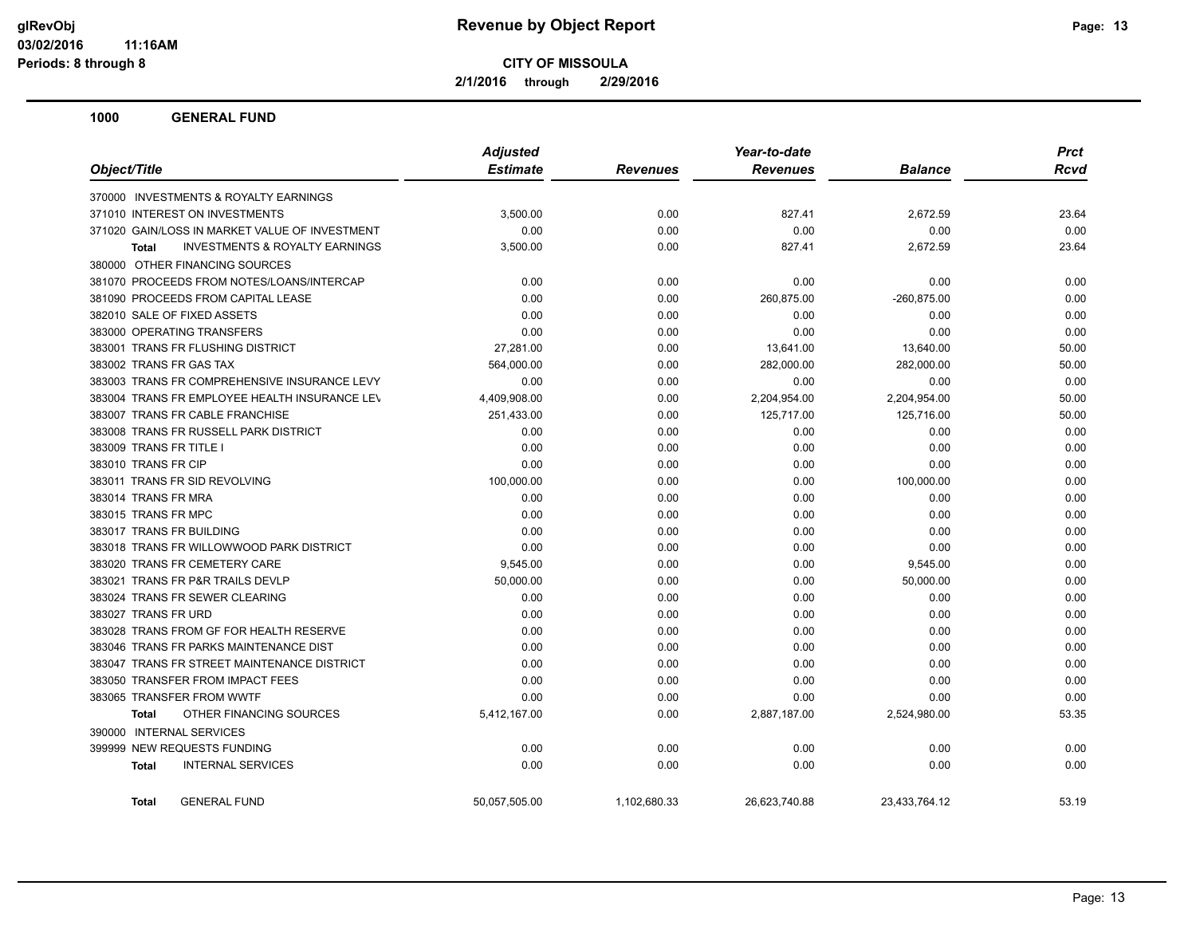# Revenue by Object Report

**CITY OF MISSOULA**

**2/1/2016 through 2/29/2016**

glRevObj
03/02/2016 11:16AM
Periods: 8 through 8

## 1000 GENERAL FUND

| Object/Title | Adjusted Estimate | Revenues | Year-to-date Revenues | Balance | Prct Rcvd |
|---|---|---|---|---|---|
| 370000 INVESTMENTS & ROYALTY EARNINGS | | | | | |
| 371010 INTEREST ON INVESTMENTS | 3,500.00 | 0.00 | 827.41 | 2,672.59 | 23.64 |
| 371020 GAIN/LOSS IN MARKET VALUE OF INVESTMENT | 0.00 | 0.00 | 0.00 | 0.00 | 0.00 |
| **Total** INVESTMENTS & ROYALTY EARNINGS | 3,500.00 | 0.00 | 827.41 | 2,672.59 | 23.64 |
| 380000 OTHER FINANCING SOURCES | | | | | |
| 381070 PROCEEDS FROM NOTES/LOANS/INTERCAP | 0.00 | 0.00 | 0.00 | 0.00 | 0.00 |
| 381090 PROCEEDS FROM CAPITAL LEASE | 0.00 | 0.00 | 260,875.00 | -260,875.00 | 0.00 |
| 382010 SALE OF FIXED ASSETS | 0.00 | 0.00 | 0.00 | 0.00 | 0.00 |
| 383000 OPERATING TRANSFERS | 0.00 | 0.00 | 0.00 | 0.00 | 0.00 |
| 383001 TRANS FR FLUSHING DISTRICT | 27,281.00 | 0.00 | 13,641.00 | 13,640.00 | 50.00 |
| 383002 TRANS FR GAS TAX | 564,000.00 | 0.00 | 282,000.00 | 282,000.00 | 50.00 |
| 383003 TRANS FR COMPREHENSIVE INSURANCE LEVY | 0.00 | 0.00 | 0.00 | 0.00 | 0.00 |
| 383004 TRANS FR EMPLOYEE HEALTH INSURANCE LEV | 4,409,908.00 | 0.00 | 2,204,954.00 | 2,204,954.00 | 50.00 |
| 383007 TRANS FR CABLE FRANCHISE | 251,433.00 | 0.00 | 125,717.00 | 125,716.00 | 50.00 |
| 383008 TRANS FR RUSSELL PARK DISTRICT | 0.00 | 0.00 | 0.00 | 0.00 | 0.00 |
| 383009 TRANS FR TITLE I | 0.00 | 0.00 | 0.00 | 0.00 | 0.00 |
| 383010 TRANS FR CIP | 0.00 | 0.00 | 0.00 | 0.00 | 0.00 |
| 383011 TRANS FR SID REVOLVING | 100,000.00 | 0.00 | 0.00 | 100,000.00 | 0.00 |
| 383014 TRANS FR MRA | 0.00 | 0.00 | 0.00 | 0.00 | 0.00 |
| 383015 TRANS FR MPC | 0.00 | 0.00 | 0.00 | 0.00 | 0.00 |
| 383017 TRANS FR BUILDING | 0.00 | 0.00 | 0.00 | 0.00 | 0.00 |
| 383018 TRANS FR WILLOWWOOD PARK DISTRICT | 0.00 | 0.00 | 0.00 | 0.00 | 0.00 |
| 383020 TRANS FR CEMETERY CARE | 9,545.00 | 0.00 | 0.00 | 9,545.00 | 0.00 |
| 383021 TRANS FR P&R TRAILS DEVLP | 50,000.00 | 0.00 | 0.00 | 50,000.00 | 0.00 |
| 383024 TRANS FR SEWER CLEARING | 0.00 | 0.00 | 0.00 | 0.00 | 0.00 |
| 383027 TRANS FR URD | 0.00 | 0.00 | 0.00 | 0.00 | 0.00 |
| 383028 TRANS FROM GF FOR HEALTH RESERVE | 0.00 | 0.00 | 0.00 | 0.00 | 0.00 |
| 383046 TRANS FR PARKS MAINTENANCE DIST | 0.00 | 0.00 | 0.00 | 0.00 | 0.00 |
| 383047 TRANS FR STREET MAINTENANCE DISTRICT | 0.00 | 0.00 | 0.00 | 0.00 | 0.00 |
| 383050 TRANSFER FROM IMPACT FEES | 0.00 | 0.00 | 0.00 | 0.00 | 0.00 |
| 383065 TRANSFER FROM WWTF | 0.00 | 0.00 | 0.00 | 0.00 | 0.00 |
| **Total** OTHER FINANCING SOURCES | 5,412,167.00 | 0.00 | 2,887,187.00 | 2,524,980.00 | 53.35 |
| 390000 INTERNAL SERVICES | | | | | |
| 399999 NEW REQUESTS FUNDING | 0.00 | 0.00 | 0.00 | 0.00 | 0.00 |
| **Total** INTERNAL SERVICES | 0.00 | 0.00 | 0.00 | 0.00 | 0.00 |
| **Total** GENERAL FUND | 50,057,505.00 | 1,102,680.33 | 26,623,740.88 | 23,433,764.12 | 53.19 |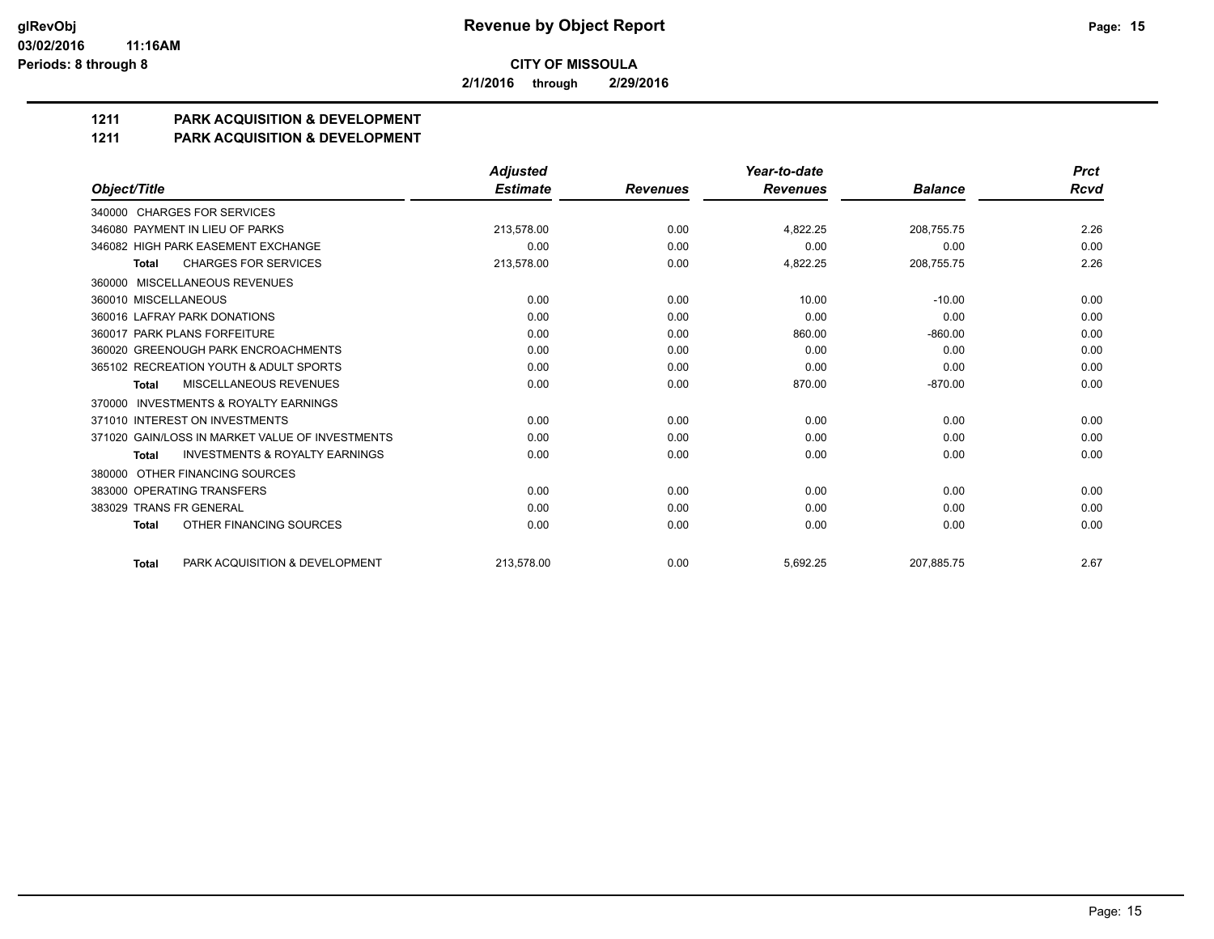**CITY OF MISSOULA**

**2/1/2016 through 2/29/2016**

**Revenue by Object Report**

glRevObj
03/02/2016 11:16AM
Periods: 8 through 8

## 1211 PARK ACQUISITION & DEVELOPMENT
## 1211 PARK ACQUISITION & DEVELOPMENT

| Object/Title | Adjusted Estimate | Revenues | Year-to-date Revenues | Balance | Prct Rcvd |
|---|---|---|---|---|---|
| 340000 CHARGES FOR SERVICES | | | | | |
| 346080 PAYMENT IN LIEU OF PARKS | 213,578.00 | 0.00 | 4,822.25 | 208,755.75 | 2.26 |
| 346082 HIGH PARK EASEMENT EXCHANGE | 0.00 | 0.00 | 0.00 | 0.00 | 0.00 |
| **Total** CHARGES FOR SERVICES | 213,578.00 | 0.00 | 4,822.25 | 208,755.75 | 2.26 |
| 360000 MISCELLANEOUS REVENUES | | | | | |
| 360010 MISCELLANEOUS | 0.00 | 0.00 | 10.00 | -10.00 | 0.00 |
| 360016 LAFRAY PARK DONATIONS | 0.00 | 0.00 | 0.00 | 0.00 | 0.00 |
| 360017 PARK PLANS FORFEITURE | 0.00 | 0.00 | 860.00 | -860.00 | 0.00 |
| 360020 GREENOUGH PARK ENCROACHMENTS | 0.00 | 0.00 | 0.00 | 0.00 | 0.00 |
| 365102 RECREATION YOUTH & ADULT SPORTS | 0.00 | 0.00 | 0.00 | 0.00 | 0.00 |
| **Total** MISCELLANEOUS REVENUES | 0.00 | 0.00 | 870.00 | -870.00 | 0.00 |
| 370000 INVESTMENTS & ROYALTY EARNINGS | | | | | |
| 371010 INTEREST ON INVESTMENTS | 0.00 | 0.00 | 0.00 | 0.00 | 0.00 |
| 371020 GAIN/LOSS IN MARKET VALUE OF INVESTMENTS | 0.00 | 0.00 | 0.00 | 0.00 | 0.00 |
| **Total** INVESTMENTS & ROYALTY EARNINGS | 0.00 | 0.00 | 0.00 | 0.00 | 0.00 |
| 380000 OTHER FINANCING SOURCES | | | | | |
| 383000 OPERATING TRANSFERS | 0.00 | 0.00 | 0.00 | 0.00 | 0.00 |
| 383029 TRANS FR GENERAL | 0.00 | 0.00 | 0.00 | 0.00 | 0.00 |
| **Total** OTHER FINANCING SOURCES | 0.00 | 0.00 | 0.00 | 0.00 | 0.00 |
| **Total** PARK ACQUISITION & DEVELOPMENT | 213,578.00 | 0.00 | 5,692.25 | 207,885.75 | 2.67 |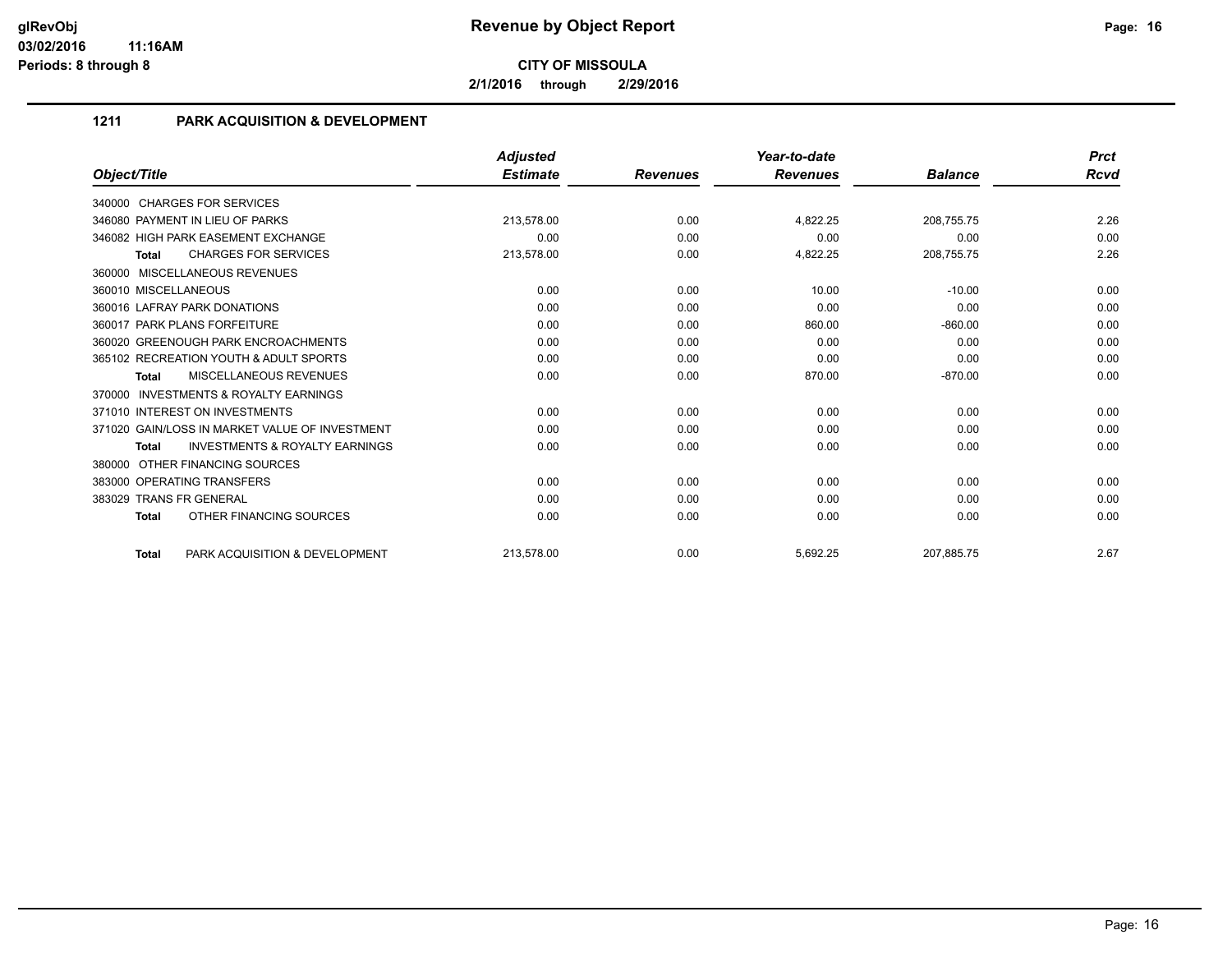# Revenue by Object Report

**CITY OF MISSOULA**

**2/1/2016 through 2/29/2016**

glRevObj
03/02/2016 11:16AM
Periods: 8 through 8

## 1211 PARK ACQUISITION & DEVELOPMENT

| Object/Title | Adjusted Estimate | Revenues | Year-to-date Revenues | Balance | Prct Rcvd |
|---|---|---|---|---|---|
| 340000 CHARGES FOR SERVICES | | | | | |
| 346080 PAYMENT IN LIEU OF PARKS | 213,578.00 | 0.00 | 4,822.25 | 208,755.75 | 2.26 |
| 346082 HIGH PARK EASEMENT EXCHANGE | 0.00 | 0.00 | 0.00 | 0.00 | 0.00 |
| **Total** CHARGES FOR SERVICES | 213,578.00 | 0.00 | 4,822.25 | 208,755.75 | 2.26 |
| 360000 MISCELLANEOUS REVENUES | | | | | |
| 360010 MISCELLANEOUS | 0.00 | 0.00 | 10.00 | -10.00 | 0.00 |
| 360016 LAFRAY PARK DONATIONS | 0.00 | 0.00 | 0.00 | 0.00 | 0.00 |
| 360017 PARK PLANS FORFEITURE | 0.00 | 0.00 | 860.00 | -860.00 | 0.00 |
| 360020 GREENOUGH PARK ENCROACHMENTS | 0.00 | 0.00 | 0.00 | 0.00 | 0.00 |
| 365102 RECREATION YOUTH & ADULT SPORTS | 0.00 | 0.00 | 0.00 | 0.00 | 0.00 |
| **Total** MISCELLANEOUS REVENUES | 0.00 | 0.00 | 870.00 | -870.00 | 0.00 |
| 370000 INVESTMENTS & ROYALTY EARNINGS | | | | | |
| 371010 INTEREST ON INVESTMENTS | 0.00 | 0.00 | 0.00 | 0.00 | 0.00 |
| 371020 GAIN/LOSS IN MARKET VALUE OF INVESTMENT | 0.00 | 0.00 | 0.00 | 0.00 | 0.00 |
| **Total** INVESTMENTS & ROYALTY EARNINGS | 0.00 | 0.00 | 0.00 | 0.00 | 0.00 |
| 380000 OTHER FINANCING SOURCES | | | | | |
| 383000 OPERATING TRANSFERS | 0.00 | 0.00 | 0.00 | 0.00 | 0.00 |
| 383029 TRANS FR GENERAL | 0.00 | 0.00 | 0.00 | 0.00 | 0.00 |
| **Total** OTHER FINANCING SOURCES | 0.00 | 0.00 | 0.00 | 0.00 | 0.00 |
| **Total** PARK ACQUISITION & DEVELOPMENT | 213,578.00 | 0.00 | 5,692.25 | 207,885.75 | 2.67 |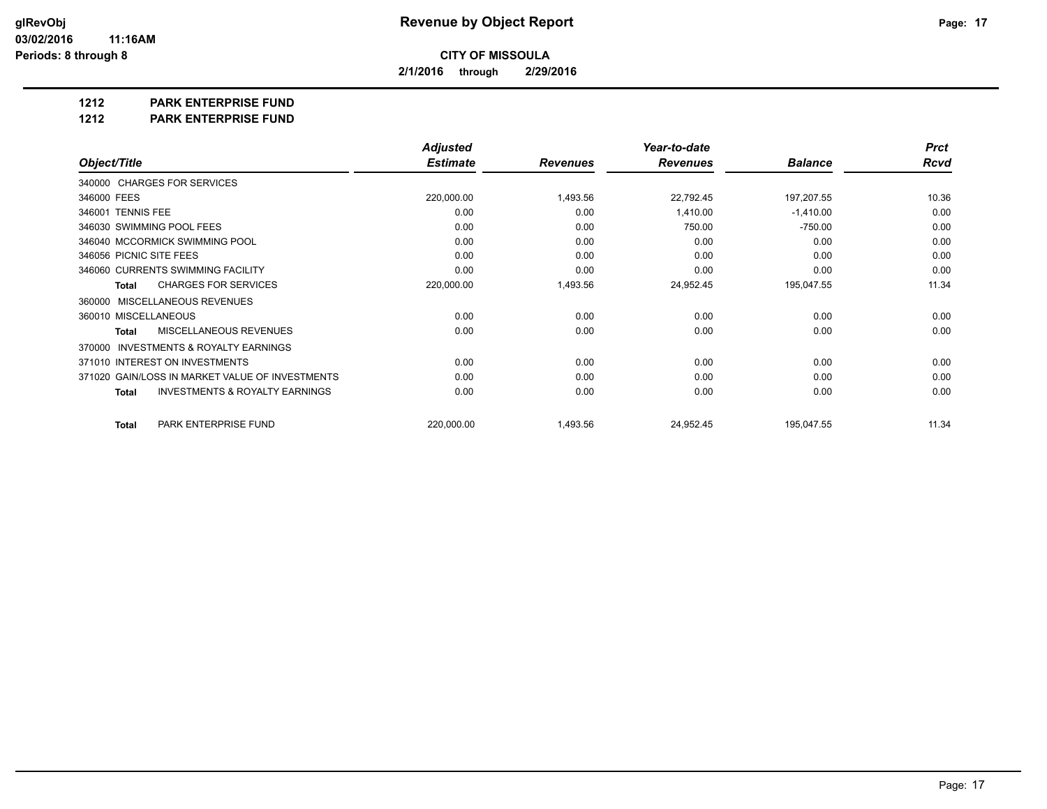glRevObj
03/02/2016 11:16AM
Periods: 8 through 8

# Revenue by Object Report

**CITY OF MISSOULA**

**2/1/2016 through 2/29/2016**

**1212 PARK ENTERPRISE FUND**

**1212 PARK ENTERPRISE FUND**

| Object/Title | Adjusted Estimate | Revenues | Year-to-date Revenues | Balance | Prct Rcvd |
|---|---|---|---|---|---|
| 340000 CHARGES FOR SERVICES | | | | | |
| 346000 FEES | 220,000.00 | 1,493.56 | 22,792.45 | 197,207.55 | 10.36 |
| 346001 TENNIS FEE | 0.00 | 0.00 | 1,410.00 | -1,410.00 | 0.00 |
| 346030 SWIMMING POOL FEES | 0.00 | 0.00 | 750.00 | -750.00 | 0.00 |
| 346040 MCCORMICK SWIMMING POOL | 0.00 | 0.00 | 0.00 | 0.00 | 0.00 |
| 346056 PICNIC SITE FEES | 0.00 | 0.00 | 0.00 | 0.00 | 0.00 |
| 346060 CURRENTS SWIMMING FACILITY | 0.00 | 0.00 | 0.00 | 0.00 | 0.00 |
| **Total** CHARGES FOR SERVICES | 220,000.00 | 1,493.56 | 24,952.45 | 195,047.55 | 11.34 |
| 360000 MISCELLANEOUS REVENUES | | | | | |
| 360010 MISCELLANEOUS | 0.00 | 0.00 | 0.00 | 0.00 | 0.00 |
| **Total** MISCELLANEOUS REVENUES | 0.00 | 0.00 | 0.00 | 0.00 | 0.00 |
| 370000 INVESTMENTS & ROYALTY EARNINGS | | | | | |
| 371010 INTEREST ON INVESTMENTS | 0.00 | 0.00 | 0.00 | 0.00 | 0.00 |
| 371020 GAIN/LOSS IN MARKET VALUE OF INVESTMENTS | 0.00 | 0.00 | 0.00 | 0.00 | 0.00 |
| **Total** INVESTMENTS & ROYALTY EARNINGS | 0.00 | 0.00 | 0.00 | 0.00 | 0.00 |
| **Total** PARK ENTERPRISE FUND | 220,000.00 | 1,493.56 | 24,952.45 | 195,047.55 | 11.34 |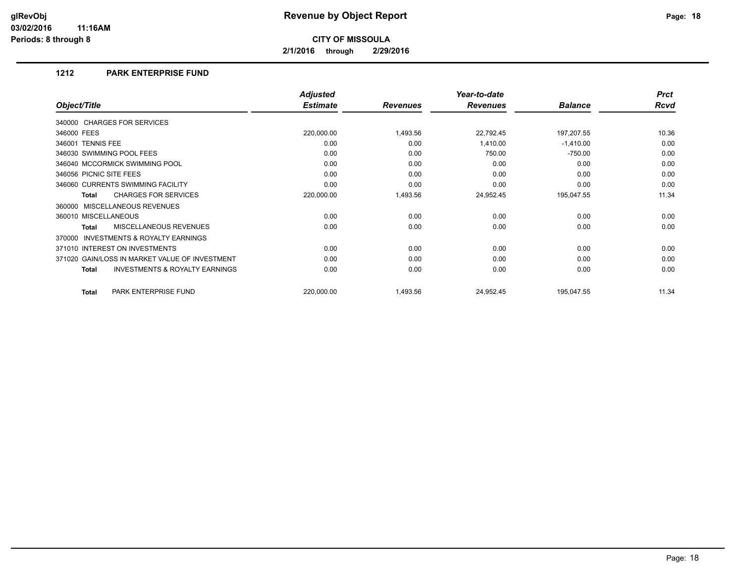# Revenue by Object Report

**CITY OF MISSOULA**

**2/1/2016 through 2/29/2016**

glRevObj
03/02/2016 11:16AM
Periods: 8 through 8

## 1212 PARK ENTERPRISE FUND

| Object/Title | Adjusted Estimate | Revenues | Year-to-date Revenues | Balance | Prct Rcvd |
|---|---|---|---|---|---|
| 340000 CHARGES FOR SERVICES | | | | | |
| 346000 FEES | 220,000.00 | 1,493.56 | 22,792.45 | 197,207.55 | 10.36 |
| 346001 TENNIS FEE | 0.00 | 0.00 | 1,410.00 | -1,410.00 | 0.00 |
| 346030 SWIMMING POOL FEES | 0.00 | 0.00 | 750.00 | -750.00 | 0.00 |
| 346040 MCCORMICK SWIMMING POOL | 0.00 | 0.00 | 0.00 | 0.00 | 0.00 |
| 346056 PICNIC SITE FEES | 0.00 | 0.00 | 0.00 | 0.00 | 0.00 |
| 346060 CURRENTS SWIMMING FACILITY | 0.00 | 0.00 | 0.00 | 0.00 | 0.00 |
| **Total** CHARGES FOR SERVICES | 220,000.00 | 1,493.56 | 24,952.45 | 195,047.55 | 11.34 |
| 360000 MISCELLANEOUS REVENUES | | | | | |
| 360010 MISCELLANEOUS | 0.00 | 0.00 | 0.00 | 0.00 | 0.00 |
| **Total** MISCELLANEOUS REVENUES | 0.00 | 0.00 | 0.00 | 0.00 | 0.00 |
| 370000 INVESTMENTS & ROYALTY EARNINGS | | | | | |
| 371010 INTEREST ON INVESTMENTS | 0.00 | 0.00 | 0.00 | 0.00 | 0.00 |
| 371020 GAIN/LOSS IN MARKET VALUE OF INVESTMENT | 0.00 | 0.00 | 0.00 | 0.00 | 0.00 |
| **Total** INVESTMENTS & ROYALTY EARNINGS | 0.00 | 0.00 | 0.00 | 0.00 | 0.00 |
| **Total** PARK ENTERPRISE FUND | 220,000.00 | 1,493.56 | 24,952.45 | 195,047.55 | 11.34 |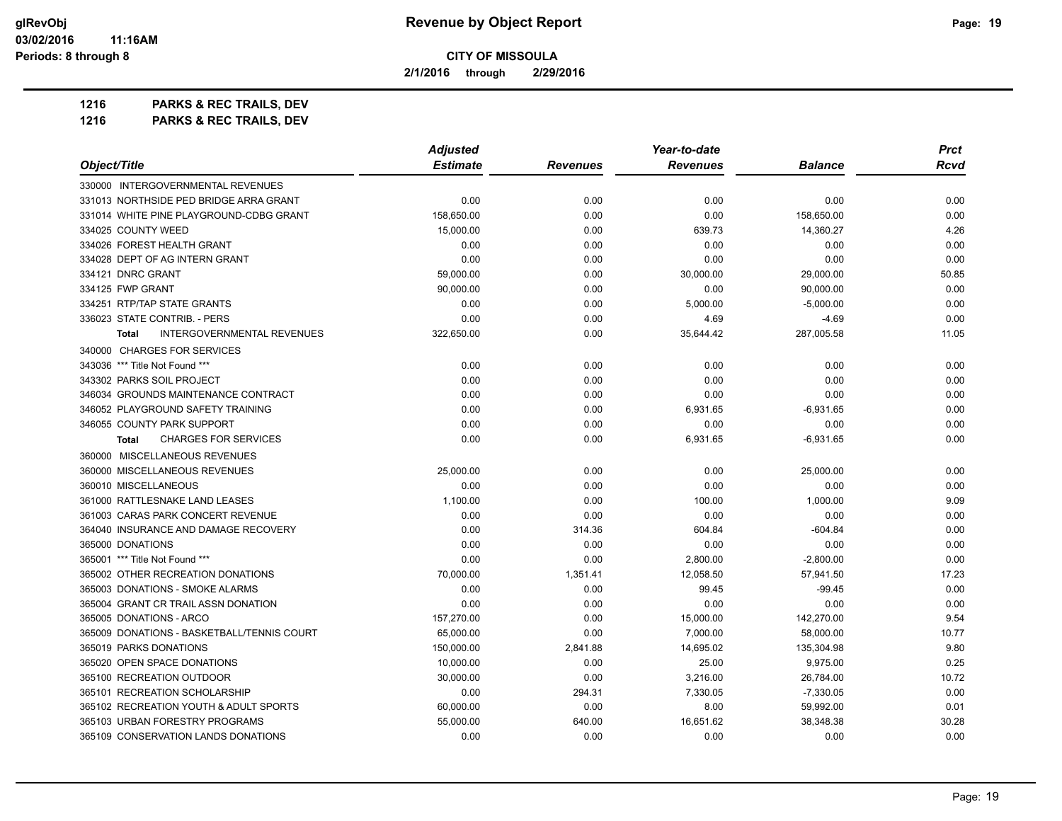**Revenue by Object Report**

**CITY OF MISSOULA**

**2/1/2016 through 2/29/2016**

## 1216 PARKS & REC TRAILS, DEV

## 1216 PARKS & REC TRAILS, DEV

| Object/Title | Adjusted Estimate | Revenues | Year-to-date Revenues | Balance | Prct Rcvd |
|---|---|---|---|---|---|
| 330000 INTERGOVERNMENTAL REVENUES | | | | | |
| 331013 NORTHSIDE PED BRIDGE ARRA GRANT | 0.00 | 0.00 | 0.00 | 0.00 | 0.00 |
| 331014 WHITE PINE PLAYGROUND-CDBG GRANT | 158,650.00 | 0.00 | 0.00 | 158,650.00 | 0.00 |
| 334025 COUNTY WEED | 15,000.00 | 0.00 | 639.73 | 14,360.27 | 4.26 |
| 334026 FOREST HEALTH GRANT | 0.00 | 0.00 | 0.00 | 0.00 | 0.00 |
| 334028 DEPT OF AG INTERN GRANT | 0.00 | 0.00 | 0.00 | 0.00 | 0.00 |
| 334121 DNRC GRANT | 59,000.00 | 0.00 | 30,000.00 | 29,000.00 | 50.85 |
| 334125 FWP GRANT | 90,000.00 | 0.00 | 0.00 | 90,000.00 | 0.00 |
| 334251 RTP/TAP STATE GRANTS | 0.00 | 0.00 | 5,000.00 | -5,000.00 | 0.00 |
| 336023 STATE CONTRIB. - PERS | 0.00 | 0.00 | 4.69 | -4.69 | 0.00 |
| **Total** INTERGOVERNMENTAL REVENUES | 322,650.00 | 0.00 | 35,644.42 | 287,005.58 | 11.05 |
| 340000 CHARGES FOR SERVICES | | | | | |
| 343036 *** Title Not Found *** | 0.00 | 0.00 | 0.00 | 0.00 | 0.00 |
| 343302 PARKS SOIL PROJECT | 0.00 | 0.00 | 0.00 | 0.00 | 0.00 |
| 346034 GROUNDS MAINTENANCE CONTRACT | 0.00 | 0.00 | 0.00 | 0.00 | 0.00 |
| 346052 PLAYGROUND SAFETY TRAINING | 0.00 | 0.00 | 6,931.65 | -6,931.65 | 0.00 |
| 346055 COUNTY PARK SUPPORT | 0.00 | 0.00 | 0.00 | 0.00 | 0.00 |
| **Total** CHARGES FOR SERVICES | 0.00 | 0.00 | 6,931.65 | -6,931.65 | 0.00 |
| 360000 MISCELLANEOUS REVENUES | | | | | |
| 360000 MISCELLANEOUS REVENUES | 25,000.00 | 0.00 | 0.00 | 25,000.00 | 0.00 |
| 360010 MISCELLANEOUS | 0.00 | 0.00 | 0.00 | 0.00 | 0.00 |
| 361000 RATTLESNAKE LAND LEASES | 1,100.00 | 0.00 | 100.00 | 1,000.00 | 9.09 |
| 361003 CARAS PARK CONCERT REVENUE | 0.00 | 0.00 | 0.00 | 0.00 | 0.00 |
| 364040 INSURANCE AND DAMAGE RECOVERY | 0.00 | 314.36 | 604.84 | -604.84 | 0.00 |
| 365000 DONATIONS | 0.00 | 0.00 | 0.00 | 0.00 | 0.00 |
| 365001 *** Title Not Found *** | 0.00 | 0.00 | 2,800.00 | -2,800.00 | 0.00 |
| 365002 OTHER RECREATION DONATIONS | 70,000.00 | 1,351.41 | 12,058.50 | 57,941.50 | 17.23 |
| 365003 DONATIONS - SMOKE ALARMS | 0.00 | 0.00 | 99.45 | -99.45 | 0.00 |
| 365004 GRANT CR TRAIL ASSN DONATION | 0.00 | 0.00 | 0.00 | 0.00 | 0.00 |
| 365005 DONATIONS - ARCO | 157,270.00 | 0.00 | 15,000.00 | 142,270.00 | 9.54 |
| 365009 DONATIONS - BASKETBALL/TENNIS COURT | 65,000.00 | 0.00 | 7,000.00 | 58,000.00 | 10.77 |
| 365019 PARKS DONATIONS | 150,000.00 | 2,841.88 | 14,695.02 | 135,304.98 | 9.80 |
| 365020 OPEN SPACE DONATIONS | 10,000.00 | 0.00 | 25.00 | 9,975.00 | 0.25 |
| 365100 RECREATION OUTDOOR | 30,000.00 | 0.00 | 3,216.00 | 26,784.00 | 10.72 |
| 365101 RECREATION SCHOLARSHIP | 0.00 | 294.31 | 7,330.05 | -7,330.05 | 0.00 |
| 365102 RECREATION YOUTH & ADULT SPORTS | 60,000.00 | 0.00 | 8.00 | 59,992.00 | 0.01 |
| 365103 URBAN FORESTRY PROGRAMS | 55,000.00 | 640.00 | 16,651.62 | 38,348.38 | 30.28 |
| 365109 CONSERVATION LANDS DONATIONS | 0.00 | 0.00 | 0.00 | 0.00 | 0.00 |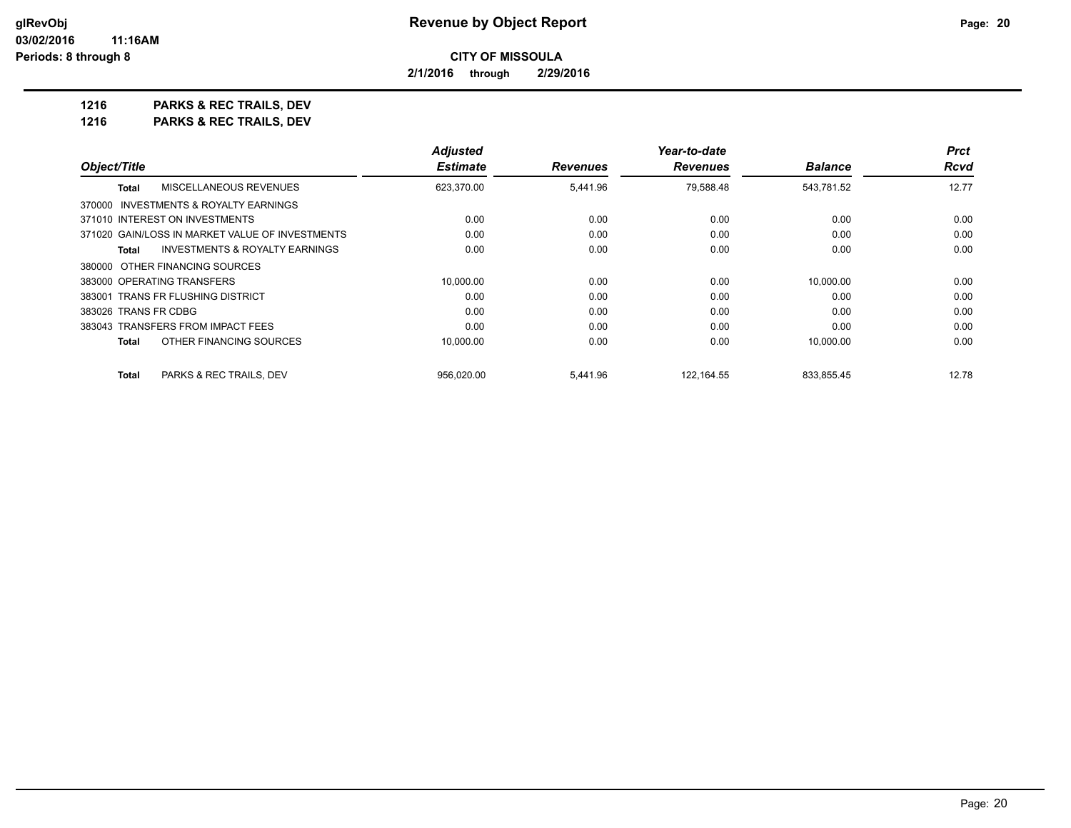**CITY OF MISSOULA**

**2/1/2016 through 2/29/2016**

**1216 PARKS & REC TRAILS, DEV**

**1216 PARKS & REC TRAILS, DEV**

| Object/Title | Adjusted Estimate | Revenues | Year-to-date Revenues | Balance | Prct Rcvd |
|---|---|---|---|---|---|
| **Total** MISCELLANEOUS REVENUES | 623,370.00 | 5,441.96 | 79,588.48 | 543,781.52 | 12.77 |
| 370000 INVESTMENTS & ROYALTY EARNINGS | | | | | |
| 371010 INTEREST ON INVESTMENTS | 0.00 | 0.00 | 0.00 | 0.00 | 0.00 |
| 371020 GAIN/LOSS IN MARKET VALUE OF INVESTMENTS | 0.00 | 0.00 | 0.00 | 0.00 | 0.00 |
| **Total** INVESTMENTS & ROYALTY EARNINGS | 0.00 | 0.00 | 0.00 | 0.00 | 0.00 |
| 380000 OTHER FINANCING SOURCES | | | | | |
| 383000 OPERATING TRANSFERS | 10,000.00 | 0.00 | 0.00 | 10,000.00 | 0.00 |
| 383001 TRANS FR FLUSHING DISTRICT | 0.00 | 0.00 | 0.00 | 0.00 | 0.00 |
| 383026 TRANS FR CDBG | 0.00 | 0.00 | 0.00 | 0.00 | 0.00 |
| 383043 TRANSFERS FROM IMPACT FEES | 0.00 | 0.00 | 0.00 | 0.00 | 0.00 |
| **Total** OTHER FINANCING SOURCES | 10,000.00 | 0.00 | 0.00 | 10,000.00 | 0.00 |
| **Total** PARKS & REC TRAILS, DEV | 956,020.00 | 5,441.96 | 122,164.55 | 833,855.45 | 12.78 |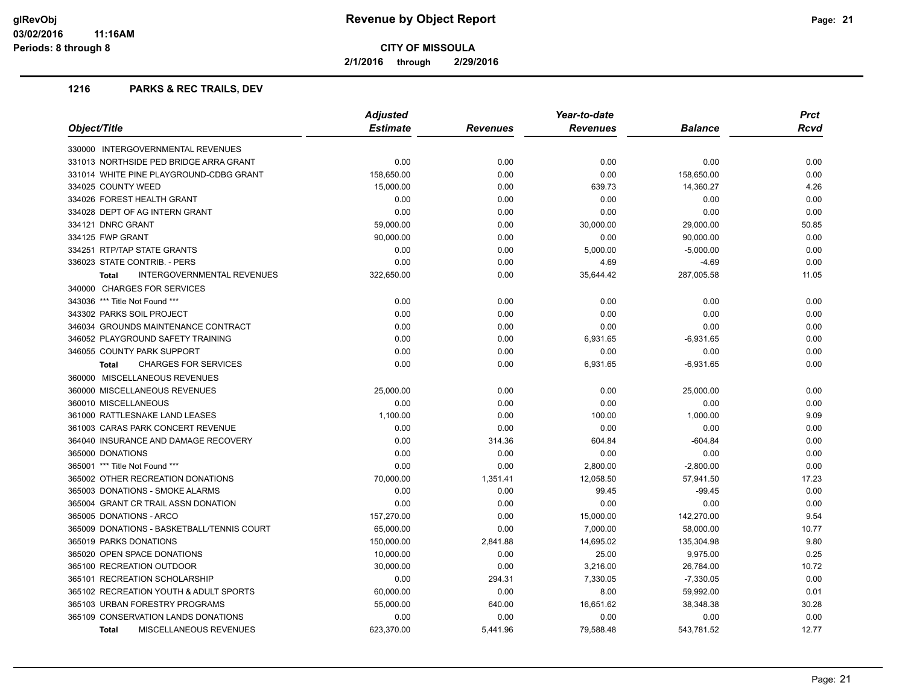# Revenue by Object Report

**CITY OF MISSOULA**

**2/1/2016 through 2/29/2016**

## 1216 PARKS & REC TRAILS, DEV

| Object/Title | Adjusted Estimate | Revenues | Year-to-date Revenues | Balance | Prct Rcvd |
|---|---|---|---|---|---|
| 330000 INTERGOVERNMENTAL REVENUES | | | | | |
| 331013 NORTHSIDE PED BRIDGE ARRA GRANT | 0.00 | 0.00 | 0.00 | 0.00 | 0.00 |
| 331014 WHITE PINE PLAYGROUND-CDBG GRANT | 158,650.00 | 0.00 | 0.00 | 158,650.00 | 0.00 |
| 334025 COUNTY WEED | 15,000.00 | 0.00 | 639.73 | 14,360.27 | 4.26 |
| 334026 FOREST HEALTH GRANT | 0.00 | 0.00 | 0.00 | 0.00 | 0.00 |
| 334028 DEPT OF AG INTERN GRANT | 0.00 | 0.00 | 0.00 | 0.00 | 0.00 |
| 334121 DNRC GRANT | 59,000.00 | 0.00 | 30,000.00 | 29,000.00 | 50.85 |
| 334125 FWP GRANT | 90,000.00 | 0.00 | 0.00 | 90,000.00 | 0.00 |
| 334251 RTP/TAP STATE GRANTS | 0.00 | 0.00 | 5,000.00 | -5,000.00 | 0.00 |
| 336023 STATE CONTRIB. - PERS | 0.00 | 0.00 | 4.69 | -4.69 | 0.00 |
| **Total** INTERGOVERNMENTAL REVENUES | 322,650.00 | 0.00 | 35,644.42 | 287,005.58 | 11.05 |
| 340000 CHARGES FOR SERVICES | | | | | |
| 343036 *** Title Not Found *** | 0.00 | 0.00 | 0.00 | 0.00 | 0.00 |
| 343302 PARKS SOIL PROJECT | 0.00 | 0.00 | 0.00 | 0.00 | 0.00 |
| 346034 GROUNDS MAINTENANCE CONTRACT | 0.00 | 0.00 | 0.00 | 0.00 | 0.00 |
| 346052 PLAYGROUND SAFETY TRAINING | 0.00 | 0.00 | 6,931.65 | -6,931.65 | 0.00 |
| 346055 COUNTY PARK SUPPORT | 0.00 | 0.00 | 0.00 | 0.00 | 0.00 |
| **Total** CHARGES FOR SERVICES | 0.00 | 0.00 | 6,931.65 | -6,931.65 | 0.00 |
| 360000 MISCELLANEOUS REVENUES | | | | | |
| 360000 MISCELLANEOUS REVENUES | 25,000.00 | 0.00 | 0.00 | 25,000.00 | 0.00 |
| 360010 MISCELLANEOUS | 0.00 | 0.00 | 0.00 | 0.00 | 0.00 |
| 361000 RATTLESNAKE LAND LEASES | 1,100.00 | 0.00 | 100.00 | 1,000.00 | 9.09 |
| 361003 CARAS PARK CONCERT REVENUE | 0.00 | 0.00 | 0.00 | 0.00 | 0.00 |
| 364040 INSURANCE AND DAMAGE RECOVERY | 0.00 | 314.36 | 604.84 | -604.84 | 0.00 |
| 365000 DONATIONS | 0.00 | 0.00 | 0.00 | 0.00 | 0.00 |
| 365001 *** Title Not Found *** | 0.00 | 0.00 | 2,800.00 | -2,800.00 | 0.00 |
| 365002 OTHER RECREATION DONATIONS | 70,000.00 | 1,351.41 | 12,058.50 | 57,941.50 | 17.23 |
| 365003 DONATIONS - SMOKE ALARMS | 0.00 | 0.00 | 99.45 | -99.45 | 0.00 |
| 365004 GRANT CR TRAIL ASSN DONATION | 0.00 | 0.00 | 0.00 | 0.00 | 0.00 |
| 365005 DONATIONS - ARCO | 157,270.00 | 0.00 | 15,000.00 | 142,270.00 | 9.54 |
| 365009 DONATIONS - BASKETBALL/TENNIS COURT | 65,000.00 | 0.00 | 7,000.00 | 58,000.00 | 10.77 |
| 365019 PARKS DONATIONS | 150,000.00 | 2,841.88 | 14,695.02 | 135,304.98 | 9.80 |
| 365020 OPEN SPACE DONATIONS | 10,000.00 | 0.00 | 25.00 | 9,975.00 | 0.25 |
| 365100 RECREATION OUTDOOR | 30,000.00 | 0.00 | 3,216.00 | 26,784.00 | 10.72 |
| 365101 RECREATION SCHOLARSHIP | 0.00 | 294.31 | 7,330.05 | -7,330.05 | 0.00 |
| 365102 RECREATION YOUTH & ADULT SPORTS | 60,000.00 | 0.00 | 8.00 | 59,992.00 | 0.01 |
| 365103 URBAN FORESTRY PROGRAMS | 55,000.00 | 640.00 | 16,651.62 | 38,348.38 | 30.28 |
| 365109 CONSERVATION LANDS DONATIONS | 0.00 | 0.00 | 0.00 | 0.00 | 0.00 |
| **Total** MISCELLANEOUS REVENUES | 623,370.00 | 5,441.96 | 79,588.48 | 543,781.52 | 12.77 |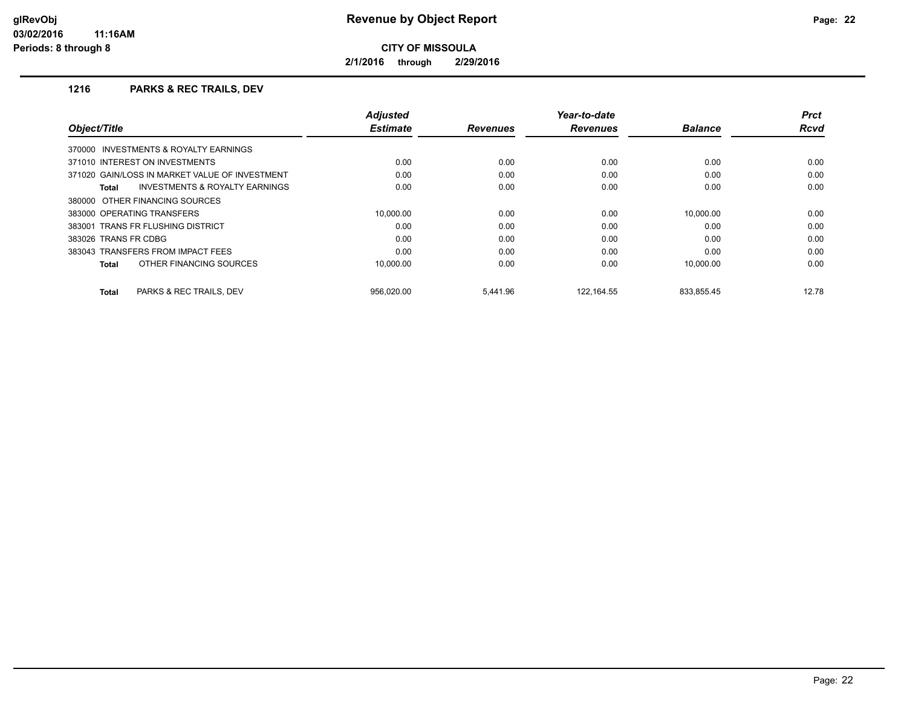**Revenue by Object Report**

**CITY OF MISSOULA**

**2/1/2016 through 2/29/2016**

glRevObj
03/02/2016 11:16AM
Periods: 8 through 8

## 1216 PARKS & REC TRAILS, DEV

| Object/Title | Adjusted Estimate | Revenues | Year-to-date Revenues | Balance | Prct Rcvd |
|---|---|---|---|---|---|
| 370000 INVESTMENTS & ROYALTY EARNINGS | | | | | |
| 371010 INTEREST ON INVESTMENTS | 0.00 | 0.00 | 0.00 | 0.00 | 0.00 |
| 371020 GAIN/LOSS IN MARKET VALUE OF INVESTMENT | 0.00 | 0.00 | 0.00 | 0.00 | 0.00 |
| **Total** INVESTMENTS & ROYALTY EARNINGS | 0.00 | 0.00 | 0.00 | 0.00 | 0.00 |
| 380000 OTHER FINANCING SOURCES | | | | | |
| 383000 OPERATING TRANSFERS | 10,000.00 | 0.00 | 0.00 | 10,000.00 | 0.00 |
| 383001 TRANS FR FLUSHING DISTRICT | 0.00 | 0.00 | 0.00 | 0.00 | 0.00 |
| 383026 TRANS FR CDBG | 0.00 | 0.00 | 0.00 | 0.00 | 0.00 |
| 383043 TRANSFERS FROM IMPACT FEES | 0.00 | 0.00 | 0.00 | 0.00 | 0.00 |
| **Total** OTHER FINANCING SOURCES | 10,000.00 | 0.00 | 0.00 | 10,000.00 | 0.00 |
| **Total** PARKS & REC TRAILS, DEV | 956,020.00 | 5,441.96 | 122,164.55 | 833,855.45 | 12.78 |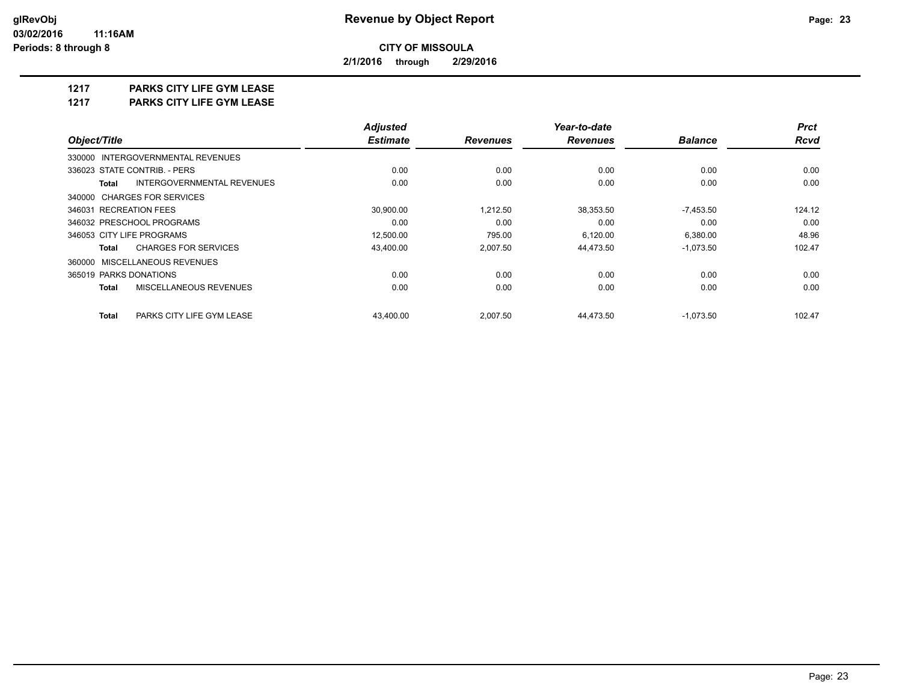# Revenue by Object Report

**CITY OF MISSOULA**

**2/1/2016 through 2/29/2016**

glRevObj
03/02/2016 11:16AM
Periods: 8 through 8

**1217 PARKS CITY LIFE GYM LEASE**

**1217 PARKS CITY LIFE GYM LEASE**

| Object/Title | Adjusted Estimate | Revenues | Year-to-date Revenues | Balance | Prct Rcvd |
|---|---|---|---|---|---|
| 330000 INTERGOVERNMENTAL REVENUES | | | | | |
| 336023 STATE CONTRIB. - PERS | 0.00 | 0.00 | 0.00 | 0.00 | 0.00 |
| **Total** INTERGOVERNMENTAL REVENUES | 0.00 | 0.00 | 0.00 | 0.00 | 0.00 |
| 340000 CHARGES FOR SERVICES | | | | | |
| 346031 RECREATION FEES | 30,900.00 | 1,212.50 | 38,353.50 | -7,453.50 | 124.12 |
| 346032 PRESCHOOL PROGRAMS | 0.00 | 0.00 | 0.00 | 0.00 | 0.00 |
| 346053 CITY LIFE PROGRAMS | 12,500.00 | 795.00 | 6,120.00 | 6,380.00 | 48.96 |
| **Total** CHARGES FOR SERVICES | 43,400.00 | 2,007.50 | 44,473.50 | -1,073.50 | 102.47 |
| 360000 MISCELLANEOUS REVENUES | | | | | |
| 365019 PARKS DONATIONS | 0.00 | 0.00 | 0.00 | 0.00 | 0.00 |
| **Total** MISCELLANEOUS REVENUES | 0.00 | 0.00 | 0.00 | 0.00 | 0.00 |
| **Total** PARKS CITY LIFE GYM LEASE | 43,400.00 | 2,007.50 | 44,473.50 | -1,073.50 | 102.47 |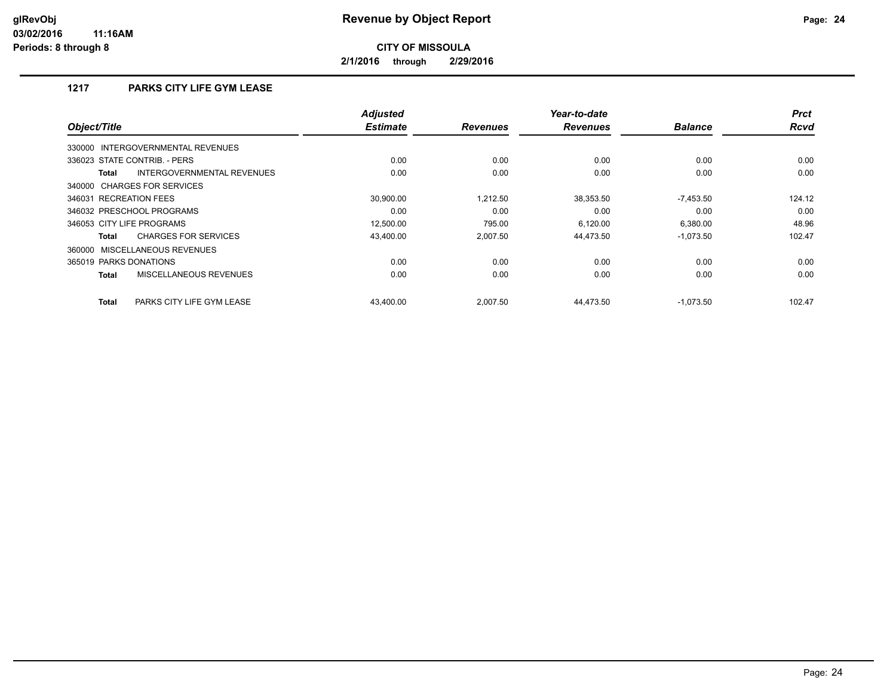# Revenue by Object Report

glRevObj
03/02/2016 11:16AM
Periods: 8 through 8

**CITY OF MISSOULA**

**2/1/2016 through 2/29/2016**

## 1217 PARKS CITY LIFE GYM LEASE

| Object/Title | Adjusted Estimate | Revenues | Year-to-date Revenues | Balance | Prct Rcvd |
|---|---|---|---|---|---|
| 330000 INTERGOVERNMENTAL REVENUES | | | | | |
| 336023 STATE CONTRIB. - PERS | 0.00 | 0.00 | 0.00 | 0.00 | 0.00 |
| **Total** INTERGOVERNMENTAL REVENUES | 0.00 | 0.00 | 0.00 | 0.00 | 0.00 |
| 340000 CHARGES FOR SERVICES | | | | | |
| 346031 RECREATION FEES | 30,900.00 | 1,212.50 | 38,353.50 | -7,453.50 | 124.12 |
| 346032 PRESCHOOL PROGRAMS | 0.00 | 0.00 | 0.00 | 0.00 | 0.00 |
| 346053 CITY LIFE PROGRAMS | 12,500.00 | 795.00 | 6,120.00 | 6,380.00 | 48.96 |
| **Total** CHARGES FOR SERVICES | 43,400.00 | 2,007.50 | 44,473.50 | -1,073.50 | 102.47 |
| 360000 MISCELLANEOUS REVENUES | | | | | |
| 365019 PARKS DONATIONS | 0.00 | 0.00 | 0.00 | 0.00 | 0.00 |
| **Total** MISCELLANEOUS REVENUES | 0.00 | 0.00 | 0.00 | 0.00 | 0.00 |
| **Total** PARKS CITY LIFE GYM LEASE | 43,400.00 | 2,007.50 | 44,473.50 | -1,073.50 | 102.47 |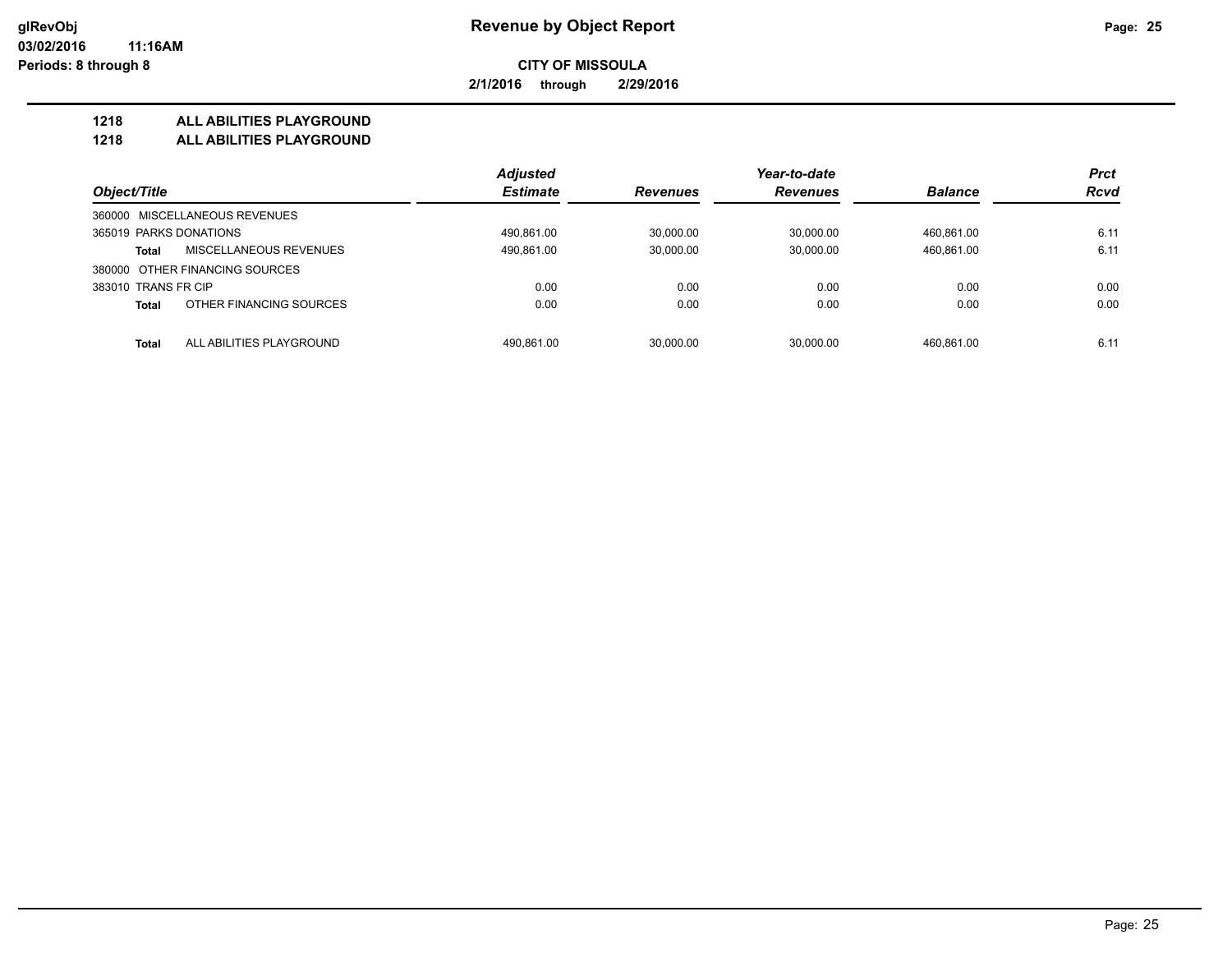**Revenue by Object Report**

**CITY OF MISSOULA**

**2/1/2016 through 2/29/2016**

## 1218 ALL ABILITIES PLAYGROUND
## 1218 ALL ABILITIES PLAYGROUND

| Object/Title | Adjusted Estimate | Revenues | Year-to-date Revenues | Balance | Prct Rcvd |
|---|---|---|---|---|---|
| 360000 MISCELLANEOUS REVENUES | | | | | |
| 365019 PARKS DONATIONS | 490,861.00 | 30,000.00 | 30,000.00 | 460,861.00 | 6.11 |
| **Total** MISCELLANEOUS REVENUES | 490,861.00 | 30,000.00 | 30,000.00 | 460,861.00 | 6.11 |
| 380000 OTHER FINANCING SOURCES | | | | | |
| 383010 TRANS FR CIP | 0.00 | 0.00 | 0.00 | 0.00 | 0.00 |
| **Total** OTHER FINANCING SOURCES | 0.00 | 0.00 | 0.00 | 0.00 | 0.00 |
| **Total** ALL ABILITIES PLAYGROUND | 490,861.00 | 30,000.00 | 30,000.00 | 460,861.00 | 6.11 |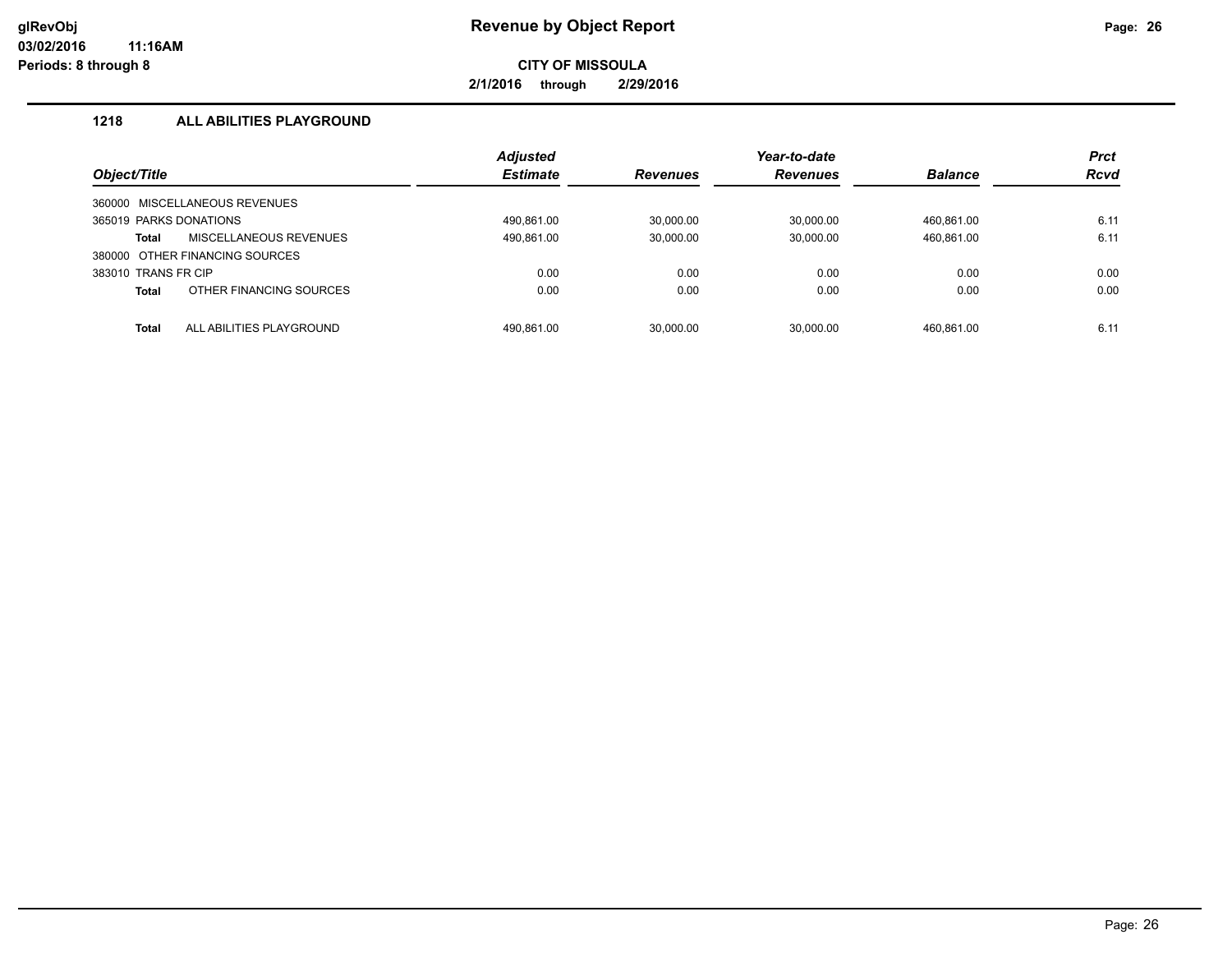glRevObj
03/02/2016 11:16AM
Periods: 8 through 8

# Revenue by Object Report

**CITY OF MISSOULA**

**2/1/2016 through 2/29/2016**

## 1218 ALL ABILITIES PLAYGROUND

| Object/Title | | Adjusted Estimate | Revenues | Year-to-date Revenues | Balance | Prct Rcvd |
|---|---|---|---|---|---|---|
| 360000 MISCELLANEOUS REVENUES | | | | | | |
| 365019 PARKS DONATIONS | | 490,861.00 | 30,000.00 | 30,000.00 | 460,861.00 | 6.11 |
| **Total** | MISCELLANEOUS REVENUES | 490,861.00 | 30,000.00 | 30,000.00 | 460,861.00 | 6.11 |
| 380000 OTHER FINANCING SOURCES | | | | | | |
| 383010 TRANS FR CIP | | 0.00 | 0.00 | 0.00 | 0.00 | 0.00 |
| **Total** | OTHER FINANCING SOURCES | 0.00 | 0.00 | 0.00 | 0.00 | 0.00 |
| **Total** | ALL ABILITIES PLAYGROUND | 490,861.00 | 30,000.00 | 30,000.00 | 460,861.00 | 6.11 |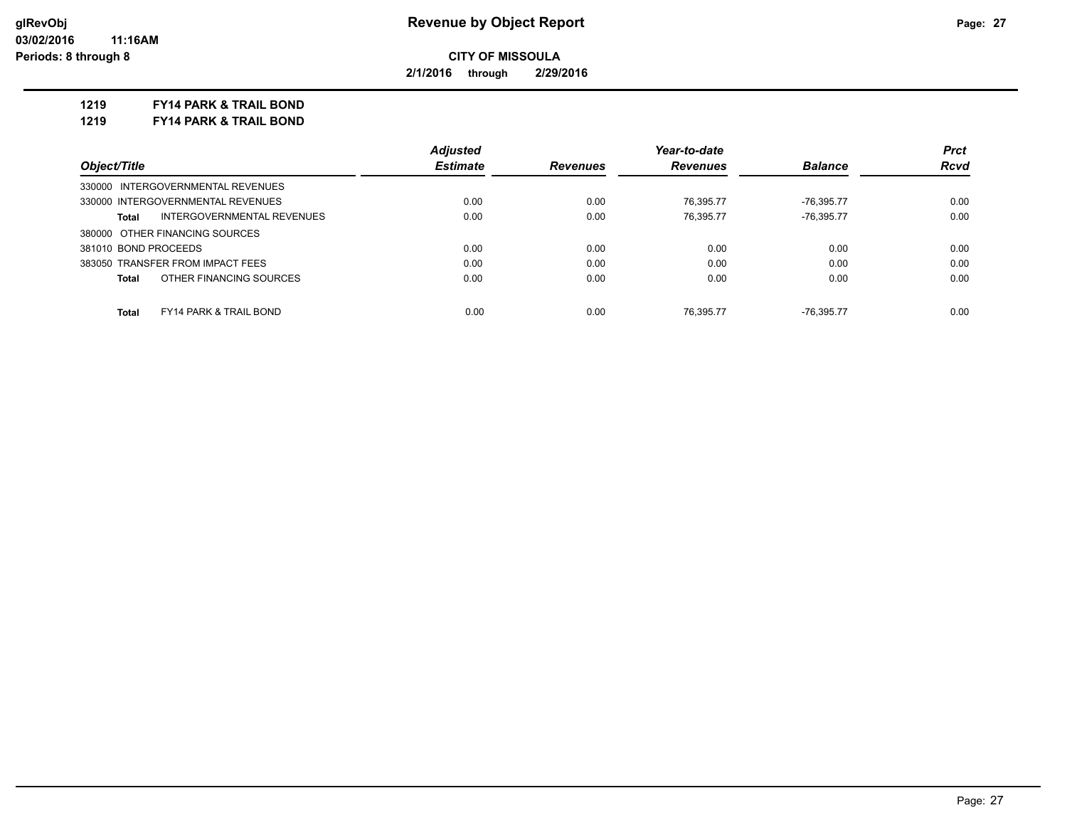**glRevObj** **Revenue by Object Report**

**03/02/2016 11:16AM**

**Periods: 8 through 8**

**CITY OF MISSOULA**

**2/1/2016 through 2/29/2016**

**1219 FY14 PARK & TRAIL BOND**

**1219 FY14 PARK & TRAIL BOND**

| Object/Title | Adjusted Estimate | Revenues | Year-to-date Revenues | Balance | Prct Rcvd |
|---|---|---|---|---|---|
| 330000 INTERGOVERNMENTAL REVENUES | | | | | |
| 330000 INTERGOVERNMENTAL REVENUES | 0.00 | 0.00 | 76,395.77 | -76,395.77 | 0.00 |
| **Total** INTERGOVERNMENTAL REVENUES | 0.00 | 0.00 | 76,395.77 | -76,395.77 | 0.00 |
| 380000 OTHER FINANCING SOURCES | | | | | |
| 381010 BOND PROCEEDS | 0.00 | 0.00 | 0.00 | 0.00 | 0.00 |
| 383050 TRANSFER FROM IMPACT FEES | 0.00 | 0.00 | 0.00 | 0.00 | 0.00 |
| **Total** OTHER FINANCING SOURCES | 0.00 | 0.00 | 0.00 | 0.00 | 0.00 |
| **Total** FY14 PARK & TRAIL BOND | 0.00 | 0.00 | 76,395.77 | -76,395.77 | 0.00 |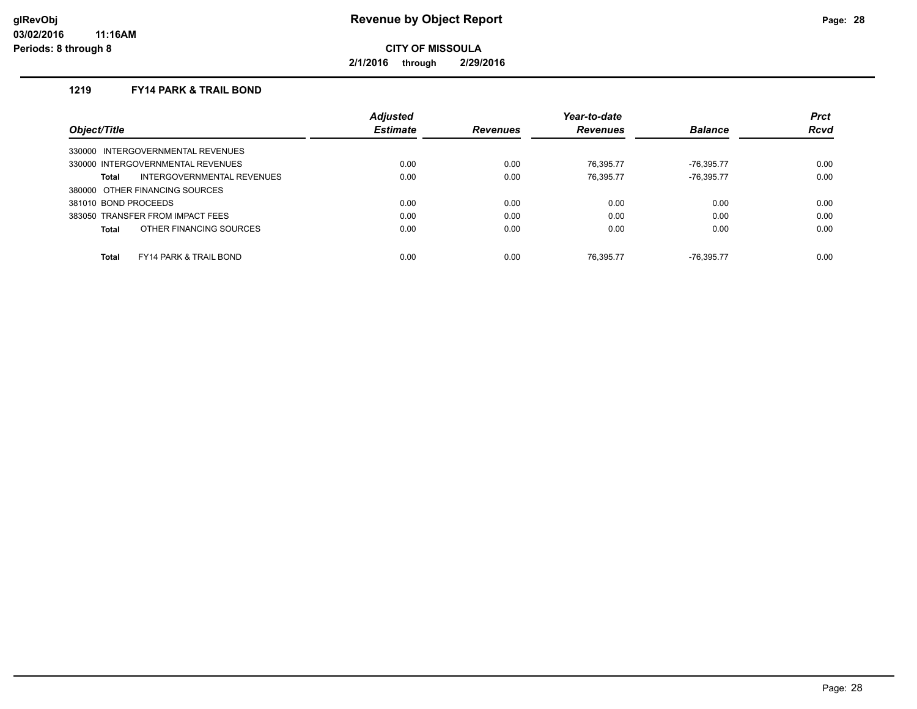**CITY OF MISSOULA**

**2/1/2016 through 2/29/2016**

### 1219 FY14 PARK & TRAIL BOND

| Object/Title | Adjusted Estimate | Revenues | Year-to-date Revenues | Balance | Prct Rcvd |
|---|---|---|---|---|---|
| 330000 INTERGOVERNMENTAL REVENUES | | | | | |
| 330000 INTERGOVERNMENTAL REVENUES | 0.00 | 0.00 | 76,395.77 | -76,395.77 | 0.00 |
| **Total** INTERGOVERNMENTAL REVENUES | 0.00 | 0.00 | 76,395.77 | -76,395.77 | 0.00 |
| 380000 OTHER FINANCING SOURCES | | | | | |
| 381010 BOND PROCEEDS | 0.00 | 0.00 | 0.00 | 0.00 | 0.00 |
| 383050 TRANSFER FROM IMPACT FEES | 0.00 | 0.00 | 0.00 | 0.00 | 0.00 |
| **Total** OTHER FINANCING SOURCES | 0.00 | 0.00 | 0.00 | 0.00 | 0.00 |
| **Total** FY14 PARK & TRAIL BOND | 0.00 | 0.00 | 76,395.77 | -76,395.77 | 0.00 |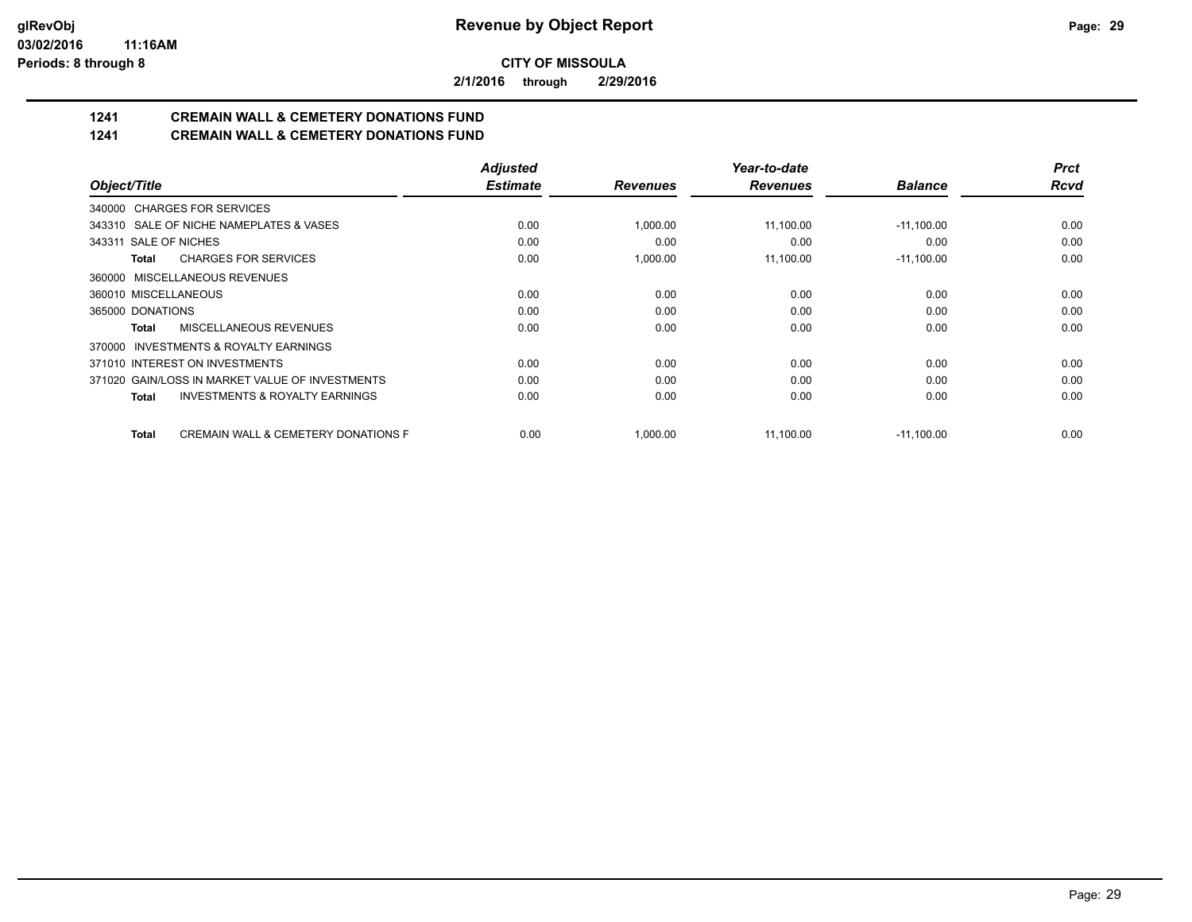**CITY OF MISSOULA**

**2/1/2016 through 2/29/2016**

## 1241 CREMAIN WALL & CEMETERY DONATIONS FUND

## 1241 CREMAIN WALL & CEMETERY DONATIONS FUND

| Object/Title | Adjusted Estimate | Revenues | Year-to-date Revenues | Balance | Prct Rcvd |
|---|---|---|---|---|---|
| 340000 CHARGES FOR SERVICES | | | | | |
| 343310 SALE OF NICHE NAMEPLATES & VASES | 0.00 | 1,000.00 | 11,100.00 | -11,100.00 | 0.00 |
| 343311 SALE OF NICHES | 0.00 | 0.00 | 0.00 | 0.00 | 0.00 |
| **Total** CHARGES FOR SERVICES | 0.00 | 1,000.00 | 11,100.00 | -11,100.00 | 0.00 |
| 360000 MISCELLANEOUS REVENUES | | | | | |
| 360010 MISCELLANEOUS | 0.00 | 0.00 | 0.00 | 0.00 | 0.00 |
| 365000 DONATIONS | 0.00 | 0.00 | 0.00 | 0.00 | 0.00 |
| **Total** MISCELLANEOUS REVENUES | 0.00 | 0.00 | 0.00 | 0.00 | 0.00 |
| 370000 INVESTMENTS & ROYALTY EARNINGS | | | | | |
| 371010 INTEREST ON INVESTMENTS | 0.00 | 0.00 | 0.00 | 0.00 | 0.00 |
| 371020 GAIN/LOSS IN MARKET VALUE OF INVESTMENTS | 0.00 | 0.00 | 0.00 | 0.00 | 0.00 |
| **Total** INVESTMENTS & ROYALTY EARNINGS | 0.00 | 0.00 | 0.00 | 0.00 | 0.00 |
| **Total** CREMAIN WALL & CEMETERY DONATIONS F | 0.00 | 1,000.00 | 11,100.00 | -11,100.00 | 0.00 |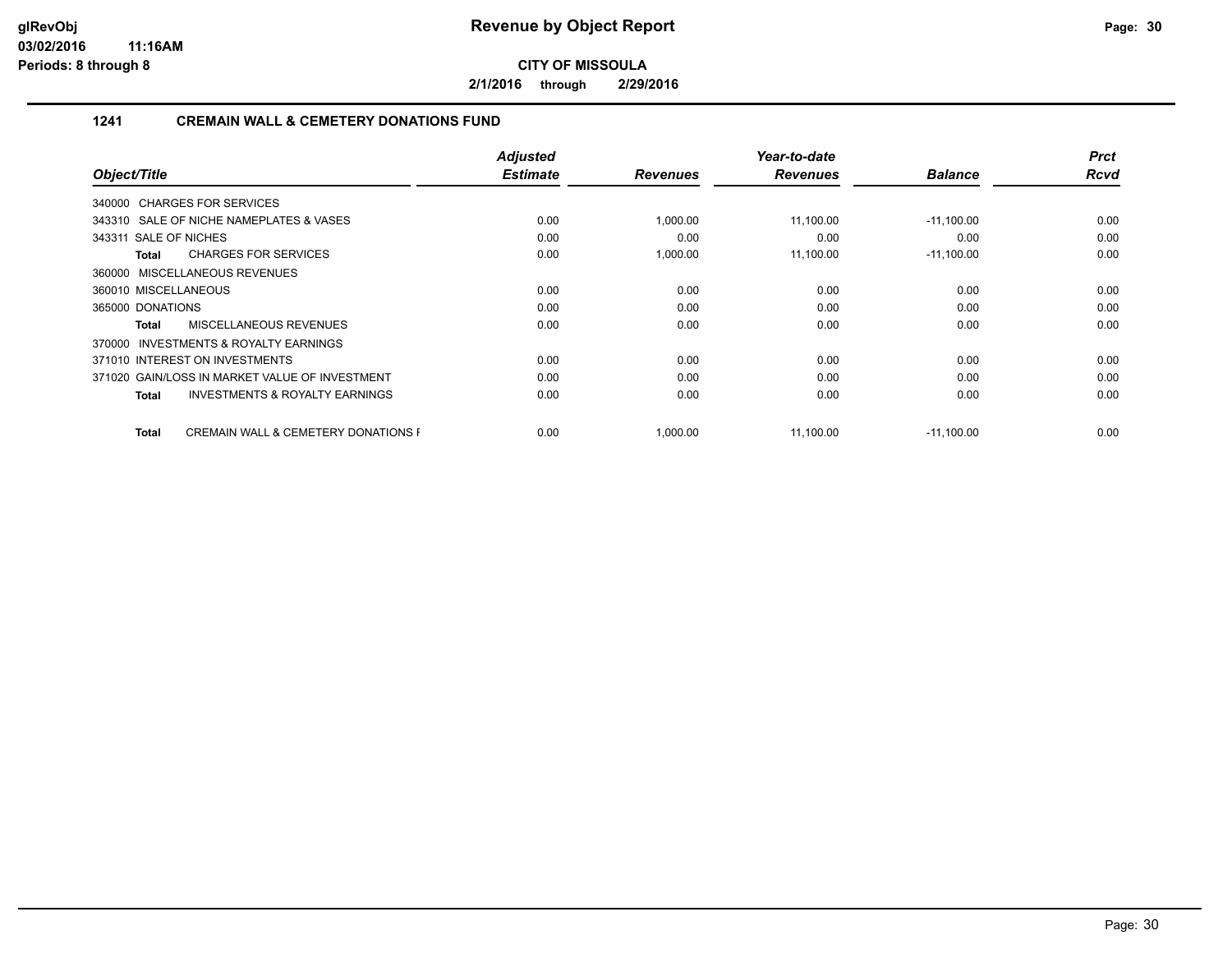# Revenue by Object Report

**CITY OF MISSOULA**

**2/1/2016 through 2/29/2016**

## 1241 CREMAIN WALL & CEMETERY DONATIONS FUND

| Object/Title | Adjusted Estimate | Revenues | Year-to-date Revenues | Balance | Prct Rcvd |
|---|---|---|---|---|---|
| 340000 CHARGES FOR SERVICES | | | | | |
| 343310 SALE OF NICHE NAMEPLATES & VASES | 0.00 | 1,000.00 | 11,100.00 | -11,100.00 | 0.00 |
| 343311 SALE OF NICHES | 0.00 | 0.00 | 0.00 | 0.00 | 0.00 |
| **Total** CHARGES FOR SERVICES | 0.00 | 1,000.00 | 11,100.00 | -11,100.00 | 0.00 |
| 360000 MISCELLANEOUS REVENUES | | | | | |
| 360010 MISCELLANEOUS | 0.00 | 0.00 | 0.00 | 0.00 | 0.00 |
| 365000 DONATIONS | 0.00 | 0.00 | 0.00 | 0.00 | 0.00 |
| **Total** MISCELLANEOUS REVENUES | 0.00 | 0.00 | 0.00 | 0.00 | 0.00 |
| 370000 INVESTMENTS & ROYALTY EARNINGS | | | | | |
| 371010 INTEREST ON INVESTMENTS | 0.00 | 0.00 | 0.00 | 0.00 | 0.00 |
| 371020 GAIN/LOSS IN MARKET VALUE OF INVESTMENT | 0.00 | 0.00 | 0.00 | 0.00 | 0.00 |
| **Total** INVESTMENTS & ROYALTY EARNINGS | 0.00 | 0.00 | 0.00 | 0.00 | 0.00 |
| **Total** CREMAIN WALL & CEMETERY DONATIONS F | 0.00 | 1,000.00 | 11,100.00 | -11,100.00 | 0.00 |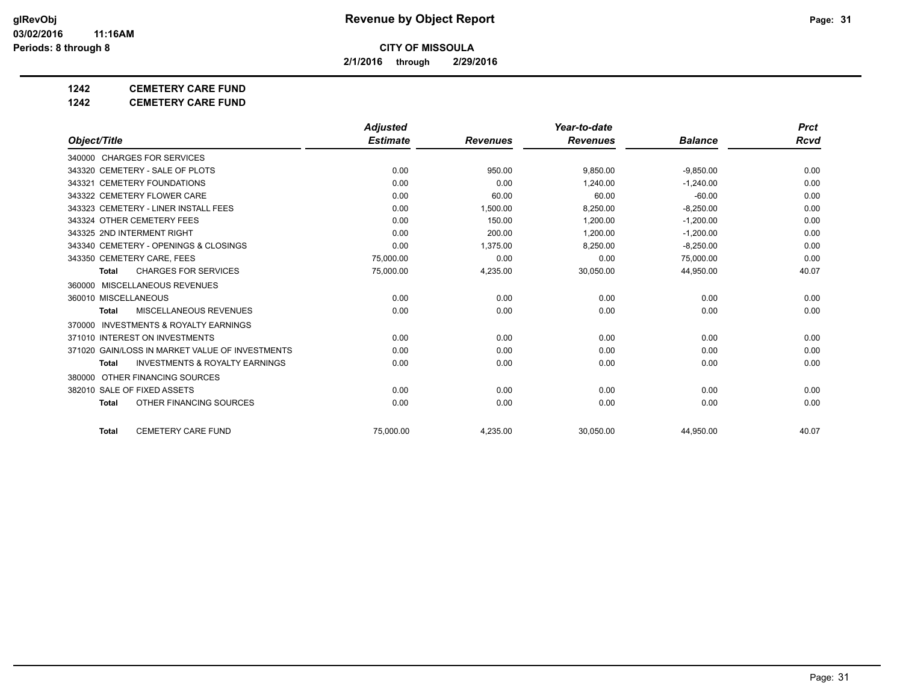**CITY OF MISSOULA**

**2/1/2016 through 2/29/2016**

**1242 CEMETERY CARE FUND**

**1242 CEMETERY CARE FUND**

| Object/Title | Adjusted Estimate | Revenues | Year-to-date Revenues | Balance | Prct Rcvd |
|---|---|---|---|---|---|
| 340000 CHARGES FOR SERVICES | | | | | |
| 343320 CEMETERY - SALE OF PLOTS | 0.00 | 950.00 | 9,850.00 | -9,850.00 | 0.00 |
| 343321 CEMETERY FOUNDATIONS | 0.00 | 0.00 | 1,240.00 | -1,240.00 | 0.00 |
| 343322 CEMETERY FLOWER CARE | 0.00 | 60.00 | 60.00 | -60.00 | 0.00 |
| 343323 CEMETERY - LINER INSTALL FEES | 0.00 | 1,500.00 | 8,250.00 | -8,250.00 | 0.00 |
| 343324 OTHER CEMETERY FEES | 0.00 | 150.00 | 1,200.00 | -1,200.00 | 0.00 |
| 343325 2ND INTERMENT RIGHT | 0.00 | 200.00 | 1,200.00 | -1,200.00 | 0.00 |
| 343340 CEMETERY - OPENINGS & CLOSINGS | 0.00 | 1,375.00 | 8,250.00 | -8,250.00 | 0.00 |
| 343350 CEMETERY CARE, FEES | 75,000.00 | 0.00 | 0.00 | 75,000.00 | 0.00 |
| **Total** CHARGES FOR SERVICES | 75,000.00 | 4,235.00 | 30,050.00 | 44,950.00 | 40.07 |
| 360000 MISCELLANEOUS REVENUES | | | | | |
| 360010 MISCELLANEOUS | 0.00 | 0.00 | 0.00 | 0.00 | 0.00 |
| **Total** MISCELLANEOUS REVENUES | 0.00 | 0.00 | 0.00 | 0.00 | 0.00 |
| 370000 INVESTMENTS & ROYALTY EARNINGS | | | | | |
| 371010 INTEREST ON INVESTMENTS | 0.00 | 0.00 | 0.00 | 0.00 | 0.00 |
| 371020 GAIN/LOSS IN MARKET VALUE OF INVESTMENTS | 0.00 | 0.00 | 0.00 | 0.00 | 0.00 |
| **Total** INVESTMENTS & ROYALTY EARNINGS | 0.00 | 0.00 | 0.00 | 0.00 | 0.00 |
| 380000 OTHER FINANCING SOURCES | | | | | |
| 382010 SALE OF FIXED ASSETS | 0.00 | 0.00 | 0.00 | 0.00 | 0.00 |
| **Total** OTHER FINANCING SOURCES | 0.00 | 0.00 | 0.00 | 0.00 | 0.00 |
| **Total** CEMETERY CARE FUND | 75,000.00 | 4,235.00 | 30,050.00 | 44,950.00 | 40.07 |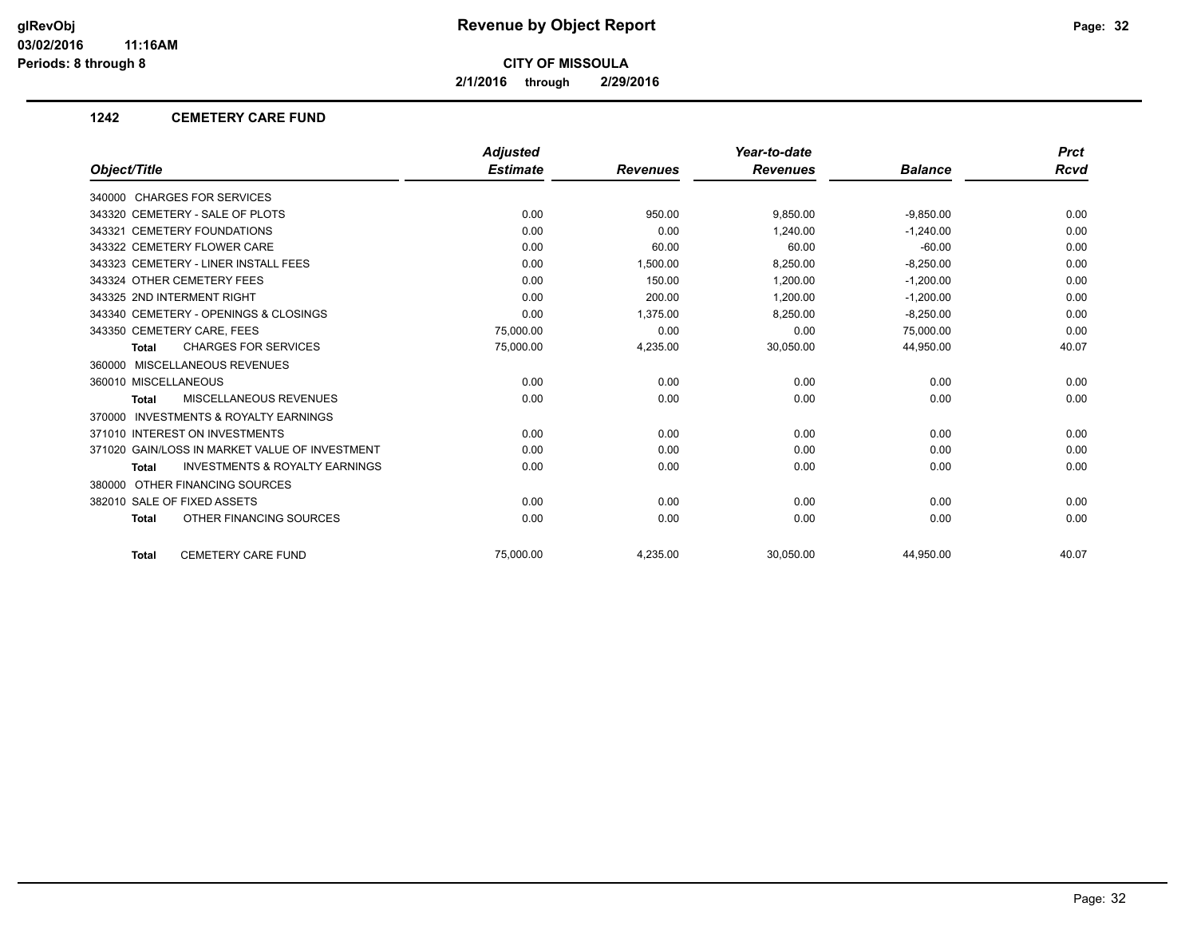# Revenue by Object Report

**CITY OF MISSOULA**

**2/1/2016 through 2/29/2016**

glRevObj
03/02/2016 11:16AM
Periods: 8 through 8

## 1242 CEMETERY CARE FUND

| Object/Title | Adjusted Estimate | Revenues | Year-to-date Revenues | Balance | Prct Rcvd |
|---|---|---|---|---|---|
| 340000 CHARGES FOR SERVICES | | | | | |
| 343320 CEMETERY - SALE OF PLOTS | 0.00 | 950.00 | 9,850.00 | -9,850.00 | 0.00 |
| 343321 CEMETERY FOUNDATIONS | 0.00 | 0.00 | 1,240.00 | -1,240.00 | 0.00 |
| 343322 CEMETERY FLOWER CARE | 0.00 | 60.00 | 60.00 | -60.00 | 0.00 |
| 343323 CEMETERY - LINER INSTALL FEES | 0.00 | 1,500.00 | 8,250.00 | -8,250.00 | 0.00 |
| 343324 OTHER CEMETERY FEES | 0.00 | 150.00 | 1,200.00 | -1,200.00 | 0.00 |
| 343325 2ND INTERMENT RIGHT | 0.00 | 200.00 | 1,200.00 | -1,200.00 | 0.00 |
| 343340 CEMETERY - OPENINGS & CLOSINGS | 0.00 | 1,375.00 | 8,250.00 | -8,250.00 | 0.00 |
| 343350 CEMETERY CARE, FEES | 75,000.00 | 0.00 | 0.00 | 75,000.00 | 0.00 |
| **Total** CHARGES FOR SERVICES | 75,000.00 | 4,235.00 | 30,050.00 | 44,950.00 | 40.07 |
| 360000 MISCELLANEOUS REVENUES | | | | | |
| 360010 MISCELLANEOUS | 0.00 | 0.00 | 0.00 | 0.00 | 0.00 |
| **Total** MISCELLANEOUS REVENUES | 0.00 | 0.00 | 0.00 | 0.00 | 0.00 |
| 370000 INVESTMENTS & ROYALTY EARNINGS | | | | | |
| 371010 INTEREST ON INVESTMENTS | 0.00 | 0.00 | 0.00 | 0.00 | 0.00 |
| 371020 GAIN/LOSS IN MARKET VALUE OF INVESTMENT | 0.00 | 0.00 | 0.00 | 0.00 | 0.00 |
| **Total** INVESTMENTS & ROYALTY EARNINGS | 0.00 | 0.00 | 0.00 | 0.00 | 0.00 |
| 380000 OTHER FINANCING SOURCES | | | | | |
| 382010 SALE OF FIXED ASSETS | 0.00 | 0.00 | 0.00 | 0.00 | 0.00 |
| **Total** OTHER FINANCING SOURCES | 0.00 | 0.00 | 0.00 | 0.00 | 0.00 |
| **Total** CEMETERY CARE FUND | 75,000.00 | 4,235.00 | 30,050.00 | 44,950.00 | 40.07 |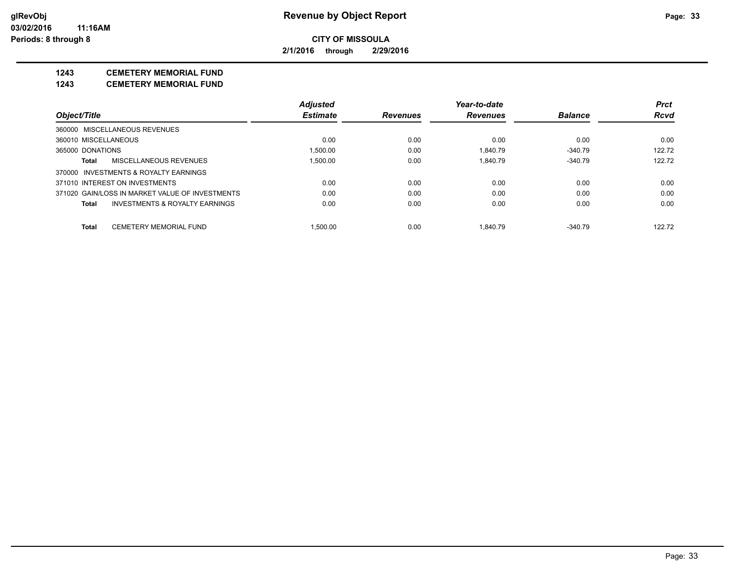**CITY OF MISSOULA**

**2/1/2016 through 2/29/2016**

## 1243 CEMETERY MEMORIAL FUND

## 1243 CEMETERY MEMORIAL FUND

| Object/Title | Adjusted Estimate | Revenues | Year-to-date Revenues | Balance | Prct Rcvd |
|---|---|---|---|---|---|
| 360000 MISCELLANEOUS REVENUES | | | | | |
| 360010 MISCELLANEOUS | 0.00 | 0.00 | 0.00 | 0.00 | 0.00 |
| 365000 DONATIONS | 1,500.00 | 0.00 | 1,840.79 | -340.79 | 122.72 |
| **Total** MISCELLANEOUS REVENUES | 1,500.00 | 0.00 | 1,840.79 | -340.79 | 122.72 |
| 370000 INVESTMENTS & ROYALTY EARNINGS | | | | | |
| 371010 INTEREST ON INVESTMENTS | 0.00 | 0.00 | 0.00 | 0.00 | 0.00 |
| 371020 GAIN/LOSS IN MARKET VALUE OF INVESTMENTS | 0.00 | 0.00 | 0.00 | 0.00 | 0.00 |
| **Total** INVESTMENTS & ROYALTY EARNINGS | 0.00 | 0.00 | 0.00 | 0.00 | 0.00 |
| **Total** CEMETERY MEMORIAL FUND | 1,500.00 | 0.00 | 1,840.79 | -340.79 | 122.72 |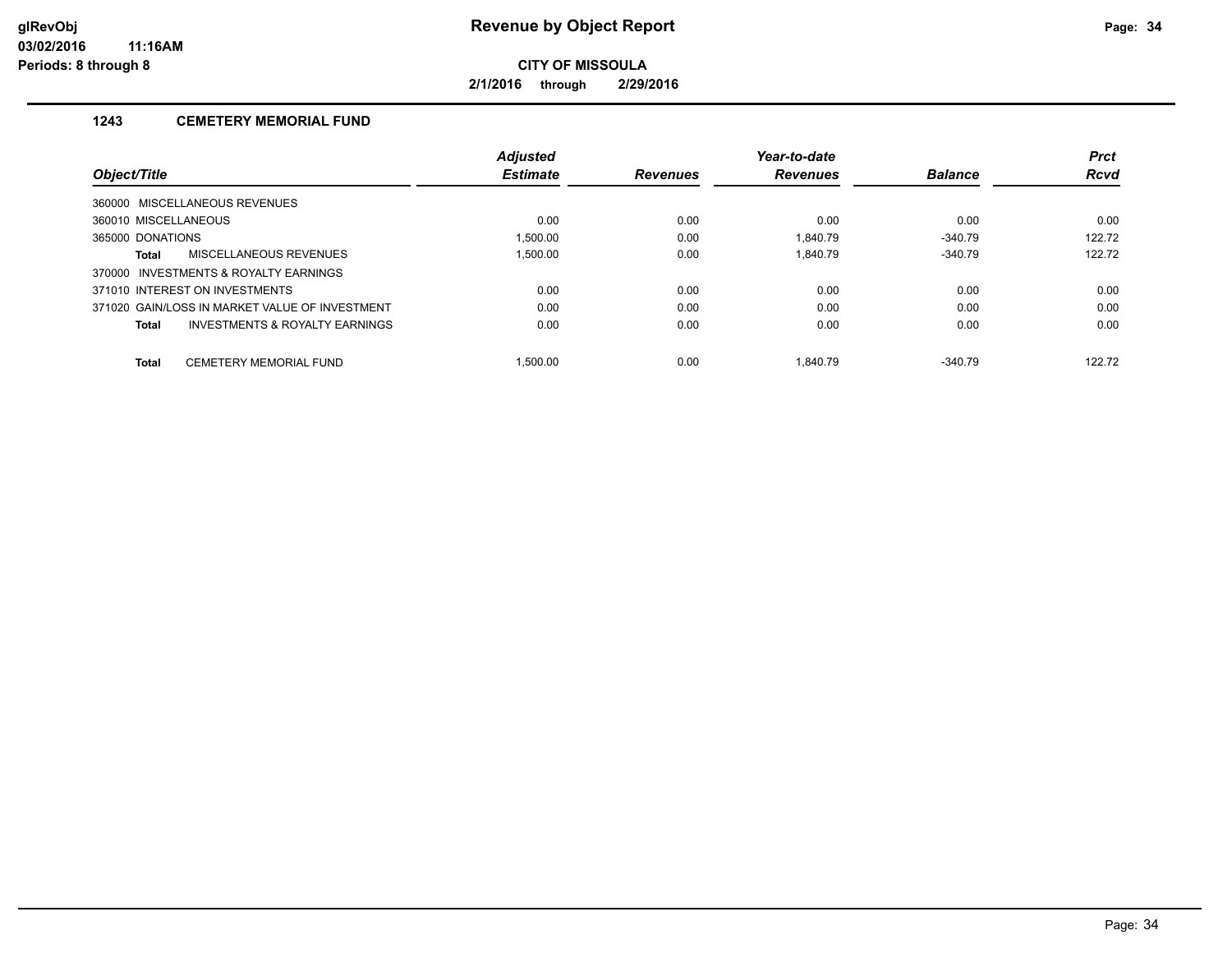**CITY OF MISSOULA**

**2/1/2016 through 2/29/2016**

## 1243 CEMETERY MEMORIAL FUND

| Object/Title | Adjusted Estimate | Revenues | Year-to-date Revenues | Balance | Prct Rcvd |
|---|---|---|---|---|---|
| 360000 MISCELLANEOUS REVENUES | | | | | |
| 360010 MISCELLANEOUS | 0.00 | 0.00 | 0.00 | 0.00 | 0.00 |
| 365000 DONATIONS | 1,500.00 | 0.00 | 1,840.79 | -340.79 | 122.72 |
| **Total** MISCELLANEOUS REVENUES | 1,500.00 | 0.00 | 1,840.79 | -340.79 | 122.72 |
| 370000 INVESTMENTS & ROYALTY EARNINGS | | | | | |
| 371010 INTEREST ON INVESTMENTS | 0.00 | 0.00 | 0.00 | 0.00 | 0.00 |
| 371020 GAIN/LOSS IN MARKET VALUE OF INVESTMENT | 0.00 | 0.00 | 0.00 | 0.00 | 0.00 |
| **Total** INVESTMENTS & ROYALTY EARNINGS | 0.00 | 0.00 | 0.00 | 0.00 | 0.00 |
| **Total** CEMETERY MEMORIAL FUND | 1,500.00 | 0.00 | 1,840.79 | -340.79 | 122.72 |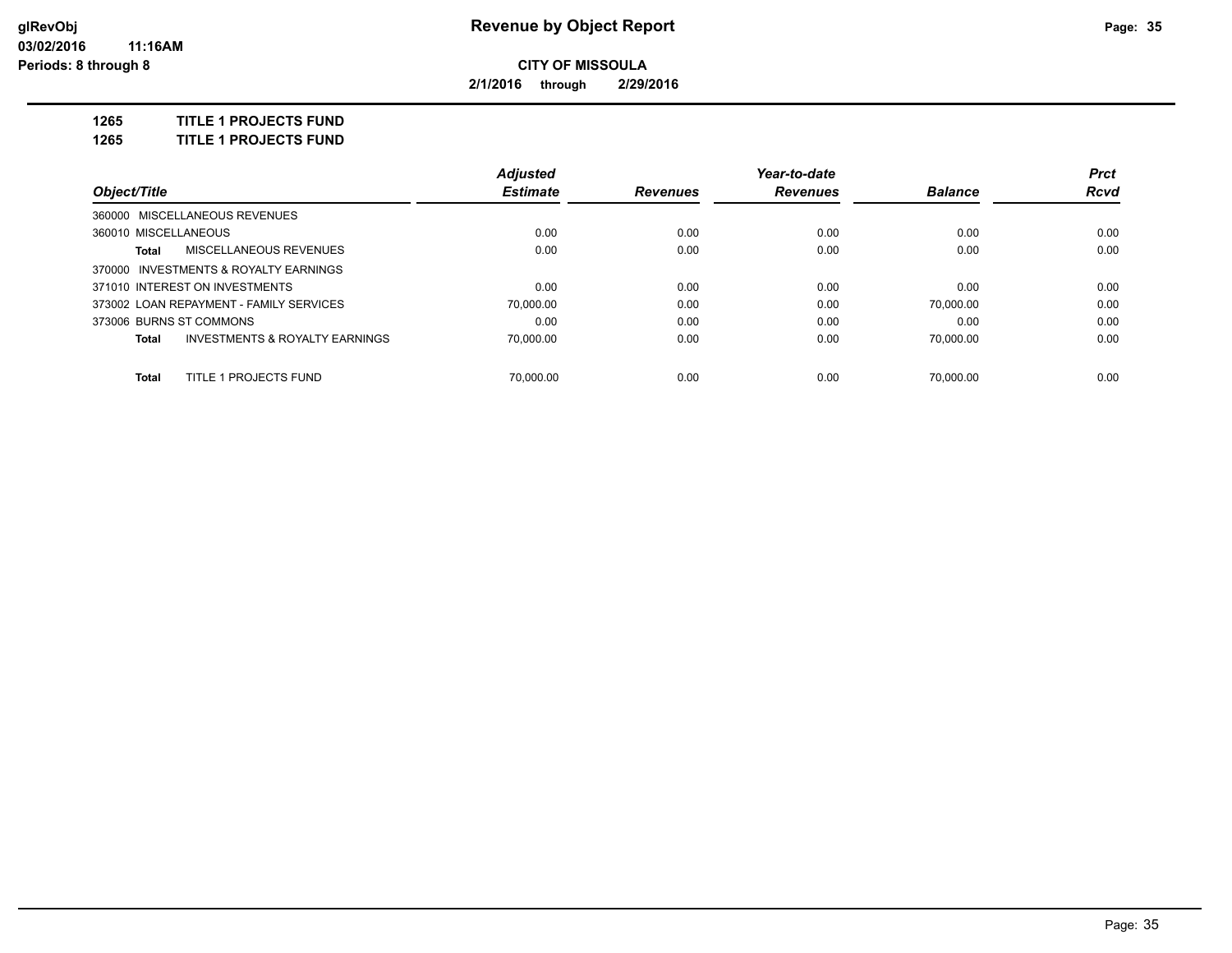**glRevObj**
**03/02/2016 11:16AM**
**Periods: 8 through 8**

# Revenue by Object Report

**CITY OF MISSOULA**

**2/1/2016 through 2/29/2016**

## 1265 TITLE 1 PROJECTS FUND
## 1265 TITLE 1 PROJECTS FUND

| Object/Title | Adjusted Estimate | Revenues | Year-to-date Revenues | Balance | Prct Rcvd |
|---|---|---|---|---|---|
| 360000 MISCELLANEOUS REVENUES | | | | | |
| 360010 MISCELLANEOUS | 0.00 | 0.00 | 0.00 | 0.00 | 0.00 |
| **Total** MISCELLANEOUS REVENUES | 0.00 | 0.00 | 0.00 | 0.00 | 0.00 |
| 370000 INVESTMENTS & ROYALTY EARNINGS | | | | | |
| 371010 INTEREST ON INVESTMENTS | 0.00 | 0.00 | 0.00 | 0.00 | 0.00 |
| 373002 LOAN REPAYMENT - FAMILY SERVICES | 70,000.00 | 0.00 | 0.00 | 70,000.00 | 0.00 |
| 373006 BURNS ST COMMONS | 0.00 | 0.00 | 0.00 | 0.00 | 0.00 |
| **Total** INVESTMENTS & ROYALTY EARNINGS | 70,000.00 | 0.00 | 0.00 | 70,000.00 | 0.00 |
| **Total** TITLE 1 PROJECTS FUND | 70,000.00 | 0.00 | 0.00 | 70,000.00 | 0.00 |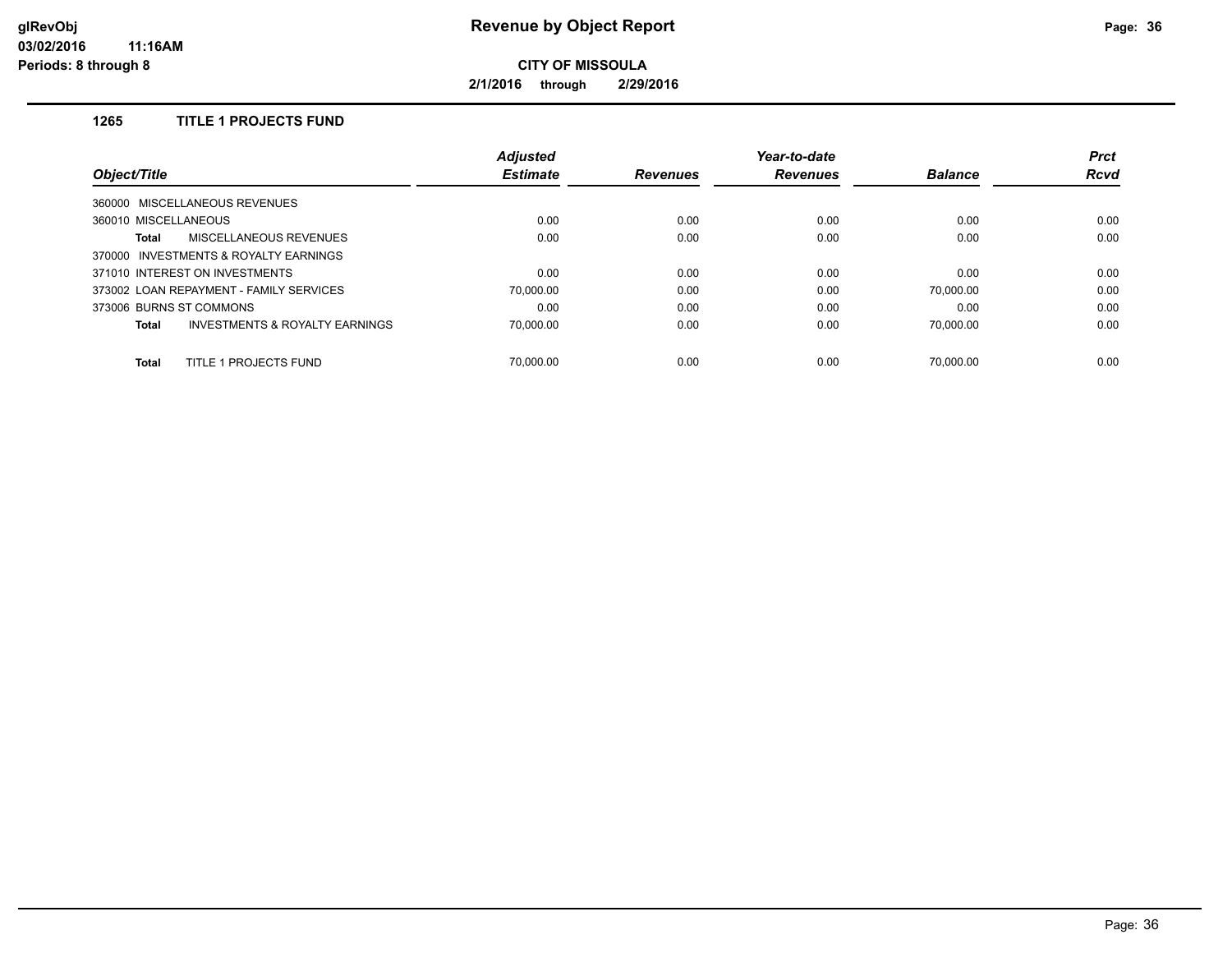**Revenue by Object Report**

**CITY OF MISSOULA**

**2/1/2016 through 2/29/2016**

## 1265 TITLE 1 PROJECTS FUND

| Object/Title | Adjusted Estimate | Revenues | Year-to-date Revenues | Balance | Prct Rcvd |
|---|---|---|---|---|---|
| 360000 MISCELLANEOUS REVENUES | | | | | |
| 360010 MISCELLANEOUS | 0.00 | 0.00 | 0.00 | 0.00 | 0.00 |
| **Total** MISCELLANEOUS REVENUES | 0.00 | 0.00 | 0.00 | 0.00 | 0.00 |
| 370000 INVESTMENTS & ROYALTY EARNINGS | | | | | |
| 371010 INTEREST ON INVESTMENTS | 0.00 | 0.00 | 0.00 | 0.00 | 0.00 |
| 373002 LOAN REPAYMENT - FAMILY SERVICES | 70,000.00 | 0.00 | 0.00 | 70,000.00 | 0.00 |
| 373006 BURNS ST COMMONS | 0.00 | 0.00 | 0.00 | 0.00 | 0.00 |
| **Total** INVESTMENTS & ROYALTY EARNINGS | 70,000.00 | 0.00 | 0.00 | 70,000.00 | 0.00 |
| **Total** TITLE 1 PROJECTS FUND | 70,000.00 | 0.00 | 0.00 | 70,000.00 | 0.00 |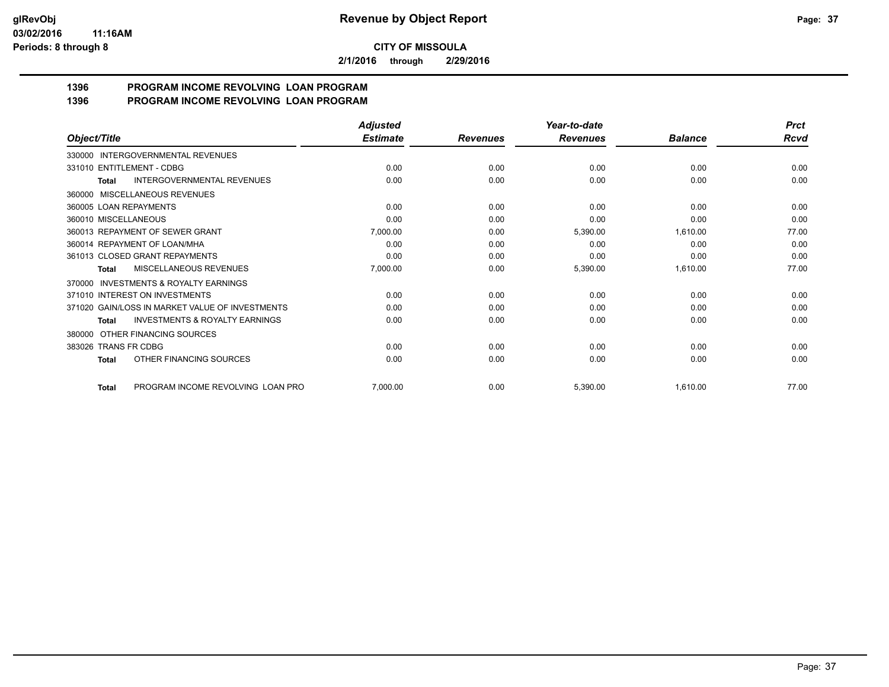**CITY OF MISSOULA**

**2/1/2016 through 2/29/2016**

## 1396 PROGRAM INCOME REVOLVING LOAN PROGRAM
## 1396 PROGRAM INCOME REVOLVING LOAN PROGRAM

| Object/Title | Adjusted Estimate | Revenues | Year-to-date Revenues | Balance | Prct Rcvd |
|---|---|---|---|---|---|
| 330000 INTERGOVERNMENTAL REVENUES | | | | | |
| 331010 ENTITLEMENT - CDBG | 0.00 | 0.00 | 0.00 | 0.00 | 0.00 |
| **Total** INTERGOVERNMENTAL REVENUES | 0.00 | 0.00 | 0.00 | 0.00 | 0.00 |
| 360000 MISCELLANEOUS REVENUES | | | | | |
| 360005 LOAN REPAYMENTS | 0.00 | 0.00 | 0.00 | 0.00 | 0.00 |
| 360010 MISCELLANEOUS | 0.00 | 0.00 | 0.00 | 0.00 | 0.00 |
| 360013 REPAYMENT OF SEWER GRANT | 7,000.00 | 0.00 | 5,390.00 | 1,610.00 | 77.00 |
| 360014 REPAYMENT OF LOAN/MHA | 0.00 | 0.00 | 0.00 | 0.00 | 0.00 |
| 361013 CLOSED GRANT REPAYMENTS | 0.00 | 0.00 | 0.00 | 0.00 | 0.00 |
| **Total** MISCELLANEOUS REVENUES | 7,000.00 | 0.00 | 5,390.00 | 1,610.00 | 77.00 |
| 370000 INVESTMENTS & ROYALTY EARNINGS | | | | | |
| 371010 INTEREST ON INVESTMENTS | 0.00 | 0.00 | 0.00 | 0.00 | 0.00 |
| 371020 GAIN/LOSS IN MARKET VALUE OF INVESTMENTS | 0.00 | 0.00 | 0.00 | 0.00 | 0.00 |
| **Total** INVESTMENTS & ROYALTY EARNINGS | 0.00 | 0.00 | 0.00 | 0.00 | 0.00 |
| 380000 OTHER FINANCING SOURCES | | | | | |
| 383026 TRANS FR CDBG | 0.00 | 0.00 | 0.00 | 0.00 | 0.00 |
| **Total** OTHER FINANCING SOURCES | 0.00 | 0.00 | 0.00 | 0.00 | 0.00 |
| **Total** PROGRAM INCOME REVOLVING LOAN PRO | 7,000.00 | 0.00 | 5,390.00 | 1,610.00 | 77.00 |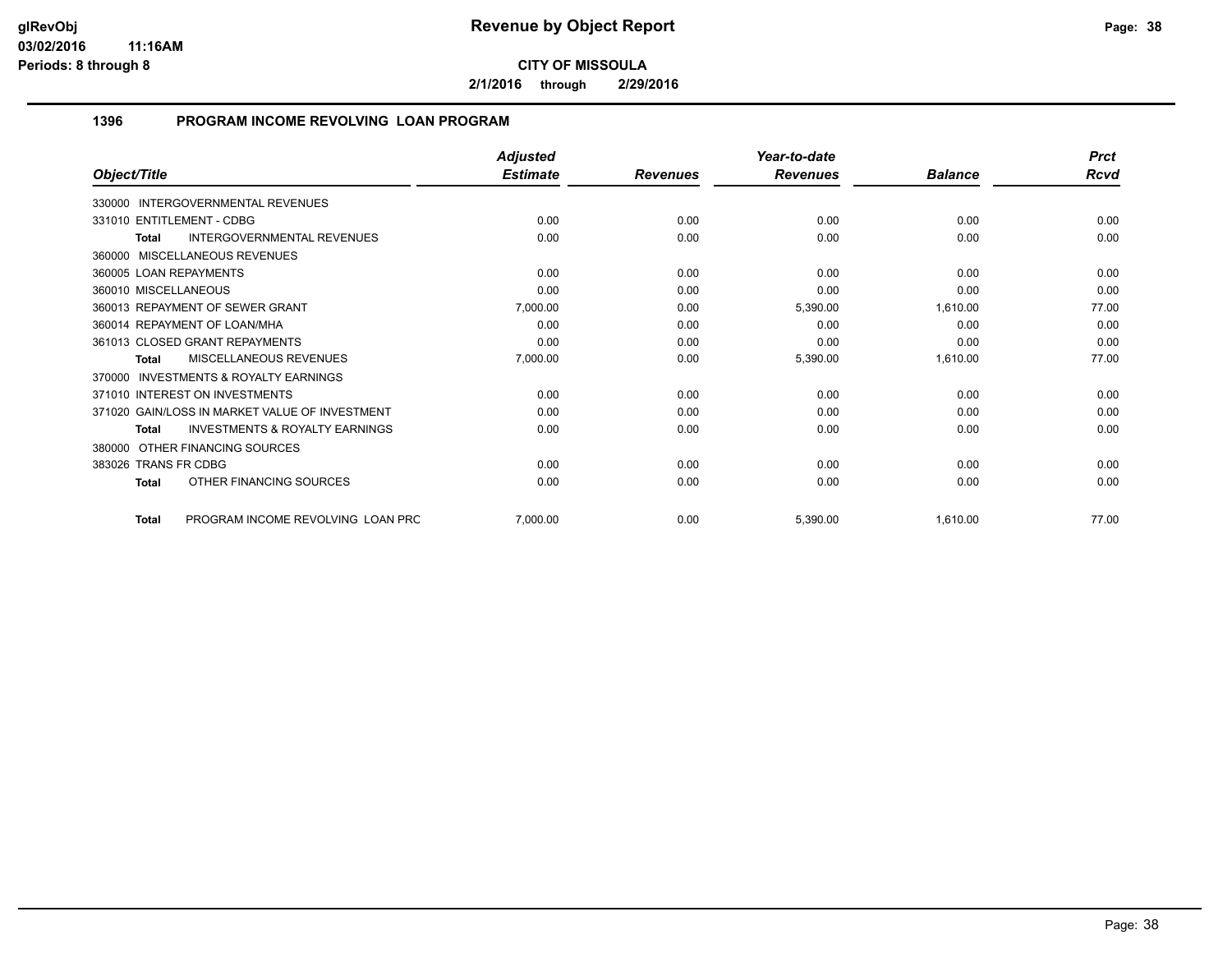# Revenue by Object Report

**CITY OF MISSOULA**

**2/1/2016 through 2/29/2016**

glRevObj
03/02/2016 11:16AM
Periods: 8 through 8

## 1396 PROGRAM INCOME REVOLVING LOAN PROGRAM

| Object/Title | Adjusted Estimate | Revenues | Year-to-date Revenues | Balance | Prct Rcvd |
|---|---|---|---|---|---|
| 330000 INTERGOVERNMENTAL REVENUES | | | | | |
| 331010 ENTITLEMENT - CDBG | 0.00 | 0.00 | 0.00 | 0.00 | 0.00 |
| **Total** INTERGOVERNMENTAL REVENUES | 0.00 | 0.00 | 0.00 | 0.00 | 0.00 |
| 360000 MISCELLANEOUS REVENUES | | | | | |
| 360005 LOAN REPAYMENTS | 0.00 | 0.00 | 0.00 | 0.00 | 0.00 |
| 360010 MISCELLANEOUS | 0.00 | 0.00 | 0.00 | 0.00 | 0.00 |
| 360013 REPAYMENT OF SEWER GRANT | 7,000.00 | 0.00 | 5,390.00 | 1,610.00 | 77.00 |
| 360014 REPAYMENT OF LOAN/MHA | 0.00 | 0.00 | 0.00 | 0.00 | 0.00 |
| 361013 CLOSED GRANT REPAYMENTS | 0.00 | 0.00 | 0.00 | 0.00 | 0.00 |
| **Total** MISCELLANEOUS REVENUES | 7,000.00 | 0.00 | 5,390.00 | 1,610.00 | 77.00 |
| 370000 INVESTMENTS & ROYALTY EARNINGS | | | | | |
| 371010 INTEREST ON INVESTMENTS | 0.00 | 0.00 | 0.00 | 0.00 | 0.00 |
| 371020 GAIN/LOSS IN MARKET VALUE OF INVESTMENT | 0.00 | 0.00 | 0.00 | 0.00 | 0.00 |
| **Total** INVESTMENTS & ROYALTY EARNINGS | 0.00 | 0.00 | 0.00 | 0.00 | 0.00 |
| 380000 OTHER FINANCING SOURCES | | | | | |
| 383026 TRANS FR CDBG | 0.00 | 0.00 | 0.00 | 0.00 | 0.00 |
| **Total** OTHER FINANCING SOURCES | 0.00 | 0.00 | 0.00 | 0.00 | 0.00 |
| **Total** PROGRAM INCOME REVOLVING LOAN PRC | 7,000.00 | 0.00 | 5,390.00 | 1,610.00 | 77.00 |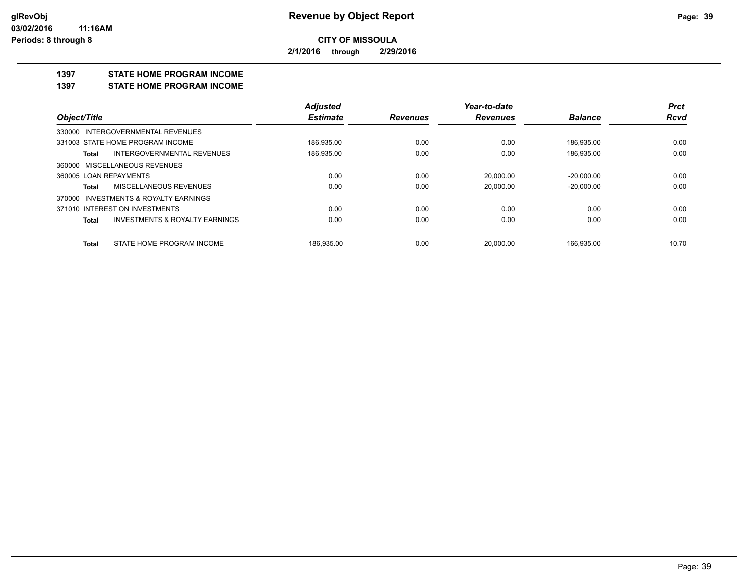# Revenue by Object Report

**CITY OF MISSOULA**

**2/1/2016 through 2/29/2016**

## 1397 STATE HOME PROGRAM INCOME

## 1397 STATE HOME PROGRAM INCOME

| Object/Title | Adjusted Estimate | Revenues | Year-to-date Revenues | Balance | Prct Rcvd |
|---|---|---|---|---|---|
| 330000 INTERGOVERNMENTAL REVENUES | | | | | |
| 331003 STATE HOME PROGRAM INCOME | 186,935.00 | 0.00 | 0.00 | 186,935.00 | 0.00 |
| **Total** INTERGOVERNMENTAL REVENUES | 186,935.00 | 0.00 | 0.00 | 186,935.00 | 0.00 |
| 360000 MISCELLANEOUS REVENUES | | | | | |
| 360005 LOAN REPAYMENTS | 0.00 | 0.00 | 20,000.00 | -20,000.00 | 0.00 |
| **Total** MISCELLANEOUS REVENUES | 0.00 | 0.00 | 20,000.00 | -20,000.00 | 0.00 |
| 370000 INVESTMENTS & ROYALTY EARNINGS | | | | | |
| 371010 INTEREST ON INVESTMENTS | 0.00 | 0.00 | 0.00 | 0.00 | 0.00 |
| **Total** INVESTMENTS & ROYALTY EARNINGS | 0.00 | 0.00 | 0.00 | 0.00 | 0.00 |
| **Total** STATE HOME PROGRAM INCOME | 186,935.00 | 0.00 | 20,000.00 | 166,935.00 | 10.70 |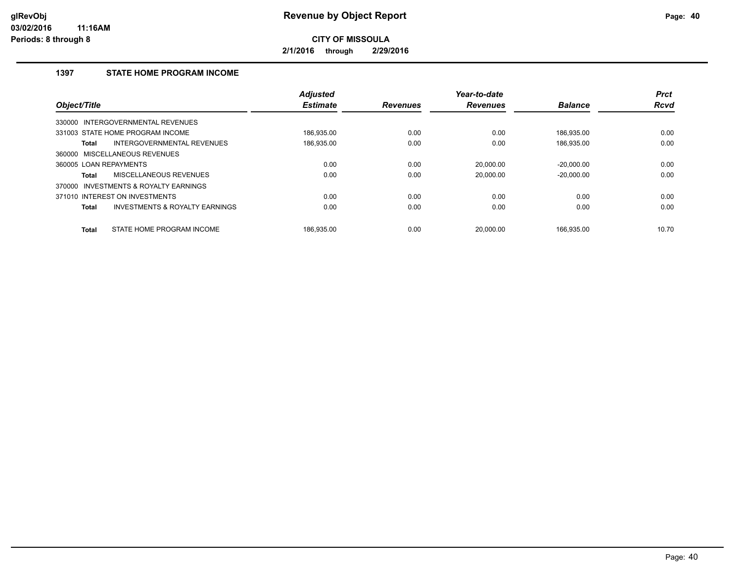# Revenue by Object Report

**CITY OF MISSOULA**

**2/1/2016 through 2/29/2016**

glRevObj
03/02/2016 11:16AM
Periods: 8 through 8

## 1397 STATE HOME PROGRAM INCOME

| Object/Title | | Adjusted Estimate | Revenues | Year-to-date Revenues | Balance | Prct Rcvd |
|---|---|---|---|---|---|---|
| 330000 INTERGOVERNMENTAL REVENUES | | | | | | |
| 331003 STATE HOME PROGRAM INCOME | | 186,935.00 | 0.00 | 0.00 | 186,935.00 | 0.00 |
| **Total** | INTERGOVERNMENTAL REVENUES | 186,935.00 | 0.00 | 0.00 | 186,935.00 | 0.00 |
| 360000 MISCELLANEOUS REVENUES | | | | | | |
| 360005 LOAN REPAYMENTS | | 0.00 | 0.00 | 20,000.00 | -20,000.00 | 0.00 |
| **Total** | MISCELLANEOUS REVENUES | 0.00 | 0.00 | 20,000.00 | -20,000.00 | 0.00 |
| 370000 INVESTMENTS & ROYALTY EARNINGS | | | | | | |
| 371010 INTEREST ON INVESTMENTS | | 0.00 | 0.00 | 0.00 | 0.00 | 0.00 |
| **Total** | INVESTMENTS & ROYALTY EARNINGS | 0.00 | 0.00 | 0.00 | 0.00 | 0.00 |
| **Total** | STATE HOME PROGRAM INCOME | 186,935.00 | 0.00 | 20,000.00 | 166,935.00 | 10.70 |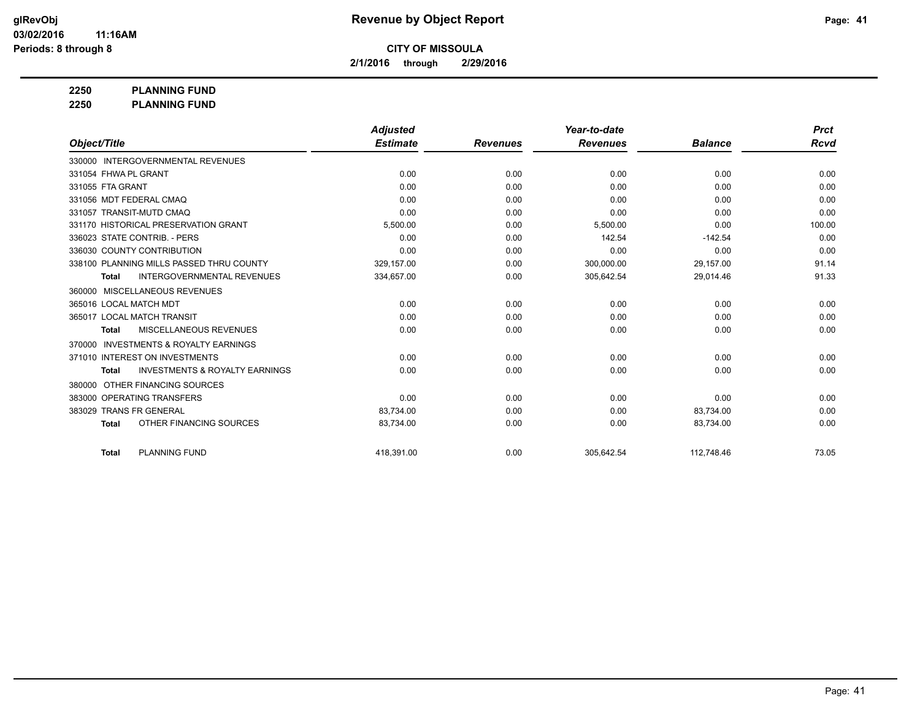# Revenue by Object Report

**CITY OF MISSOULA**

**2/1/2016 through 2/29/2016**

glRevObj
03/02/2016 11:16AM
Periods: 8 through 8

**2250 PLANNING FUND**
**2250 PLANNING FUND**

| Object/Title | Adjusted Estimate | Revenues | Year-to-date Revenues | Balance | Prct Rcvd |
|---|---|---|---|---|---|
| 330000 INTERGOVERNMENTAL REVENUES | | | | | |
| 331054 FHWA PL GRANT | 0.00 | 0.00 | 0.00 | 0.00 | 0.00 |
| 331055 FTA GRANT | 0.00 | 0.00 | 0.00 | 0.00 | 0.00 |
| 331056 MDT FEDERAL CMAQ | 0.00 | 0.00 | 0.00 | 0.00 | 0.00 |
| 331057 TRANSIT-MUTD CMAQ | 0.00 | 0.00 | 0.00 | 0.00 | 0.00 |
| 331170 HISTORICAL PRESERVATION GRANT | 5,500.00 | 0.00 | 5,500.00 | 0.00 | 100.00 |
| 336023 STATE CONTRIB. - PERS | 0.00 | 0.00 | 142.54 | -142.54 | 0.00 |
| 336030 COUNTY CONTRIBUTION | 0.00 | 0.00 | 0.00 | 0.00 | 0.00 |
| 338100 PLANNING MILLS PASSED THRU COUNTY | 329,157.00 | 0.00 | 300,000.00 | 29,157.00 | 91.14 |
| **Total** INTERGOVERNMENTAL REVENUES | 334,657.00 | 0.00 | 305,642.54 | 29,014.46 | 91.33 |
| 360000 MISCELLANEOUS REVENUES | | | | | |
| 365016 LOCAL MATCH MDT | 0.00 | 0.00 | 0.00 | 0.00 | 0.00 |
| 365017 LOCAL MATCH TRANSIT | 0.00 | 0.00 | 0.00 | 0.00 | 0.00 |
| **Total** MISCELLANEOUS REVENUES | 0.00 | 0.00 | 0.00 | 0.00 | 0.00 |
| 370000 INVESTMENTS & ROYALTY EARNINGS | | | | | |
| 371010 INTEREST ON INVESTMENTS | 0.00 | 0.00 | 0.00 | 0.00 | 0.00 |
| **Total** INVESTMENTS & ROYALTY EARNINGS | 0.00 | 0.00 | 0.00 | 0.00 | 0.00 |
| 380000 OTHER FINANCING SOURCES | | | | | |
| 383000 OPERATING TRANSFERS | 0.00 | 0.00 | 0.00 | 0.00 | 0.00 |
| 383029 TRANS FR GENERAL | 83,734.00 | 0.00 | 0.00 | 83,734.00 | 0.00 |
| **Total** OTHER FINANCING SOURCES | 83,734.00 | 0.00 | 0.00 | 83,734.00 | 0.00 |
| **Total** PLANNING FUND | 418,391.00 | 0.00 | 305,642.54 | 112,748.46 | 73.05 |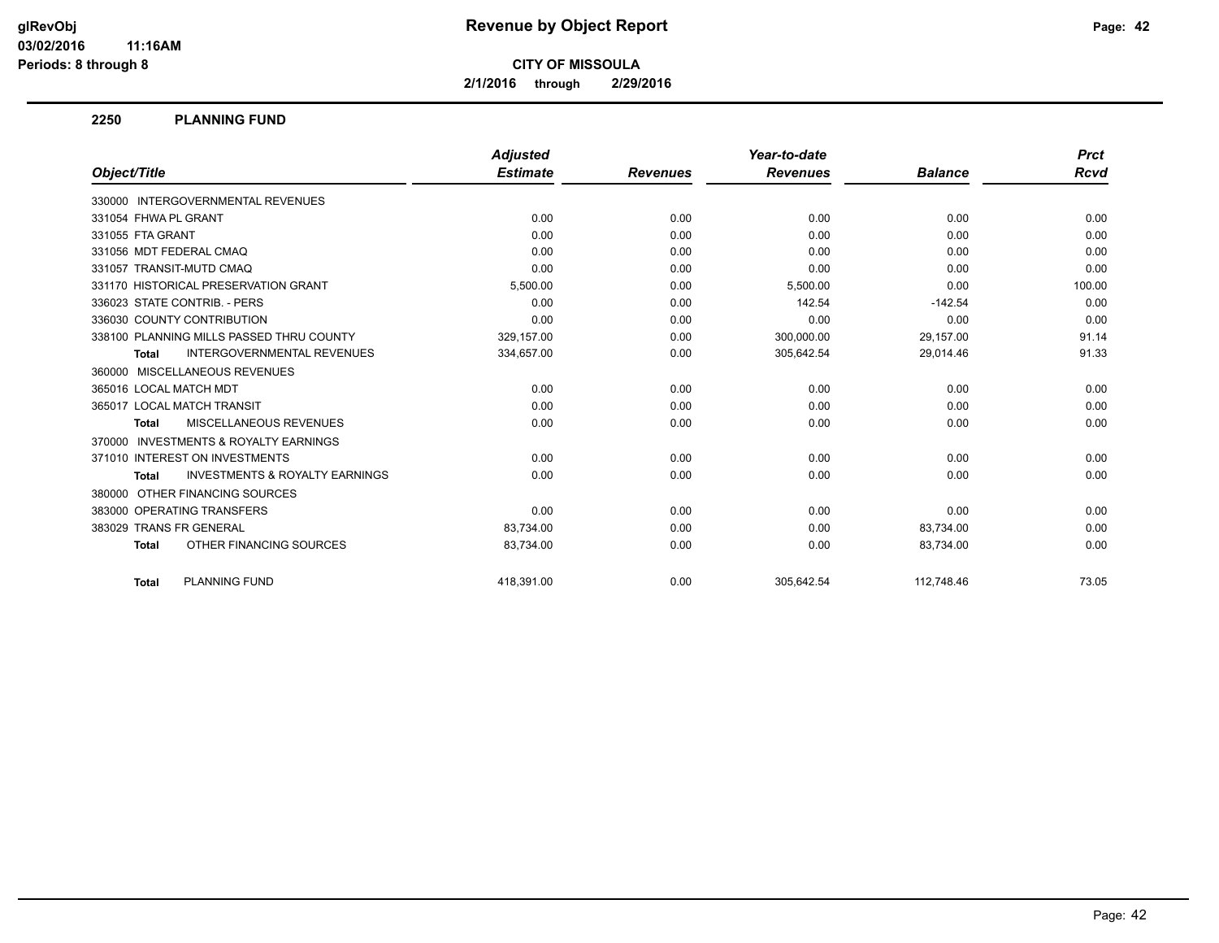# Revenue by Object Report

**CITY OF MISSOULA**

**2/1/2016 through 2/29/2016**

glRevObj
03/02/2016 11:16AM
Periods: 8 through 8

## 2250 PLANNING FUND

| Object/Title | Adjusted Estimate | Revenues | Year-to-date Revenues | Balance | Prct Rcvd |
|---|---|---|---|---|---|
| 330000 INTERGOVERNMENTAL REVENUES | | | | | |
| 331054 FHWA PL GRANT | 0.00 | 0.00 | 0.00 | 0.00 | 0.00 |
| 331055 FTA GRANT | 0.00 | 0.00 | 0.00 | 0.00 | 0.00 |
| 331056 MDT FEDERAL CMAQ | 0.00 | 0.00 | 0.00 | 0.00 | 0.00 |
| 331057 TRANSIT-MUTD CMAQ | 0.00 | 0.00 | 0.00 | 0.00 | 0.00 |
| 331170 HISTORICAL PRESERVATION GRANT | 5,500.00 | 0.00 | 5,500.00 | 0.00 | 100.00 |
| 336023 STATE CONTRIB. - PERS | 0.00 | 0.00 | 142.54 | -142.54 | 0.00 |
| 336030 COUNTY CONTRIBUTION | 0.00 | 0.00 | 0.00 | 0.00 | 0.00 |
| 338100 PLANNING MILLS PASSED THRU COUNTY | 329,157.00 | 0.00 | 300,000.00 | 29,157.00 | 91.14 |
| **Total** INTERGOVERNMENTAL REVENUES | 334,657.00 | 0.00 | 305,642.54 | 29,014.46 | 91.33 |
| 360000 MISCELLANEOUS REVENUES | | | | | |
| 365016 LOCAL MATCH MDT | 0.00 | 0.00 | 0.00 | 0.00 | 0.00 |
| 365017 LOCAL MATCH TRANSIT | 0.00 | 0.00 | 0.00 | 0.00 | 0.00 |
| **Total** MISCELLANEOUS REVENUES | 0.00 | 0.00 | 0.00 | 0.00 | 0.00 |
| 370000 INVESTMENTS & ROYALTY EARNINGS | | | | | |
| 371010 INTEREST ON INVESTMENTS | 0.00 | 0.00 | 0.00 | 0.00 | 0.00 |
| **Total** INVESTMENTS & ROYALTY EARNINGS | 0.00 | 0.00 | 0.00 | 0.00 | 0.00 |
| 380000 OTHER FINANCING SOURCES | | | | | |
| 383000 OPERATING TRANSFERS | 0.00 | 0.00 | 0.00 | 0.00 | 0.00 |
| 383029 TRANS FR GENERAL | 83,734.00 | 0.00 | 0.00 | 83,734.00 | 0.00 |
| **Total** OTHER FINANCING SOURCES | 83,734.00 | 0.00 | 0.00 | 83,734.00 | 0.00 |
| **Total** PLANNING FUND | 418,391.00 | 0.00 | 305,642.54 | 112,748.46 | 73.05 |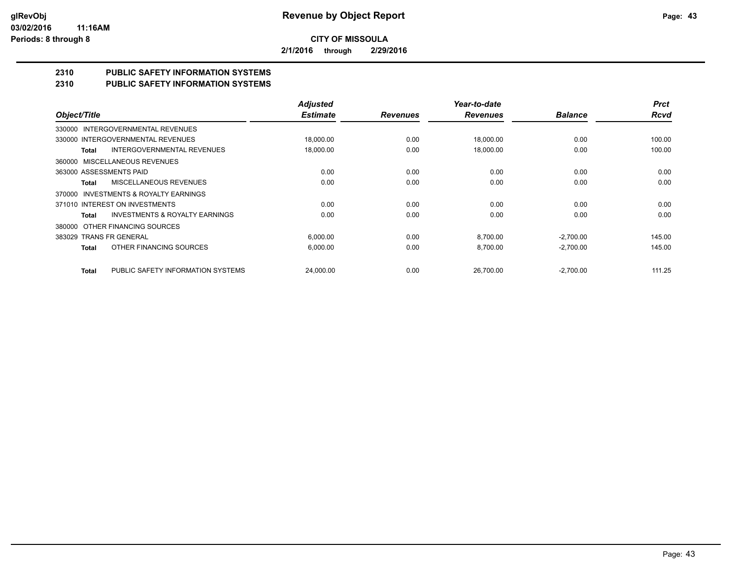# Revenue by Object Report

**CITY OF MISSOULA**

**2/1/2016 through 2/29/2016**

glRevObj
03/02/2016 11:16AM
Periods: 8 through 8

## 2310 PUBLIC SAFETY INFORMATION SYSTEMS
## 2310 PUBLIC SAFETY INFORMATION SYSTEMS

| Object/Title | Adjusted Estimate | Revenues | Year-to-date Revenues | Balance | Prct Rcvd |
|---|---|---|---|---|---|
| 330000 INTERGOVERNMENTAL REVENUES | | | | | |
| 330000 INTERGOVERNMENTAL REVENUES | 18,000.00 | 0.00 | 18,000.00 | 0.00 | 100.00 |
| **Total** INTERGOVERNMENTAL REVENUES | 18,000.00 | 0.00 | 18,000.00 | 0.00 | 100.00 |
| 360000 MISCELLANEOUS REVENUES | | | | | |
| 363000 ASSESSMENTS PAID | 0.00 | 0.00 | 0.00 | 0.00 | 0.00 |
| **Total** MISCELLANEOUS REVENUES | 0.00 | 0.00 | 0.00 | 0.00 | 0.00 |
| 370000 INVESTMENTS & ROYALTY EARNINGS | | | | | |
| 371010 INTEREST ON INVESTMENTS | 0.00 | 0.00 | 0.00 | 0.00 | 0.00 |
| **Total** INVESTMENTS & ROYALTY EARNINGS | 0.00 | 0.00 | 0.00 | 0.00 | 0.00 |
| 380000 OTHER FINANCING SOURCES | | | | | |
| 383029 TRANS FR GENERAL | 6,000.00 | 0.00 | 8,700.00 | -2,700.00 | 145.00 |
| **Total** OTHER FINANCING SOURCES | 6,000.00 | 0.00 | 8,700.00 | -2,700.00 | 145.00 |
| **Total** PUBLIC SAFETY INFORMATION SYSTEMS | 24,000.00 | 0.00 | 26,700.00 | -2,700.00 | 111.25 |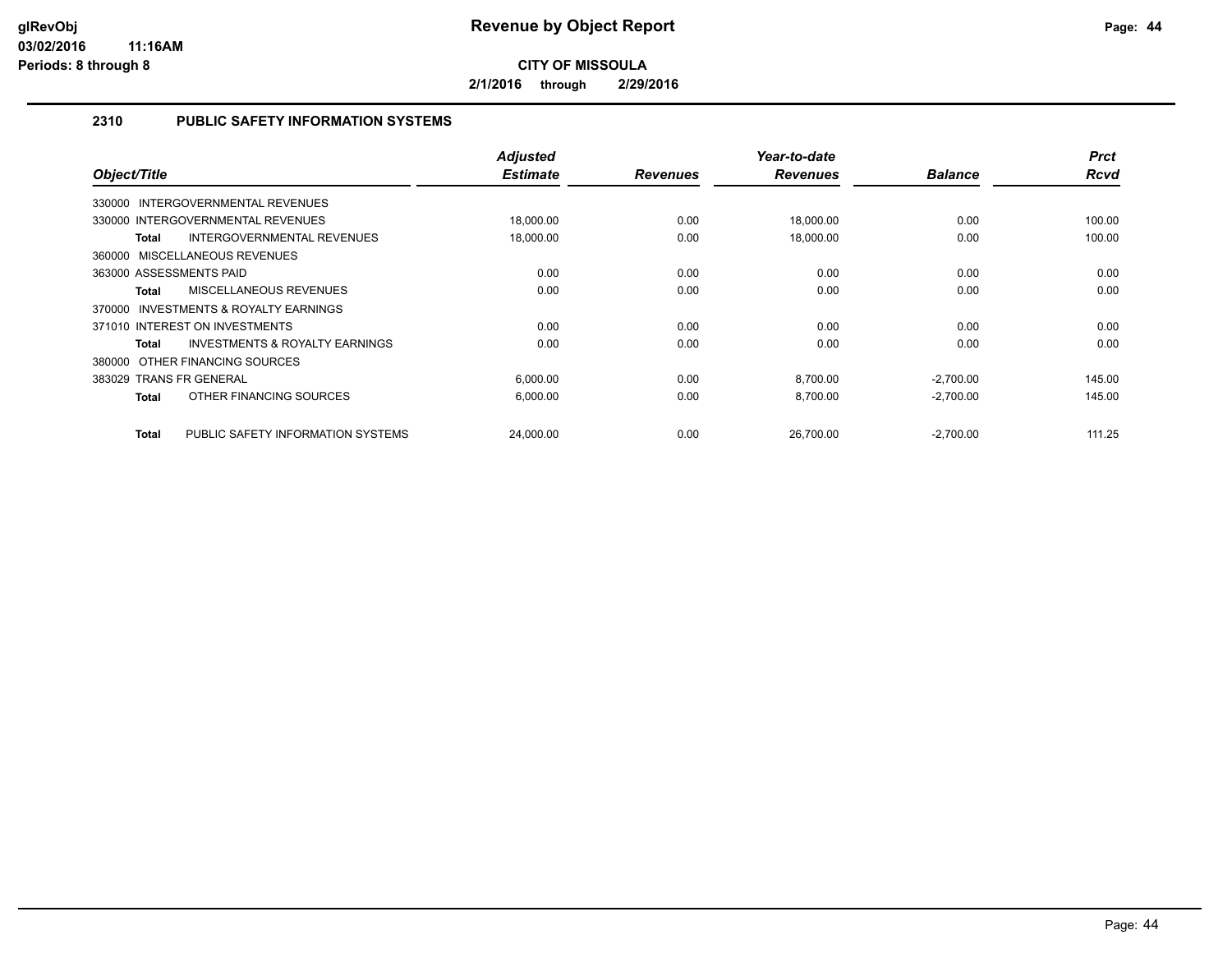**CITY OF MISSOULA**

**2/1/2016 through 2/29/2016**

## 2310 PUBLIC SAFETY INFORMATION SYSTEMS

| Object/Title | Adjusted Estimate | Revenues | Year-to-date Revenues | Balance | Prct Rcvd |
|---|---|---|---|---|---|
| 330000 INTERGOVERNMENTAL REVENUES | | | | | |
| 330000 INTERGOVERNMENTAL REVENUES | 18,000.00 | 0.00 | 18,000.00 | 0.00 | 100.00 |
| **Total** INTERGOVERNMENTAL REVENUES | 18,000.00 | 0.00 | 18,000.00 | 0.00 | 100.00 |
| 360000 MISCELLANEOUS REVENUES | | | | | |
| 363000 ASSESSMENTS PAID | 0.00 | 0.00 | 0.00 | 0.00 | 0.00 |
| **Total** MISCELLANEOUS REVENUES | 0.00 | 0.00 | 0.00 | 0.00 | 0.00 |
| 370000 INVESTMENTS & ROYALTY EARNINGS | | | | | |
| 371010 INTEREST ON INVESTMENTS | 0.00 | 0.00 | 0.00 | 0.00 | 0.00 |
| **Total** INVESTMENTS & ROYALTY EARNINGS | 0.00 | 0.00 | 0.00 | 0.00 | 0.00 |
| 380000 OTHER FINANCING SOURCES | | | | | |
| 383029 TRANS FR GENERAL | 6,000.00 | 0.00 | 8,700.00 | -2,700.00 | 145.00 |
| **Total** OTHER FINANCING SOURCES | 6,000.00 | 0.00 | 8,700.00 | -2,700.00 | 145.00 |
| **Total** PUBLIC SAFETY INFORMATION SYSTEMS | 24,000.00 | 0.00 | 26,700.00 | -2,700.00 | 111.25 |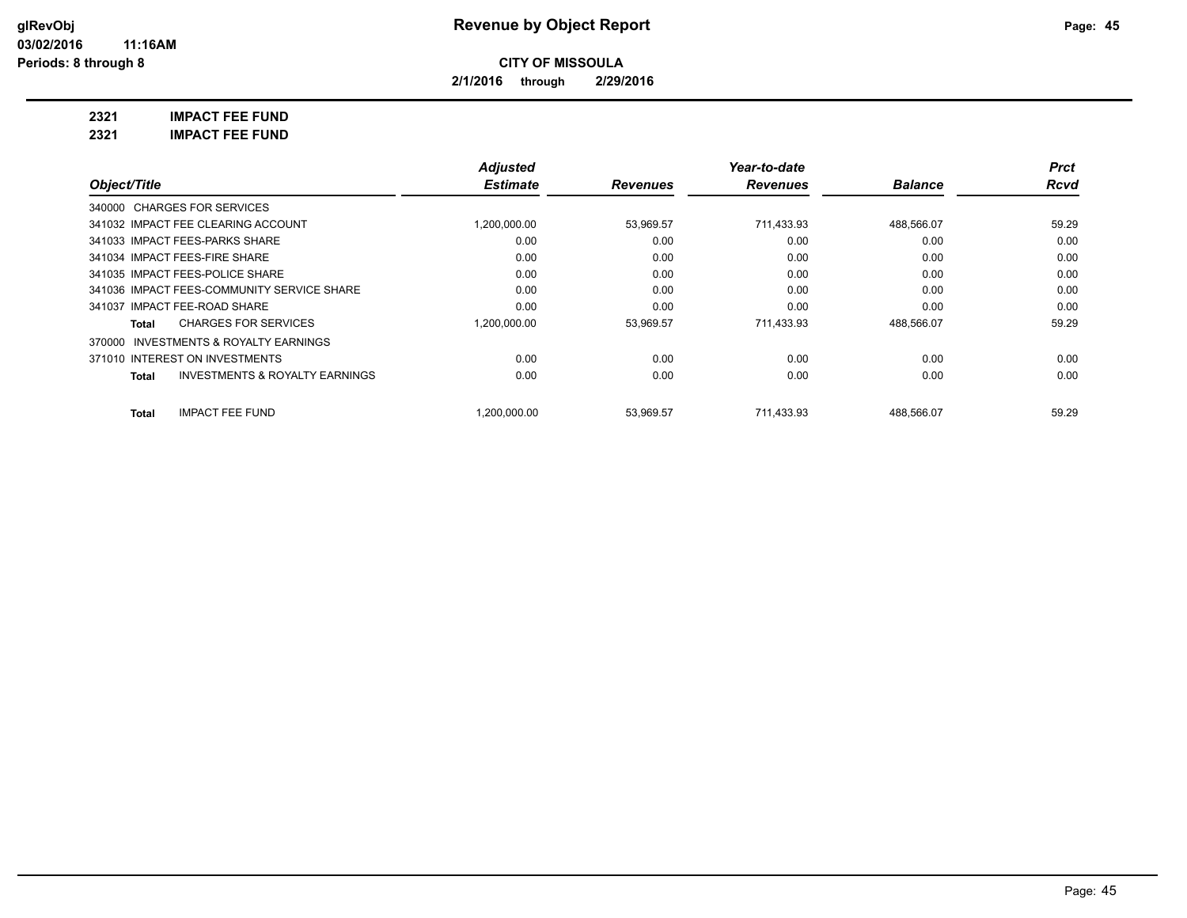**glRevObj**
**03/02/2016 11:16AM**
**Periods: 8 through 8**

# Revenue by Object Report

**CITY OF MISSOULA**

**2/1/2016 through 2/29/2016**

**2321 IMPACT FEE FUND**

**2321 IMPACT FEE FUND**

| Object/Title | Adjusted Estimate | Revenues | Year-to-date Revenues | Balance | Prct Rcvd |
|---|---|---|---|---|---|
| 340000 CHARGES FOR SERVICES | | | | | |
| 341032 IMPACT FEE CLEARING ACCOUNT | 1,200,000.00 | 53,969.57 | 711,433.93 | 488,566.07 | 59.29 |
| 341033 IMPACT FEES-PARKS SHARE | 0.00 | 0.00 | 0.00 | 0.00 | 0.00 |
| 341034 IMPACT FEES-FIRE SHARE | 0.00 | 0.00 | 0.00 | 0.00 | 0.00 |
| 341035 IMPACT FEES-POLICE SHARE | 0.00 | 0.00 | 0.00 | 0.00 | 0.00 |
| 341036 IMPACT FEES-COMMUNITY SERVICE SHARE | 0.00 | 0.00 | 0.00 | 0.00 | 0.00 |
| 341037 IMPACT FEE-ROAD SHARE | 0.00 | 0.00 | 0.00 | 0.00 | 0.00 |
| **Total** CHARGES FOR SERVICES | 1,200,000.00 | 53,969.57 | 711,433.93 | 488,566.07 | 59.29 |
| 370000 INVESTMENTS & ROYALTY EARNINGS | | | | | |
| 371010 INTEREST ON INVESTMENTS | 0.00 | 0.00 | 0.00 | 0.00 | 0.00 |
| **Total** INVESTMENTS & ROYALTY EARNINGS | 0.00 | 0.00 | 0.00 | 0.00 | 0.00 |
| **Total** IMPACT FEE FUND | 1,200,000.00 | 53,969.57 | 711,433.93 | 488,566.07 | 59.29 |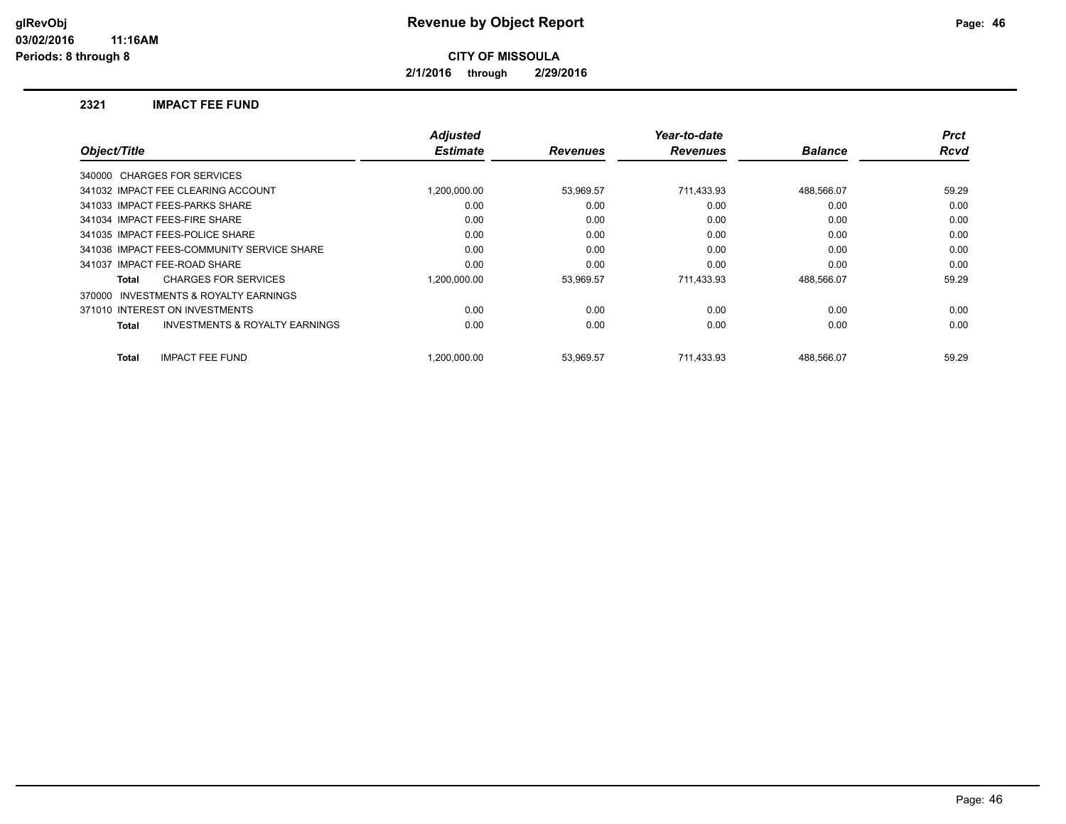# Revenue by Object Report

**CITY OF MISSOULA**

**2/1/2016 through 2/29/2016**

glRevObj
03/02/2016 11:16AM
Periods: 8 through 8

## 2321 IMPACT FEE FUND

| Object/Title | Adjusted Estimate | Revenues | Year-to-date Revenues | Balance | Prct Rcvd |
|---|---|---|---|---|---|
| 340000 CHARGES FOR SERVICES | | | | | |
| 341032 IMPACT FEE CLEARING ACCOUNT | 1,200,000.00 | 53,969.57 | 711,433.93 | 488,566.07 | 59.29 |
| 341033 IMPACT FEES-PARKS SHARE | 0.00 | 0.00 | 0.00 | 0.00 | 0.00 |
| 341034 IMPACT FEES-FIRE SHARE | 0.00 | 0.00 | 0.00 | 0.00 | 0.00 |
| 341035 IMPACT FEES-POLICE SHARE | 0.00 | 0.00 | 0.00 | 0.00 | 0.00 |
| 341036 IMPACT FEES-COMMUNITY SERVICE SHARE | 0.00 | 0.00 | 0.00 | 0.00 | 0.00 |
| 341037 IMPACT FEE-ROAD SHARE | 0.00 | 0.00 | 0.00 | 0.00 | 0.00 |
| **Total** CHARGES FOR SERVICES | 1,200,000.00 | 53,969.57 | 711,433.93 | 488,566.07 | 59.29 |
| 370000 INVESTMENTS & ROYALTY EARNINGS | | | | | |
| 371010 INTEREST ON INVESTMENTS | 0.00 | 0.00 | 0.00 | 0.00 | 0.00 |
| **Total** INVESTMENTS & ROYALTY EARNINGS | 0.00 | 0.00 | 0.00 | 0.00 | 0.00 |
| **Total** IMPACT FEE FUND | 1,200,000.00 | 53,969.57 | 711,433.93 | 488,566.07 | 59.29 |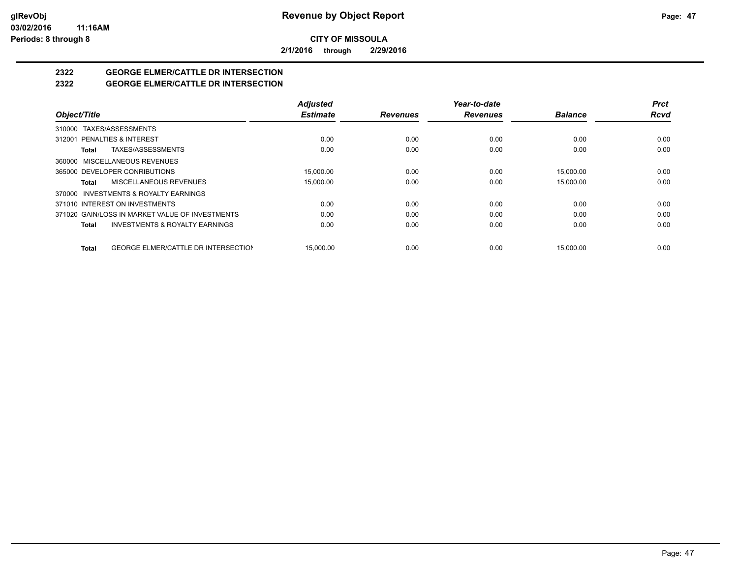# Revenue by Object Report

**CITY OF MISSOULA**

**2/1/2016 through 2/29/2016**

## 2322 GEORGE ELMER/CATTLE DR INTERSECTION
## 2322 GEORGE ELMER/CATTLE DR INTERSECTION

| Object/Title | Adjusted Estimate | Revenues | Year-to-date Revenues | Balance | Prct Rcvd |
|---|---|---|---|---|---|
| 310000 TAXES/ASSESSMENTS | | | | | |
| 312001 PENALTIES & INTEREST | 0.00 | 0.00 | 0.00 | 0.00 | 0.00 |
| **Total** TAXES/ASSESSMENTS | 0.00 | 0.00 | 0.00 | 0.00 | 0.00 |
| 360000 MISCELLANEOUS REVENUES | | | | | |
| 365000 DEVELOPER CONRIBUTIONS | 15,000.00 | 0.00 | 0.00 | 15,000.00 | 0.00 |
| **Total** MISCELLANEOUS REVENUES | 15,000.00 | 0.00 | 0.00 | 15,000.00 | 0.00 |
| 370000 INVESTMENTS & ROYALTY EARNINGS | | | | | |
| 371010 INTEREST ON INVESTMENTS | 0.00 | 0.00 | 0.00 | 0.00 | 0.00 |
| 371020 GAIN/LOSS IN MARKET VALUE OF INVESTMENTS | 0.00 | 0.00 | 0.00 | 0.00 | 0.00 |
| **Total** INVESTMENTS & ROYALTY EARNINGS | 0.00 | 0.00 | 0.00 | 0.00 | 0.00 |
| **Total** GEORGE ELMER/CATTLE DR INTERSECTION | 15,000.00 | 0.00 | 0.00 | 15,000.00 | 0.00 |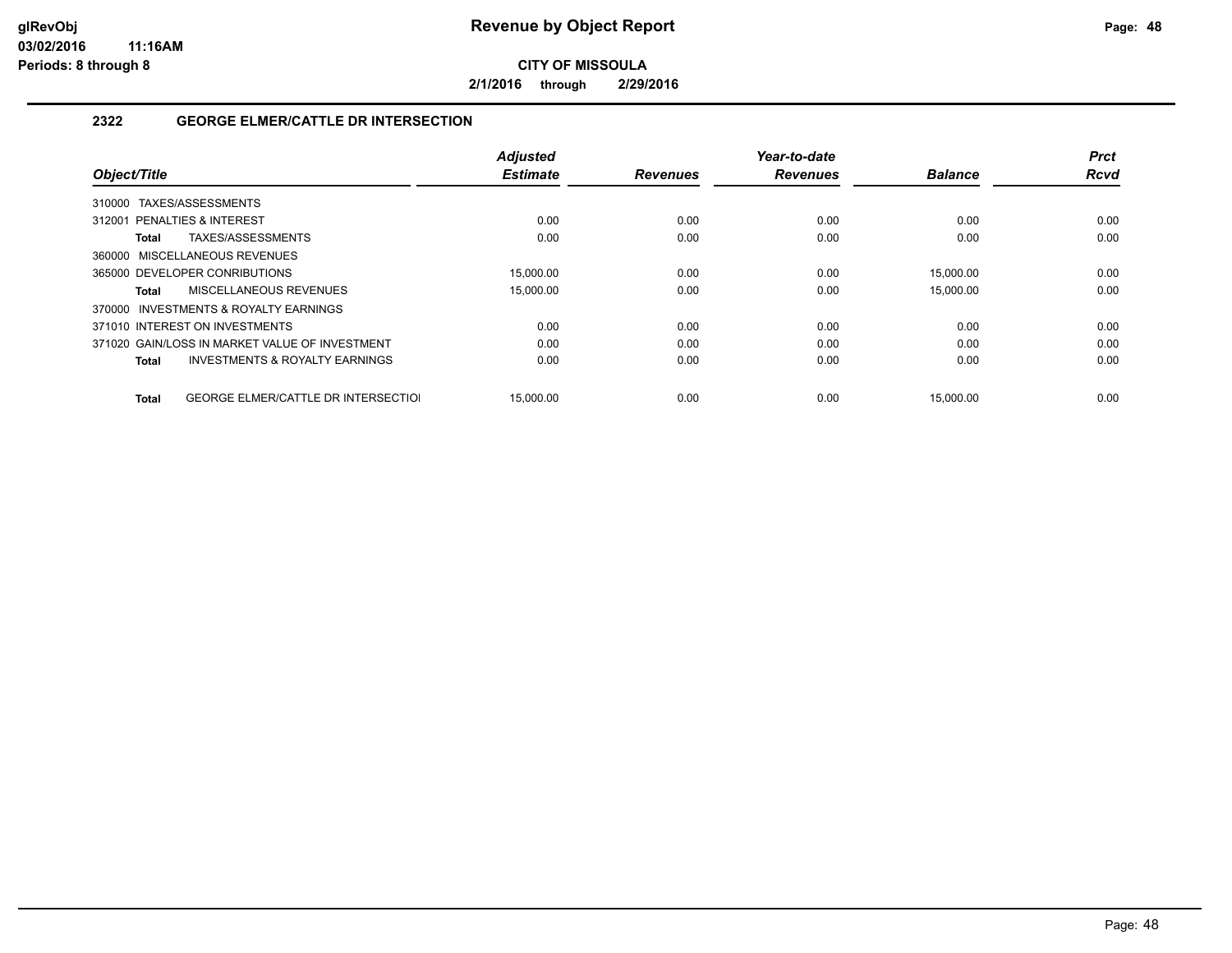# Revenue by Object Report

**CITY OF MISSOULA**

**2/1/2016 through 2/29/2016**

glRevObj
03/02/2016 11:16AM
Periods: 8 through 8

## 2322 GEORGE ELMER/CATTLE DR INTERSECTION

| Object/Title | Adjusted Estimate | Revenues | Year-to-date Revenues | Balance | Prct Rcvd |
|---|---|---|---|---|---|
| 310000 TAXES/ASSESSMENTS | | | | | |
| 312001 PENALTIES & INTEREST | 0.00 | 0.00 | 0.00 | 0.00 | 0.00 |
| **Total** TAXES/ASSESSMENTS | 0.00 | 0.00 | 0.00 | 0.00 | 0.00 |
| 360000 MISCELLANEOUS REVENUES | | | | | |
| 365000 DEVELOPER CONRIBUTIONS | 15,000.00 | 0.00 | 0.00 | 15,000.00 | 0.00 |
| **Total** MISCELLANEOUS REVENUES | 15,000.00 | 0.00 | 0.00 | 15,000.00 | 0.00 |
| 370000 INVESTMENTS & ROYALTY EARNINGS | | | | | |
| 371010 INTEREST ON INVESTMENTS | 0.00 | 0.00 | 0.00 | 0.00 | 0.00 |
| 371020 GAIN/LOSS IN MARKET VALUE OF INVESTMENT | 0.00 | 0.00 | 0.00 | 0.00 | 0.00 |
| **Total** INVESTMENTS & ROYALTY EARNINGS | 0.00 | 0.00 | 0.00 | 0.00 | 0.00 |
| **Total** GEORGE ELMER/CATTLE DR INTERSECTIOI | 15,000.00 | 0.00 | 0.00 | 15,000.00 | 0.00 |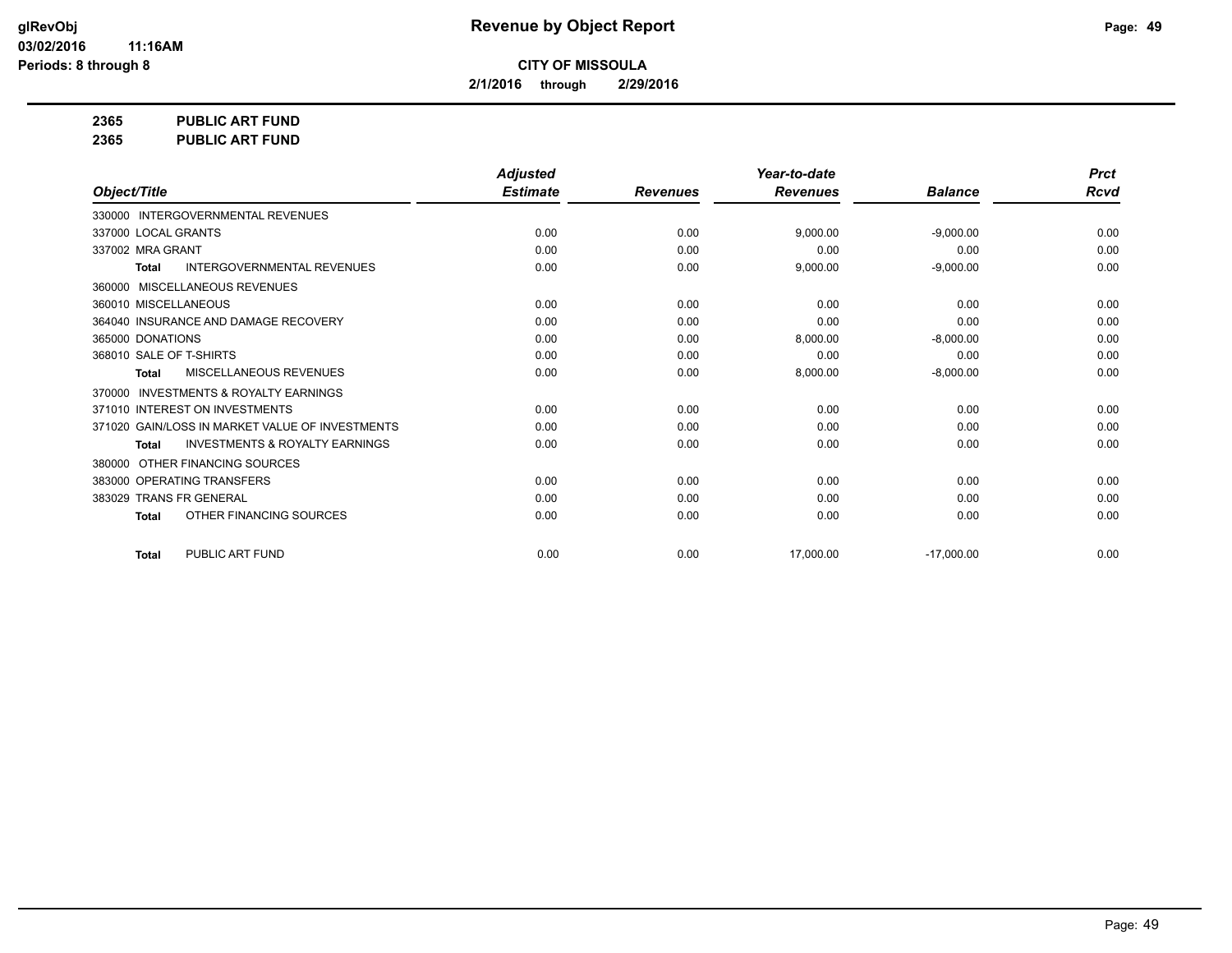**glRevObj**
**03/02/2016 11:16AM**
**Periods: 8 through 8**

# Revenue by Object Report

**CITY OF MISSOULA**

**2/1/2016 through 2/29/2016**

**2365 PUBLIC ART FUND**
**2365 PUBLIC ART FUND**

| Object/Title | Adjusted Estimate | Revenues | Year-to-date Revenues | Balance | Prct Rcvd |
|---|---|---|---|---|---|
| 330000 INTERGOVERNMENTAL REVENUES | | | | | |
| 337000 LOCAL GRANTS | 0.00 | 0.00 | 9,000.00 | -9,000.00 | 0.00 |
| 337002 MRA GRANT | 0.00 | 0.00 | 0.00 | 0.00 | 0.00 |
| **Total** INTERGOVERNMENTAL REVENUES | 0.00 | 0.00 | 9,000.00 | -9,000.00 | 0.00 |
| 360000 MISCELLANEOUS REVENUES | | | | | |
| 360010 MISCELLANEOUS | 0.00 | 0.00 | 0.00 | 0.00 | 0.00 |
| 364040 INSURANCE AND DAMAGE RECOVERY | 0.00 | 0.00 | 0.00 | 0.00 | 0.00 |
| 365000 DONATIONS | 0.00 | 0.00 | 8,000.00 | -8,000.00 | 0.00 |
| 368010 SALE OF T-SHIRTS | 0.00 | 0.00 | 0.00 | 0.00 | 0.00 |
| **Total** MISCELLANEOUS REVENUES | 0.00 | 0.00 | 8,000.00 | -8,000.00 | 0.00 |
| 370000 INVESTMENTS & ROYALTY EARNINGS | | | | | |
| 371010 INTEREST ON INVESTMENTS | 0.00 | 0.00 | 0.00 | 0.00 | 0.00 |
| 371020 GAIN/LOSS IN MARKET VALUE OF INVESTMENTS | 0.00 | 0.00 | 0.00 | 0.00 | 0.00 |
| **Total** INVESTMENTS & ROYALTY EARNINGS | 0.00 | 0.00 | 0.00 | 0.00 | 0.00 |
| 380000 OTHER FINANCING SOURCES | | | | | |
| 383000 OPERATING TRANSFERS | 0.00 | 0.00 | 0.00 | 0.00 | 0.00 |
| 383029 TRANS FR GENERAL | 0.00 | 0.00 | 0.00 | 0.00 | 0.00 |
| **Total** OTHER FINANCING SOURCES | 0.00 | 0.00 | 0.00 | 0.00 | 0.00 |
| **Total** PUBLIC ART FUND | 0.00 | 0.00 | 17,000.00 | -17,000.00 | 0.00 |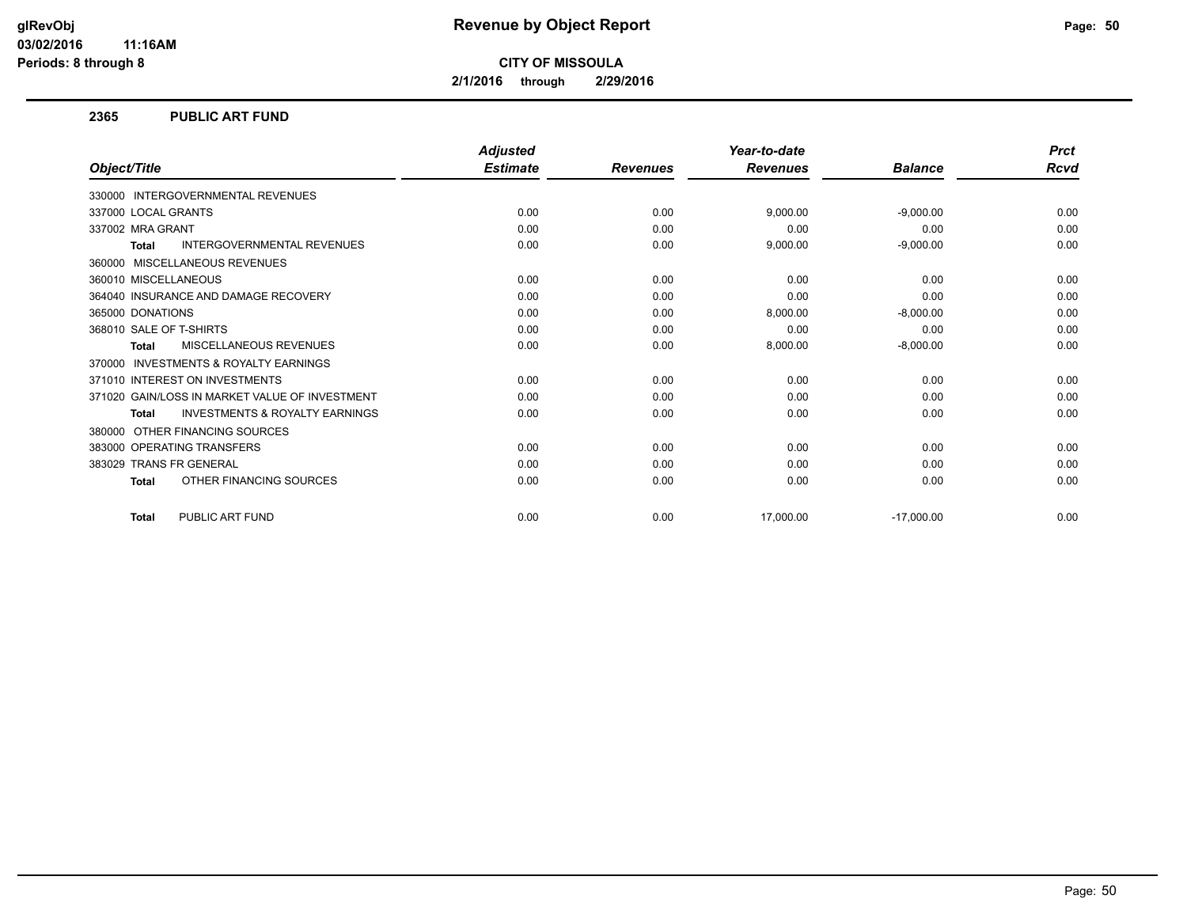# Revenue by Object Report

**CITY OF MISSOULA**

**2/1/2016 through 2/29/2016**

glRevObj
03/02/2016 11:16AM
Periods: 8 through 8

## 2365 PUBLIC ART FUND

| Object/Title | Adjusted Estimate | Revenues | Year-to-date Revenues | Balance | Prct Rcvd |
|---|---|---|---|---|---|
| 330000 INTERGOVERNMENTAL REVENUES | | | | | |
| 337000 LOCAL GRANTS | 0.00 | 0.00 | 9,000.00 | -9,000.00 | 0.00 |
| 337002 MRA GRANT | 0.00 | 0.00 | 0.00 | 0.00 | 0.00 |
| **Total** INTERGOVERNMENTAL REVENUES | 0.00 | 0.00 | 9,000.00 | -9,000.00 | 0.00 |
| 360000 MISCELLANEOUS REVENUES | | | | | |
| 360010 MISCELLANEOUS | 0.00 | 0.00 | 0.00 | 0.00 | 0.00 |
| 364040 INSURANCE AND DAMAGE RECOVERY | 0.00 | 0.00 | 0.00 | 0.00 | 0.00 |
| 365000 DONATIONS | 0.00 | 0.00 | 8,000.00 | -8,000.00 | 0.00 |
| 368010 SALE OF T-SHIRTS | 0.00 | 0.00 | 0.00 | 0.00 | 0.00 |
| **Total** MISCELLANEOUS REVENUES | 0.00 | 0.00 | 8,000.00 | -8,000.00 | 0.00 |
| 370000 INVESTMENTS & ROYALTY EARNINGS | | | | | |
| 371010 INTEREST ON INVESTMENTS | 0.00 | 0.00 | 0.00 | 0.00 | 0.00 |
| 371020 GAIN/LOSS IN MARKET VALUE OF INVESTMENT | 0.00 | 0.00 | 0.00 | 0.00 | 0.00 |
| **Total** INVESTMENTS & ROYALTY EARNINGS | 0.00 | 0.00 | 0.00 | 0.00 | 0.00 |
| 380000 OTHER FINANCING SOURCES | | | | | |
| 383000 OPERATING TRANSFERS | 0.00 | 0.00 | 0.00 | 0.00 | 0.00 |
| 383029 TRANS FR GENERAL | 0.00 | 0.00 | 0.00 | 0.00 | 0.00 |
| **Total** OTHER FINANCING SOURCES | 0.00 | 0.00 | 0.00 | 0.00 | 0.00 |
| **Total** PUBLIC ART FUND | 0.00 | 0.00 | 17,000.00 | -17,000.00 | 0.00 |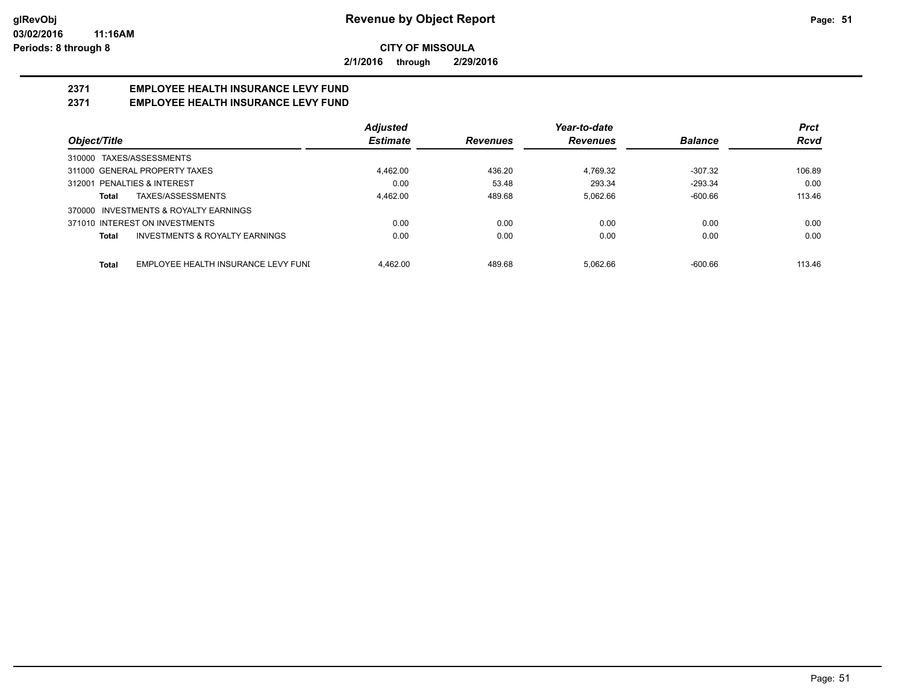**CITY OF MISSOULA**

**2/1/2016 through 2/29/2016**

## 2371 EMPLOYEE HEALTH INSURANCE LEVY FUND
## 2371 EMPLOYEE HEALTH INSURANCE LEVY FUND

| Object/Title | Adjusted Estimate | Revenues | Year-to-date Revenues | Balance | Prct Rcvd |
|---|---|---|---|---|---|
| 310000 TAXES/ASSESSMENTS | | | | | |
| 311000 GENERAL PROPERTY TAXES | 4,462.00 | 436.20 | 4,769.32 | -307.32 | 106.89 |
| 312001 PENALTIES & INTEREST | 0.00 | 53.48 | 293.34 | -293.34 | 0.00 |
| **Total** TAXES/ASSESSMENTS | 4,462.00 | 489.68 | 5,062.66 | -600.66 | 113.46 |
| 370000 INVESTMENTS & ROYALTY EARNINGS | | | | | |
| 371010 INTEREST ON INVESTMENTS | 0.00 | 0.00 | 0.00 | 0.00 | 0.00 |
| **Total** INVESTMENTS & ROYALTY EARNINGS | 0.00 | 0.00 | 0.00 | 0.00 | 0.00 |
| **Total** EMPLOYEE HEALTH INSURANCE LEVY FUNI | 4,462.00 | 489.68 | 5,062.66 | -600.66 | 113.46 |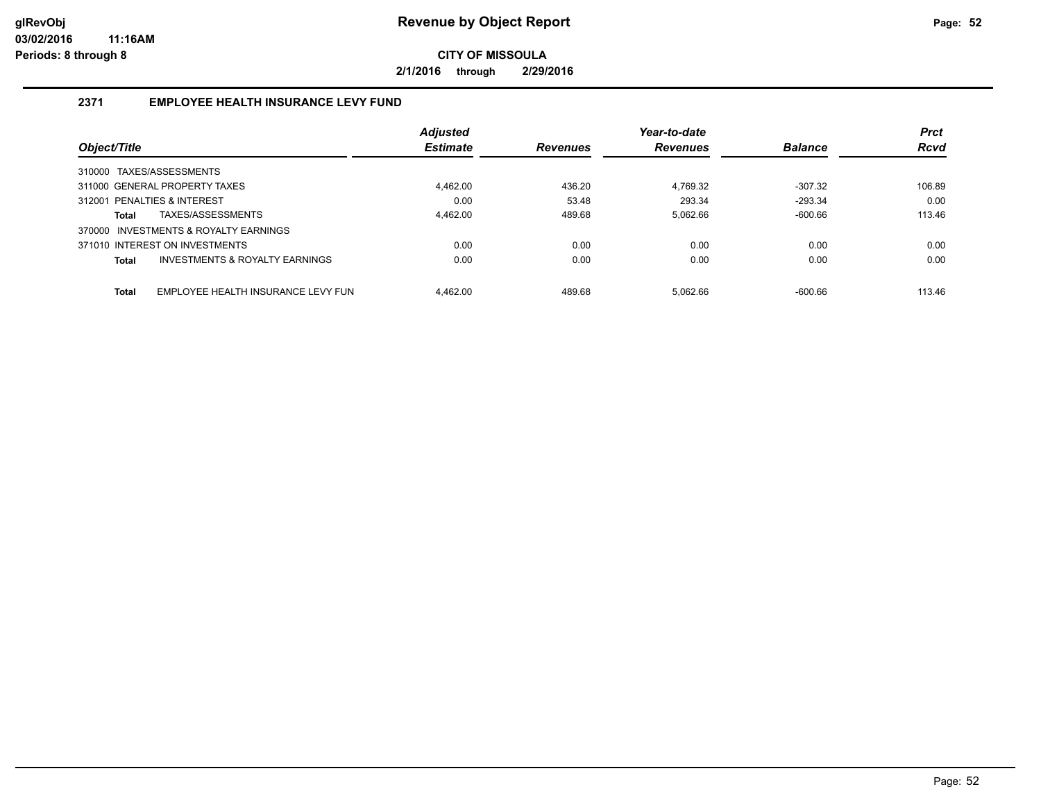# Revenue by Object Report

**CITY OF MISSOULA**

**2/1/2016 through 2/29/2016**

glRevObj
03/02/2016 11:16AM
Periods: 8 through 8

## 2371 EMPLOYEE HEALTH INSURANCE LEVY FUND

| Object/Title | Adjusted Estimate | Revenues | Year-to-date Revenues | Balance | Prct Rcvd |
|---|---|---|---|---|---|
| 310000 TAXES/ASSESSMENTS | | | | | |
| 311000 GENERAL PROPERTY TAXES | 4,462.00 | 436.20 | 4,769.32 | -307.32 | 106.89 |
| 312001 PENALTIES & INTEREST | 0.00 | 53.48 | 293.34 | -293.34 | 0.00 |
| **Total** TAXES/ASSESSMENTS | 4,462.00 | 489.68 | 5,062.66 | -600.66 | 113.46 |
| 370000 INVESTMENTS & ROYALTY EARNINGS | | | | | |
| 371010 INTEREST ON INVESTMENTS | 0.00 | 0.00 | 0.00 | 0.00 | 0.00 |
| **Total** INVESTMENTS & ROYALTY EARNINGS | 0.00 | 0.00 | 0.00 | 0.00 | 0.00 |
| **Total** EMPLOYEE HEALTH INSURANCE LEVY FUN | 4,462.00 | 489.68 | 5,062.66 | -600.66 | 113.46 |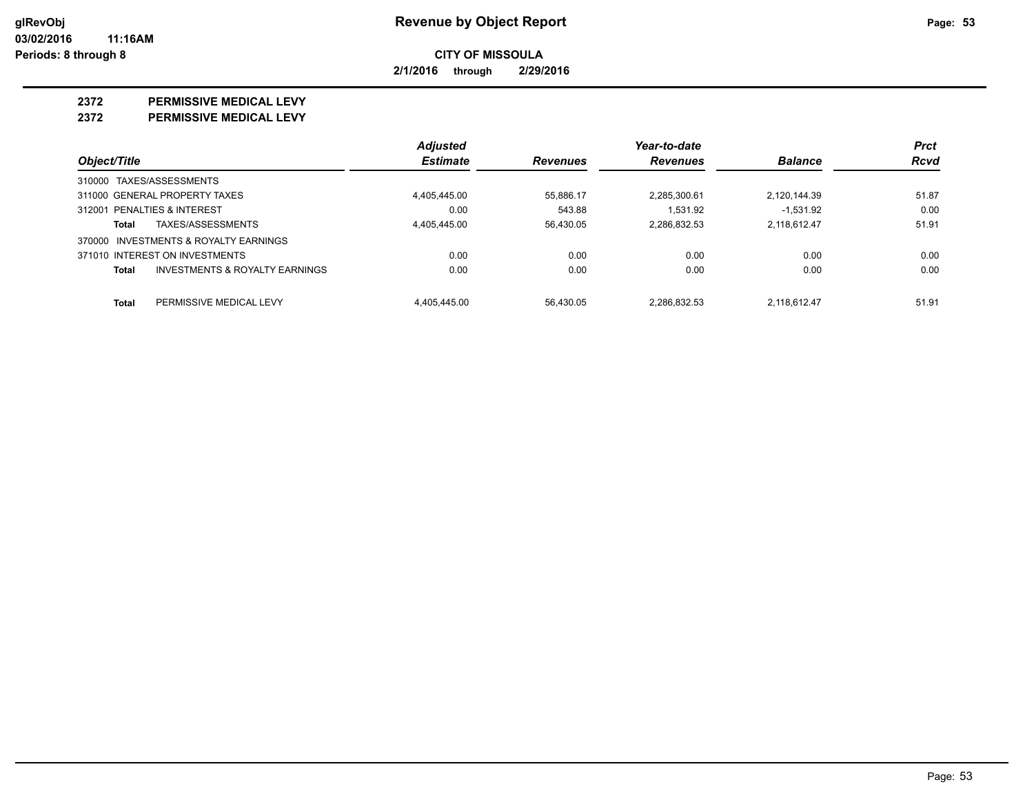# Revenue by Object Report

**CITY OF MISSOULA**

**2/1/2016 through 2/29/2016**

## 2372 PERMISSIVE MEDICAL LEVY

## 2372 PERMISSIVE MEDICAL LEVY

| Object/Title | | Adjusted Estimate | Revenues | Year-to-date Revenues | Balance | Prct Rcvd |
|---|---|---|---|---|---|---|
| 310000 TAXES/ASSESSMENTS | | | | | | |
| 311000 GENERAL PROPERTY TAXES | | 4,405,445.00 | 55,886.17 | 2,285,300.61 | 2,120,144.39 | 51.87 |
| 312001 PENALTIES & INTEREST | | 0.00 | 543.88 | 1,531.92 | -1,531.92 | 0.00 |
| Total | TAXES/ASSESSMENTS | 4,405,445.00 | 56,430.05 | 2,286,832.53 | 2,118,612.47 | 51.91 |
| 370000 INVESTMENTS & ROYALTY EARNINGS | | | | | | |
| 371010 INTEREST ON INVESTMENTS | | 0.00 | 0.00 | 0.00 | 0.00 | 0.00 |
| Total | INVESTMENTS & ROYALTY EARNINGS | 0.00 | 0.00 | 0.00 | 0.00 | 0.00 |
| Total | PERMISSIVE MEDICAL LEVY | 4,405,445.00 | 56,430.05 | 2,286,832.53 | 2,118,612.47 | 51.91 |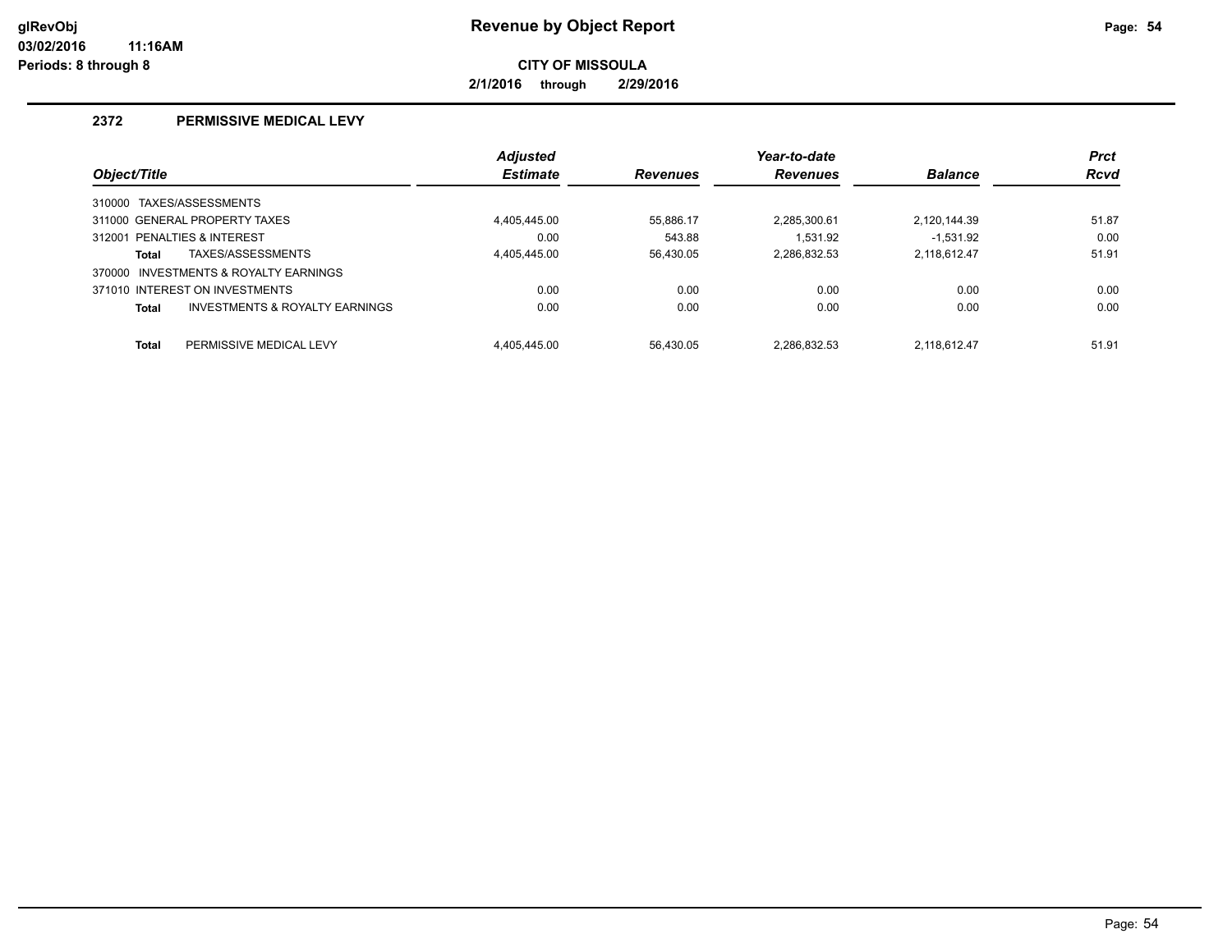# Revenue by Object Report

**CITY OF MISSOULA**

**2/1/2016 through 2/29/2016**

glRevObj
03/02/2016 11:16AM
Periods: 8 through 8

## 2372 PERMISSIVE MEDICAL LEVY

| Object/Title | Adjusted Estimate | Revenues | Year-to-date Revenues | Balance | Prct Rcvd |
|---|---|---|---|---|---|
| 310000 TAXES/ASSESSMENTS | | | | | |
| 311000 GENERAL PROPERTY TAXES | 4,405,445.00 | 55,886.17 | 2,285,300.61 | 2,120,144.39 | 51.87 |
| 312001 PENALTIES & INTEREST | 0.00 | 543.88 | 1,531.92 | -1,531.92 | 0.00 |
| **Total** TAXES/ASSESSMENTS | 4,405,445.00 | 56,430.05 | 2,286,832.53 | 2,118,612.47 | 51.91 |
| 370000 INVESTMENTS & ROYALTY EARNINGS | | | | | |
| 371010 INTEREST ON INVESTMENTS | 0.00 | 0.00 | 0.00 | 0.00 | 0.00 |
| **Total** INVESTMENTS & ROYALTY EARNINGS | 0.00 | 0.00 | 0.00 | 0.00 | 0.00 |
| **Total** PERMISSIVE MEDICAL LEVY | 4,405,445.00 | 56,430.05 | 2,286,832.53 | 2,118,612.47 | 51.91 |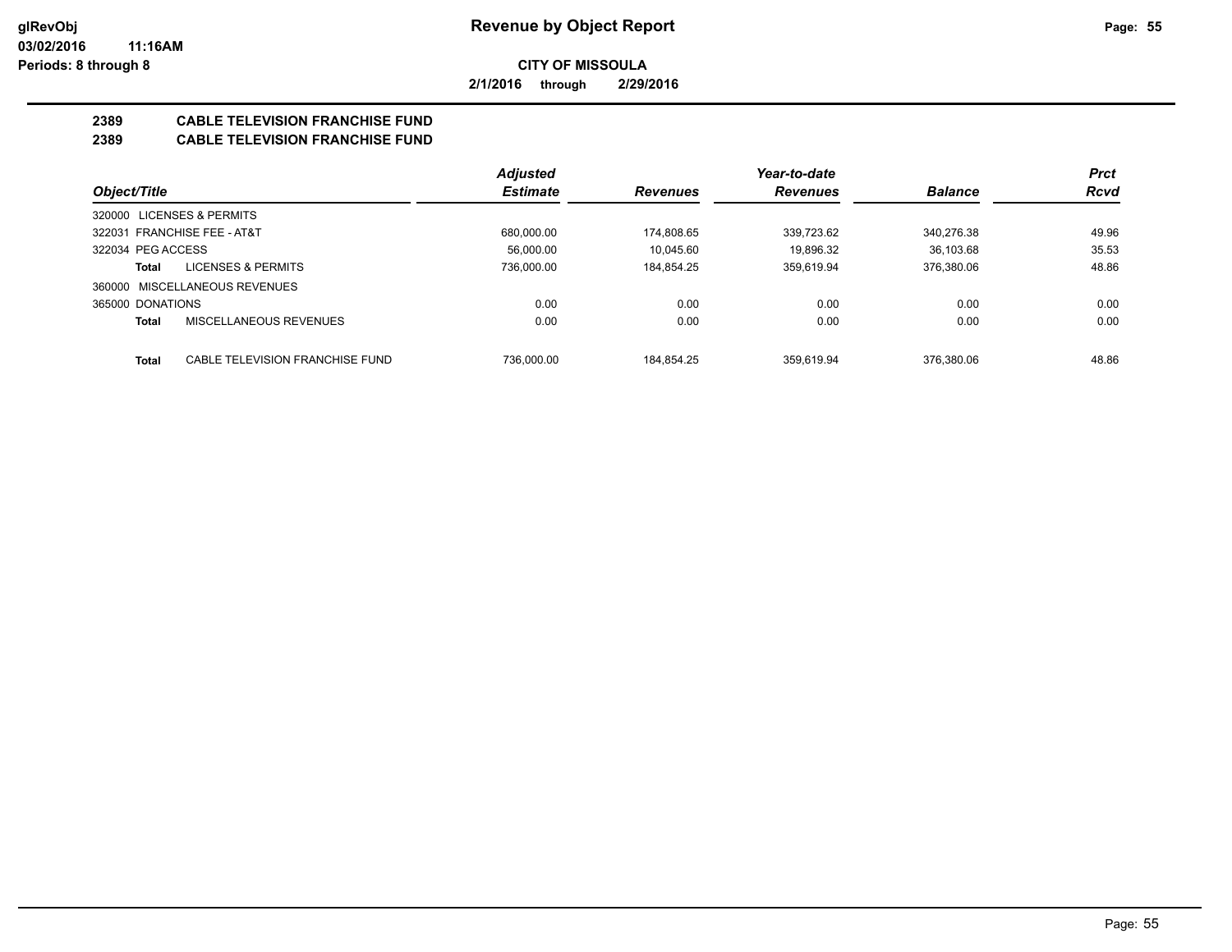**CITY OF MISSOULA**

**2/1/2016 through 2/29/2016**

## 2389 CABLE TELEVISION FRANCHISE FUND
## 2389 CABLE TELEVISION FRANCHISE FUND

| Object/Title | | Adjusted Estimate | Revenues | Year-to-date Revenues | Balance | Prct Rcvd |
|---|---|---|---|---|---|---|
| 320000 LICENSES & PERMITS | | | | | | |
| 322031 FRANCHISE FEE - AT&T | | 680,000.00 | 174,808.65 | 339,723.62 | 340,276.38 | 49.96 |
| 322034 PEG ACCESS | | 56,000.00 | 10,045.60 | 19,896.32 | 36,103.68 | 35.53 |
| **Total** | LICENSES & PERMITS | 736,000.00 | 184,854.25 | 359,619.94 | 376,380.06 | 48.86 |
| 360000 MISCELLANEOUS REVENUES | | | | | | |
| 365000 DONATIONS | | 0.00 | 0.00 | 0.00 | 0.00 | 0.00 |
| **Total** | MISCELLANEOUS REVENUES | 0.00 | 0.00 | 0.00 | 0.00 | 0.00 |
| **Total** | CABLE TELEVISION FRANCHISE FUND | 736,000.00 | 184,854.25 | 359,619.94 | 376,380.06 | 48.86 |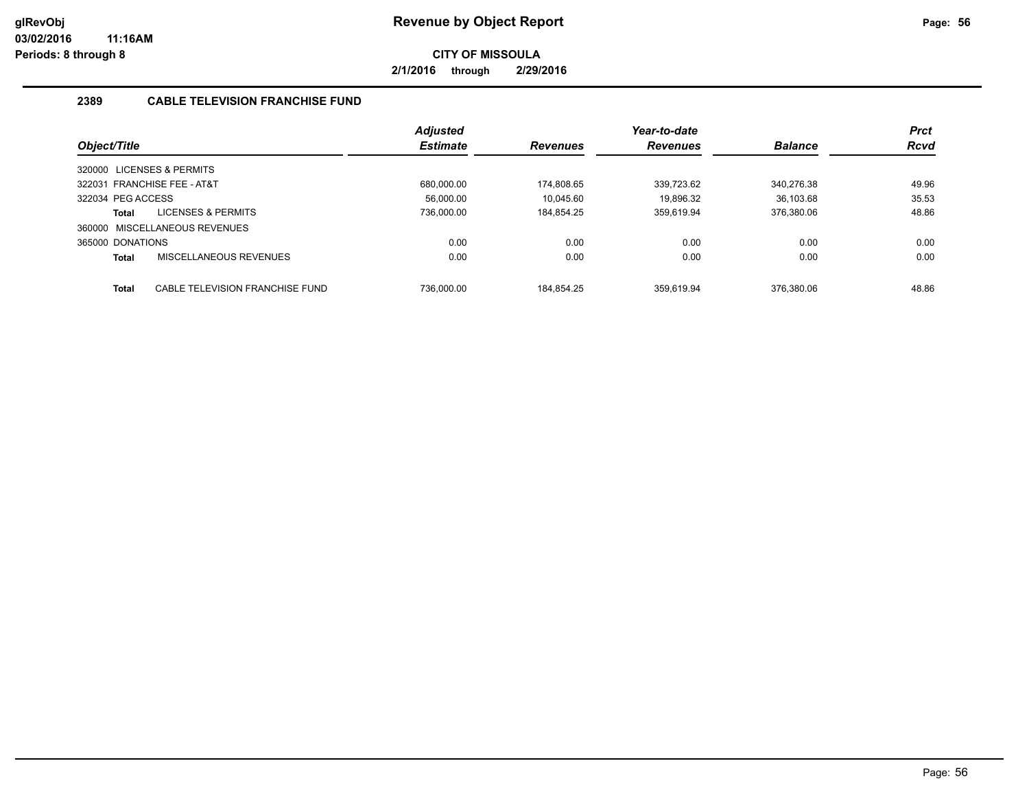# Revenue by Object Report

glRevObj
03/02/2016 11:16AM
Periods: 8 through 8

**CITY OF MISSOULA**

**2/1/2016 through 2/29/2016**

## 2389 CABLE TELEVISION FRANCHISE FUND

| Object/Title | Adjusted Estimate | Revenues | Year-to-date Revenues | Balance | Prct Rcvd |
|---|---|---|---|---|---|
| 320000 LICENSES & PERMITS | | | | | |
| 322031 FRANCHISE FEE - AT&T | 680,000.00 | 174,808.65 | 339,723.62 | 340,276.38 | 49.96 |
| 322034 PEG ACCESS | 56,000.00 | 10,045.60 | 19,896.32 | 36,103.68 | 35.53 |
| **Total** LICENSES & PERMITS | 736,000.00 | 184,854.25 | 359,619.94 | 376,380.06 | 48.86 |
| 360000 MISCELLANEOUS REVENUES | | | | | |
| 365000 DONATIONS | 0.00 | 0.00 | 0.00 | 0.00 | 0.00 |
| **Total** MISCELLANEOUS REVENUES | 0.00 | 0.00 | 0.00 | 0.00 | 0.00 |
| **Total** CABLE TELEVISION FRANCHISE FUND | 736,000.00 | 184,854.25 | 359,619.94 | 376,380.06 | 48.86 |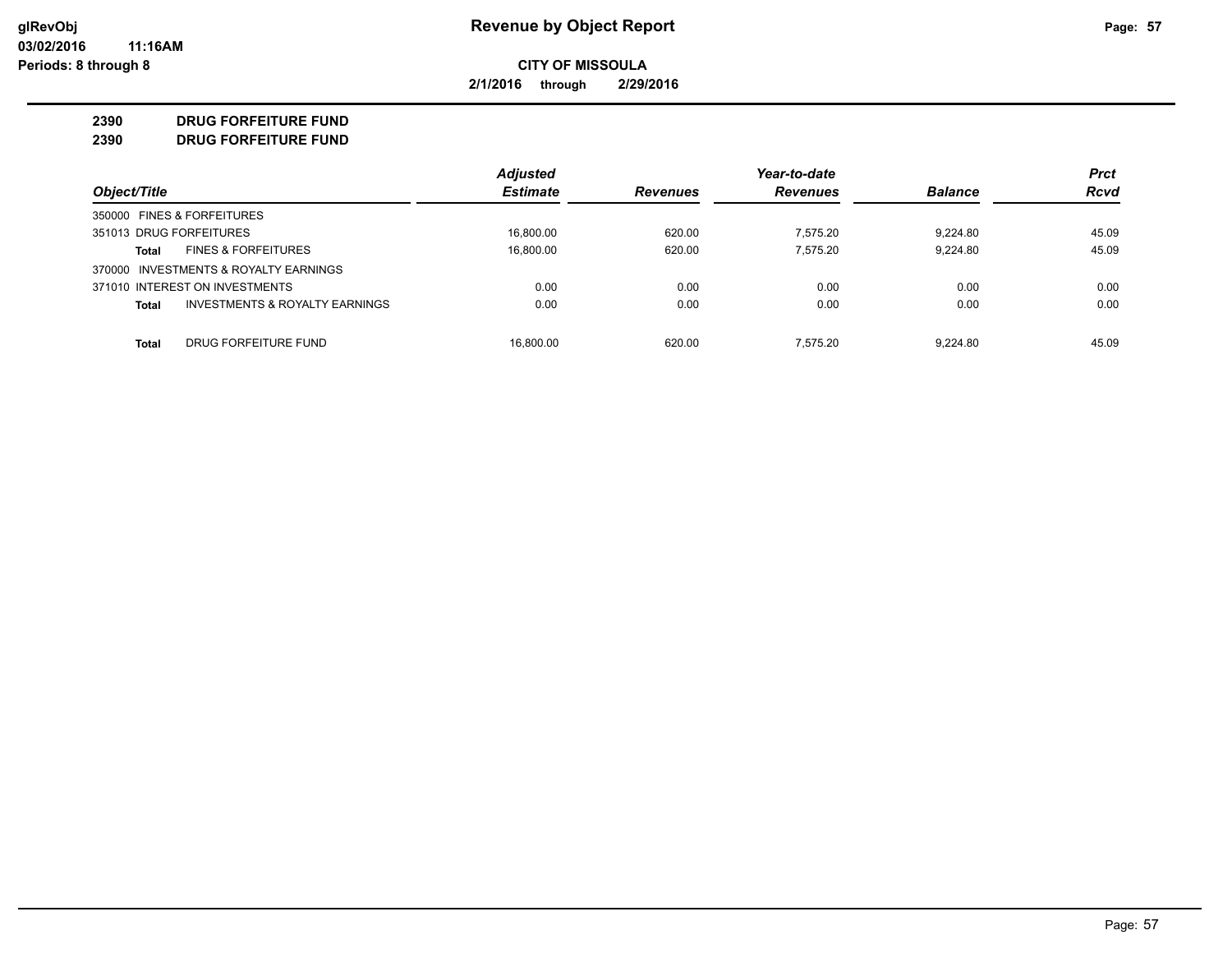# Revenue by Object Report

**CITY OF MISSOULA**

**2/1/2016 through 2/29/2016**

glRevObj
03/02/2016 11:16AM
Periods: 8 through 8

## 2390 DRUG FORFEITURE FUND
## 2390 DRUG FORFEITURE FUND

| Object/Title | | Adjusted Estimate | Revenues | Year-to-date Revenues | Balance | Prct Rcvd |
|---|---|---|---|---|---|---|
| 350000 FINES & FORFEITURES | | | | | | |
| 351013 DRUG FORFEITURES | | 16,800.00 | 620.00 | 7,575.20 | 9,224.80 | 45.09 |
| **Total** | FINES & FORFEITURES | 16,800.00 | 620.00 | 7,575.20 | 9,224.80 | 45.09 |
| 370000 INVESTMENTS & ROYALTY EARNINGS | | | | | | |
| 371010 INTEREST ON INVESTMENTS | | 0.00 | 0.00 | 0.00 | 0.00 | 0.00 |
| **Total** | INVESTMENTS & ROYALTY EARNINGS | 0.00 | 0.00 | 0.00 | 0.00 | 0.00 |
| **Total** | DRUG FORFEITURE FUND | 16,800.00 | 620.00 | 7,575.20 | 9,224.80 | 45.09 |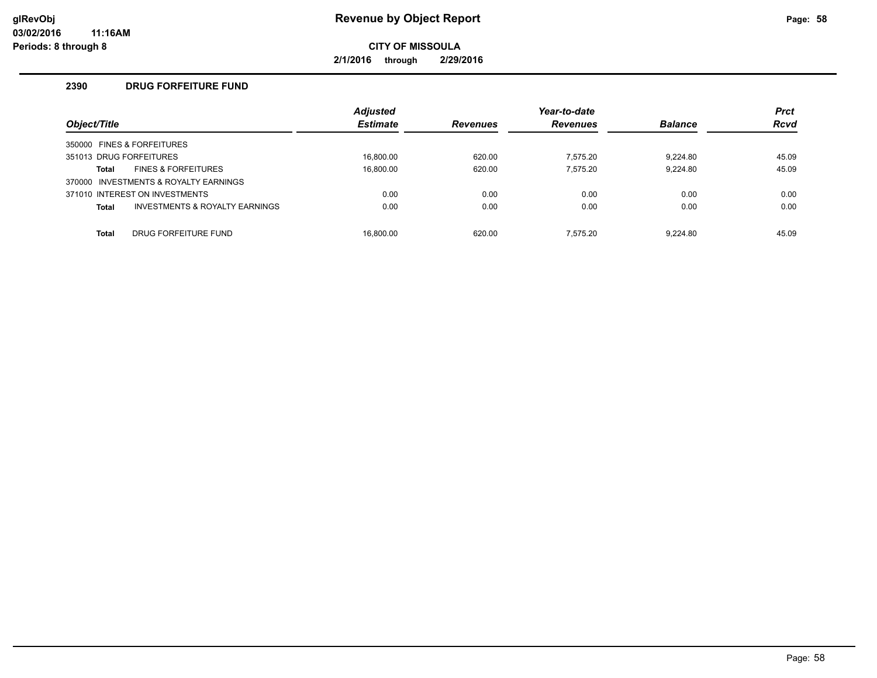# Revenue by Object Report

**CITY OF MISSOULA**

**2/1/2016 through 2/29/2016**

glRevObj
03/02/2016 11:16AM
Periods: 8 through 8

## 2390 DRUG FORFEITURE FUND

| Object/Title | Adjusted Estimate | Revenues | Year-to-date Revenues | Balance | Prct Rcvd |
|---|---|---|---|---|---|
| 350000 FINES & FORFEITURES | | | | | |
| 351013 DRUG FORFEITURES | 16,800.00 | 620.00 | 7,575.20 | 9,224.80 | 45.09 |
| **Total** FINES & FORFEITURES | 16,800.00 | 620.00 | 7,575.20 | 9,224.80 | 45.09 |
| 370000 INVESTMENTS & ROYALTY EARNINGS | | | | | |
| 371010 INTEREST ON INVESTMENTS | 0.00 | 0.00 | 0.00 | 0.00 | 0.00 |
| **Total** INVESTMENTS & ROYALTY EARNINGS | 0.00 | 0.00 | 0.00 | 0.00 | 0.00 |
| **Total** DRUG FORFEITURE FUND | 16,800.00 | 620.00 | 7,575.20 | 9,224.80 | 45.09 |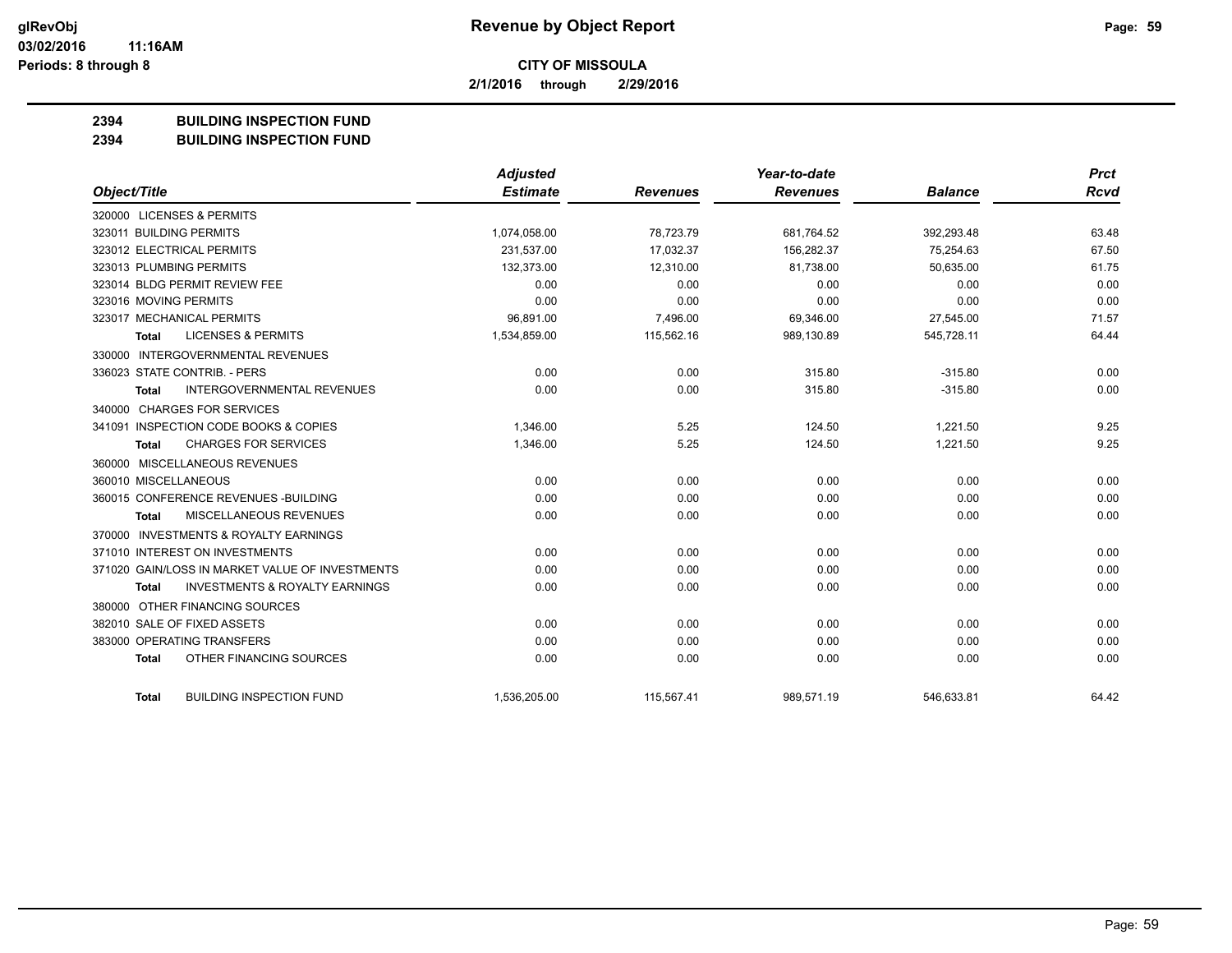# Revenue by Object Report

**CITY OF MISSOULA**

**2/1/2016 through 2/29/2016**

glRevObj
03/02/2016 11:16AM
Periods: 8 through 8

## 2394 BUILDING INSPECTION FUND
## 2394 BUILDING INSPECTION FUND

| Object/Title | Adjusted Estimate | Revenues | Year-to-date Revenues | Balance | Prct Rcvd |
|---|---|---|---|---|---|
| 320000 LICENSES & PERMITS | | | | | |
| 323011 BUILDING PERMITS | 1,074,058.00 | 78,723.79 | 681,764.52 | 392,293.48 | 63.48 |
| 323012 ELECTRICAL PERMITS | 231,537.00 | 17,032.37 | 156,282.37 | 75,254.63 | 67.50 |
| 323013 PLUMBING PERMITS | 132,373.00 | 12,310.00 | 81,738.00 | 50,635.00 | 61.75 |
| 323014 BLDG PERMIT REVIEW FEE | 0.00 | 0.00 | 0.00 | 0.00 | 0.00 |
| 323016 MOVING PERMITS | 0.00 | 0.00 | 0.00 | 0.00 | 0.00 |
| 323017 MECHANICAL PERMITS | 96,891.00 | 7,496.00 | 69,346.00 | 27,545.00 | 71.57 |
| **Total** LICENSES & PERMITS | 1,534,859.00 | 115,562.16 | 989,130.89 | 545,728.11 | 64.44 |
| 330000 INTERGOVERNMENTAL REVENUES | | | | | |
| 336023 STATE CONTRIB. - PERS | 0.00 | 0.00 | 315.80 | -315.80 | 0.00 |
| **Total** INTERGOVERNMENTAL REVENUES | 0.00 | 0.00 | 315.80 | -315.80 | 0.00 |
| 340000 CHARGES FOR SERVICES | | | | | |
| 341091 INSPECTION CODE BOOKS & COPIES | 1,346.00 | 5.25 | 124.50 | 1,221.50 | 9.25 |
| **Total** CHARGES FOR SERVICES | 1,346.00 | 5.25 | 124.50 | 1,221.50 | 9.25 |
| 360000 MISCELLANEOUS REVENUES | | | | | |
| 360010 MISCELLANEOUS | 0.00 | 0.00 | 0.00 | 0.00 | 0.00 |
| 360015 CONFERENCE REVENUES -BUILDING | 0.00 | 0.00 | 0.00 | 0.00 | 0.00 |
| **Total** MISCELLANEOUS REVENUES | 0.00 | 0.00 | 0.00 | 0.00 | 0.00 |
| 370000 INVESTMENTS & ROYALTY EARNINGS | | | | | |
| 371010 INTEREST ON INVESTMENTS | 0.00 | 0.00 | 0.00 | 0.00 | 0.00 |
| 371020 GAIN/LOSS IN MARKET VALUE OF INVESTMENTS | 0.00 | 0.00 | 0.00 | 0.00 | 0.00 |
| **Total** INVESTMENTS & ROYALTY EARNINGS | 0.00 | 0.00 | 0.00 | 0.00 | 0.00 |
| 380000 OTHER FINANCING SOURCES | | | | | |
| 382010 SALE OF FIXED ASSETS | 0.00 | 0.00 | 0.00 | 0.00 | 0.00 |
| 383000 OPERATING TRANSFERS | 0.00 | 0.00 | 0.00 | 0.00 | 0.00 |
| **Total** OTHER FINANCING SOURCES | 0.00 | 0.00 | 0.00 | 0.00 | 0.00 |
| **Total** BUILDING INSPECTION FUND | 1,536,205.00 | 115,567.41 | 989,571.19 | 546,633.81 | 64.42 |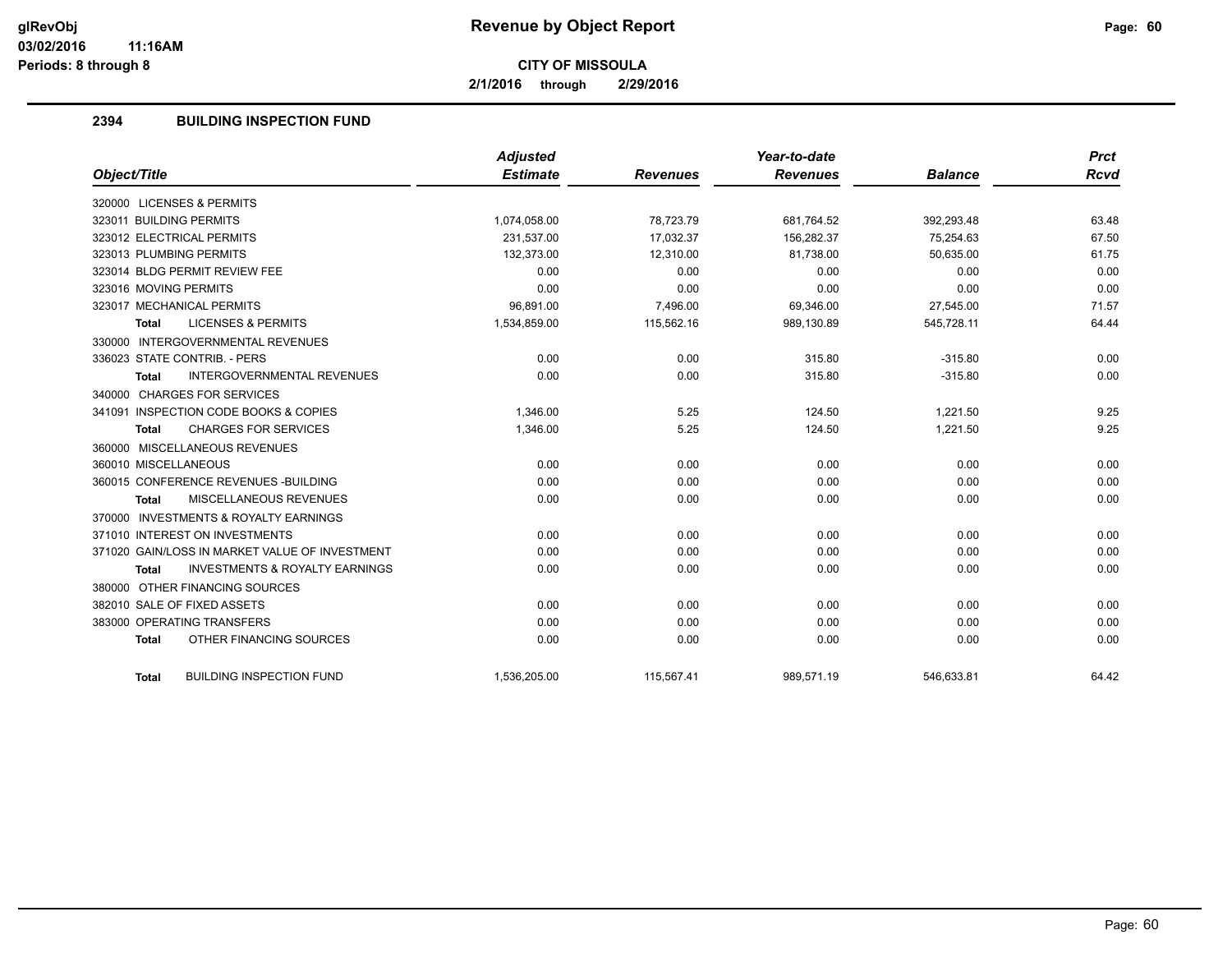# Revenue by Object Report

**CITY OF MISSOULA**

**2/1/2016 through 2/29/2016**

glRevObj
03/02/2016 11:16AM
Periods: 8 through 8

## 2394 BUILDING INSPECTION FUND

| Object/Title | Adjusted Estimate | Revenues | Year-to-date Revenues | Balance | Prct Rcvd |
|---|---|---|---|---|---|
| 320000 LICENSES & PERMITS | | | | | |
| 323011 BUILDING PERMITS | 1,074,058.00 | 78,723.79 | 681,764.52 | 392,293.48 | 63.48 |
| 323012 ELECTRICAL PERMITS | 231,537.00 | 17,032.37 | 156,282.37 | 75,254.63 | 67.50 |
| 323013 PLUMBING PERMITS | 132,373.00 | 12,310.00 | 81,738.00 | 50,635.00 | 61.75 |
| 323014 BLDG PERMIT REVIEW FEE | 0.00 | 0.00 | 0.00 | 0.00 | 0.00 |
| 323016 MOVING PERMITS | 0.00 | 0.00 | 0.00 | 0.00 | 0.00 |
| 323017 MECHANICAL PERMITS | 96,891.00 | 7,496.00 | 69,346.00 | 27,545.00 | 71.57 |
| **Total** LICENSES & PERMITS | 1,534,859.00 | 115,562.16 | 989,130.89 | 545,728.11 | 64.44 |
| 330000 INTERGOVERNMENTAL REVENUES | | | | | |
| 336023 STATE CONTRIB. - PERS | 0.00 | 0.00 | 315.80 | -315.80 | 0.00 |
| **Total** INTERGOVERNMENTAL REVENUES | 0.00 | 0.00 | 315.80 | -315.80 | 0.00 |
| 340000 CHARGES FOR SERVICES | | | | | |
| 341091 INSPECTION CODE BOOKS & COPIES | 1,346.00 | 5.25 | 124.50 | 1,221.50 | 9.25 |
| **Total** CHARGES FOR SERVICES | 1,346.00 | 5.25 | 124.50 | 1,221.50 | 9.25 |
| 360000 MISCELLANEOUS REVENUES | | | | | |
| 360010 MISCELLANEOUS | 0.00 | 0.00 | 0.00 | 0.00 | 0.00 |
| 360015 CONFERENCE REVENUES -BUILDING | 0.00 | 0.00 | 0.00 | 0.00 | 0.00 |
| **Total** MISCELLANEOUS REVENUES | 0.00 | 0.00 | 0.00 | 0.00 | 0.00 |
| 370000 INVESTMENTS & ROYALTY EARNINGS | | | | | |
| 371010 INTEREST ON INVESTMENTS | 0.00 | 0.00 | 0.00 | 0.00 | 0.00 |
| 371020 GAIN/LOSS IN MARKET VALUE OF INVESTMENT | 0.00 | 0.00 | 0.00 | 0.00 | 0.00 |
| **Total** INVESTMENTS & ROYALTY EARNINGS | 0.00 | 0.00 | 0.00 | 0.00 | 0.00 |
| 380000 OTHER FINANCING SOURCES | | | | | |
| 382010 SALE OF FIXED ASSETS | 0.00 | 0.00 | 0.00 | 0.00 | 0.00 |
| 383000 OPERATING TRANSFERS | 0.00 | 0.00 | 0.00 | 0.00 | 0.00 |
| **Total** OTHER FINANCING SOURCES | 0.00 | 0.00 | 0.00 | 0.00 | 0.00 |
| **Total** BUILDING INSPECTION FUND | 1,536,205.00 | 115,567.41 | 989,571.19 | 546,633.81 | 64.42 |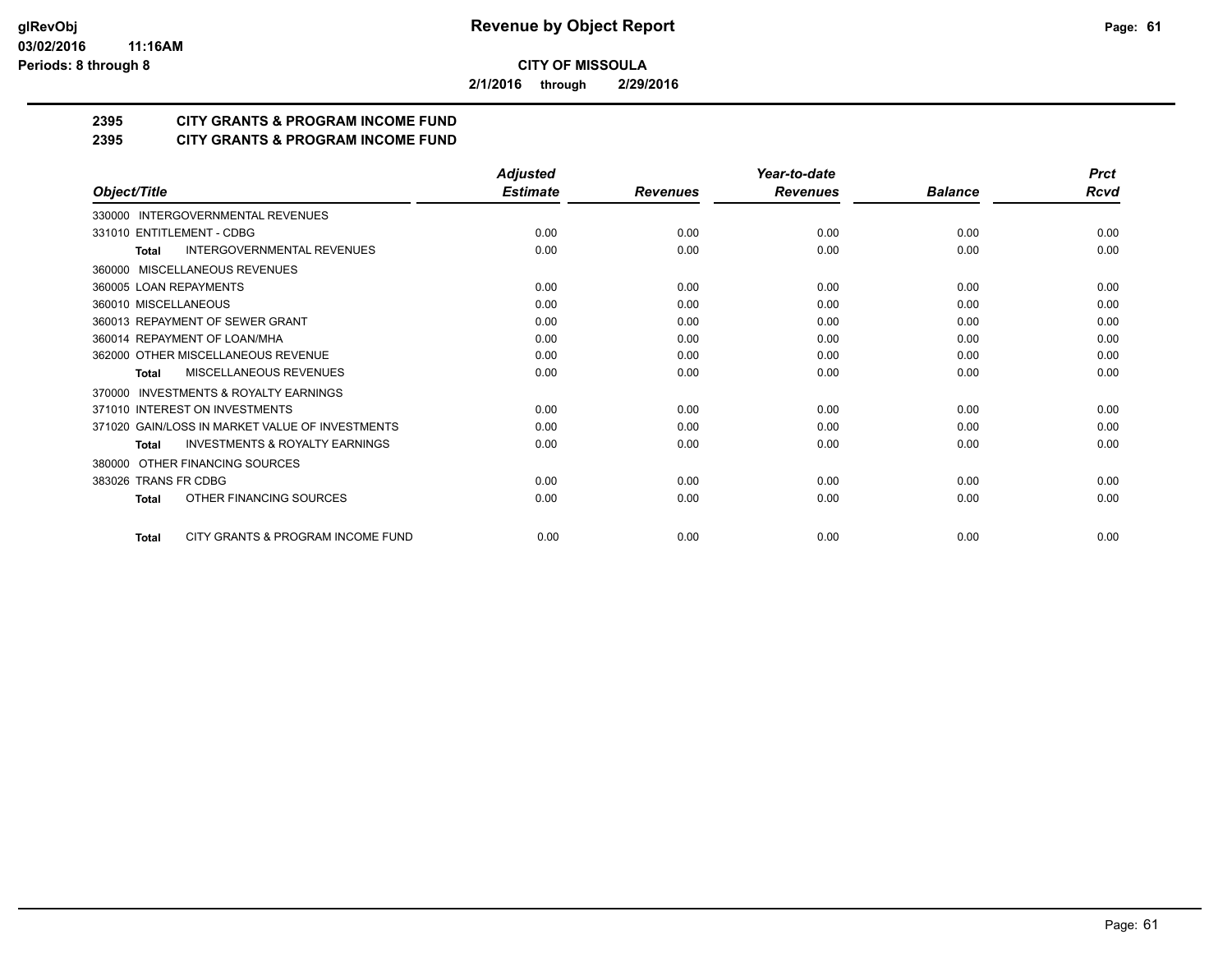**CITY OF MISSOULA**

**2/1/2016 through 2/29/2016**

## 2395 CITY GRANTS & PROGRAM INCOME FUND
## 2395 CITY GRANTS & PROGRAM INCOME FUND

| Object/Title | Adjusted Estimate | Revenues | Year-to-date Revenues | Balance | Prct Rcvd |
|---|---|---|---|---|---|
| 330000 INTERGOVERNMENTAL REVENUES | | | | | |
| 331010 ENTITLEMENT - CDBG | 0.00 | 0.00 | 0.00 | 0.00 | 0.00 |
| **Total** INTERGOVERNMENTAL REVENUES | 0.00 | 0.00 | 0.00 | 0.00 | 0.00 |
| 360000 MISCELLANEOUS REVENUES | | | | | |
| 360005 LOAN REPAYMENTS | 0.00 | 0.00 | 0.00 | 0.00 | 0.00 |
| 360010 MISCELLANEOUS | 0.00 | 0.00 | 0.00 | 0.00 | 0.00 |
| 360013 REPAYMENT OF SEWER GRANT | 0.00 | 0.00 | 0.00 | 0.00 | 0.00 |
| 360014 REPAYMENT OF LOAN/MHA | 0.00 | 0.00 | 0.00 | 0.00 | 0.00 |
| 362000 OTHER MISCELLANEOUS REVENUE | 0.00 | 0.00 | 0.00 | 0.00 | 0.00 |
| **Total** MISCELLANEOUS REVENUES | 0.00 | 0.00 | 0.00 | 0.00 | 0.00 |
| 370000 INVESTMENTS & ROYALTY EARNINGS | | | | | |
| 371010 INTEREST ON INVESTMENTS | 0.00 | 0.00 | 0.00 | 0.00 | 0.00 |
| 371020 GAIN/LOSS IN MARKET VALUE OF INVESTMENTS | 0.00 | 0.00 | 0.00 | 0.00 | 0.00 |
| **Total** INVESTMENTS & ROYALTY EARNINGS | 0.00 | 0.00 | 0.00 | 0.00 | 0.00 |
| 380000 OTHER FINANCING SOURCES | | | | | |
| 383026 TRANS FR CDBG | 0.00 | 0.00 | 0.00 | 0.00 | 0.00 |
| **Total** OTHER FINANCING SOURCES | 0.00 | 0.00 | 0.00 | 0.00 | 0.00 |
| **Total** CITY GRANTS & PROGRAM INCOME FUND | 0.00 | 0.00 | 0.00 | 0.00 | 0.00 |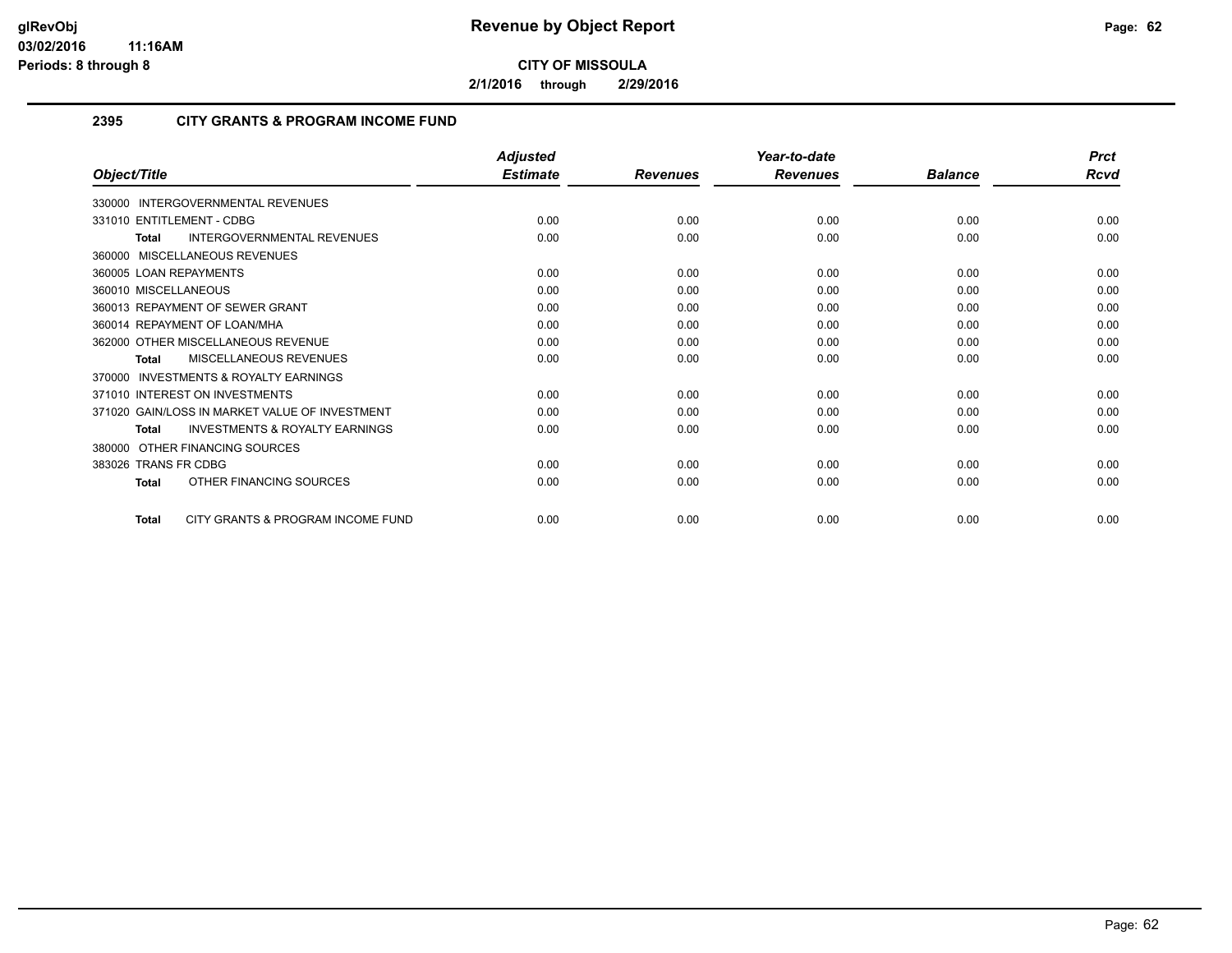# Revenue by Object Report

**CITY OF MISSOULA**

**2/1/2016 through 2/29/2016**

## 2395 CITY GRANTS & PROGRAM INCOME FUND

| Object/Title | Adjusted Estimate | Revenues | Year-to-date Revenues | Balance | Prct Rcvd |
|---|---|---|---|---|---|
| 330000 INTERGOVERNMENTAL REVENUES | | | | | |
| 331010 ENTITLEMENT - CDBG | 0.00 | 0.00 | 0.00 | 0.00 | 0.00 |
| **Total** INTERGOVERNMENTAL REVENUES | 0.00 | 0.00 | 0.00 | 0.00 | 0.00 |
| 360000 MISCELLANEOUS REVENUES | | | | | |
| 360005 LOAN REPAYMENTS | 0.00 | 0.00 | 0.00 | 0.00 | 0.00 |
| 360010 MISCELLANEOUS | 0.00 | 0.00 | 0.00 | 0.00 | 0.00 |
| 360013 REPAYMENT OF SEWER GRANT | 0.00 | 0.00 | 0.00 | 0.00 | 0.00 |
| 360014 REPAYMENT OF LOAN/MHA | 0.00 | 0.00 | 0.00 | 0.00 | 0.00 |
| 362000 OTHER MISCELLANEOUS REVENUE | 0.00 | 0.00 | 0.00 | 0.00 | 0.00 |
| **Total** MISCELLANEOUS REVENUES | 0.00 | 0.00 | 0.00 | 0.00 | 0.00 |
| 370000 INVESTMENTS & ROYALTY EARNINGS | | | | | |
| 371010 INTEREST ON INVESTMENTS | 0.00 | 0.00 | 0.00 | 0.00 | 0.00 |
| 371020 GAIN/LOSS IN MARKET VALUE OF INVESTMENT | 0.00 | 0.00 | 0.00 | 0.00 | 0.00 |
| **Total** INVESTMENTS & ROYALTY EARNINGS | 0.00 | 0.00 | 0.00 | 0.00 | 0.00 |
| 380000 OTHER FINANCING SOURCES | | | | | |
| 383026 TRANS FR CDBG | 0.00 | 0.00 | 0.00 | 0.00 | 0.00 |
| **Total** OTHER FINANCING SOURCES | 0.00 | 0.00 | 0.00 | 0.00 | 0.00 |
| **Total** CITY GRANTS & PROGRAM INCOME FUND | 0.00 | 0.00 | 0.00 | 0.00 | 0.00 |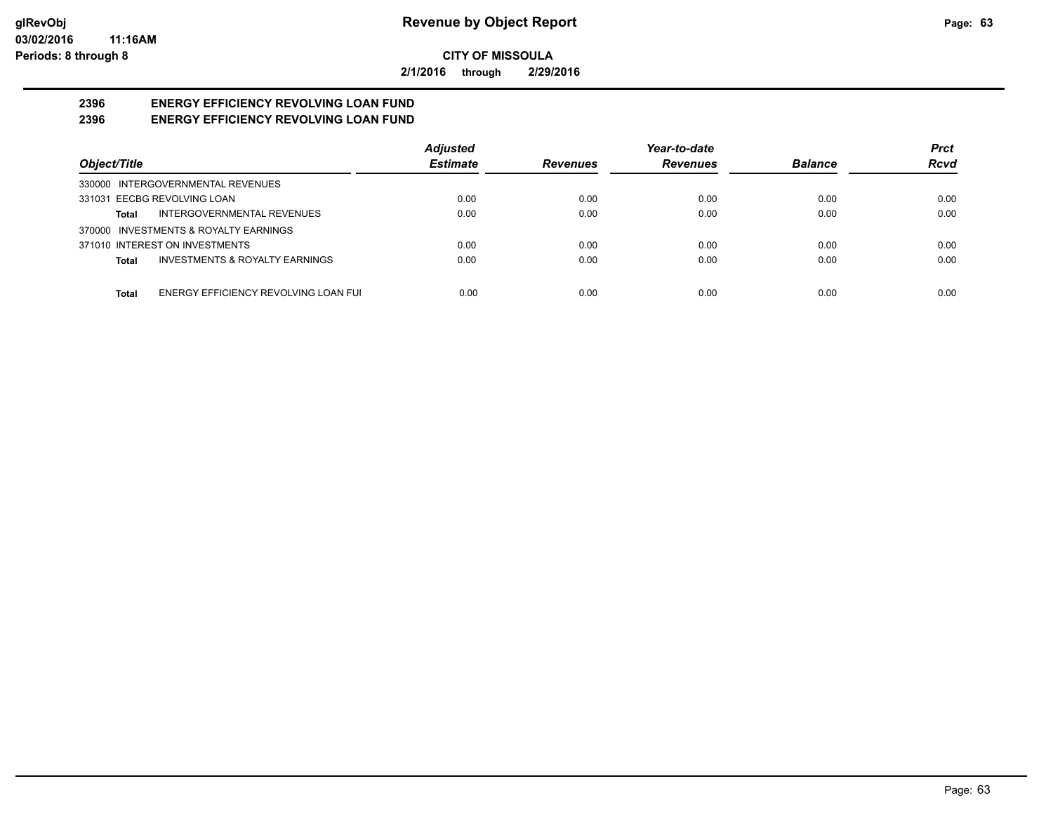**Revenue by Object Report**

**CITY OF MISSOULA**

**2/1/2016 through 2/29/2016**

glRevObj
03/02/2016 11:16AM
Periods: 8 through 8

## 2396 ENERGY EFFICIENCY REVOLVING LOAN FUND
## 2396 ENERGY EFFICIENCY REVOLVING LOAN FUND

| Object/Title | | Adjusted Estimate | Revenues | Year-to-date Revenues | Balance | Prct Rcvd |
|---|---|---|---|---|---|---|
| 330000 INTERGOVERNMENTAL REVENUES | | | | | | |
| 331031 EECBG REVOLVING LOAN | | 0.00 | 0.00 | 0.00 | 0.00 | 0.00 |
| Total | INTERGOVERNMENTAL REVENUES | 0.00 | 0.00 | 0.00 | 0.00 | 0.00 |
| 370000 INVESTMENTS & ROYALTY EARNINGS | | | | | | |
| 371010 INTEREST ON INVESTMENTS | | 0.00 | 0.00 | 0.00 | 0.00 | 0.00 |
| Total | INVESTMENTS & ROYALTY EARNINGS | 0.00 | 0.00 | 0.00 | 0.00 | 0.00 |
| Total | ENERGY EFFICIENCY REVOLVING LOAN FUI | 0.00 | 0.00 | 0.00 | 0.00 | 0.00 |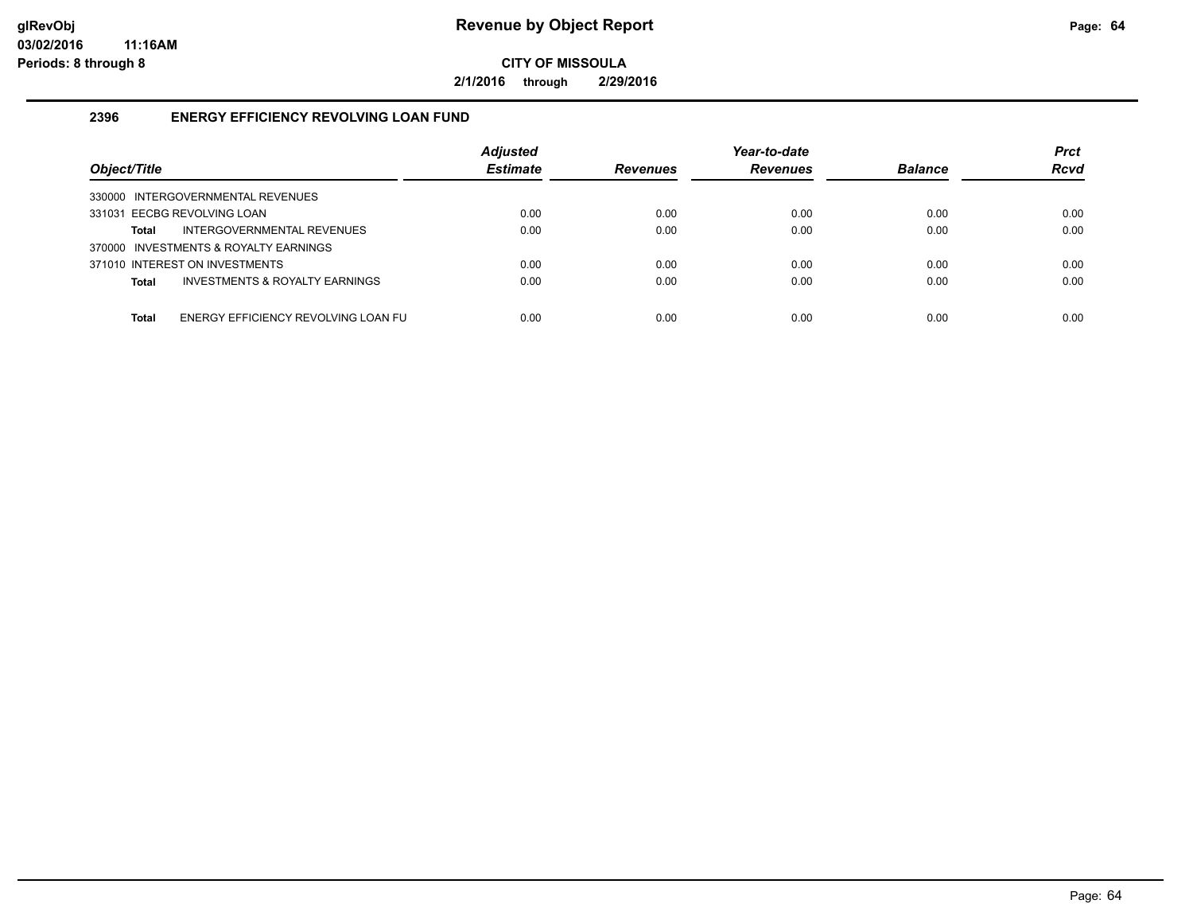**Revenue by Object Report**

**CITY OF MISSOULA**

**2/1/2016 through 2/29/2016**

glRevObj
03/02/2016 11:16AM
Periods: 8 through 8

## 2396 ENERGY EFFICIENCY REVOLVING LOAN FUND

| Object/Title | Adjusted Estimate | Revenues | Year-to-date Revenues | Balance | Prct Rcvd |
|---|---|---|---|---|---|
| 330000 INTERGOVERNMENTAL REVENUES | | | | | |
| 331031 EECBG REVOLVING LOAN | 0.00 | 0.00 | 0.00 | 0.00 | 0.00 |
| **Total** INTERGOVERNMENTAL REVENUES | 0.00 | 0.00 | 0.00 | 0.00 | 0.00 |
| 370000 INVESTMENTS & ROYALTY EARNINGS | | | | | |
| 371010 INTEREST ON INVESTMENTS | 0.00 | 0.00 | 0.00 | 0.00 | 0.00 |
| **Total** INVESTMENTS & ROYALTY EARNINGS | 0.00 | 0.00 | 0.00 | 0.00 | 0.00 |
| **Total** ENERGY EFFICIENCY REVOLVING LOAN FU | 0.00 | 0.00 | 0.00 | 0.00 | 0.00 |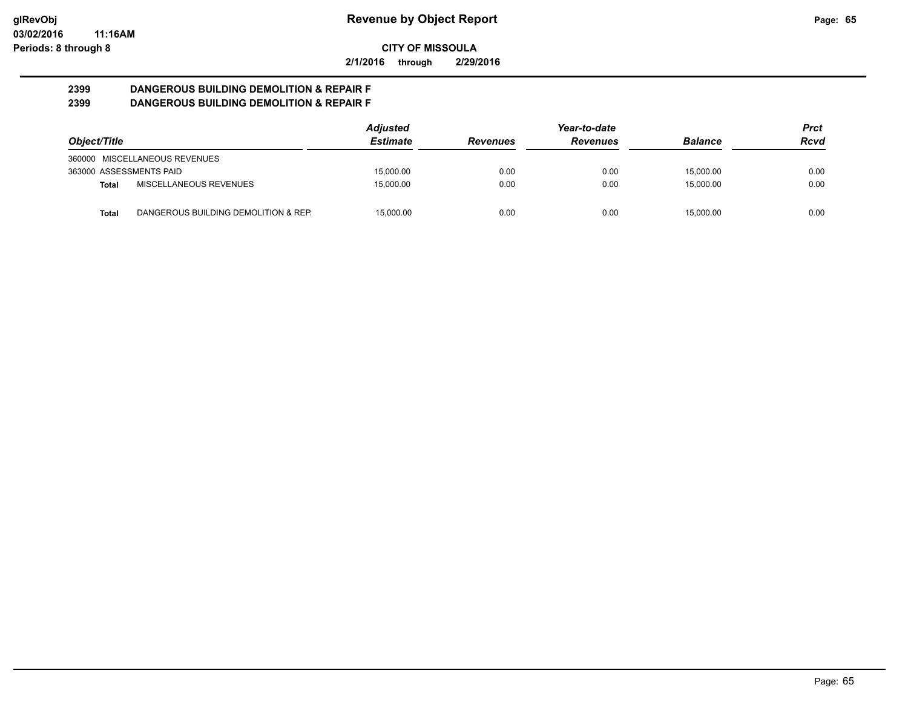**Revenue by Object Report**

**CITY OF MISSOULA**

**2/1/2016 through 2/29/2016**

**2399 DANGEROUS BUILDING DEMOLITION & REPAIR F**

**2399 DANGEROUS BUILDING DEMOLITION & REPAIR F**

| Object/Title | Adjusted Estimate | Revenues | Year-to-date Revenues | Balance | Prct Rcvd |
|---|---|---|---|---|---|
| 360000 MISCELLANEOUS REVENUES | | | | | |
| 363000 ASSESSMENTS PAID | 15,000.00 | 0.00 | 0.00 | 15,000.00 | 0.00 |
| **Total** MISCELLANEOUS REVENUES | 15,000.00 | 0.00 | 0.00 | 15,000.00 | 0.00 |
| **Total** DANGEROUS BUILDING DEMOLITION & REP. | 15,000.00 | 0.00 | 0.00 | 15,000.00 | 0.00 |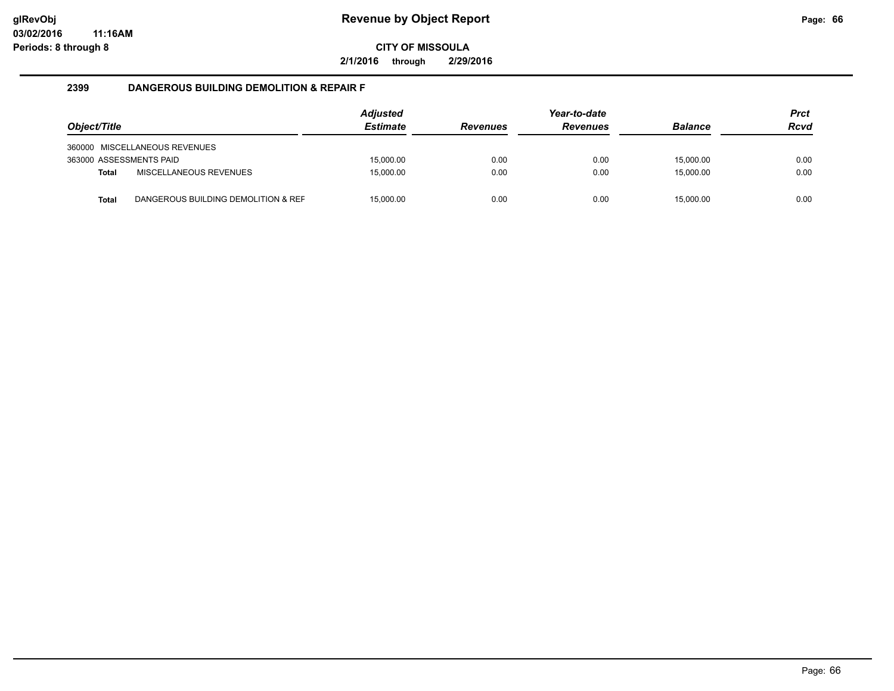# Revenue by Object Report

**CITY OF MISSOULA**

**2/1/2016 through 2/29/2016**

glRevObj
03/02/2016 11:16AM
Periods: 8 through 8

## 2399 DANGEROUS BUILDING DEMOLITION & REPAIR F

| Object/Title | Adjusted Estimate | Revenues | Year-to-date Revenues | Balance | Prct Rcvd |
|---|---|---|---|---|---|
| 360000 MISCELLANEOUS REVENUES | | | | | |
| 363000 ASSESSMENTS PAID | 15,000.00 | 0.00 | 0.00 | 15,000.00 | 0.00 |
| **Total** MISCELLANEOUS REVENUES | 15,000.00 | 0.00 | 0.00 | 15,000.00 | 0.00 |
| **Total** DANGEROUS BUILDING DEMOLITION & REF | 15,000.00 | 0.00 | 0.00 | 15,000.00 | 0.00 |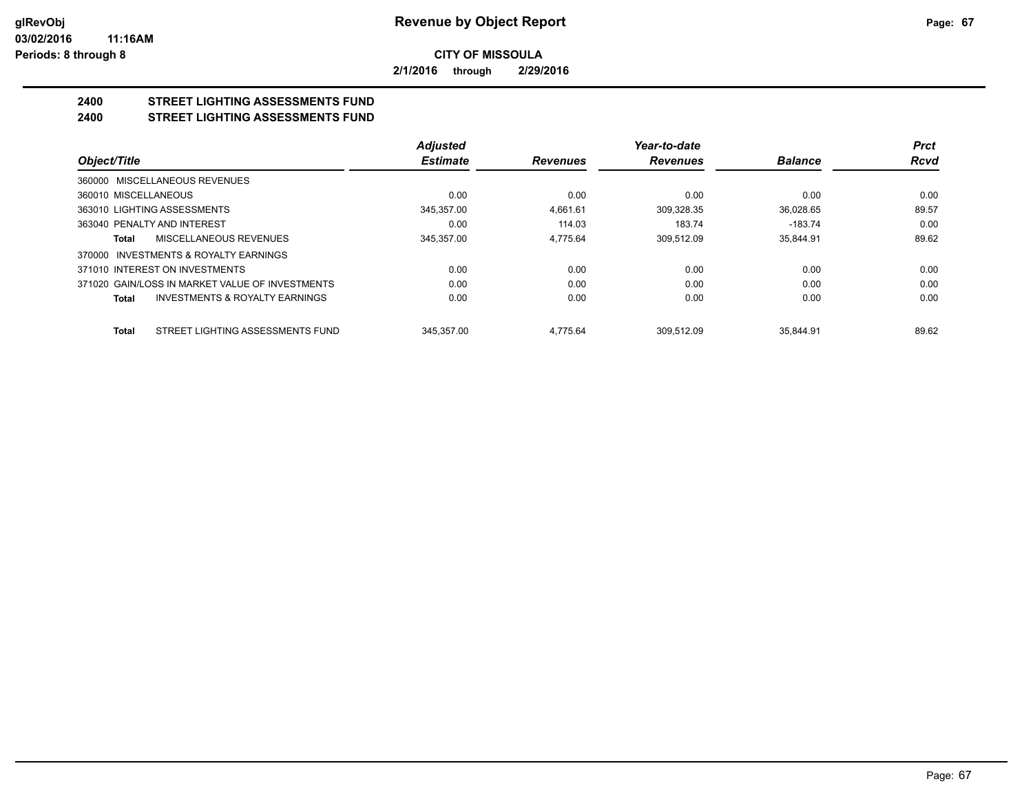**Revenue by Object Report**

**CITY OF MISSOULA**

**2/1/2016 through 2/29/2016**

glRevObj
03/02/2016 11:16AM
Periods: 8 through 8

## 2400 STREET LIGHTING ASSESSMENTS FUND
## 2400 STREET LIGHTING ASSESSMENTS FUND

| Object/Title | Adjusted Estimate | Revenues | Year-to-date Revenues | Balance | Prct Rcvd |
|---|---|---|---|---|---|
| 360000 MISCELLANEOUS REVENUES | | | | | |
| 360010 MISCELLANEOUS | 0.00 | 0.00 | 0.00 | 0.00 | 0.00 |
| 363010 LIGHTING ASSESSMENTS | 345,357.00 | 4,661.61 | 309,328.35 | 36,028.65 | 89.57 |
| 363040 PENALTY AND INTEREST | 0.00 | 114.03 | 183.74 | -183.74 | 0.00 |
| **Total** MISCELLANEOUS REVENUES | 345,357.00 | 4,775.64 | 309,512.09 | 35,844.91 | 89.62 |
| 370000 INVESTMENTS & ROYALTY EARNINGS | | | | | |
| 371010 INTEREST ON INVESTMENTS | 0.00 | 0.00 | 0.00 | 0.00 | 0.00 |
| 371020 GAIN/LOSS IN MARKET VALUE OF INVESTMENTS | 0.00 | 0.00 | 0.00 | 0.00 | 0.00 |
| **Total** INVESTMENTS & ROYALTY EARNINGS | 0.00 | 0.00 | 0.00 | 0.00 | 0.00 |
| **Total** STREET LIGHTING ASSESSMENTS FUND | 345,357.00 | 4,775.64 | 309,512.09 | 35,844.91 | 89.62 |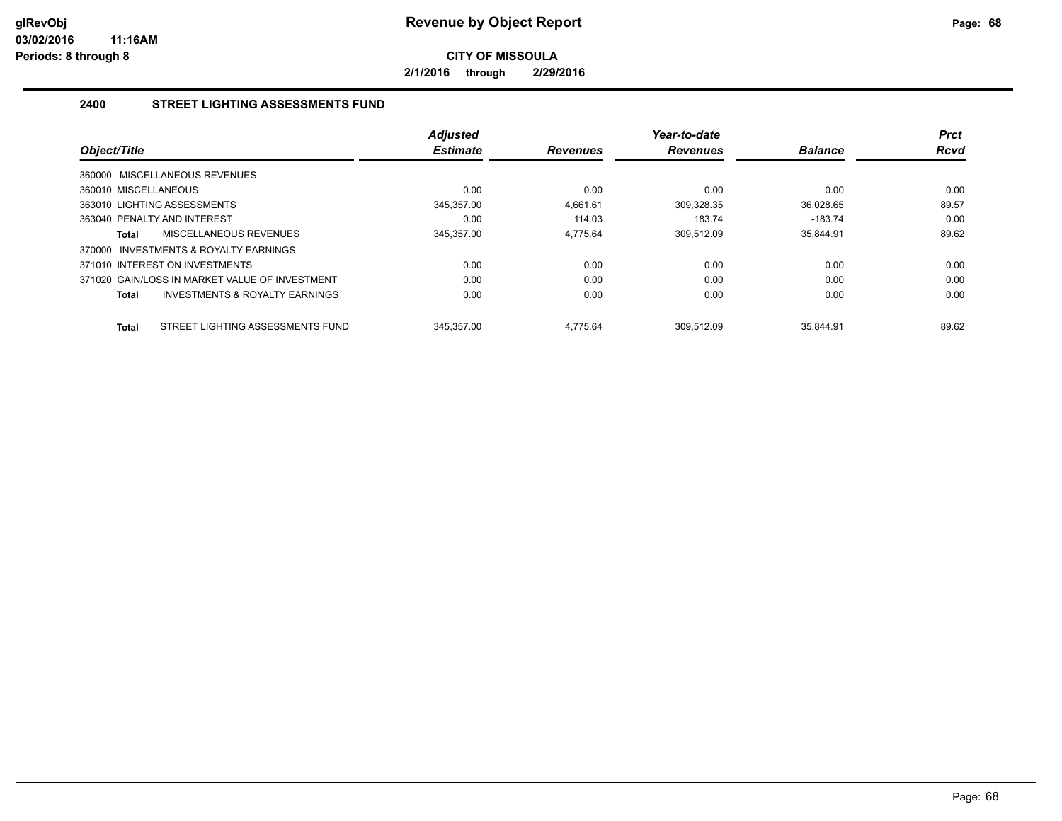**glRevObj**
**03/02/2016 11:16AM**
**Periods: 8 through 8**

# Revenue by Object Report

**CITY OF MISSOULA**

**2/1/2016 through 2/29/2016**

## 2400 STREET LIGHTING ASSESSMENTS FUND

| Object/Title | Adjusted Estimate | Revenues | Year-to-date Revenues | Balance | Prct Rcvd |
|---|---|---|---|---|---|
| 360000 MISCELLANEOUS REVENUES | | | | | |
| 360010 MISCELLANEOUS | 0.00 | 0.00 | 0.00 | 0.00 | 0.00 |
| 363010 LIGHTING ASSESSMENTS | 345,357.00 | 4,661.61 | 309,328.35 | 36,028.65 | 89.57 |
| 363040 PENALTY AND INTEREST | 0.00 | 114.03 | 183.74 | -183.74 | 0.00 |
| **Total** MISCELLANEOUS REVENUES | 345,357.00 | 4,775.64 | 309,512.09 | 35,844.91 | 89.62 |
| 370000 INVESTMENTS & ROYALTY EARNINGS | | | | | |
| 371010 INTEREST ON INVESTMENTS | 0.00 | 0.00 | 0.00 | 0.00 | 0.00 |
| 371020 GAIN/LOSS IN MARKET VALUE OF INVESTMENT | 0.00 | 0.00 | 0.00 | 0.00 | 0.00 |
| **Total** INVESTMENTS & ROYALTY EARNINGS | 0.00 | 0.00 | 0.00 | 0.00 | 0.00 |
| **Total** STREET LIGHTING ASSESSMENTS FUND | 345,357.00 | 4,775.64 | 309,512.09 | 35,844.91 | 89.62 |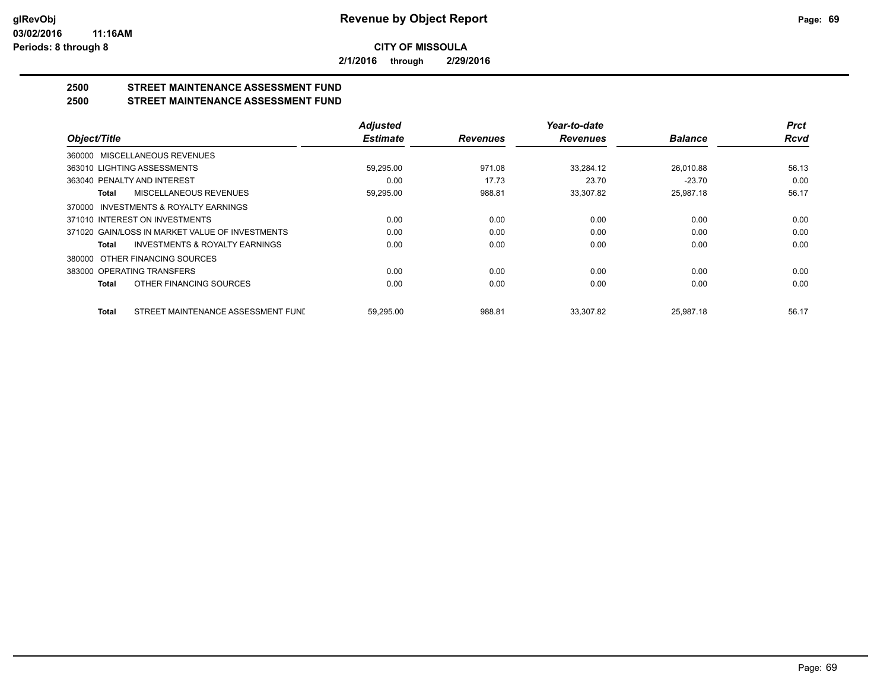**Revenue by Object Report**

**CITY OF MISSOULA**

**2/1/2016 through 2/29/2016**

## 2500 STREET MAINTENANCE ASSESSMENT FUND
## 2500 STREET MAINTENANCE ASSESSMENT FUND

| Object/Title | Adjusted Estimate | Revenues | Year-to-date Revenues | Balance | Prct Rcvd |
|---|---|---|---|---|---|
| 360000 MISCELLANEOUS REVENUES | | | | | |
| 363010 LIGHTING ASSESSMENTS | 59,295.00 | 971.08 | 33,284.12 | 26,010.88 | 56.13 |
| 363040 PENALTY AND INTEREST | 0.00 | 17.73 | 23.70 | -23.70 | 0.00 |
| **Total** MISCELLANEOUS REVENUES | 59,295.00 | 988.81 | 33,307.82 | 25,987.18 | 56.17 |
| 370000 INVESTMENTS & ROYALTY EARNINGS | | | | | |
| 371010 INTEREST ON INVESTMENTS | 0.00 | 0.00 | 0.00 | 0.00 | 0.00 |
| 371020 GAIN/LOSS IN MARKET VALUE OF INVESTMENTS | 0.00 | 0.00 | 0.00 | 0.00 | 0.00 |
| **Total** INVESTMENTS & ROYALTY EARNINGS | 0.00 | 0.00 | 0.00 | 0.00 | 0.00 |
| 380000 OTHER FINANCING SOURCES | | | | | |
| 383000 OPERATING TRANSFERS | 0.00 | 0.00 | 0.00 | 0.00 | 0.00 |
| **Total** OTHER FINANCING SOURCES | 0.00 | 0.00 | 0.00 | 0.00 | 0.00 |
| **Total** STREET MAINTENANCE ASSESSMENT FUND | 59,295.00 | 988.81 | 33,307.82 | 25,987.18 | 56.17 |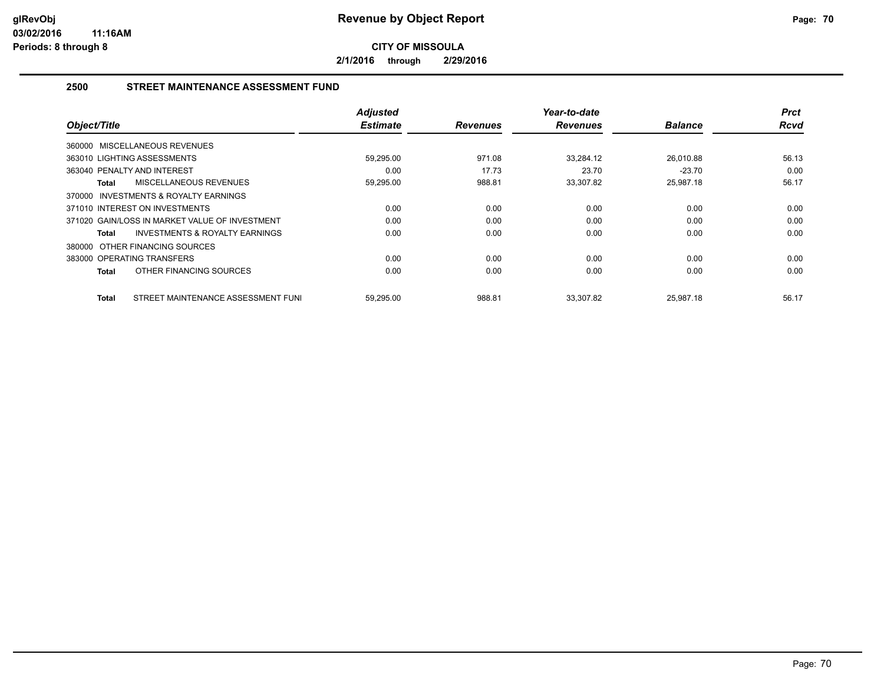**Revenue by Object Report**

**CITY OF MISSOULA**

**2/1/2016 through 2/29/2016**

glRevObj
03/02/2016 11:16AM
Periods: 8 through 8

## 2500 STREET MAINTENANCE ASSESSMENT FUND

| Object/Title | Adjusted Estimate | Revenues | Year-to-date Revenues | Balance | Prct Rcvd |
|---|---|---|---|---|---|
| 360000 MISCELLANEOUS REVENUES | | | | | |
| 363010 LIGHTING ASSESSMENTS | 59,295.00 | 971.08 | 33,284.12 | 26,010.88 | 56.13 |
| 363040 PENALTY AND INTEREST | 0.00 | 17.73 | 23.70 | -23.70 | 0.00 |
| **Total** MISCELLANEOUS REVENUES | 59,295.00 | 988.81 | 33,307.82 | 25,987.18 | 56.17 |
| 370000 INVESTMENTS & ROYALTY EARNINGS | | | | | |
| 371010 INTEREST ON INVESTMENTS | 0.00 | 0.00 | 0.00 | 0.00 | 0.00 |
| 371020 GAIN/LOSS IN MARKET VALUE OF INVESTMENT | 0.00 | 0.00 | 0.00 | 0.00 | 0.00 |
| **Total** INVESTMENTS & ROYALTY EARNINGS | 0.00 | 0.00 | 0.00 | 0.00 | 0.00 |
| 380000 OTHER FINANCING SOURCES | | | | | |
| 383000 OPERATING TRANSFERS | 0.00 | 0.00 | 0.00 | 0.00 | 0.00 |
| **Total** OTHER FINANCING SOURCES | 0.00 | 0.00 | 0.00 | 0.00 | 0.00 |
| **Total** STREET MAINTENANCE ASSESSMENT FUNI | 59,295.00 | 988.81 | 33,307.82 | 25,987.18 | 56.17 |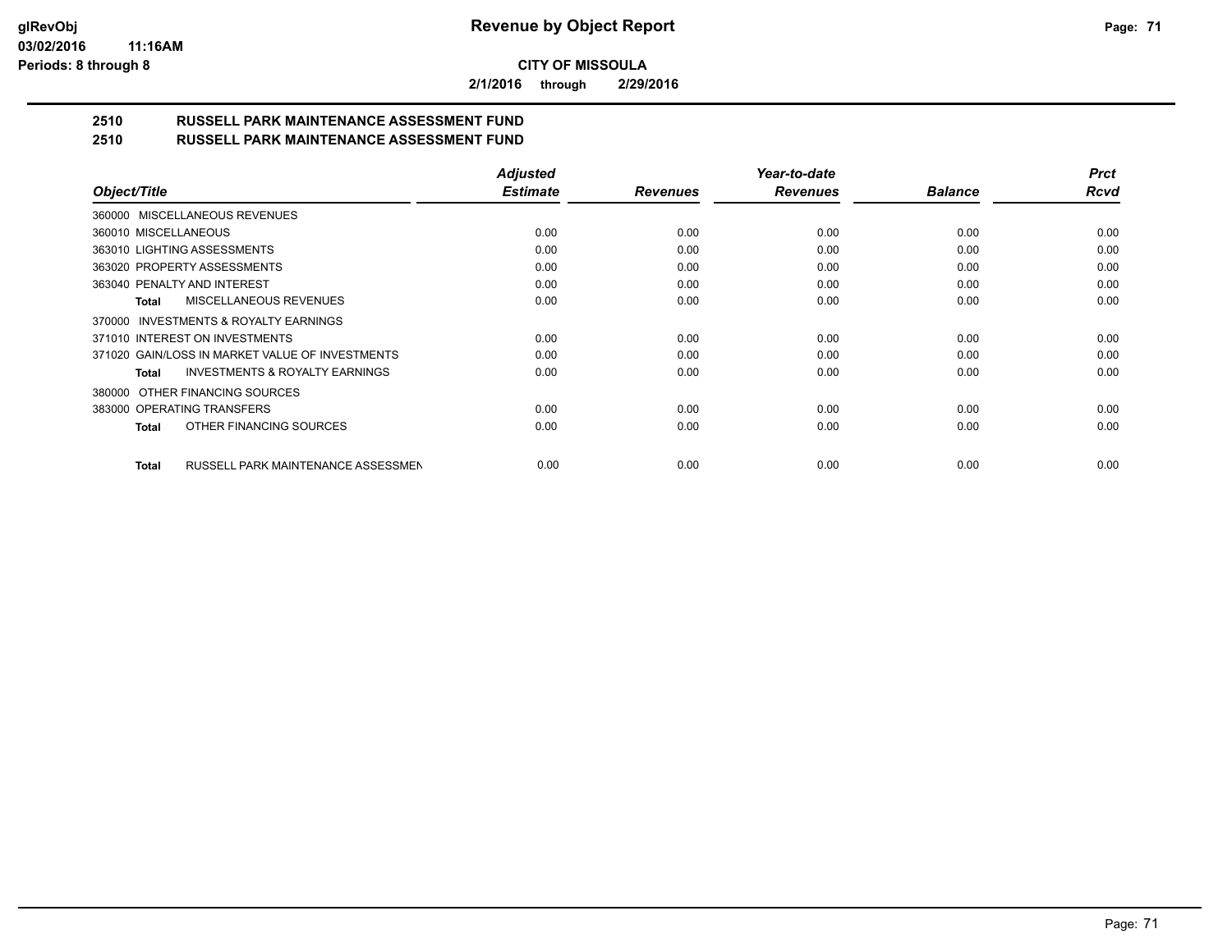# Revenue by Object Report

**CITY OF MISSOULA**

**2/1/2016 through 2/29/2016**

## 2510 RUSSELL PARK MAINTENANCE ASSESSMENT FUND
## 2510 RUSSELL PARK MAINTENANCE ASSESSMENT FUND

| Object/Title | Adjusted Estimate | Revenues | Year-to-date Revenues | Balance | Prct Rcvd |
|---|---|---|---|---|---|
| 360000 MISCELLANEOUS REVENUES | | | | | |
| 360010 MISCELLANEOUS | 0.00 | 0.00 | 0.00 | 0.00 | 0.00 |
| 363010 LIGHTING ASSESSMENTS | 0.00 | 0.00 | 0.00 | 0.00 | 0.00 |
| 363020 PROPERTY ASSESSMENTS | 0.00 | 0.00 | 0.00 | 0.00 | 0.00 |
| 363040 PENALTY AND INTEREST | 0.00 | 0.00 | 0.00 | 0.00 | 0.00 |
| **Total** MISCELLANEOUS REVENUES | 0.00 | 0.00 | 0.00 | 0.00 | 0.00 |
| 370000 INVESTMENTS & ROYALTY EARNINGS | | | | | |
| 371010 INTEREST ON INVESTMENTS | 0.00 | 0.00 | 0.00 | 0.00 | 0.00 |
| 371020 GAIN/LOSS IN MARKET VALUE OF INVESTMENTS | 0.00 | 0.00 | 0.00 | 0.00 | 0.00 |
| **Total** INVESTMENTS & ROYALTY EARNINGS | 0.00 | 0.00 | 0.00 | 0.00 | 0.00 |
| 380000 OTHER FINANCING SOURCES | | | | | |
| 383000 OPERATING TRANSFERS | 0.00 | 0.00 | 0.00 | 0.00 | 0.00 |
| **Total** OTHER FINANCING SOURCES | 0.00 | 0.00 | 0.00 | 0.00 | 0.00 |
| **Total** RUSSELL PARK MAINTENANCE ASSESSMEN | 0.00 | 0.00 | 0.00 | 0.00 | 0.00 |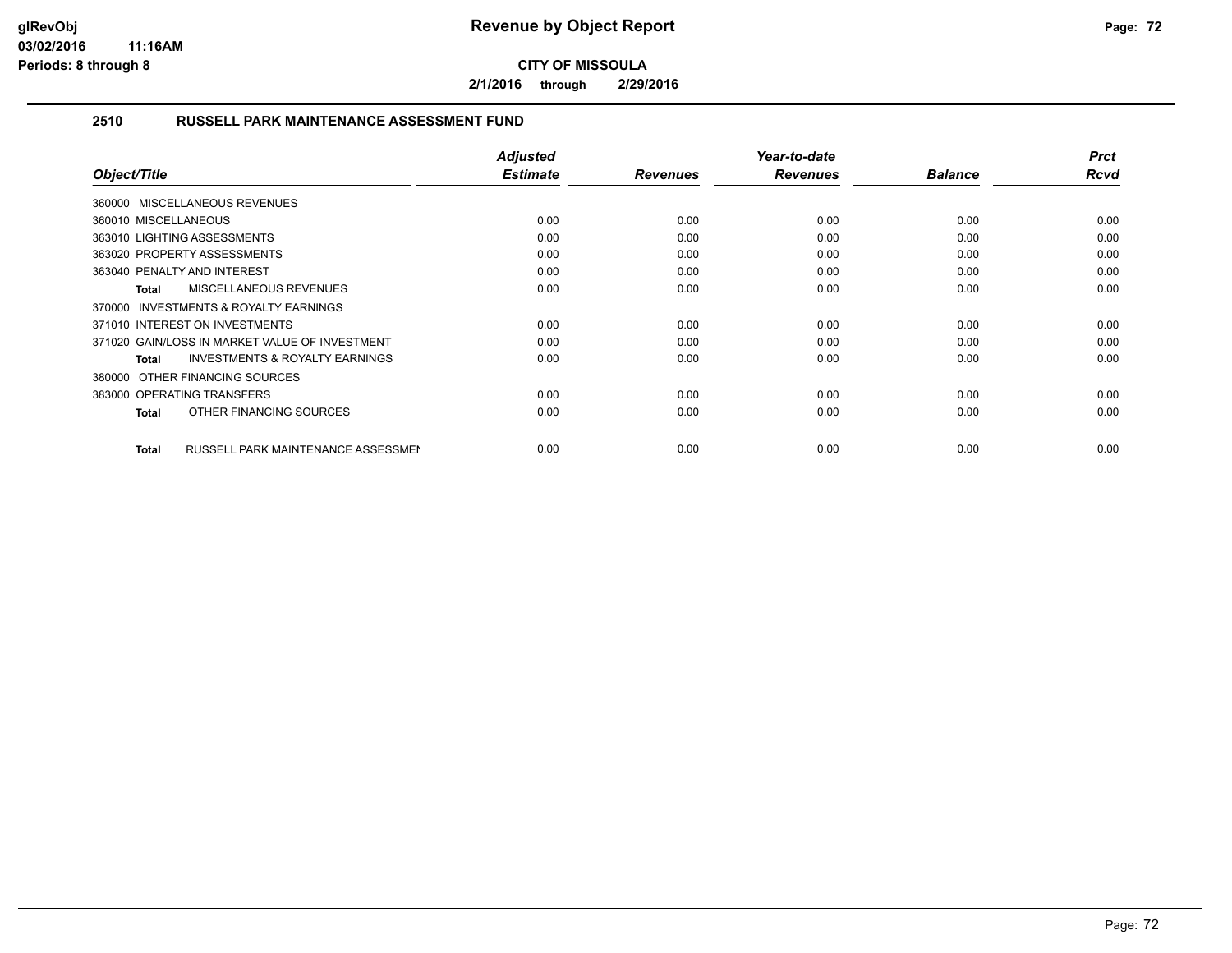**CITY OF MISSOULA**

**2/1/2016 through 2/29/2016**

## 2510 RUSSELL PARK MAINTENANCE ASSESSMENT FUND

| Object/Title | Adjusted Estimate | Revenues | Year-to-date Revenues | Balance | Prct Rcvd |
|---|---|---|---|---|---|
| 360000 MISCELLANEOUS REVENUES | | | | | |
| 360010 MISCELLANEOUS | 0.00 | 0.00 | 0.00 | 0.00 | 0.00 |
| 363010 LIGHTING ASSESSMENTS | 0.00 | 0.00 | 0.00 | 0.00 | 0.00 |
| 363020 PROPERTY ASSESSMENTS | 0.00 | 0.00 | 0.00 | 0.00 | 0.00 |
| 363040 PENALTY AND INTEREST | 0.00 | 0.00 | 0.00 | 0.00 | 0.00 |
| **Total** MISCELLANEOUS REVENUES | 0.00 | 0.00 | 0.00 | 0.00 | 0.00 |
| 370000 INVESTMENTS & ROYALTY EARNINGS | | | | | |
| 371010 INTEREST ON INVESTMENTS | 0.00 | 0.00 | 0.00 | 0.00 | 0.00 |
| 371020 GAIN/LOSS IN MARKET VALUE OF INVESTMENT | 0.00 | 0.00 | 0.00 | 0.00 | 0.00 |
| **Total** INVESTMENTS & ROYALTY EARNINGS | 0.00 | 0.00 | 0.00 | 0.00 | 0.00 |
| 380000 OTHER FINANCING SOURCES | | | | | |
| 383000 OPERATING TRANSFERS | 0.00 | 0.00 | 0.00 | 0.00 | 0.00 |
| **Total** OTHER FINANCING SOURCES | 0.00 | 0.00 | 0.00 | 0.00 | 0.00 |
| **Total** RUSSELL PARK MAINTENANCE ASSESSMEN | 0.00 | 0.00 | 0.00 | 0.00 | 0.00 |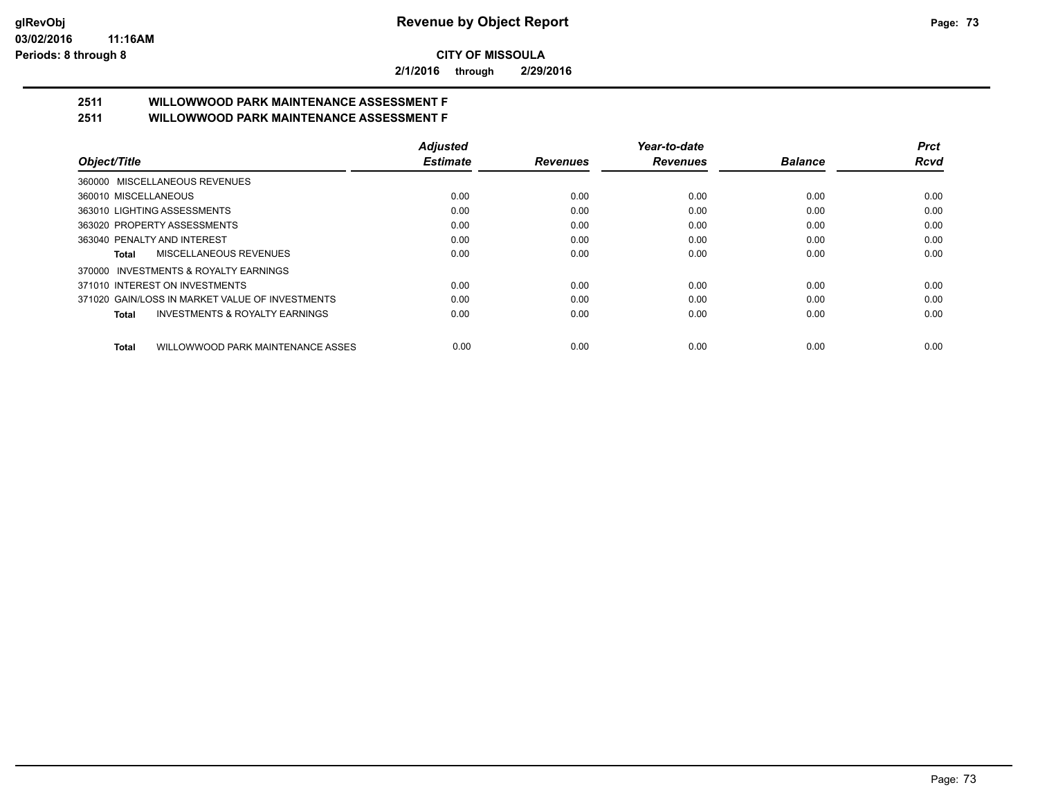**glRevObj** **Revenue by Object Report**

03/02/2016 11:16AM

Periods: 8 through 8

**CITY OF MISSOULA**

**2/1/2016 through 2/29/2016**

## 2511 WILLOWWOOD PARK MAINTENANCE ASSESSMENT F
## 2511 WILLOWWOOD PARK MAINTENANCE ASSESSMENT F

| Object/Title | Adjusted Estimate | Revenues | Year-to-date Revenues | Balance | Prct Rcvd |
|---|---|---|---|---|---|
| 360000 MISCELLANEOUS REVENUES | | | | | |
| 360010 MISCELLANEOUS | 0.00 | 0.00 | 0.00 | 0.00 | 0.00 |
| 363010 LIGHTING ASSESSMENTS | 0.00 | 0.00 | 0.00 | 0.00 | 0.00 |
| 363020 PROPERTY ASSESSMENTS | 0.00 | 0.00 | 0.00 | 0.00 | 0.00 |
| 363040 PENALTY AND INTEREST | 0.00 | 0.00 | 0.00 | 0.00 | 0.00 |
| **Total** MISCELLANEOUS REVENUES | 0.00 | 0.00 | 0.00 | 0.00 | 0.00 |
| 370000 INVESTMENTS & ROYALTY EARNINGS | | | | | |
| 371010 INTEREST ON INVESTMENTS | 0.00 | 0.00 | 0.00 | 0.00 | 0.00 |
| 371020 GAIN/LOSS IN MARKET VALUE OF INVESTMENTS | 0.00 | 0.00 | 0.00 | 0.00 | 0.00 |
| **Total** INVESTMENTS & ROYALTY EARNINGS | 0.00 | 0.00 | 0.00 | 0.00 | 0.00 |
| **Total** WILLOWWOOD PARK MAINTENANCE ASSES | 0.00 | 0.00 | 0.00 | 0.00 | 0.00 |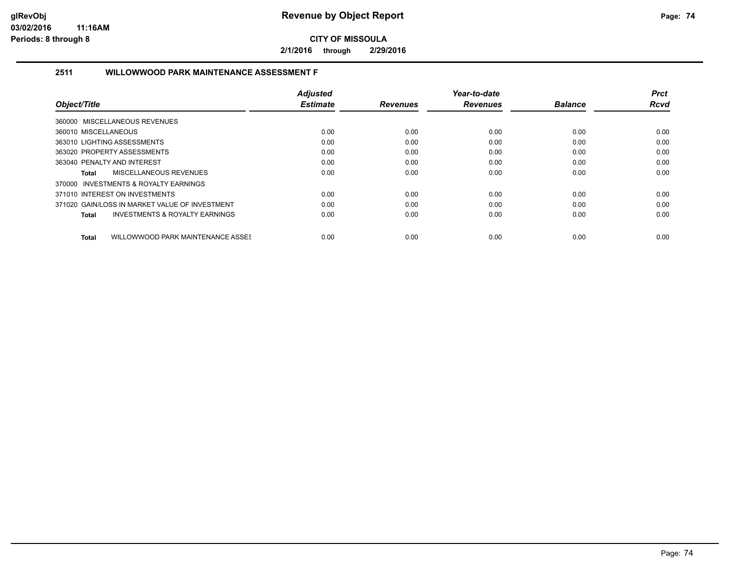# Revenue by Object Report

**CITY OF MISSOULA**

**2/1/2016 through 2/29/2016**

glRevObj
03/02/2016 11:16AM
Periods: 8 through 8

## 2511 WILLOWWOOD PARK MAINTENANCE ASSESSMENT F

| Object/Title | Adjusted Estimate | Revenues | Year-to-date Revenues | Balance | Prct Rcvd |
|---|---|---|---|---|---|
| 360000 MISCELLANEOUS REVENUES | | | | | |
| 360010 MISCELLANEOUS | 0.00 | 0.00 | 0.00 | 0.00 | 0.00 |
| 363010 LIGHTING ASSESSMENTS | 0.00 | 0.00 | 0.00 | 0.00 | 0.00 |
| 363020 PROPERTY ASSESSMENTS | 0.00 | 0.00 | 0.00 | 0.00 | 0.00 |
| 363040 PENALTY AND INTEREST | 0.00 | 0.00 | 0.00 | 0.00 | 0.00 |
| **Total** MISCELLANEOUS REVENUES | 0.00 | 0.00 | 0.00 | 0.00 | 0.00 |
| 370000 INVESTMENTS & ROYALTY EARNINGS | | | | | |
| 371010 INTEREST ON INVESTMENTS | 0.00 | 0.00 | 0.00 | 0.00 | 0.00 |
| 371020 GAIN/LOSS IN MARKET VALUE OF INVESTMENT | 0.00 | 0.00 | 0.00 | 0.00 | 0.00 |
| **Total** INVESTMENTS & ROYALTY EARNINGS | 0.00 | 0.00 | 0.00 | 0.00 | 0.00 |
| **Total** WILLOWWOOD PARK MAINTENANCE ASSES | 0.00 | 0.00 | 0.00 | 0.00 | 0.00 |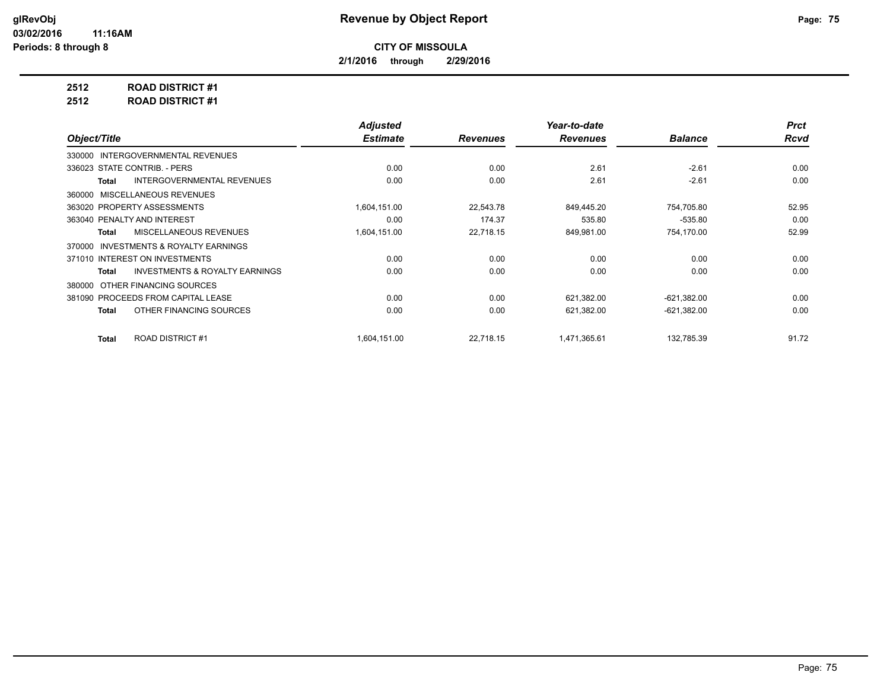# Revenue by Object Report

**CITY OF MISSOULA**

**2/1/2016 through 2/29/2016**

**2512 ROAD DISTRICT #1**

**2512 ROAD DISTRICT #1**

| Object/Title | Adjusted Estimate | Revenues | Year-to-date Revenues | Balance | Prct Rcvd |
|---|---|---|---|---|---|
| 330000 INTERGOVERNMENTAL REVENUES | | | | | |
| 336023 STATE CONTRIB. - PERS | 0.00 | 0.00 | 2.61 | -2.61 | 0.00 |
| **Total** INTERGOVERNMENTAL REVENUES | 0.00 | 0.00 | 2.61 | -2.61 | 0.00 |
| 360000 MISCELLANEOUS REVENUES | | | | | |
| 363020 PROPERTY ASSESSMENTS | 1,604,151.00 | 22,543.78 | 849,445.20 | 754,705.80 | 52.95 |
| 363040 PENALTY AND INTEREST | 0.00 | 174.37 | 535.80 | -535.80 | 0.00 |
| **Total** MISCELLANEOUS REVENUES | 1,604,151.00 | 22,718.15 | 849,981.00 | 754,170.00 | 52.99 |
| 370000 INVESTMENTS & ROYALTY EARNINGS | | | | | |
| 371010 INTEREST ON INVESTMENTS | 0.00 | 0.00 | 0.00 | 0.00 | 0.00 |
| **Total** INVESTMENTS & ROYALTY EARNINGS | 0.00 | 0.00 | 0.00 | 0.00 | 0.00 |
| 380000 OTHER FINANCING SOURCES | | | | | |
| 381090 PROCEEDS FROM CAPITAL LEASE | 0.00 | 0.00 | 621,382.00 | -621,382.00 | 0.00 |
| **Total** OTHER FINANCING SOURCES | 0.00 | 0.00 | 621,382.00 | -621,382.00 | 0.00 |
| **Total** ROAD DISTRICT #1 | 1,604,151.00 | 22,718.15 | 1,471,365.61 | 132,785.39 | 91.72 |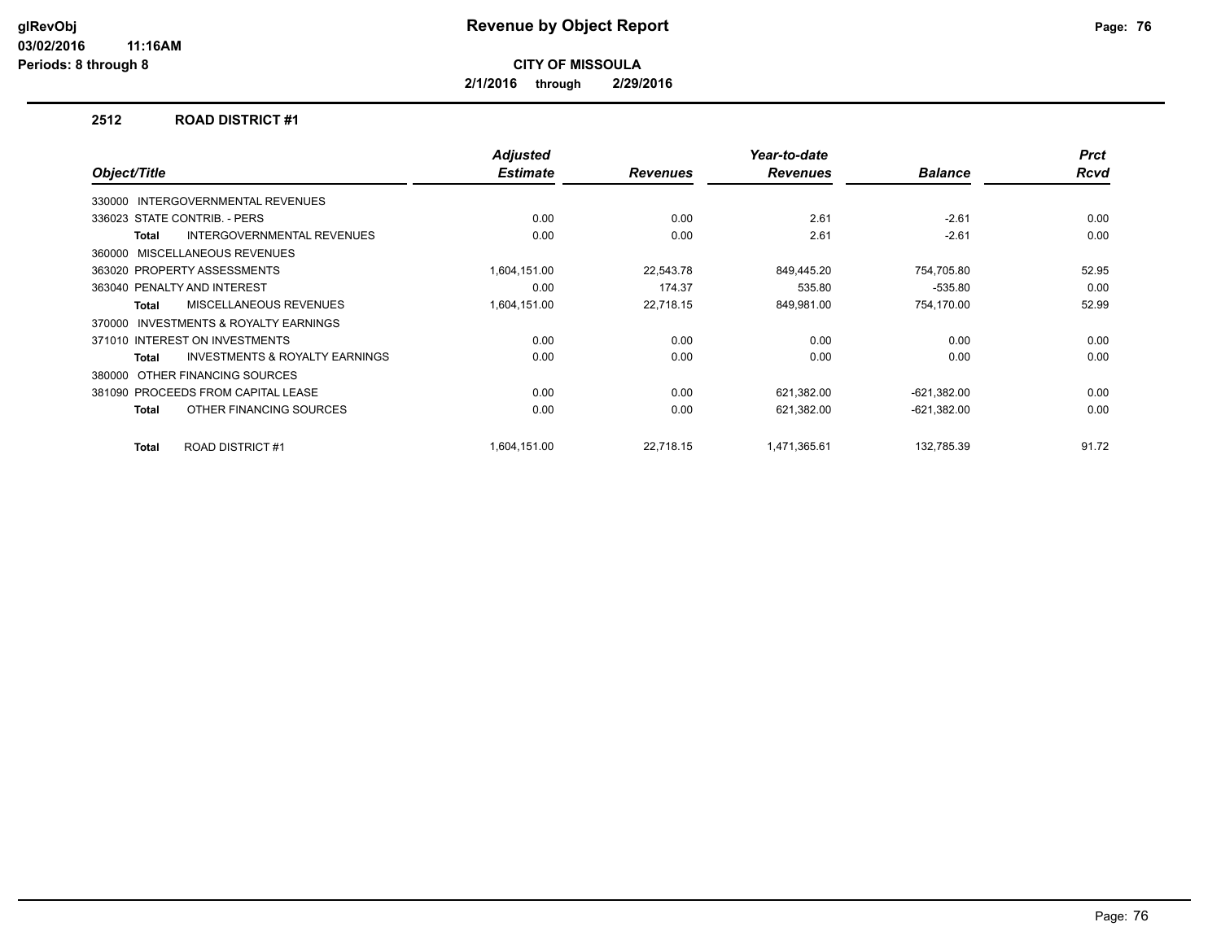**Revenue by Object Report**

**CITY OF MISSOULA**

**2/1/2016 through 2/29/2016**

glRevObj
03/02/2016 11:16AM
Periods: 8 through 8

## 2512 ROAD DISTRICT #1

| Object/Title | Adjusted Estimate | Revenues | Year-to-date Revenues | Balance | Prct Rcvd |
|---|---|---|---|---|---|
| 330000 INTERGOVERNMENTAL REVENUES | | | | | |
| 336023 STATE CONTRIB. - PERS | 0.00 | 0.00 | 2.61 | -2.61 | 0.00 |
| **Total** INTERGOVERNMENTAL REVENUES | 0.00 | 0.00 | 2.61 | -2.61 | 0.00 |
| 360000 MISCELLANEOUS REVENUES | | | | | |
| 363020 PROPERTY ASSESSMENTS | 1,604,151.00 | 22,543.78 | 849,445.20 | 754,705.80 | 52.95 |
| 363040 PENALTY AND INTEREST | 0.00 | 174.37 | 535.80 | -535.80 | 0.00 |
| **Total** MISCELLANEOUS REVENUES | 1,604,151.00 | 22,718.15 | 849,981.00 | 754,170.00 | 52.99 |
| 370000 INVESTMENTS & ROYALTY EARNINGS | | | | | |
| 371010 INTEREST ON INVESTMENTS | 0.00 | 0.00 | 0.00 | 0.00 | 0.00 |
| **Total** INVESTMENTS & ROYALTY EARNINGS | 0.00 | 0.00 | 0.00 | 0.00 | 0.00 |
| 380000 OTHER FINANCING SOURCES | | | | | |
| 381090 PROCEEDS FROM CAPITAL LEASE | 0.00 | 0.00 | 621,382.00 | -621,382.00 | 0.00 |
| **Total** OTHER FINANCING SOURCES | 0.00 | 0.00 | 621,382.00 | -621,382.00 | 0.00 |
| **Total** ROAD DISTRICT #1 | 1,604,151.00 | 22,718.15 | 1,471,365.61 | 132,785.39 | 91.72 |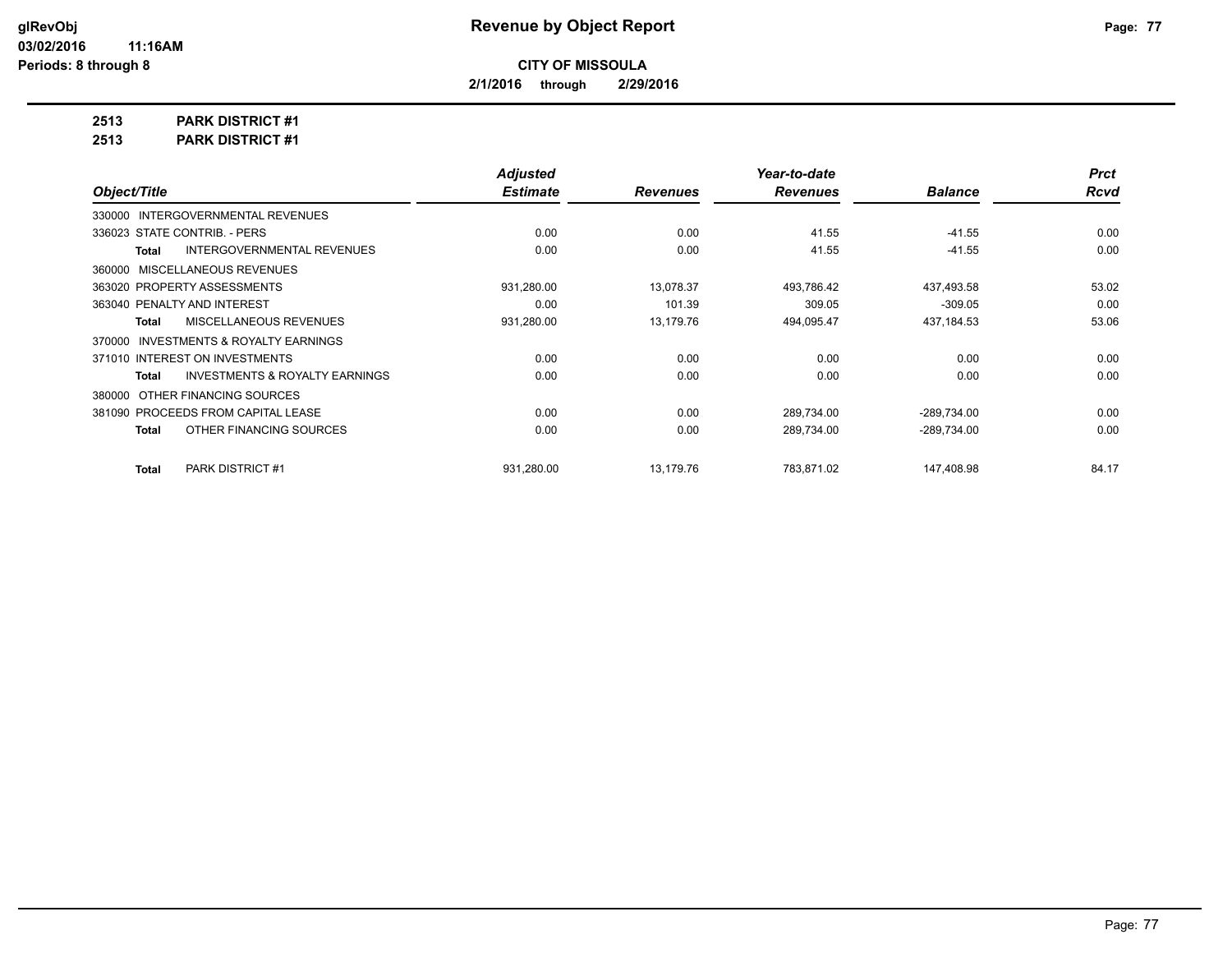# Revenue by Object Report

**CITY OF MISSOULA**

**2/1/2016 through 2/29/2016**

glRevObj
03/02/2016 11:16AM
Periods: 8 through 8

**2513 PARK DISTRICT #1**

**2513 PARK DISTRICT #1**

| Object/Title | | Adjusted Estimate | Revenues | Year-to-date Revenues | Balance | Prct Rcvd |
|---|---|---|---|---|---|---|
| 330000 INTERGOVERNMENTAL REVENUES | | | | | | |
| 336023 STATE CONTRIB. - PERS | | 0.00 | 0.00 | 41.55 | -41.55 | 0.00 |
| Total | INTERGOVERNMENTAL REVENUES | 0.00 | 0.00 | 41.55 | -41.55 | 0.00 |
| 360000 MISCELLANEOUS REVENUES | | | | | | |
| 363020 PROPERTY ASSESSMENTS | | 931,280.00 | 13,078.37 | 493,786.42 | 437,493.58 | 53.02 |
| 363040 PENALTY AND INTEREST | | 0.00 | 101.39 | 309.05 | -309.05 | 0.00 |
| Total | MISCELLANEOUS REVENUES | 931,280.00 | 13,179.76 | 494,095.47 | 437,184.53 | 53.06 |
| 370000 INVESTMENTS & ROYALTY EARNINGS | | | | | | |
| 371010 INTEREST ON INVESTMENTS | | 0.00 | 0.00 | 0.00 | 0.00 | 0.00 |
| Total | INVESTMENTS & ROYALTY EARNINGS | 0.00 | 0.00 | 0.00 | 0.00 | 0.00 |
| 380000 OTHER FINANCING SOURCES | | | | | | |
| 381090 PROCEEDS FROM CAPITAL LEASE | | 0.00 | 0.00 | 289,734.00 | -289,734.00 | 0.00 |
| Total | OTHER FINANCING SOURCES | 0.00 | 0.00 | 289,734.00 | -289,734.00 | 0.00 |
| Total | PARK DISTRICT #1 | 931,280.00 | 13,179.76 | 783,871.02 | 147,408.98 | 84.17 |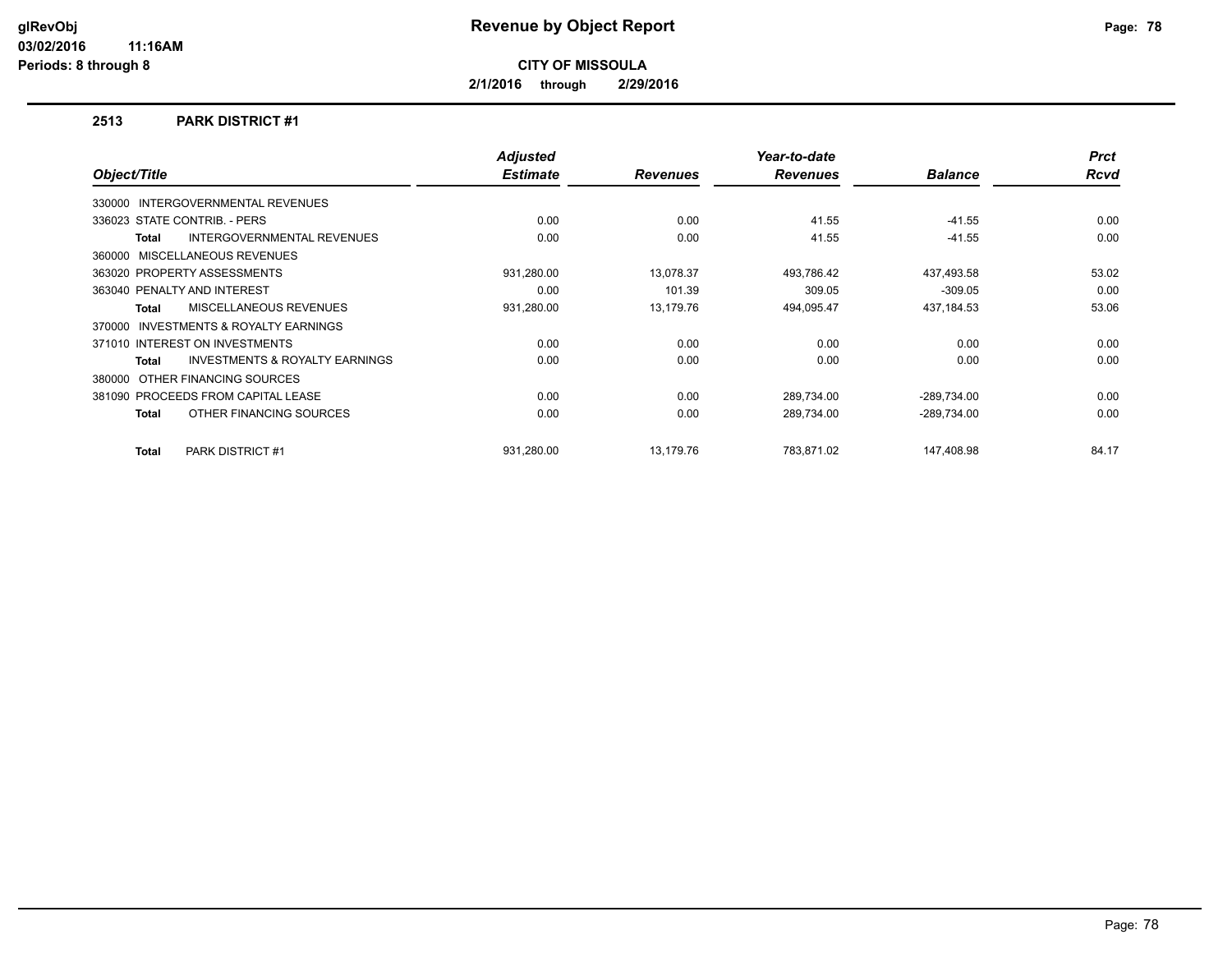# Revenue by Object Report

**CITY OF MISSOULA**

**2/1/2016 through 2/29/2016**

glRevObj
03/02/2016 11:16AM
Periods: 8 through 8

## 2513 PARK DISTRICT #1

| Object/Title | Adjusted Estimate | Revenues | Year-to-date Revenues | Balance | Prct Rcvd |
|---|---|---|---|---|---|
| 330000 INTERGOVERNMENTAL REVENUES | | | | | |
| 336023 STATE CONTRIB. - PERS | 0.00 | 0.00 | 41.55 | -41.55 | 0.00 |
| **Total** INTERGOVERNMENTAL REVENUES | 0.00 | 0.00 | 41.55 | -41.55 | 0.00 |
| 360000 MISCELLANEOUS REVENUES | | | | | |
| 363020 PROPERTY ASSESSMENTS | 931,280.00 | 13,078.37 | 493,786.42 | 437,493.58 | 53.02 |
| 363040 PENALTY AND INTEREST | 0.00 | 101.39 | 309.05 | -309.05 | 0.00 |
| **Total** MISCELLANEOUS REVENUES | 931,280.00 | 13,179.76 | 494,095.47 | 437,184.53 | 53.06 |
| 370000 INVESTMENTS & ROYALTY EARNINGS | | | | | |
| 371010 INTEREST ON INVESTMENTS | 0.00 | 0.00 | 0.00 | 0.00 | 0.00 |
| **Total** INVESTMENTS & ROYALTY EARNINGS | 0.00 | 0.00 | 0.00 | 0.00 | 0.00 |
| 380000 OTHER FINANCING SOURCES | | | | | |
| 381090 PROCEEDS FROM CAPITAL LEASE | 0.00 | 0.00 | 289,734.00 | -289,734.00 | 0.00 |
| **Total** OTHER FINANCING SOURCES | 0.00 | 0.00 | 289,734.00 | -289,734.00 | 0.00 |
| **Total** PARK DISTRICT #1 | 931,280.00 | 13,179.76 | 783,871.02 | 147,408.98 | 84.17 |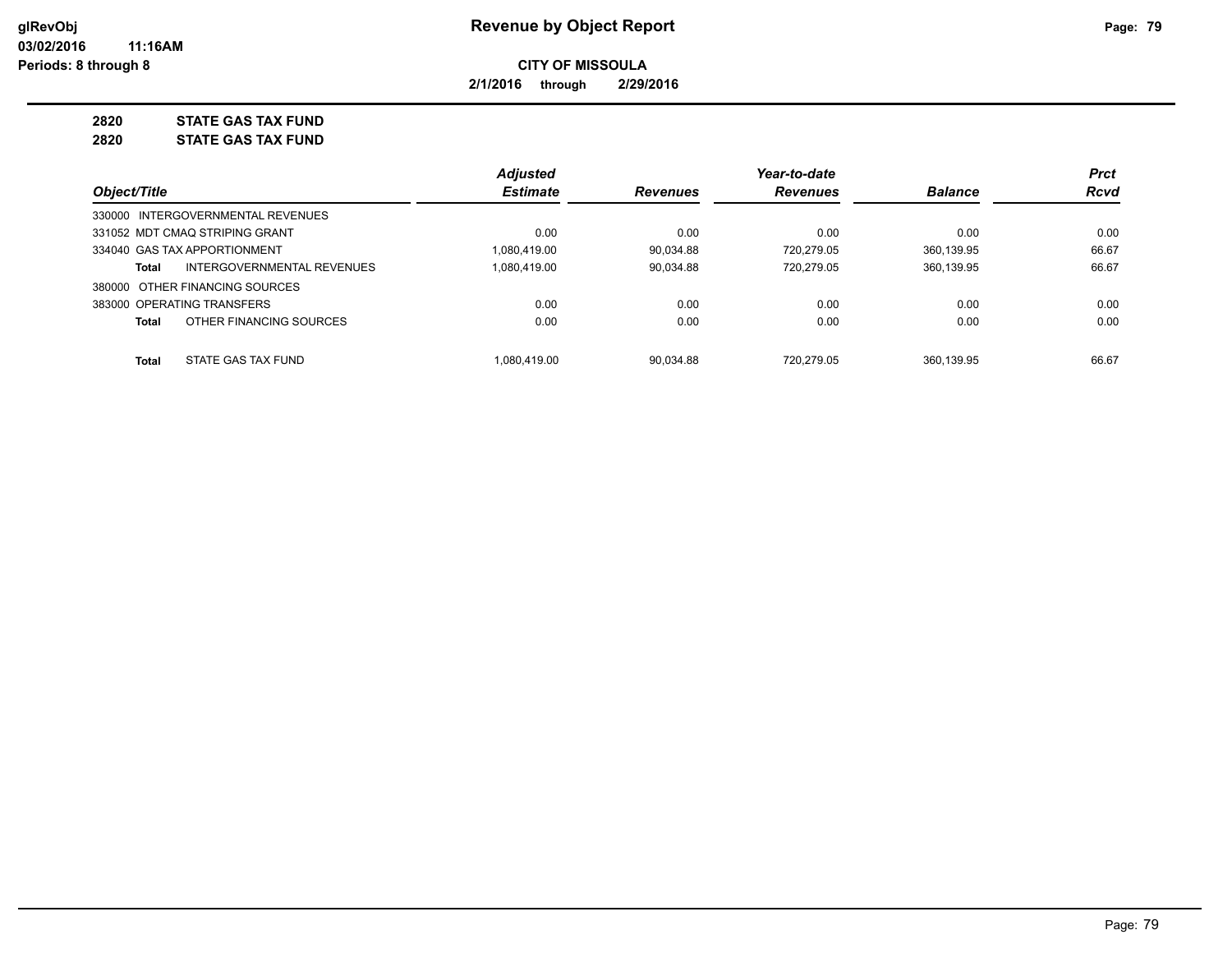# Revenue by Object Report

**CITY OF MISSOULA**

**2/1/2016 through 2/29/2016**

glRevObj
03/02/2016 11:16AM
Periods: 8 through 8

## 2820 STATE GAS TAX FUND
## 2820 STATE GAS TAX FUND

| Object/Title | Adjusted Estimate | Revenues | Year-to-date Revenues | Balance | Prct Rcvd |
|---|---|---|---|---|---|
| 330000 INTERGOVERNMENTAL REVENUES | | | | | |
| 331052 MDT CMAQ STRIPING GRANT | 0.00 | 0.00 | 0.00 | 0.00 | 0.00 |
| 334040 GAS TAX APPORTIONMENT | 1,080,419.00 | 90,034.88 | 720,279.05 | 360,139.95 | 66.67 |
| **Total** INTERGOVERNMENTAL REVENUES | 1,080,419.00 | 90,034.88 | 720,279.05 | 360,139.95 | 66.67 |
| 380000 OTHER FINANCING SOURCES | | | | | |
| 383000 OPERATING TRANSFERS | 0.00 | 0.00 | 0.00 | 0.00 | 0.00 |
| **Total** OTHER FINANCING SOURCES | 0.00 | 0.00 | 0.00 | 0.00 | 0.00 |
| **Total** STATE GAS TAX FUND | 1,080,419.00 | 90,034.88 | 720,279.05 | 360,139.95 | 66.67 |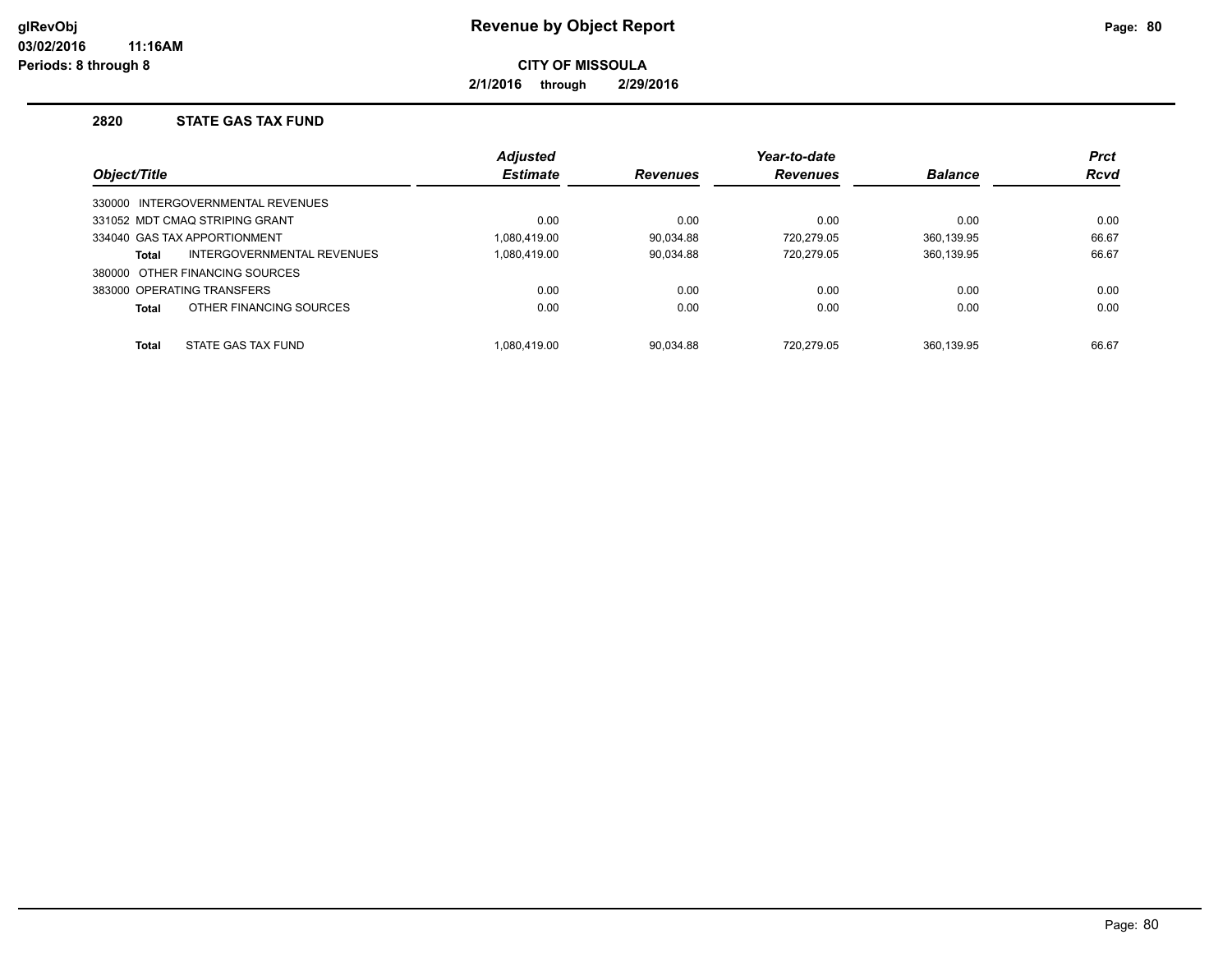**glRevObj**
**03/02/2016 11:16AM**
**Periods: 8 through 8**

# Revenue by Object Report

**CITY OF MISSOULA**

**2/1/2016 through 2/29/2016**

## 2820 STATE GAS TAX FUND

| Object/Title | Adjusted Estimate | Revenues | Year-to-date Revenues | Balance | Prct Rcvd |
|---|---|---|---|---|---|
| 330000 INTERGOVERNMENTAL REVENUES | | | | | |
| 331052 MDT CMAQ STRIPING GRANT | 0.00 | 0.00 | 0.00 | 0.00 | 0.00 |
| 334040 GAS TAX APPORTIONMENT | 1,080,419.00 | 90,034.88 | 720,279.05 | 360,139.95 | 66.67 |
| **Total** INTERGOVERNMENTAL REVENUES | 1,080,419.00 | 90,034.88 | 720,279.05 | 360,139.95 | 66.67 |
| 380000 OTHER FINANCING SOURCES | | | | | |
| 383000 OPERATING TRANSFERS | 0.00 | 0.00 | 0.00 | 0.00 | 0.00 |
| **Total** OTHER FINANCING SOURCES | 0.00 | 0.00 | 0.00 | 0.00 | 0.00 |
| **Total** STATE GAS TAX FUND | 1,080,419.00 | 90,034.88 | 720,279.05 | 360,139.95 | 66.67 |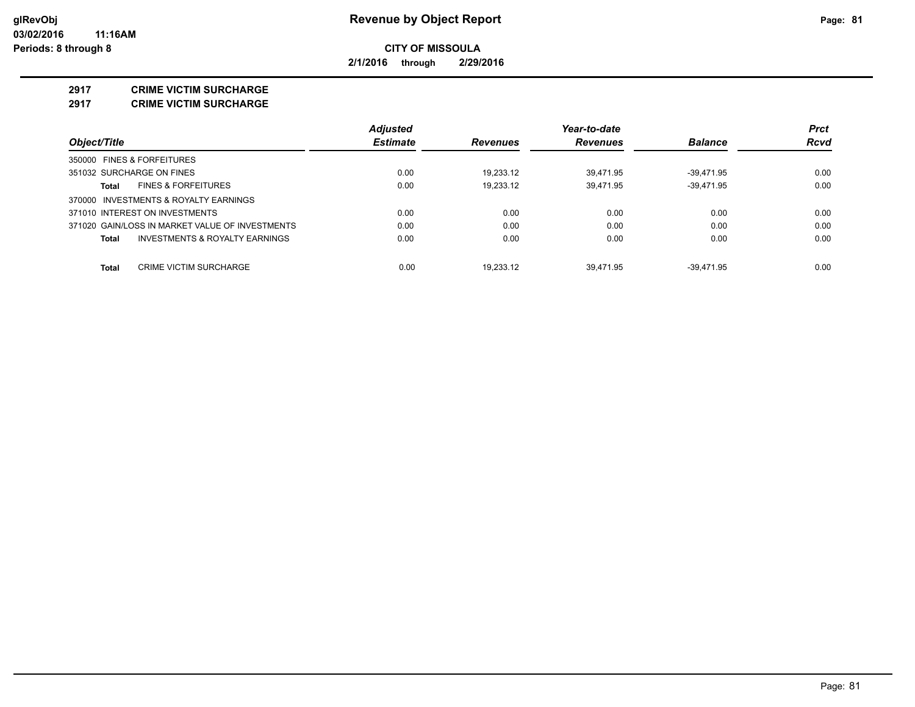**Revenue by Object Report**

**CITY OF MISSOULA**

**2/1/2016 through 2/29/2016**

glRevObj
03/02/2016 11:16AM
Periods: 8 through 8

## 2917 CRIME VICTIM SURCHARGE

## 2917 CRIME VICTIM SURCHARGE

| Object/Title | Adjusted Estimate | Revenues | Year-to-date Revenues | Balance | Prct Rcvd |
|---|---|---|---|---|---|
| 350000 FINES & FORFEITURES | | | | | |
| 351032 SURCHARGE ON FINES | 0.00 | 19,233.12 | 39,471.95 | -39,471.95 | 0.00 |
| **Total** FINES & FORFEITURES | 0.00 | 19,233.12 | 39,471.95 | -39,471.95 | 0.00 |
| 370000 INVESTMENTS & ROYALTY EARNINGS | | | | | |
| 371010 INTEREST ON INVESTMENTS | 0.00 | 0.00 | 0.00 | 0.00 | 0.00 |
| 371020 GAIN/LOSS IN MARKET VALUE OF INVESTMENTS | 0.00 | 0.00 | 0.00 | 0.00 | 0.00 |
| **Total** INVESTMENTS & ROYALTY EARNINGS | 0.00 | 0.00 | 0.00 | 0.00 | 0.00 |
| **Total** CRIME VICTIM SURCHARGE | 0.00 | 19,233.12 | 39,471.95 | -39,471.95 | 0.00 |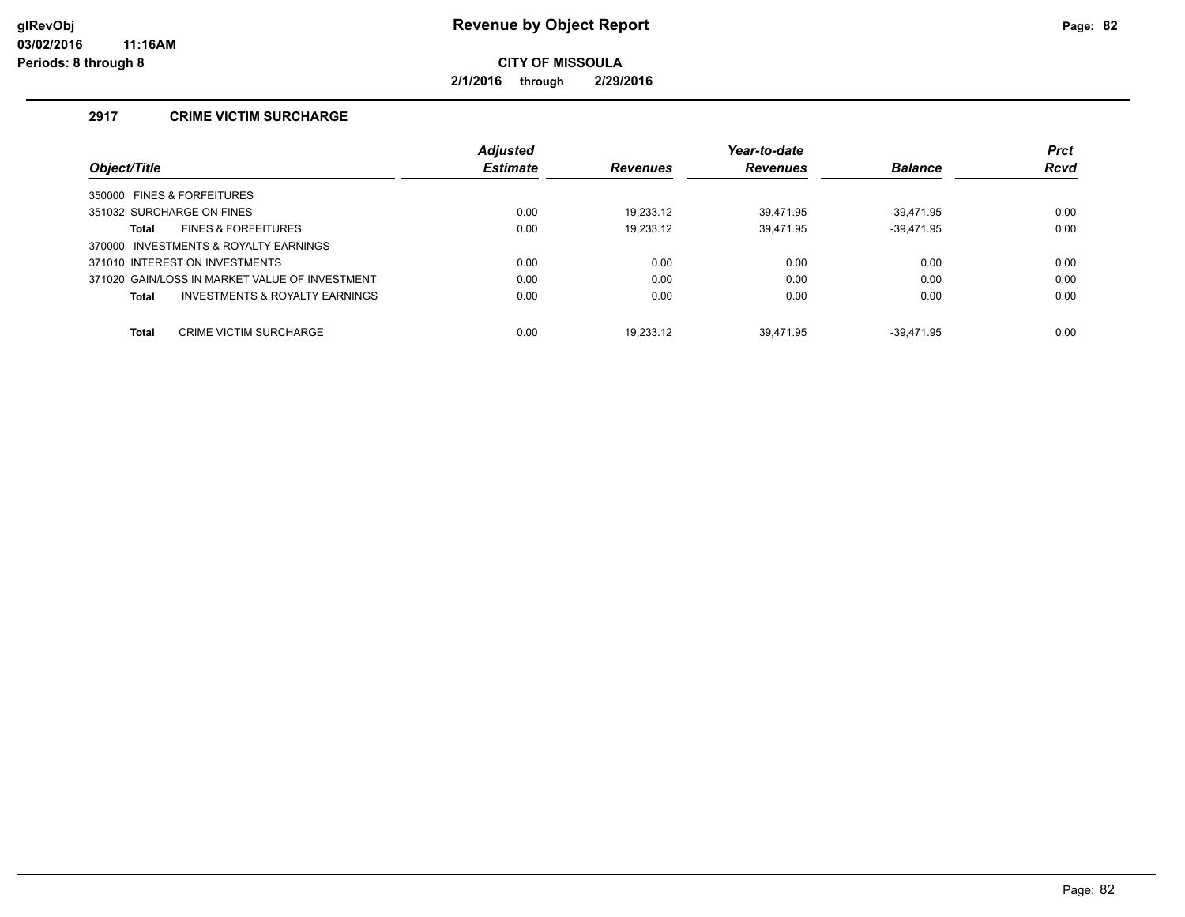# Revenue by Object Report

**CITY OF MISSOULA**

**2/1/2016 through 2/29/2016**

## 2917 CRIME VICTIM SURCHARGE

| Object/Title | Adjusted Estimate | Revenues | Year-to-date Revenues | Balance | Prct Rcvd |
|---|---|---|---|---|---|
| 350000 FINES & FORFEITURES | | | | | |
| 351032 SURCHARGE ON FINES | 0.00 | 19,233.12 | 39,471.95 | -39,471.95 | 0.00 |
| **Total** FINES & FORFEITURES | 0.00 | 19,233.12 | 39,471.95 | -39,471.95 | 0.00 |
| 370000 INVESTMENTS & ROYALTY EARNINGS | | | | | |
| 371010 INTEREST ON INVESTMENTS | 0.00 | 0.00 | 0.00 | 0.00 | 0.00 |
| 371020 GAIN/LOSS IN MARKET VALUE OF INVESTMENT | 0.00 | 0.00 | 0.00 | 0.00 | 0.00 |
| **Total** INVESTMENTS & ROYALTY EARNINGS | 0.00 | 0.00 | 0.00 | 0.00 | 0.00 |
| **Total** CRIME VICTIM SURCHARGE | 0.00 | 19,233.12 | 39,471.95 | -39,471.95 | 0.00 |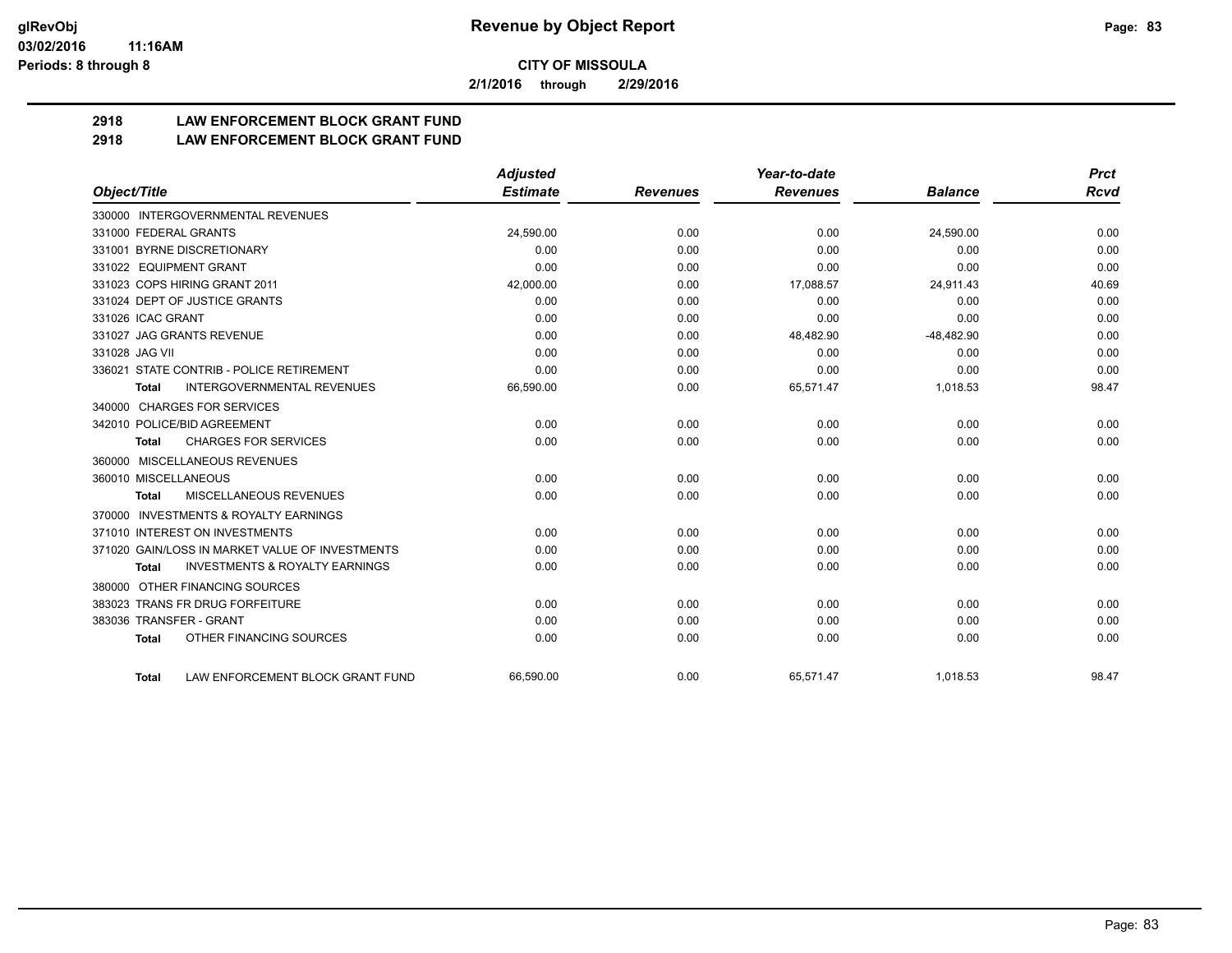**CITY OF MISSOULA**

**2/1/2016 through 2/29/2016**

## 2918 LAW ENFORCEMENT BLOCK GRANT FUND

## 2918 LAW ENFORCEMENT BLOCK GRANT FUND

| Object/Title | Adjusted Estimate | Revenues | Year-to-date Revenues | Balance | Prct Rcvd |
|---|---|---|---|---|---|
| 330000 INTERGOVERNMENTAL REVENUES | | | | | |
| 331000 FEDERAL GRANTS | 24,590.00 | 0.00 | 0.00 | 24,590.00 | 0.00 |
| 331001 BYRNE DISCRETIONARY | 0.00 | 0.00 | 0.00 | 0.00 | 0.00 |
| 331022 EQUIPMENT GRANT | 0.00 | 0.00 | 0.00 | 0.00 | 0.00 |
| 331023 COPS HIRING GRANT 2011 | 42,000.00 | 0.00 | 17,088.57 | 24,911.43 | 40.69 |
| 331024 DEPT OF JUSTICE GRANTS | 0.00 | 0.00 | 0.00 | 0.00 | 0.00 |
| 331026 ICAC GRANT | 0.00 | 0.00 | 0.00 | 0.00 | 0.00 |
| 331027 JAG GRANTS REVENUE | 0.00 | 0.00 | 48,482.90 | -48,482.90 | 0.00 |
| 331028 JAG VII | 0.00 | 0.00 | 0.00 | 0.00 | 0.00 |
| 336021 STATE CONTRIB - POLICE RETIREMENT | 0.00 | 0.00 | 0.00 | 0.00 | 0.00 |
| **Total** INTERGOVERNMENTAL REVENUES | 66,590.00 | 0.00 | 65,571.47 | 1,018.53 | 98.47 |
| 340000 CHARGES FOR SERVICES | | | | | |
| 342010 POLICE/BID AGREEMENT | 0.00 | 0.00 | 0.00 | 0.00 | 0.00 |
| **Total** CHARGES FOR SERVICES | 0.00 | 0.00 | 0.00 | 0.00 | 0.00 |
| 360000 MISCELLANEOUS REVENUES | | | | | |
| 360010 MISCELLANEOUS | 0.00 | 0.00 | 0.00 | 0.00 | 0.00 |
| **Total** MISCELLANEOUS REVENUES | 0.00 | 0.00 | 0.00 | 0.00 | 0.00 |
| 370000 INVESTMENTS & ROYALTY EARNINGS | | | | | |
| 371010 INTEREST ON INVESTMENTS | 0.00 | 0.00 | 0.00 | 0.00 | 0.00 |
| 371020 GAIN/LOSS IN MARKET VALUE OF INVESTMENTS | 0.00 | 0.00 | 0.00 | 0.00 | 0.00 |
| **Total** INVESTMENTS & ROYALTY EARNINGS | 0.00 | 0.00 | 0.00 | 0.00 | 0.00 |
| 380000 OTHER FINANCING SOURCES | | | | | |
| 383023 TRANS FR DRUG FORFEITURE | 0.00 | 0.00 | 0.00 | 0.00 | 0.00 |
| 383036 TRANSFER - GRANT | 0.00 | 0.00 | 0.00 | 0.00 | 0.00 |
| **Total** OTHER FINANCING SOURCES | 0.00 | 0.00 | 0.00 | 0.00 | 0.00 |
| **Total** LAW ENFORCEMENT BLOCK GRANT FUND | 66,590.00 | 0.00 | 65,571.47 | 1,018.53 | 98.47 |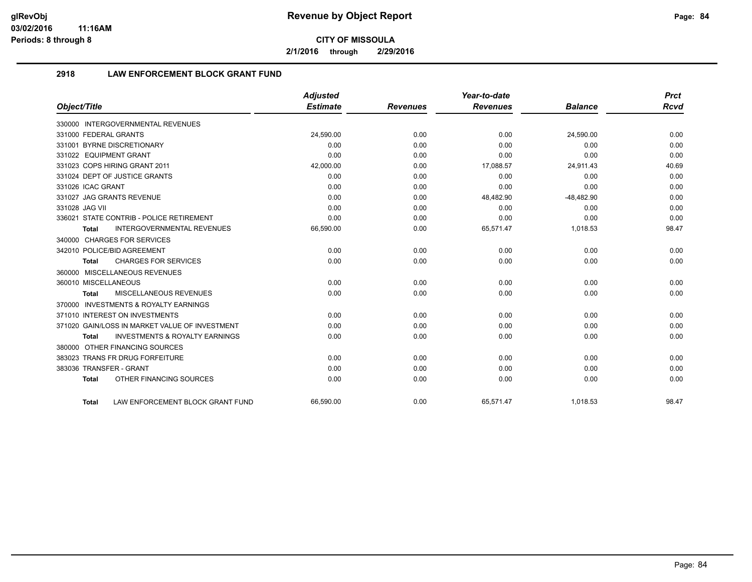**Revenue by Object Report**

**CITY OF MISSOULA**

**2/1/2016 through 2/29/2016**

## 2918 LAW ENFORCEMENT BLOCK GRANT FUND

| Object/Title | Adjusted Estimate | Revenues | Year-to-date Revenues | Balance | Prct Rcvd |
|---|---|---|---|---|---|
| 330000 INTERGOVERNMENTAL REVENUES | | | | | |
| 331000 FEDERAL GRANTS | 24,590.00 | 0.00 | 0.00 | 24,590.00 | 0.00 |
| 331001 BYRNE DISCRETIONARY | 0.00 | 0.00 | 0.00 | 0.00 | 0.00 |
| 331022 EQUIPMENT GRANT | 0.00 | 0.00 | 0.00 | 0.00 | 0.00 |
| 331023 COPS HIRING GRANT 2011 | 42,000.00 | 0.00 | 17,088.57 | 24,911.43 | 40.69 |
| 331024 DEPT OF JUSTICE GRANTS | 0.00 | 0.00 | 0.00 | 0.00 | 0.00 |
| 331026 ICAC GRANT | 0.00 | 0.00 | 0.00 | 0.00 | 0.00 |
| 331027 JAG GRANTS REVENUE | 0.00 | 0.00 | 48,482.90 | -48,482.90 | 0.00 |
| 331028 JAG VII | 0.00 | 0.00 | 0.00 | 0.00 | 0.00 |
| 336021 STATE CONTRIB - POLICE RETIREMENT | 0.00 | 0.00 | 0.00 | 0.00 | 0.00 |
| **Total** INTERGOVERNMENTAL REVENUES | 66,590.00 | 0.00 | 65,571.47 | 1,018.53 | 98.47 |
| 340000 CHARGES FOR SERVICES | | | | | |
| 342010 POLICE/BID AGREEMENT | 0.00 | 0.00 | 0.00 | 0.00 | 0.00 |
| **Total** CHARGES FOR SERVICES | 0.00 | 0.00 | 0.00 | 0.00 | 0.00 |
| 360000 MISCELLANEOUS REVENUES | | | | | |
| 360010 MISCELLANEOUS | 0.00 | 0.00 | 0.00 | 0.00 | 0.00 |
| **Total** MISCELLANEOUS REVENUES | 0.00 | 0.00 | 0.00 | 0.00 | 0.00 |
| 370000 INVESTMENTS & ROYALTY EARNINGS | | | | | |
| 371010 INTEREST ON INVESTMENTS | 0.00 | 0.00 | 0.00 | 0.00 | 0.00 |
| 371020 GAIN/LOSS IN MARKET VALUE OF INVESTMENT | 0.00 | 0.00 | 0.00 | 0.00 | 0.00 |
| **Total** INVESTMENTS & ROYALTY EARNINGS | 0.00 | 0.00 | 0.00 | 0.00 | 0.00 |
| 380000 OTHER FINANCING SOURCES | | | | | |
| 383023 TRANS FR DRUG FORFEITURE | 0.00 | 0.00 | 0.00 | 0.00 | 0.00 |
| 383036 TRANSFER - GRANT | 0.00 | 0.00 | 0.00 | 0.00 | 0.00 |
| **Total** OTHER FINANCING SOURCES | 0.00 | 0.00 | 0.00 | 0.00 | 0.00 |
| **Total** LAW ENFORCEMENT BLOCK GRANT FUND | 66,590.00 | 0.00 | 65,571.47 | 1,018.53 | 98.47 |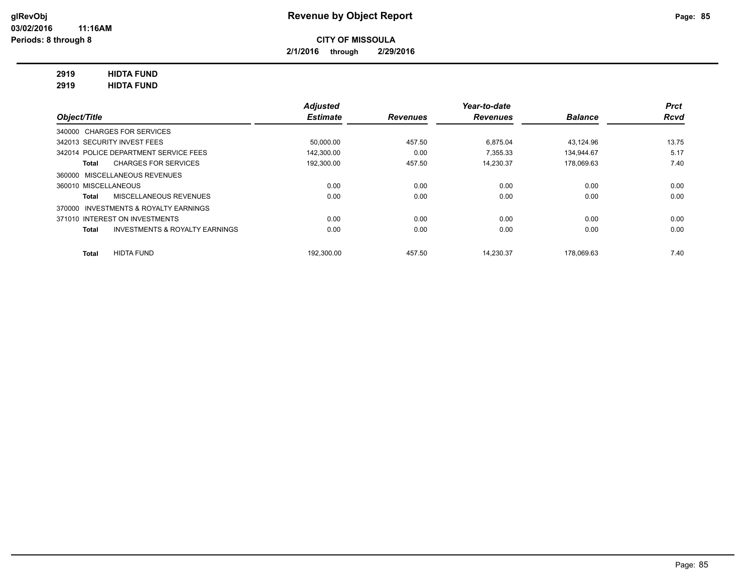**glRevObj** | **Revenue by Object Report**

**03/02/2016 11:16AM**

**Periods: 8 through 8**

**CITY OF MISSOULA**

**2/1/2016 through 2/29/2016**

**2919 HIDTA FUND**

**2919 HIDTA FUND**

| Object/Title | Adjusted Estimate | Revenues | Year-to-date Revenues | Balance | Prct Rcvd |
|---|---|---|---|---|---|
| 340000 CHARGES FOR SERVICES | | | | | |
| 342013 SECURITY INVEST FEES | 50,000.00 | 457.50 | 6,875.04 | 43,124.96 | 13.75 |
| 342014 POLICE DEPARTMENT SERVICE FEES | 142,300.00 | 0.00 | 7,355.33 | 134,944.67 | 5.17 |
| **Total** CHARGES FOR SERVICES | 192,300.00 | 457.50 | 14,230.37 | 178,069.63 | 7.40 |
| 360000 MISCELLANEOUS REVENUES | | | | | |
| 360010 MISCELLANEOUS | 0.00 | 0.00 | 0.00 | 0.00 | 0.00 |
| **Total** MISCELLANEOUS REVENUES | 0.00 | 0.00 | 0.00 | 0.00 | 0.00 |
| 370000 INVESTMENTS & ROYALTY EARNINGS | | | | | |
| 371010 INTEREST ON INVESTMENTS | 0.00 | 0.00 | 0.00 | 0.00 | 0.00 |
| **Total** INVESTMENTS & ROYALTY EARNINGS | 0.00 | 0.00 | 0.00 | 0.00 | 0.00 |
| **Total** HIDTA FUND | 192,300.00 | 457.50 | 14,230.37 | 178,069.63 | 7.40 |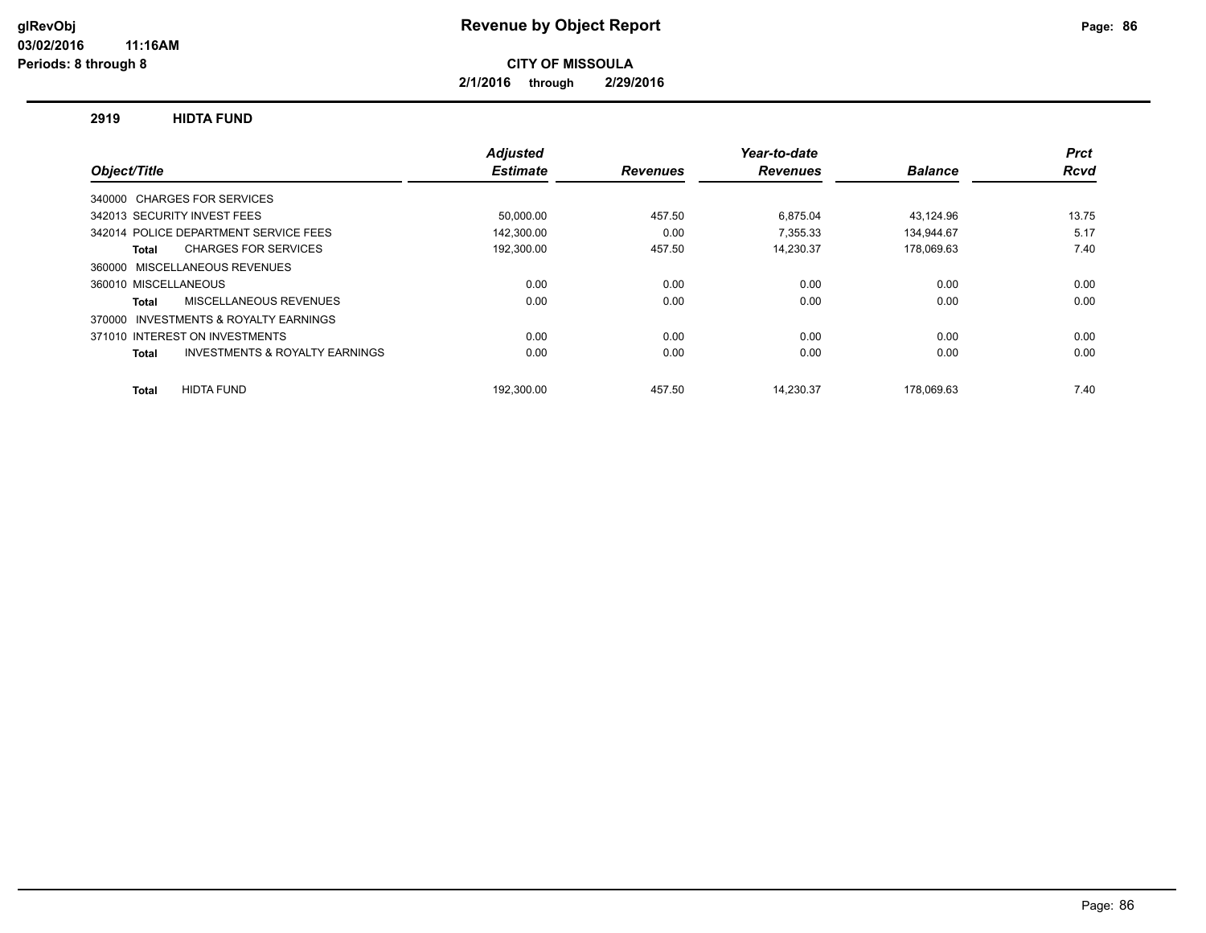# Revenue by Object Report

**CITY OF MISSOULA**

**2/1/2016 through 2/29/2016**

glRevObj
03/02/2016 11:16AM
Periods: 8 through 8

## 2919 HIDTA FUND

| Object/Title | Adjusted Estimate | Revenues | Year-to-date Revenues | Balance | Prct Rcvd |
|---|---|---|---|---|---|
| 340000 CHARGES FOR SERVICES | | | | | |
| 342013 SECURITY INVEST FEES | 50,000.00 | 457.50 | 6,875.04 | 43,124.96 | 13.75 |
| 342014 POLICE DEPARTMENT SERVICE FEES | 142,300.00 | 0.00 | 7,355.33 | 134,944.67 | 5.17 |
| **Total** CHARGES FOR SERVICES | 192,300.00 | 457.50 | 14,230.37 | 178,069.63 | 7.40 |
| 360000 MISCELLANEOUS REVENUES | | | | | |
| 360010 MISCELLANEOUS | 0.00 | 0.00 | 0.00 | 0.00 | 0.00 |
| **Total** MISCELLANEOUS REVENUES | 0.00 | 0.00 | 0.00 | 0.00 | 0.00 |
| 370000 INVESTMENTS & ROYALTY EARNINGS | | | | | |
| 371010 INTEREST ON INVESTMENTS | 0.00 | 0.00 | 0.00 | 0.00 | 0.00 |
| **Total** INVESTMENTS & ROYALTY EARNINGS | 0.00 | 0.00 | 0.00 | 0.00 | 0.00 |
| **Total** HIDTA FUND | 192,300.00 | 457.50 | 14,230.37 | 178,069.63 | 7.40 |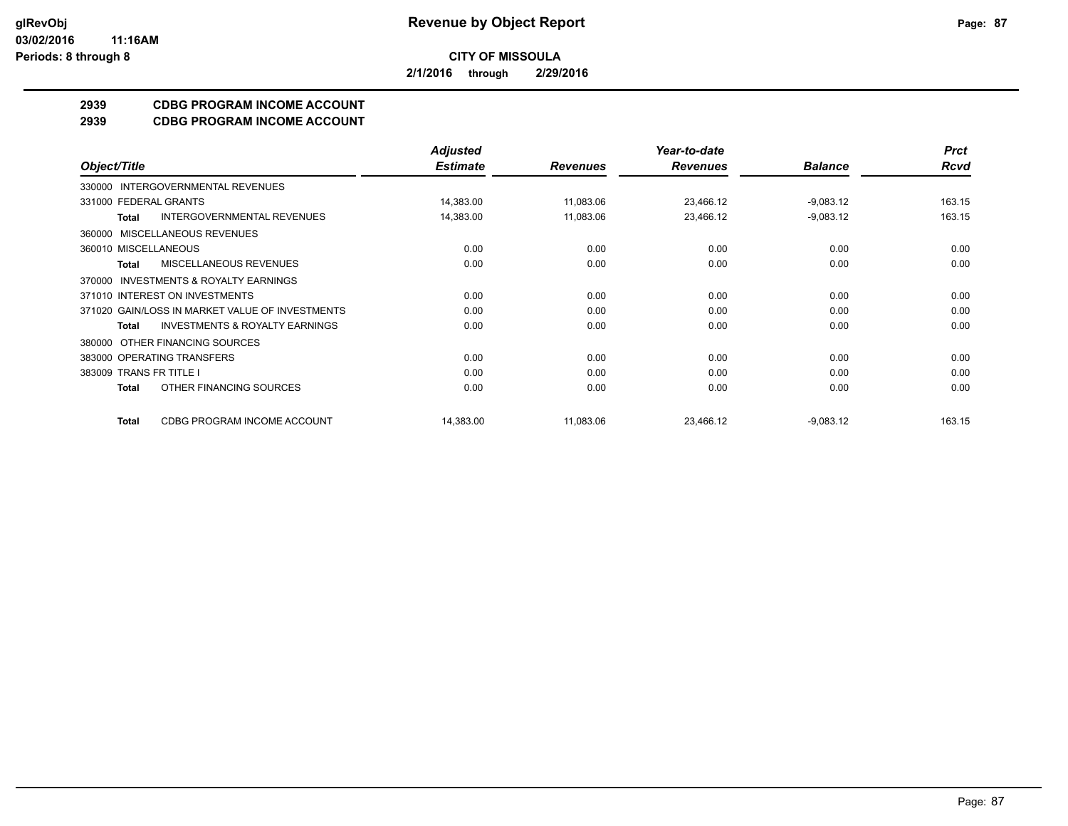# Revenue by Object Report

glRevObj
03/02/2016 11:16AM
Periods: 8 through 8

**CITY OF MISSOULA**

**2/1/2016 through 2/29/2016**

## 2939 CDBG PROGRAM INCOME ACCOUNT
## 2939 CDBG PROGRAM INCOME ACCOUNT

| Object/Title | Adjusted Estimate | Revenues | Year-to-date Revenues | Balance | Prct Rcvd |
|---|---|---|---|---|---|
| 330000 INTERGOVERNMENTAL REVENUES | | | | | |
| 331000 FEDERAL GRANTS | 14,383.00 | 11,083.06 | 23,466.12 | -9,083.12 | 163.15 |
| **Total** INTERGOVERNMENTAL REVENUES | 14,383.00 | 11,083.06 | 23,466.12 | -9,083.12 | 163.15 |
| 360000 MISCELLANEOUS REVENUES | | | | | |
| 360010 MISCELLANEOUS | 0.00 | 0.00 | 0.00 | 0.00 | 0.00 |
| **Total** MISCELLANEOUS REVENUES | 0.00 | 0.00 | 0.00 | 0.00 | 0.00 |
| 370000 INVESTMENTS & ROYALTY EARNINGS | | | | | |
| 371010 INTEREST ON INVESTMENTS | 0.00 | 0.00 | 0.00 | 0.00 | 0.00 |
| 371020 GAIN/LOSS IN MARKET VALUE OF INVESTMENTS | 0.00 | 0.00 | 0.00 | 0.00 | 0.00 |
| **Total** INVESTMENTS & ROYALTY EARNINGS | 0.00 | 0.00 | 0.00 | 0.00 | 0.00 |
| 380000 OTHER FINANCING SOURCES | | | | | |
| 383000 OPERATING TRANSFERS | 0.00 | 0.00 | 0.00 | 0.00 | 0.00 |
| 383009 TRANS FR TITLE I | 0.00 | 0.00 | 0.00 | 0.00 | 0.00 |
| **Total** OTHER FINANCING SOURCES | 0.00 | 0.00 | 0.00 | 0.00 | 0.00 |
| **Total** CDBG PROGRAM INCOME ACCOUNT | 14,383.00 | 11,083.06 | 23,466.12 | -9,083.12 | 163.15 |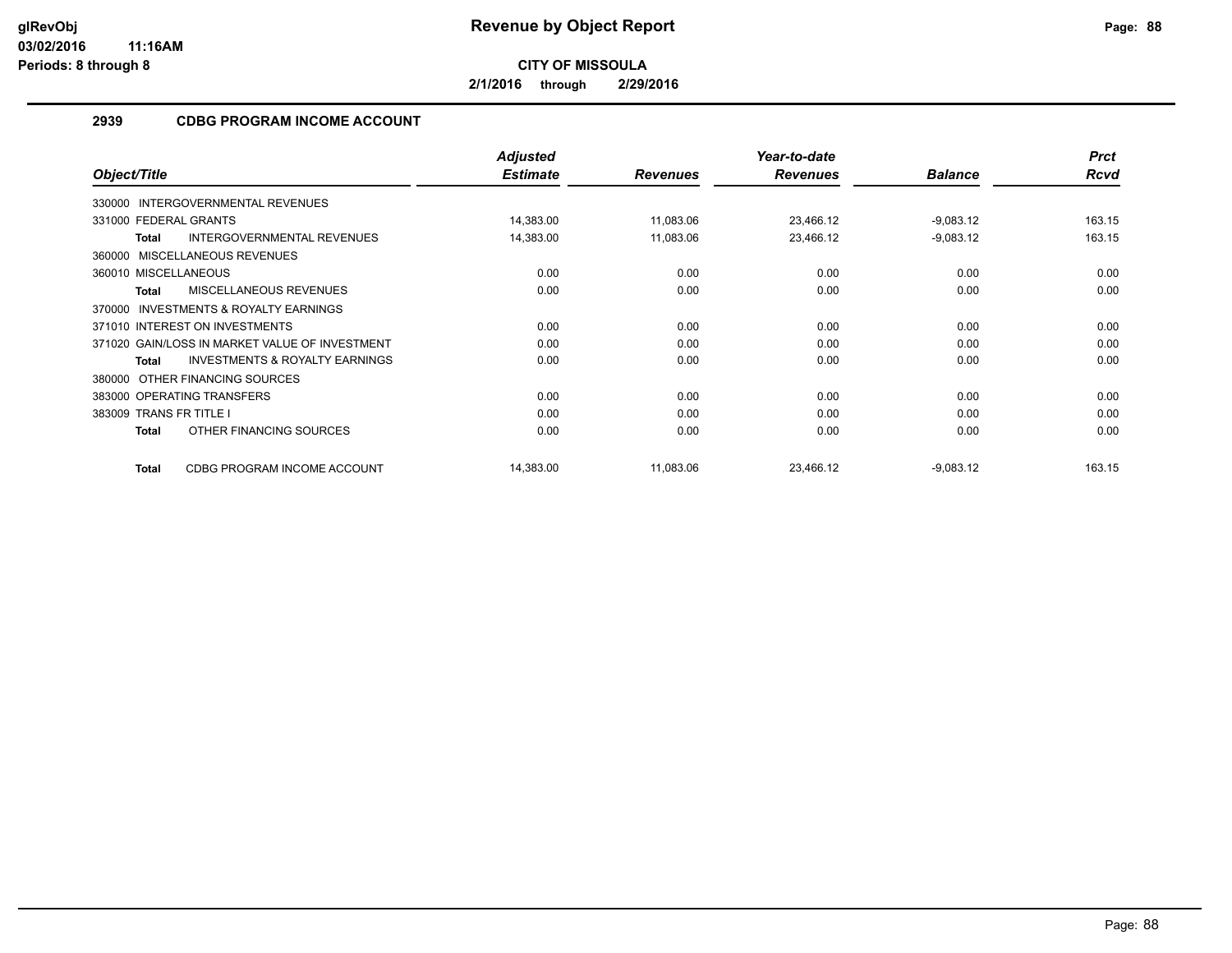**glRevObj** **Revenue by Object Report**

**03/02/2016 11:16AM**

**Periods: 8 through 8**

**CITY OF MISSOULA**

**2/1/2016 through 2/29/2016**

## 2939 CDBG PROGRAM INCOME ACCOUNT

| Object/Title | Adjusted Estimate | Revenues | Year-to-date Revenues | Balance | Prct Rcvd |
|---|---|---|---|---|---|
| 330000 INTERGOVERNMENTAL REVENUES | | | | | |
| 331000 FEDERAL GRANTS | 14,383.00 | 11,083.06 | 23,466.12 | -9,083.12 | 163.15 |
| **Total** INTERGOVERNMENTAL REVENUES | 14,383.00 | 11,083.06 | 23,466.12 | -9,083.12 | 163.15 |
| 360000 MISCELLANEOUS REVENUES | | | | | |
| 360010 MISCELLANEOUS | 0.00 | 0.00 | 0.00 | 0.00 | 0.00 |
| **Total** MISCELLANEOUS REVENUES | 0.00 | 0.00 | 0.00 | 0.00 | 0.00 |
| 370000 INVESTMENTS & ROYALTY EARNINGS | | | | | |
| 371010 INTEREST ON INVESTMENTS | 0.00 | 0.00 | 0.00 | 0.00 | 0.00 |
| 371020 GAIN/LOSS IN MARKET VALUE OF INVESTMENT | 0.00 | 0.00 | 0.00 | 0.00 | 0.00 |
| **Total** INVESTMENTS & ROYALTY EARNINGS | 0.00 | 0.00 | 0.00 | 0.00 | 0.00 |
| 380000 OTHER FINANCING SOURCES | | | | | |
| 383000 OPERATING TRANSFERS | 0.00 | 0.00 | 0.00 | 0.00 | 0.00 |
| 383009 TRANS FR TITLE I | 0.00 | 0.00 | 0.00 | 0.00 | 0.00 |
| **Total** OTHER FINANCING SOURCES | 0.00 | 0.00 | 0.00 | 0.00 | 0.00 |
| **Total** CDBG PROGRAM INCOME ACCOUNT | 14,383.00 | 11,083.06 | 23,466.12 | -9,083.12 | 163.15 |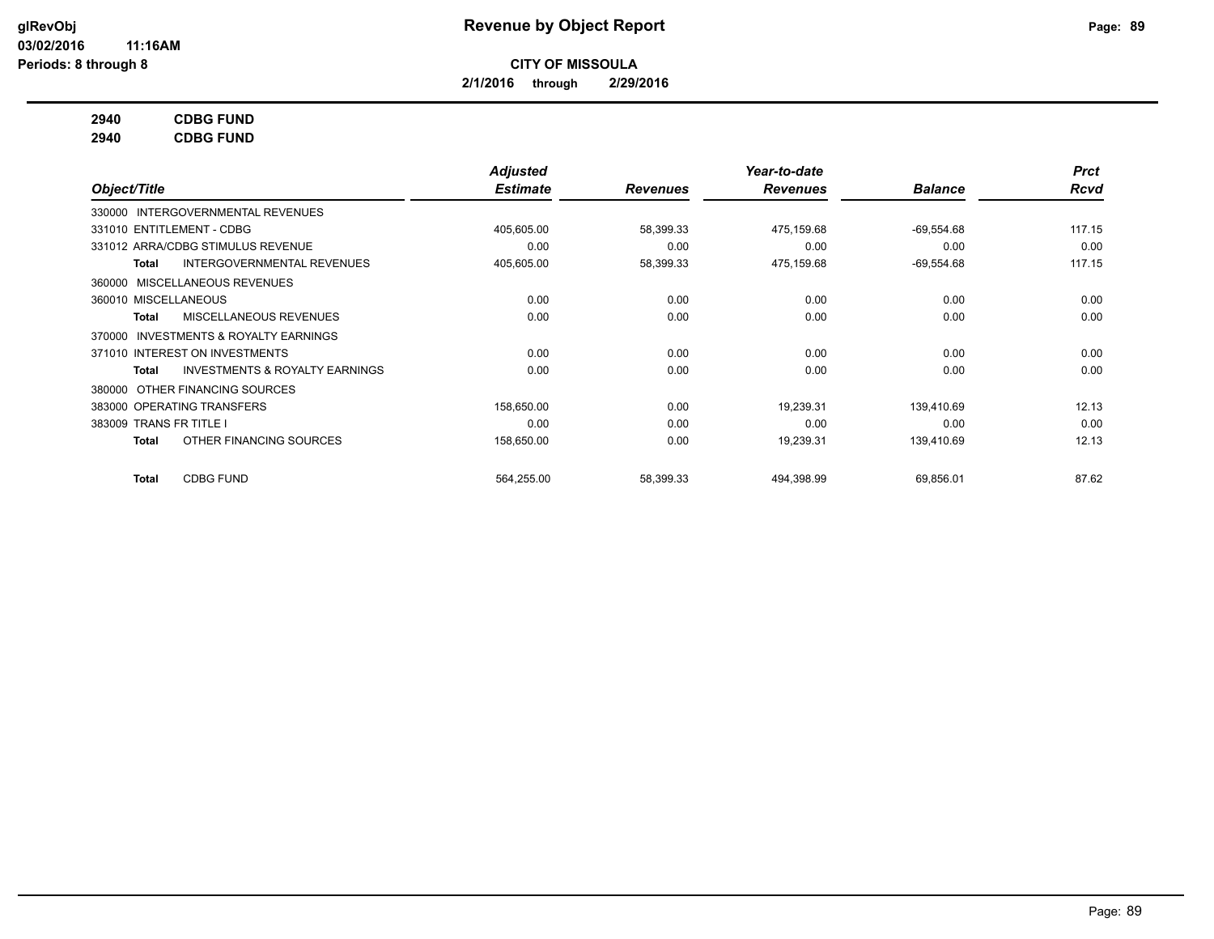# CITY OF MISSOULA

**2/1/2016 through 2/29/2016**

**2940 CDBG FUND**

**2940 CDBG FUND**

| Object/Title | Adjusted Estimate | Revenues | Year-to-date Revenues | Balance | Prct Rcvd |
|---|---|---|---|---|---|
| 330000 INTERGOVERNMENTAL REVENUES | | | | | |
| 331010 ENTITLEMENT - CDBG | 405,605.00 | 58,399.33 | 475,159.68 | -69,554.68 | 117.15 |
| 331012 ARRA/CDBG STIMULUS REVENUE | 0.00 | 0.00 | 0.00 | 0.00 | 0.00 |
| **Total** INTERGOVERNMENTAL REVENUES | 405,605.00 | 58,399.33 | 475,159.68 | -69,554.68 | 117.15 |
| 360000 MISCELLANEOUS REVENUES | | | | | |
| 360010 MISCELLANEOUS | 0.00 | 0.00 | 0.00 | 0.00 | 0.00 |
| **Total** MISCELLANEOUS REVENUES | 0.00 | 0.00 | 0.00 | 0.00 | 0.00 |
| 370000 INVESTMENTS & ROYALTY EARNINGS | | | | | |
| 371010 INTEREST ON INVESTMENTS | 0.00 | 0.00 | 0.00 | 0.00 | 0.00 |
| **Total** INVESTMENTS & ROYALTY EARNINGS | 0.00 | 0.00 | 0.00 | 0.00 | 0.00 |
| 380000 OTHER FINANCING SOURCES | | | | | |
| 383000 OPERATING TRANSFERS | 158,650.00 | 0.00 | 19,239.31 | 139,410.69 | 12.13 |
| 383009 TRANS FR TITLE I | 0.00 | 0.00 | 0.00 | 0.00 | 0.00 |
| **Total** OTHER FINANCING SOURCES | 158,650.00 | 0.00 | 19,239.31 | 139,410.69 | 12.13 |
| **Total** CDBG FUND | 564,255.00 | 58,399.33 | 494,398.99 | 69,856.01 | 87.62 |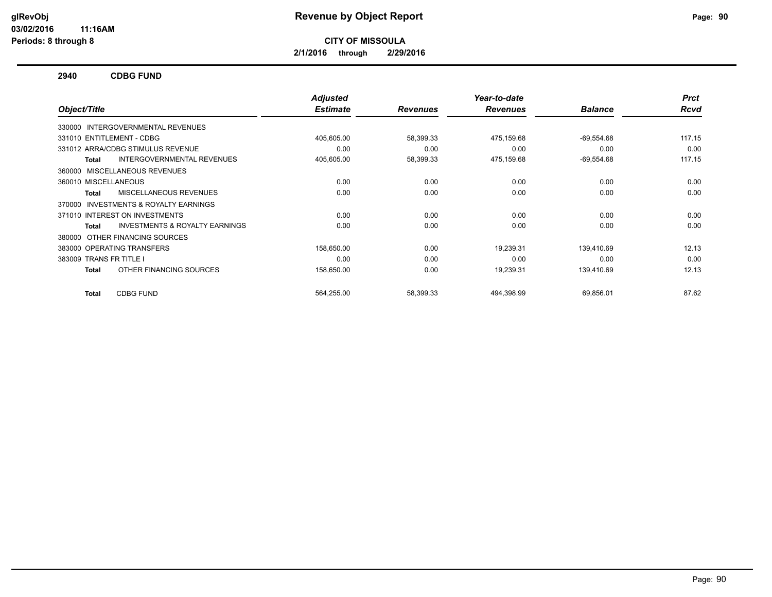# Revenue by Object Report

**CITY OF MISSOULA**

**2/1/2016 through 2/29/2016**

glRevObj
03/02/2016 11:16AM
Periods: 8 through 8

## 2940 CDBG FUND

| Object/Title | Adjusted Estimate | Revenues | Year-to-date Revenues | Balance | Prct Rcvd |
|---|---|---|---|---|---|
| 330000 INTERGOVERNMENTAL REVENUES | | | | | |
| 331010 ENTITLEMENT - CDBG | 405,605.00 | 58,399.33 | 475,159.68 | -69,554.68 | 117.15 |
| 331012 ARRA/CDBG STIMULUS REVENUE | 0.00 | 0.00 | 0.00 | 0.00 | 0.00 |
| **Total** INTERGOVERNMENTAL REVENUES | 405,605.00 | 58,399.33 | 475,159.68 | -69,554.68 | 117.15 |
| 360000 MISCELLANEOUS REVENUES | | | | | |
| 360010 MISCELLANEOUS | 0.00 | 0.00 | 0.00 | 0.00 | 0.00 |
| **Total** MISCELLANEOUS REVENUES | 0.00 | 0.00 | 0.00 | 0.00 | 0.00 |
| 370000 INVESTMENTS & ROYALTY EARNINGS | | | | | |
| 371010 INTEREST ON INVESTMENTS | 0.00 | 0.00 | 0.00 | 0.00 | 0.00 |
| **Total** INVESTMENTS & ROYALTY EARNINGS | 0.00 | 0.00 | 0.00 | 0.00 | 0.00 |
| 380000 OTHER FINANCING SOURCES | | | | | |
| 383000 OPERATING TRANSFERS | 158,650.00 | 0.00 | 19,239.31 | 139,410.69 | 12.13 |
| 383009 TRANS FR TITLE I | 0.00 | 0.00 | 0.00 | 0.00 | 0.00 |
| **Total** OTHER FINANCING SOURCES | 158,650.00 | 0.00 | 19,239.31 | 139,410.69 | 12.13 |
| **Total** CDBG FUND | 564,255.00 | 58,399.33 | 494,398.99 | 69,856.01 | 87.62 |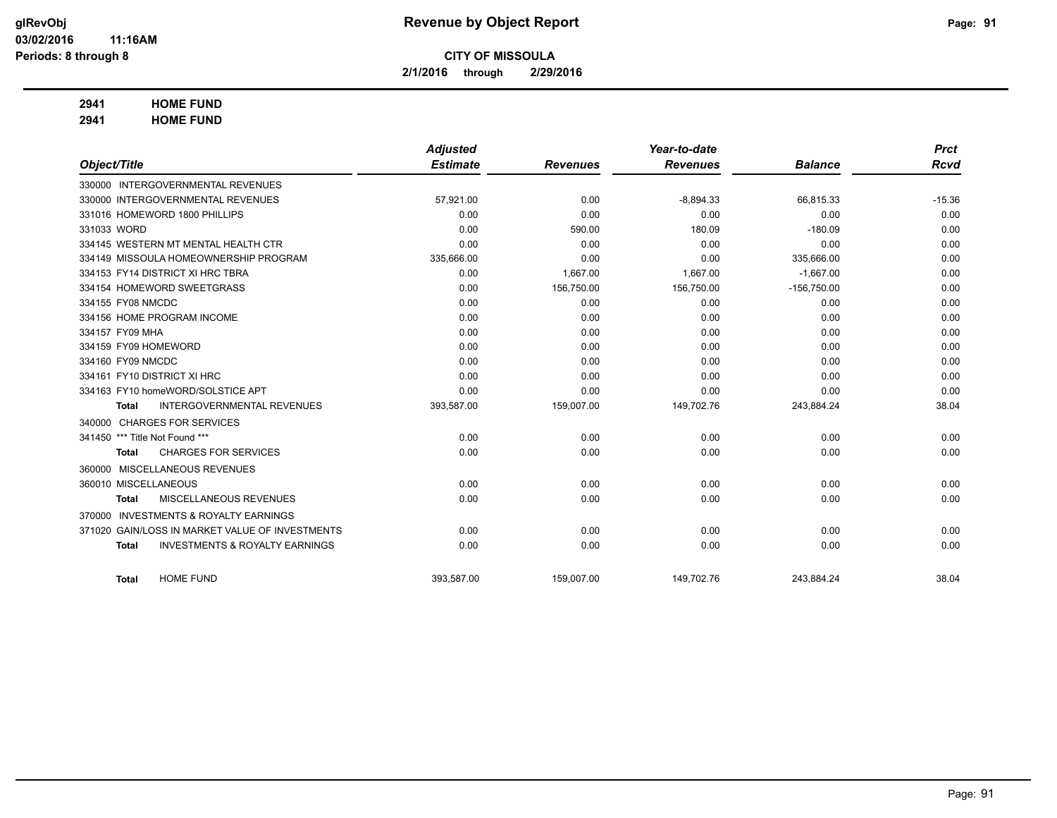**CITY OF MISSOULA**

**2/1/2016 through 2/29/2016**

**2941 HOME FUND**

**2941 HOME FUND**

| Object/Title | Adjusted Estimate | Revenues | Year-to-date Revenues | Balance | Prct Rcvd |
|---|---|---|---|---|---|
| 330000 INTERGOVERNMENTAL REVENUES | | | | | |
| 330000 INTERGOVERNMENTAL REVENUES | 57,921.00 | 0.00 | -8,894.33 | 66,815.33 | -15.36 |
| 331016 HOMEWORD 1800 PHILLIPS | 0.00 | 0.00 | 0.00 | 0.00 | 0.00 |
| 331033 WORD | 0.00 | 590.00 | 180.09 | -180.09 | 0.00 |
| 334145 WESTERN MT MENTAL HEALTH CTR | 0.00 | 0.00 | 0.00 | 0.00 | 0.00 |
| 334149 MISSOULA HOMEOWNERSHIP PROGRAM | 335,666.00 | 0.00 | 0.00 | 335,666.00 | 0.00 |
| 334153 FY14 DISTRICT XI HRC TBRA | 0.00 | 1,667.00 | 1,667.00 | -1,667.00 | 0.00 |
| 334154 HOMEWORD SWEETGRASS | 0.00 | 156,750.00 | 156,750.00 | -156,750.00 | 0.00 |
| 334155 FY08 NMCDC | 0.00 | 0.00 | 0.00 | 0.00 | 0.00 |
| 334156 HOME PROGRAM INCOME | 0.00 | 0.00 | 0.00 | 0.00 | 0.00 |
| 334157 FY09 MHA | 0.00 | 0.00 | 0.00 | 0.00 | 0.00 |
| 334159 FY09 HOMEWORD | 0.00 | 0.00 | 0.00 | 0.00 | 0.00 |
| 334160 FY09 NMCDC | 0.00 | 0.00 | 0.00 | 0.00 | 0.00 |
| 334161 FY10 DISTRICT XI HRC | 0.00 | 0.00 | 0.00 | 0.00 | 0.00 |
| 334163 FY10 homeWORD/SOLSTICE APT | 0.00 | 0.00 | 0.00 | 0.00 | 0.00 |
| **Total** INTERGOVERNMENTAL REVENUES | 393,587.00 | 159,007.00 | 149,702.76 | 243,884.24 | 38.04 |
| 340000 CHARGES FOR SERVICES | | | | | |
| 341450 *** Title Not Found *** | 0.00 | 0.00 | 0.00 | 0.00 | 0.00 |
| **Total** CHARGES FOR SERVICES | 0.00 | 0.00 | 0.00 | 0.00 | 0.00 |
| 360000 MISCELLANEOUS REVENUES | | | | | |
| 360010 MISCELLANEOUS | 0.00 | 0.00 | 0.00 | 0.00 | 0.00 |
| **Total** MISCELLANEOUS REVENUES | 0.00 | 0.00 | 0.00 | 0.00 | 0.00 |
| 370000 INVESTMENTS & ROYALTY EARNINGS | | | | | |
| 371020 GAIN/LOSS IN MARKET VALUE OF INVESTMENTS | 0.00 | 0.00 | 0.00 | 0.00 | 0.00 |
| **Total** INVESTMENTS & ROYALTY EARNINGS | 0.00 | 0.00 | 0.00 | 0.00 | 0.00 |
| **Total** HOME FUND | 393,587.00 | 159,007.00 | 149,702.76 | 243,884.24 | 38.04 |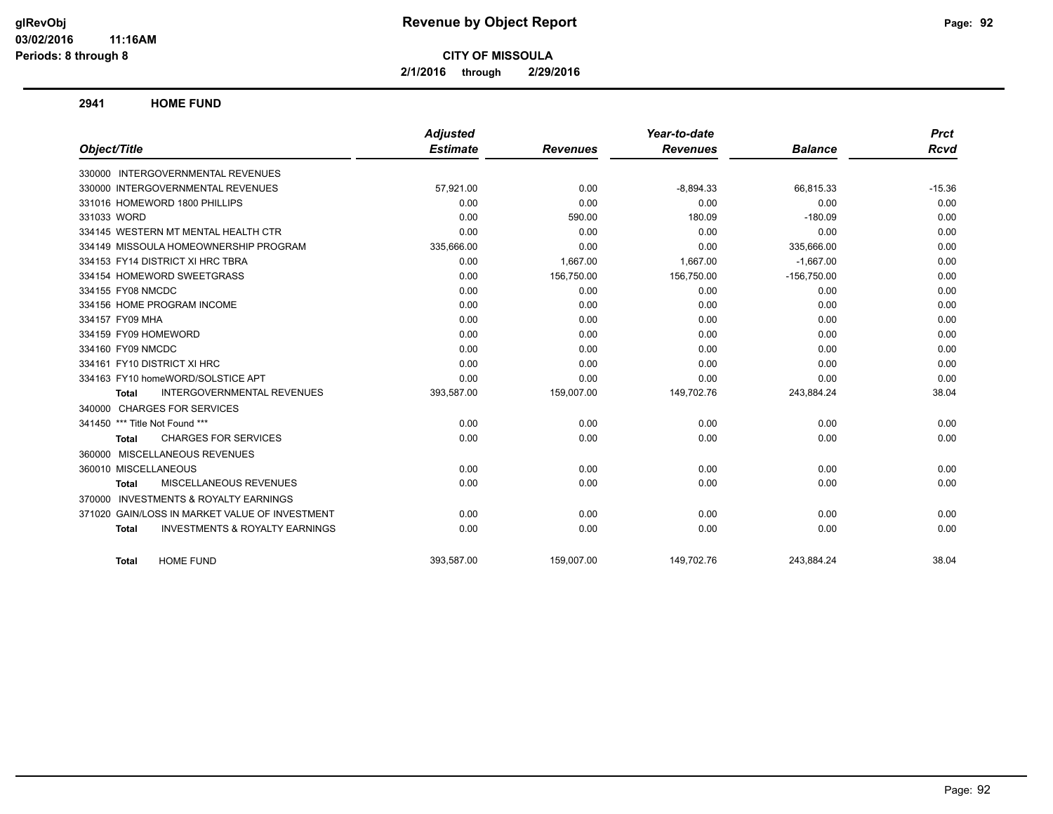# Revenue by Object Report

**CITY OF MISSOULA**

**2/1/2016 through 2/29/2016**

glRevObj
03/02/2016 11:16AM
Periods: 8 through 8

## 2941 HOME FUND

| Object/Title | Adjusted Estimate | Revenues | Year-to-date Revenues | Balance | Prct Rcvd |
|---|---|---|---|---|---|
| 330000 INTERGOVERNMENTAL REVENUES | | | | | |
| 330000 INTERGOVERNMENTAL REVENUES | 57,921.00 | 0.00 | -8,894.33 | 66,815.33 | -15.36 |
| 331016 HOMEWORD 1800 PHILLIPS | 0.00 | 0.00 | 0.00 | 0.00 | 0.00 |
| 331033 WORD | 0.00 | 590.00 | 180.09 | -180.09 | 0.00 |
| 334145 WESTERN MT MENTAL HEALTH CTR | 0.00 | 0.00 | 0.00 | 0.00 | 0.00 |
| 334149 MISSOULA HOMEOWNERSHIP PROGRAM | 335,666.00 | 0.00 | 0.00 | 335,666.00 | 0.00 |
| 334153 FY14 DISTRICT XI HRC TBRA | 0.00 | 1,667.00 | 1,667.00 | -1,667.00 | 0.00 |
| 334154 HOMEWORD SWEETGRASS | 0.00 | 156,750.00 | 156,750.00 | -156,750.00 | 0.00 |
| 334155 FY08 NMCDC | 0.00 | 0.00 | 0.00 | 0.00 | 0.00 |
| 334156 HOME PROGRAM INCOME | 0.00 | 0.00 | 0.00 | 0.00 | 0.00 |
| 334157 FY09 MHA | 0.00 | 0.00 | 0.00 | 0.00 | 0.00 |
| 334159 FY09 HOMEWORD | 0.00 | 0.00 | 0.00 | 0.00 | 0.00 |
| 334160 FY09 NMCDC | 0.00 | 0.00 | 0.00 | 0.00 | 0.00 |
| 334161 FY10 DISTRICT XI HRC | 0.00 | 0.00 | 0.00 | 0.00 | 0.00 |
| 334163 FY10 homeWORD/SOLSTICE APT | 0.00 | 0.00 | 0.00 | 0.00 | 0.00 |
| **Total** INTERGOVERNMENTAL REVENUES | 393,587.00 | 159,007.00 | 149,702.76 | 243,884.24 | 38.04 |
| 340000 CHARGES FOR SERVICES | | | | | |
| 341450 *** Title Not Found *** | 0.00 | 0.00 | 0.00 | 0.00 | 0.00 |
| **Total** CHARGES FOR SERVICES | 0.00 | 0.00 | 0.00 | 0.00 | 0.00 |
| 360000 MISCELLANEOUS REVENUES | | | | | |
| 360010 MISCELLANEOUS | 0.00 | 0.00 | 0.00 | 0.00 | 0.00 |
| **Total** MISCELLANEOUS REVENUES | 0.00 | 0.00 | 0.00 | 0.00 | 0.00 |
| 370000 INVESTMENTS & ROYALTY EARNINGS | | | | | |
| 371020 GAIN/LOSS IN MARKET VALUE OF INVESTMENT | 0.00 | 0.00 | 0.00 | 0.00 | 0.00 |
| **Total** INVESTMENTS & ROYALTY EARNINGS | 0.00 | 0.00 | 0.00 | 0.00 | 0.00 |
| **Total** HOME FUND | 393,587.00 | 159,007.00 | 149,702.76 | 243,884.24 | 38.04 |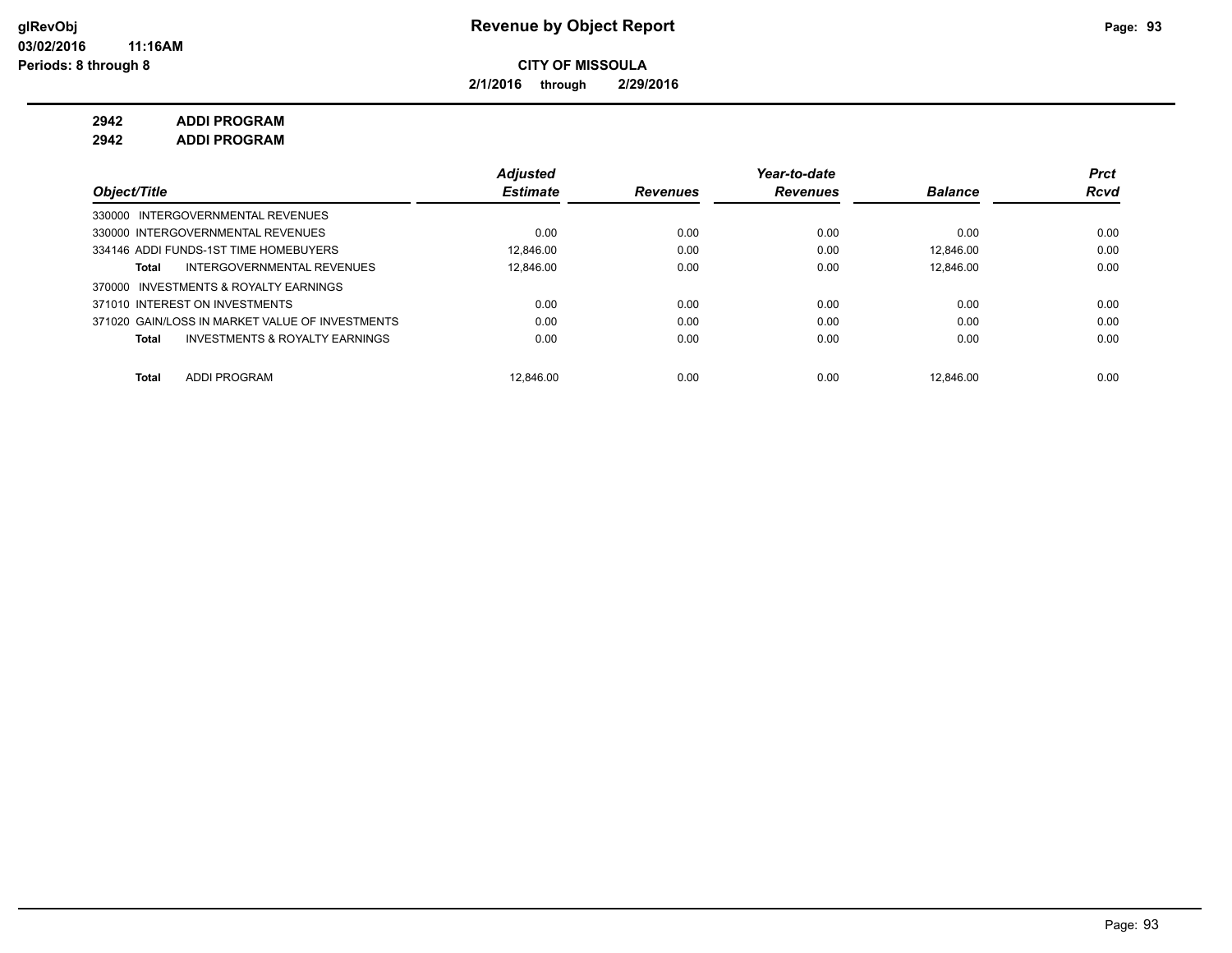**glRevObj**
**03/02/2016 11:16AM**
**Periods: 8 through 8**

# Revenue by Object Report

**CITY OF MISSOULA**

**2/1/2016 through 2/29/2016**

**2942 ADDI PROGRAM**
**2942 ADDI PROGRAM**

| Object/Title | Adjusted Estimate | Revenues | Year-to-date Revenues | Balance | Prct Rcvd |
|---|---|---|---|---|---|
| 330000 INTERGOVERNMENTAL REVENUES | | | | | |
| 330000 INTERGOVERNMENTAL REVENUES | 0.00 | 0.00 | 0.00 | 0.00 | 0.00 |
| 334146 ADDI FUNDS-1ST TIME HOMEBUYERS | 12,846.00 | 0.00 | 0.00 | 12,846.00 | 0.00 |
| **Total** INTERGOVERNMENTAL REVENUES | 12,846.00 | 0.00 | 0.00 | 12,846.00 | 0.00 |
| 370000 INVESTMENTS & ROYALTY EARNINGS | | | | | |
| 371010 INTEREST ON INVESTMENTS | 0.00 | 0.00 | 0.00 | 0.00 | 0.00 |
| 371020 GAIN/LOSS IN MARKET VALUE OF INVESTMENTS | 0.00 | 0.00 | 0.00 | 0.00 | 0.00 |
| **Total** INVESTMENTS & ROYALTY EARNINGS | 0.00 | 0.00 | 0.00 | 0.00 | 0.00 |
| **Total** ADDI PROGRAM | 12,846.00 | 0.00 | 0.00 | 12,846.00 | 0.00 |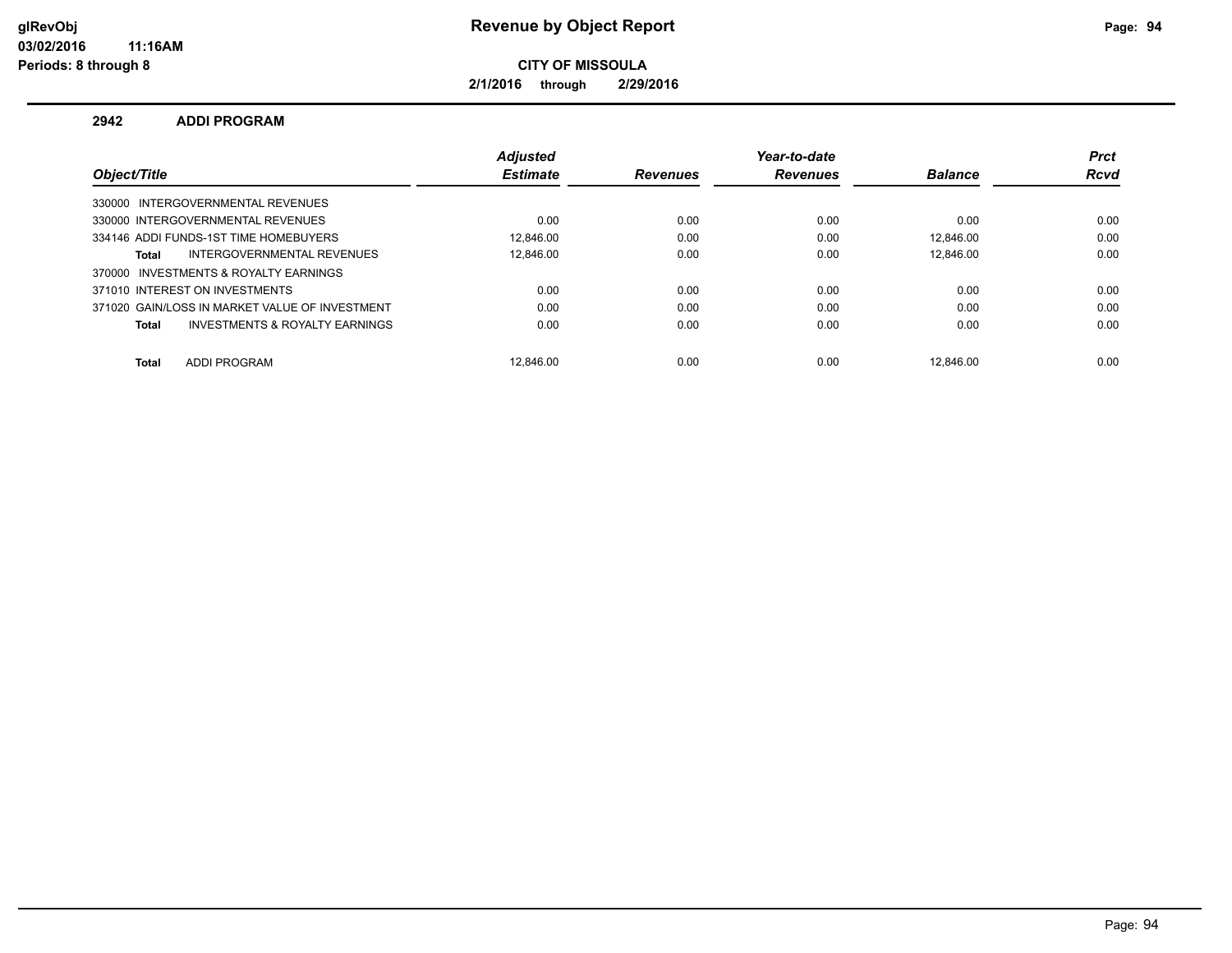**glRevObj**
**03/02/2016 11:16AM**
**Periods: 8 through 8**

# Revenue by Object Report

**CITY OF MISSOULA**

**2/1/2016 through 2/29/2016**

### 2942 ADDI PROGRAM

| Object/Title | Adjusted Estimate | Revenues | Year-to-date Revenues | Balance | Prct Rcvd |
|---|---|---|---|---|---|
| 330000 INTERGOVERNMENTAL REVENUES | | | | | |
| 330000 INTERGOVERNMENTAL REVENUES | 0.00 | 0.00 | 0.00 | 0.00 | 0.00 |
| 334146 ADDI FUNDS-1ST TIME HOMEBUYERS | 12,846.00 | 0.00 | 0.00 | 12,846.00 | 0.00 |
| **Total** INTERGOVERNMENTAL REVENUES | 12,846.00 | 0.00 | 0.00 | 12,846.00 | 0.00 |
| 370000 INVESTMENTS & ROYALTY EARNINGS | | | | | |
| 371010 INTEREST ON INVESTMENTS | 0.00 | 0.00 | 0.00 | 0.00 | 0.00 |
| 371020 GAIN/LOSS IN MARKET VALUE OF INVESTMENT | 0.00 | 0.00 | 0.00 | 0.00 | 0.00 |
| **Total** INVESTMENTS & ROYALTY EARNINGS | 0.00 | 0.00 | 0.00 | 0.00 | 0.00 |
| **Total** ADDI PROGRAM | 12,846.00 | 0.00 | 0.00 | 12,846.00 | 0.00 |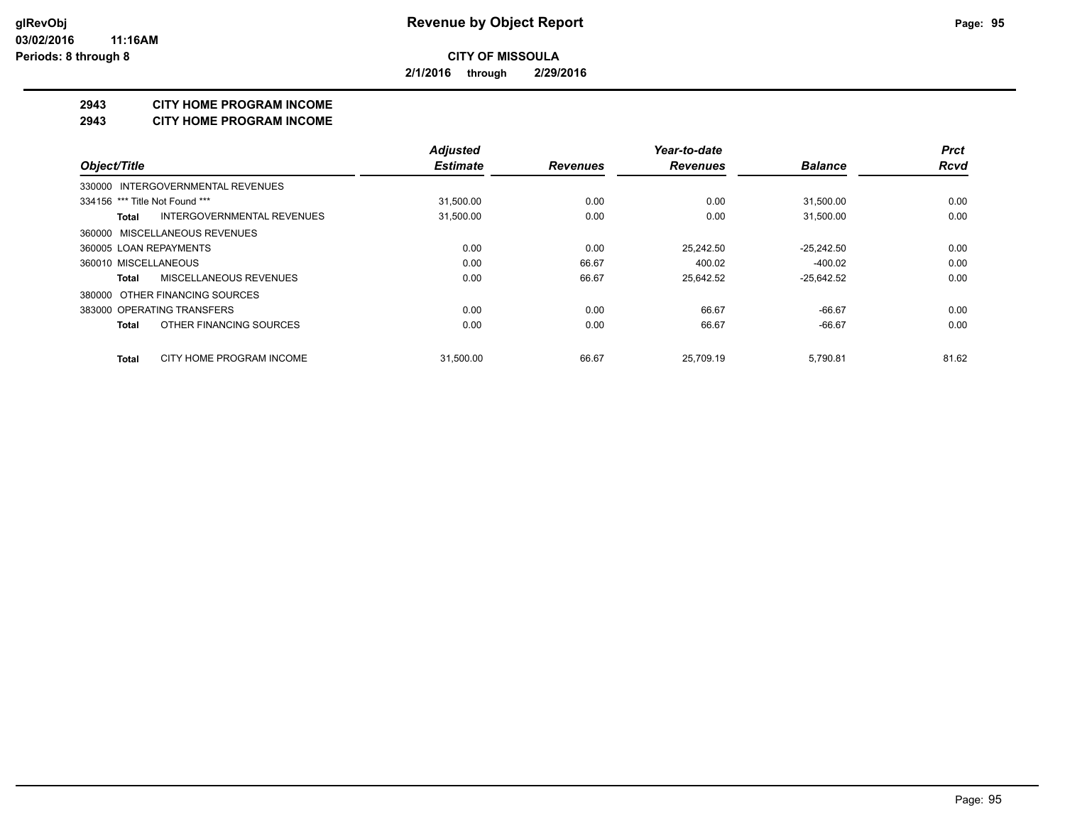**CITY OF MISSOULA**

**2/1/2016 through 2/29/2016**

## 2943 CITY HOME PROGRAM INCOME
## 2943 CITY HOME PROGRAM INCOME

| Object/Title | Adjusted Estimate | Revenues | Year-to-date Revenues | Balance | Prct Rcvd |
|---|---|---|---|---|---|
| 330000 INTERGOVERNMENTAL REVENUES | | | | | |
| 334156 *** Title Not Found *** | 31,500.00 | 0.00 | 0.00 | 31,500.00 | 0.00 |
| **Total** INTERGOVERNMENTAL REVENUES | 31,500.00 | 0.00 | 0.00 | 31,500.00 | 0.00 |
| 360000 MISCELLANEOUS REVENUES | | | | | |
| 360005 LOAN REPAYMENTS | 0.00 | 0.00 | 25,242.50 | -25,242.50 | 0.00 |
| 360010 MISCELLANEOUS | 0.00 | 66.67 | 400.02 | -400.02 | 0.00 |
| **Total** MISCELLANEOUS REVENUES | 0.00 | 66.67 | 25,642.52 | -25,642.52 | 0.00 |
| 380000 OTHER FINANCING SOURCES | | | | | |
| 383000 OPERATING TRANSFERS | 0.00 | 0.00 | 66.67 | -66.67 | 0.00 |
| **Total** OTHER FINANCING SOURCES | 0.00 | 0.00 | 66.67 | -66.67 | 0.00 |
| **Total** CITY HOME PROGRAM INCOME | 31,500.00 | 66.67 | 25,709.19 | 5,790.81 | 81.62 |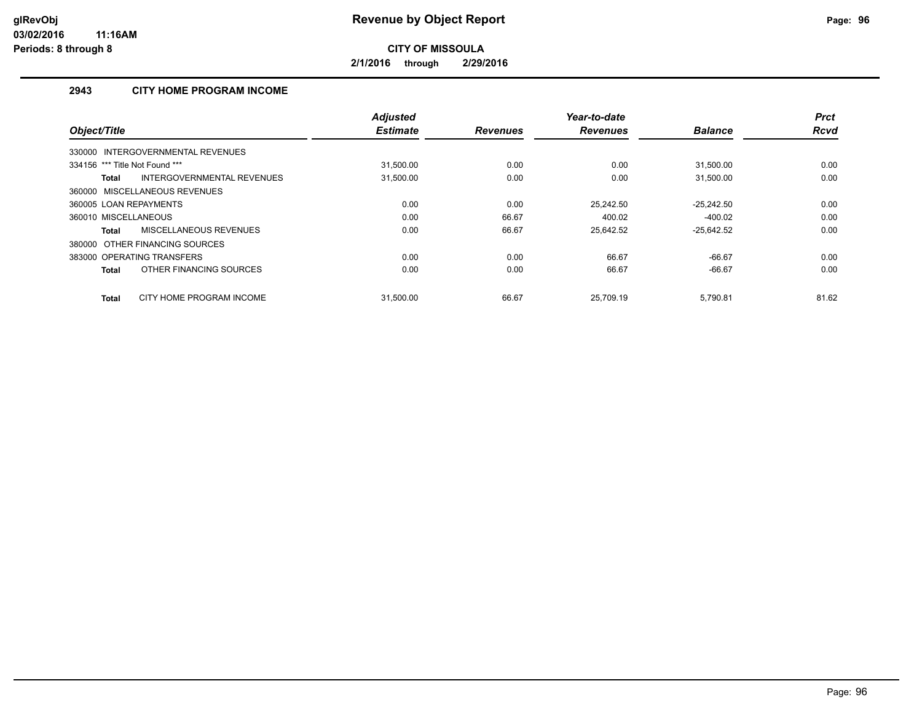# Revenue by Object Report

glRevObj
03/02/2016 11:16AM
Periods: 8 through 8

**CITY OF MISSOULA**

2/1/2016 through 2/29/2016

## 2943 CITY HOME PROGRAM INCOME

| Object/Title | Adjusted Estimate | Revenues | Year-to-date Revenues | Balance | Prct Rcvd |
|---|---|---|---|---|---|
| 330000 INTERGOVERNMENTAL REVENUES | | | | | |
| 334156 *** Title Not Found *** | 31,500.00 | 0.00 | 0.00 | 31,500.00 | 0.00 |
| **Total** INTERGOVERNMENTAL REVENUES | 31,500.00 | 0.00 | 0.00 | 31,500.00 | 0.00 |
| 360000 MISCELLANEOUS REVENUES | | | | | |
| 360005 LOAN REPAYMENTS | 0.00 | 0.00 | 25,242.50 | -25,242.50 | 0.00 |
| 360010 MISCELLANEOUS | 0.00 | 66.67 | 400.02 | -400.02 | 0.00 |
| **Total** MISCELLANEOUS REVENUES | 0.00 | 66.67 | 25,642.52 | -25,642.52 | 0.00 |
| 380000 OTHER FINANCING SOURCES | | | | | |
| 383000 OPERATING TRANSFERS | 0.00 | 0.00 | 66.67 | -66.67 | 0.00 |
| **Total** OTHER FINANCING SOURCES | 0.00 | 0.00 | 66.67 | -66.67 | 0.00 |
| **Total** CITY HOME PROGRAM INCOME | 31,500.00 | 66.67 | 25,709.19 | 5,790.81 | 81.62 |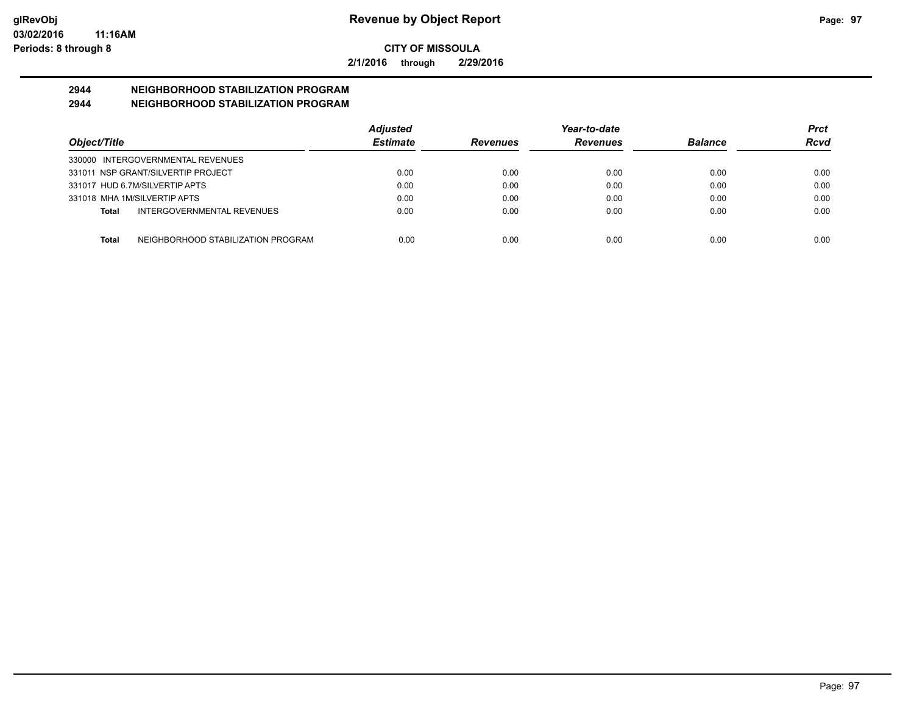**CITY OF MISSOULA**

**2/1/2016 through 2/29/2016**

## 2944 NEIGHBORHOOD STABILIZATION PROGRAM

## 2944 NEIGHBORHOOD STABILIZATION PROGRAM

| Object/Title | Adjusted Estimate | Revenues | Year-to-date Revenues | Balance | Prct Rcvd |
|---|---|---|---|---|---|
| 330000 INTERGOVERNMENTAL REVENUES | | | | | |
| 331011 NSP GRANT/SILVERTIP PROJECT | 0.00 | 0.00 | 0.00 | 0.00 | 0.00 |
| 331017 HUD 6.7M/SILVERTIP APTS | 0.00 | 0.00 | 0.00 | 0.00 | 0.00 |
| 331018 MHA 1M/SILVERTIP APTS | 0.00 | 0.00 | 0.00 | 0.00 | 0.00 |
| **Total** INTERGOVERNMENTAL REVENUES | 0.00 | 0.00 | 0.00 | 0.00 | 0.00 |
| **Total** NEIGHBORHOOD STABILIZATION PROGRAM | 0.00 | 0.00 | 0.00 | 0.00 | 0.00 |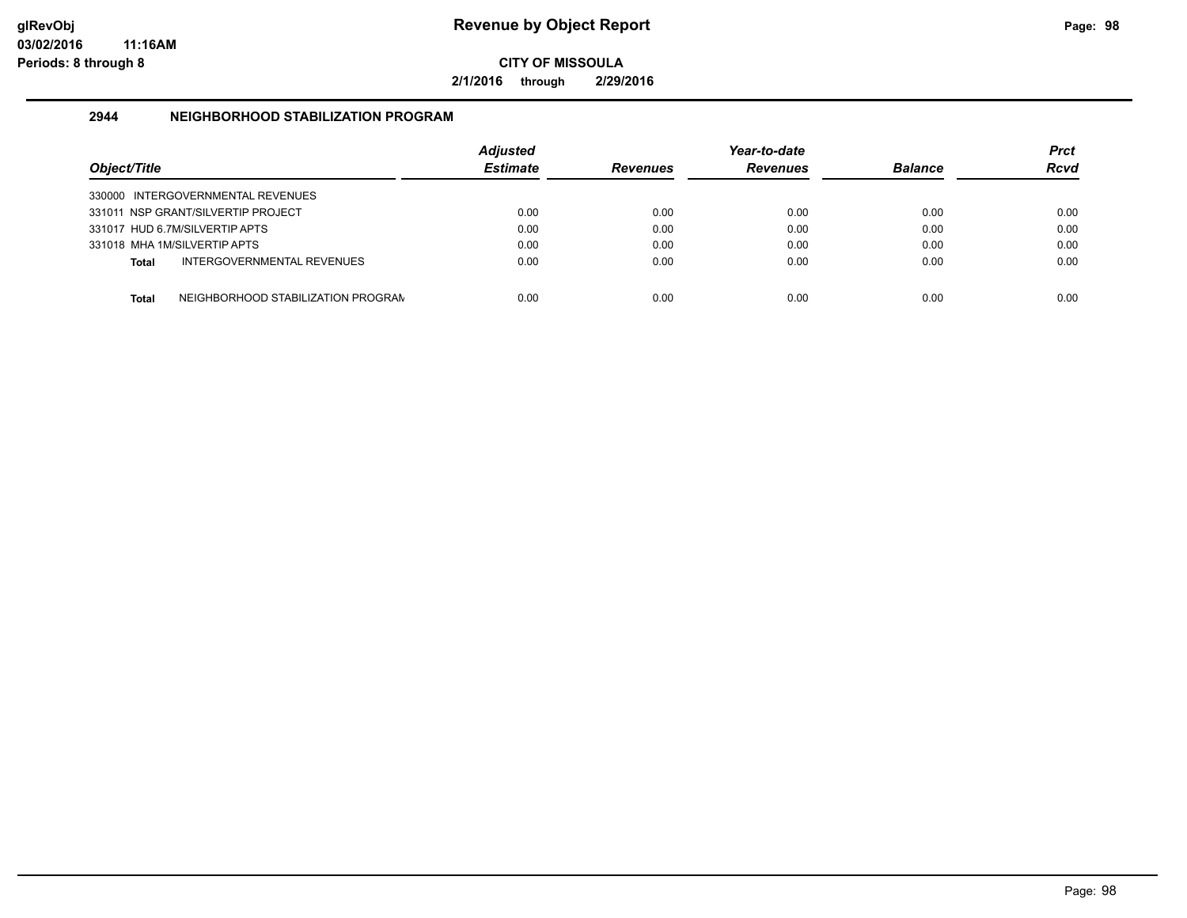# Revenue by Object Report

glRevObj
03/02/2016 11:16AM
Periods: 8 through 8

**CITY OF MISSOULA**

**2/1/2016 through 2/29/2016**

## 2944 NEIGHBORHOOD STABILIZATION PROGRAM

| Object/Title | Adjusted Estimate | Revenues | Year-to-date Revenues | Balance | Prct Rcvd |
|---|---|---|---|---|---|
| 330000 INTERGOVERNMENTAL REVENUES | | | | | |
| 331011 NSP GRANT/SILVERTIP PROJECT | 0.00 | 0.00 | 0.00 | 0.00 | 0.00 |
| 331017 HUD 6.7M/SILVERTIP APTS | 0.00 | 0.00 | 0.00 | 0.00 | 0.00 |
| 331018 MHA 1M/SILVERTIP APTS | 0.00 | 0.00 | 0.00 | 0.00 | 0.00 |
| **Total** INTERGOVERNMENTAL REVENUES | 0.00 | 0.00 | 0.00 | 0.00 | 0.00 |
| **Total** NEIGHBORHOOD STABILIZATION PROGRAM | 0.00 | 0.00 | 0.00 | 0.00 | 0.00 |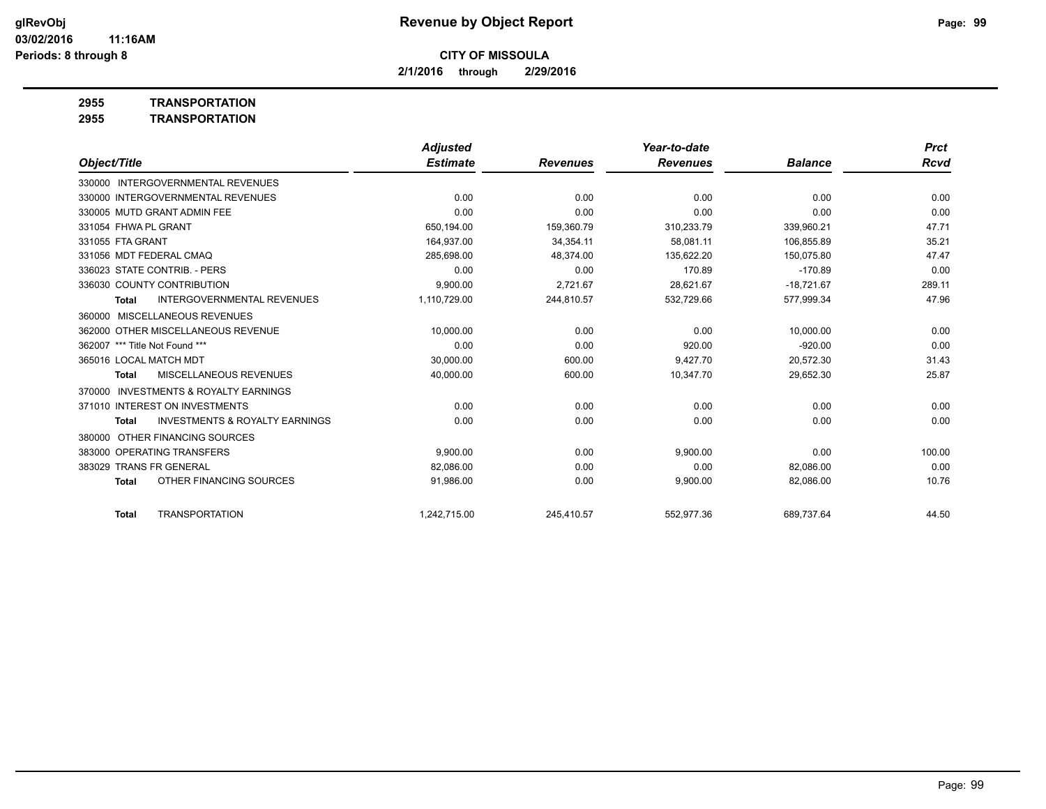# CITY OF MISSOULA

**2/1/2016 through 2/29/2016**

**2955 TRANSPORTATION**

**2955 TRANSPORTATION**

| Object/Title | Adjusted Estimate | Revenues | Year-to-date Revenues | Balance | Prct Rcvd |
|---|---|---|---|---|---|
| 330000 INTERGOVERNMENTAL REVENUES | | | | | |
| 330000 INTERGOVERNMENTAL REVENUES | 0.00 | 0.00 | 0.00 | 0.00 | 0.00 |
| 330005 MUTD GRANT ADMIN FEE | 0.00 | 0.00 | 0.00 | 0.00 | 0.00 |
| 331054 FHWA PL GRANT | 650,194.00 | 159,360.79 | 310,233.79 | 339,960.21 | 47.71 |
| 331055 FTA GRANT | 164,937.00 | 34,354.11 | 58,081.11 | 106,855.89 | 35.21 |
| 331056 MDT FEDERAL CMAQ | 285,698.00 | 48,374.00 | 135,622.20 | 150,075.80 | 47.47 |
| 336023 STATE CONTRIB. - PERS | 0.00 | 0.00 | 170.89 | -170.89 | 0.00 |
| 336030 COUNTY CONTRIBUTION | 9,900.00 | 2,721.67 | 28,621.67 | -18,721.67 | 289.11 |
| **Total** INTERGOVERNMENTAL REVENUES | 1,110,729.00 | 244,810.57 | 532,729.66 | 577,999.34 | 47.96 |
| 360000 MISCELLANEOUS REVENUES | | | | | |
| 362000 OTHER MISCELLANEOUS REVENUE | 10,000.00 | 0.00 | 0.00 | 10,000.00 | 0.00 |
| 362007 *** Title Not Found *** | 0.00 | 0.00 | 920.00 | -920.00 | 0.00 |
| 365016 LOCAL MATCH MDT | 30,000.00 | 600.00 | 9,427.70 | 20,572.30 | 31.43 |
| **Total** MISCELLANEOUS REVENUES | 40,000.00 | 600.00 | 10,347.70 | 29,652.30 | 25.87 |
| 370000 INVESTMENTS & ROYALTY EARNINGS | | | | | |
| 371010 INTEREST ON INVESTMENTS | 0.00 | 0.00 | 0.00 | 0.00 | 0.00 |
| **Total** INVESTMENTS & ROYALTY EARNINGS | 0.00 | 0.00 | 0.00 | 0.00 | 0.00 |
| 380000 OTHER FINANCING SOURCES | | | | | |
| 383000 OPERATING TRANSFERS | 9,900.00 | 0.00 | 9,900.00 | 0.00 | 100.00 |
| 383029 TRANS FR GENERAL | 82,086.00 | 0.00 | 0.00 | 82,086.00 | 0.00 |
| **Total** OTHER FINANCING SOURCES | 91,986.00 | 0.00 | 9,900.00 | 82,086.00 | 10.76 |
| **Total** TRANSPORTATION | 1,242,715.00 | 245,410.57 | 552,977.36 | 689,737.64 | 44.50 |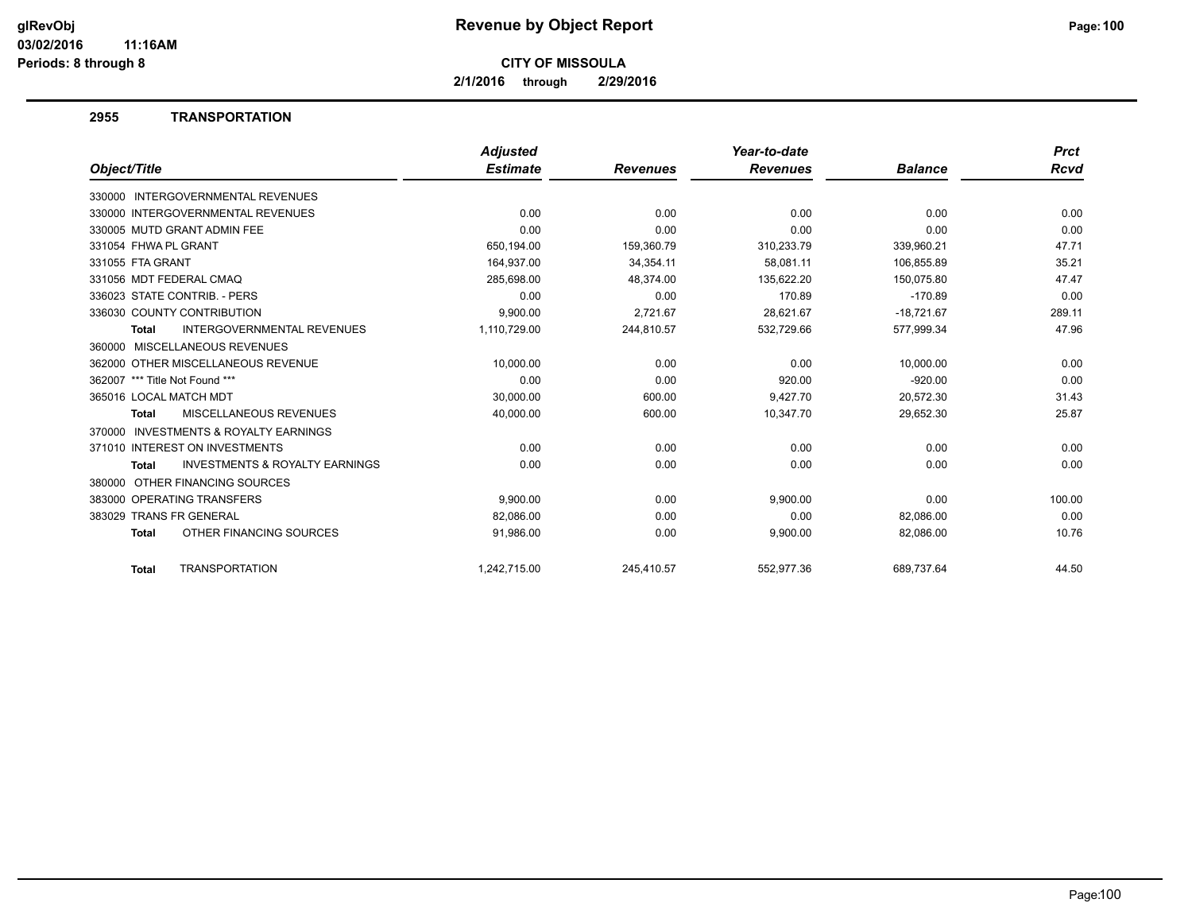# Revenue by Object Report

**CITY OF MISSOULA**

**2/1/2016 through 2/29/2016**

glRevObj
03/02/2016 11:16AM
Periods: 8 through 8

## 2955 TRANSPORTATION

| Object/Title | Adjusted Estimate | Revenues | Year-to-date Revenues | Balance | Prct Rcvd |
|---|---|---|---|---|---|
| 330000 INTERGOVERNMENTAL REVENUES | | | | | |
| 330000 INTERGOVERNMENTAL REVENUES | 0.00 | 0.00 | 0.00 | 0.00 | 0.00 |
| 330005 MUTD GRANT ADMIN FEE | 0.00 | 0.00 | 0.00 | 0.00 | 0.00 |
| 331054 FHWA PL GRANT | 650,194.00 | 159,360.79 | 310,233.79 | 339,960.21 | 47.71 |
| 331055 FTA GRANT | 164,937.00 | 34,354.11 | 58,081.11 | 106,855.89 | 35.21 |
| 331056 MDT FEDERAL CMAQ | 285,698.00 | 48,374.00 | 135,622.20 | 150,075.80 | 47.47 |
| 336023 STATE CONTRIB. - PERS | 0.00 | 0.00 | 170.89 | -170.89 | 0.00 |
| 336030 COUNTY CONTRIBUTION | 9,900.00 | 2,721.67 | 28,621.67 | -18,721.67 | 289.11 |
| **Total** INTERGOVERNMENTAL REVENUES | 1,110,729.00 | 244,810.57 | 532,729.66 | 577,999.34 | 47.96 |
| 360000 MISCELLANEOUS REVENUES | | | | | |
| 362000 OTHER MISCELLANEOUS REVENUE | 10,000.00 | 0.00 | 0.00 | 10,000.00 | 0.00 |
| 362007 *** Title Not Found *** | 0.00 | 0.00 | 920.00 | -920.00 | 0.00 |
| 365016 LOCAL MATCH MDT | 30,000.00 | 600.00 | 9,427.70 | 20,572.30 | 31.43 |
| **Total** MISCELLANEOUS REVENUES | 40,000.00 | 600.00 | 10,347.70 | 29,652.30 | 25.87 |
| 370000 INVESTMENTS & ROYALTY EARNINGS | | | | | |
| 371010 INTEREST ON INVESTMENTS | 0.00 | 0.00 | 0.00 | 0.00 | 0.00 |
| **Total** INVESTMENTS & ROYALTY EARNINGS | 0.00 | 0.00 | 0.00 | 0.00 | 0.00 |
| 380000 OTHER FINANCING SOURCES | | | | | |
| 383000 OPERATING TRANSFERS | 9,900.00 | 0.00 | 9,900.00 | 0.00 | 100.00 |
| 383029 TRANS FR GENERAL | 82,086.00 | 0.00 | 0.00 | 82,086.00 | 0.00 |
| **Total** OTHER FINANCING SOURCES | 91,986.00 | 0.00 | 9,900.00 | 82,086.00 | 10.76 |
| **Total** TRANSPORTATION | 1,242,715.00 | 245,410.57 | 552,977.36 | 689,737.64 | 44.50 |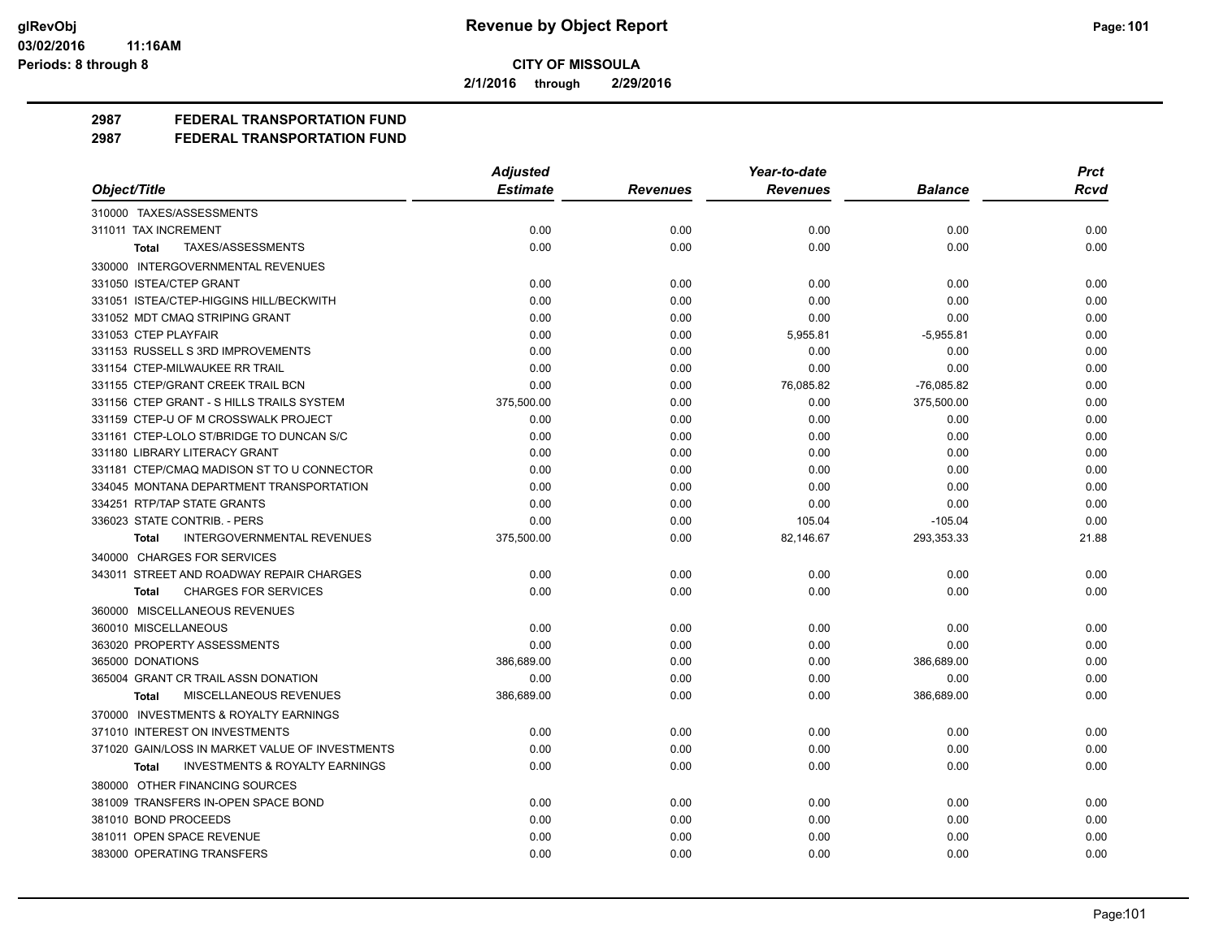**glRevObj**
**03/02/2016 11:16AM**
**Periods: 8 through 8**

# Revenue by Object Report

**CITY OF MISSOULA**

**2/1/2016 through 2/29/2016**

## 2987 FEDERAL TRANSPORTATION FUND
## 2987 FEDERAL TRANSPORTATION FUND

| Object/Title | Adjusted Estimate | Revenues | Year-to-date Revenues | Balance | Prct Rcvd |
|---|---|---|---|---|---|
| 310000 TAXES/ASSESSMENTS | | | | | |
| 311011 TAX INCREMENT | 0.00 | 0.00 | 0.00 | 0.00 | 0.00 |
| **Total** TAXES/ASSESSMENTS | 0.00 | 0.00 | 0.00 | 0.00 | 0.00 |
| 330000 INTERGOVERNMENTAL REVENUES | | | | | |
| 331050 ISTEA/CTEP GRANT | 0.00 | 0.00 | 0.00 | 0.00 | 0.00 |
| 331051 ISTEA/CTEP-HIGGINS HILL/BECKWITH | 0.00 | 0.00 | 0.00 | 0.00 | 0.00 |
| 331052 MDT CMAQ STRIPING GRANT | 0.00 | 0.00 | 0.00 | 0.00 | 0.00 |
| 331053 CTEP PLAYFAIR | 0.00 | 0.00 | 5,955.81 | -5,955.81 | 0.00 |
| 331153 RUSSELL S 3RD IMPROVEMENTS | 0.00 | 0.00 | 0.00 | 0.00 | 0.00 |
| 331154 CTEP-MILWAUKEE RR TRAIL | 0.00 | 0.00 | 0.00 | 0.00 | 0.00 |
| 331155 CTEP/GRANT CREEK TRAIL BCN | 0.00 | 0.00 | 76,085.82 | -76,085.82 | 0.00 |
| 331156 CTEP GRANT - S HILLS TRAILS SYSTEM | 375,500.00 | 0.00 | 0.00 | 375,500.00 | 0.00 |
| 331159 CTEP-U OF M CROSSWALK PROJECT | 0.00 | 0.00 | 0.00 | 0.00 | 0.00 |
| 331161 CTEP-LOLO ST/BRIDGE TO DUNCAN S/C | 0.00 | 0.00 | 0.00 | 0.00 | 0.00 |
| 331180 LIBRARY LITERACY GRANT | 0.00 | 0.00 | 0.00 | 0.00 | 0.00 |
| 331181 CTEP/CMAQ MADISON ST TO U CONNECTOR | 0.00 | 0.00 | 0.00 | 0.00 | 0.00 |
| 334045 MONTANA DEPARTMENT TRANSPORTATION | 0.00 | 0.00 | 0.00 | 0.00 | 0.00 |
| 334251 RTP/TAP STATE GRANTS | 0.00 | 0.00 | 0.00 | 0.00 | 0.00 |
| 336023 STATE CONTRIB. - PERS | 0.00 | 0.00 | 105.04 | -105.04 | 0.00 |
| **Total** INTERGOVERNMENTAL REVENUES | 375,500.00 | 0.00 | 82,146.67 | 293,353.33 | 21.88 |
| 340000 CHARGES FOR SERVICES | | | | | |
| 343011 STREET AND ROADWAY REPAIR CHARGES | 0.00 | 0.00 | 0.00 | 0.00 | 0.00 |
| **Total** CHARGES FOR SERVICES | 0.00 | 0.00 | 0.00 | 0.00 | 0.00 |
| 360000 MISCELLANEOUS REVENUES | | | | | |
| 360010 MISCELLANEOUS | 0.00 | 0.00 | 0.00 | 0.00 | 0.00 |
| 363020 PROPERTY ASSESSMENTS | 0.00 | 0.00 | 0.00 | 0.00 | 0.00 |
| 365000 DONATIONS | 386,689.00 | 0.00 | 0.00 | 386,689.00 | 0.00 |
| 365004 GRANT CR TRAIL ASSN DONATION | 0.00 | 0.00 | 0.00 | 0.00 | 0.00 |
| **Total** MISCELLANEOUS REVENUES | 386,689.00 | 0.00 | 0.00 | 386,689.00 | 0.00 |
| 370000 INVESTMENTS & ROYALTY EARNINGS | | | | | |
| 371010 INTEREST ON INVESTMENTS | 0.00 | 0.00 | 0.00 | 0.00 | 0.00 |
| 371020 GAIN/LOSS IN MARKET VALUE OF INVESTMENTS | 0.00 | 0.00 | 0.00 | 0.00 | 0.00 |
| **Total** INVESTMENTS & ROYALTY EARNINGS | 0.00 | 0.00 | 0.00 | 0.00 | 0.00 |
| 380000 OTHER FINANCING SOURCES | | | | | |
| 381009 TRANSFERS IN-OPEN SPACE BOND | 0.00 | 0.00 | 0.00 | 0.00 | 0.00 |
| 381010 BOND PROCEEDS | 0.00 | 0.00 | 0.00 | 0.00 | 0.00 |
| 381011 OPEN SPACE REVENUE | 0.00 | 0.00 | 0.00 | 0.00 | 0.00 |
| 383000 OPERATING TRANSFERS | 0.00 | 0.00 | 0.00 | 0.00 | 0.00 |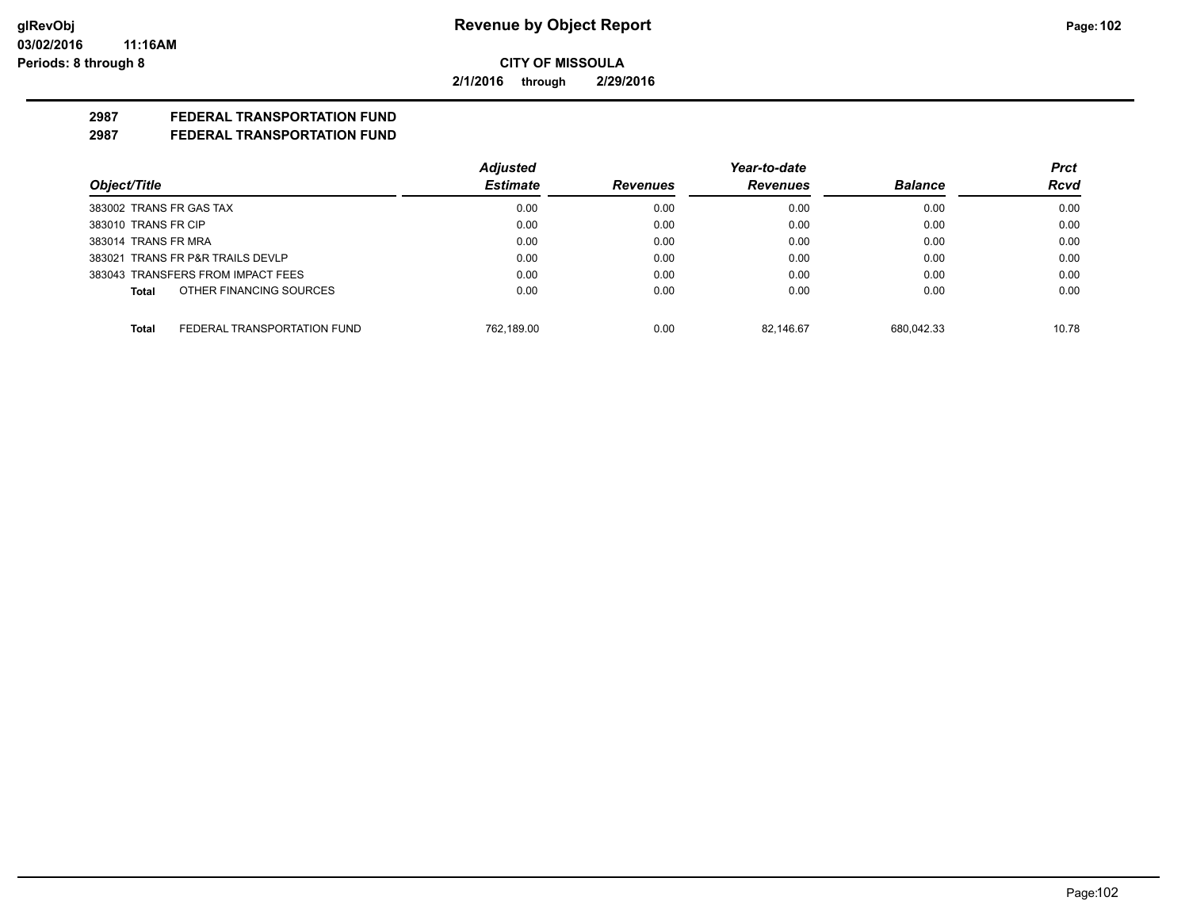**CITY OF MISSOULA**

**2/1/2016 through 2/29/2016**

## 2987 FEDERAL TRANSPORTATION FUND

## 2987 FEDERAL TRANSPORTATION FUND

| Object/Title | | Adjusted Estimate | Revenues | Year-to-date Revenues | Balance | Prct Rcvd |
|---|---|---|---|---|---|---|
| 383002 TRANS FR GAS TAX | | 0.00 | 0.00 | 0.00 | 0.00 | 0.00 |
| 383010 TRANS FR CIP | | 0.00 | 0.00 | 0.00 | 0.00 | 0.00 |
| 383014 TRANS FR MRA | | 0.00 | 0.00 | 0.00 | 0.00 | 0.00 |
| 383021 TRANS FR P&R TRAILS DEVLP | | 0.00 | 0.00 | 0.00 | 0.00 | 0.00 |
| 383043 TRANSFERS FROM IMPACT FEES | | 0.00 | 0.00 | 0.00 | 0.00 | 0.00 |
| **Total** | OTHER FINANCING SOURCES | 0.00 | 0.00 | 0.00 | 0.00 | 0.00 |
| **Total** | FEDERAL TRANSPORTATION FUND | 762,189.00 | 0.00 | 82,146.67 | 680,042.33 | 10.78 |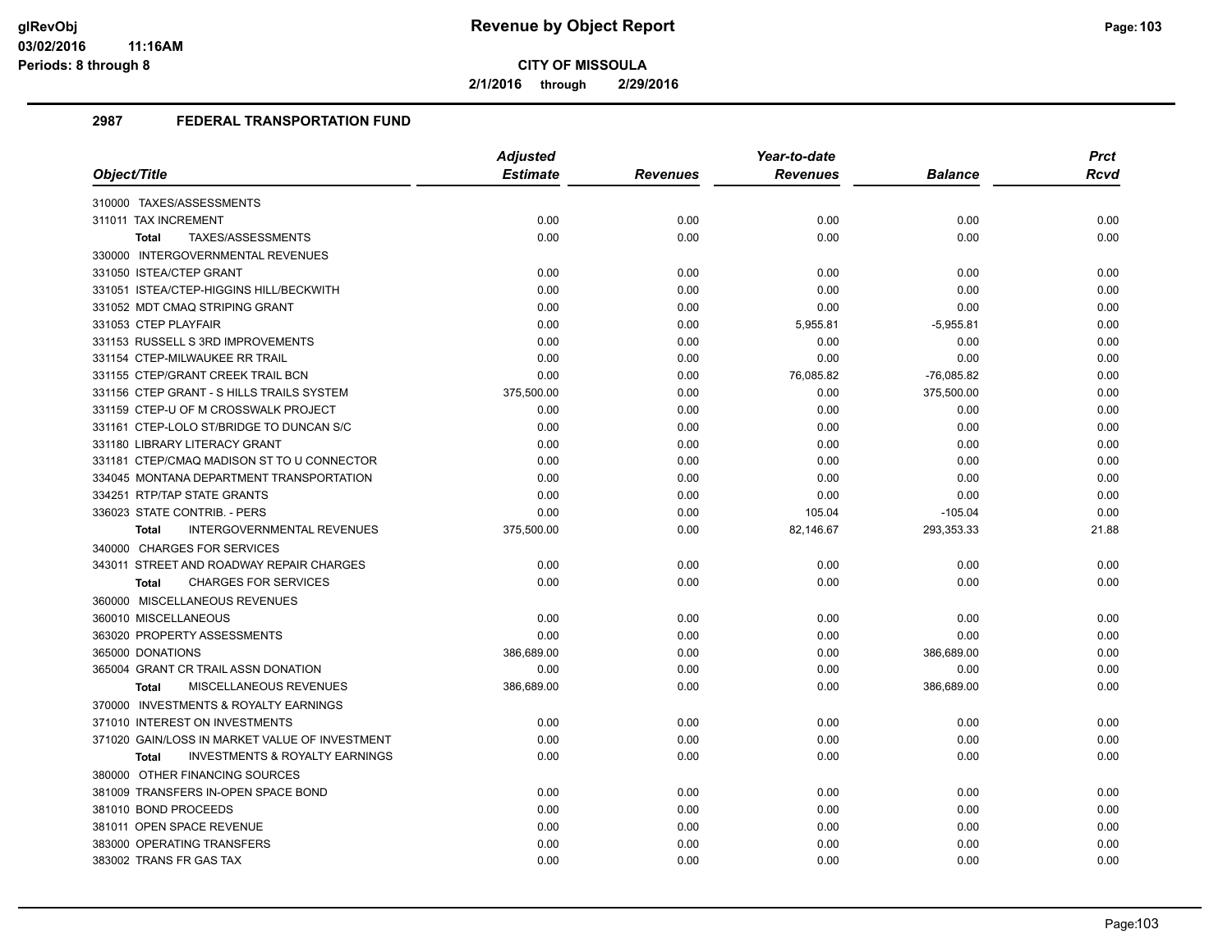# Revenue by Object Report

**CITY OF MISSOULA**

**2/1/2016 through 2/29/2016**

glRevObj
03/02/2016 11:16AM
Periods: 8 through 8

## 2987 FEDERAL TRANSPORTATION FUND

| Object/Title | Adjusted Estimate | Revenues | Year-to-date Revenues | Balance | Prct Rcvd |
|---|---|---|---|---|---|
| 310000 TAXES/ASSESSMENTS | | | | | |
| 311011 TAX INCREMENT | 0.00 | 0.00 | 0.00 | 0.00 | 0.00 |
| **Total** TAXES/ASSESSMENTS | 0.00 | 0.00 | 0.00 | 0.00 | 0.00 |
| 330000 INTERGOVERNMENTAL REVENUES | | | | | |
| 331050 ISTEA/CTEP GRANT | 0.00 | 0.00 | 0.00 | 0.00 | 0.00 |
| 331051 ISTEA/CTEP-HIGGINS HILL/BECKWITH | 0.00 | 0.00 | 0.00 | 0.00 | 0.00 |
| 331052 MDT CMAQ STRIPING GRANT | 0.00 | 0.00 | 0.00 | 0.00 | 0.00 |
| 331053 CTEP PLAYFAIR | 0.00 | 0.00 | 5,955.81 | -5,955.81 | 0.00 |
| 331153 RUSSELL S 3RD IMPROVEMENTS | 0.00 | 0.00 | 0.00 | 0.00 | 0.00 |
| 331154 CTEP-MILWAUKEE RR TRAIL | 0.00 | 0.00 | 0.00 | 0.00 | 0.00 |
| 331155 CTEP/GRANT CREEK TRAIL BCN | 0.00 | 0.00 | 76,085.82 | -76,085.82 | 0.00 |
| 331156 CTEP GRANT - S HILLS TRAILS SYSTEM | 375,500.00 | 0.00 | 0.00 | 375,500.00 | 0.00 |
| 331159 CTEP-U OF M CROSSWALK PROJECT | 0.00 | 0.00 | 0.00 | 0.00 | 0.00 |
| 331161 CTEP-LOLO ST/BRIDGE TO DUNCAN S/C | 0.00 | 0.00 | 0.00 | 0.00 | 0.00 |
| 331180 LIBRARY LITERACY GRANT | 0.00 | 0.00 | 0.00 | 0.00 | 0.00 |
| 331181 CTEP/CMAQ MADISON ST TO U CONNECTOR | 0.00 | 0.00 | 0.00 | 0.00 | 0.00 |
| 334045 MONTANA DEPARTMENT TRANSPORTATION | 0.00 | 0.00 | 0.00 | 0.00 | 0.00 |
| 334251 RTP/TAP STATE GRANTS | 0.00 | 0.00 | 0.00 | 0.00 | 0.00 |
| 336023 STATE CONTRIB. - PERS | 0.00 | 0.00 | 105.04 | -105.04 | 0.00 |
| **Total** INTERGOVERNMENTAL REVENUES | 375,500.00 | 0.00 | 82,146.67 | 293,353.33 | 21.88 |
| 340000 CHARGES FOR SERVICES | | | | | |
| 343011 STREET AND ROADWAY REPAIR CHARGES | 0.00 | 0.00 | 0.00 | 0.00 | 0.00 |
| **Total** CHARGES FOR SERVICES | 0.00 | 0.00 | 0.00 | 0.00 | 0.00 |
| 360000 MISCELLANEOUS REVENUES | | | | | |
| 360010 MISCELLANEOUS | 0.00 | 0.00 | 0.00 | 0.00 | 0.00 |
| 363020 PROPERTY ASSESSMENTS | 0.00 | 0.00 | 0.00 | 0.00 | 0.00 |
| 365000 DONATIONS | 386,689.00 | 0.00 | 0.00 | 386,689.00 | 0.00 |
| 365004 GRANT CR TRAIL ASSN DONATION | 0.00 | 0.00 | 0.00 | 0.00 | 0.00 |
| **Total** MISCELLANEOUS REVENUES | 386,689.00 | 0.00 | 0.00 | 386,689.00 | 0.00 |
| 370000 INVESTMENTS & ROYALTY EARNINGS | | | | | |
| 371010 INTEREST ON INVESTMENTS | 0.00 | 0.00 | 0.00 | 0.00 | 0.00 |
| 371020 GAIN/LOSS IN MARKET VALUE OF INVESTMENT | 0.00 | 0.00 | 0.00 | 0.00 | 0.00 |
| **Total** INVESTMENTS & ROYALTY EARNINGS | 0.00 | 0.00 | 0.00 | 0.00 | 0.00 |
| 380000 OTHER FINANCING SOURCES | | | | | |
| 381009 TRANSFERS IN-OPEN SPACE BOND | 0.00 | 0.00 | 0.00 | 0.00 | 0.00 |
| 381010 BOND PROCEEDS | 0.00 | 0.00 | 0.00 | 0.00 | 0.00 |
| 381011 OPEN SPACE REVENUE | 0.00 | 0.00 | 0.00 | 0.00 | 0.00 |
| 383000 OPERATING TRANSFERS | 0.00 | 0.00 | 0.00 | 0.00 | 0.00 |
| 383002 TRANS FR GAS TAX | 0.00 | 0.00 | 0.00 | 0.00 | 0.00 |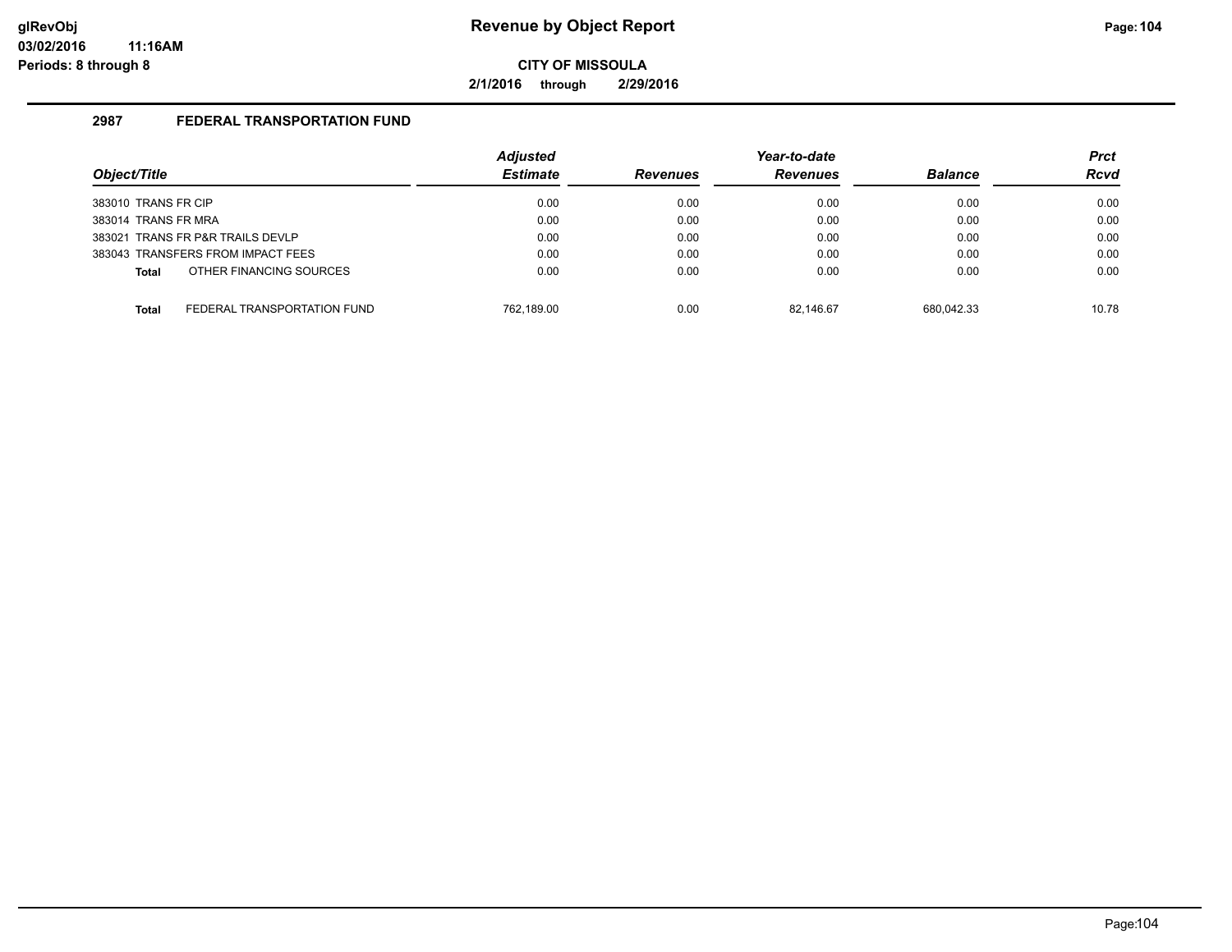# Revenue by Object Report

**CITY OF MISSOULA**

**2/1/2016 through 2/29/2016**

## 2987 FEDERAL TRANSPORTATION FUND

| Object/Title | Adjusted Estimate | Revenues | Year-to-date Revenues | Balance | Prct Rcvd |
|---|---|---|---|---|---|
| 383010 TRANS FR CIP | 0.00 | 0.00 | 0.00 | 0.00 | 0.00 |
| 383014 TRANS FR MRA | 0.00 | 0.00 | 0.00 | 0.00 | 0.00 |
| 383021 TRANS FR P&R TRAILS DEVLP | 0.00 | 0.00 | 0.00 | 0.00 | 0.00 |
| 383043 TRANSFERS FROM IMPACT FEES | 0.00 | 0.00 | 0.00 | 0.00 | 0.00 |
| **Total** OTHER FINANCING SOURCES | 0.00 | 0.00 | 0.00 | 0.00 | 0.00 |
| **Total** FEDERAL TRANSPORTATION FUND | 762,189.00 | 0.00 | 82,146.67 | 680,042.33 | 10.78 |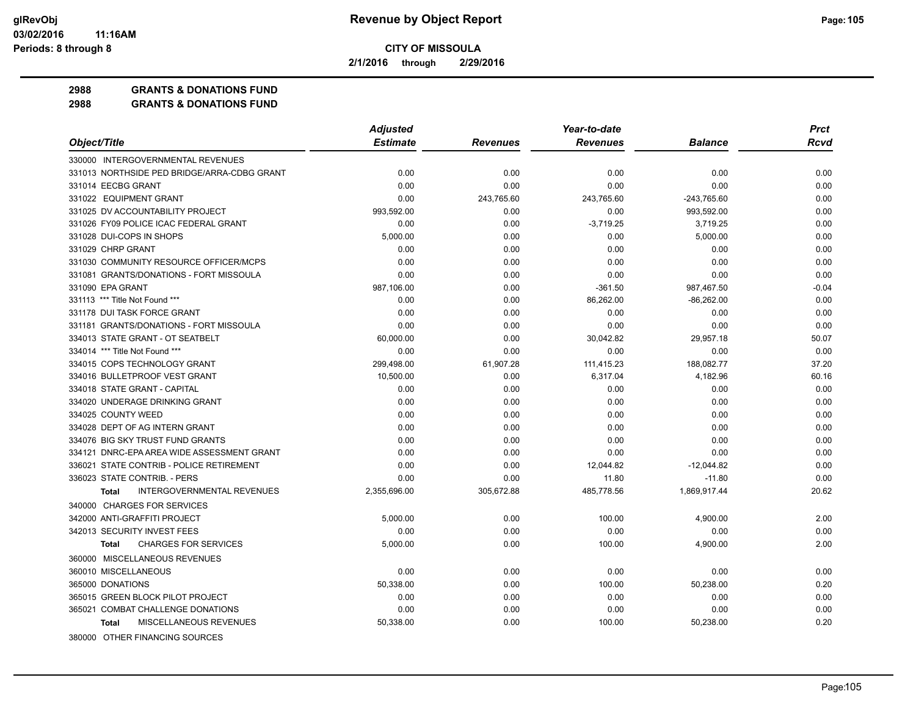**CITY OF MISSOULA**

**2/1/2016 through 2/29/2016**

**2988 GRANTS & DONATIONS FUND**
**2988 GRANTS & DONATIONS FUND**

| Object/Title | Adjusted Estimate | Revenues | Year-to-date Revenues | Balance | Prct Rcvd |
|---|---|---|---|---|---|
| 330000 INTERGOVERNMENTAL REVENUES | | | | | |
| 331013 NORTHSIDE PED BRIDGE/ARRA-CDBG GRANT | 0.00 | 0.00 | 0.00 | 0.00 | 0.00 |
| 331014 EECBG GRANT | 0.00 | 0.00 | 0.00 | 0.00 | 0.00 |
| 331022 EQUIPMENT GRANT | 0.00 | 243,765.60 | 243,765.60 | -243,765.60 | 0.00 |
| 331025 DV ACCOUNTABILITY PROJECT | 993,592.00 | 0.00 | 0.00 | 993,592.00 | 0.00 |
| 331026 FY09 POLICE ICAC FEDERAL GRANT | 0.00 | 0.00 | -3,719.25 | 3,719.25 | 0.00 |
| 331028 DUI-COPS IN SHOPS | 5,000.00 | 0.00 | 0.00 | 5,000.00 | 0.00 |
| 331029 CHRP GRANT | 0.00 | 0.00 | 0.00 | 0.00 | 0.00 |
| 331030 COMMUNITY RESOURCE OFFICER/MCPS | 0.00 | 0.00 | 0.00 | 0.00 | 0.00 |
| 331081 GRANTS/DONATIONS - FORT MISSOULA | 0.00 | 0.00 | 0.00 | 0.00 | 0.00 |
| 331090 EPA GRANT | 987,106.00 | 0.00 | -361.50 | 987,467.50 | -0.04 |
| 331113 *** Title Not Found *** | 0.00 | 0.00 | 86,262.00 | -86,262.00 | 0.00 |
| 331178 DUI TASK FORCE GRANT | 0.00 | 0.00 | 0.00 | 0.00 | 0.00 |
| 331181 GRANTS/DONATIONS - FORT MISSOULA | 0.00 | 0.00 | 0.00 | 0.00 | 0.00 |
| 334013 STATE GRANT - OT SEATBELT | 60,000.00 | 0.00 | 30,042.82 | 29,957.18 | 50.07 |
| 334014 *** Title Not Found *** | 0.00 | 0.00 | 0.00 | 0.00 | 0.00 |
| 334015 COPS TECHNOLOGY GRANT | 299,498.00 | 61,907.28 | 111,415.23 | 188,082.77 | 37.20 |
| 334016 BULLETPROOF VEST GRANT | 10,500.00 | 0.00 | 6,317.04 | 4,182.96 | 60.16 |
| 334018 STATE GRANT - CAPITAL | 0.00 | 0.00 | 0.00 | 0.00 | 0.00 |
| 334020 UNDERAGE DRINKING GRANT | 0.00 | 0.00 | 0.00 | 0.00 | 0.00 |
| 334025 COUNTY WEED | 0.00 | 0.00 | 0.00 | 0.00 | 0.00 |
| 334028 DEPT OF AG INTERN GRANT | 0.00 | 0.00 | 0.00 | 0.00 | 0.00 |
| 334076 BIG SKY TRUST FUND GRANTS | 0.00 | 0.00 | 0.00 | 0.00 | 0.00 |
| 334121 DNRC-EPA AREA WIDE ASSESSMENT GRANT | 0.00 | 0.00 | 0.00 | 0.00 | 0.00 |
| 336021 STATE CONTRIB - POLICE RETIREMENT | 0.00 | 0.00 | 12,044.82 | -12,044.82 | 0.00 |
| 336023 STATE CONTRIB. - PERS | 0.00 | 0.00 | 11.80 | -11.80 | 0.00 |
| **Total** INTERGOVERNMENTAL REVENUES | 2,355,696.00 | 305,672.88 | 485,778.56 | 1,869,917.44 | 20.62 |
| 340000 CHARGES FOR SERVICES | | | | | |
| 342000 ANTI-GRAFFITI PROJECT | 5,000.00 | 0.00 | 100.00 | 4,900.00 | 2.00 |
| 342013 SECURITY INVEST FEES | 0.00 | 0.00 | 0.00 | 0.00 | 0.00 |
| **Total** CHARGES FOR SERVICES | 5,000.00 | 0.00 | 100.00 | 4,900.00 | 2.00 |
| 360000 MISCELLANEOUS REVENUES | | | | | |
| 360010 MISCELLANEOUS | 0.00 | 0.00 | 0.00 | 0.00 | 0.00 |
| 365000 DONATIONS | 50,338.00 | 0.00 | 100.00 | 50,238.00 | 0.20 |
| 365015 GREEN BLOCK PILOT PROJECT | 0.00 | 0.00 | 0.00 | 0.00 | 0.00 |
| 365021 COMBAT CHALLENGE DONATIONS | 0.00 | 0.00 | 0.00 | 0.00 | 0.00 |
| **Total** MISCELLANEOUS REVENUES | 50,338.00 | 0.00 | 100.00 | 50,238.00 | 0.20 |
| 380000 OTHER FINANCING SOURCES | | | | | |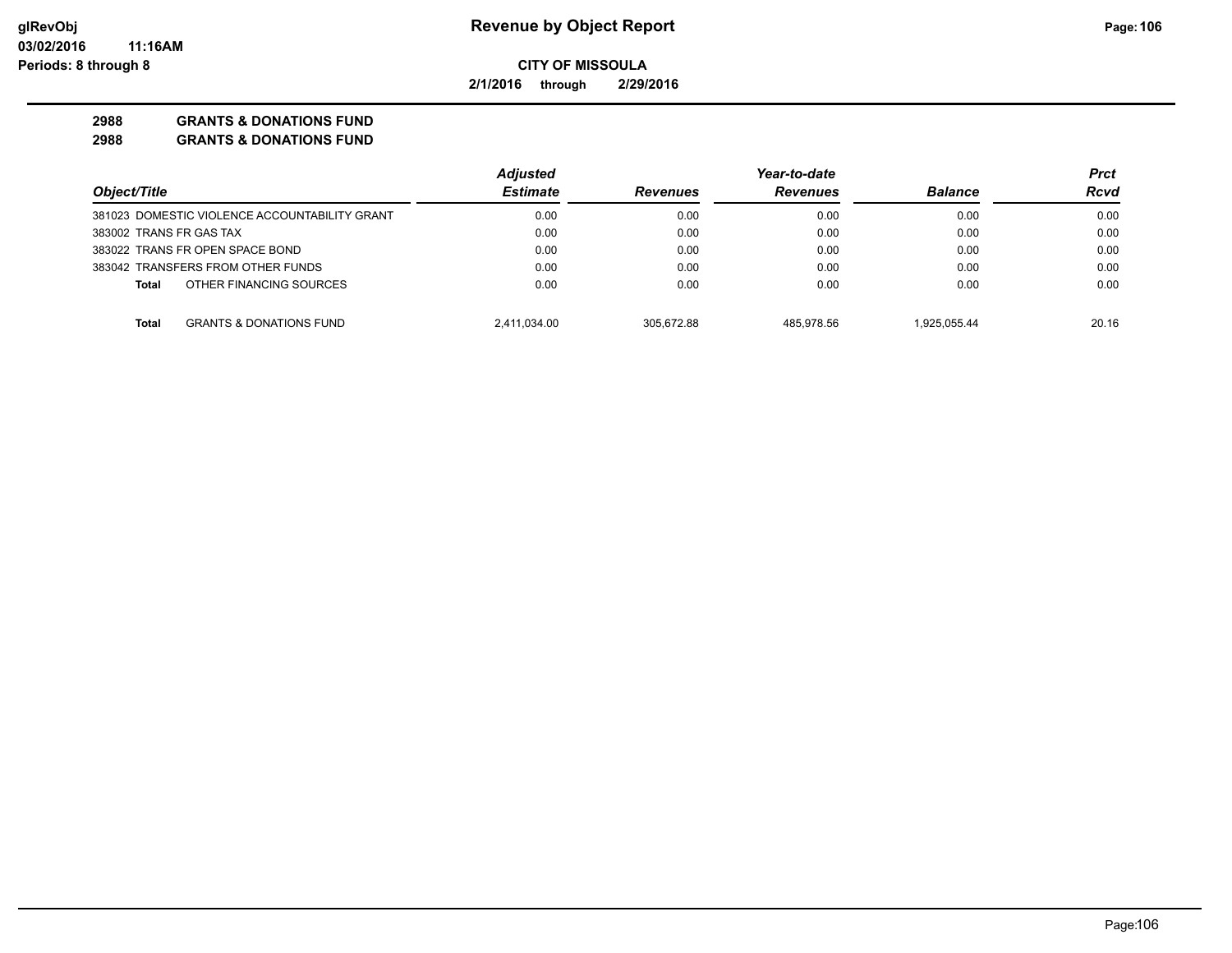**CITY OF MISSOULA**

**2/1/2016 through 2/29/2016**

**2988 GRANTS & DONATIONS FUND**

**2988 GRANTS & DONATIONS FUND**

| Object/Title | Adjusted Estimate | Revenues | Year-to-date Revenues | Balance | Prct Rcvd |
|---|---|---|---|---|---|
| 381023 DOMESTIC VIOLENCE ACCOUNTABILITY GRANT | 0.00 | 0.00 | 0.00 | 0.00 | 0.00 |
| 383002 TRANS FR GAS TAX | 0.00 | 0.00 | 0.00 | 0.00 | 0.00 |
| 383022 TRANS FR OPEN SPACE BOND | 0.00 | 0.00 | 0.00 | 0.00 | 0.00 |
| 383042 TRANSFERS FROM OTHER FUNDS | 0.00 | 0.00 | 0.00 | 0.00 | 0.00 |
| **Total** OTHER FINANCING SOURCES | 0.00 | 0.00 | 0.00 | 0.00 | 0.00 |
| **Total** GRANTS & DONATIONS FUND | 2,411,034.00 | 305,672.88 | 485,978.56 | 1,925,055.44 | 20.16 |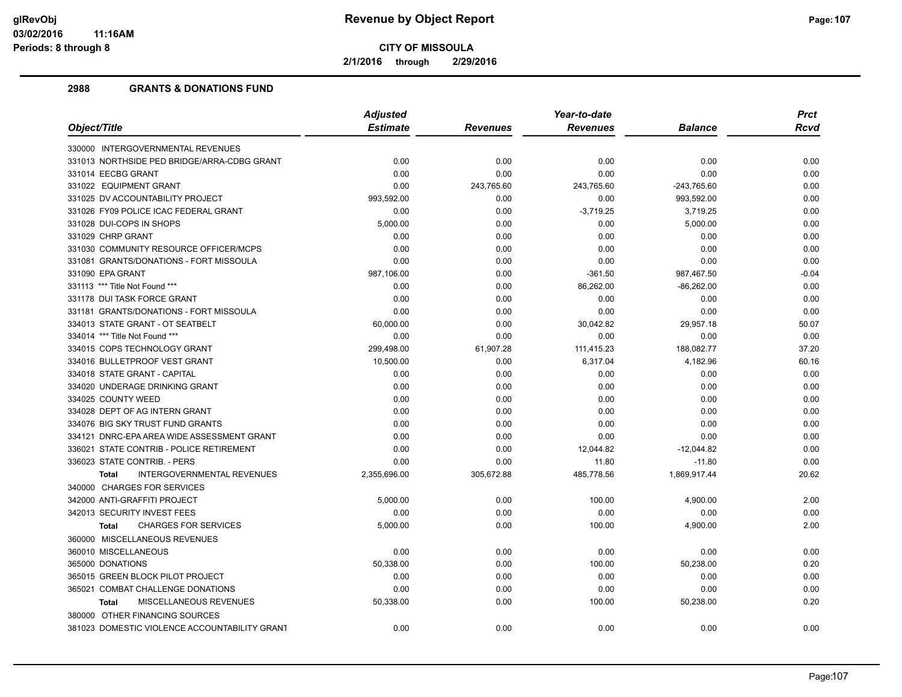# Revenue by Object Report

**CITY OF MISSOULA**

**2/1/2016 through 2/29/2016**

glRevObj
03/02/2016 11:16AM
Periods: 8 through 8

## 2988 GRANTS & DONATIONS FUND

| Object/Title | Adjusted Estimate | Revenues | Year-to-date Revenues | Balance | Prct Rcvd |
|---|---|---|---|---|---|
| 330000 INTERGOVERNMENTAL REVENUES | | | | | |
| 331013 NORTHSIDE PED BRIDGE/ARRA-CDBG GRANT | 0.00 | 0.00 | 0.00 | 0.00 | 0.00 |
| 331014 EECBG GRANT | 0.00 | 0.00 | 0.00 | 0.00 | 0.00 |
| 331022 EQUIPMENT GRANT | 0.00 | 243,765.60 | 243,765.60 | -243,765.60 | 0.00 |
| 331025 DV ACCOUNTABILITY PROJECT | 993,592.00 | 0.00 | 0.00 | 993,592.00 | 0.00 |
| 331026 FY09 POLICE ICAC FEDERAL GRANT | 0.00 | 0.00 | -3,719.25 | 3,719.25 | 0.00 |
| 331028 DUI-COPS IN SHOPS | 5,000.00 | 0.00 | 0.00 | 5,000.00 | 0.00 |
| 331029 CHRP GRANT | 0.00 | 0.00 | 0.00 | 0.00 | 0.00 |
| 331030 COMMUNITY RESOURCE OFFICER/MCPS | 0.00 | 0.00 | 0.00 | 0.00 | 0.00 |
| 331081 GRANTS/DONATIONS - FORT MISSOULA | 0.00 | 0.00 | 0.00 | 0.00 | 0.00 |
| 331090 EPA GRANT | 987,106.00 | 0.00 | -361.50 | 987,467.50 | -0.04 |
| 331113 *** Title Not Found *** | 0.00 | 0.00 | 86,262.00 | -86,262.00 | 0.00 |
| 331178 DUI TASK FORCE GRANT | 0.00 | 0.00 | 0.00 | 0.00 | 0.00 |
| 331181 GRANTS/DONATIONS - FORT MISSOULA | 0.00 | 0.00 | 0.00 | 0.00 | 0.00 |
| 334013 STATE GRANT - OT SEATBELT | 60,000.00 | 0.00 | 30,042.82 | 29,957.18 | 50.07 |
| 334014 *** Title Not Found *** | 0.00 | 0.00 | 0.00 | 0.00 | 0.00 |
| 334015 COPS TECHNOLOGY GRANT | 299,498.00 | 61,907.28 | 111,415.23 | 188,082.77 | 37.20 |
| 334016 BULLETPROOF VEST GRANT | 10,500.00 | 0.00 | 6,317.04 | 4,182.96 | 60.16 |
| 334018 STATE GRANT - CAPITAL | 0.00 | 0.00 | 0.00 | 0.00 | 0.00 |
| 334020 UNDERAGE DRINKING GRANT | 0.00 | 0.00 | 0.00 | 0.00 | 0.00 |
| 334025 COUNTY WEED | 0.00 | 0.00 | 0.00 | 0.00 | 0.00 |
| 334028 DEPT OF AG INTERN GRANT | 0.00 | 0.00 | 0.00 | 0.00 | 0.00 |
| 334076 BIG SKY TRUST FUND GRANTS | 0.00 | 0.00 | 0.00 | 0.00 | 0.00 |
| 334121 DNRC-EPA AREA WIDE ASSESSMENT GRANT | 0.00 | 0.00 | 0.00 | 0.00 | 0.00 |
| 336021 STATE CONTRIB - POLICE RETIREMENT | 0.00 | 0.00 | 12,044.82 | -12,044.82 | 0.00 |
| 336023 STATE CONTRIB. - PERS | 0.00 | 0.00 | 11.80 | -11.80 | 0.00 |
| **Total** INTERGOVERNMENTAL REVENUES | 2,355,696.00 | 305,672.88 | 485,778.56 | 1,869,917.44 | 20.62 |
| 340000 CHARGES FOR SERVICES | | | | | |
| 342000 ANTI-GRAFFITI PROJECT | 5,000.00 | 0.00 | 100.00 | 4,900.00 | 2.00 |
| 342013 SECURITY INVEST FEES | 0.00 | 0.00 | 0.00 | 0.00 | 0.00 |
| **Total** CHARGES FOR SERVICES | 5,000.00 | 0.00 | 100.00 | 4,900.00 | 2.00 |
| 360000 MISCELLANEOUS REVENUES | | | | | |
| 360010 MISCELLANEOUS | 0.00 | 0.00 | 0.00 | 0.00 | 0.00 |
| 365000 DONATIONS | 50,338.00 | 0.00 | 100.00 | 50,238.00 | 0.20 |
| 365015 GREEN BLOCK PILOT PROJECT | 0.00 | 0.00 | 0.00 | 0.00 | 0.00 |
| 365021 COMBAT CHALLENGE DONATIONS | 0.00 | 0.00 | 0.00 | 0.00 | 0.00 |
| **Total** MISCELLANEOUS REVENUES | 50,338.00 | 0.00 | 100.00 | 50,238.00 | 0.20 |
| 380000 OTHER FINANCING SOURCES | | | | | |
| 381023 DOMESTIC VIOLENCE ACCOUNTABILITY GRANT | 0.00 | 0.00 | 0.00 | 0.00 | 0.00 |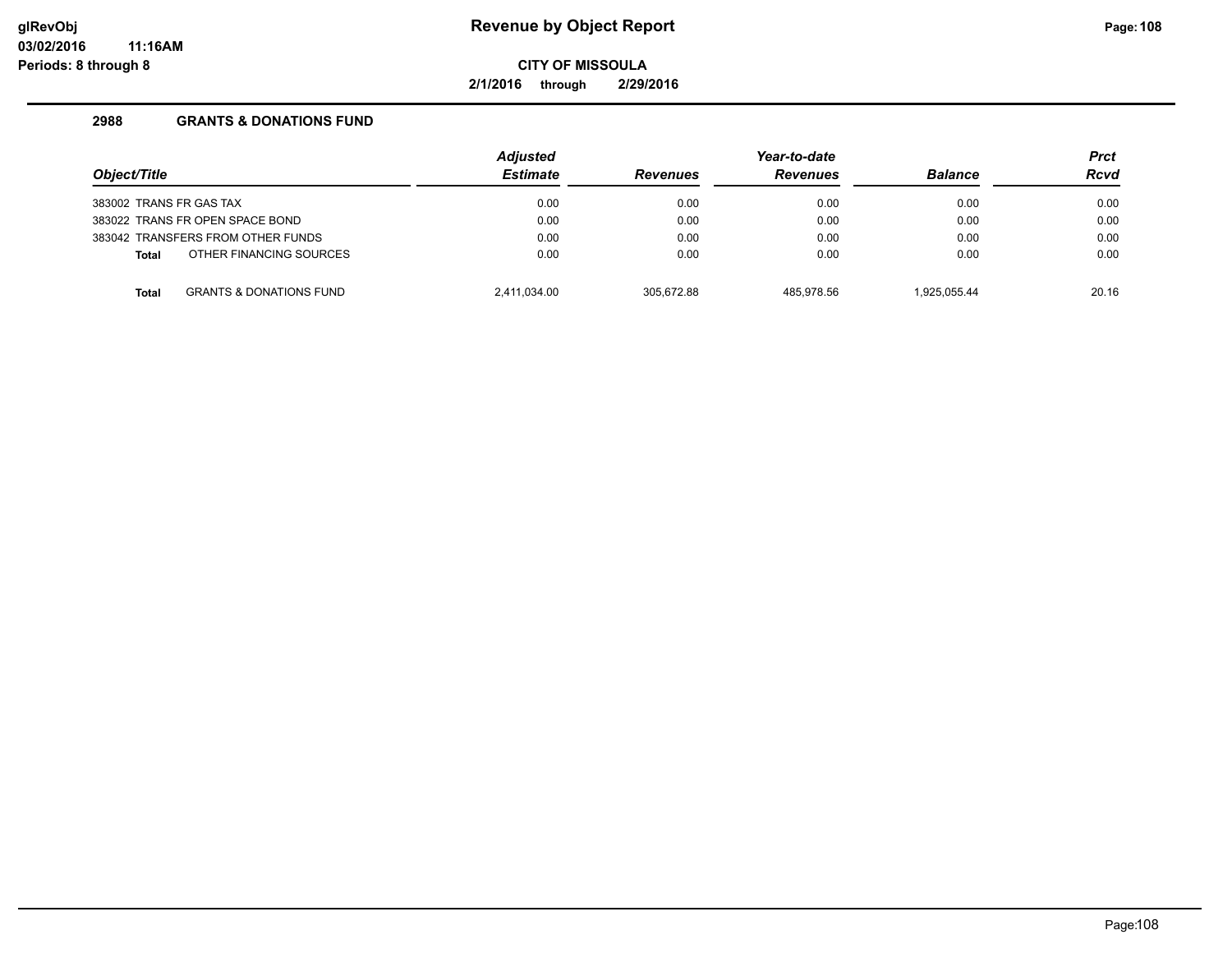# Revenue by Object Report

**CITY OF MISSOULA**

**2/1/2016 through 2/29/2016**

## 2988 GRANTS & DONATIONS FUND

| Object/Title | Adjusted Estimate | Revenues | Year-to-date Revenues | Balance | Prct Rcvd |
|---|---|---|---|---|---|
| 383002 TRANS FR GAS TAX | 0.00 | 0.00 | 0.00 | 0.00 | 0.00 |
| 383022 TRANS FR OPEN SPACE BOND | 0.00 | 0.00 | 0.00 | 0.00 | 0.00 |
| 383042 TRANSFERS FROM OTHER FUNDS | 0.00 | 0.00 | 0.00 | 0.00 | 0.00 |
| **Total** OTHER FINANCING SOURCES | 0.00 | 0.00 | 0.00 | 0.00 | 0.00 |
| **Total** GRANTS & DONATIONS FUND | 2,411,034.00 | 305,672.88 | 485,978.56 | 1,925,055.44 | 20.16 |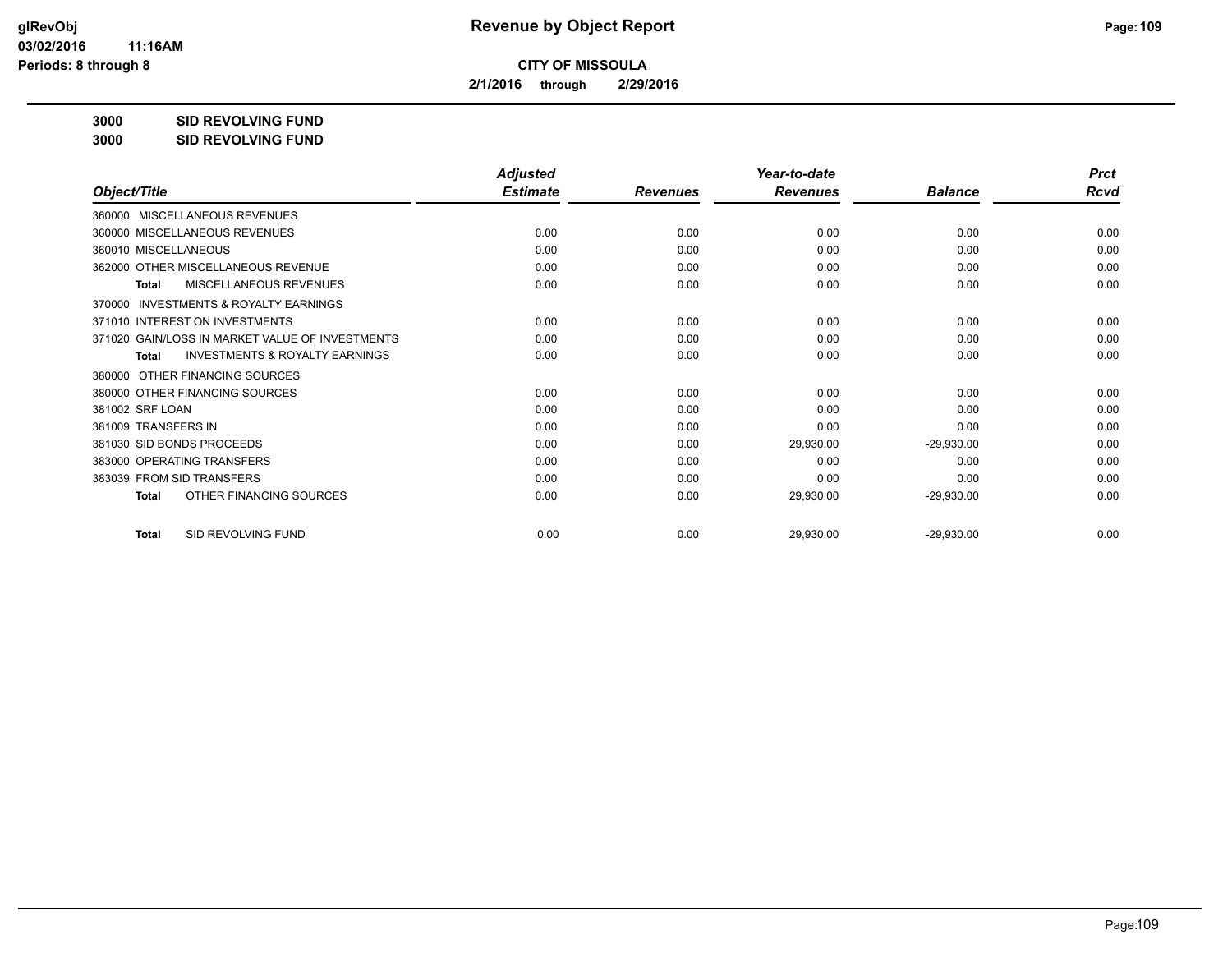# Revenue by Object Report

**CITY OF MISSOULA**

**2/1/2016 through 2/29/2016**

**glRevObj**
**03/02/2016 11:16AM**
**Periods: 8 through 8**

## 3000 SID REVOLVING FUND
## 3000 SID REVOLVING FUND

| Object/Title | Adjusted Estimate | Revenues | Year-to-date Revenues | Balance | Prct Rcvd |
|---|---|---|---|---|---|
| 360000 MISCELLANEOUS REVENUES | | | | | |
| 360000 MISCELLANEOUS REVENUES | 0.00 | 0.00 | 0.00 | 0.00 | 0.00 |
| 360010 MISCELLANEOUS | 0.00 | 0.00 | 0.00 | 0.00 | 0.00 |
| 362000 OTHER MISCELLANEOUS REVENUE | 0.00 | 0.00 | 0.00 | 0.00 | 0.00 |
| **Total** MISCELLANEOUS REVENUES | 0.00 | 0.00 | 0.00 | 0.00 | 0.00 |
| 370000 INVESTMENTS & ROYALTY EARNINGS | | | | | |
| 371010 INTEREST ON INVESTMENTS | 0.00 | 0.00 | 0.00 | 0.00 | 0.00 |
| 371020 GAIN/LOSS IN MARKET VALUE OF INVESTMENTS | 0.00 | 0.00 | 0.00 | 0.00 | 0.00 |
| **Total** INVESTMENTS & ROYALTY EARNINGS | 0.00 | 0.00 | 0.00 | 0.00 | 0.00 |
| 380000 OTHER FINANCING SOURCES | | | | | |
| 380000 OTHER FINANCING SOURCES | 0.00 | 0.00 | 0.00 | 0.00 | 0.00 |
| 381002 SRF LOAN | 0.00 | 0.00 | 0.00 | 0.00 | 0.00 |
| 381009 TRANSFERS IN | 0.00 | 0.00 | 0.00 | 0.00 | 0.00 |
| 381030 SID BONDS PROCEEDS | 0.00 | 0.00 | 29,930.00 | -29,930.00 | 0.00 |
| 383000 OPERATING TRANSFERS | 0.00 | 0.00 | 0.00 | 0.00 | 0.00 |
| 383039 FROM SID TRANSFERS | 0.00 | 0.00 | 0.00 | 0.00 | 0.00 |
| **Total** OTHER FINANCING SOURCES | 0.00 | 0.00 | 29,930.00 | -29,930.00 | 0.00 |
| **Total** SID REVOLVING FUND | 0.00 | 0.00 | 29,930.00 | -29,930.00 | 0.00 |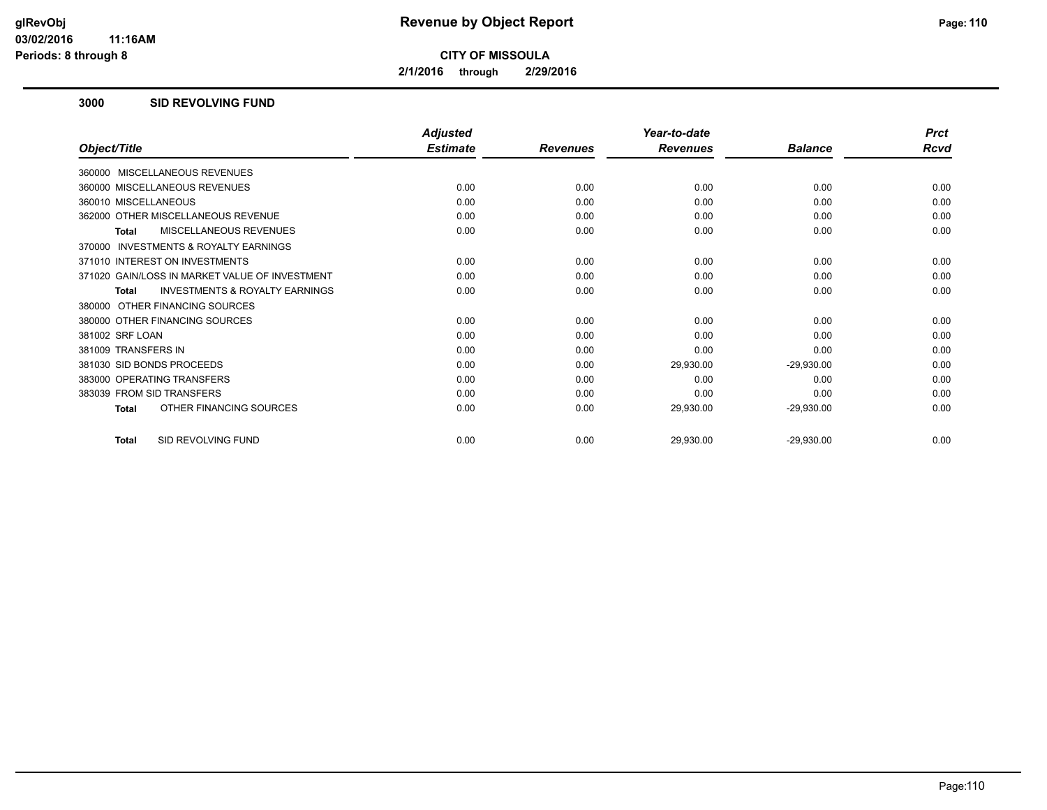# Revenue by Object Report

**CITY OF MISSOULA**

**2/1/2016 through 2/29/2016**

glRevObj
03/02/2016 11:16AM
Periods: 8 through 8

## 3000 SID REVOLVING FUND

| Object/Title | Adjusted Estimate | Revenues | Year-to-date Revenues | Balance | Prct Rcvd |
|---|---|---|---|---|---|
| 360000 MISCELLANEOUS REVENUES | | | | | |
| 360000 MISCELLANEOUS REVENUES | 0.00 | 0.00 | 0.00 | 0.00 | 0.00 |
| 360010 MISCELLANEOUS | 0.00 | 0.00 | 0.00 | 0.00 | 0.00 |
| 362000 OTHER MISCELLANEOUS REVENUE | 0.00 | 0.00 | 0.00 | 0.00 | 0.00 |
| **Total** MISCELLANEOUS REVENUES | 0.00 | 0.00 | 0.00 | 0.00 | 0.00 |
| 370000 INVESTMENTS & ROYALTY EARNINGS | | | | | |
| 371010 INTEREST ON INVESTMENTS | 0.00 | 0.00 | 0.00 | 0.00 | 0.00 |
| 371020 GAIN/LOSS IN MARKET VALUE OF INVESTMENT | 0.00 | 0.00 | 0.00 | 0.00 | 0.00 |
| **Total** INVESTMENTS & ROYALTY EARNINGS | 0.00 | 0.00 | 0.00 | 0.00 | 0.00 |
| 380000 OTHER FINANCING SOURCES | | | | | |
| 380000 OTHER FINANCING SOURCES | 0.00 | 0.00 | 0.00 | 0.00 | 0.00 |
| 381002 SRF LOAN | 0.00 | 0.00 | 0.00 | 0.00 | 0.00 |
| 381009 TRANSFERS IN | 0.00 | 0.00 | 0.00 | 0.00 | 0.00 |
| 381030 SID BONDS PROCEEDS | 0.00 | 0.00 | 29,930.00 | -29,930.00 | 0.00 |
| 383000 OPERATING TRANSFERS | 0.00 | 0.00 | 0.00 | 0.00 | 0.00 |
| 383039 FROM SID TRANSFERS | 0.00 | 0.00 | 0.00 | 0.00 | 0.00 |
| **Total** OTHER FINANCING SOURCES | 0.00 | 0.00 | 29,930.00 | -29,930.00 | 0.00 |
| **Total** SID REVOLVING FUND | 0.00 | 0.00 | 29,930.00 | -29,930.00 | 0.00 |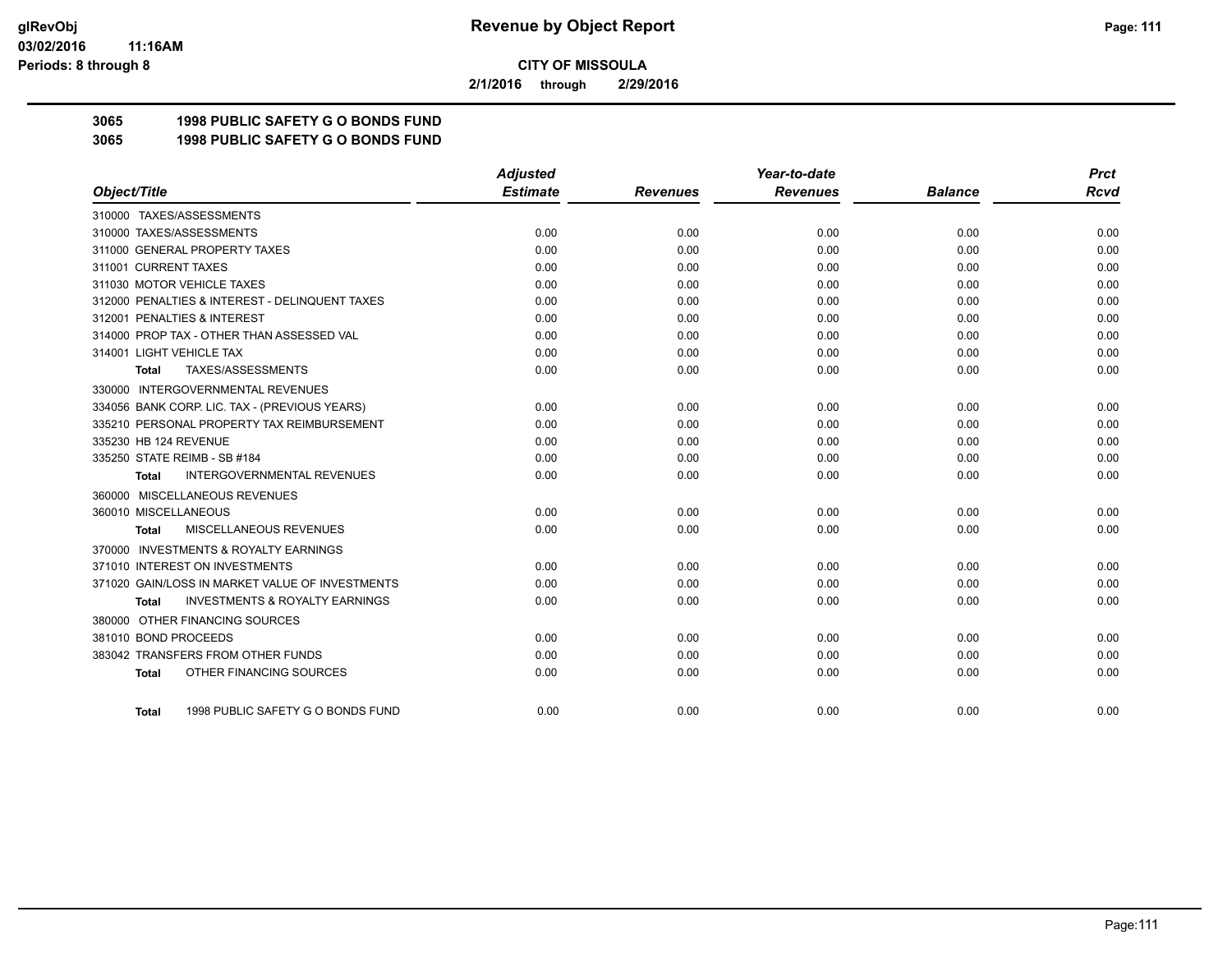**CITY OF MISSOULA**

**2/1/2016 through 2/29/2016**

**3065 1998 PUBLIC SAFETY G O BONDS FUND**

**3065 1998 PUBLIC SAFETY G O BONDS FUND**

| Object/Title | Adjusted Estimate | Revenues | Year-to-date Revenues | Balance | Prct Rcvd |
|---|---|---|---|---|---|
| 310000 TAXES/ASSESSMENTS | | | | | |
| 310000 TAXES/ASSESSMENTS | 0.00 | 0.00 | 0.00 | 0.00 | 0.00 |
| 311000 GENERAL PROPERTY TAXES | 0.00 | 0.00 | 0.00 | 0.00 | 0.00 |
| 311001 CURRENT TAXES | 0.00 | 0.00 | 0.00 | 0.00 | 0.00 |
| 311030 MOTOR VEHICLE TAXES | 0.00 | 0.00 | 0.00 | 0.00 | 0.00 |
| 312000 PENALTIES & INTEREST - DELINQUENT TAXES | 0.00 | 0.00 | 0.00 | 0.00 | 0.00 |
| 312001 PENALTIES & INTEREST | 0.00 | 0.00 | 0.00 | 0.00 | 0.00 |
| 314000 PROP TAX - OTHER THAN ASSESSED VAL | 0.00 | 0.00 | 0.00 | 0.00 | 0.00 |
| 314001 LIGHT VEHICLE TAX | 0.00 | 0.00 | 0.00 | 0.00 | 0.00 |
| **Total** TAXES/ASSESSMENTS | 0.00 | 0.00 | 0.00 | 0.00 | 0.00 |
| 330000 INTERGOVERNMENTAL REVENUES | | | | | |
| 334056 BANK CORP. LIC. TAX - (PREVIOUS YEARS) | 0.00 | 0.00 | 0.00 | 0.00 | 0.00 |
| 335210 PERSONAL PROPERTY TAX REIMBURSEMENT | 0.00 | 0.00 | 0.00 | 0.00 | 0.00 |
| 335230 HB 124 REVENUE | 0.00 | 0.00 | 0.00 | 0.00 | 0.00 |
| 335250 STATE REIMB - SB #184 | 0.00 | 0.00 | 0.00 | 0.00 | 0.00 |
| **Total** INTERGOVERNMENTAL REVENUES | 0.00 | 0.00 | 0.00 | 0.00 | 0.00 |
| 360000 MISCELLANEOUS REVENUES | | | | | |
| 360010 MISCELLANEOUS | 0.00 | 0.00 | 0.00 | 0.00 | 0.00 |
| **Total** MISCELLANEOUS REVENUES | 0.00 | 0.00 | 0.00 | 0.00 | 0.00 |
| 370000 INVESTMENTS & ROYALTY EARNINGS | | | | | |
| 371010 INTEREST ON INVESTMENTS | 0.00 | 0.00 | 0.00 | 0.00 | 0.00 |
| 371020 GAIN/LOSS IN MARKET VALUE OF INVESTMENTS | 0.00 | 0.00 | 0.00 | 0.00 | 0.00 |
| **Total** INVESTMENTS & ROYALTY EARNINGS | 0.00 | 0.00 | 0.00 | 0.00 | 0.00 |
| 380000 OTHER FINANCING SOURCES | | | | | |
| 381010 BOND PROCEEDS | 0.00 | 0.00 | 0.00 | 0.00 | 0.00 |
| 383042 TRANSFERS FROM OTHER FUNDS | 0.00 | 0.00 | 0.00 | 0.00 | 0.00 |
| **Total** OTHER FINANCING SOURCES | 0.00 | 0.00 | 0.00 | 0.00 | 0.00 |
| **Total** 1998 PUBLIC SAFETY G O BONDS FUND | 0.00 | 0.00 | 0.00 | 0.00 | 0.00 |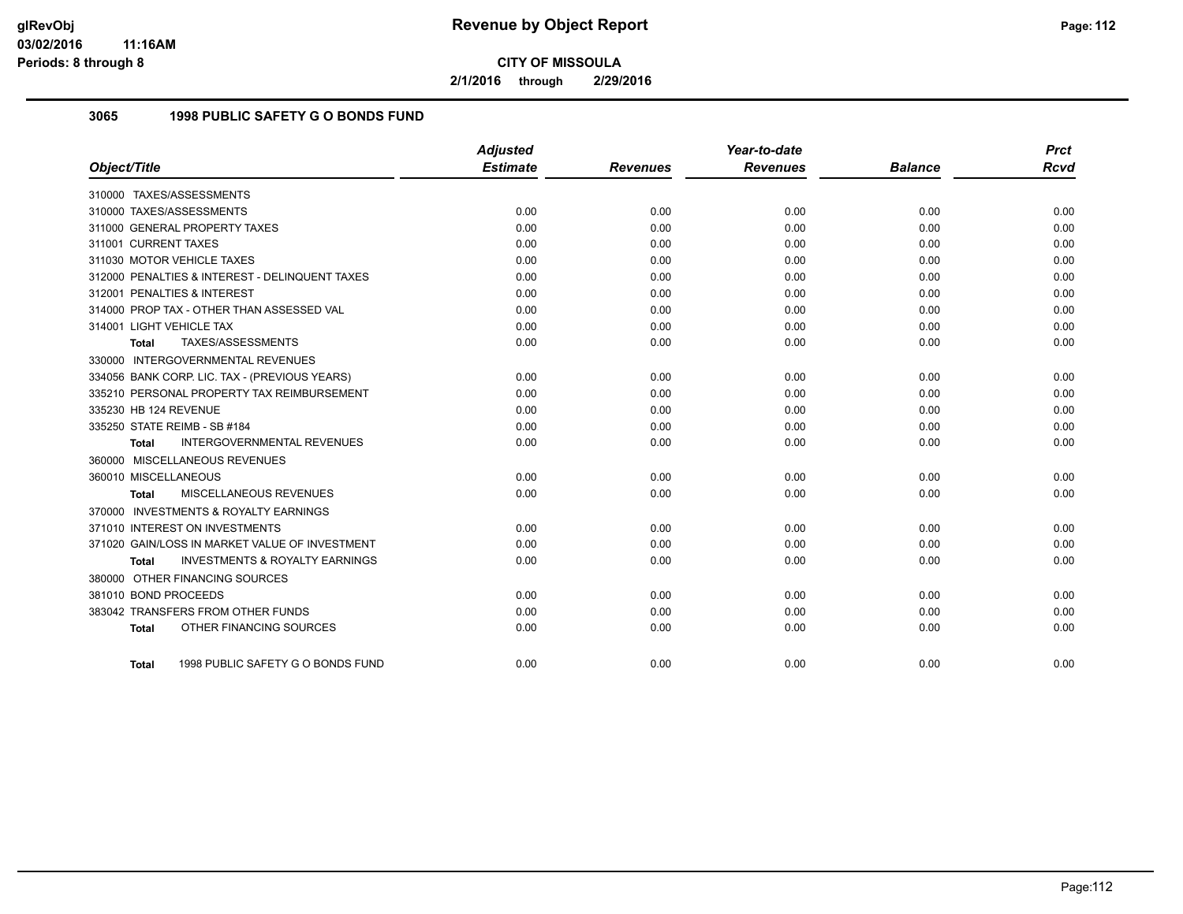# Revenue by Object Report

**CITY OF MISSOULA**

**2/1/2016 through 2/29/2016**

glRevObj
03/02/2016 11:16AM
Periods: 8 through 8

## 3065 1998 PUBLIC SAFETY G O BONDS FUND

| Object/Title | Adjusted Estimate | Revenues | Year-to-date Revenues | Balance | Prct Rcvd |
|---|---|---|---|---|---|
| 310000 TAXES/ASSESSMENTS | | | | | |
| 310000 TAXES/ASSESSMENTS | 0.00 | 0.00 | 0.00 | 0.00 | 0.00 |
| 311000 GENERAL PROPERTY TAXES | 0.00 | 0.00 | 0.00 | 0.00 | 0.00 |
| 311001 CURRENT TAXES | 0.00 | 0.00 | 0.00 | 0.00 | 0.00 |
| 311030 MOTOR VEHICLE TAXES | 0.00 | 0.00 | 0.00 | 0.00 | 0.00 |
| 312000 PENALTIES & INTEREST - DELINQUENT TAXES | 0.00 | 0.00 | 0.00 | 0.00 | 0.00 |
| 312001 PENALTIES & INTEREST | 0.00 | 0.00 | 0.00 | 0.00 | 0.00 |
| 314000 PROP TAX - OTHER THAN ASSESSED VAL | 0.00 | 0.00 | 0.00 | 0.00 | 0.00 |
| 314001 LIGHT VEHICLE TAX | 0.00 | 0.00 | 0.00 | 0.00 | 0.00 |
| **Total** TAXES/ASSESSMENTS | 0.00 | 0.00 | 0.00 | 0.00 | 0.00 |
| 330000 INTERGOVERNMENTAL REVENUES | | | | | |
| 334056 BANK CORP. LIC. TAX - (PREVIOUS YEARS) | 0.00 | 0.00 | 0.00 | 0.00 | 0.00 |
| 335210 PERSONAL PROPERTY TAX REIMBURSEMENT | 0.00 | 0.00 | 0.00 | 0.00 | 0.00 |
| 335230 HB 124 REVENUE | 0.00 | 0.00 | 0.00 | 0.00 | 0.00 |
| 335250 STATE REIMB - SB #184 | 0.00 | 0.00 | 0.00 | 0.00 | 0.00 |
| **Total** INTERGOVERNMENTAL REVENUES | 0.00 | 0.00 | 0.00 | 0.00 | 0.00 |
| 360000 MISCELLANEOUS REVENUES | | | | | |
| 360010 MISCELLANEOUS | 0.00 | 0.00 | 0.00 | 0.00 | 0.00 |
| **Total** MISCELLANEOUS REVENUES | 0.00 | 0.00 | 0.00 | 0.00 | 0.00 |
| 370000 INVESTMENTS & ROYALTY EARNINGS | | | | | |
| 371010 INTEREST ON INVESTMENTS | 0.00 | 0.00 | 0.00 | 0.00 | 0.00 |
| 371020 GAIN/LOSS IN MARKET VALUE OF INVESTMENT | 0.00 | 0.00 | 0.00 | 0.00 | 0.00 |
| **Total** INVESTMENTS & ROYALTY EARNINGS | 0.00 | 0.00 | 0.00 | 0.00 | 0.00 |
| 380000 OTHER FINANCING SOURCES | | | | | |
| 381010 BOND PROCEEDS | 0.00 | 0.00 | 0.00 | 0.00 | 0.00 |
| 383042 TRANSFERS FROM OTHER FUNDS | 0.00 | 0.00 | 0.00 | 0.00 | 0.00 |
| **Total** OTHER FINANCING SOURCES | 0.00 | 0.00 | 0.00 | 0.00 | 0.00 |
| **Total** 1998 PUBLIC SAFETY G O BONDS FUND | 0.00 | 0.00 | 0.00 | 0.00 | 0.00 |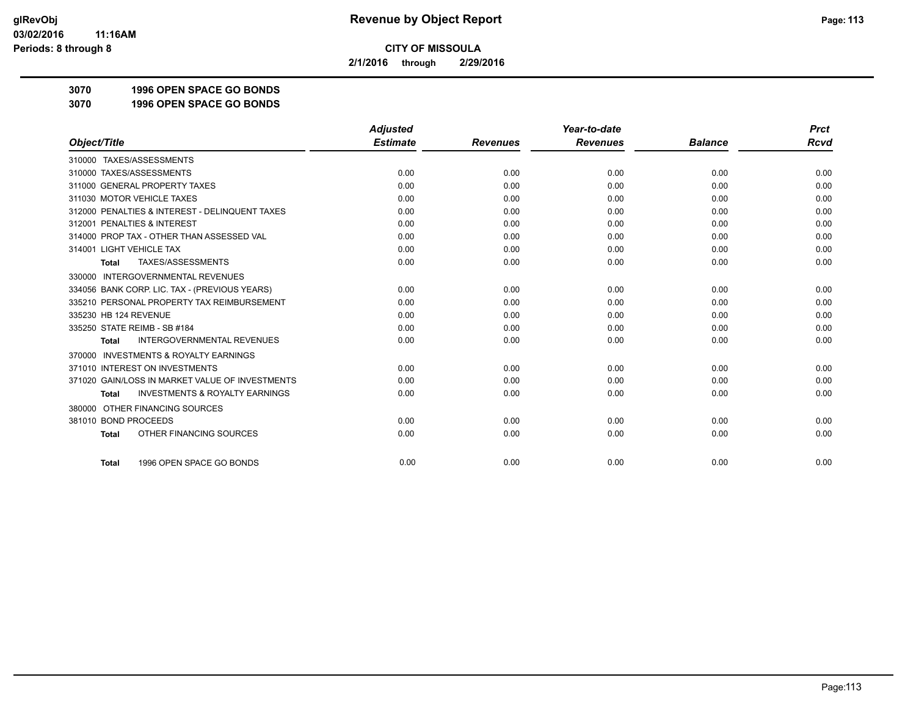# Revenue by Object Report

**CITY OF MISSOULA**

**2/1/2016 through 2/29/2016**

glRevObj
03/02/2016 11:16AM
Periods: 8 through 8

**3070 1996 OPEN SPACE GO BONDS**

**3070 1996 OPEN SPACE GO BONDS**

| Object/Title | Adjusted Estimate | Revenues | Year-to-date Revenues | Balance | Prct Rcvd |
|---|---|---|---|---|---|
| 310000 TAXES/ASSESSMENTS | | | | | |
| 310000 TAXES/ASSESSMENTS | 0.00 | 0.00 | 0.00 | 0.00 | 0.00 |
| 311000 GENERAL PROPERTY TAXES | 0.00 | 0.00 | 0.00 | 0.00 | 0.00 |
| 311030 MOTOR VEHICLE TAXES | 0.00 | 0.00 | 0.00 | 0.00 | 0.00 |
| 312000 PENALTIES & INTEREST - DELINQUENT TAXES | 0.00 | 0.00 | 0.00 | 0.00 | 0.00 |
| 312001 PENALTIES & INTEREST | 0.00 | 0.00 | 0.00 | 0.00 | 0.00 |
| 314000 PROP TAX - OTHER THAN ASSESSED VAL | 0.00 | 0.00 | 0.00 | 0.00 | 0.00 |
| 314001 LIGHT VEHICLE TAX | 0.00 | 0.00 | 0.00 | 0.00 | 0.00 |
| **Total** TAXES/ASSESSMENTS | 0.00 | 0.00 | 0.00 | 0.00 | 0.00 |
| 330000 INTERGOVERNMENTAL REVENUES | | | | | |
| 334056 BANK CORP. LIC. TAX - (PREVIOUS YEARS) | 0.00 | 0.00 | 0.00 | 0.00 | 0.00 |
| 335210 PERSONAL PROPERTY TAX REIMBURSEMENT | 0.00 | 0.00 | 0.00 | 0.00 | 0.00 |
| 335230 HB 124 REVENUE | 0.00 | 0.00 | 0.00 | 0.00 | 0.00 |
| 335250 STATE REIMB - SB #184 | 0.00 | 0.00 | 0.00 | 0.00 | 0.00 |
| **Total** INTERGOVERNMENTAL REVENUES | 0.00 | 0.00 | 0.00 | 0.00 | 0.00 |
| 370000 INVESTMENTS & ROYALTY EARNINGS | | | | | |
| 371010 INTEREST ON INVESTMENTS | 0.00 | 0.00 | 0.00 | 0.00 | 0.00 |
| 371020 GAIN/LOSS IN MARKET VALUE OF INVESTMENTS | 0.00 | 0.00 | 0.00 | 0.00 | 0.00 |
| **Total** INVESTMENTS & ROYALTY EARNINGS | 0.00 | 0.00 | 0.00 | 0.00 | 0.00 |
| 380000 OTHER FINANCING SOURCES | | | | | |
| 381010 BOND PROCEEDS | 0.00 | 0.00 | 0.00 | 0.00 | 0.00 |
| **Total** OTHER FINANCING SOURCES | 0.00 | 0.00 | 0.00 | 0.00 | 0.00 |
| **Total** 1996 OPEN SPACE GO BONDS | 0.00 | 0.00 | 0.00 | 0.00 | 0.00 |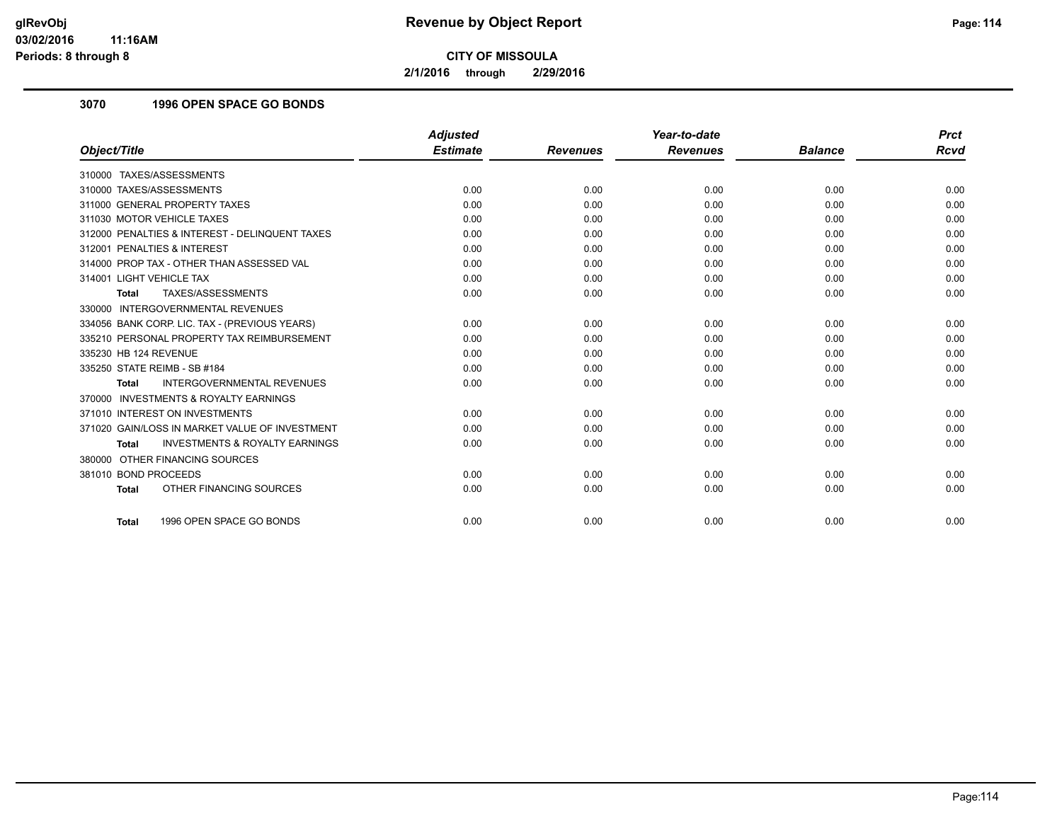**Revenue by Object Report**

**CITY OF MISSOULA**

**2/1/2016 through 2/29/2016**

### 3070 1996 OPEN SPACE GO BONDS

| Object/Title | Adjusted Estimate | Revenues | Year-to-date Revenues | Balance | Prct Rcvd |
|---|---|---|---|---|---|
| 310000 TAXES/ASSESSMENTS | | | | | |
| 310000 TAXES/ASSESSMENTS | 0.00 | 0.00 | 0.00 | 0.00 | 0.00 |
| 311000 GENERAL PROPERTY TAXES | 0.00 | 0.00 | 0.00 | 0.00 | 0.00 |
| 311030 MOTOR VEHICLE TAXES | 0.00 | 0.00 | 0.00 | 0.00 | 0.00 |
| 312000 PENALTIES & INTEREST - DELINQUENT TAXES | 0.00 | 0.00 | 0.00 | 0.00 | 0.00 |
| 312001 PENALTIES & INTEREST | 0.00 | 0.00 | 0.00 | 0.00 | 0.00 |
| 314000 PROP TAX - OTHER THAN ASSESSED VAL | 0.00 | 0.00 | 0.00 | 0.00 | 0.00 |
| 314001 LIGHT VEHICLE TAX | 0.00 | 0.00 | 0.00 | 0.00 | 0.00 |
| **Total** TAXES/ASSESSMENTS | 0.00 | 0.00 | 0.00 | 0.00 | 0.00 |
| 330000 INTERGOVERNMENTAL REVENUES | | | | | |
| 334056 BANK CORP. LIC. TAX - (PREVIOUS YEARS) | 0.00 | 0.00 | 0.00 | 0.00 | 0.00 |
| 335210 PERSONAL PROPERTY TAX REIMBURSEMENT | 0.00 | 0.00 | 0.00 | 0.00 | 0.00 |
| 335230 HB 124 REVENUE | 0.00 | 0.00 | 0.00 | 0.00 | 0.00 |
| 335250 STATE REIMB - SB #184 | 0.00 | 0.00 | 0.00 | 0.00 | 0.00 |
| **Total** INTERGOVERNMENTAL REVENUES | 0.00 | 0.00 | 0.00 | 0.00 | 0.00 |
| 370000 INVESTMENTS & ROYALTY EARNINGS | | | | | |
| 371010 INTEREST ON INVESTMENTS | 0.00 | 0.00 | 0.00 | 0.00 | 0.00 |
| 371020 GAIN/LOSS IN MARKET VALUE OF INVESTMENT | 0.00 | 0.00 | 0.00 | 0.00 | 0.00 |
| **Total** INVESTMENTS & ROYALTY EARNINGS | 0.00 | 0.00 | 0.00 | 0.00 | 0.00 |
| 380000 OTHER FINANCING SOURCES | | | | | |
| 381010 BOND PROCEEDS | 0.00 | 0.00 | 0.00 | 0.00 | 0.00 |
| **Total** OTHER FINANCING SOURCES | 0.00 | 0.00 | 0.00 | 0.00 | 0.00 |
| **Total** 1996 OPEN SPACE GO BONDS | 0.00 | 0.00 | 0.00 | 0.00 | 0.00 |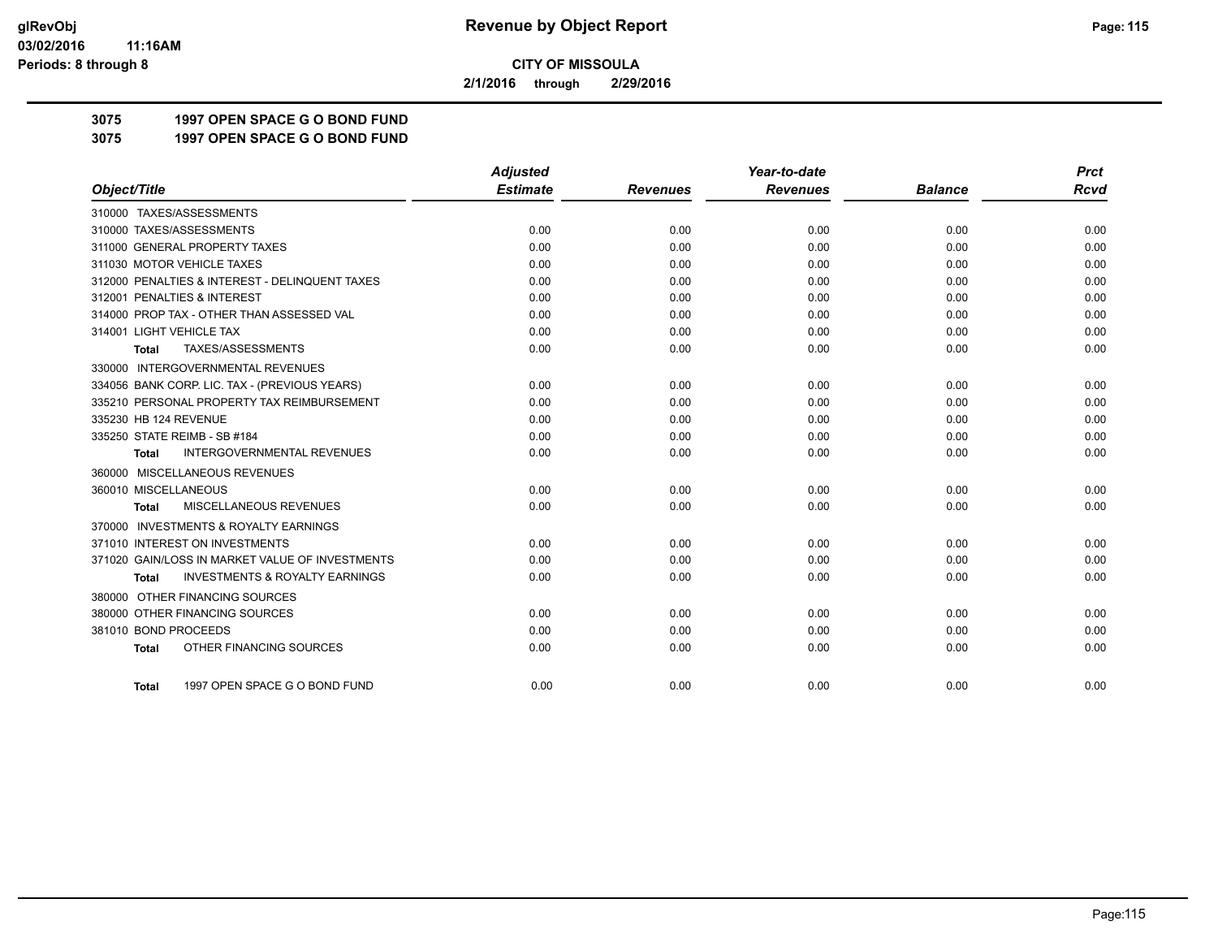**CITY OF MISSOULA**

**2/1/2016 through 2/29/2016**

**3075 1997 OPEN SPACE G O BOND FUND**

**3075 1997 OPEN SPACE G O BOND FUND**

| Object/Title | Adjusted Estimate | Revenues | Year-to-date Revenues | Balance | Prct Rcvd |
|---|---|---|---|---|---|
| 310000 TAXES/ASSESSMENTS | | | | | |
| 310000 TAXES/ASSESSMENTS | 0.00 | 0.00 | 0.00 | 0.00 | 0.00 |
| 311000 GENERAL PROPERTY TAXES | 0.00 | 0.00 | 0.00 | 0.00 | 0.00 |
| 311030 MOTOR VEHICLE TAXES | 0.00 | 0.00 | 0.00 | 0.00 | 0.00 |
| 312000 PENALTIES & INTEREST - DELINQUENT TAXES | 0.00 | 0.00 | 0.00 | 0.00 | 0.00 |
| 312001 PENALTIES & INTEREST | 0.00 | 0.00 | 0.00 | 0.00 | 0.00 |
| 314000 PROP TAX - OTHER THAN ASSESSED VAL | 0.00 | 0.00 | 0.00 | 0.00 | 0.00 |
| 314001 LIGHT VEHICLE TAX | 0.00 | 0.00 | 0.00 | 0.00 | 0.00 |
| **Total** TAXES/ASSESSMENTS | 0.00 | 0.00 | 0.00 | 0.00 | 0.00 |
| 330000 INTERGOVERNMENTAL REVENUES | | | | | |
| 334056 BANK CORP. LIC. TAX - (PREVIOUS YEARS) | 0.00 | 0.00 | 0.00 | 0.00 | 0.00 |
| 335210 PERSONAL PROPERTY TAX REIMBURSEMENT | 0.00 | 0.00 | 0.00 | 0.00 | 0.00 |
| 335230 HB 124 REVENUE | 0.00 | 0.00 | 0.00 | 0.00 | 0.00 |
| 335250 STATE REIMB - SB #184 | 0.00 | 0.00 | 0.00 | 0.00 | 0.00 |
| **Total** INTERGOVERNMENTAL REVENUES | 0.00 | 0.00 | 0.00 | 0.00 | 0.00 |
| 360000 MISCELLANEOUS REVENUES | | | | | |
| 360010 MISCELLANEOUS | 0.00 | 0.00 | 0.00 | 0.00 | 0.00 |
| **Total** MISCELLANEOUS REVENUES | 0.00 | 0.00 | 0.00 | 0.00 | 0.00 |
| 370000 INVESTMENTS & ROYALTY EARNINGS | | | | | |
| 371010 INTEREST ON INVESTMENTS | 0.00 | 0.00 | 0.00 | 0.00 | 0.00 |
| 371020 GAIN/LOSS IN MARKET VALUE OF INVESTMENTS | 0.00 | 0.00 | 0.00 | 0.00 | 0.00 |
| **Total** INVESTMENTS & ROYALTY EARNINGS | 0.00 | 0.00 | 0.00 | 0.00 | 0.00 |
| 380000 OTHER FINANCING SOURCES | | | | | |
| 380000 OTHER FINANCING SOURCES | 0.00 | 0.00 | 0.00 | 0.00 | 0.00 |
| 381010 BOND PROCEEDS | 0.00 | 0.00 | 0.00 | 0.00 | 0.00 |
| **Total** OTHER FINANCING SOURCES | 0.00 | 0.00 | 0.00 | 0.00 | 0.00 |
| **Total** 1997 OPEN SPACE G O BOND FUND | 0.00 | 0.00 | 0.00 | 0.00 | 0.00 |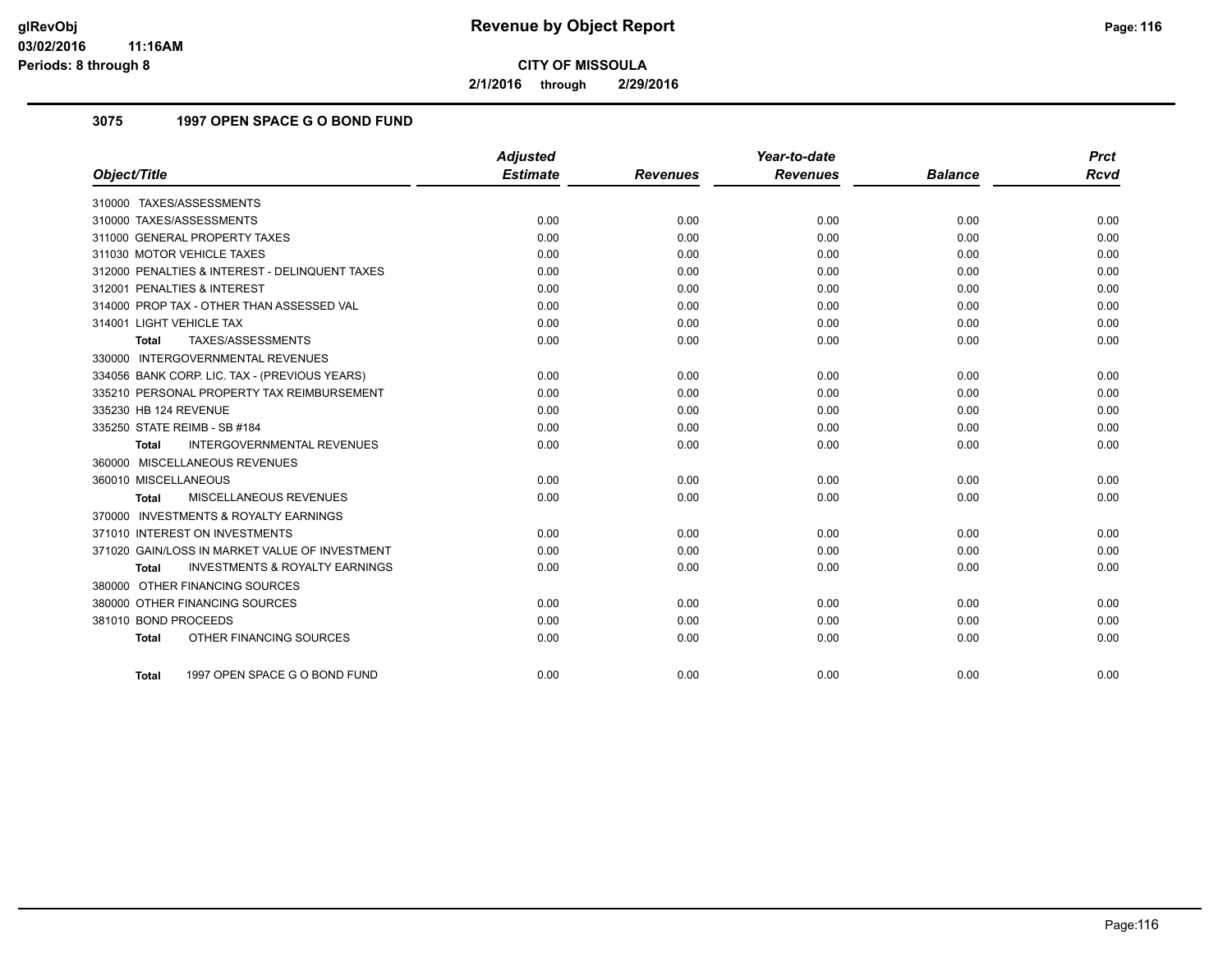**CITY OF MISSOULA**

**2/1/2016 through 2/29/2016**

### 3075 1997 OPEN SPACE G O BOND FUND

| Object/Title | Adjusted Estimate | Revenues | Year-to-date Revenues | Balance | Prct Rcvd |
|---|---|---|---|---|---|
| 310000 TAXES/ASSESSMENTS | | | | | |
| 310000 TAXES/ASSESSMENTS | 0.00 | 0.00 | 0.00 | 0.00 | 0.00 |
| 311000 GENERAL PROPERTY TAXES | 0.00 | 0.00 | 0.00 | 0.00 | 0.00 |
| 311030 MOTOR VEHICLE TAXES | 0.00 | 0.00 | 0.00 | 0.00 | 0.00 |
| 312000 PENALTIES & INTEREST - DELINQUENT TAXES | 0.00 | 0.00 | 0.00 | 0.00 | 0.00 |
| 312001 PENALTIES & INTEREST | 0.00 | 0.00 | 0.00 | 0.00 | 0.00 |
| 314000 PROP TAX - OTHER THAN ASSESSED VAL | 0.00 | 0.00 | 0.00 | 0.00 | 0.00 |
| 314001 LIGHT VEHICLE TAX | 0.00 | 0.00 | 0.00 | 0.00 | 0.00 |
| **Total** TAXES/ASSESSMENTS | 0.00 | 0.00 | 0.00 | 0.00 | 0.00 |
| 330000 INTERGOVERNMENTAL REVENUES | | | | | |
| 334056 BANK CORP. LIC. TAX - (PREVIOUS YEARS) | 0.00 | 0.00 | 0.00 | 0.00 | 0.00 |
| 335210 PERSONAL PROPERTY TAX REIMBURSEMENT | 0.00 | 0.00 | 0.00 | 0.00 | 0.00 |
| 335230 HB 124 REVENUE | 0.00 | 0.00 | 0.00 | 0.00 | 0.00 |
| 335250 STATE REIMB - SB #184 | 0.00 | 0.00 | 0.00 | 0.00 | 0.00 |
| **Total** INTERGOVERNMENTAL REVENUES | 0.00 | 0.00 | 0.00 | 0.00 | 0.00 |
| 360000 MISCELLANEOUS REVENUES | | | | | |
| 360010 MISCELLANEOUS | 0.00 | 0.00 | 0.00 | 0.00 | 0.00 |
| **Total** MISCELLANEOUS REVENUES | 0.00 | 0.00 | 0.00 | 0.00 | 0.00 |
| 370000 INVESTMENTS & ROYALTY EARNINGS | | | | | |
| 371010 INTEREST ON INVESTMENTS | 0.00 | 0.00 | 0.00 | 0.00 | 0.00 |
| 371020 GAIN/LOSS IN MARKET VALUE OF INVESTMENT | 0.00 | 0.00 | 0.00 | 0.00 | 0.00 |
| **Total** INVESTMENTS & ROYALTY EARNINGS | 0.00 | 0.00 | 0.00 | 0.00 | 0.00 |
| 380000 OTHER FINANCING SOURCES | | | | | |
| 380000 OTHER FINANCING SOURCES | 0.00 | 0.00 | 0.00 | 0.00 | 0.00 |
| 381010 BOND PROCEEDS | 0.00 | 0.00 | 0.00 | 0.00 | 0.00 |
| **Total** OTHER FINANCING SOURCES | 0.00 | 0.00 | 0.00 | 0.00 | 0.00 |
| **Total** 1997 OPEN SPACE G O BOND FUND | 0.00 | 0.00 | 0.00 | 0.00 | 0.00 |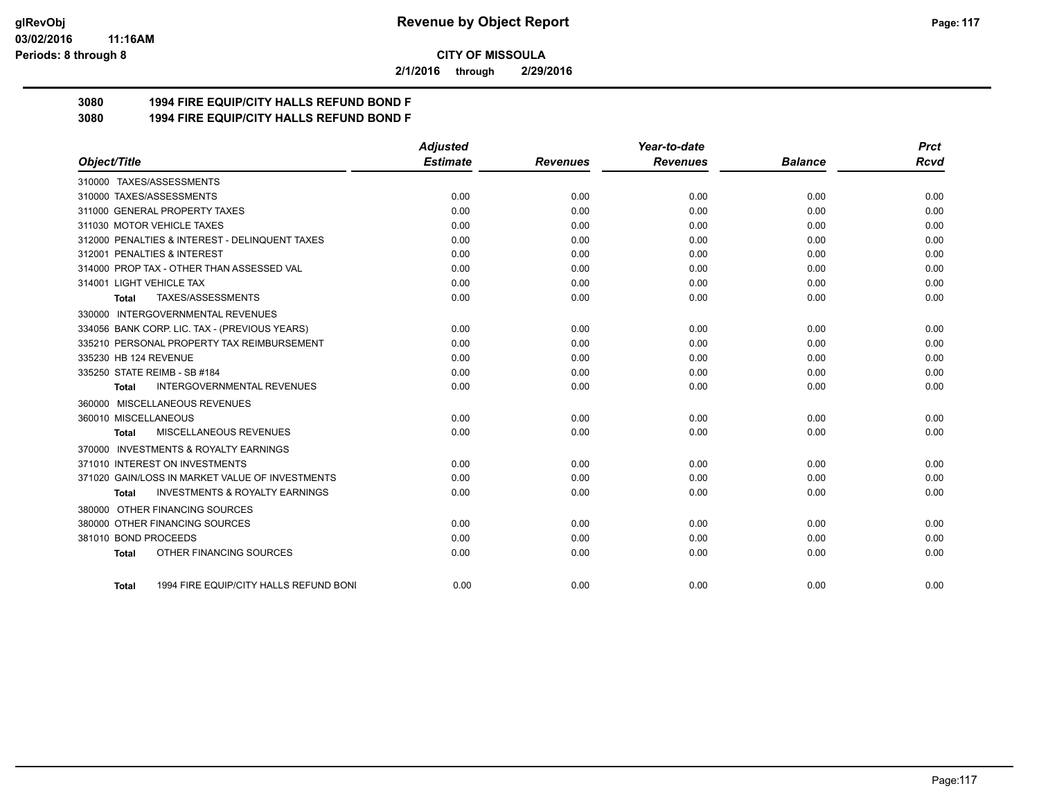**Revenue by Object Report**

**CITY OF MISSOULA**

**2/1/2016 through 2/29/2016**

glRevObj
03/02/2016 11:16AM
Periods: 8 through 8

## 3080 1994 FIRE EQUIP/CITY HALLS REFUND BOND F
## 3080 1994 FIRE EQUIP/CITY HALLS REFUND BOND F

| Object/Title | Adjusted Estimate | Revenues | Year-to-date Revenues | Balance | Prct Rcvd |
|---|---|---|---|---|---|
| 310000 TAXES/ASSESSMENTS | | | | | |
| 310000 TAXES/ASSESSMENTS | 0.00 | 0.00 | 0.00 | 0.00 | 0.00 |
| 311000 GENERAL PROPERTY TAXES | 0.00 | 0.00 | 0.00 | 0.00 | 0.00 |
| 311030 MOTOR VEHICLE TAXES | 0.00 | 0.00 | 0.00 | 0.00 | 0.00 |
| 312000 PENALTIES & INTEREST - DELINQUENT TAXES | 0.00 | 0.00 | 0.00 | 0.00 | 0.00 |
| 312001 PENALTIES & INTEREST | 0.00 | 0.00 | 0.00 | 0.00 | 0.00 |
| 314000 PROP TAX - OTHER THAN ASSESSED VAL | 0.00 | 0.00 | 0.00 | 0.00 | 0.00 |
| 314001 LIGHT VEHICLE TAX | 0.00 | 0.00 | 0.00 | 0.00 | 0.00 |
| **Total** TAXES/ASSESSMENTS | 0.00 | 0.00 | 0.00 | 0.00 | 0.00 |
| 330000 INTERGOVERNMENTAL REVENUES | | | | | |
| 334056 BANK CORP. LIC. TAX - (PREVIOUS YEARS) | 0.00 | 0.00 | 0.00 | 0.00 | 0.00 |
| 335210 PERSONAL PROPERTY TAX REIMBURSEMENT | 0.00 | 0.00 | 0.00 | 0.00 | 0.00 |
| 335230 HB 124 REVENUE | 0.00 | 0.00 | 0.00 | 0.00 | 0.00 |
| 335250 STATE REIMB - SB #184 | 0.00 | 0.00 | 0.00 | 0.00 | 0.00 |
| **Total** INTERGOVERNMENTAL REVENUES | 0.00 | 0.00 | 0.00 | 0.00 | 0.00 |
| 360000 MISCELLANEOUS REVENUES | | | | | |
| 360010 MISCELLANEOUS | 0.00 | 0.00 | 0.00 | 0.00 | 0.00 |
| **Total** MISCELLANEOUS REVENUES | 0.00 | 0.00 | 0.00 | 0.00 | 0.00 |
| 370000 INVESTMENTS & ROYALTY EARNINGS | | | | | |
| 371010 INTEREST ON INVESTMENTS | 0.00 | 0.00 | 0.00 | 0.00 | 0.00 |
| 371020 GAIN/LOSS IN MARKET VALUE OF INVESTMENTS | 0.00 | 0.00 | 0.00 | 0.00 | 0.00 |
| **Total** INVESTMENTS & ROYALTY EARNINGS | 0.00 | 0.00 | 0.00 | 0.00 | 0.00 |
| 380000 OTHER FINANCING SOURCES | | | | | |
| 380000 OTHER FINANCING SOURCES | 0.00 | 0.00 | 0.00 | 0.00 | 0.00 |
| 381010 BOND PROCEEDS | 0.00 | 0.00 | 0.00 | 0.00 | 0.00 |
| **Total** OTHER FINANCING SOURCES | 0.00 | 0.00 | 0.00 | 0.00 | 0.00 |
| **Total** 1994 FIRE EQUIP/CITY HALLS REFUND BONI | 0.00 | 0.00 | 0.00 | 0.00 | 0.00 |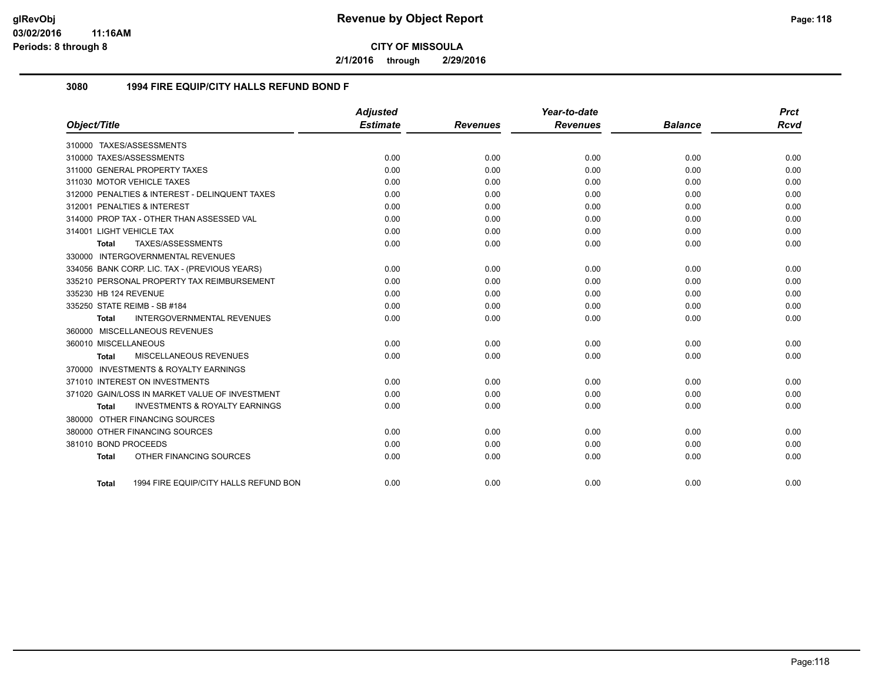# Revenue by Object Report

**CITY OF MISSOULA**

**2/1/2016 through 2/29/2016**

glRevObj
03/02/2016 11:16AM
Periods: 8 through 8

## 3080 1994 FIRE EQUIP/CITY HALLS REFUND BOND F

| Object/Title | Adjusted Estimate | Revenues | Year-to-date Revenues | Balance | Prct Rcvd |
|---|---|---|---|---|---|
| 310000 TAXES/ASSESSMENTS | | | | | |
| 310000 TAXES/ASSESSMENTS | 0.00 | 0.00 | 0.00 | 0.00 | 0.00 |
| 311000 GENERAL PROPERTY TAXES | 0.00 | 0.00 | 0.00 | 0.00 | 0.00 |
| 311030 MOTOR VEHICLE TAXES | 0.00 | 0.00 | 0.00 | 0.00 | 0.00 |
| 312000 PENALTIES & INTEREST - DELINQUENT TAXES | 0.00 | 0.00 | 0.00 | 0.00 | 0.00 |
| 312001 PENALTIES & INTEREST | 0.00 | 0.00 | 0.00 | 0.00 | 0.00 |
| 314000 PROP TAX - OTHER THAN ASSESSED VAL | 0.00 | 0.00 | 0.00 | 0.00 | 0.00 |
| 314001 LIGHT VEHICLE TAX | 0.00 | 0.00 | 0.00 | 0.00 | 0.00 |
| **Total** TAXES/ASSESSMENTS | 0.00 | 0.00 | 0.00 | 0.00 | 0.00 |
| 330000 INTERGOVERNMENTAL REVENUES | | | | | |
| 334056 BANK CORP. LIC. TAX - (PREVIOUS YEARS) | 0.00 | 0.00 | 0.00 | 0.00 | 0.00 |
| 335210 PERSONAL PROPERTY TAX REIMBURSEMENT | 0.00 | 0.00 | 0.00 | 0.00 | 0.00 |
| 335230 HB 124 REVENUE | 0.00 | 0.00 | 0.00 | 0.00 | 0.00 |
| 335250 STATE REIMB - SB #184 | 0.00 | 0.00 | 0.00 | 0.00 | 0.00 |
| **Total** INTERGOVERNMENTAL REVENUES | 0.00 | 0.00 | 0.00 | 0.00 | 0.00 |
| 360000 MISCELLANEOUS REVENUES | | | | | |
| 360010 MISCELLANEOUS | 0.00 | 0.00 | 0.00 | 0.00 | 0.00 |
| **Total** MISCELLANEOUS REVENUES | 0.00 | 0.00 | 0.00 | 0.00 | 0.00 |
| 370000 INVESTMENTS & ROYALTY EARNINGS | | | | | |
| 371010 INTEREST ON INVESTMENTS | 0.00 | 0.00 | 0.00 | 0.00 | 0.00 |
| 371020 GAIN/LOSS IN MARKET VALUE OF INVESTMENT | 0.00 | 0.00 | 0.00 | 0.00 | 0.00 |
| **Total** INVESTMENTS & ROYALTY EARNINGS | 0.00 | 0.00 | 0.00 | 0.00 | 0.00 |
| 380000 OTHER FINANCING SOURCES | | | | | |
| 380000 OTHER FINANCING SOURCES | 0.00 | 0.00 | 0.00 | 0.00 | 0.00 |
| 381010 BOND PROCEEDS | 0.00 | 0.00 | 0.00 | 0.00 | 0.00 |
| **Total** OTHER FINANCING SOURCES | 0.00 | 0.00 | 0.00 | 0.00 | 0.00 |
| **Total** 1994 FIRE EQUIP/CITY HALLS REFUND BON | 0.00 | 0.00 | 0.00 | 0.00 | 0.00 |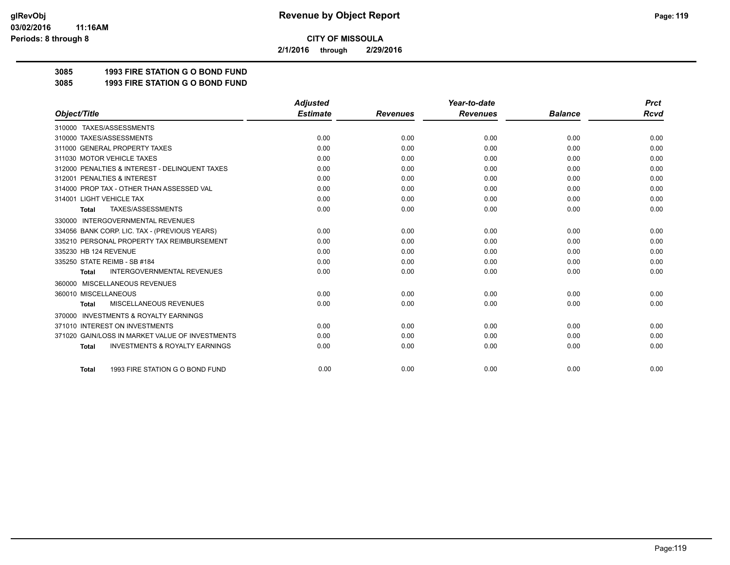**CITY OF MISSOULA**

**2/1/2016 through 2/29/2016**

**3085 1993 FIRE STATION G O BOND FUND**

**3085 1993 FIRE STATION G O BOND FUND**

| Object/Title | Adjusted Estimate | Revenues | Year-to-date Revenues | Balance | Prct Rcvd |
|---|---|---|---|---|---|
| 310000 TAXES/ASSESSMENTS | | | | | |
| 310000 TAXES/ASSESSMENTS | 0.00 | 0.00 | 0.00 | 0.00 | 0.00 |
| 311000 GENERAL PROPERTY TAXES | 0.00 | 0.00 | 0.00 | 0.00 | 0.00 |
| 311030 MOTOR VEHICLE TAXES | 0.00 | 0.00 | 0.00 | 0.00 | 0.00 |
| 312000 PENALTIES & INTEREST - DELINQUENT TAXES | 0.00 | 0.00 | 0.00 | 0.00 | 0.00 |
| 312001 PENALTIES & INTEREST | 0.00 | 0.00 | 0.00 | 0.00 | 0.00 |
| 314000 PROP TAX - OTHER THAN ASSESSED VAL | 0.00 | 0.00 | 0.00 | 0.00 | 0.00 |
| 314001 LIGHT VEHICLE TAX | 0.00 | 0.00 | 0.00 | 0.00 | 0.00 |
| **Total** TAXES/ASSESSMENTS | 0.00 | 0.00 | 0.00 | 0.00 | 0.00 |
| 330000 INTERGOVERNMENTAL REVENUES | | | | | |
| 334056 BANK CORP. LIC. TAX - (PREVIOUS YEARS) | 0.00 | 0.00 | 0.00 | 0.00 | 0.00 |
| 335210 PERSONAL PROPERTY TAX REIMBURSEMENT | 0.00 | 0.00 | 0.00 | 0.00 | 0.00 |
| 335230 HB 124 REVENUE | 0.00 | 0.00 | 0.00 | 0.00 | 0.00 |
| 335250 STATE REIMB - SB #184 | 0.00 | 0.00 | 0.00 | 0.00 | 0.00 |
| **Total** INTERGOVERNMENTAL REVENUES | 0.00 | 0.00 | 0.00 | 0.00 | 0.00 |
| 360000 MISCELLANEOUS REVENUES | | | | | |
| 360010 MISCELLANEOUS | 0.00 | 0.00 | 0.00 | 0.00 | 0.00 |
| **Total** MISCELLANEOUS REVENUES | 0.00 | 0.00 | 0.00 | 0.00 | 0.00 |
| 370000 INVESTMENTS & ROYALTY EARNINGS | | | | | |
| 371010 INTEREST ON INVESTMENTS | 0.00 | 0.00 | 0.00 | 0.00 | 0.00 |
| 371020 GAIN/LOSS IN MARKET VALUE OF INVESTMENTS | 0.00 | 0.00 | 0.00 | 0.00 | 0.00 |
| **Total** INVESTMENTS & ROYALTY EARNINGS | 0.00 | 0.00 | 0.00 | 0.00 | 0.00 |
| **Total** 1993 FIRE STATION G O BOND FUND | 0.00 | 0.00 | 0.00 | 0.00 | 0.00 |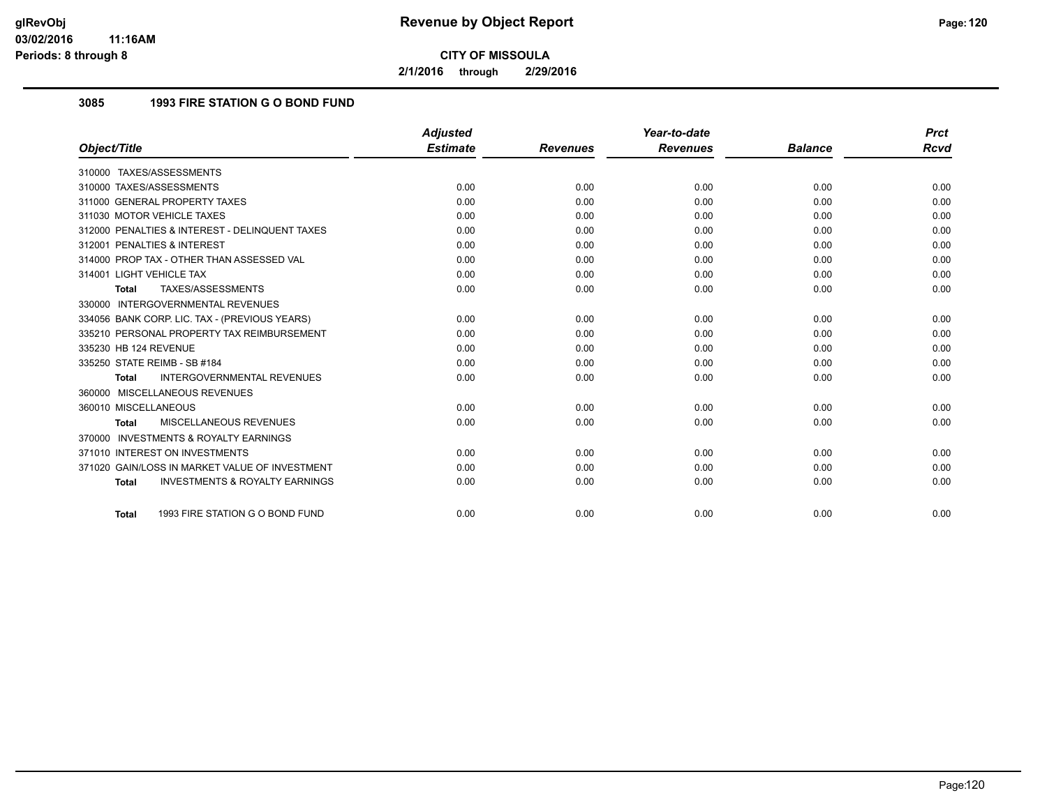# Revenue by Object Report

**CITY OF MISSOULA**

**2/1/2016 through 2/29/2016**

glRevObj
03/02/2016 11:16AM
Periods: 8 through 8

## 3085 1993 FIRE STATION G O BOND FUND

| Object/Title | Adjusted Estimate | Revenues | Year-to-date Revenues | Balance | Prct Rcvd |
|---|---|---|---|---|---|
| 310000 TAXES/ASSESSMENTS | | | | | |
| 310000 TAXES/ASSESSMENTS | 0.00 | 0.00 | 0.00 | 0.00 | 0.00 |
| 311000 GENERAL PROPERTY TAXES | 0.00 | 0.00 | 0.00 | 0.00 | 0.00 |
| 311030 MOTOR VEHICLE TAXES | 0.00 | 0.00 | 0.00 | 0.00 | 0.00 |
| 312000 PENALTIES & INTEREST - DELINQUENT TAXES | 0.00 | 0.00 | 0.00 | 0.00 | 0.00 |
| 312001 PENALTIES & INTEREST | 0.00 | 0.00 | 0.00 | 0.00 | 0.00 |
| 314000 PROP TAX - OTHER THAN ASSESSED VAL | 0.00 | 0.00 | 0.00 | 0.00 | 0.00 |
| 314001 LIGHT VEHICLE TAX | 0.00 | 0.00 | 0.00 | 0.00 | 0.00 |
| **Total** TAXES/ASSESSMENTS | 0.00 | 0.00 | 0.00 | 0.00 | 0.00 |
| 330000 INTERGOVERNMENTAL REVENUES | | | | | |
| 334056 BANK CORP. LIC. TAX - (PREVIOUS YEARS) | 0.00 | 0.00 | 0.00 | 0.00 | 0.00 |
| 335210 PERSONAL PROPERTY TAX REIMBURSEMENT | 0.00 | 0.00 | 0.00 | 0.00 | 0.00 |
| 335230 HB 124 REVENUE | 0.00 | 0.00 | 0.00 | 0.00 | 0.00 |
| 335250 STATE REIMB - SB #184 | 0.00 | 0.00 | 0.00 | 0.00 | 0.00 |
| **Total** INTERGOVERNMENTAL REVENUES | 0.00 | 0.00 | 0.00 | 0.00 | 0.00 |
| 360000 MISCELLANEOUS REVENUES | | | | | |
| 360010 MISCELLANEOUS | 0.00 | 0.00 | 0.00 | 0.00 | 0.00 |
| **Total** MISCELLANEOUS REVENUES | 0.00 | 0.00 | 0.00 | 0.00 | 0.00 |
| 370000 INVESTMENTS & ROYALTY EARNINGS | | | | | |
| 371010 INTEREST ON INVESTMENTS | 0.00 | 0.00 | 0.00 | 0.00 | 0.00 |
| 371020 GAIN/LOSS IN MARKET VALUE OF INVESTMENT | 0.00 | 0.00 | 0.00 | 0.00 | 0.00 |
| **Total** INVESTMENTS & ROYALTY EARNINGS | 0.00 | 0.00 | 0.00 | 0.00 | 0.00 |
| **Total** 1993 FIRE STATION G O BOND FUND | 0.00 | 0.00 | 0.00 | 0.00 | 0.00 |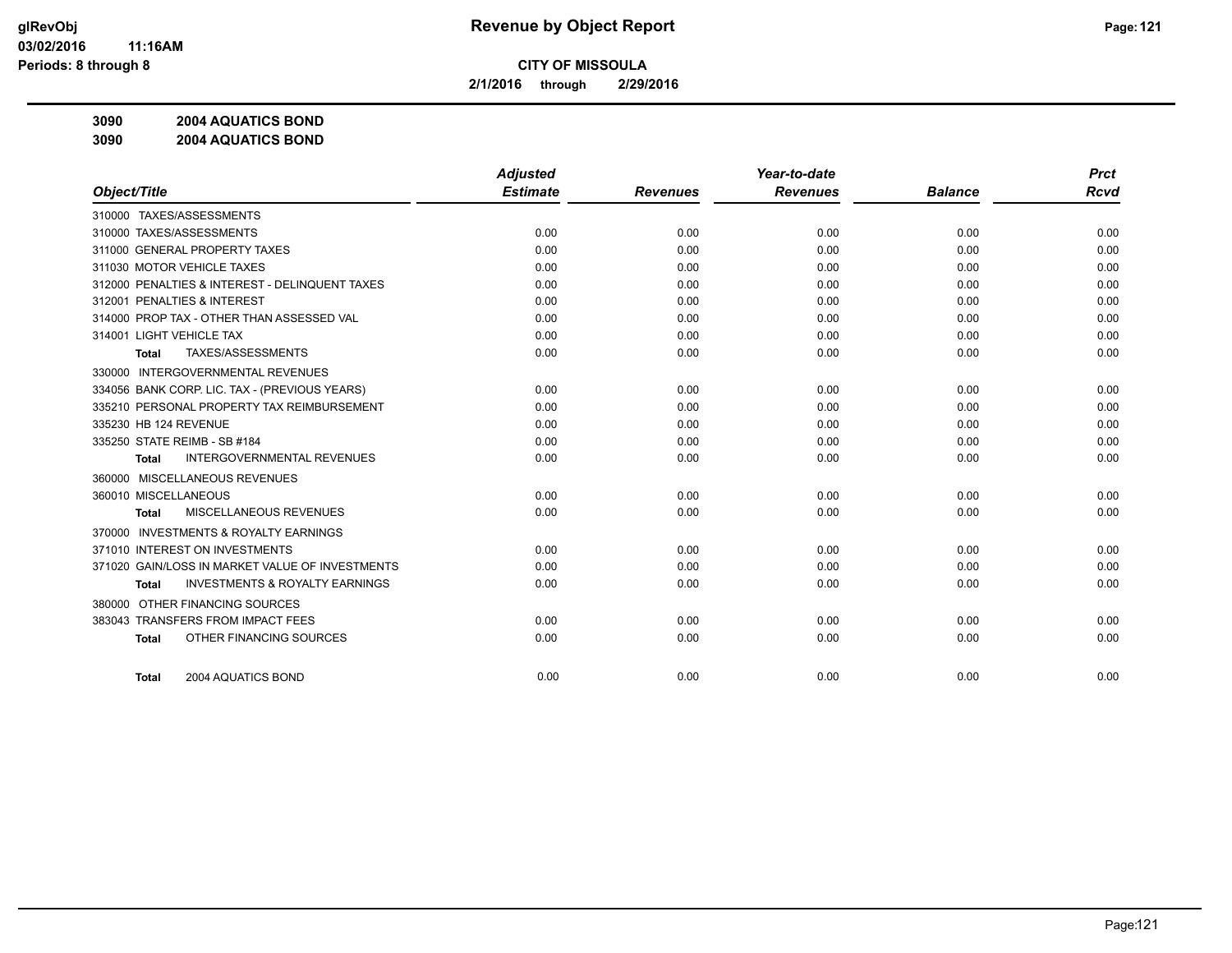**CITY OF MISSOULA**

**2/1/2016 through 2/29/2016**

**3090 2004 AQUATICS BOND**

**3090 2004 AQUATICS BOND**

| Object/Title | Adjusted Estimate | Revenues | Year-to-date Revenues | Balance | Prct Rcvd |
|---|---|---|---|---|---|
| 310000 TAXES/ASSESSMENTS | | | | | |
| 310000 TAXES/ASSESSMENTS | 0.00 | 0.00 | 0.00 | 0.00 | 0.00 |
| 311000 GENERAL PROPERTY TAXES | 0.00 | 0.00 | 0.00 | 0.00 | 0.00 |
| 311030 MOTOR VEHICLE TAXES | 0.00 | 0.00 | 0.00 | 0.00 | 0.00 |
| 312000 PENALTIES & INTEREST - DELINQUENT TAXES | 0.00 | 0.00 | 0.00 | 0.00 | 0.00 |
| 312001 PENALTIES & INTEREST | 0.00 | 0.00 | 0.00 | 0.00 | 0.00 |
| 314000 PROP TAX - OTHER THAN ASSESSED VAL | 0.00 | 0.00 | 0.00 | 0.00 | 0.00 |
| 314001 LIGHT VEHICLE TAX | 0.00 | 0.00 | 0.00 | 0.00 | 0.00 |
| **Total** TAXES/ASSESSMENTS | 0.00 | 0.00 | 0.00 | 0.00 | 0.00 |
| 330000 INTERGOVERNMENTAL REVENUES | | | | | |
| 334056 BANK CORP. LIC. TAX - (PREVIOUS YEARS) | 0.00 | 0.00 | 0.00 | 0.00 | 0.00 |
| 335210 PERSONAL PROPERTY TAX REIMBURSEMENT | 0.00 | 0.00 | 0.00 | 0.00 | 0.00 |
| 335230 HB 124 REVENUE | 0.00 | 0.00 | 0.00 | 0.00 | 0.00 |
| 335250 STATE REIMB - SB #184 | 0.00 | 0.00 | 0.00 | 0.00 | 0.00 |
| **Total** INTERGOVERNMENTAL REVENUES | 0.00 | 0.00 | 0.00 | 0.00 | 0.00 |
| 360000 MISCELLANEOUS REVENUES | | | | | |
| 360010 MISCELLANEOUS | 0.00 | 0.00 | 0.00 | 0.00 | 0.00 |
| **Total** MISCELLANEOUS REVENUES | 0.00 | 0.00 | 0.00 | 0.00 | 0.00 |
| 370000 INVESTMENTS & ROYALTY EARNINGS | | | | | |
| 371010 INTEREST ON INVESTMENTS | 0.00 | 0.00 | 0.00 | 0.00 | 0.00 |
| 371020 GAIN/LOSS IN MARKET VALUE OF INVESTMENTS | 0.00 | 0.00 | 0.00 | 0.00 | 0.00 |
| **Total** INVESTMENTS & ROYALTY EARNINGS | 0.00 | 0.00 | 0.00 | 0.00 | 0.00 |
| 380000 OTHER FINANCING SOURCES | | | | | |
| 383043 TRANSFERS FROM IMPACT FEES | 0.00 | 0.00 | 0.00 | 0.00 | 0.00 |
| **Total** OTHER FINANCING SOURCES | 0.00 | 0.00 | 0.00 | 0.00 | 0.00 |
| **Total** 2004 AQUATICS BOND | 0.00 | 0.00 | 0.00 | 0.00 | 0.00 |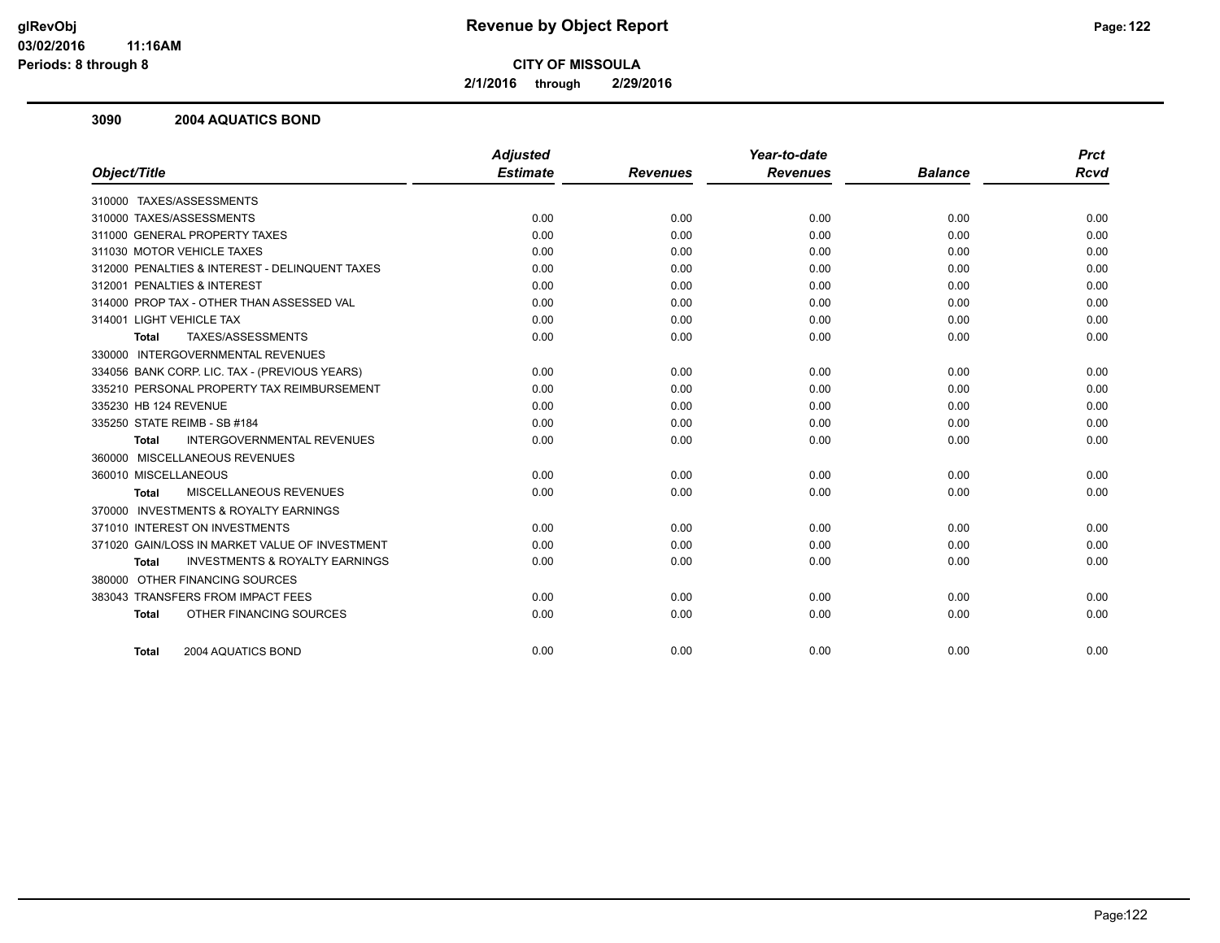# Revenue by Object Report

**CITY OF MISSOULA**

**2/1/2016 through 2/29/2016**

### 3090 2004 AQUATICS BOND

| Object/Title | Adjusted Estimate | Revenues | Year-to-date Revenues | Balance | Prct Rcvd |
|---|---|---|---|---|---|
| 310000 TAXES/ASSESSMENTS | | | | | |
| 310000 TAXES/ASSESSMENTS | 0.00 | 0.00 | 0.00 | 0.00 | 0.00 |
| 311000 GENERAL PROPERTY TAXES | 0.00 | 0.00 | 0.00 | 0.00 | 0.00 |
| 311030 MOTOR VEHICLE TAXES | 0.00 | 0.00 | 0.00 | 0.00 | 0.00 |
| 312000 PENALTIES & INTEREST - DELINQUENT TAXES | 0.00 | 0.00 | 0.00 | 0.00 | 0.00 |
| 312001 PENALTIES & INTEREST | 0.00 | 0.00 | 0.00 | 0.00 | 0.00 |
| 314000 PROP TAX - OTHER THAN ASSESSED VAL | 0.00 | 0.00 | 0.00 | 0.00 | 0.00 |
| 314001 LIGHT VEHICLE TAX | 0.00 | 0.00 | 0.00 | 0.00 | 0.00 |
| **Total** TAXES/ASSESSMENTS | 0.00 | 0.00 | 0.00 | 0.00 | 0.00 |
| 330000 INTERGOVERNMENTAL REVENUES | | | | | |
| 334056 BANK CORP. LIC. TAX - (PREVIOUS YEARS) | 0.00 | 0.00 | 0.00 | 0.00 | 0.00 |
| 335210 PERSONAL PROPERTY TAX REIMBURSEMENT | 0.00 | 0.00 | 0.00 | 0.00 | 0.00 |
| 335230 HB 124 REVENUE | 0.00 | 0.00 | 0.00 | 0.00 | 0.00 |
| 335250 STATE REIMB - SB #184 | 0.00 | 0.00 | 0.00 | 0.00 | 0.00 |
| **Total** INTERGOVERNMENTAL REVENUES | 0.00 | 0.00 | 0.00 | 0.00 | 0.00 |
| 360000 MISCELLANEOUS REVENUES | | | | | |
| 360010 MISCELLANEOUS | 0.00 | 0.00 | 0.00 | 0.00 | 0.00 |
| **Total** MISCELLANEOUS REVENUES | 0.00 | 0.00 | 0.00 | 0.00 | 0.00 |
| 370000 INVESTMENTS & ROYALTY EARNINGS | | | | | |
| 371010 INTEREST ON INVESTMENTS | 0.00 | 0.00 | 0.00 | 0.00 | 0.00 |
| 371020 GAIN/LOSS IN MARKET VALUE OF INVESTMENT | 0.00 | 0.00 | 0.00 | 0.00 | 0.00 |
| **Total** INVESTMENTS & ROYALTY EARNINGS | 0.00 | 0.00 | 0.00 | 0.00 | 0.00 |
| 380000 OTHER FINANCING SOURCES | | | | | |
| 383043 TRANSFERS FROM IMPACT FEES | 0.00 | 0.00 | 0.00 | 0.00 | 0.00 |
| **Total** OTHER FINANCING SOURCES | 0.00 | 0.00 | 0.00 | 0.00 | 0.00 |
| **Total** 2004 AQUATICS BOND | 0.00 | 0.00 | 0.00 | 0.00 | 0.00 |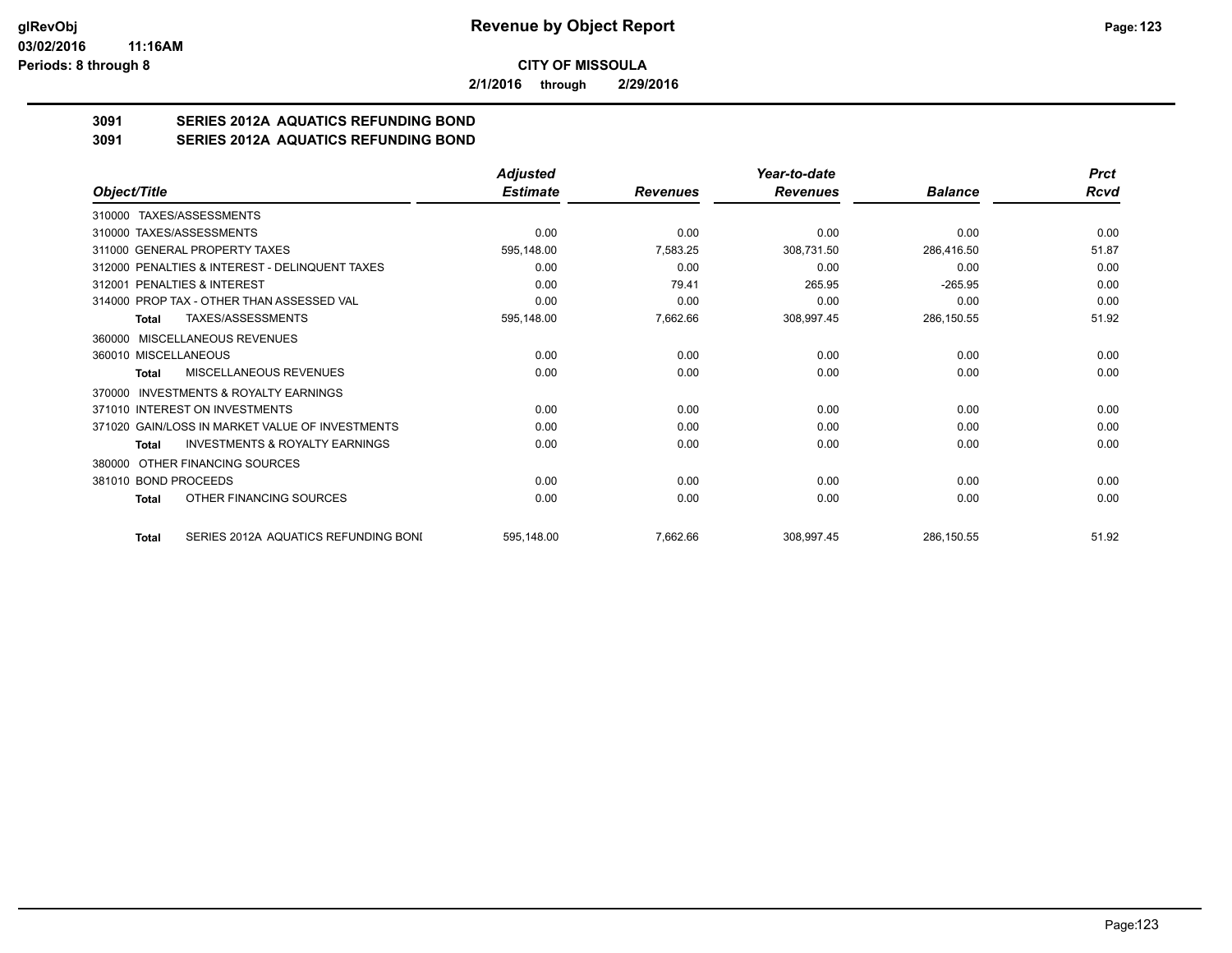# Revenue by Object Report

**CITY OF MISSOULA**

**2/1/2016 through 2/29/2016**

**3091 SERIES 2012A AQUATICS REFUNDING BOND**

**3091 SERIES 2012A AQUATICS REFUNDING BOND**

| Object/Title | Adjusted Estimate | Revenues | Year-to-date Revenues | Balance | Prct Rcvd |
|---|---|---|---|---|---|
| 310000 TAXES/ASSESSMENTS | | | | | |
| 310000 TAXES/ASSESSMENTS | 0.00 | 0.00 | 0.00 | 0.00 | 0.00 |
| 311000 GENERAL PROPERTY TAXES | 595,148.00 | 7,583.25 | 308,731.50 | 286,416.50 | 51.87 |
| 312000 PENALTIES & INTEREST - DELINQUENT TAXES | 0.00 | 0.00 | 0.00 | 0.00 | 0.00 |
| 312001 PENALTIES & INTEREST | 0.00 | 79.41 | 265.95 | -265.95 | 0.00 |
| 314000 PROP TAX - OTHER THAN ASSESSED VAL | 0.00 | 0.00 | 0.00 | 0.00 | 0.00 |
| **Total** TAXES/ASSESSMENTS | 595,148.00 | 7,662.66 | 308,997.45 | 286,150.55 | 51.92 |
| 360000 MISCELLANEOUS REVENUES | | | | | |
| 360010 MISCELLANEOUS | 0.00 | 0.00 | 0.00 | 0.00 | 0.00 |
| **Total** MISCELLANEOUS REVENUES | 0.00 | 0.00 | 0.00 | 0.00 | 0.00 |
| 370000 INVESTMENTS & ROYALTY EARNINGS | | | | | |
| 371010 INTEREST ON INVESTMENTS | 0.00 | 0.00 | 0.00 | 0.00 | 0.00 |
| 371020 GAIN/LOSS IN MARKET VALUE OF INVESTMENTS | 0.00 | 0.00 | 0.00 | 0.00 | 0.00 |
| **Total** INVESTMENTS & ROYALTY EARNINGS | 0.00 | 0.00 | 0.00 | 0.00 | 0.00 |
| 380000 OTHER FINANCING SOURCES | | | | | |
| 381010 BOND PROCEEDS | 0.00 | 0.00 | 0.00 | 0.00 | 0.00 |
| **Total** OTHER FINANCING SOURCES | 0.00 | 0.00 | 0.00 | 0.00 | 0.00 |
| **Total** SERIES 2012A AQUATICS REFUNDING BONI | 595,148.00 | 7,662.66 | 308,997.45 | 286,150.55 | 51.92 |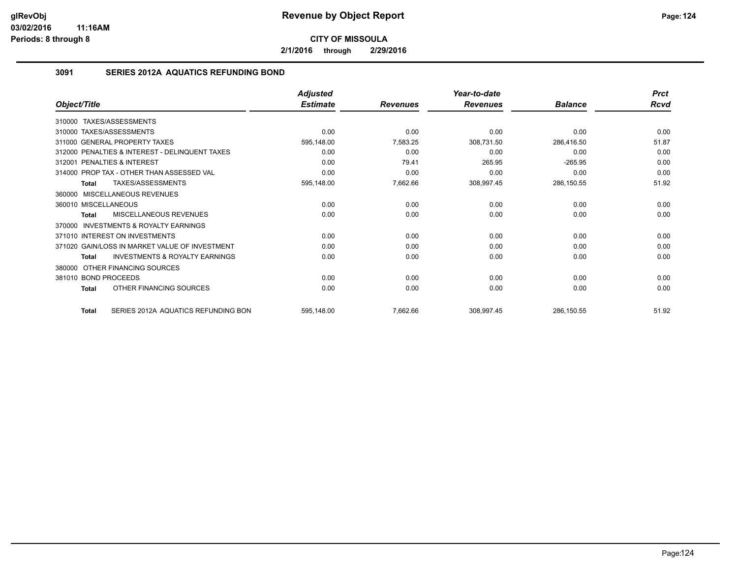# Revenue by Object Report

**CITY OF MISSOULA**

**2/1/2016 through 2/29/2016**

glRevObj
03/02/2016 11:16AM
Periods: 8 through 8

### 3091 SERIES 2012A AQUATICS REFUNDING BOND

| Object/Title | Adjusted Estimate | Revenues | Year-to-date Revenues | Balance | Prct Rcvd |
|---|---|---|---|---|---|
| 310000 TAXES/ASSESSMENTS | | | | | |
| 310000 TAXES/ASSESSMENTS | 0.00 | 0.00 | 0.00 | 0.00 | 0.00 |
| 311000 GENERAL PROPERTY TAXES | 595,148.00 | 7,583.25 | 308,731.50 | 286,416.50 | 51.87 |
| 312000 PENALTIES & INTEREST - DELINQUENT TAXES | 0.00 | 0.00 | 0.00 | 0.00 | 0.00 |
| 312001 PENALTIES & INTEREST | 0.00 | 79.41 | 265.95 | -265.95 | 0.00 |
| 314000 PROP TAX - OTHER THAN ASSESSED VAL | 0.00 | 0.00 | 0.00 | 0.00 | 0.00 |
| **Total** TAXES/ASSESSMENTS | 595,148.00 | 7,662.66 | 308,997.45 | 286,150.55 | 51.92 |
| 360000 MISCELLANEOUS REVENUES | | | | | |
| 360010 MISCELLANEOUS | 0.00 | 0.00 | 0.00 | 0.00 | 0.00 |
| **Total** MISCELLANEOUS REVENUES | 0.00 | 0.00 | 0.00 | 0.00 | 0.00 |
| 370000 INVESTMENTS & ROYALTY EARNINGS | | | | | |
| 371010 INTEREST ON INVESTMENTS | 0.00 | 0.00 | 0.00 | 0.00 | 0.00 |
| 371020 GAIN/LOSS IN MARKET VALUE OF INVESTMENT | 0.00 | 0.00 | 0.00 | 0.00 | 0.00 |
| **Total** INVESTMENTS & ROYALTY EARNINGS | 0.00 | 0.00 | 0.00 | 0.00 | 0.00 |
| 380000 OTHER FINANCING SOURCES | | | | | |
| 381010 BOND PROCEEDS | 0.00 | 0.00 | 0.00 | 0.00 | 0.00 |
| **Total** OTHER FINANCING SOURCES | 0.00 | 0.00 | 0.00 | 0.00 | 0.00 |
| **Total** SERIES 2012A AQUATICS REFUNDING BON | 595,148.00 | 7,662.66 | 308,997.45 | 286,150.55 | 51.92 |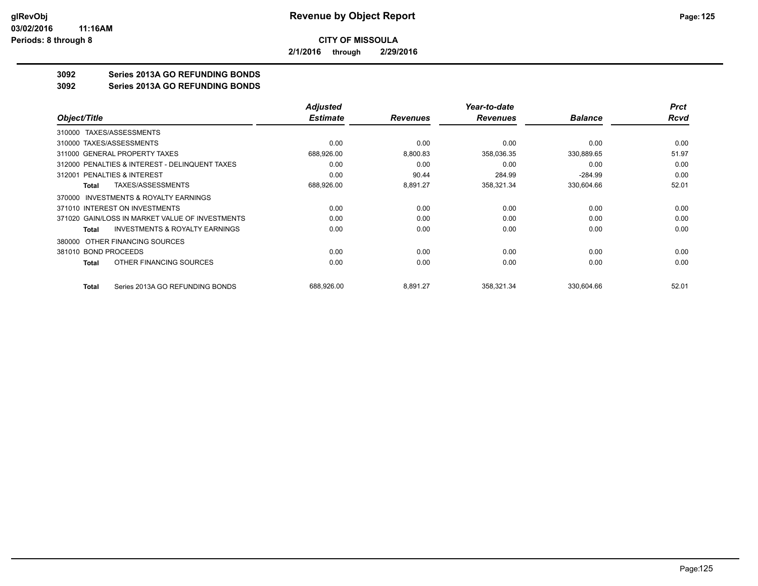# Revenue by Object Report

**CITY OF MISSOULA**

**2/1/2016 through 2/29/2016**

## 3092 Series 2013A GO REFUNDING BONDS
## 3092 Series 2013A GO REFUNDING BONDS

| Object/Title | Adjusted Estimate | Revenues | Year-to-date Revenues | Balance | Prct Rcvd |
|---|---|---|---|---|---|
| 310000 TAXES/ASSESSMENTS | | | | | |
| 310000 TAXES/ASSESSMENTS | 0.00 | 0.00 | 0.00 | 0.00 | 0.00 |
| 311000 GENERAL PROPERTY TAXES | 688,926.00 | 8,800.83 | 358,036.35 | 330,889.65 | 51.97 |
| 312000 PENALTIES & INTEREST - DELINQUENT TAXES | 0.00 | 0.00 | 0.00 | 0.00 | 0.00 |
| 312001 PENALTIES & INTEREST | 0.00 | 90.44 | 284.99 | -284.99 | 0.00 |
| **Total** TAXES/ASSESSMENTS | 688,926.00 | 8,891.27 | 358,321.34 | 330,604.66 | 52.01 |
| 370000 INVESTMENTS & ROYALTY EARNINGS | | | | | |
| 371010 INTEREST ON INVESTMENTS | 0.00 | 0.00 | 0.00 | 0.00 | 0.00 |
| 371020 GAIN/LOSS IN MARKET VALUE OF INVESTMENTS | 0.00 | 0.00 | 0.00 | 0.00 | 0.00 |
| **Total** INVESTMENTS & ROYALTY EARNINGS | 0.00 | 0.00 | 0.00 | 0.00 | 0.00 |
| 380000 OTHER FINANCING SOURCES | | | | | |
| 381010 BOND PROCEEDS | 0.00 | 0.00 | 0.00 | 0.00 | 0.00 |
| **Total** OTHER FINANCING SOURCES | 0.00 | 0.00 | 0.00 | 0.00 | 0.00 |
| **Total** Series 2013A GO REFUNDING BONDS | 688,926.00 | 8,891.27 | 358,321.34 | 330,604.66 | 52.01 |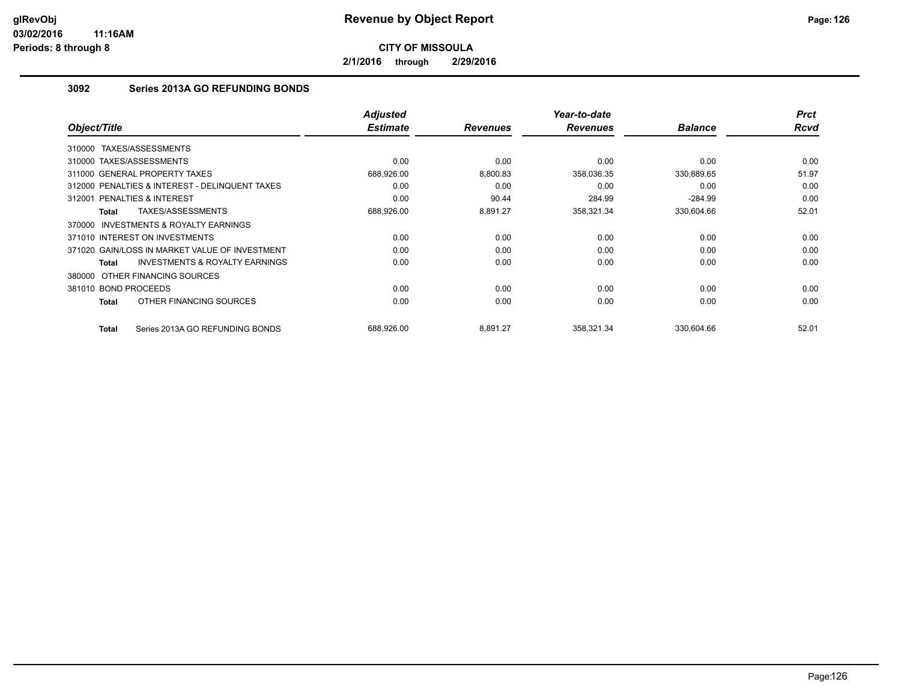# Revenue by Object Report

**CITY OF MISSOULA**

**2/1/2016 through 2/29/2016**

glRevObj
03/02/2016 11:16AM
Periods: 8 through 8

## 3092 Series 2013A GO REFUNDING BONDS

| Object/Title | Adjusted Estimate | Revenues | Year-to-date Revenues | Balance | Prct Rcvd |
|---|---|---|---|---|---|
| 310000 TAXES/ASSESSMENTS | | | | | |
| 310000 TAXES/ASSESSMENTS | 0.00 | 0.00 | 0.00 | 0.00 | 0.00 |
| 311000 GENERAL PROPERTY TAXES | 688,926.00 | 8,800.83 | 358,036.35 | 330,889.65 | 51.97 |
| 312000 PENALTIES & INTEREST - DELINQUENT TAXES | 0.00 | 0.00 | 0.00 | 0.00 | 0.00 |
| 312001 PENALTIES & INTEREST | 0.00 | 90.44 | 284.99 | -284.99 | 0.00 |
| **Total** TAXES/ASSESSMENTS | 688,926.00 | 8,891.27 | 358,321.34 | 330,604.66 | 52.01 |
| 370000 INVESTMENTS & ROYALTY EARNINGS | | | | | |
| 371010 INTEREST ON INVESTMENTS | 0.00 | 0.00 | 0.00 | 0.00 | 0.00 |
| 371020 GAIN/LOSS IN MARKET VALUE OF INVESTMENT | 0.00 | 0.00 | 0.00 | 0.00 | 0.00 |
| **Total** INVESTMENTS & ROYALTY EARNINGS | 0.00 | 0.00 | 0.00 | 0.00 | 0.00 |
| 380000 OTHER FINANCING SOURCES | | | | | |
| 381010 BOND PROCEEDS | 0.00 | 0.00 | 0.00 | 0.00 | 0.00 |
| **Total** OTHER FINANCING SOURCES | 0.00 | 0.00 | 0.00 | 0.00 | 0.00 |
| **Total** Series 2013A GO REFUNDING BONDS | 688,926.00 | 8,891.27 | 358,321.34 | 330,604.66 | 52.01 |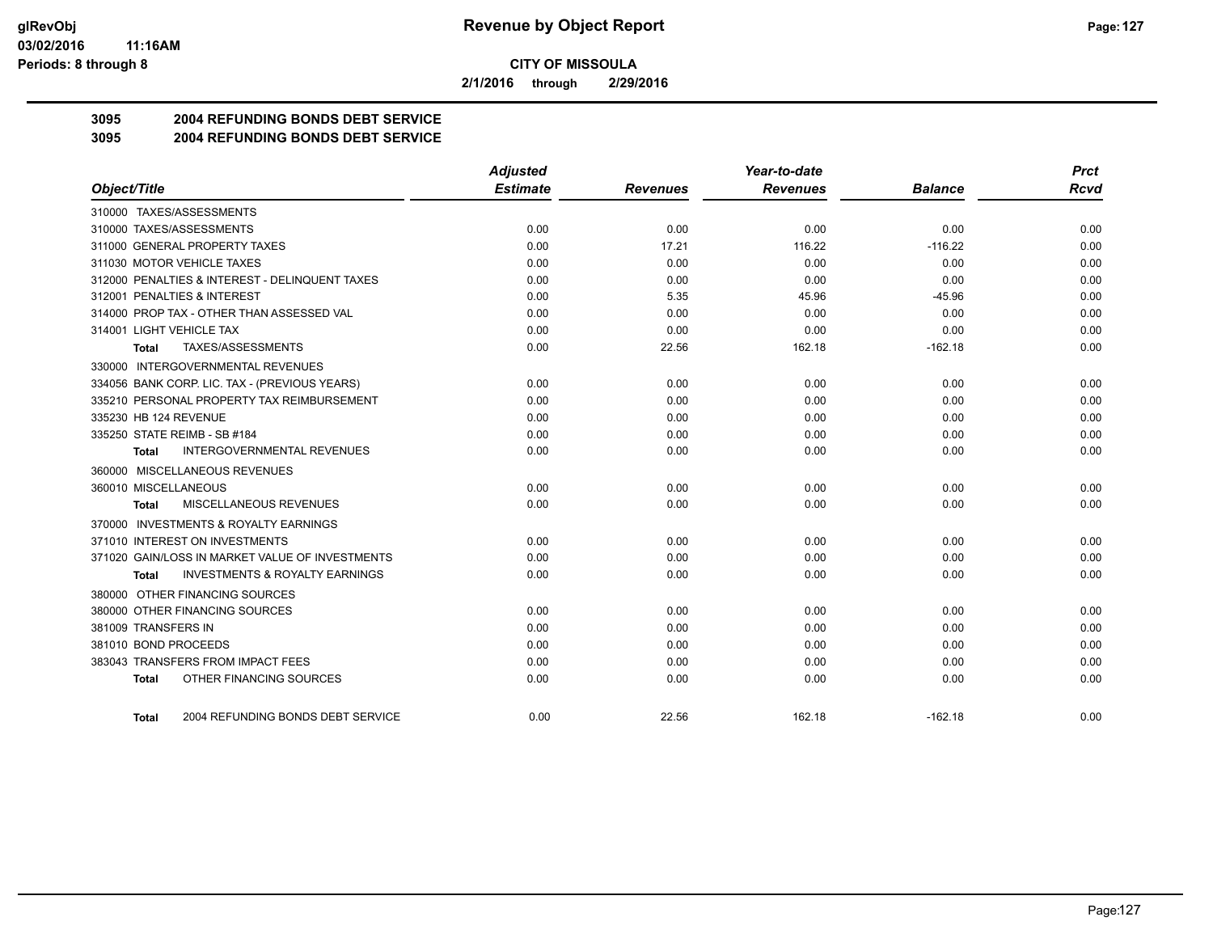**CITY OF MISSOULA**

**2/1/2016 through 2/29/2016**

## 3095 2004 REFUNDING BONDS DEBT SERVICE

## 3095 2004 REFUNDING BONDS DEBT SERVICE

| Object/Title | Adjusted Estimate | Revenues | Year-to-date Revenues | Balance | Prct Rcvd |
|---|---|---|---|---|---|
| 310000 TAXES/ASSESSMENTS | | | | | |
| 310000 TAXES/ASSESSMENTS | 0.00 | 0.00 | 0.00 | 0.00 | 0.00 |
| 311000 GENERAL PROPERTY TAXES | 0.00 | 17.21 | 116.22 | -116.22 | 0.00 |
| 311030 MOTOR VEHICLE TAXES | 0.00 | 0.00 | 0.00 | 0.00 | 0.00 |
| 312000 PENALTIES & INTEREST - DELINQUENT TAXES | 0.00 | 0.00 | 0.00 | 0.00 | 0.00 |
| 312001 PENALTIES & INTEREST | 0.00 | 5.35 | 45.96 | -45.96 | 0.00 |
| 314000 PROP TAX - OTHER THAN ASSESSED VAL | 0.00 | 0.00 | 0.00 | 0.00 | 0.00 |
| 314001 LIGHT VEHICLE TAX | 0.00 | 0.00 | 0.00 | 0.00 | 0.00 |
| Total TAXES/ASSESSMENTS | 0.00 | 22.56 | 162.18 | -162.18 | 0.00 |
| 330000 INTERGOVERNMENTAL REVENUES | | | | | |
| 334056 BANK CORP. LIC. TAX - (PREVIOUS YEARS) | 0.00 | 0.00 | 0.00 | 0.00 | 0.00 |
| 335210 PERSONAL PROPERTY TAX REIMBURSEMENT | 0.00 | 0.00 | 0.00 | 0.00 | 0.00 |
| 335230 HB 124 REVENUE | 0.00 | 0.00 | 0.00 | 0.00 | 0.00 |
| 335250 STATE REIMB - SB #184 | 0.00 | 0.00 | 0.00 | 0.00 | 0.00 |
| Total INTERGOVERNMENTAL REVENUES | 0.00 | 0.00 | 0.00 | 0.00 | 0.00 |
| 360000 MISCELLANEOUS REVENUES | | | | | |
| 360010 MISCELLANEOUS | 0.00 | 0.00 | 0.00 | 0.00 | 0.00 |
| Total MISCELLANEOUS REVENUES | 0.00 | 0.00 | 0.00 | 0.00 | 0.00 |
| 370000 INVESTMENTS & ROYALTY EARNINGS | | | | | |
| 371010 INTEREST ON INVESTMENTS | 0.00 | 0.00 | 0.00 | 0.00 | 0.00 |
| 371020 GAIN/LOSS IN MARKET VALUE OF INVESTMENTS | 0.00 | 0.00 | 0.00 | 0.00 | 0.00 |
| Total INVESTMENTS & ROYALTY EARNINGS | 0.00 | 0.00 | 0.00 | 0.00 | 0.00 |
| 380000 OTHER FINANCING SOURCES | | | | | |
| 380000 OTHER FINANCING SOURCES | 0.00 | 0.00 | 0.00 | 0.00 | 0.00 |
| 381009 TRANSFERS IN | 0.00 | 0.00 | 0.00 | 0.00 | 0.00 |
| 381010 BOND PROCEEDS | 0.00 | 0.00 | 0.00 | 0.00 | 0.00 |
| 383043 TRANSFERS FROM IMPACT FEES | 0.00 | 0.00 | 0.00 | 0.00 | 0.00 |
| Total OTHER FINANCING SOURCES | 0.00 | 0.00 | 0.00 | 0.00 | 0.00 |
| Total 2004 REFUNDING BONDS DEBT SERVICE | 0.00 | 22.56 | 162.18 | -162.18 | 0.00 |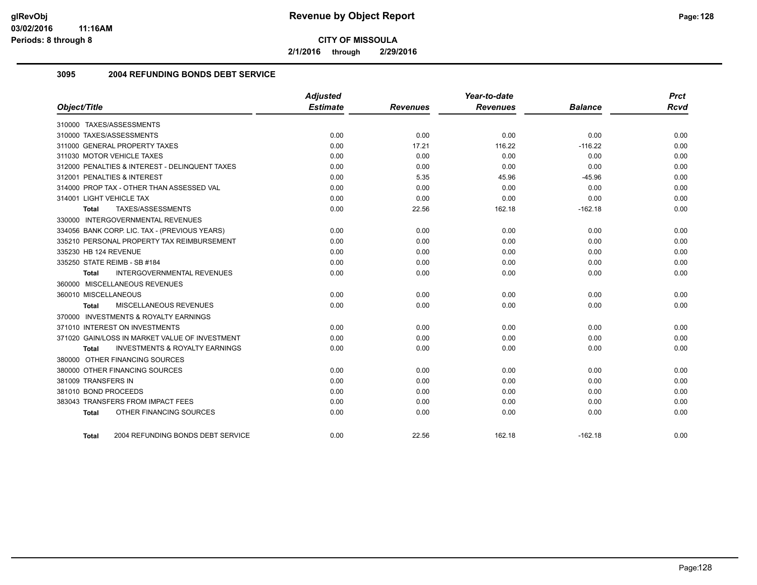# Revenue by Object Report

**CITY OF MISSOULA**

**2/1/2016 through 2/29/2016**

glRevObj
03/02/2016 11:16AM
Periods: 8 through 8

## 3095 2004 REFUNDING BONDS DEBT SERVICE

| Object/Title | Adjusted Estimate | Revenues | Year-to-date Revenues | Balance | Prct Rcvd |
|---|---|---|---|---|---|
| 310000 TAXES/ASSESSMENTS | | | | | |
| 310000 TAXES/ASSESSMENTS | 0.00 | 0.00 | 0.00 | 0.00 | 0.00 |
| 311000 GENERAL PROPERTY TAXES | 0.00 | 17.21 | 116.22 | -116.22 | 0.00 |
| 311030 MOTOR VEHICLE TAXES | 0.00 | 0.00 | 0.00 | 0.00 | 0.00 |
| 312000 PENALTIES & INTEREST - DELINQUENT TAXES | 0.00 | 0.00 | 0.00 | 0.00 | 0.00 |
| 312001 PENALTIES & INTEREST | 0.00 | 5.35 | 45.96 | -45.96 | 0.00 |
| 314000 PROP TAX - OTHER THAN ASSESSED VAL | 0.00 | 0.00 | 0.00 | 0.00 | 0.00 |
| 314001 LIGHT VEHICLE TAX | 0.00 | 0.00 | 0.00 | 0.00 | 0.00 |
| **Total** TAXES/ASSESSMENTS | 0.00 | 22.56 | 162.18 | -162.18 | 0.00 |
| 330000 INTERGOVERNMENTAL REVENUES | | | | | |
| 334056 BANK CORP. LIC. TAX - (PREVIOUS YEARS) | 0.00 | 0.00 | 0.00 | 0.00 | 0.00 |
| 335210 PERSONAL PROPERTY TAX REIMBURSEMENT | 0.00 | 0.00 | 0.00 | 0.00 | 0.00 |
| 335230 HB 124 REVENUE | 0.00 | 0.00 | 0.00 | 0.00 | 0.00 |
| 335250 STATE REIMB - SB #184 | 0.00 | 0.00 | 0.00 | 0.00 | 0.00 |
| **Total** INTERGOVERNMENTAL REVENUES | 0.00 | 0.00 | 0.00 | 0.00 | 0.00 |
| 360000 MISCELLANEOUS REVENUES | | | | | |
| 360010 MISCELLANEOUS | 0.00 | 0.00 | 0.00 | 0.00 | 0.00 |
| **Total** MISCELLANEOUS REVENUES | 0.00 | 0.00 | 0.00 | 0.00 | 0.00 |
| 370000 INVESTMENTS & ROYALTY EARNINGS | | | | | |
| 371010 INTEREST ON INVESTMENTS | 0.00 | 0.00 | 0.00 | 0.00 | 0.00 |
| 371020 GAIN/LOSS IN MARKET VALUE OF INVESTMENT | 0.00 | 0.00 | 0.00 | 0.00 | 0.00 |
| **Total** INVESTMENTS & ROYALTY EARNINGS | 0.00 | 0.00 | 0.00 | 0.00 | 0.00 |
| 380000 OTHER FINANCING SOURCES | | | | | |
| 380000 OTHER FINANCING SOURCES | 0.00 | 0.00 | 0.00 | 0.00 | 0.00 |
| 381009 TRANSFERS IN | 0.00 | 0.00 | 0.00 | 0.00 | 0.00 |
| 381010 BOND PROCEEDS | 0.00 | 0.00 | 0.00 | 0.00 | 0.00 |
| 383043 TRANSFERS FROM IMPACT FEES | 0.00 | 0.00 | 0.00 | 0.00 | 0.00 |
| **Total** OTHER FINANCING SOURCES | 0.00 | 0.00 | 0.00 | 0.00 | 0.00 |
| **Total** 2004 REFUNDING BONDS DEBT SERVICE | 0.00 | 22.56 | 162.18 | -162.18 | 0.00 |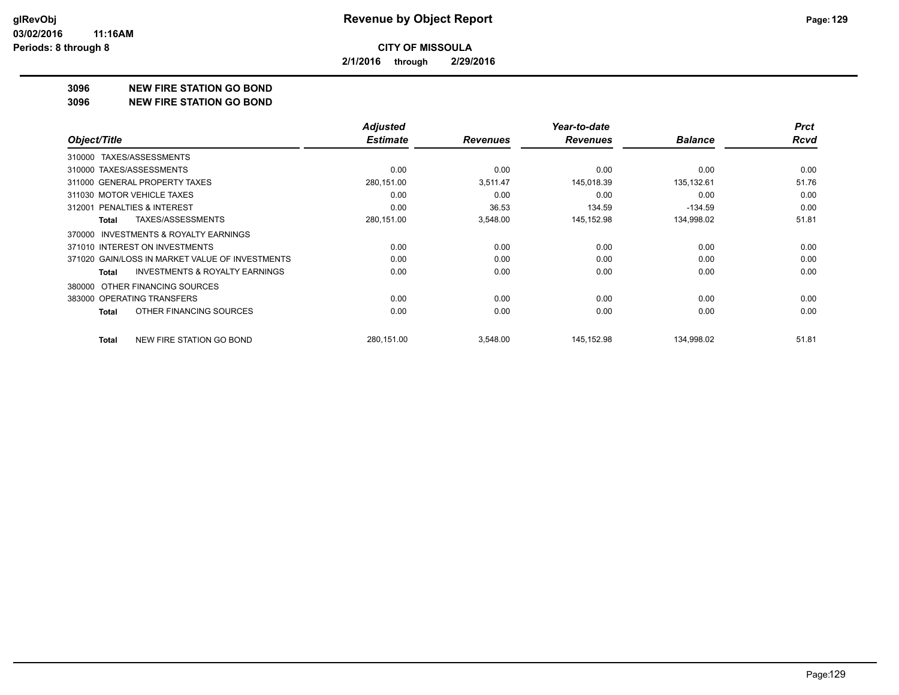# Revenue by Object Report

**CITY OF MISSOULA**

**2/1/2016 through 2/29/2016**

glRevObj
03/02/2016 11:16AM
Periods: 8 through 8

## 3096 NEW FIRE STATION GO BOND
## 3096 NEW FIRE STATION GO BOND

| Object/Title | Adjusted Estimate | Revenues | Year-to-date Revenues | Balance | Prct Rcvd |
|---|---|---|---|---|---|
| 310000 TAXES/ASSESSMENTS | | | | | |
| 310000 TAXES/ASSESSMENTS | 0.00 | 0.00 | 0.00 | 0.00 | 0.00 |
| 311000 GENERAL PROPERTY TAXES | 280,151.00 | 3,511.47 | 145,018.39 | 135,132.61 | 51.76 |
| 311030 MOTOR VEHICLE TAXES | 0.00 | 0.00 | 0.00 | 0.00 | 0.00 |
| 312001 PENALTIES & INTEREST | 0.00 | 36.53 | 134.59 | -134.59 | 0.00 |
| **Total** TAXES/ASSESSMENTS | 280,151.00 | 3,548.00 | 145,152.98 | 134,998.02 | 51.81 |
| 370000 INVESTMENTS & ROYALTY EARNINGS | | | | | |
| 371010 INTEREST ON INVESTMENTS | 0.00 | 0.00 | 0.00 | 0.00 | 0.00 |
| 371020 GAIN/LOSS IN MARKET VALUE OF INVESTMENTS | 0.00 | 0.00 | 0.00 | 0.00 | 0.00 |
| **Total** INVESTMENTS & ROYALTY EARNINGS | 0.00 | 0.00 | 0.00 | 0.00 | 0.00 |
| 380000 OTHER FINANCING SOURCES | | | | | |
| 383000 OPERATING TRANSFERS | 0.00 | 0.00 | 0.00 | 0.00 | 0.00 |
| **Total** OTHER FINANCING SOURCES | 0.00 | 0.00 | 0.00 | 0.00 | 0.00 |
| **Total** NEW FIRE STATION GO BOND | 280,151.00 | 3,548.00 | 145,152.98 | 134,998.02 | 51.81 |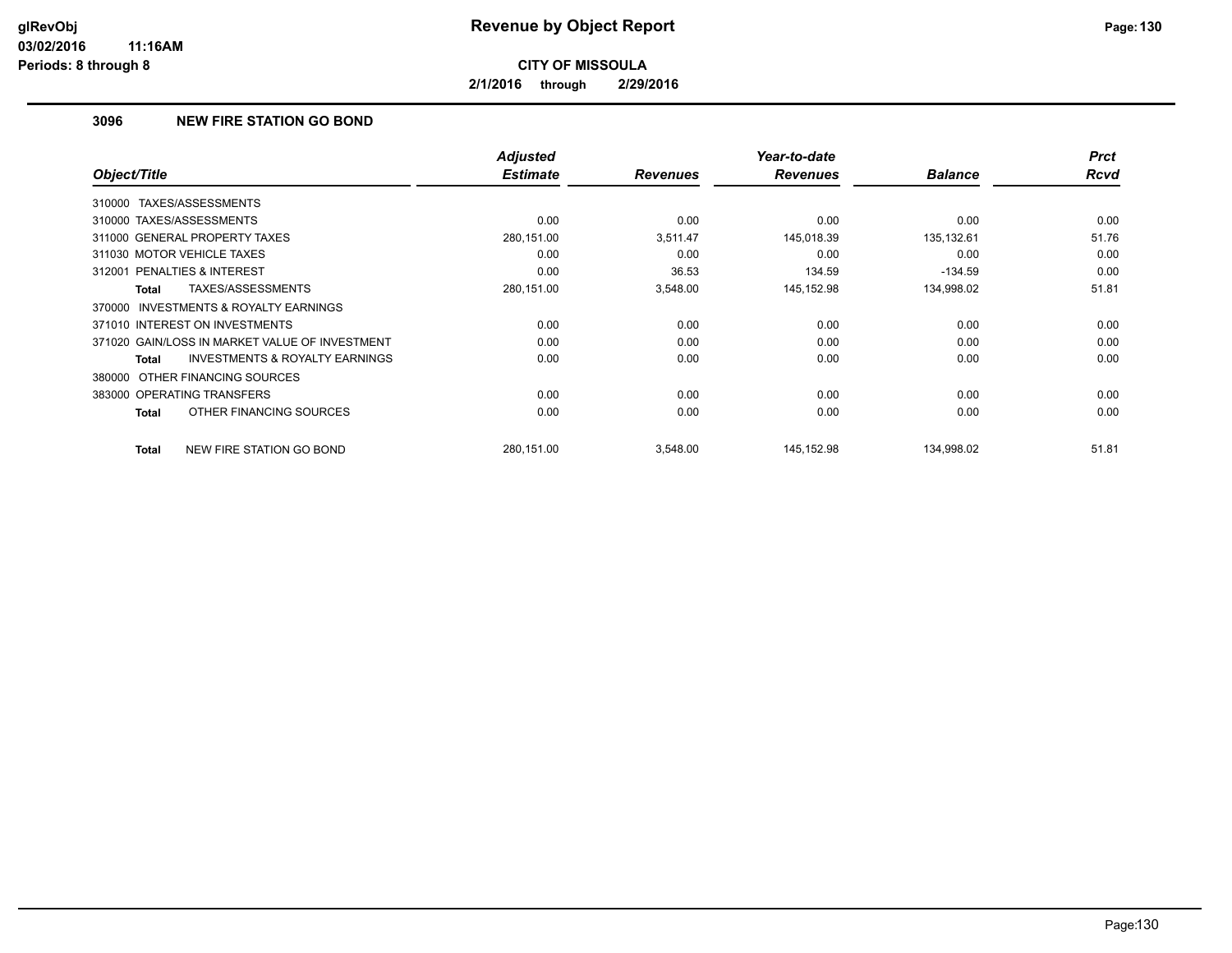**Revenue by Object Report**

**CITY OF MISSOULA**

**2/1/2016 through 2/29/2016**

## 3096 NEW FIRE STATION GO BOND

| Object/Title | Adjusted Estimate | Revenues | Year-to-date Revenues | Balance | Prct Rcvd |
|---|---|---|---|---|---|
| 310000 TAXES/ASSESSMENTS | | | | | |
| 310000 TAXES/ASSESSMENTS | 0.00 | 0.00 | 0.00 | 0.00 | 0.00 |
| 311000 GENERAL PROPERTY TAXES | 280,151.00 | 3,511.47 | 145,018.39 | 135,132.61 | 51.76 |
| 311030 MOTOR VEHICLE TAXES | 0.00 | 0.00 | 0.00 | 0.00 | 0.00 |
| 312001 PENALTIES & INTEREST | 0.00 | 36.53 | 134.59 | -134.59 | 0.00 |
| **Total** TAXES/ASSESSMENTS | 280,151.00 | 3,548.00 | 145,152.98 | 134,998.02 | 51.81 |
| 370000 INVESTMENTS & ROYALTY EARNINGS | | | | | |
| 371010 INTEREST ON INVESTMENTS | 0.00 | 0.00 | 0.00 | 0.00 | 0.00 |
| 371020 GAIN/LOSS IN MARKET VALUE OF INVESTMENT | 0.00 | 0.00 | 0.00 | 0.00 | 0.00 |
| **Total** INVESTMENTS & ROYALTY EARNINGS | 0.00 | 0.00 | 0.00 | 0.00 | 0.00 |
| 380000 OTHER FINANCING SOURCES | | | | | |
| 383000 OPERATING TRANSFERS | 0.00 | 0.00 | 0.00 | 0.00 | 0.00 |
| **Total** OTHER FINANCING SOURCES | 0.00 | 0.00 | 0.00 | 0.00 | 0.00 |
| **Total** NEW FIRE STATION GO BOND | 280,151.00 | 3,548.00 | 145,152.98 | 134,998.02 | 51.81 |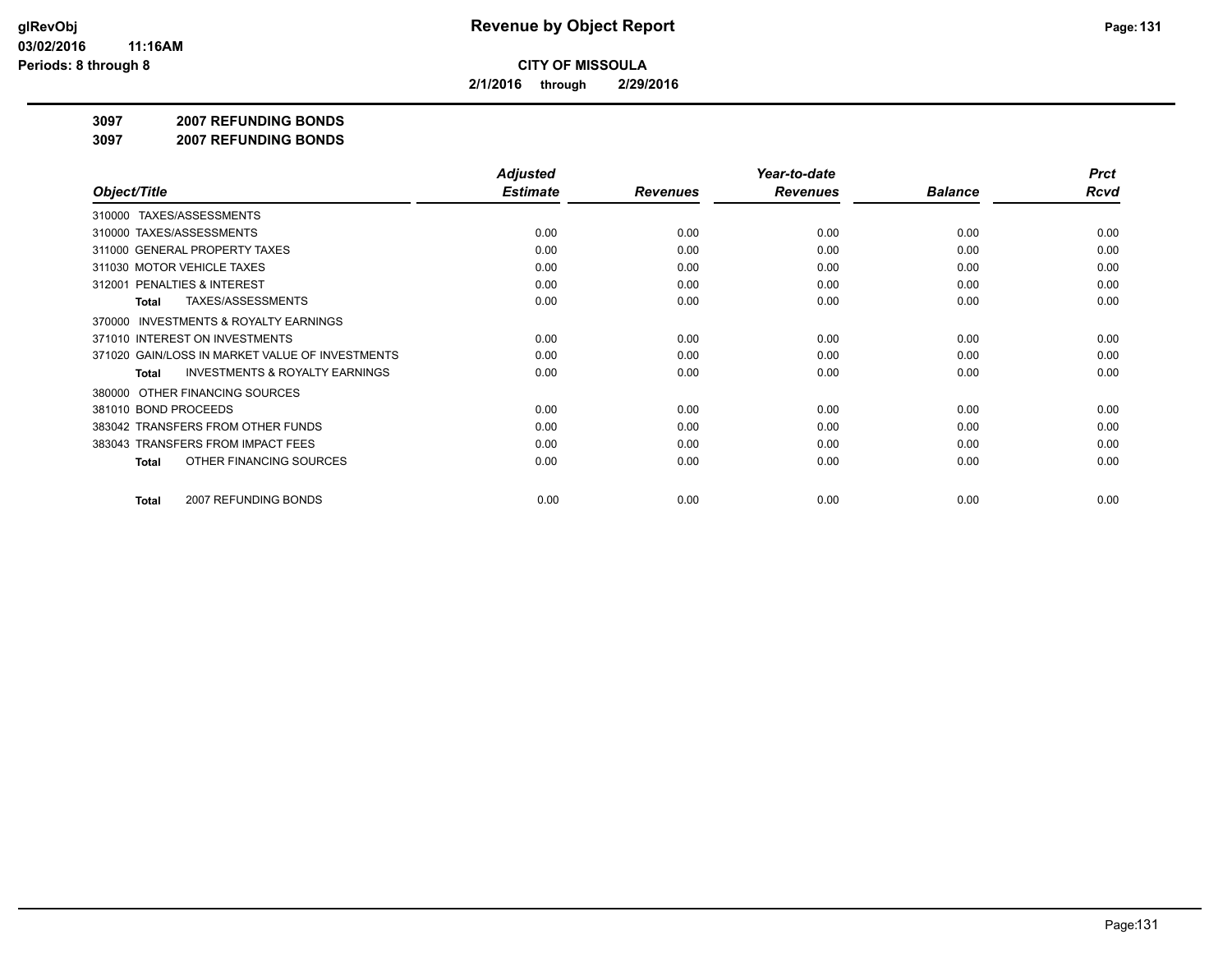**Revenue by Object Report**

**CITY OF MISSOULA**

**2/1/2016 through 2/29/2016**

glRevObj
03/02/2016 11:16AM
Periods: 8 through 8

**3097 2007 REFUNDING BONDS**

**3097 2007 REFUNDING BONDS**

| Object/Title | Adjusted Estimate | Revenues | Year-to-date Revenues | Balance | Prct Rcvd |
|---|---|---|---|---|---|
| 310000 TAXES/ASSESSMENTS | | | | | |
| 310000 TAXES/ASSESSMENTS | 0.00 | 0.00 | 0.00 | 0.00 | 0.00 |
| 311000 GENERAL PROPERTY TAXES | 0.00 | 0.00 | 0.00 | 0.00 | 0.00 |
| 311030 MOTOR VEHICLE TAXES | 0.00 | 0.00 | 0.00 | 0.00 | 0.00 |
| 312001 PENALTIES & INTEREST | 0.00 | 0.00 | 0.00 | 0.00 | 0.00 |
| **Total** TAXES/ASSESSMENTS | 0.00 | 0.00 | 0.00 | 0.00 | 0.00 |
| 370000 INVESTMENTS & ROYALTY EARNINGS | | | | | |
| 371010 INTEREST ON INVESTMENTS | 0.00 | 0.00 | 0.00 | 0.00 | 0.00 |
| 371020 GAIN/LOSS IN MARKET VALUE OF INVESTMENTS | 0.00 | 0.00 | 0.00 | 0.00 | 0.00 |
| **Total** INVESTMENTS & ROYALTY EARNINGS | 0.00 | 0.00 | 0.00 | 0.00 | 0.00 |
| 380000 OTHER FINANCING SOURCES | | | | | |
| 381010 BOND PROCEEDS | 0.00 | 0.00 | 0.00 | 0.00 | 0.00 |
| 383042 TRANSFERS FROM OTHER FUNDS | 0.00 | 0.00 | 0.00 | 0.00 | 0.00 |
| 383043 TRANSFERS FROM IMPACT FEES | 0.00 | 0.00 | 0.00 | 0.00 | 0.00 |
| **Total** OTHER FINANCING SOURCES | 0.00 | 0.00 | 0.00 | 0.00 | 0.00 |
| **Total** 2007 REFUNDING BONDS | 0.00 | 0.00 | 0.00 | 0.00 | 0.00 |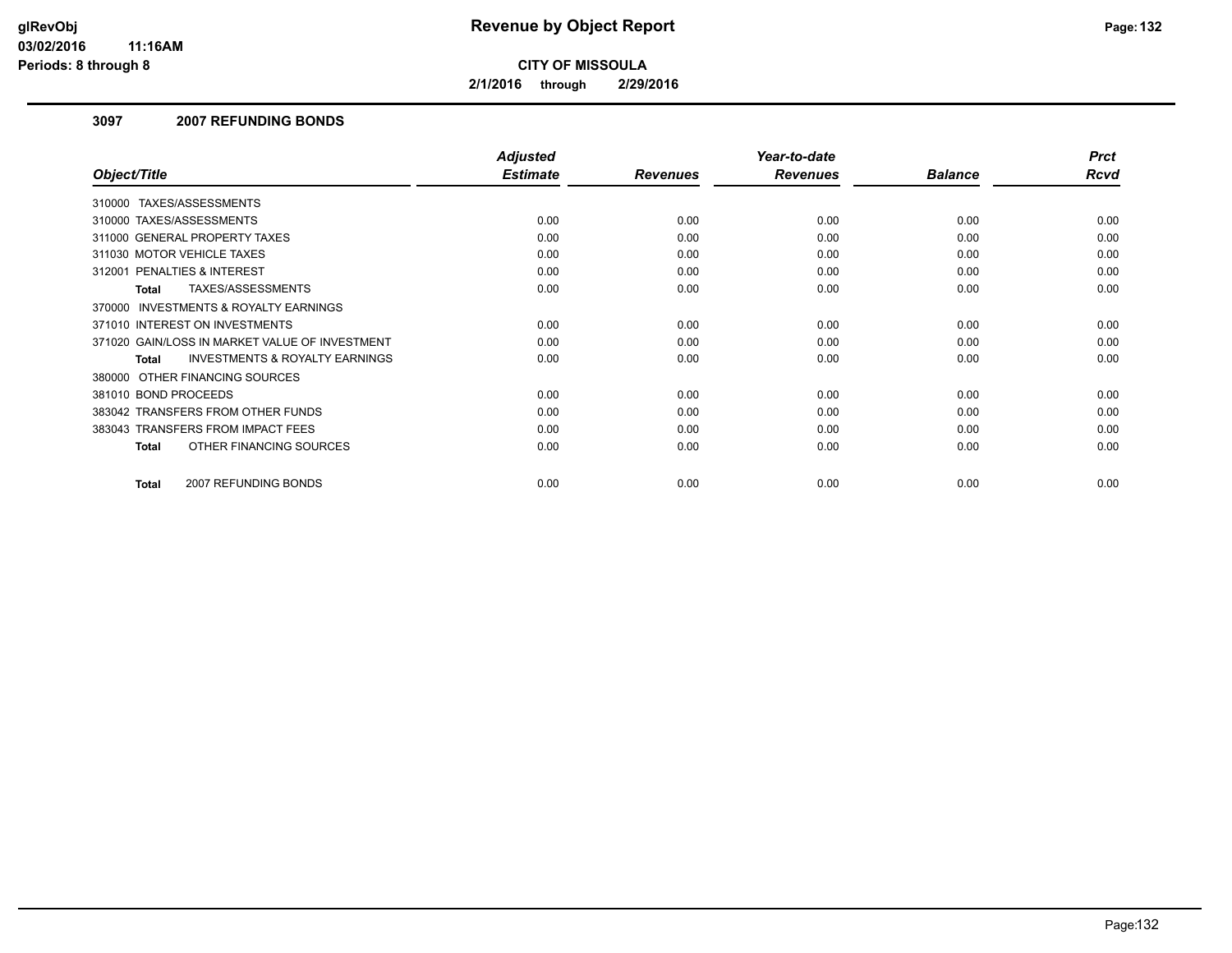# Revenue by Object Report

**CITY OF MISSOULA**

**2/1/2016 through 2/29/2016**

### 3097 2007 REFUNDING BONDS

| Object/Title | Adjusted Estimate | Revenues | Year-to-date Revenues | Balance | Prct Rcvd |
|---|---|---|---|---|---|
| 310000 TAXES/ASSESSMENTS | | | | | |
| 310000 TAXES/ASSESSMENTS | 0.00 | 0.00 | 0.00 | 0.00 | 0.00 |
| 311000 GENERAL PROPERTY TAXES | 0.00 | 0.00 | 0.00 | 0.00 | 0.00 |
| 311030 MOTOR VEHICLE TAXES | 0.00 | 0.00 | 0.00 | 0.00 | 0.00 |
| 312001 PENALTIES & INTEREST | 0.00 | 0.00 | 0.00 | 0.00 | 0.00 |
| **Total** TAXES/ASSESSMENTS | 0.00 | 0.00 | 0.00 | 0.00 | 0.00 |
| 370000 INVESTMENTS & ROYALTY EARNINGS | | | | | |
| 371010 INTEREST ON INVESTMENTS | 0.00 | 0.00 | 0.00 | 0.00 | 0.00 |
| 371020 GAIN/LOSS IN MARKET VALUE OF INVESTMENT | 0.00 | 0.00 | 0.00 | 0.00 | 0.00 |
| **Total** INVESTMENTS & ROYALTY EARNINGS | 0.00 | 0.00 | 0.00 | 0.00 | 0.00 |
| 380000 OTHER FINANCING SOURCES | | | | | |
| 381010 BOND PROCEEDS | 0.00 | 0.00 | 0.00 | 0.00 | 0.00 |
| 383042 TRANSFERS FROM OTHER FUNDS | 0.00 | 0.00 | 0.00 | 0.00 | 0.00 |
| 383043 TRANSFERS FROM IMPACT FEES | 0.00 | 0.00 | 0.00 | 0.00 | 0.00 |
| **Total** OTHER FINANCING SOURCES | 0.00 | 0.00 | 0.00 | 0.00 | 0.00 |
| **Total** 2007 REFUNDING BONDS | 0.00 | 0.00 | 0.00 | 0.00 | 0.00 |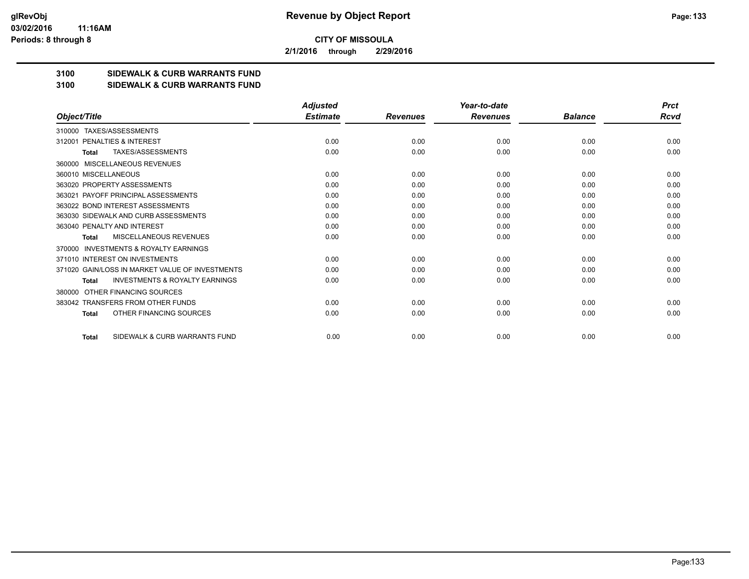**CITY OF MISSOULA**

**2/1/2016 through 2/29/2016**

**3100 SIDEWALK & CURB WARRANTS FUND**

**3100 SIDEWALK & CURB WARRANTS FUND**

| Object/Title | Adjusted Estimate | Revenues | Year-to-date Revenues | Balance | Prct Rcvd |
|---|---|---|---|---|---|
| 310000 TAXES/ASSESSMENTS | | | | | |
| 312001 PENALTIES & INTEREST | 0.00 | 0.00 | 0.00 | 0.00 | 0.00 |
| **Total** TAXES/ASSESSMENTS | 0.00 | 0.00 | 0.00 | 0.00 | 0.00 |
| 360000 MISCELLANEOUS REVENUES | | | | | |
| 360010 MISCELLANEOUS | 0.00 | 0.00 | 0.00 | 0.00 | 0.00 |
| 363020 PROPERTY ASSESSMENTS | 0.00 | 0.00 | 0.00 | 0.00 | 0.00 |
| 363021 PAYOFF PRINCIPAL ASSESSMENTS | 0.00 | 0.00 | 0.00 | 0.00 | 0.00 |
| 363022 BOND INTEREST ASSESSMENTS | 0.00 | 0.00 | 0.00 | 0.00 | 0.00 |
| 363030 SIDEWALK AND CURB ASSESSMENTS | 0.00 | 0.00 | 0.00 | 0.00 | 0.00 |
| 363040 PENALTY AND INTEREST | 0.00 | 0.00 | 0.00 | 0.00 | 0.00 |
| **Total** MISCELLANEOUS REVENUES | 0.00 | 0.00 | 0.00 | 0.00 | 0.00 |
| 370000 INVESTMENTS & ROYALTY EARNINGS | | | | | |
| 371010 INTEREST ON INVESTMENTS | 0.00 | 0.00 | 0.00 | 0.00 | 0.00 |
| 371020 GAIN/LOSS IN MARKET VALUE OF INVESTMENTS | 0.00 | 0.00 | 0.00 | 0.00 | 0.00 |
| **Total** INVESTMENTS & ROYALTY EARNINGS | 0.00 | 0.00 | 0.00 | 0.00 | 0.00 |
| 380000 OTHER FINANCING SOURCES | | | | | |
| 383042 TRANSFERS FROM OTHER FUNDS | 0.00 | 0.00 | 0.00 | 0.00 | 0.00 |
| **Total** OTHER FINANCING SOURCES | 0.00 | 0.00 | 0.00 | 0.00 | 0.00 |
| **Total** SIDEWALK & CURB WARRANTS FUND | 0.00 | 0.00 | 0.00 | 0.00 | 0.00 |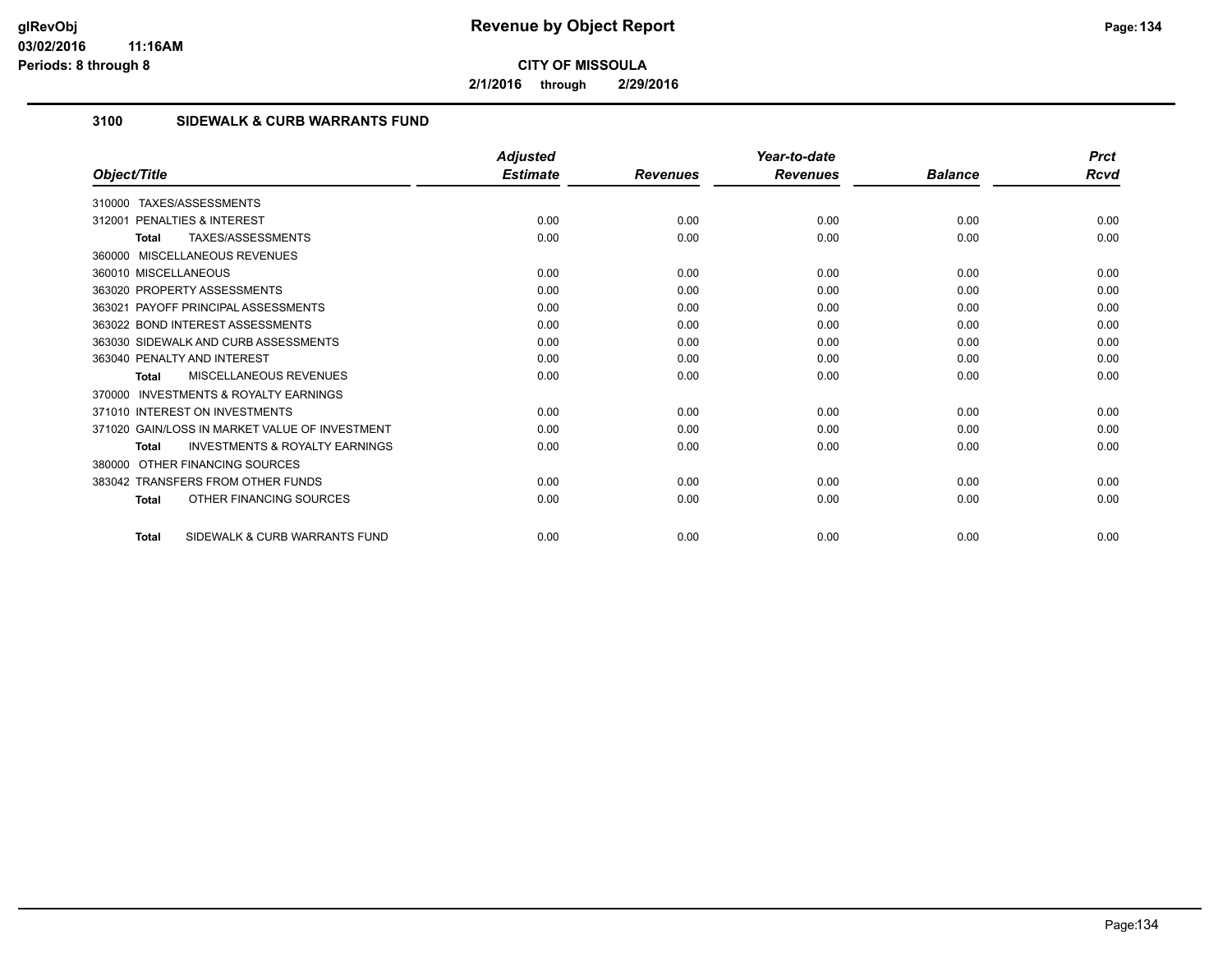**CITY OF MISSOULA**

**2/1/2016 through 2/29/2016**

## 3100 SIDEWALK & CURB WARRANTS FUND

| Object/Title | Adjusted Estimate | Revenues | Year-to-date Revenues | Balance | Prct Rcvd |
|---|---|---|---|---|---|
| 310000 TAXES/ASSESSMENTS | | | | | |
| 312001 PENALTIES & INTEREST | 0.00 | 0.00 | 0.00 | 0.00 | 0.00 |
| **Total** TAXES/ASSESSMENTS | 0.00 | 0.00 | 0.00 | 0.00 | 0.00 |
| 360000 MISCELLANEOUS REVENUES | | | | | |
| 360010 MISCELLANEOUS | 0.00 | 0.00 | 0.00 | 0.00 | 0.00 |
| 363020 PROPERTY ASSESSMENTS | 0.00 | 0.00 | 0.00 | 0.00 | 0.00 |
| 363021 PAYOFF PRINCIPAL ASSESSMENTS | 0.00 | 0.00 | 0.00 | 0.00 | 0.00 |
| 363022 BOND INTEREST ASSESSMENTS | 0.00 | 0.00 | 0.00 | 0.00 | 0.00 |
| 363030 SIDEWALK AND CURB ASSESSMENTS | 0.00 | 0.00 | 0.00 | 0.00 | 0.00 |
| 363040 PENALTY AND INTEREST | 0.00 | 0.00 | 0.00 | 0.00 | 0.00 |
| **Total** MISCELLANEOUS REVENUES | 0.00 | 0.00 | 0.00 | 0.00 | 0.00 |
| 370000 INVESTMENTS & ROYALTY EARNINGS | | | | | |
| 371010 INTEREST ON INVESTMENTS | 0.00 | 0.00 | 0.00 | 0.00 | 0.00 |
| 371020 GAIN/LOSS IN MARKET VALUE OF INVESTMENT | 0.00 | 0.00 | 0.00 | 0.00 | 0.00 |
| **Total** INVESTMENTS & ROYALTY EARNINGS | 0.00 | 0.00 | 0.00 | 0.00 | 0.00 |
| 380000 OTHER FINANCING SOURCES | | | | | |
| 383042 TRANSFERS FROM OTHER FUNDS | 0.00 | 0.00 | 0.00 | 0.00 | 0.00 |
| **Total** OTHER FINANCING SOURCES | 0.00 | 0.00 | 0.00 | 0.00 | 0.00 |
| **Total** SIDEWALK & CURB WARRANTS FUND | 0.00 | 0.00 | 0.00 | 0.00 | 0.00 |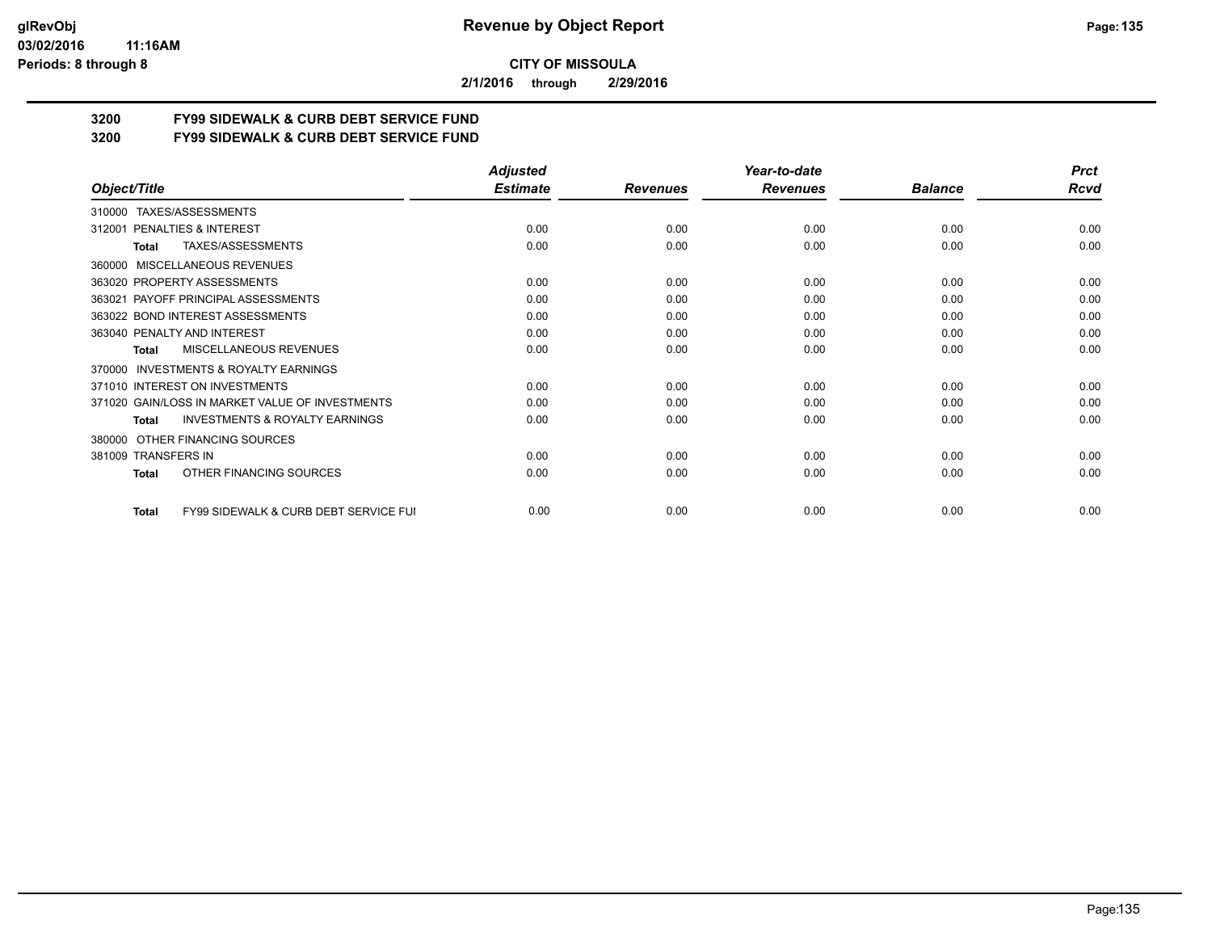**CITY OF MISSOULA**

**2/1/2016 through 2/29/2016**

## 3200 FY99 SIDEWALK & CURB DEBT SERVICE FUND

## 3200 FY99 SIDEWALK & CURB DEBT SERVICE FUND

| Object/Title | Adjusted Estimate | Revenues | Year-to-date Revenues | Balance | Prct Rcvd |
|---|---|---|---|---|---|
| 310000 TAXES/ASSESSMENTS | | | | | |
| 312001 PENALTIES & INTEREST | 0.00 | 0.00 | 0.00 | 0.00 | 0.00 |
| **Total** TAXES/ASSESSMENTS | 0.00 | 0.00 | 0.00 | 0.00 | 0.00 |
| 360000 MISCELLANEOUS REVENUES | | | | | |
| 363020 PROPERTY ASSESSMENTS | 0.00 | 0.00 | 0.00 | 0.00 | 0.00 |
| 363021 PAYOFF PRINCIPAL ASSESSMENTS | 0.00 | 0.00 | 0.00 | 0.00 | 0.00 |
| 363022 BOND INTEREST ASSESSMENTS | 0.00 | 0.00 | 0.00 | 0.00 | 0.00 |
| 363040 PENALTY AND INTEREST | 0.00 | 0.00 | 0.00 | 0.00 | 0.00 |
| **Total** MISCELLANEOUS REVENUES | 0.00 | 0.00 | 0.00 | 0.00 | 0.00 |
| 370000 INVESTMENTS & ROYALTY EARNINGS | | | | | |
| 371010 INTEREST ON INVESTMENTS | 0.00 | 0.00 | 0.00 | 0.00 | 0.00 |
| 371020 GAIN/LOSS IN MARKET VALUE OF INVESTMENTS | 0.00 | 0.00 | 0.00 | 0.00 | 0.00 |
| **Total** INVESTMENTS & ROYALTY EARNINGS | 0.00 | 0.00 | 0.00 | 0.00 | 0.00 |
| 380000 OTHER FINANCING SOURCES | | | | | |
| 381009 TRANSFERS IN | 0.00 | 0.00 | 0.00 | 0.00 | 0.00 |
| **Total** OTHER FINANCING SOURCES | 0.00 | 0.00 | 0.00 | 0.00 | 0.00 |
| **Total** FY99 SIDEWALK & CURB DEBT SERVICE FUI | 0.00 | 0.00 | 0.00 | 0.00 | 0.00 |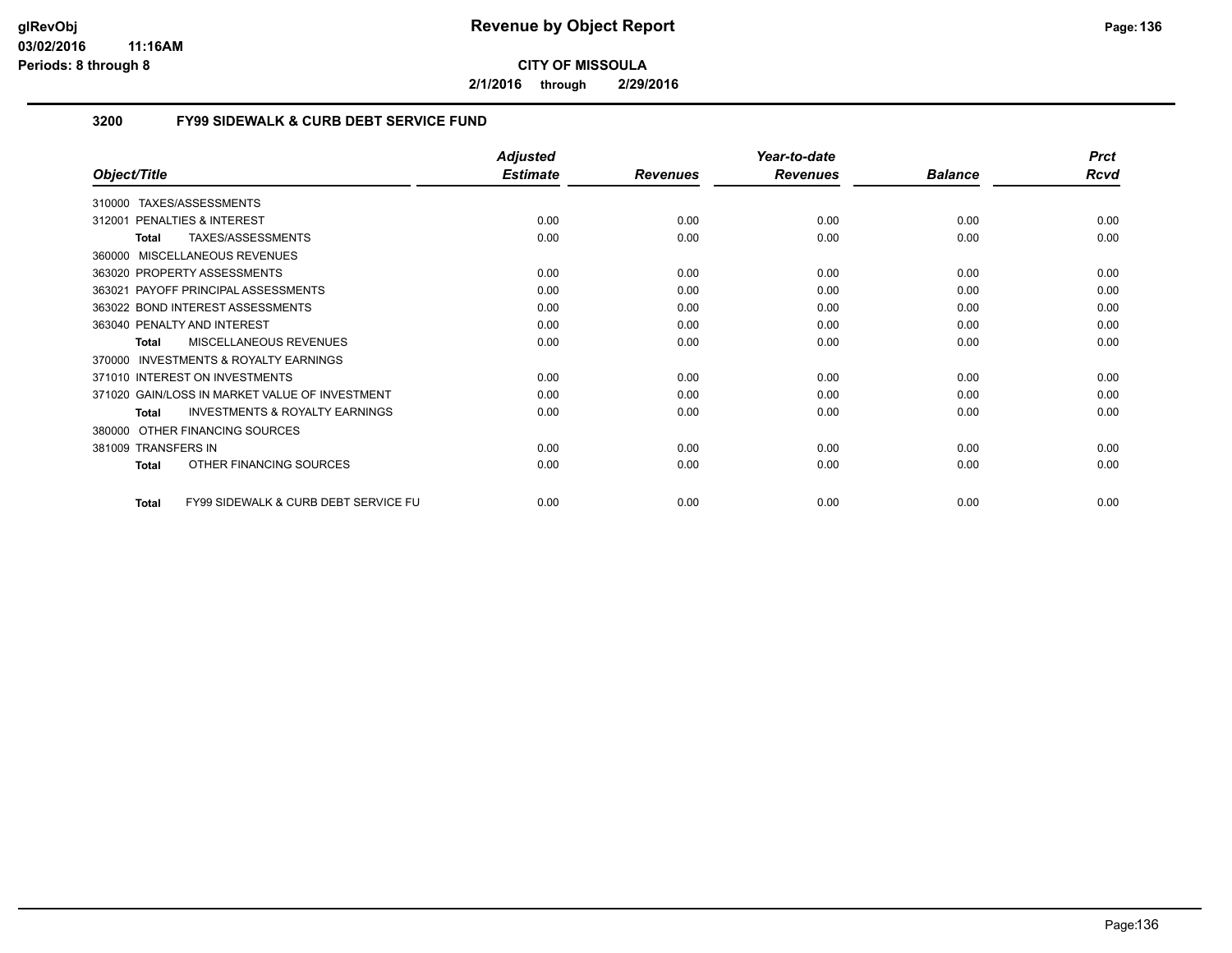# CITY OF MISSOULA

**2/1/2016 through 2/29/2016**

## 3200 FY99 SIDEWALK & CURB DEBT SERVICE FUND

| Object/Title | Adjusted Estimate | Revenues | Year-to-date Revenues | Balance | Prct Rcvd |
|---|---|---|---|---|---|
| 310000 TAXES/ASSESSMENTS | | | | | |
| 312001 PENALTIES & INTEREST | 0.00 | 0.00 | 0.00 | 0.00 | 0.00 |
| **Total** TAXES/ASSESSMENTS | 0.00 | 0.00 | 0.00 | 0.00 | 0.00 |
| 360000 MISCELLANEOUS REVENUES | | | | | |
| 363020 PROPERTY ASSESSMENTS | 0.00 | 0.00 | 0.00 | 0.00 | 0.00 |
| 363021 PAYOFF PRINCIPAL ASSESSMENTS | 0.00 | 0.00 | 0.00 | 0.00 | 0.00 |
| 363022 BOND INTEREST ASSESSMENTS | 0.00 | 0.00 | 0.00 | 0.00 | 0.00 |
| 363040 PENALTY AND INTEREST | 0.00 | 0.00 | 0.00 | 0.00 | 0.00 |
| **Total** MISCELLANEOUS REVENUES | 0.00 | 0.00 | 0.00 | 0.00 | 0.00 |
| 370000 INVESTMENTS & ROYALTY EARNINGS | | | | | |
| 371010 INTEREST ON INVESTMENTS | 0.00 | 0.00 | 0.00 | 0.00 | 0.00 |
| 371020 GAIN/LOSS IN MARKET VALUE OF INVESTMENT | 0.00 | 0.00 | 0.00 | 0.00 | 0.00 |
| **Total** INVESTMENTS & ROYALTY EARNINGS | 0.00 | 0.00 | 0.00 | 0.00 | 0.00 |
| 380000 OTHER FINANCING SOURCES | | | | | |
| 381009 TRANSFERS IN | 0.00 | 0.00 | 0.00 | 0.00 | 0.00 |
| **Total** OTHER FINANCING SOURCES | 0.00 | 0.00 | 0.00 | 0.00 | 0.00 |
| **Total** FY99 SIDEWALK & CURB DEBT SERVICE FU | 0.00 | 0.00 | 0.00 | 0.00 | 0.00 |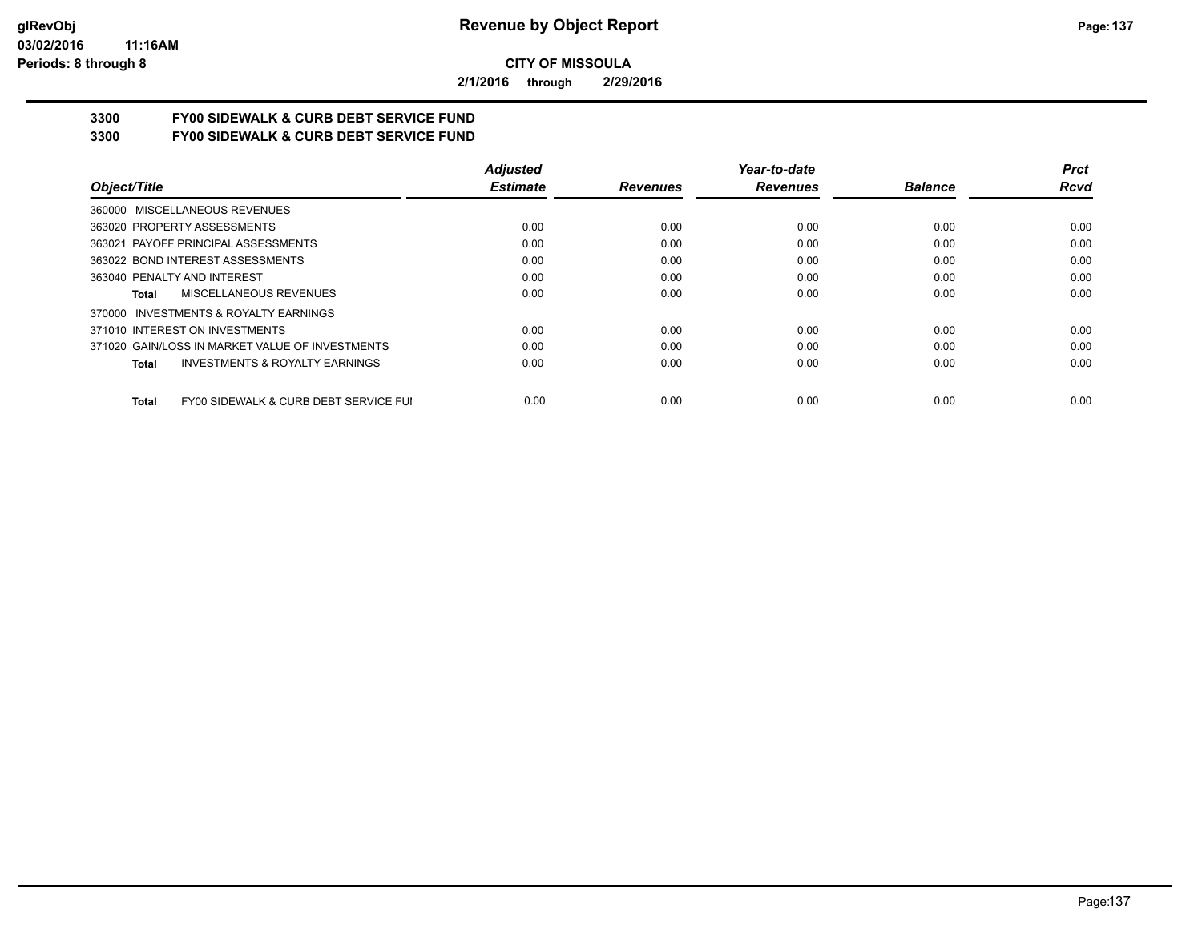# Revenue by Object Report

**CITY OF MISSOULA**

**2/1/2016 through 2/29/2016**

glRevObj
03/02/2016 11:16AM
Periods: 8 through 8

## 3300 FY00 SIDEWALK & CURB DEBT SERVICE FUND
## 3300 FY00 SIDEWALK & CURB DEBT SERVICE FUND

| Object/Title | Adjusted Estimate | Revenues | Year-to-date Revenues | Balance | Prct Rcvd |
|---|---|---|---|---|---|
| 360000 MISCELLANEOUS REVENUES | | | | | |
| 363020 PROPERTY ASSESSMENTS | 0.00 | 0.00 | 0.00 | 0.00 | 0.00 |
| 363021 PAYOFF PRINCIPAL ASSESSMENTS | 0.00 | 0.00 | 0.00 | 0.00 | 0.00 |
| 363022 BOND INTEREST ASSESSMENTS | 0.00 | 0.00 | 0.00 | 0.00 | 0.00 |
| 363040 PENALTY AND INTEREST | 0.00 | 0.00 | 0.00 | 0.00 | 0.00 |
| **Total** MISCELLANEOUS REVENUES | 0.00 | 0.00 | 0.00 | 0.00 | 0.00 |
| 370000 INVESTMENTS & ROYALTY EARNINGS | | | | | |
| 371010 INTEREST ON INVESTMENTS | 0.00 | 0.00 | 0.00 | 0.00 | 0.00 |
| 371020 GAIN/LOSS IN MARKET VALUE OF INVESTMENTS | 0.00 | 0.00 | 0.00 | 0.00 | 0.00 |
| **Total** INVESTMENTS & ROYALTY EARNINGS | 0.00 | 0.00 | 0.00 | 0.00 | 0.00 |
| **Total** FY00 SIDEWALK & CURB DEBT SERVICE FUI | 0.00 | 0.00 | 0.00 | 0.00 | 0.00 |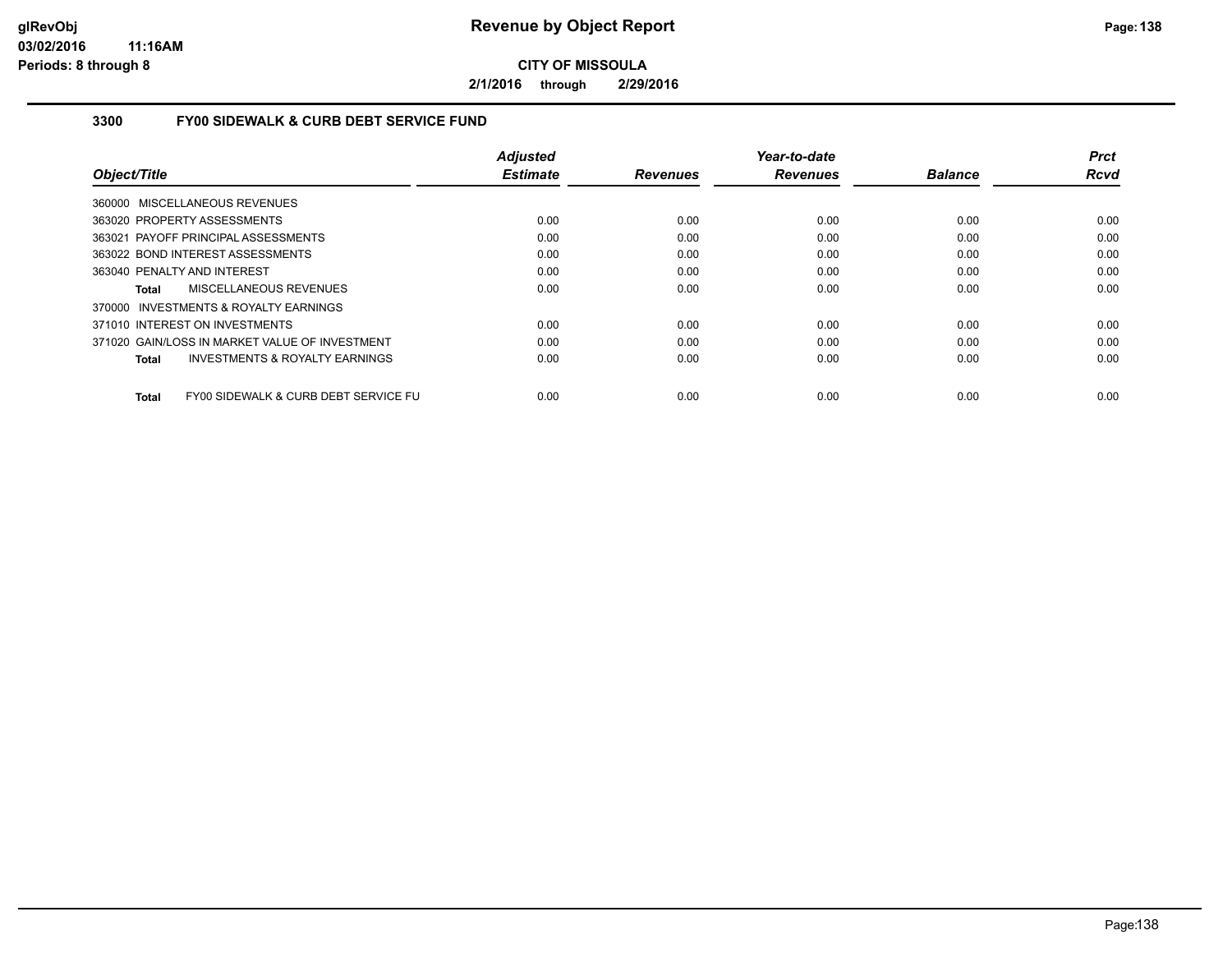**CITY OF MISSOULA**

**2/1/2016 through 2/29/2016**

## 3300 FY00 SIDEWALK & CURB DEBT SERVICE FUND

| Object/Title | Adjusted Estimate | Revenues | Year-to-date Revenues | Balance | Prct Rcvd |
|---|---|---|---|---|---|
| 360000 MISCELLANEOUS REVENUES | | | | | |
| 363020 PROPERTY ASSESSMENTS | 0.00 | 0.00 | 0.00 | 0.00 | 0.00 |
| 363021 PAYOFF PRINCIPAL ASSESSMENTS | 0.00 | 0.00 | 0.00 | 0.00 | 0.00 |
| 363022 BOND INTEREST ASSESSMENTS | 0.00 | 0.00 | 0.00 | 0.00 | 0.00 |
| 363040 PENALTY AND INTEREST | 0.00 | 0.00 | 0.00 | 0.00 | 0.00 |
| **Total** MISCELLANEOUS REVENUES | 0.00 | 0.00 | 0.00 | 0.00 | 0.00 |
| 370000 INVESTMENTS & ROYALTY EARNINGS | | | | | |
| 371010 INTEREST ON INVESTMENTS | 0.00 | 0.00 | 0.00 | 0.00 | 0.00 |
| 371020 GAIN/LOSS IN MARKET VALUE OF INVESTMENT | 0.00 | 0.00 | 0.00 | 0.00 | 0.00 |
| **Total** INVESTMENTS & ROYALTY EARNINGS | 0.00 | 0.00 | 0.00 | 0.00 | 0.00 |
| **Total** FY00 SIDEWALK & CURB DEBT SERVICE FU | 0.00 | 0.00 | 0.00 | 0.00 | 0.00 |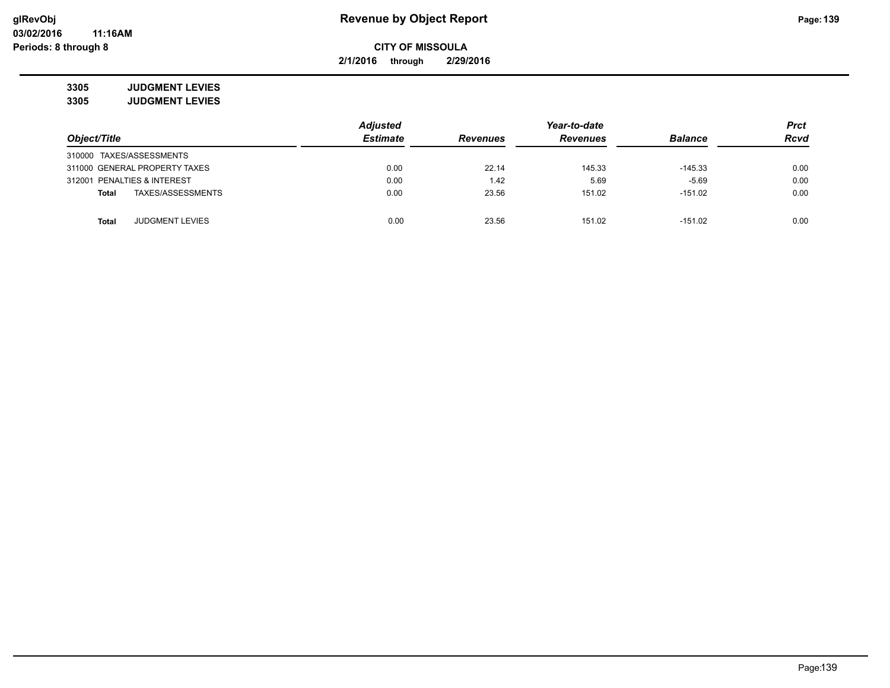**Revenue by Object Report**

**CITY OF MISSOULA**

**2/1/2016 through 2/29/2016**

glRevObj
03/02/2016 11:16AM
Periods: 8 through 8

**3305 JUDGMENT LEVIES**
**3305 JUDGMENT LEVIES**

| Object/Title | Adjusted Estimate | Revenues | Year-to-date Revenues | Balance | Prct Rcvd |
|---|---|---|---|---|---|
| 310000 TAXES/ASSESSMENTS | | | | | |
| 311000 GENERAL PROPERTY TAXES | 0.00 | 22.14 | 145.33 | -145.33 | 0.00 |
| 312001 PENALTIES & INTEREST | 0.00 | 1.42 | 5.69 | -5.69 | 0.00 |
| **Total** TAXES/ASSESSMENTS | 0.00 | 23.56 | 151.02 | -151.02 | 0.00 |
| **Total** JUDGMENT LEVIES | 0.00 | 23.56 | 151.02 | -151.02 | 0.00 |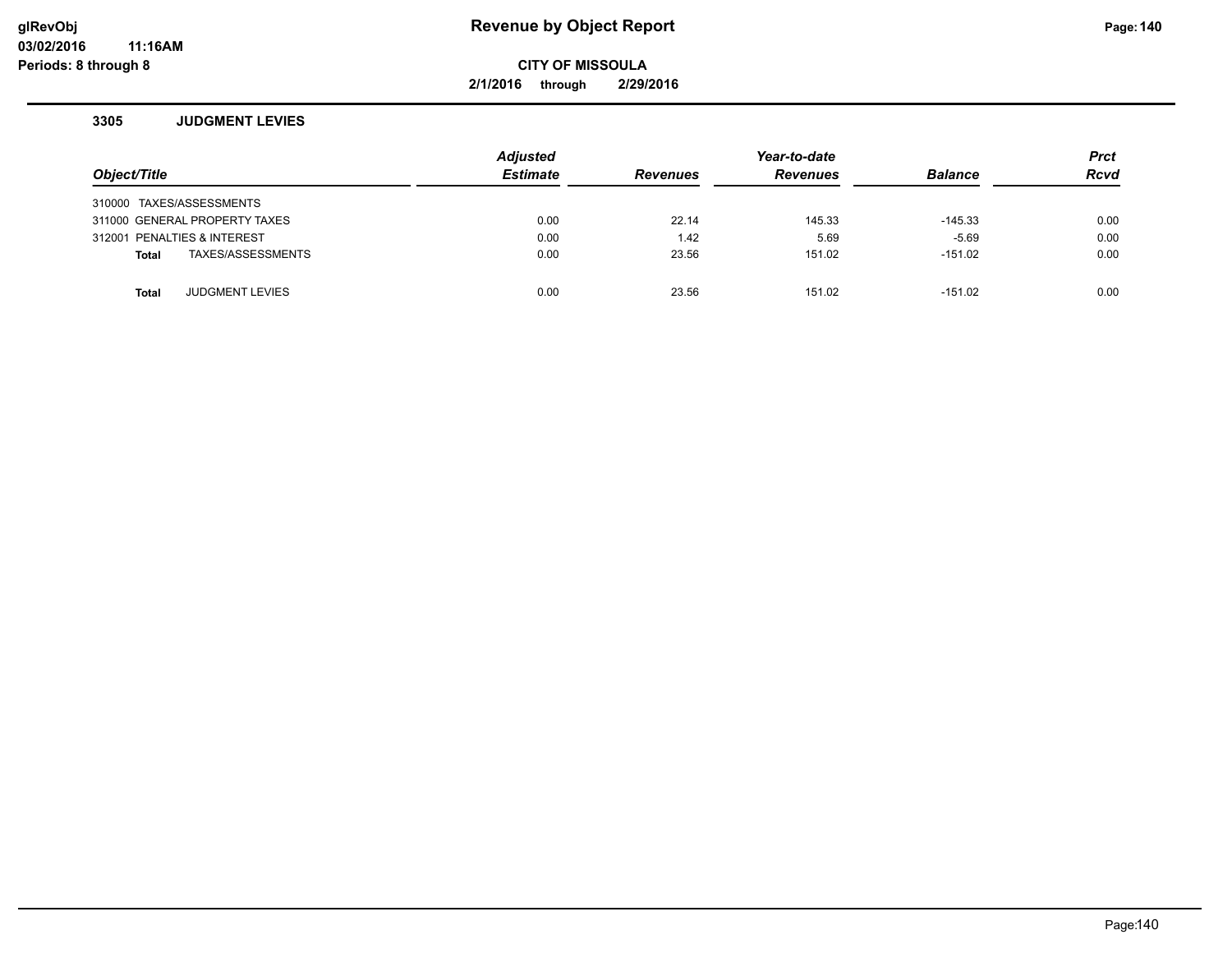# Revenue by Object Report

**CITY OF MISSOULA**

**2/1/2016 through 2/29/2016**

### 3305 JUDGMENT LEVIES

| Object/Title | Adjusted Estimate | Revenues | Year-to-date Revenues | Balance | Prct Rcvd |
|---|---|---|---|---|---|
| 310000 TAXES/ASSESSMENTS | | | | | |
| 311000 GENERAL PROPERTY TAXES | 0.00 | 22.14 | 145.33 | -145.33 | 0.00 |
| 312001 PENALTIES & INTEREST | 0.00 | 1.42 | 5.69 | -5.69 | 0.00 |
| **Total** TAXES/ASSESSMENTS | 0.00 | 23.56 | 151.02 | -151.02 | 0.00 |
| **Total** JUDGMENT LEVIES | 0.00 | 23.56 | 151.02 | -151.02 | 0.00 |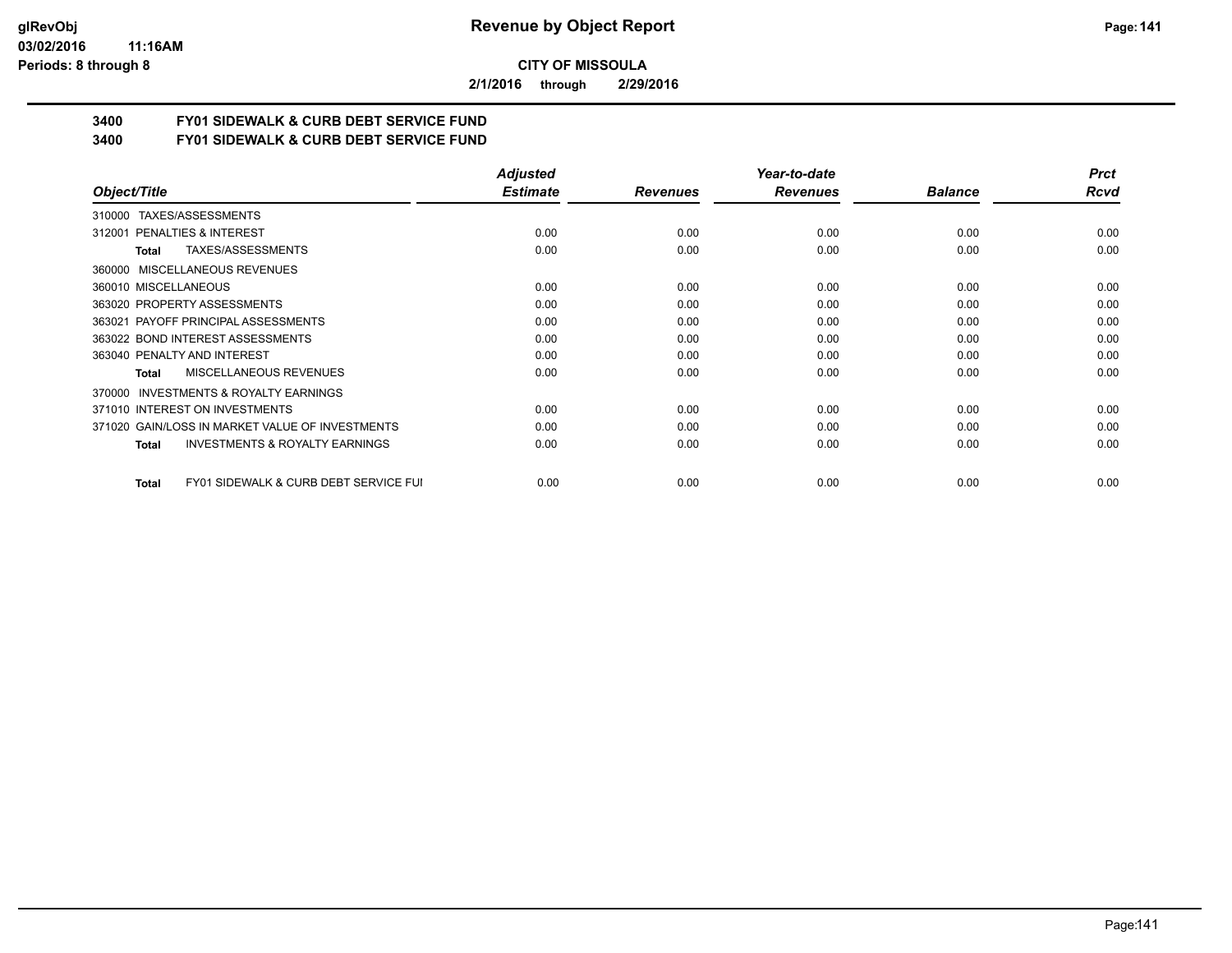**Revenue by Object Report**

**CITY OF MISSOULA**

**2/1/2016 through 2/29/2016**

glRevObj
03/02/2016 11:16AM
Periods: 8 through 8

## 3400 FY01 SIDEWALK & CURB DEBT SERVICE FUND
## 3400 FY01 SIDEWALK & CURB DEBT SERVICE FUND

| Object/Title | Adjusted Estimate | Revenues | Year-to-date Revenues | Balance | Prct Rcvd |
|---|---|---|---|---|---|
| 310000 TAXES/ASSESSMENTS | | | | | |
| 312001 PENALTIES & INTEREST | 0.00 | 0.00 | 0.00 | 0.00 | 0.00 |
| **Total** TAXES/ASSESSMENTS | 0.00 | 0.00 | 0.00 | 0.00 | 0.00 |
| 360000 MISCELLANEOUS REVENUES | | | | | |
| 360010 MISCELLANEOUS | 0.00 | 0.00 | 0.00 | 0.00 | 0.00 |
| 363020 PROPERTY ASSESSMENTS | 0.00 | 0.00 | 0.00 | 0.00 | 0.00 |
| 363021 PAYOFF PRINCIPAL ASSESSMENTS | 0.00 | 0.00 | 0.00 | 0.00 | 0.00 |
| 363022 BOND INTEREST ASSESSMENTS | 0.00 | 0.00 | 0.00 | 0.00 | 0.00 |
| 363040 PENALTY AND INTEREST | 0.00 | 0.00 | 0.00 | 0.00 | 0.00 |
| **Total** MISCELLANEOUS REVENUES | 0.00 | 0.00 | 0.00 | 0.00 | 0.00 |
| 370000 INVESTMENTS & ROYALTY EARNINGS | | | | | |
| 371010 INTEREST ON INVESTMENTS | 0.00 | 0.00 | 0.00 | 0.00 | 0.00 |
| 371020 GAIN/LOSS IN MARKET VALUE OF INVESTMENTS | 0.00 | 0.00 | 0.00 | 0.00 | 0.00 |
| **Total** INVESTMENTS & ROYALTY EARNINGS | 0.00 | 0.00 | 0.00 | 0.00 | 0.00 |
| **Total** FY01 SIDEWALK & CURB DEBT SERVICE FUI | 0.00 | 0.00 | 0.00 | 0.00 | 0.00 |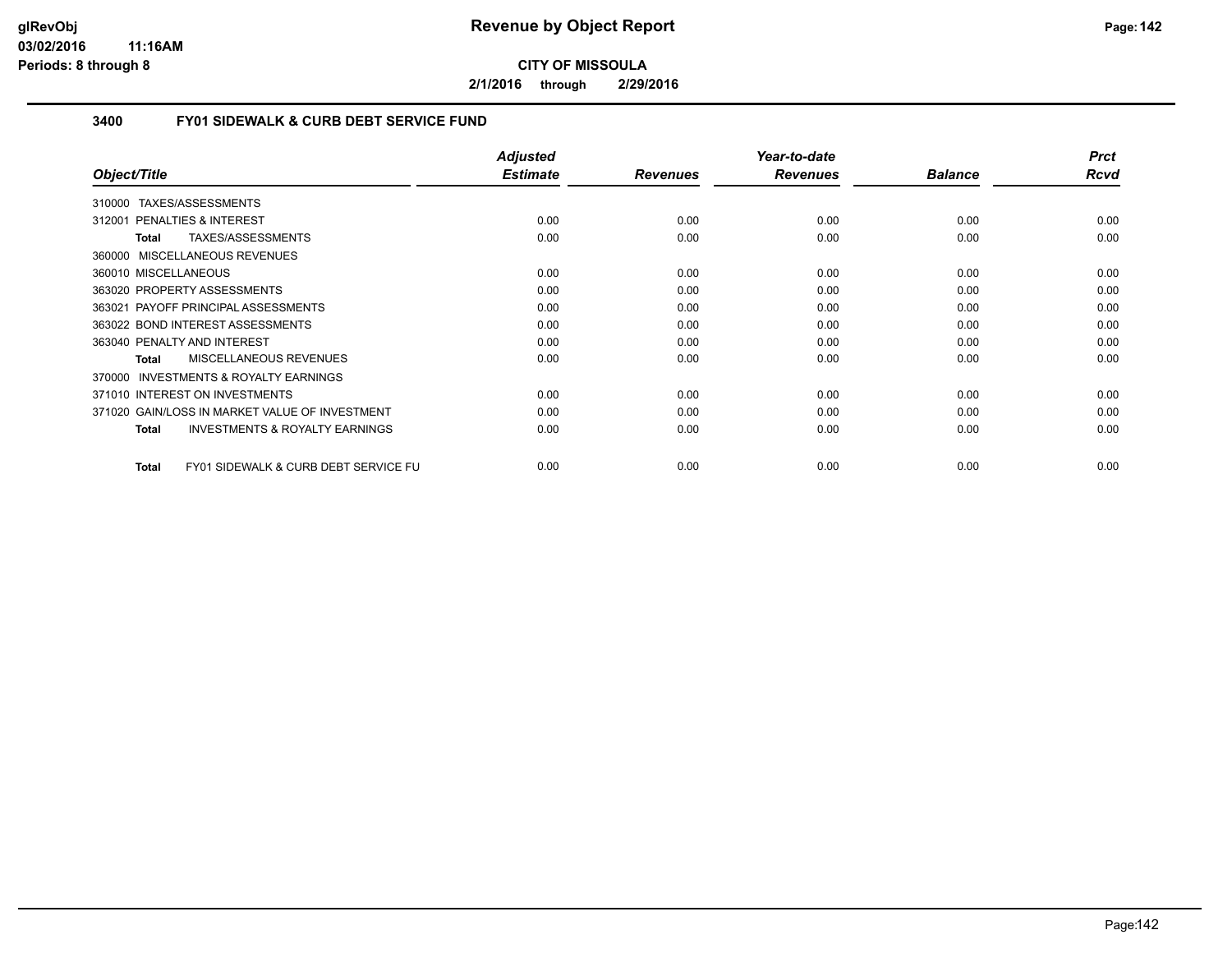# Revenue by Object Report

**CITY OF MISSOULA**

**2/1/2016 through 2/29/2016**

glRevObj
03/02/2016 11:16AM
Periods: 8 through 8

## 3400 FY01 SIDEWALK & CURB DEBT SERVICE FUND

| Object/Title | Adjusted Estimate | Revenues | Year-to-date Revenues | Balance | Prct Rcvd |
|---|---|---|---|---|---|
| 310000 TAXES/ASSESSMENTS | | | | | |
| 312001 PENALTIES & INTEREST | 0.00 | 0.00 | 0.00 | 0.00 | 0.00 |
| **Total** TAXES/ASSESSMENTS | 0.00 | 0.00 | 0.00 | 0.00 | 0.00 |
| 360000 MISCELLANEOUS REVENUES | | | | | |
| 360010 MISCELLANEOUS | 0.00 | 0.00 | 0.00 | 0.00 | 0.00 |
| 363020 PROPERTY ASSESSMENTS | 0.00 | 0.00 | 0.00 | 0.00 | 0.00 |
| 363021 PAYOFF PRINCIPAL ASSESSMENTS | 0.00 | 0.00 | 0.00 | 0.00 | 0.00 |
| 363022 BOND INTEREST ASSESSMENTS | 0.00 | 0.00 | 0.00 | 0.00 | 0.00 |
| 363040 PENALTY AND INTEREST | 0.00 | 0.00 | 0.00 | 0.00 | 0.00 |
| **Total** MISCELLANEOUS REVENUES | 0.00 | 0.00 | 0.00 | 0.00 | 0.00 |
| 370000 INVESTMENTS & ROYALTY EARNINGS | | | | | |
| 371010 INTEREST ON INVESTMENTS | 0.00 | 0.00 | 0.00 | 0.00 | 0.00 |
| 371020 GAIN/LOSS IN MARKET VALUE OF INVESTMENT | 0.00 | 0.00 | 0.00 | 0.00 | 0.00 |
| **Total** INVESTMENTS & ROYALTY EARNINGS | 0.00 | 0.00 | 0.00 | 0.00 | 0.00 |
| **Total** FY01 SIDEWALK & CURB DEBT SERVICE FU | 0.00 | 0.00 | 0.00 | 0.00 | 0.00 |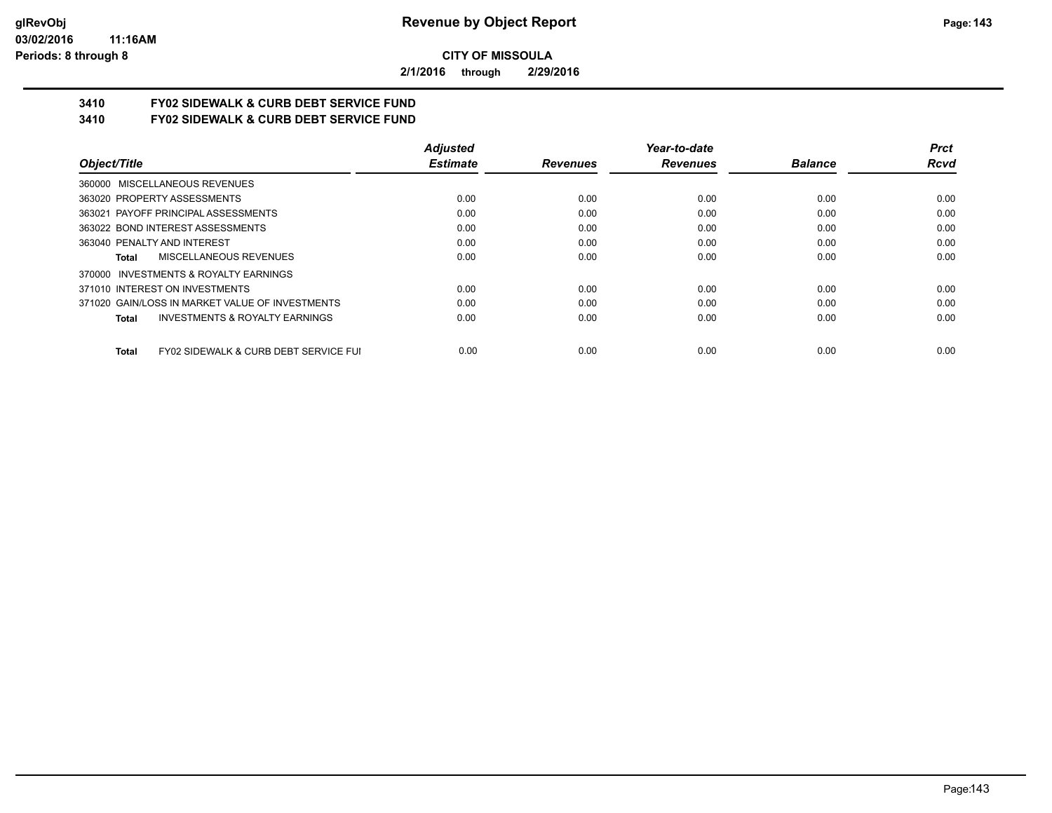# Revenue by Object Report

**CITY OF MISSOULA**

**2/1/2016 through 2/29/2016**

glRevObj
03/02/2016 11:16AM
Periods: 8 through 8

## 3410 FY02 SIDEWALK & CURB DEBT SERVICE FUND
## 3410 FY02 SIDEWALK & CURB DEBT SERVICE FUND

| Object/Title | Adjusted Estimate | Revenues | Year-to-date Revenues | Balance | Prct Rcvd |
|---|---|---|---|---|---|
| 360000 MISCELLANEOUS REVENUES | | | | | |
| 363020 PROPERTY ASSESSMENTS | 0.00 | 0.00 | 0.00 | 0.00 | 0.00 |
| 363021 PAYOFF PRINCIPAL ASSESSMENTS | 0.00 | 0.00 | 0.00 | 0.00 | 0.00 |
| 363022 BOND INTEREST ASSESSMENTS | 0.00 | 0.00 | 0.00 | 0.00 | 0.00 |
| 363040 PENALTY AND INTEREST | 0.00 | 0.00 | 0.00 | 0.00 | 0.00 |
| **Total** MISCELLANEOUS REVENUES | 0.00 | 0.00 | 0.00 | 0.00 | 0.00 |
| 370000 INVESTMENTS & ROYALTY EARNINGS | | | | | |
| 371010 INTEREST ON INVESTMENTS | 0.00 | 0.00 | 0.00 | 0.00 | 0.00 |
| 371020 GAIN/LOSS IN MARKET VALUE OF INVESTMENTS | 0.00 | 0.00 | 0.00 | 0.00 | 0.00 |
| **Total** INVESTMENTS & ROYALTY EARNINGS | 0.00 | 0.00 | 0.00 | 0.00 | 0.00 |
| **Total** FY02 SIDEWALK & CURB DEBT SERVICE FUI | 0.00 | 0.00 | 0.00 | 0.00 | 0.00 |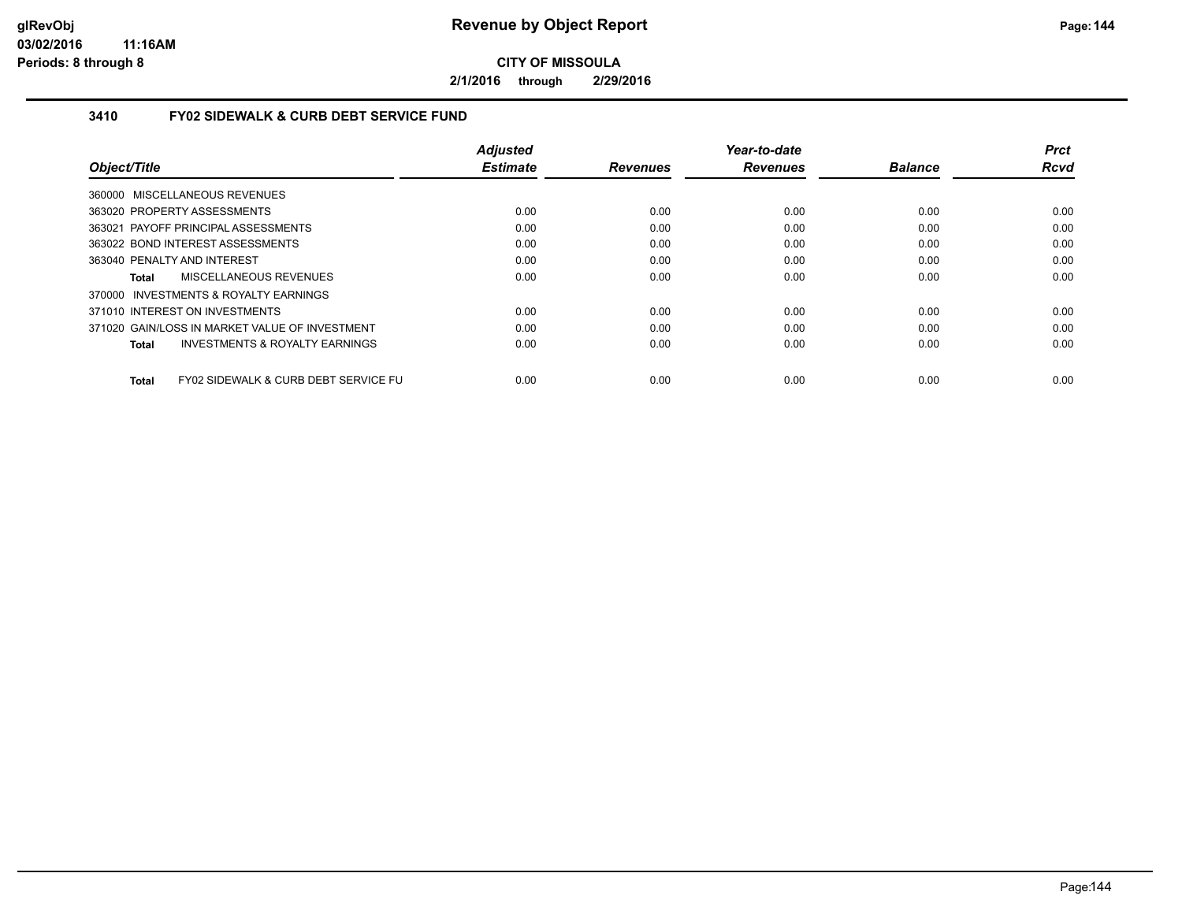# Revenue by Object Report

**CITY OF MISSOULA**

**2/1/2016 through 2/29/2016**

### 3410 FY02 SIDEWALK & CURB DEBT SERVICE FUND

| Object/Title | Adjusted Estimate | Revenues | Year-to-date Revenues | Balance | Prct Rcvd |
|---|---|---|---|---|---|
| 360000 MISCELLANEOUS REVENUES | | | | | |
| 363020 PROPERTY ASSESSMENTS | 0.00 | 0.00 | 0.00 | 0.00 | 0.00 |
| 363021 PAYOFF PRINCIPAL ASSESSMENTS | 0.00 | 0.00 | 0.00 | 0.00 | 0.00 |
| 363022 BOND INTEREST ASSESSMENTS | 0.00 | 0.00 | 0.00 | 0.00 | 0.00 |
| 363040 PENALTY AND INTEREST | 0.00 | 0.00 | 0.00 | 0.00 | 0.00 |
| **Total** MISCELLANEOUS REVENUES | 0.00 | 0.00 | 0.00 | 0.00 | 0.00 |
| 370000 INVESTMENTS & ROYALTY EARNINGS | | | | | |
| 371010 INTEREST ON INVESTMENTS | 0.00 | 0.00 | 0.00 | 0.00 | 0.00 |
| 371020 GAIN/LOSS IN MARKET VALUE OF INVESTMENT | 0.00 | 0.00 | 0.00 | 0.00 | 0.00 |
| **Total** INVESTMENTS & ROYALTY EARNINGS | 0.00 | 0.00 | 0.00 | 0.00 | 0.00 |
| **Total** FY02 SIDEWALK & CURB DEBT SERVICE FU | 0.00 | 0.00 | 0.00 | 0.00 | 0.00 |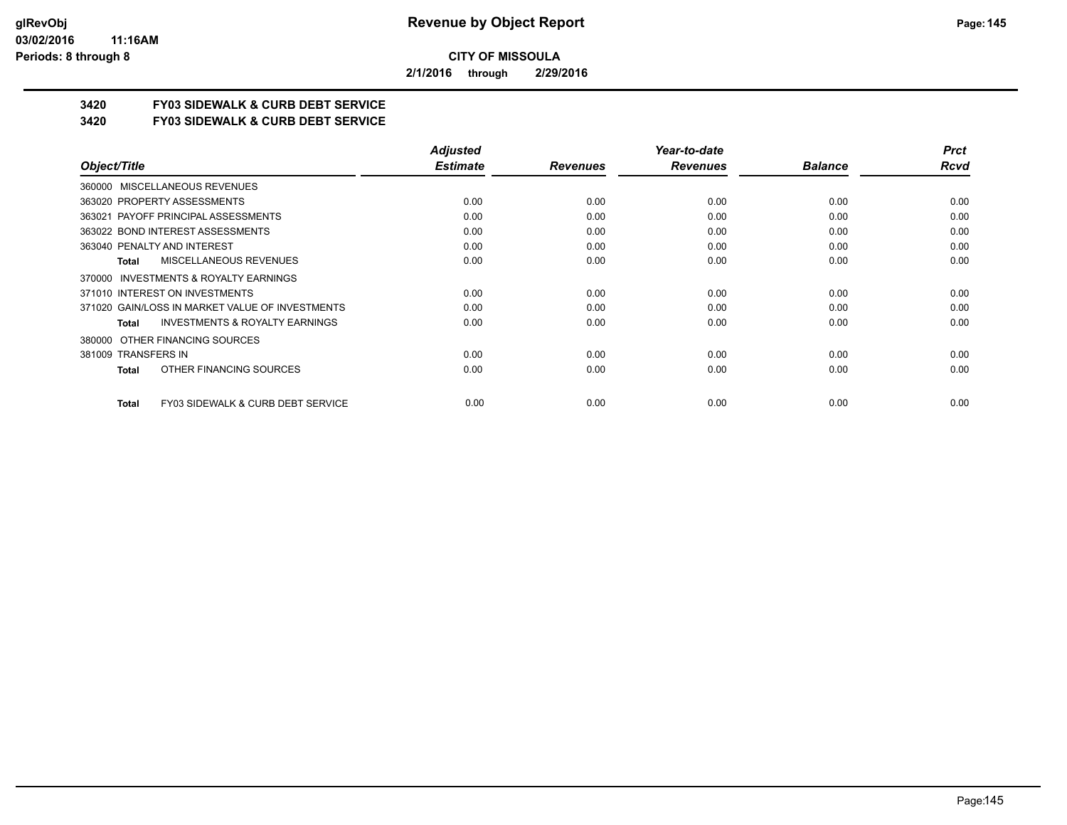**CITY OF MISSOULA**

**2/1/2016 through 2/29/2016**

## 3420 FY03 SIDEWALK & CURB DEBT SERVICE

## 3420 FY03 SIDEWALK & CURB DEBT SERVICE

| Object/Title | Adjusted Estimate | Revenues | Year-to-date Revenues | Balance | Prct Rcvd |
|---|---|---|---|---|---|
| 360000 MISCELLANEOUS REVENUES | | | | | |
| 363020 PROPERTY ASSESSMENTS | 0.00 | 0.00 | 0.00 | 0.00 | 0.00 |
| 363021 PAYOFF PRINCIPAL ASSESSMENTS | 0.00 | 0.00 | 0.00 | 0.00 | 0.00 |
| 363022 BOND INTEREST ASSESSMENTS | 0.00 | 0.00 | 0.00 | 0.00 | 0.00 |
| 363040 PENALTY AND INTEREST | 0.00 | 0.00 | 0.00 | 0.00 | 0.00 |
| **Total** MISCELLANEOUS REVENUES | 0.00 | 0.00 | 0.00 | 0.00 | 0.00 |
| 370000 INVESTMENTS & ROYALTY EARNINGS | | | | | |
| 371010 INTEREST ON INVESTMENTS | 0.00 | 0.00 | 0.00 | 0.00 | 0.00 |
| 371020 GAIN/LOSS IN MARKET VALUE OF INVESTMENTS | 0.00 | 0.00 | 0.00 | 0.00 | 0.00 |
| **Total** INVESTMENTS & ROYALTY EARNINGS | 0.00 | 0.00 | 0.00 | 0.00 | 0.00 |
| 380000 OTHER FINANCING SOURCES | | | | | |
| 381009 TRANSFERS IN | 0.00 | 0.00 | 0.00 | 0.00 | 0.00 |
| **Total** OTHER FINANCING SOURCES | 0.00 | 0.00 | 0.00 | 0.00 | 0.00 |
| **Total** FY03 SIDEWALK & CURB DEBT SERVICE | 0.00 | 0.00 | 0.00 | 0.00 | 0.00 |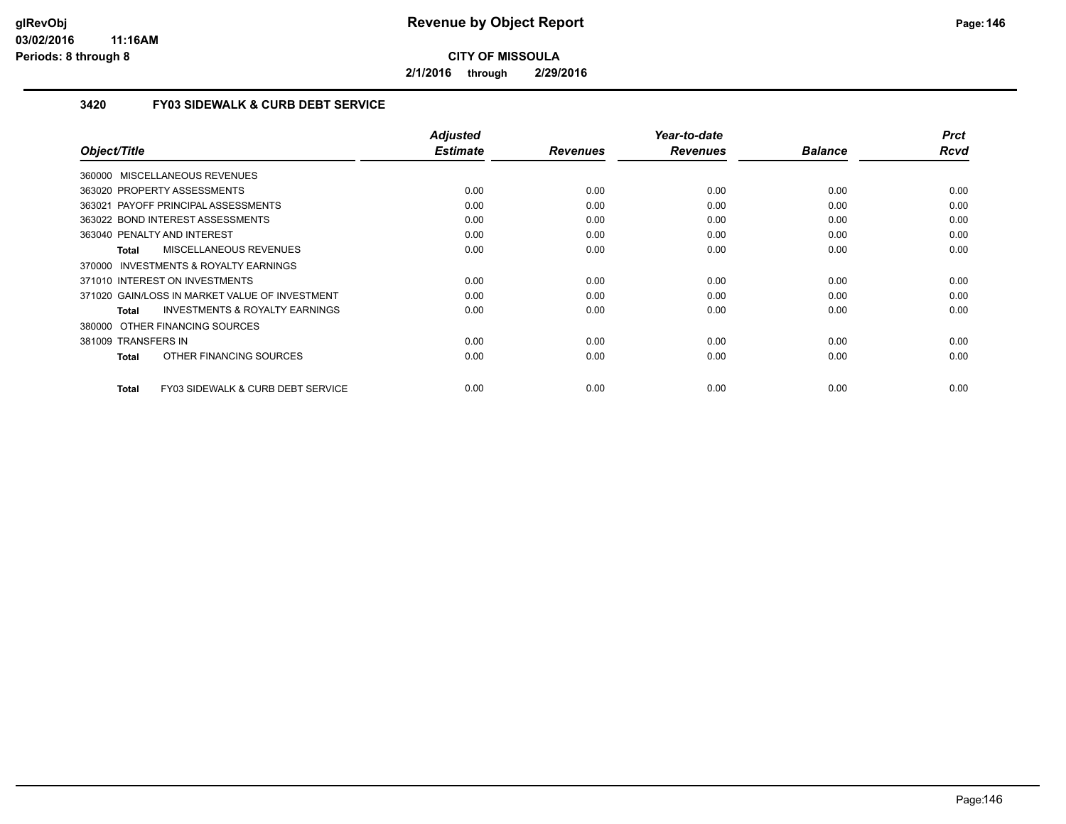# Revenue by Object Report

**CITY OF MISSOULA**

**2/1/2016 through 2/29/2016**

glRevObj
03/02/2016 11:16AM
Periods: 8 through 8

### 3420 FY03 SIDEWALK & CURB DEBT SERVICE

| Object/Title | Adjusted Estimate | Revenues | Year-to-date Revenues | Balance | Prct Rcvd |
|---|---|---|---|---|---|
| 360000 MISCELLANEOUS REVENUES | | | | | |
| 363020 PROPERTY ASSESSMENTS | 0.00 | 0.00 | 0.00 | 0.00 | 0.00 |
| 363021 PAYOFF PRINCIPAL ASSESSMENTS | 0.00 | 0.00 | 0.00 | 0.00 | 0.00 |
| 363022 BOND INTEREST ASSESSMENTS | 0.00 | 0.00 | 0.00 | 0.00 | 0.00 |
| 363040 PENALTY AND INTEREST | 0.00 | 0.00 | 0.00 | 0.00 | 0.00 |
| **Total** MISCELLANEOUS REVENUES | 0.00 | 0.00 | 0.00 | 0.00 | 0.00 |
| 370000 INVESTMENTS & ROYALTY EARNINGS | | | | | |
| 371010 INTEREST ON INVESTMENTS | 0.00 | 0.00 | 0.00 | 0.00 | 0.00 |
| 371020 GAIN/LOSS IN MARKET VALUE OF INVESTMENT | 0.00 | 0.00 | 0.00 | 0.00 | 0.00 |
| **Total** INVESTMENTS & ROYALTY EARNINGS | 0.00 | 0.00 | 0.00 | 0.00 | 0.00 |
| 380000 OTHER FINANCING SOURCES | | | | | |
| 381009 TRANSFERS IN | 0.00 | 0.00 | 0.00 | 0.00 | 0.00 |
| **Total** OTHER FINANCING SOURCES | 0.00 | 0.00 | 0.00 | 0.00 | 0.00 |
| **Total** FY03 SIDEWALK & CURB DEBT SERVICE | 0.00 | 0.00 | 0.00 | 0.00 | 0.00 |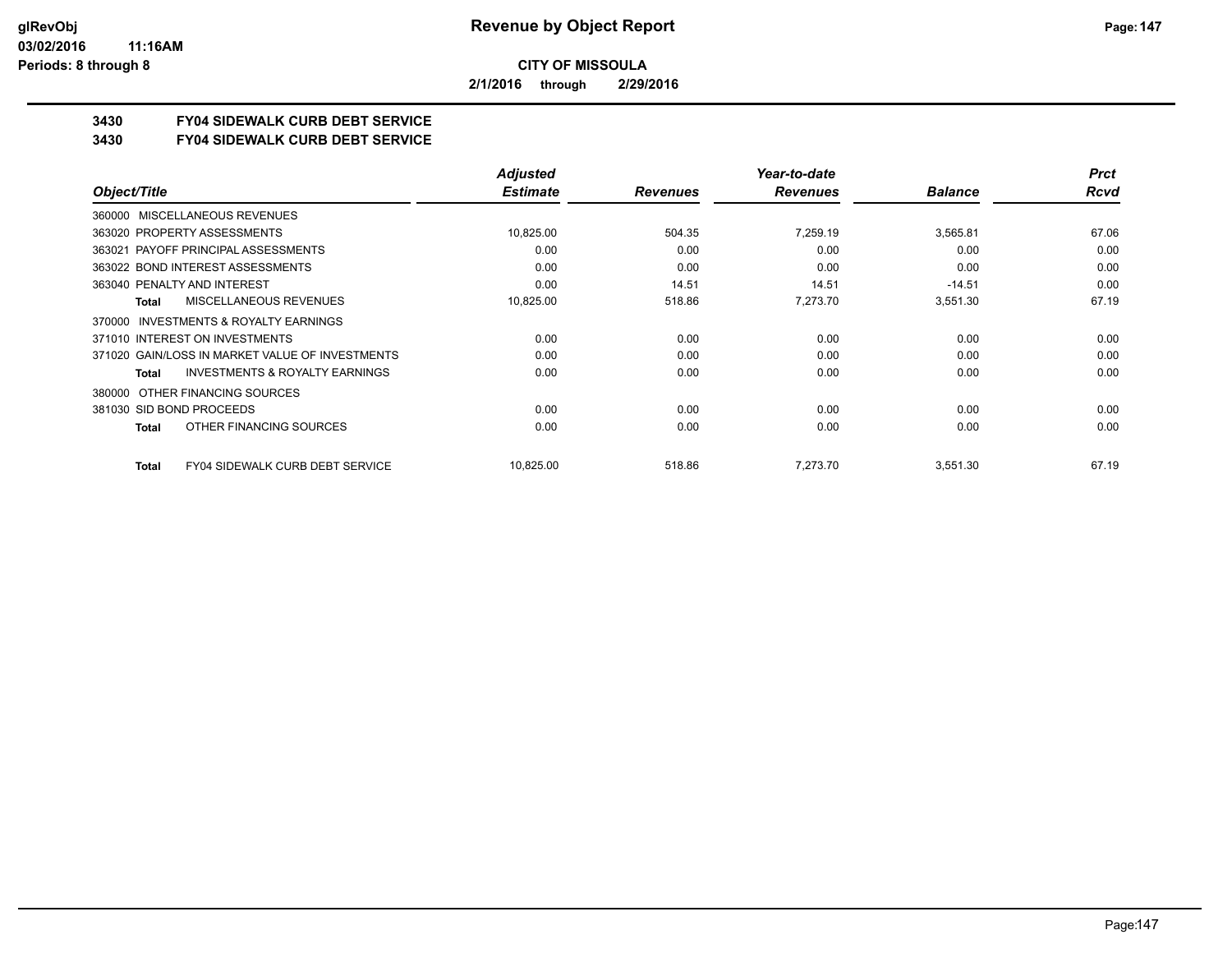**CITY OF MISSOULA**

**2/1/2016 through 2/29/2016**

## 3430 FY04 SIDEWALK CURB DEBT SERVICE
## 3430 FY04 SIDEWALK CURB DEBT SERVICE

| Object/Title | Adjusted Estimate | Revenues | Year-to-date Revenues | Balance | Prct Rcvd |
|---|---|---|---|---|---|
| 360000 MISCELLANEOUS REVENUES | | | | | |
| 363020 PROPERTY ASSESSMENTS | 10,825.00 | 504.35 | 7,259.19 | 3,565.81 | 67.06 |
| 363021 PAYOFF PRINCIPAL ASSESSMENTS | 0.00 | 0.00 | 0.00 | 0.00 | 0.00 |
| 363022 BOND INTEREST ASSESSMENTS | 0.00 | 0.00 | 0.00 | 0.00 | 0.00 |
| 363040 PENALTY AND INTEREST | 0.00 | 14.51 | 14.51 | -14.51 | 0.00 |
| **Total** MISCELLANEOUS REVENUES | 10,825.00 | 518.86 | 7,273.70 | 3,551.30 | 67.19 |
| 370000 INVESTMENTS & ROYALTY EARNINGS | | | | | |
| 371010 INTEREST ON INVESTMENTS | 0.00 | 0.00 | 0.00 | 0.00 | 0.00 |
| 371020 GAIN/LOSS IN MARKET VALUE OF INVESTMENTS | 0.00 | 0.00 | 0.00 | 0.00 | 0.00 |
| **Total** INVESTMENTS & ROYALTY EARNINGS | 0.00 | 0.00 | 0.00 | 0.00 | 0.00 |
| 380000 OTHER FINANCING SOURCES | | | | | |
| 381030 SID BOND PROCEEDS | 0.00 | 0.00 | 0.00 | 0.00 | 0.00 |
| **Total** OTHER FINANCING SOURCES | 0.00 | 0.00 | 0.00 | 0.00 | 0.00 |
| **Total** FY04 SIDEWALK CURB DEBT SERVICE | 10,825.00 | 518.86 | 7,273.70 | 3,551.30 | 67.19 |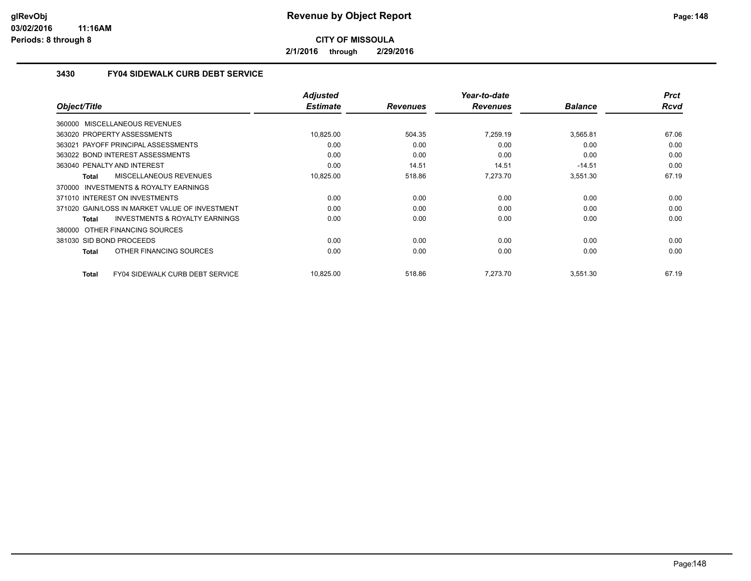# Revenue by Object Report

**CITY OF MISSOULA**

**2/1/2016 through 2/29/2016**

### 3430 FY04 SIDEWALK CURB DEBT SERVICE

| Object/Title | Adjusted Estimate | Revenues | Year-to-date Revenues | Balance | Prct Rcvd |
|---|---|---|---|---|---|
| 360000 MISCELLANEOUS REVENUES | | | | | |
| 363020 PROPERTY ASSESSMENTS | 10,825.00 | 504.35 | 7,259.19 | 3,565.81 | 67.06 |
| 363021 PAYOFF PRINCIPAL ASSESSMENTS | 0.00 | 0.00 | 0.00 | 0.00 | 0.00 |
| 363022 BOND INTEREST ASSESSMENTS | 0.00 | 0.00 | 0.00 | 0.00 | 0.00 |
| 363040 PENALTY AND INTEREST | 0.00 | 14.51 | 14.51 | -14.51 | 0.00 |
| **Total** MISCELLANEOUS REVENUES | 10,825.00 | 518.86 | 7,273.70 | 3,551.30 | 67.19 |
| 370000 INVESTMENTS & ROYALTY EARNINGS | | | | | |
| 371010 INTEREST ON INVESTMENTS | 0.00 | 0.00 | 0.00 | 0.00 | 0.00 |
| 371020 GAIN/LOSS IN MARKET VALUE OF INVESTMENT | 0.00 | 0.00 | 0.00 | 0.00 | 0.00 |
| **Total** INVESTMENTS & ROYALTY EARNINGS | 0.00 | 0.00 | 0.00 | 0.00 | 0.00 |
| 380000 OTHER FINANCING SOURCES | | | | | |
| 381030 SID BOND PROCEEDS | 0.00 | 0.00 | 0.00 | 0.00 | 0.00 |
| **Total** OTHER FINANCING SOURCES | 0.00 | 0.00 | 0.00 | 0.00 | 0.00 |
| **Total** FY04 SIDEWALK CURB DEBT SERVICE | 10,825.00 | 518.86 | 7,273.70 | 3,551.30 | 67.19 |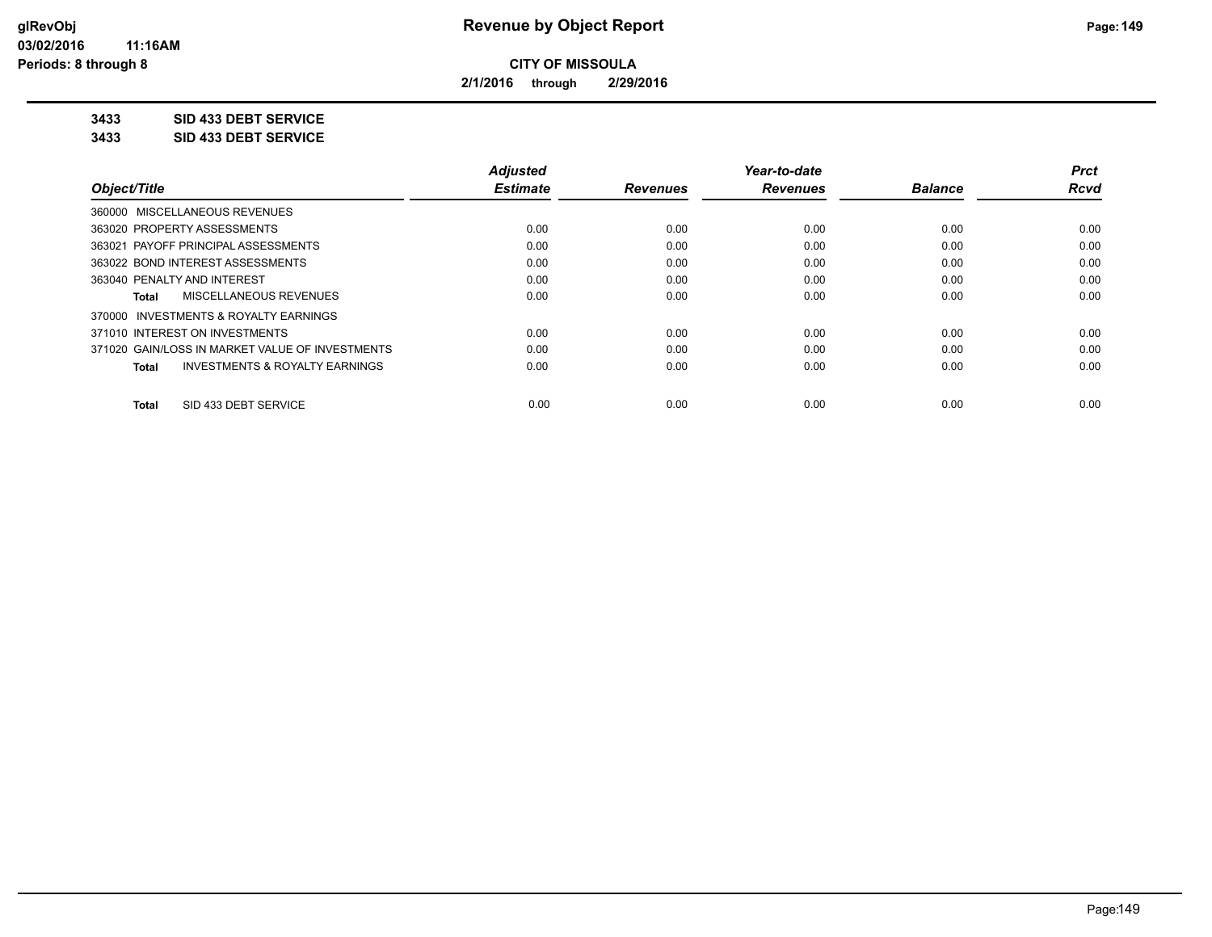**Revenue by Object Report**

**CITY OF MISSOULA**

**2/1/2016 through 2/29/2016**

glRevObj
03/02/2016 11:16AM
Periods: 8 through 8

**3433 SID 433 DEBT SERVICE**

**3433 SID 433 DEBT SERVICE**

| Object/Title | Adjusted Estimate | Revenues | Year-to-date Revenues | Balance | Prct Rcvd |
|---|---|---|---|---|---|
| 360000 MISCELLANEOUS REVENUES | | | | | |
| 363020 PROPERTY ASSESSMENTS | 0.00 | 0.00 | 0.00 | 0.00 | 0.00 |
| 363021 PAYOFF PRINCIPAL ASSESSMENTS | 0.00 | 0.00 | 0.00 | 0.00 | 0.00 |
| 363022 BOND INTEREST ASSESSMENTS | 0.00 | 0.00 | 0.00 | 0.00 | 0.00 |
| 363040 PENALTY AND INTEREST | 0.00 | 0.00 | 0.00 | 0.00 | 0.00 |
| **Total** MISCELLANEOUS REVENUES | 0.00 | 0.00 | 0.00 | 0.00 | 0.00 |
| 370000 INVESTMENTS & ROYALTY EARNINGS | | | | | |
| 371010 INTEREST ON INVESTMENTS | 0.00 | 0.00 | 0.00 | 0.00 | 0.00 |
| 371020 GAIN/LOSS IN MARKET VALUE OF INVESTMENTS | 0.00 | 0.00 | 0.00 | 0.00 | 0.00 |
| **Total** INVESTMENTS & ROYALTY EARNINGS | 0.00 | 0.00 | 0.00 | 0.00 | 0.00 |
| **Total** SID 433 DEBT SERVICE | 0.00 | 0.00 | 0.00 | 0.00 | 0.00 |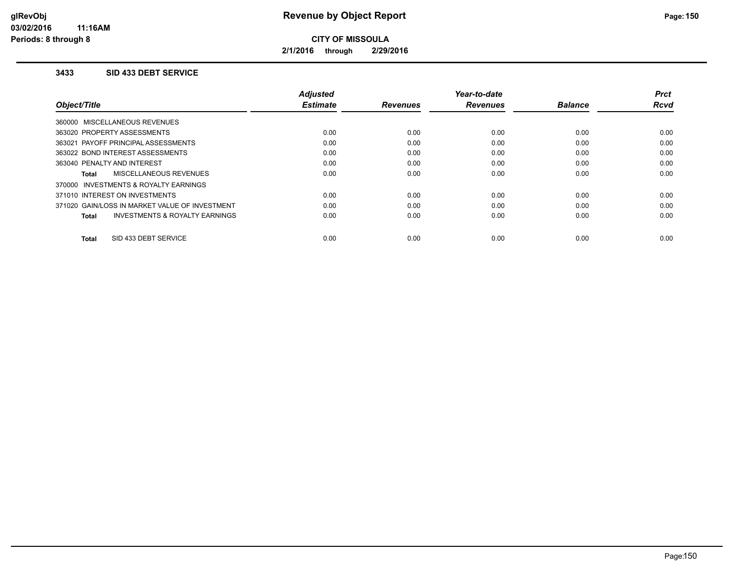# Revenue by Object Report

**CITY OF MISSOULA**

**2/1/2016 through 2/29/2016**

### 3433 SID 433 DEBT SERVICE

| Object/Title | Adjusted Estimate | Revenues | Year-to-date Revenues | Balance | Prct Rcvd |
|---|---|---|---|---|---|
| 360000 MISCELLANEOUS REVENUES | | | | | |
| 363020 PROPERTY ASSESSMENTS | 0.00 | 0.00 | 0.00 | 0.00 | 0.00 |
| 363021 PAYOFF PRINCIPAL ASSESSMENTS | 0.00 | 0.00 | 0.00 | 0.00 | 0.00 |
| 363022 BOND INTEREST ASSESSMENTS | 0.00 | 0.00 | 0.00 | 0.00 | 0.00 |
| 363040 PENALTY AND INTEREST | 0.00 | 0.00 | 0.00 | 0.00 | 0.00 |
| **Total** MISCELLANEOUS REVENUES | 0.00 | 0.00 | 0.00 | 0.00 | 0.00 |
| 370000 INVESTMENTS & ROYALTY EARNINGS | | | | | |
| 371010 INTEREST ON INVESTMENTS | 0.00 | 0.00 | 0.00 | 0.00 | 0.00 |
| 371020 GAIN/LOSS IN MARKET VALUE OF INVESTMENT | 0.00 | 0.00 | 0.00 | 0.00 | 0.00 |
| **Total** INVESTMENTS & ROYALTY EARNINGS | 0.00 | 0.00 | 0.00 | 0.00 | 0.00 |
| **Total** SID 433 DEBT SERVICE | 0.00 | 0.00 | 0.00 | 0.00 | 0.00 |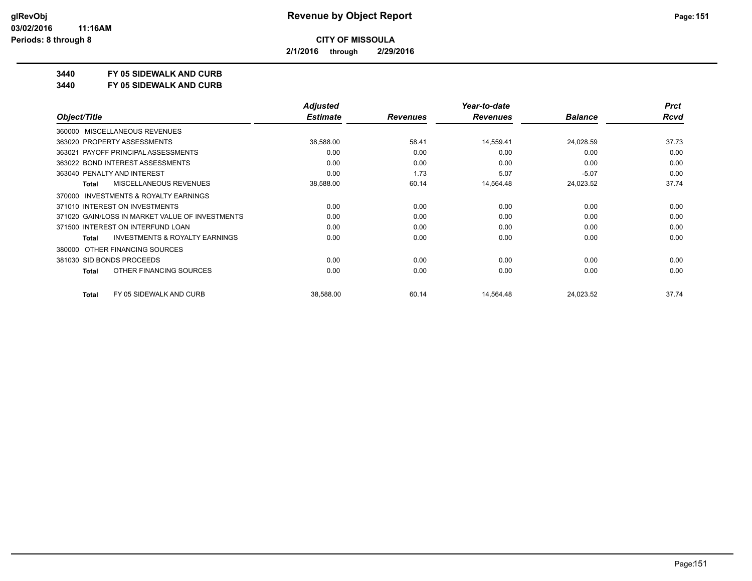**CITY OF MISSOULA**

**2/1/2016 through 2/29/2016**

**3440 FY 05 SIDEWALK AND CURB**

**3440 FY 05 SIDEWALK AND CURB**

| Object/Title | Adjusted Estimate | Revenues | Year-to-date Revenues | Balance | Prct Rcvd |
|---|---|---|---|---|---|
| 360000 MISCELLANEOUS REVENUES | | | | | |
| 363020 PROPERTY ASSESSMENTS | 38,588.00 | 58.41 | 14,559.41 | 24,028.59 | 37.73 |
| 363021 PAYOFF PRINCIPAL ASSESSMENTS | 0.00 | 0.00 | 0.00 | 0.00 | 0.00 |
| 363022 BOND INTEREST ASSESSMENTS | 0.00 | 0.00 | 0.00 | 0.00 | 0.00 |
| 363040 PENALTY AND INTEREST | 0.00 | 1.73 | 5.07 | -5.07 | 0.00 |
| **Total** MISCELLANEOUS REVENUES | 38,588.00 | 60.14 | 14,564.48 | 24,023.52 | 37.74 |
| 370000 INVESTMENTS & ROYALTY EARNINGS | | | | | |
| 371010 INTEREST ON INVESTMENTS | 0.00 | 0.00 | 0.00 | 0.00 | 0.00 |
| 371020 GAIN/LOSS IN MARKET VALUE OF INVESTMENTS | 0.00 | 0.00 | 0.00 | 0.00 | 0.00 |
| 371500 INTEREST ON INTERFUND LOAN | 0.00 | 0.00 | 0.00 | 0.00 | 0.00 |
| **Total** INVESTMENTS & ROYALTY EARNINGS | 0.00 | 0.00 | 0.00 | 0.00 | 0.00 |
| 380000 OTHER FINANCING SOURCES | | | | | |
| 381030 SID BONDS PROCEEDS | 0.00 | 0.00 | 0.00 | 0.00 | 0.00 |
| **Total** OTHER FINANCING SOURCES | 0.00 | 0.00 | 0.00 | 0.00 | 0.00 |
| **Total** FY 05 SIDEWALK AND CURB | 38,588.00 | 60.14 | 14,564.48 | 24,023.52 | 37.74 |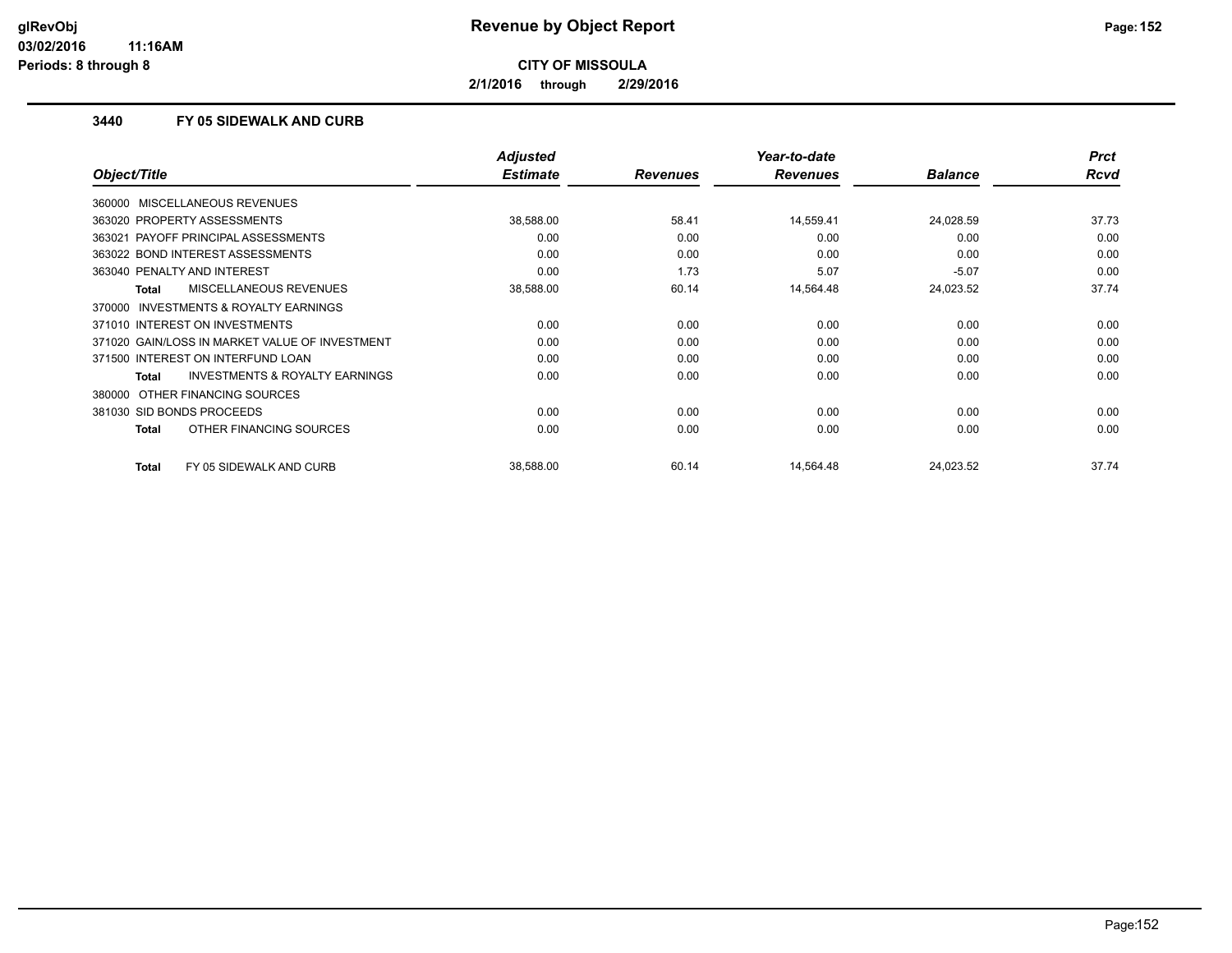**CITY OF MISSOULA**

**2/1/2016 through 2/29/2016**

### 3440 FY 05 SIDEWALK AND CURB

| Object/Title | Adjusted Estimate | Revenues | Year-to-date Revenues | Balance | Prct Rcvd |
|---|---|---|---|---|---|
| 360000 MISCELLANEOUS REVENUES | | | | | |
| 363020 PROPERTY ASSESSMENTS | 38,588.00 | 58.41 | 14,559.41 | 24,028.59 | 37.73 |
| 363021 PAYOFF PRINCIPAL ASSESSMENTS | 0.00 | 0.00 | 0.00 | 0.00 | 0.00 |
| 363022 BOND INTEREST ASSESSMENTS | 0.00 | 0.00 | 0.00 | 0.00 | 0.00 |
| 363040 PENALTY AND INTEREST | 0.00 | 1.73 | 5.07 | -5.07 | 0.00 |
| **Total** MISCELLANEOUS REVENUES | 38,588.00 | 60.14 | 14,564.48 | 24,023.52 | 37.74 |
| 370000 INVESTMENTS & ROYALTY EARNINGS | | | | | |
| 371010 INTEREST ON INVESTMENTS | 0.00 | 0.00 | 0.00 | 0.00 | 0.00 |
| 371020 GAIN/LOSS IN MARKET VALUE OF INVESTMENT | 0.00 | 0.00 | 0.00 | 0.00 | 0.00 |
| 371500 INTEREST ON INTERFUND LOAN | 0.00 | 0.00 | 0.00 | 0.00 | 0.00 |
| **Total** INVESTMENTS & ROYALTY EARNINGS | 0.00 | 0.00 | 0.00 | 0.00 | 0.00 |
| 380000 OTHER FINANCING SOURCES | | | | | |
| 381030 SID BONDS PROCEEDS | 0.00 | 0.00 | 0.00 | 0.00 | 0.00 |
| **Total** OTHER FINANCING SOURCES | 0.00 | 0.00 | 0.00 | 0.00 | 0.00 |
| **Total** FY 05 SIDEWALK AND CURB | 38,588.00 | 60.14 | 14,564.48 | 24,023.52 | 37.74 |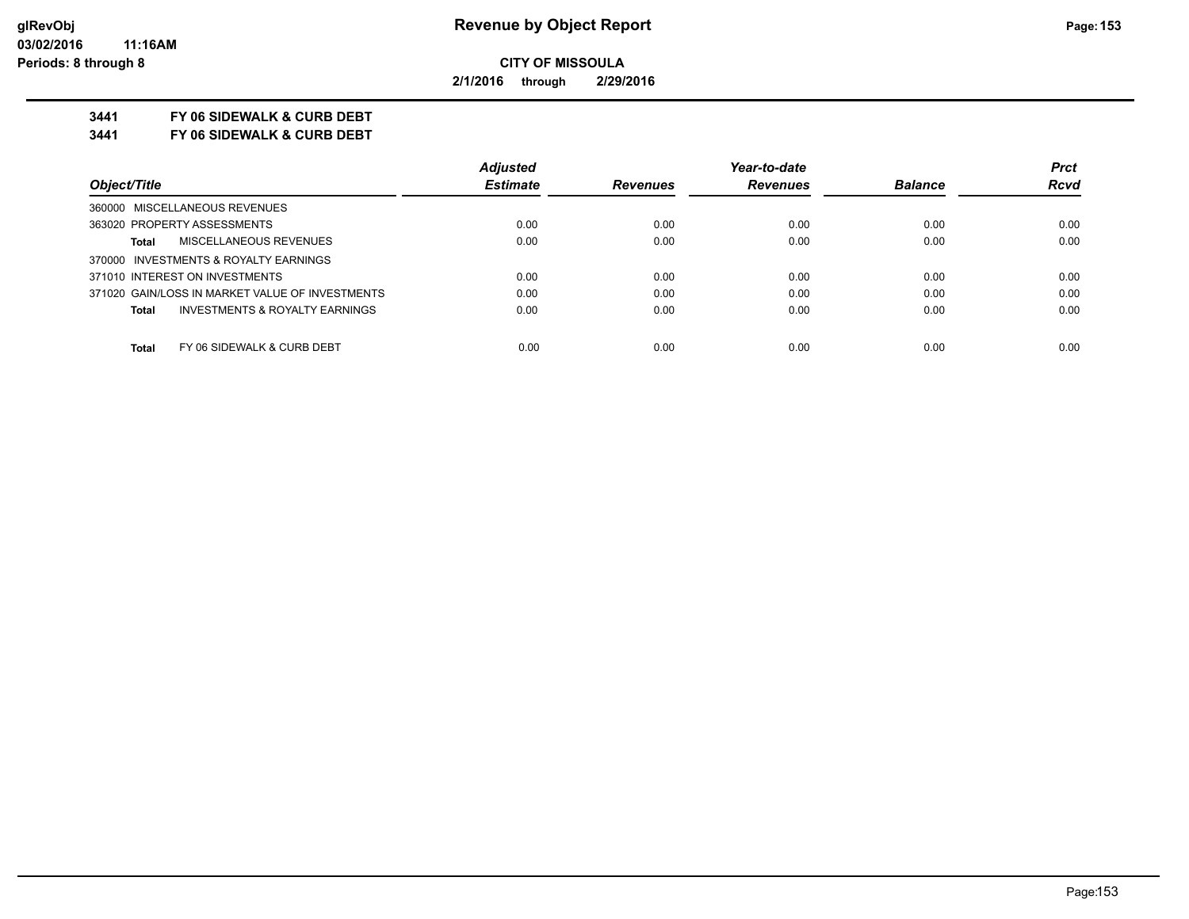# Revenue by Object Report

**CITY OF MISSOULA**

**2/1/2016 through 2/29/2016**

glRevObj
03/02/2016 11:16AM
Periods: 8 through 8

**3441 FY 06 SIDEWALK & CURB DEBT**

**3441 FY 06 SIDEWALK & CURB DEBT**

| Object/Title | Adjusted Estimate | Revenues | Year-to-date Revenues | Balance | Prct Rcvd |
|---|---|---|---|---|---|
| 360000 MISCELLANEOUS REVENUES | | | | | |
| 363020 PROPERTY ASSESSMENTS | 0.00 | 0.00 | 0.00 | 0.00 | 0.00 |
| **Total** MISCELLANEOUS REVENUES | 0.00 | 0.00 | 0.00 | 0.00 | 0.00 |
| 370000 INVESTMENTS & ROYALTY EARNINGS | | | | | |
| 371010 INTEREST ON INVESTMENTS | 0.00 | 0.00 | 0.00 | 0.00 | 0.00 |
| 371020 GAIN/LOSS IN MARKET VALUE OF INVESTMENTS | 0.00 | 0.00 | 0.00 | 0.00 | 0.00 |
| **Total** INVESTMENTS & ROYALTY EARNINGS | 0.00 | 0.00 | 0.00 | 0.00 | 0.00 |
| **Total** FY 06 SIDEWALK & CURB DEBT | 0.00 | 0.00 | 0.00 | 0.00 | 0.00 |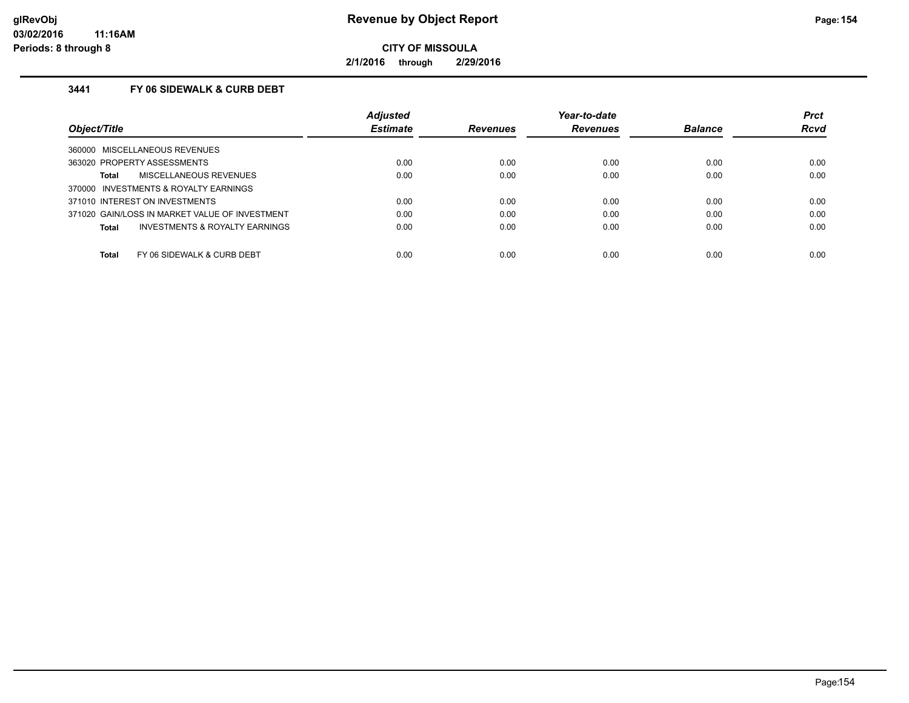# Revenue by Object Report

**CITY OF MISSOULA**

**2/1/2016 through 2/29/2016**

### 3441 FY 06 SIDEWALK & CURB DEBT

| Object/Title | Adjusted Estimate | Revenues | Year-to-date Revenues | Balance | Prct Rcvd |
|---|---|---|---|---|---|
| 360000 MISCELLANEOUS REVENUES | | | | | |
| 363020 PROPERTY ASSESSMENTS | 0.00 | 0.00 | 0.00 | 0.00 | 0.00 |
| **Total** MISCELLANEOUS REVENUES | 0.00 | 0.00 | 0.00 | 0.00 | 0.00 |
| 370000 INVESTMENTS & ROYALTY EARNINGS | | | | | |
| 371010 INTEREST ON INVESTMENTS | 0.00 | 0.00 | 0.00 | 0.00 | 0.00 |
| 371020 GAIN/LOSS IN MARKET VALUE OF INVESTMENT | 0.00 | 0.00 | 0.00 | 0.00 | 0.00 |
| **Total** INVESTMENTS & ROYALTY EARNINGS | 0.00 | 0.00 | 0.00 | 0.00 | 0.00 |
| **Total** FY 06 SIDEWALK & CURB DEBT | 0.00 | 0.00 | 0.00 | 0.00 | 0.00 |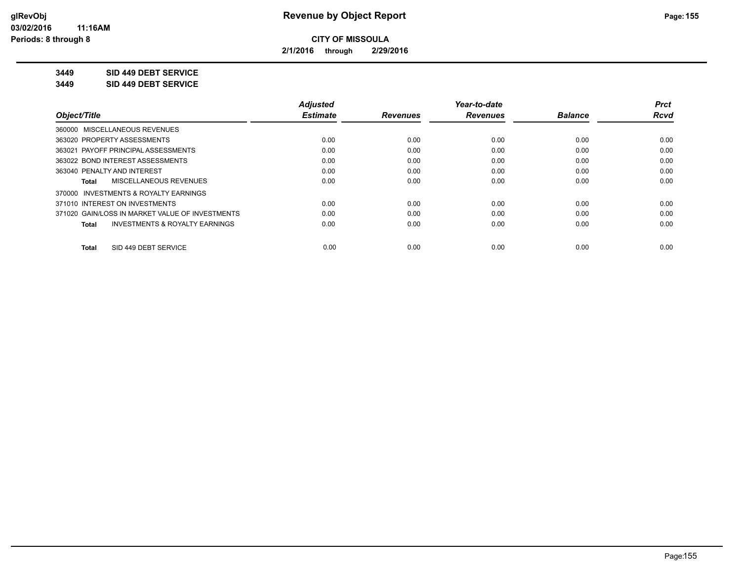**Revenue by Object Report**

**CITY OF MISSOULA**

**2/1/2016 through 2/29/2016**

**3449 SID 449 DEBT SERVICE**

**3449 SID 449 DEBT SERVICE**

| Object/Title | Adjusted Estimate | Revenues | Year-to-date Revenues | Balance | Prct Rcvd |
|---|---|---|---|---|---|
| 360000 MISCELLANEOUS REVENUES | | | | | |
| 363020 PROPERTY ASSESSMENTS | 0.00 | 0.00 | 0.00 | 0.00 | 0.00 |
| 363021 PAYOFF PRINCIPAL ASSESSMENTS | 0.00 | 0.00 | 0.00 | 0.00 | 0.00 |
| 363022 BOND INTEREST ASSESSMENTS | 0.00 | 0.00 | 0.00 | 0.00 | 0.00 |
| 363040 PENALTY AND INTEREST | 0.00 | 0.00 | 0.00 | 0.00 | 0.00 |
| **Total** MISCELLANEOUS REVENUES | 0.00 | 0.00 | 0.00 | 0.00 | 0.00 |
| 370000 INVESTMENTS & ROYALTY EARNINGS | | | | | |
| 371010 INTEREST ON INVESTMENTS | 0.00 | 0.00 | 0.00 | 0.00 | 0.00 |
| 371020 GAIN/LOSS IN MARKET VALUE OF INVESTMENTS | 0.00 | 0.00 | 0.00 | 0.00 | 0.00 |
| **Total** INVESTMENTS & ROYALTY EARNINGS | 0.00 | 0.00 | 0.00 | 0.00 | 0.00 |
| **Total** SID 449 DEBT SERVICE | 0.00 | 0.00 | 0.00 | 0.00 | 0.00 |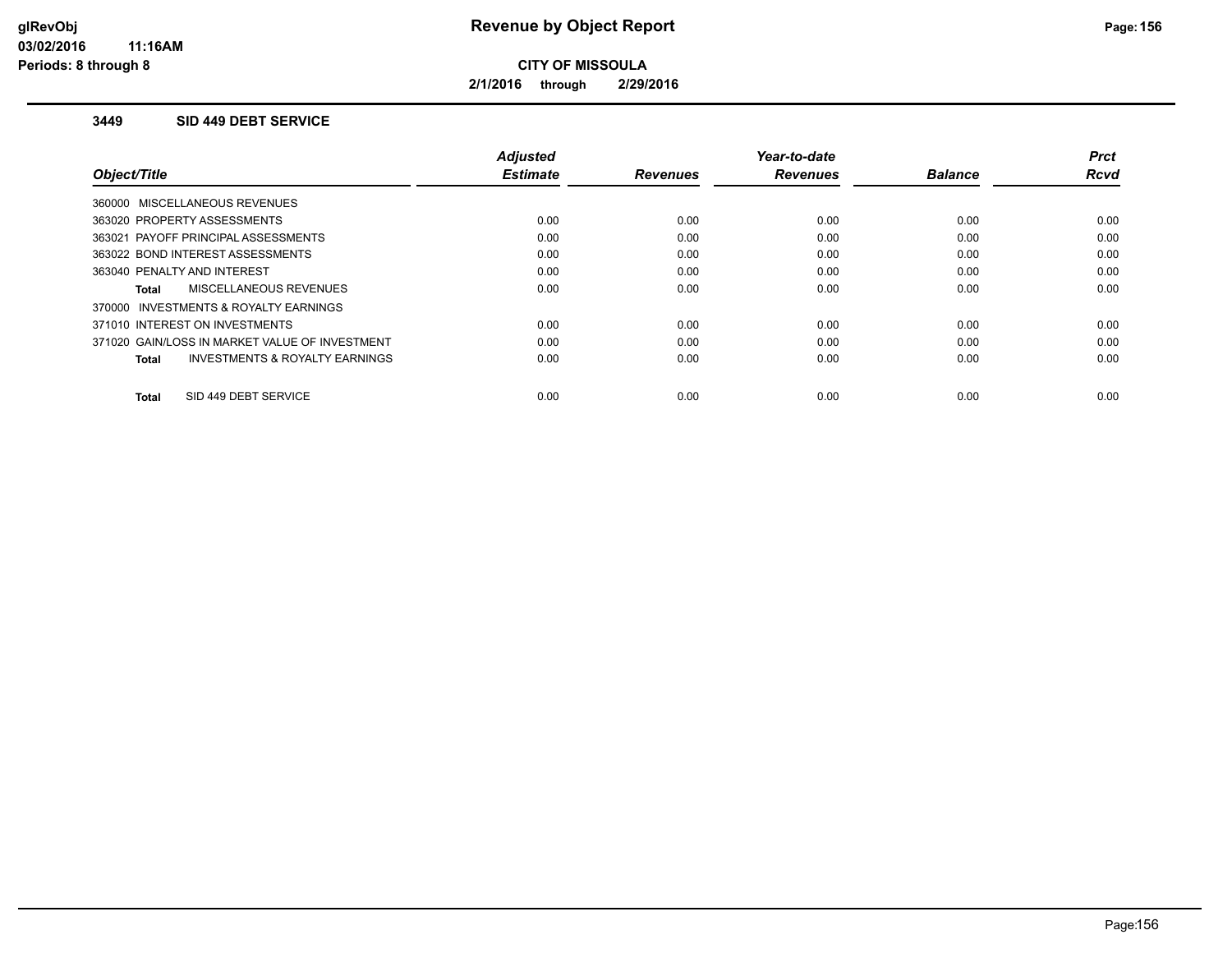**CITY OF MISSOULA**

**2/1/2016 through 2/29/2016**

### 3449 SID 449 DEBT SERVICE

| Object/Title | Adjusted Estimate | Revenues | Year-to-date Revenues | Balance | Prct Rcvd |
|---|---|---|---|---|---|
| 360000 MISCELLANEOUS REVENUES | | | | | |
| 363020 PROPERTY ASSESSMENTS | 0.00 | 0.00 | 0.00 | 0.00 | 0.00 |
| 363021 PAYOFF PRINCIPAL ASSESSMENTS | 0.00 | 0.00 | 0.00 | 0.00 | 0.00 |
| 363022 BOND INTEREST ASSESSMENTS | 0.00 | 0.00 | 0.00 | 0.00 | 0.00 |
| 363040 PENALTY AND INTEREST | 0.00 | 0.00 | 0.00 | 0.00 | 0.00 |
| **Total** MISCELLANEOUS REVENUES | 0.00 | 0.00 | 0.00 | 0.00 | 0.00 |
| 370000 INVESTMENTS & ROYALTY EARNINGS | | | | | |
| 371010 INTEREST ON INVESTMENTS | 0.00 | 0.00 | 0.00 | 0.00 | 0.00 |
| 371020 GAIN/LOSS IN MARKET VALUE OF INVESTMENT | 0.00 | 0.00 | 0.00 | 0.00 | 0.00 |
| **Total** INVESTMENTS & ROYALTY EARNINGS | 0.00 | 0.00 | 0.00 | 0.00 | 0.00 |
| **Total** SID 449 DEBT SERVICE | 0.00 | 0.00 | 0.00 | 0.00 | 0.00 |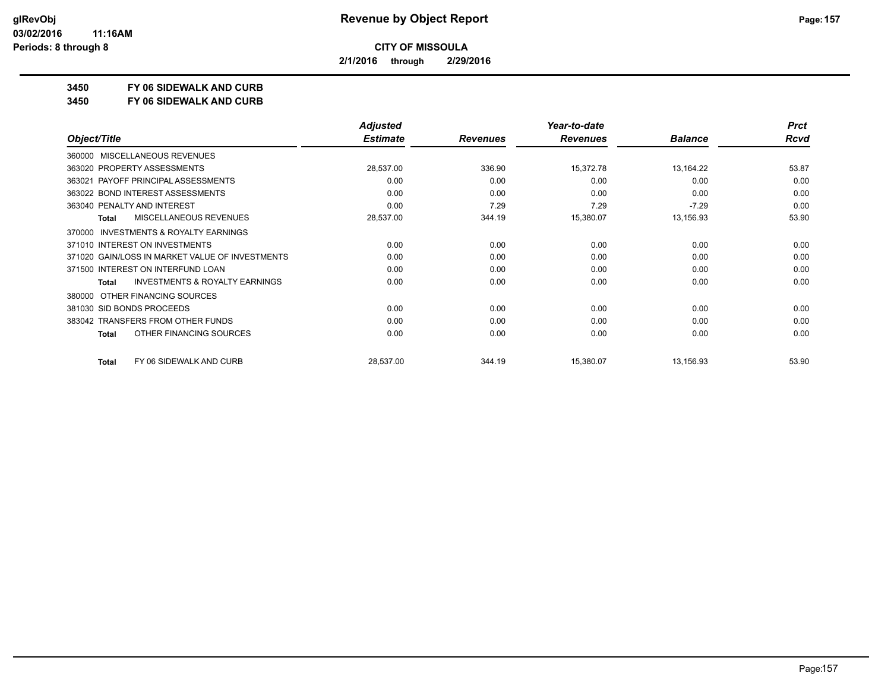# Revenue by Object Report

**CITY OF MISSOULA**

**2/1/2016 through 2/29/2016**

glRevObj
03/02/2016 11:16AM
Periods: 8 through 8

**3450 FY 06 SIDEWALK AND CURB**

**3450 FY 06 SIDEWALK AND CURB**

| Object/Title | Adjusted Estimate | Revenues | Year-to-date Revenues | Balance | Prct Rcvd |
|---|---|---|---|---|---|
| 360000 MISCELLANEOUS REVENUES | | | | | |
| 363020 PROPERTY ASSESSMENTS | 28,537.00 | 336.90 | 15,372.78 | 13,164.22 | 53.87 |
| 363021 PAYOFF PRINCIPAL ASSESSMENTS | 0.00 | 0.00 | 0.00 | 0.00 | 0.00 |
| 363022 BOND INTEREST ASSESSMENTS | 0.00 | 0.00 | 0.00 | 0.00 | 0.00 |
| 363040 PENALTY AND INTEREST | 0.00 | 7.29 | 7.29 | -7.29 | 0.00 |
| **Total** MISCELLANEOUS REVENUES | 28,537.00 | 344.19 | 15,380.07 | 13,156.93 | 53.90 |
| 370000 INVESTMENTS & ROYALTY EARNINGS | | | | | |
| 371010 INTEREST ON INVESTMENTS | 0.00 | 0.00 | 0.00 | 0.00 | 0.00 |
| 371020 GAIN/LOSS IN MARKET VALUE OF INVESTMENTS | 0.00 | 0.00 | 0.00 | 0.00 | 0.00 |
| 371500 INTEREST ON INTERFUND LOAN | 0.00 | 0.00 | 0.00 | 0.00 | 0.00 |
| **Total** INVESTMENTS & ROYALTY EARNINGS | 0.00 | 0.00 | 0.00 | 0.00 | 0.00 |
| 380000 OTHER FINANCING SOURCES | | | | | |
| 381030 SID BONDS PROCEEDS | 0.00 | 0.00 | 0.00 | 0.00 | 0.00 |
| 383042 TRANSFERS FROM OTHER FUNDS | 0.00 | 0.00 | 0.00 | 0.00 | 0.00 |
| **Total** OTHER FINANCING SOURCES | 0.00 | 0.00 | 0.00 | 0.00 | 0.00 |
| **Total** FY 06 SIDEWALK AND CURB | 28,537.00 | 344.19 | 15,380.07 | 13,156.93 | 53.90 |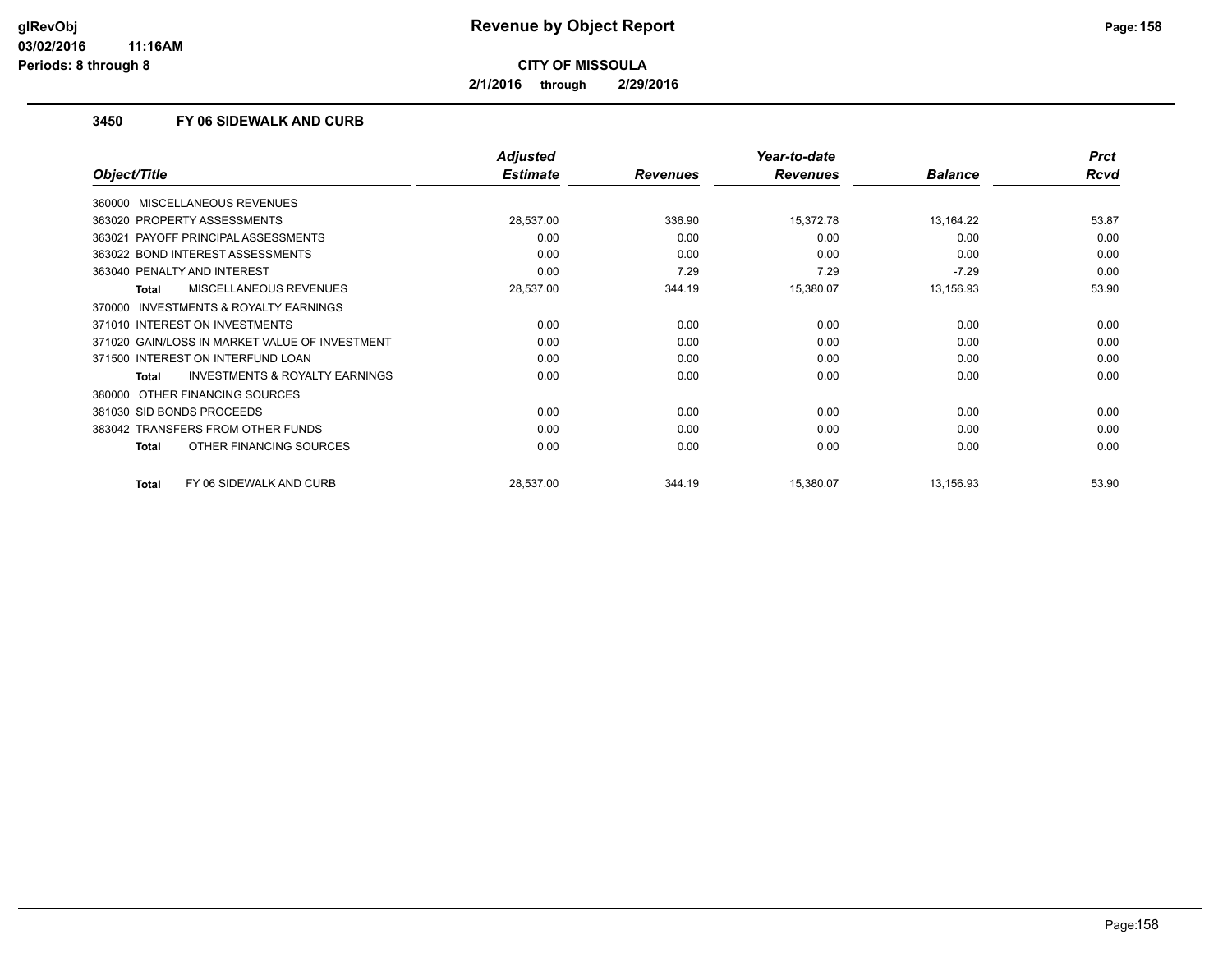# Revenue by Object Report

**CITY OF MISSOULA**

**2/1/2016 through 2/29/2016**

### 3450 FY 06 SIDEWALK AND CURB

| Object/Title | Adjusted Estimate | Revenues | Year-to-date Revenues | Balance | Prct Rcvd |
|---|---|---|---|---|---|
| 360000 MISCELLANEOUS REVENUES | | | | | |
| 363020 PROPERTY ASSESSMENTS | 28,537.00 | 336.90 | 15,372.78 | 13,164.22 | 53.87 |
| 363021 PAYOFF PRINCIPAL ASSESSMENTS | 0.00 | 0.00 | 0.00 | 0.00 | 0.00 |
| 363022 BOND INTEREST ASSESSMENTS | 0.00 | 0.00 | 0.00 | 0.00 | 0.00 |
| 363040 PENALTY AND INTEREST | 0.00 | 7.29 | 7.29 | -7.29 | 0.00 |
| **Total** MISCELLANEOUS REVENUES | 28,537.00 | 344.19 | 15,380.07 | 13,156.93 | 53.90 |
| 370000 INVESTMENTS & ROYALTY EARNINGS | | | | | |
| 371010 INTEREST ON INVESTMENTS | 0.00 | 0.00 | 0.00 | 0.00 | 0.00 |
| 371020 GAIN/LOSS IN MARKET VALUE OF INVESTMENT | 0.00 | 0.00 | 0.00 | 0.00 | 0.00 |
| 371500 INTEREST ON INTERFUND LOAN | 0.00 | 0.00 | 0.00 | 0.00 | 0.00 |
| **Total** INVESTMENTS & ROYALTY EARNINGS | 0.00 | 0.00 | 0.00 | 0.00 | 0.00 |
| 380000 OTHER FINANCING SOURCES | | | | | |
| 381030 SID BONDS PROCEEDS | 0.00 | 0.00 | 0.00 | 0.00 | 0.00 |
| 383042 TRANSFERS FROM OTHER FUNDS | 0.00 | 0.00 | 0.00 | 0.00 | 0.00 |
| **Total** OTHER FINANCING SOURCES | 0.00 | 0.00 | 0.00 | 0.00 | 0.00 |
| **Total** FY 06 SIDEWALK AND CURB | 28,537.00 | 344.19 | 15,380.07 | 13,156.93 | 53.90 |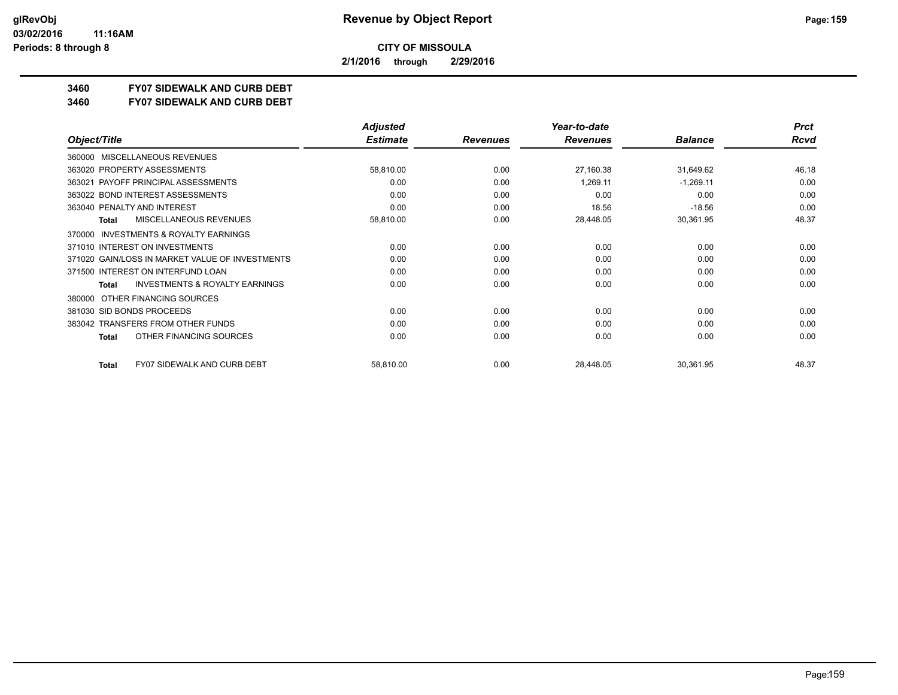**CITY OF MISSOULA**

**2/1/2016 through 2/29/2016**

**3460 FY07 SIDEWALK AND CURB DEBT**

**3460 FY07 SIDEWALK AND CURB DEBT**

| Object/Title | Adjusted Estimate | Revenues | Year-to-date Revenues | Balance | Prct Rcvd |
|---|---|---|---|---|---|
| 360000 MISCELLANEOUS REVENUES | | | | | |
| 363020 PROPERTY ASSESSMENTS | 58,810.00 | 0.00 | 27,160.38 | 31,649.62 | 46.18 |
| 363021 PAYOFF PRINCIPAL ASSESSMENTS | 0.00 | 0.00 | 1,269.11 | -1,269.11 | 0.00 |
| 363022 BOND INTEREST ASSESSMENTS | 0.00 | 0.00 | 0.00 | 0.00 | 0.00 |
| 363040 PENALTY AND INTEREST | 0.00 | 0.00 | 18.56 | -18.56 | 0.00 |
| **Total** MISCELLANEOUS REVENUES | 58,810.00 | 0.00 | 28,448.05 | 30,361.95 | 48.37 |
| 370000 INVESTMENTS & ROYALTY EARNINGS | | | | | |
| 371010 INTEREST ON INVESTMENTS | 0.00 | 0.00 | 0.00 | 0.00 | 0.00 |
| 371020 GAIN/LOSS IN MARKET VALUE OF INVESTMENTS | 0.00 | 0.00 | 0.00 | 0.00 | 0.00 |
| 371500 INTEREST ON INTERFUND LOAN | 0.00 | 0.00 | 0.00 | 0.00 | 0.00 |
| **Total** INVESTMENTS & ROYALTY EARNINGS | 0.00 | 0.00 | 0.00 | 0.00 | 0.00 |
| 380000 OTHER FINANCING SOURCES | | | | | |
| 381030 SID BONDS PROCEEDS | 0.00 | 0.00 | 0.00 | 0.00 | 0.00 |
| 383042 TRANSFERS FROM OTHER FUNDS | 0.00 | 0.00 | 0.00 | 0.00 | 0.00 |
| **Total** OTHER FINANCING SOURCES | 0.00 | 0.00 | 0.00 | 0.00 | 0.00 |
| **Total** FY07 SIDEWALK AND CURB DEBT | 58,810.00 | 0.00 | 28,448.05 | 30,361.95 | 48.37 |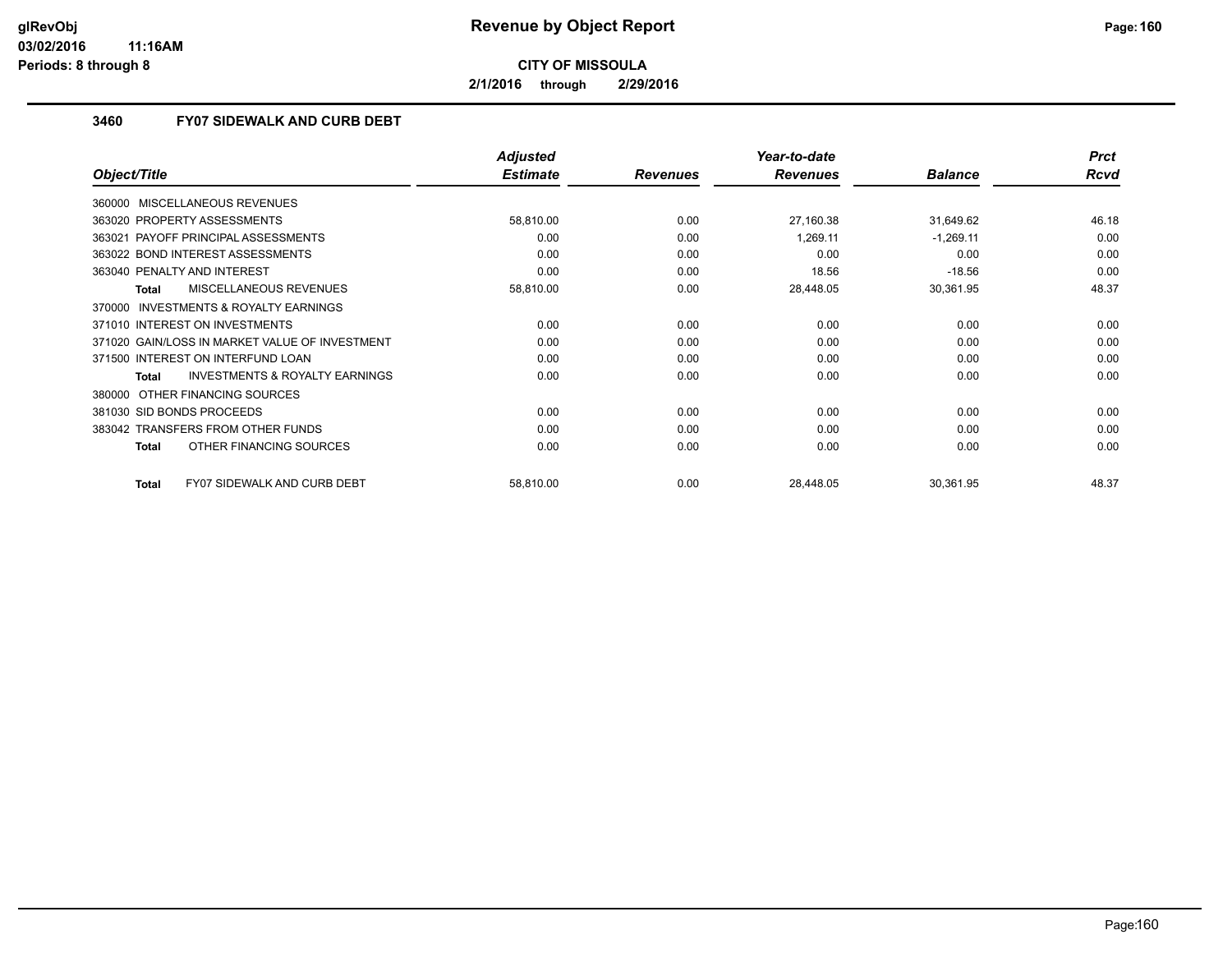**Revenue by Object Report**

**CITY OF MISSOULA**

**2/1/2016 through 2/29/2016**

glRevObj
03/02/2016 11:16AM
Periods: 8 through 8

### 3460 FY07 SIDEWALK AND CURB DEBT

| Object/Title | Adjusted Estimate | Revenues | Year-to-date Revenues | Balance | Prct Rcvd |
|---|---|---|---|---|---|
| 360000 MISCELLANEOUS REVENUES | | | | | |
| 363020 PROPERTY ASSESSMENTS | 58,810.00 | 0.00 | 27,160.38 | 31,649.62 | 46.18 |
| 363021 PAYOFF PRINCIPAL ASSESSMENTS | 0.00 | 0.00 | 1,269.11 | -1,269.11 | 0.00 |
| 363022 BOND INTEREST ASSESSMENTS | 0.00 | 0.00 | 0.00 | 0.00 | 0.00 |
| 363040 PENALTY AND INTEREST | 0.00 | 0.00 | 18.56 | -18.56 | 0.00 |
| **Total** MISCELLANEOUS REVENUES | 58,810.00 | 0.00 | 28,448.05 | 30,361.95 | 48.37 |
| 370000 INVESTMENTS & ROYALTY EARNINGS | | | | | |
| 371010 INTEREST ON INVESTMENTS | 0.00 | 0.00 | 0.00 | 0.00 | 0.00 |
| 371020 GAIN/LOSS IN MARKET VALUE OF INVESTMENT | 0.00 | 0.00 | 0.00 | 0.00 | 0.00 |
| 371500 INTEREST ON INTERFUND LOAN | 0.00 | 0.00 | 0.00 | 0.00 | 0.00 |
| **Total** INVESTMENTS & ROYALTY EARNINGS | 0.00 | 0.00 | 0.00 | 0.00 | 0.00 |
| 380000 OTHER FINANCING SOURCES | | | | | |
| 381030 SID BONDS PROCEEDS | 0.00 | 0.00 | 0.00 | 0.00 | 0.00 |
| 383042 TRANSFERS FROM OTHER FUNDS | 0.00 | 0.00 | 0.00 | 0.00 | 0.00 |
| **Total** OTHER FINANCING SOURCES | 0.00 | 0.00 | 0.00 | 0.00 | 0.00 |
| **Total** FY07 SIDEWALK AND CURB DEBT | 58,810.00 | 0.00 | 28,448.05 | 30,361.95 | 48.37 |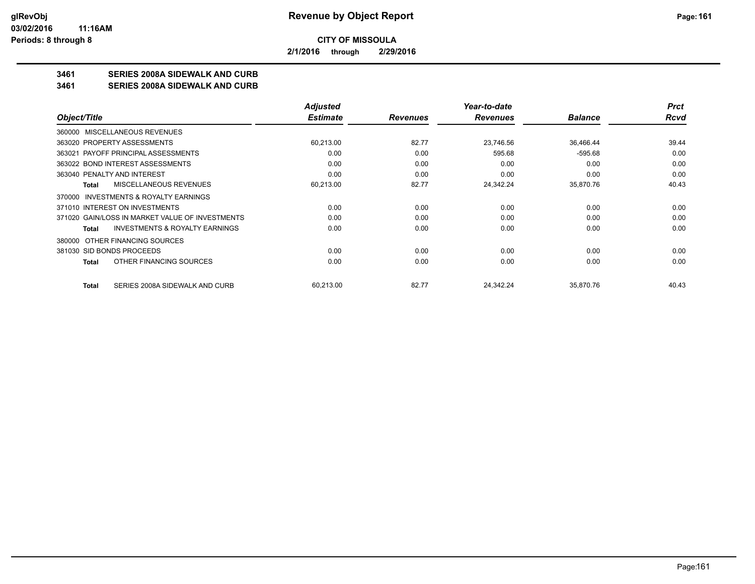# Revenue by Object Report

**CITY OF MISSOULA**

**2/1/2016 through 2/29/2016**

**3461 SERIES 2008A SIDEWALK AND CURB**

**3461 SERIES 2008A SIDEWALK AND CURB**

| Object/Title | Adjusted Estimate | Revenues | Year-to-date Revenues | Balance | Prct Rcvd |
|---|---|---|---|---|---|
| 360000 MISCELLANEOUS REVENUES | | | | | |
| 363020 PROPERTY ASSESSMENTS | 60,213.00 | 82.77 | 23,746.56 | 36,466.44 | 39.44 |
| 363021 PAYOFF PRINCIPAL ASSESSMENTS | 0.00 | 0.00 | 595.68 | -595.68 | 0.00 |
| 363022 BOND INTEREST ASSESSMENTS | 0.00 | 0.00 | 0.00 | 0.00 | 0.00 |
| 363040 PENALTY AND INTEREST | 0.00 | 0.00 | 0.00 | 0.00 | 0.00 |
| **Total** MISCELLANEOUS REVENUES | 60,213.00 | 82.77 | 24,342.24 | 35,870.76 | 40.43 |
| 370000 INVESTMENTS & ROYALTY EARNINGS | | | | | |
| 371010 INTEREST ON INVESTMENTS | 0.00 | 0.00 | 0.00 | 0.00 | 0.00 |
| 371020 GAIN/LOSS IN MARKET VALUE OF INVESTMENTS | 0.00 | 0.00 | 0.00 | 0.00 | 0.00 |
| **Total** INVESTMENTS & ROYALTY EARNINGS | 0.00 | 0.00 | 0.00 | 0.00 | 0.00 |
| 380000 OTHER FINANCING SOURCES | | | | | |
| 381030 SID BONDS PROCEEDS | 0.00 | 0.00 | 0.00 | 0.00 | 0.00 |
| **Total** OTHER FINANCING SOURCES | 0.00 | 0.00 | 0.00 | 0.00 | 0.00 |
| **Total** SERIES 2008A SIDEWALK AND CURB | 60,213.00 | 82.77 | 24,342.24 | 35,870.76 | 40.43 |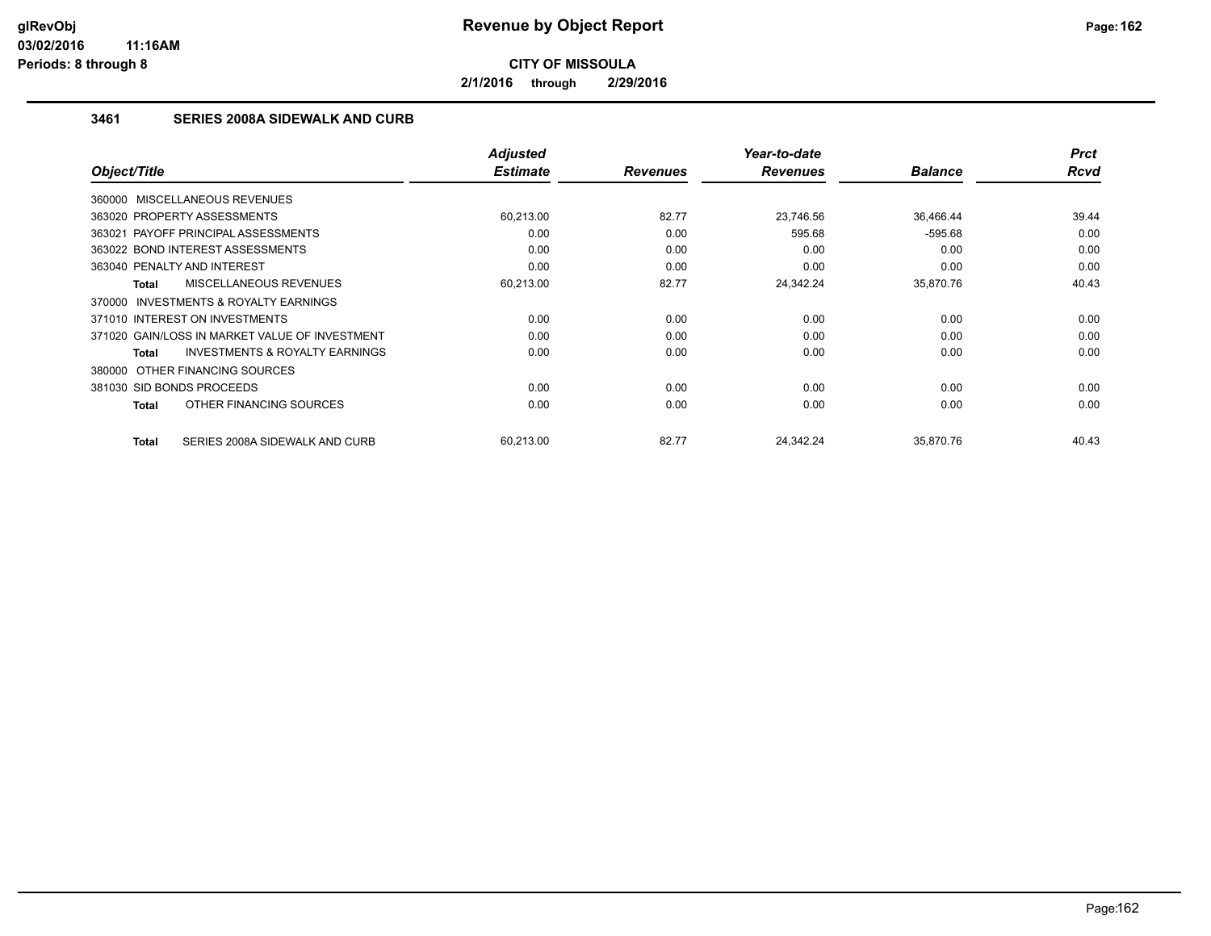# Revenue by Object Report

**CITY OF MISSOULA**

**2/1/2016 through 2/29/2016**

### 3461 SERIES 2008A SIDEWALK AND CURB

| Object/Title | Adjusted Estimate | Revenues | Year-to-date Revenues | Balance | Prct Rcvd |
|---|---|---|---|---|---|
| 360000 MISCELLANEOUS REVENUES | | | | | |
| 363020 PROPERTY ASSESSMENTS | 60,213.00 | 82.77 | 23,746.56 | 36,466.44 | 39.44 |
| 363021 PAYOFF PRINCIPAL ASSESSMENTS | 0.00 | 0.00 | 595.68 | -595.68 | 0.00 |
| 363022 BOND INTEREST ASSESSMENTS | 0.00 | 0.00 | 0.00 | 0.00 | 0.00 |
| 363040 PENALTY AND INTEREST | 0.00 | 0.00 | 0.00 | 0.00 | 0.00 |
| **Total** MISCELLANEOUS REVENUES | 60,213.00 | 82.77 | 24,342.24 | 35,870.76 | 40.43 |
| 370000 INVESTMENTS & ROYALTY EARNINGS | | | | | |
| 371010 INTEREST ON INVESTMENTS | 0.00 | 0.00 | 0.00 | 0.00 | 0.00 |
| 371020 GAIN/LOSS IN MARKET VALUE OF INVESTMENT | 0.00 | 0.00 | 0.00 | 0.00 | 0.00 |
| **Total** INVESTMENTS & ROYALTY EARNINGS | 0.00 | 0.00 | 0.00 | 0.00 | 0.00 |
| 380000 OTHER FINANCING SOURCES | | | | | |
| 381030 SID BONDS PROCEEDS | 0.00 | 0.00 | 0.00 | 0.00 | 0.00 |
| **Total** OTHER FINANCING SOURCES | 0.00 | 0.00 | 0.00 | 0.00 | 0.00 |
| **Total** SERIES 2008A SIDEWALK AND CURB | 60,213.00 | 82.77 | 24,342.24 | 35,870.76 | 40.43 |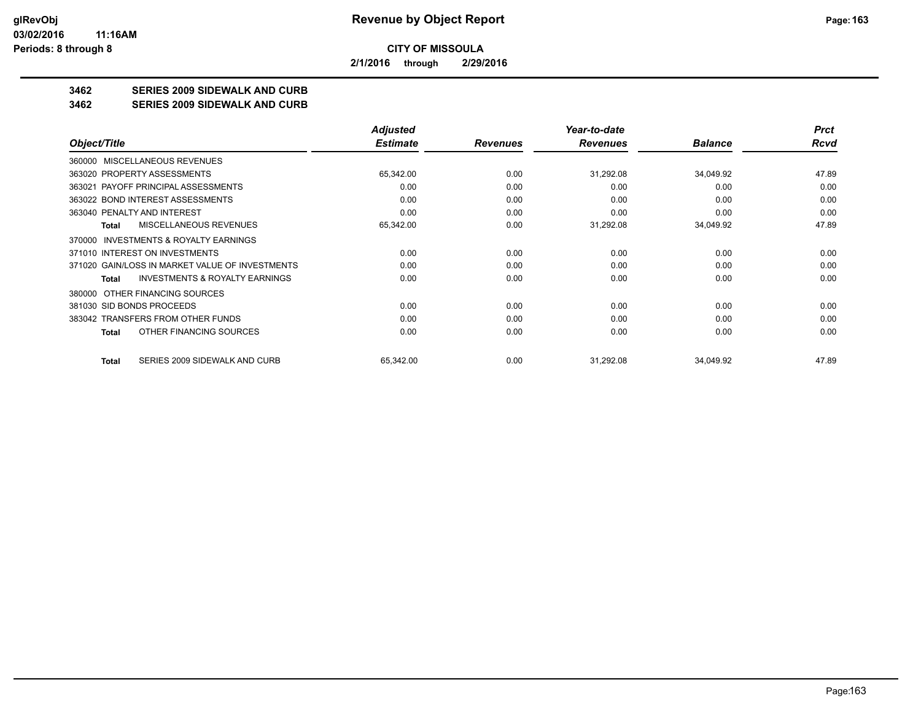# Revenue by Object Report

**CITY OF MISSOULA**

**2/1/2016 through 2/29/2016**

## 3462 SERIES 2009 SIDEWALK AND CURB

## 3462 SERIES 2009 SIDEWALK AND CURB

| Object/Title | Adjusted Estimate | Revenues | Year-to-date Revenues | Balance | Prct Rcvd |
|---|---|---|---|---|---|
| 360000 MISCELLANEOUS REVENUES | | | | | |
| 363020 PROPERTY ASSESSMENTS | 65,342.00 | 0.00 | 31,292.08 | 34,049.92 | 47.89 |
| 363021 PAYOFF PRINCIPAL ASSESSMENTS | 0.00 | 0.00 | 0.00 | 0.00 | 0.00 |
| 363022 BOND INTEREST ASSESSMENTS | 0.00 | 0.00 | 0.00 | 0.00 | 0.00 |
| 363040 PENALTY AND INTEREST | 0.00 | 0.00 | 0.00 | 0.00 | 0.00 |
| **Total** MISCELLANEOUS REVENUES | 65,342.00 | 0.00 | 31,292.08 | 34,049.92 | 47.89 |
| 370000 INVESTMENTS & ROYALTY EARNINGS | | | | | |
| 371010 INTEREST ON INVESTMENTS | 0.00 | 0.00 | 0.00 | 0.00 | 0.00 |
| 371020 GAIN/LOSS IN MARKET VALUE OF INVESTMENTS | 0.00 | 0.00 | 0.00 | 0.00 | 0.00 |
| **Total** INVESTMENTS & ROYALTY EARNINGS | 0.00 | 0.00 | 0.00 | 0.00 | 0.00 |
| 380000 OTHER FINANCING SOURCES | | | | | |
| 381030 SID BONDS PROCEEDS | 0.00 | 0.00 | 0.00 | 0.00 | 0.00 |
| 383042 TRANSFERS FROM OTHER FUNDS | 0.00 | 0.00 | 0.00 | 0.00 | 0.00 |
| **Total** OTHER FINANCING SOURCES | 0.00 | 0.00 | 0.00 | 0.00 | 0.00 |
| **Total** SERIES 2009 SIDEWALK AND CURB | 65,342.00 | 0.00 | 31,292.08 | 34,049.92 | 47.89 |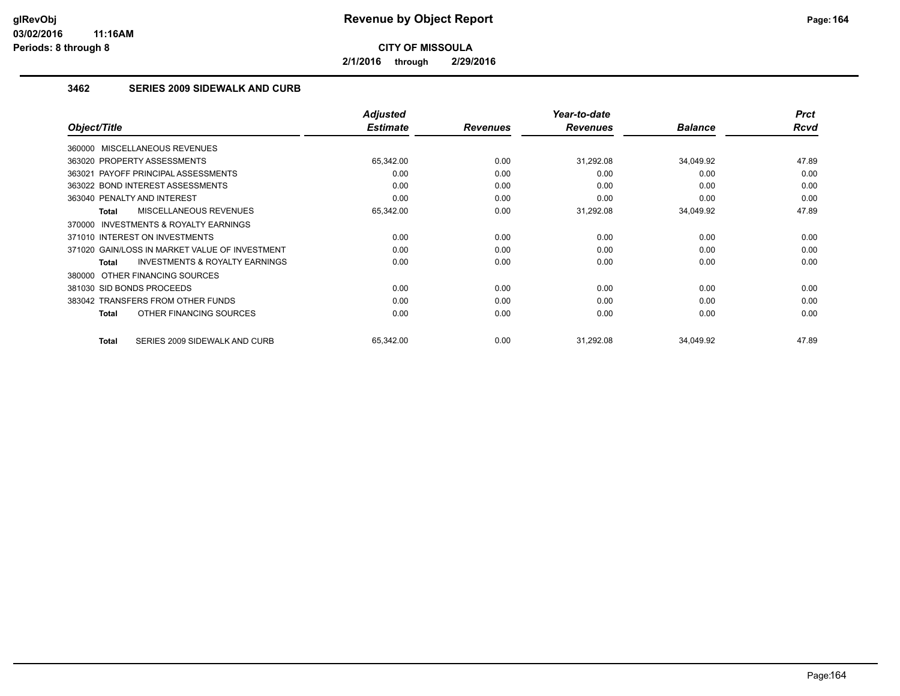# Revenue by Object Report

**CITY OF MISSOULA**

**2/1/2016 through 2/29/2016**

glRevObj
03/02/2016 11:16AM
Periods: 8 through 8

## 3462 SERIES 2009 SIDEWALK AND CURB

| Object/Title | Adjusted Estimate | Revenues | Year-to-date Revenues | Balance | Prct Rcvd |
|---|---|---|---|---|---|
| 360000 MISCELLANEOUS REVENUES | | | | | |
| 363020 PROPERTY ASSESSMENTS | 65,342.00 | 0.00 | 31,292.08 | 34,049.92 | 47.89 |
| 363021 PAYOFF PRINCIPAL ASSESSMENTS | 0.00 | 0.00 | 0.00 | 0.00 | 0.00 |
| 363022 BOND INTEREST ASSESSMENTS | 0.00 | 0.00 | 0.00 | 0.00 | 0.00 |
| 363040 PENALTY AND INTEREST | 0.00 | 0.00 | 0.00 | 0.00 | 0.00 |
| **Total** MISCELLANEOUS REVENUES | 65,342.00 | 0.00 | 31,292.08 | 34,049.92 | 47.89 |
| 370000 INVESTMENTS & ROYALTY EARNINGS | | | | | |
| 371010 INTEREST ON INVESTMENTS | 0.00 | 0.00 | 0.00 | 0.00 | 0.00 |
| 371020 GAIN/LOSS IN MARKET VALUE OF INVESTMENT | 0.00 | 0.00 | 0.00 | 0.00 | 0.00 |
| **Total** INVESTMENTS & ROYALTY EARNINGS | 0.00 | 0.00 | 0.00 | 0.00 | 0.00 |
| 380000 OTHER FINANCING SOURCES | | | | | |
| 381030 SID BONDS PROCEEDS | 0.00 | 0.00 | 0.00 | 0.00 | 0.00 |
| 383042 TRANSFERS FROM OTHER FUNDS | 0.00 | 0.00 | 0.00 | 0.00 | 0.00 |
| **Total** OTHER FINANCING SOURCES | 0.00 | 0.00 | 0.00 | 0.00 | 0.00 |
| **Total** SERIES 2009 SIDEWALK AND CURB | 65,342.00 | 0.00 | 31,292.08 | 34,049.92 | 47.89 |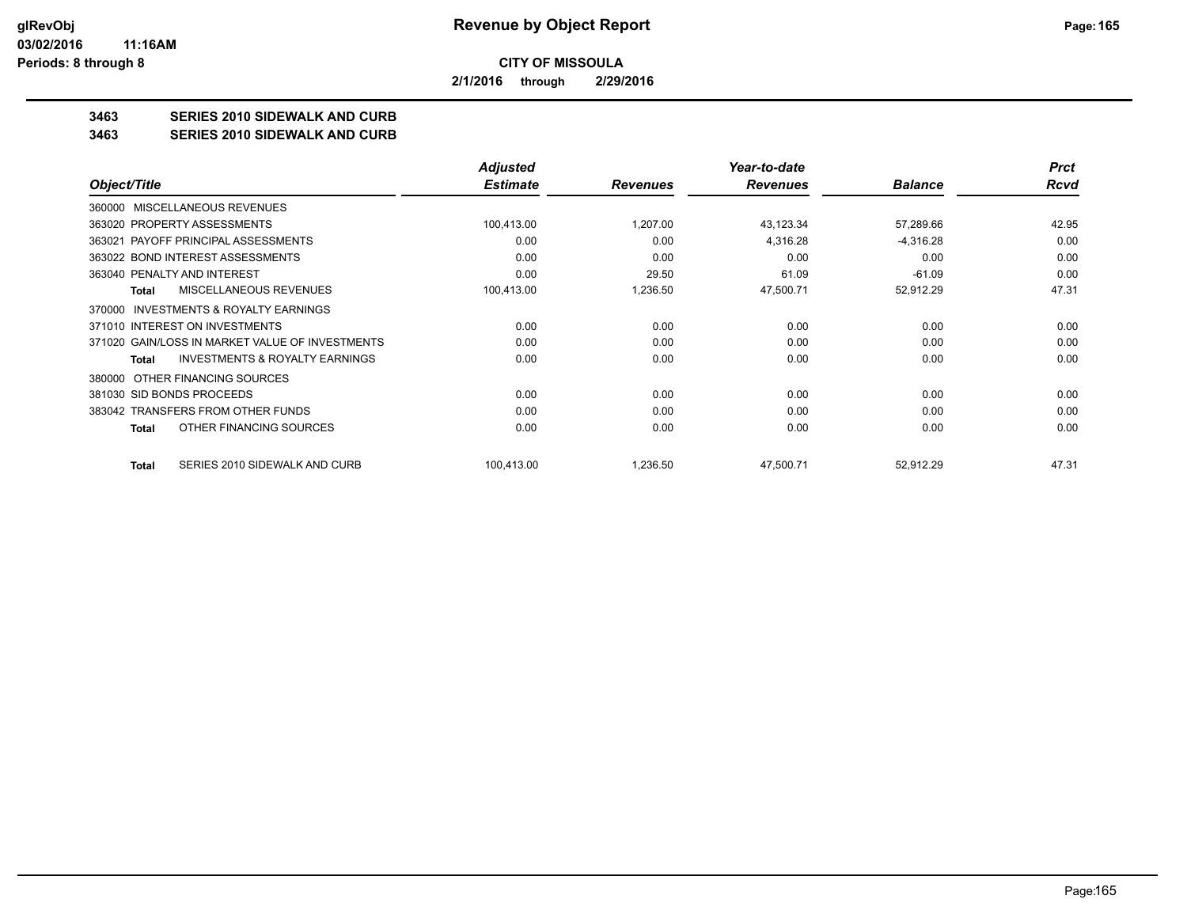**CITY OF MISSOULA**

**2/1/2016 through 2/29/2016**

**3463 SERIES 2010 SIDEWALK AND CURB**

**3463 SERIES 2010 SIDEWALK AND CURB**

| Object/Title | Adjusted Estimate | Revenues | Year-to-date Revenues | Balance | Prct Rcvd |
|---|---|---|---|---|---|
| 360000 MISCELLANEOUS REVENUES | | | | | |
| 363020 PROPERTY ASSESSMENTS | 100,413.00 | 1,207.00 | 43,123.34 | 57,289.66 | 42.95 |
| 363021 PAYOFF PRINCIPAL ASSESSMENTS | 0.00 | 0.00 | 4,316.28 | -4,316.28 | 0.00 |
| 363022 BOND INTEREST ASSESSMENTS | 0.00 | 0.00 | 0.00 | 0.00 | 0.00 |
| 363040 PENALTY AND INTEREST | 0.00 | 29.50 | 61.09 | -61.09 | 0.00 |
| **Total** MISCELLANEOUS REVENUES | 100,413.00 | 1,236.50 | 47,500.71 | 52,912.29 | 47.31 |
| 370000 INVESTMENTS & ROYALTY EARNINGS | | | | | |
| 371010 INTEREST ON INVESTMENTS | 0.00 | 0.00 | 0.00 | 0.00 | 0.00 |
| 371020 GAIN/LOSS IN MARKET VALUE OF INVESTMENTS | 0.00 | 0.00 | 0.00 | 0.00 | 0.00 |
| **Total** INVESTMENTS & ROYALTY EARNINGS | 0.00 | 0.00 | 0.00 | 0.00 | 0.00 |
| 380000 OTHER FINANCING SOURCES | | | | | |
| 381030 SID BONDS PROCEEDS | 0.00 | 0.00 | 0.00 | 0.00 | 0.00 |
| 383042 TRANSFERS FROM OTHER FUNDS | 0.00 | 0.00 | 0.00 | 0.00 | 0.00 |
| **Total** OTHER FINANCING SOURCES | 0.00 | 0.00 | 0.00 | 0.00 | 0.00 |
| **Total** SERIES 2010 SIDEWALK AND CURB | 100,413.00 | 1,236.50 | 47,500.71 | 52,912.29 | 47.31 |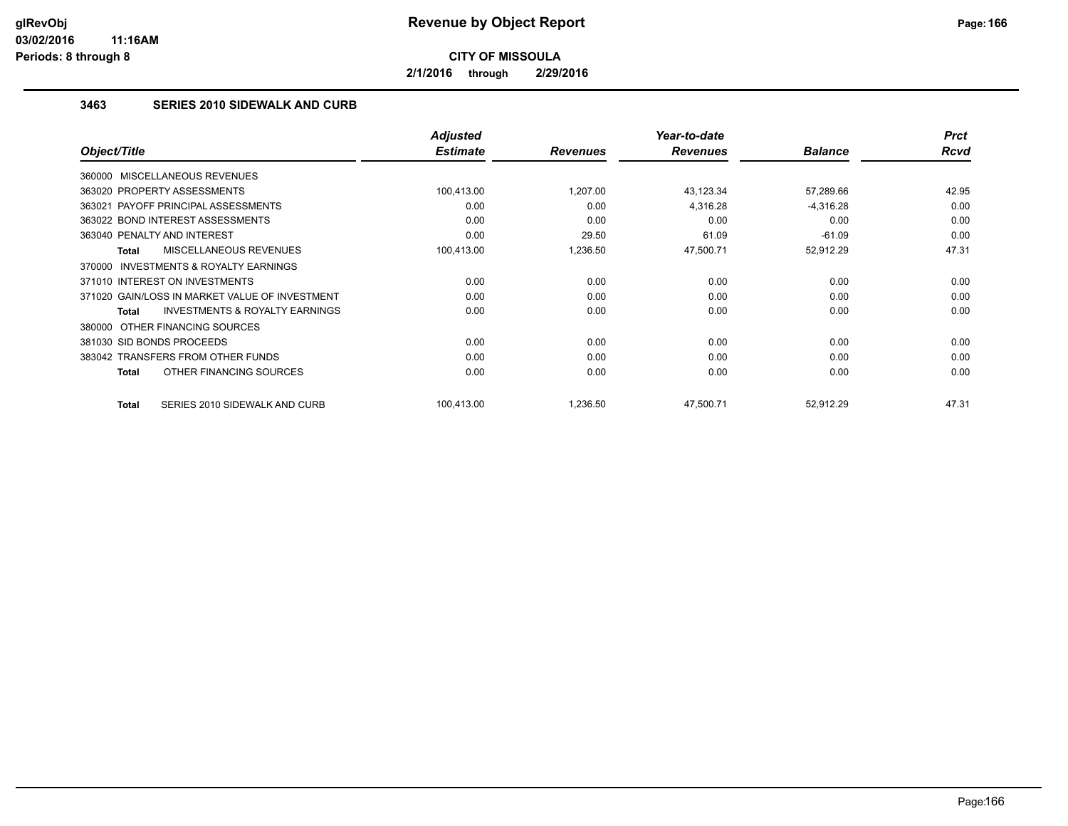# Revenue by Object Report

**CITY OF MISSOULA**

**2/1/2016 through 2/29/2016**

glRevObj
03/02/2016 11:16AM
Periods: 8 through 8

### 3463 SERIES 2010 SIDEWALK AND CURB

| Object/Title | Adjusted Estimate | Revenues | Year-to-date Revenues | Balance | Prct Rcvd |
|---|---|---|---|---|---|
| 360000 MISCELLANEOUS REVENUES | | | | | |
| 363020 PROPERTY ASSESSMENTS | 100,413.00 | 1,207.00 | 43,123.34 | 57,289.66 | 42.95 |
| 363021 PAYOFF PRINCIPAL ASSESSMENTS | 0.00 | 0.00 | 4,316.28 | -4,316.28 | 0.00 |
| 363022 BOND INTEREST ASSESSMENTS | 0.00 | 0.00 | 0.00 | 0.00 | 0.00 |
| 363040 PENALTY AND INTEREST | 0.00 | 29.50 | 61.09 | -61.09 | 0.00 |
| **Total** MISCELLANEOUS REVENUES | 100,413.00 | 1,236.50 | 47,500.71 | 52,912.29 | 47.31 |
| 370000 INVESTMENTS & ROYALTY EARNINGS | | | | | |
| 371010 INTEREST ON INVESTMENTS | 0.00 | 0.00 | 0.00 | 0.00 | 0.00 |
| 371020 GAIN/LOSS IN MARKET VALUE OF INVESTMENT | 0.00 | 0.00 | 0.00 | 0.00 | 0.00 |
| **Total** INVESTMENTS & ROYALTY EARNINGS | 0.00 | 0.00 | 0.00 | 0.00 | 0.00 |
| 380000 OTHER FINANCING SOURCES | | | | | |
| 381030 SID BONDS PROCEEDS | 0.00 | 0.00 | 0.00 | 0.00 | 0.00 |
| 383042 TRANSFERS FROM OTHER FUNDS | 0.00 | 0.00 | 0.00 | 0.00 | 0.00 |
| **Total** OTHER FINANCING SOURCES | 0.00 | 0.00 | 0.00 | 0.00 | 0.00 |
| **Total** SERIES 2010 SIDEWALK AND CURB | 100,413.00 | 1,236.50 | 47,500.71 | 52,912.29 | 47.31 |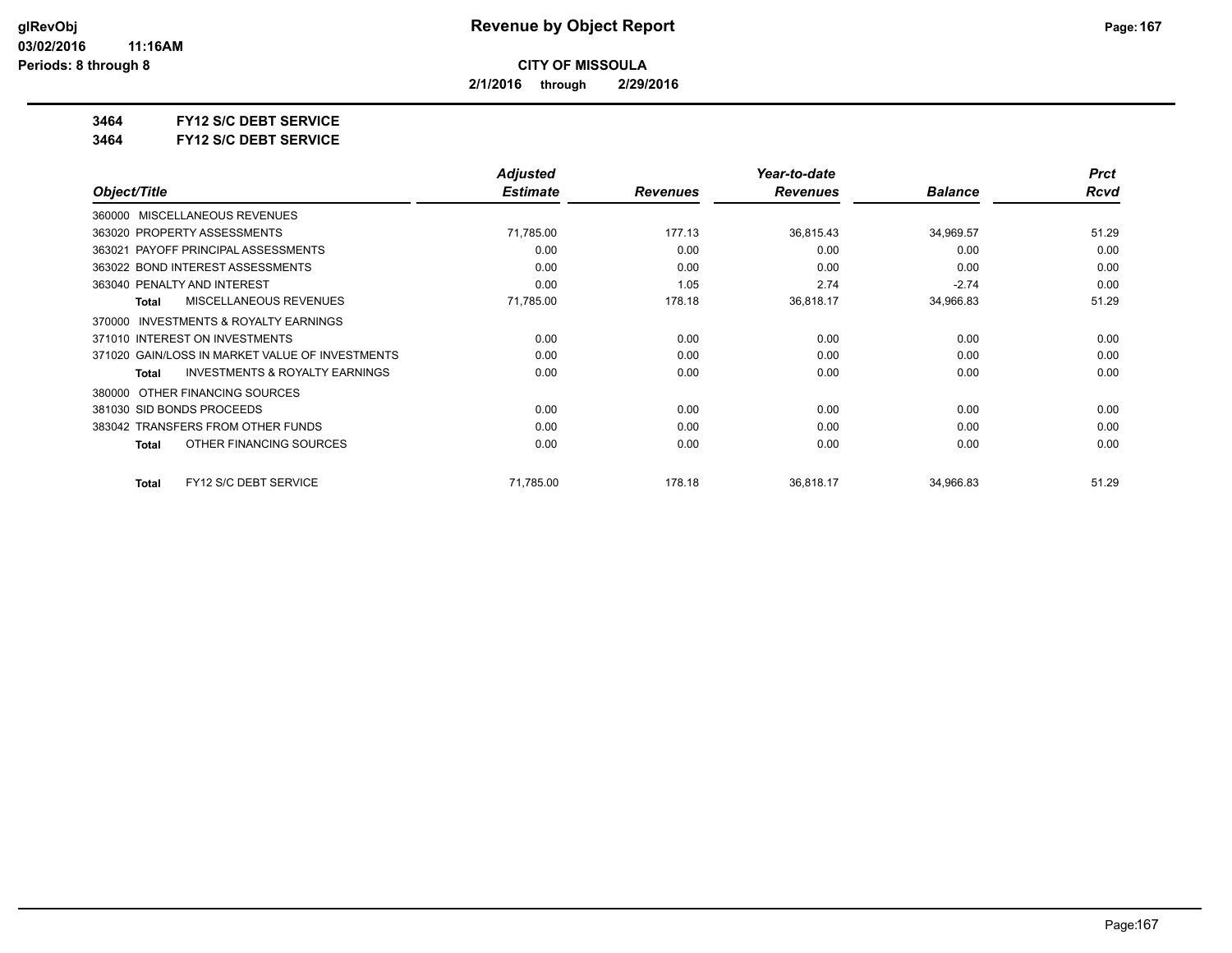**CITY OF MISSOULA**

**2/1/2016 through 2/29/2016**

**3464 FY12 S/C DEBT SERVICE**

**3464 FY12 S/C DEBT SERVICE**

| Object/Title | Adjusted Estimate | Revenues | Year-to-date Revenues | Balance | Prct Rcvd |
|---|---|---|---|---|---|
| 360000 MISCELLANEOUS REVENUES | | | | | |
| 363020 PROPERTY ASSESSMENTS | 71,785.00 | 177.13 | 36,815.43 | 34,969.57 | 51.29 |
| 363021 PAYOFF PRINCIPAL ASSESSMENTS | 0.00 | 0.00 | 0.00 | 0.00 | 0.00 |
| 363022 BOND INTEREST ASSESSMENTS | 0.00 | 0.00 | 0.00 | 0.00 | 0.00 |
| 363040 PENALTY AND INTEREST | 0.00 | 1.05 | 2.74 | -2.74 | 0.00 |
| **Total** MISCELLANEOUS REVENUES | 71,785.00 | 178.18 | 36,818.17 | 34,966.83 | 51.29 |
| 370000 INVESTMENTS & ROYALTY EARNINGS | | | | | |
| 371010 INTEREST ON INVESTMENTS | 0.00 | 0.00 | 0.00 | 0.00 | 0.00 |
| 371020 GAIN/LOSS IN MARKET VALUE OF INVESTMENTS | 0.00 | 0.00 | 0.00 | 0.00 | 0.00 |
| **Total** INVESTMENTS & ROYALTY EARNINGS | 0.00 | 0.00 | 0.00 | 0.00 | 0.00 |
| 380000 OTHER FINANCING SOURCES | | | | | |
| 381030 SID BONDS PROCEEDS | 0.00 | 0.00 | 0.00 | 0.00 | 0.00 |
| 383042 TRANSFERS FROM OTHER FUNDS | 0.00 | 0.00 | 0.00 | 0.00 | 0.00 |
| **Total** OTHER FINANCING SOURCES | 0.00 | 0.00 | 0.00 | 0.00 | 0.00 |
| **Total** FY12 S/C DEBT SERVICE | 71,785.00 | 178.18 | 36,818.17 | 34,966.83 | 51.29 |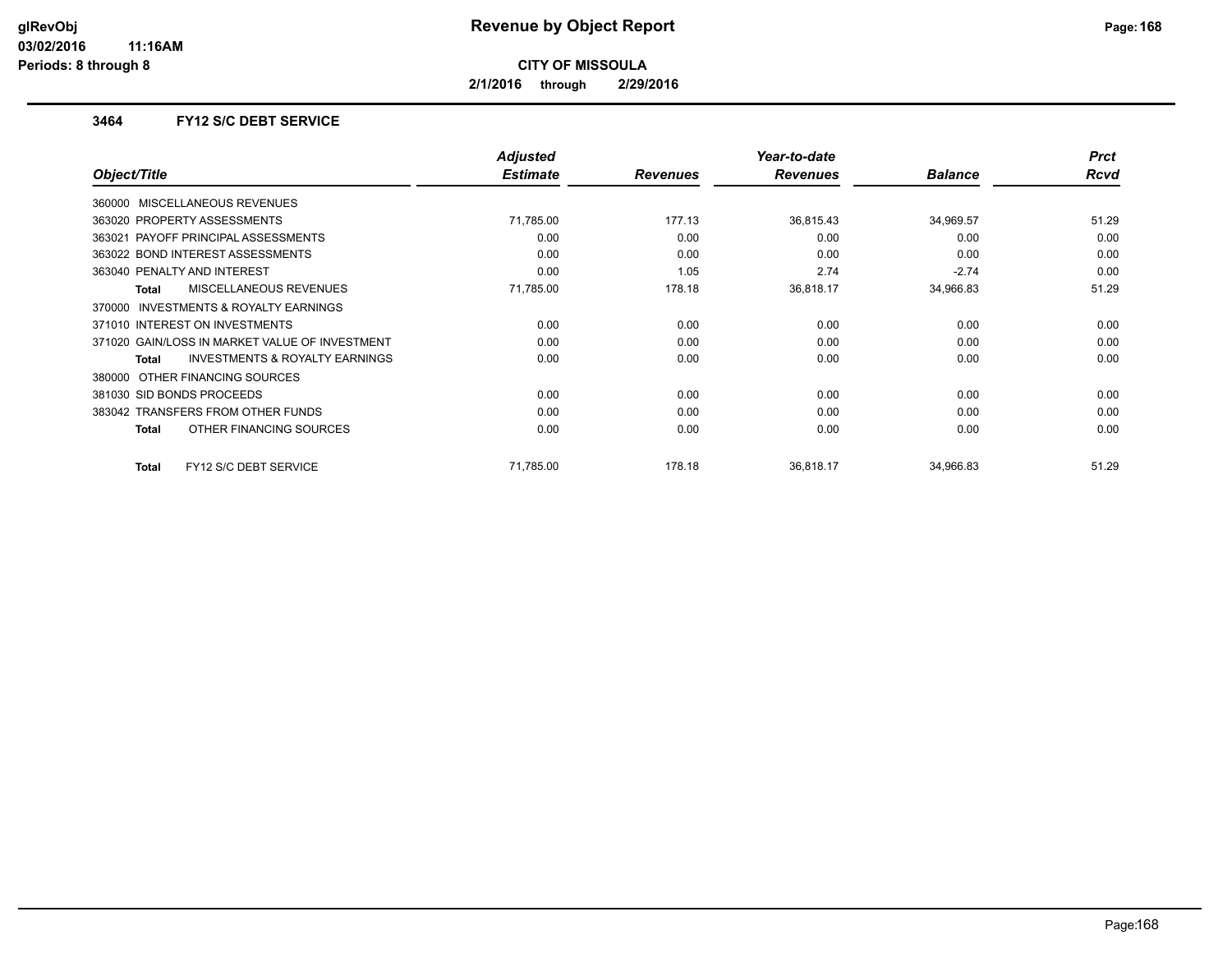**CITY OF MISSOULA**

**2/1/2016 through 2/29/2016**

### 3464 FY12 S/C DEBT SERVICE

| Object/Title | Adjusted Estimate | Revenues | Year-to-date Revenues | Balance | Prct Rcvd |
|---|---|---|---|---|---|
| 360000 MISCELLANEOUS REVENUES | | | | | |
| 363020 PROPERTY ASSESSMENTS | 71,785.00 | 177.13 | 36,815.43 | 34,969.57 | 51.29 |
| 363021 PAYOFF PRINCIPAL ASSESSMENTS | 0.00 | 0.00 | 0.00 | 0.00 | 0.00 |
| 363022 BOND INTEREST ASSESSMENTS | 0.00 | 0.00 | 0.00 | 0.00 | 0.00 |
| 363040 PENALTY AND INTEREST | 0.00 | 1.05 | 2.74 | -2.74 | 0.00 |
| **Total** MISCELLANEOUS REVENUES | 71,785.00 | 178.18 | 36,818.17 | 34,966.83 | 51.29 |
| 370000 INVESTMENTS & ROYALTY EARNINGS | | | | | |
| 371010 INTEREST ON INVESTMENTS | 0.00 | 0.00 | 0.00 | 0.00 | 0.00 |
| 371020 GAIN/LOSS IN MARKET VALUE OF INVESTMENT | 0.00 | 0.00 | 0.00 | 0.00 | 0.00 |
| **Total** INVESTMENTS & ROYALTY EARNINGS | 0.00 | 0.00 | 0.00 | 0.00 | 0.00 |
| 380000 OTHER FINANCING SOURCES | | | | | |
| 381030 SID BONDS PROCEEDS | 0.00 | 0.00 | 0.00 | 0.00 | 0.00 |
| 383042 TRANSFERS FROM OTHER FUNDS | 0.00 | 0.00 | 0.00 | 0.00 | 0.00 |
| **Total** OTHER FINANCING SOURCES | 0.00 | 0.00 | 0.00 | 0.00 | 0.00 |
| **Total** FY12 S/C DEBT SERVICE | 71,785.00 | 178.18 | 36,818.17 | 34,966.83 | 51.29 |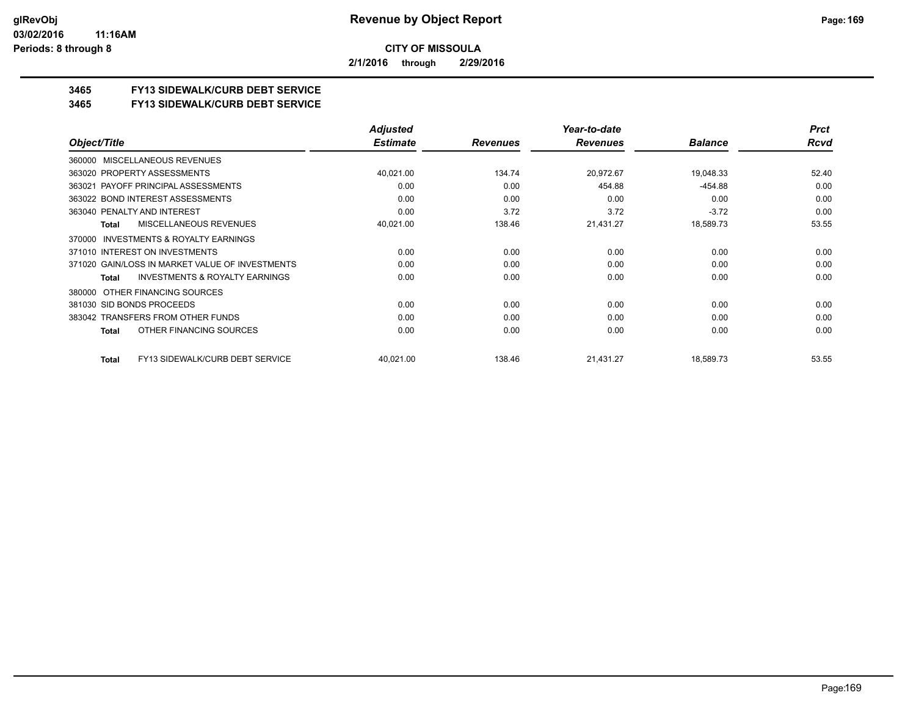# CITY OF MISSOULA

**2/1/2016 through 2/29/2016**

## 3465 FY13 SIDEWALK/CURB DEBT SERVICE
## 3465 FY13 SIDEWALK/CURB DEBT SERVICE

| Object/Title | Adjusted Estimate | Revenues | Year-to-date Revenues | Balance | Prct Rcvd |
|---|---|---|---|---|---|
| 360000 MISCELLANEOUS REVENUES | | | | | |
| 363020 PROPERTY ASSESSMENTS | 40,021.00 | 134.74 | 20,972.67 | 19,048.33 | 52.40 |
| 363021 PAYOFF PRINCIPAL ASSESSMENTS | 0.00 | 0.00 | 454.88 | -454.88 | 0.00 |
| 363022 BOND INTEREST ASSESSMENTS | 0.00 | 0.00 | 0.00 | 0.00 | 0.00 |
| 363040 PENALTY AND INTEREST | 0.00 | 3.72 | 3.72 | -3.72 | 0.00 |
| **Total** MISCELLANEOUS REVENUES | 40,021.00 | 138.46 | 21,431.27 | 18,589.73 | 53.55 |
| 370000 INVESTMENTS & ROYALTY EARNINGS | | | | | |
| 371010 INTEREST ON INVESTMENTS | 0.00 | 0.00 | 0.00 | 0.00 | 0.00 |
| 371020 GAIN/LOSS IN MARKET VALUE OF INVESTMENTS | 0.00 | 0.00 | 0.00 | 0.00 | 0.00 |
| **Total** INVESTMENTS & ROYALTY EARNINGS | 0.00 | 0.00 | 0.00 | 0.00 | 0.00 |
| 380000 OTHER FINANCING SOURCES | | | | | |
| 381030 SID BONDS PROCEEDS | 0.00 | 0.00 | 0.00 | 0.00 | 0.00 |
| 383042 TRANSFERS FROM OTHER FUNDS | 0.00 | 0.00 | 0.00 | 0.00 | 0.00 |
| **Total** OTHER FINANCING SOURCES | 0.00 | 0.00 | 0.00 | 0.00 | 0.00 |
| **Total** FY13 SIDEWALK/CURB DEBT SERVICE | 40,021.00 | 138.46 | 21,431.27 | 18,589.73 | 53.55 |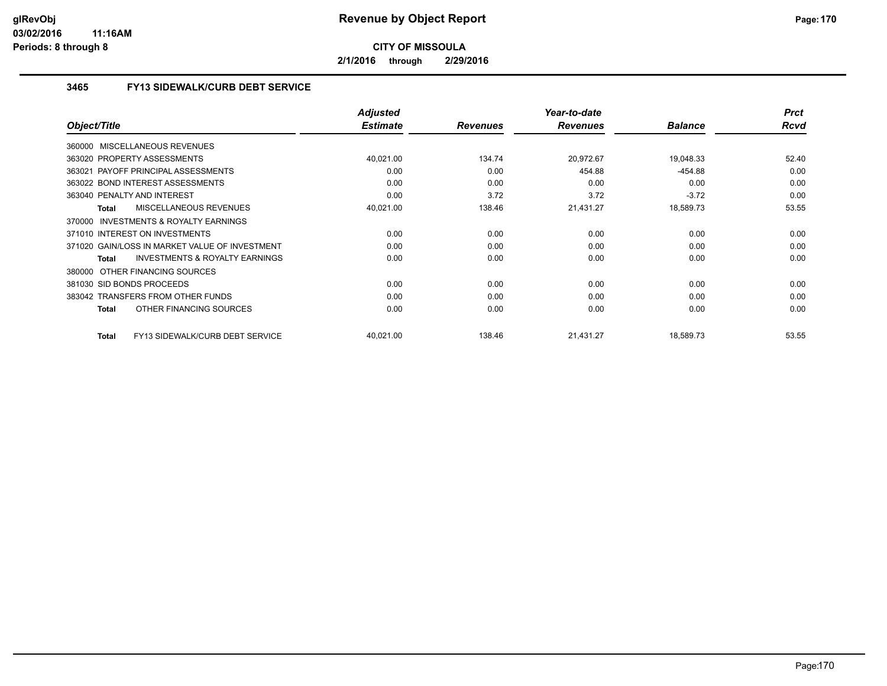**CITY OF MISSOULA**

**2/1/2016 through 2/29/2016**

### 3465 FY13 SIDEWALK/CURB DEBT SERVICE

| Object/Title | Adjusted Estimate | Revenues | Year-to-date Revenues | Balance | Prct Rcvd |
|---|---|---|---|---|---|
| 360000 MISCELLANEOUS REVENUES | | | | | |
| 363020 PROPERTY ASSESSMENTS | 40,021.00 | 134.74 | 20,972.67 | 19,048.33 | 52.40 |
| 363021 PAYOFF PRINCIPAL ASSESSMENTS | 0.00 | 0.00 | 454.88 | -454.88 | 0.00 |
| 363022 BOND INTEREST ASSESSMENTS | 0.00 | 0.00 | 0.00 | 0.00 | 0.00 |
| 363040 PENALTY AND INTEREST | 0.00 | 3.72 | 3.72 | -3.72 | 0.00 |
| **Total** MISCELLANEOUS REVENUES | 40,021.00 | 138.46 | 21,431.27 | 18,589.73 | 53.55 |
| 370000 INVESTMENTS & ROYALTY EARNINGS | | | | | |
| 371010 INTEREST ON INVESTMENTS | 0.00 | 0.00 | 0.00 | 0.00 | 0.00 |
| 371020 GAIN/LOSS IN MARKET VALUE OF INVESTMENT | 0.00 | 0.00 | 0.00 | 0.00 | 0.00 |
| **Total** INVESTMENTS & ROYALTY EARNINGS | 0.00 | 0.00 | 0.00 | 0.00 | 0.00 |
| 380000 OTHER FINANCING SOURCES | | | | | |
| 381030 SID BONDS PROCEEDS | 0.00 | 0.00 | 0.00 | 0.00 | 0.00 |
| 383042 TRANSFERS FROM OTHER FUNDS | 0.00 | 0.00 | 0.00 | 0.00 | 0.00 |
| **Total** OTHER FINANCING SOURCES | 0.00 | 0.00 | 0.00 | 0.00 | 0.00 |
| **Total** FY13 SIDEWALK/CURB DEBT SERVICE | 40,021.00 | 138.46 | 21,431.27 | 18,589.73 | 53.55 |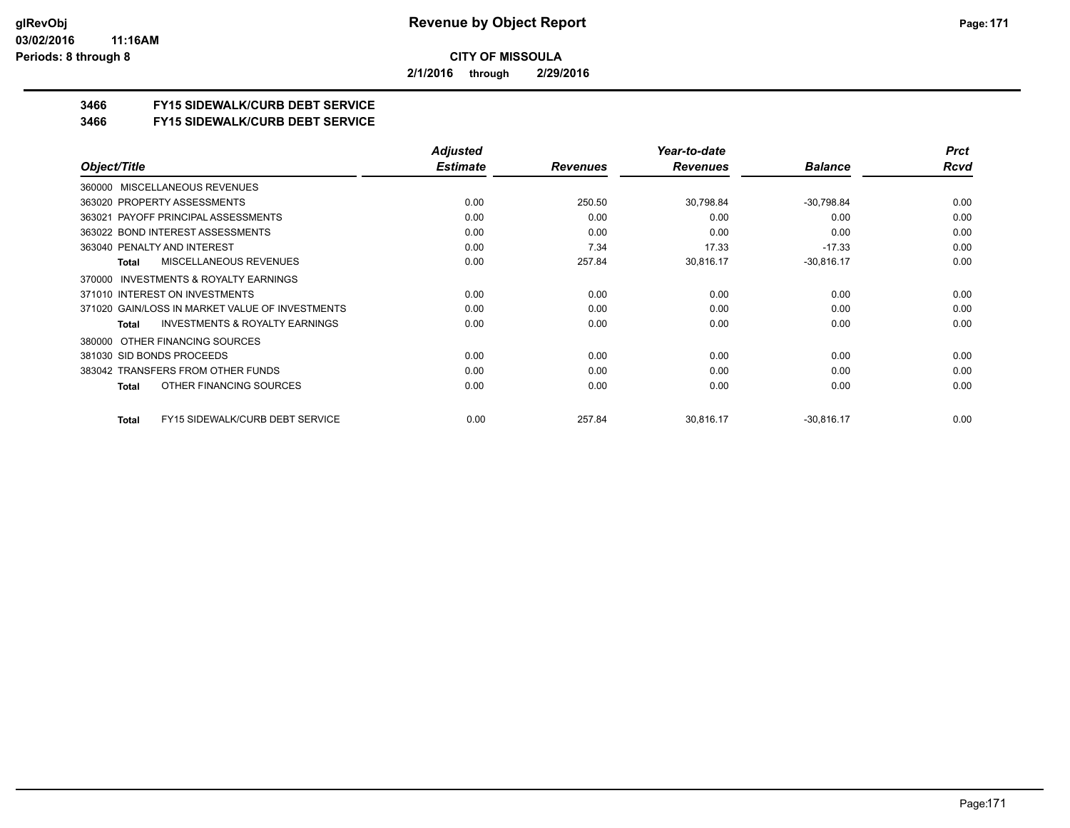**CITY OF MISSOULA**

**2/1/2016 through 2/29/2016**

## 3466 FY15 SIDEWALK/CURB DEBT SERVICE
## 3466 FY15 SIDEWALK/CURB DEBT SERVICE

| Object/Title | Adjusted Estimate | Revenues | Year-to-date Revenues | Balance | Prct Rcvd |
|---|---|---|---|---|---|
| 360000 MISCELLANEOUS REVENUES | | | | | |
| 363020 PROPERTY ASSESSMENTS | 0.00 | 250.50 | 30,798.84 | -30,798.84 | 0.00 |
| 363021 PAYOFF PRINCIPAL ASSESSMENTS | 0.00 | 0.00 | 0.00 | 0.00 | 0.00 |
| 363022 BOND INTEREST ASSESSMENTS | 0.00 | 0.00 | 0.00 | 0.00 | 0.00 |
| 363040 PENALTY AND INTEREST | 0.00 | 7.34 | 17.33 | -17.33 | 0.00 |
| **Total** MISCELLANEOUS REVENUES | 0.00 | 257.84 | 30,816.17 | -30,816.17 | 0.00 |
| 370000 INVESTMENTS & ROYALTY EARNINGS | | | | | |
| 371010 INTEREST ON INVESTMENTS | 0.00 | 0.00 | 0.00 | 0.00 | 0.00 |
| 371020 GAIN/LOSS IN MARKET VALUE OF INVESTMENTS | 0.00 | 0.00 | 0.00 | 0.00 | 0.00 |
| **Total** INVESTMENTS & ROYALTY EARNINGS | 0.00 | 0.00 | 0.00 | 0.00 | 0.00 |
| 380000 OTHER FINANCING SOURCES | | | | | |
| 381030 SID BONDS PROCEEDS | 0.00 | 0.00 | 0.00 | 0.00 | 0.00 |
| 383042 TRANSFERS FROM OTHER FUNDS | 0.00 | 0.00 | 0.00 | 0.00 | 0.00 |
| **Total** OTHER FINANCING SOURCES | 0.00 | 0.00 | 0.00 | 0.00 | 0.00 |
| **Total** FY15 SIDEWALK/CURB DEBT SERVICE | 0.00 | 257.84 | 30,816.17 | -30,816.17 | 0.00 |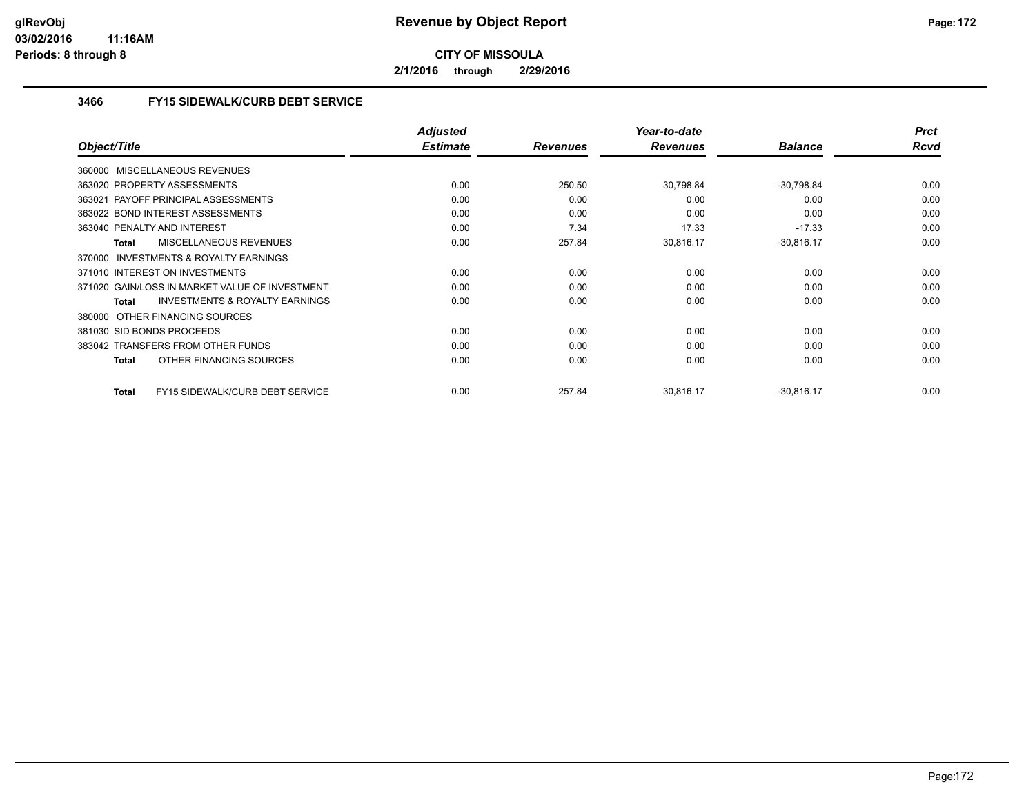**CITY OF MISSOULA**

**2/1/2016 through 2/29/2016**

### 3466 FY15 SIDEWALK/CURB DEBT SERVICE

| Object/Title | Adjusted Estimate | Revenues | Year-to-date Revenues | Balance | Prct Rcvd |
|---|---|---|---|---|---|
| 360000 MISCELLANEOUS REVENUES | | | | | |
| 363020 PROPERTY ASSESSMENTS | 0.00 | 250.50 | 30,798.84 | -30,798.84 | 0.00 |
| 363021 PAYOFF PRINCIPAL ASSESSMENTS | 0.00 | 0.00 | 0.00 | 0.00 | 0.00 |
| 363022 BOND INTEREST ASSESSMENTS | 0.00 | 0.00 | 0.00 | 0.00 | 0.00 |
| 363040 PENALTY AND INTEREST | 0.00 | 7.34 | 17.33 | -17.33 | 0.00 |
| **Total** MISCELLANEOUS REVENUES | 0.00 | 257.84 | 30,816.17 | -30,816.17 | 0.00 |
| 370000 INVESTMENTS & ROYALTY EARNINGS | | | | | |
| 371010 INTEREST ON INVESTMENTS | 0.00 | 0.00 | 0.00 | 0.00 | 0.00 |
| 371020 GAIN/LOSS IN MARKET VALUE OF INVESTMENT | 0.00 | 0.00 | 0.00 | 0.00 | 0.00 |
| **Total** INVESTMENTS & ROYALTY EARNINGS | 0.00 | 0.00 | 0.00 | 0.00 | 0.00 |
| 380000 OTHER FINANCING SOURCES | | | | | |
| 381030 SID BONDS PROCEEDS | 0.00 | 0.00 | 0.00 | 0.00 | 0.00 |
| 383042 TRANSFERS FROM OTHER FUNDS | 0.00 | 0.00 | 0.00 | 0.00 | 0.00 |
| **Total** OTHER FINANCING SOURCES | 0.00 | 0.00 | 0.00 | 0.00 | 0.00 |
| **Total** FY15 SIDEWALK/CURB DEBT SERVICE | 0.00 | 257.84 | 30,816.17 | -30,816.17 | 0.00 |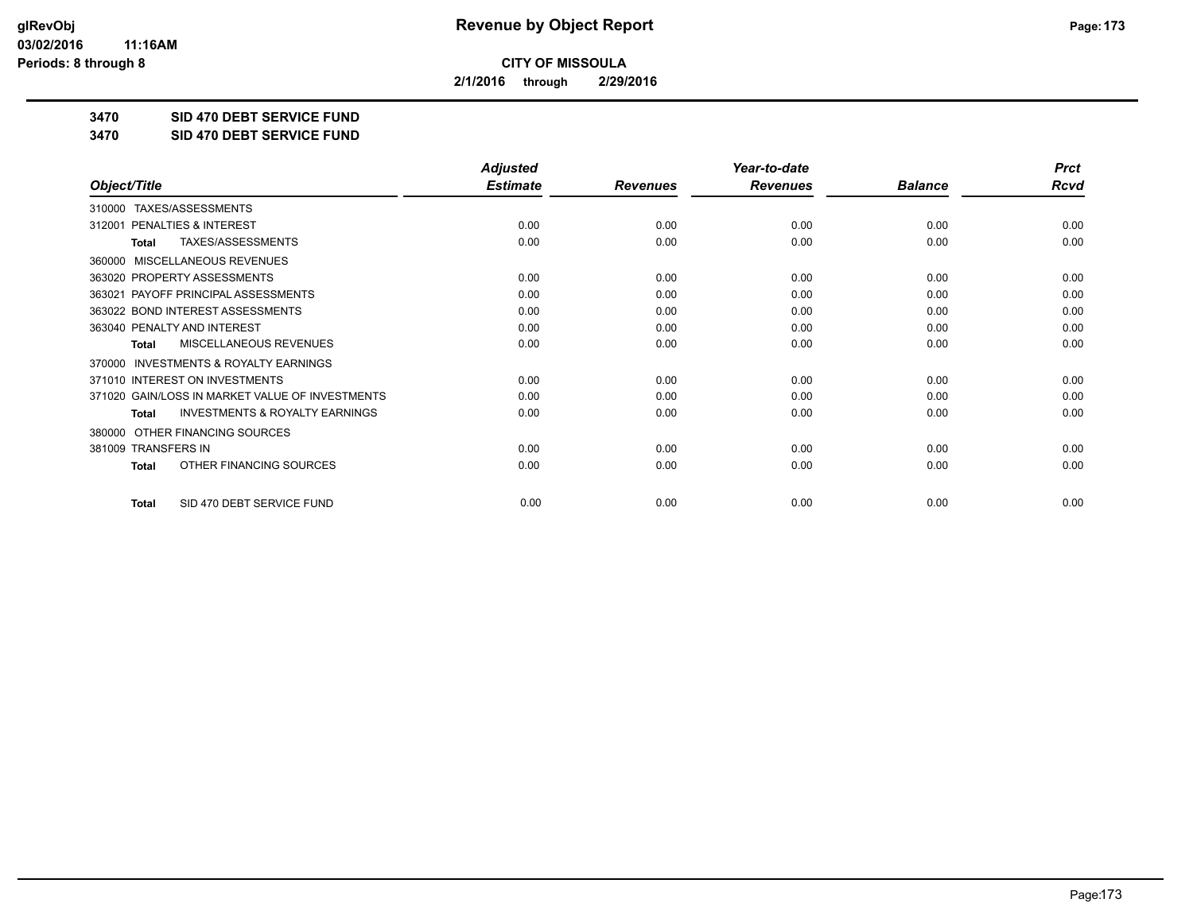**CITY OF MISSOULA**

**2/1/2016 through 2/29/2016**

**3470 SID 470 DEBT SERVICE FUND**

**3470 SID 470 DEBT SERVICE FUND**

| Object/Title | Adjusted Estimate | Revenues | Year-to-date Revenues | Balance | Prct Rcvd |
|---|---|---|---|---|---|
| 310000 TAXES/ASSESSMENTS | | | | | |
| 312001 PENALTIES & INTEREST | 0.00 | 0.00 | 0.00 | 0.00 | 0.00 |
| **Total** TAXES/ASSESSMENTS | 0.00 | 0.00 | 0.00 | 0.00 | 0.00 |
| 360000 MISCELLANEOUS REVENUES | | | | | |
| 363020 PROPERTY ASSESSMENTS | 0.00 | 0.00 | 0.00 | 0.00 | 0.00 |
| 363021 PAYOFF PRINCIPAL ASSESSMENTS | 0.00 | 0.00 | 0.00 | 0.00 | 0.00 |
| 363022 BOND INTEREST ASSESSMENTS | 0.00 | 0.00 | 0.00 | 0.00 | 0.00 |
| 363040 PENALTY AND INTEREST | 0.00 | 0.00 | 0.00 | 0.00 | 0.00 |
| **Total** MISCELLANEOUS REVENUES | 0.00 | 0.00 | 0.00 | 0.00 | 0.00 |
| 370000 INVESTMENTS & ROYALTY EARNINGS | | | | | |
| 371010 INTEREST ON INVESTMENTS | 0.00 | 0.00 | 0.00 | 0.00 | 0.00 |
| 371020 GAIN/LOSS IN MARKET VALUE OF INVESTMENTS | 0.00 | 0.00 | 0.00 | 0.00 | 0.00 |
| **Total** INVESTMENTS & ROYALTY EARNINGS | 0.00 | 0.00 | 0.00 | 0.00 | 0.00 |
| 380000 OTHER FINANCING SOURCES | | | | | |
| 381009 TRANSFERS IN | 0.00 | 0.00 | 0.00 | 0.00 | 0.00 |
| **Total** OTHER FINANCING SOURCES | 0.00 | 0.00 | 0.00 | 0.00 | 0.00 |
| **Total** SID 470 DEBT SERVICE FUND | 0.00 | 0.00 | 0.00 | 0.00 | 0.00 |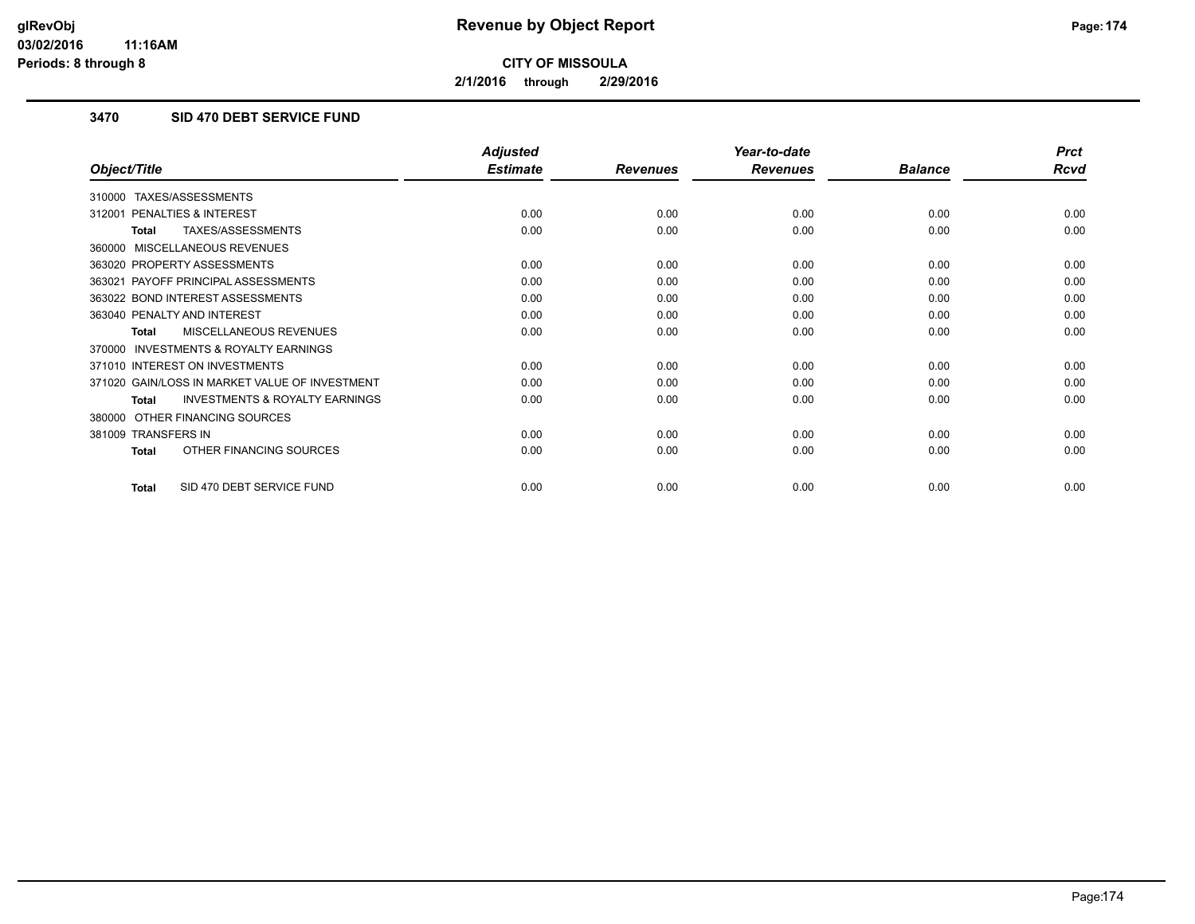# Revenue by Object Report

**CITY OF MISSOULA**

**2/1/2016 through 2/29/2016**

glRevObj
03/02/2016 11:16AM
Periods: 8 through 8

### 3470 SID 470 DEBT SERVICE FUND

| Object/Title | Adjusted Estimate | Revenues | Year-to-date Revenues | Balance | Prct Rcvd |
|---|---|---|---|---|---|
| 310000 TAXES/ASSESSMENTS | | | | | |
| 312001 PENALTIES & INTEREST | 0.00 | 0.00 | 0.00 | 0.00 | 0.00 |
| **Total** TAXES/ASSESSMENTS | 0.00 | 0.00 | 0.00 | 0.00 | 0.00 |
| 360000 MISCELLANEOUS REVENUES | | | | | |
| 363020 PROPERTY ASSESSMENTS | 0.00 | 0.00 | 0.00 | 0.00 | 0.00 |
| 363021 PAYOFF PRINCIPAL ASSESSMENTS | 0.00 | 0.00 | 0.00 | 0.00 | 0.00 |
| 363022 BOND INTEREST ASSESSMENTS | 0.00 | 0.00 | 0.00 | 0.00 | 0.00 |
| 363040 PENALTY AND INTEREST | 0.00 | 0.00 | 0.00 | 0.00 | 0.00 |
| **Total** MISCELLANEOUS REVENUES | 0.00 | 0.00 | 0.00 | 0.00 | 0.00 |
| 370000 INVESTMENTS & ROYALTY EARNINGS | | | | | |
| 371010 INTEREST ON INVESTMENTS | 0.00 | 0.00 | 0.00 | 0.00 | 0.00 |
| 371020 GAIN/LOSS IN MARKET VALUE OF INVESTMENT | 0.00 | 0.00 | 0.00 | 0.00 | 0.00 |
| **Total** INVESTMENTS & ROYALTY EARNINGS | 0.00 | 0.00 | 0.00 | 0.00 | 0.00 |
| 380000 OTHER FINANCING SOURCES | | | | | |
| 381009 TRANSFERS IN | 0.00 | 0.00 | 0.00 | 0.00 | 0.00 |
| **Total** OTHER FINANCING SOURCES | 0.00 | 0.00 | 0.00 | 0.00 | 0.00 |
| **Total** SID 470 DEBT SERVICE FUND | 0.00 | 0.00 | 0.00 | 0.00 | 0.00 |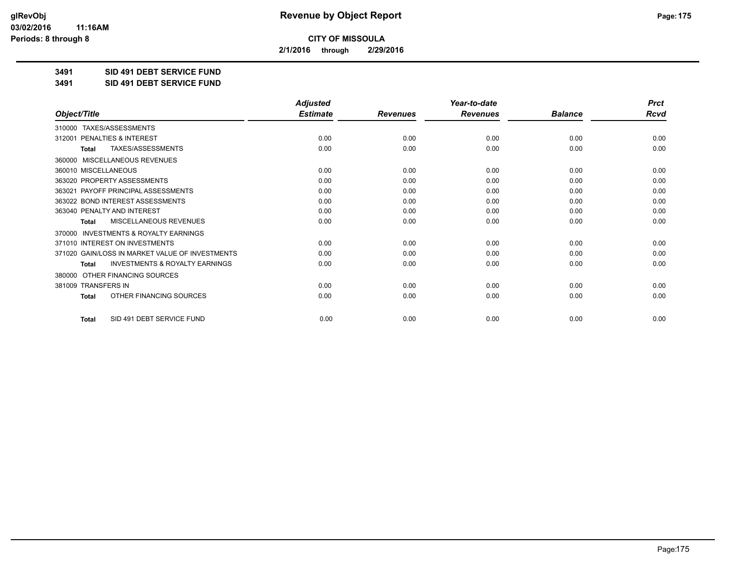**CITY OF MISSOULA**

**2/1/2016 through 2/29/2016**

**3491 SID 491 DEBT SERVICE FUND**

**3491 SID 491 DEBT SERVICE FUND**

| Object/Title | Adjusted Estimate | Revenues | Year-to-date Revenues | Balance | Prct Rcvd |
|---|---|---|---|---|---|
| 310000 TAXES/ASSESSMENTS | | | | | |
| 312001 PENALTIES & INTEREST | 0.00 | 0.00 | 0.00 | 0.00 | 0.00 |
| **Total** TAXES/ASSESSMENTS | 0.00 | 0.00 | 0.00 | 0.00 | 0.00 |
| 360000 MISCELLANEOUS REVENUES | | | | | |
| 360010 MISCELLANEOUS | 0.00 | 0.00 | 0.00 | 0.00 | 0.00 |
| 363020 PROPERTY ASSESSMENTS | 0.00 | 0.00 | 0.00 | 0.00 | 0.00 |
| 363021 PAYOFF PRINCIPAL ASSESSMENTS | 0.00 | 0.00 | 0.00 | 0.00 | 0.00 |
| 363022 BOND INTEREST ASSESSMENTS | 0.00 | 0.00 | 0.00 | 0.00 | 0.00 |
| 363040 PENALTY AND INTEREST | 0.00 | 0.00 | 0.00 | 0.00 | 0.00 |
| **Total** MISCELLANEOUS REVENUES | 0.00 | 0.00 | 0.00 | 0.00 | 0.00 |
| 370000 INVESTMENTS & ROYALTY EARNINGS | | | | | |
| 371010 INTEREST ON INVESTMENTS | 0.00 | 0.00 | 0.00 | 0.00 | 0.00 |
| 371020 GAIN/LOSS IN MARKET VALUE OF INVESTMENTS | 0.00 | 0.00 | 0.00 | 0.00 | 0.00 |
| **Total** INVESTMENTS & ROYALTY EARNINGS | 0.00 | 0.00 | 0.00 | 0.00 | 0.00 |
| 380000 OTHER FINANCING SOURCES | | | | | |
| 381009 TRANSFERS IN | 0.00 | 0.00 | 0.00 | 0.00 | 0.00 |
| **Total** OTHER FINANCING SOURCES | 0.00 | 0.00 | 0.00 | 0.00 | 0.00 |
| **Total** SID 491 DEBT SERVICE FUND | 0.00 | 0.00 | 0.00 | 0.00 | 0.00 |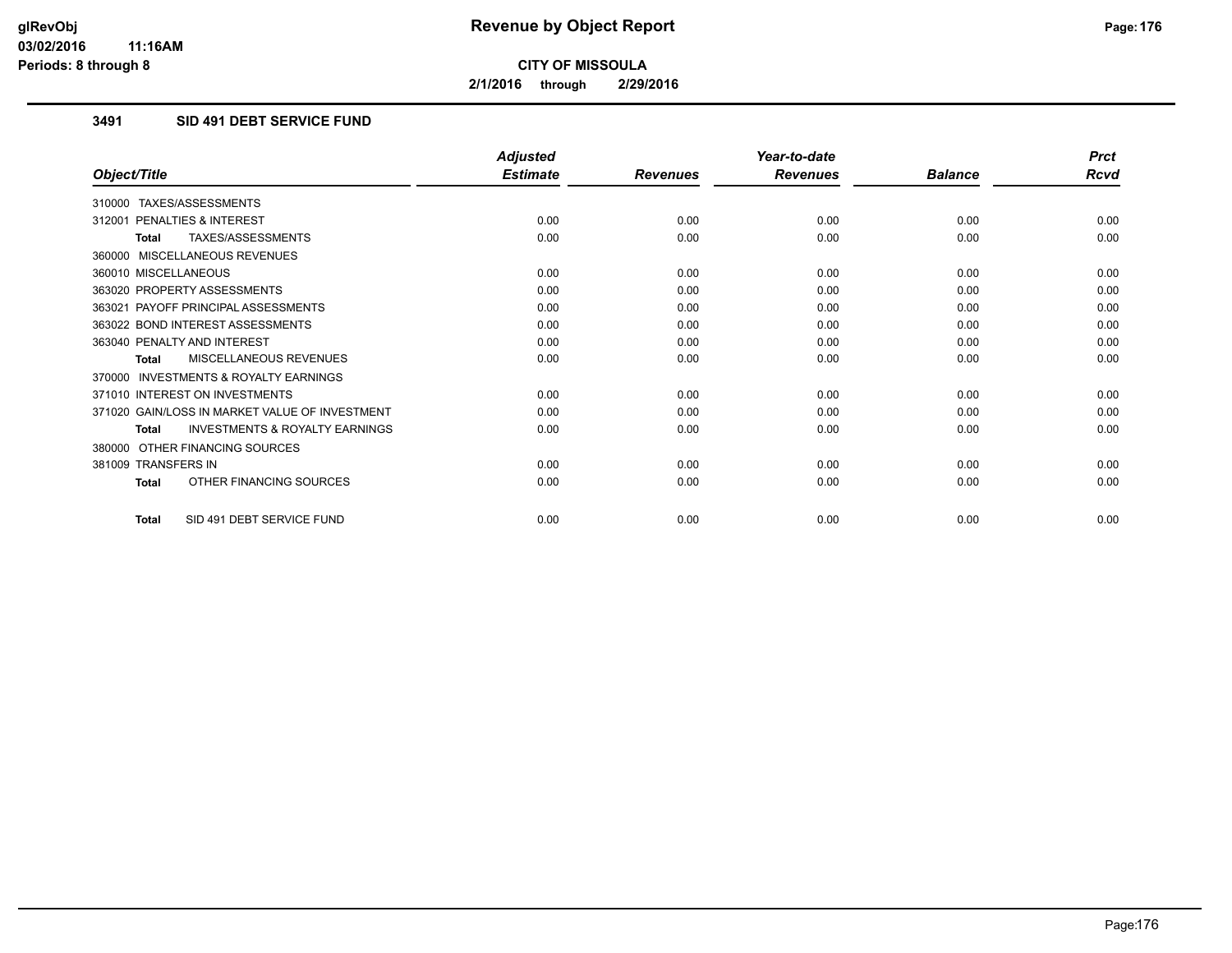**CITY OF MISSOULA**

**2/1/2016 through 2/29/2016**

### 3491 SID 491 DEBT SERVICE FUND

| Object/Title | Adjusted Estimate | Revenues | Year-to-date Revenues | Balance | Prct Rcvd |
|---|---|---|---|---|---|
| 310000 TAXES/ASSESSMENTS | | | | | |
| 312001 PENALTIES & INTEREST | 0.00 | 0.00 | 0.00 | 0.00 | 0.00 |
| **Total** TAXES/ASSESSMENTS | 0.00 | 0.00 | 0.00 | 0.00 | 0.00 |
| 360000 MISCELLANEOUS REVENUES | | | | | |
| 360010 MISCELLANEOUS | 0.00 | 0.00 | 0.00 | 0.00 | 0.00 |
| 363020 PROPERTY ASSESSMENTS | 0.00 | 0.00 | 0.00 | 0.00 | 0.00 |
| 363021 PAYOFF PRINCIPAL ASSESSMENTS | 0.00 | 0.00 | 0.00 | 0.00 | 0.00 |
| 363022 BOND INTEREST ASSESSMENTS | 0.00 | 0.00 | 0.00 | 0.00 | 0.00 |
| 363040 PENALTY AND INTEREST | 0.00 | 0.00 | 0.00 | 0.00 | 0.00 |
| **Total** MISCELLANEOUS REVENUES | 0.00 | 0.00 | 0.00 | 0.00 | 0.00 |
| 370000 INVESTMENTS & ROYALTY EARNINGS | | | | | |
| 371010 INTEREST ON INVESTMENTS | 0.00 | 0.00 | 0.00 | 0.00 | 0.00 |
| 371020 GAIN/LOSS IN MARKET VALUE OF INVESTMENT | 0.00 | 0.00 | 0.00 | 0.00 | 0.00 |
| **Total** INVESTMENTS & ROYALTY EARNINGS | 0.00 | 0.00 | 0.00 | 0.00 | 0.00 |
| 380000 OTHER FINANCING SOURCES | | | | | |
| 381009 TRANSFERS IN | 0.00 | 0.00 | 0.00 | 0.00 | 0.00 |
| **Total** OTHER FINANCING SOURCES | 0.00 | 0.00 | 0.00 | 0.00 | 0.00 |
| **Total** SID 491 DEBT SERVICE FUND | 0.00 | 0.00 | 0.00 | 0.00 | 0.00 |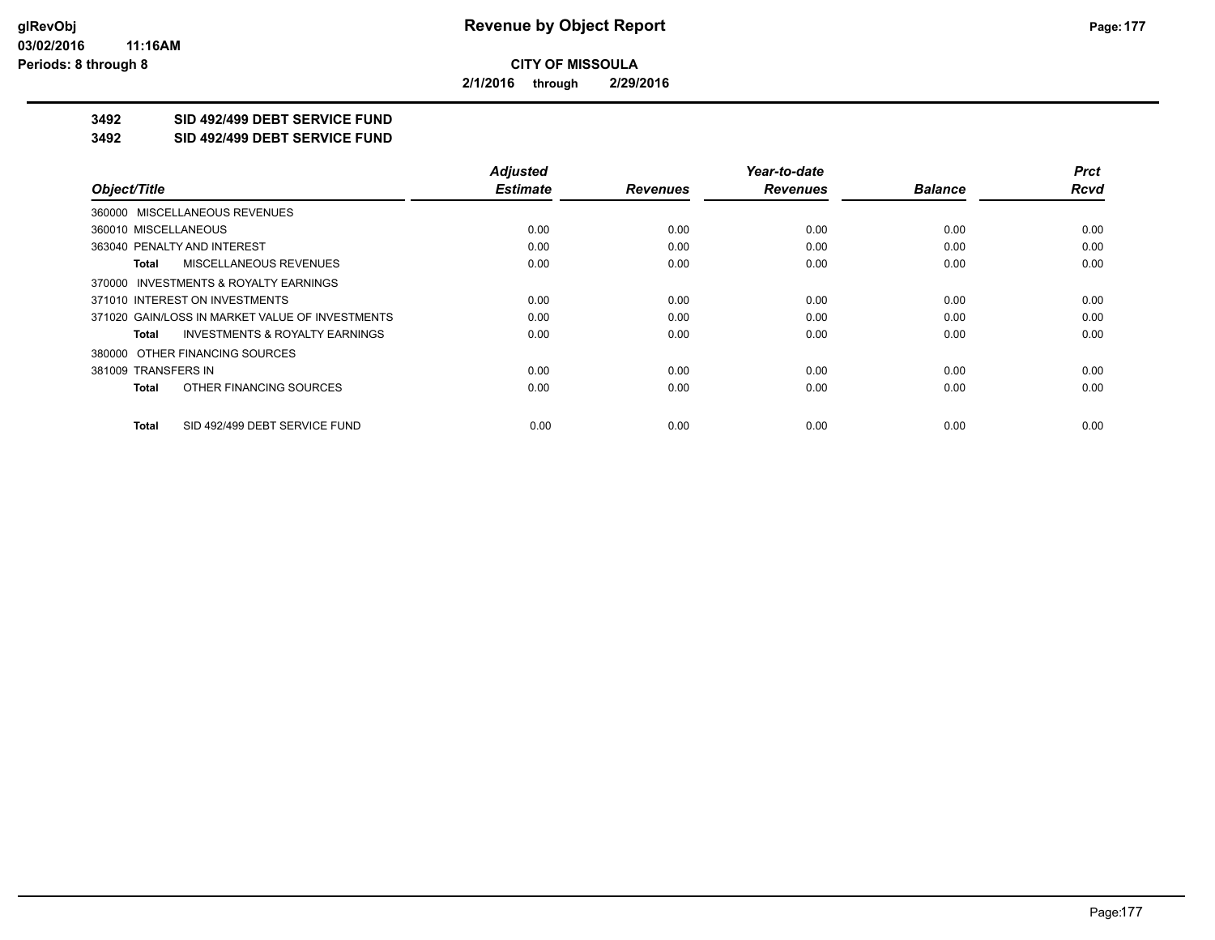# Revenue by Object Report

**CITY OF MISSOULA**

**2/1/2016 through 2/29/2016**

glRevObj
03/02/2016 11:16AM
Periods: 8 through 8

## 3492 SID 492/499 DEBT SERVICE FUND
## 3492 SID 492/499 DEBT SERVICE FUND

| Object/Title | Adjusted Estimate | Revenues | Year-to-date Revenues | Balance | Prct Rcvd |
|---|---|---|---|---|---|
| 360000 MISCELLANEOUS REVENUES | | | | | |
| 360010 MISCELLANEOUS | 0.00 | 0.00 | 0.00 | 0.00 | 0.00 |
| 363040 PENALTY AND INTEREST | 0.00 | 0.00 | 0.00 | 0.00 | 0.00 |
| **Total** MISCELLANEOUS REVENUES | 0.00 | 0.00 | 0.00 | 0.00 | 0.00 |
| 370000 INVESTMENTS & ROYALTY EARNINGS | | | | | |
| 371010 INTEREST ON INVESTMENTS | 0.00 | 0.00 | 0.00 | 0.00 | 0.00 |
| 371020 GAIN/LOSS IN MARKET VALUE OF INVESTMENTS | 0.00 | 0.00 | 0.00 | 0.00 | 0.00 |
| **Total** INVESTMENTS & ROYALTY EARNINGS | 0.00 | 0.00 | 0.00 | 0.00 | 0.00 |
| 380000 OTHER FINANCING SOURCES | | | | | |
| 381009 TRANSFERS IN | 0.00 | 0.00 | 0.00 | 0.00 | 0.00 |
| **Total** OTHER FINANCING SOURCES | 0.00 | 0.00 | 0.00 | 0.00 | 0.00 |
| **Total** SID 492/499 DEBT SERVICE FUND | 0.00 | 0.00 | 0.00 | 0.00 | 0.00 |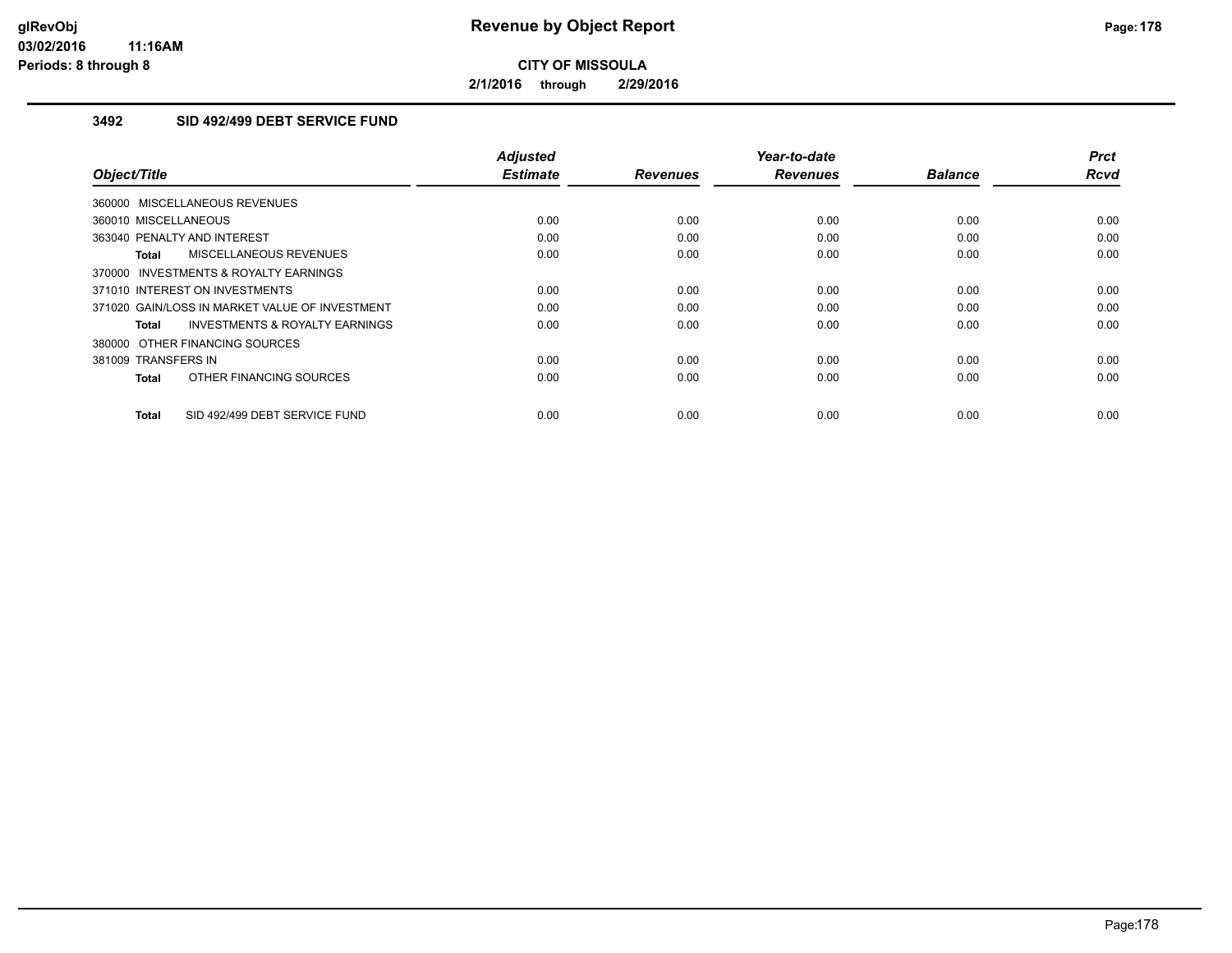# Revenue by Object Report

**CITY OF MISSOULA**

**2/1/2016 through 2/29/2016**

glRevObj
03/02/2016 11:16AM
Periods: 8 through 8

### 3492 SID 492/499 DEBT SERVICE FUND

| Object/Title | Adjusted Estimate | Revenues | Year-to-date Revenues | Balance | Prct Rcvd |
|---|---|---|---|---|---|
| 360000 MISCELLANEOUS REVENUES | | | | | |
| 360010 MISCELLANEOUS | 0.00 | 0.00 | 0.00 | 0.00 | 0.00 |
| 363040 PENALTY AND INTEREST | 0.00 | 0.00 | 0.00 | 0.00 | 0.00 |
| **Total** MISCELLANEOUS REVENUES | 0.00 | 0.00 | 0.00 | 0.00 | 0.00 |
| 370000 INVESTMENTS & ROYALTY EARNINGS | | | | | |
| 371010 INTEREST ON INVESTMENTS | 0.00 | 0.00 | 0.00 | 0.00 | 0.00 |
| 371020 GAIN/LOSS IN MARKET VALUE OF INVESTMENT | 0.00 | 0.00 | 0.00 | 0.00 | 0.00 |
| **Total** INVESTMENTS & ROYALTY EARNINGS | 0.00 | 0.00 | 0.00 | 0.00 | 0.00 |
| 380000 OTHER FINANCING SOURCES | | | | | |
| 381009 TRANSFERS IN | 0.00 | 0.00 | 0.00 | 0.00 | 0.00 |
| **Total** OTHER FINANCING SOURCES | 0.00 | 0.00 | 0.00 | 0.00 | 0.00 |
| **Total** SID 492/499 DEBT SERVICE FUND | 0.00 | 0.00 | 0.00 | 0.00 | 0.00 |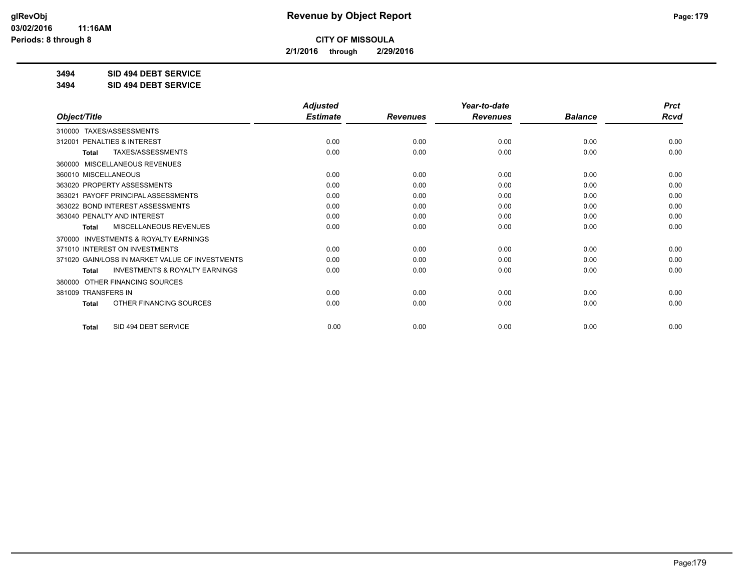**CITY OF MISSOULA**

**2/1/2016 through 2/29/2016**

**3494 SID 494 DEBT SERVICE**

**3494 SID 494 DEBT SERVICE**

| Object/Title | Adjusted Estimate | Revenues | Year-to-date Revenues | Balance | Prct Rcvd |
|---|---|---|---|---|---|
| 310000 TAXES/ASSESSMENTS | | | | | |
| 312001 PENALTIES & INTEREST | 0.00 | 0.00 | 0.00 | 0.00 | 0.00 |
| Total TAXES/ASSESSMENTS | 0.00 | 0.00 | 0.00 | 0.00 | 0.00 |
| 360000 MISCELLANEOUS REVENUES | | | | | |
| 360010 MISCELLANEOUS | 0.00 | 0.00 | 0.00 | 0.00 | 0.00 |
| 363020 PROPERTY ASSESSMENTS | 0.00 | 0.00 | 0.00 | 0.00 | 0.00 |
| 363021 PAYOFF PRINCIPAL ASSESSMENTS | 0.00 | 0.00 | 0.00 | 0.00 | 0.00 |
| 363022 BOND INTEREST ASSESSMENTS | 0.00 | 0.00 | 0.00 | 0.00 | 0.00 |
| 363040 PENALTY AND INTEREST | 0.00 | 0.00 | 0.00 | 0.00 | 0.00 |
| Total MISCELLANEOUS REVENUES | 0.00 | 0.00 | 0.00 | 0.00 | 0.00 |
| 370000 INVESTMENTS & ROYALTY EARNINGS | | | | | |
| 371010 INTEREST ON INVESTMENTS | 0.00 | 0.00 | 0.00 | 0.00 | 0.00 |
| 371020 GAIN/LOSS IN MARKET VALUE OF INVESTMENTS | 0.00 | 0.00 | 0.00 | 0.00 | 0.00 |
| Total INVESTMENTS & ROYALTY EARNINGS | 0.00 | 0.00 | 0.00 | 0.00 | 0.00 |
| 380000 OTHER FINANCING SOURCES | | | | | |
| 381009 TRANSFERS IN | 0.00 | 0.00 | 0.00 | 0.00 | 0.00 |
| Total OTHER FINANCING SOURCES | 0.00 | 0.00 | 0.00 | 0.00 | 0.00 |
| Total SID 494 DEBT SERVICE | 0.00 | 0.00 | 0.00 | 0.00 | 0.00 |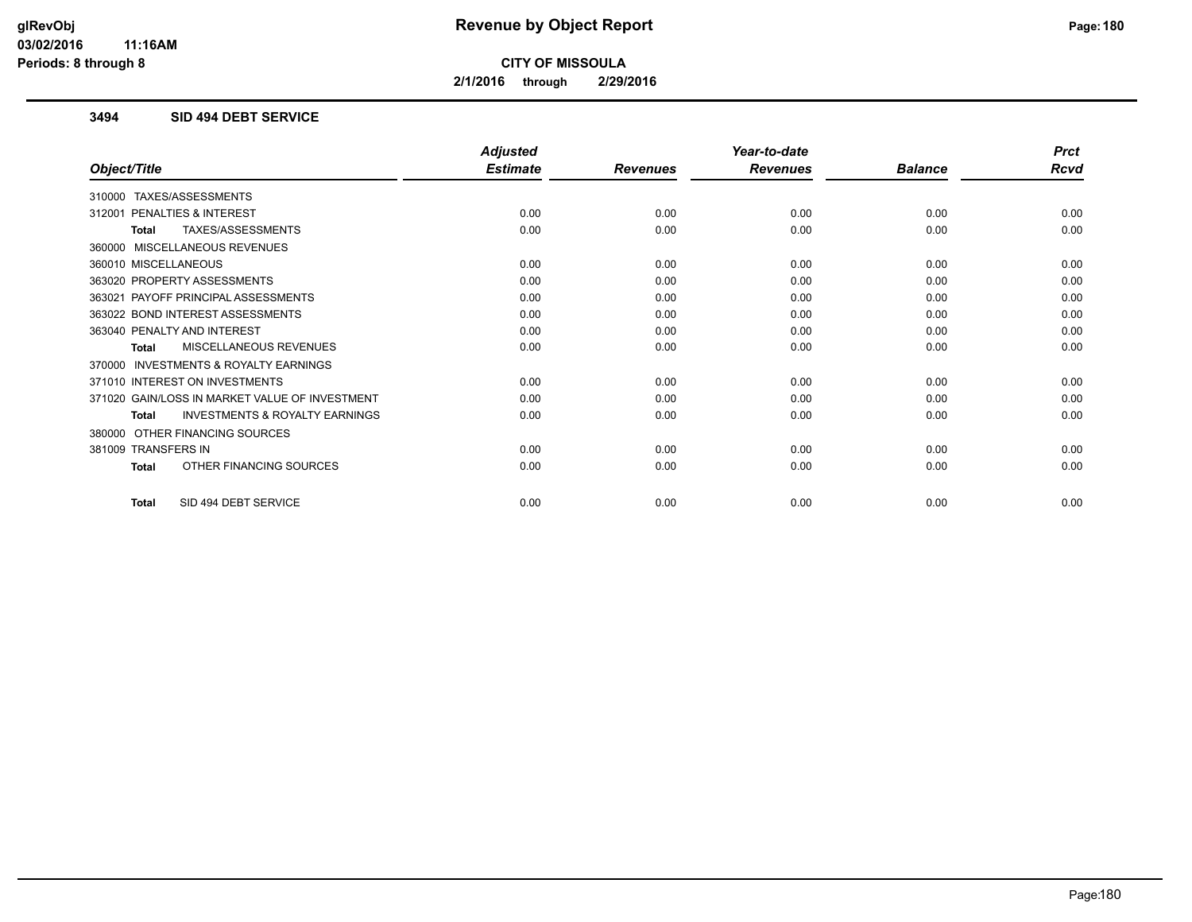**CITY OF MISSOULA**

**2/1/2016 through 2/29/2016**

### 3494 SID 494 DEBT SERVICE

| Object/Title | Adjusted Estimate | Revenues | Year-to-date Revenues | Balance | Prct Rcvd |
|---|---|---|---|---|---|
| 310000 TAXES/ASSESSMENTS | | | | | |
| 312001 PENALTIES & INTEREST | 0.00 | 0.00 | 0.00 | 0.00 | 0.00 |
| **Total** TAXES/ASSESSMENTS | 0.00 | 0.00 | 0.00 | 0.00 | 0.00 |
| 360000 MISCELLANEOUS REVENUES | | | | | |
| 360010 MISCELLANEOUS | 0.00 | 0.00 | 0.00 | 0.00 | 0.00 |
| 363020 PROPERTY ASSESSMENTS | 0.00 | 0.00 | 0.00 | 0.00 | 0.00 |
| 363021 PAYOFF PRINCIPAL ASSESSMENTS | 0.00 | 0.00 | 0.00 | 0.00 | 0.00 |
| 363022 BOND INTEREST ASSESSMENTS | 0.00 | 0.00 | 0.00 | 0.00 | 0.00 |
| 363040 PENALTY AND INTEREST | 0.00 | 0.00 | 0.00 | 0.00 | 0.00 |
| **Total** MISCELLANEOUS REVENUES | 0.00 | 0.00 | 0.00 | 0.00 | 0.00 |
| 370000 INVESTMENTS & ROYALTY EARNINGS | | | | | |
| 371010 INTEREST ON INVESTMENTS | 0.00 | 0.00 | 0.00 | 0.00 | 0.00 |
| 371020 GAIN/LOSS IN MARKET VALUE OF INVESTMENT | 0.00 | 0.00 | 0.00 | 0.00 | 0.00 |
| **Total** INVESTMENTS & ROYALTY EARNINGS | 0.00 | 0.00 | 0.00 | 0.00 | 0.00 |
| 380000 OTHER FINANCING SOURCES | | | | | |
| 381009 TRANSFERS IN | 0.00 | 0.00 | 0.00 | 0.00 | 0.00 |
| **Total** OTHER FINANCING SOURCES | 0.00 | 0.00 | 0.00 | 0.00 | 0.00 |
| **Total** SID 494 DEBT SERVICE | 0.00 | 0.00 | 0.00 | 0.00 | 0.00 |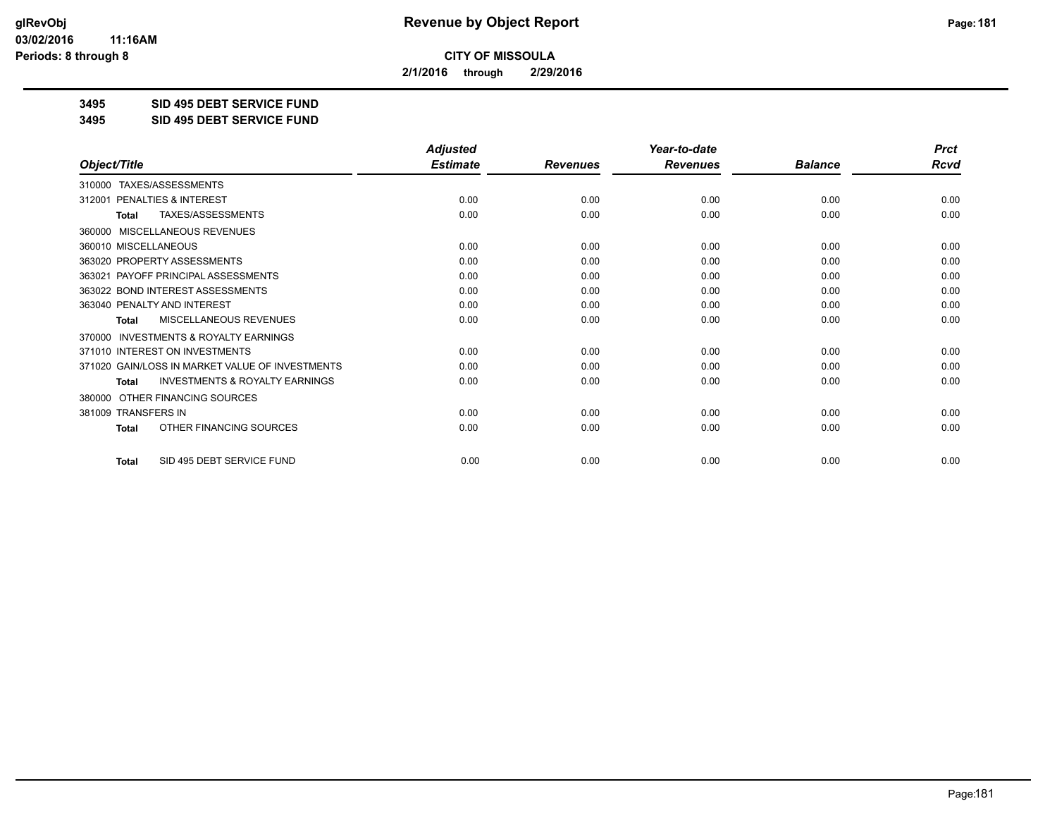**CITY OF MISSOULA**

**2/1/2016 through 2/29/2016**

**3495 SID 495 DEBT SERVICE FUND**

**3495 SID 495 DEBT SERVICE FUND**

| Object/Title | Adjusted Estimate | Revenues | Year-to-date Revenues | Balance | Prct Rcvd |
|---|---|---|---|---|---|
| 310000 TAXES/ASSESSMENTS | | | | | |
| 312001 PENALTIES & INTEREST | 0.00 | 0.00 | 0.00 | 0.00 | 0.00 |
| **Total** TAXES/ASSESSMENTS | 0.00 | 0.00 | 0.00 | 0.00 | 0.00 |
| 360000 MISCELLANEOUS REVENUES | | | | | |
| 360010 MISCELLANEOUS | 0.00 | 0.00 | 0.00 | 0.00 | 0.00 |
| 363020 PROPERTY ASSESSMENTS | 0.00 | 0.00 | 0.00 | 0.00 | 0.00 |
| 363021 PAYOFF PRINCIPAL ASSESSMENTS | 0.00 | 0.00 | 0.00 | 0.00 | 0.00 |
| 363022 BOND INTEREST ASSESSMENTS | 0.00 | 0.00 | 0.00 | 0.00 | 0.00 |
| 363040 PENALTY AND INTEREST | 0.00 | 0.00 | 0.00 | 0.00 | 0.00 |
| **Total** MISCELLANEOUS REVENUES | 0.00 | 0.00 | 0.00 | 0.00 | 0.00 |
| 370000 INVESTMENTS & ROYALTY EARNINGS | | | | | |
| 371010 INTEREST ON INVESTMENTS | 0.00 | 0.00 | 0.00 | 0.00 | 0.00 |
| 371020 GAIN/LOSS IN MARKET VALUE OF INVESTMENTS | 0.00 | 0.00 | 0.00 | 0.00 | 0.00 |
| **Total** INVESTMENTS & ROYALTY EARNINGS | 0.00 | 0.00 | 0.00 | 0.00 | 0.00 |
| 380000 OTHER FINANCING SOURCES | | | | | |
| 381009 TRANSFERS IN | 0.00 | 0.00 | 0.00 | 0.00 | 0.00 |
| **Total** OTHER FINANCING SOURCES | 0.00 | 0.00 | 0.00 | 0.00 | 0.00 |
| **Total** SID 495 DEBT SERVICE FUND | 0.00 | 0.00 | 0.00 | 0.00 | 0.00 |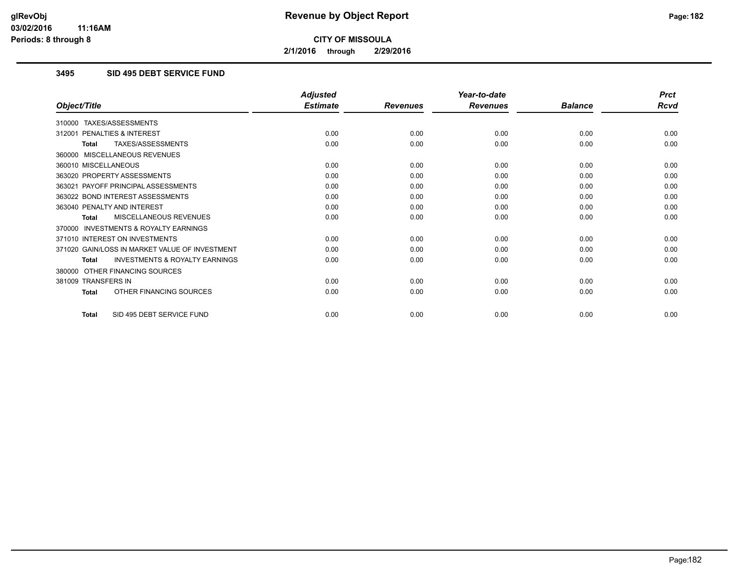**CITY OF MISSOULA**

**2/1/2016 through 2/29/2016**

### 3495 SID 495 DEBT SERVICE FUND

| Object/Title | Adjusted Estimate | Revenues | Year-to-date Revenues | Balance | Prct Rcvd |
|---|---|---|---|---|---|
| 310000 TAXES/ASSESSMENTS | | | | | |
| 312001 PENALTIES & INTEREST | 0.00 | 0.00 | 0.00 | 0.00 | 0.00 |
| **Total** TAXES/ASSESSMENTS | 0.00 | 0.00 | 0.00 | 0.00 | 0.00 |
| 360000 MISCELLANEOUS REVENUES | | | | | |
| 360010 MISCELLANEOUS | 0.00 | 0.00 | 0.00 | 0.00 | 0.00 |
| 363020 PROPERTY ASSESSMENTS | 0.00 | 0.00 | 0.00 | 0.00 | 0.00 |
| 363021 PAYOFF PRINCIPAL ASSESSMENTS | 0.00 | 0.00 | 0.00 | 0.00 | 0.00 |
| 363022 BOND INTEREST ASSESSMENTS | 0.00 | 0.00 | 0.00 | 0.00 | 0.00 |
| 363040 PENALTY AND INTEREST | 0.00 | 0.00 | 0.00 | 0.00 | 0.00 |
| **Total** MISCELLANEOUS REVENUES | 0.00 | 0.00 | 0.00 | 0.00 | 0.00 |
| 370000 INVESTMENTS & ROYALTY EARNINGS | | | | | |
| 371010 INTEREST ON INVESTMENTS | 0.00 | 0.00 | 0.00 | 0.00 | 0.00 |
| 371020 GAIN/LOSS IN MARKET VALUE OF INVESTMENT | 0.00 | 0.00 | 0.00 | 0.00 | 0.00 |
| **Total** INVESTMENTS & ROYALTY EARNINGS | 0.00 | 0.00 | 0.00 | 0.00 | 0.00 |
| 380000 OTHER FINANCING SOURCES | | | | | |
| 381009 TRANSFERS IN | 0.00 | 0.00 | 0.00 | 0.00 | 0.00 |
| **Total** OTHER FINANCING SOURCES | 0.00 | 0.00 | 0.00 | 0.00 | 0.00 |
| **Total** SID 495 DEBT SERVICE FUND | 0.00 | 0.00 | 0.00 | 0.00 | 0.00 |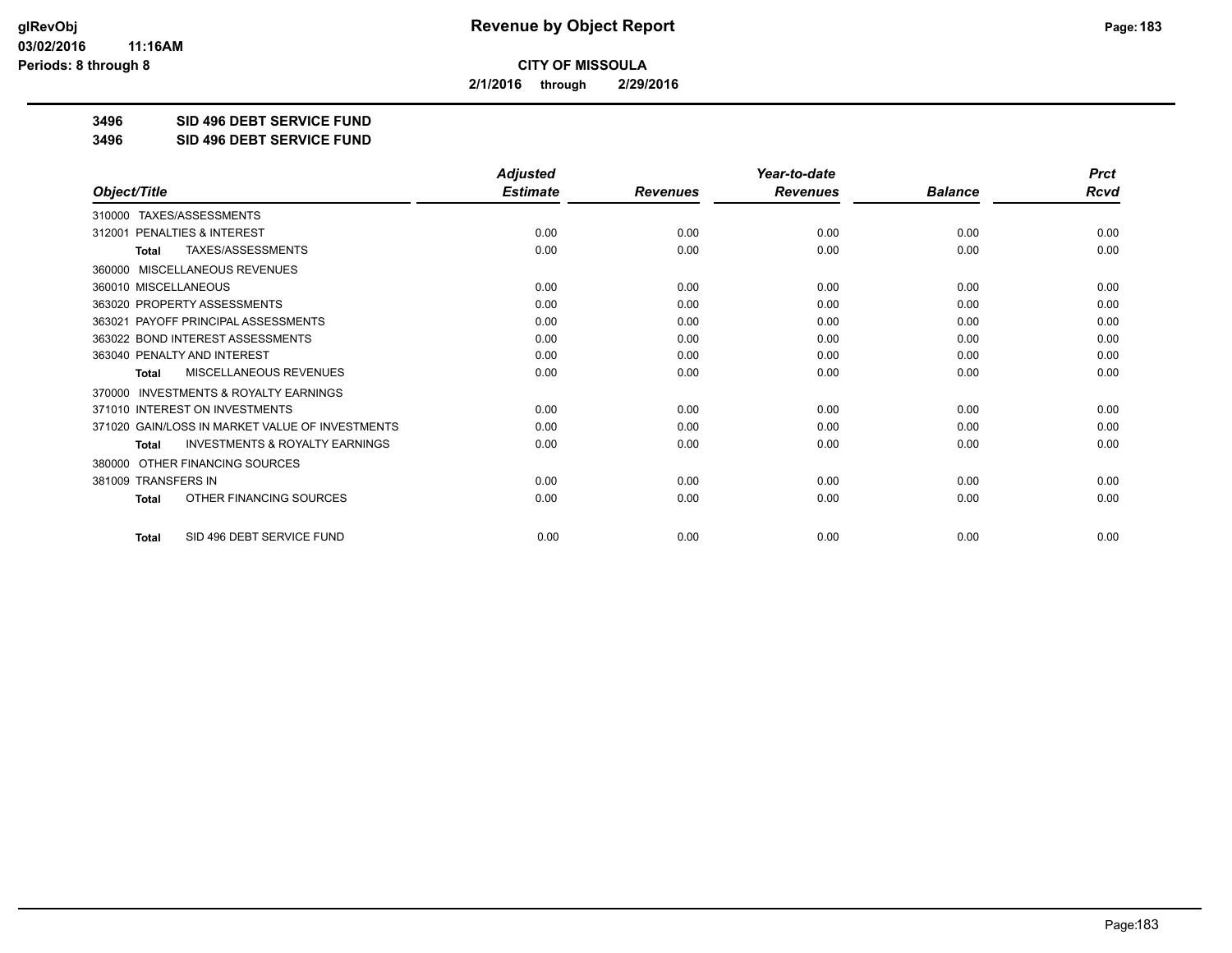**CITY OF MISSOULA**

**2/1/2016 through 2/29/2016**

**3496 SID 496 DEBT SERVICE FUND**

**3496 SID 496 DEBT SERVICE FUND**

| Object/Title | Adjusted Estimate | Revenues | Year-to-date Revenues | Balance | Prct Rcvd |
|---|---|---|---|---|---|
| 310000 TAXES/ASSESSMENTS | | | | | |
| 312001 PENALTIES & INTEREST | 0.00 | 0.00 | 0.00 | 0.00 | 0.00 |
| **Total** TAXES/ASSESSMENTS | 0.00 | 0.00 | 0.00 | 0.00 | 0.00 |
| 360000 MISCELLANEOUS REVENUES | | | | | |
| 360010 MISCELLANEOUS | 0.00 | 0.00 | 0.00 | 0.00 | 0.00 |
| 363020 PROPERTY ASSESSMENTS | 0.00 | 0.00 | 0.00 | 0.00 | 0.00 |
| 363021 PAYOFF PRINCIPAL ASSESSMENTS | 0.00 | 0.00 | 0.00 | 0.00 | 0.00 |
| 363022 BOND INTEREST ASSESSMENTS | 0.00 | 0.00 | 0.00 | 0.00 | 0.00 |
| 363040 PENALTY AND INTEREST | 0.00 | 0.00 | 0.00 | 0.00 | 0.00 |
| **Total** MISCELLANEOUS REVENUES | 0.00 | 0.00 | 0.00 | 0.00 | 0.00 |
| 370000 INVESTMENTS & ROYALTY EARNINGS | | | | | |
| 371010 INTEREST ON INVESTMENTS | 0.00 | 0.00 | 0.00 | 0.00 | 0.00 |
| 371020 GAIN/LOSS IN MARKET VALUE OF INVESTMENTS | 0.00 | 0.00 | 0.00 | 0.00 | 0.00 |
| **Total** INVESTMENTS & ROYALTY EARNINGS | 0.00 | 0.00 | 0.00 | 0.00 | 0.00 |
| 380000 OTHER FINANCING SOURCES | | | | | |
| 381009 TRANSFERS IN | 0.00 | 0.00 | 0.00 | 0.00 | 0.00 |
| **Total** OTHER FINANCING SOURCES | 0.00 | 0.00 | 0.00 | 0.00 | 0.00 |
| **Total** SID 496 DEBT SERVICE FUND | 0.00 | 0.00 | 0.00 | 0.00 | 0.00 |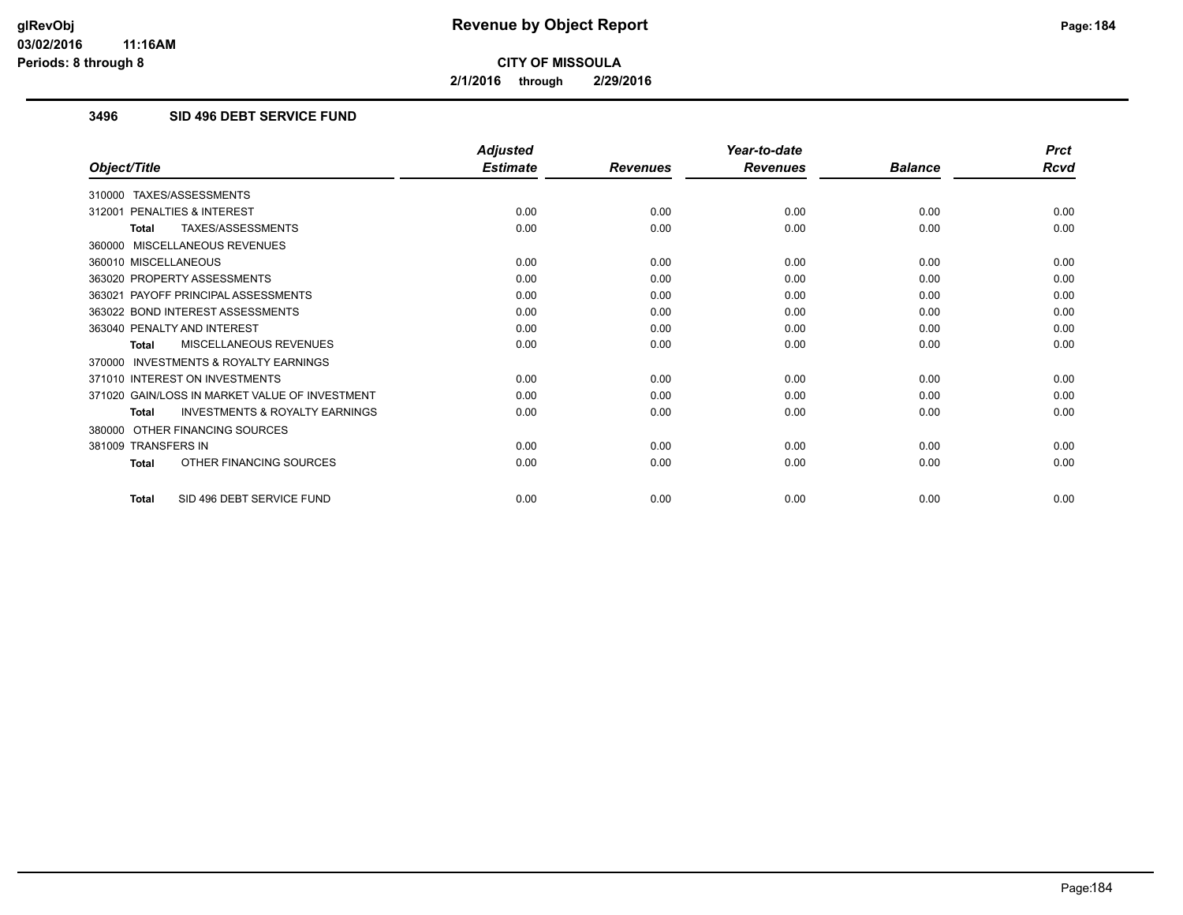**CITY OF MISSOULA**

**2/1/2016 through 2/29/2016**

### 3496 SID 496 DEBT SERVICE FUND

| Object/Title | Adjusted Estimate | Revenues | Year-to-date Revenues | Balance | Prct Rcvd |
|---|---|---|---|---|---|
| 310000 TAXES/ASSESSMENTS | | | | | |
| 312001 PENALTIES & INTEREST | 0.00 | 0.00 | 0.00 | 0.00 | 0.00 |
| **Total** TAXES/ASSESSMENTS | 0.00 | 0.00 | 0.00 | 0.00 | 0.00 |
| 360000 MISCELLANEOUS REVENUES | | | | | |
| 360010 MISCELLANEOUS | 0.00 | 0.00 | 0.00 | 0.00 | 0.00 |
| 363020 PROPERTY ASSESSMENTS | 0.00 | 0.00 | 0.00 | 0.00 | 0.00 |
| 363021 PAYOFF PRINCIPAL ASSESSMENTS | 0.00 | 0.00 | 0.00 | 0.00 | 0.00 |
| 363022 BOND INTEREST ASSESSMENTS | 0.00 | 0.00 | 0.00 | 0.00 | 0.00 |
| 363040 PENALTY AND INTEREST | 0.00 | 0.00 | 0.00 | 0.00 | 0.00 |
| **Total** MISCELLANEOUS REVENUES | 0.00 | 0.00 | 0.00 | 0.00 | 0.00 |
| 370000 INVESTMENTS & ROYALTY EARNINGS | | | | | |
| 371010 INTEREST ON INVESTMENTS | 0.00 | 0.00 | 0.00 | 0.00 | 0.00 |
| 371020 GAIN/LOSS IN MARKET VALUE OF INVESTMENT | 0.00 | 0.00 | 0.00 | 0.00 | 0.00 |
| **Total** INVESTMENTS & ROYALTY EARNINGS | 0.00 | 0.00 | 0.00 | 0.00 | 0.00 |
| 380000 OTHER FINANCING SOURCES | | | | | |
| 381009 TRANSFERS IN | 0.00 | 0.00 | 0.00 | 0.00 | 0.00 |
| **Total** OTHER FINANCING SOURCES | 0.00 | 0.00 | 0.00 | 0.00 | 0.00 |
| **Total** SID 496 DEBT SERVICE FUND | 0.00 | 0.00 | 0.00 | 0.00 | 0.00 |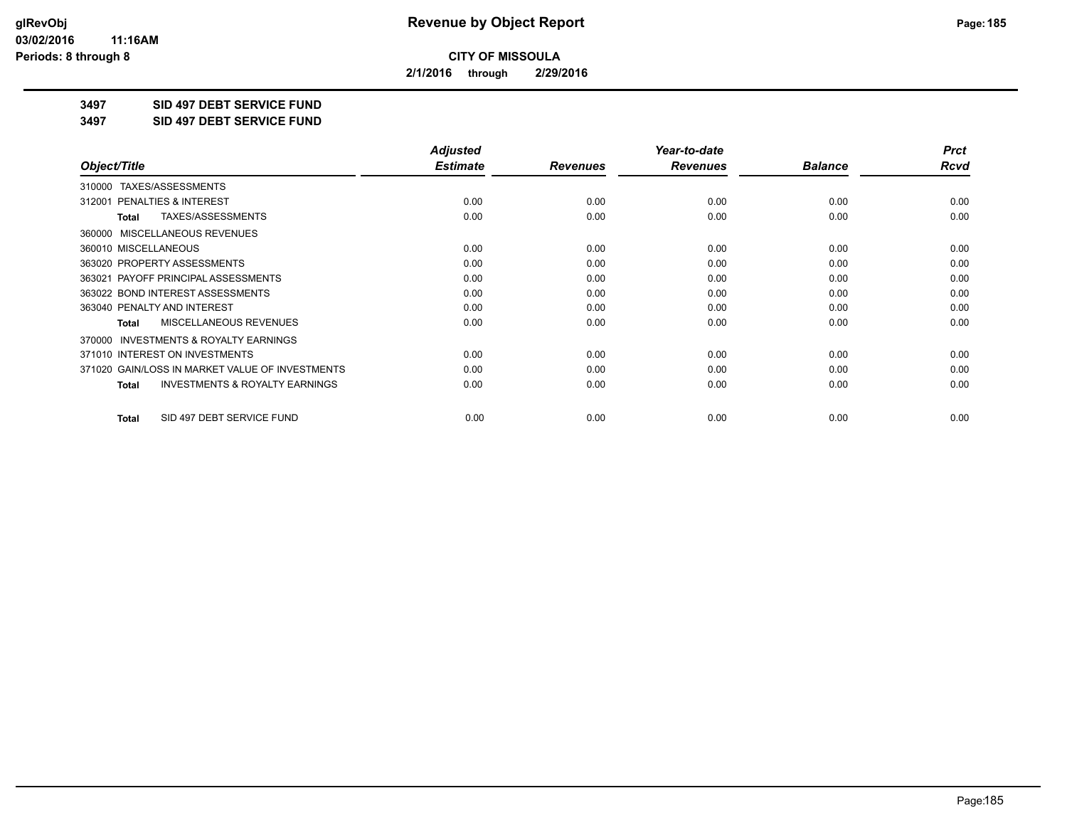**CITY OF MISSOULA**

**2/1/2016 through 2/29/2016**

**3497 SID 497 DEBT SERVICE FUND**

**3497 SID 497 DEBT SERVICE FUND**

| Object/Title | Adjusted Estimate | Revenues | Year-to-date Revenues | Balance | Prct Rcvd |
|---|---|---|---|---|---|
| 310000 TAXES/ASSESSMENTS | | | | | |
| 312001 PENALTIES & INTEREST | 0.00 | 0.00 | 0.00 | 0.00 | 0.00 |
| **Total** TAXES/ASSESSMENTS | 0.00 | 0.00 | 0.00 | 0.00 | 0.00 |
| 360000 MISCELLANEOUS REVENUES | | | | | |
| 360010 MISCELLANEOUS | 0.00 | 0.00 | 0.00 | 0.00 | 0.00 |
| 363020 PROPERTY ASSESSMENTS | 0.00 | 0.00 | 0.00 | 0.00 | 0.00 |
| 363021 PAYOFF PRINCIPAL ASSESSMENTS | 0.00 | 0.00 | 0.00 | 0.00 | 0.00 |
| 363022 BOND INTEREST ASSESSMENTS | 0.00 | 0.00 | 0.00 | 0.00 | 0.00 |
| 363040 PENALTY AND INTEREST | 0.00 | 0.00 | 0.00 | 0.00 | 0.00 |
| **Total** MISCELLANEOUS REVENUES | 0.00 | 0.00 | 0.00 | 0.00 | 0.00 |
| 370000 INVESTMENTS & ROYALTY EARNINGS | | | | | |
| 371010 INTEREST ON INVESTMENTS | 0.00 | 0.00 | 0.00 | 0.00 | 0.00 |
| 371020 GAIN/LOSS IN MARKET VALUE OF INVESTMENTS | 0.00 | 0.00 | 0.00 | 0.00 | 0.00 |
| **Total** INVESTMENTS & ROYALTY EARNINGS | 0.00 | 0.00 | 0.00 | 0.00 | 0.00 |
| **Total** SID 497 DEBT SERVICE FUND | 0.00 | 0.00 | 0.00 | 0.00 | 0.00 |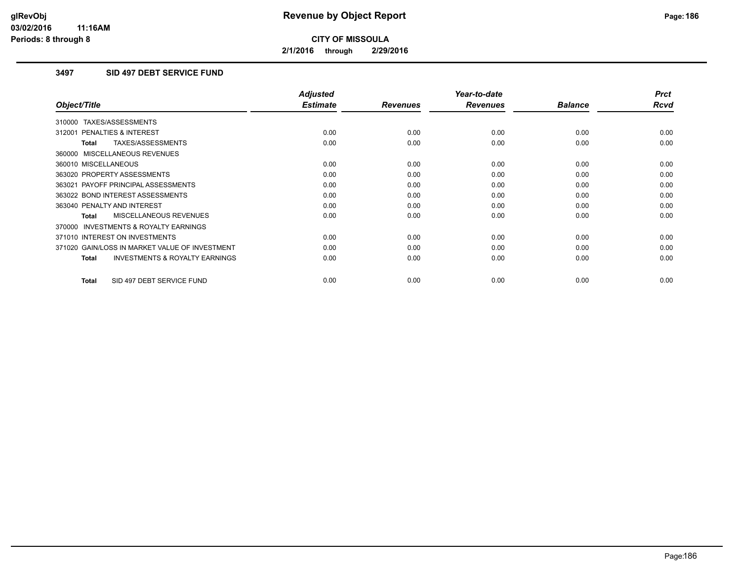**Revenue by Object Report**

**CITY OF MISSOULA**

**2/1/2016 through 2/29/2016**

glRevObj
03/02/2016 11:16AM
Periods: 8 through 8

### 3497 SID 497 DEBT SERVICE FUND

| Object/Title | Adjusted Estimate | Revenues | Year-to-date Revenues | Balance | Prct Rcvd |
|---|---|---|---|---|---|
| 310000 TAXES/ASSESSMENTS | | | | | |
| 312001 PENALTIES & INTEREST | 0.00 | 0.00 | 0.00 | 0.00 | 0.00 |
| **Total** TAXES/ASSESSMENTS | 0.00 | 0.00 | 0.00 | 0.00 | 0.00 |
| 360000 MISCELLANEOUS REVENUES | | | | | |
| 360010 MISCELLANEOUS | 0.00 | 0.00 | 0.00 | 0.00 | 0.00 |
| 363020 PROPERTY ASSESSMENTS | 0.00 | 0.00 | 0.00 | 0.00 | 0.00 |
| 363021 PAYOFF PRINCIPAL ASSESSMENTS | 0.00 | 0.00 | 0.00 | 0.00 | 0.00 |
| 363022 BOND INTEREST ASSESSMENTS | 0.00 | 0.00 | 0.00 | 0.00 | 0.00 |
| 363040 PENALTY AND INTEREST | 0.00 | 0.00 | 0.00 | 0.00 | 0.00 |
| **Total** MISCELLANEOUS REVENUES | 0.00 | 0.00 | 0.00 | 0.00 | 0.00 |
| 370000 INVESTMENTS & ROYALTY EARNINGS | | | | | |
| 371010 INTEREST ON INVESTMENTS | 0.00 | 0.00 | 0.00 | 0.00 | 0.00 |
| 371020 GAIN/LOSS IN MARKET VALUE OF INVESTMENT | 0.00 | 0.00 | 0.00 | 0.00 | 0.00 |
| **Total** INVESTMENTS & ROYALTY EARNINGS | 0.00 | 0.00 | 0.00 | 0.00 | 0.00 |
| **Total** SID 497 DEBT SERVICE FUND | 0.00 | 0.00 | 0.00 | 0.00 | 0.00 |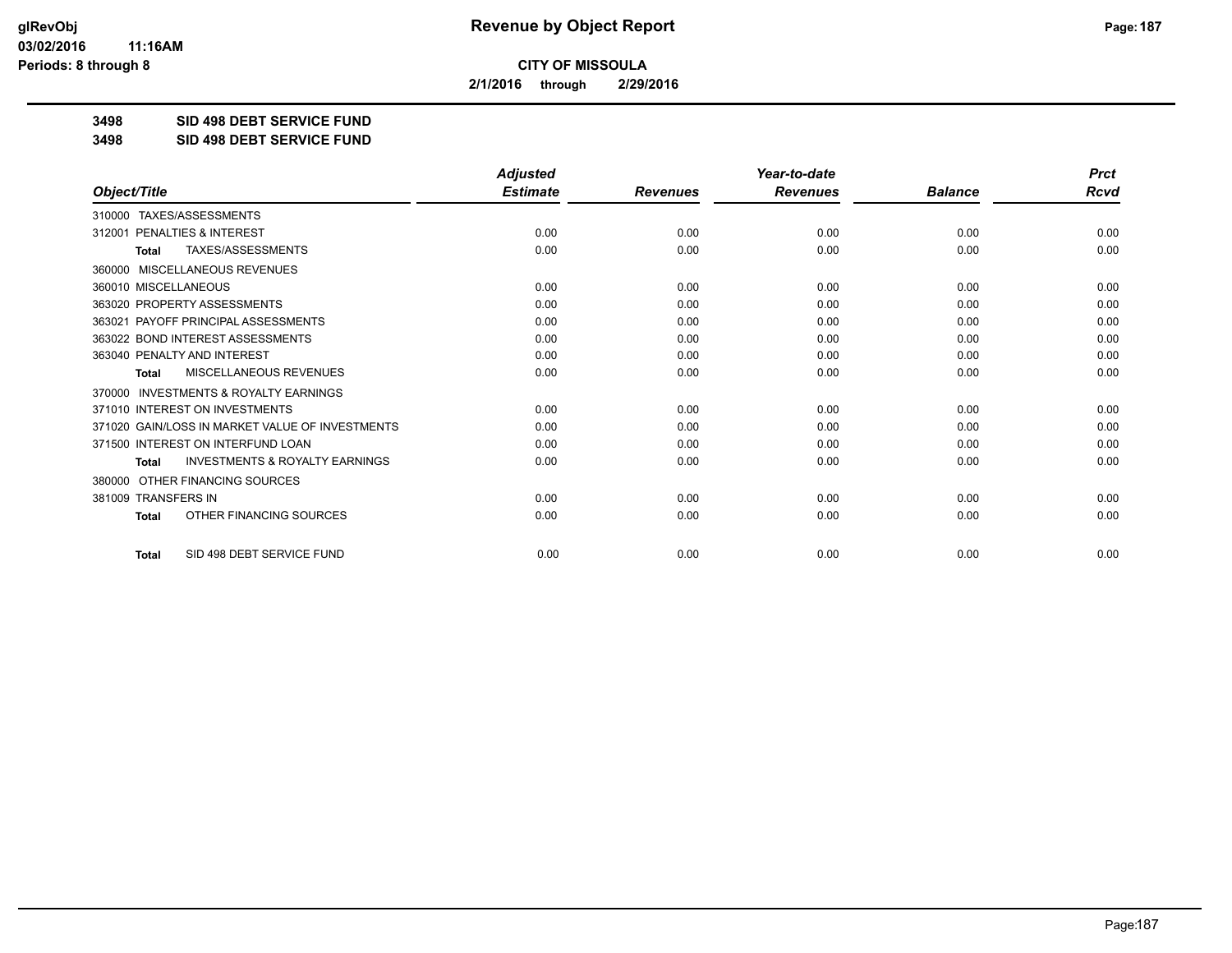**CITY OF MISSOULA**

**2/1/2016 through 2/29/2016**

**3498 SID 498 DEBT SERVICE FUND**

**3498 SID 498 DEBT SERVICE FUND**

| Object/Title | Adjusted Estimate | Revenues | Year-to-date Revenues | Balance | Prct Rcvd |
|---|---|---|---|---|---|
| 310000 TAXES/ASSESSMENTS | | | | | |
| 312001 PENALTIES & INTEREST | 0.00 | 0.00 | 0.00 | 0.00 | 0.00 |
| Total TAXES/ASSESSMENTS | 0.00 | 0.00 | 0.00 | 0.00 | 0.00 |
| 360000 MISCELLANEOUS REVENUES | | | | | |
| 360010 MISCELLANEOUS | 0.00 | 0.00 | 0.00 | 0.00 | 0.00 |
| 363020 PROPERTY ASSESSMENTS | 0.00 | 0.00 | 0.00 | 0.00 | 0.00 |
| 363021 PAYOFF PRINCIPAL ASSESSMENTS | 0.00 | 0.00 | 0.00 | 0.00 | 0.00 |
| 363022 BOND INTEREST ASSESSMENTS | 0.00 | 0.00 | 0.00 | 0.00 | 0.00 |
| 363040 PENALTY AND INTEREST | 0.00 | 0.00 | 0.00 | 0.00 | 0.00 |
| Total MISCELLANEOUS REVENUES | 0.00 | 0.00 | 0.00 | 0.00 | 0.00 |
| 370000 INVESTMENTS & ROYALTY EARNINGS | | | | | |
| 371010 INTEREST ON INVESTMENTS | 0.00 | 0.00 | 0.00 | 0.00 | 0.00 |
| 371020 GAIN/LOSS IN MARKET VALUE OF INVESTMENTS | 0.00 | 0.00 | 0.00 | 0.00 | 0.00 |
| 371500 INTEREST ON INTERFUND LOAN | 0.00 | 0.00 | 0.00 | 0.00 | 0.00 |
| Total INVESTMENTS & ROYALTY EARNINGS | 0.00 | 0.00 | 0.00 | 0.00 | 0.00 |
| 380000 OTHER FINANCING SOURCES | | | | | |
| 381009 TRANSFERS IN | 0.00 | 0.00 | 0.00 | 0.00 | 0.00 |
| Total OTHER FINANCING SOURCES | 0.00 | 0.00 | 0.00 | 0.00 | 0.00 |
| Total SID 498 DEBT SERVICE FUND | 0.00 | 0.00 | 0.00 | 0.00 | 0.00 |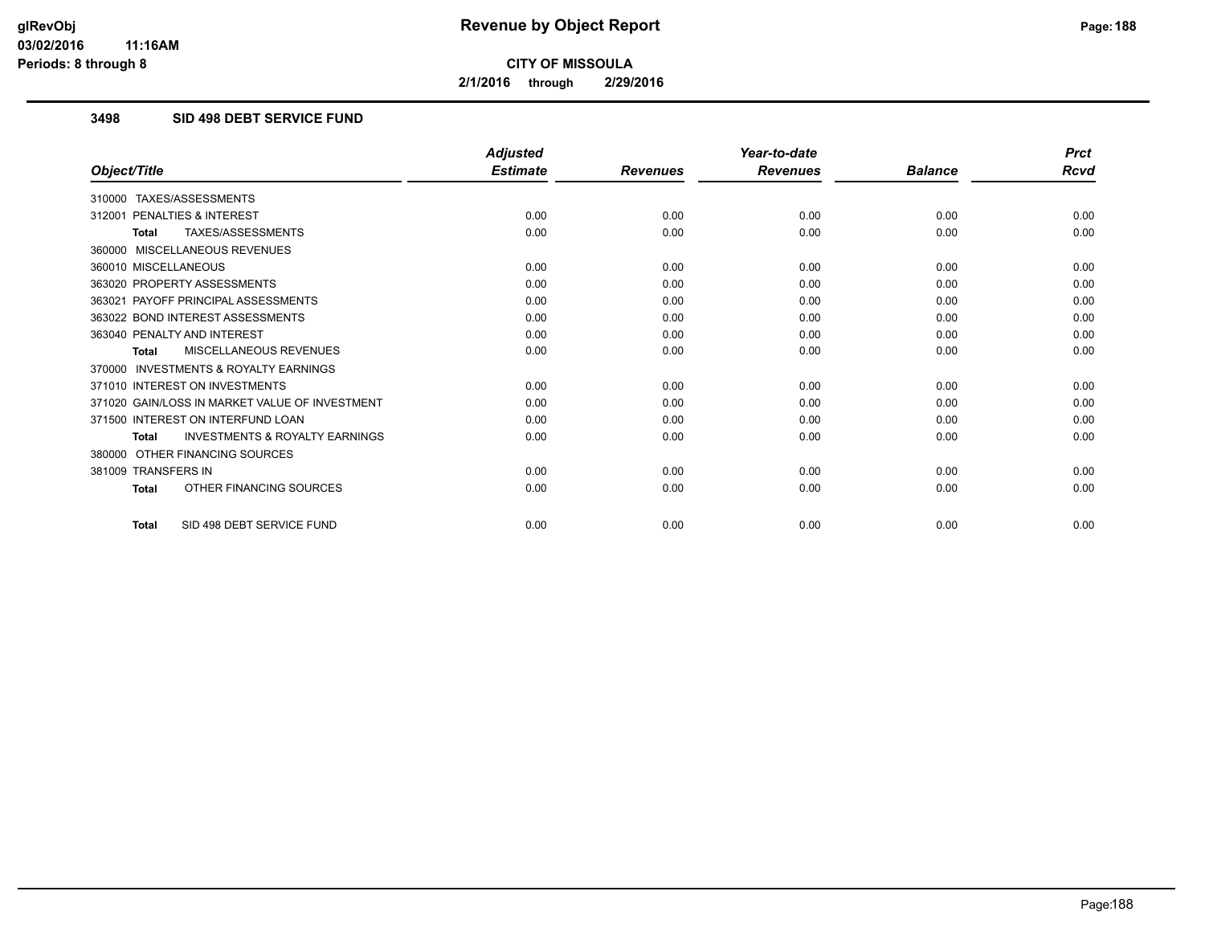**Revenue by Object Report**

**CITY OF MISSOULA**

**2/1/2016 through 2/29/2016**

glRevObj
03/02/2016 11:16AM
Periods: 8 through 8

## 3498 SID 498 DEBT SERVICE FUND

| Object/Title | Adjusted Estimate | Revenues | Year-to-date Revenues | Balance | Prct Rcvd |
|---|---|---|---|---|---|
| 310000 TAXES/ASSESSMENTS | | | | | |
| 312001 PENALTIES & INTEREST | 0.00 | 0.00 | 0.00 | 0.00 | 0.00 |
| **Total** TAXES/ASSESSMENTS | 0.00 | 0.00 | 0.00 | 0.00 | 0.00 |
| 360000 MISCELLANEOUS REVENUES | | | | | |
| 360010 MISCELLANEOUS | 0.00 | 0.00 | 0.00 | 0.00 | 0.00 |
| 363020 PROPERTY ASSESSMENTS | 0.00 | 0.00 | 0.00 | 0.00 | 0.00 |
| 363021 PAYOFF PRINCIPAL ASSESSMENTS | 0.00 | 0.00 | 0.00 | 0.00 | 0.00 |
| 363022 BOND INTEREST ASSESSMENTS | 0.00 | 0.00 | 0.00 | 0.00 | 0.00 |
| 363040 PENALTY AND INTEREST | 0.00 | 0.00 | 0.00 | 0.00 | 0.00 |
| **Total** MISCELLANEOUS REVENUES | 0.00 | 0.00 | 0.00 | 0.00 | 0.00 |
| 370000 INVESTMENTS & ROYALTY EARNINGS | | | | | |
| 371010 INTEREST ON INVESTMENTS | 0.00 | 0.00 | 0.00 | 0.00 | 0.00 |
| 371020 GAIN/LOSS IN MARKET VALUE OF INVESTMENT | 0.00 | 0.00 | 0.00 | 0.00 | 0.00 |
| 371500 INTEREST ON INTERFUND LOAN | 0.00 | 0.00 | 0.00 | 0.00 | 0.00 |
| **Total** INVESTMENTS & ROYALTY EARNINGS | 0.00 | 0.00 | 0.00 | 0.00 | 0.00 |
| 380000 OTHER FINANCING SOURCES | | | | | |
| 381009 TRANSFERS IN | 0.00 | 0.00 | 0.00 | 0.00 | 0.00 |
| **Total** OTHER FINANCING SOURCES | 0.00 | 0.00 | 0.00 | 0.00 | 0.00 |
| **Total** SID 498 DEBT SERVICE FUND | 0.00 | 0.00 | 0.00 | 0.00 | 0.00 |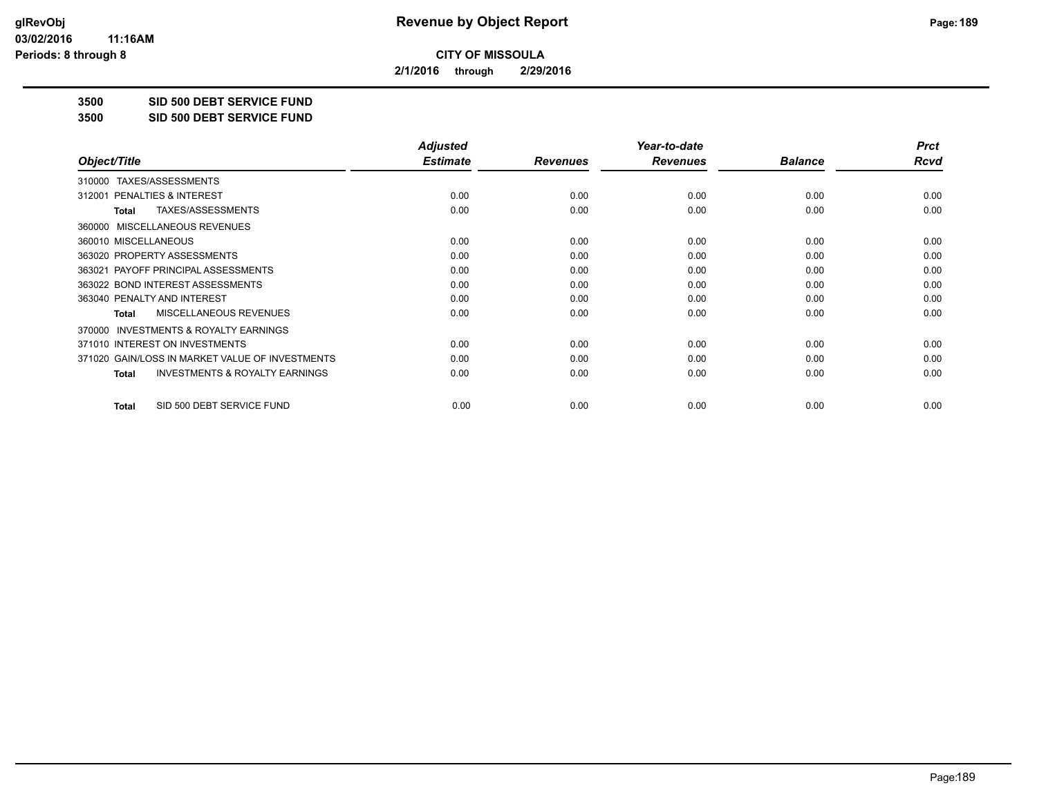**CITY OF MISSOULA**

**2/1/2016 through 2/29/2016**

**3500 SID 500 DEBT SERVICE FUND**

**3500 SID 500 DEBT SERVICE FUND**

| Object/Title | Adjusted Estimate | Revenues | Year-to-date Revenues | Balance | Prct Rcvd |
|---|---|---|---|---|---|
| 310000 TAXES/ASSESSMENTS | | | | | |
| 312001 PENALTIES & INTEREST | 0.00 | 0.00 | 0.00 | 0.00 | 0.00 |
| **Total** TAXES/ASSESSMENTS | 0.00 | 0.00 | 0.00 | 0.00 | 0.00 |
| 360000 MISCELLANEOUS REVENUES | | | | | |
| 360010 MISCELLANEOUS | 0.00 | 0.00 | 0.00 | 0.00 | 0.00 |
| 363020 PROPERTY ASSESSMENTS | 0.00 | 0.00 | 0.00 | 0.00 | 0.00 |
| 363021 PAYOFF PRINCIPAL ASSESSMENTS | 0.00 | 0.00 | 0.00 | 0.00 | 0.00 |
| 363022 BOND INTEREST ASSESSMENTS | 0.00 | 0.00 | 0.00 | 0.00 | 0.00 |
| 363040 PENALTY AND INTEREST | 0.00 | 0.00 | 0.00 | 0.00 | 0.00 |
| **Total** MISCELLANEOUS REVENUES | 0.00 | 0.00 | 0.00 | 0.00 | 0.00 |
| 370000 INVESTMENTS & ROYALTY EARNINGS | | | | | |
| 371010 INTEREST ON INVESTMENTS | 0.00 | 0.00 | 0.00 | 0.00 | 0.00 |
| 371020 GAIN/LOSS IN MARKET VALUE OF INVESTMENTS | 0.00 | 0.00 | 0.00 | 0.00 | 0.00 |
| **Total** INVESTMENTS & ROYALTY EARNINGS | 0.00 | 0.00 | 0.00 | 0.00 | 0.00 |
| **Total** SID 500 DEBT SERVICE FUND | 0.00 | 0.00 | 0.00 | 0.00 | 0.00 |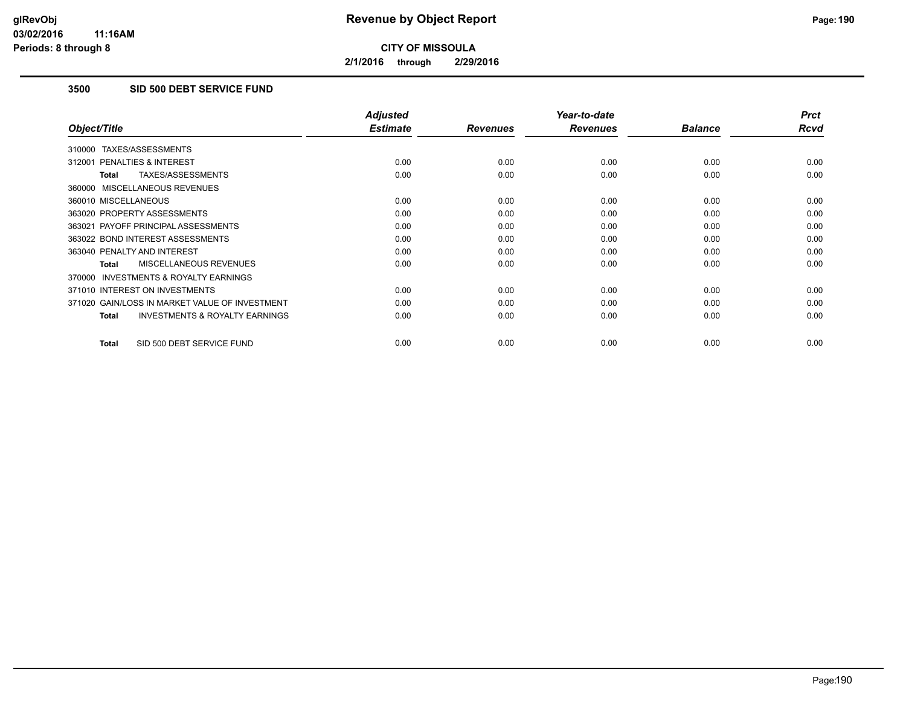# Revenue by Object Report

**CITY OF MISSOULA**

**2/1/2016 through 2/29/2016**

glRevObj
03/02/2016 11:16AM
Periods: 8 through 8

## 3500 SID 500 DEBT SERVICE FUND

| Object/Title | Adjusted Estimate | Revenues | Year-to-date Revenues | Balance | Prct Rcvd |
|---|---|---|---|---|---|
| 310000 TAXES/ASSESSMENTS | | | | | |
| 312001 PENALTIES & INTEREST | 0.00 | 0.00 | 0.00 | 0.00 | 0.00 |
| **Total** TAXES/ASSESSMENTS | 0.00 | 0.00 | 0.00 | 0.00 | 0.00 |
| 360000 MISCELLANEOUS REVENUES | | | | | |
| 360010 MISCELLANEOUS | 0.00 | 0.00 | 0.00 | 0.00 | 0.00 |
| 363020 PROPERTY ASSESSMENTS | 0.00 | 0.00 | 0.00 | 0.00 | 0.00 |
| 363021 PAYOFF PRINCIPAL ASSESSMENTS | 0.00 | 0.00 | 0.00 | 0.00 | 0.00 |
| 363022 BOND INTEREST ASSESSMENTS | 0.00 | 0.00 | 0.00 | 0.00 | 0.00 |
| 363040 PENALTY AND INTEREST | 0.00 | 0.00 | 0.00 | 0.00 | 0.00 |
| **Total** MISCELLANEOUS REVENUES | 0.00 | 0.00 | 0.00 | 0.00 | 0.00 |
| 370000 INVESTMENTS & ROYALTY EARNINGS | | | | | |
| 371010 INTEREST ON INVESTMENTS | 0.00 | 0.00 | 0.00 | 0.00 | 0.00 |
| 371020 GAIN/LOSS IN MARKET VALUE OF INVESTMENT | 0.00 | 0.00 | 0.00 | 0.00 | 0.00 |
| **Total** INVESTMENTS & ROYALTY EARNINGS | 0.00 | 0.00 | 0.00 | 0.00 | 0.00 |
| **Total** SID 500 DEBT SERVICE FUND | 0.00 | 0.00 | 0.00 | 0.00 | 0.00 |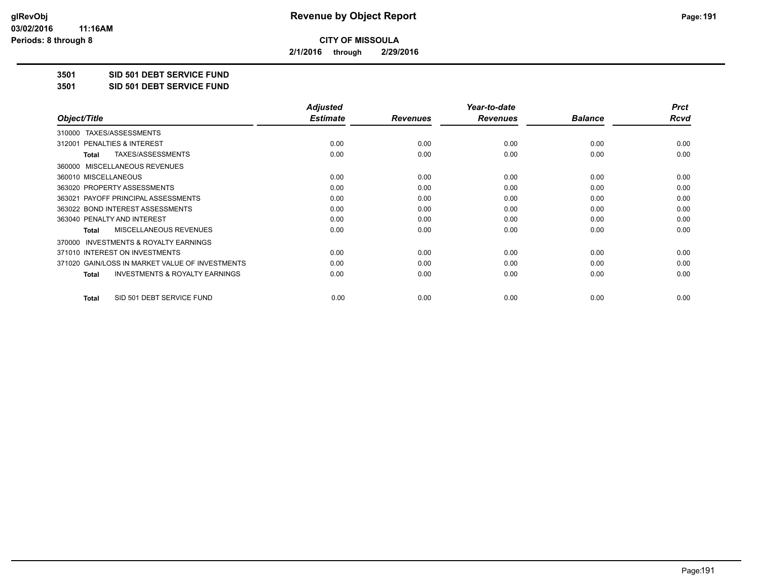**CITY OF MISSOULA**

**2/1/2016 through 2/29/2016**

**3501 SID 501 DEBT SERVICE FUND**

**3501 SID 501 DEBT SERVICE FUND**

| Object/Title | Adjusted Estimate | Revenues | Year-to-date Revenues | Balance | Prct Rcvd |
|---|---|---|---|---|---|
| 310000 TAXES/ASSESSMENTS | | | | | |
| 312001 PENALTIES & INTEREST | 0.00 | 0.00 | 0.00 | 0.00 | 0.00 |
| **Total** TAXES/ASSESSMENTS | 0.00 | 0.00 | 0.00 | 0.00 | 0.00 |
| 360000 MISCELLANEOUS REVENUES | | | | | |
| 360010 MISCELLANEOUS | 0.00 | 0.00 | 0.00 | 0.00 | 0.00 |
| 363020 PROPERTY ASSESSMENTS | 0.00 | 0.00 | 0.00 | 0.00 | 0.00 |
| 363021 PAYOFF PRINCIPAL ASSESSMENTS | 0.00 | 0.00 | 0.00 | 0.00 | 0.00 |
| 363022 BOND INTEREST ASSESSMENTS | 0.00 | 0.00 | 0.00 | 0.00 | 0.00 |
| 363040 PENALTY AND INTEREST | 0.00 | 0.00 | 0.00 | 0.00 | 0.00 |
| **Total** MISCELLANEOUS REVENUES | 0.00 | 0.00 | 0.00 | 0.00 | 0.00 |
| 370000 INVESTMENTS & ROYALTY EARNINGS | | | | | |
| 371010 INTEREST ON INVESTMENTS | 0.00 | 0.00 | 0.00 | 0.00 | 0.00 |
| 371020 GAIN/LOSS IN MARKET VALUE OF INVESTMENTS | 0.00 | 0.00 | 0.00 | 0.00 | 0.00 |
| **Total** INVESTMENTS & ROYALTY EARNINGS | 0.00 | 0.00 | 0.00 | 0.00 | 0.00 |
| **Total** SID 501 DEBT SERVICE FUND | 0.00 | 0.00 | 0.00 | 0.00 | 0.00 |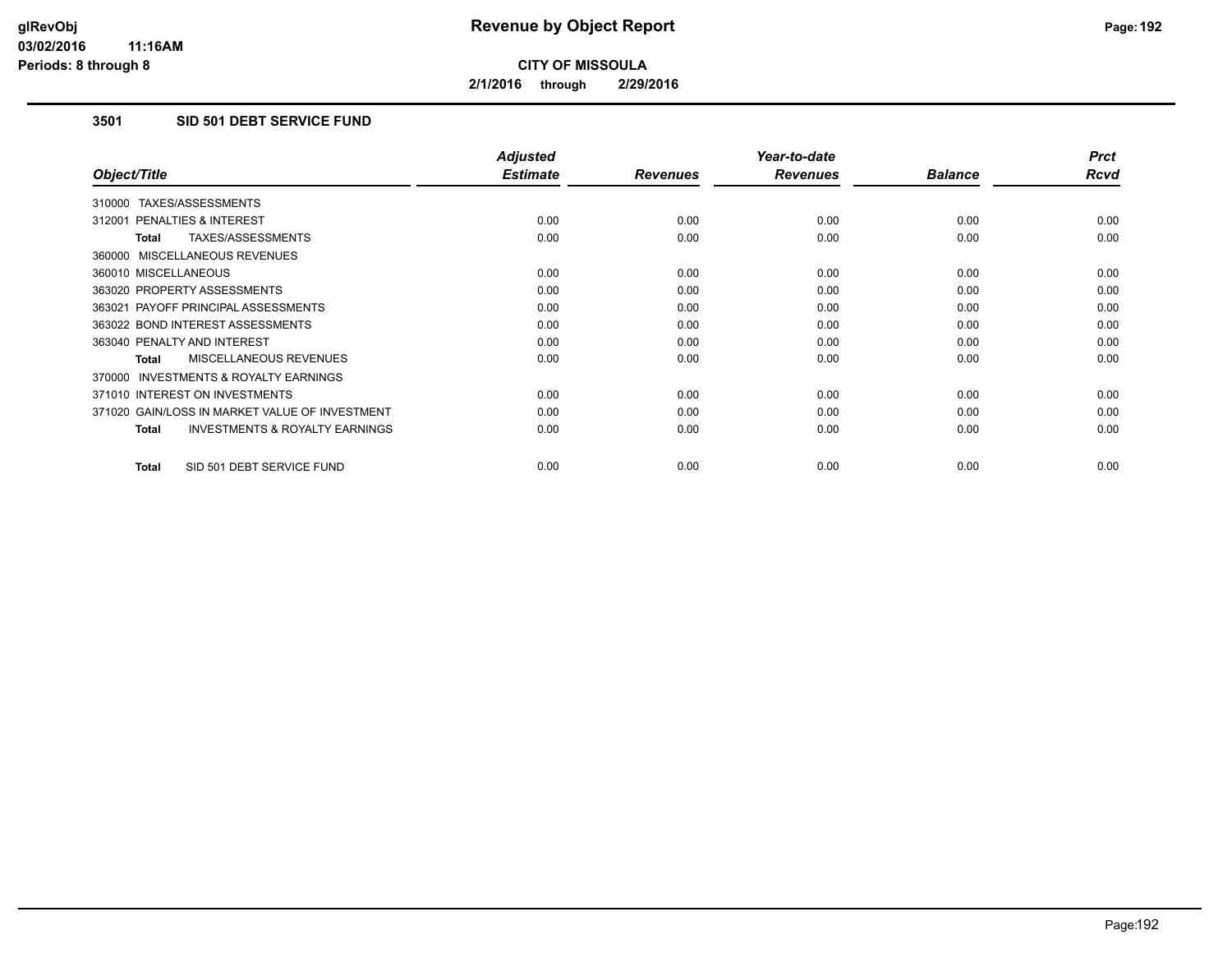# Revenue by Object Report

**CITY OF MISSOULA**

**2/1/2016 through 2/29/2016**

### 3501 SID 501 DEBT SERVICE FUND

| Object/Title | Adjusted Estimate | Revenues | Year-to-date Revenues | Balance | Prct Rcvd |
|---|---|---|---|---|---|
| 310000 TAXES/ASSESSMENTS | | | | | |
| 312001 PENALTIES & INTEREST | 0.00 | 0.00 | 0.00 | 0.00 | 0.00 |
| **Total** TAXES/ASSESSMENTS | 0.00 | 0.00 | 0.00 | 0.00 | 0.00 |
| 360000 MISCELLANEOUS REVENUES | | | | | |
| 360010 MISCELLANEOUS | 0.00 | 0.00 | 0.00 | 0.00 | 0.00 |
| 363020 PROPERTY ASSESSMENTS | 0.00 | 0.00 | 0.00 | 0.00 | 0.00 |
| 363021 PAYOFF PRINCIPAL ASSESSMENTS | 0.00 | 0.00 | 0.00 | 0.00 | 0.00 |
| 363022 BOND INTEREST ASSESSMENTS | 0.00 | 0.00 | 0.00 | 0.00 | 0.00 |
| 363040 PENALTY AND INTEREST | 0.00 | 0.00 | 0.00 | 0.00 | 0.00 |
| **Total** MISCELLANEOUS REVENUES | 0.00 | 0.00 | 0.00 | 0.00 | 0.00 |
| 370000 INVESTMENTS & ROYALTY EARNINGS | | | | | |
| 371010 INTEREST ON INVESTMENTS | 0.00 | 0.00 | 0.00 | 0.00 | 0.00 |
| 371020 GAIN/LOSS IN MARKET VALUE OF INVESTMENT | 0.00 | 0.00 | 0.00 | 0.00 | 0.00 |
| **Total** INVESTMENTS & ROYALTY EARNINGS | 0.00 | 0.00 | 0.00 | 0.00 | 0.00 |
| **Total** SID 501 DEBT SERVICE FUND | 0.00 | 0.00 | 0.00 | 0.00 | 0.00 |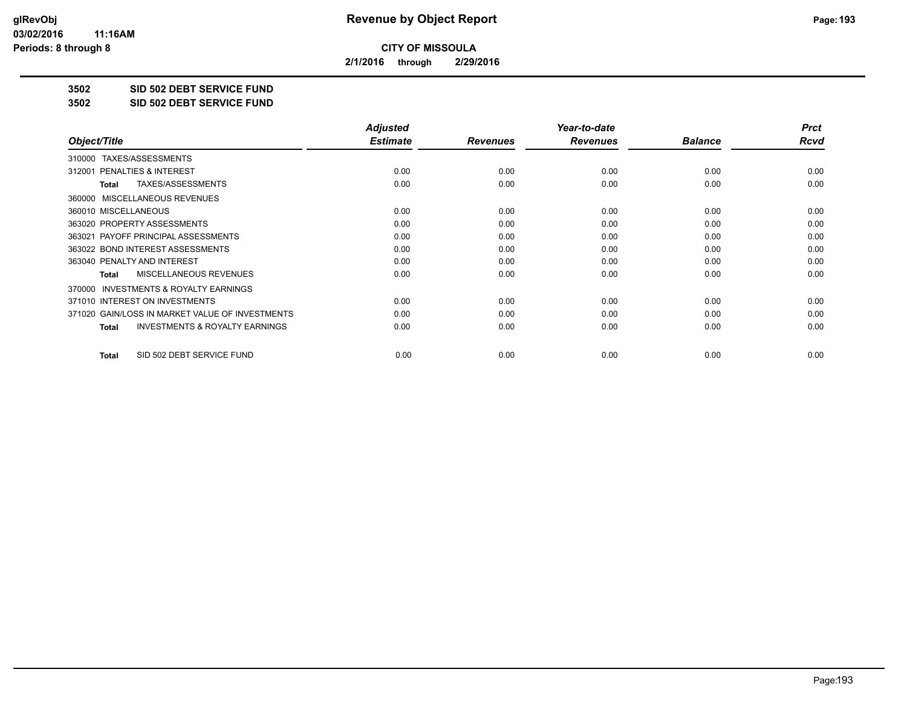# Revenue by Object Report

**CITY OF MISSOULA**

**2/1/2016 through 2/29/2016**

glRevObj
03/02/2016 11:16AM
Periods: 8 through 8

**3502 SID 502 DEBT SERVICE FUND**

**3502 SID 502 DEBT SERVICE FUND**

| Object/Title | Adjusted Estimate | Revenues | Year-to-date Revenues | Balance | Prct Rcvd |
|---|---|---|---|---|---|
| 310000 TAXES/ASSESSMENTS | | | | | |
| 312001 PENALTIES & INTEREST | 0.00 | 0.00 | 0.00 | 0.00 | 0.00 |
| **Total** TAXES/ASSESSMENTS | 0.00 | 0.00 | 0.00 | 0.00 | 0.00 |
| 360000 MISCELLANEOUS REVENUES | | | | | |
| 360010 MISCELLANEOUS | 0.00 | 0.00 | 0.00 | 0.00 | 0.00 |
| 363020 PROPERTY ASSESSMENTS | 0.00 | 0.00 | 0.00 | 0.00 | 0.00 |
| 363021 PAYOFF PRINCIPAL ASSESSMENTS | 0.00 | 0.00 | 0.00 | 0.00 | 0.00 |
| 363022 BOND INTEREST ASSESSMENTS | 0.00 | 0.00 | 0.00 | 0.00 | 0.00 |
| 363040 PENALTY AND INTEREST | 0.00 | 0.00 | 0.00 | 0.00 | 0.00 |
| **Total** MISCELLANEOUS REVENUES | 0.00 | 0.00 | 0.00 | 0.00 | 0.00 |
| 370000 INVESTMENTS & ROYALTY EARNINGS | | | | | |
| 371010 INTEREST ON INVESTMENTS | 0.00 | 0.00 | 0.00 | 0.00 | 0.00 |
| 371020 GAIN/LOSS IN MARKET VALUE OF INVESTMENTS | 0.00 | 0.00 | 0.00 | 0.00 | 0.00 |
| **Total** INVESTMENTS & ROYALTY EARNINGS | 0.00 | 0.00 | 0.00 | 0.00 | 0.00 |
| **Total** SID 502 DEBT SERVICE FUND | 0.00 | 0.00 | 0.00 | 0.00 | 0.00 |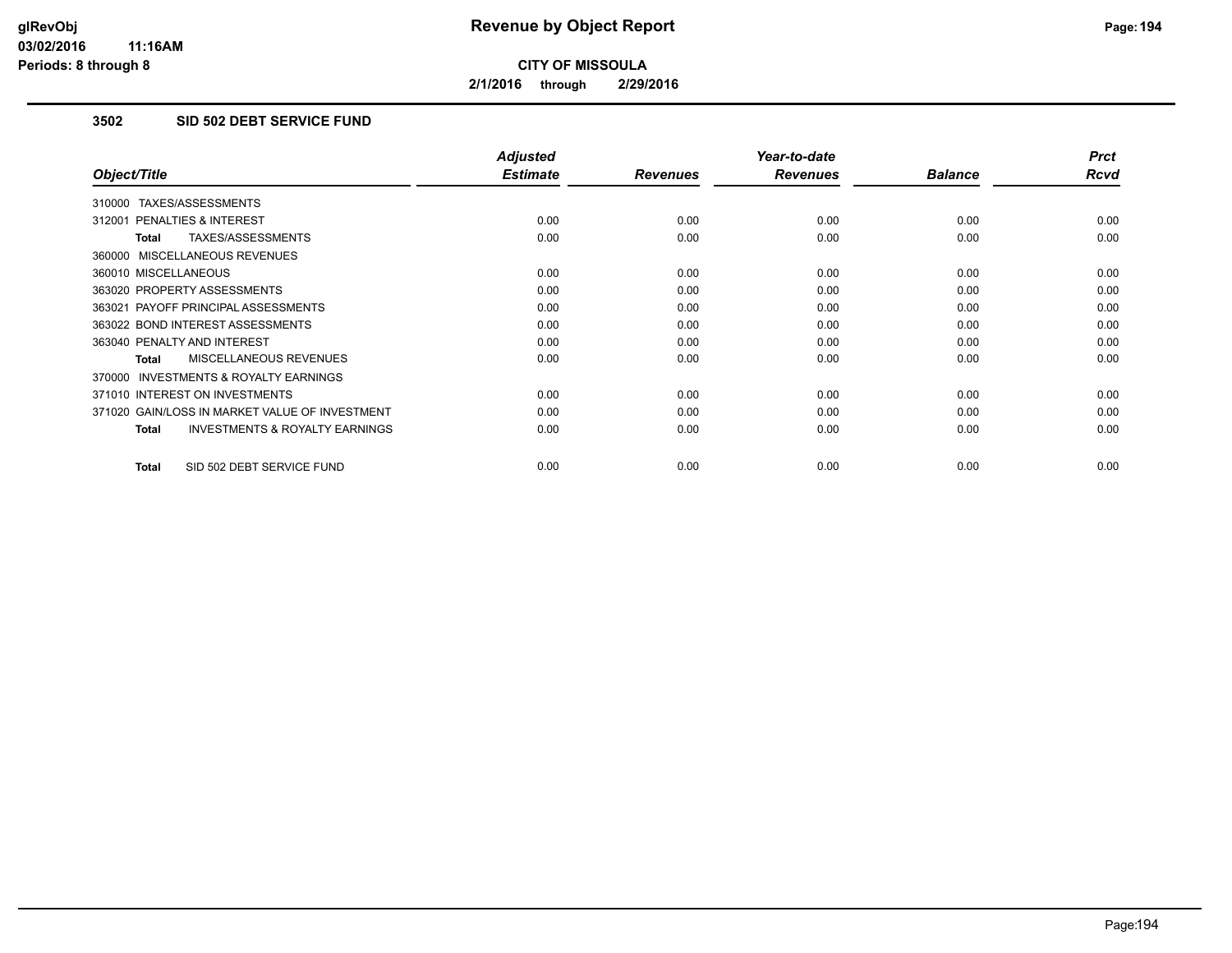# Revenue by Object Report

**CITY OF MISSOULA**

**2/1/2016 through 2/29/2016**

glRevObj
03/02/2016 11:16AM
Periods: 8 through 8

## 3502 SID 502 DEBT SERVICE FUND

| Object/Title | Adjusted Estimate | Revenues | Year-to-date Revenues | Balance | Prct Rcvd |
|---|---|---|---|---|---|
| 310000 TAXES/ASSESSMENTS | | | | | |
| 312001 PENALTIES & INTEREST | 0.00 | 0.00 | 0.00 | 0.00 | 0.00 |
| **Total** TAXES/ASSESSMENTS | 0.00 | 0.00 | 0.00 | 0.00 | 0.00 |
| 360000 MISCELLANEOUS REVENUES | | | | | |
| 360010 MISCELLANEOUS | 0.00 | 0.00 | 0.00 | 0.00 | 0.00 |
| 363020 PROPERTY ASSESSMENTS | 0.00 | 0.00 | 0.00 | 0.00 | 0.00 |
| 363021 PAYOFF PRINCIPAL ASSESSMENTS | 0.00 | 0.00 | 0.00 | 0.00 | 0.00 |
| 363022 BOND INTEREST ASSESSMENTS | 0.00 | 0.00 | 0.00 | 0.00 | 0.00 |
| 363040 PENALTY AND INTEREST | 0.00 | 0.00 | 0.00 | 0.00 | 0.00 |
| **Total** MISCELLANEOUS REVENUES | 0.00 | 0.00 | 0.00 | 0.00 | 0.00 |
| 370000 INVESTMENTS & ROYALTY EARNINGS | | | | | |
| 371010 INTEREST ON INVESTMENTS | 0.00 | 0.00 | 0.00 | 0.00 | 0.00 |
| 371020 GAIN/LOSS IN MARKET VALUE OF INVESTMENT | 0.00 | 0.00 | 0.00 | 0.00 | 0.00 |
| **Total** INVESTMENTS & ROYALTY EARNINGS | 0.00 | 0.00 | 0.00 | 0.00 | 0.00 |
| **Total** SID 502 DEBT SERVICE FUND | 0.00 | 0.00 | 0.00 | 0.00 | 0.00 |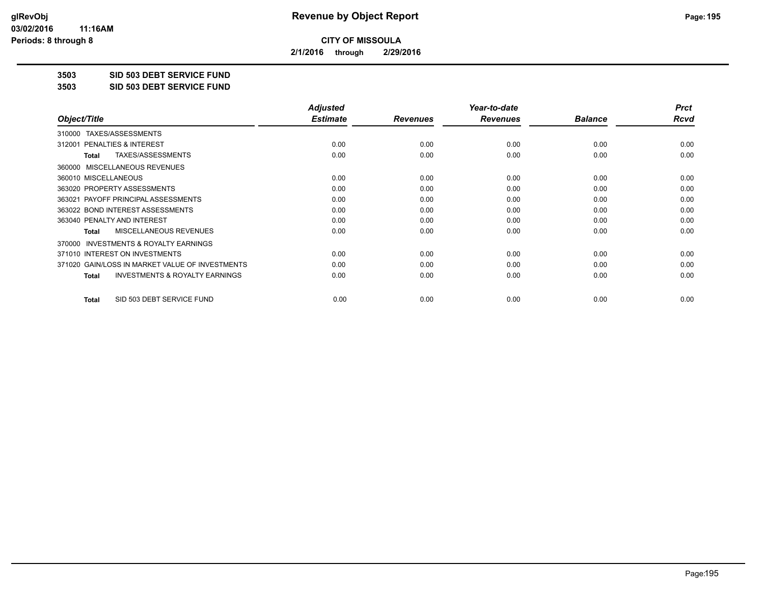# Revenue by Object Report

**CITY OF MISSOULA**

**2/1/2016 through 2/29/2016**

glRevObj
03/02/2016 11:16AM
Periods: 8 through 8

**3503 SID 503 DEBT SERVICE FUND**

**3503 SID 503 DEBT SERVICE FUND**

| Object/Title | Adjusted Estimate | Revenues | Year-to-date Revenues | Balance | Prct Rcvd |
|---|---|---|---|---|---|
| 310000 TAXES/ASSESSMENTS | | | | | |
| 312001 PENALTIES & INTEREST | 0.00 | 0.00 | 0.00 | 0.00 | 0.00 |
| **Total** TAXES/ASSESSMENTS | 0.00 | 0.00 | 0.00 | 0.00 | 0.00 |
| 360000 MISCELLANEOUS REVENUES | | | | | |
| 360010 MISCELLANEOUS | 0.00 | 0.00 | 0.00 | 0.00 | 0.00 |
| 363020 PROPERTY ASSESSMENTS | 0.00 | 0.00 | 0.00 | 0.00 | 0.00 |
| 363021 PAYOFF PRINCIPAL ASSESSMENTS | 0.00 | 0.00 | 0.00 | 0.00 | 0.00 |
| 363022 BOND INTEREST ASSESSMENTS | 0.00 | 0.00 | 0.00 | 0.00 | 0.00 |
| 363040 PENALTY AND INTEREST | 0.00 | 0.00 | 0.00 | 0.00 | 0.00 |
| **Total** MISCELLANEOUS REVENUES | 0.00 | 0.00 | 0.00 | 0.00 | 0.00 |
| 370000 INVESTMENTS & ROYALTY EARNINGS | | | | | |
| 371010 INTEREST ON INVESTMENTS | 0.00 | 0.00 | 0.00 | 0.00 | 0.00 |
| 371020 GAIN/LOSS IN MARKET VALUE OF INVESTMENTS | 0.00 | 0.00 | 0.00 | 0.00 | 0.00 |
| **Total** INVESTMENTS & ROYALTY EARNINGS | 0.00 | 0.00 | 0.00 | 0.00 | 0.00 |
| **Total** SID 503 DEBT SERVICE FUND | 0.00 | 0.00 | 0.00 | 0.00 | 0.00 |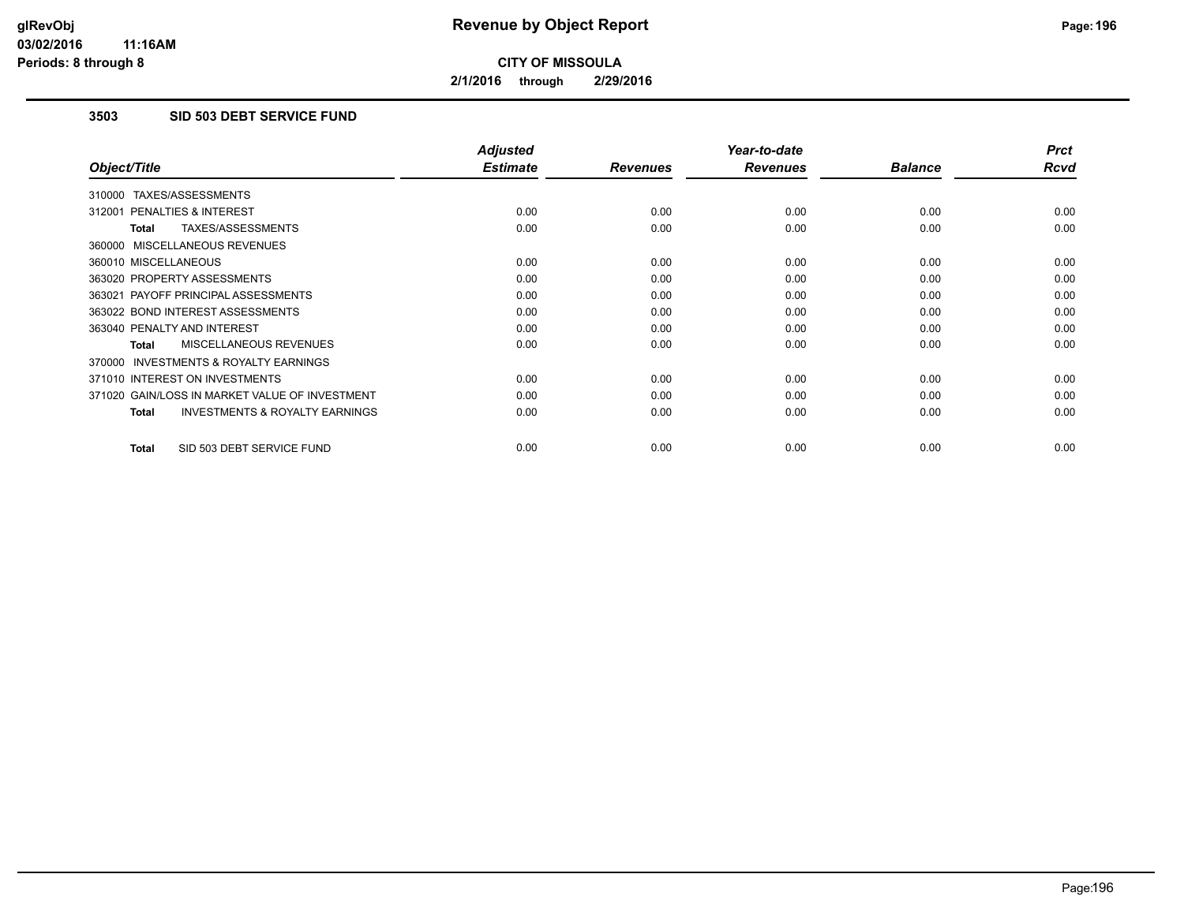**CITY OF MISSOULA**

**2/1/2016 through 2/29/2016**

### 3503 SID 503 DEBT SERVICE FUND

| Object/Title | Adjusted Estimate | Revenues | Year-to-date Revenues | Balance | Prct Rcvd |
|---|---|---|---|---|---|
| 310000 TAXES/ASSESSMENTS | | | | | |
| 312001 PENALTIES & INTEREST | 0.00 | 0.00 | 0.00 | 0.00 | 0.00 |
| **Total** TAXES/ASSESSMENTS | 0.00 | 0.00 | 0.00 | 0.00 | 0.00 |
| 360000 MISCELLANEOUS REVENUES | | | | | |
| 360010 MISCELLANEOUS | 0.00 | 0.00 | 0.00 | 0.00 | 0.00 |
| 363020 PROPERTY ASSESSMENTS | 0.00 | 0.00 | 0.00 | 0.00 | 0.00 |
| 363021 PAYOFF PRINCIPAL ASSESSMENTS | 0.00 | 0.00 | 0.00 | 0.00 | 0.00 |
| 363022 BOND INTEREST ASSESSMENTS | 0.00 | 0.00 | 0.00 | 0.00 | 0.00 |
| 363040 PENALTY AND INTEREST | 0.00 | 0.00 | 0.00 | 0.00 | 0.00 |
| **Total** MISCELLANEOUS REVENUES | 0.00 | 0.00 | 0.00 | 0.00 | 0.00 |
| 370000 INVESTMENTS & ROYALTY EARNINGS | | | | | |
| 371010 INTEREST ON INVESTMENTS | 0.00 | 0.00 | 0.00 | 0.00 | 0.00 |
| 371020 GAIN/LOSS IN MARKET VALUE OF INVESTMENT | 0.00 | 0.00 | 0.00 | 0.00 | 0.00 |
| **Total** INVESTMENTS & ROYALTY EARNINGS | 0.00 | 0.00 | 0.00 | 0.00 | 0.00 |
| **Total** SID 503 DEBT SERVICE FUND | 0.00 | 0.00 | 0.00 | 0.00 | 0.00 |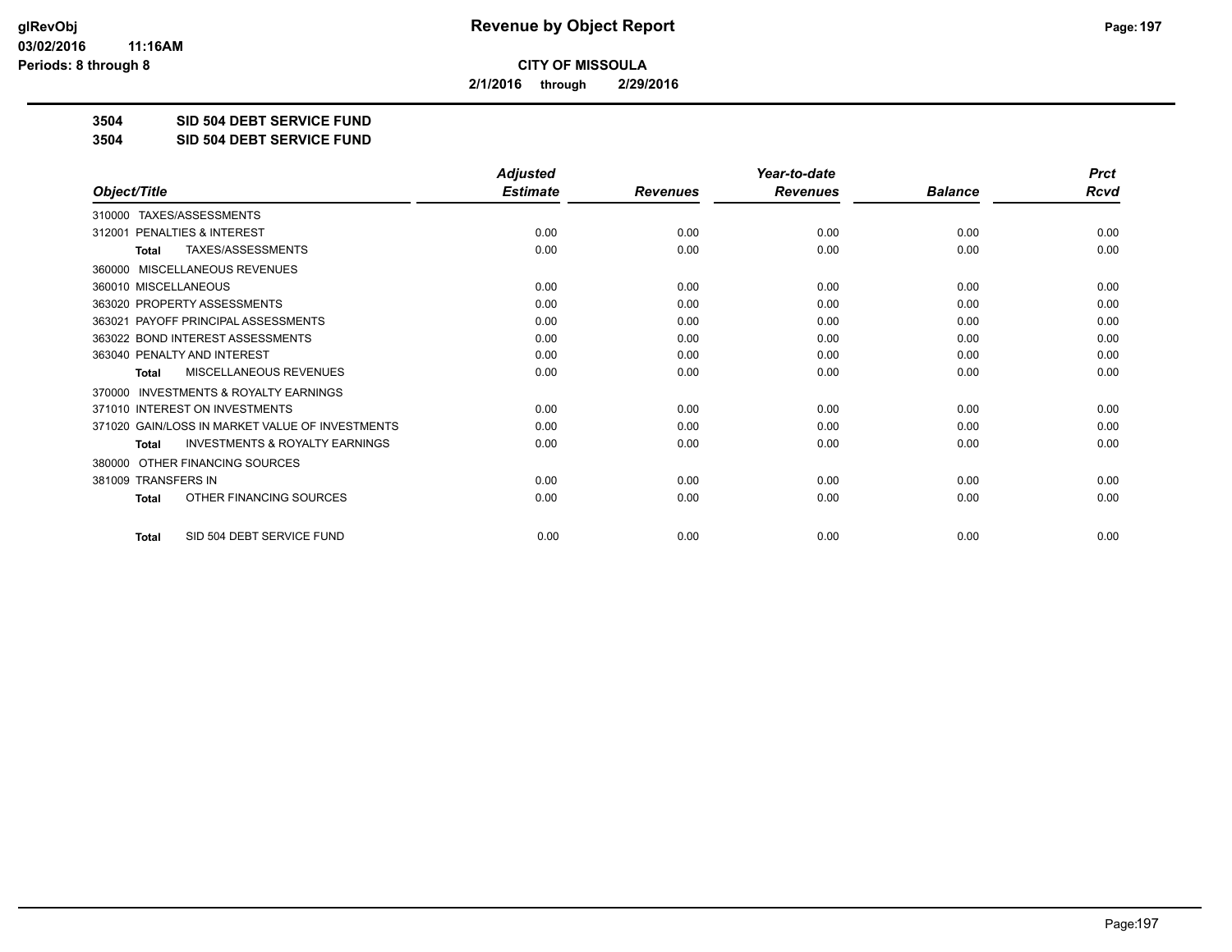**CITY OF MISSOULA**

**2/1/2016 through 2/29/2016**

**3504 SID 504 DEBT SERVICE FUND**

**3504 SID 504 DEBT SERVICE FUND**

| Object/Title | Adjusted Estimate | Revenues | Year-to-date Revenues | Balance | Prct Rcvd |
|---|---|---|---|---|---|
| 310000 TAXES/ASSESSMENTS | | | | | |
| 312001 PENALTIES & INTEREST | 0.00 | 0.00 | 0.00 | 0.00 | 0.00 |
| **Total** TAXES/ASSESSMENTS | 0.00 | 0.00 | 0.00 | 0.00 | 0.00 |
| 360000 MISCELLANEOUS REVENUES | | | | | |
| 360010 MISCELLANEOUS | 0.00 | 0.00 | 0.00 | 0.00 | 0.00 |
| 363020 PROPERTY ASSESSMENTS | 0.00 | 0.00 | 0.00 | 0.00 | 0.00 |
| 363021 PAYOFF PRINCIPAL ASSESSMENTS | 0.00 | 0.00 | 0.00 | 0.00 | 0.00 |
| 363022 BOND INTEREST ASSESSMENTS | 0.00 | 0.00 | 0.00 | 0.00 | 0.00 |
| 363040 PENALTY AND INTEREST | 0.00 | 0.00 | 0.00 | 0.00 | 0.00 |
| **Total** MISCELLANEOUS REVENUES | 0.00 | 0.00 | 0.00 | 0.00 | 0.00 |
| 370000 INVESTMENTS & ROYALTY EARNINGS | | | | | |
| 371010 INTEREST ON INVESTMENTS | 0.00 | 0.00 | 0.00 | 0.00 | 0.00 |
| 371020 GAIN/LOSS IN MARKET VALUE OF INVESTMENTS | 0.00 | 0.00 | 0.00 | 0.00 | 0.00 |
| **Total** INVESTMENTS & ROYALTY EARNINGS | 0.00 | 0.00 | 0.00 | 0.00 | 0.00 |
| 380000 OTHER FINANCING SOURCES | | | | | |
| 381009 TRANSFERS IN | 0.00 | 0.00 | 0.00 | 0.00 | 0.00 |
| **Total** OTHER FINANCING SOURCES | 0.00 | 0.00 | 0.00 | 0.00 | 0.00 |
| **Total** SID 504 DEBT SERVICE FUND | 0.00 | 0.00 | 0.00 | 0.00 | 0.00 |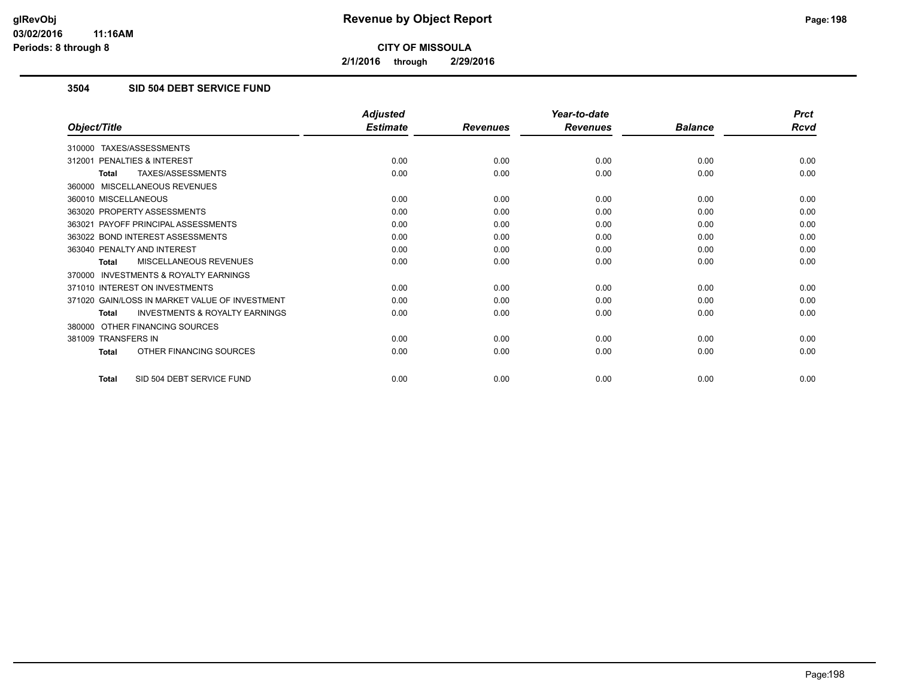# Revenue by Object Report

**CITY OF MISSOULA**

**2/1/2016 through 2/29/2016**

glRevObj
03/02/2016 11:16AM
Periods: 8 through 8

### 3504 SID 504 DEBT SERVICE FUND

| Object/Title | Adjusted Estimate | Revenues | Year-to-date Revenues | Balance | Prct Rcvd |
|---|---|---|---|---|---|
| 310000 TAXES/ASSESSMENTS | | | | | |
| 312001 PENALTIES & INTEREST | 0.00 | 0.00 | 0.00 | 0.00 | 0.00 |
| **Total** TAXES/ASSESSMENTS | 0.00 | 0.00 | 0.00 | 0.00 | 0.00 |
| 360000 MISCELLANEOUS REVENUES | | | | | |
| 360010 MISCELLANEOUS | 0.00 | 0.00 | 0.00 | 0.00 | 0.00 |
| 363020 PROPERTY ASSESSMENTS | 0.00 | 0.00 | 0.00 | 0.00 | 0.00 |
| 363021 PAYOFF PRINCIPAL ASSESSMENTS | 0.00 | 0.00 | 0.00 | 0.00 | 0.00 |
| 363022 BOND INTEREST ASSESSMENTS | 0.00 | 0.00 | 0.00 | 0.00 | 0.00 |
| 363040 PENALTY AND INTEREST | 0.00 | 0.00 | 0.00 | 0.00 | 0.00 |
| **Total** MISCELLANEOUS REVENUES | 0.00 | 0.00 | 0.00 | 0.00 | 0.00 |
| 370000 INVESTMENTS & ROYALTY EARNINGS | | | | | |
| 371010 INTEREST ON INVESTMENTS | 0.00 | 0.00 | 0.00 | 0.00 | 0.00 |
| 371020 GAIN/LOSS IN MARKET VALUE OF INVESTMENT | 0.00 | 0.00 | 0.00 | 0.00 | 0.00 |
| **Total** INVESTMENTS & ROYALTY EARNINGS | 0.00 | 0.00 | 0.00 | 0.00 | 0.00 |
| 380000 OTHER FINANCING SOURCES | | | | | |
| 381009 TRANSFERS IN | 0.00 | 0.00 | 0.00 | 0.00 | 0.00 |
| **Total** OTHER FINANCING SOURCES | 0.00 | 0.00 | 0.00 | 0.00 | 0.00 |
| **Total** SID 504 DEBT SERVICE FUND | 0.00 | 0.00 | 0.00 | 0.00 | 0.00 |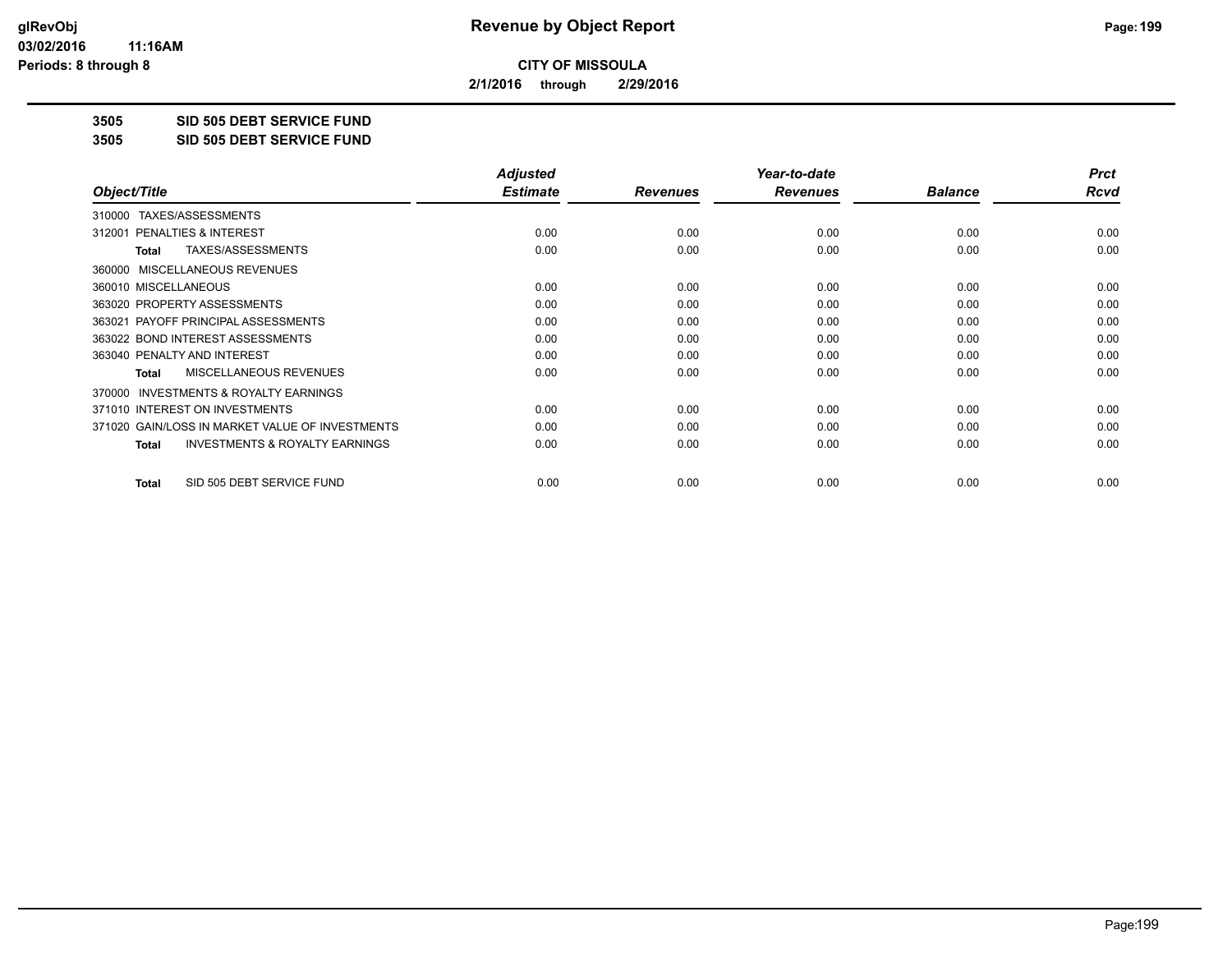**CITY OF MISSOULA**

**2/1/2016 through 2/29/2016**

**3505 SID 505 DEBT SERVICE FUND**

**3505 SID 505 DEBT SERVICE FUND**

| Object/Title | Adjusted Estimate | Revenues | Year-to-date Revenues | Balance | Prct Rcvd |
|---|---|---|---|---|---|
| 310000 TAXES/ASSESSMENTS | | | | | |
| 312001 PENALTIES & INTEREST | 0.00 | 0.00 | 0.00 | 0.00 | 0.00 |
| **Total** TAXES/ASSESSMENTS | 0.00 | 0.00 | 0.00 | 0.00 | 0.00 |
| 360000 MISCELLANEOUS REVENUES | | | | | |
| 360010 MISCELLANEOUS | 0.00 | 0.00 | 0.00 | 0.00 | 0.00 |
| 363020 PROPERTY ASSESSMENTS | 0.00 | 0.00 | 0.00 | 0.00 | 0.00 |
| 363021 PAYOFF PRINCIPAL ASSESSMENTS | 0.00 | 0.00 | 0.00 | 0.00 | 0.00 |
| 363022 BOND INTEREST ASSESSMENTS | 0.00 | 0.00 | 0.00 | 0.00 | 0.00 |
| 363040 PENALTY AND INTEREST | 0.00 | 0.00 | 0.00 | 0.00 | 0.00 |
| **Total** MISCELLANEOUS REVENUES | 0.00 | 0.00 | 0.00 | 0.00 | 0.00 |
| 370000 INVESTMENTS & ROYALTY EARNINGS | | | | | |
| 371010 INTEREST ON INVESTMENTS | 0.00 | 0.00 | 0.00 | 0.00 | 0.00 |
| 371020 GAIN/LOSS IN MARKET VALUE OF INVESTMENTS | 0.00 | 0.00 | 0.00 | 0.00 | 0.00 |
| **Total** INVESTMENTS & ROYALTY EARNINGS | 0.00 | 0.00 | 0.00 | 0.00 | 0.00 |
| **Total** SID 505 DEBT SERVICE FUND | 0.00 | 0.00 | 0.00 | 0.00 | 0.00 |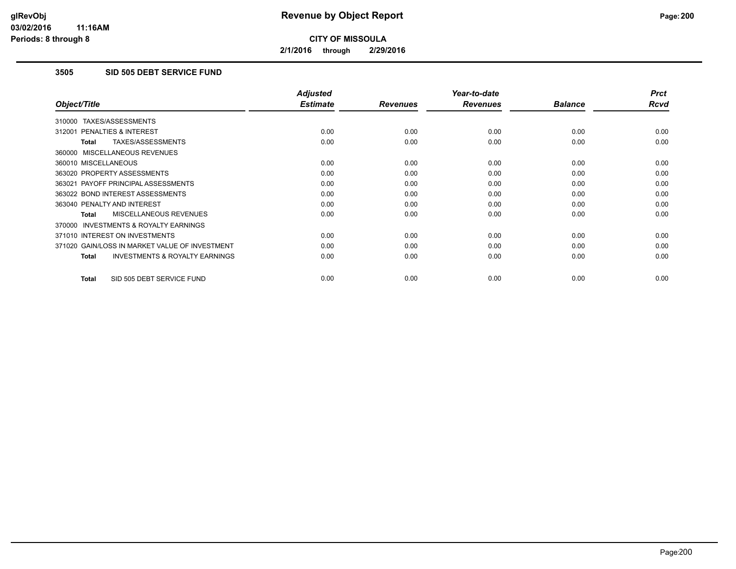# Revenue by Object Report

**CITY OF MISSOULA**

**2/1/2016 through 2/29/2016**

glRevObj
03/02/2016 11:16AM
Periods: 8 through 8

### 3505 SID 505 DEBT SERVICE FUND

| Object/Title | Adjusted Estimate | Revenues | Year-to-date Revenues | Balance | Prct Rcvd |
|---|---|---|---|---|---|
| 310000 TAXES/ASSESSMENTS | | | | | |
| 312001 PENALTIES & INTEREST | 0.00 | 0.00 | 0.00 | 0.00 | 0.00 |
| **Total** TAXES/ASSESSMENTS | 0.00 | 0.00 | 0.00 | 0.00 | 0.00 |
| 360000 MISCELLANEOUS REVENUES | | | | | |
| 360010 MISCELLANEOUS | 0.00 | 0.00 | 0.00 | 0.00 | 0.00 |
| 363020 PROPERTY ASSESSMENTS | 0.00 | 0.00 | 0.00 | 0.00 | 0.00 |
| 363021 PAYOFF PRINCIPAL ASSESSMENTS | 0.00 | 0.00 | 0.00 | 0.00 | 0.00 |
| 363022 BOND INTEREST ASSESSMENTS | 0.00 | 0.00 | 0.00 | 0.00 | 0.00 |
| 363040 PENALTY AND INTEREST | 0.00 | 0.00 | 0.00 | 0.00 | 0.00 |
| **Total** MISCELLANEOUS REVENUES | 0.00 | 0.00 | 0.00 | 0.00 | 0.00 |
| 370000 INVESTMENTS & ROYALTY EARNINGS | | | | | |
| 371010 INTEREST ON INVESTMENTS | 0.00 | 0.00 | 0.00 | 0.00 | 0.00 |
| 371020 GAIN/LOSS IN MARKET VALUE OF INVESTMENT | 0.00 | 0.00 | 0.00 | 0.00 | 0.00 |
| **Total** INVESTMENTS & ROYALTY EARNINGS | 0.00 | 0.00 | 0.00 | 0.00 | 0.00 |
| **Total** SID 505 DEBT SERVICE FUND | 0.00 | 0.00 | 0.00 | 0.00 | 0.00 |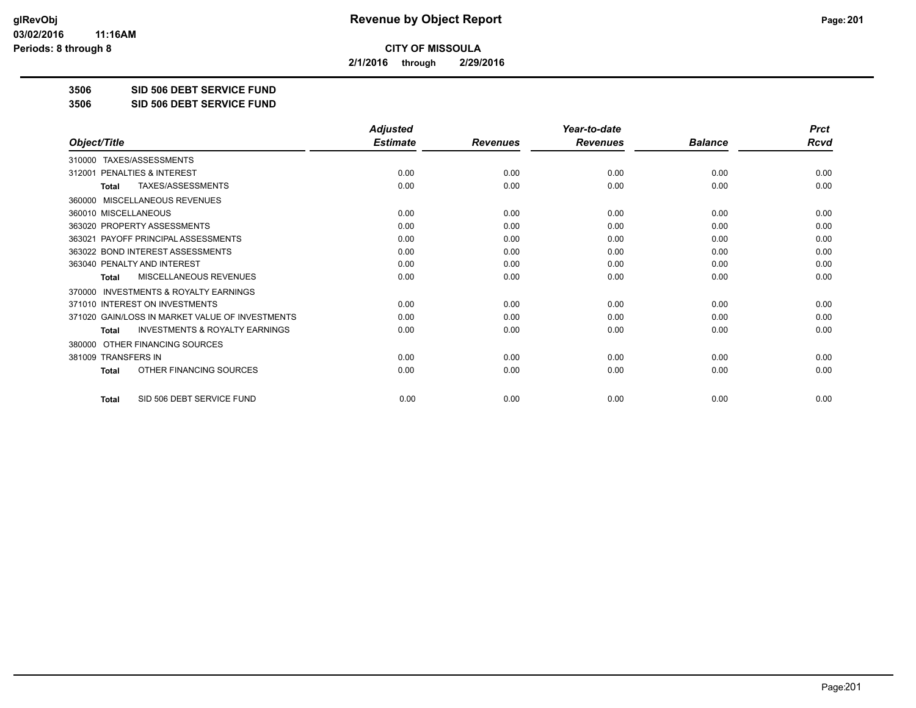# Revenue by Object Report

**CITY OF MISSOULA**

**2/1/2016 through 2/29/2016**

glRevObj
03/02/2016 11:16AM
Periods: 8 through 8

## 3506 SID 506 DEBT SERVICE FUND

## 3506 SID 506 DEBT SERVICE FUND

| Object/Title | Adjusted Estimate | Revenues | Year-to-date Revenues | Balance | Prct Rcvd |
|---|---|---|---|---|---|
| 310000 TAXES/ASSESSMENTS | | | | | |
| 312001 PENALTIES & INTEREST | 0.00 | 0.00 | 0.00 | 0.00 | 0.00 |
| **Total** TAXES/ASSESSMENTS | 0.00 | 0.00 | 0.00 | 0.00 | 0.00 |
| 360000 MISCELLANEOUS REVENUES | | | | | |
| 360010 MISCELLANEOUS | 0.00 | 0.00 | 0.00 | 0.00 | 0.00 |
| 363020 PROPERTY ASSESSMENTS | 0.00 | 0.00 | 0.00 | 0.00 | 0.00 |
| 363021 PAYOFF PRINCIPAL ASSESSMENTS | 0.00 | 0.00 | 0.00 | 0.00 | 0.00 |
| 363022 BOND INTEREST ASSESSMENTS | 0.00 | 0.00 | 0.00 | 0.00 | 0.00 |
| 363040 PENALTY AND INTEREST | 0.00 | 0.00 | 0.00 | 0.00 | 0.00 |
| **Total** MISCELLANEOUS REVENUES | 0.00 | 0.00 | 0.00 | 0.00 | 0.00 |
| 370000 INVESTMENTS & ROYALTY EARNINGS | | | | | |
| 371010 INTEREST ON INVESTMENTS | 0.00 | 0.00 | 0.00 | 0.00 | 0.00 |
| 371020 GAIN/LOSS IN MARKET VALUE OF INVESTMENTS | 0.00 | 0.00 | 0.00 | 0.00 | 0.00 |
| **Total** INVESTMENTS & ROYALTY EARNINGS | 0.00 | 0.00 | 0.00 | 0.00 | 0.00 |
| 380000 OTHER FINANCING SOURCES | | | | | |
| 381009 TRANSFERS IN | 0.00 | 0.00 | 0.00 | 0.00 | 0.00 |
| **Total** OTHER FINANCING SOURCES | 0.00 | 0.00 | 0.00 | 0.00 | 0.00 |
| **Total** SID 506 DEBT SERVICE FUND | 0.00 | 0.00 | 0.00 | 0.00 | 0.00 |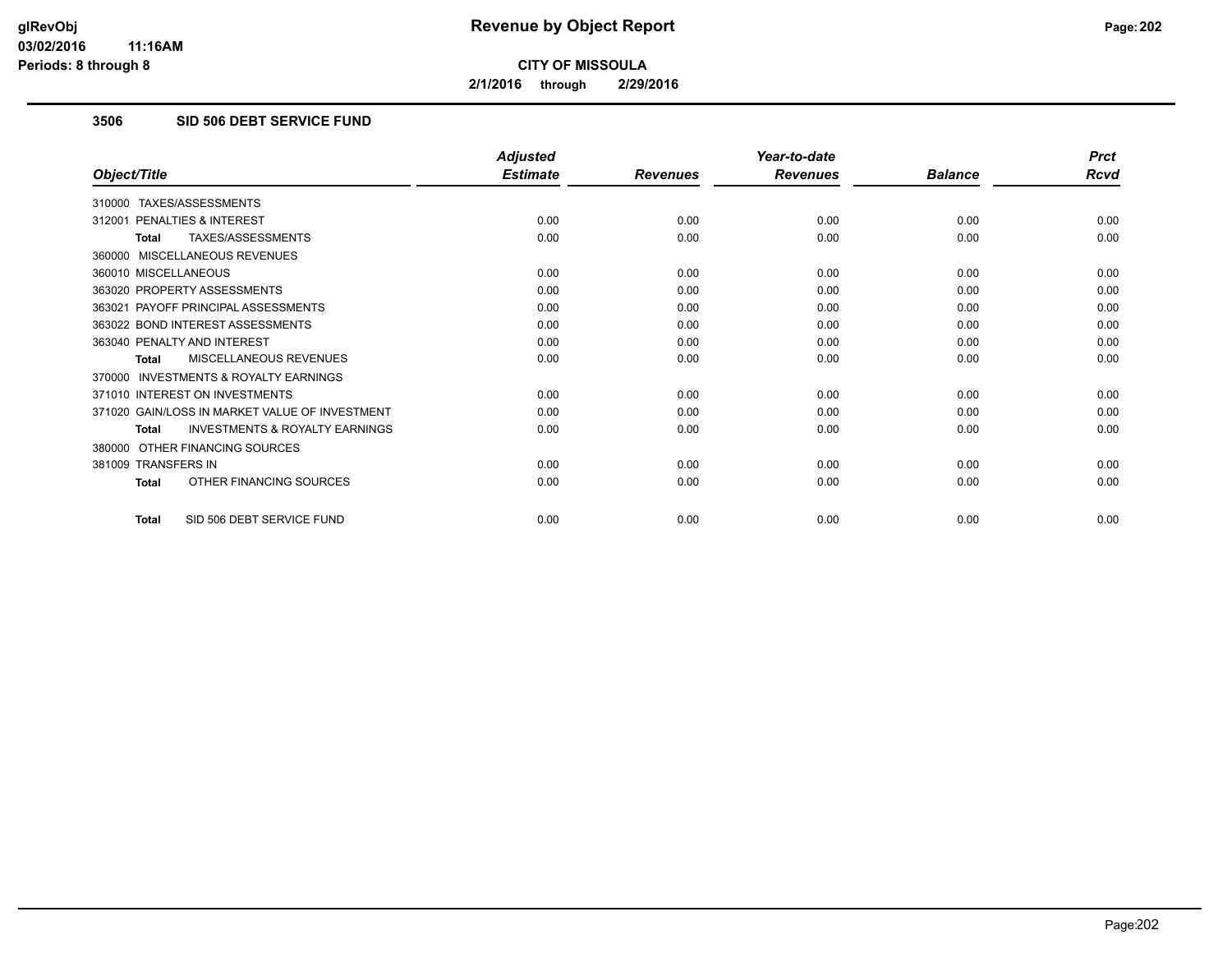# Revenue by Object Report

**CITY OF MISSOULA**

**2/1/2016 through 2/29/2016**

glRevObj
03/02/2016 11:16AM
Periods: 8 through 8

### 3506 SID 506 DEBT SERVICE FUND

| Object/Title | Adjusted Estimate | Revenues | Year-to-date Revenues | Balance | Prct Rcvd |
|---|---|---|---|---|---|
| 310000 TAXES/ASSESSMENTS | | | | | |
| 312001 PENALTIES & INTEREST | 0.00 | 0.00 | 0.00 | 0.00 | 0.00 |
| **Total** TAXES/ASSESSMENTS | 0.00 | 0.00 | 0.00 | 0.00 | 0.00 |
| 360000 MISCELLANEOUS REVENUES | | | | | |
| 360010 MISCELLANEOUS | 0.00 | 0.00 | 0.00 | 0.00 | 0.00 |
| 363020 PROPERTY ASSESSMENTS | 0.00 | 0.00 | 0.00 | 0.00 | 0.00 |
| 363021 PAYOFF PRINCIPAL ASSESSMENTS | 0.00 | 0.00 | 0.00 | 0.00 | 0.00 |
| 363022 BOND INTEREST ASSESSMENTS | 0.00 | 0.00 | 0.00 | 0.00 | 0.00 |
| 363040 PENALTY AND INTEREST | 0.00 | 0.00 | 0.00 | 0.00 | 0.00 |
| **Total** MISCELLANEOUS REVENUES | 0.00 | 0.00 | 0.00 | 0.00 | 0.00 |
| 370000 INVESTMENTS & ROYALTY EARNINGS | | | | | |
| 371010 INTEREST ON INVESTMENTS | 0.00 | 0.00 | 0.00 | 0.00 | 0.00 |
| 371020 GAIN/LOSS IN MARKET VALUE OF INVESTMENT | 0.00 | 0.00 | 0.00 | 0.00 | 0.00 |
| **Total** INVESTMENTS & ROYALTY EARNINGS | 0.00 | 0.00 | 0.00 | 0.00 | 0.00 |
| 380000 OTHER FINANCING SOURCES | | | | | |
| 381009 TRANSFERS IN | 0.00 | 0.00 | 0.00 | 0.00 | 0.00 |
| **Total** OTHER FINANCING SOURCES | 0.00 | 0.00 | 0.00 | 0.00 | 0.00 |
| **Total** SID 506 DEBT SERVICE FUND | 0.00 | 0.00 | 0.00 | 0.00 | 0.00 |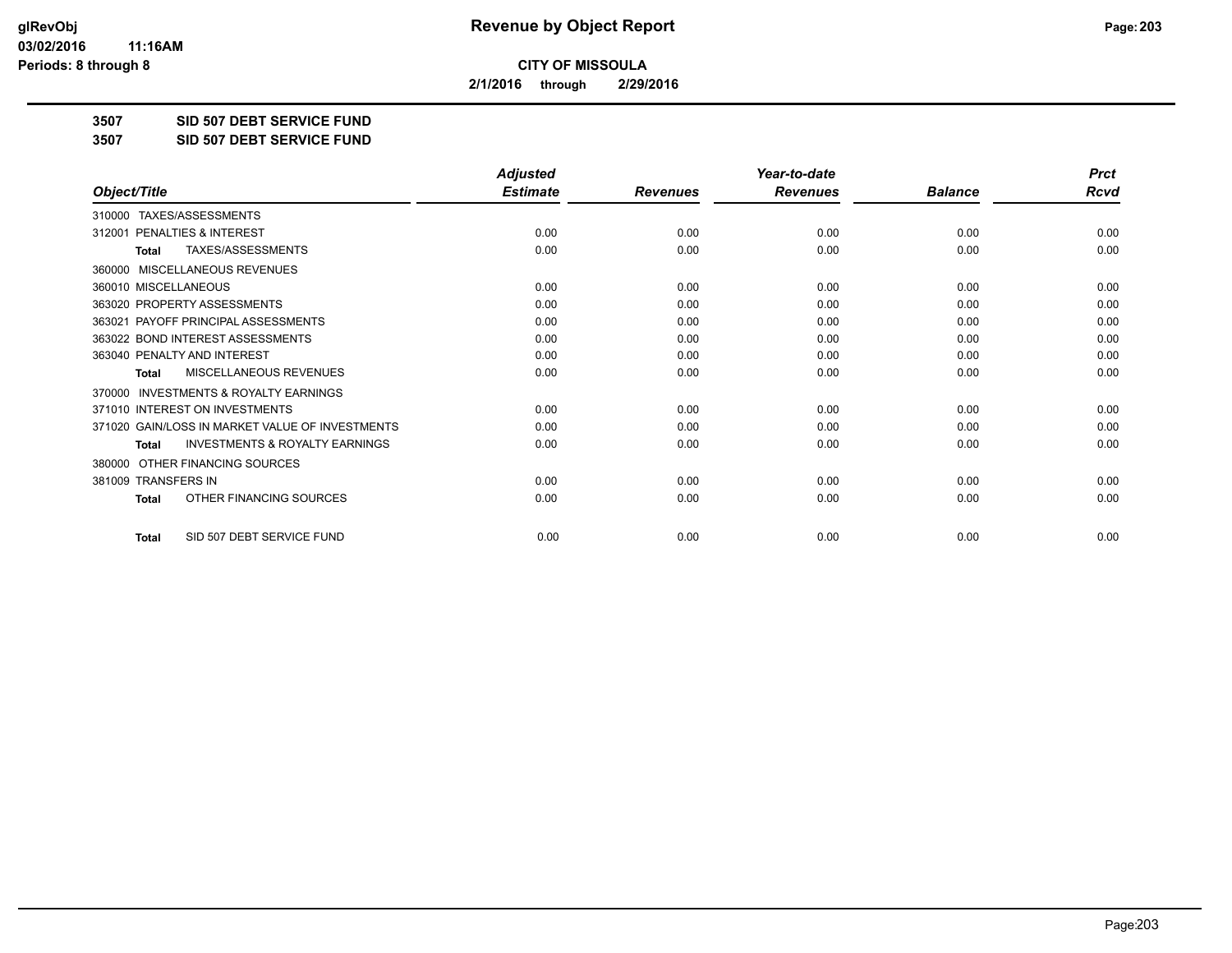# Revenue by Object Report

**CITY OF MISSOULA**

**2/1/2016 through 2/29/2016**

**3507 SID 507 DEBT SERVICE FUND**

**3507 SID 507 DEBT SERVICE FUND**

| Object/Title | Adjusted Estimate | Revenues | Year-to-date Revenues | Balance | Prct Rcvd |
|---|---|---|---|---|---|
| 310000 TAXES/ASSESSMENTS | | | | | |
| 312001 PENALTIES & INTEREST | 0.00 | 0.00 | 0.00 | 0.00 | 0.00 |
| **Total** TAXES/ASSESSMENTS | 0.00 | 0.00 | 0.00 | 0.00 | 0.00 |
| 360000 MISCELLANEOUS REVENUES | | | | | |
| 360010 MISCELLANEOUS | 0.00 | 0.00 | 0.00 | 0.00 | 0.00 |
| 363020 PROPERTY ASSESSMENTS | 0.00 | 0.00 | 0.00 | 0.00 | 0.00 |
| 363021 PAYOFF PRINCIPAL ASSESSMENTS | 0.00 | 0.00 | 0.00 | 0.00 | 0.00 |
| 363022 BOND INTEREST ASSESSMENTS | 0.00 | 0.00 | 0.00 | 0.00 | 0.00 |
| 363040 PENALTY AND INTEREST | 0.00 | 0.00 | 0.00 | 0.00 | 0.00 |
| **Total** MISCELLANEOUS REVENUES | 0.00 | 0.00 | 0.00 | 0.00 | 0.00 |
| 370000 INVESTMENTS & ROYALTY EARNINGS | | | | | |
| 371010 INTEREST ON INVESTMENTS | 0.00 | 0.00 | 0.00 | 0.00 | 0.00 |
| 371020 GAIN/LOSS IN MARKET VALUE OF INVESTMENTS | 0.00 | 0.00 | 0.00 | 0.00 | 0.00 |
| **Total** INVESTMENTS & ROYALTY EARNINGS | 0.00 | 0.00 | 0.00 | 0.00 | 0.00 |
| 380000 OTHER FINANCING SOURCES | | | | | |
| 381009 TRANSFERS IN | 0.00 | 0.00 | 0.00 | 0.00 | 0.00 |
| **Total** OTHER FINANCING SOURCES | 0.00 | 0.00 | 0.00 | 0.00 | 0.00 |
| **Total** SID 507 DEBT SERVICE FUND | 0.00 | 0.00 | 0.00 | 0.00 | 0.00 |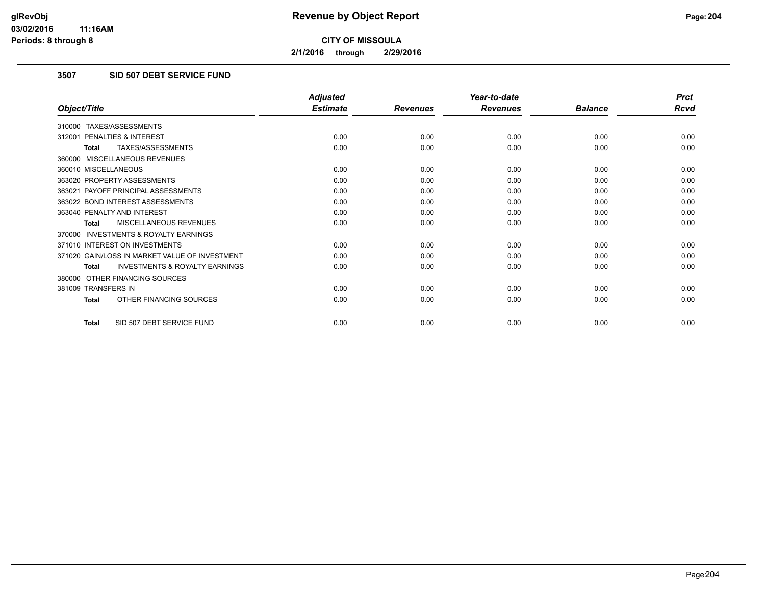# Revenue by Object Report

**CITY OF MISSOULA**

**2/1/2016 through 2/29/2016**

glRevObj
03/02/2016 11:16AM
Periods: 8 through 8

### 3507 SID 507 DEBT SERVICE FUND

| Object/Title | Adjusted Estimate | Revenues | Year-to-date Revenues | Balance | Prct Rcvd |
|---|---|---|---|---|---|
| 310000 TAXES/ASSESSMENTS | | | | | |
| 312001 PENALTIES & INTEREST | 0.00 | 0.00 | 0.00 | 0.00 | 0.00 |
| **Total** TAXES/ASSESSMENTS | 0.00 | 0.00 | 0.00 | 0.00 | 0.00 |
| 360000 MISCELLANEOUS REVENUES | | | | | |
| 360010 MISCELLANEOUS | 0.00 | 0.00 | 0.00 | 0.00 | 0.00 |
| 363020 PROPERTY ASSESSMENTS | 0.00 | 0.00 | 0.00 | 0.00 | 0.00 |
| 363021 PAYOFF PRINCIPAL ASSESSMENTS | 0.00 | 0.00 | 0.00 | 0.00 | 0.00 |
| 363022 BOND INTEREST ASSESSMENTS | 0.00 | 0.00 | 0.00 | 0.00 | 0.00 |
| 363040 PENALTY AND INTEREST | 0.00 | 0.00 | 0.00 | 0.00 | 0.00 |
| **Total** MISCELLANEOUS REVENUES | 0.00 | 0.00 | 0.00 | 0.00 | 0.00 |
| 370000 INVESTMENTS & ROYALTY EARNINGS | | | | | |
| 371010 INTEREST ON INVESTMENTS | 0.00 | 0.00 | 0.00 | 0.00 | 0.00 |
| 371020 GAIN/LOSS IN MARKET VALUE OF INVESTMENT | 0.00 | 0.00 | 0.00 | 0.00 | 0.00 |
| **Total** INVESTMENTS & ROYALTY EARNINGS | 0.00 | 0.00 | 0.00 | 0.00 | 0.00 |
| 380000 OTHER FINANCING SOURCES | | | | | |
| 381009 TRANSFERS IN | 0.00 | 0.00 | 0.00 | 0.00 | 0.00 |
| **Total** OTHER FINANCING SOURCES | 0.00 | 0.00 | 0.00 | 0.00 | 0.00 |
| **Total** SID 507 DEBT SERVICE FUND | 0.00 | 0.00 | 0.00 | 0.00 | 0.00 |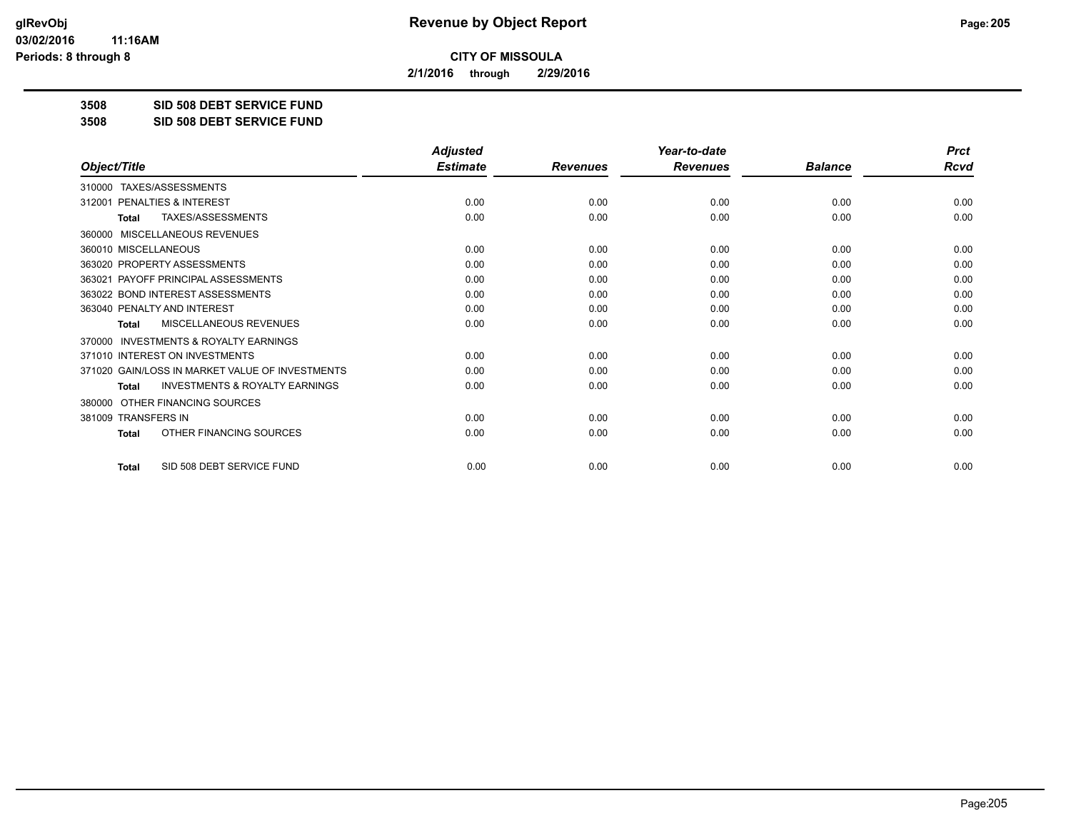**CITY OF MISSOULA**

**2/1/2016 through 2/29/2016**

**3508 SID 508 DEBT SERVICE FUND**

**3508 SID 508 DEBT SERVICE FUND**

| Object/Title | Adjusted Estimate | Revenues | Year-to-date Revenues | Balance | Prct Rcvd |
|---|---|---|---|---|---|
| 310000 TAXES/ASSESSMENTS | | | | | |
| 312001 PENALTIES & INTEREST | 0.00 | 0.00 | 0.00 | 0.00 | 0.00 |
| Total TAXES/ASSESSMENTS | 0.00 | 0.00 | 0.00 | 0.00 | 0.00 |
| 360000 MISCELLANEOUS REVENUES | | | | | |
| 360010 MISCELLANEOUS | 0.00 | 0.00 | 0.00 | 0.00 | 0.00 |
| 363020 PROPERTY ASSESSMENTS | 0.00 | 0.00 | 0.00 | 0.00 | 0.00 |
| 363021 PAYOFF PRINCIPAL ASSESSMENTS | 0.00 | 0.00 | 0.00 | 0.00 | 0.00 |
| 363022 BOND INTEREST ASSESSMENTS | 0.00 | 0.00 | 0.00 | 0.00 | 0.00 |
| 363040 PENALTY AND INTEREST | 0.00 | 0.00 | 0.00 | 0.00 | 0.00 |
| Total MISCELLANEOUS REVENUES | 0.00 | 0.00 | 0.00 | 0.00 | 0.00 |
| 370000 INVESTMENTS & ROYALTY EARNINGS | | | | | |
| 371010 INTEREST ON INVESTMENTS | 0.00 | 0.00 | 0.00 | 0.00 | 0.00 |
| 371020 GAIN/LOSS IN MARKET VALUE OF INVESTMENTS | 0.00 | 0.00 | 0.00 | 0.00 | 0.00 |
| Total INVESTMENTS & ROYALTY EARNINGS | 0.00 | 0.00 | 0.00 | 0.00 | 0.00 |
| 380000 OTHER FINANCING SOURCES | | | | | |
| 381009 TRANSFERS IN | 0.00 | 0.00 | 0.00 | 0.00 | 0.00 |
| Total OTHER FINANCING SOURCES | 0.00 | 0.00 | 0.00 | 0.00 | 0.00 |
| Total SID 508 DEBT SERVICE FUND | 0.00 | 0.00 | 0.00 | 0.00 | 0.00 |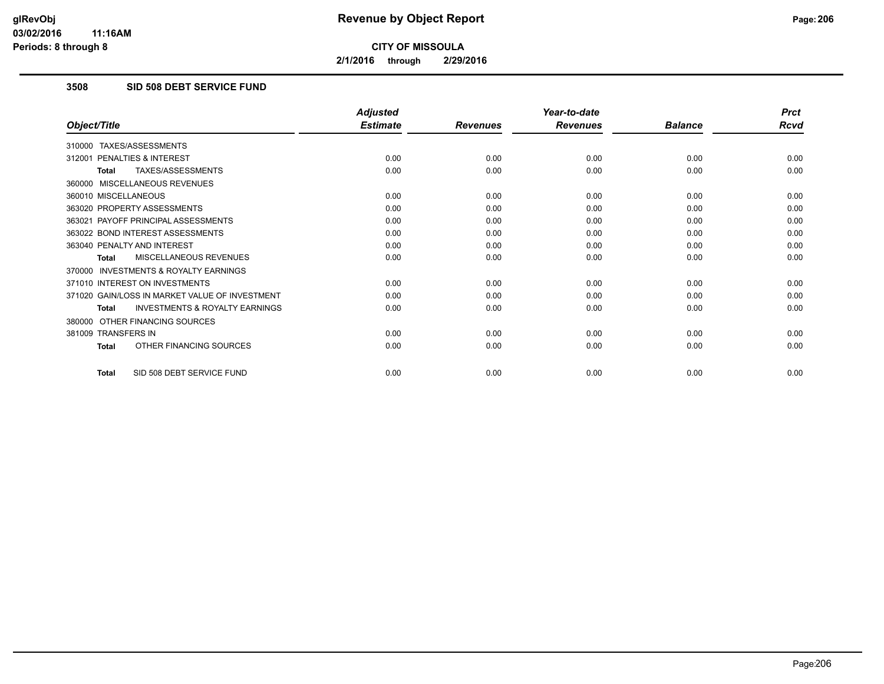# Revenue by Object Report

**CITY OF MISSOULA**

**2/1/2016 through 2/29/2016**

glRevObj
03/02/2016 11:16AM
Periods: 8 through 8

### 3508 SID 508 DEBT SERVICE FUND

| Object/Title | Adjusted Estimate | Revenues | Year-to-date Revenues | Balance | Prct Rcvd |
|---|---|---|---|---|---|
| 310000 TAXES/ASSESSMENTS | | | | | |
| 312001 PENALTIES & INTEREST | 0.00 | 0.00 | 0.00 | 0.00 | 0.00 |
| **Total** TAXES/ASSESSMENTS | 0.00 | 0.00 | 0.00 | 0.00 | 0.00 |
| 360000 MISCELLANEOUS REVENUES | | | | | |
| 360010 MISCELLANEOUS | 0.00 | 0.00 | 0.00 | 0.00 | 0.00 |
| 363020 PROPERTY ASSESSMENTS | 0.00 | 0.00 | 0.00 | 0.00 | 0.00 |
| 363021 PAYOFF PRINCIPAL ASSESSMENTS | 0.00 | 0.00 | 0.00 | 0.00 | 0.00 |
| 363022 BOND INTEREST ASSESSMENTS | 0.00 | 0.00 | 0.00 | 0.00 | 0.00 |
| 363040 PENALTY AND INTEREST | 0.00 | 0.00 | 0.00 | 0.00 | 0.00 |
| **Total** MISCELLANEOUS REVENUES | 0.00 | 0.00 | 0.00 | 0.00 | 0.00 |
| 370000 INVESTMENTS & ROYALTY EARNINGS | | | | | |
| 371010 INTEREST ON INVESTMENTS | 0.00 | 0.00 | 0.00 | 0.00 | 0.00 |
| 371020 GAIN/LOSS IN MARKET VALUE OF INVESTMENT | 0.00 | 0.00 | 0.00 | 0.00 | 0.00 |
| **Total** INVESTMENTS & ROYALTY EARNINGS | 0.00 | 0.00 | 0.00 | 0.00 | 0.00 |
| 380000 OTHER FINANCING SOURCES | | | | | |
| 381009 TRANSFERS IN | 0.00 | 0.00 | 0.00 | 0.00 | 0.00 |
| **Total** OTHER FINANCING SOURCES | 0.00 | 0.00 | 0.00 | 0.00 | 0.00 |
| **Total** SID 508 DEBT SERVICE FUND | 0.00 | 0.00 | 0.00 | 0.00 | 0.00 |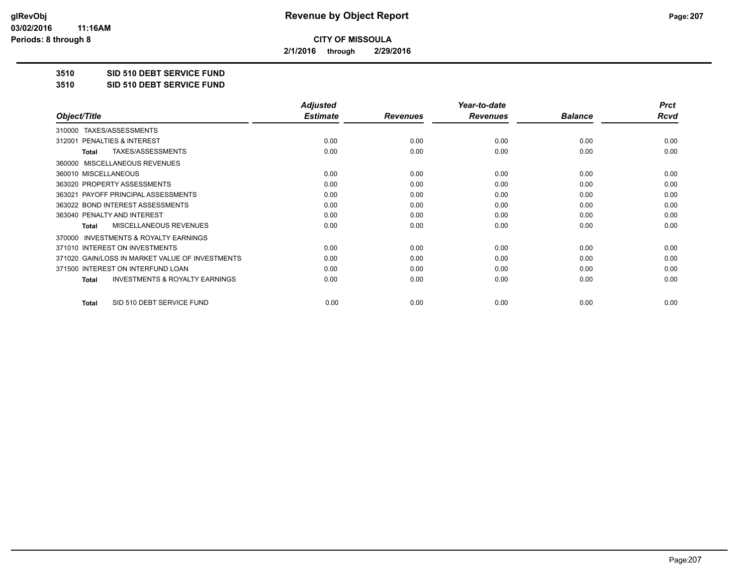# Revenue by Object Report

**CITY OF MISSOULA**

**2/1/2016 through 2/29/2016**

glRevObj
03/02/2016 11:16AM
Periods: 8 through 8

**3510 SID 510 DEBT SERVICE FUND**

**3510 SID 510 DEBT SERVICE FUND**

| Object/Title | Adjusted Estimate | Revenues | Year-to-date Revenues | Balance | Prct Rcvd |
|---|---|---|---|---|---|
| 310000 TAXES/ASSESSMENTS | | | | | |
| 312001 PENALTIES & INTEREST | 0.00 | 0.00 | 0.00 | 0.00 | 0.00 |
| **Total** TAXES/ASSESSMENTS | 0.00 | 0.00 | 0.00 | 0.00 | 0.00 |
| 360000 MISCELLANEOUS REVENUES | | | | | |
| 360010 MISCELLANEOUS | 0.00 | 0.00 | 0.00 | 0.00 | 0.00 |
| 363020 PROPERTY ASSESSMENTS | 0.00 | 0.00 | 0.00 | 0.00 | 0.00 |
| 363021 PAYOFF PRINCIPAL ASSESSMENTS | 0.00 | 0.00 | 0.00 | 0.00 | 0.00 |
| 363022 BOND INTEREST ASSESSMENTS | 0.00 | 0.00 | 0.00 | 0.00 | 0.00 |
| 363040 PENALTY AND INTEREST | 0.00 | 0.00 | 0.00 | 0.00 | 0.00 |
| **Total** MISCELLANEOUS REVENUES | 0.00 | 0.00 | 0.00 | 0.00 | 0.00 |
| 370000 INVESTMENTS & ROYALTY EARNINGS | | | | | |
| 371010 INTEREST ON INVESTMENTS | 0.00 | 0.00 | 0.00 | 0.00 | 0.00 |
| 371020 GAIN/LOSS IN MARKET VALUE OF INVESTMENTS | 0.00 | 0.00 | 0.00 | 0.00 | 0.00 |
| 371500 INTEREST ON INTERFUND LOAN | 0.00 | 0.00 | 0.00 | 0.00 | 0.00 |
| **Total** INVESTMENTS & ROYALTY EARNINGS | 0.00 | 0.00 | 0.00 | 0.00 | 0.00 |
| **Total** SID 510 DEBT SERVICE FUND | 0.00 | 0.00 | 0.00 | 0.00 | 0.00 |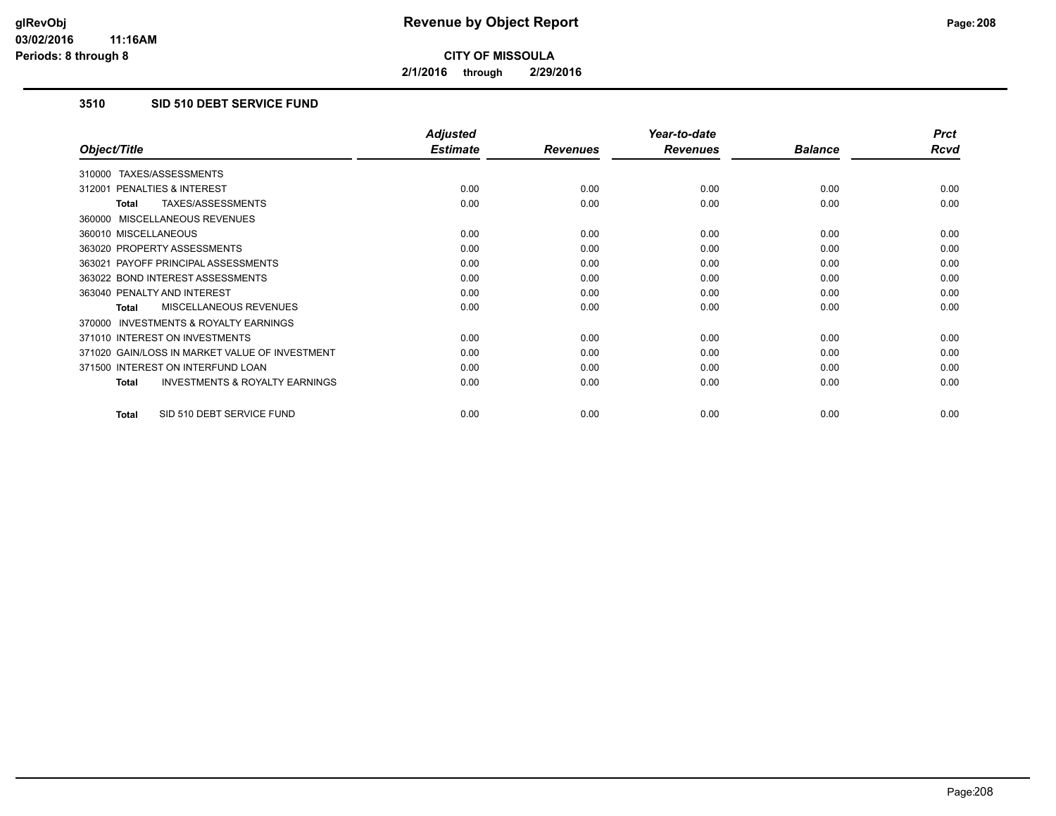# CITY OF MISSOULA

**2/1/2016 through 2/29/2016**

## 3510 SID 510 DEBT SERVICE FUND

| Object/Title | Adjusted Estimate | Revenues | Year-to-date Revenues | Balance | Prct Rcvd |
|---|---|---|---|---|---|
| 310000 TAXES/ASSESSMENTS | | | | | |
| 312001 PENALTIES & INTEREST | 0.00 | 0.00 | 0.00 | 0.00 | 0.00 |
| **Total** TAXES/ASSESSMENTS | 0.00 | 0.00 | 0.00 | 0.00 | 0.00 |
| 360000 MISCELLANEOUS REVENUES | | | | | |
| 360010 MISCELLANEOUS | 0.00 | 0.00 | 0.00 | 0.00 | 0.00 |
| 363020 PROPERTY ASSESSMENTS | 0.00 | 0.00 | 0.00 | 0.00 | 0.00 |
| 363021 PAYOFF PRINCIPAL ASSESSMENTS | 0.00 | 0.00 | 0.00 | 0.00 | 0.00 |
| 363022 BOND INTEREST ASSESSMENTS | 0.00 | 0.00 | 0.00 | 0.00 | 0.00 |
| 363040 PENALTY AND INTEREST | 0.00 | 0.00 | 0.00 | 0.00 | 0.00 |
| **Total** MISCELLANEOUS REVENUES | 0.00 | 0.00 | 0.00 | 0.00 | 0.00 |
| 370000 INVESTMENTS & ROYALTY EARNINGS | | | | | |
| 371010 INTEREST ON INVESTMENTS | 0.00 | 0.00 | 0.00 | 0.00 | 0.00 |
| 371020 GAIN/LOSS IN MARKET VALUE OF INVESTMENT | 0.00 | 0.00 | 0.00 | 0.00 | 0.00 |
| 371500 INTEREST ON INTERFUND LOAN | 0.00 | 0.00 | 0.00 | 0.00 | 0.00 |
| **Total** INVESTMENTS & ROYALTY EARNINGS | 0.00 | 0.00 | 0.00 | 0.00 | 0.00 |
| **Total** SID 510 DEBT SERVICE FUND | 0.00 | 0.00 | 0.00 | 0.00 | 0.00 |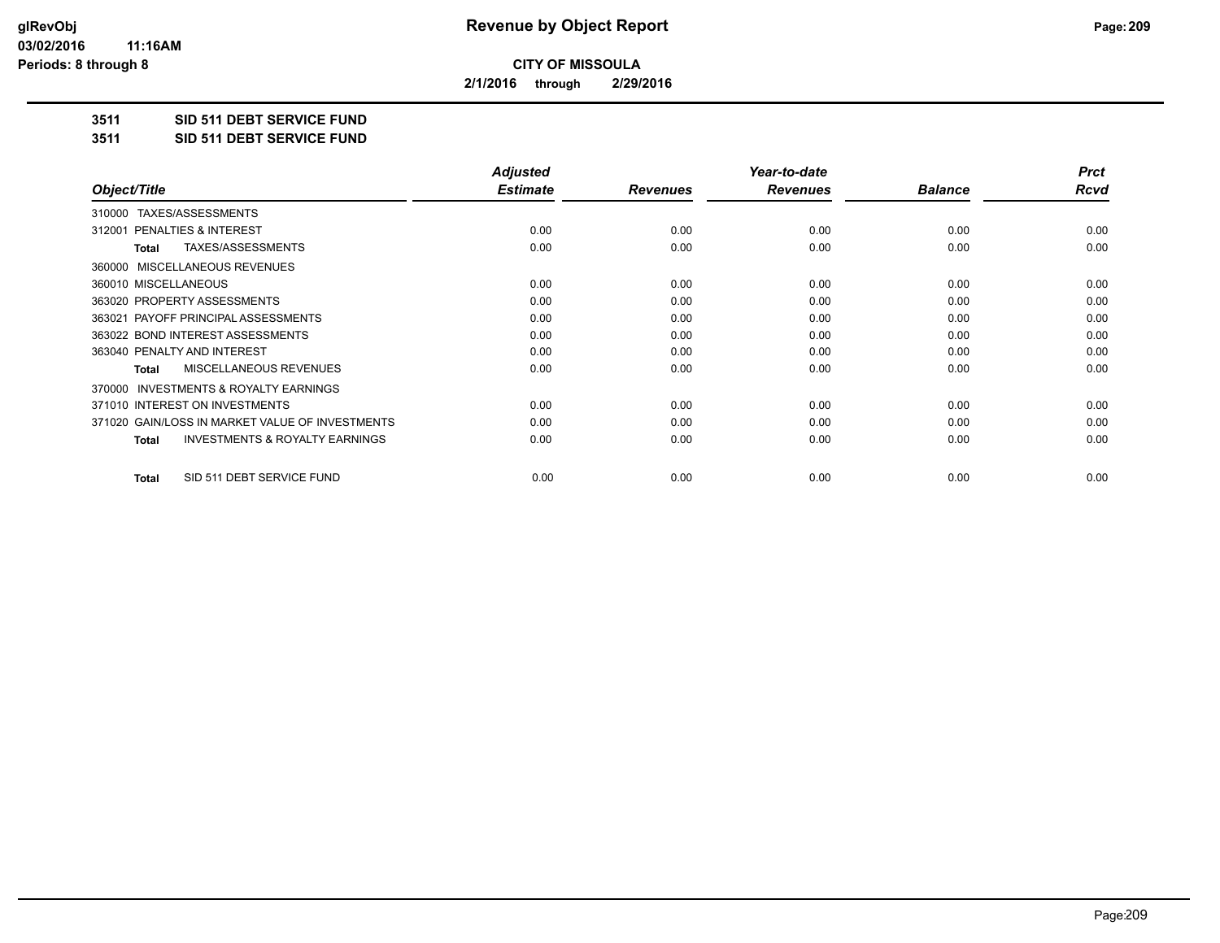**CITY OF MISSOULA**

**2/1/2016 through 2/29/2016**

**3511 SID 511 DEBT SERVICE FUND**

**3511 SID 511 DEBT SERVICE FUND**

| Object/Title | Adjusted Estimate | Revenues | Year-to-date Revenues | Balance | Prct Rcvd |
|---|---|---|---|---|---|
| 310000 TAXES/ASSESSMENTS | | | | | |
| 312001 PENALTIES & INTEREST | 0.00 | 0.00 | 0.00 | 0.00 | 0.00 |
| **Total** TAXES/ASSESSMENTS | 0.00 | 0.00 | 0.00 | 0.00 | 0.00 |
| 360000 MISCELLANEOUS REVENUES | | | | | |
| 360010 MISCELLANEOUS | 0.00 | 0.00 | 0.00 | 0.00 | 0.00 |
| 363020 PROPERTY ASSESSMENTS | 0.00 | 0.00 | 0.00 | 0.00 | 0.00 |
| 363021 PAYOFF PRINCIPAL ASSESSMENTS | 0.00 | 0.00 | 0.00 | 0.00 | 0.00 |
| 363022 BOND INTEREST ASSESSMENTS | 0.00 | 0.00 | 0.00 | 0.00 | 0.00 |
| 363040 PENALTY AND INTEREST | 0.00 | 0.00 | 0.00 | 0.00 | 0.00 |
| **Total** MISCELLANEOUS REVENUES | 0.00 | 0.00 | 0.00 | 0.00 | 0.00 |
| 370000 INVESTMENTS & ROYALTY EARNINGS | | | | | |
| 371010 INTEREST ON INVESTMENTS | 0.00 | 0.00 | 0.00 | 0.00 | 0.00 |
| 371020 GAIN/LOSS IN MARKET VALUE OF INVESTMENTS | 0.00 | 0.00 | 0.00 | 0.00 | 0.00 |
| **Total** INVESTMENTS & ROYALTY EARNINGS | 0.00 | 0.00 | 0.00 | 0.00 | 0.00 |
| **Total** SID 511 DEBT SERVICE FUND | 0.00 | 0.00 | 0.00 | 0.00 | 0.00 |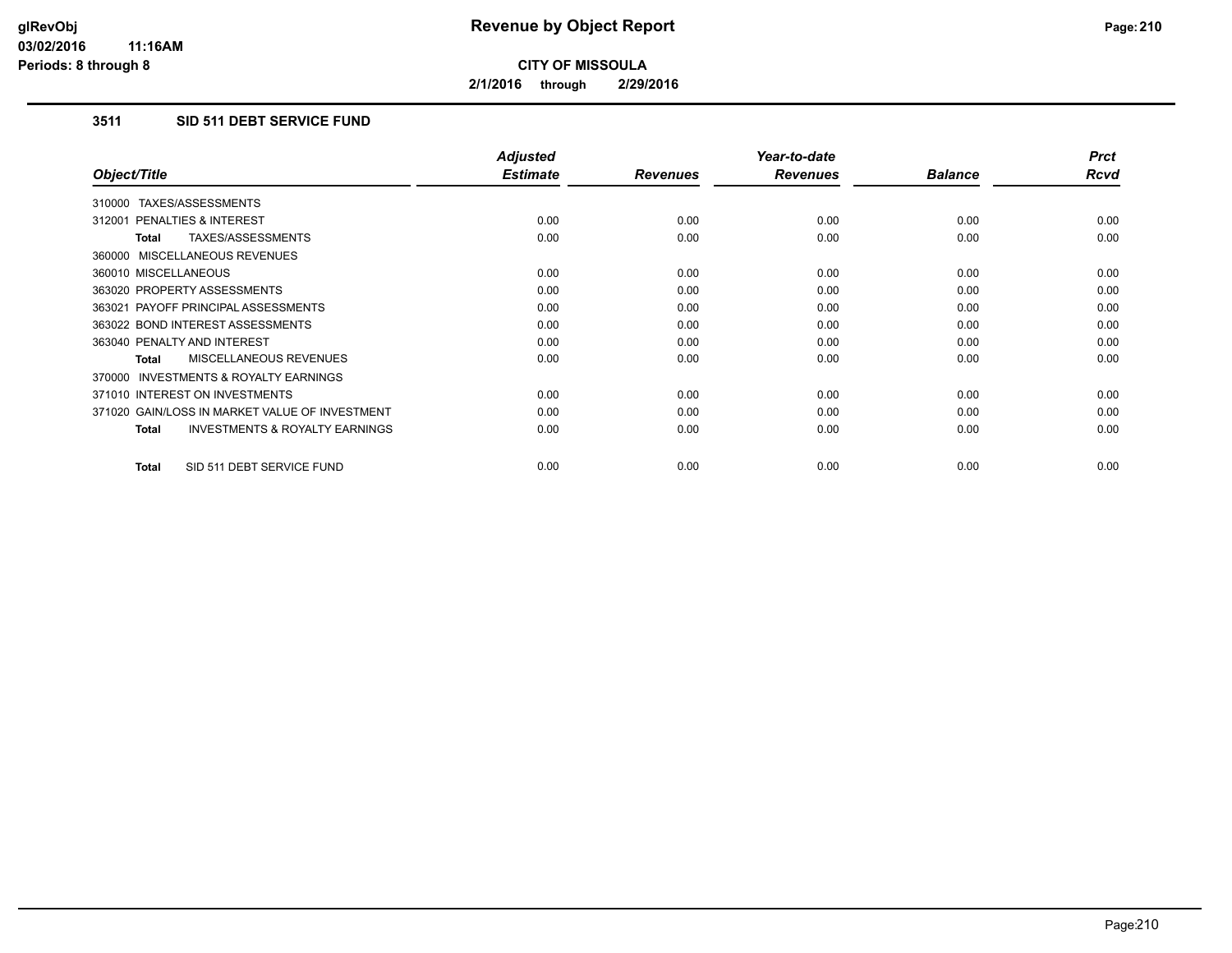# Revenue by Object Report

**CITY OF MISSOULA**

**2/1/2016 through 2/29/2016**

glRevObj
03/02/2016 11:16AM
Periods: 8 through 8

### 3511 SID 511 DEBT SERVICE FUND

| Object/Title | Adjusted Estimate | Revenues | Year-to-date Revenues | Balance | Prct Rcvd |
|---|---|---|---|---|---|
| 310000 TAXES/ASSESSMENTS | | | | | |
| 312001 PENALTIES & INTEREST | 0.00 | 0.00 | 0.00 | 0.00 | 0.00 |
| **Total** TAXES/ASSESSMENTS | 0.00 | 0.00 | 0.00 | 0.00 | 0.00 |
| 360000 MISCELLANEOUS REVENUES | | | | | |
| 360010 MISCELLANEOUS | 0.00 | 0.00 | 0.00 | 0.00 | 0.00 |
| 363020 PROPERTY ASSESSMENTS | 0.00 | 0.00 | 0.00 | 0.00 | 0.00 |
| 363021 PAYOFF PRINCIPAL ASSESSMENTS | 0.00 | 0.00 | 0.00 | 0.00 | 0.00 |
| 363022 BOND INTEREST ASSESSMENTS | 0.00 | 0.00 | 0.00 | 0.00 | 0.00 |
| 363040 PENALTY AND INTEREST | 0.00 | 0.00 | 0.00 | 0.00 | 0.00 |
| **Total** MISCELLANEOUS REVENUES | 0.00 | 0.00 | 0.00 | 0.00 | 0.00 |
| 370000 INVESTMENTS & ROYALTY EARNINGS | | | | | |
| 371010 INTEREST ON INVESTMENTS | 0.00 | 0.00 | 0.00 | 0.00 | 0.00 |
| 371020 GAIN/LOSS IN MARKET VALUE OF INVESTMENT | 0.00 | 0.00 | 0.00 | 0.00 | 0.00 |
| **Total** INVESTMENTS & ROYALTY EARNINGS | 0.00 | 0.00 | 0.00 | 0.00 | 0.00 |
| **Total** SID 511 DEBT SERVICE FUND | 0.00 | 0.00 | 0.00 | 0.00 | 0.00 |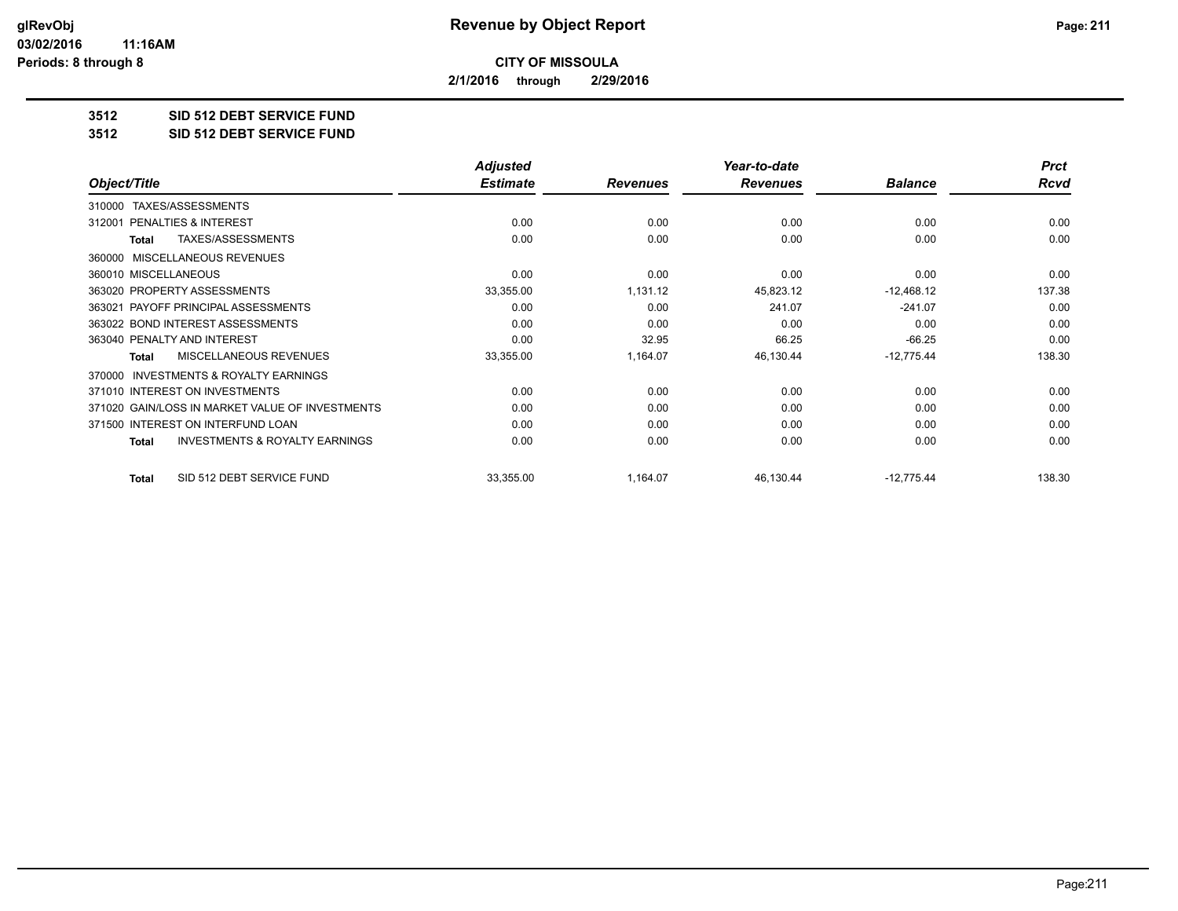# Revenue by Object Report

**CITY OF MISSOULA**

**2/1/2016 through 2/29/2016**

glRevObj
03/02/2016 11:16AM
Periods: 8 through 8

## 3512 SID 512 DEBT SERVICE FUND

## 3512 SID 512 DEBT SERVICE FUND

| Object/Title | Adjusted Estimate | Revenues | Year-to-date Revenues | Balance | Prct Rcvd |
|---|---|---|---|---|---|
| 310000 TAXES/ASSESSMENTS | | | | | |
| 312001 PENALTIES & INTEREST | 0.00 | 0.00 | 0.00 | 0.00 | 0.00 |
| **Total** TAXES/ASSESSMENTS | 0.00 | 0.00 | 0.00 | 0.00 | 0.00 |
| 360000 MISCELLANEOUS REVENUES | | | | | |
| 360010 MISCELLANEOUS | 0.00 | 0.00 | 0.00 | 0.00 | 0.00 |
| 363020 PROPERTY ASSESSMENTS | 33,355.00 | 1,131.12 | 45,823.12 | -12,468.12 | 137.38 |
| 363021 PAYOFF PRINCIPAL ASSESSMENTS | 0.00 | 0.00 | 241.07 | -241.07 | 0.00 |
| 363022 BOND INTEREST ASSESSMENTS | 0.00 | 0.00 | 0.00 | 0.00 | 0.00 |
| 363040 PENALTY AND INTEREST | 0.00 | 32.95 | 66.25 | -66.25 | 0.00 |
| **Total** MISCELLANEOUS REVENUES | 33,355.00 | 1,164.07 | 46,130.44 | -12,775.44 | 138.30 |
| 370000 INVESTMENTS & ROYALTY EARNINGS | | | | | |
| 371010 INTEREST ON INVESTMENTS | 0.00 | 0.00 | 0.00 | 0.00 | 0.00 |
| 371020 GAIN/LOSS IN MARKET VALUE OF INVESTMENTS | 0.00 | 0.00 | 0.00 | 0.00 | 0.00 |
| 371500 INTEREST ON INTERFUND LOAN | 0.00 | 0.00 | 0.00 | 0.00 | 0.00 |
| **Total** INVESTMENTS & ROYALTY EARNINGS | 0.00 | 0.00 | 0.00 | 0.00 | 0.00 |
| **Total** SID 512 DEBT SERVICE FUND | 33,355.00 | 1,164.07 | 46,130.44 | -12,775.44 | 138.30 |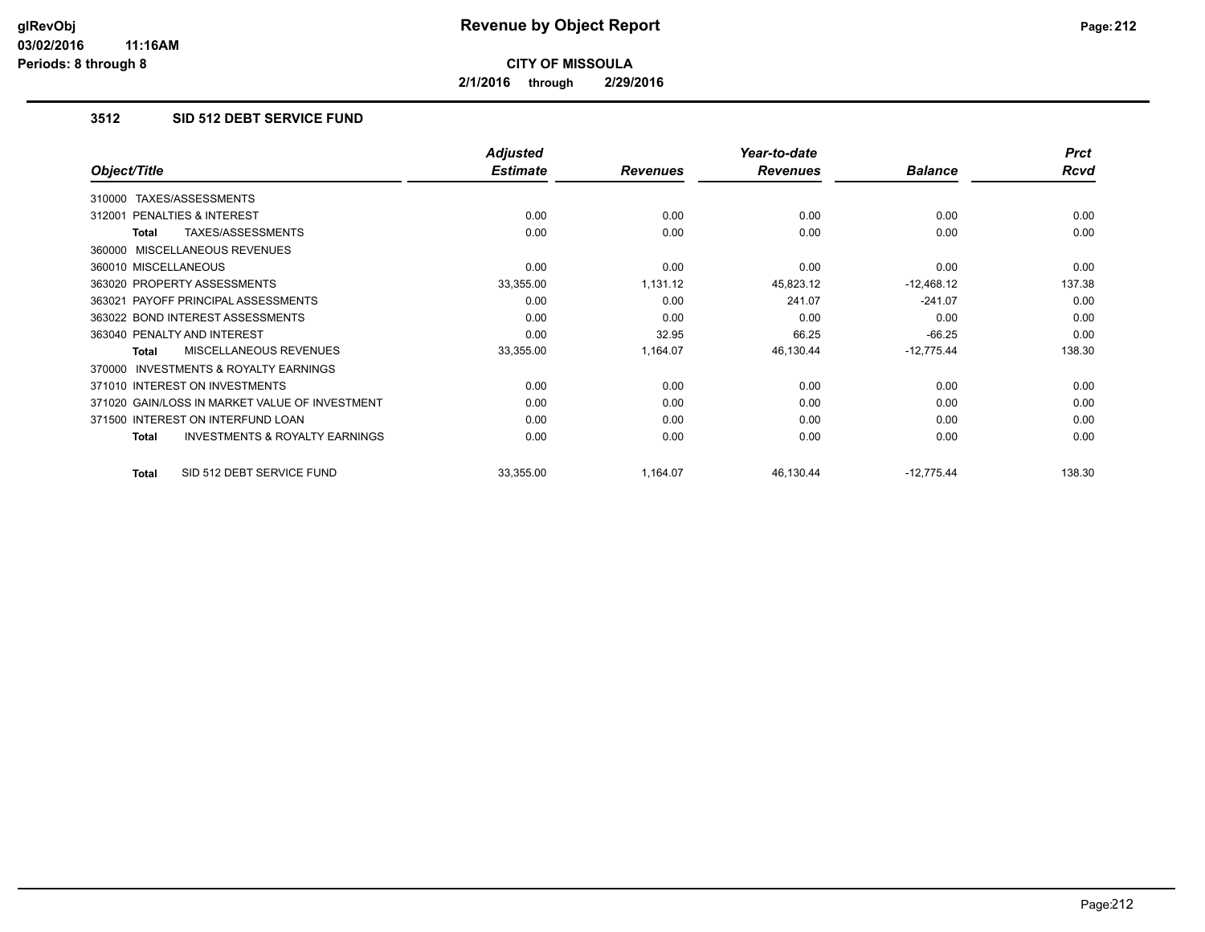**glRevObj**
**03/02/2016 11:16AM**
**Periods: 8 through 8**

# Revenue by Object Report

**CITY OF MISSOULA**

**2/1/2016 through 2/29/2016**

## 3512 SID 512 DEBT SERVICE FUND

| Object/Title | Adjusted Estimate | Revenues | Year-to-date Revenues | Balance | Prct Rcvd |
|---|---|---|---|---|---|
| 310000 TAXES/ASSESSMENTS | | | | | |
| 312001 PENALTIES & INTEREST | 0.00 | 0.00 | 0.00 | 0.00 | 0.00 |
| **Total** TAXES/ASSESSMENTS | 0.00 | 0.00 | 0.00 | 0.00 | 0.00 |
| 360000 MISCELLANEOUS REVENUES | | | | | |
| 360010 MISCELLANEOUS | 0.00 | 0.00 | 0.00 | 0.00 | 0.00 |
| 363020 PROPERTY ASSESSMENTS | 33,355.00 | 1,131.12 | 45,823.12 | -12,468.12 | 137.38 |
| 363021 PAYOFF PRINCIPAL ASSESSMENTS | 0.00 | 0.00 | 241.07 | -241.07 | 0.00 |
| 363022 BOND INTEREST ASSESSMENTS | 0.00 | 0.00 | 0.00 | 0.00 | 0.00 |
| 363040 PENALTY AND INTEREST | 0.00 | 32.95 | 66.25 | -66.25 | 0.00 |
| **Total** MISCELLANEOUS REVENUES | 33,355.00 | 1,164.07 | 46,130.44 | -12,775.44 | 138.30 |
| 370000 INVESTMENTS & ROYALTY EARNINGS | | | | | |
| 371010 INTEREST ON INVESTMENTS | 0.00 | 0.00 | 0.00 | 0.00 | 0.00 |
| 371020 GAIN/LOSS IN MARKET VALUE OF INVESTMENT | 0.00 | 0.00 | 0.00 | 0.00 | 0.00 |
| 371500 INTEREST ON INTERFUND LOAN | 0.00 | 0.00 | 0.00 | 0.00 | 0.00 |
| **Total** INVESTMENTS & ROYALTY EARNINGS | 0.00 | 0.00 | 0.00 | 0.00 | 0.00 |
| **Total** SID 512 DEBT SERVICE FUND | 33,355.00 | 1,164.07 | 46,130.44 | -12,775.44 | 138.30 |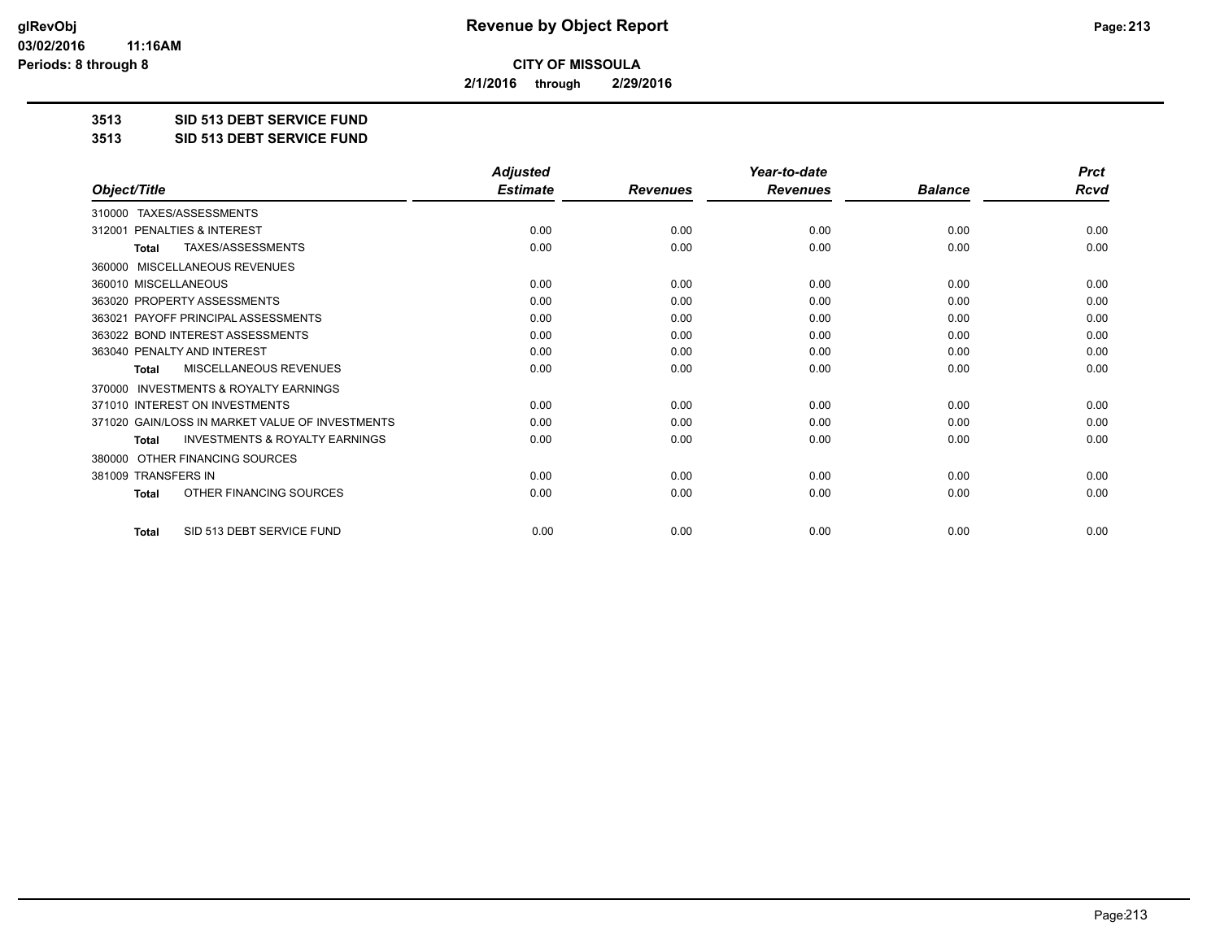# Revenue by Object Report

**CITY OF MISSOULA**

**2/1/2016 through 2/29/2016**

**3513 SID 513 DEBT SERVICE FUND**

**3513 SID 513 DEBT SERVICE FUND**

| Object/Title | Adjusted Estimate | Revenues | Year-to-date Revenues | Balance | Prct Rcvd |
|---|---|---|---|---|---|
| 310000 TAXES/ASSESSMENTS | | | | | |
| 312001 PENALTIES & INTEREST | 0.00 | 0.00 | 0.00 | 0.00 | 0.00 |
| **Total** TAXES/ASSESSMENTS | 0.00 | 0.00 | 0.00 | 0.00 | 0.00 |
| 360000 MISCELLANEOUS REVENUES | | | | | |
| 360010 MISCELLANEOUS | 0.00 | 0.00 | 0.00 | 0.00 | 0.00 |
| 363020 PROPERTY ASSESSMENTS | 0.00 | 0.00 | 0.00 | 0.00 | 0.00 |
| 363021 PAYOFF PRINCIPAL ASSESSMENTS | 0.00 | 0.00 | 0.00 | 0.00 | 0.00 |
| 363022 BOND INTEREST ASSESSMENTS | 0.00 | 0.00 | 0.00 | 0.00 | 0.00 |
| 363040 PENALTY AND INTEREST | 0.00 | 0.00 | 0.00 | 0.00 | 0.00 |
| **Total** MISCELLANEOUS REVENUES | 0.00 | 0.00 | 0.00 | 0.00 | 0.00 |
| 370000 INVESTMENTS & ROYALTY EARNINGS | | | | | |
| 371010 INTEREST ON INVESTMENTS | 0.00 | 0.00 | 0.00 | 0.00 | 0.00 |
| 371020 GAIN/LOSS IN MARKET VALUE OF INVESTMENTS | 0.00 | 0.00 | 0.00 | 0.00 | 0.00 |
| **Total** INVESTMENTS & ROYALTY EARNINGS | 0.00 | 0.00 | 0.00 | 0.00 | 0.00 |
| 380000 OTHER FINANCING SOURCES | | | | | |
| 381009 TRANSFERS IN | 0.00 | 0.00 | 0.00 | 0.00 | 0.00 |
| **Total** OTHER FINANCING SOURCES | 0.00 | 0.00 | 0.00 | 0.00 | 0.00 |
| **Total** SID 513 DEBT SERVICE FUND | 0.00 | 0.00 | 0.00 | 0.00 | 0.00 |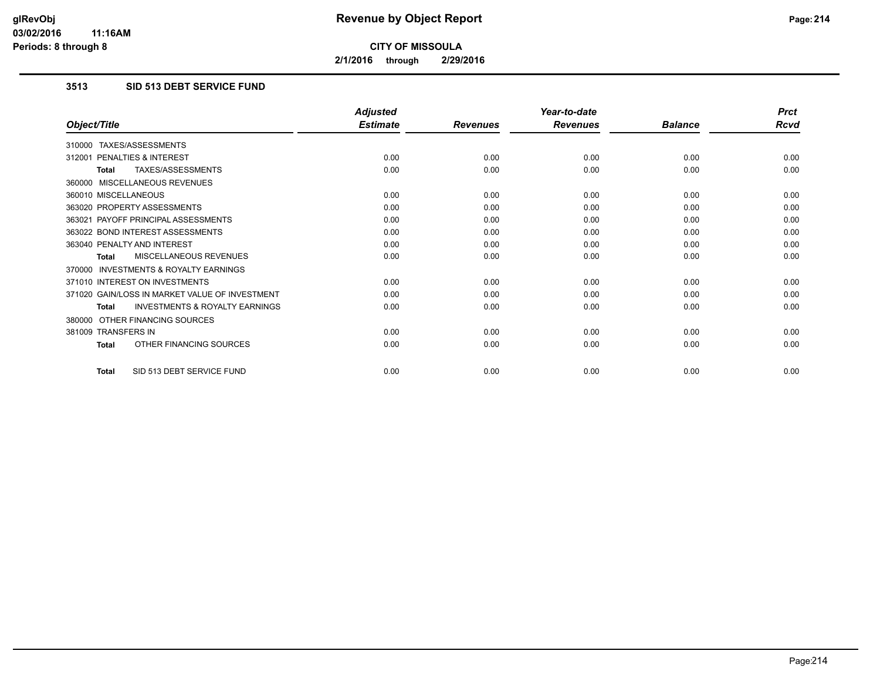**CITY OF MISSOULA**

**2/1/2016 through 2/29/2016**

### 3513 SID 513 DEBT SERVICE FUND

| Object/Title | Adjusted Estimate | Revenues | Year-to-date Revenues | Balance | Prct Rcvd |
|---|---|---|---|---|---|
| 310000 TAXES/ASSESSMENTS | | | | | |
| 312001 PENALTIES & INTEREST | 0.00 | 0.00 | 0.00 | 0.00 | 0.00 |
| **Total** TAXES/ASSESSMENTS | 0.00 | 0.00 | 0.00 | 0.00 | 0.00 |
| 360000 MISCELLANEOUS REVENUES | | | | | |
| 360010 MISCELLANEOUS | 0.00 | 0.00 | 0.00 | 0.00 | 0.00 |
| 363020 PROPERTY ASSESSMENTS | 0.00 | 0.00 | 0.00 | 0.00 | 0.00 |
| 363021 PAYOFF PRINCIPAL ASSESSMENTS | 0.00 | 0.00 | 0.00 | 0.00 | 0.00 |
| 363022 BOND INTEREST ASSESSMENTS | 0.00 | 0.00 | 0.00 | 0.00 | 0.00 |
| 363040 PENALTY AND INTEREST | 0.00 | 0.00 | 0.00 | 0.00 | 0.00 |
| **Total** MISCELLANEOUS REVENUES | 0.00 | 0.00 | 0.00 | 0.00 | 0.00 |
| 370000 INVESTMENTS & ROYALTY EARNINGS | | | | | |
| 371010 INTEREST ON INVESTMENTS | 0.00 | 0.00 | 0.00 | 0.00 | 0.00 |
| 371020 GAIN/LOSS IN MARKET VALUE OF INVESTMENT | 0.00 | 0.00 | 0.00 | 0.00 | 0.00 |
| **Total** INVESTMENTS & ROYALTY EARNINGS | 0.00 | 0.00 | 0.00 | 0.00 | 0.00 |
| 380000 OTHER FINANCING SOURCES | | | | | |
| 381009 TRANSFERS IN | 0.00 | 0.00 | 0.00 | 0.00 | 0.00 |
| **Total** OTHER FINANCING SOURCES | 0.00 | 0.00 | 0.00 | 0.00 | 0.00 |
| **Total** SID 513 DEBT SERVICE FUND | 0.00 | 0.00 | 0.00 | 0.00 | 0.00 |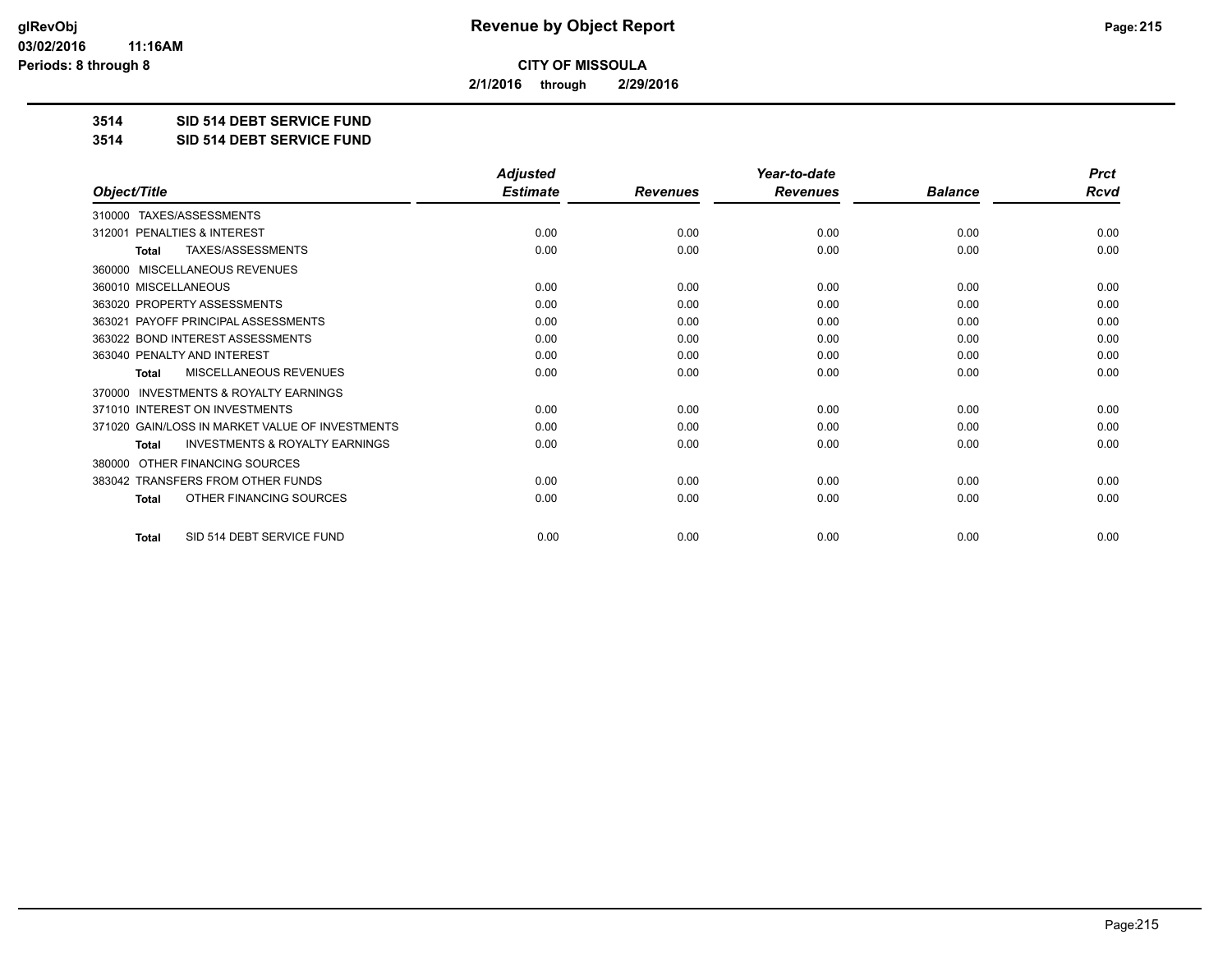**CITY OF MISSOULA**

**2/1/2016 through 2/29/2016**

**3514 SID 514 DEBT SERVICE FUND**

**3514 SID 514 DEBT SERVICE FUND**

| Object/Title | Adjusted Estimate | Revenues | Year-to-date Revenues | Balance | Prct Rcvd |
|---|---|---|---|---|---|
| 310000 TAXES/ASSESSMENTS | | | | | |
| 312001 PENALTIES & INTEREST | 0.00 | 0.00 | 0.00 | 0.00 | 0.00 |
| **Total** TAXES/ASSESSMENTS | 0.00 | 0.00 | 0.00 | 0.00 | 0.00 |
| 360000 MISCELLANEOUS REVENUES | | | | | |
| 360010 MISCELLANEOUS | 0.00 | 0.00 | 0.00 | 0.00 | 0.00 |
| 363020 PROPERTY ASSESSMENTS | 0.00 | 0.00 | 0.00 | 0.00 | 0.00 |
| 363021 PAYOFF PRINCIPAL ASSESSMENTS | 0.00 | 0.00 | 0.00 | 0.00 | 0.00 |
| 363022 BOND INTEREST ASSESSMENTS | 0.00 | 0.00 | 0.00 | 0.00 | 0.00 |
| 363040 PENALTY AND INTEREST | 0.00 | 0.00 | 0.00 | 0.00 | 0.00 |
| **Total** MISCELLANEOUS REVENUES | 0.00 | 0.00 | 0.00 | 0.00 | 0.00 |
| 370000 INVESTMENTS & ROYALTY EARNINGS | | | | | |
| 371010 INTEREST ON INVESTMENTS | 0.00 | 0.00 | 0.00 | 0.00 | 0.00 |
| 371020 GAIN/LOSS IN MARKET VALUE OF INVESTMENTS | 0.00 | 0.00 | 0.00 | 0.00 | 0.00 |
| **Total** INVESTMENTS & ROYALTY EARNINGS | 0.00 | 0.00 | 0.00 | 0.00 | 0.00 |
| 380000 OTHER FINANCING SOURCES | | | | | |
| 383042 TRANSFERS FROM OTHER FUNDS | 0.00 | 0.00 | 0.00 | 0.00 | 0.00 |
| **Total** OTHER FINANCING SOURCES | 0.00 | 0.00 | 0.00 | 0.00 | 0.00 |
| **Total** SID 514 DEBT SERVICE FUND | 0.00 | 0.00 | 0.00 | 0.00 | 0.00 |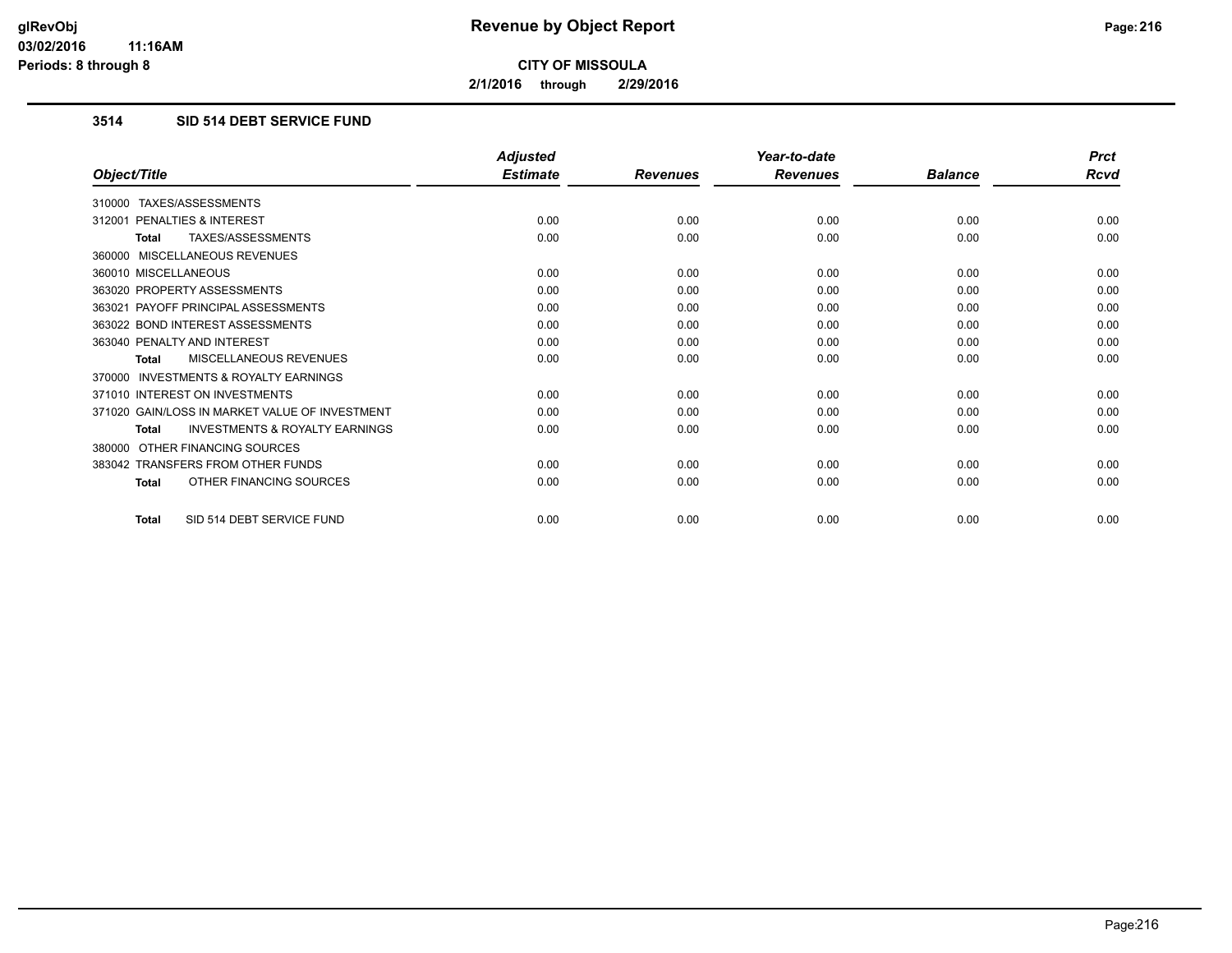# Revenue by Object Report

**CITY OF MISSOULA**

2/1/2016 through 2/29/2016

glRevObj
03/02/2016 11:16AM
Periods: 8 through 8

### 3514 SID 514 DEBT SERVICE FUND

| Object/Title | Adjusted Estimate | Revenues | Year-to-date Revenues | Balance | Prct Rcvd |
|---|---|---|---|---|---|
| 310000 TAXES/ASSESSMENTS | | | | | |
| 312001 PENALTIES & INTEREST | 0.00 | 0.00 | 0.00 | 0.00 | 0.00 |
| **Total** TAXES/ASSESSMENTS | 0.00 | 0.00 | 0.00 | 0.00 | 0.00 |
| 360000 MISCELLANEOUS REVENUES | | | | | |
| 360010 MISCELLANEOUS | 0.00 | 0.00 | 0.00 | 0.00 | 0.00 |
| 363020 PROPERTY ASSESSMENTS | 0.00 | 0.00 | 0.00 | 0.00 | 0.00 |
| 363021 PAYOFF PRINCIPAL ASSESSMENTS | 0.00 | 0.00 | 0.00 | 0.00 | 0.00 |
| 363022 BOND INTEREST ASSESSMENTS | 0.00 | 0.00 | 0.00 | 0.00 | 0.00 |
| 363040 PENALTY AND INTEREST | 0.00 | 0.00 | 0.00 | 0.00 | 0.00 |
| **Total** MISCELLANEOUS REVENUES | 0.00 | 0.00 | 0.00 | 0.00 | 0.00 |
| 370000 INVESTMENTS & ROYALTY EARNINGS | | | | | |
| 371010 INTEREST ON INVESTMENTS | 0.00 | 0.00 | 0.00 | 0.00 | 0.00 |
| 371020 GAIN/LOSS IN MARKET VALUE OF INVESTMENT | 0.00 | 0.00 | 0.00 | 0.00 | 0.00 |
| **Total** INVESTMENTS & ROYALTY EARNINGS | 0.00 | 0.00 | 0.00 | 0.00 | 0.00 |
| 380000 OTHER FINANCING SOURCES | | | | | |
| 383042 TRANSFERS FROM OTHER FUNDS | 0.00 | 0.00 | 0.00 | 0.00 | 0.00 |
| **Total** OTHER FINANCING SOURCES | 0.00 | 0.00 | 0.00 | 0.00 | 0.00 |
| **Total** SID 514 DEBT SERVICE FUND | 0.00 | 0.00 | 0.00 | 0.00 | 0.00 |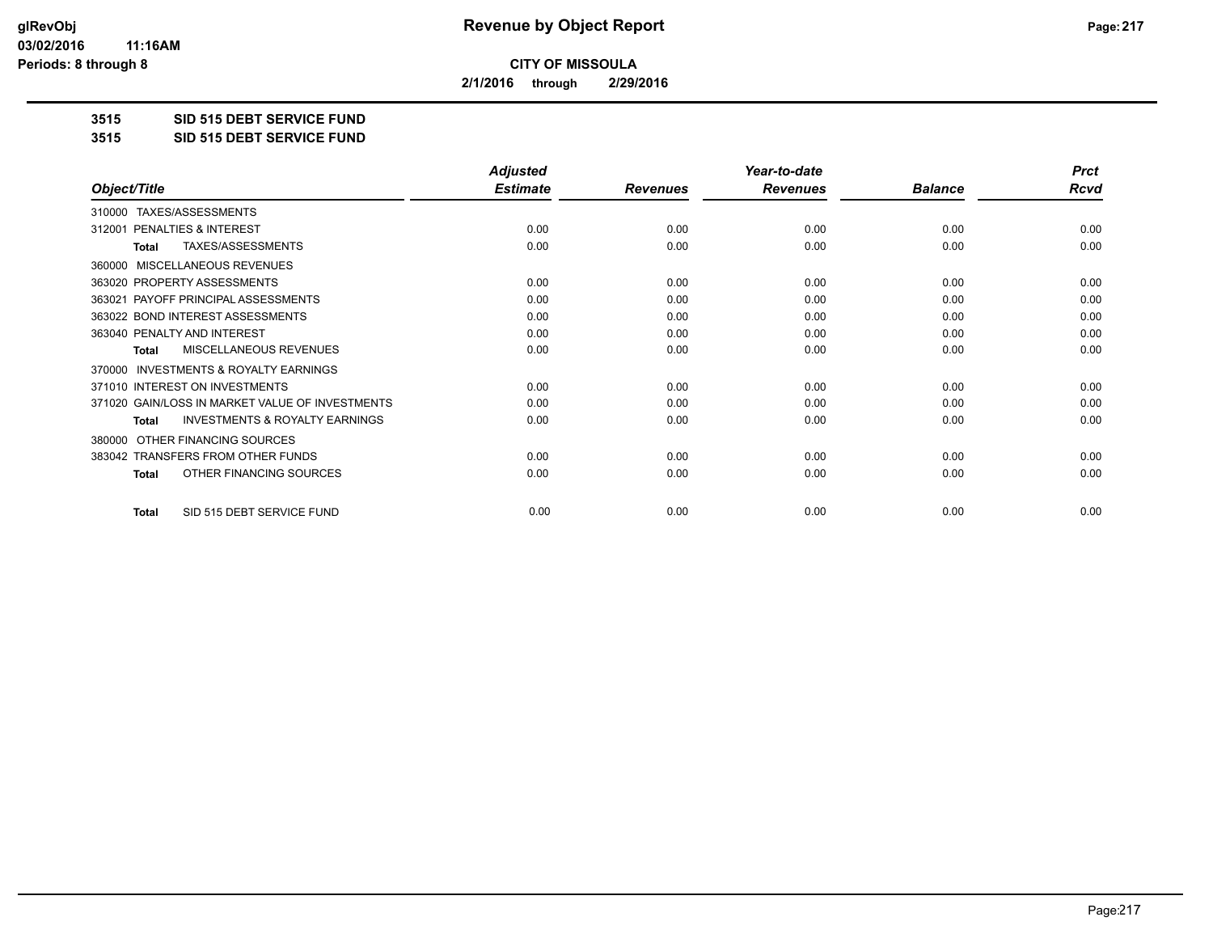**CITY OF MISSOULA**

**2/1/2016 through 2/29/2016**

**3515 SID 515 DEBT SERVICE FUND**

**3515 SID 515 DEBT SERVICE FUND**

| Object/Title | Adjusted Estimate | Revenues | Year-to-date Revenues | Balance | Prct Rcvd |
|---|---|---|---|---|---|
| 310000 TAXES/ASSESSMENTS | | | | | |
| 312001 PENALTIES & INTEREST | 0.00 | 0.00 | 0.00 | 0.00 | 0.00 |
| **Total** TAXES/ASSESSMENTS | 0.00 | 0.00 | 0.00 | 0.00 | 0.00 |
| 360000 MISCELLANEOUS REVENUES | | | | | |
| 363020 PROPERTY ASSESSMENTS | 0.00 | 0.00 | 0.00 | 0.00 | 0.00 |
| 363021 PAYOFF PRINCIPAL ASSESSMENTS | 0.00 | 0.00 | 0.00 | 0.00 | 0.00 |
| 363022 BOND INTEREST ASSESSMENTS | 0.00 | 0.00 | 0.00 | 0.00 | 0.00 |
| 363040 PENALTY AND INTEREST | 0.00 | 0.00 | 0.00 | 0.00 | 0.00 |
| **Total** MISCELLANEOUS REVENUES | 0.00 | 0.00 | 0.00 | 0.00 | 0.00 |
| 370000 INVESTMENTS & ROYALTY EARNINGS | | | | | |
| 371010 INTEREST ON INVESTMENTS | 0.00 | 0.00 | 0.00 | 0.00 | 0.00 |
| 371020 GAIN/LOSS IN MARKET VALUE OF INVESTMENTS | 0.00 | 0.00 | 0.00 | 0.00 | 0.00 |
| **Total** INVESTMENTS & ROYALTY EARNINGS | 0.00 | 0.00 | 0.00 | 0.00 | 0.00 |
| 380000 OTHER FINANCING SOURCES | | | | | |
| 383042 TRANSFERS FROM OTHER FUNDS | 0.00 | 0.00 | 0.00 | 0.00 | 0.00 |
| **Total** OTHER FINANCING SOURCES | 0.00 | 0.00 | 0.00 | 0.00 | 0.00 |
| **Total** SID 515 DEBT SERVICE FUND | 0.00 | 0.00 | 0.00 | 0.00 | 0.00 |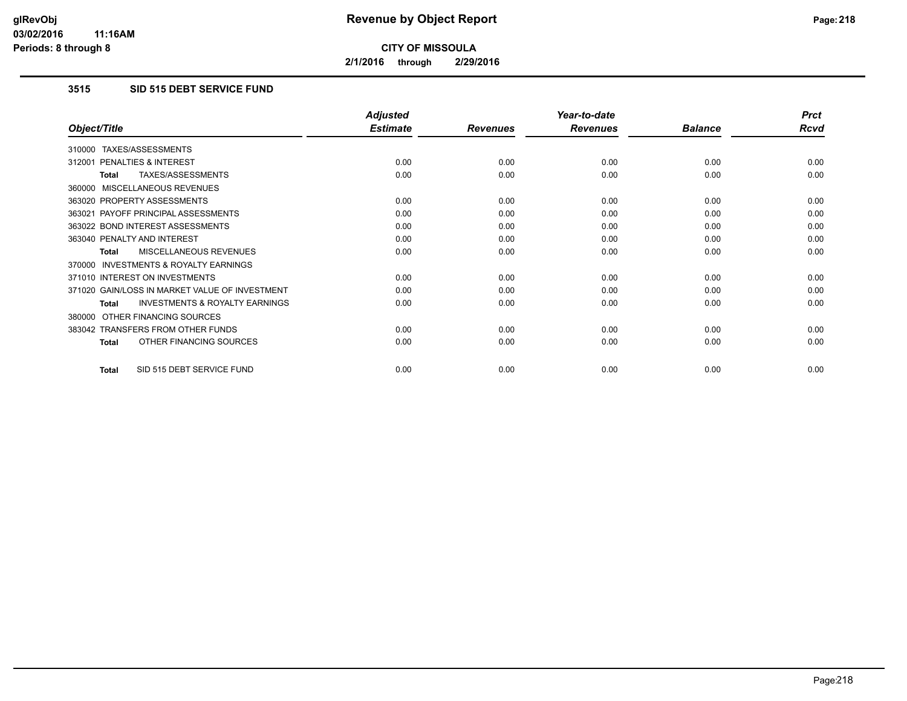# Revenue by Object Report

**CITY OF MISSOULA**

**2/1/2016 through 2/29/2016**

glRevObj
03/02/2016 11:16AM
Periods: 8 through 8

### 3515 SID 515 DEBT SERVICE FUND

| Object/Title | Adjusted Estimate | Revenues | Year-to-date Revenues | Balance | Prct Rcvd |
|---|---|---|---|---|---|
| 310000 TAXES/ASSESSMENTS | | | | | |
| 312001 PENALTIES & INTEREST | 0.00 | 0.00 | 0.00 | 0.00 | 0.00 |
| **Total** TAXES/ASSESSMENTS | 0.00 | 0.00 | 0.00 | 0.00 | 0.00 |
| 360000 MISCELLANEOUS REVENUES | | | | | |
| 363020 PROPERTY ASSESSMENTS | 0.00 | 0.00 | 0.00 | 0.00 | 0.00 |
| 363021 PAYOFF PRINCIPAL ASSESSMENTS | 0.00 | 0.00 | 0.00 | 0.00 | 0.00 |
| 363022 BOND INTEREST ASSESSMENTS | 0.00 | 0.00 | 0.00 | 0.00 | 0.00 |
| 363040 PENALTY AND INTEREST | 0.00 | 0.00 | 0.00 | 0.00 | 0.00 |
| **Total** MISCELLANEOUS REVENUES | 0.00 | 0.00 | 0.00 | 0.00 | 0.00 |
| 370000 INVESTMENTS & ROYALTY EARNINGS | | | | | |
| 371010 INTEREST ON INVESTMENTS | 0.00 | 0.00 | 0.00 | 0.00 | 0.00 |
| 371020 GAIN/LOSS IN MARKET VALUE OF INVESTMENT | 0.00 | 0.00 | 0.00 | 0.00 | 0.00 |
| **Total** INVESTMENTS & ROYALTY EARNINGS | 0.00 | 0.00 | 0.00 | 0.00 | 0.00 |
| 380000 OTHER FINANCING SOURCES | | | | | |
| 383042 TRANSFERS FROM OTHER FUNDS | 0.00 | 0.00 | 0.00 | 0.00 | 0.00 |
| **Total** OTHER FINANCING SOURCES | 0.00 | 0.00 | 0.00 | 0.00 | 0.00 |
| **Total** SID 515 DEBT SERVICE FUND | 0.00 | 0.00 | 0.00 | 0.00 | 0.00 |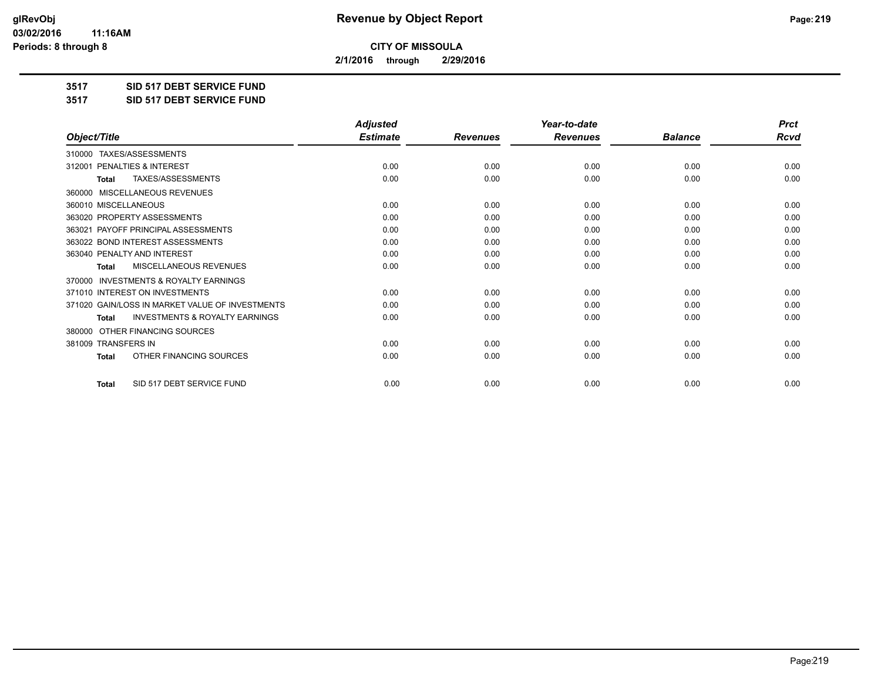# Revenue by Object Report

**CITY OF MISSOULA**

**2/1/2016 through 2/29/2016**

glRevObj
03/02/2016 11:16AM
Periods: 8 through 8

## 3517 SID 517 DEBT SERVICE FUND

## 3517 SID 517 DEBT SERVICE FUND

| Object/Title | Adjusted Estimate | Revenues | Year-to-date Revenues | Balance | Prct Rcvd |
|---|---|---|---|---|---|
| 310000 TAXES/ASSESSMENTS | | | | | |
| 312001 PENALTIES & INTEREST | 0.00 | 0.00 | 0.00 | 0.00 | 0.00 |
| **Total** TAXES/ASSESSMENTS | 0.00 | 0.00 | 0.00 | 0.00 | 0.00 |
| 360000 MISCELLANEOUS REVENUES | | | | | |
| 360010 MISCELLANEOUS | 0.00 | 0.00 | 0.00 | 0.00 | 0.00 |
| 363020 PROPERTY ASSESSMENTS | 0.00 | 0.00 | 0.00 | 0.00 | 0.00 |
| 363021 PAYOFF PRINCIPAL ASSESSMENTS | 0.00 | 0.00 | 0.00 | 0.00 | 0.00 |
| 363022 BOND INTEREST ASSESSMENTS | 0.00 | 0.00 | 0.00 | 0.00 | 0.00 |
| 363040 PENALTY AND INTEREST | 0.00 | 0.00 | 0.00 | 0.00 | 0.00 |
| **Total** MISCELLANEOUS REVENUES | 0.00 | 0.00 | 0.00 | 0.00 | 0.00 |
| 370000 INVESTMENTS & ROYALTY EARNINGS | | | | | |
| 371010 INTEREST ON INVESTMENTS | 0.00 | 0.00 | 0.00 | 0.00 | 0.00 |
| 371020 GAIN/LOSS IN MARKET VALUE OF INVESTMENTS | 0.00 | 0.00 | 0.00 | 0.00 | 0.00 |
| **Total** INVESTMENTS & ROYALTY EARNINGS | 0.00 | 0.00 | 0.00 | 0.00 | 0.00 |
| 380000 OTHER FINANCING SOURCES | | | | | |
| 381009 TRANSFERS IN | 0.00 | 0.00 | 0.00 | 0.00 | 0.00 |
| **Total** OTHER FINANCING SOURCES | 0.00 | 0.00 | 0.00 | 0.00 | 0.00 |
| **Total** SID 517 DEBT SERVICE FUND | 0.00 | 0.00 | 0.00 | 0.00 | 0.00 |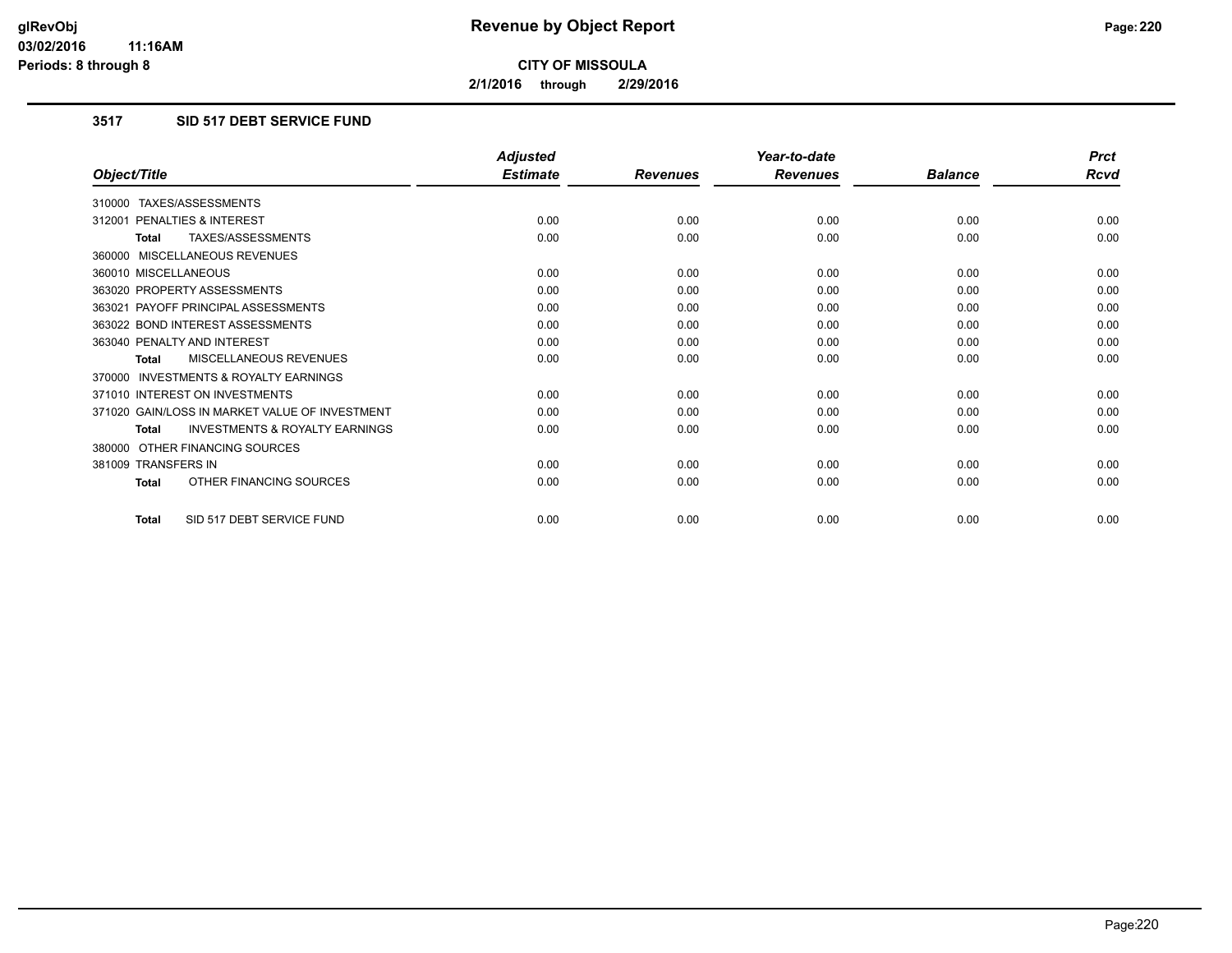# Revenue by Object Report

**CITY OF MISSOULA**

**2/1/2016 through 2/29/2016**

glRevObj
03/02/2016 11:16AM
Periods: 8 through 8

### 3517 SID 517 DEBT SERVICE FUND

| Object/Title | Adjusted Estimate | Revenues | Year-to-date Revenues | Balance | Prct Rcvd |
|---|---|---|---|---|---|
| 310000 TAXES/ASSESSMENTS | | | | | |
| 312001 PENALTIES & INTEREST | 0.00 | 0.00 | 0.00 | 0.00 | 0.00 |
| **Total** TAXES/ASSESSMENTS | 0.00 | 0.00 | 0.00 | 0.00 | 0.00 |
| 360000 MISCELLANEOUS REVENUES | | | | | |
| 360010 MISCELLANEOUS | 0.00 | 0.00 | 0.00 | 0.00 | 0.00 |
| 363020 PROPERTY ASSESSMENTS | 0.00 | 0.00 | 0.00 | 0.00 | 0.00 |
| 363021 PAYOFF PRINCIPAL ASSESSMENTS | 0.00 | 0.00 | 0.00 | 0.00 | 0.00 |
| 363022 BOND INTEREST ASSESSMENTS | 0.00 | 0.00 | 0.00 | 0.00 | 0.00 |
| 363040 PENALTY AND INTEREST | 0.00 | 0.00 | 0.00 | 0.00 | 0.00 |
| **Total** MISCELLANEOUS REVENUES | 0.00 | 0.00 | 0.00 | 0.00 | 0.00 |
| 370000 INVESTMENTS & ROYALTY EARNINGS | | | | | |
| 371010 INTEREST ON INVESTMENTS | 0.00 | 0.00 | 0.00 | 0.00 | 0.00 |
| 371020 GAIN/LOSS IN MARKET VALUE OF INVESTMENT | 0.00 | 0.00 | 0.00 | 0.00 | 0.00 |
| **Total** INVESTMENTS & ROYALTY EARNINGS | 0.00 | 0.00 | 0.00 | 0.00 | 0.00 |
| 380000 OTHER FINANCING SOURCES | | | | | |
| 381009 TRANSFERS IN | 0.00 | 0.00 | 0.00 | 0.00 | 0.00 |
| **Total** OTHER FINANCING SOURCES | 0.00 | 0.00 | 0.00 | 0.00 | 0.00 |
| **Total** SID 517 DEBT SERVICE FUND | 0.00 | 0.00 | 0.00 | 0.00 | 0.00 |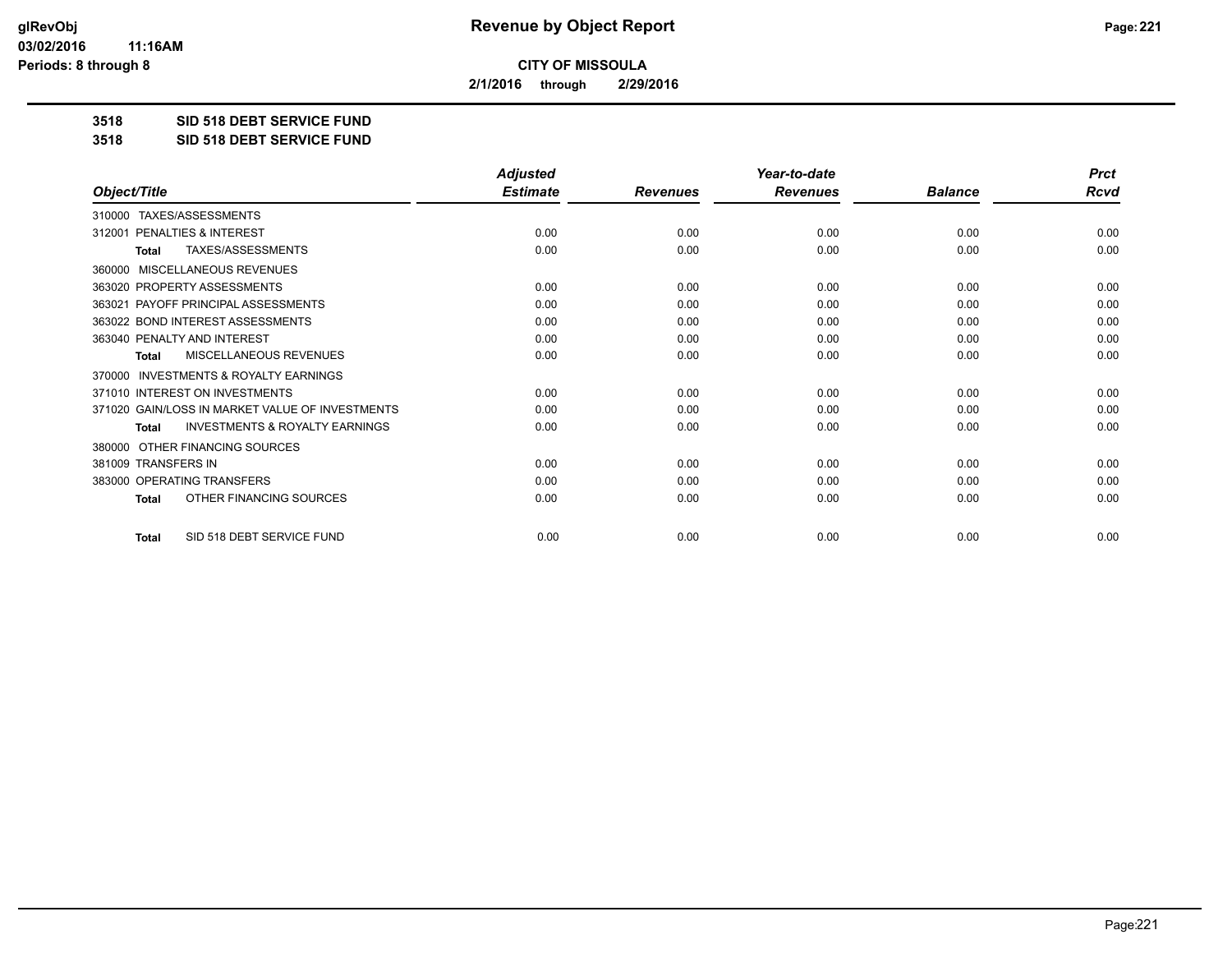# Revenue by Object Report

**CITY OF MISSOULA**

**2/1/2016 through 2/29/2016**

glRevObj
03/02/2016 11:16AM
Periods: 8 through 8

## 3518 SID 518 DEBT SERVICE FUND
## 3518 SID 518 DEBT SERVICE FUND

| Object/Title | Adjusted Estimate | Revenues | Year-to-date Revenues | Balance | Prct Rcvd |
|---|---|---|---|---|---|
| 310000 TAXES/ASSESSMENTS | | | | | |
| 312001 PENALTIES & INTEREST | 0.00 | 0.00 | 0.00 | 0.00 | 0.00 |
| **Total** TAXES/ASSESSMENTS | 0.00 | 0.00 | 0.00 | 0.00 | 0.00 |
| 360000 MISCELLANEOUS REVENUES | | | | | |
| 363020 PROPERTY ASSESSMENTS | 0.00 | 0.00 | 0.00 | 0.00 | 0.00 |
| 363021 PAYOFF PRINCIPAL ASSESSMENTS | 0.00 | 0.00 | 0.00 | 0.00 | 0.00 |
| 363022 BOND INTEREST ASSESSMENTS | 0.00 | 0.00 | 0.00 | 0.00 | 0.00 |
| 363040 PENALTY AND INTEREST | 0.00 | 0.00 | 0.00 | 0.00 | 0.00 |
| **Total** MISCELLANEOUS REVENUES | 0.00 | 0.00 | 0.00 | 0.00 | 0.00 |
| 370000 INVESTMENTS & ROYALTY EARNINGS | | | | | |
| 371010 INTEREST ON INVESTMENTS | 0.00 | 0.00 | 0.00 | 0.00 | 0.00 |
| 371020 GAIN/LOSS IN MARKET VALUE OF INVESTMENTS | 0.00 | 0.00 | 0.00 | 0.00 | 0.00 |
| **Total** INVESTMENTS & ROYALTY EARNINGS | 0.00 | 0.00 | 0.00 | 0.00 | 0.00 |
| 380000 OTHER FINANCING SOURCES | | | | | |
| 381009 TRANSFERS IN | 0.00 | 0.00 | 0.00 | 0.00 | 0.00 |
| 383000 OPERATING TRANSFERS | 0.00 | 0.00 | 0.00 | 0.00 | 0.00 |
| **Total** OTHER FINANCING SOURCES | 0.00 | 0.00 | 0.00 | 0.00 | 0.00 |
| **Total** SID 518 DEBT SERVICE FUND | 0.00 | 0.00 | 0.00 | 0.00 | 0.00 |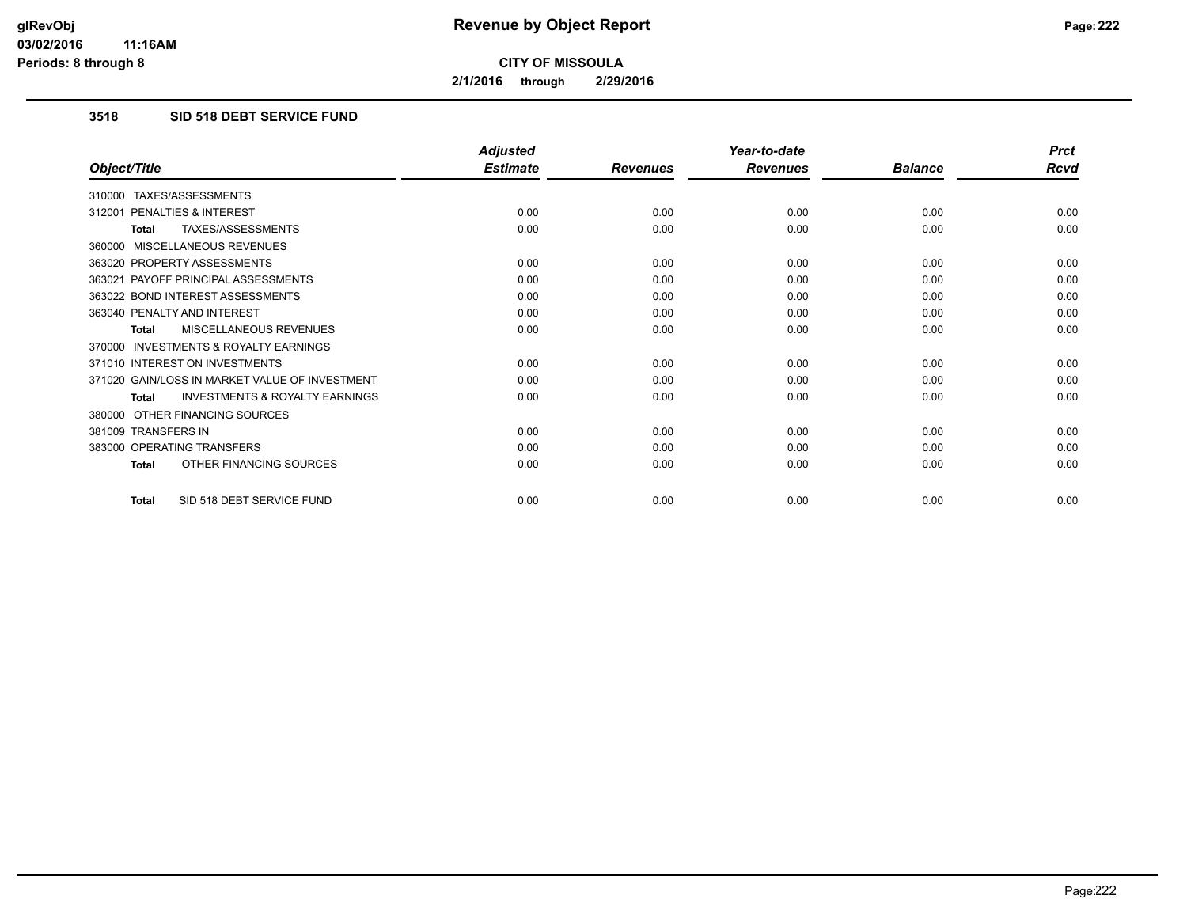# Revenue by Object Report

**CITY OF MISSOULA**

**2/1/2016 through 2/29/2016**

glRevObj
03/02/2016 11:16AM
Periods: 8 through 8

### 3518 SID 518 DEBT SERVICE FUND

| Object/Title | Adjusted Estimate | Revenues | Year-to-date Revenues | Balance | Prct Rcvd |
|---|---|---|---|---|---|
| 310000 TAXES/ASSESSMENTS | | | | | |
| 312001 PENALTIES & INTEREST | 0.00 | 0.00 | 0.00 | 0.00 | 0.00 |
| **Total** TAXES/ASSESSMENTS | 0.00 | 0.00 | 0.00 | 0.00 | 0.00 |
| 360000 MISCELLANEOUS REVENUES | | | | | |
| 363020 PROPERTY ASSESSMENTS | 0.00 | 0.00 | 0.00 | 0.00 | 0.00 |
| 363021 PAYOFF PRINCIPAL ASSESSMENTS | 0.00 | 0.00 | 0.00 | 0.00 | 0.00 |
| 363022 BOND INTEREST ASSESSMENTS | 0.00 | 0.00 | 0.00 | 0.00 | 0.00 |
| 363040 PENALTY AND INTEREST | 0.00 | 0.00 | 0.00 | 0.00 | 0.00 |
| **Total** MISCELLANEOUS REVENUES | 0.00 | 0.00 | 0.00 | 0.00 | 0.00 |
| 370000 INVESTMENTS & ROYALTY EARNINGS | | | | | |
| 371010 INTEREST ON INVESTMENTS | 0.00 | 0.00 | 0.00 | 0.00 | 0.00 |
| 371020 GAIN/LOSS IN MARKET VALUE OF INVESTMENT | 0.00 | 0.00 | 0.00 | 0.00 | 0.00 |
| **Total** INVESTMENTS & ROYALTY EARNINGS | 0.00 | 0.00 | 0.00 | 0.00 | 0.00 |
| 380000 OTHER FINANCING SOURCES | | | | | |
| 381009 TRANSFERS IN | 0.00 | 0.00 | 0.00 | 0.00 | 0.00 |
| 383000 OPERATING TRANSFERS | 0.00 | 0.00 | 0.00 | 0.00 | 0.00 |
| **Total** OTHER FINANCING SOURCES | 0.00 | 0.00 | 0.00 | 0.00 | 0.00 |
| **Total** SID 518 DEBT SERVICE FUND | 0.00 | 0.00 | 0.00 | 0.00 | 0.00 |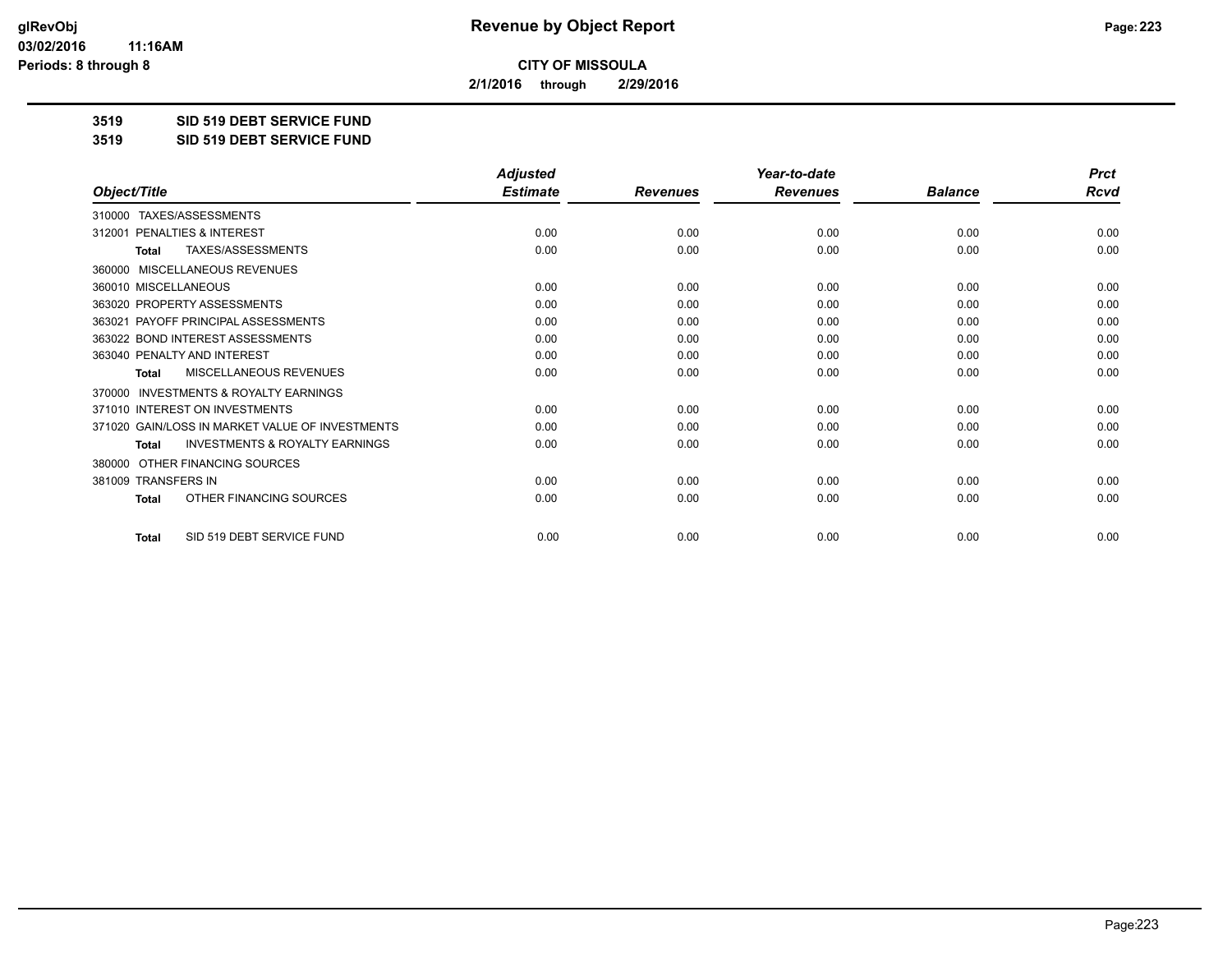# Revenue by Object Report

**CITY OF MISSOULA**

**2/1/2016 through 2/29/2016**

**3519 SID 519 DEBT SERVICE FUND**

**3519 SID 519 DEBT SERVICE FUND**

| Object/Title | Adjusted Estimate | Revenues | Year-to-date Revenues | Balance | Prct Rcvd |
|---|---|---|---|---|---|
| 310000 TAXES/ASSESSMENTS | | | | | |
| 312001 PENALTIES & INTEREST | 0.00 | 0.00 | 0.00 | 0.00 | 0.00 |
| Total TAXES/ASSESSMENTS | 0.00 | 0.00 | 0.00 | 0.00 | 0.00 |
| 360000 MISCELLANEOUS REVENUES | | | | | |
| 360010 MISCELLANEOUS | 0.00 | 0.00 | 0.00 | 0.00 | 0.00 |
| 363020 PROPERTY ASSESSMENTS | 0.00 | 0.00 | 0.00 | 0.00 | 0.00 |
| 363021 PAYOFF PRINCIPAL ASSESSMENTS | 0.00 | 0.00 | 0.00 | 0.00 | 0.00 |
| 363022 BOND INTEREST ASSESSMENTS | 0.00 | 0.00 | 0.00 | 0.00 | 0.00 |
| 363040 PENALTY AND INTEREST | 0.00 | 0.00 | 0.00 | 0.00 | 0.00 |
| Total MISCELLANEOUS REVENUES | 0.00 | 0.00 | 0.00 | 0.00 | 0.00 |
| 370000 INVESTMENTS & ROYALTY EARNINGS | | | | | |
| 371010 INTEREST ON INVESTMENTS | 0.00 | 0.00 | 0.00 | 0.00 | 0.00 |
| 371020 GAIN/LOSS IN MARKET VALUE OF INVESTMENTS | 0.00 | 0.00 | 0.00 | 0.00 | 0.00 |
| Total INVESTMENTS & ROYALTY EARNINGS | 0.00 | 0.00 | 0.00 | 0.00 | 0.00 |
| 380000 OTHER FINANCING SOURCES | | | | | |
| 381009 TRANSFERS IN | 0.00 | 0.00 | 0.00 | 0.00 | 0.00 |
| Total OTHER FINANCING SOURCES | 0.00 | 0.00 | 0.00 | 0.00 | 0.00 |
| Total SID 519 DEBT SERVICE FUND | 0.00 | 0.00 | 0.00 | 0.00 | 0.00 |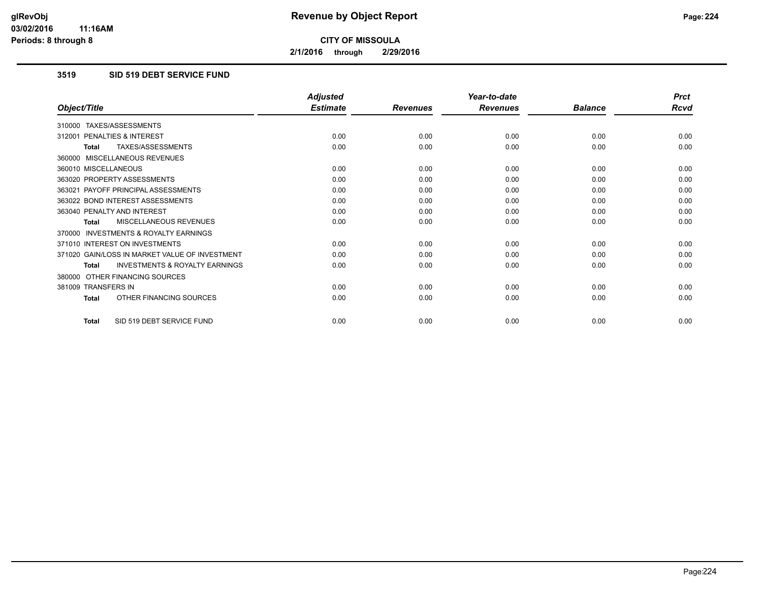**CITY OF MISSOULA**

**2/1/2016 through 2/29/2016**

### 3519 SID 519 DEBT SERVICE FUND

| Object/Title | Adjusted Estimate | Revenues | Year-to-date Revenues | Balance | Prct Rcvd |
|---|---|---|---|---|---|
| 310000 TAXES/ASSESSMENTS | | | | | |
| 312001 PENALTIES & INTEREST | 0.00 | 0.00 | 0.00 | 0.00 | 0.00 |
| **Total** TAXES/ASSESSMENTS | 0.00 | 0.00 | 0.00 | 0.00 | 0.00 |
| 360000 MISCELLANEOUS REVENUES | | | | | |
| 360010 MISCELLANEOUS | 0.00 | 0.00 | 0.00 | 0.00 | 0.00 |
| 363020 PROPERTY ASSESSMENTS | 0.00 | 0.00 | 0.00 | 0.00 | 0.00 |
| 363021 PAYOFF PRINCIPAL ASSESSMENTS | 0.00 | 0.00 | 0.00 | 0.00 | 0.00 |
| 363022 BOND INTEREST ASSESSMENTS | 0.00 | 0.00 | 0.00 | 0.00 | 0.00 |
| 363040 PENALTY AND INTEREST | 0.00 | 0.00 | 0.00 | 0.00 | 0.00 |
| **Total** MISCELLANEOUS REVENUES | 0.00 | 0.00 | 0.00 | 0.00 | 0.00 |
| 370000 INVESTMENTS & ROYALTY EARNINGS | | | | | |
| 371010 INTEREST ON INVESTMENTS | 0.00 | 0.00 | 0.00 | 0.00 | 0.00 |
| 371020 GAIN/LOSS IN MARKET VALUE OF INVESTMENT | 0.00 | 0.00 | 0.00 | 0.00 | 0.00 |
| **Total** INVESTMENTS & ROYALTY EARNINGS | 0.00 | 0.00 | 0.00 | 0.00 | 0.00 |
| 380000 OTHER FINANCING SOURCES | | | | | |
| 381009 TRANSFERS IN | 0.00 | 0.00 | 0.00 | 0.00 | 0.00 |
| **Total** OTHER FINANCING SOURCES | 0.00 | 0.00 | 0.00 | 0.00 | 0.00 |
| **Total** SID 519 DEBT SERVICE FUND | 0.00 | 0.00 | 0.00 | 0.00 | 0.00 |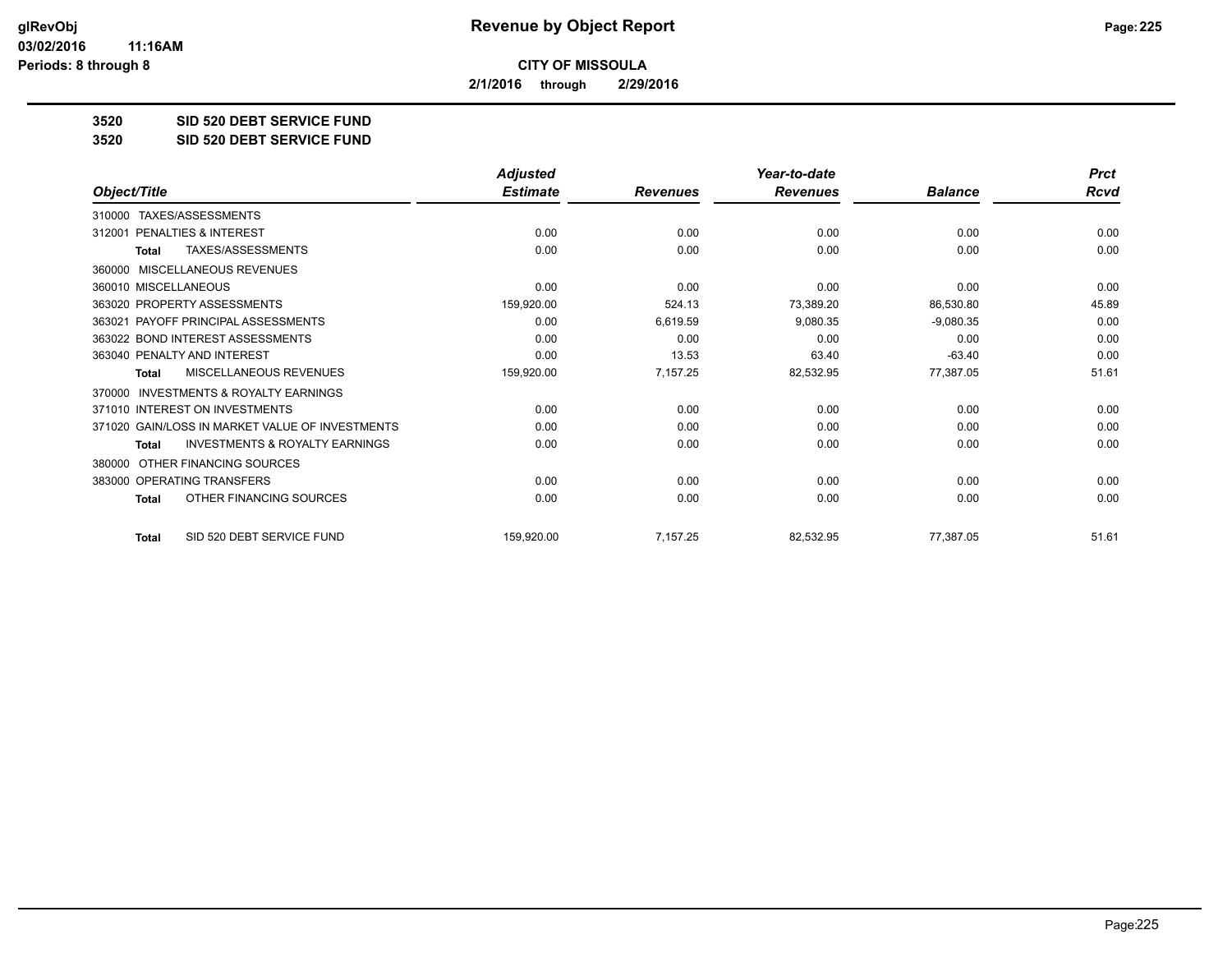**CITY OF MISSOULA**

**2/1/2016 through 2/29/2016**

**3520 SID 520 DEBT SERVICE FUND**

**3520 SID 520 DEBT SERVICE FUND**

| Object/Title | Adjusted Estimate | Revenues | Year-to-date Revenues | Balance | Prct Rcvd |
|---|---|---|---|---|---|
| 310000 TAXES/ASSESSMENTS | | | | | |
| 312001 PENALTIES & INTEREST | 0.00 | 0.00 | 0.00 | 0.00 | 0.00 |
| **Total** TAXES/ASSESSMENTS | 0.00 | 0.00 | 0.00 | 0.00 | 0.00 |
| 360000 MISCELLANEOUS REVENUES | | | | | |
| 360010 MISCELLANEOUS | 0.00 | 0.00 | 0.00 | 0.00 | 0.00 |
| 363020 PROPERTY ASSESSMENTS | 159,920.00 | 524.13 | 73,389.20 | 86,530.80 | 45.89 |
| 363021 PAYOFF PRINCIPAL ASSESSMENTS | 0.00 | 6,619.59 | 9,080.35 | -9,080.35 | 0.00 |
| 363022 BOND INTEREST ASSESSMENTS | 0.00 | 0.00 | 0.00 | 0.00 | 0.00 |
| 363040 PENALTY AND INTEREST | 0.00 | 13.53 | 63.40 | -63.40 | 0.00 |
| **Total** MISCELLANEOUS REVENUES | 159,920.00 | 7,157.25 | 82,532.95 | 77,387.05 | 51.61 |
| 370000 INVESTMENTS & ROYALTY EARNINGS | | | | | |
| 371010 INTEREST ON INVESTMENTS | 0.00 | 0.00 | 0.00 | 0.00 | 0.00 |
| 371020 GAIN/LOSS IN MARKET VALUE OF INVESTMENTS | 0.00 | 0.00 | 0.00 | 0.00 | 0.00 |
| **Total** INVESTMENTS & ROYALTY EARNINGS | 0.00 | 0.00 | 0.00 | 0.00 | 0.00 |
| 380000 OTHER FINANCING SOURCES | | | | | |
| 383000 OPERATING TRANSFERS | 0.00 | 0.00 | 0.00 | 0.00 | 0.00 |
| **Total** OTHER FINANCING SOURCES | 0.00 | 0.00 | 0.00 | 0.00 | 0.00 |
| **Total** SID 520 DEBT SERVICE FUND | 159,920.00 | 7,157.25 | 82,532.95 | 77,387.05 | 51.61 |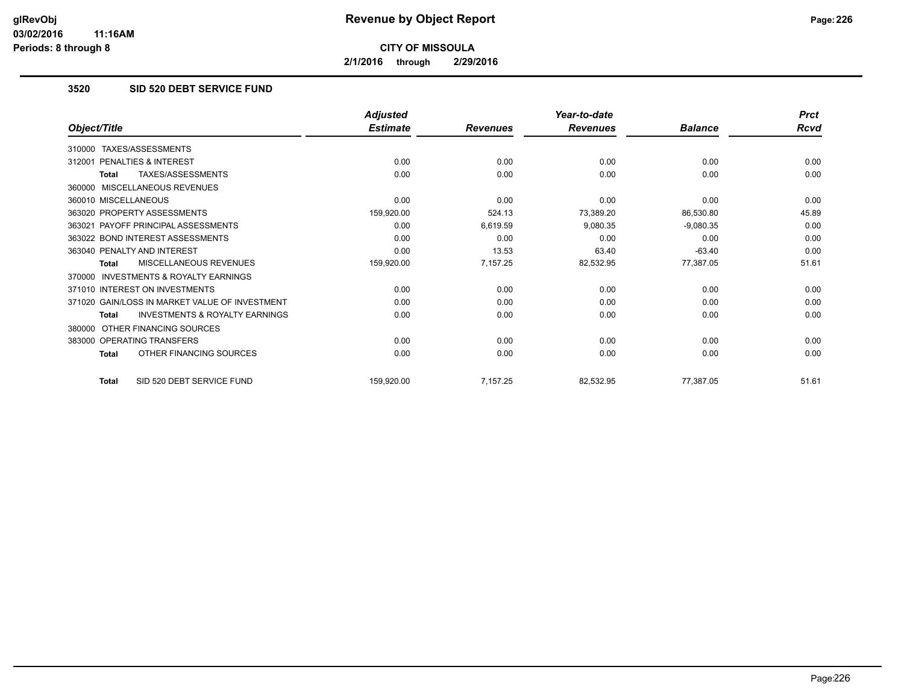**CITY OF MISSOULA**

**2/1/2016 through 2/29/2016**

### 3520 SID 520 DEBT SERVICE FUND

| Object/Title | Adjusted Estimate | Revenues | Year-to-date Revenues | Balance | Prct Rcvd |
|---|---|---|---|---|---|
| 310000 TAXES/ASSESSMENTS | | | | | |
| 312001 PENALTIES & INTEREST | 0.00 | 0.00 | 0.00 | 0.00 | 0.00 |
| **Total** TAXES/ASSESSMENTS | 0.00 | 0.00 | 0.00 | 0.00 | 0.00 |
| 360000 MISCELLANEOUS REVENUES | | | | | |
| 360010 MISCELLANEOUS | 0.00 | 0.00 | 0.00 | 0.00 | 0.00 |
| 363020 PROPERTY ASSESSMENTS | 159,920.00 | 524.13 | 73,389.20 | 86,530.80 | 45.89 |
| 363021 PAYOFF PRINCIPAL ASSESSMENTS | 0.00 | 6,619.59 | 9,080.35 | -9,080.35 | 0.00 |
| 363022 BOND INTEREST ASSESSMENTS | 0.00 | 0.00 | 0.00 | 0.00 | 0.00 |
| 363040 PENALTY AND INTEREST | 0.00 | 13.53 | 63.40 | -63.40 | 0.00 |
| **Total** MISCELLANEOUS REVENUES | 159,920.00 | 7,157.25 | 82,532.95 | 77,387.05 | 51.61 |
| 370000 INVESTMENTS & ROYALTY EARNINGS | | | | | |
| 371010 INTEREST ON INVESTMENTS | 0.00 | 0.00 | 0.00 | 0.00 | 0.00 |
| 371020 GAIN/LOSS IN MARKET VALUE OF INVESTMENT | 0.00 | 0.00 | 0.00 | 0.00 | 0.00 |
| **Total** INVESTMENTS & ROYALTY EARNINGS | 0.00 | 0.00 | 0.00 | 0.00 | 0.00 |
| 380000 OTHER FINANCING SOURCES | | | | | |
| 383000 OPERATING TRANSFERS | 0.00 | 0.00 | 0.00 | 0.00 | 0.00 |
| **Total** OTHER FINANCING SOURCES | 0.00 | 0.00 | 0.00 | 0.00 | 0.00 |
| **Total** SID 520 DEBT SERVICE FUND | 159,920.00 | 7,157.25 | 82,532.95 | 77,387.05 | 51.61 |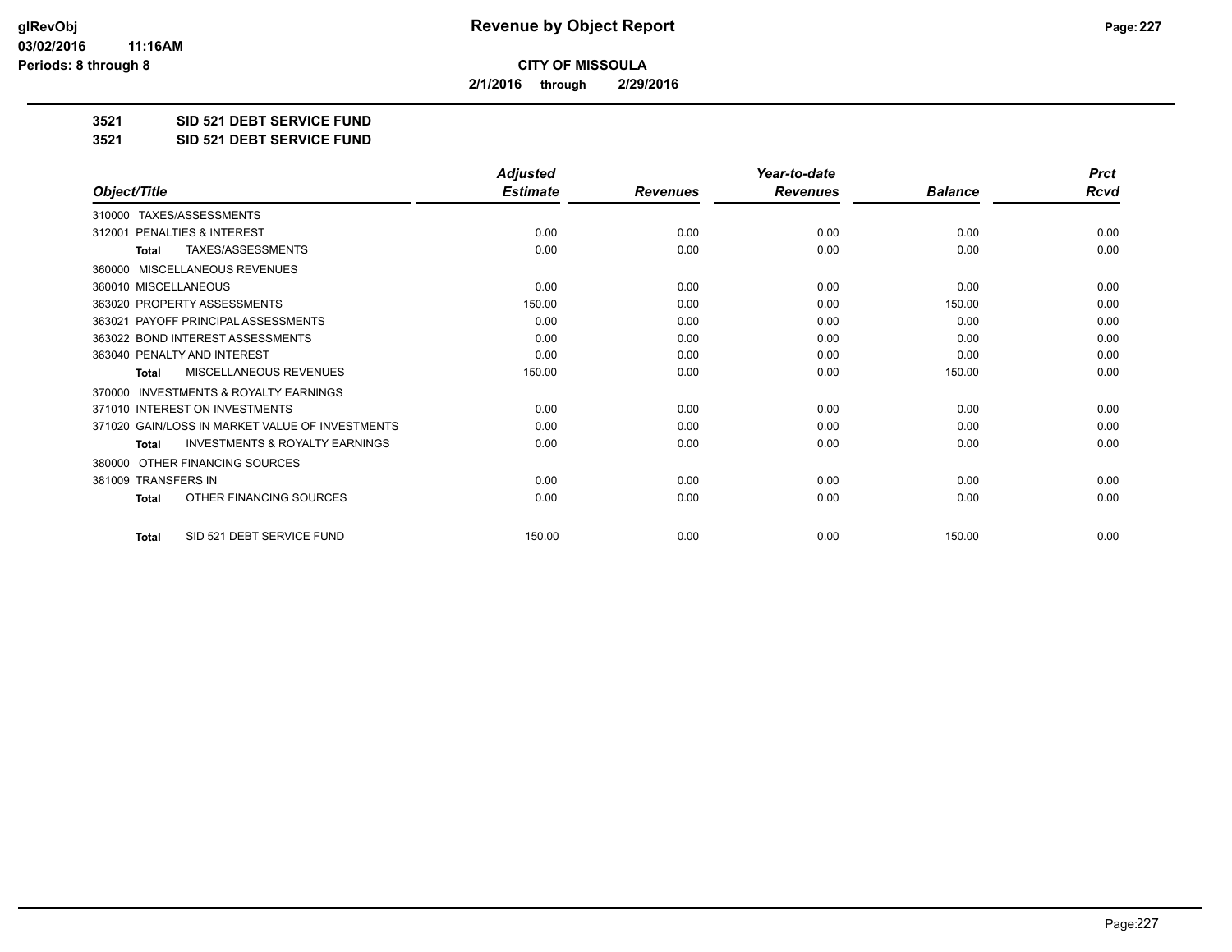**Revenue by Object Report**

**CITY OF MISSOULA**

**2/1/2016 through 2/29/2016**

glRevObj
03/02/2016 11:16AM
Periods: 8 through 8

**3521 SID 521 DEBT SERVICE FUND**

**3521 SID 521 DEBT SERVICE FUND**

| Object/Title | Adjusted Estimate | Revenues | Year-to-date Revenues | Balance | Prct Rcvd |
|---|---|---|---|---|---|
| 310000 TAXES/ASSESSMENTS | | | | | |
| 312001 PENALTIES & INTEREST | 0.00 | 0.00 | 0.00 | 0.00 | 0.00 |
| **Total** TAXES/ASSESSMENTS | 0.00 | 0.00 | 0.00 | 0.00 | 0.00 |
| 360000 MISCELLANEOUS REVENUES | | | | | |
| 360010 MISCELLANEOUS | 0.00 | 0.00 | 0.00 | 0.00 | 0.00 |
| 363020 PROPERTY ASSESSMENTS | 150.00 | 0.00 | 0.00 | 150.00 | 0.00 |
| 363021 PAYOFF PRINCIPAL ASSESSMENTS | 0.00 | 0.00 | 0.00 | 0.00 | 0.00 |
| 363022 BOND INTEREST ASSESSMENTS | 0.00 | 0.00 | 0.00 | 0.00 | 0.00 |
| 363040 PENALTY AND INTEREST | 0.00 | 0.00 | 0.00 | 0.00 | 0.00 |
| **Total** MISCELLANEOUS REVENUES | 150.00 | 0.00 | 0.00 | 150.00 | 0.00 |
| 370000 INVESTMENTS & ROYALTY EARNINGS | | | | | |
| 371010 INTEREST ON INVESTMENTS | 0.00 | 0.00 | 0.00 | 0.00 | 0.00 |
| 371020 GAIN/LOSS IN MARKET VALUE OF INVESTMENTS | 0.00 | 0.00 | 0.00 | 0.00 | 0.00 |
| **Total** INVESTMENTS & ROYALTY EARNINGS | 0.00 | 0.00 | 0.00 | 0.00 | 0.00 |
| 380000 OTHER FINANCING SOURCES | | | | | |
| 381009 TRANSFERS IN | 0.00 | 0.00 | 0.00 | 0.00 | 0.00 |
| **Total** OTHER FINANCING SOURCES | 0.00 | 0.00 | 0.00 | 0.00 | 0.00 |
| **Total** SID 521 DEBT SERVICE FUND | 150.00 | 0.00 | 0.00 | 150.00 | 0.00 |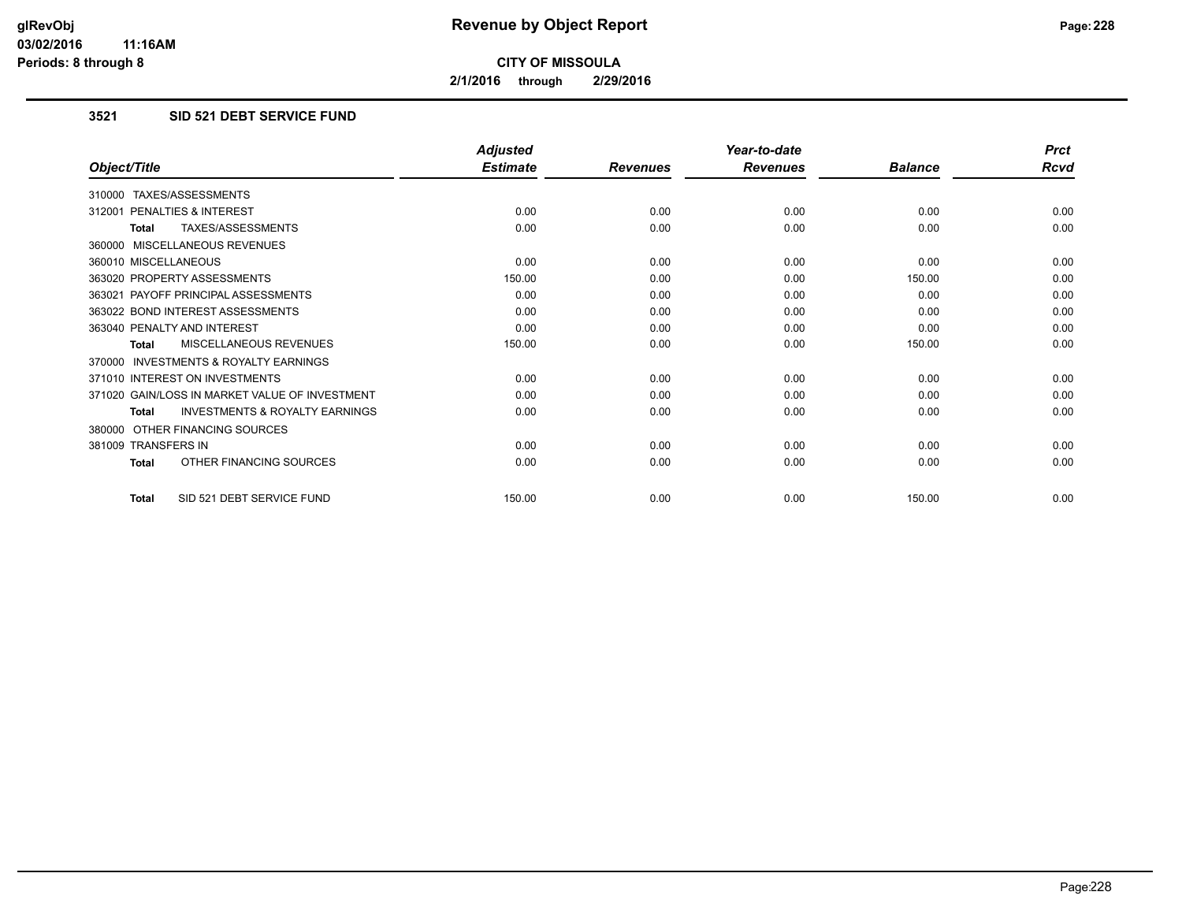# Revenue by Object Report

**CITY OF MISSOULA**

**2/1/2016 through 2/29/2016**

glRevObj
03/02/2016 11:16AM
Periods: 8 through 8

### 3521 SID 521 DEBT SERVICE FUND

| Object/Title | Adjusted Estimate | Revenues | Year-to-date Revenues | Balance | Prct Rcvd |
|---|---|---|---|---|---|
| 310000 TAXES/ASSESSMENTS | | | | | |
| 312001 PENALTIES & INTEREST | 0.00 | 0.00 | 0.00 | 0.00 | 0.00 |
| **Total** TAXES/ASSESSMENTS | 0.00 | 0.00 | 0.00 | 0.00 | 0.00 |
| 360000 MISCELLANEOUS REVENUES | | | | | |
| 360010 MISCELLANEOUS | 0.00 | 0.00 | 0.00 | 0.00 | 0.00 |
| 363020 PROPERTY ASSESSMENTS | 150.00 | 0.00 | 0.00 | 150.00 | 0.00 |
| 363021 PAYOFF PRINCIPAL ASSESSMENTS | 0.00 | 0.00 | 0.00 | 0.00 | 0.00 |
| 363022 BOND INTEREST ASSESSMENTS | 0.00 | 0.00 | 0.00 | 0.00 | 0.00 |
| 363040 PENALTY AND INTEREST | 0.00 | 0.00 | 0.00 | 0.00 | 0.00 |
| **Total** MISCELLANEOUS REVENUES | 150.00 | 0.00 | 0.00 | 150.00 | 0.00 |
| 370000 INVESTMENTS & ROYALTY EARNINGS | | | | | |
| 371010 INTEREST ON INVESTMENTS | 0.00 | 0.00 | 0.00 | 0.00 | 0.00 |
| 371020 GAIN/LOSS IN MARKET VALUE OF INVESTMENT | 0.00 | 0.00 | 0.00 | 0.00 | 0.00 |
| **Total** INVESTMENTS & ROYALTY EARNINGS | 0.00 | 0.00 | 0.00 | 0.00 | 0.00 |
| 380000 OTHER FINANCING SOURCES | | | | | |
| 381009 TRANSFERS IN | 0.00 | 0.00 | 0.00 | 0.00 | 0.00 |
| **Total** OTHER FINANCING SOURCES | 0.00 | 0.00 | 0.00 | 0.00 | 0.00 |
| **Total** SID 521 DEBT SERVICE FUND | 150.00 | 0.00 | 0.00 | 150.00 | 0.00 |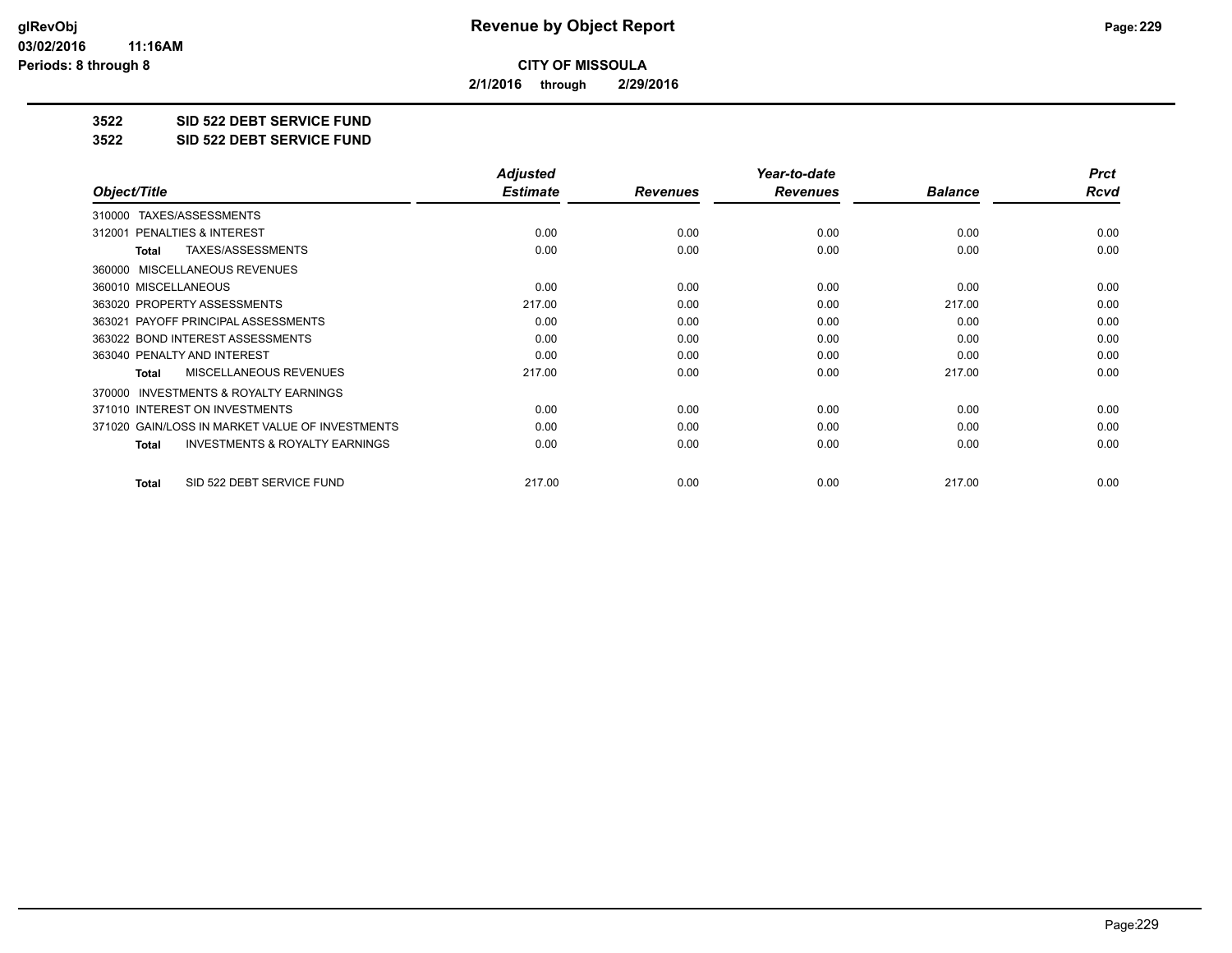**glRevObj**
**03/02/2016 11:16AM**
**Periods: 8 through 8**

# Revenue by Object Report

**CITY OF MISSOULA**

**2/1/2016 through 2/29/2016**

**3522 SID 522 DEBT SERVICE FUND**

**3522 SID 522 DEBT SERVICE FUND**

| Object/Title | Adjusted Estimate | Revenues | Year-to-date Revenues | Balance | Prct Rcvd |
|---|---|---|---|---|---|
| 310000 TAXES/ASSESSMENTS | | | | | |
| 312001 PENALTIES & INTEREST | 0.00 | 0.00 | 0.00 | 0.00 | 0.00 |
| **Total** TAXES/ASSESSMENTS | 0.00 | 0.00 | 0.00 | 0.00 | 0.00 |
| 360000 MISCELLANEOUS REVENUES | | | | | |
| 360010 MISCELLANEOUS | 0.00 | 0.00 | 0.00 | 0.00 | 0.00 |
| 363020 PROPERTY ASSESSMENTS | 217.00 | 0.00 | 0.00 | 217.00 | 0.00 |
| 363021 PAYOFF PRINCIPAL ASSESSMENTS | 0.00 | 0.00 | 0.00 | 0.00 | 0.00 |
| 363022 BOND INTEREST ASSESSMENTS | 0.00 | 0.00 | 0.00 | 0.00 | 0.00 |
| 363040 PENALTY AND INTEREST | 0.00 | 0.00 | 0.00 | 0.00 | 0.00 |
| **Total** MISCELLANEOUS REVENUES | 217.00 | 0.00 | 0.00 | 217.00 | 0.00 |
| 370000 INVESTMENTS & ROYALTY EARNINGS | | | | | |
| 371010 INTEREST ON INVESTMENTS | 0.00 | 0.00 | 0.00 | 0.00 | 0.00 |
| 371020 GAIN/LOSS IN MARKET VALUE OF INVESTMENTS | 0.00 | 0.00 | 0.00 | 0.00 | 0.00 |
| **Total** INVESTMENTS & ROYALTY EARNINGS | 0.00 | 0.00 | 0.00 | 0.00 | 0.00 |
| **Total** SID 522 DEBT SERVICE FUND | 217.00 | 0.00 | 0.00 | 217.00 | 0.00 |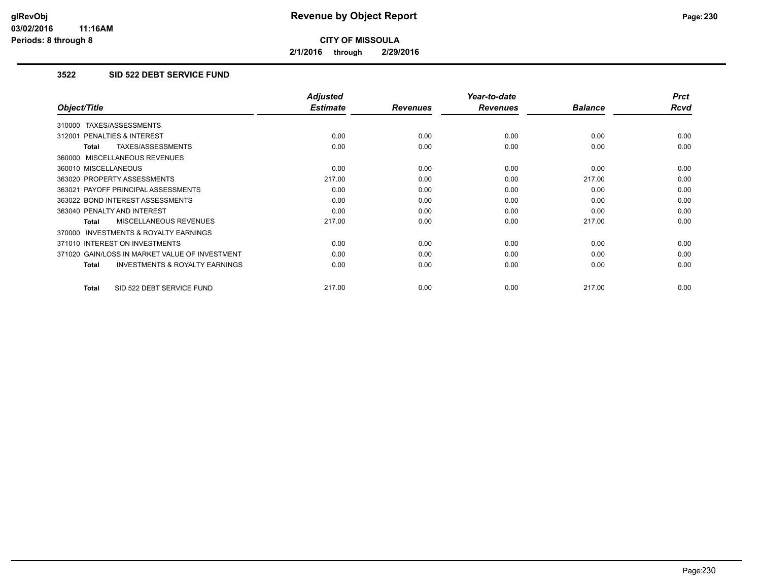# Revenue by Object Report

**CITY OF MISSOULA**

**2/1/2016 through 2/29/2016**

glRevObj
03/02/2016 11:16AM
Periods: 8 through 8

### 3522 SID 522 DEBT SERVICE FUND

| Object/Title | Adjusted Estimate | Revenues | Year-to-date Revenues | Balance | Prct Rcvd |
|---|---|---|---|---|---|
| 310000 TAXES/ASSESSMENTS | | | | | |
| 312001 PENALTIES & INTEREST | 0.00 | 0.00 | 0.00 | 0.00 | 0.00 |
| **Total** TAXES/ASSESSMENTS | 0.00 | 0.00 | 0.00 | 0.00 | 0.00 |
| 360000 MISCELLANEOUS REVENUES | | | | | |
| 360010 MISCELLANEOUS | 0.00 | 0.00 | 0.00 | 0.00 | 0.00 |
| 363020 PROPERTY ASSESSMENTS | 217.00 | 0.00 | 0.00 | 217.00 | 0.00 |
| 363021 PAYOFF PRINCIPAL ASSESSMENTS | 0.00 | 0.00 | 0.00 | 0.00 | 0.00 |
| 363022 BOND INTEREST ASSESSMENTS | 0.00 | 0.00 | 0.00 | 0.00 | 0.00 |
| 363040 PENALTY AND INTEREST | 0.00 | 0.00 | 0.00 | 0.00 | 0.00 |
| **Total** MISCELLANEOUS REVENUES | 217.00 | 0.00 | 0.00 | 217.00 | 0.00 |
| 370000 INVESTMENTS & ROYALTY EARNINGS | | | | | |
| 371010 INTEREST ON INVESTMENTS | 0.00 | 0.00 | 0.00 | 0.00 | 0.00 |
| 371020 GAIN/LOSS IN MARKET VALUE OF INVESTMENT | 0.00 | 0.00 | 0.00 | 0.00 | 0.00 |
| **Total** INVESTMENTS & ROYALTY EARNINGS | 0.00 | 0.00 | 0.00 | 0.00 | 0.00 |
| **Total** SID 522 DEBT SERVICE FUND | 217.00 | 0.00 | 0.00 | 217.00 | 0.00 |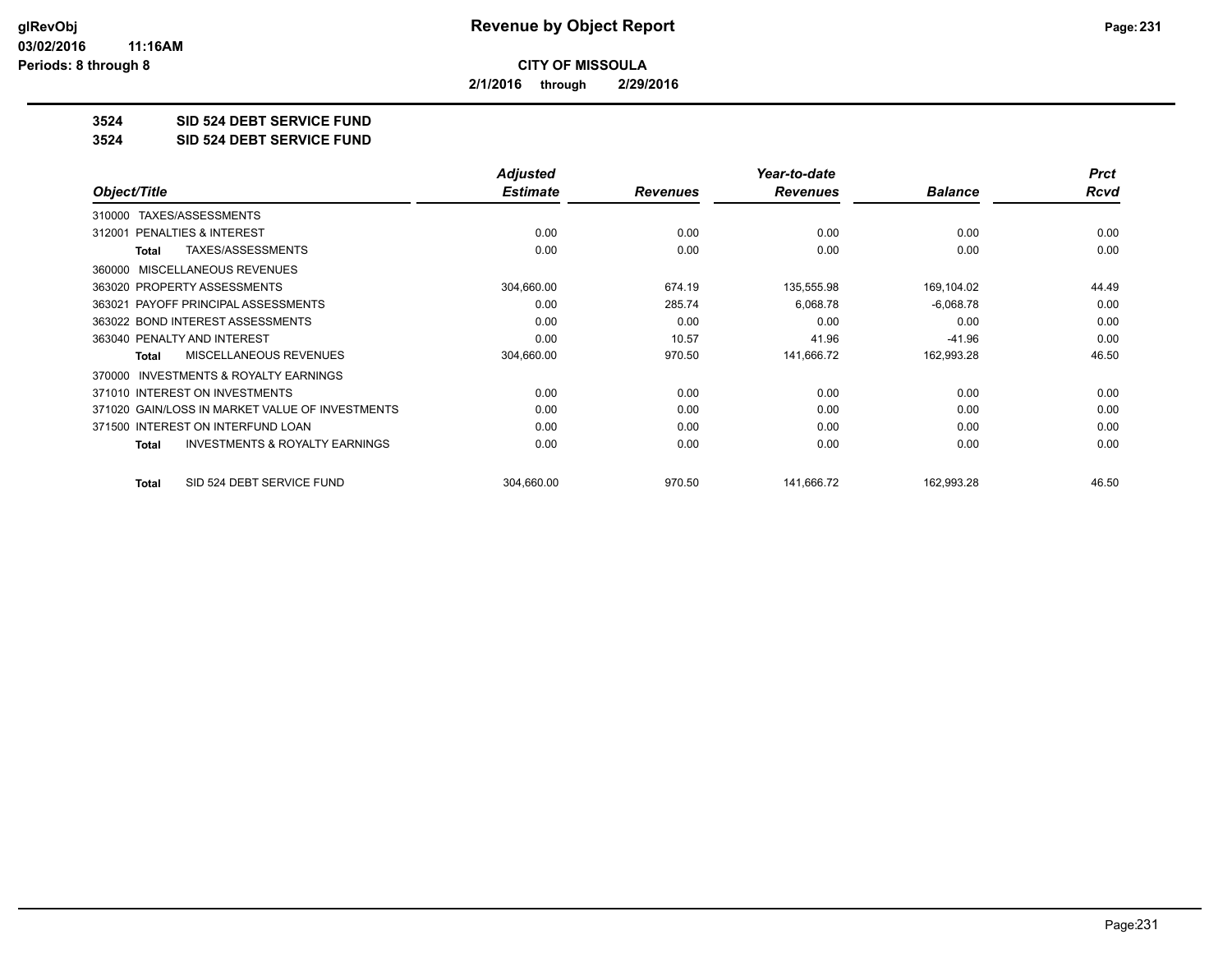**CITY OF MISSOULA**

**2/1/2016 through 2/29/2016**

**3524 SID 524 DEBT SERVICE FUND**

**3524 SID 524 DEBT SERVICE FUND**

| Object/Title | Adjusted Estimate | Revenues | Year-to-date Revenues | Balance | Prct Rcvd |
|---|---|---|---|---|---|
| 310000 TAXES/ASSESSMENTS | | | | | |
| 312001 PENALTIES & INTEREST | 0.00 | 0.00 | 0.00 | 0.00 | 0.00 |
| **Total** TAXES/ASSESSMENTS | 0.00 | 0.00 | 0.00 | 0.00 | 0.00 |
| 360000 MISCELLANEOUS REVENUES | | | | | |
| 363020 PROPERTY ASSESSMENTS | 304,660.00 | 674.19 | 135,555.98 | 169,104.02 | 44.49 |
| 363021 PAYOFF PRINCIPAL ASSESSMENTS | 0.00 | 285.74 | 6,068.78 | -6,068.78 | 0.00 |
| 363022 BOND INTEREST ASSESSMENTS | 0.00 | 0.00 | 0.00 | 0.00 | 0.00 |
| 363040 PENALTY AND INTEREST | 0.00 | 10.57 | 41.96 | -41.96 | 0.00 |
| **Total** MISCELLANEOUS REVENUES | 304,660.00 | 970.50 | 141,666.72 | 162,993.28 | 46.50 |
| 370000 INVESTMENTS & ROYALTY EARNINGS | | | | | |
| 371010 INTEREST ON INVESTMENTS | 0.00 | 0.00 | 0.00 | 0.00 | 0.00 |
| 371020 GAIN/LOSS IN MARKET VALUE OF INVESTMENTS | 0.00 | 0.00 | 0.00 | 0.00 | 0.00 |
| 371500 INTEREST ON INTERFUND LOAN | 0.00 | 0.00 | 0.00 | 0.00 | 0.00 |
| **Total** INVESTMENTS & ROYALTY EARNINGS | 0.00 | 0.00 | 0.00 | 0.00 | 0.00 |
| **Total** SID 524 DEBT SERVICE FUND | 304,660.00 | 970.50 | 141,666.72 | 162,993.28 | 46.50 |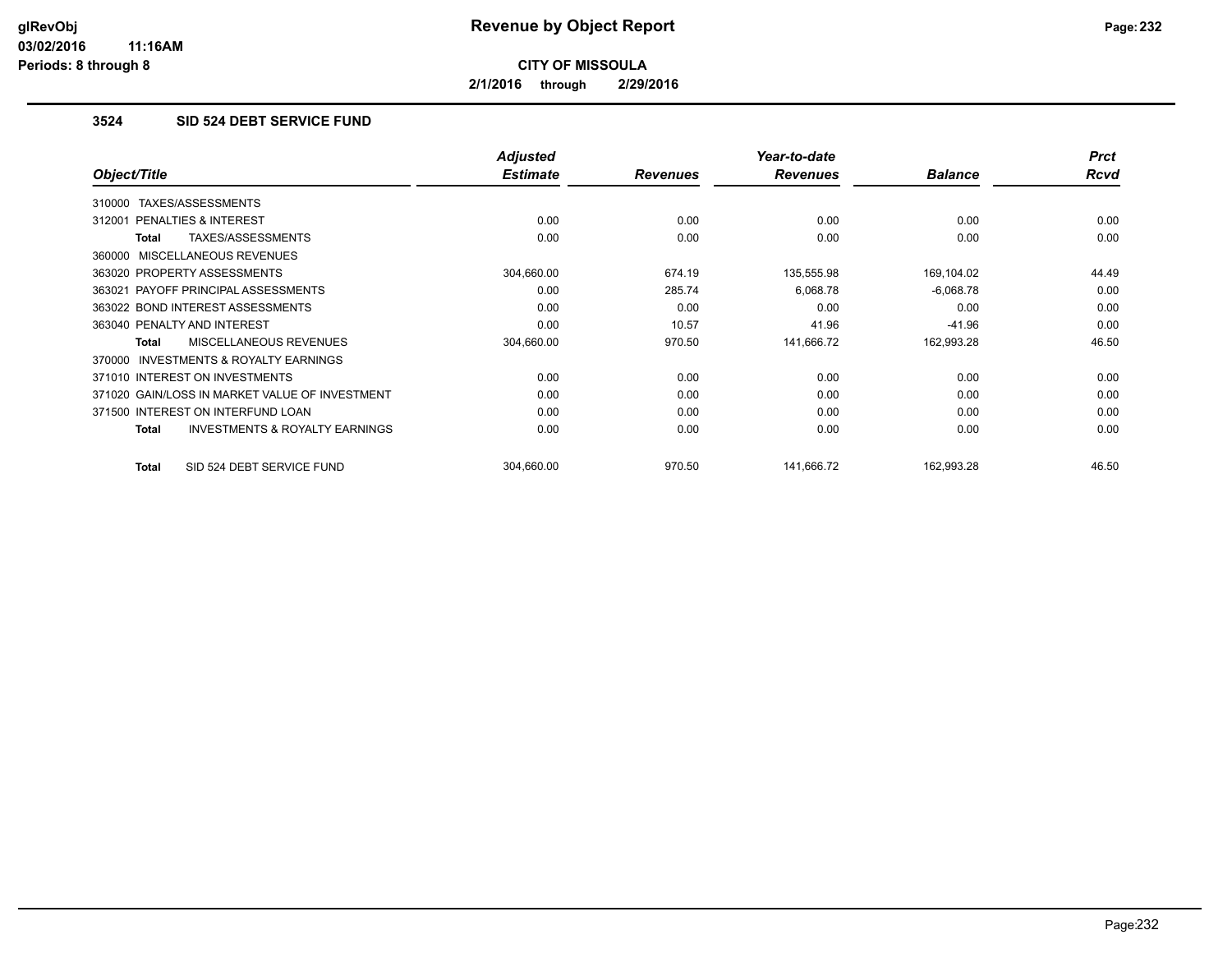# Revenue by Object Report

**CITY OF MISSOULA**

**2/1/2016 through 2/29/2016**

glRevObj
03/02/2016 11:16AM
Periods: 8 through 8

### 3524 SID 524 DEBT SERVICE FUND

| Object/Title | Adjusted Estimate | Revenues | Year-to-date Revenues | Balance | Prct Rcvd |
|---|---|---|---|---|---|
| 310000 TAXES/ASSESSMENTS | | | | | |
| 312001 PENALTIES & INTEREST | 0.00 | 0.00 | 0.00 | 0.00 | 0.00 |
| **Total** TAXES/ASSESSMENTS | 0.00 | 0.00 | 0.00 | 0.00 | 0.00 |
| 360000 MISCELLANEOUS REVENUES | | | | | |
| 363020 PROPERTY ASSESSMENTS | 304,660.00 | 674.19 | 135,555.98 | 169,104.02 | 44.49 |
| 363021 PAYOFF PRINCIPAL ASSESSMENTS | 0.00 | 285.74 | 6,068.78 | -6,068.78 | 0.00 |
| 363022 BOND INTEREST ASSESSMENTS | 0.00 | 0.00 | 0.00 | 0.00 | 0.00 |
| 363040 PENALTY AND INTEREST | 0.00 | 10.57 | 41.96 | -41.96 | 0.00 |
| **Total** MISCELLANEOUS REVENUES | 304,660.00 | 970.50 | 141,666.72 | 162,993.28 | 46.50 |
| 370000 INVESTMENTS & ROYALTY EARNINGS | | | | | |
| 371010 INTEREST ON INVESTMENTS | 0.00 | 0.00 | 0.00 | 0.00 | 0.00 |
| 371020 GAIN/LOSS IN MARKET VALUE OF INVESTMENT | 0.00 | 0.00 | 0.00 | 0.00 | 0.00 |
| 371500 INTEREST ON INTERFUND LOAN | 0.00 | 0.00 | 0.00 | 0.00 | 0.00 |
| **Total** INVESTMENTS & ROYALTY EARNINGS | 0.00 | 0.00 | 0.00 | 0.00 | 0.00 |
| **Total** SID 524 DEBT SERVICE FUND | 304,660.00 | 970.50 | 141,666.72 | 162,993.28 | 46.50 |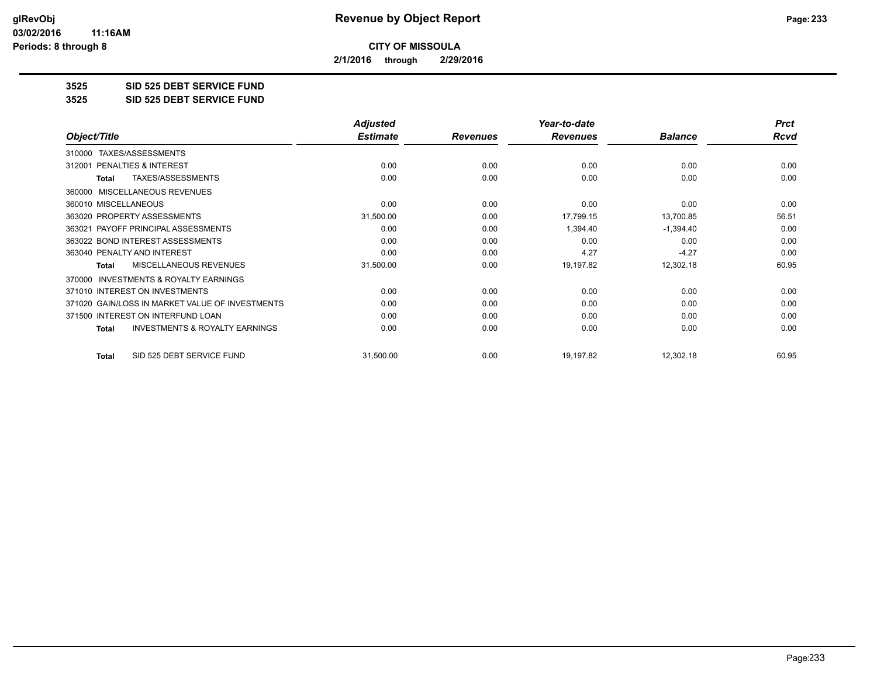**Revenue by Object Report**

**CITY OF MISSOULA**

**2/1/2016 through 2/29/2016**

glRevObj
03/02/2016 11:16AM
Periods: 8 through 8

## 3525 SID 525 DEBT SERVICE FUND

## 3525 SID 525 DEBT SERVICE FUND

| Object/Title | Adjusted Estimate | Revenues | Year-to-date Revenues | Balance | Prct Rcvd |
|---|---|---|---|---|---|
| 310000 TAXES/ASSESSMENTS | | | | | |
| 312001 PENALTIES & INTEREST | 0.00 | 0.00 | 0.00 | 0.00 | 0.00 |
| **Total** TAXES/ASSESSMENTS | 0.00 | 0.00 | 0.00 | 0.00 | 0.00 |
| 360000 MISCELLANEOUS REVENUES | | | | | |
| 360010 MISCELLANEOUS | 0.00 | 0.00 | 0.00 | 0.00 | 0.00 |
| 363020 PROPERTY ASSESSMENTS | 31,500.00 | 0.00 | 17,799.15 | 13,700.85 | 56.51 |
| 363021 PAYOFF PRINCIPAL ASSESSMENTS | 0.00 | 0.00 | 1,394.40 | -1,394.40 | 0.00 |
| 363022 BOND INTEREST ASSESSMENTS | 0.00 | 0.00 | 0.00 | 0.00 | 0.00 |
| 363040 PENALTY AND INTEREST | 0.00 | 0.00 | 4.27 | -4.27 | 0.00 |
| **Total** MISCELLANEOUS REVENUES | 31,500.00 | 0.00 | 19,197.82 | 12,302.18 | 60.95 |
| 370000 INVESTMENTS & ROYALTY EARNINGS | | | | | |
| 371010 INTEREST ON INVESTMENTS | 0.00 | 0.00 | 0.00 | 0.00 | 0.00 |
| 371020 GAIN/LOSS IN MARKET VALUE OF INVESTMENTS | 0.00 | 0.00 | 0.00 | 0.00 | 0.00 |
| 371500 INTEREST ON INTERFUND LOAN | 0.00 | 0.00 | 0.00 | 0.00 | 0.00 |
| **Total** INVESTMENTS & ROYALTY EARNINGS | 0.00 | 0.00 | 0.00 | 0.00 | 0.00 |
| **Total** SID 525 DEBT SERVICE FUND | 31,500.00 | 0.00 | 19,197.82 | 12,302.18 | 60.95 |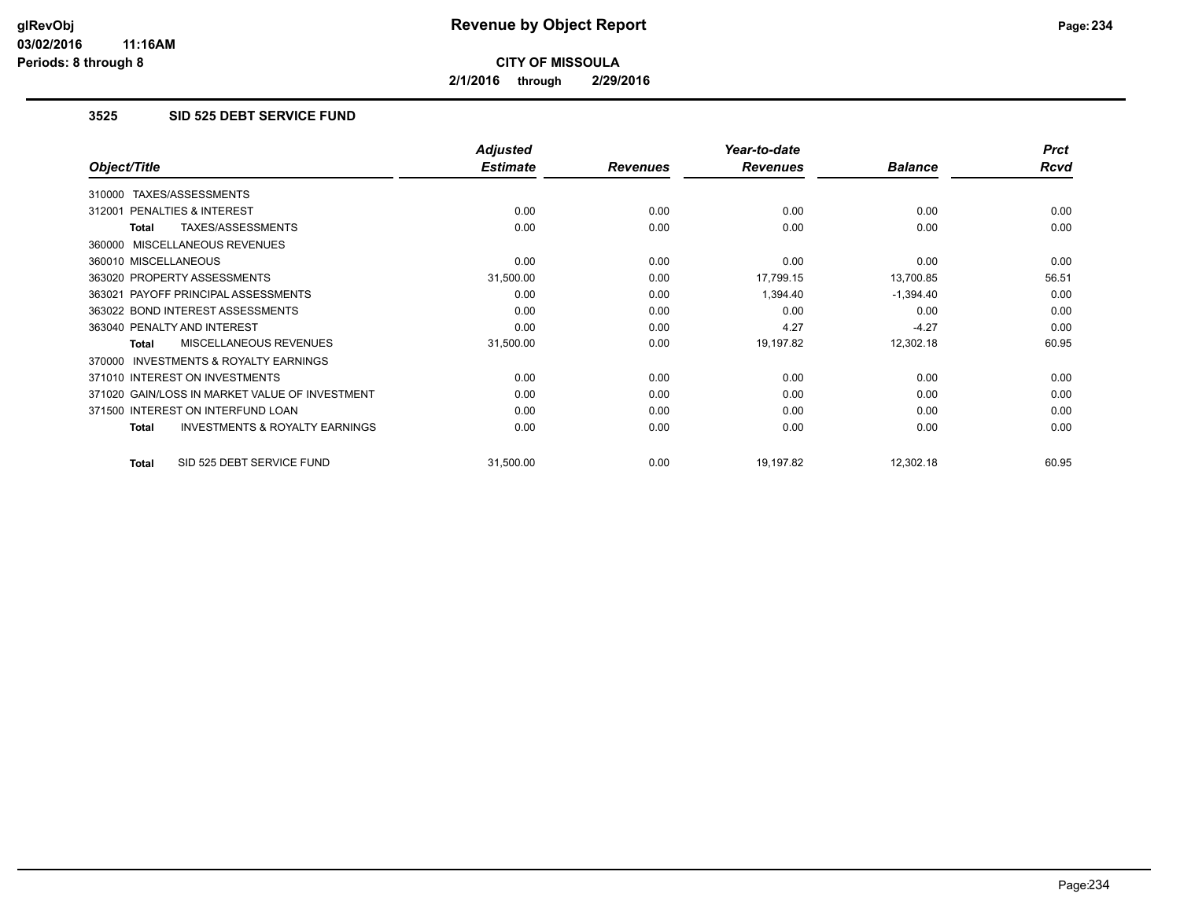# Revenue by Object Report

**CITY OF MISSOULA**

**2/1/2016 through 2/29/2016**

### 3525 SID 525 DEBT SERVICE FUND

| Object/Title | Adjusted Estimate | Revenues | Year-to-date Revenues | Balance | Prct Rcvd |
|---|---|---|---|---|---|
| 310000 TAXES/ASSESSMENTS | | | | | |
| 312001 PENALTIES & INTEREST | 0.00 | 0.00 | 0.00 | 0.00 | 0.00 |
| **Total** TAXES/ASSESSMENTS | 0.00 | 0.00 | 0.00 | 0.00 | 0.00 |
| 360000 MISCELLANEOUS REVENUES | | | | | |
| 360010 MISCELLANEOUS | 0.00 | 0.00 | 0.00 | 0.00 | 0.00 |
| 363020 PROPERTY ASSESSMENTS | 31,500.00 | 0.00 | 17,799.15 | 13,700.85 | 56.51 |
| 363021 PAYOFF PRINCIPAL ASSESSMENTS | 0.00 | 0.00 | 1,394.40 | -1,394.40 | 0.00 |
| 363022 BOND INTEREST ASSESSMENTS | 0.00 | 0.00 | 0.00 | 0.00 | 0.00 |
| 363040 PENALTY AND INTEREST | 0.00 | 0.00 | 4.27 | -4.27 | 0.00 |
| **Total** MISCELLANEOUS REVENUES | 31,500.00 | 0.00 | 19,197.82 | 12,302.18 | 60.95 |
| 370000 INVESTMENTS & ROYALTY EARNINGS | | | | | |
| 371010 INTEREST ON INVESTMENTS | 0.00 | 0.00 | 0.00 | 0.00 | 0.00 |
| 371020 GAIN/LOSS IN MARKET VALUE OF INVESTMENT | 0.00 | 0.00 | 0.00 | 0.00 | 0.00 |
| 371500 INTEREST ON INTERFUND LOAN | 0.00 | 0.00 | 0.00 | 0.00 | 0.00 |
| **Total** INVESTMENTS & ROYALTY EARNINGS | 0.00 | 0.00 | 0.00 | 0.00 | 0.00 |
| **Total** SID 525 DEBT SERVICE FUND | 31,500.00 | 0.00 | 19,197.82 | 12,302.18 | 60.95 |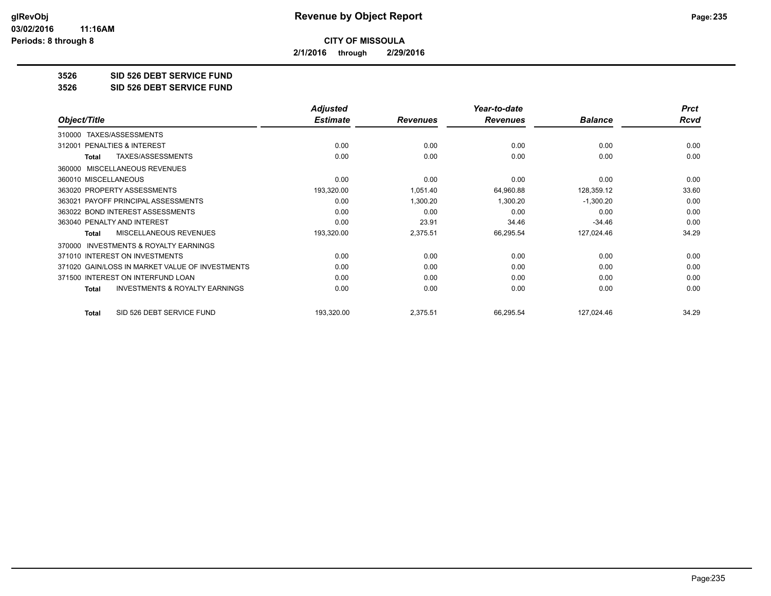**glRevObj**
**03/02/2016 11:16AM**
**Periods: 8 through 8**

# Revenue by Object Report

**CITY OF MISSOULA**

**2/1/2016 through 2/29/2016**

**3526 SID 526 DEBT SERVICE FUND**

**3526 SID 526 DEBT SERVICE FUND**

| Object/Title | Adjusted Estimate | Revenues | Year-to-date Revenues | Balance | Prct Rcvd |
|---|---|---|---|---|---|
| 310000 TAXES/ASSESSMENTS | | | | | |
| 312001 PENALTIES & INTEREST | 0.00 | 0.00 | 0.00 | 0.00 | 0.00 |
| **Total** TAXES/ASSESSMENTS | 0.00 | 0.00 | 0.00 | 0.00 | 0.00 |
| 360000 MISCELLANEOUS REVENUES | | | | | |
| 360010 MISCELLANEOUS | 0.00 | 0.00 | 0.00 | 0.00 | 0.00 |
| 363020 PROPERTY ASSESSMENTS | 193,320.00 | 1,051.40 | 64,960.88 | 128,359.12 | 33.60 |
| 363021 PAYOFF PRINCIPAL ASSESSMENTS | 0.00 | 1,300.20 | 1,300.20 | -1,300.20 | 0.00 |
| 363022 BOND INTEREST ASSESSMENTS | 0.00 | 0.00 | 0.00 | 0.00 | 0.00 |
| 363040 PENALTY AND INTEREST | 0.00 | 23.91 | 34.46 | -34.46 | 0.00 |
| **Total** MISCELLANEOUS REVENUES | 193,320.00 | 2,375.51 | 66,295.54 | 127,024.46 | 34.29 |
| 370000 INVESTMENTS & ROYALTY EARNINGS | | | | | |
| 371010 INTEREST ON INVESTMENTS | 0.00 | 0.00 | 0.00 | 0.00 | 0.00 |
| 371020 GAIN/LOSS IN MARKET VALUE OF INVESTMENTS | 0.00 | 0.00 | 0.00 | 0.00 | 0.00 |
| 371500 INTEREST ON INTERFUND LOAN | 0.00 | 0.00 | 0.00 | 0.00 | 0.00 |
| **Total** INVESTMENTS & ROYALTY EARNINGS | 0.00 | 0.00 | 0.00 | 0.00 | 0.00 |
| **Total** SID 526 DEBT SERVICE FUND | 193,320.00 | 2,375.51 | 66,295.54 | 127,024.46 | 34.29 |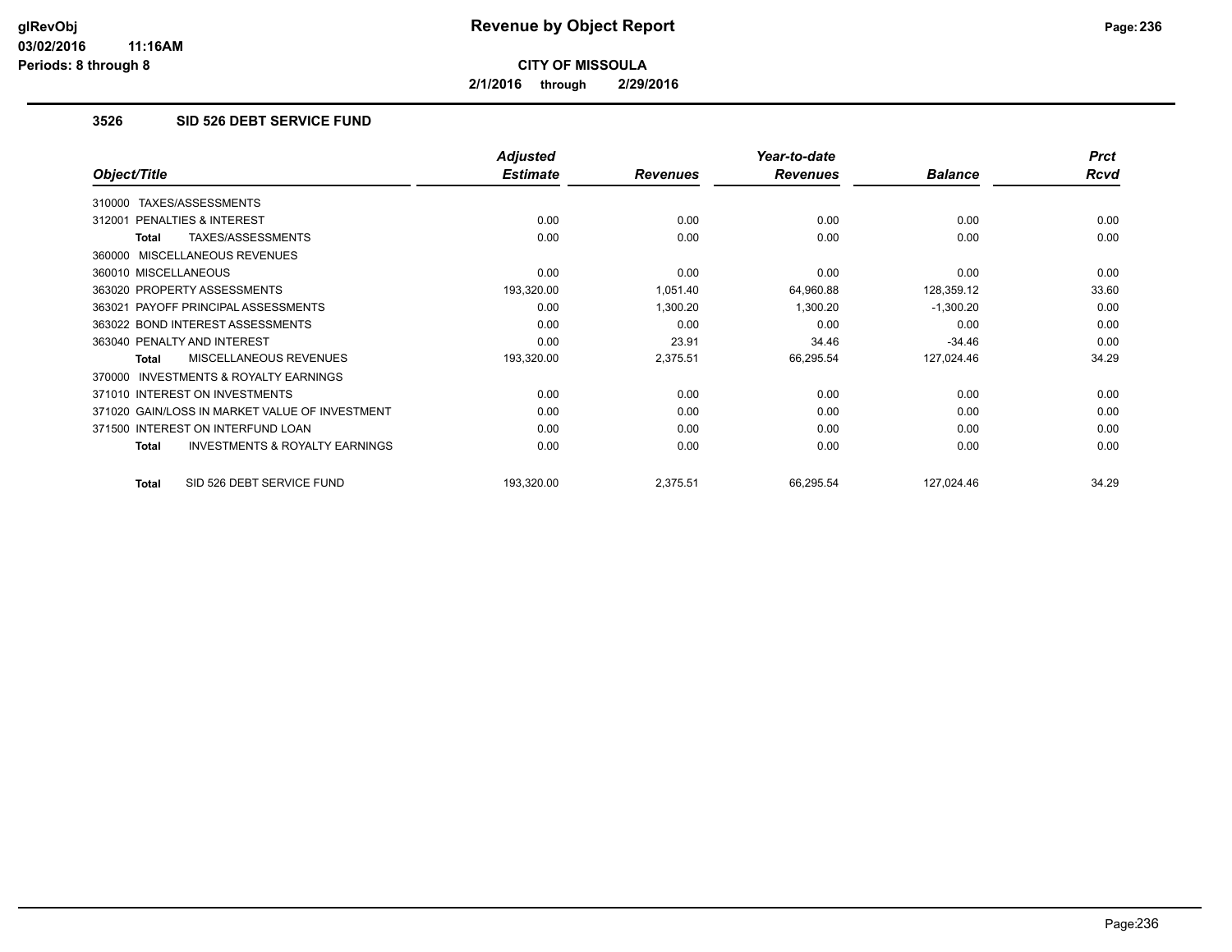**glRevObj** **Revenue by Object Report**

03/02/2016 11:16AM

Periods: 8 through 8

**CITY OF MISSOULA**

**2/1/2016 through 2/29/2016**

## 3526 SID 526 DEBT SERVICE FUND

| Object/Title | Adjusted Estimate | Revenues | Year-to-date Revenues | Balance | Prct Rcvd |
|---|---|---|---|---|---|
| 310000 TAXES/ASSESSMENTS | | | | | |
| 312001 PENALTIES & INTEREST | 0.00 | 0.00 | 0.00 | 0.00 | 0.00 |
| **Total** TAXES/ASSESSMENTS | 0.00 | 0.00 | 0.00 | 0.00 | 0.00 |
| 360000 MISCELLANEOUS REVENUES | | | | | |
| 360010 MISCELLANEOUS | 0.00 | 0.00 | 0.00 | 0.00 | 0.00 |
| 363020 PROPERTY ASSESSMENTS | 193,320.00 | 1,051.40 | 64,960.88 | 128,359.12 | 33.60 |
| 363021 PAYOFF PRINCIPAL ASSESSMENTS | 0.00 | 1,300.20 | 1,300.20 | -1,300.20 | 0.00 |
| 363022 BOND INTEREST ASSESSMENTS | 0.00 | 0.00 | 0.00 | 0.00 | 0.00 |
| 363040 PENALTY AND INTEREST | 0.00 | 23.91 | 34.46 | -34.46 | 0.00 |
| **Total** MISCELLANEOUS REVENUES | 193,320.00 | 2,375.51 | 66,295.54 | 127,024.46 | 34.29 |
| 370000 INVESTMENTS & ROYALTY EARNINGS | | | | | |
| 371010 INTEREST ON INVESTMENTS | 0.00 | 0.00 | 0.00 | 0.00 | 0.00 |
| 371020 GAIN/LOSS IN MARKET VALUE OF INVESTMENT | 0.00 | 0.00 | 0.00 | 0.00 | 0.00 |
| 371500 INTEREST ON INTERFUND LOAN | 0.00 | 0.00 | 0.00 | 0.00 | 0.00 |
| **Total** INVESTMENTS & ROYALTY EARNINGS | 0.00 | 0.00 | 0.00 | 0.00 | 0.00 |
| **Total** SID 526 DEBT SERVICE FUND | 193,320.00 | 2,375.51 | 66,295.54 | 127,024.46 | 34.29 |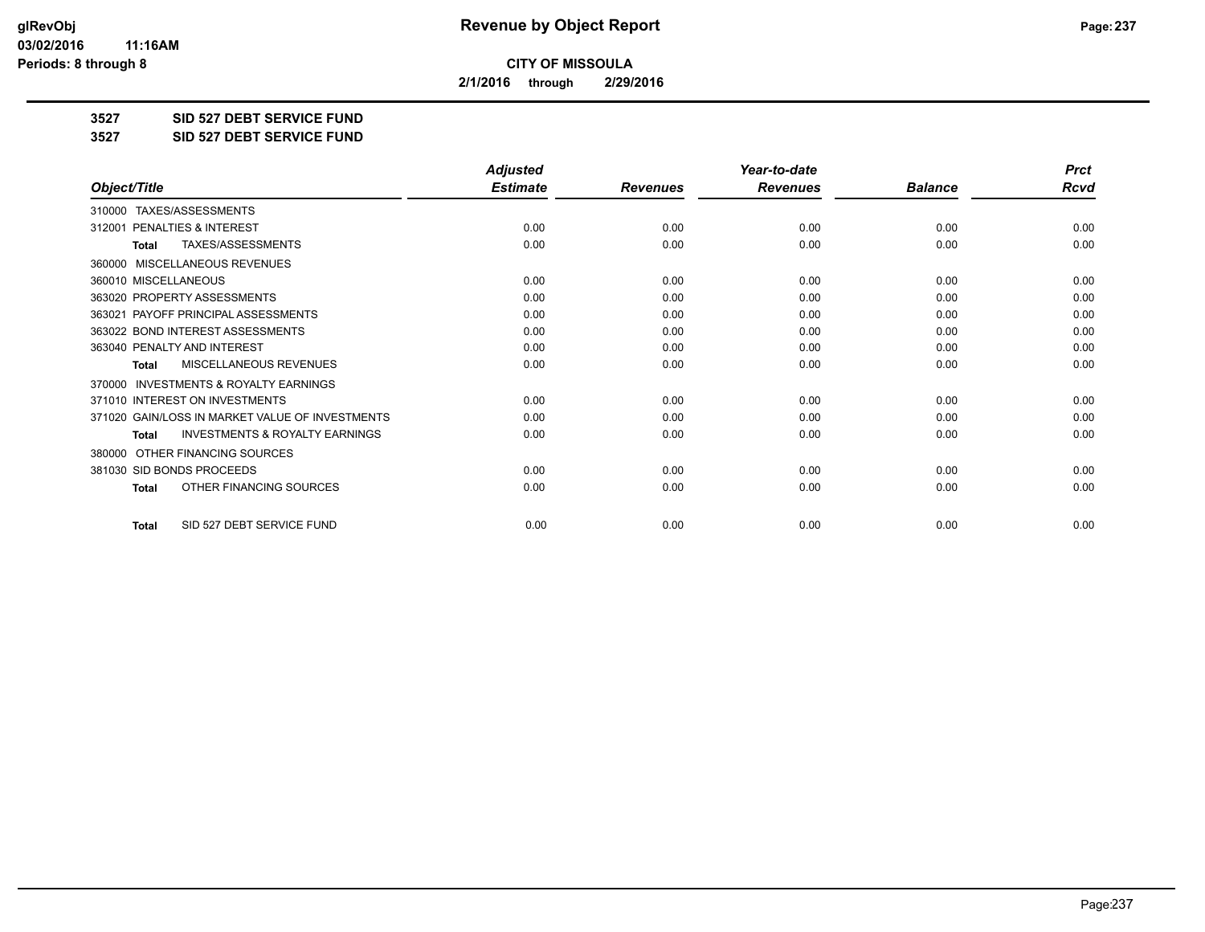**CITY OF MISSOULA**

**2/1/2016 through 2/29/2016**

**3527 SID 527 DEBT SERVICE FUND**

**3527 SID 527 DEBT SERVICE FUND**

| Object/Title | Adjusted Estimate | Revenues | Year-to-date Revenues | Balance | Prct Rcvd |
|---|---|---|---|---|---|
| 310000 TAXES/ASSESSMENTS | | | | | |
| 312001 PENALTIES & INTEREST | 0.00 | 0.00 | 0.00 | 0.00 | 0.00 |
| **Total** TAXES/ASSESSMENTS | 0.00 | 0.00 | 0.00 | 0.00 | 0.00 |
| 360000 MISCELLANEOUS REVENUES | | | | | |
| 360010 MISCELLANEOUS | 0.00 | 0.00 | 0.00 | 0.00 | 0.00 |
| 363020 PROPERTY ASSESSMENTS | 0.00 | 0.00 | 0.00 | 0.00 | 0.00 |
| 363021 PAYOFF PRINCIPAL ASSESSMENTS | 0.00 | 0.00 | 0.00 | 0.00 | 0.00 |
| 363022 BOND INTEREST ASSESSMENTS | 0.00 | 0.00 | 0.00 | 0.00 | 0.00 |
| 363040 PENALTY AND INTEREST | 0.00 | 0.00 | 0.00 | 0.00 | 0.00 |
| **Total** MISCELLANEOUS REVENUES | 0.00 | 0.00 | 0.00 | 0.00 | 0.00 |
| 370000 INVESTMENTS & ROYALTY EARNINGS | | | | | |
| 371010 INTEREST ON INVESTMENTS | 0.00 | 0.00 | 0.00 | 0.00 | 0.00 |
| 371020 GAIN/LOSS IN MARKET VALUE OF INVESTMENTS | 0.00 | 0.00 | 0.00 | 0.00 | 0.00 |
| **Total** INVESTMENTS & ROYALTY EARNINGS | 0.00 | 0.00 | 0.00 | 0.00 | 0.00 |
| 380000 OTHER FINANCING SOURCES | | | | | |
| 381030 SID BONDS PROCEEDS | 0.00 | 0.00 | 0.00 | 0.00 | 0.00 |
| **Total** OTHER FINANCING SOURCES | 0.00 | 0.00 | 0.00 | 0.00 | 0.00 |
| **Total** SID 527 DEBT SERVICE FUND | 0.00 | 0.00 | 0.00 | 0.00 | 0.00 |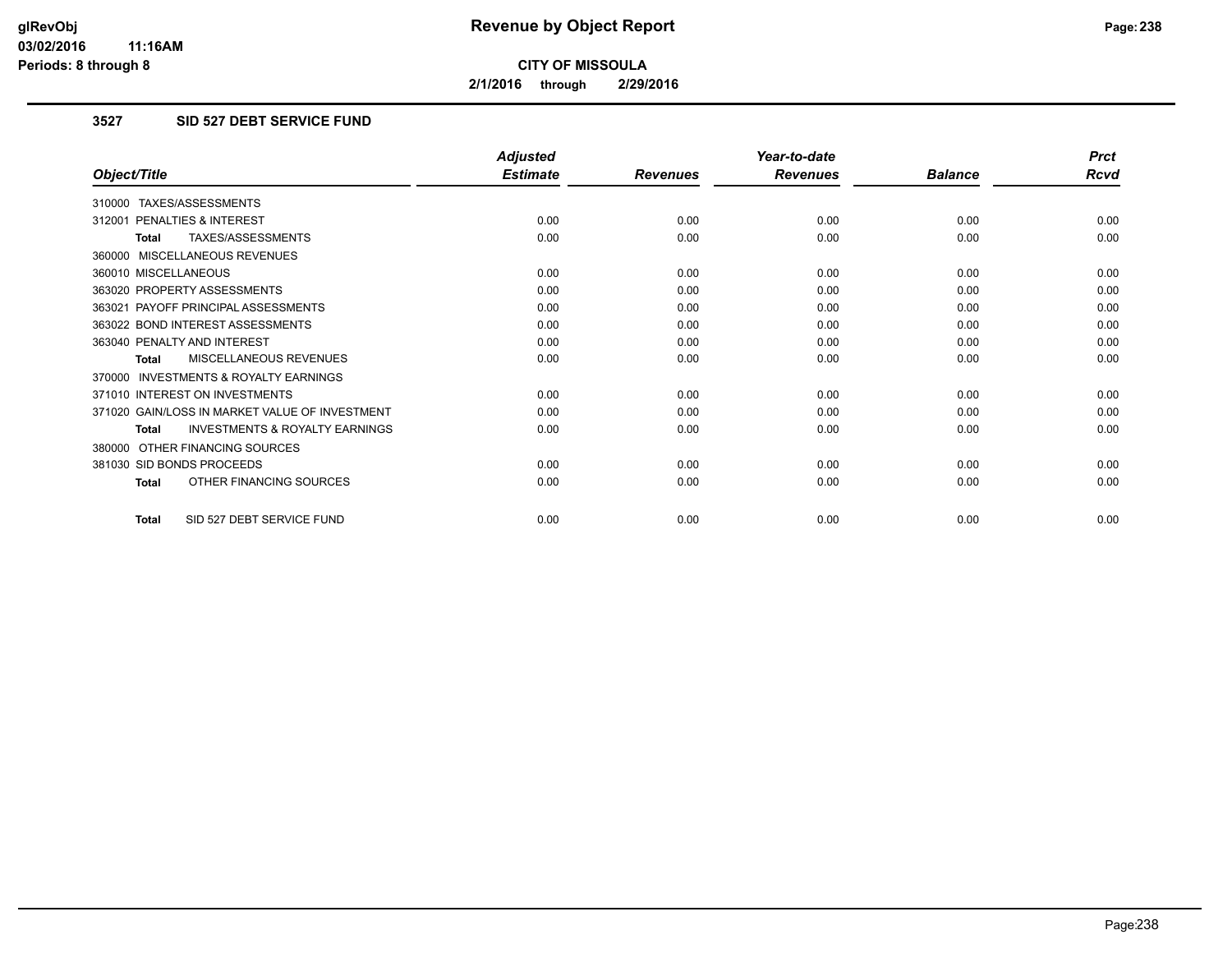# Revenue by Object Report

glRevObj
03/02/2016 11:16AM
Periods: 8 through 8

**CITY OF MISSOULA**

**2/1/2016 through 2/29/2016**

### 3527 SID 527 DEBT SERVICE FUND

| Object/Title | Adjusted Estimate | Revenues | Year-to-date Revenues | Balance | Prct Rcvd |
|---|---|---|---|---|---|
| 310000 TAXES/ASSESSMENTS | | | | | |
| 312001 PENALTIES & INTEREST | 0.00 | 0.00 | 0.00 | 0.00 | 0.00 |
| **Total** TAXES/ASSESSMENTS | 0.00 | 0.00 | 0.00 | 0.00 | 0.00 |
| 360000 MISCELLANEOUS REVENUES | | | | | |
| 360010 MISCELLANEOUS | 0.00 | 0.00 | 0.00 | 0.00 | 0.00 |
| 363020 PROPERTY ASSESSMENTS | 0.00 | 0.00 | 0.00 | 0.00 | 0.00 |
| 363021 PAYOFF PRINCIPAL ASSESSMENTS | 0.00 | 0.00 | 0.00 | 0.00 | 0.00 |
| 363022 BOND INTEREST ASSESSMENTS | 0.00 | 0.00 | 0.00 | 0.00 | 0.00 |
| 363040 PENALTY AND INTEREST | 0.00 | 0.00 | 0.00 | 0.00 | 0.00 |
| **Total** MISCELLANEOUS REVENUES | 0.00 | 0.00 | 0.00 | 0.00 | 0.00 |
| 370000 INVESTMENTS & ROYALTY EARNINGS | | | | | |
| 371010 INTEREST ON INVESTMENTS | 0.00 | 0.00 | 0.00 | 0.00 | 0.00 |
| 371020 GAIN/LOSS IN MARKET VALUE OF INVESTMENT | 0.00 | 0.00 | 0.00 | 0.00 | 0.00 |
| **Total** INVESTMENTS & ROYALTY EARNINGS | 0.00 | 0.00 | 0.00 | 0.00 | 0.00 |
| 380000 OTHER FINANCING SOURCES | | | | | |
| 381030 SID BONDS PROCEEDS | 0.00 | 0.00 | 0.00 | 0.00 | 0.00 |
| **Total** OTHER FINANCING SOURCES | 0.00 | 0.00 | 0.00 | 0.00 | 0.00 |
| **Total** SID 527 DEBT SERVICE FUND | 0.00 | 0.00 | 0.00 | 0.00 | 0.00 |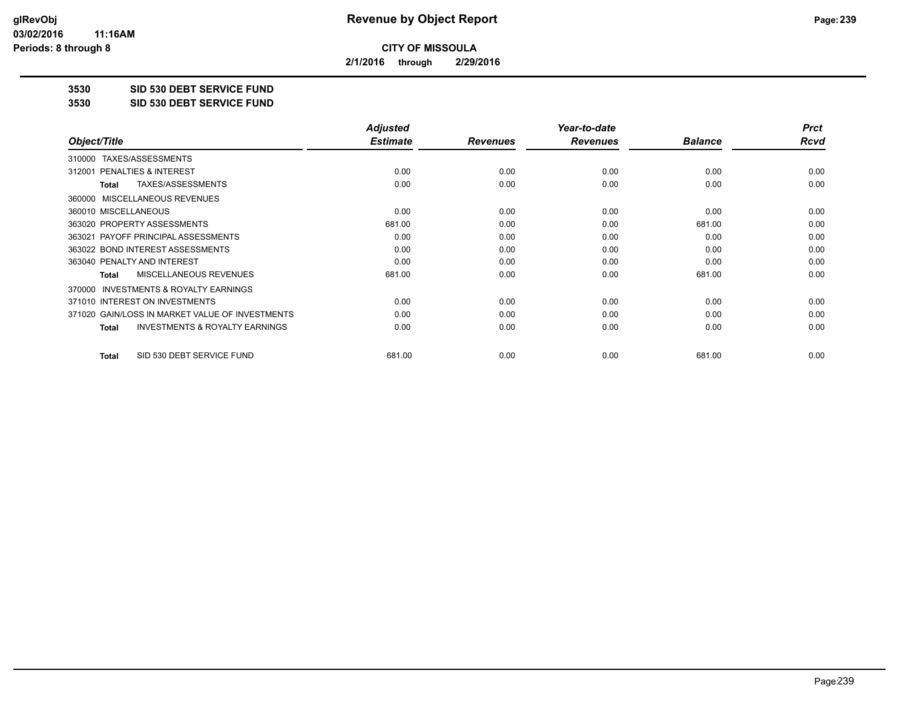# CITY OF MISSOULA

**2/1/2016 through 2/29/2016**

## Revenue by Object Report

glRevObj
03/02/2016 11:16AM
Periods: 8 through 8

**3530 SID 530 DEBT SERVICE FUND**

**3530 SID 530 DEBT SERVICE FUND**

| Object/Title | Adjusted Estimate | Revenues | Year-to-date Revenues | Balance | Prct Rcvd |
|---|---|---|---|---|---|
| 310000 TAXES/ASSESSMENTS | | | | | |
| 312001 PENALTIES & INTEREST | 0.00 | 0.00 | 0.00 | 0.00 | 0.00 |
| **Total** TAXES/ASSESSMENTS | 0.00 | 0.00 | 0.00 | 0.00 | 0.00 |
| 360000 MISCELLANEOUS REVENUES | | | | | |
| 360010 MISCELLANEOUS | 0.00 | 0.00 | 0.00 | 0.00 | 0.00 |
| 363020 PROPERTY ASSESSMENTS | 681.00 | 0.00 | 0.00 | 681.00 | 0.00 |
| 363021 PAYOFF PRINCIPAL ASSESSMENTS | 0.00 | 0.00 | 0.00 | 0.00 | 0.00 |
| 363022 BOND INTEREST ASSESSMENTS | 0.00 | 0.00 | 0.00 | 0.00 | 0.00 |
| 363040 PENALTY AND INTEREST | 0.00 | 0.00 | 0.00 | 0.00 | 0.00 |
| **Total** MISCELLANEOUS REVENUES | 681.00 | 0.00 | 0.00 | 681.00 | 0.00 |
| 370000 INVESTMENTS & ROYALTY EARNINGS | | | | | |
| 371010 INTEREST ON INVESTMENTS | 0.00 | 0.00 | 0.00 | 0.00 | 0.00 |
| 371020 GAIN/LOSS IN MARKET VALUE OF INVESTMENTS | 0.00 | 0.00 | 0.00 | 0.00 | 0.00 |
| **Total** INVESTMENTS & ROYALTY EARNINGS | 0.00 | 0.00 | 0.00 | 0.00 | 0.00 |
| **Total** SID 530 DEBT SERVICE FUND | 681.00 | 0.00 | 0.00 | 681.00 | 0.00 |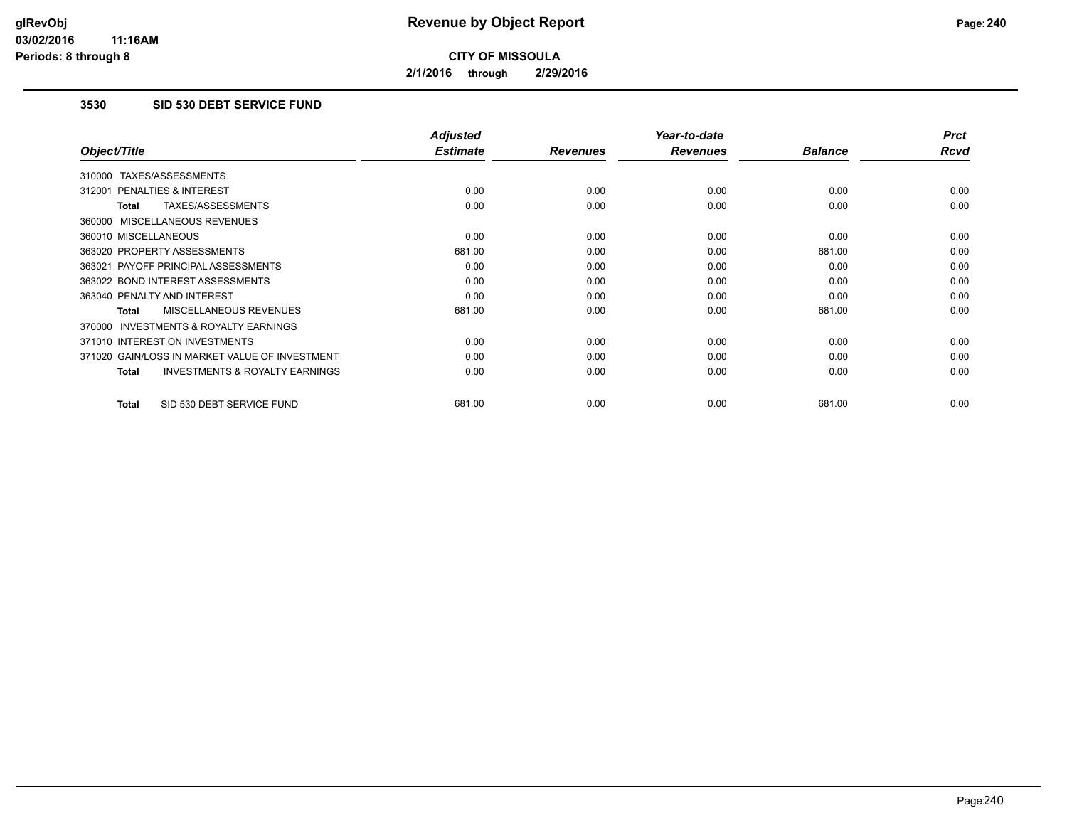**CITY OF MISSOULA**

**2/1/2016 through 2/29/2016**

### 3530 SID 530 DEBT SERVICE FUND

| Object/Title | Adjusted Estimate | Revenues | Year-to-date Revenues | Balance | Prct Rcvd |
|---|---|---|---|---|---|
| 310000 TAXES/ASSESSMENTS | | | | | |
| 312001 PENALTIES & INTEREST | 0.00 | 0.00 | 0.00 | 0.00 | 0.00 |
| **Total** TAXES/ASSESSMENTS | 0.00 | 0.00 | 0.00 | 0.00 | 0.00 |
| 360000 MISCELLANEOUS REVENUES | | | | | |
| 360010 MISCELLANEOUS | 0.00 | 0.00 | 0.00 | 0.00 | 0.00 |
| 363020 PROPERTY ASSESSMENTS | 681.00 | 0.00 | 0.00 | 681.00 | 0.00 |
| 363021 PAYOFF PRINCIPAL ASSESSMENTS | 0.00 | 0.00 | 0.00 | 0.00 | 0.00 |
| 363022 BOND INTEREST ASSESSMENTS | 0.00 | 0.00 | 0.00 | 0.00 | 0.00 |
| 363040 PENALTY AND INTEREST | 0.00 | 0.00 | 0.00 | 0.00 | 0.00 |
| **Total** MISCELLANEOUS REVENUES | 681.00 | 0.00 | 0.00 | 681.00 | 0.00 |
| 370000 INVESTMENTS & ROYALTY EARNINGS | | | | | |
| 371010 INTEREST ON INVESTMENTS | 0.00 | 0.00 | 0.00 | 0.00 | 0.00 |
| 371020 GAIN/LOSS IN MARKET VALUE OF INVESTMENT | 0.00 | 0.00 | 0.00 | 0.00 | 0.00 |
| **Total** INVESTMENTS & ROYALTY EARNINGS | 0.00 | 0.00 | 0.00 | 0.00 | 0.00 |
| **Total** SID 530 DEBT SERVICE FUND | 681.00 | 0.00 | 0.00 | 681.00 | 0.00 |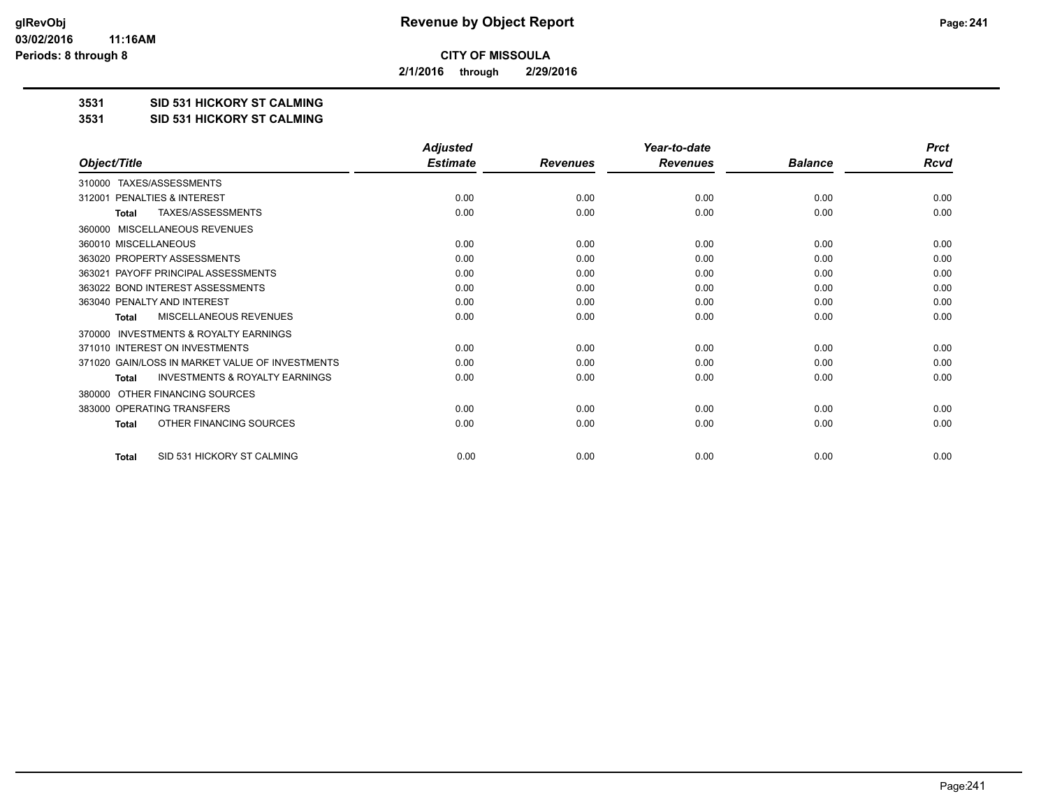**CITY OF MISSOULA**

**2/1/2016 through 2/29/2016**

## 3531 SID 531 HICKORY ST CALMING

## 3531 SID 531 HICKORY ST CALMING

| Object/Title | Adjusted Estimate | Revenues | Year-to-date Revenues | Balance | Prct Rcvd |
|---|---|---|---|---|---|
| 310000 TAXES/ASSESSMENTS | | | | | |
| 312001 PENALTIES & INTEREST | 0.00 | 0.00 | 0.00 | 0.00 | 0.00 |
| **Total** TAXES/ASSESSMENTS | 0.00 | 0.00 | 0.00 | 0.00 | 0.00 |
| 360000 MISCELLANEOUS REVENUES | | | | | |
| 360010 MISCELLANEOUS | 0.00 | 0.00 | 0.00 | 0.00 | 0.00 |
| 363020 PROPERTY ASSESSMENTS | 0.00 | 0.00 | 0.00 | 0.00 | 0.00 |
| 363021 PAYOFF PRINCIPAL ASSESSMENTS | 0.00 | 0.00 | 0.00 | 0.00 | 0.00 |
| 363022 BOND INTEREST ASSESSMENTS | 0.00 | 0.00 | 0.00 | 0.00 | 0.00 |
| 363040 PENALTY AND INTEREST | 0.00 | 0.00 | 0.00 | 0.00 | 0.00 |
| **Total** MISCELLANEOUS REVENUES | 0.00 | 0.00 | 0.00 | 0.00 | 0.00 |
| 370000 INVESTMENTS & ROYALTY EARNINGS | | | | | |
| 371010 INTEREST ON INVESTMENTS | 0.00 | 0.00 | 0.00 | 0.00 | 0.00 |
| 371020 GAIN/LOSS IN MARKET VALUE OF INVESTMENTS | 0.00 | 0.00 | 0.00 | 0.00 | 0.00 |
| **Total** INVESTMENTS & ROYALTY EARNINGS | 0.00 | 0.00 | 0.00 | 0.00 | 0.00 |
| 380000 OTHER FINANCING SOURCES | | | | | |
| 383000 OPERATING TRANSFERS | 0.00 | 0.00 | 0.00 | 0.00 | 0.00 |
| **Total** OTHER FINANCING SOURCES | 0.00 | 0.00 | 0.00 | 0.00 | 0.00 |
| **Total** SID 531 HICKORY ST CALMING | 0.00 | 0.00 | 0.00 | 0.00 | 0.00 |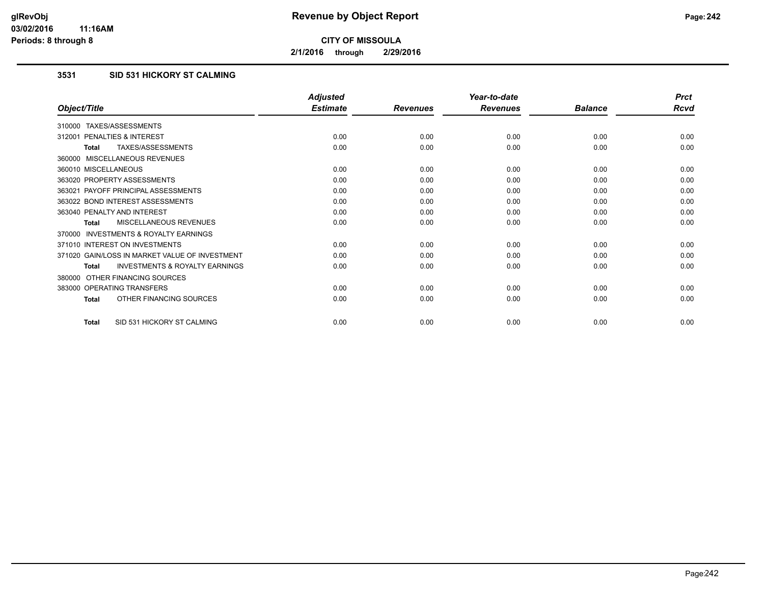# Revenue by Object Report

**CITY OF MISSOULA**

**2/1/2016 through 2/29/2016**

glRevObj
03/02/2016 11:16AM
Periods: 8 through 8

### 3531 SID 531 HICKORY ST CALMING

| Object/Title | Adjusted Estimate | Revenues | Year-to-date Revenues | Balance | Prct Rcvd |
|---|---|---|---|---|---|
| 310000 TAXES/ASSESSMENTS | | | | | |
| 312001 PENALTIES & INTEREST | 0.00 | 0.00 | 0.00 | 0.00 | 0.00 |
| **Total** TAXES/ASSESSMENTS | 0.00 | 0.00 | 0.00 | 0.00 | 0.00 |
| 360000 MISCELLANEOUS REVENUES | | | | | |
| 360010 MISCELLANEOUS | 0.00 | 0.00 | 0.00 | 0.00 | 0.00 |
| 363020 PROPERTY ASSESSMENTS | 0.00 | 0.00 | 0.00 | 0.00 | 0.00 |
| 363021 PAYOFF PRINCIPAL ASSESSMENTS | 0.00 | 0.00 | 0.00 | 0.00 | 0.00 |
| 363022 BOND INTEREST ASSESSMENTS | 0.00 | 0.00 | 0.00 | 0.00 | 0.00 |
| 363040 PENALTY AND INTEREST | 0.00 | 0.00 | 0.00 | 0.00 | 0.00 |
| **Total** MISCELLANEOUS REVENUES | 0.00 | 0.00 | 0.00 | 0.00 | 0.00 |
| 370000 INVESTMENTS & ROYALTY EARNINGS | | | | | |
| 371010 INTEREST ON INVESTMENTS | 0.00 | 0.00 | 0.00 | 0.00 | 0.00 |
| 371020 GAIN/LOSS IN MARKET VALUE OF INVESTMENT | 0.00 | 0.00 | 0.00 | 0.00 | 0.00 |
| **Total** INVESTMENTS & ROYALTY EARNINGS | 0.00 | 0.00 | 0.00 | 0.00 | 0.00 |
| 380000 OTHER FINANCING SOURCES | | | | | |
| 383000 OPERATING TRANSFERS | 0.00 | 0.00 | 0.00 | 0.00 | 0.00 |
| **Total** OTHER FINANCING SOURCES | 0.00 | 0.00 | 0.00 | 0.00 | 0.00 |
| **Total** SID 531 HICKORY ST CALMING | 0.00 | 0.00 | 0.00 | 0.00 | 0.00 |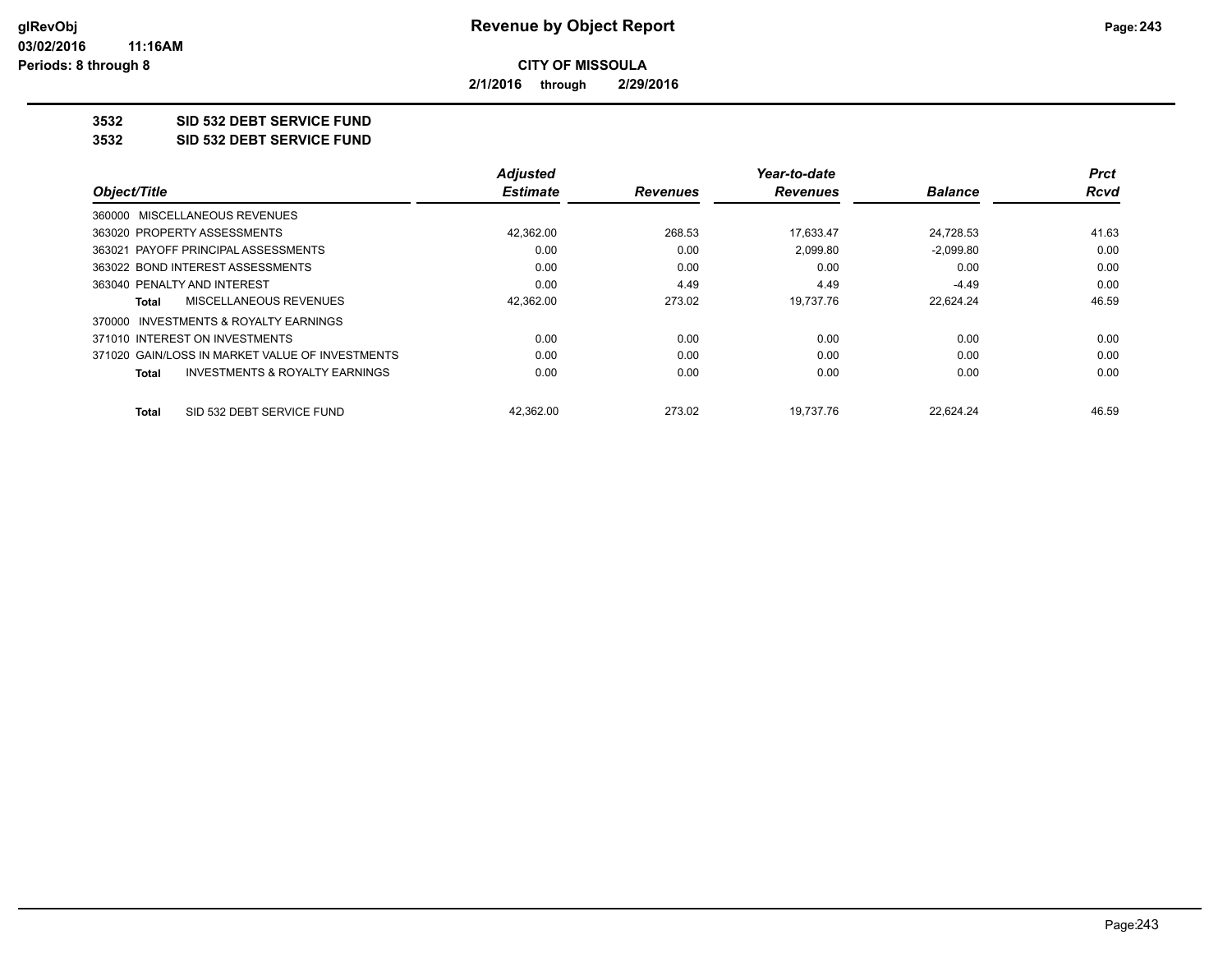**CITY OF MISSOULA**

**2/1/2016 through 2/29/2016**

**3532 SID 532 DEBT SERVICE FUND**

**3532 SID 532 DEBT SERVICE FUND**

| Object/Title | Adjusted Estimate | Revenues | Year-to-date Revenues | Balance | Prct Rcvd |
|---|---|---|---|---|---|
| 360000 MISCELLANEOUS REVENUES | | | | | |
| 363020 PROPERTY ASSESSMENTS | 42,362.00 | 268.53 | 17,633.47 | 24,728.53 | 41.63 |
| 363021 PAYOFF PRINCIPAL ASSESSMENTS | 0.00 | 0.00 | 2,099.80 | -2,099.80 | 0.00 |
| 363022 BOND INTEREST ASSESSMENTS | 0.00 | 0.00 | 0.00 | 0.00 | 0.00 |
| 363040 PENALTY AND INTEREST | 0.00 | 4.49 | 4.49 | -4.49 | 0.00 |
| **Total** MISCELLANEOUS REVENUES | 42,362.00 | 273.02 | 19,737.76 | 22,624.24 | 46.59 |
| 370000 INVESTMENTS & ROYALTY EARNINGS | | | | | |
| 371010 INTEREST ON INVESTMENTS | 0.00 | 0.00 | 0.00 | 0.00 | 0.00 |
| 371020 GAIN/LOSS IN MARKET VALUE OF INVESTMENTS | 0.00 | 0.00 | 0.00 | 0.00 | 0.00 |
| **Total** INVESTMENTS & ROYALTY EARNINGS | 0.00 | 0.00 | 0.00 | 0.00 | 0.00 |
| **Total** SID 532 DEBT SERVICE FUND | 42,362.00 | 273.02 | 19,737.76 | 22,624.24 | 46.59 |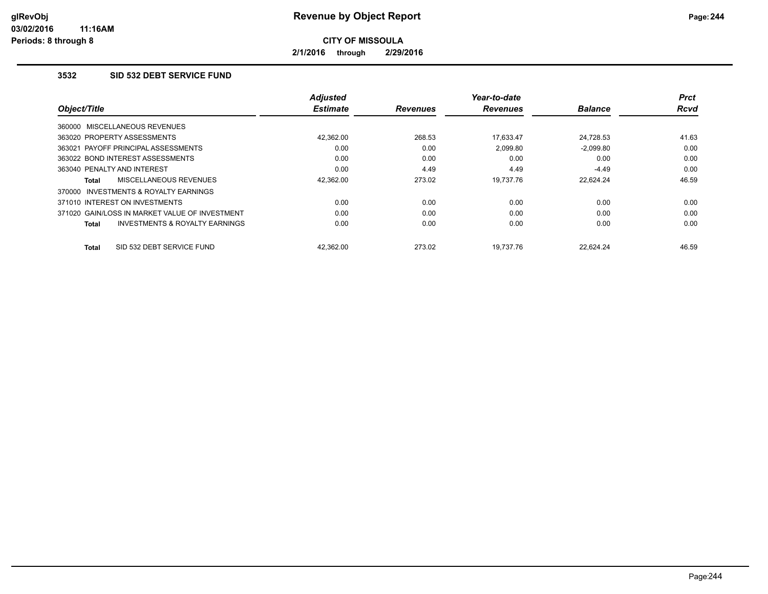# Revenue by Object Report

**CITY OF MISSOULA**

**2/1/2016 through 2/29/2016**

glRevObj
03/02/2016 11:16AM
Periods: 8 through 8

### 3532 SID 532 DEBT SERVICE FUND

| Object/Title | Adjusted Estimate | Revenues | Year-to-date Revenues | Balance | Prct Rcvd |
|---|---|---|---|---|---|
| 360000 MISCELLANEOUS REVENUES | | | | | |
| 363020 PROPERTY ASSESSMENTS | 42,362.00 | 268.53 | 17,633.47 | 24,728.53 | 41.63 |
| 363021 PAYOFF PRINCIPAL ASSESSMENTS | 0.00 | 0.00 | 2,099.80 | -2,099.80 | 0.00 |
| 363022 BOND INTEREST ASSESSMENTS | 0.00 | 0.00 | 0.00 | 0.00 | 0.00 |
| 363040 PENALTY AND INTEREST | 0.00 | 4.49 | 4.49 | -4.49 | 0.00 |
| **Total** MISCELLANEOUS REVENUES | 42,362.00 | 273.02 | 19,737.76 | 22,624.24 | 46.59 |
| 370000 INVESTMENTS & ROYALTY EARNINGS | | | | | |
| 371010 INTEREST ON INVESTMENTS | 0.00 | 0.00 | 0.00 | 0.00 | 0.00 |
| 371020 GAIN/LOSS IN MARKET VALUE OF INVESTMENT | 0.00 | 0.00 | 0.00 | 0.00 | 0.00 |
| **Total** INVESTMENTS & ROYALTY EARNINGS | 0.00 | 0.00 | 0.00 | 0.00 | 0.00 |
| **Total** SID 532 DEBT SERVICE FUND | 42,362.00 | 273.02 | 19,737.76 | 22,624.24 | 46.59 |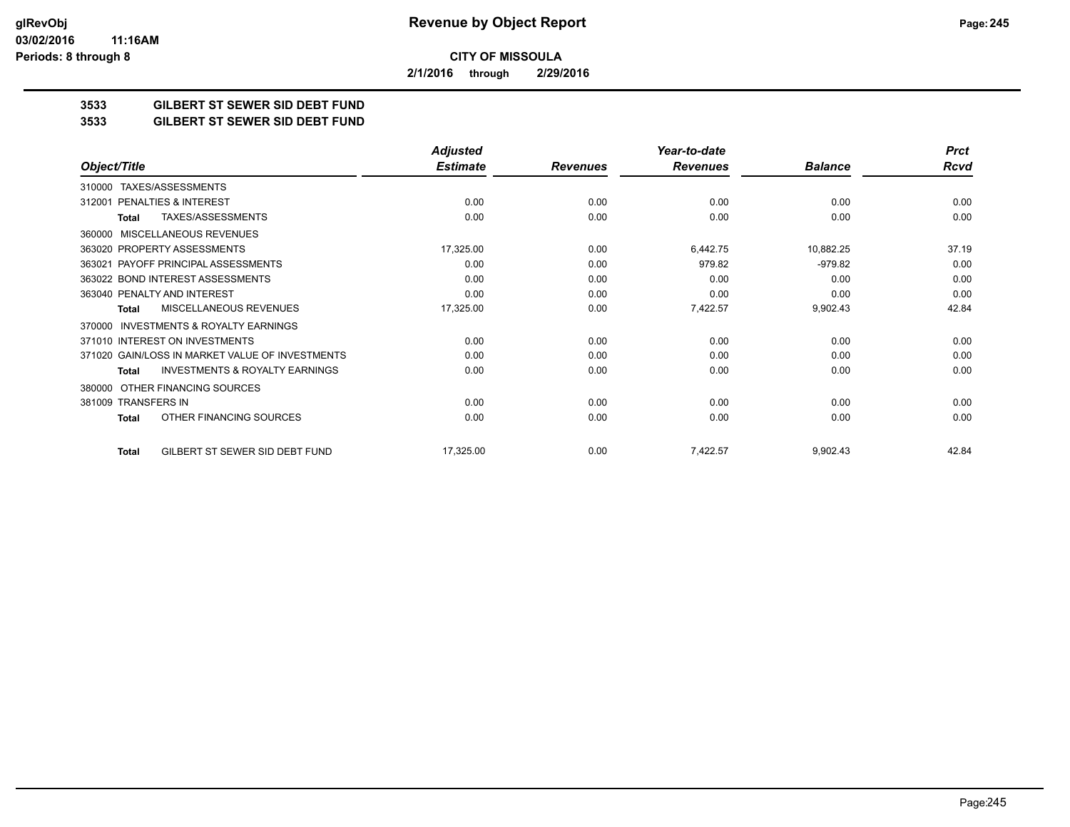# Revenue by Object Report

**CITY OF MISSOULA**

**2/1/2016 through 2/29/2016**

## 3533 GILBERT ST SEWER SID DEBT FUND
## 3533 GILBERT ST SEWER SID DEBT FUND

| Object/Title | Adjusted Estimate | Revenues | Year-to-date Revenues | Balance | Prct Rcvd |
|---|---|---|---|---|---|
| 310000 TAXES/ASSESSMENTS | | | | | |
| 312001 PENALTIES & INTEREST | 0.00 | 0.00 | 0.00 | 0.00 | 0.00 |
| **Total** TAXES/ASSESSMENTS | 0.00 | 0.00 | 0.00 | 0.00 | 0.00 |
| 360000 MISCELLANEOUS REVENUES | | | | | |
| 363020 PROPERTY ASSESSMENTS | 17,325.00 | 0.00 | 6,442.75 | 10,882.25 | 37.19 |
| 363021 PAYOFF PRINCIPAL ASSESSMENTS | 0.00 | 0.00 | 979.82 | -979.82 | 0.00 |
| 363022 BOND INTEREST ASSESSMENTS | 0.00 | 0.00 | 0.00 | 0.00 | 0.00 |
| 363040 PENALTY AND INTEREST | 0.00 | 0.00 | 0.00 | 0.00 | 0.00 |
| **Total** MISCELLANEOUS REVENUES | 17,325.00 | 0.00 | 7,422.57 | 9,902.43 | 42.84 |
| 370000 INVESTMENTS & ROYALTY EARNINGS | | | | | |
| 371010 INTEREST ON INVESTMENTS | 0.00 | 0.00 | 0.00 | 0.00 | 0.00 |
| 371020 GAIN/LOSS IN MARKET VALUE OF INVESTMENTS | 0.00 | 0.00 | 0.00 | 0.00 | 0.00 |
| **Total** INVESTMENTS & ROYALTY EARNINGS | 0.00 | 0.00 | 0.00 | 0.00 | 0.00 |
| 380000 OTHER FINANCING SOURCES | | | | | |
| 381009 TRANSFERS IN | 0.00 | 0.00 | 0.00 | 0.00 | 0.00 |
| **Total** OTHER FINANCING SOURCES | 0.00 | 0.00 | 0.00 | 0.00 | 0.00 |
| **Total** GILBERT ST SEWER SID DEBT FUND | 17,325.00 | 0.00 | 7,422.57 | 9,902.43 | 42.84 |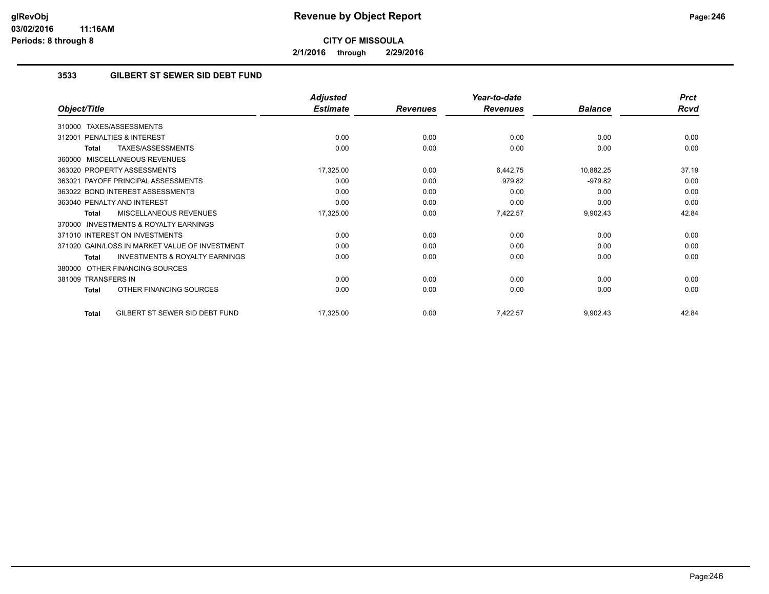# Revenue by Object Report

**CITY OF MISSOULA**

**2/1/2016 through 2/29/2016**

### 3533 GILBERT ST SEWER SID DEBT FUND

| Object/Title | Adjusted Estimate | Revenues | Year-to-date Revenues | Balance | Prct Rcvd |
|---|---|---|---|---|---|
| 310000 TAXES/ASSESSMENTS | | | | | |
| 312001 PENALTIES & INTEREST | 0.00 | 0.00 | 0.00 | 0.00 | 0.00 |
| **Total** TAXES/ASSESSMENTS | 0.00 | 0.00 | 0.00 | 0.00 | 0.00 |
| 360000 MISCELLANEOUS REVENUES | | | | | |
| 363020 PROPERTY ASSESSMENTS | 17,325.00 | 0.00 | 6,442.75 | 10,882.25 | 37.19 |
| 363021 PAYOFF PRINCIPAL ASSESSMENTS | 0.00 | 0.00 | 979.82 | -979.82 | 0.00 |
| 363022 BOND INTEREST ASSESSMENTS | 0.00 | 0.00 | 0.00 | 0.00 | 0.00 |
| 363040 PENALTY AND INTEREST | 0.00 | 0.00 | 0.00 | 0.00 | 0.00 |
| **Total** MISCELLANEOUS REVENUES | 17,325.00 | 0.00 | 7,422.57 | 9,902.43 | 42.84 |
| 370000 INVESTMENTS & ROYALTY EARNINGS | | | | | |
| 371010 INTEREST ON INVESTMENTS | 0.00 | 0.00 | 0.00 | 0.00 | 0.00 |
| 371020 GAIN/LOSS IN MARKET VALUE OF INVESTMENT | 0.00 | 0.00 | 0.00 | 0.00 | 0.00 |
| **Total** INVESTMENTS & ROYALTY EARNINGS | 0.00 | 0.00 | 0.00 | 0.00 | 0.00 |
| 380000 OTHER FINANCING SOURCES | | | | | |
| 381009 TRANSFERS IN | 0.00 | 0.00 | 0.00 | 0.00 | 0.00 |
| **Total** OTHER FINANCING SOURCES | 0.00 | 0.00 | 0.00 | 0.00 | 0.00 |
| **Total** GILBERT ST SEWER SID DEBT FUND | 17,325.00 | 0.00 | 7,422.57 | 9,902.43 | 42.84 |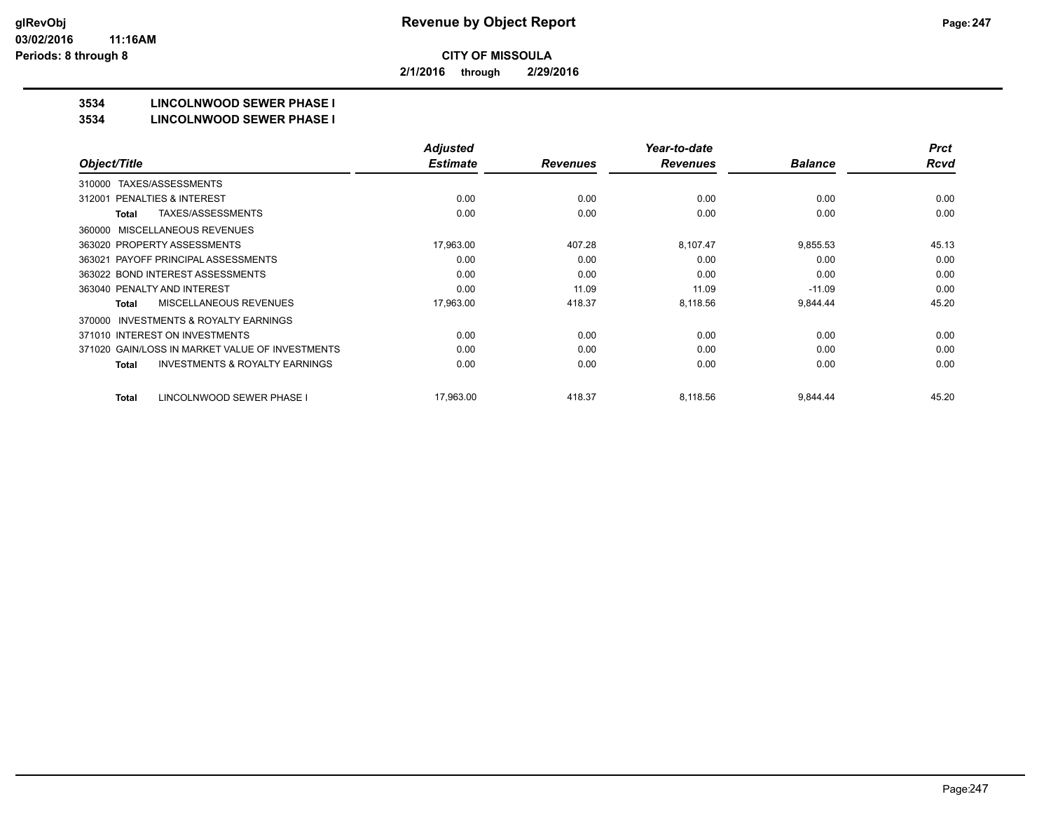# Revenue by Object Report

**CITY OF MISSOULA**

**2/1/2016 through 2/29/2016**

glRevObj
03/02/2016 11:16AM
Periods: 8 through 8

## 3534 LINCOLNWOOD SEWER PHASE I

### 3534 LINCOLNWOOD SEWER PHASE I

| Object/Title | Adjusted Estimate | Revenues | Year-to-date Revenues | Balance | Prct Rcvd |
|---|---|---|---|---|---|
| 310000 TAXES/ASSESSMENTS | | | | | |
| 312001 PENALTIES & INTEREST | 0.00 | 0.00 | 0.00 | 0.00 | 0.00 |
| **Total** TAXES/ASSESSMENTS | 0.00 | 0.00 | 0.00 | 0.00 | 0.00 |
| 360000 MISCELLANEOUS REVENUES | | | | | |
| 363020 PROPERTY ASSESSMENTS | 17,963.00 | 407.28 | 8,107.47 | 9,855.53 | 45.13 |
| 363021 PAYOFF PRINCIPAL ASSESSMENTS | 0.00 | 0.00 | 0.00 | 0.00 | 0.00 |
| 363022 BOND INTEREST ASSESSMENTS | 0.00 | 0.00 | 0.00 | 0.00 | 0.00 |
| 363040 PENALTY AND INTEREST | 0.00 | 11.09 | 11.09 | -11.09 | 0.00 |
| **Total** MISCELLANEOUS REVENUES | 17,963.00 | 418.37 | 8,118.56 | 9,844.44 | 45.20 |
| 370000 INVESTMENTS & ROYALTY EARNINGS | | | | | |
| 371010 INTEREST ON INVESTMENTS | 0.00 | 0.00 | 0.00 | 0.00 | 0.00 |
| 371020 GAIN/LOSS IN MARKET VALUE OF INVESTMENTS | 0.00 | 0.00 | 0.00 | 0.00 | 0.00 |
| **Total** INVESTMENTS & ROYALTY EARNINGS | 0.00 | 0.00 | 0.00 | 0.00 | 0.00 |
| **Total** LINCOLNWOOD SEWER PHASE I | 17,963.00 | 418.37 | 8,118.56 | 9,844.44 | 45.20 |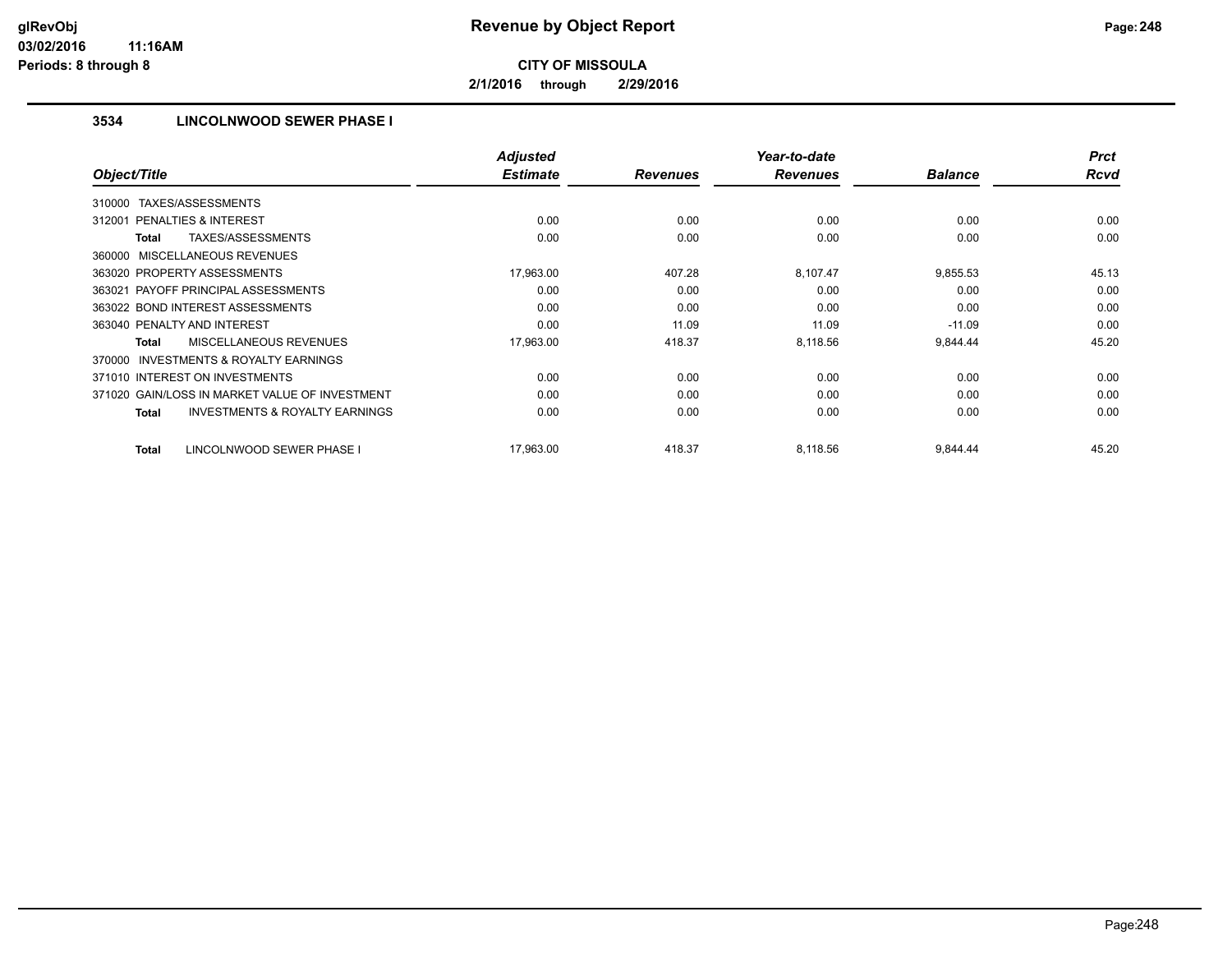# Revenue by Object Report

**CITY OF MISSOULA**

**2/1/2016 through 2/29/2016**

glRevObj
03/02/2016 11:16AM
Periods: 8 through 8

## 3534 LINCOLNWOOD SEWER PHASE I

| Object/Title | Adjusted Estimate | Revenues | Year-to-date Revenues | Balance | Prct Rcvd |
|---|---|---|---|---|---|
| 310000 TAXES/ASSESSMENTS | | | | | |
| 312001 PENALTIES & INTEREST | 0.00 | 0.00 | 0.00 | 0.00 | 0.00 |
| **Total** TAXES/ASSESSMENTS | 0.00 | 0.00 | 0.00 | 0.00 | 0.00 |
| 360000 MISCELLANEOUS REVENUES | | | | | |
| 363020 PROPERTY ASSESSMENTS | 17,963.00 | 407.28 | 8,107.47 | 9,855.53 | 45.13 |
| 363021 PAYOFF PRINCIPAL ASSESSMENTS | 0.00 | 0.00 | 0.00 | 0.00 | 0.00 |
| 363022 BOND INTEREST ASSESSMENTS | 0.00 | 0.00 | 0.00 | 0.00 | 0.00 |
| 363040 PENALTY AND INTEREST | 0.00 | 11.09 | 11.09 | -11.09 | 0.00 |
| **Total** MISCELLANEOUS REVENUES | 17,963.00 | 418.37 | 8,118.56 | 9,844.44 | 45.20 |
| 370000 INVESTMENTS & ROYALTY EARNINGS | | | | | |
| 371010 INTEREST ON INVESTMENTS | 0.00 | 0.00 | 0.00 | 0.00 | 0.00 |
| 371020 GAIN/LOSS IN MARKET VALUE OF INVESTMENT | 0.00 | 0.00 | 0.00 | 0.00 | 0.00 |
| **Total** INVESTMENTS & ROYALTY EARNINGS | 0.00 | 0.00 | 0.00 | 0.00 | 0.00 |
| **Total** LINCOLNWOOD SEWER PHASE I | 17,963.00 | 418.37 | 8,118.56 | 9,844.44 | 45.20 |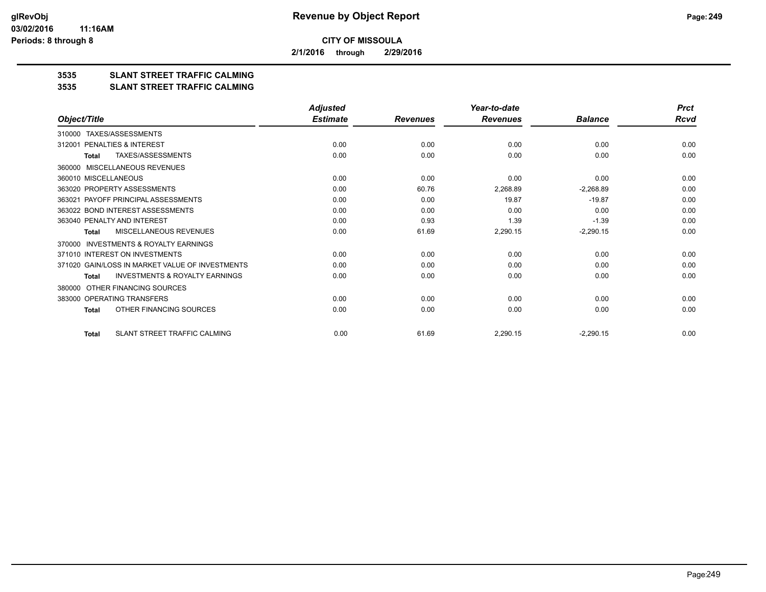**CITY OF MISSOULA**

**2/1/2016 through 2/29/2016**

# Revenue by Object Report

glRevObj
03/02/2016 11:16AM
Periods: 8 through 8

**3535 SLANT STREET TRAFFIC CALMING**

**3535 SLANT STREET TRAFFIC CALMING**

| Object/Title | Adjusted Estimate | Revenues | Year-to-date Revenues | Balance | Prct Rcvd |
|---|---|---|---|---|---|
| 310000 TAXES/ASSESSMENTS | | | | | |
| 312001 PENALTIES & INTEREST | 0.00 | 0.00 | 0.00 | 0.00 | 0.00 |
| **Total** TAXES/ASSESSMENTS | 0.00 | 0.00 | 0.00 | 0.00 | 0.00 |
| 360000 MISCELLANEOUS REVENUES | | | | | |
| 360010 MISCELLANEOUS | 0.00 | 0.00 | 0.00 | 0.00 | 0.00 |
| 363020 PROPERTY ASSESSMENTS | 0.00 | 60.76 | 2,268.89 | -2,268.89 | 0.00 |
| 363021 PAYOFF PRINCIPAL ASSESSMENTS | 0.00 | 0.00 | 19.87 | -19.87 | 0.00 |
| 363022 BOND INTEREST ASSESSMENTS | 0.00 | 0.00 | 0.00 | 0.00 | 0.00 |
| 363040 PENALTY AND INTEREST | 0.00 | 0.93 | 1.39 | -1.39 | 0.00 |
| **Total** MISCELLANEOUS REVENUES | 0.00 | 61.69 | 2,290.15 | -2,290.15 | 0.00 |
| 370000 INVESTMENTS & ROYALTY EARNINGS | | | | | |
| 371010 INTEREST ON INVESTMENTS | 0.00 | 0.00 | 0.00 | 0.00 | 0.00 |
| 371020 GAIN/LOSS IN MARKET VALUE OF INVESTMENTS | 0.00 | 0.00 | 0.00 | 0.00 | 0.00 |
| **Total** INVESTMENTS & ROYALTY EARNINGS | 0.00 | 0.00 | 0.00 | 0.00 | 0.00 |
| 380000 OTHER FINANCING SOURCES | | | | | |
| 383000 OPERATING TRANSFERS | 0.00 | 0.00 | 0.00 | 0.00 | 0.00 |
| **Total** OTHER FINANCING SOURCES | 0.00 | 0.00 | 0.00 | 0.00 | 0.00 |
| **Total** SLANT STREET TRAFFIC CALMING | 0.00 | 61.69 | 2,290.15 | -2,290.15 | 0.00 |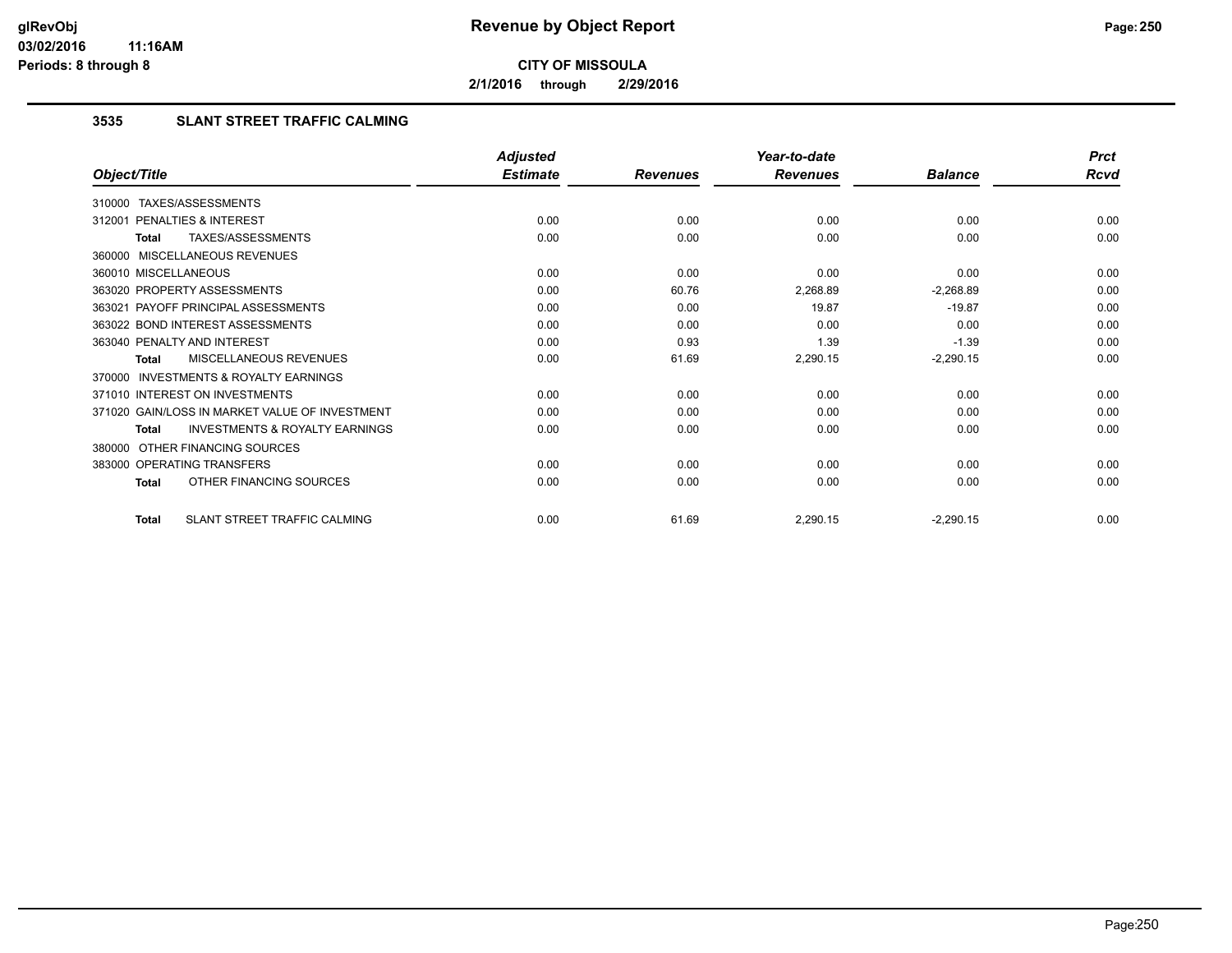**CITY OF MISSOULA**

**2/1/2016 through 2/29/2016**

### 3535 SLANT STREET TRAFFIC CALMING

| Object/Title | Adjusted Estimate | Revenues | Year-to-date Revenues | Balance | Prct Rcvd |
|---|---|---|---|---|---|
| 310000 TAXES/ASSESSMENTS | | | | | |
| 312001 PENALTIES & INTEREST | 0.00 | 0.00 | 0.00 | 0.00 | 0.00 |
| **Total** TAXES/ASSESSMENTS | 0.00 | 0.00 | 0.00 | 0.00 | 0.00 |
| 360000 MISCELLANEOUS REVENUES | | | | | |
| 360010 MISCELLANEOUS | 0.00 | 0.00 | 0.00 | 0.00 | 0.00 |
| 363020 PROPERTY ASSESSMENTS | 0.00 | 60.76 | 2,268.89 | -2,268.89 | 0.00 |
| 363021 PAYOFF PRINCIPAL ASSESSMENTS | 0.00 | 0.00 | 19.87 | -19.87 | 0.00 |
| 363022 BOND INTEREST ASSESSMENTS | 0.00 | 0.00 | 0.00 | 0.00 | 0.00 |
| 363040 PENALTY AND INTEREST | 0.00 | 0.93 | 1.39 | -1.39 | 0.00 |
| **Total** MISCELLANEOUS REVENUES | 0.00 | 61.69 | 2,290.15 | -2,290.15 | 0.00 |
| 370000 INVESTMENTS & ROYALTY EARNINGS | | | | | |
| 371010 INTEREST ON INVESTMENTS | 0.00 | 0.00 | 0.00 | 0.00 | 0.00 |
| 371020 GAIN/LOSS IN MARKET VALUE OF INVESTMENT | 0.00 | 0.00 | 0.00 | 0.00 | 0.00 |
| **Total** INVESTMENTS & ROYALTY EARNINGS | 0.00 | 0.00 | 0.00 | 0.00 | 0.00 |
| 380000 OTHER FINANCING SOURCES | | | | | |
| 383000 OPERATING TRANSFERS | 0.00 | 0.00 | 0.00 | 0.00 | 0.00 |
| **Total** OTHER FINANCING SOURCES | 0.00 | 0.00 | 0.00 | 0.00 | 0.00 |
| **Total** SLANT STREET TRAFFIC CALMING | 0.00 | 61.69 | 2,290.15 | -2,290.15 | 0.00 |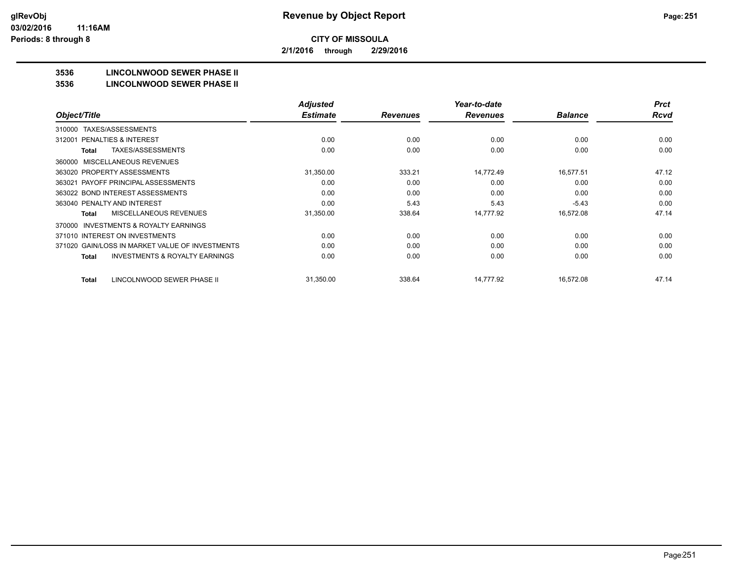# Revenue by Object Report

**CITY OF MISSOULA**

**2/1/2016 through 2/29/2016**

glRevObj
03/02/2016 11:16AM
Periods: 8 through 8

## 3536 LINCOLNWOOD SEWER PHASE II
## 3536 LINCOLNWOOD SEWER PHASE II

| Object/Title | Adjusted Estimate | Revenues | Year-to-date Revenues | Balance | Prct Rcvd |
|---|---|---|---|---|---|
| 310000 TAXES/ASSESSMENTS | | | | | |
| 312001 PENALTIES & INTEREST | 0.00 | 0.00 | 0.00 | 0.00 | 0.00 |
| **Total** TAXES/ASSESSMENTS | 0.00 | 0.00 | 0.00 | 0.00 | 0.00 |
| 360000 MISCELLANEOUS REVENUES | | | | | |
| 363020 PROPERTY ASSESSMENTS | 31,350.00 | 333.21 | 14,772.49 | 16,577.51 | 47.12 |
| 363021 PAYOFF PRINCIPAL ASSESSMENTS | 0.00 | 0.00 | 0.00 | 0.00 | 0.00 |
| 363022 BOND INTEREST ASSESSMENTS | 0.00 | 0.00 | 0.00 | 0.00 | 0.00 |
| 363040 PENALTY AND INTEREST | 0.00 | 5.43 | 5.43 | -5.43 | 0.00 |
| **Total** MISCELLANEOUS REVENUES | 31,350.00 | 338.64 | 14,777.92 | 16,572.08 | 47.14 |
| 370000 INVESTMENTS & ROYALTY EARNINGS | | | | | |
| 371010 INTEREST ON INVESTMENTS | 0.00 | 0.00 | 0.00 | 0.00 | 0.00 |
| 371020 GAIN/LOSS IN MARKET VALUE OF INVESTMENTS | 0.00 | 0.00 | 0.00 | 0.00 | 0.00 |
| **Total** INVESTMENTS & ROYALTY EARNINGS | 0.00 | 0.00 | 0.00 | 0.00 | 0.00 |
| **Total** LINCOLNWOOD SEWER PHASE II | 31,350.00 | 338.64 | 14,777.92 | 16,572.08 | 47.14 |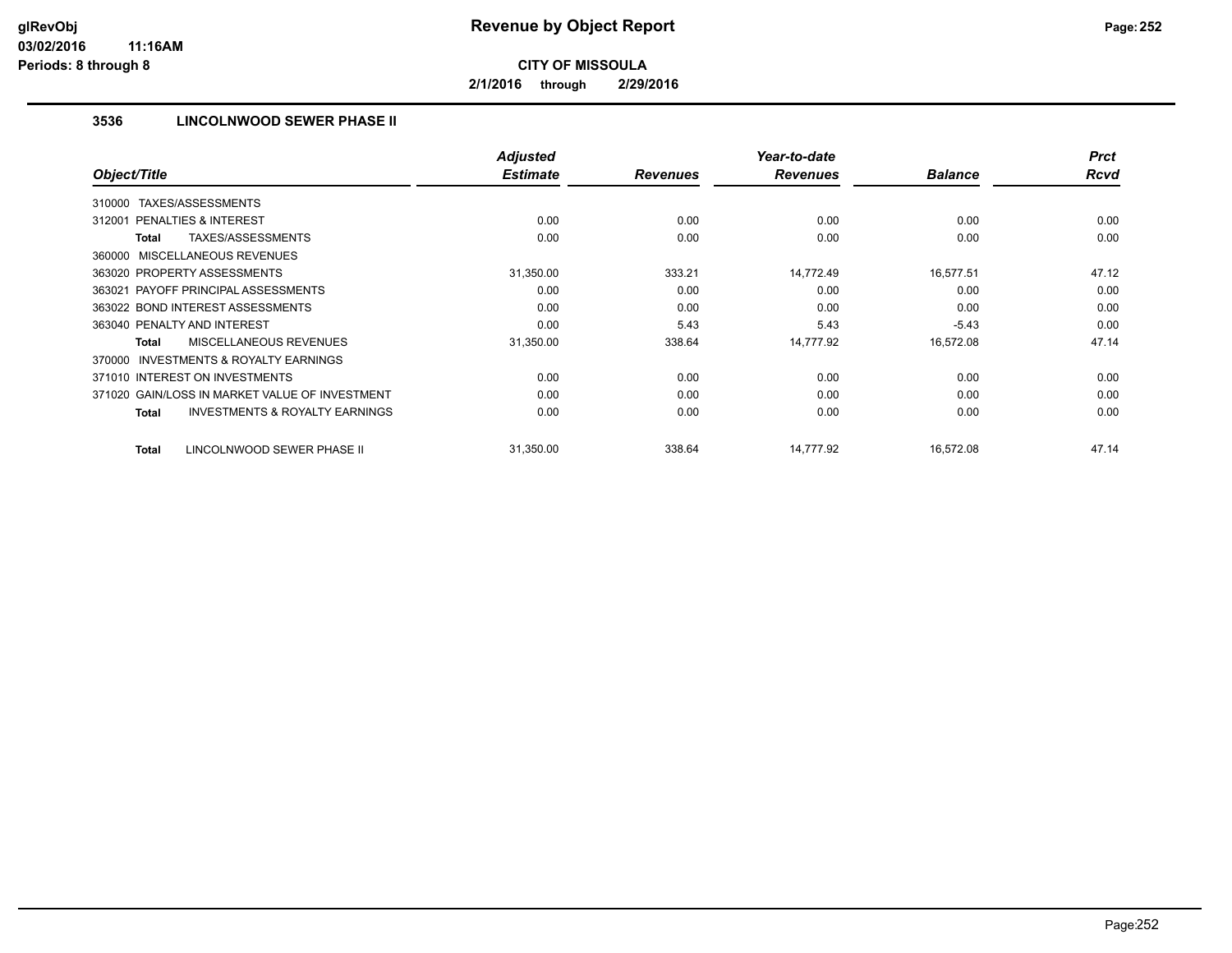# Revenue by Object Report

**CITY OF MISSOULA**

**2/1/2016 through 2/29/2016**

### 3536 LINCOLNWOOD SEWER PHASE II

| Object/Title | Adjusted Estimate | Revenues | Year-to-date Revenues | Balance | Prct Rcvd |
|---|---|---|---|---|---|
| 310000 TAXES/ASSESSMENTS | | | | | |
| 312001 PENALTIES & INTEREST | 0.00 | 0.00 | 0.00 | 0.00 | 0.00 |
| **Total** TAXES/ASSESSMENTS | 0.00 | 0.00 | 0.00 | 0.00 | 0.00 |
| 360000 MISCELLANEOUS REVENUES | | | | | |
| 363020 PROPERTY ASSESSMENTS | 31,350.00 | 333.21 | 14,772.49 | 16,577.51 | 47.12 |
| 363021 PAYOFF PRINCIPAL ASSESSMENTS | 0.00 | 0.00 | 0.00 | 0.00 | 0.00 |
| 363022 BOND INTEREST ASSESSMENTS | 0.00 | 0.00 | 0.00 | 0.00 | 0.00 |
| 363040 PENALTY AND INTEREST | 0.00 | 5.43 | 5.43 | -5.43 | 0.00 |
| **Total** MISCELLANEOUS REVENUES | 31,350.00 | 338.64 | 14,777.92 | 16,572.08 | 47.14 |
| 370000 INVESTMENTS & ROYALTY EARNINGS | | | | | |
| 371010 INTEREST ON INVESTMENTS | 0.00 | 0.00 | 0.00 | 0.00 | 0.00 |
| 371020 GAIN/LOSS IN MARKET VALUE OF INVESTMENT | 0.00 | 0.00 | 0.00 | 0.00 | 0.00 |
| **Total** INVESTMENTS & ROYALTY EARNINGS | 0.00 | 0.00 | 0.00 | 0.00 | 0.00 |
| **Total** LINCOLNWOOD SEWER PHASE II | 31,350.00 | 338.64 | 14,777.92 | 16,572.08 | 47.14 |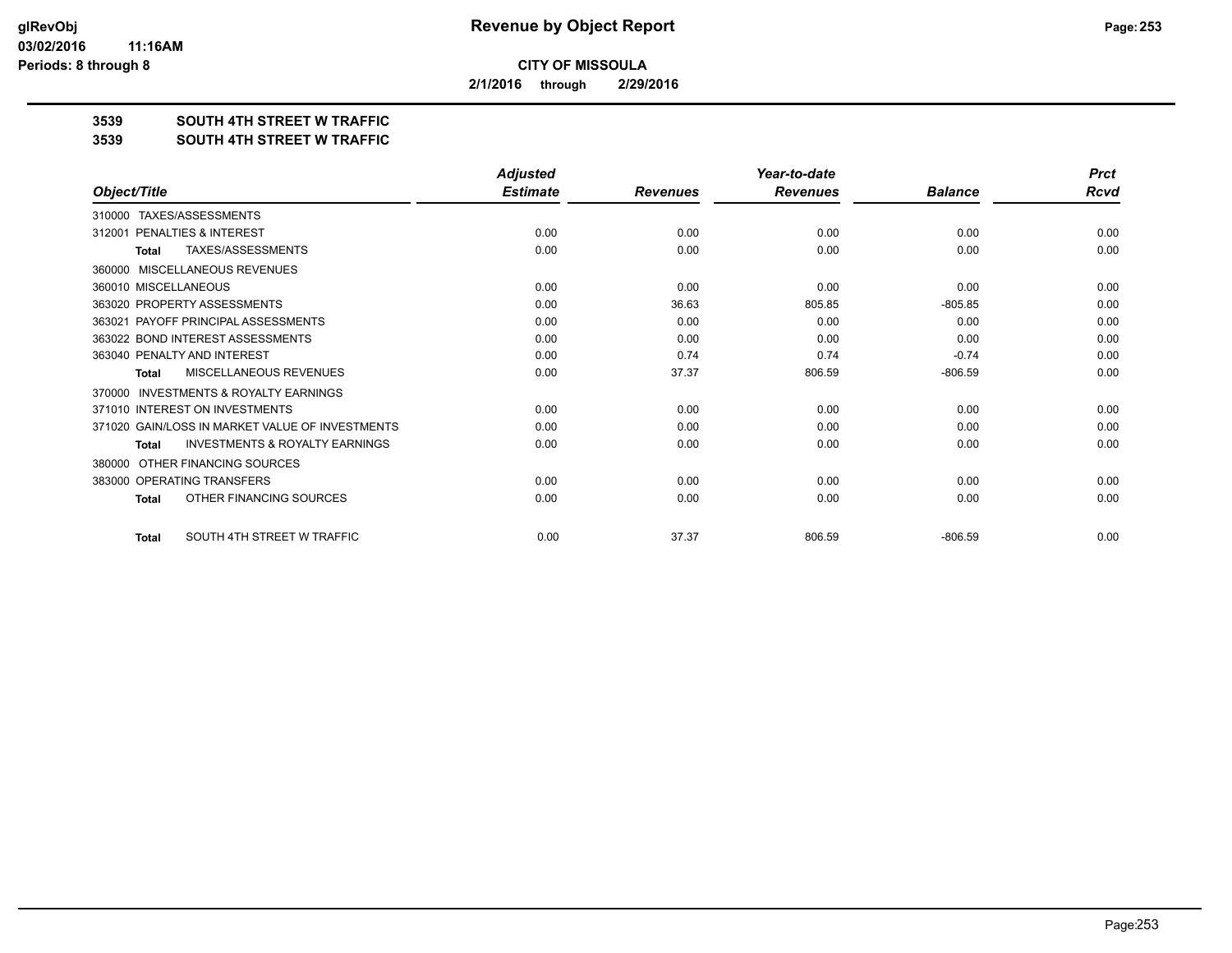**CITY OF MISSOULA**

**2/1/2016 through 2/29/2016**

**3539 SOUTH 4TH STREET W TRAFFIC**

**3539 SOUTH 4TH STREET W TRAFFIC**

| Object/Title | Adjusted Estimate | Revenues | Year-to-date Revenues | Balance | Prct Rcvd |
|---|---|---|---|---|---|
| 310000 TAXES/ASSESSMENTS | | | | | |
| 312001 PENALTIES & INTEREST | 0.00 | 0.00 | 0.00 | 0.00 | 0.00 |
| **Total** TAXES/ASSESSMENTS | 0.00 | 0.00 | 0.00 | 0.00 | 0.00 |
| 360000 MISCELLANEOUS REVENUES | | | | | |
| 360010 MISCELLANEOUS | 0.00 | 0.00 | 0.00 | 0.00 | 0.00 |
| 363020 PROPERTY ASSESSMENTS | 0.00 | 36.63 | 805.85 | -805.85 | 0.00 |
| 363021 PAYOFF PRINCIPAL ASSESSMENTS | 0.00 | 0.00 | 0.00 | 0.00 | 0.00 |
| 363022 BOND INTEREST ASSESSMENTS | 0.00 | 0.00 | 0.00 | 0.00 | 0.00 |
| 363040 PENALTY AND INTEREST | 0.00 | 0.74 | 0.74 | -0.74 | 0.00 |
| **Total** MISCELLANEOUS REVENUES | 0.00 | 37.37 | 806.59 | -806.59 | 0.00 |
| 370000 INVESTMENTS & ROYALTY EARNINGS | | | | | |
| 371010 INTEREST ON INVESTMENTS | 0.00 | 0.00 | 0.00 | 0.00 | 0.00 |
| 371020 GAIN/LOSS IN MARKET VALUE OF INVESTMENTS | 0.00 | 0.00 | 0.00 | 0.00 | 0.00 |
| **Total** INVESTMENTS & ROYALTY EARNINGS | 0.00 | 0.00 | 0.00 | 0.00 | 0.00 |
| 380000 OTHER FINANCING SOURCES | | | | | |
| 383000 OPERATING TRANSFERS | 0.00 | 0.00 | 0.00 | 0.00 | 0.00 |
| **Total** OTHER FINANCING SOURCES | 0.00 | 0.00 | 0.00 | 0.00 | 0.00 |
| **Total** SOUTH 4TH STREET W TRAFFIC | 0.00 | 37.37 | 806.59 | -806.59 | 0.00 |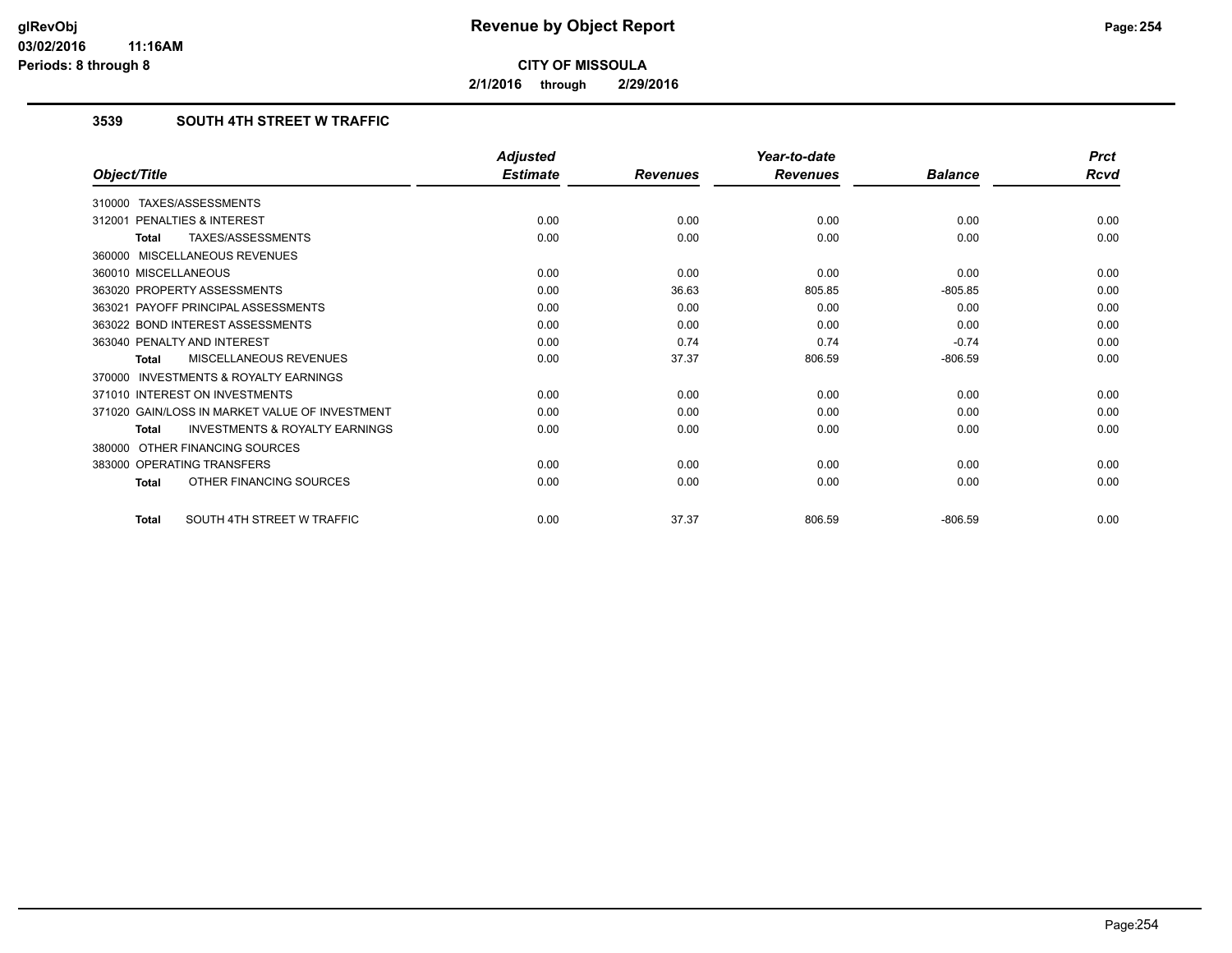# Revenue by Object Report

**CITY OF MISSOULA**

**2/1/2016 through 2/29/2016**

glRevObj
03/02/2016 11:16AM
Periods: 8 through 8

### 3539 SOUTH 4TH STREET W TRAFFIC

| Object/Title | Adjusted Estimate | Revenues | Year-to-date Revenues | Balance | Prct Rcvd |
|---|---|---|---|---|---|
| 310000 TAXES/ASSESSMENTS | | | | | |
| 312001 PENALTIES & INTEREST | 0.00 | 0.00 | 0.00 | 0.00 | 0.00 |
| **Total** TAXES/ASSESSMENTS | 0.00 | 0.00 | 0.00 | 0.00 | 0.00 |
| 360000 MISCELLANEOUS REVENUES | | | | | |
| 360010 MISCELLANEOUS | 0.00 | 0.00 | 0.00 | 0.00 | 0.00 |
| 363020 PROPERTY ASSESSMENTS | 0.00 | 36.63 | 805.85 | -805.85 | 0.00 |
| 363021 PAYOFF PRINCIPAL ASSESSMENTS | 0.00 | 0.00 | 0.00 | 0.00 | 0.00 |
| 363022 BOND INTEREST ASSESSMENTS | 0.00 | 0.00 | 0.00 | 0.00 | 0.00 |
| 363040 PENALTY AND INTEREST | 0.00 | 0.74 | 0.74 | -0.74 | 0.00 |
| **Total** MISCELLANEOUS REVENUES | 0.00 | 37.37 | 806.59 | -806.59 | 0.00 |
| 370000 INVESTMENTS & ROYALTY EARNINGS | | | | | |
| 371010 INTEREST ON INVESTMENTS | 0.00 | 0.00 | 0.00 | 0.00 | 0.00 |
| 371020 GAIN/LOSS IN MARKET VALUE OF INVESTMENT | 0.00 | 0.00 | 0.00 | 0.00 | 0.00 |
| **Total** INVESTMENTS & ROYALTY EARNINGS | 0.00 | 0.00 | 0.00 | 0.00 | 0.00 |
| 380000 OTHER FINANCING SOURCES | | | | | |
| 383000 OPERATING TRANSFERS | 0.00 | 0.00 | 0.00 | 0.00 | 0.00 |
| **Total** OTHER FINANCING SOURCES | 0.00 | 0.00 | 0.00 | 0.00 | 0.00 |
| **Total** SOUTH 4TH STREET W TRAFFIC | 0.00 | 37.37 | 806.59 | -806.59 | 0.00 |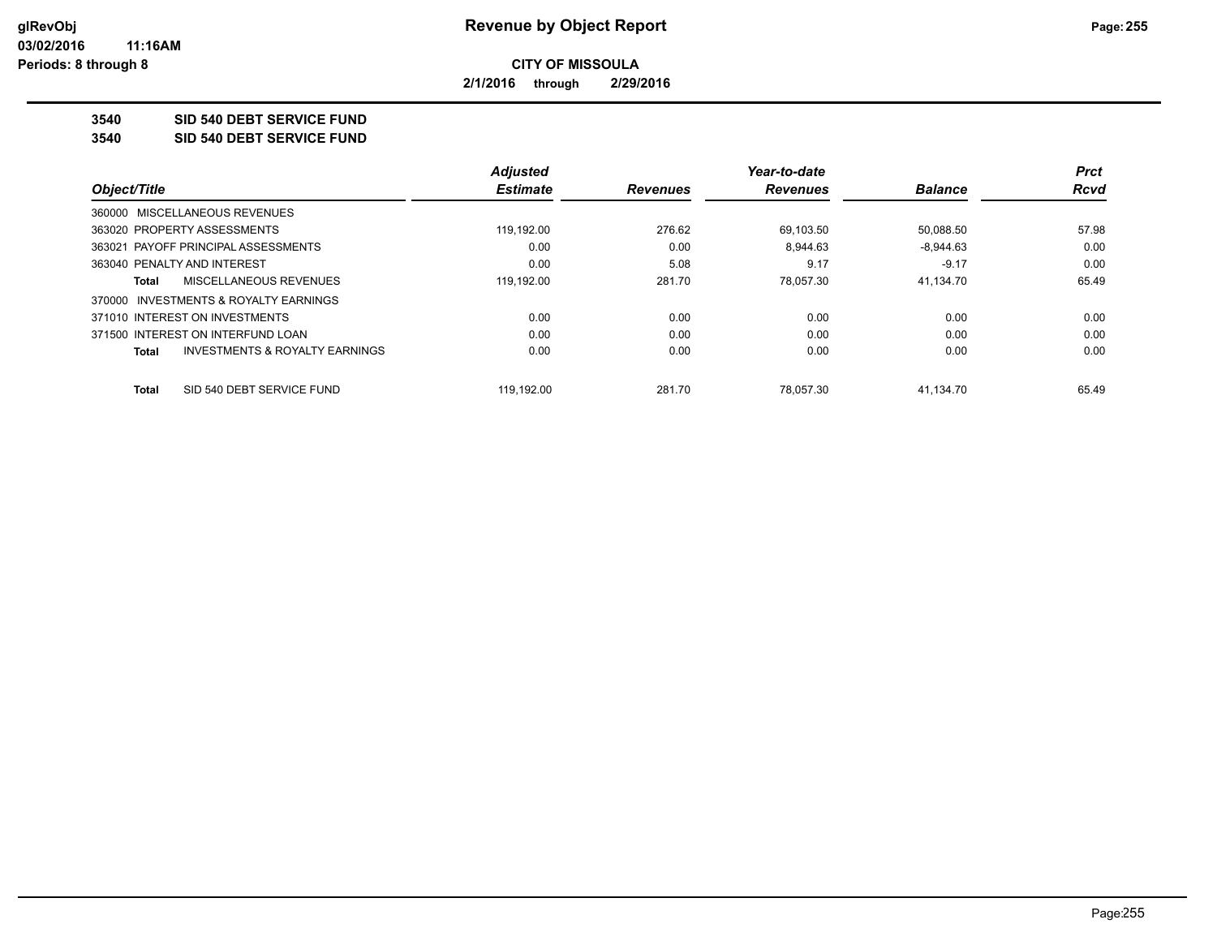# Revenue by Object Report

**CITY OF MISSOULA**

**2/1/2016 through 2/29/2016**

glRevObj
03/02/2016 11:16AM
Periods: 8 through 8

**3540 SID 540 DEBT SERVICE FUND**

**3540 SID 540 DEBT SERVICE FUND**

| Object/Title | Adjusted Estimate | Revenues | Year-to-date Revenues | Balance | Prct Rcvd |
|---|---|---|---|---|---|
| 360000 MISCELLANEOUS REVENUES | | | | | |
| 363020 PROPERTY ASSESSMENTS | 119,192.00 | 276.62 | 69,103.50 | 50,088.50 | 57.98 |
| 363021 PAYOFF PRINCIPAL ASSESSMENTS | 0.00 | 0.00 | 8,944.63 | -8,944.63 | 0.00 |
| 363040 PENALTY AND INTEREST | 0.00 | 5.08 | 9.17 | -9.17 | 0.00 |
| **Total** MISCELLANEOUS REVENUES | 119,192.00 | 281.70 | 78,057.30 | 41,134.70 | 65.49 |
| 370000 INVESTMENTS & ROYALTY EARNINGS | | | | | |
| 371010 INTEREST ON INVESTMENTS | 0.00 | 0.00 | 0.00 | 0.00 | 0.00 |
| 371500 INTEREST ON INTERFUND LOAN | 0.00 | 0.00 | 0.00 | 0.00 | 0.00 |
| **Total** INVESTMENTS & ROYALTY EARNINGS | 0.00 | 0.00 | 0.00 | 0.00 | 0.00 |
| **Total** SID 540 DEBT SERVICE FUND | 119,192.00 | 281.70 | 78,057.30 | 41,134.70 | 65.49 |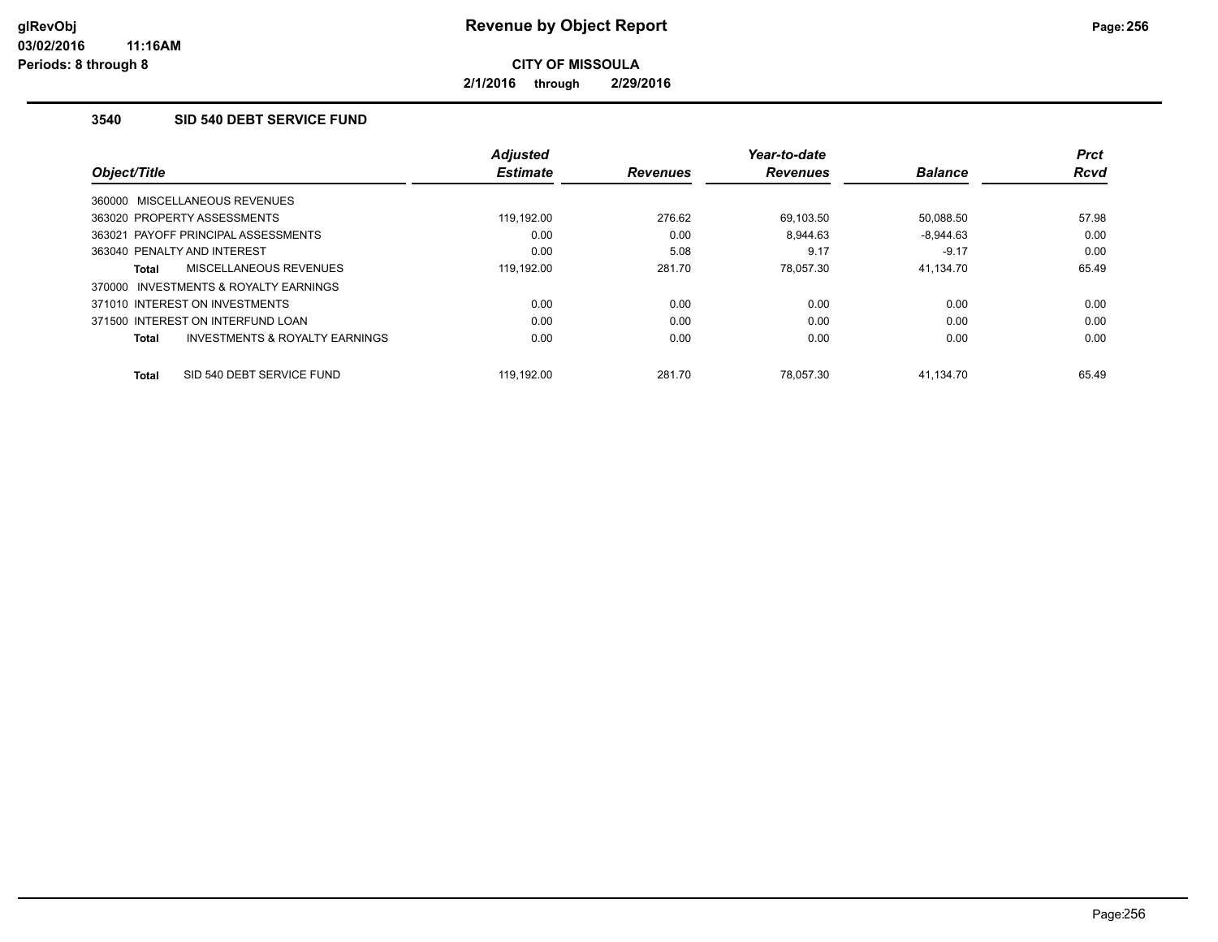# Revenue by Object Report

**CITY OF MISSOULA**

**2/1/2016 through 2/29/2016**

glRevObj
03/02/2016 11:16AM
Periods: 8 through 8

### 3540 SID 540 DEBT SERVICE FUND

| Object/Title | Adjusted Estimate | Revenues | Year-to-date Revenues | Balance | Prct Rcvd |
|---|---|---|---|---|---|
| 360000 MISCELLANEOUS REVENUES | | | | | |
| 363020 PROPERTY ASSESSMENTS | 119,192.00 | 276.62 | 69,103.50 | 50,088.50 | 57.98 |
| 363021 PAYOFF PRINCIPAL ASSESSMENTS | 0.00 | 0.00 | 8,944.63 | -8,944.63 | 0.00 |
| 363040 PENALTY AND INTEREST | 0.00 | 5.08 | 9.17 | -9.17 | 0.00 |
| **Total** MISCELLANEOUS REVENUES | 119,192.00 | 281.70 | 78,057.30 | 41,134.70 | 65.49 |
| 370000 INVESTMENTS & ROYALTY EARNINGS | | | | | |
| 371010 INTEREST ON INVESTMENTS | 0.00 | 0.00 | 0.00 | 0.00 | 0.00 |
| 371500 INTEREST ON INTERFUND LOAN | 0.00 | 0.00 | 0.00 | 0.00 | 0.00 |
| **Total** INVESTMENTS & ROYALTY EARNINGS | 0.00 | 0.00 | 0.00 | 0.00 | 0.00 |
| **Total** SID 540 DEBT SERVICE FUND | 119,192.00 | 281.70 | 78,057.30 | 41,134.70 | 65.49 |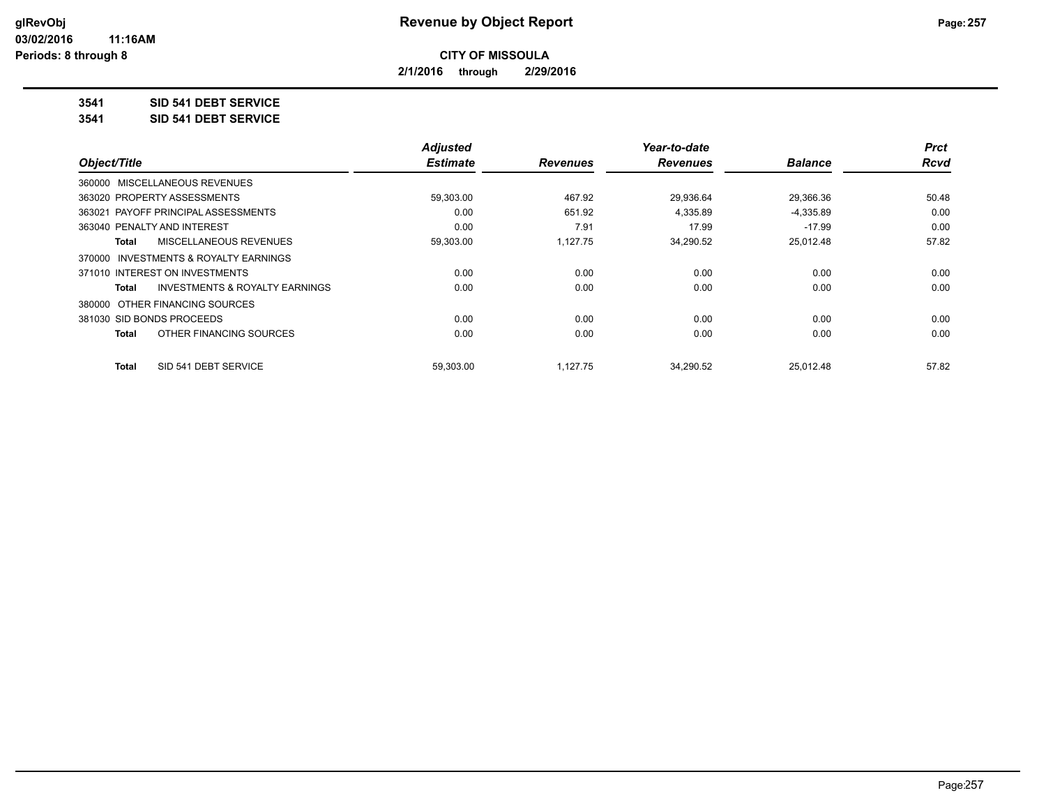# Revenue by Object Report

**CITY OF MISSOULA**

**2/1/2016 through 2/29/2016**

**3541 SID 541 DEBT SERVICE**

**3541 SID 541 DEBT SERVICE**

| Object/Title | Adjusted Estimate | Revenues | Year-to-date Revenues | Balance | Prct Rcvd |
|---|---|---|---|---|---|
| 360000 MISCELLANEOUS REVENUES | | | | | |
| 363020 PROPERTY ASSESSMENTS | 59,303.00 | 467.92 | 29,936.64 | 29,366.36 | 50.48 |
| 363021 PAYOFF PRINCIPAL ASSESSMENTS | 0.00 | 651.92 | 4,335.89 | -4,335.89 | 0.00 |
| 363040 PENALTY AND INTEREST | 0.00 | 7.91 | 17.99 | -17.99 | 0.00 |
| **Total** MISCELLANEOUS REVENUES | 59,303.00 | 1,127.75 | 34,290.52 | 25,012.48 | 57.82 |
| 370000 INVESTMENTS & ROYALTY EARNINGS | | | | | |
| 371010 INTEREST ON INVESTMENTS | 0.00 | 0.00 | 0.00 | 0.00 | 0.00 |
| **Total** INVESTMENTS & ROYALTY EARNINGS | 0.00 | 0.00 | 0.00 | 0.00 | 0.00 |
| 380000 OTHER FINANCING SOURCES | | | | | |
| 381030 SID BONDS PROCEEDS | 0.00 | 0.00 | 0.00 | 0.00 | 0.00 |
| **Total** OTHER FINANCING SOURCES | 0.00 | 0.00 | 0.00 | 0.00 | 0.00 |
| **Total** SID 541 DEBT SERVICE | 59,303.00 | 1,127.75 | 34,290.52 | 25,012.48 | 57.82 |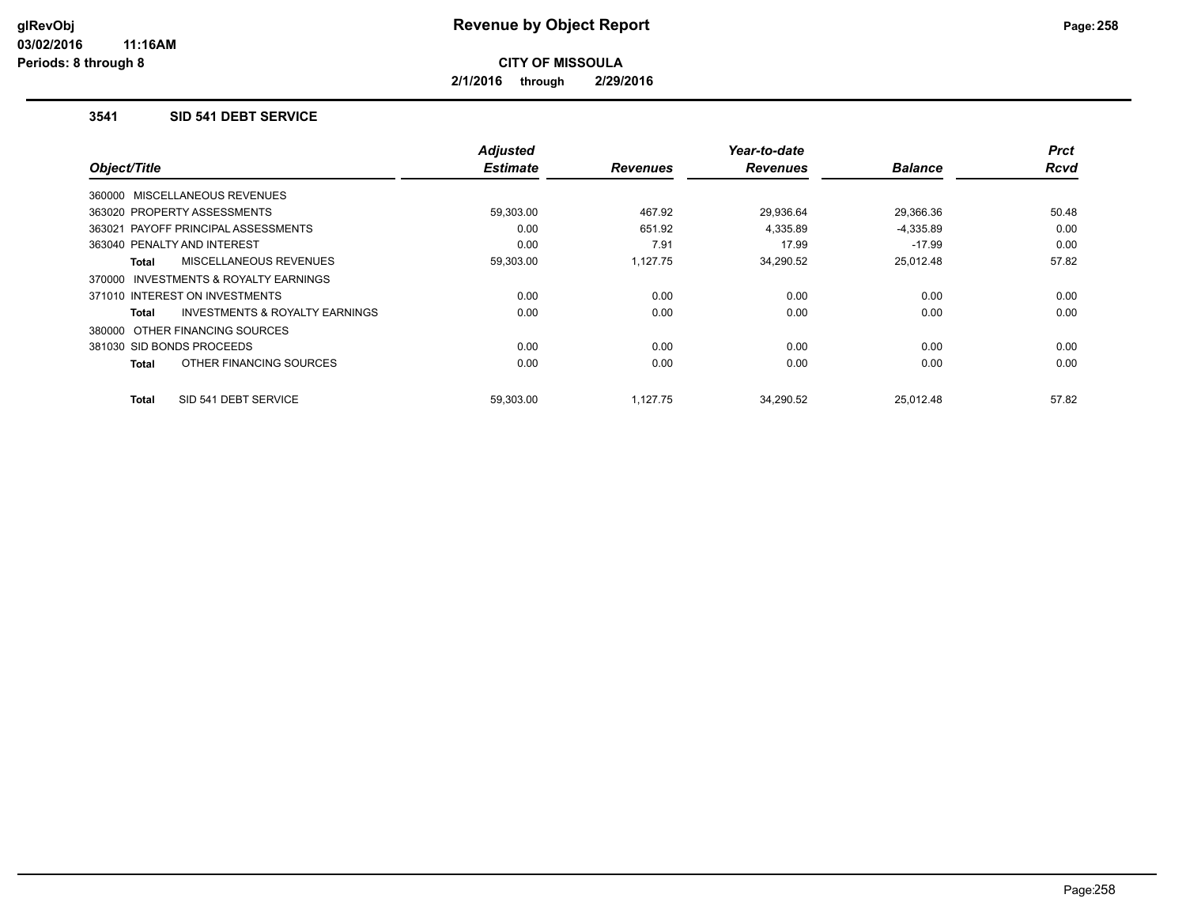**CITY OF MISSOULA**

**2/1/2016 through 2/29/2016**

### 3541 SID 541 DEBT SERVICE

| Object/Title | Adjusted Estimate | Revenues | Year-to-date Revenues | Balance | Prct Rcvd |
|---|---|---|---|---|---|
| 360000 MISCELLANEOUS REVENUES | | | | | |
| 363020 PROPERTY ASSESSMENTS | 59,303.00 | 467.92 | 29,936.64 | 29,366.36 | 50.48 |
| 363021 PAYOFF PRINCIPAL ASSESSMENTS | 0.00 | 651.92 | 4,335.89 | -4,335.89 | 0.00 |
| 363040 PENALTY AND INTEREST | 0.00 | 7.91 | 17.99 | -17.99 | 0.00 |
| **Total** MISCELLANEOUS REVENUES | 59,303.00 | 1,127.75 | 34,290.52 | 25,012.48 | 57.82 |
| 370000 INVESTMENTS & ROYALTY EARNINGS | | | | | |
| 371010 INTEREST ON INVESTMENTS | 0.00 | 0.00 | 0.00 | 0.00 | 0.00 |
| **Total** INVESTMENTS & ROYALTY EARNINGS | 0.00 | 0.00 | 0.00 | 0.00 | 0.00 |
| 380000 OTHER FINANCING SOURCES | | | | | |
| 381030 SID BONDS PROCEEDS | 0.00 | 0.00 | 0.00 | 0.00 | 0.00 |
| **Total** OTHER FINANCING SOURCES | 0.00 | 0.00 | 0.00 | 0.00 | 0.00 |
| **Total** SID 541 DEBT SERVICE | 59,303.00 | 1,127.75 | 34,290.52 | 25,012.48 | 57.82 |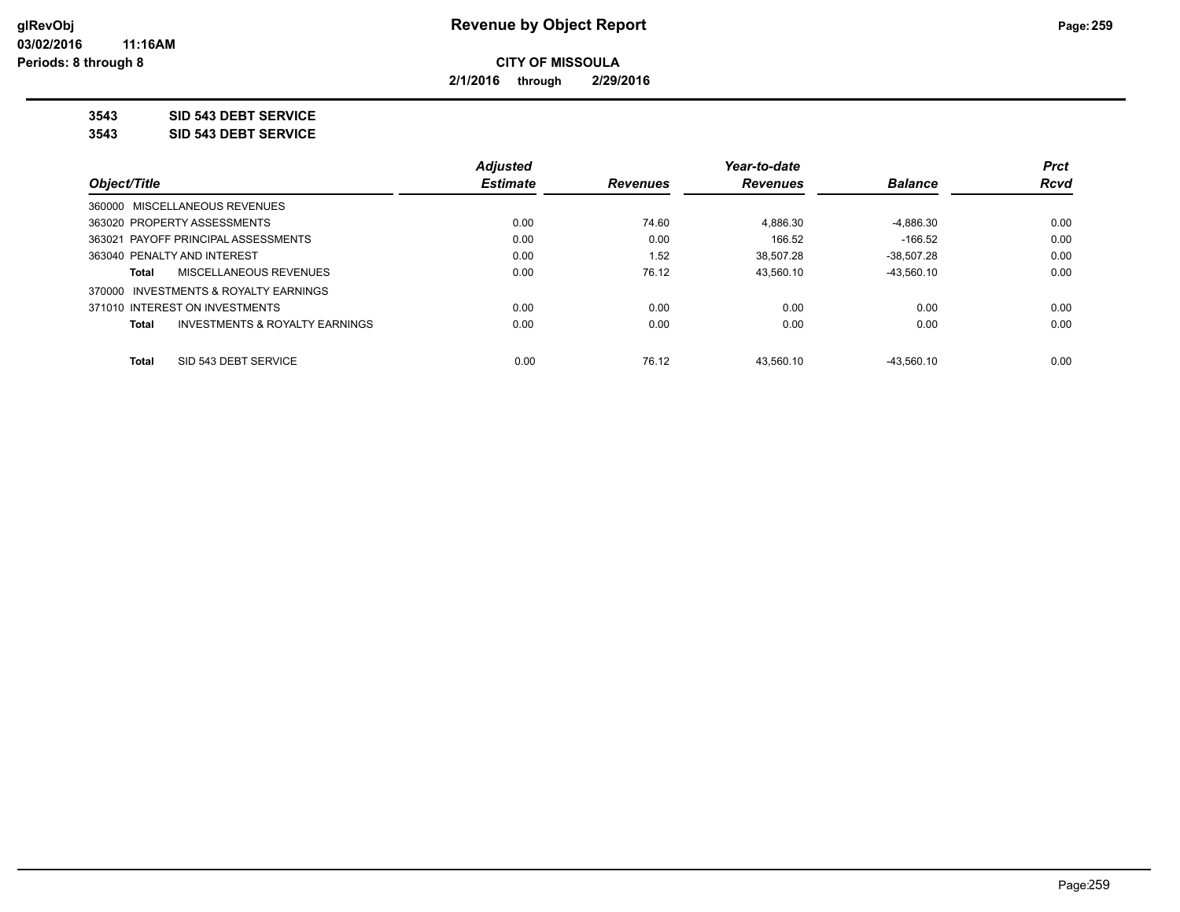glRevObj
03/02/2016 11:16AM
Periods: 8 through 8

# Revenue by Object Report

**CITY OF MISSOULA**

**2/1/2016 through 2/29/2016**

**3543 SID 543 DEBT SERVICE**

**3543 SID 543 DEBT SERVICE**

| Object/Title | Adjusted Estimate | Revenues | Year-to-date Revenues | Balance | Prct Rcvd |
|---|---|---|---|---|---|
| 360000 MISCELLANEOUS REVENUES | | | | | |
| 363020 PROPERTY ASSESSMENTS | 0.00 | 74.60 | 4,886.30 | -4,886.30 | 0.00 |
| 363021 PAYOFF PRINCIPAL ASSESSMENTS | 0.00 | 0.00 | 166.52 | -166.52 | 0.00 |
| 363040 PENALTY AND INTEREST | 0.00 | 1.52 | 38,507.28 | -38,507.28 | 0.00 |
| **Total** MISCELLANEOUS REVENUES | 0.00 | 76.12 | 43,560.10 | -43,560.10 | 0.00 |
| 370000 INVESTMENTS & ROYALTY EARNINGS | | | | | |
| 371010 INTEREST ON INVESTMENTS | 0.00 | 0.00 | 0.00 | 0.00 | 0.00 |
| **Total** INVESTMENTS & ROYALTY EARNINGS | 0.00 | 0.00 | 0.00 | 0.00 | 0.00 |
| **Total** SID 543 DEBT SERVICE | 0.00 | 76.12 | 43,560.10 | -43,560.10 | 0.00 |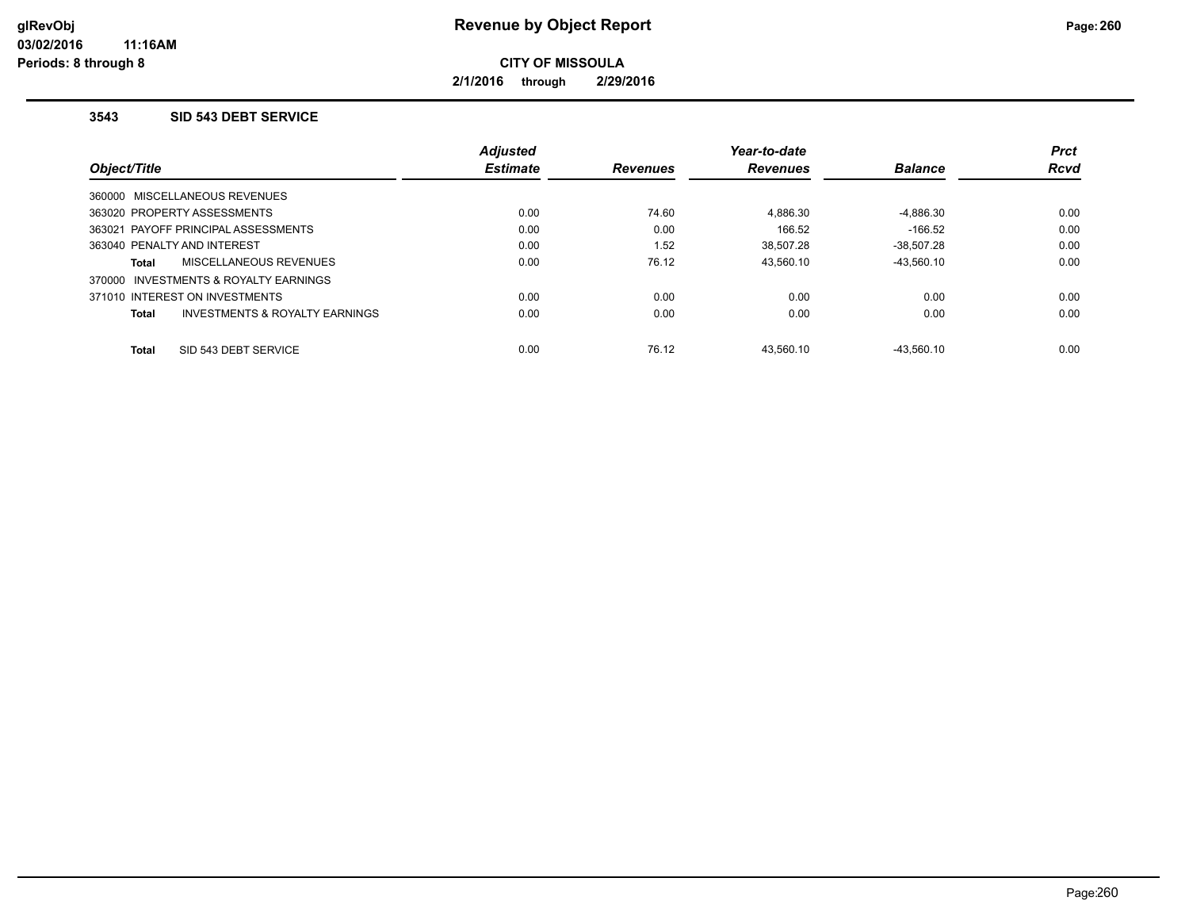# Revenue by Object Report

**CITY OF MISSOULA**

**2/1/2016 through 2/29/2016**

### 3543 SID 543 DEBT SERVICE

| Object/Title | Adjusted Estimate | Revenues | Year-to-date Revenues | Balance | Prct Rcvd |
|---|---|---|---|---|---|
| 360000 MISCELLANEOUS REVENUES | | | | | |
| 363020 PROPERTY ASSESSMENTS | 0.00 | 74.60 | 4,886.30 | -4,886.30 | 0.00 |
| 363021 PAYOFF PRINCIPAL ASSESSMENTS | 0.00 | 0.00 | 166.52 | -166.52 | 0.00 |
| 363040 PENALTY AND INTEREST | 0.00 | 1.52 | 38,507.28 | -38,507.28 | 0.00 |
| **Total** MISCELLANEOUS REVENUES | 0.00 | 76.12 | 43,560.10 | -43,560.10 | 0.00 |
| 370000 INVESTMENTS & ROYALTY EARNINGS | | | | | |
| 371010 INTEREST ON INVESTMENTS | 0.00 | 0.00 | 0.00 | 0.00 | 0.00 |
| **Total** INVESTMENTS & ROYALTY EARNINGS | 0.00 | 0.00 | 0.00 | 0.00 | 0.00 |
| **Total** SID 543 DEBT SERVICE | 0.00 | 76.12 | 43,560.10 | -43,560.10 | 0.00 |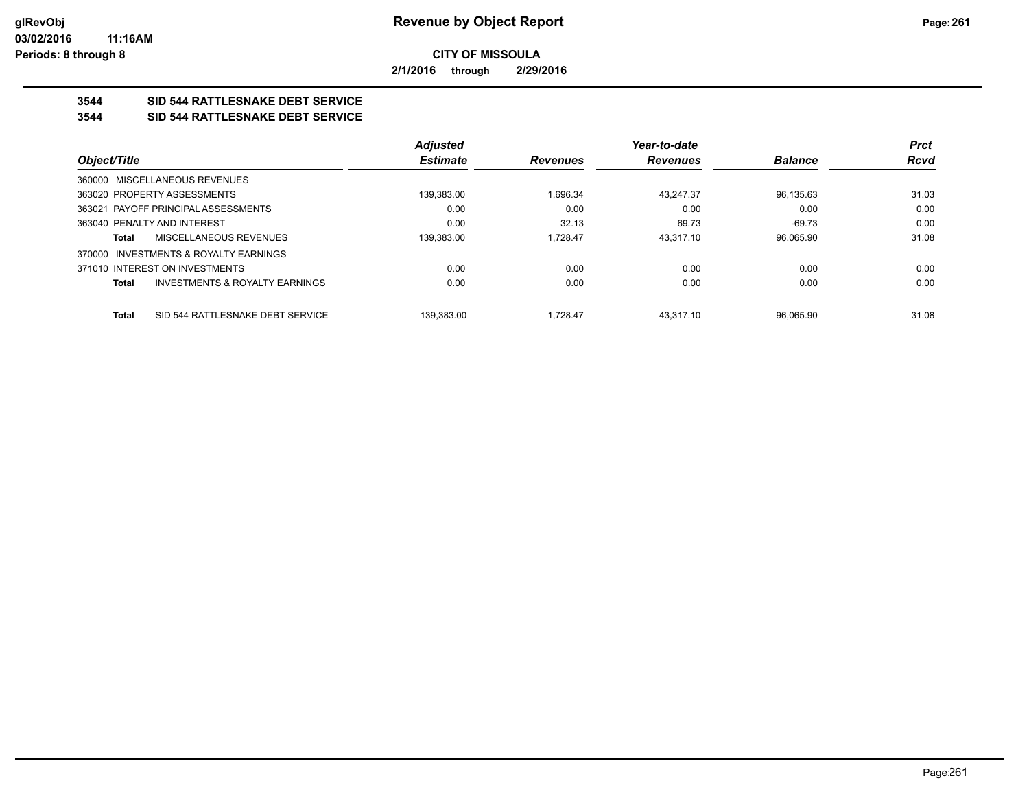**Revenue by Object Report**

**CITY OF MISSOULA**

**2/1/2016 through 2/29/2016**

**3544 SID 544 RATTLESNAKE DEBT SERVICE**

**3544 SID 544 RATTLESNAKE DEBT SERVICE**

| Object/Title | Adjusted Estimate | Revenues | Year-to-date Revenues | Balance | Prct Rcvd |
|---|---|---|---|---|---|
| 360000 MISCELLANEOUS REVENUES | | | | | |
| 363020 PROPERTY ASSESSMENTS | 139,383.00 | 1,696.34 | 43,247.37 | 96,135.63 | 31.03 |
| 363021 PAYOFF PRINCIPAL ASSESSMENTS | 0.00 | 0.00 | 0.00 | 0.00 | 0.00 |
| 363040 PENALTY AND INTEREST | 0.00 | 32.13 | 69.73 | -69.73 | 0.00 |
| **Total** MISCELLANEOUS REVENUES | 139,383.00 | 1,728.47 | 43,317.10 | 96,065.90 | 31.08 |
| 370000 INVESTMENTS & ROYALTY EARNINGS | | | | | |
| 371010 INTEREST ON INVESTMENTS | 0.00 | 0.00 | 0.00 | 0.00 | 0.00 |
| **Total** INVESTMENTS & ROYALTY EARNINGS | 0.00 | 0.00 | 0.00 | 0.00 | 0.00 |
| **Total** SID 544 RATTLESNAKE DEBT SERVICE | 139,383.00 | 1,728.47 | 43,317.10 | 96,065.90 | 31.08 |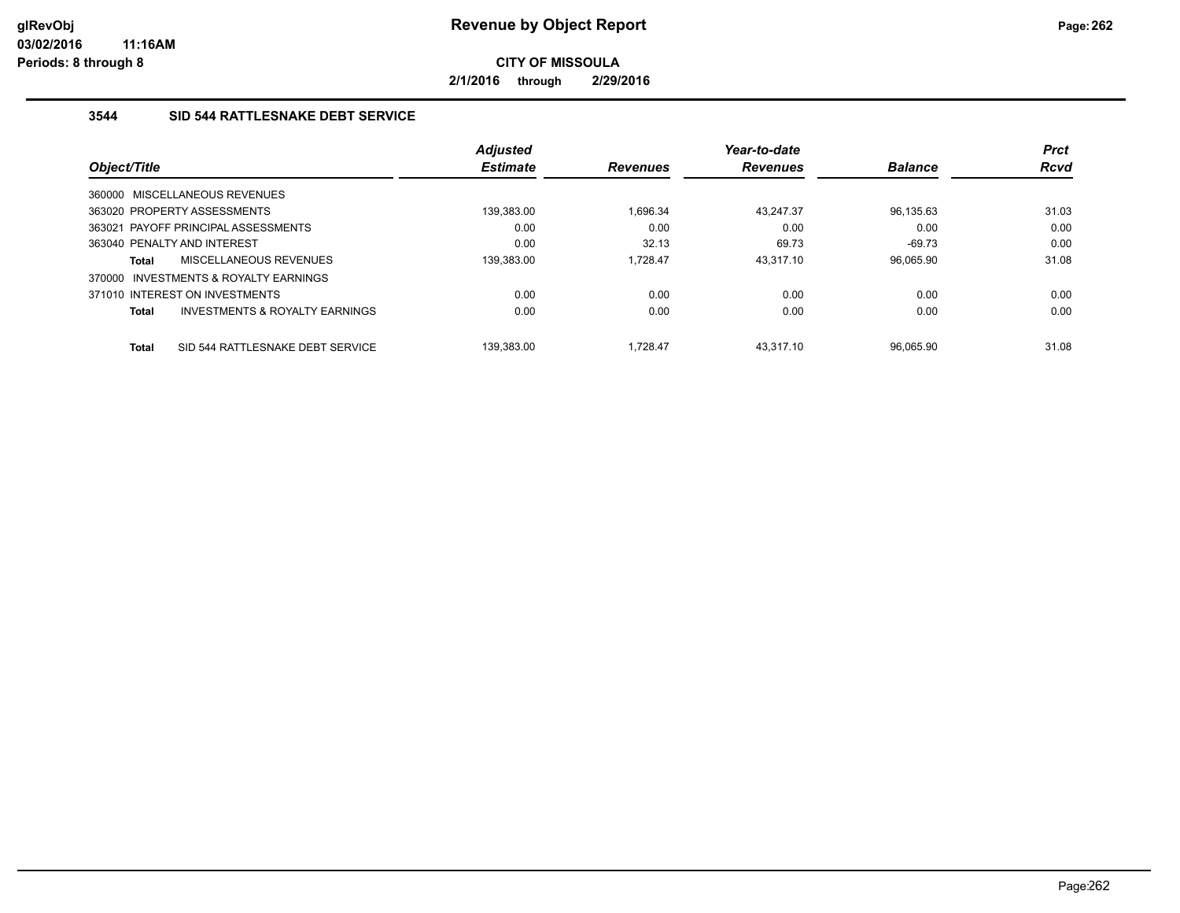# Revenue by Object Report

**CITY OF MISSOULA**

**2/1/2016 through 2/29/2016**

glRevObj
03/02/2016 11:16AM
Periods: 8 through 8

### 3544 SID 544 RATTLESNAKE DEBT SERVICE

| Object/Title | Adjusted Estimate | Revenues | Year-to-date Revenues | Balance | Prct Rcvd |
|---|---|---|---|---|---|
| 360000 MISCELLANEOUS REVENUES | | | | | |
| 363020 PROPERTY ASSESSMENTS | 139,383.00 | 1,696.34 | 43,247.37 | 96,135.63 | 31.03 |
| 363021 PAYOFF PRINCIPAL ASSESSMENTS | 0.00 | 0.00 | 0.00 | 0.00 | 0.00 |
| 363040 PENALTY AND INTEREST | 0.00 | 32.13 | 69.73 | -69.73 | 0.00 |
| **Total** MISCELLANEOUS REVENUES | 139,383.00 | 1,728.47 | 43,317.10 | 96,065.90 | 31.08 |
| 370000 INVESTMENTS & ROYALTY EARNINGS | | | | | |
| 371010 INTEREST ON INVESTMENTS | 0.00 | 0.00 | 0.00 | 0.00 | 0.00 |
| **Total** INVESTMENTS & ROYALTY EARNINGS | 0.00 | 0.00 | 0.00 | 0.00 | 0.00 |
| **Total** SID 544 RATTLESNAKE DEBT SERVICE | 139,383.00 | 1,728.47 | 43,317.10 | 96,065.90 | 31.08 |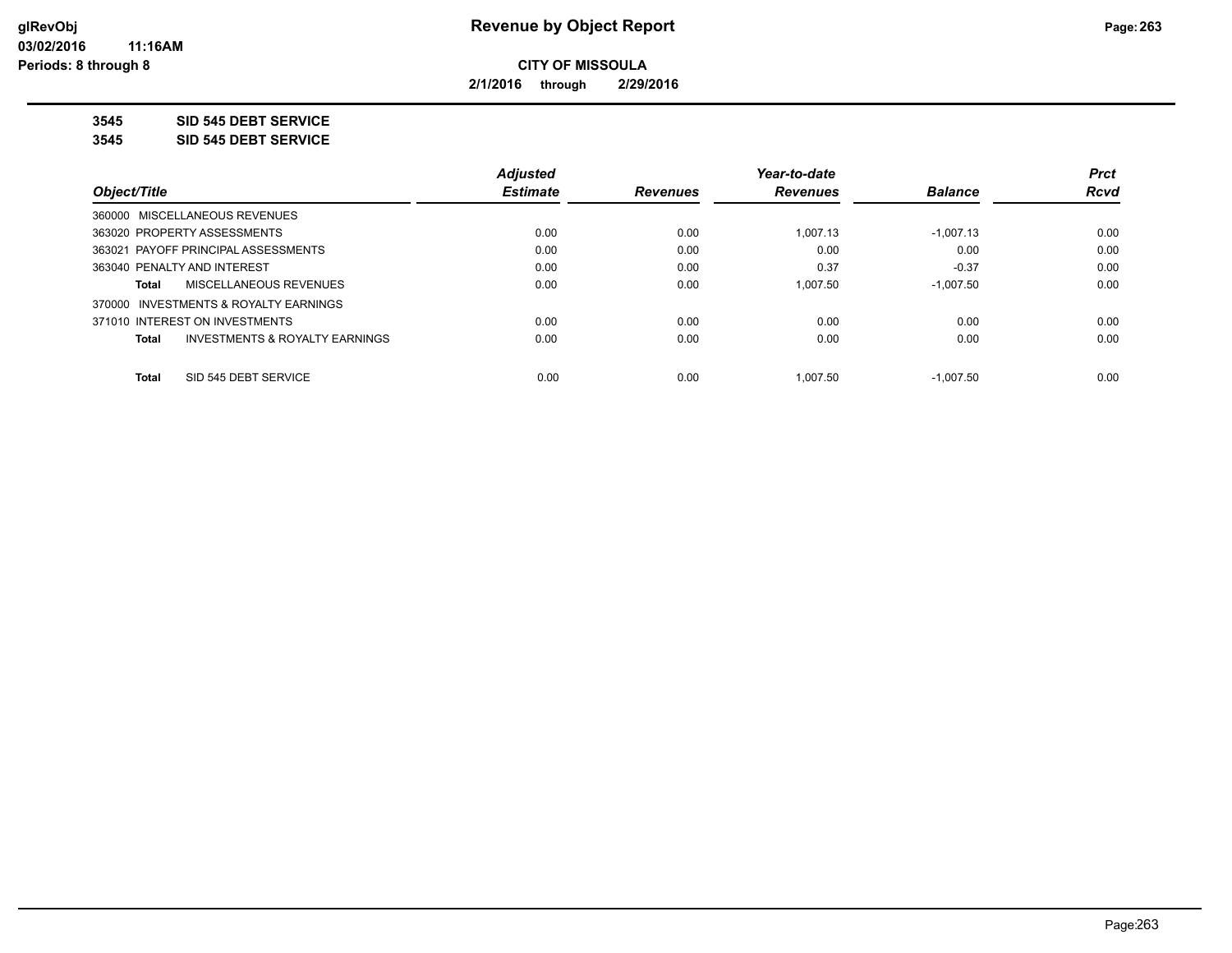**CITY OF MISSOULA**

**2/1/2016 through 2/29/2016**

**3545 SID 545 DEBT SERVICE**

**3545 SID 545 DEBT SERVICE**

| Object/Title | Adjusted Estimate | Revenues | Year-to-date Revenues | Balance | Prct Rcvd |
|---|---|---|---|---|---|
| 360000 MISCELLANEOUS REVENUES | | | | | |
| 363020 PROPERTY ASSESSMENTS | 0.00 | 0.00 | 1,007.13 | -1,007.13 | 0.00 |
| 363021 PAYOFF PRINCIPAL ASSESSMENTS | 0.00 | 0.00 | 0.00 | 0.00 | 0.00 |
| 363040 PENALTY AND INTEREST | 0.00 | 0.00 | 0.37 | -0.37 | 0.00 |
| **Total** MISCELLANEOUS REVENUES | 0.00 | 0.00 | 1,007.50 | -1,007.50 | 0.00 |
| 370000 INVESTMENTS & ROYALTY EARNINGS | | | | | |
| 371010 INTEREST ON INVESTMENTS | 0.00 | 0.00 | 0.00 | 0.00 | 0.00 |
| **Total** INVESTMENTS & ROYALTY EARNINGS | 0.00 | 0.00 | 0.00 | 0.00 | 0.00 |
| **Total** SID 545 DEBT SERVICE | 0.00 | 0.00 | 1,007.50 | -1,007.50 | 0.00 |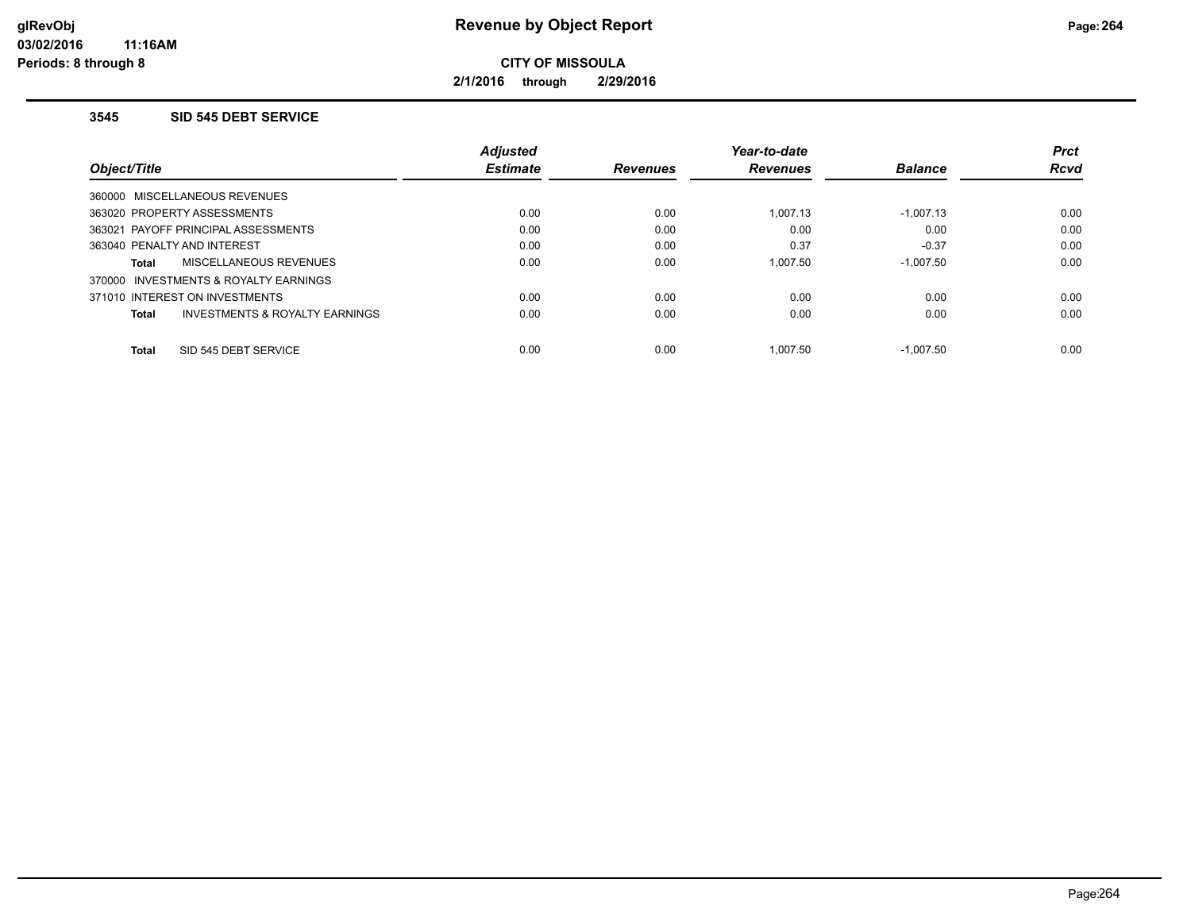# Revenue by Object Report

**CITY OF MISSOULA**

**2/1/2016 through 2/29/2016**

glRevObj
03/02/2016 11:16AM
Periods: 8 through 8

### 3545 SID 545 DEBT SERVICE

| Object/Title | Adjusted Estimate | Revenues | Year-to-date Revenues | Balance | Prct Rcvd |
|---|---|---|---|---|---|
| 360000 MISCELLANEOUS REVENUES | | | | | |
| 363020 PROPERTY ASSESSMENTS | 0.00 | 0.00 | 1,007.13 | -1,007.13 | 0.00 |
| 363021 PAYOFF PRINCIPAL ASSESSMENTS | 0.00 | 0.00 | 0.00 | 0.00 | 0.00 |
| 363040 PENALTY AND INTEREST | 0.00 | 0.00 | 0.37 | -0.37 | 0.00 |
| **Total** MISCELLANEOUS REVENUES | 0.00 | 0.00 | 1,007.50 | -1,007.50 | 0.00 |
| 370000 INVESTMENTS & ROYALTY EARNINGS | | | | | |
| 371010 INTEREST ON INVESTMENTS | 0.00 | 0.00 | 0.00 | 0.00 | 0.00 |
| **Total** INVESTMENTS & ROYALTY EARNINGS | 0.00 | 0.00 | 0.00 | 0.00 | 0.00 |
| **Total** SID 545 DEBT SERVICE | 0.00 | 0.00 | 1,007.50 | -1,007.50 | 0.00 |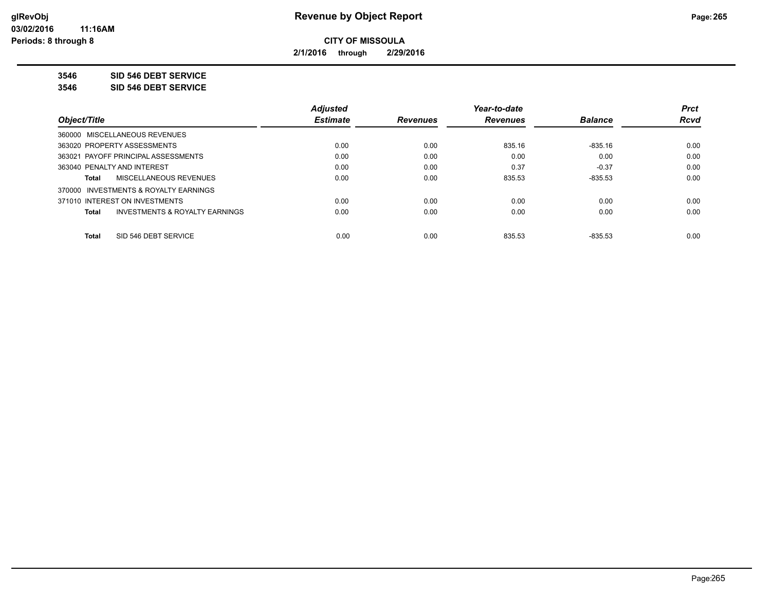# Revenue by Object Report

**CITY OF MISSOULA**

**2/1/2016 through 2/29/2016**

glRevObj
03/02/2016 11:16AM
Periods: 8 through 8

**3546 SID 546 DEBT SERVICE**

**3546 SID 546 DEBT SERVICE**

| Object/Title | Adjusted Estimate | Revenues | Year-to-date Revenues | Balance | Prct Rcvd |
|---|---|---|---|---|---|
| 360000 MISCELLANEOUS REVENUES | | | | | |
| 363020 PROPERTY ASSESSMENTS | 0.00 | 0.00 | 835.16 | -835.16 | 0.00 |
| 363021 PAYOFF PRINCIPAL ASSESSMENTS | 0.00 | 0.00 | 0.00 | 0.00 | 0.00 |
| 363040 PENALTY AND INTEREST | 0.00 | 0.00 | 0.37 | -0.37 | 0.00 |
| **Total** MISCELLANEOUS REVENUES | 0.00 | 0.00 | 835.53 | -835.53 | 0.00 |
| 370000 INVESTMENTS & ROYALTY EARNINGS | | | | | |
| 371010 INTEREST ON INVESTMENTS | 0.00 | 0.00 | 0.00 | 0.00 | 0.00 |
| **Total** INVESTMENTS & ROYALTY EARNINGS | 0.00 | 0.00 | 0.00 | 0.00 | 0.00 |
| **Total** SID 546 DEBT SERVICE | 0.00 | 0.00 | 835.53 | -835.53 | 0.00 |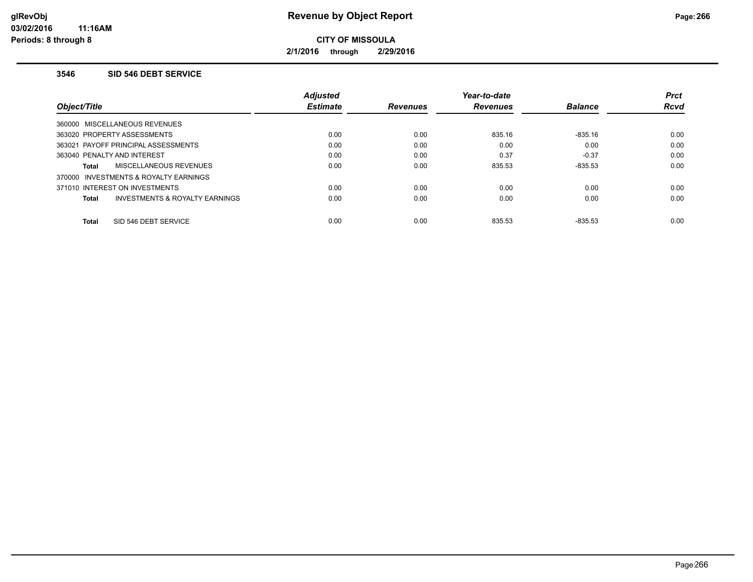**glRevObj** **Revenue by Object Report**

**03/02/2016 11:16AM**

**Periods: 8 through 8**

**CITY OF MISSOULA**

**2/1/2016 through 2/29/2016**

### 3546 SID 546 DEBT SERVICE

| Object/Title | Adjusted Estimate | Revenues | Year-to-date Revenues | Balance | Prct Rcvd |
|---|---|---|---|---|---|
| 360000 MISCELLANEOUS REVENUES | | | | | |
| 363020 PROPERTY ASSESSMENTS | 0.00 | 0.00 | 835.16 | -835.16 | 0.00 |
| 363021 PAYOFF PRINCIPAL ASSESSMENTS | 0.00 | 0.00 | 0.00 | 0.00 | 0.00 |
| 363040 PENALTY AND INTEREST | 0.00 | 0.00 | 0.37 | -0.37 | 0.00 |
| **Total** MISCELLANEOUS REVENUES | 0.00 | 0.00 | 835.53 | -835.53 | 0.00 |
| 370000 INVESTMENTS & ROYALTY EARNINGS | | | | | |
| 371010 INTEREST ON INVESTMENTS | 0.00 | 0.00 | 0.00 | 0.00 | 0.00 |
| **Total** INVESTMENTS & ROYALTY EARNINGS | 0.00 | 0.00 | 0.00 | 0.00 | 0.00 |
| **Total** SID 546 DEBT SERVICE | 0.00 | 0.00 | 835.53 | -835.53 | 0.00 |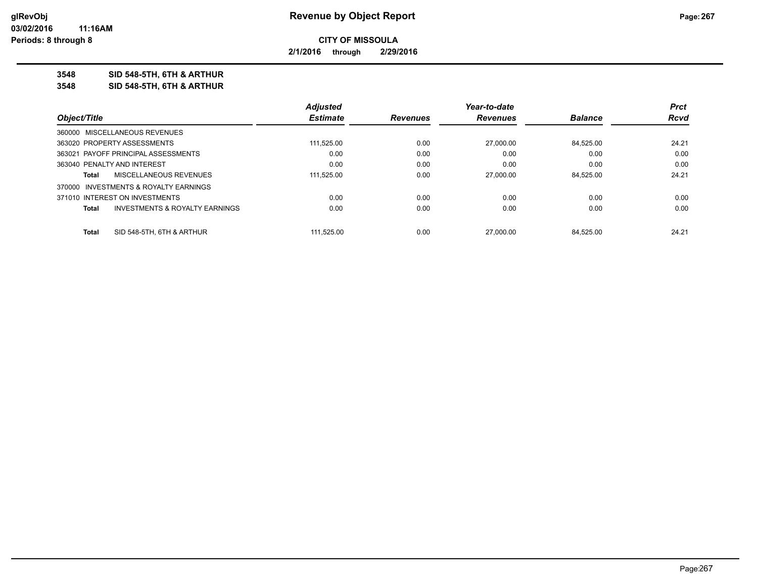**Revenue by Object Report**

**CITY OF MISSOULA**

**2/1/2016 through 2/29/2016**

glRevObj
03/02/2016 11:16AM
Periods: 8 through 8

**3548 SID 548-5TH, 6TH & ARTHUR**

**3548 SID 548-5TH, 6TH & ARTHUR**

| Object/Title | Adjusted Estimate | Revenues | Year-to-date Revenues | Balance | Prct Rcvd |
|---|---|---|---|---|---|
| 360000 MISCELLANEOUS REVENUES | | | | | |
| 363020 PROPERTY ASSESSMENTS | 111,525.00 | 0.00 | 27,000.00 | 84,525.00 | 24.21 |
| 363021 PAYOFF PRINCIPAL ASSESSMENTS | 0.00 | 0.00 | 0.00 | 0.00 | 0.00 |
| 363040 PENALTY AND INTEREST | 0.00 | 0.00 | 0.00 | 0.00 | 0.00 |
| **Total** MISCELLANEOUS REVENUES | 111,525.00 | 0.00 | 27,000.00 | 84,525.00 | 24.21 |
| 370000 INVESTMENTS & ROYALTY EARNINGS | | | | | |
| 371010 INTEREST ON INVESTMENTS | 0.00 | 0.00 | 0.00 | 0.00 | 0.00 |
| **Total** INVESTMENTS & ROYALTY EARNINGS | 0.00 | 0.00 | 0.00 | 0.00 | 0.00 |
| **Total** SID 548-5TH, 6TH & ARTHUR | 111,525.00 | 0.00 | 27,000.00 | 84,525.00 | 24.21 |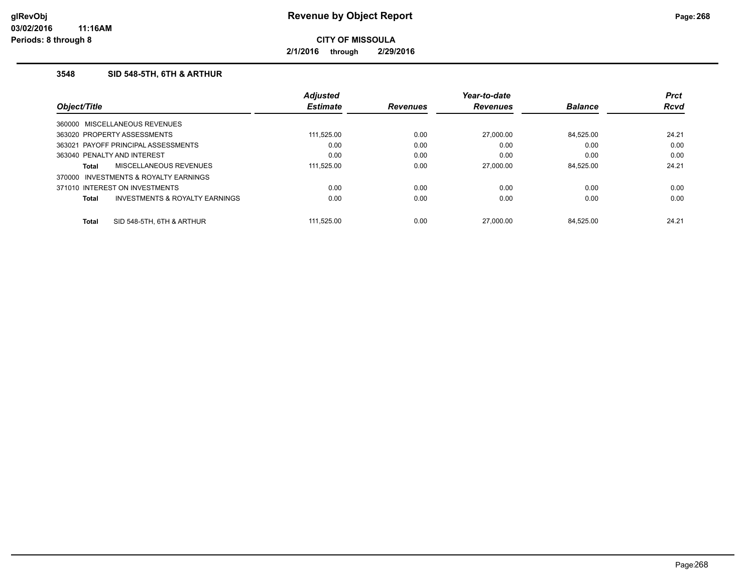# Revenue by Object Report

**CITY OF MISSOULA**

**2/1/2016 through 2/29/2016**

glRevObj
03/02/2016 11:16AM
Periods: 8 through 8

### 3548 SID 548-5TH, 6TH & ARTHUR

| Object/Title | Adjusted Estimate | Revenues | Year-to-date Revenues | Balance | Prct Rcvd |
|---|---|---|---|---|---|
| 360000 MISCELLANEOUS REVENUES | | | | | |
| 363020 PROPERTY ASSESSMENTS | 111,525.00 | 0.00 | 27,000.00 | 84,525.00 | 24.21 |
| 363021 PAYOFF PRINCIPAL ASSESSMENTS | 0.00 | 0.00 | 0.00 | 0.00 | 0.00 |
| 363040 PENALTY AND INTEREST | 0.00 | 0.00 | 0.00 | 0.00 | 0.00 |
| **Total** MISCELLANEOUS REVENUES | 111,525.00 | 0.00 | 27,000.00 | 84,525.00 | 24.21 |
| 370000 INVESTMENTS & ROYALTY EARNINGS | | | | | |
| 371010 INTEREST ON INVESTMENTS | 0.00 | 0.00 | 0.00 | 0.00 | 0.00 |
| **Total** INVESTMENTS & ROYALTY EARNINGS | 0.00 | 0.00 | 0.00 | 0.00 | 0.00 |
| **Total** SID 548-5TH, 6TH & ARTHUR | 111,525.00 | 0.00 | 27,000.00 | 84,525.00 | 24.21 |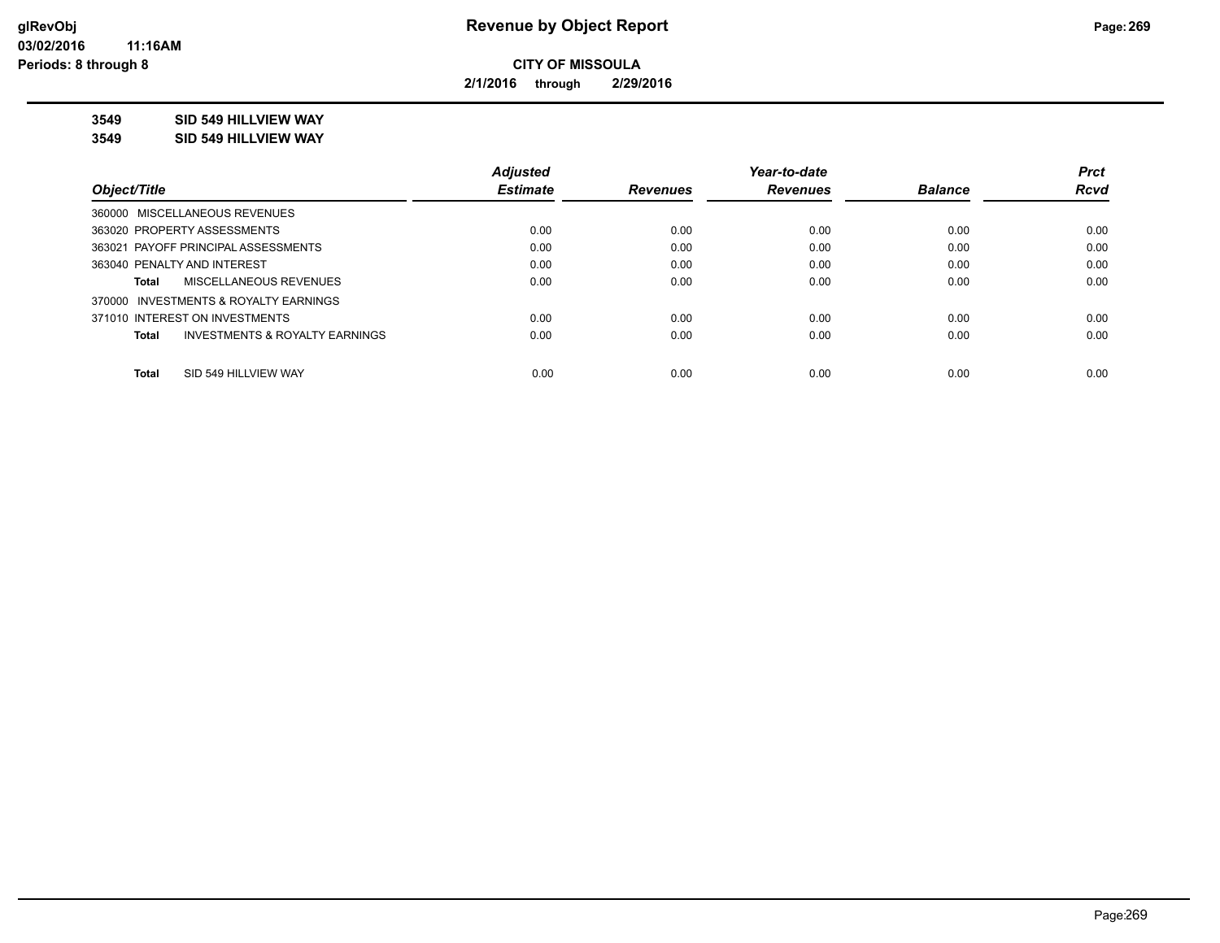# Revenue by Object Report

**CITY OF MISSOULA**

**2/1/2016 through 2/29/2016**

glRevObj
03/02/2016 11:16AM
Periods: 8 through 8

**3549 SID 549 HILLVIEW WAY**

**3549 SID 549 HILLVIEW WAY**

| Object/Title | Adjusted Estimate | Revenues | Year-to-date Revenues | Balance | Prct Rcvd |
|---|---|---|---|---|---|
| 360000 MISCELLANEOUS REVENUES | | | | | |
| 363020 PROPERTY ASSESSMENTS | 0.00 | 0.00 | 0.00 | 0.00 | 0.00 |
| 363021 PAYOFF PRINCIPAL ASSESSMENTS | 0.00 | 0.00 | 0.00 | 0.00 | 0.00 |
| 363040 PENALTY AND INTEREST | 0.00 | 0.00 | 0.00 | 0.00 | 0.00 |
| **Total** MISCELLANEOUS REVENUES | 0.00 | 0.00 | 0.00 | 0.00 | 0.00 |
| 370000 INVESTMENTS & ROYALTY EARNINGS | | | | | |
| 371010 INTEREST ON INVESTMENTS | 0.00 | 0.00 | 0.00 | 0.00 | 0.00 |
| **Total** INVESTMENTS & ROYALTY EARNINGS | 0.00 | 0.00 | 0.00 | 0.00 | 0.00 |
| **Total** SID 549 HILLVIEW WAY | 0.00 | 0.00 | 0.00 | 0.00 | 0.00 |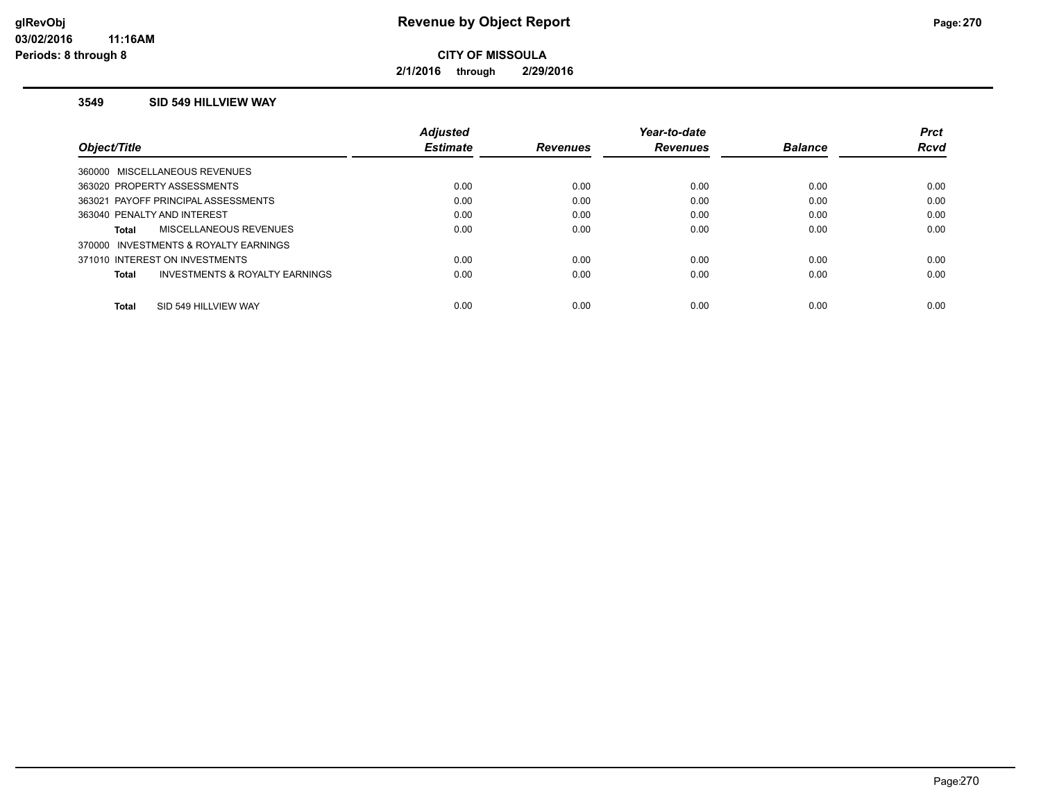## CITY OF MISSOULA

**2/1/2016 through 2/29/2016**

### 3549 SID 549 HILLVIEW WAY

| Object/Title | Adjusted Estimate | Revenues | Year-to-date Revenues | Balance | Prct Rcvd |
|---|---|---|---|---|---|
| 360000 MISCELLANEOUS REVENUES | | | | | |
| 363020 PROPERTY ASSESSMENTS | 0.00 | 0.00 | 0.00 | 0.00 | 0.00 |
| 363021 PAYOFF PRINCIPAL ASSESSMENTS | 0.00 | 0.00 | 0.00 | 0.00 | 0.00 |
| 363040 PENALTY AND INTEREST | 0.00 | 0.00 | 0.00 | 0.00 | 0.00 |
| **Total** MISCELLANEOUS REVENUES | 0.00 | 0.00 | 0.00 | 0.00 | 0.00 |
| 370000 INVESTMENTS & ROYALTY EARNINGS | | | | | |
| 371010 INTEREST ON INVESTMENTS | 0.00 | 0.00 | 0.00 | 0.00 | 0.00 |
| **Total** INVESTMENTS & ROYALTY EARNINGS | 0.00 | 0.00 | 0.00 | 0.00 | 0.00 |
| **Total** SID 549 HILLVIEW WAY | 0.00 | 0.00 | 0.00 | 0.00 | 0.00 |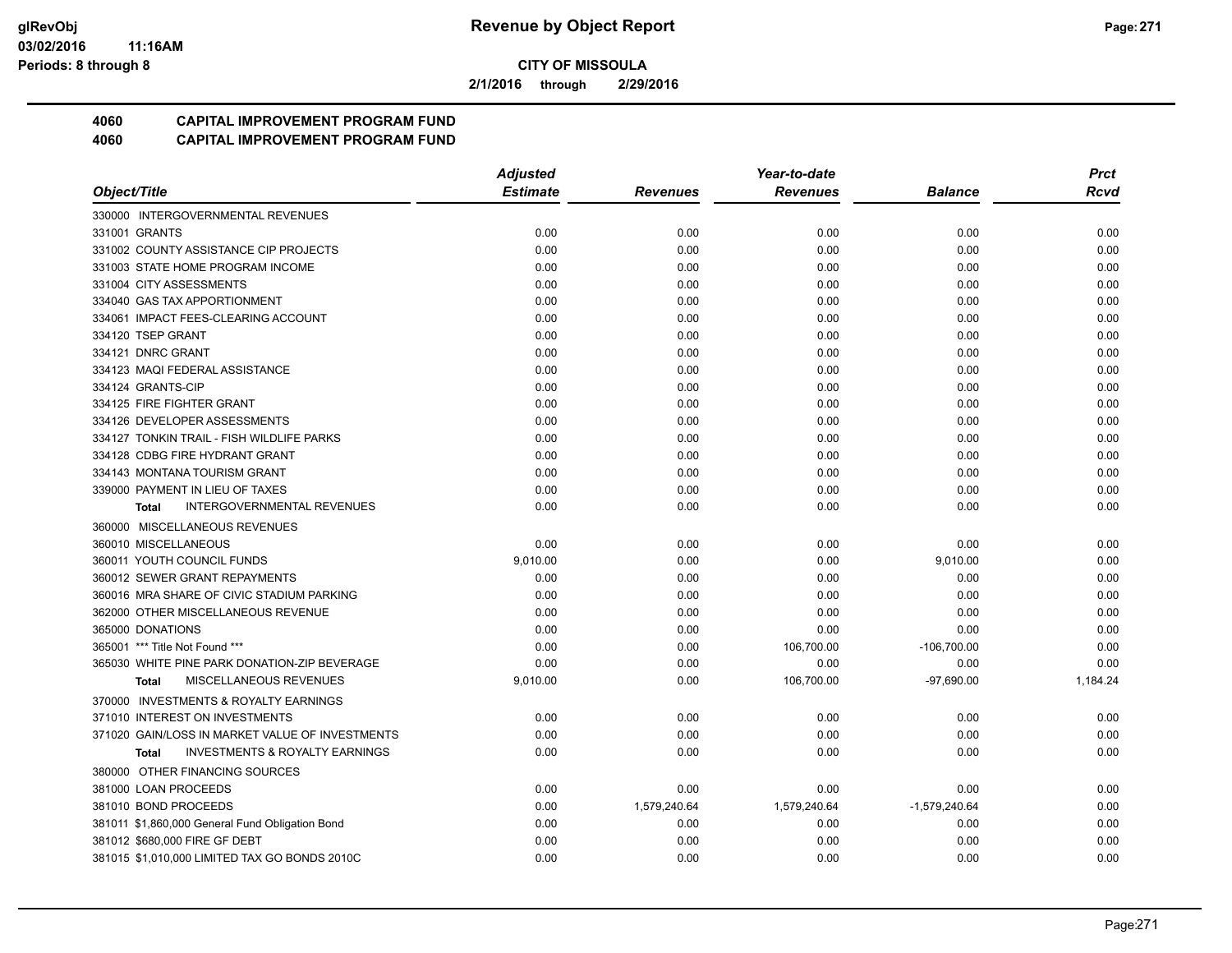**CITY OF MISSOULA**

**2/1/2016 through 2/29/2016**

## 4060 CAPITAL IMPROVEMENT PROGRAM FUND
## 4060 CAPITAL IMPROVEMENT PROGRAM FUND

| Object/Title | Adjusted Estimate | Revenues | Year-to-date Revenues | Balance | Prct Rcvd |
|---|---|---|---|---|---|
| 330000 INTERGOVERNMENTAL REVENUES | | | | | |
| 331001 GRANTS | 0.00 | 0.00 | 0.00 | 0.00 | 0.00 |
| 331002 COUNTY ASSISTANCE CIP PROJECTS | 0.00 | 0.00 | 0.00 | 0.00 | 0.00 |
| 331003 STATE HOME PROGRAM INCOME | 0.00 | 0.00 | 0.00 | 0.00 | 0.00 |
| 331004 CITY ASSESSMENTS | 0.00 | 0.00 | 0.00 | 0.00 | 0.00 |
| 334040 GAS TAX APPORTIONMENT | 0.00 | 0.00 | 0.00 | 0.00 | 0.00 |
| 334061 IMPACT FEES-CLEARING ACCOUNT | 0.00 | 0.00 | 0.00 | 0.00 | 0.00 |
| 334120 TSEP GRANT | 0.00 | 0.00 | 0.00 | 0.00 | 0.00 |
| 334121 DNRC GRANT | 0.00 | 0.00 | 0.00 | 0.00 | 0.00 |
| 334123 MAQI FEDERAL ASSISTANCE | 0.00 | 0.00 | 0.00 | 0.00 | 0.00 |
| 334124 GRANTS-CIP | 0.00 | 0.00 | 0.00 | 0.00 | 0.00 |
| 334125 FIRE FIGHTER GRANT | 0.00 | 0.00 | 0.00 | 0.00 | 0.00 |
| 334126 DEVELOPER ASSESSMENTS | 0.00 | 0.00 | 0.00 | 0.00 | 0.00 |
| 334127 TONKIN TRAIL - FISH WILDLIFE PARKS | 0.00 | 0.00 | 0.00 | 0.00 | 0.00 |
| 334128 CDBG FIRE HYDRANT GRANT | 0.00 | 0.00 | 0.00 | 0.00 | 0.00 |
| 334143 MONTANA TOURISM GRANT | 0.00 | 0.00 | 0.00 | 0.00 | 0.00 |
| 339000 PAYMENT IN LIEU OF TAXES | 0.00 | 0.00 | 0.00 | 0.00 | 0.00 |
| **Total** INTERGOVERNMENTAL REVENUES | 0.00 | 0.00 | 0.00 | 0.00 | 0.00 |
| 360000 MISCELLANEOUS REVENUES | | | | | |
| 360010 MISCELLANEOUS | 0.00 | 0.00 | 0.00 | 0.00 | 0.00 |
| 360011 YOUTH COUNCIL FUNDS | 9,010.00 | 0.00 | 0.00 | 9,010.00 | 0.00 |
| 360012 SEWER GRANT REPAYMENTS | 0.00 | 0.00 | 0.00 | 0.00 | 0.00 |
| 360016 MRA SHARE OF CIVIC STADIUM PARKING | 0.00 | 0.00 | 0.00 | 0.00 | 0.00 |
| 362000 OTHER MISCELLANEOUS REVENUE | 0.00 | 0.00 | 0.00 | 0.00 | 0.00 |
| 365000 DONATIONS | 0.00 | 0.00 | 0.00 | 0.00 | 0.00 |
| 365001 *** Title Not Found *** | 0.00 | 0.00 | 106,700.00 | -106,700.00 | 0.00 |
| 365030 WHITE PINE PARK DONATION-ZIP BEVERAGE | 0.00 | 0.00 | 0.00 | 0.00 | 0.00 |
| **Total** MISCELLANEOUS REVENUES | 9,010.00 | 0.00 | 106,700.00 | -97,690.00 | 1,184.24 |
| 370000 INVESTMENTS & ROYALTY EARNINGS | | | | | |
| 371010 INTEREST ON INVESTMENTS | 0.00 | 0.00 | 0.00 | 0.00 | 0.00 |
| 371020 GAIN/LOSS IN MARKET VALUE OF INVESTMENTS | 0.00 | 0.00 | 0.00 | 0.00 | 0.00 |
| **Total** INVESTMENTS & ROYALTY EARNINGS | 0.00 | 0.00 | 0.00 | 0.00 | 0.00 |
| 380000 OTHER FINANCING SOURCES | | | | | |
| 381000 LOAN PROCEEDS | 0.00 | 0.00 | 0.00 | 0.00 | 0.00 |
| 381010 BOND PROCEEDS | 0.00 | 1,579,240.64 | 1,579,240.64 | -1,579,240.64 | 0.00 |
| 381011 $1,860,000 General Fund Obligation Bond | 0.00 | 0.00 | 0.00 | 0.00 | 0.00 |
| 381012 $680,000 FIRE GF DEBT | 0.00 | 0.00 | 0.00 | 0.00 | 0.00 |
| 381015 $1,010,000 LIMITED TAX GO BONDS 2010C | 0.00 | 0.00 | 0.00 | 0.00 | 0.00 |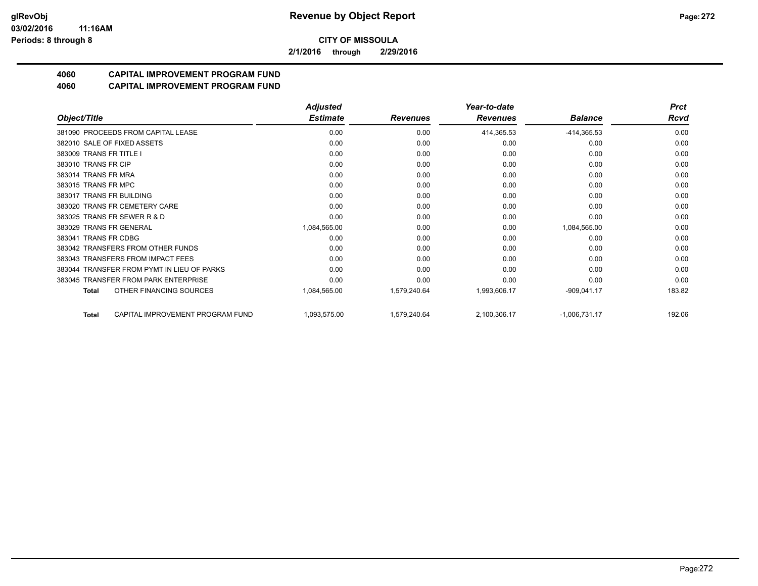**CITY OF MISSOULA**

**2/1/2016 through 2/29/2016**

## 4060 CAPITAL IMPROVEMENT PROGRAM FUND
## 4060 CAPITAL IMPROVEMENT PROGRAM FUND

| Object/Title | Adjusted Estimate | Revenues | Year-to-date Revenues | Balance | Prct Rcvd |
|---|---|---|---|---|---|
| 381090 PROCEEDS FROM CAPITAL LEASE | 0.00 | 0.00 | 414,365.53 | -414,365.53 | 0.00 |
| 382010 SALE OF FIXED ASSETS | 0.00 | 0.00 | 0.00 | 0.00 | 0.00 |
| 383009 TRANS FR TITLE I | 0.00 | 0.00 | 0.00 | 0.00 | 0.00 |
| 383010 TRANS FR CIP | 0.00 | 0.00 | 0.00 | 0.00 | 0.00 |
| 383014 TRANS FR MRA | 0.00 | 0.00 | 0.00 | 0.00 | 0.00 |
| 383015 TRANS FR MPC | 0.00 | 0.00 | 0.00 | 0.00 | 0.00 |
| 383017 TRANS FR BUILDING | 0.00 | 0.00 | 0.00 | 0.00 | 0.00 |
| 383020 TRANS FR CEMETERY CARE | 0.00 | 0.00 | 0.00 | 0.00 | 0.00 |
| 383025 TRANS FR SEWER R & D | 0.00 | 0.00 | 0.00 | 0.00 | 0.00 |
| 383029 TRANS FR GENERAL | 1,084,565.00 | 0.00 | 0.00 | 1,084,565.00 | 0.00 |
| 383041 TRANS FR CDBG | 0.00 | 0.00 | 0.00 | 0.00 | 0.00 |
| 383042 TRANSFERS FROM OTHER FUNDS | 0.00 | 0.00 | 0.00 | 0.00 | 0.00 |
| 383043 TRANSFERS FROM IMPACT FEES | 0.00 | 0.00 | 0.00 | 0.00 | 0.00 |
| 383044 TRANSFER FROM PYMT IN LIEU OF PARKS | 0.00 | 0.00 | 0.00 | 0.00 | 0.00 |
| 383045 TRANSFER FROM PARK ENTERPRISE | 0.00 | 0.00 | 0.00 | 0.00 | 0.00 |
| **Total** OTHER FINANCING SOURCES | 1,084,565.00 | 1,579,240.64 | 1,993,606.17 | -909,041.17 | 183.82 |
| **Total** CAPITAL IMPROVEMENT PROGRAM FUND | 1,093,575.00 | 1,579,240.64 | 2,100,306.17 | -1,006,731.17 | 192.06 |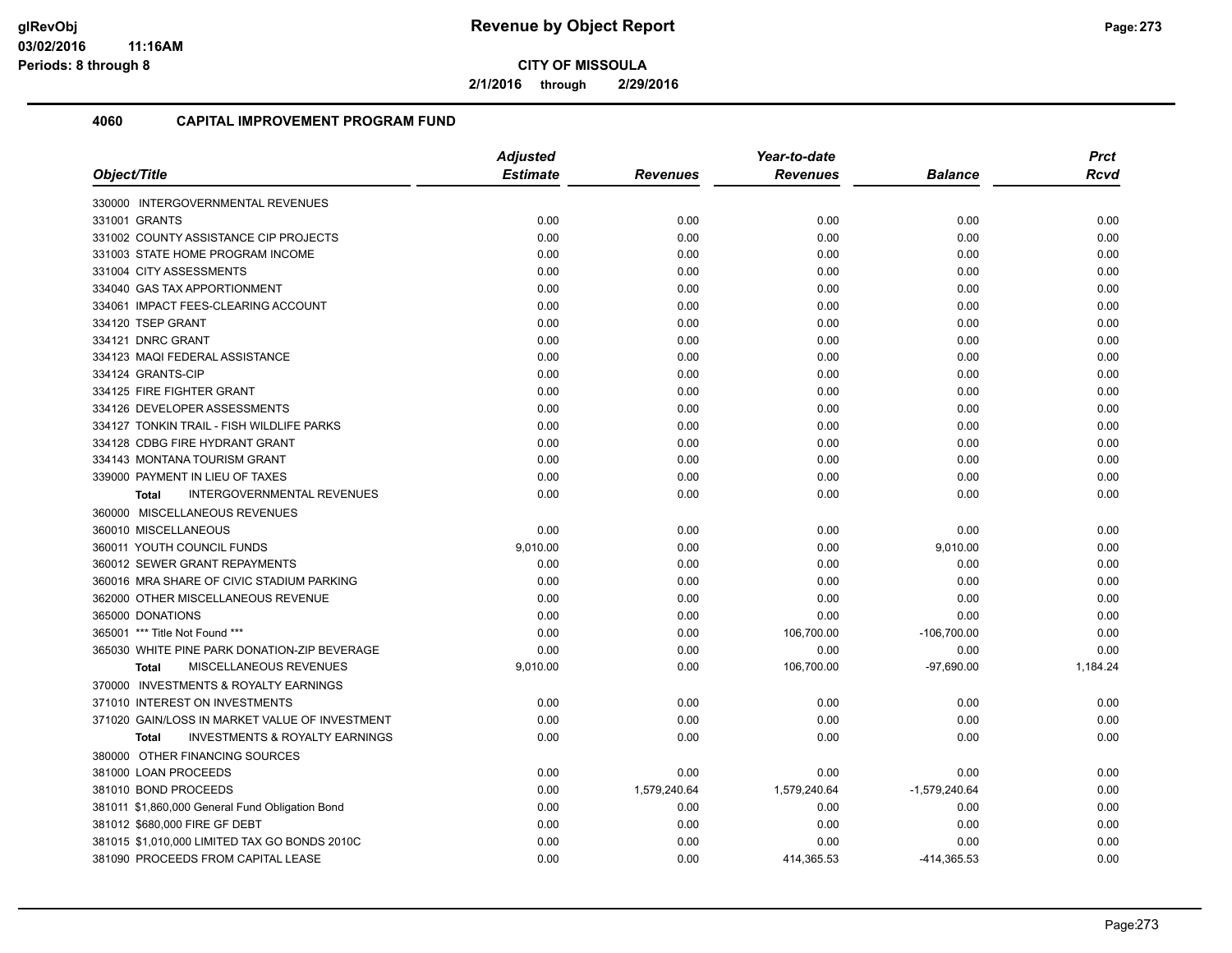**CITY OF MISSOULA**

**2/1/2016 through 2/29/2016**

## 4060 CAPITAL IMPROVEMENT PROGRAM FUND

| Object/Title | Adjusted Estimate | Revenues | Year-to-date Revenues | Balance | Prct Rcvd |
|---|---|---|---|---|---|
| 330000 INTERGOVERNMENTAL REVENUES | | | | | |
| 331001 GRANTS | 0.00 | 0.00 | 0.00 | 0.00 | 0.00 |
| 331002 COUNTY ASSISTANCE CIP PROJECTS | 0.00 | 0.00 | 0.00 | 0.00 | 0.00 |
| 331003 STATE HOME PROGRAM INCOME | 0.00 | 0.00 | 0.00 | 0.00 | 0.00 |
| 331004 CITY ASSESSMENTS | 0.00 | 0.00 | 0.00 | 0.00 | 0.00 |
| 334040 GAS TAX APPORTIONMENT | 0.00 | 0.00 | 0.00 | 0.00 | 0.00 |
| 334061 IMPACT FEES-CLEARING ACCOUNT | 0.00 | 0.00 | 0.00 | 0.00 | 0.00 |
| 334120 TSEP GRANT | 0.00 | 0.00 | 0.00 | 0.00 | 0.00 |
| 334121 DNRC GRANT | 0.00 | 0.00 | 0.00 | 0.00 | 0.00 |
| 334123 MAQI FEDERAL ASSISTANCE | 0.00 | 0.00 | 0.00 | 0.00 | 0.00 |
| 334124 GRANTS-CIP | 0.00 | 0.00 | 0.00 | 0.00 | 0.00 |
| 334125 FIRE FIGHTER GRANT | 0.00 | 0.00 | 0.00 | 0.00 | 0.00 |
| 334126 DEVELOPER ASSESSMENTS | 0.00 | 0.00 | 0.00 | 0.00 | 0.00 |
| 334127 TONKIN TRAIL - FISH WILDLIFE PARKS | 0.00 | 0.00 | 0.00 | 0.00 | 0.00 |
| 334128 CDBG FIRE HYDRANT GRANT | 0.00 | 0.00 | 0.00 | 0.00 | 0.00 |
| 334143 MONTANA TOURISM GRANT | 0.00 | 0.00 | 0.00 | 0.00 | 0.00 |
| 339000 PAYMENT IN LIEU OF TAXES | 0.00 | 0.00 | 0.00 | 0.00 | 0.00 |
| **Total** INTERGOVERNMENTAL REVENUES | 0.00 | 0.00 | 0.00 | 0.00 | 0.00 |
| 360000 MISCELLANEOUS REVENUES | | | | | |
| 360010 MISCELLANEOUS | 0.00 | 0.00 | 0.00 | 0.00 | 0.00 |
| 360011 YOUTH COUNCIL FUNDS | 9,010.00 | 0.00 | 0.00 | 9,010.00 | 0.00 |
| 360012 SEWER GRANT REPAYMENTS | 0.00 | 0.00 | 0.00 | 0.00 | 0.00 |
| 360016 MRA SHARE OF CIVIC STADIUM PARKING | 0.00 | 0.00 | 0.00 | 0.00 | 0.00 |
| 362000 OTHER MISCELLANEOUS REVENUE | 0.00 | 0.00 | 0.00 | 0.00 | 0.00 |
| 365000 DONATIONS | 0.00 | 0.00 | 0.00 | 0.00 | 0.00 |
| 365001 *** Title Not Found *** | 0.00 | 0.00 | 106,700.00 | -106,700.00 | 0.00 |
| 365030 WHITE PINE PARK DONATION-ZIP BEVERAGE | 0.00 | 0.00 | 0.00 | 0.00 | 0.00 |
| **Total** MISCELLANEOUS REVENUES | 9,010.00 | 0.00 | 106,700.00 | -97,690.00 | 1,184.24 |
| 370000 INVESTMENTS & ROYALTY EARNINGS | | | | | |
| 371010 INTEREST ON INVESTMENTS | 0.00 | 0.00 | 0.00 | 0.00 | 0.00 |
| 371020 GAIN/LOSS IN MARKET VALUE OF INVESTMENT | 0.00 | 0.00 | 0.00 | 0.00 | 0.00 |
| **Total** INVESTMENTS & ROYALTY EARNINGS | 0.00 | 0.00 | 0.00 | 0.00 | 0.00 |
| 380000 OTHER FINANCING SOURCES | | | | | |
| 381000 LOAN PROCEEDS | 0.00 | 0.00 | 0.00 | 0.00 | 0.00 |
| 381010 BOND PROCEEDS | 0.00 | 1,579,240.64 | 1,579,240.64 | -1,579,240.64 | 0.00 |
| 381011 $1,860,000 General Fund Obligation Bond | 0.00 | 0.00 | 0.00 | 0.00 | 0.00 |
| 381012 $680,000 FIRE GF DEBT | 0.00 | 0.00 | 0.00 | 0.00 | 0.00 |
| 381015 $1,010,000 LIMITED TAX GO BONDS 2010C | 0.00 | 0.00 | 0.00 | 0.00 | 0.00 |
| 381090 PROCEEDS FROM CAPITAL LEASE | 0.00 | 0.00 | 414,365.53 | -414,365.53 | 0.00 |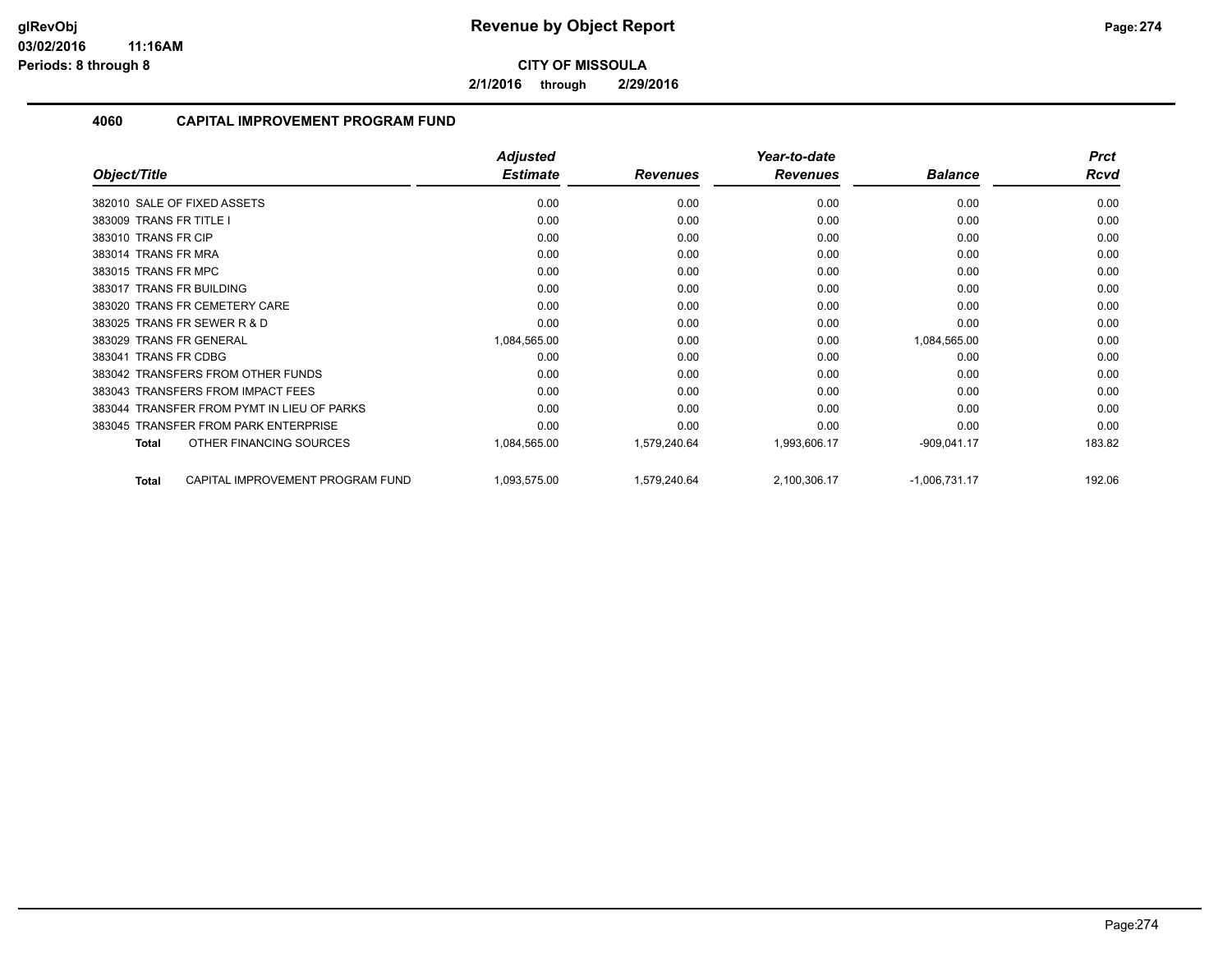**Revenue by Object Report**

**CITY OF MISSOULA**

**2/1/2016 through 2/29/2016**

## 4060 CAPITAL IMPROVEMENT PROGRAM FUND

| Object/Title | Adjusted Estimate | Revenues | Year-to-date Revenues | Balance | Prct Rcvd |
|---|---|---|---|---|---|
| 382010 SALE OF FIXED ASSETS | 0.00 | 0.00 | 0.00 | 0.00 | 0.00 |
| 383009 TRANS FR TITLE I | 0.00 | 0.00 | 0.00 | 0.00 | 0.00 |
| 383010 TRANS FR CIP | 0.00 | 0.00 | 0.00 | 0.00 | 0.00 |
| 383014 TRANS FR MRA | 0.00 | 0.00 | 0.00 | 0.00 | 0.00 |
| 383015 TRANS FR MPC | 0.00 | 0.00 | 0.00 | 0.00 | 0.00 |
| 383017 TRANS FR BUILDING | 0.00 | 0.00 | 0.00 | 0.00 | 0.00 |
| 383020 TRANS FR CEMETERY CARE | 0.00 | 0.00 | 0.00 | 0.00 | 0.00 |
| 383025 TRANS FR SEWER R & D | 0.00 | 0.00 | 0.00 | 0.00 | 0.00 |
| 383029 TRANS FR GENERAL | 1,084,565.00 | 0.00 | 0.00 | 1,084,565.00 | 0.00 |
| 383041 TRANS FR CDBG | 0.00 | 0.00 | 0.00 | 0.00 | 0.00 |
| 383042 TRANSFERS FROM OTHER FUNDS | 0.00 | 0.00 | 0.00 | 0.00 | 0.00 |
| 383043 TRANSFERS FROM IMPACT FEES | 0.00 | 0.00 | 0.00 | 0.00 | 0.00 |
| 383044 TRANSFER FROM PYMT IN LIEU OF PARKS | 0.00 | 0.00 | 0.00 | 0.00 | 0.00 |
| 383045 TRANSFER FROM PARK ENTERPRISE | 0.00 | 0.00 | 0.00 | 0.00 | 0.00 |
| **Total** OTHER FINANCING SOURCES | 1,084,565.00 | 1,579,240.64 | 1,993,606.17 | -909,041.17 | 183.82 |
| **Total** CAPITAL IMPROVEMENT PROGRAM FUND | 1,093,575.00 | 1,579,240.64 | 2,100,306.17 | -1,006,731.17 | 192.06 |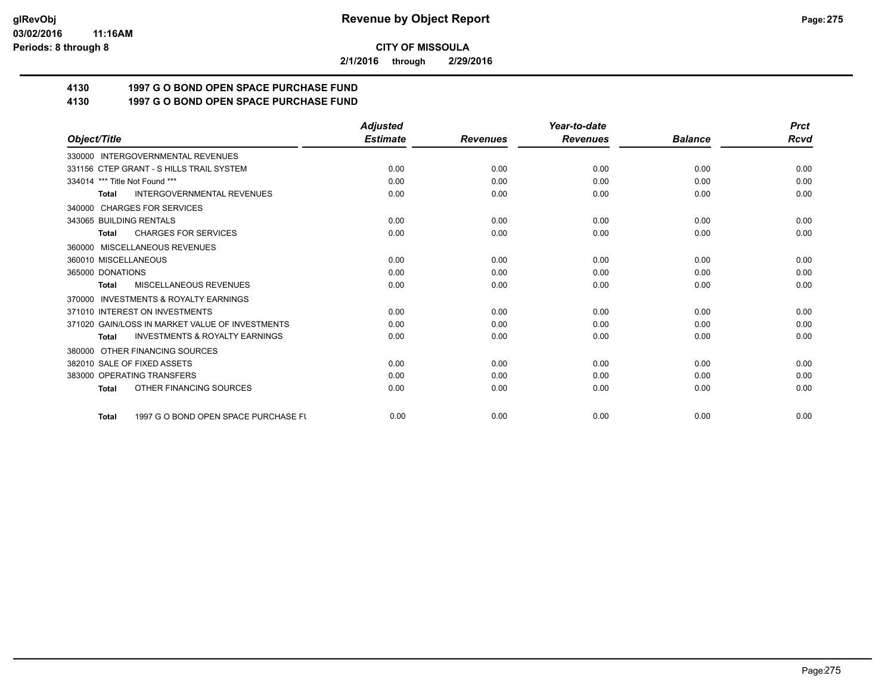# Revenue by Object Report

**CITY OF MISSOULA**

**2/1/2016 through 2/29/2016**

## 4130 1997 G O BOND OPEN SPACE PURCHASE FUND
## 4130 1997 G O BOND OPEN SPACE PURCHASE FUND

| Object/Title | Adjusted Estimate | Revenues | Year-to-date Revenues | Balance | Prct Rcvd |
|---|---|---|---|---|---|
| 330000 INTERGOVERNMENTAL REVENUES | | | | | |
| 331156 CTEP GRANT - S HILLS TRAIL SYSTEM | 0.00 | 0.00 | 0.00 | 0.00 | 0.00 |
| 334014 *** Title Not Found *** | 0.00 | 0.00 | 0.00 | 0.00 | 0.00 |
| **Total** INTERGOVERNMENTAL REVENUES | 0.00 | 0.00 | 0.00 | 0.00 | 0.00 |
| 340000 CHARGES FOR SERVICES | | | | | |
| 343065 BUILDING RENTALS | 0.00 | 0.00 | 0.00 | 0.00 | 0.00 |
| **Total** CHARGES FOR SERVICES | 0.00 | 0.00 | 0.00 | 0.00 | 0.00 |
| 360000 MISCELLANEOUS REVENUES | | | | | |
| 360010 MISCELLANEOUS | 0.00 | 0.00 | 0.00 | 0.00 | 0.00 |
| 365000 DONATIONS | 0.00 | 0.00 | 0.00 | 0.00 | 0.00 |
| **Total** MISCELLANEOUS REVENUES | 0.00 | 0.00 | 0.00 | 0.00 | 0.00 |
| 370000 INVESTMENTS & ROYALTY EARNINGS | | | | | |
| 371010 INTEREST ON INVESTMENTS | 0.00 | 0.00 | 0.00 | 0.00 | 0.00 |
| 371020 GAIN/LOSS IN MARKET VALUE OF INVESTMENTS | 0.00 | 0.00 | 0.00 | 0.00 | 0.00 |
| **Total** INVESTMENTS & ROYALTY EARNINGS | 0.00 | 0.00 | 0.00 | 0.00 | 0.00 |
| 380000 OTHER FINANCING SOURCES | | | | | |
| 382010 SALE OF FIXED ASSETS | 0.00 | 0.00 | 0.00 | 0.00 | 0.00 |
| 383000 OPERATING TRANSFERS | 0.00 | 0.00 | 0.00 | 0.00 | 0.00 |
| **Total** OTHER FINANCING SOURCES | 0.00 | 0.00 | 0.00 | 0.00 | 0.00 |
| **Total** 1997 G O BOND OPEN SPACE PURCHASE FU | 0.00 | 0.00 | 0.00 | 0.00 | 0.00 |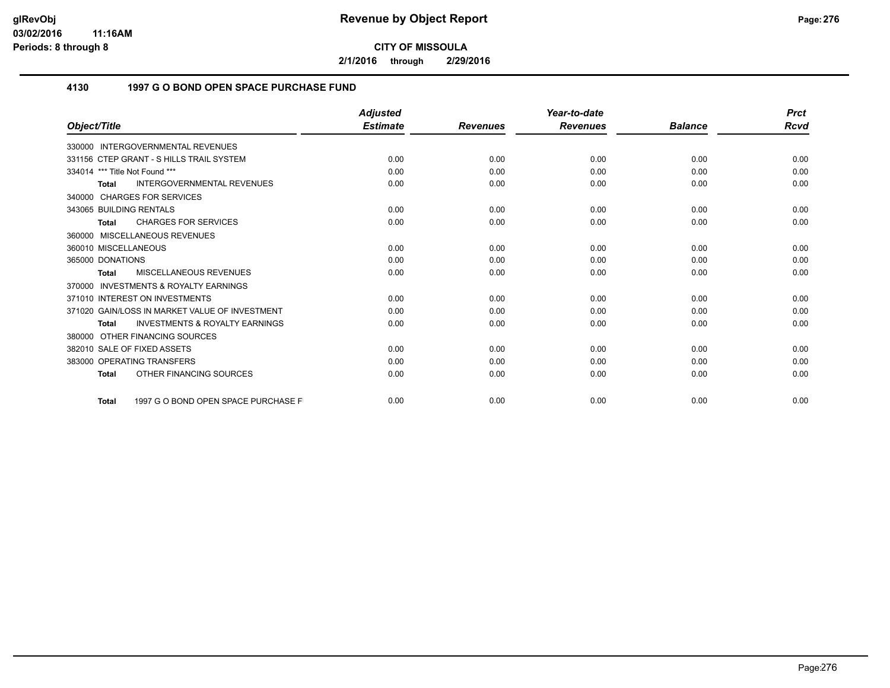**CITY OF MISSOULA**

**2/1/2016 through 2/29/2016**

### 4130 1997 G O BOND OPEN SPACE PURCHASE FUND

| Object/Title | Adjusted Estimate | Revenues | Year-to-date Revenues | Balance | Prct Rcvd |
|---|---|---|---|---|---|
| 330000 INTERGOVERNMENTAL REVENUES | | | | | |
| 331156 CTEP GRANT - S HILLS TRAIL SYSTEM | 0.00 | 0.00 | 0.00 | 0.00 | 0.00 |
| 334014 *** Title Not Found *** | 0.00 | 0.00 | 0.00 | 0.00 | 0.00 |
| **Total** INTERGOVERNMENTAL REVENUES | 0.00 | 0.00 | 0.00 | 0.00 | 0.00 |
| 340000 CHARGES FOR SERVICES | | | | | |
| 343065 BUILDING RENTALS | 0.00 | 0.00 | 0.00 | 0.00 | 0.00 |
| **Total** CHARGES FOR SERVICES | 0.00 | 0.00 | 0.00 | 0.00 | 0.00 |
| 360000 MISCELLANEOUS REVENUES | | | | | |
| 360010 MISCELLANEOUS | 0.00 | 0.00 | 0.00 | 0.00 | 0.00 |
| 365000 DONATIONS | 0.00 | 0.00 | 0.00 | 0.00 | 0.00 |
| **Total** MISCELLANEOUS REVENUES | 0.00 | 0.00 | 0.00 | 0.00 | 0.00 |
| 370000 INVESTMENTS & ROYALTY EARNINGS | | | | | |
| 371010 INTEREST ON INVESTMENTS | 0.00 | 0.00 | 0.00 | 0.00 | 0.00 |
| 371020 GAIN/LOSS IN MARKET VALUE OF INVESTMENT | 0.00 | 0.00 | 0.00 | 0.00 | 0.00 |
| **Total** INVESTMENTS & ROYALTY EARNINGS | 0.00 | 0.00 | 0.00 | 0.00 | 0.00 |
| 380000 OTHER FINANCING SOURCES | | | | | |
| 382010 SALE OF FIXED ASSETS | 0.00 | 0.00 | 0.00 | 0.00 | 0.00 |
| 383000 OPERATING TRANSFERS | 0.00 | 0.00 | 0.00 | 0.00 | 0.00 |
| **Total** OTHER FINANCING SOURCES | 0.00 | 0.00 | 0.00 | 0.00 | 0.00 |
| **Total** 1997 G O BOND OPEN SPACE PURCHASE F | 0.00 | 0.00 | 0.00 | 0.00 | 0.00 |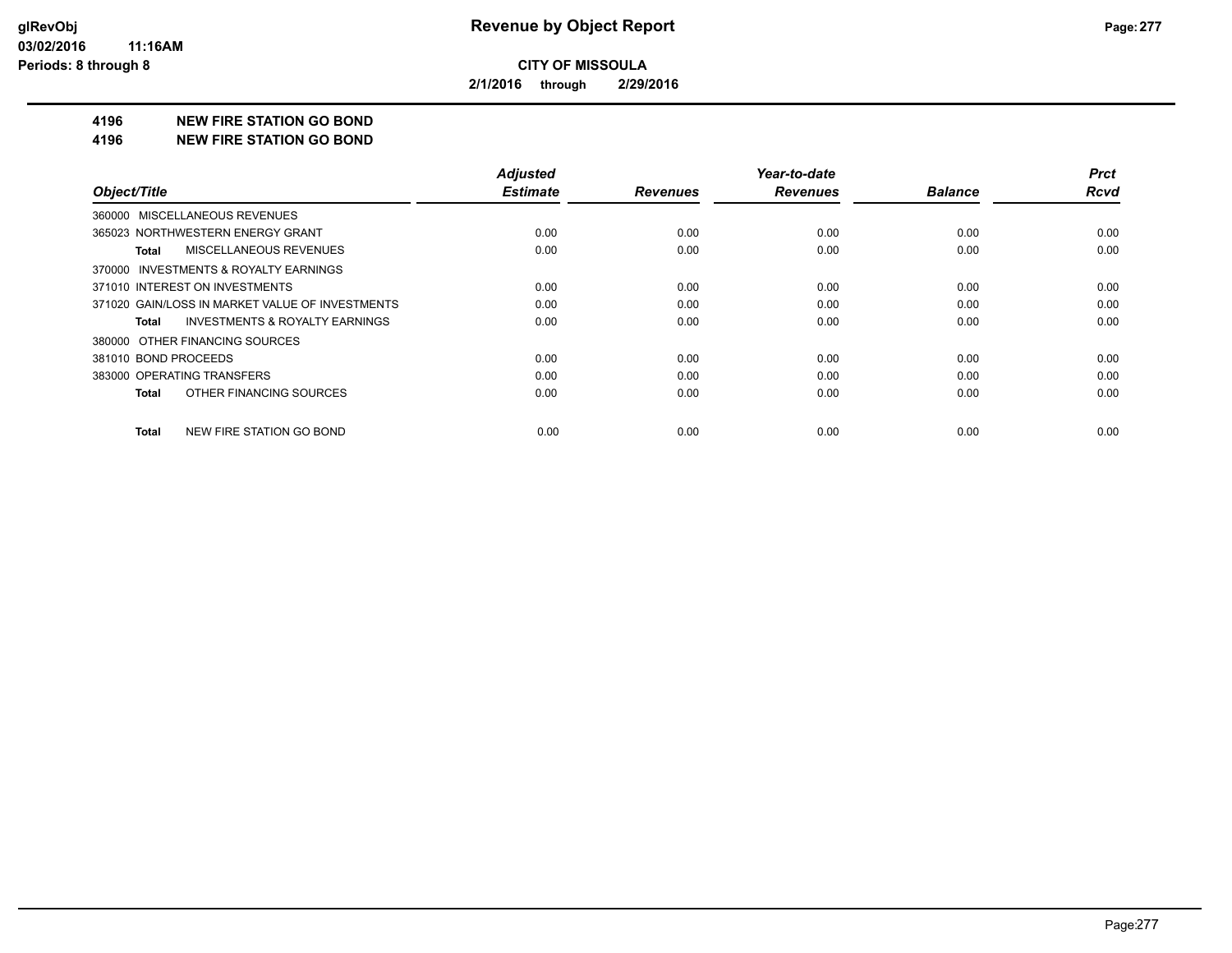**glRevObj**
**03/02/2016 11:16AM**
**Periods: 8 through 8**

# Revenue by Object Report

**CITY OF MISSOULA**

**2/1/2016 through 2/29/2016**

## 4196 NEW FIRE STATION GO BOND
## 4196 NEW FIRE STATION GO BOND

| Object/Title | Adjusted Estimate | Revenues | Year-to-date Revenues | Balance | Prct Rcvd |
|---|---|---|---|---|---|
| 360000 MISCELLANEOUS REVENUES | | | | | |
| 365023 NORTHWESTERN ENERGY GRANT | 0.00 | 0.00 | 0.00 | 0.00 | 0.00 |
| **Total** MISCELLANEOUS REVENUES | 0.00 | 0.00 | 0.00 | 0.00 | 0.00 |
| 370000 INVESTMENTS & ROYALTY EARNINGS | | | | | |
| 371010 INTEREST ON INVESTMENTS | 0.00 | 0.00 | 0.00 | 0.00 | 0.00 |
| 371020 GAIN/LOSS IN MARKET VALUE OF INVESTMENTS | 0.00 | 0.00 | 0.00 | 0.00 | 0.00 |
| **Total** INVESTMENTS & ROYALTY EARNINGS | 0.00 | 0.00 | 0.00 | 0.00 | 0.00 |
| 380000 OTHER FINANCING SOURCES | | | | | |
| 381010 BOND PROCEEDS | 0.00 | 0.00 | 0.00 | 0.00 | 0.00 |
| 383000 OPERATING TRANSFERS | 0.00 | 0.00 | 0.00 | 0.00 | 0.00 |
| **Total** OTHER FINANCING SOURCES | 0.00 | 0.00 | 0.00 | 0.00 | 0.00 |
| **Total** NEW FIRE STATION GO BOND | 0.00 | 0.00 | 0.00 | 0.00 | 0.00 |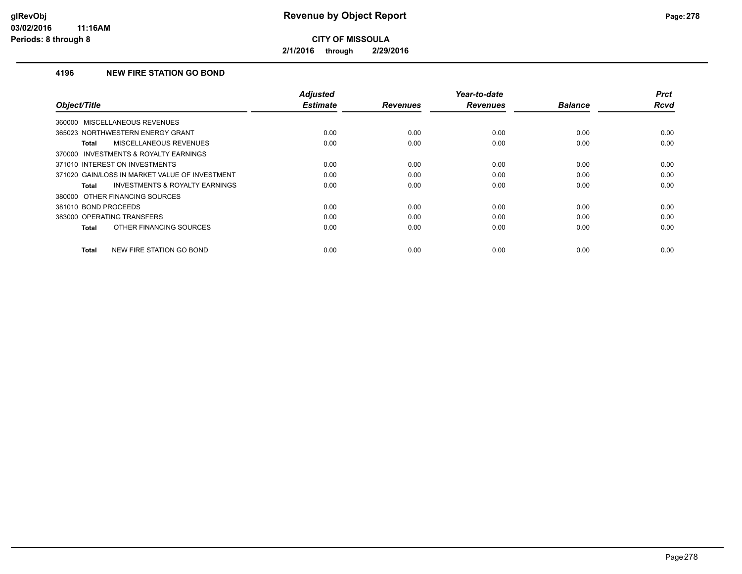**CITY OF MISSOULA**

**2/1/2016 through 2/29/2016**

### 4196 NEW FIRE STATION GO BOND

| Object/Title | Adjusted Estimate | Revenues | Year-to-date Revenues | Balance | Prct Rcvd |
|---|---|---|---|---|---|
| 360000 MISCELLANEOUS REVENUES | | | | | |
| 365023 NORTHWESTERN ENERGY GRANT | 0.00 | 0.00 | 0.00 | 0.00 | 0.00 |
| **Total** MISCELLANEOUS REVENUES | 0.00 | 0.00 | 0.00 | 0.00 | 0.00 |
| 370000 INVESTMENTS & ROYALTY EARNINGS | | | | | |
| 371010 INTEREST ON INVESTMENTS | 0.00 | 0.00 | 0.00 | 0.00 | 0.00 |
| 371020 GAIN/LOSS IN MARKET VALUE OF INVESTMENT | 0.00 | 0.00 | 0.00 | 0.00 | 0.00 |
| **Total** INVESTMENTS & ROYALTY EARNINGS | 0.00 | 0.00 | 0.00 | 0.00 | 0.00 |
| 380000 OTHER FINANCING SOURCES | | | | | |
| 381010 BOND PROCEEDS | 0.00 | 0.00 | 0.00 | 0.00 | 0.00 |
| 383000 OPERATING TRANSFERS | 0.00 | 0.00 | 0.00 | 0.00 | 0.00 |
| **Total** OTHER FINANCING SOURCES | 0.00 | 0.00 | 0.00 | 0.00 | 0.00 |
| **Total** NEW FIRE STATION GO BOND | 0.00 | 0.00 | 0.00 | 0.00 | 0.00 |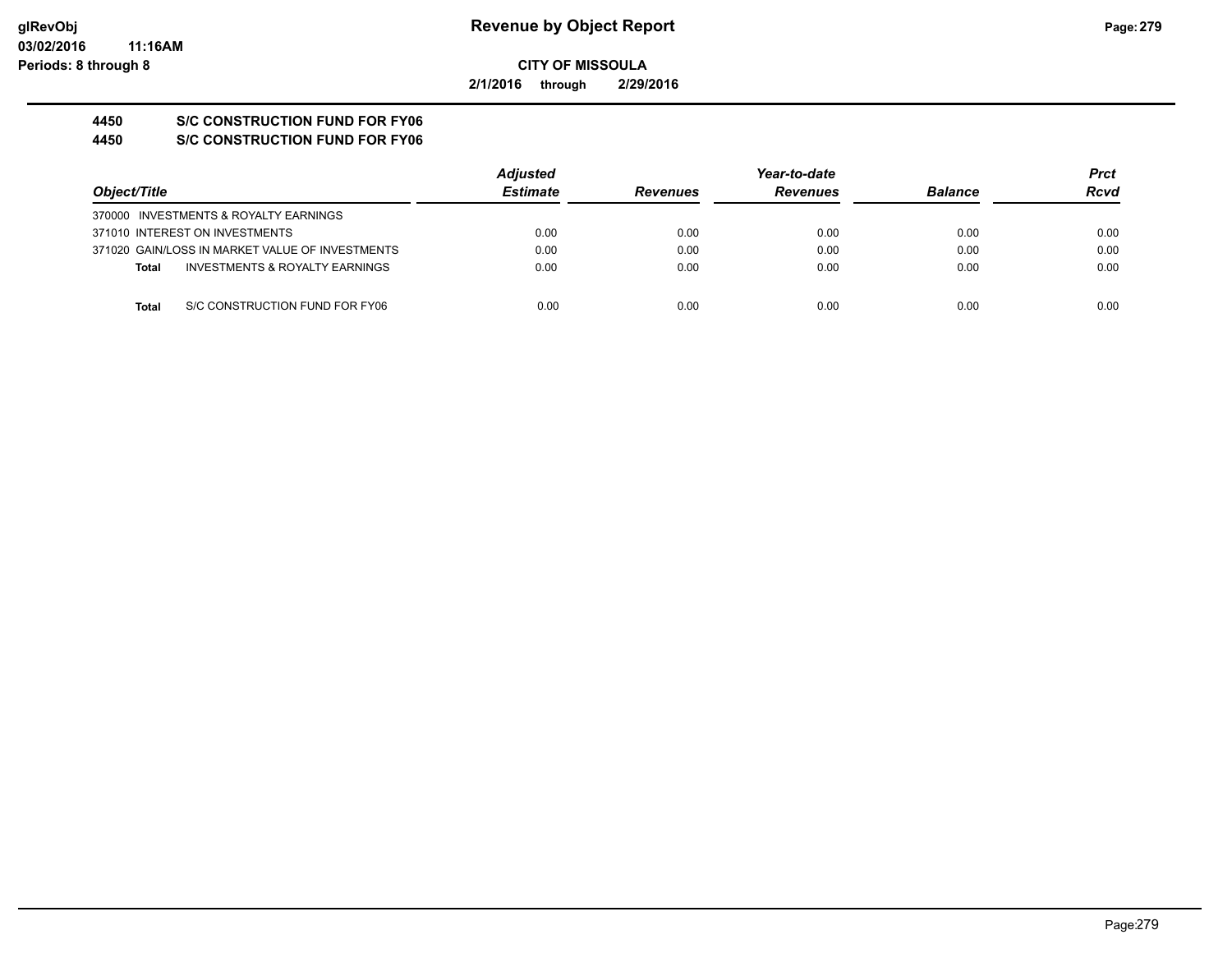# Revenue by Object Report

**CITY OF MISSOULA**

**2/1/2016 through 2/29/2016**

**4450 S/C CONSTRUCTION FUND FOR FY06**

**4450 S/C CONSTRUCTION FUND FOR FY06**

| Object/Title | Adjusted Estimate | Revenues | Year-to-date Revenues | Balance | Prct Rcvd |
|---|---|---|---|---|---|
| 370000 INVESTMENTS & ROYALTY EARNINGS | | | | | |
| 371010 INTEREST ON INVESTMENTS | 0.00 | 0.00 | 0.00 | 0.00 | 0.00 |
| 371020 GAIN/LOSS IN MARKET VALUE OF INVESTMENTS | 0.00 | 0.00 | 0.00 | 0.00 | 0.00 |
| **Total** INVESTMENTS & ROYALTY EARNINGS | 0.00 | 0.00 | 0.00 | 0.00 | 0.00 |
| **Total** S/C CONSTRUCTION FUND FOR FY06 | 0.00 | 0.00 | 0.00 | 0.00 | 0.00 |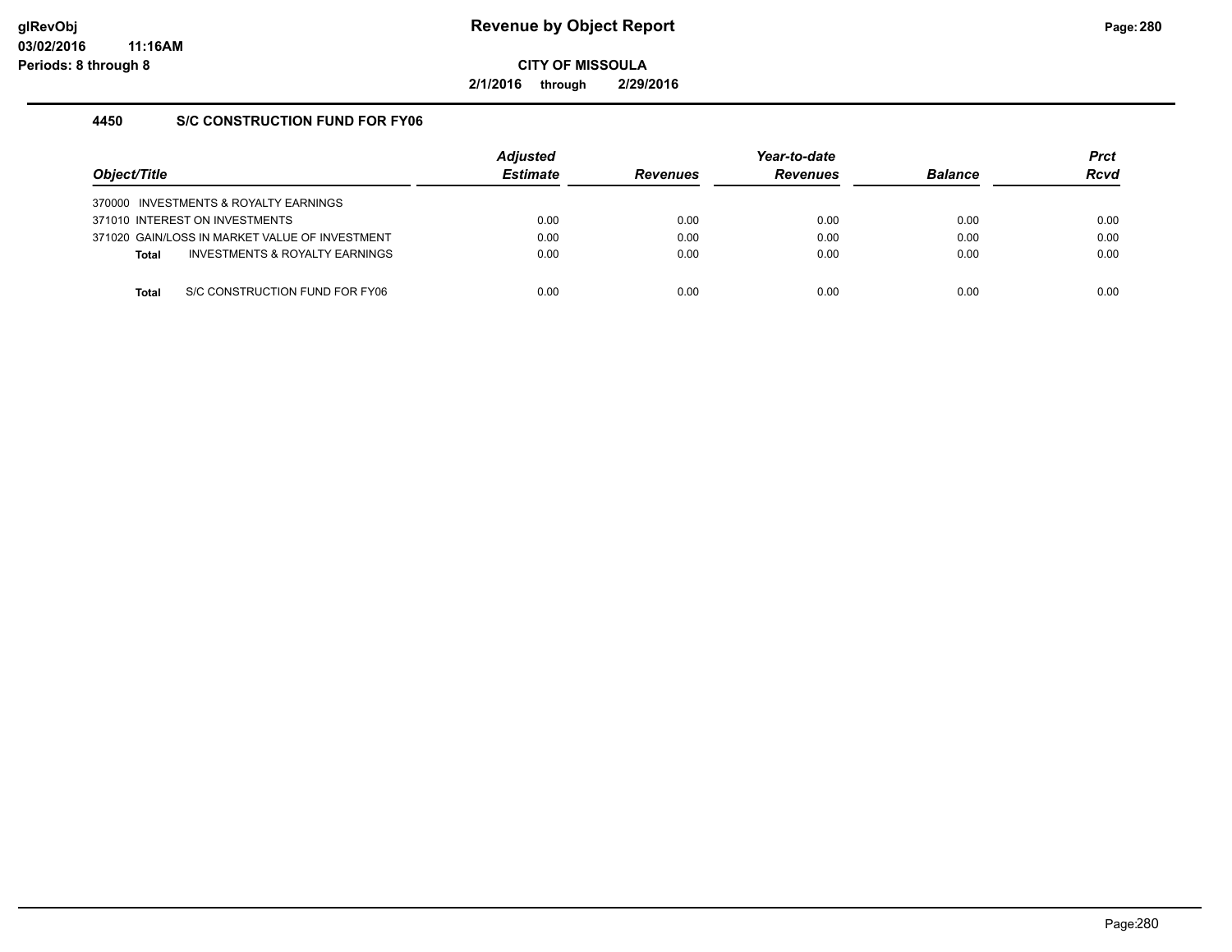**Revenue by Object Report**

**CITY OF MISSOULA**

**2/1/2016 through 2/29/2016**

## 4450 S/C CONSTRUCTION FUND FOR FY06

| Object/Title | Adjusted Estimate | Revenues | Year-to-date Revenues | Balance | Prct Rcvd |
|---|---|---|---|---|---|
| 370000 INVESTMENTS & ROYALTY EARNINGS | | | | | |
| 371010 INTEREST ON INVESTMENTS | 0.00 | 0.00 | 0.00 | 0.00 | 0.00 |
| 371020 GAIN/LOSS IN MARKET VALUE OF INVESTMENT | 0.00 | 0.00 | 0.00 | 0.00 | 0.00 |
| **Total** INVESTMENTS & ROYALTY EARNINGS | 0.00 | 0.00 | 0.00 | 0.00 | 0.00 |
| **Total** S/C CONSTRUCTION FUND FOR FY06 | 0.00 | 0.00 | 0.00 | 0.00 | 0.00 |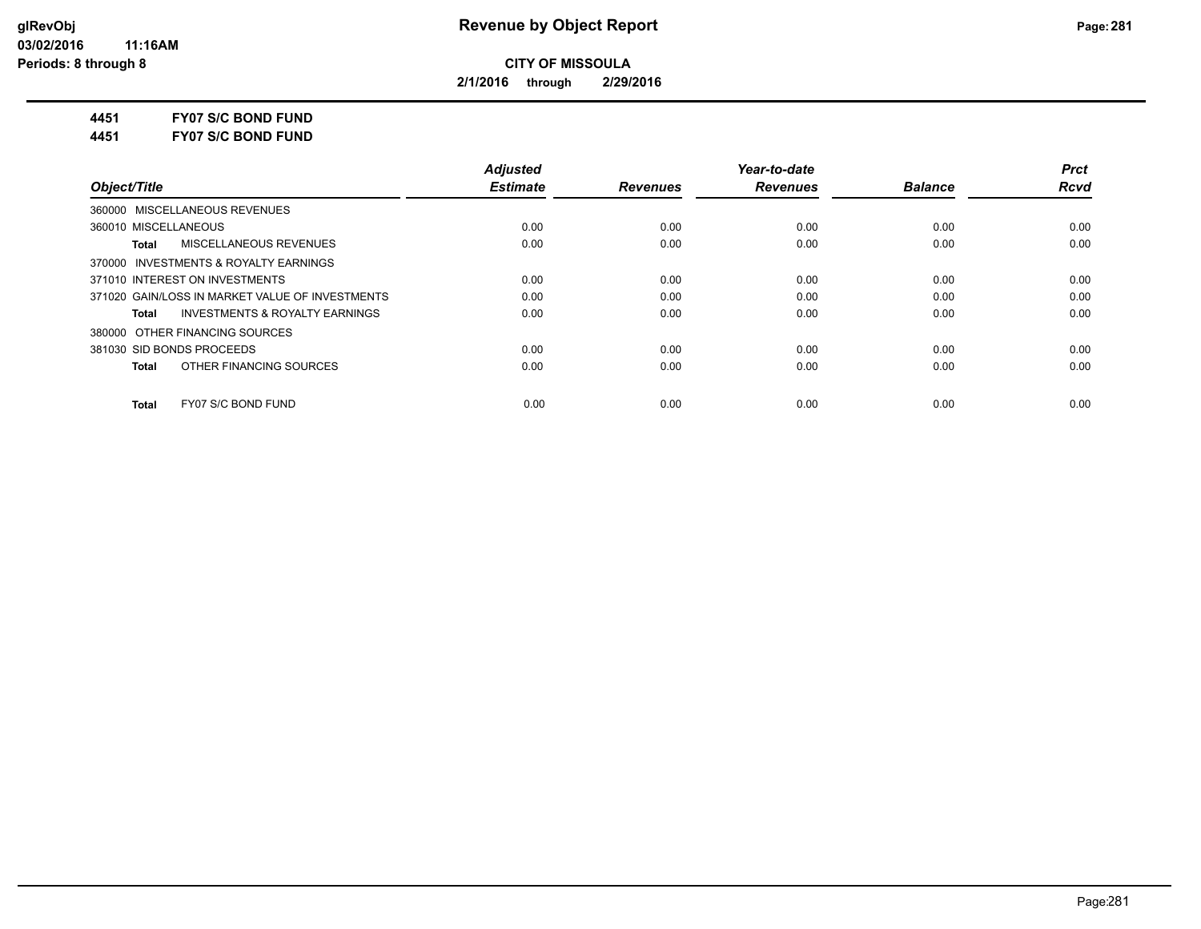**CITY OF MISSOULA**

**2/1/2016 through 2/29/2016**

**4451 FY07 S/C BOND FUND**

**4451 FY07 S/C BOND FUND**

| Object/Title | Adjusted Estimate | Revenues | Year-to-date Revenues | Balance | Prct Rcvd |
|---|---|---|---|---|---|
| 360000 MISCELLANEOUS REVENUES | | | | | |
| 360010 MISCELLANEOUS | 0.00 | 0.00 | 0.00 | 0.00 | 0.00 |
| **Total** MISCELLANEOUS REVENUES | 0.00 | 0.00 | 0.00 | 0.00 | 0.00 |
| 370000 INVESTMENTS & ROYALTY EARNINGS | | | | | |
| 371010 INTEREST ON INVESTMENTS | 0.00 | 0.00 | 0.00 | 0.00 | 0.00 |
| 371020 GAIN/LOSS IN MARKET VALUE OF INVESTMENTS | 0.00 | 0.00 | 0.00 | 0.00 | 0.00 |
| **Total** INVESTMENTS & ROYALTY EARNINGS | 0.00 | 0.00 | 0.00 | 0.00 | 0.00 |
| 380000 OTHER FINANCING SOURCES | | | | | |
| 381030 SID BONDS PROCEEDS | 0.00 | 0.00 | 0.00 | 0.00 | 0.00 |
| **Total** OTHER FINANCING SOURCES | 0.00 | 0.00 | 0.00 | 0.00 | 0.00 |
| **Total** FY07 S/C BOND FUND | 0.00 | 0.00 | 0.00 | 0.00 | 0.00 |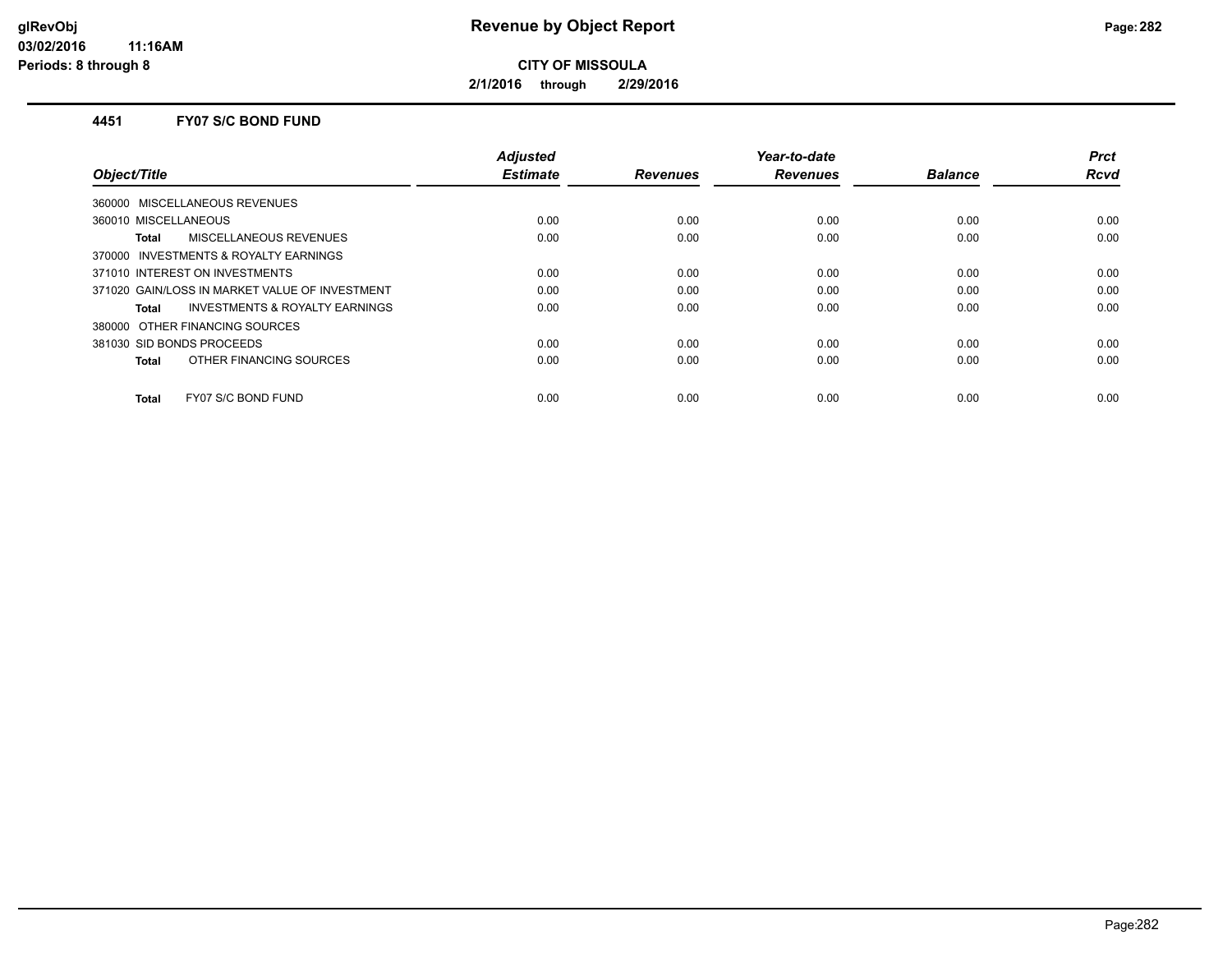# Revenue by Object Report

glRevObj
03/02/2016 11:16AM
Periods: 8 through 8

**CITY OF MISSOULA**

**2/1/2016 through 2/29/2016**

## 4451 FY07 S/C BOND FUND

| Object/Title | Adjusted Estimate | Revenues | Year-to-date Revenues | Balance | Prct Rcvd |
|---|---|---|---|---|---|
| 360000 MISCELLANEOUS REVENUES | | | | | |
| 360010 MISCELLANEOUS | 0.00 | 0.00 | 0.00 | 0.00 | 0.00 |
| **Total** MISCELLANEOUS REVENUES | 0.00 | 0.00 | 0.00 | 0.00 | 0.00 |
| 370000 INVESTMENTS & ROYALTY EARNINGS | | | | | |
| 371010 INTEREST ON INVESTMENTS | 0.00 | 0.00 | 0.00 | 0.00 | 0.00 |
| 371020 GAIN/LOSS IN MARKET VALUE OF INVESTMENT | 0.00 | 0.00 | 0.00 | 0.00 | 0.00 |
| **Total** INVESTMENTS & ROYALTY EARNINGS | 0.00 | 0.00 | 0.00 | 0.00 | 0.00 |
| 380000 OTHER FINANCING SOURCES | | | | | |
| 381030 SID BONDS PROCEEDS | 0.00 | 0.00 | 0.00 | 0.00 | 0.00 |
| **Total** OTHER FINANCING SOURCES | 0.00 | 0.00 | 0.00 | 0.00 | 0.00 |
| **Total** FY07 S/C BOND FUND | 0.00 | 0.00 | 0.00 | 0.00 | 0.00 |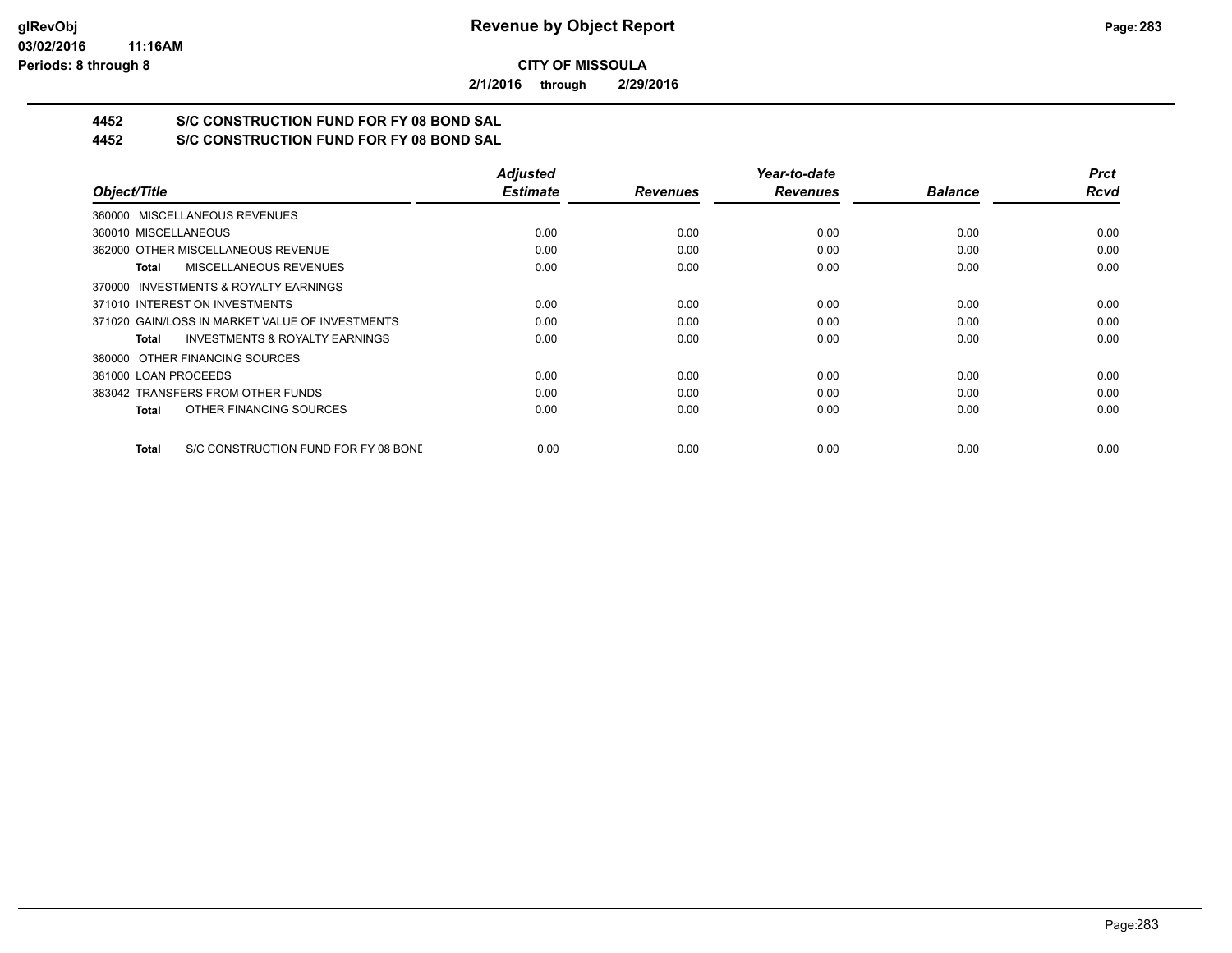**CITY OF MISSOULA**

**2/1/2016 through 2/29/2016**

## 4452 S/C CONSTRUCTION FUND FOR FY 08 BOND SAL
## 4452 S/C CONSTRUCTION FUND FOR FY 08 BOND SAL

| Object/Title | Adjusted Estimate | Revenues | Year-to-date Revenues | Balance | Prct Rcvd |
|---|---|---|---|---|---|
| 360000 MISCELLANEOUS REVENUES | | | | | |
| 360010 MISCELLANEOUS | 0.00 | 0.00 | 0.00 | 0.00 | 0.00 |
| 362000 OTHER MISCELLANEOUS REVENUE | 0.00 | 0.00 | 0.00 | 0.00 | 0.00 |
| **Total** MISCELLANEOUS REVENUES | 0.00 | 0.00 | 0.00 | 0.00 | 0.00 |
| 370000 INVESTMENTS & ROYALTY EARNINGS | | | | | |
| 371010 INTEREST ON INVESTMENTS | 0.00 | 0.00 | 0.00 | 0.00 | 0.00 |
| 371020 GAIN/LOSS IN MARKET VALUE OF INVESTMENTS | 0.00 | 0.00 | 0.00 | 0.00 | 0.00 |
| **Total** INVESTMENTS & ROYALTY EARNINGS | 0.00 | 0.00 | 0.00 | 0.00 | 0.00 |
| 380000 OTHER FINANCING SOURCES | | | | | |
| 381000 LOAN PROCEEDS | 0.00 | 0.00 | 0.00 | 0.00 | 0.00 |
| 383042 TRANSFERS FROM OTHER FUNDS | 0.00 | 0.00 | 0.00 | 0.00 | 0.00 |
| **Total** OTHER FINANCING SOURCES | 0.00 | 0.00 | 0.00 | 0.00 | 0.00 |
| **Total** S/C CONSTRUCTION FUND FOR FY 08 BONE | 0.00 | 0.00 | 0.00 | 0.00 | 0.00 |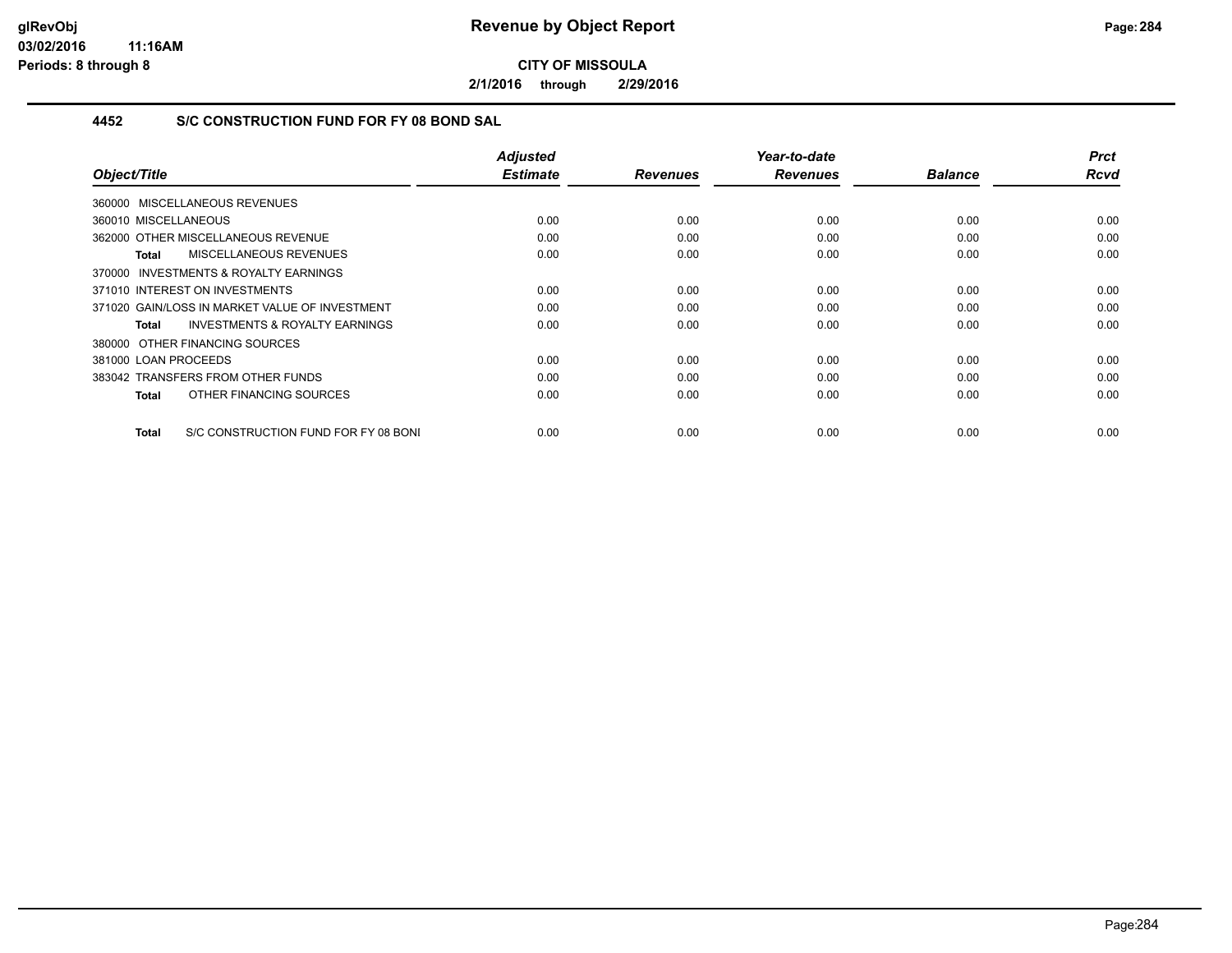# Revenue by Object Report

**CITY OF MISSOULA**

**2/1/2016 through 2/29/2016**

### 4452 S/C CONSTRUCTION FUND FOR FY 08 BOND SAL

| Object/Title | Adjusted Estimate | Revenues | Year-to-date Revenues | Balance | Prct Rcvd |
|---|---|---|---|---|---|
| 360000 MISCELLANEOUS REVENUES | | | | | |
| 360010 MISCELLANEOUS | 0.00 | 0.00 | 0.00 | 0.00 | 0.00 |
| 362000 OTHER MISCELLANEOUS REVENUE | 0.00 | 0.00 | 0.00 | 0.00 | 0.00 |
| **Total** MISCELLANEOUS REVENUES | 0.00 | 0.00 | 0.00 | 0.00 | 0.00 |
| 370000 INVESTMENTS & ROYALTY EARNINGS | | | | | |
| 371010 INTEREST ON INVESTMENTS | 0.00 | 0.00 | 0.00 | 0.00 | 0.00 |
| 371020 GAIN/LOSS IN MARKET VALUE OF INVESTMENT | 0.00 | 0.00 | 0.00 | 0.00 | 0.00 |
| **Total** INVESTMENTS & ROYALTY EARNINGS | 0.00 | 0.00 | 0.00 | 0.00 | 0.00 |
| 380000 OTHER FINANCING SOURCES | | | | | |
| 381000 LOAN PROCEEDS | 0.00 | 0.00 | 0.00 | 0.00 | 0.00 |
| 383042 TRANSFERS FROM OTHER FUNDS | 0.00 | 0.00 | 0.00 | 0.00 | 0.00 |
| **Total** OTHER FINANCING SOURCES | 0.00 | 0.00 | 0.00 | 0.00 | 0.00 |
| **Total** S/C CONSTRUCTION FUND FOR FY 08 BONI | 0.00 | 0.00 | 0.00 | 0.00 | 0.00 |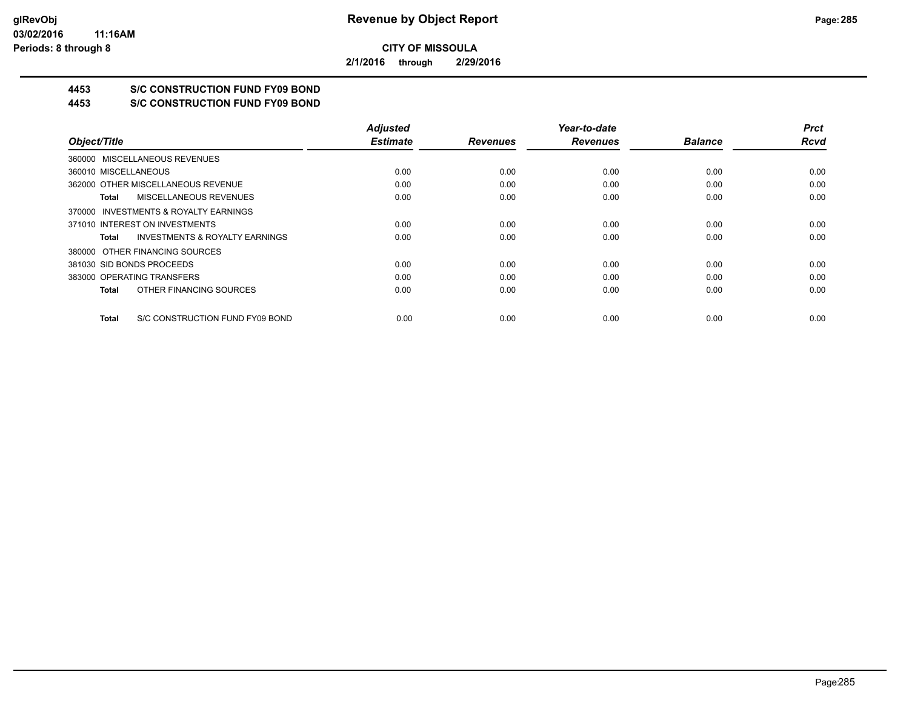**CITY OF MISSOULA**

**2/1/2016 through 2/29/2016**

## 4453 S/C CONSTRUCTION FUND FY09 BOND

## 4453 S/C CONSTRUCTION FUND FY09 BOND

| Object/Title | Adjusted Estimate | Revenues | Year-to-date Revenues | Balance | Prct Rcvd |
|---|---|---|---|---|---|
| 360000 MISCELLANEOUS REVENUES | | | | | |
| 360010 MISCELLANEOUS | 0.00 | 0.00 | 0.00 | 0.00 | 0.00 |
| 362000 OTHER MISCELLANEOUS REVENUE | 0.00 | 0.00 | 0.00 | 0.00 | 0.00 |
| **Total** MISCELLANEOUS REVENUES | 0.00 | 0.00 | 0.00 | 0.00 | 0.00 |
| 370000 INVESTMENTS & ROYALTY EARNINGS | | | | | |
| 371010 INTEREST ON INVESTMENTS | 0.00 | 0.00 | 0.00 | 0.00 | 0.00 |
| **Total** INVESTMENTS & ROYALTY EARNINGS | 0.00 | 0.00 | 0.00 | 0.00 | 0.00 |
| 380000 OTHER FINANCING SOURCES | | | | | |
| 381030 SID BONDS PROCEEDS | 0.00 | 0.00 | 0.00 | 0.00 | 0.00 |
| 383000 OPERATING TRANSFERS | 0.00 | 0.00 | 0.00 | 0.00 | 0.00 |
| **Total** OTHER FINANCING SOURCES | 0.00 | 0.00 | 0.00 | 0.00 | 0.00 |
| **Total** S/C CONSTRUCTION FUND FY09 BOND | 0.00 | 0.00 | 0.00 | 0.00 | 0.00 |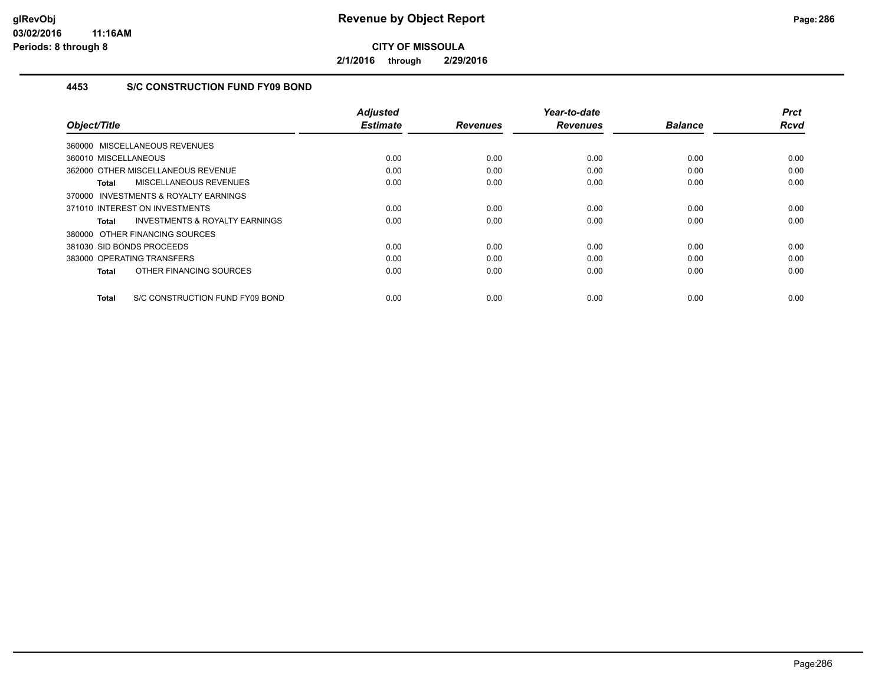# Revenue by Object Report

**CITY OF MISSOULA**

**2/1/2016 through 2/29/2016**

glRevObj
03/02/2016 11:16AM
Periods: 8 through 8

## 4453 S/C CONSTRUCTION FUND FY09 BOND

| Object/Title | Adjusted Estimate | Revenues | Year-to-date Revenues | Balance | Prct Rcvd |
|---|---|---|---|---|---|
| 360000 MISCELLANEOUS REVENUES | | | | | |
| 360010 MISCELLANEOUS | 0.00 | 0.00 | 0.00 | 0.00 | 0.00 |
| 362000 OTHER MISCELLANEOUS REVENUE | 0.00 | 0.00 | 0.00 | 0.00 | 0.00 |
| **Total** MISCELLANEOUS REVENUES | 0.00 | 0.00 | 0.00 | 0.00 | 0.00 |
| 370000 INVESTMENTS & ROYALTY EARNINGS | | | | | |
| 371010 INTEREST ON INVESTMENTS | 0.00 | 0.00 | 0.00 | 0.00 | 0.00 |
| **Total** INVESTMENTS & ROYALTY EARNINGS | 0.00 | 0.00 | 0.00 | 0.00 | 0.00 |
| 380000 OTHER FINANCING SOURCES | | | | | |
| 381030 SID BONDS PROCEEDS | 0.00 | 0.00 | 0.00 | 0.00 | 0.00 |
| 383000 OPERATING TRANSFERS | 0.00 | 0.00 | 0.00 | 0.00 | 0.00 |
| **Total** OTHER FINANCING SOURCES | 0.00 | 0.00 | 0.00 | 0.00 | 0.00 |
| **Total** S/C CONSTRUCTION FUND FY09 BOND | 0.00 | 0.00 | 0.00 | 0.00 | 0.00 |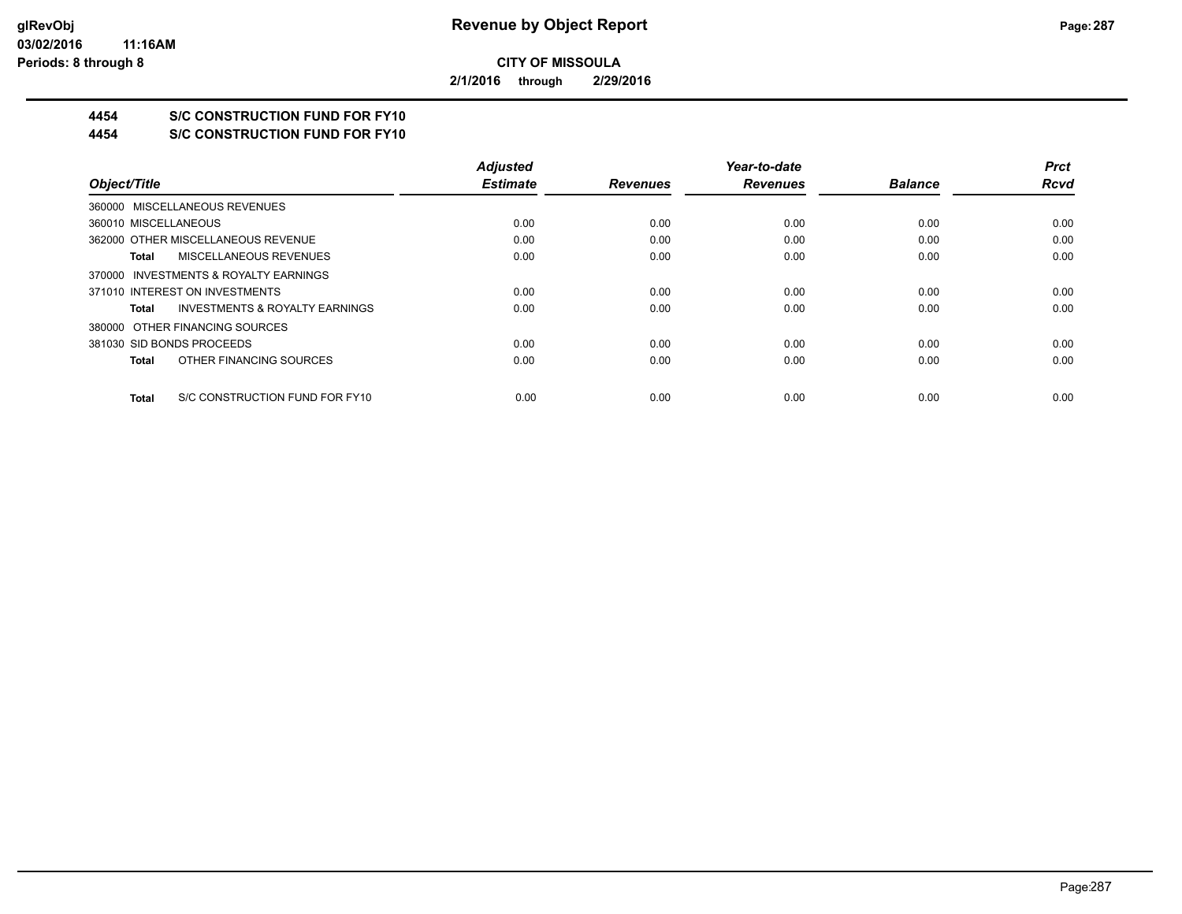**CITY OF MISSOULA**

**2/1/2016 through 2/29/2016**

## 4454 S/C CONSTRUCTION FUND FOR FY10

## 4454 S/C CONSTRUCTION FUND FOR FY10

| Object/Title | Adjusted Estimate | Revenues | Year-to-date Revenues | Balance | Prct Rcvd |
|---|---|---|---|---|---|
| 360000 MISCELLANEOUS REVENUES | | | | | |
| 360010 MISCELLANEOUS | 0.00 | 0.00 | 0.00 | 0.00 | 0.00 |
| 362000 OTHER MISCELLANEOUS REVENUE | 0.00 | 0.00 | 0.00 | 0.00 | 0.00 |
| **Total** MISCELLANEOUS REVENUES | 0.00 | 0.00 | 0.00 | 0.00 | 0.00 |
| 370000 INVESTMENTS & ROYALTY EARNINGS | | | | | |
| 371010 INTEREST ON INVESTMENTS | 0.00 | 0.00 | 0.00 | 0.00 | 0.00 |
| **Total** INVESTMENTS & ROYALTY EARNINGS | 0.00 | 0.00 | 0.00 | 0.00 | 0.00 |
| 380000 OTHER FINANCING SOURCES | | | | | |
| 381030 SID BONDS PROCEEDS | 0.00 | 0.00 | 0.00 | 0.00 | 0.00 |
| **Total** OTHER FINANCING SOURCES | 0.00 | 0.00 | 0.00 | 0.00 | 0.00 |
| **Total** S/C CONSTRUCTION FUND FOR FY10 | 0.00 | 0.00 | 0.00 | 0.00 | 0.00 |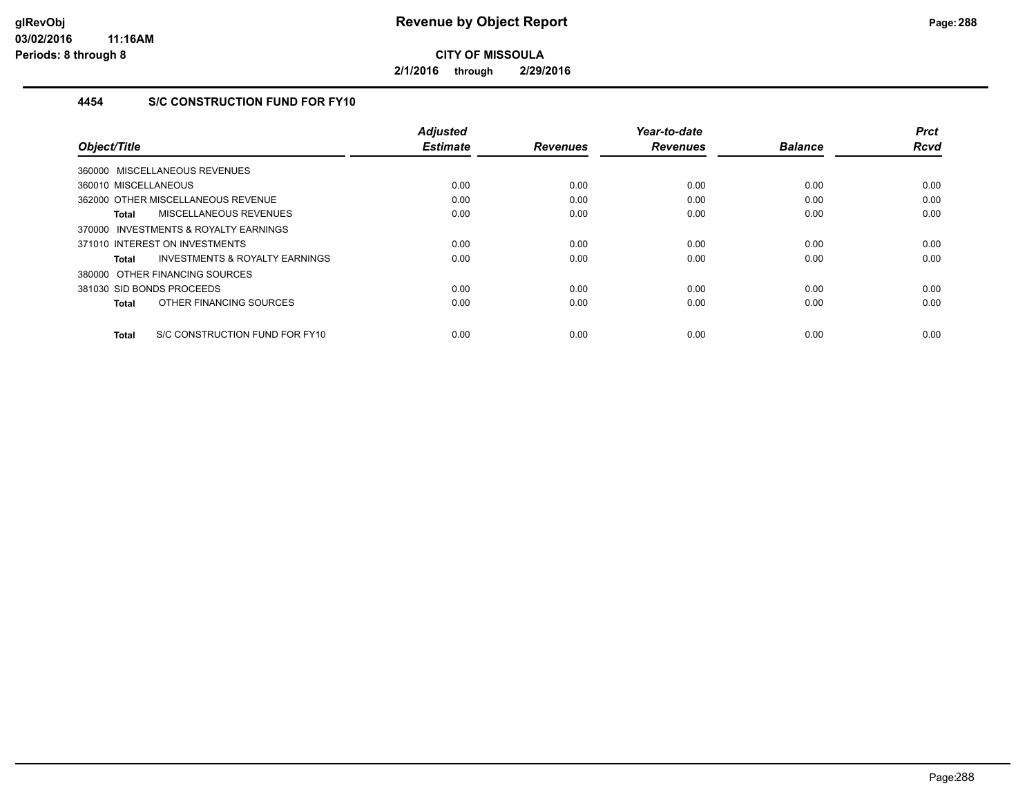**CITY OF MISSOULA**

**2/1/2016 through 2/29/2016**

## 4454 S/C CONSTRUCTION FUND FOR FY10

| Object/Title | Adjusted Estimate | Revenues | Year-to-date Revenues | Balance | Prct Rcvd |
|---|---|---|---|---|---|
| 360000 MISCELLANEOUS REVENUES | | | | | |
| 360010 MISCELLANEOUS | 0.00 | 0.00 | 0.00 | 0.00 | 0.00 |
| 362000 OTHER MISCELLANEOUS REVENUE | 0.00 | 0.00 | 0.00 | 0.00 | 0.00 |
| **Total** MISCELLANEOUS REVENUES | 0.00 | 0.00 | 0.00 | 0.00 | 0.00 |
| 370000 INVESTMENTS & ROYALTY EARNINGS | | | | | |
| 371010 INTEREST ON INVESTMENTS | 0.00 | 0.00 | 0.00 | 0.00 | 0.00 |
| **Total** INVESTMENTS & ROYALTY EARNINGS | 0.00 | 0.00 | 0.00 | 0.00 | 0.00 |
| 380000 OTHER FINANCING SOURCES | | | | | |
| 381030 SID BONDS PROCEEDS | 0.00 | 0.00 | 0.00 | 0.00 | 0.00 |
| **Total** OTHER FINANCING SOURCES | 0.00 | 0.00 | 0.00 | 0.00 | 0.00 |
| **Total** S/C CONSTRUCTION FUND FOR FY10 | 0.00 | 0.00 | 0.00 | 0.00 | 0.00 |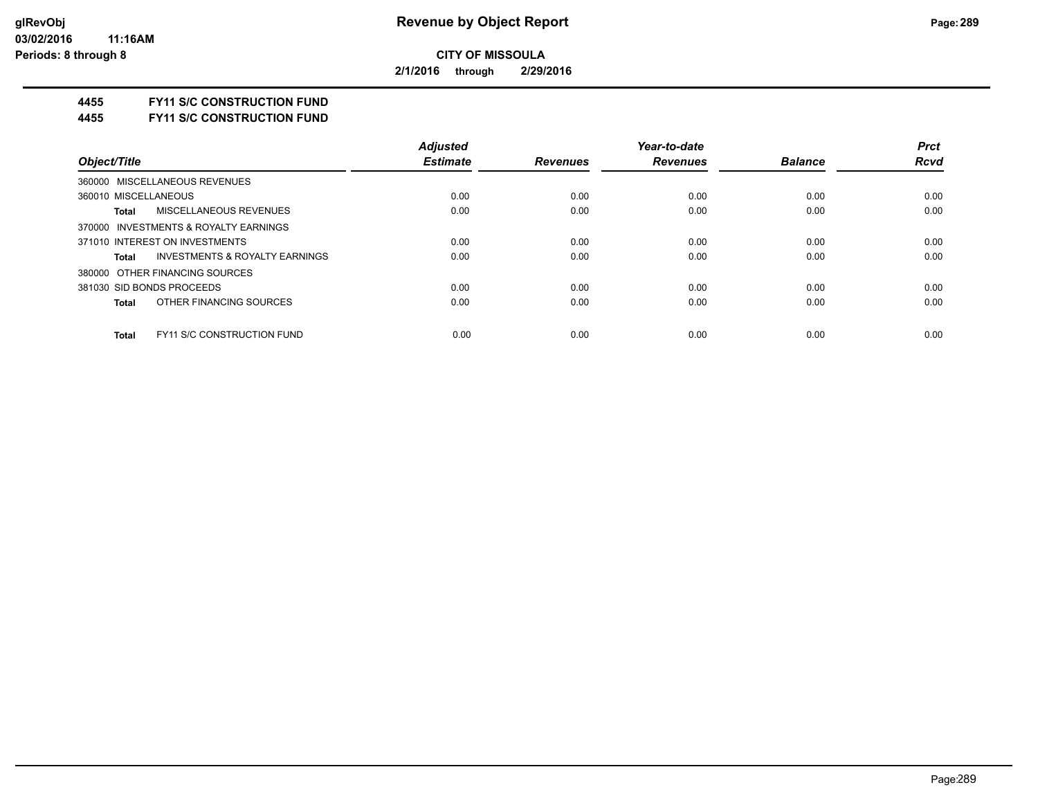**CITY OF MISSOULA**

**2/1/2016 through 2/29/2016**

**4455 FY11 S/C CONSTRUCTION FUND**

**4455 FY11 S/C CONSTRUCTION FUND**

| Object/Title | Adjusted Estimate | Revenues | Year-to-date Revenues | Balance | Prct Rcvd |
|---|---|---|---|---|---|
| 360000 MISCELLANEOUS REVENUES | | | | | |
| 360010 MISCELLANEOUS | 0.00 | 0.00 | 0.00 | 0.00 | 0.00 |
| **Total** MISCELLANEOUS REVENUES | 0.00 | 0.00 | 0.00 | 0.00 | 0.00 |
| 370000 INVESTMENTS & ROYALTY EARNINGS | | | | | |
| 371010 INTEREST ON INVESTMENTS | 0.00 | 0.00 | 0.00 | 0.00 | 0.00 |
| **Total** INVESTMENTS & ROYALTY EARNINGS | 0.00 | 0.00 | 0.00 | 0.00 | 0.00 |
| 380000 OTHER FINANCING SOURCES | | | | | |
| 381030 SID BONDS PROCEEDS | 0.00 | 0.00 | 0.00 | 0.00 | 0.00 |
| **Total** OTHER FINANCING SOURCES | 0.00 | 0.00 | 0.00 | 0.00 | 0.00 |
| **Total** FY11 S/C CONSTRUCTION FUND | 0.00 | 0.00 | 0.00 | 0.00 | 0.00 |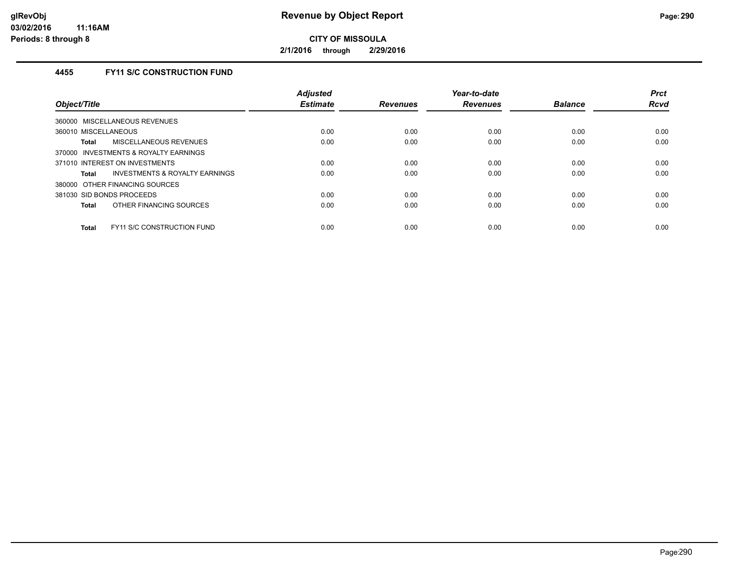# Revenue by Object Report

**CITY OF MISSOULA**

**2/1/2016 through 2/29/2016**

glRevObj
03/02/2016 11:16AM
Periods: 8 through 8

### 4455 FY11 S/C CONSTRUCTION FUND

| Object/Title | Adjusted Estimate | Revenues | Year-to-date Revenues | Balance | Prct Rcvd |
|---|---|---|---|---|---|
| 360000 MISCELLANEOUS REVENUES | | | | | |
| 360010 MISCELLANEOUS | 0.00 | 0.00 | 0.00 | 0.00 | 0.00 |
| **Total** MISCELLANEOUS REVENUES | 0.00 | 0.00 | 0.00 | 0.00 | 0.00 |
| 370000 INVESTMENTS & ROYALTY EARNINGS | | | | | |
| 371010 INTEREST ON INVESTMENTS | 0.00 | 0.00 | 0.00 | 0.00 | 0.00 |
| **Total** INVESTMENTS & ROYALTY EARNINGS | 0.00 | 0.00 | 0.00 | 0.00 | 0.00 |
| 380000 OTHER FINANCING SOURCES | | | | | |
| 381030 SID BONDS PROCEEDS | 0.00 | 0.00 | 0.00 | 0.00 | 0.00 |
| **Total** OTHER FINANCING SOURCES | 0.00 | 0.00 | 0.00 | 0.00 | 0.00 |
| **Total** FY11 S/C CONSTRUCTION FUND | 0.00 | 0.00 | 0.00 | 0.00 | 0.00 |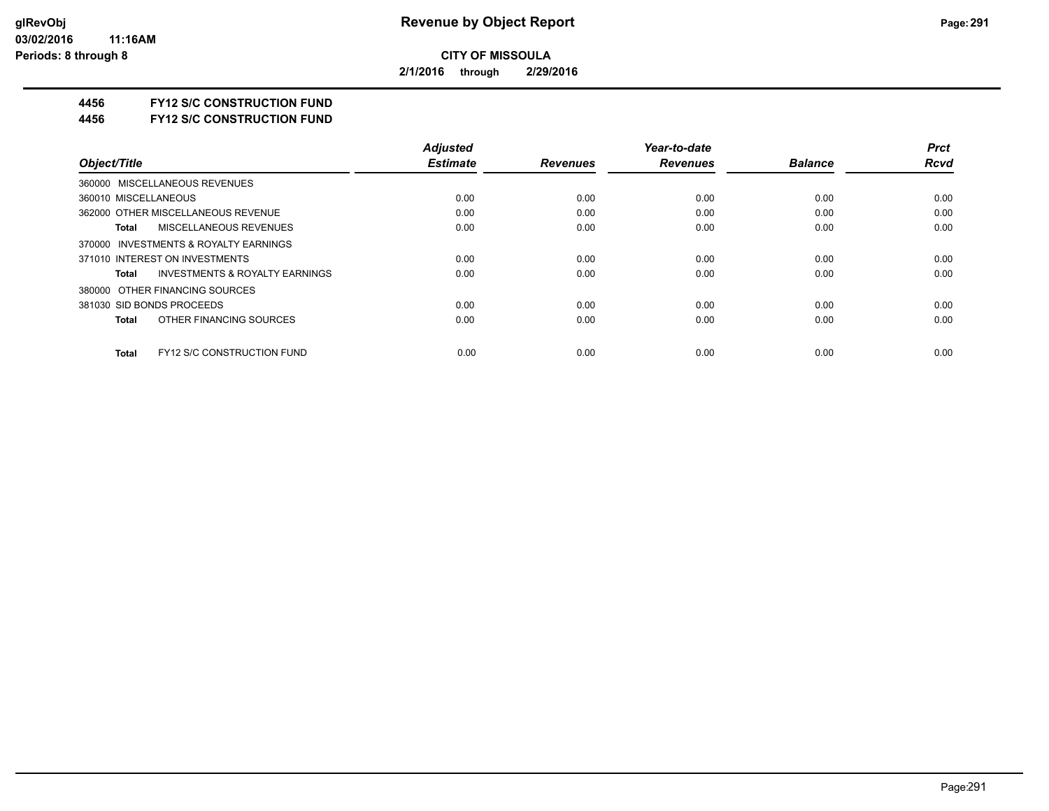**CITY OF MISSOULA**

**2/1/2016 through 2/29/2016**

**4456 FY12 S/C CONSTRUCTION FUND**

**4456 FY12 S/C CONSTRUCTION FUND**

| Object/Title | Adjusted Estimate | Revenues | Year-to-date Revenues | Balance | Prct Rcvd |
|---|---|---|---|---|---|
| 360000 MISCELLANEOUS REVENUES | | | | | |
| 360010 MISCELLANEOUS | 0.00 | 0.00 | 0.00 | 0.00 | 0.00 |
| 362000 OTHER MISCELLANEOUS REVENUE | 0.00 | 0.00 | 0.00 | 0.00 | 0.00 |
| **Total** MISCELLANEOUS REVENUES | 0.00 | 0.00 | 0.00 | 0.00 | 0.00 |
| 370000 INVESTMENTS & ROYALTY EARNINGS | | | | | |
| 371010 INTEREST ON INVESTMENTS | 0.00 | 0.00 | 0.00 | 0.00 | 0.00 |
| **Total** INVESTMENTS & ROYALTY EARNINGS | 0.00 | 0.00 | 0.00 | 0.00 | 0.00 |
| 380000 OTHER FINANCING SOURCES | | | | | |
| 381030 SID BONDS PROCEEDS | 0.00 | 0.00 | 0.00 | 0.00 | 0.00 |
| **Total** OTHER FINANCING SOURCES | 0.00 | 0.00 | 0.00 | 0.00 | 0.00 |
| **Total** FY12 S/C CONSTRUCTION FUND | 0.00 | 0.00 | 0.00 | 0.00 | 0.00 |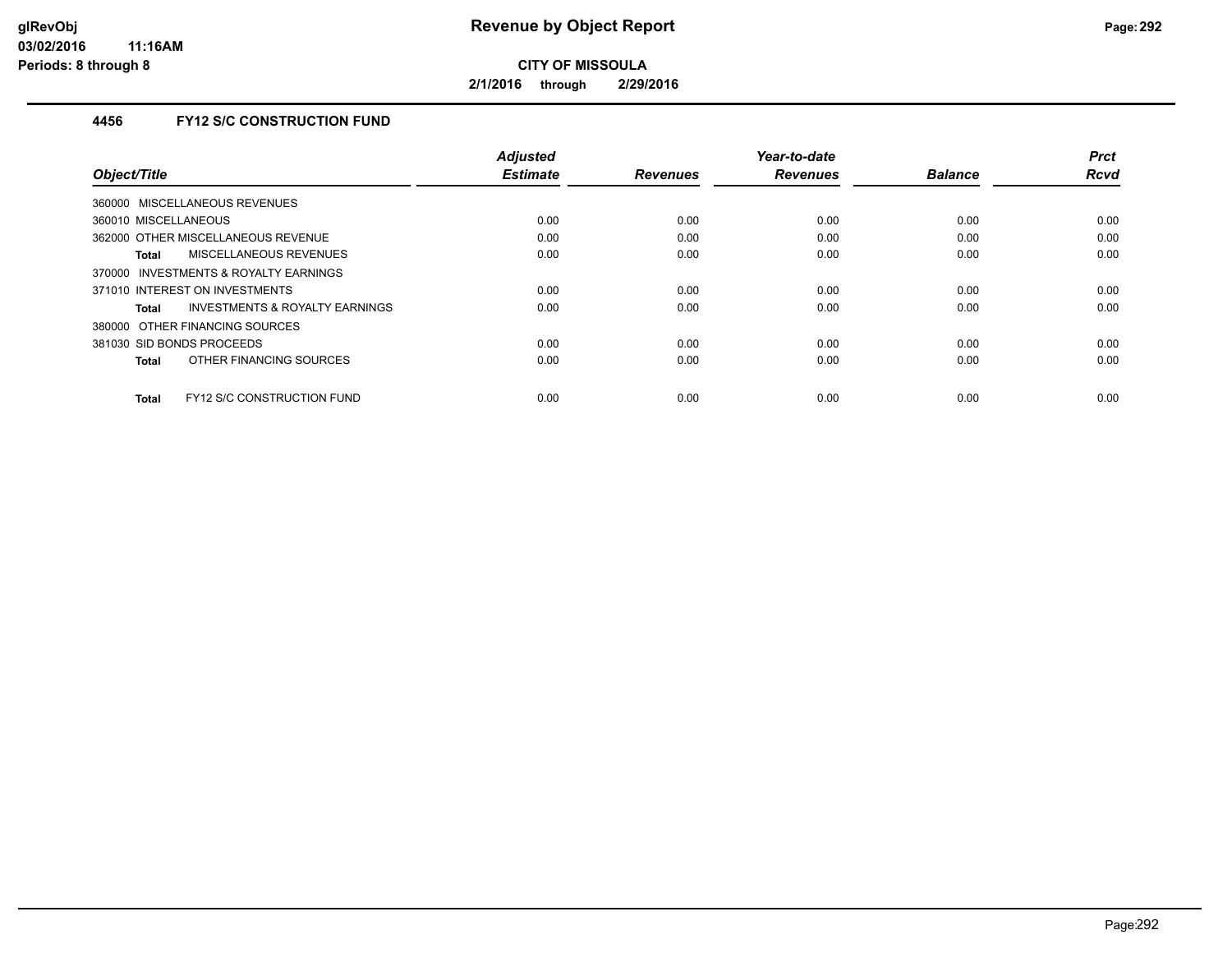# Revenue by Object Report

**CITY OF MISSOULA**

**2/1/2016 through 2/29/2016**

glRevObj
03/02/2016 11:16AM
Periods: 8 through 8

### 4456 FY12 S/C CONSTRUCTION FUND

| Object/Title | Adjusted Estimate | Revenues | Year-to-date Revenues | Balance | Prct Rcvd |
|---|---|---|---|---|---|
| 360000 MISCELLANEOUS REVENUES | | | | | |
| 360010 MISCELLANEOUS | 0.00 | 0.00 | 0.00 | 0.00 | 0.00 |
| 362000 OTHER MISCELLANEOUS REVENUE | 0.00 | 0.00 | 0.00 | 0.00 | 0.00 |
| **Total** MISCELLANEOUS REVENUES | 0.00 | 0.00 | 0.00 | 0.00 | 0.00 |
| 370000 INVESTMENTS & ROYALTY EARNINGS | | | | | |
| 371010 INTEREST ON INVESTMENTS | 0.00 | 0.00 | 0.00 | 0.00 | 0.00 |
| **Total** INVESTMENTS & ROYALTY EARNINGS | 0.00 | 0.00 | 0.00 | 0.00 | 0.00 |
| 380000 OTHER FINANCING SOURCES | | | | | |
| 381030 SID BONDS PROCEEDS | 0.00 | 0.00 | 0.00 | 0.00 | 0.00 |
| **Total** OTHER FINANCING SOURCES | 0.00 | 0.00 | 0.00 | 0.00 | 0.00 |
| **Total** FY12 S/C CONSTRUCTION FUND | 0.00 | 0.00 | 0.00 | 0.00 | 0.00 |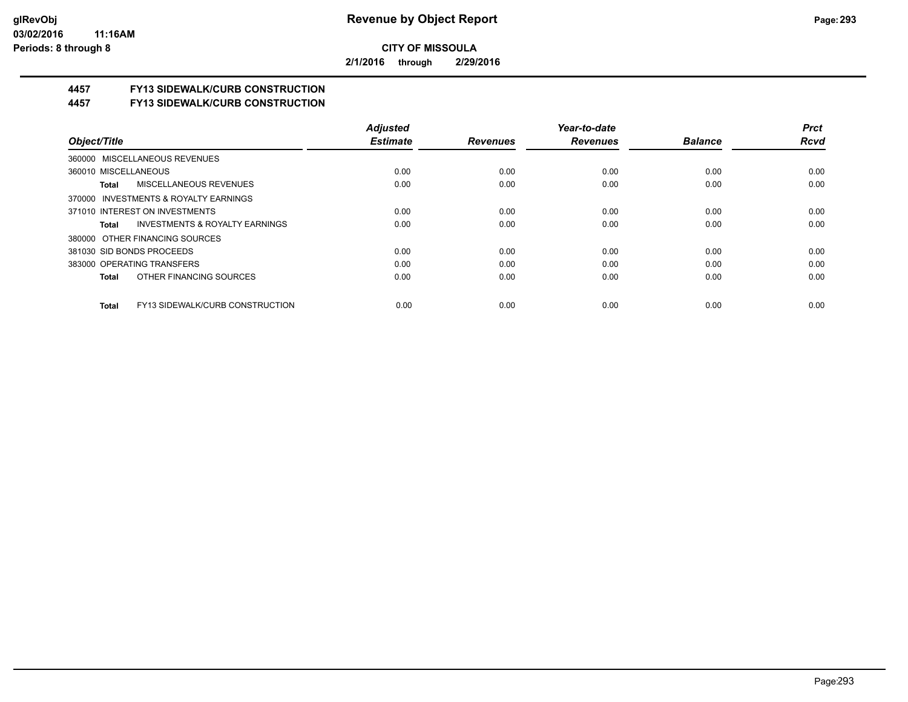**CITY OF MISSOULA**

**2/1/2016 through 2/29/2016**

## 4457 FY13 SIDEWALK/CURB CONSTRUCTION

## 4457 FY13 SIDEWALK/CURB CONSTRUCTION

| Object/Title | Adjusted Estimate | Revenues | Year-to-date Revenues | Balance | Prct Rcvd |
|---|---|---|---|---|---|
| 360000 MISCELLANEOUS REVENUES | | | | | |
| 360010 MISCELLANEOUS | 0.00 | 0.00 | 0.00 | 0.00 | 0.00 |
| **Total** MISCELLANEOUS REVENUES | 0.00 | 0.00 | 0.00 | 0.00 | 0.00 |
| 370000 INVESTMENTS & ROYALTY EARNINGS | | | | | |
| 371010 INTEREST ON INVESTMENTS | 0.00 | 0.00 | 0.00 | 0.00 | 0.00 |
| **Total** INVESTMENTS & ROYALTY EARNINGS | 0.00 | 0.00 | 0.00 | 0.00 | 0.00 |
| 380000 OTHER FINANCING SOURCES | | | | | |
| 381030 SID BONDS PROCEEDS | 0.00 | 0.00 | 0.00 | 0.00 | 0.00 |
| 383000 OPERATING TRANSFERS | 0.00 | 0.00 | 0.00 | 0.00 | 0.00 |
| **Total** OTHER FINANCING SOURCES | 0.00 | 0.00 | 0.00 | 0.00 | 0.00 |
| **Total** FY13 SIDEWALK/CURB CONSTRUCTION | 0.00 | 0.00 | 0.00 | 0.00 | 0.00 |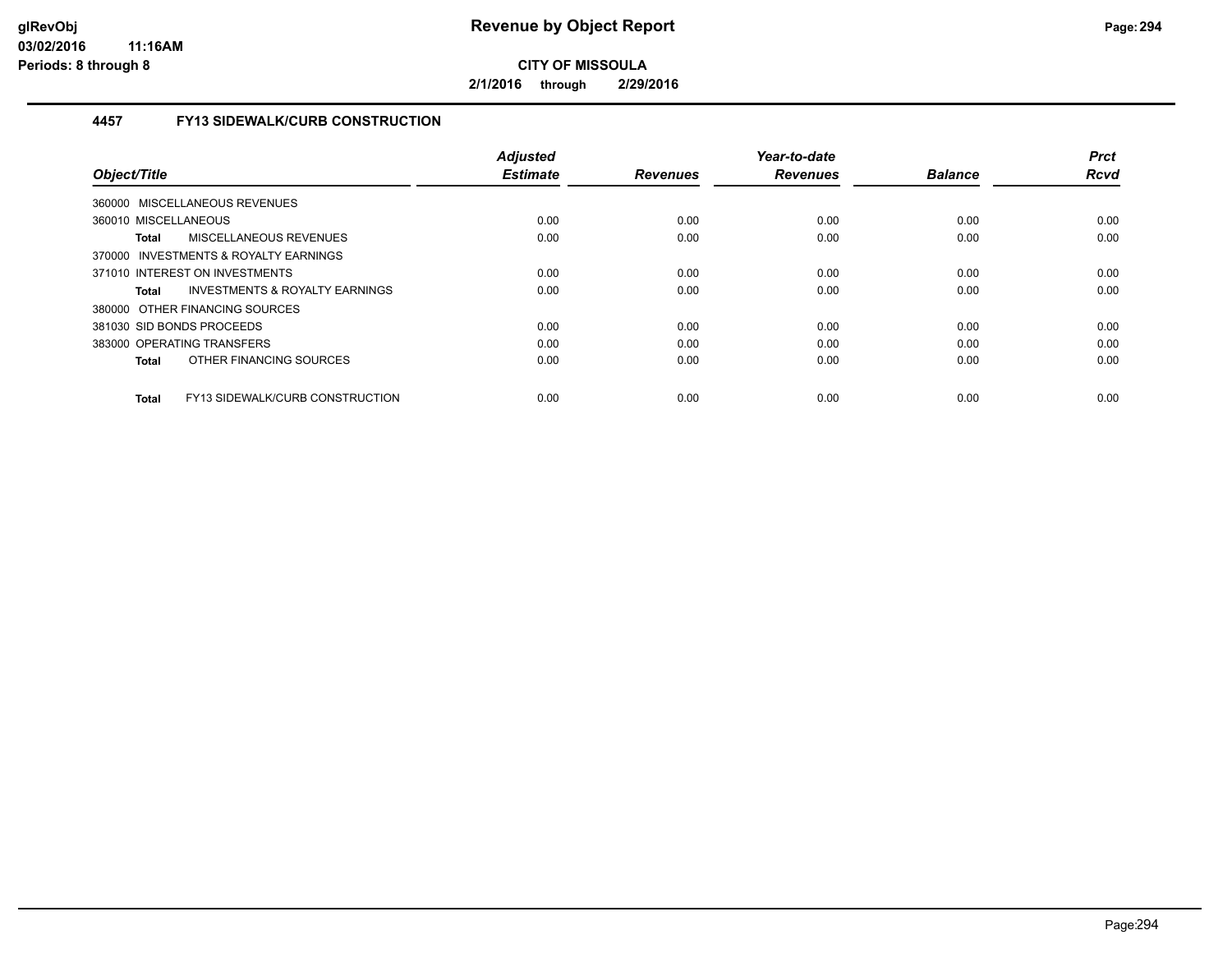# Revenue by Object Report

**CITY OF MISSOULA**

**2/1/2016 through 2/29/2016**

glRevObj
03/02/2016 11:16AM
Periods: 8 through 8

## 4457 FY13 SIDEWALK/CURB CONSTRUCTION

| Object/Title | Adjusted Estimate | Revenues | Year-to-date Revenues | Balance | Prct Rcvd |
|---|---|---|---|---|---|
| 360000 MISCELLANEOUS REVENUES | | | | | |
| 360010 MISCELLANEOUS | 0.00 | 0.00 | 0.00 | 0.00 | 0.00 |
| **Total** MISCELLANEOUS REVENUES | 0.00 | 0.00 | 0.00 | 0.00 | 0.00 |
| 370000 INVESTMENTS & ROYALTY EARNINGS | | | | | |
| 371010 INTEREST ON INVESTMENTS | 0.00 | 0.00 | 0.00 | 0.00 | 0.00 |
| **Total** INVESTMENTS & ROYALTY EARNINGS | 0.00 | 0.00 | 0.00 | 0.00 | 0.00 |
| 380000 OTHER FINANCING SOURCES | | | | | |
| 381030 SID BONDS PROCEEDS | 0.00 | 0.00 | 0.00 | 0.00 | 0.00 |
| 383000 OPERATING TRANSFERS | 0.00 | 0.00 | 0.00 | 0.00 | 0.00 |
| **Total** OTHER FINANCING SOURCES | 0.00 | 0.00 | 0.00 | 0.00 | 0.00 |
| **Total** FY13 SIDEWALK/CURB CONSTRUCTION | 0.00 | 0.00 | 0.00 | 0.00 | 0.00 |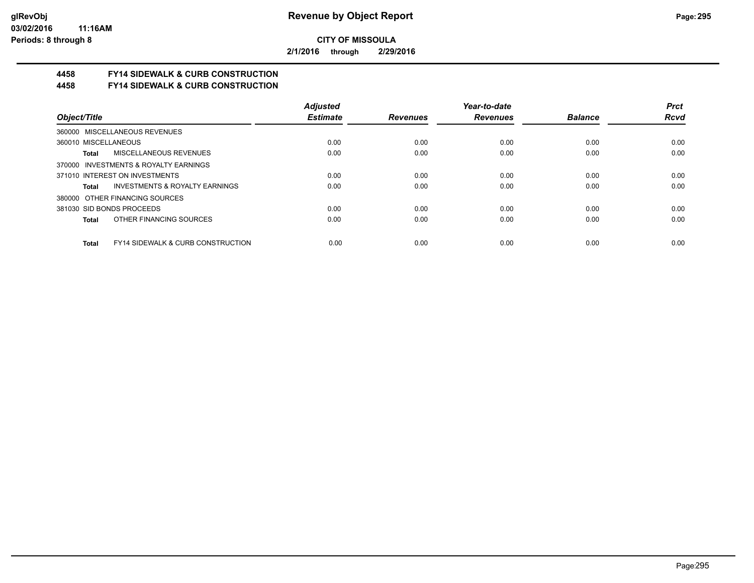**CITY OF MISSOULA**

**2/1/2016 through 2/29/2016**

# Revenue by Object Report

## 4458 FY14 SIDEWALK & CURB CONSTRUCTION
## 4458 FY14 SIDEWALK & CURB CONSTRUCTION

| Object/Title | | Adjusted Estimate | Revenues | Year-to-date Revenues | Balance | Prct Rcvd |
|---|---|---|---|---|---|---|
| 360000 MISCELLANEOUS REVENUES | | | | | | |
| 360010 MISCELLANEOUS | | 0.00 | 0.00 | 0.00 | 0.00 | 0.00 |
| **Total** | MISCELLANEOUS REVENUES | 0.00 | 0.00 | 0.00 | 0.00 | 0.00 |
| 370000 INVESTMENTS & ROYALTY EARNINGS | | | | | | |
| 371010 INTEREST ON INVESTMENTS | | 0.00 | 0.00 | 0.00 | 0.00 | 0.00 |
| **Total** | INVESTMENTS & ROYALTY EARNINGS | 0.00 | 0.00 | 0.00 | 0.00 | 0.00 |
| 380000 OTHER FINANCING SOURCES | | | | | | |
| 381030 SID BONDS PROCEEDS | | 0.00 | 0.00 | 0.00 | 0.00 | 0.00 |
| **Total** | OTHER FINANCING SOURCES | 0.00 | 0.00 | 0.00 | 0.00 | 0.00 |
| **Total** | FY14 SIDEWALK & CURB CONSTRUCTION | 0.00 | 0.00 | 0.00 | 0.00 | 0.00 |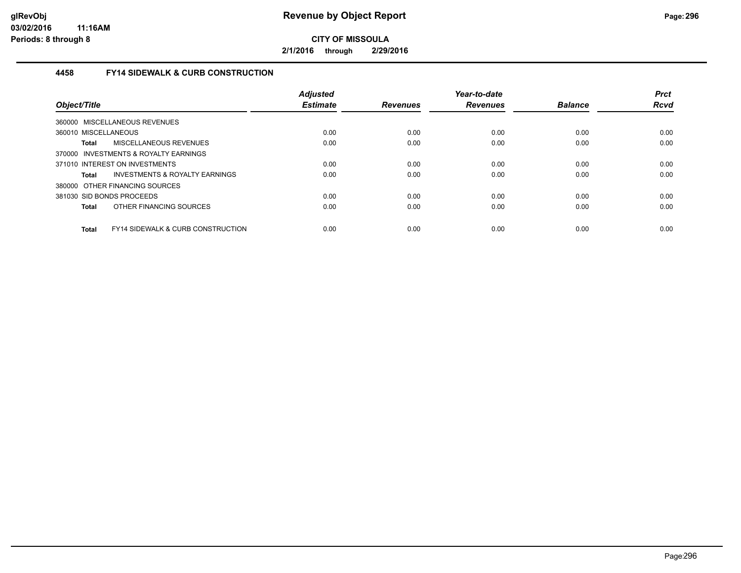**CITY OF MISSOULA**

**2/1/2016 through 2/29/2016**

### 4458 FY14 SIDEWALK & CURB CONSTRUCTION

| Object/Title | Adjusted Estimate | Revenues | Year-to-date Revenues | Balance | Prct Rcvd |
|---|---|---|---|---|---|
| 360000 MISCELLANEOUS REVENUES | | | | | |
| 360010 MISCELLANEOUS | 0.00 | 0.00 | 0.00 | 0.00 | 0.00 |
| **Total** MISCELLANEOUS REVENUES | 0.00 | 0.00 | 0.00 | 0.00 | 0.00 |
| 370000 INVESTMENTS & ROYALTY EARNINGS | | | | | |
| 371010 INTEREST ON INVESTMENTS | 0.00 | 0.00 | 0.00 | 0.00 | 0.00 |
| **Total** INVESTMENTS & ROYALTY EARNINGS | 0.00 | 0.00 | 0.00 | 0.00 | 0.00 |
| 380000 OTHER FINANCING SOURCES | | | | | |
| 381030 SID BONDS PROCEEDS | 0.00 | 0.00 | 0.00 | 0.00 | 0.00 |
| **Total** OTHER FINANCING SOURCES | 0.00 | 0.00 | 0.00 | 0.00 | 0.00 |
| **Total** FY14 SIDEWALK & CURB CONSTRUCTION | 0.00 | 0.00 | 0.00 | 0.00 | 0.00 |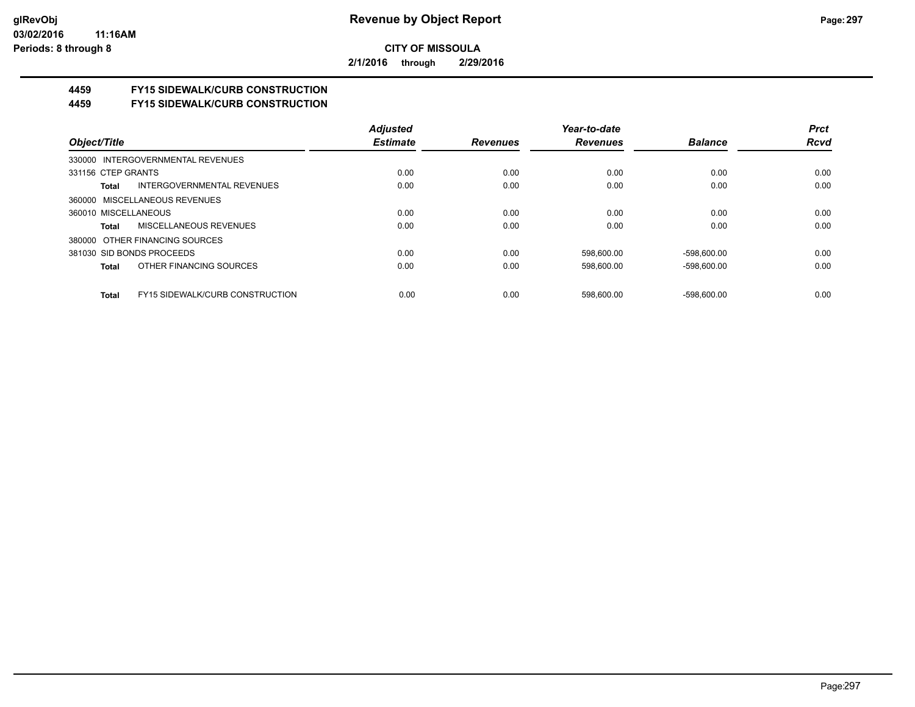**CITY OF MISSOULA**

**2/1/2016 through 2/29/2016**

## 4459 FY15 SIDEWALK/CURB CONSTRUCTION
## 4459 FY15 SIDEWALK/CURB CONSTRUCTION

| Object/Title | Adjusted Estimate | Revenues | Year-to-date Revenues | Balance | Prct Rcvd |
|---|---|---|---|---|---|
| 330000 INTERGOVERNMENTAL REVENUES | | | | | |
| 331156 CTEP GRANTS | 0.00 | 0.00 | 0.00 | 0.00 | 0.00 |
| **Total** INTERGOVERNMENTAL REVENUES | 0.00 | 0.00 | 0.00 | 0.00 | 0.00 |
| 360000 MISCELLANEOUS REVENUES | | | | | |
| 360010 MISCELLANEOUS | 0.00 | 0.00 | 0.00 | 0.00 | 0.00 |
| **Total** MISCELLANEOUS REVENUES | 0.00 | 0.00 | 0.00 | 0.00 | 0.00 |
| 380000 OTHER FINANCING SOURCES | | | | | |
| 381030 SID BONDS PROCEEDS | 0.00 | 0.00 | 598,600.00 | -598,600.00 | 0.00 |
| **Total** OTHER FINANCING SOURCES | 0.00 | 0.00 | 598,600.00 | -598,600.00 | 0.00 |
| **Total** FY15 SIDEWALK/CURB CONSTRUCTION | 0.00 | 0.00 | 598,600.00 | -598,600.00 | 0.00 |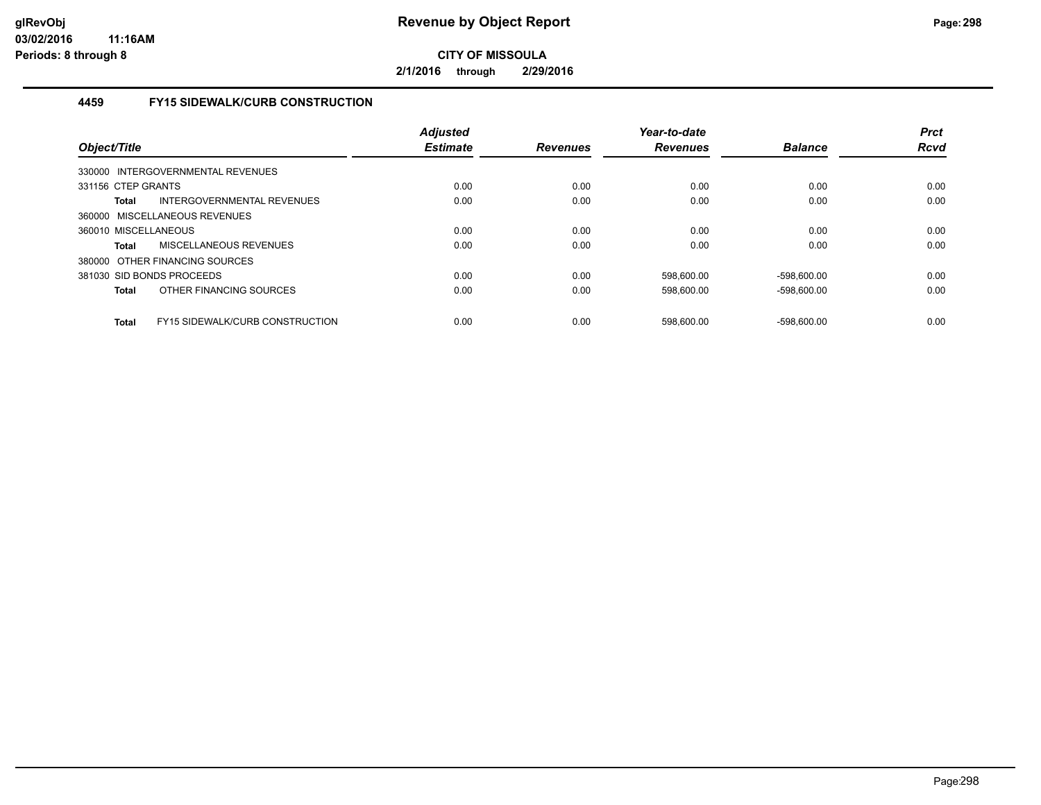# Revenue by Object Report

**CITY OF MISSOULA**

**2/1/2016 through 2/29/2016**

glRevObj
03/02/2016 11:16AM
Periods: 8 through 8

### 4459 FY15 SIDEWALK/CURB CONSTRUCTION

| Object/Title | | Adjusted Estimate | Revenues | Year-to-date Revenues | Balance | Prct Rcvd |
|---|---|---|---|---|---|---|
| 330000 INTERGOVERNMENTAL REVENUES | | | | | | |
| 331156 CTEP GRANTS | | 0.00 | 0.00 | 0.00 | 0.00 | 0.00 |
| **Total** | INTERGOVERNMENTAL REVENUES | 0.00 | 0.00 | 0.00 | 0.00 | 0.00 |
| 360000 MISCELLANEOUS REVENUES | | | | | | |
| 360010 MISCELLANEOUS | | 0.00 | 0.00 | 0.00 | 0.00 | 0.00 |
| **Total** | MISCELLANEOUS REVENUES | 0.00 | 0.00 | 0.00 | 0.00 | 0.00 |
| 380000 OTHER FINANCING SOURCES | | | | | | |
| 381030 SID BONDS PROCEEDS | | 0.00 | 0.00 | 598,600.00 | -598,600.00 | 0.00 |
| **Total** | OTHER FINANCING SOURCES | 0.00 | 0.00 | 598,600.00 | -598,600.00 | 0.00 |
| **Total** | FY15 SIDEWALK/CURB CONSTRUCTION | 0.00 | 0.00 | 598,600.00 | -598,600.00 | 0.00 |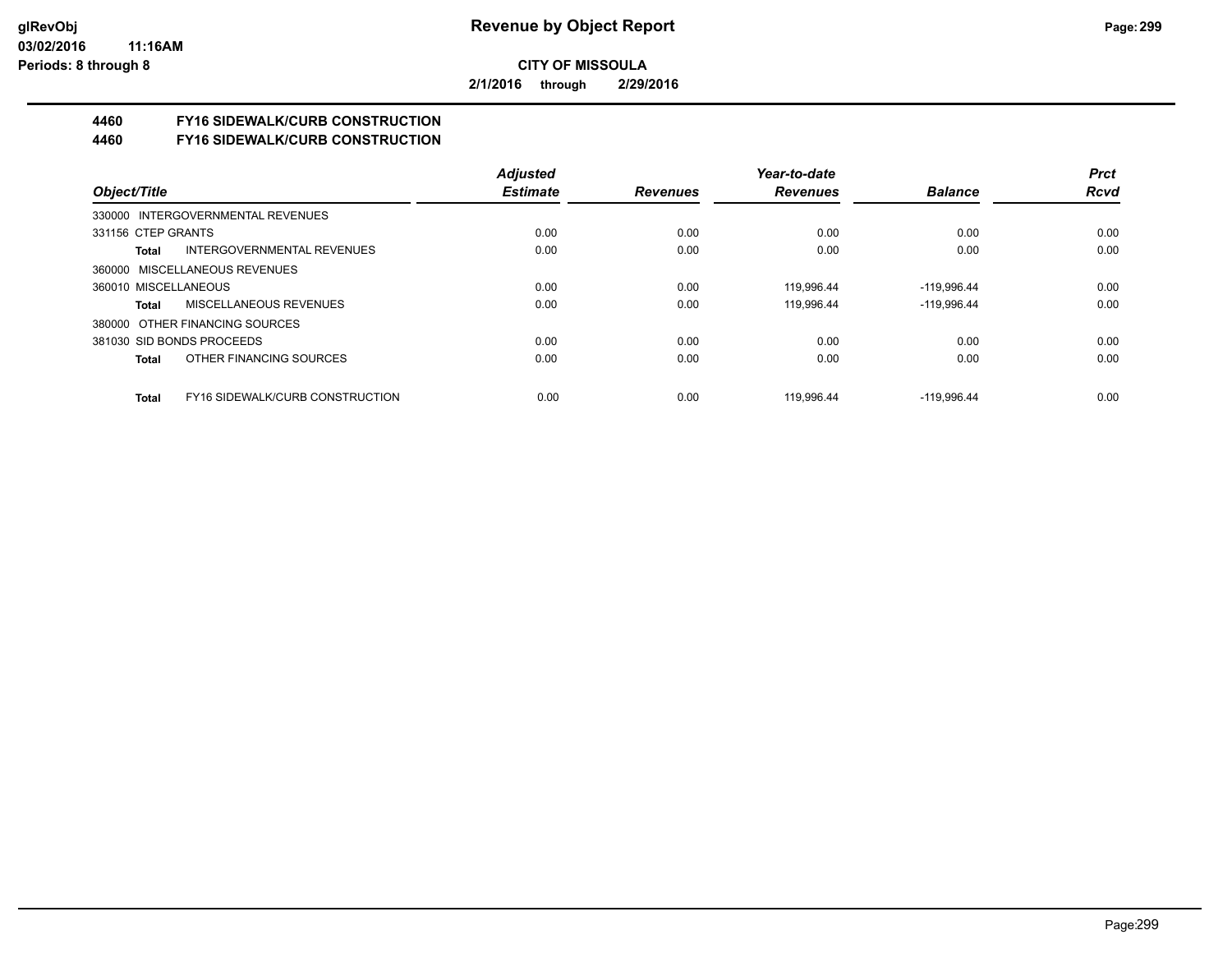glRevObj
03/02/2016 11:16AM
Periods: 8 through 8

# Revenue by Object Report

**CITY OF MISSOULA**

**2/1/2016 through 2/29/2016**

## 4460 FY16 SIDEWALK/CURB CONSTRUCTION
## 4460 FY16 SIDEWALK/CURB CONSTRUCTION

| Object/Title | Adjusted Estimate | Revenues | Year-to-date Revenues | Balance | Prct Rcvd |
|---|---|---|---|---|---|
| 330000 INTERGOVERNMENTAL REVENUES | | | | | |
| 331156 CTEP GRANTS | 0.00 | 0.00 | 0.00 | 0.00 | 0.00 |
| **Total** INTERGOVERNMENTAL REVENUES | 0.00 | 0.00 | 0.00 | 0.00 | 0.00 |
| 360000 MISCELLANEOUS REVENUES | | | | | |
| 360010 MISCELLANEOUS | 0.00 | 0.00 | 119,996.44 | -119,996.44 | 0.00 |
| **Total** MISCELLANEOUS REVENUES | 0.00 | 0.00 | 119,996.44 | -119,996.44 | 0.00 |
| 380000 OTHER FINANCING SOURCES | | | | | |
| 381030 SID BONDS PROCEEDS | 0.00 | 0.00 | 0.00 | 0.00 | 0.00 |
| **Total** OTHER FINANCING SOURCES | 0.00 | 0.00 | 0.00 | 0.00 | 0.00 |
| **Total** FY16 SIDEWALK/CURB CONSTRUCTION | 0.00 | 0.00 | 119,996.44 | -119,996.44 | 0.00 |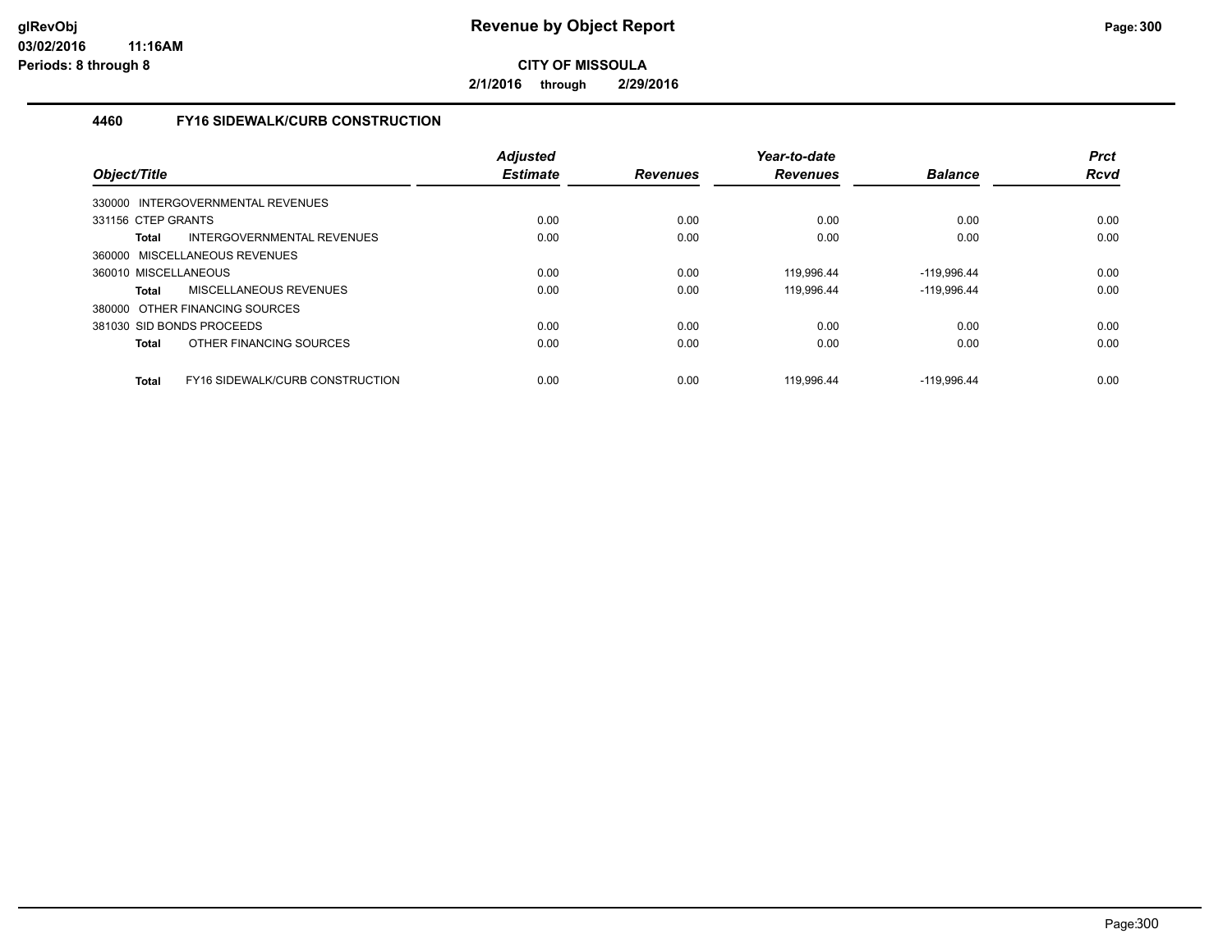# Revenue by Object Report

**CITY OF MISSOULA**

**2/1/2016 through 2/29/2016**

glRevObj
03/02/2016 11:16AM
Periods: 8 through 8

## 4460 FY16 SIDEWALK/CURB CONSTRUCTION

| Object/Title | Adjusted Estimate | Revenues | Year-to-date Revenues | Balance | Prct Rcvd |
|---|---|---|---|---|---|
| 330000 INTERGOVERNMENTAL REVENUES | | | | | |
| 331156 CTEP GRANTS | 0.00 | 0.00 | 0.00 | 0.00 | 0.00 |
| **Total** INTERGOVERNMENTAL REVENUES | 0.00 | 0.00 | 0.00 | 0.00 | 0.00 |
| 360000 MISCELLANEOUS REVENUES | | | | | |
| 360010 MISCELLANEOUS | 0.00 | 0.00 | 119,996.44 | -119,996.44 | 0.00 |
| **Total** MISCELLANEOUS REVENUES | 0.00 | 0.00 | 119,996.44 | -119,996.44 | 0.00 |
| 380000 OTHER FINANCING SOURCES | | | | | |
| 381030 SID BONDS PROCEEDS | 0.00 | 0.00 | 0.00 | 0.00 | 0.00 |
| **Total** OTHER FINANCING SOURCES | 0.00 | 0.00 | 0.00 | 0.00 | 0.00 |
| **Total** FY16 SIDEWALK/CURB CONSTRUCTION | 0.00 | 0.00 | 119,996.44 | -119,996.44 | 0.00 |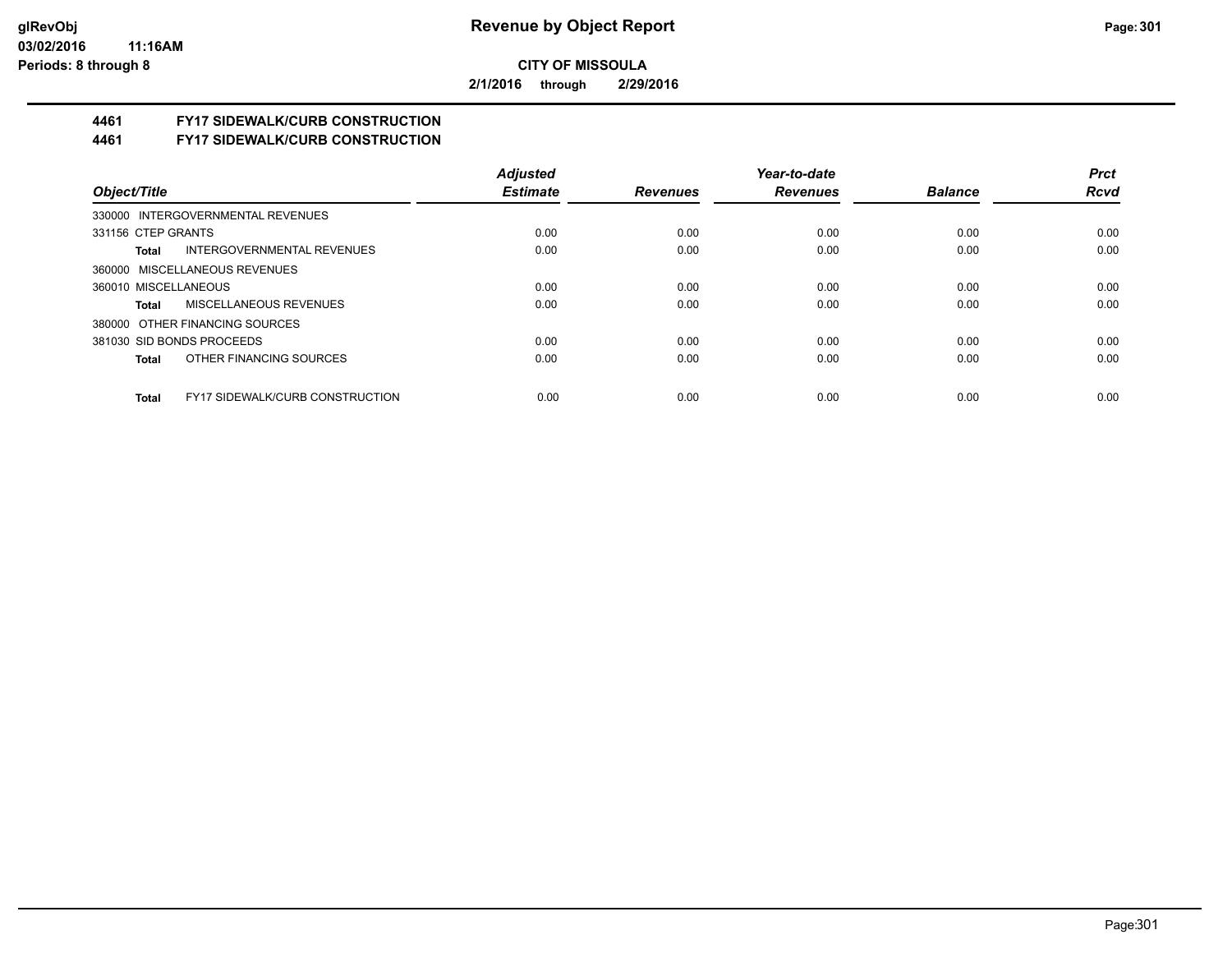# Revenue by Object Report

**CITY OF MISSOULA**

**2/1/2016 through 2/29/2016**

glRevObj
03/02/2016 11:16AM
Periods: 8 through 8

## 4461 FY17 SIDEWALK/CURB CONSTRUCTION
## 4461 FY17 SIDEWALK/CURB CONSTRUCTION

| Object/Title | Adjusted Estimate | Revenues | Year-to-date Revenues | Balance | Prct Rcvd |
|---|---|---|---|---|---|
| 330000 INTERGOVERNMENTAL REVENUES | | | | | |
| 331156 CTEP GRANTS | 0.00 | 0.00 | 0.00 | 0.00 | 0.00 |
| **Total** INTERGOVERNMENTAL REVENUES | 0.00 | 0.00 | 0.00 | 0.00 | 0.00 |
| 360000 MISCELLANEOUS REVENUES | | | | | |
| 360010 MISCELLANEOUS | 0.00 | 0.00 | 0.00 | 0.00 | 0.00 |
| **Total** MISCELLANEOUS REVENUES | 0.00 | 0.00 | 0.00 | 0.00 | 0.00 |
| 380000 OTHER FINANCING SOURCES | | | | | |
| 381030 SID BONDS PROCEEDS | 0.00 | 0.00 | 0.00 | 0.00 | 0.00 |
| **Total** OTHER FINANCING SOURCES | 0.00 | 0.00 | 0.00 | 0.00 | 0.00 |
| **Total** FY17 SIDEWALK/CURB CONSTRUCTION | 0.00 | 0.00 | 0.00 | 0.00 | 0.00 |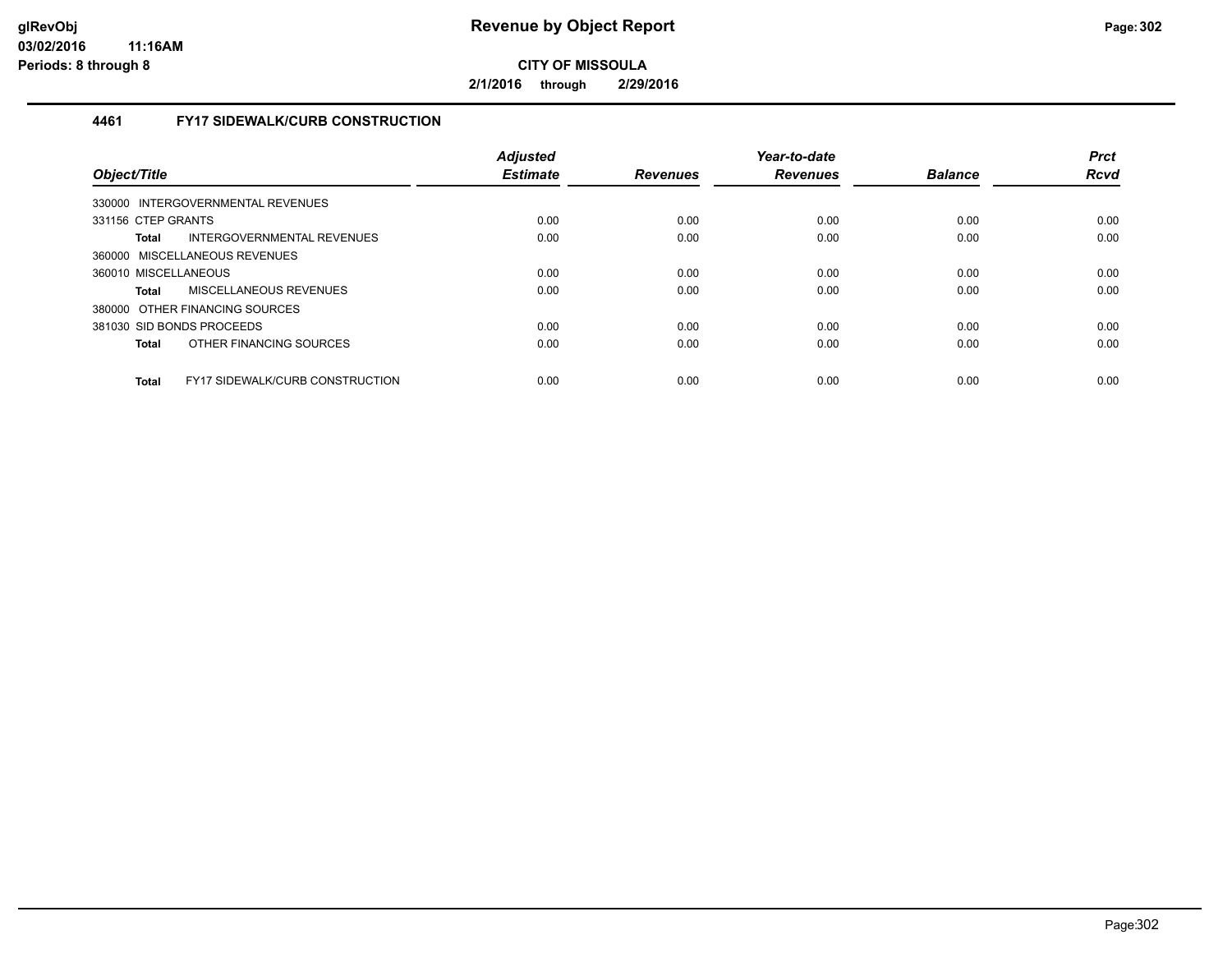# Revenue by Object Report

**CITY OF MISSOULA**

**2/1/2016 through 2/29/2016**

### 4461 FY17 SIDEWALK/CURB CONSTRUCTION

| Object/Title | Adjusted Estimate | Revenues | Year-to-date Revenues | Balance | Prct Rcvd |
|---|---|---|---|---|---|
| 330000 INTERGOVERNMENTAL REVENUES | | | | | |
| 331156 CTEP GRANTS | 0.00 | 0.00 | 0.00 | 0.00 | 0.00 |
| **Total** INTERGOVERNMENTAL REVENUES | 0.00 | 0.00 | 0.00 | 0.00 | 0.00 |
| 360000 MISCELLANEOUS REVENUES | | | | | |
| 360010 MISCELLANEOUS | 0.00 | 0.00 | 0.00 | 0.00 | 0.00 |
| **Total** MISCELLANEOUS REVENUES | 0.00 | 0.00 | 0.00 | 0.00 | 0.00 |
| 380000 OTHER FINANCING SOURCES | | | | | |
| 381030 SID BONDS PROCEEDS | 0.00 | 0.00 | 0.00 | 0.00 | 0.00 |
| **Total** OTHER FINANCING SOURCES | 0.00 | 0.00 | 0.00 | 0.00 | 0.00 |
| **Total** FY17 SIDEWALK/CURB CONSTRUCTION | 0.00 | 0.00 | 0.00 | 0.00 | 0.00 |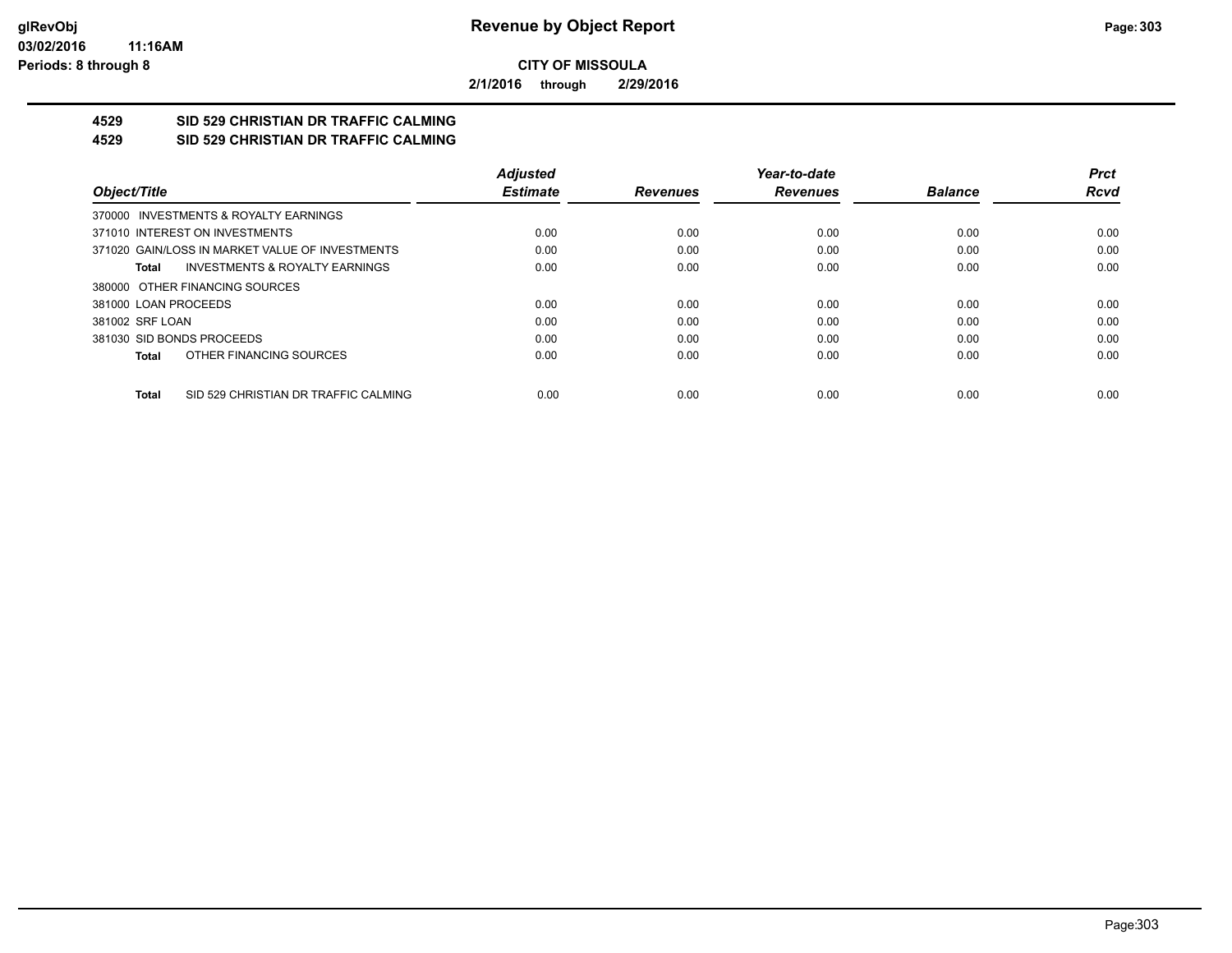**CITY OF MISSOULA**

**2/1/2016 through 2/29/2016**

## 4529 SID 529 CHRISTIAN DR TRAFFIC CALMING
## 4529 SID 529 CHRISTIAN DR TRAFFIC CALMING

| Object/Title | Adjusted Estimate | Revenues | Year-to-date Revenues | Balance | Prct Rcvd |
|---|---|---|---|---|---|
| 370000 INVESTMENTS & ROYALTY EARNINGS | | | | | |
| 371010 INTEREST ON INVESTMENTS | 0.00 | 0.00 | 0.00 | 0.00 | 0.00 |
| 371020 GAIN/LOSS IN MARKET VALUE OF INVESTMENTS | 0.00 | 0.00 | 0.00 | 0.00 | 0.00 |
| **Total** INVESTMENTS & ROYALTY EARNINGS | 0.00 | 0.00 | 0.00 | 0.00 | 0.00 |
| 380000 OTHER FINANCING SOURCES | | | | | |
| 381000 LOAN PROCEEDS | 0.00 | 0.00 | 0.00 | 0.00 | 0.00 |
| 381002 SRF LOAN | 0.00 | 0.00 | 0.00 | 0.00 | 0.00 |
| 381030 SID BONDS PROCEEDS | 0.00 | 0.00 | 0.00 | 0.00 | 0.00 |
| **Total** OTHER FINANCING SOURCES | 0.00 | 0.00 | 0.00 | 0.00 | 0.00 |
| **Total** SID 529 CHRISTIAN DR TRAFFIC CALMING | 0.00 | 0.00 | 0.00 | 0.00 | 0.00 |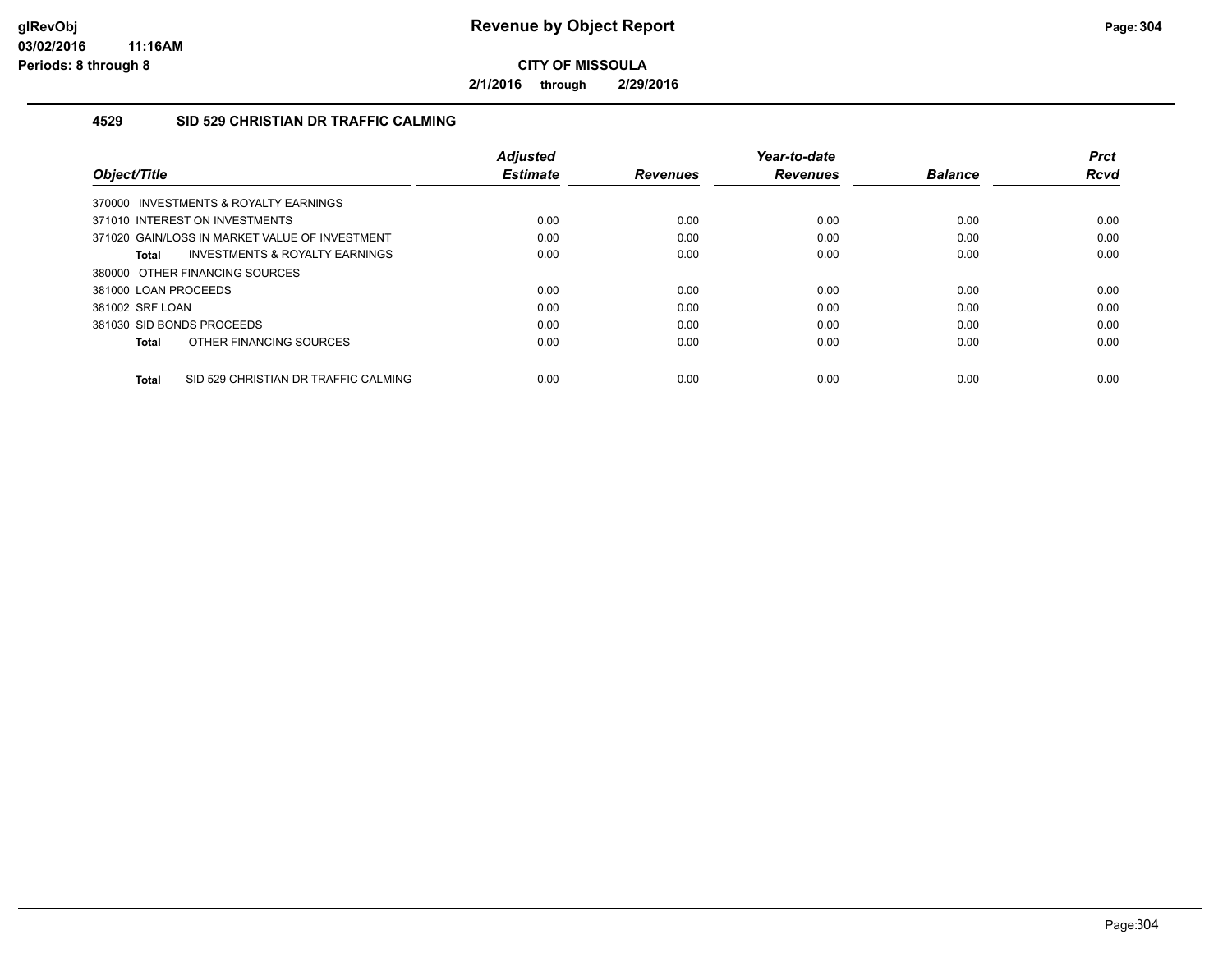# Revenue by Object Report

**CITY OF MISSOULA**

**2/1/2016 through 2/29/2016**

glRevObj
03/02/2016 11:16AM
Periods: 8 through 8

### 4529 SID 529 CHRISTIAN DR TRAFFIC CALMING

| Object/Title | Adjusted Estimate | Revenues | Year-to-date Revenues | Balance | Prct Rcvd |
|---|---|---|---|---|---|
| 370000 INVESTMENTS & ROYALTY EARNINGS | | | | | |
| 371010 INTEREST ON INVESTMENTS | 0.00 | 0.00 | 0.00 | 0.00 | 0.00 |
| 371020 GAIN/LOSS IN MARKET VALUE OF INVESTMENT | 0.00 | 0.00 | 0.00 | 0.00 | 0.00 |
| **Total** INVESTMENTS & ROYALTY EARNINGS | 0.00 | 0.00 | 0.00 | 0.00 | 0.00 |
| 380000 OTHER FINANCING SOURCES | | | | | |
| 381000 LOAN PROCEEDS | 0.00 | 0.00 | 0.00 | 0.00 | 0.00 |
| 381002 SRF LOAN | 0.00 | 0.00 | 0.00 | 0.00 | 0.00 |
| 381030 SID BONDS PROCEEDS | 0.00 | 0.00 | 0.00 | 0.00 | 0.00 |
| **Total** OTHER FINANCING SOURCES | 0.00 | 0.00 | 0.00 | 0.00 | 0.00 |
| **Total** SID 529 CHRISTIAN DR TRAFFIC CALMING | 0.00 | 0.00 | 0.00 | 0.00 | 0.00 |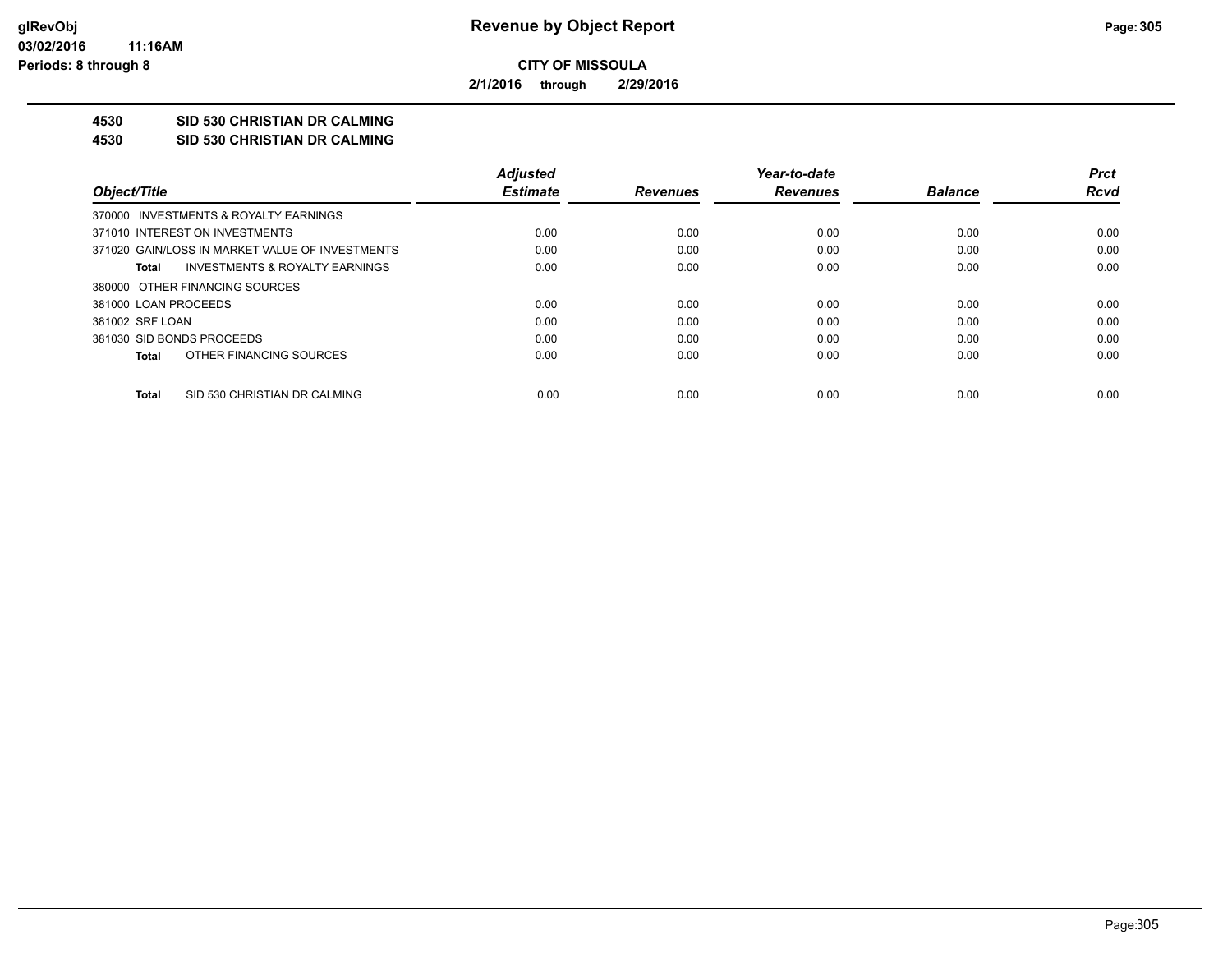**CITY OF MISSOULA**

**2/1/2016 through 2/29/2016**

**4530 SID 530 CHRISTIAN DR CALMING**

**4530 SID 530 CHRISTIAN DR CALMING**

| Object/Title | Adjusted Estimate | Revenues | Year-to-date Revenues | Balance | Prct Rcvd |
|---|---|---|---|---|---|
| 370000 INVESTMENTS & ROYALTY EARNINGS | | | | | |
| 371010 INTEREST ON INVESTMENTS | 0.00 | 0.00 | 0.00 | 0.00 | 0.00 |
| 371020 GAIN/LOSS IN MARKET VALUE OF INVESTMENTS | 0.00 | 0.00 | 0.00 | 0.00 | 0.00 |
| **Total** INVESTMENTS & ROYALTY EARNINGS | 0.00 | 0.00 | 0.00 | 0.00 | 0.00 |
| 380000 OTHER FINANCING SOURCES | | | | | |
| 381000 LOAN PROCEEDS | 0.00 | 0.00 | 0.00 | 0.00 | 0.00 |
| 381002 SRF LOAN | 0.00 | 0.00 | 0.00 | 0.00 | 0.00 |
| 381030 SID BONDS PROCEEDS | 0.00 | 0.00 | 0.00 | 0.00 | 0.00 |
| **Total** OTHER FINANCING SOURCES | 0.00 | 0.00 | 0.00 | 0.00 | 0.00 |
| **Total** SID 530 CHRISTIAN DR CALMING | 0.00 | 0.00 | 0.00 | 0.00 | 0.00 |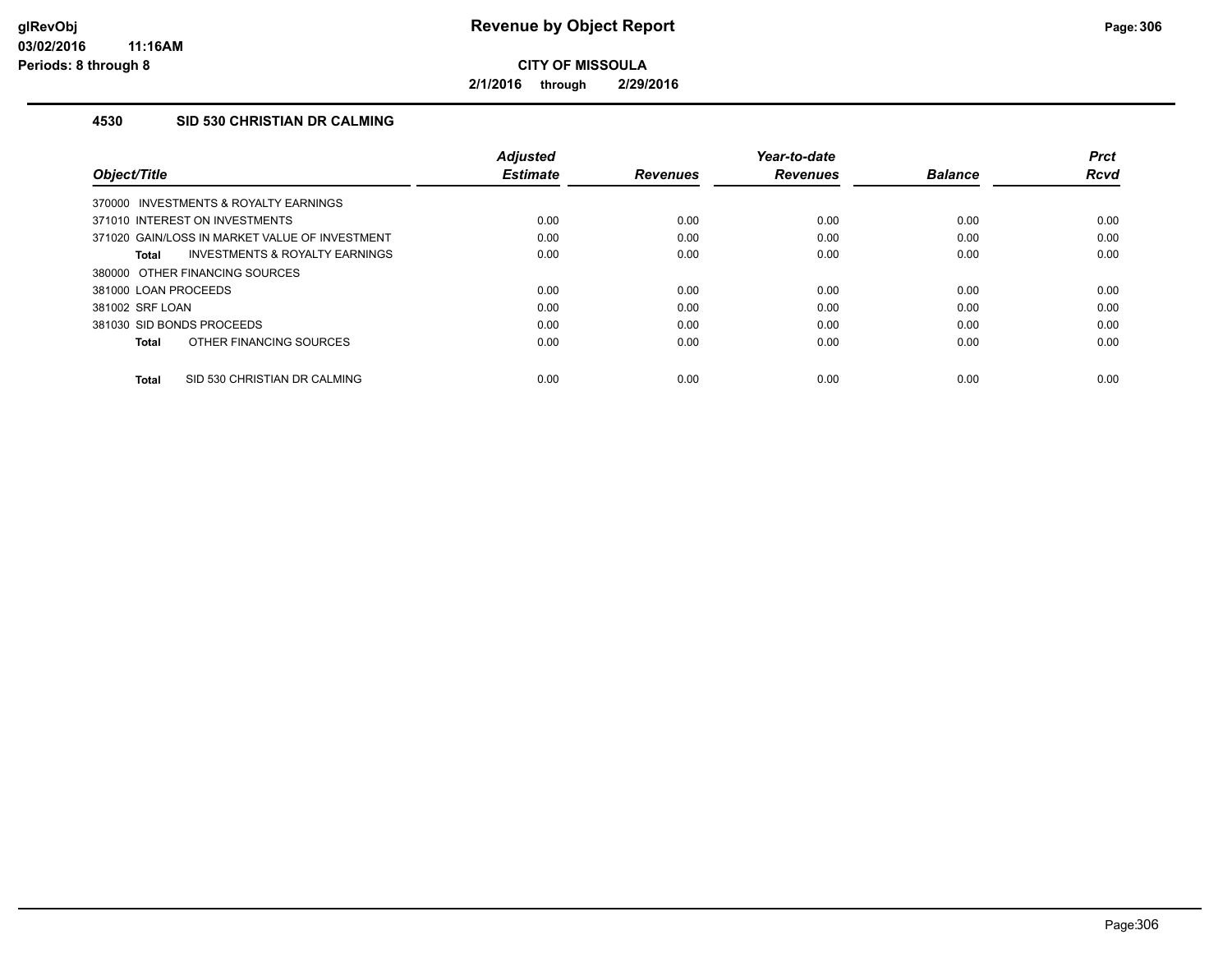**Revenue by Object Report**

**CITY OF MISSOULA**

**2/1/2016 through 2/29/2016**

### 4530 SID 530 CHRISTIAN DR CALMING

| Object/Title | Adjusted Estimate | Revenues | Year-to-date Revenues | Balance | Prct Rcvd |
|---|---|---|---|---|---|
| 370000 INVESTMENTS & ROYALTY EARNINGS | | | | | |
| 371010 INTEREST ON INVESTMENTS | 0.00 | 0.00 | 0.00 | 0.00 | 0.00 |
| 371020 GAIN/LOSS IN MARKET VALUE OF INVESTMENT | 0.00 | 0.00 | 0.00 | 0.00 | 0.00 |
| **Total** INVESTMENTS & ROYALTY EARNINGS | 0.00 | 0.00 | 0.00 | 0.00 | 0.00 |
| 380000 OTHER FINANCING SOURCES | | | | | |
| 381000 LOAN PROCEEDS | 0.00 | 0.00 | 0.00 | 0.00 | 0.00 |
| 381002 SRF LOAN | 0.00 | 0.00 | 0.00 | 0.00 | 0.00 |
| 381030 SID BONDS PROCEEDS | 0.00 | 0.00 | 0.00 | 0.00 | 0.00 |
| **Total** OTHER FINANCING SOURCES | 0.00 | 0.00 | 0.00 | 0.00 | 0.00 |
| **Total** SID 530 CHRISTIAN DR CALMING | 0.00 | 0.00 | 0.00 | 0.00 | 0.00 |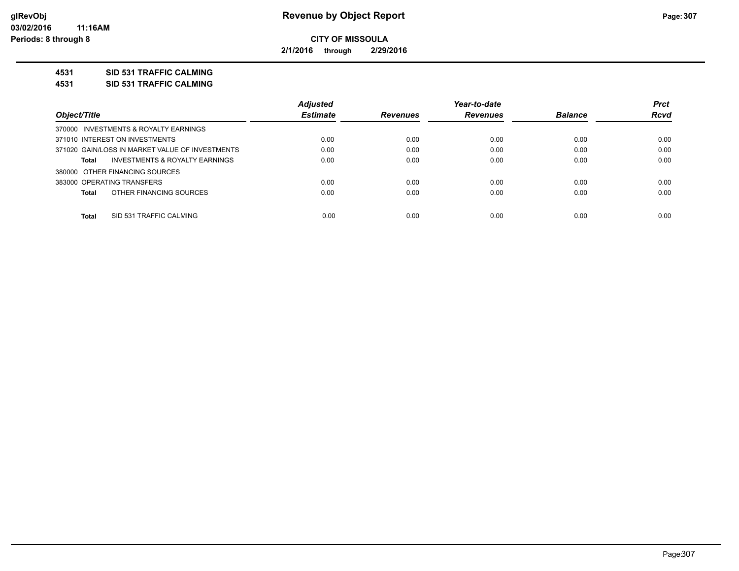**CITY OF MISSOULA**

**2/1/2016 through 2/29/2016**

## 4531 SID 531 TRAFFIC CALMING

## 4531 SID 531 TRAFFIC CALMING

| Object/Title | Adjusted Estimate | Revenues | Year-to-date Revenues | Balance | Prct Rcvd |
|---|---|---|---|---|---|
| 370000 INVESTMENTS & ROYALTY EARNINGS | | | | | |
| 371010 INTEREST ON INVESTMENTS | 0.00 | 0.00 | 0.00 | 0.00 | 0.00 |
| 371020 GAIN/LOSS IN MARKET VALUE OF INVESTMENTS | 0.00 | 0.00 | 0.00 | 0.00 | 0.00 |
| **Total** INVESTMENTS & ROYALTY EARNINGS | 0.00 | 0.00 | 0.00 | 0.00 | 0.00 |
| 380000 OTHER FINANCING SOURCES | | | | | |
| 383000 OPERATING TRANSFERS | 0.00 | 0.00 | 0.00 | 0.00 | 0.00 |
| **Total** OTHER FINANCING SOURCES | 0.00 | 0.00 | 0.00 | 0.00 | 0.00 |
| **Total** SID 531 TRAFFIC CALMING | 0.00 | 0.00 | 0.00 | 0.00 | 0.00 |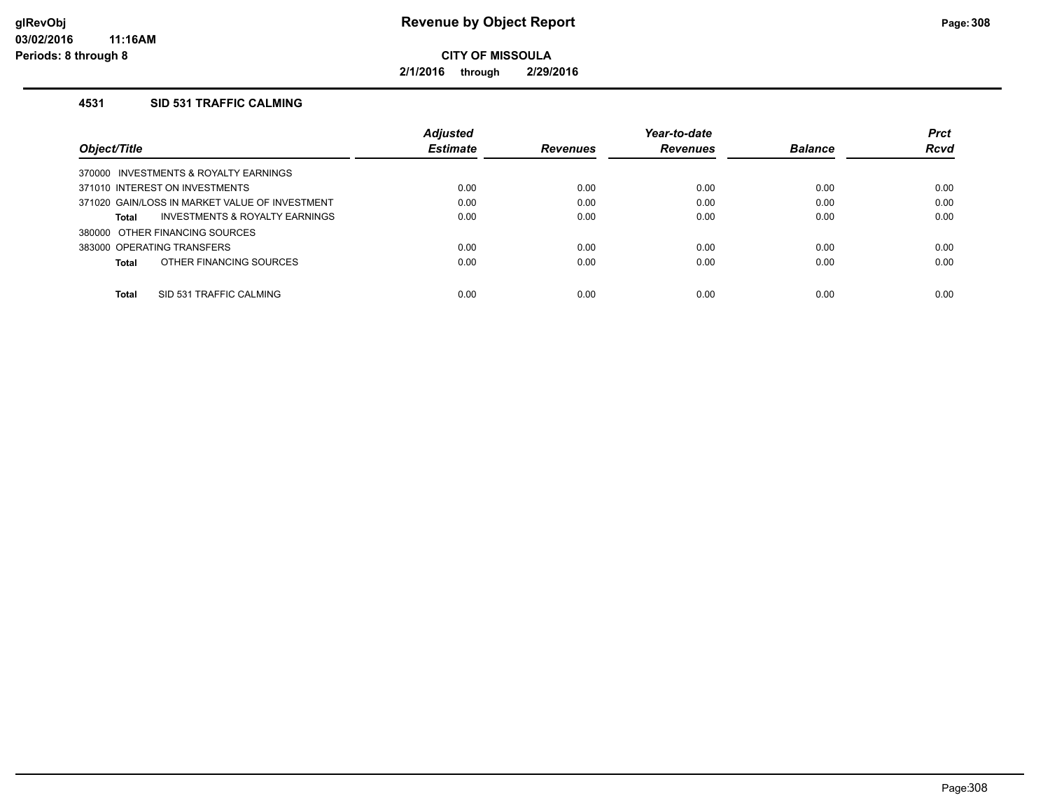# Revenue by Object Report

**CITY OF MISSOULA**

**2/1/2016 through 2/29/2016**

glRevObj
03/02/2016 11:16AM
Periods: 8 through 8

### 4531 SID 531 TRAFFIC CALMING

| Object/Title | Adjusted Estimate | Revenues | Year-to-date Revenues | Balance | Prct Rcvd |
|---|---|---|---|---|---|
| 370000 INVESTMENTS & ROYALTY EARNINGS | | | | | |
| 371010 INTEREST ON INVESTMENTS | 0.00 | 0.00 | 0.00 | 0.00 | 0.00 |
| 371020 GAIN/LOSS IN MARKET VALUE OF INVESTMENT | 0.00 | 0.00 | 0.00 | 0.00 | 0.00 |
| **Total** INVESTMENTS & ROYALTY EARNINGS | 0.00 | 0.00 | 0.00 | 0.00 | 0.00 |
| 380000 OTHER FINANCING SOURCES | | | | | |
| 383000 OPERATING TRANSFERS | 0.00 | 0.00 | 0.00 | 0.00 | 0.00 |
| **Total** OTHER FINANCING SOURCES | 0.00 | 0.00 | 0.00 | 0.00 | 0.00 |
| **Total** SID 531 TRAFFIC CALMING | 0.00 | 0.00 | 0.00 | 0.00 | 0.00 |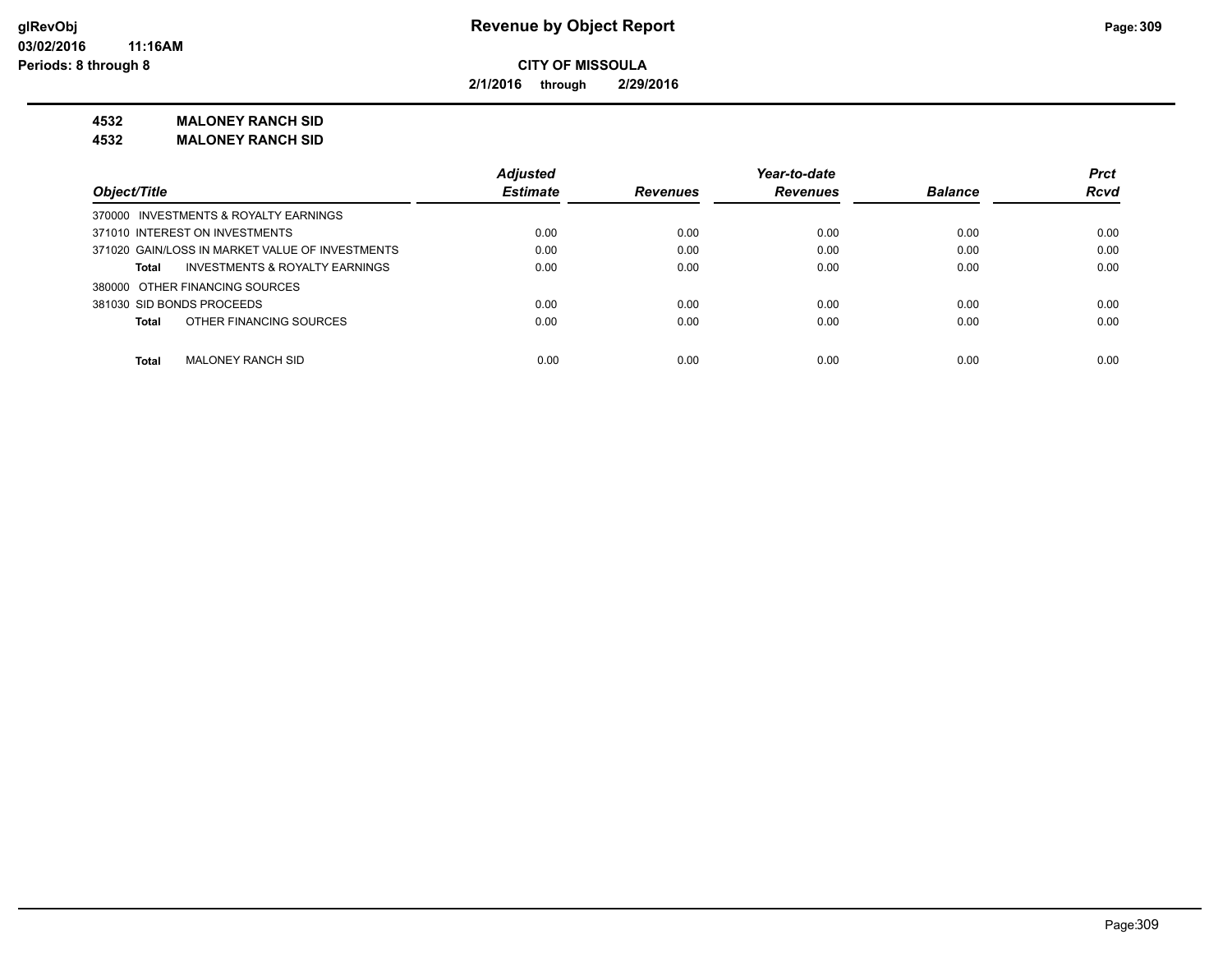**Revenue by Object Report**

**CITY OF MISSOULA**

**2/1/2016 through 2/29/2016**

glRevObj
03/02/2016 11:16AM
Periods: 8 through 8

**4532 MALONEY RANCH SID**

**4532 MALONEY RANCH SID**

| Object/Title | Adjusted Estimate | Revenues | Year-to-date Revenues | Balance | Prct Rcvd |
|---|---|---|---|---|---|
| 370000 INVESTMENTS & ROYALTY EARNINGS | | | | | |
| 371010 INTEREST ON INVESTMENTS | 0.00 | 0.00 | 0.00 | 0.00 | 0.00 |
| 371020 GAIN/LOSS IN MARKET VALUE OF INVESTMENTS | 0.00 | 0.00 | 0.00 | 0.00 | 0.00 |
| **Total** INVESTMENTS & ROYALTY EARNINGS | 0.00 | 0.00 | 0.00 | 0.00 | 0.00 |
| 380000 OTHER FINANCING SOURCES | | | | | |
| 381030 SID BONDS PROCEEDS | 0.00 | 0.00 | 0.00 | 0.00 | 0.00 |
| **Total** OTHER FINANCING SOURCES | 0.00 | 0.00 | 0.00 | 0.00 | 0.00 |
| **Total** MALONEY RANCH SID | 0.00 | 0.00 | 0.00 | 0.00 | 0.00 |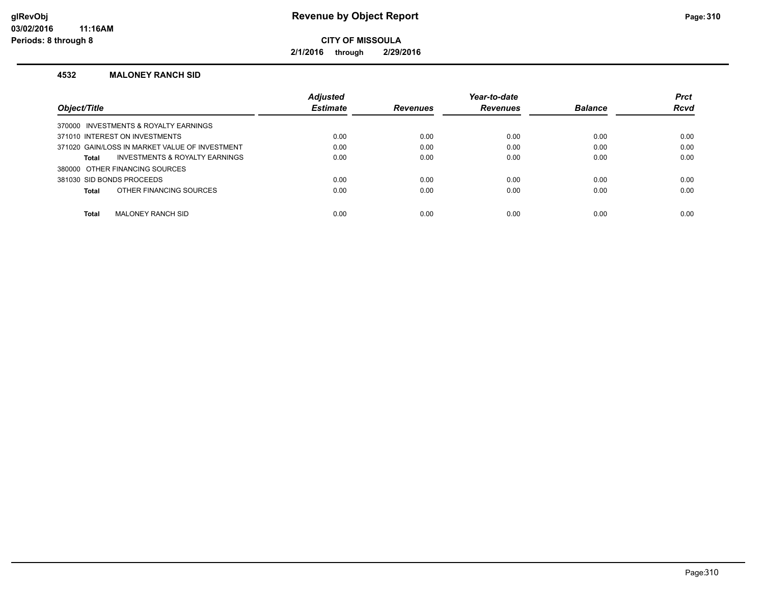**Revenue by Object Report**

**CITY OF MISSOULA**

**2/1/2016 through 2/29/2016**

glRevObj
03/02/2016 11:16AM
Periods: 8 through 8

### 4532 MALONEY RANCH SID

| Object/Title | Adjusted Estimate | Revenues | Year-to-date Revenues | Balance | Prct Rcvd |
|---|---|---|---|---|---|
| 370000 INVESTMENTS & ROYALTY EARNINGS | | | | | |
| 371010 INTEREST ON INVESTMENTS | 0.00 | 0.00 | 0.00 | 0.00 | 0.00 |
| 371020 GAIN/LOSS IN MARKET VALUE OF INVESTMENT | 0.00 | 0.00 | 0.00 | 0.00 | 0.00 |
| **Total** INVESTMENTS & ROYALTY EARNINGS | 0.00 | 0.00 | 0.00 | 0.00 | 0.00 |
| 380000 OTHER FINANCING SOURCES | | | | | |
| 381030 SID BONDS PROCEEDS | 0.00 | 0.00 | 0.00 | 0.00 | 0.00 |
| **Total** OTHER FINANCING SOURCES | 0.00 | 0.00 | 0.00 | 0.00 | 0.00 |
| **Total** MALONEY RANCH SID | 0.00 | 0.00 | 0.00 | 0.00 | 0.00 |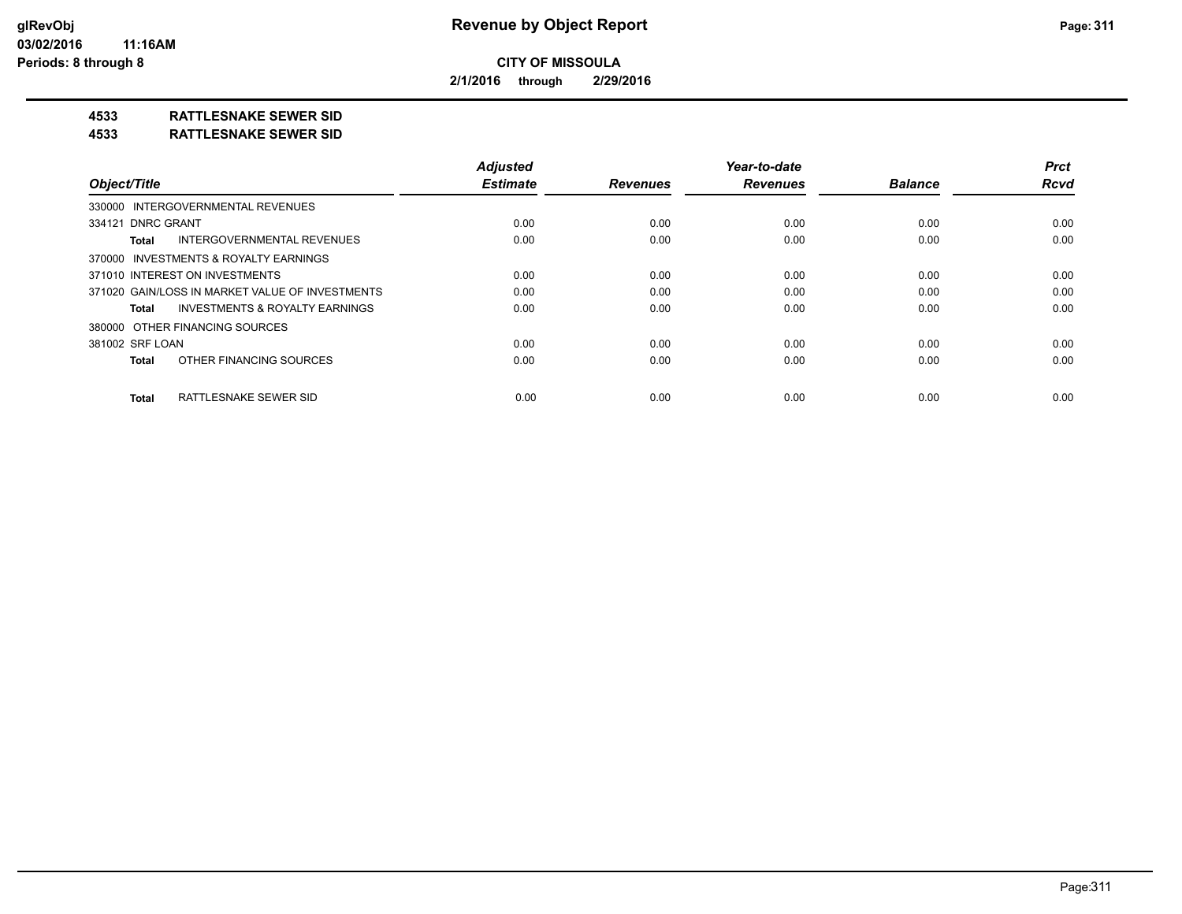# CITY OF MISSOULA

**2/1/2016 through 2/29/2016**

**4533 RATTLESNAKE SEWER SID**

**4533 RATTLESNAKE SEWER SID**

| Object/Title | Adjusted Estimate | Revenues | Year-to-date Revenues | Balance | Prct Rcvd |
|---|---|---|---|---|---|
| 330000 INTERGOVERNMENTAL REVENUES | | | | | |
| 334121 DNRC GRANT | 0.00 | 0.00 | 0.00 | 0.00 | 0.00 |
| **Total** INTERGOVERNMENTAL REVENUES | 0.00 | 0.00 | 0.00 | 0.00 | 0.00 |
| 370000 INVESTMENTS & ROYALTY EARNINGS | | | | | |
| 371010 INTEREST ON INVESTMENTS | 0.00 | 0.00 | 0.00 | 0.00 | 0.00 |
| 371020 GAIN/LOSS IN MARKET VALUE OF INVESTMENTS | 0.00 | 0.00 | 0.00 | 0.00 | 0.00 |
| **Total** INVESTMENTS & ROYALTY EARNINGS | 0.00 | 0.00 | 0.00 | 0.00 | 0.00 |
| 380000 OTHER FINANCING SOURCES | | | | | |
| 381002 SRF LOAN | 0.00 | 0.00 | 0.00 | 0.00 | 0.00 |
| **Total** OTHER FINANCING SOURCES | 0.00 | 0.00 | 0.00 | 0.00 | 0.00 |
| **Total** RATTLESNAKE SEWER SID | 0.00 | 0.00 | 0.00 | 0.00 | 0.00 |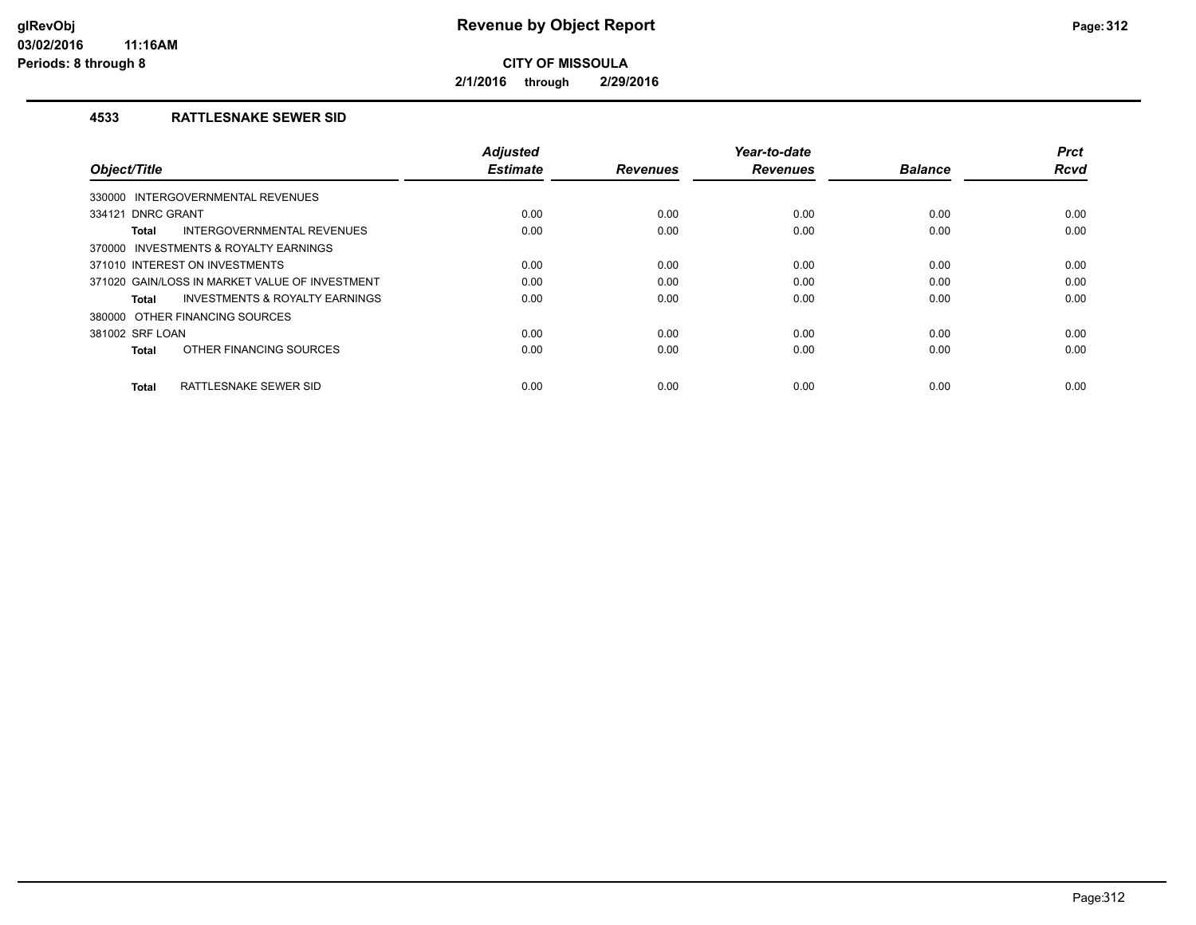# CITY OF MISSOULA

**2/1/2016 through 2/29/2016**

## 4533 RATTLESNAKE SEWER SID

| Object/Title | Adjusted Estimate | Revenues | Year-to-date Revenues | Balance | Prct Rcvd |
|---|---|---|---|---|---|
| 330000 INTERGOVERNMENTAL REVENUES | | | | | |
| 334121 DNRC GRANT | 0.00 | 0.00 | 0.00 | 0.00 | 0.00 |
| **Total** INTERGOVERNMENTAL REVENUES | 0.00 | 0.00 | 0.00 | 0.00 | 0.00 |
| 370000 INVESTMENTS & ROYALTY EARNINGS | | | | | |
| 371010 INTEREST ON INVESTMENTS | 0.00 | 0.00 | 0.00 | 0.00 | 0.00 |
| 371020 GAIN/LOSS IN MARKET VALUE OF INVESTMENT | 0.00 | 0.00 | 0.00 | 0.00 | 0.00 |
| **Total** INVESTMENTS & ROYALTY EARNINGS | 0.00 | 0.00 | 0.00 | 0.00 | 0.00 |
| 380000 OTHER FINANCING SOURCES | | | | | |
| 381002 SRF LOAN | 0.00 | 0.00 | 0.00 | 0.00 | 0.00 |
| **Total** OTHER FINANCING SOURCES | 0.00 | 0.00 | 0.00 | 0.00 | 0.00 |
| **Total** RATTLESNAKE SEWER SID | 0.00 | 0.00 | 0.00 | 0.00 | 0.00 |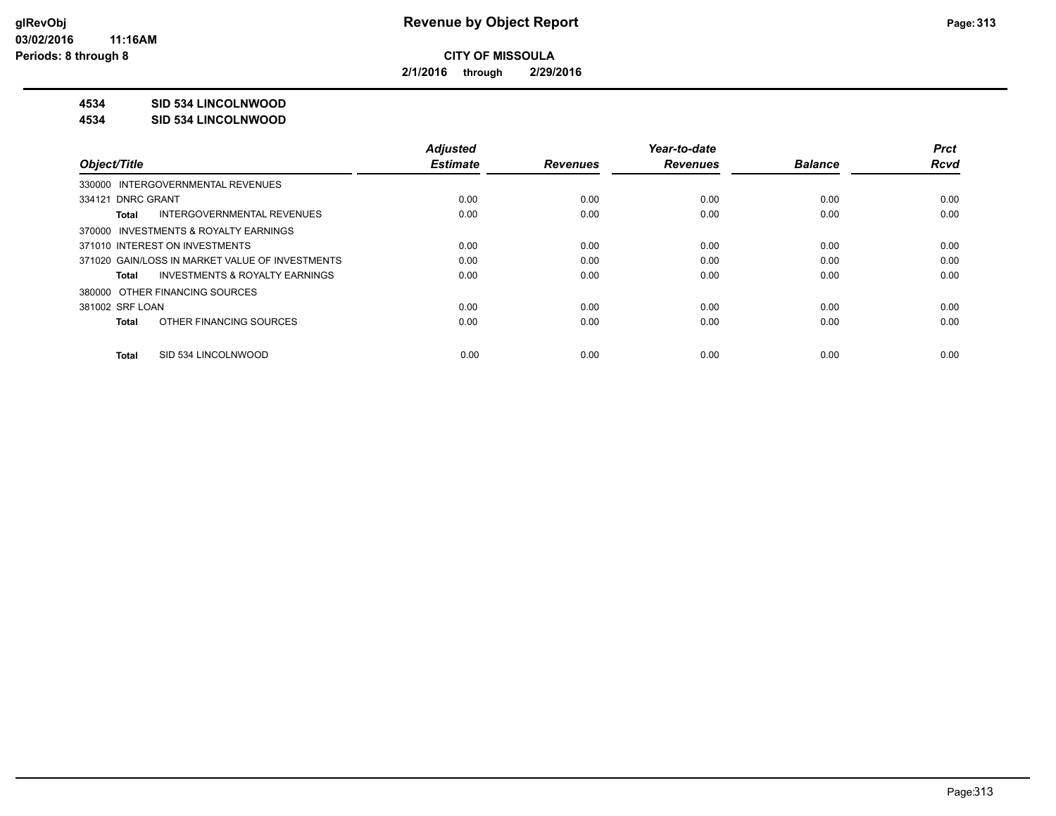**CITY OF MISSOULA**

**2/1/2016 through 2/29/2016**

**4534 SID 534 LINCOLNWOOD**

**4534 SID 534 LINCOLNWOOD**

| Object/Title | Adjusted Estimate | Revenues | Year-to-date Revenues | Balance | Prct Rcvd |
|---|---|---|---|---|---|
| 330000 INTERGOVERNMENTAL REVENUES | | | | | |
| 334121 DNRC GRANT | 0.00 | 0.00 | 0.00 | 0.00 | 0.00 |
| **Total** INTERGOVERNMENTAL REVENUES | 0.00 | 0.00 | 0.00 | 0.00 | 0.00 |
| 370000 INVESTMENTS & ROYALTY EARNINGS | | | | | |
| 371010 INTEREST ON INVESTMENTS | 0.00 | 0.00 | 0.00 | 0.00 | 0.00 |
| 371020 GAIN/LOSS IN MARKET VALUE OF INVESTMENTS | 0.00 | 0.00 | 0.00 | 0.00 | 0.00 |
| **Total** INVESTMENTS & ROYALTY EARNINGS | 0.00 | 0.00 | 0.00 | 0.00 | 0.00 |
| 380000 OTHER FINANCING SOURCES | | | | | |
| 381002 SRF LOAN | 0.00 | 0.00 | 0.00 | 0.00 | 0.00 |
| **Total** OTHER FINANCING SOURCES | 0.00 | 0.00 | 0.00 | 0.00 | 0.00 |
| **Total** SID 534 LINCOLNWOOD | 0.00 | 0.00 | 0.00 | 0.00 | 0.00 |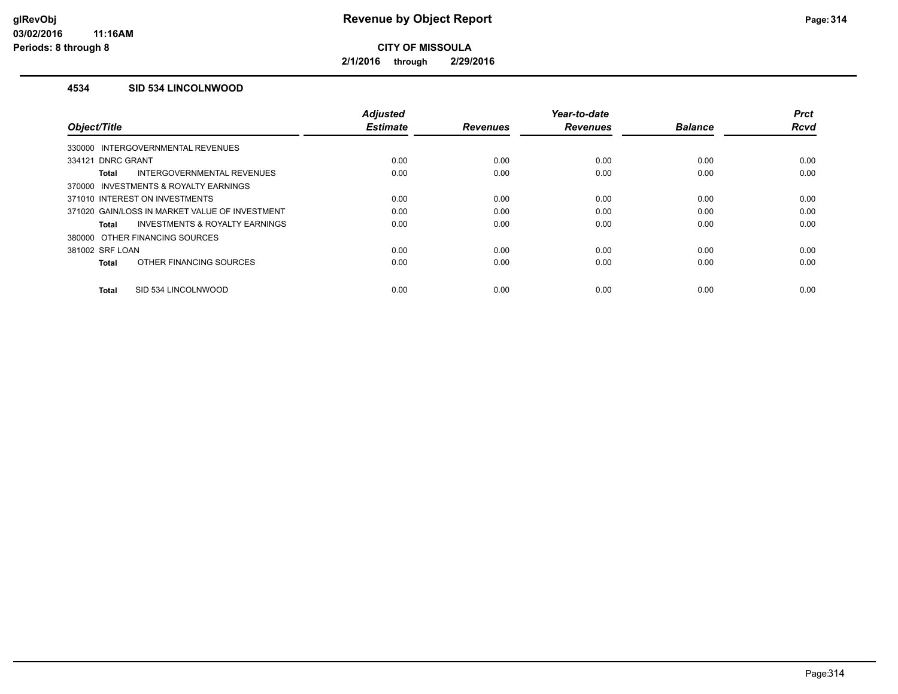# Revenue by Object Report

**CITY OF MISSOULA**

**2/1/2016 through 2/29/2016**

glRevObj
03/02/2016 11:16AM
Periods: 8 through 8

## 4534 SID 534 LINCOLNWOOD

| Object/Title | Adjusted Estimate | Revenues | Year-to-date Revenues | Balance | Prct Rcvd |
|---|---|---|---|---|---|
| 330000 INTERGOVERNMENTAL REVENUES | | | | | |
| 334121 DNRC GRANT | 0.00 | 0.00 | 0.00 | 0.00 | 0.00 |
| **Total** INTERGOVERNMENTAL REVENUES | 0.00 | 0.00 | 0.00 | 0.00 | 0.00 |
| 370000 INVESTMENTS & ROYALTY EARNINGS | | | | | |
| 371010 INTEREST ON INVESTMENTS | 0.00 | 0.00 | 0.00 | 0.00 | 0.00 |
| 371020 GAIN/LOSS IN MARKET VALUE OF INVESTMENT | 0.00 | 0.00 | 0.00 | 0.00 | 0.00 |
| **Total** INVESTMENTS & ROYALTY EARNINGS | 0.00 | 0.00 | 0.00 | 0.00 | 0.00 |
| 380000 OTHER FINANCING SOURCES | | | | | |
| 381002 SRF LOAN | 0.00 | 0.00 | 0.00 | 0.00 | 0.00 |
| **Total** OTHER FINANCING SOURCES | 0.00 | 0.00 | 0.00 | 0.00 | 0.00 |
| **Total** SID 534 LINCOLNWOOD | 0.00 | 0.00 | 0.00 | 0.00 | 0.00 |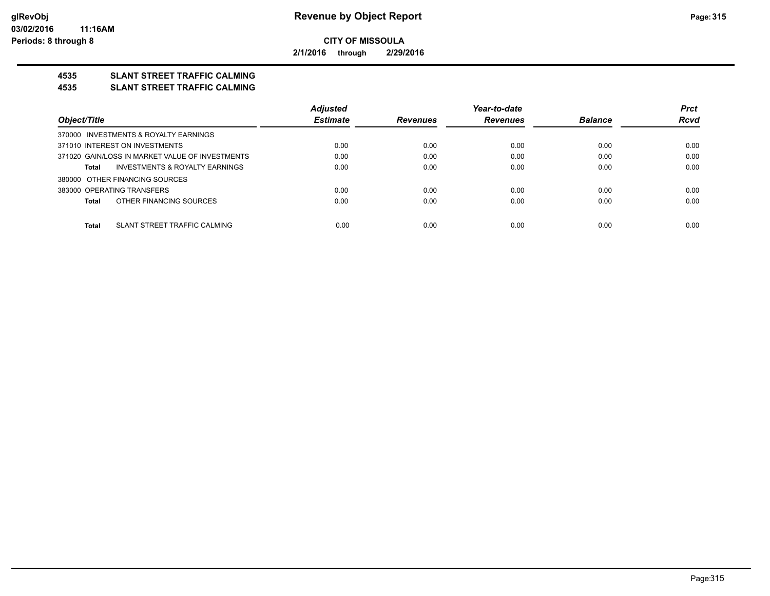## Revenue by Object Report

**CITY OF MISSOULA**

**2/1/2016 through 2/29/2016**

glRevObj
03/02/2016 11:16AM
Periods: 8 through 8

### 4535 SLANT STREET TRAFFIC CALMING
### 4535 SLANT STREET TRAFFIC CALMING

| Object/Title | Adjusted Estimate | Revenues | Year-to-date Revenues | Balance | Prct Rcvd |
|---|---|---|---|---|---|
| 370000 INVESTMENTS & ROYALTY EARNINGS | | | | | |
| 371010 INTEREST ON INVESTMENTS | 0.00 | 0.00 | 0.00 | 0.00 | 0.00 |
| 371020 GAIN/LOSS IN MARKET VALUE OF INVESTMENTS | 0.00 | 0.00 | 0.00 | 0.00 | 0.00 |
| **Total** INVESTMENTS & ROYALTY EARNINGS | 0.00 | 0.00 | 0.00 | 0.00 | 0.00 |
| 380000 OTHER FINANCING SOURCES | | | | | |
| 383000 OPERATING TRANSFERS | 0.00 | 0.00 | 0.00 | 0.00 | 0.00 |
| **Total** OTHER FINANCING SOURCES | 0.00 | 0.00 | 0.00 | 0.00 | 0.00 |
| **Total** SLANT STREET TRAFFIC CALMING | 0.00 | 0.00 | 0.00 | 0.00 | 0.00 |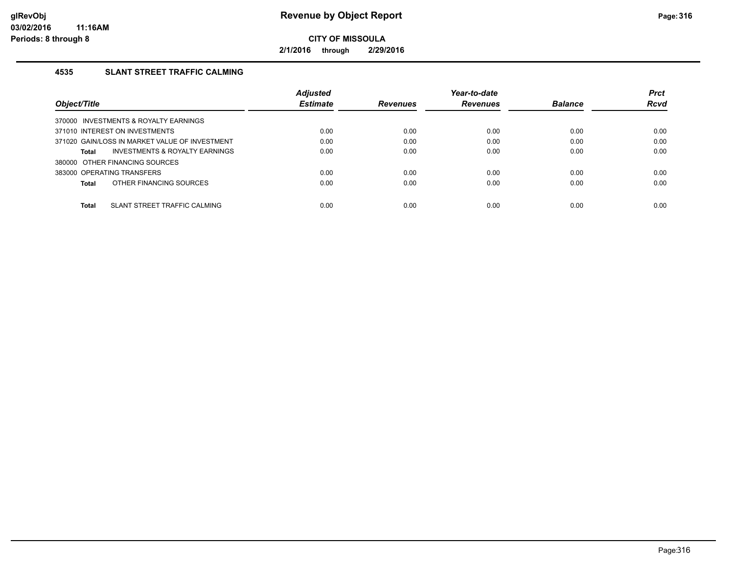# Revenue by Object Report

**CITY OF MISSOULA**

**2/1/2016 through 2/29/2016**

glRevObj
03/02/2016 11:16AM
Periods: 8 through 8

## 4535 SLANT STREET TRAFFIC CALMING

| Object/Title | Adjusted Estimate | Revenues | Year-to-date Revenues | Balance | Prct Rcvd |
|---|---|---|---|---|---|
| 370000 INVESTMENTS & ROYALTY EARNINGS | | | | | |
| 371010 INTEREST ON INVESTMENTS | 0.00 | 0.00 | 0.00 | 0.00 | 0.00 |
| 371020 GAIN/LOSS IN MARKET VALUE OF INVESTMENT | 0.00 | 0.00 | 0.00 | 0.00 | 0.00 |
| **Total** INVESTMENTS & ROYALTY EARNINGS | 0.00 | 0.00 | 0.00 | 0.00 | 0.00 |
| 380000 OTHER FINANCING SOURCES | | | | | |
| 383000 OPERATING TRANSFERS | 0.00 | 0.00 | 0.00 | 0.00 | 0.00 |
| **Total** OTHER FINANCING SOURCES | 0.00 | 0.00 | 0.00 | 0.00 | 0.00 |
| **Total** SLANT STREET TRAFFIC CALMING | 0.00 | 0.00 | 0.00 | 0.00 | 0.00 |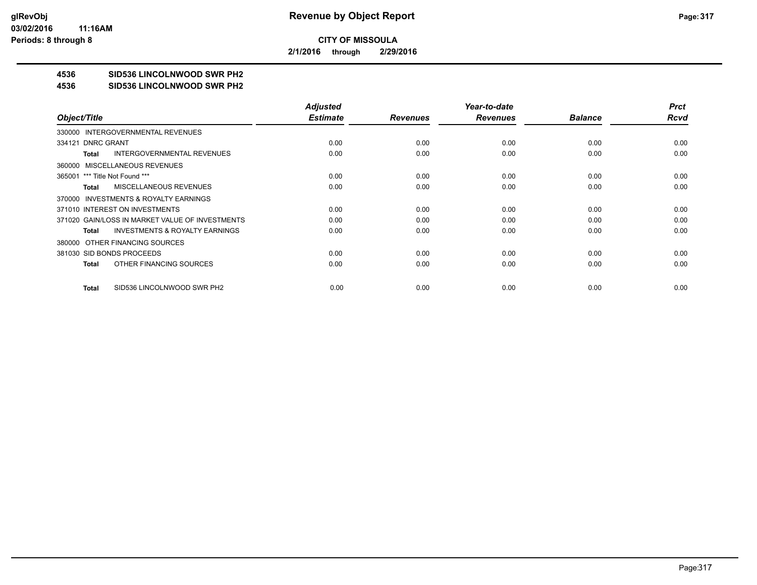# CITY OF MISSOULA

**2/1/2016 through 2/29/2016**

**4536 SID536 LINCOLNWOOD SWR PH2**

**4536 SID536 LINCOLNWOOD SWR PH2**

| Object/Title | Adjusted Estimate | Revenues | Year-to-date Revenues | Balance | Prct Rcvd |
|---|---|---|---|---|---|
| 330000 INTERGOVERNMENTAL REVENUES | | | | | |
| 334121 DNRC GRANT | 0.00 | 0.00 | 0.00 | 0.00 | 0.00 |
| **Total** INTERGOVERNMENTAL REVENUES | 0.00 | 0.00 | 0.00 | 0.00 | 0.00 |
| 360000 MISCELLANEOUS REVENUES | | | | | |
| 365001 *** Title Not Found *** | 0.00 | 0.00 | 0.00 | 0.00 | 0.00 |
| **Total** MISCELLANEOUS REVENUES | 0.00 | 0.00 | 0.00 | 0.00 | 0.00 |
| 370000 INVESTMENTS & ROYALTY EARNINGS | | | | | |
| 371010 INTEREST ON INVESTMENTS | 0.00 | 0.00 | 0.00 | 0.00 | 0.00 |
| 371020 GAIN/LOSS IN MARKET VALUE OF INVESTMENTS | 0.00 | 0.00 | 0.00 | 0.00 | 0.00 |
| **Total** INVESTMENTS & ROYALTY EARNINGS | 0.00 | 0.00 | 0.00 | 0.00 | 0.00 |
| 380000 OTHER FINANCING SOURCES | | | | | |
| 381030 SID BONDS PROCEEDS | 0.00 | 0.00 | 0.00 | 0.00 | 0.00 |
| **Total** OTHER FINANCING SOURCES | 0.00 | 0.00 | 0.00 | 0.00 | 0.00 |
| **Total** SID536 LINCOLNWOOD SWR PH2 | 0.00 | 0.00 | 0.00 | 0.00 | 0.00 |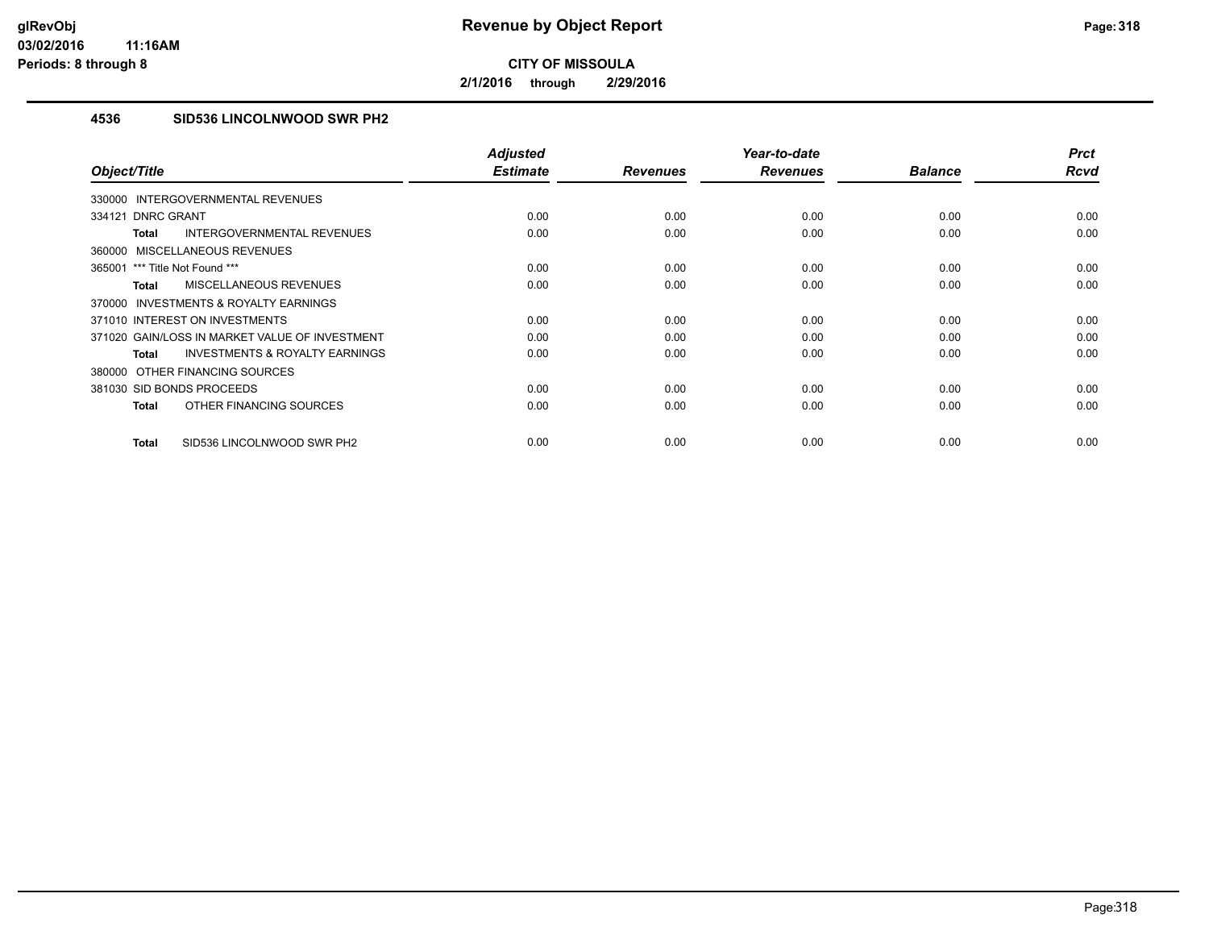**Revenue by Object Report**

**CITY OF MISSOULA**

**2/1/2016 through 2/29/2016**

### 4536 SID536 LINCOLNWOOD SWR PH2

| Object/Title | Adjusted Estimate | Revenues | Year-to-date Revenues | Balance | Prct Rcvd |
|---|---|---|---|---|---|
| 330000 INTERGOVERNMENTAL REVENUES | | | | | |
| 334121 DNRC GRANT | 0.00 | 0.00 | 0.00 | 0.00 | 0.00 |
| **Total** INTERGOVERNMENTAL REVENUES | 0.00 | 0.00 | 0.00 | 0.00 | 0.00 |
| 360000 MISCELLANEOUS REVENUES | | | | | |
| 365001 *** Title Not Found *** | 0.00 | 0.00 | 0.00 | 0.00 | 0.00 |
| **Total** MISCELLANEOUS REVENUES | 0.00 | 0.00 | 0.00 | 0.00 | 0.00 |
| 370000 INVESTMENTS & ROYALTY EARNINGS | | | | | |
| 371010 INTEREST ON INVESTMENTS | 0.00 | 0.00 | 0.00 | 0.00 | 0.00 |
| 371020 GAIN/LOSS IN MARKET VALUE OF INVESTMENT | 0.00 | 0.00 | 0.00 | 0.00 | 0.00 |
| **Total** INVESTMENTS & ROYALTY EARNINGS | 0.00 | 0.00 | 0.00 | 0.00 | 0.00 |
| 380000 OTHER FINANCING SOURCES | | | | | |
| 381030 SID BONDS PROCEEDS | 0.00 | 0.00 | 0.00 | 0.00 | 0.00 |
| **Total** OTHER FINANCING SOURCES | 0.00 | 0.00 | 0.00 | 0.00 | 0.00 |
| **Total** SID536 LINCOLNWOOD SWR PH2 | 0.00 | 0.00 | 0.00 | 0.00 | 0.00 |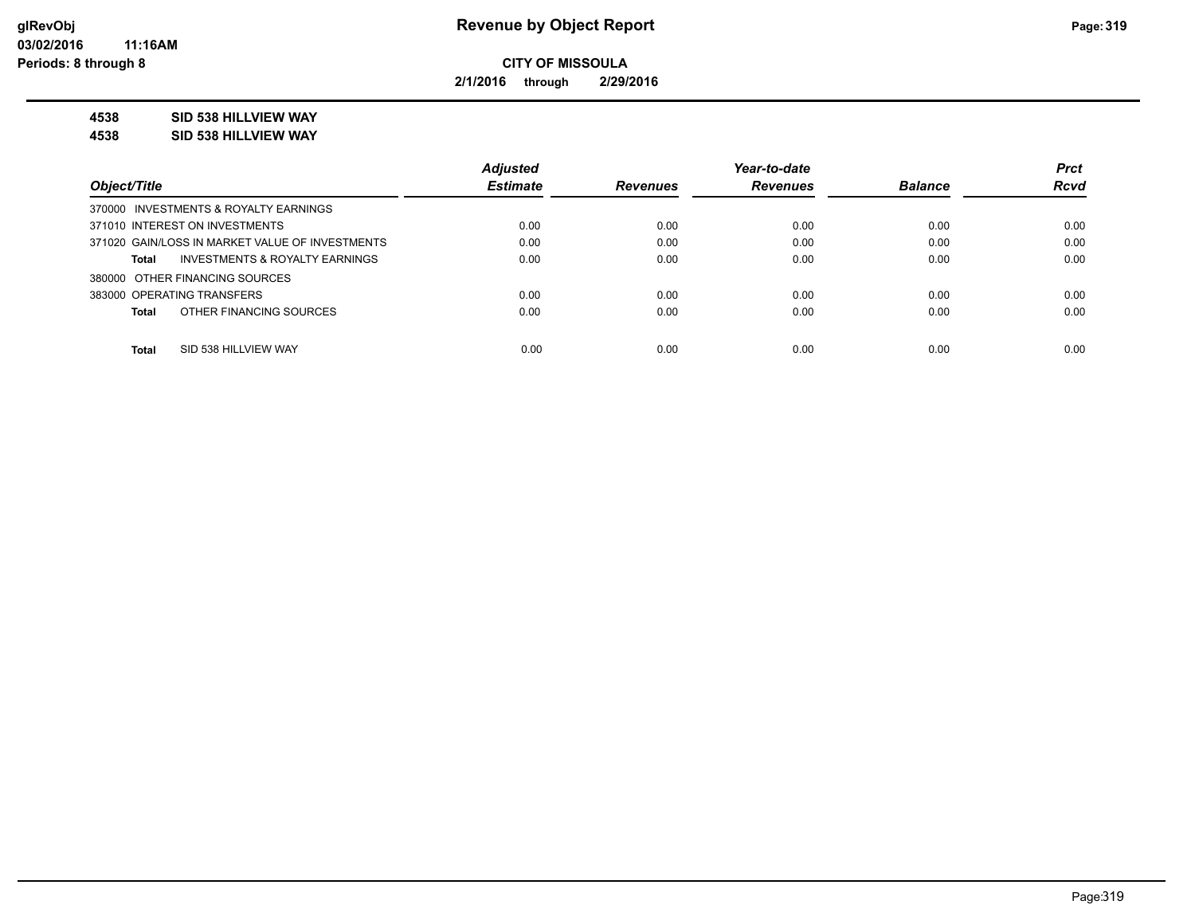# Revenue by Object Report

**CITY OF MISSOULA**

**2/1/2016 through 2/29/2016**

glRevObj
03/02/2016 11:16AM
Periods: 8 through 8

**4538 SID 538 HILLVIEW WAY**
**4538 SID 538 HILLVIEW WAY**

| Object/Title | Adjusted Estimate | Revenues | Year-to-date Revenues | Balance | Prct Rcvd |
|---|---|---|---|---|---|
| 370000 INVESTMENTS & ROYALTY EARNINGS | | | | | |
| 371010 INTEREST ON INVESTMENTS | 0.00 | 0.00 | 0.00 | 0.00 | 0.00 |
| 371020 GAIN/LOSS IN MARKET VALUE OF INVESTMENTS | 0.00 | 0.00 | 0.00 | 0.00 | 0.00 |
| **Total** INVESTMENTS & ROYALTY EARNINGS | 0.00 | 0.00 | 0.00 | 0.00 | 0.00 |
| 380000 OTHER FINANCING SOURCES | | | | | |
| 383000 OPERATING TRANSFERS | 0.00 | 0.00 | 0.00 | 0.00 | 0.00 |
| **Total** OTHER FINANCING SOURCES | 0.00 | 0.00 | 0.00 | 0.00 | 0.00 |
| **Total** SID 538 HILLVIEW WAY | 0.00 | 0.00 | 0.00 | 0.00 | 0.00 |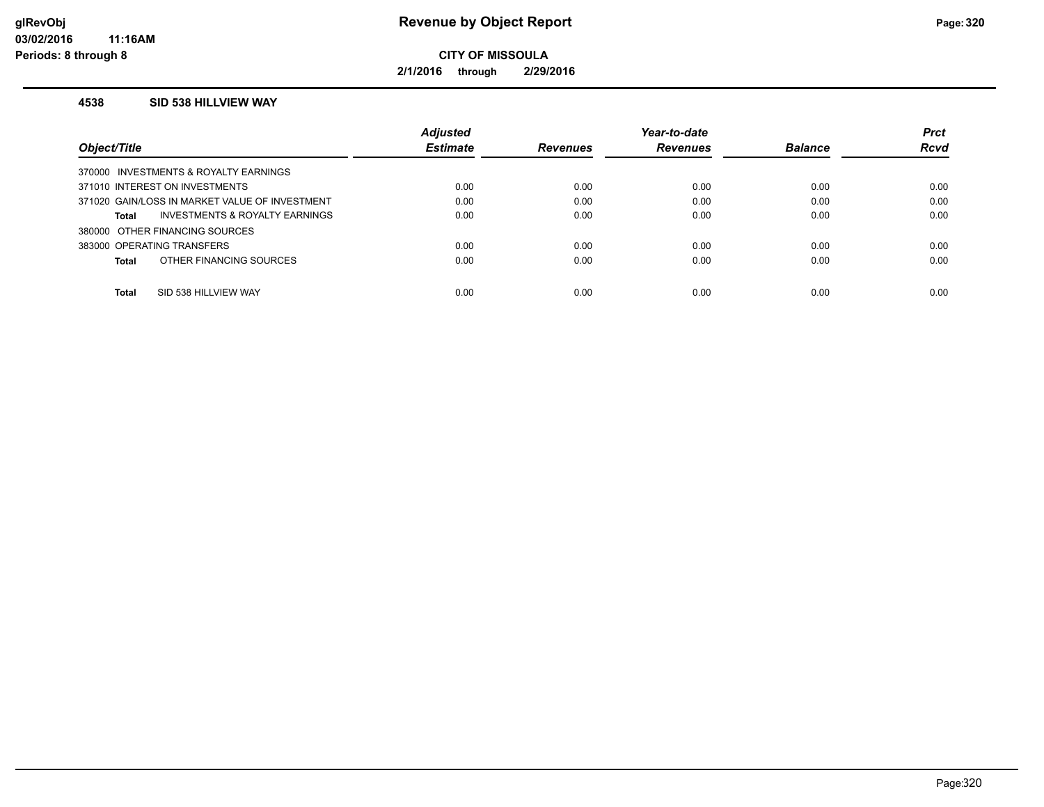# Revenue by Object Report

**CITY OF MISSOULA**

**2/1/2016 through 2/29/2016**

glRevObj
03/02/2016 11:16AM
Periods: 8 through 8

### 4538 SID 538 HILLVIEW WAY

| Object/Title | Adjusted Estimate | Revenues | Year-to-date Revenues | Balance | Prct Rcvd |
|---|---|---|---|---|---|
| 370000 INVESTMENTS & ROYALTY EARNINGS | | | | | |
| 371010 INTEREST ON INVESTMENTS | 0.00 | 0.00 | 0.00 | 0.00 | 0.00 |
| 371020 GAIN/LOSS IN MARKET VALUE OF INVESTMENT | 0.00 | 0.00 | 0.00 | 0.00 | 0.00 |
| **Total** INVESTMENTS & ROYALTY EARNINGS | 0.00 | 0.00 | 0.00 | 0.00 | 0.00 |
| 380000 OTHER FINANCING SOURCES | | | | | |
| 383000 OPERATING TRANSFERS | 0.00 | 0.00 | 0.00 | 0.00 | 0.00 |
| **Total** OTHER FINANCING SOURCES | 0.00 | 0.00 | 0.00 | 0.00 | 0.00 |
| **Total** SID 538 HILLVIEW WAY | 0.00 | 0.00 | 0.00 | 0.00 | 0.00 |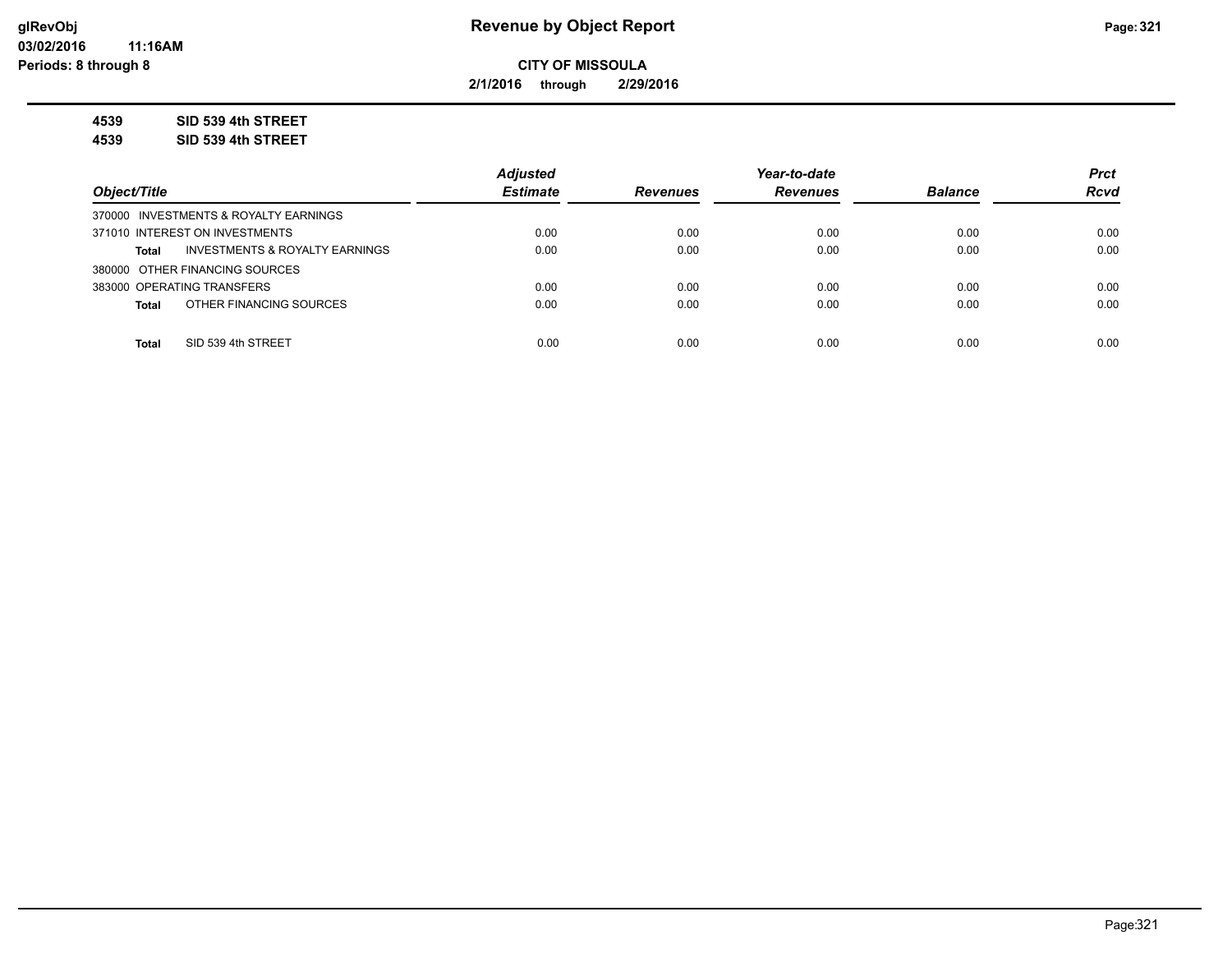**CITY OF MISSOULA**

**2/1/2016 through 2/29/2016**

**4539 SID 539 4th STREET**

**4539 SID 539 4th STREET**

| Object/Title | Adjusted Estimate | Revenues | Year-to-date Revenues | Balance | Prct Rcvd |
|---|---|---|---|---|---|
| 370000 INVESTMENTS & ROYALTY EARNINGS | | | | | |
| 371010 INTEREST ON INVESTMENTS | 0.00 | 0.00 | 0.00 | 0.00 | 0.00 |
| **Total** INVESTMENTS & ROYALTY EARNINGS | 0.00 | 0.00 | 0.00 | 0.00 | 0.00 |
| 380000 OTHER FINANCING SOURCES | | | | | |
| 383000 OPERATING TRANSFERS | 0.00 | 0.00 | 0.00 | 0.00 | 0.00 |
| **Total** OTHER FINANCING SOURCES | 0.00 | 0.00 | 0.00 | 0.00 | 0.00 |
| **Total** SID 539 4th STREET | 0.00 | 0.00 | 0.00 | 0.00 | 0.00 |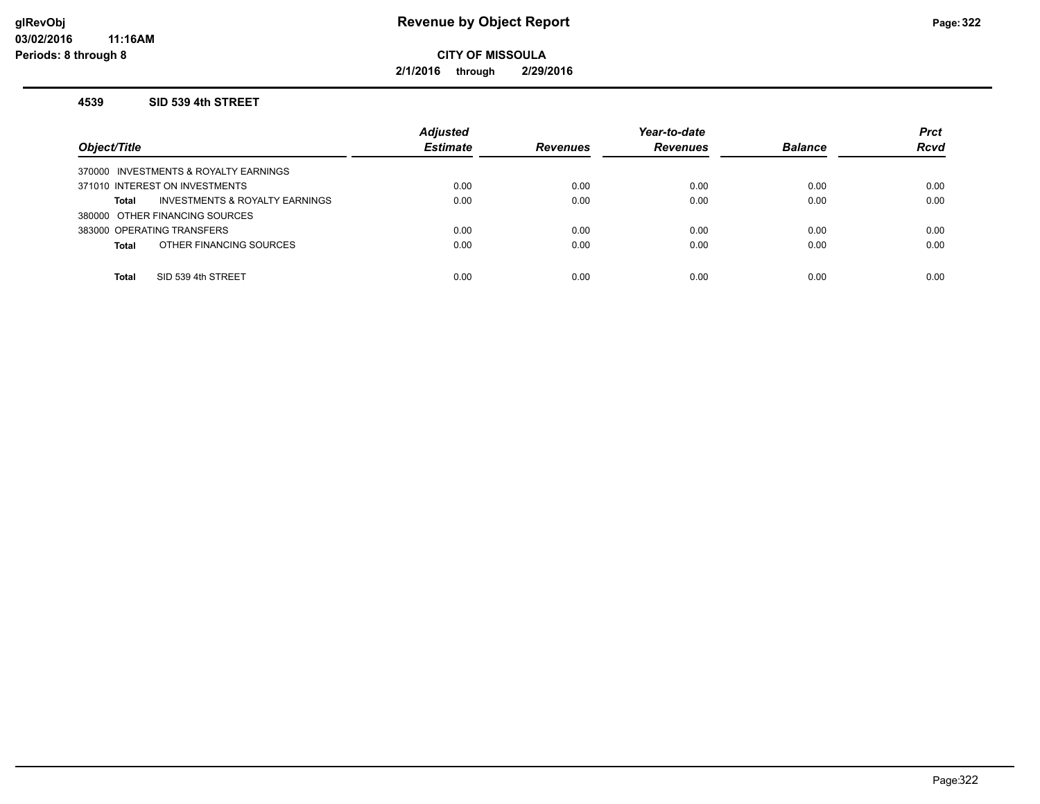**Revenue by Object Report**

**CITY OF MISSOULA**

**2/1/2016 through 2/29/2016**

### 4539 SID 539 4th STREET

| Object/Title | Adjusted Estimate | Revenues | Year-to-date Revenues | Balance | Prct Rcvd |
|---|---|---|---|---|---|
| 370000 INVESTMENTS & ROYALTY EARNINGS | | | | | |
| 371010 INTEREST ON INVESTMENTS | 0.00 | 0.00 | 0.00 | 0.00 | 0.00 |
| **Total** INVESTMENTS & ROYALTY EARNINGS | 0.00 | 0.00 | 0.00 | 0.00 | 0.00 |
| 380000 OTHER FINANCING SOURCES | | | | | |
| 383000 OPERATING TRANSFERS | 0.00 | 0.00 | 0.00 | 0.00 | 0.00 |
| **Total** OTHER FINANCING SOURCES | 0.00 | 0.00 | 0.00 | 0.00 | 0.00 |
| **Total** SID 539 4th STREET | 0.00 | 0.00 | 0.00 | 0.00 | 0.00 |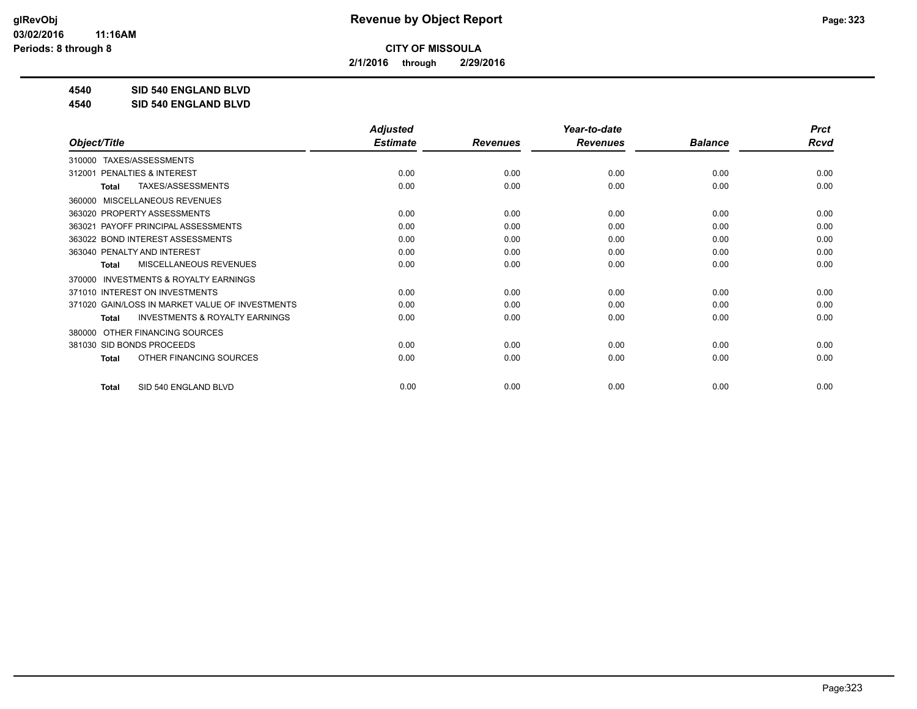# Revenue by Object Report

**CITY OF MISSOULA**

**2/1/2016 through 2/29/2016**

**4540 SID 540 ENGLAND BLVD**

**4540 SID 540 ENGLAND BLVD**

| Object/Title | Adjusted Estimate | Revenues | Year-to-date Revenues | Balance | Prct Rcvd |
|---|---|---|---|---|---|
| 310000 TAXES/ASSESSMENTS | | | | | |
| 312001 PENALTIES & INTEREST | 0.00 | 0.00 | 0.00 | 0.00 | 0.00 |
| **Total** TAXES/ASSESSMENTS | 0.00 | 0.00 | 0.00 | 0.00 | 0.00 |
| 360000 MISCELLANEOUS REVENUES | | | | | |
| 363020 PROPERTY ASSESSMENTS | 0.00 | 0.00 | 0.00 | 0.00 | 0.00 |
| 363021 PAYOFF PRINCIPAL ASSESSMENTS | 0.00 | 0.00 | 0.00 | 0.00 | 0.00 |
| 363022 BOND INTEREST ASSESSMENTS | 0.00 | 0.00 | 0.00 | 0.00 | 0.00 |
| 363040 PENALTY AND INTEREST | 0.00 | 0.00 | 0.00 | 0.00 | 0.00 |
| **Total** MISCELLANEOUS REVENUES | 0.00 | 0.00 | 0.00 | 0.00 | 0.00 |
| 370000 INVESTMENTS & ROYALTY EARNINGS | | | | | |
| 371010 INTEREST ON INVESTMENTS | 0.00 | 0.00 | 0.00 | 0.00 | 0.00 |
| 371020 GAIN/LOSS IN MARKET VALUE OF INVESTMENTS | 0.00 | 0.00 | 0.00 | 0.00 | 0.00 |
| **Total** INVESTMENTS & ROYALTY EARNINGS | 0.00 | 0.00 | 0.00 | 0.00 | 0.00 |
| 380000 OTHER FINANCING SOURCES | | | | | |
| 381030 SID BONDS PROCEEDS | 0.00 | 0.00 | 0.00 | 0.00 | 0.00 |
| **Total** OTHER FINANCING SOURCES | 0.00 | 0.00 | 0.00 | 0.00 | 0.00 |
| **Total** SID 540 ENGLAND BLVD | 0.00 | 0.00 | 0.00 | 0.00 | 0.00 |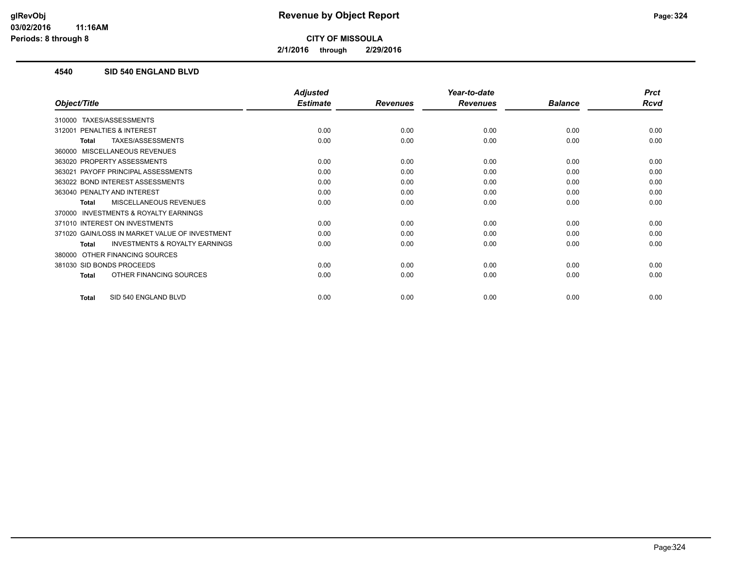**glRevObj**
**03/02/2016 11:16AM**
**Periods: 8 through 8**

# Revenue by Object Report

**CITY OF MISSOULA**

**2/1/2016 through 2/29/2016**

## 4540 SID 540 ENGLAND BLVD

| Object/Title | Adjusted Estimate | Revenues | Year-to-date Revenues | Balance | Prct Rcvd |
|---|---|---|---|---|---|
| 310000 TAXES/ASSESSMENTS | | | | | |
| 312001 PENALTIES & INTEREST | 0.00 | 0.00 | 0.00 | 0.00 | 0.00 |
| **Total** TAXES/ASSESSMENTS | 0.00 | 0.00 | 0.00 | 0.00 | 0.00 |
| 360000 MISCELLANEOUS REVENUES | | | | | |
| 363020 PROPERTY ASSESSMENTS | 0.00 | 0.00 | 0.00 | 0.00 | 0.00 |
| 363021 PAYOFF PRINCIPAL ASSESSMENTS | 0.00 | 0.00 | 0.00 | 0.00 | 0.00 |
| 363022 BOND INTEREST ASSESSMENTS | 0.00 | 0.00 | 0.00 | 0.00 | 0.00 |
| 363040 PENALTY AND INTEREST | 0.00 | 0.00 | 0.00 | 0.00 | 0.00 |
| **Total** MISCELLANEOUS REVENUES | 0.00 | 0.00 | 0.00 | 0.00 | 0.00 |
| 370000 INVESTMENTS & ROYALTY EARNINGS | | | | | |
| 371010 INTEREST ON INVESTMENTS | 0.00 | 0.00 | 0.00 | 0.00 | 0.00 |
| 371020 GAIN/LOSS IN MARKET VALUE OF INVESTMENT | 0.00 | 0.00 | 0.00 | 0.00 | 0.00 |
| **Total** INVESTMENTS & ROYALTY EARNINGS | 0.00 | 0.00 | 0.00 | 0.00 | 0.00 |
| 380000 OTHER FINANCING SOURCES | | | | | |
| 381030 SID BONDS PROCEEDS | 0.00 | 0.00 | 0.00 | 0.00 | 0.00 |
| **Total** OTHER FINANCING SOURCES | 0.00 | 0.00 | 0.00 | 0.00 | 0.00 |
| **Total** SID 540 ENGLAND BLVD | 0.00 | 0.00 | 0.00 | 0.00 | 0.00 |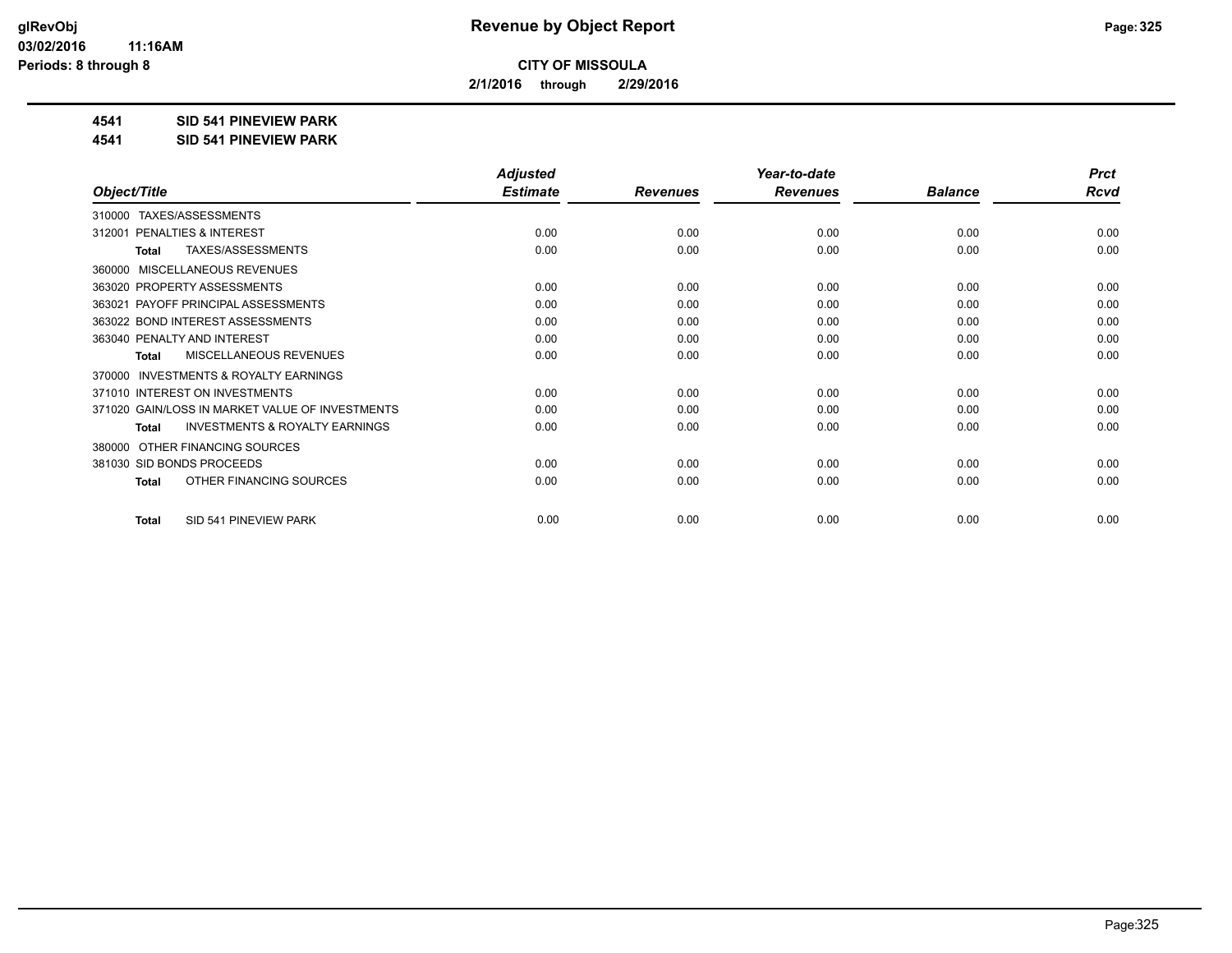# Revenue by Object Report

glRevObj
03/02/2016 11:16AM
Periods: 8 through 8

**CITY OF MISSOULA**

**2/1/2016 through 2/29/2016**

**4541 SID 541 PINEVIEW PARK**
**4541 SID 541 PINEVIEW PARK**

| Object/Title | Adjusted Estimate | Revenues | Year-to-date Revenues | Balance | Prct Rcvd |
|---|---|---|---|---|---|
| 310000 TAXES/ASSESSMENTS | | | | | |
| 312001 PENALTIES & INTEREST | 0.00 | 0.00 | 0.00 | 0.00 | 0.00 |
| **Total** TAXES/ASSESSMENTS | 0.00 | 0.00 | 0.00 | 0.00 | 0.00 |
| 360000 MISCELLANEOUS REVENUES | | | | | |
| 363020 PROPERTY ASSESSMENTS | 0.00 | 0.00 | 0.00 | 0.00 | 0.00 |
| 363021 PAYOFF PRINCIPAL ASSESSMENTS | 0.00 | 0.00 | 0.00 | 0.00 | 0.00 |
| 363022 BOND INTEREST ASSESSMENTS | 0.00 | 0.00 | 0.00 | 0.00 | 0.00 |
| 363040 PENALTY AND INTEREST | 0.00 | 0.00 | 0.00 | 0.00 | 0.00 |
| **Total** MISCELLANEOUS REVENUES | 0.00 | 0.00 | 0.00 | 0.00 | 0.00 |
| 370000 INVESTMENTS & ROYALTY EARNINGS | | | | | |
| 371010 INTEREST ON INVESTMENTS | 0.00 | 0.00 | 0.00 | 0.00 | 0.00 |
| 371020 GAIN/LOSS IN MARKET VALUE OF INVESTMENTS | 0.00 | 0.00 | 0.00 | 0.00 | 0.00 |
| **Total** INVESTMENTS & ROYALTY EARNINGS | 0.00 | 0.00 | 0.00 | 0.00 | 0.00 |
| 380000 OTHER FINANCING SOURCES | | | | | |
| 381030 SID BONDS PROCEEDS | 0.00 | 0.00 | 0.00 | 0.00 | 0.00 |
| **Total** OTHER FINANCING SOURCES | 0.00 | 0.00 | 0.00 | 0.00 | 0.00 |
| **Total** SID 541 PINEVIEW PARK | 0.00 | 0.00 | 0.00 | 0.00 | 0.00 |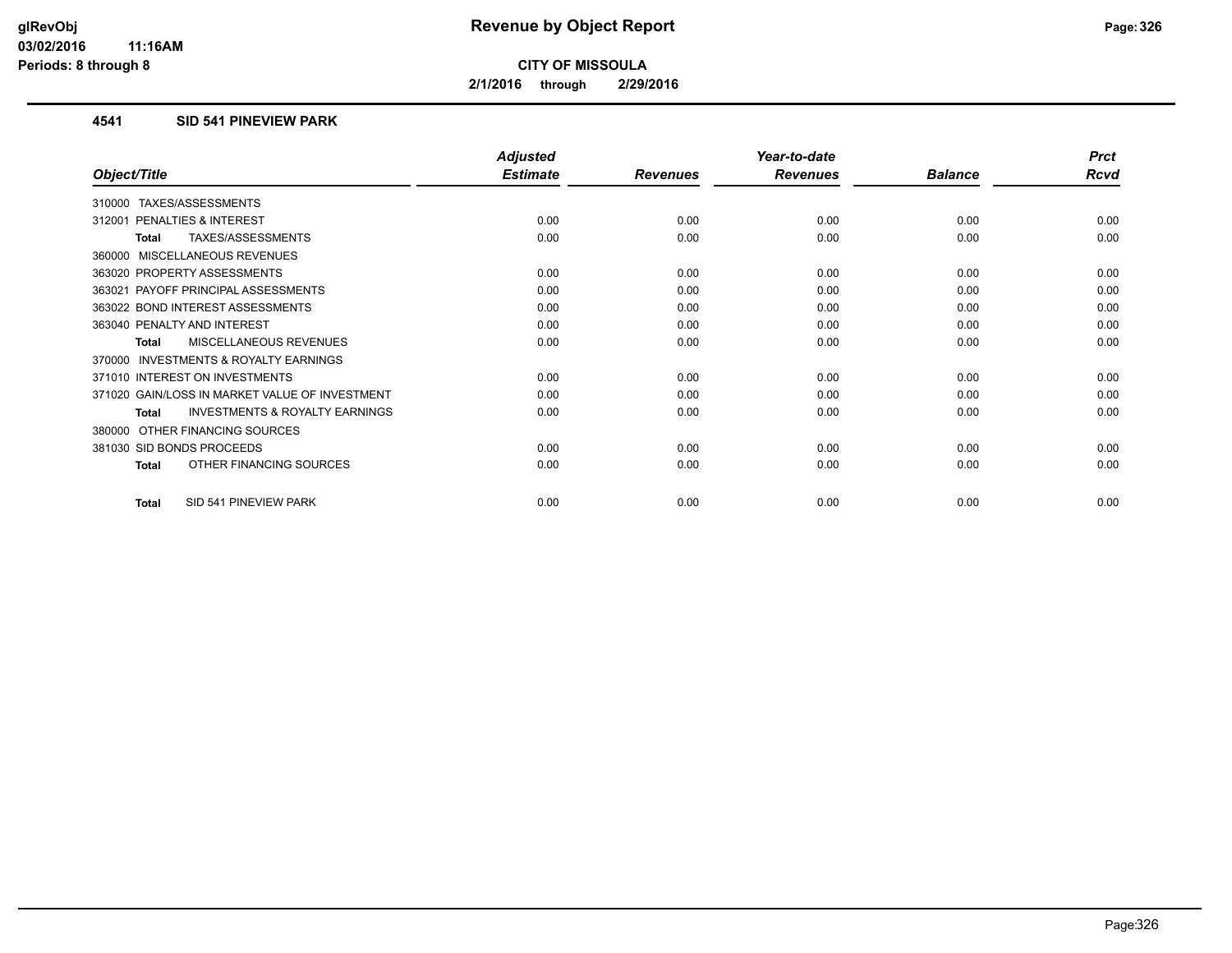**Revenue by Object Report**

**CITY OF MISSOULA**

**2/1/2016 through 2/29/2016**

glRevObj
03/02/2016 11:16AM
Periods: 8 through 8

## 4541 SID 541 PINEVIEW PARK

| Object/Title | Adjusted Estimate | Revenues | Year-to-date Revenues | Balance | Prct Rcvd |
|---|---|---|---|---|---|
| 310000 TAXES/ASSESSMENTS | | | | | |
| 312001 PENALTIES & INTEREST | 0.00 | 0.00 | 0.00 | 0.00 | 0.00 |
| **Total** TAXES/ASSESSMENTS | 0.00 | 0.00 | 0.00 | 0.00 | 0.00 |
| 360000 MISCELLANEOUS REVENUES | | | | | |
| 363020 PROPERTY ASSESSMENTS | 0.00 | 0.00 | 0.00 | 0.00 | 0.00 |
| 363021 PAYOFF PRINCIPAL ASSESSMENTS | 0.00 | 0.00 | 0.00 | 0.00 | 0.00 |
| 363022 BOND INTEREST ASSESSMENTS | 0.00 | 0.00 | 0.00 | 0.00 | 0.00 |
| 363040 PENALTY AND INTEREST | 0.00 | 0.00 | 0.00 | 0.00 | 0.00 |
| **Total** MISCELLANEOUS REVENUES | 0.00 | 0.00 | 0.00 | 0.00 | 0.00 |
| 370000 INVESTMENTS & ROYALTY EARNINGS | | | | | |
| 371010 INTEREST ON INVESTMENTS | 0.00 | 0.00 | 0.00 | 0.00 | 0.00 |
| 371020 GAIN/LOSS IN MARKET VALUE OF INVESTMENT | 0.00 | 0.00 | 0.00 | 0.00 | 0.00 |
| **Total** INVESTMENTS & ROYALTY EARNINGS | 0.00 | 0.00 | 0.00 | 0.00 | 0.00 |
| 380000 OTHER FINANCING SOURCES | | | | | |
| 381030 SID BONDS PROCEEDS | 0.00 | 0.00 | 0.00 | 0.00 | 0.00 |
| **Total** OTHER FINANCING SOURCES | 0.00 | 0.00 | 0.00 | 0.00 | 0.00 |
| **Total** SID 541 PINEVIEW PARK | 0.00 | 0.00 | 0.00 | 0.00 | 0.00 |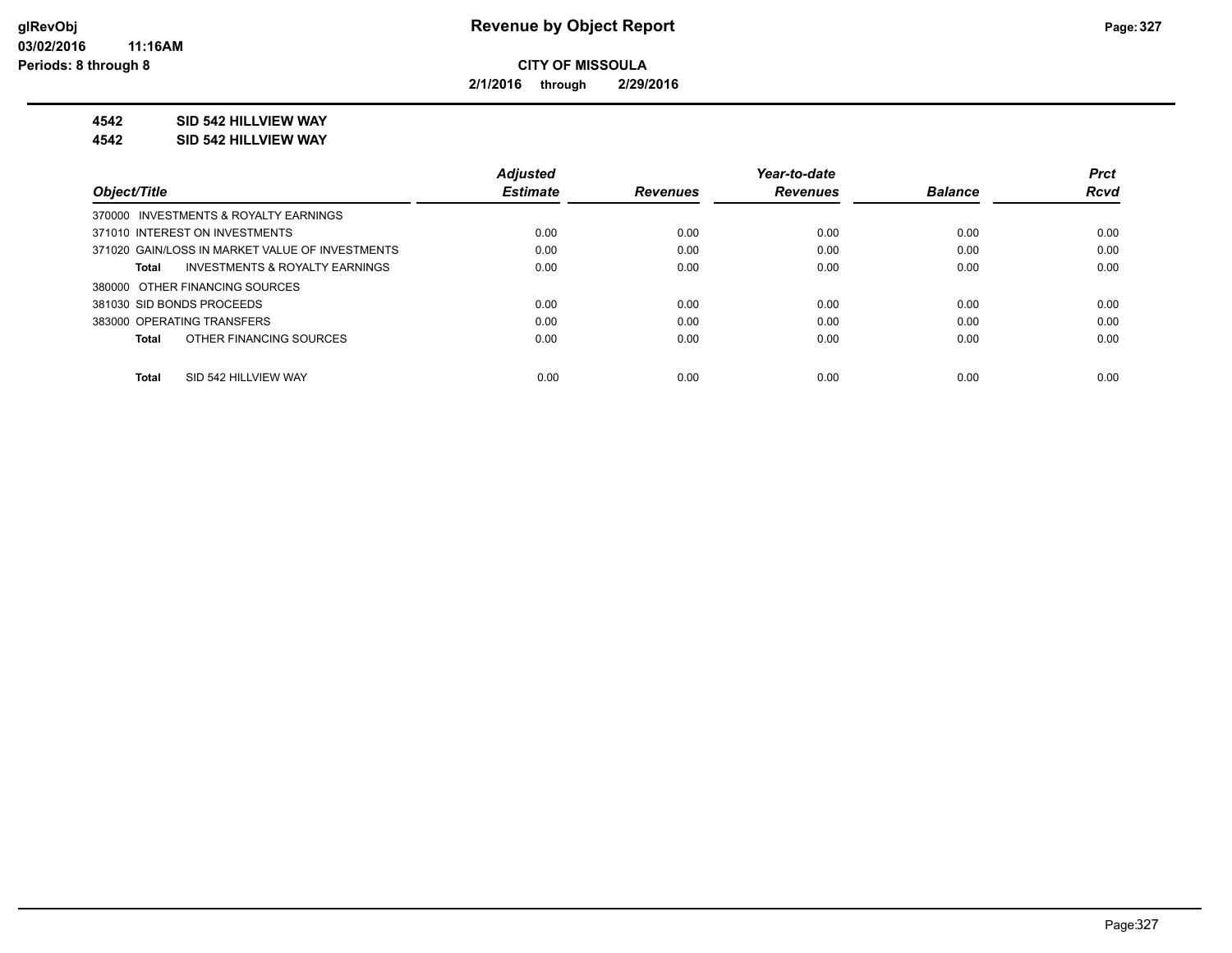glRevObj
03/02/2016 11:16AM
Periods: 8 through 8

# Revenue by Object Report

**CITY OF MISSOULA**

**2/1/2016 through 2/29/2016**

**4542 SID 542 HILLVIEW WAY**

**4542 SID 542 HILLVIEW WAY**

| Object/Title | Adjusted Estimate | Revenues | Year-to-date Revenues | Balance | Prct Rcvd |
|---|---|---|---|---|---|
| 370000 INVESTMENTS & ROYALTY EARNINGS | | | | | |
| 371010 INTEREST ON INVESTMENTS | 0.00 | 0.00 | 0.00 | 0.00 | 0.00 |
| 371020 GAIN/LOSS IN MARKET VALUE OF INVESTMENTS | 0.00 | 0.00 | 0.00 | 0.00 | 0.00 |
| **Total** INVESTMENTS & ROYALTY EARNINGS | 0.00 | 0.00 | 0.00 | 0.00 | 0.00 |
| 380000 OTHER FINANCING SOURCES | | | | | |
| 381030 SID BONDS PROCEEDS | 0.00 | 0.00 | 0.00 | 0.00 | 0.00 |
| 383000 OPERATING TRANSFERS | 0.00 | 0.00 | 0.00 | 0.00 | 0.00 |
| **Total** OTHER FINANCING SOURCES | 0.00 | 0.00 | 0.00 | 0.00 | 0.00 |
| **Total** SID 542 HILLVIEW WAY | 0.00 | 0.00 | 0.00 | 0.00 | 0.00 |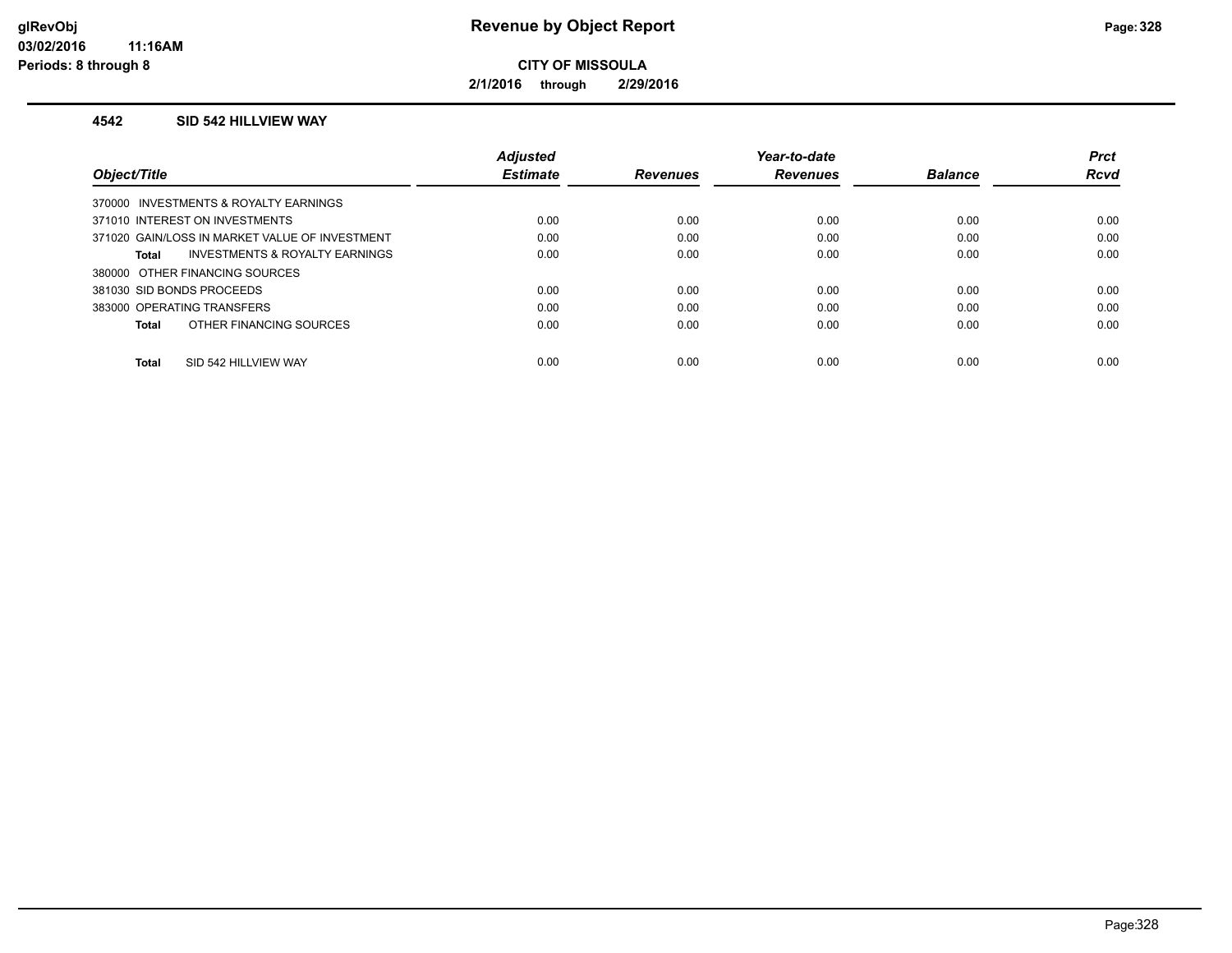# Revenue by Object Report

**CITY OF MISSOULA**

**2/1/2016 through 2/29/2016**

glRevObj
03/02/2016 11:16AM
Periods: 8 through 8

## 4542 SID 542 HILLVIEW WAY

| Object/Title | Adjusted Estimate | Revenues | Year-to-date Revenues | Balance | Prct Rcvd |
|---|---|---|---|---|---|
| 370000 INVESTMENTS & ROYALTY EARNINGS | | | | | |
| 371010 INTEREST ON INVESTMENTS | 0.00 | 0.00 | 0.00 | 0.00 | 0.00 |
| 371020 GAIN/LOSS IN MARKET VALUE OF INVESTMENT | 0.00 | 0.00 | 0.00 | 0.00 | 0.00 |
| **Total** INVESTMENTS & ROYALTY EARNINGS | 0.00 | 0.00 | 0.00 | 0.00 | 0.00 |
| 380000 OTHER FINANCING SOURCES | | | | | |
| 381030 SID BONDS PROCEEDS | 0.00 | 0.00 | 0.00 | 0.00 | 0.00 |
| 383000 OPERATING TRANSFERS | 0.00 | 0.00 | 0.00 | 0.00 | 0.00 |
| **Total** OTHER FINANCING SOURCES | 0.00 | 0.00 | 0.00 | 0.00 | 0.00 |
| **Total** SID 542 HILLVIEW WAY | 0.00 | 0.00 | 0.00 | 0.00 | 0.00 |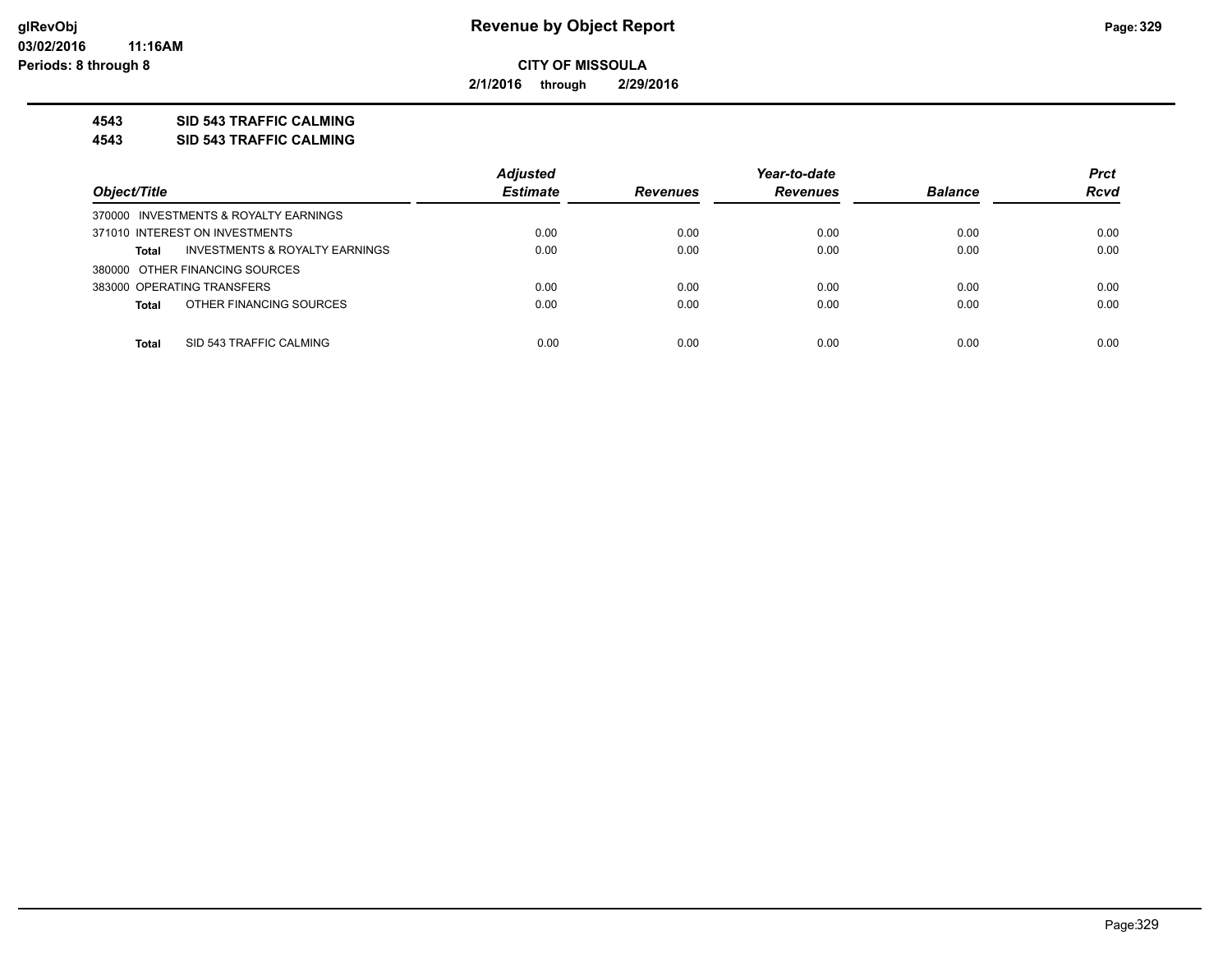**Revenue by Object Report**

**CITY OF MISSOULA**

**2/1/2016 through 2/29/2016**

glRevObj
03/02/2016 11:16AM
Periods: 8 through 8

**4543 SID 543 TRAFFIC CALMING**

**4543 SID 543 TRAFFIC CALMING**

| Object/Title | Adjusted Estimate | Revenues | Year-to-date Revenues | Balance | Prct Rcvd |
|---|---|---|---|---|---|
| 370000 INVESTMENTS & ROYALTY EARNINGS | | | | | |
| 371010 INTEREST ON INVESTMENTS | 0.00 | 0.00 | 0.00 | 0.00 | 0.00 |
| **Total** INVESTMENTS & ROYALTY EARNINGS | 0.00 | 0.00 | 0.00 | 0.00 | 0.00 |
| 380000 OTHER FINANCING SOURCES | | | | | |
| 383000 OPERATING TRANSFERS | 0.00 | 0.00 | 0.00 | 0.00 | 0.00 |
| **Total** OTHER FINANCING SOURCES | 0.00 | 0.00 | 0.00 | 0.00 | 0.00 |
| **Total** SID 543 TRAFFIC CALMING | 0.00 | 0.00 | 0.00 | 0.00 | 0.00 |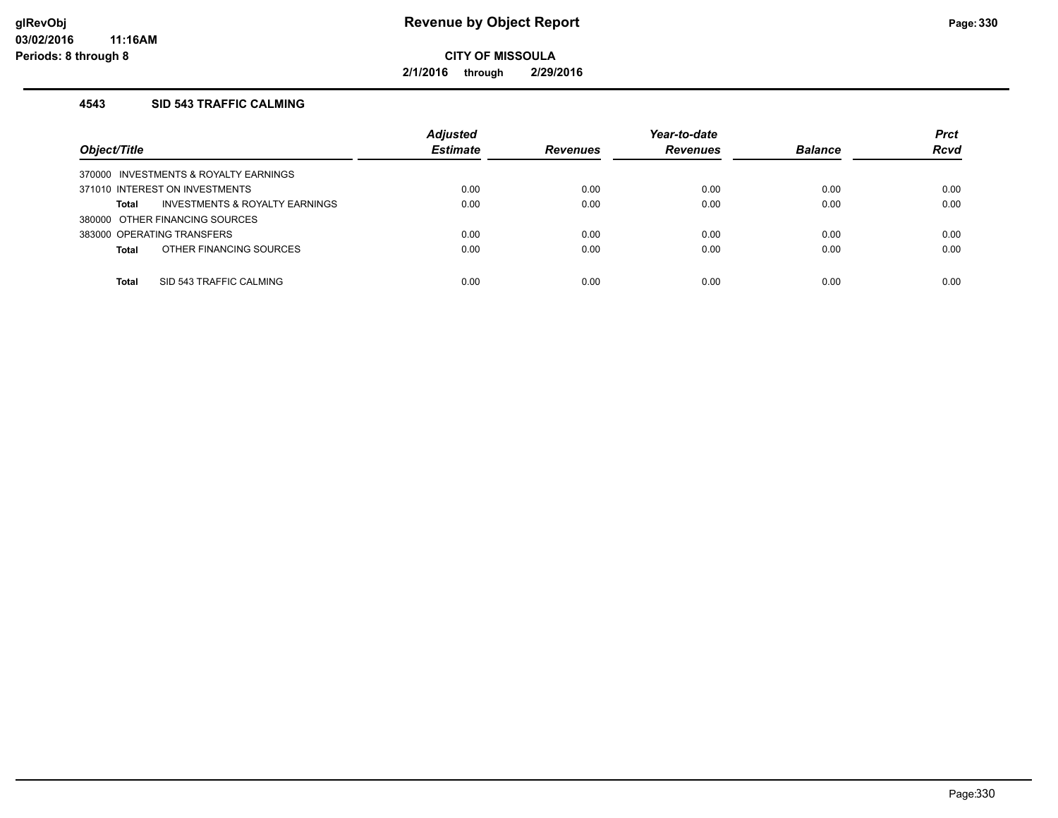# Revenue by Object Report

**CITY OF MISSOULA**

**2/1/2016 through 2/29/2016**

glRevObj
03/02/2016 11:16AM
Periods: 8 through 8

### 4543 SID 543 TRAFFIC CALMING

| Object/Title | Adjusted Estimate | Revenues | Year-to-date Revenues | Balance | Prct Rcvd |
|---|---|---|---|---|---|
| 370000 INVESTMENTS & ROYALTY EARNINGS | | | | | |
| 371010 INTEREST ON INVESTMENTS | 0.00 | 0.00 | 0.00 | 0.00 | 0.00 |
| **Total** INVESTMENTS & ROYALTY EARNINGS | 0.00 | 0.00 | 0.00 | 0.00 | 0.00 |
| 380000 OTHER FINANCING SOURCES | | | | | |
| 383000 OPERATING TRANSFERS | 0.00 | 0.00 | 0.00 | 0.00 | 0.00 |
| **Total** OTHER FINANCING SOURCES | 0.00 | 0.00 | 0.00 | 0.00 | 0.00 |
| **Total** SID 543 TRAFFIC CALMING | 0.00 | 0.00 | 0.00 | 0.00 | 0.00 |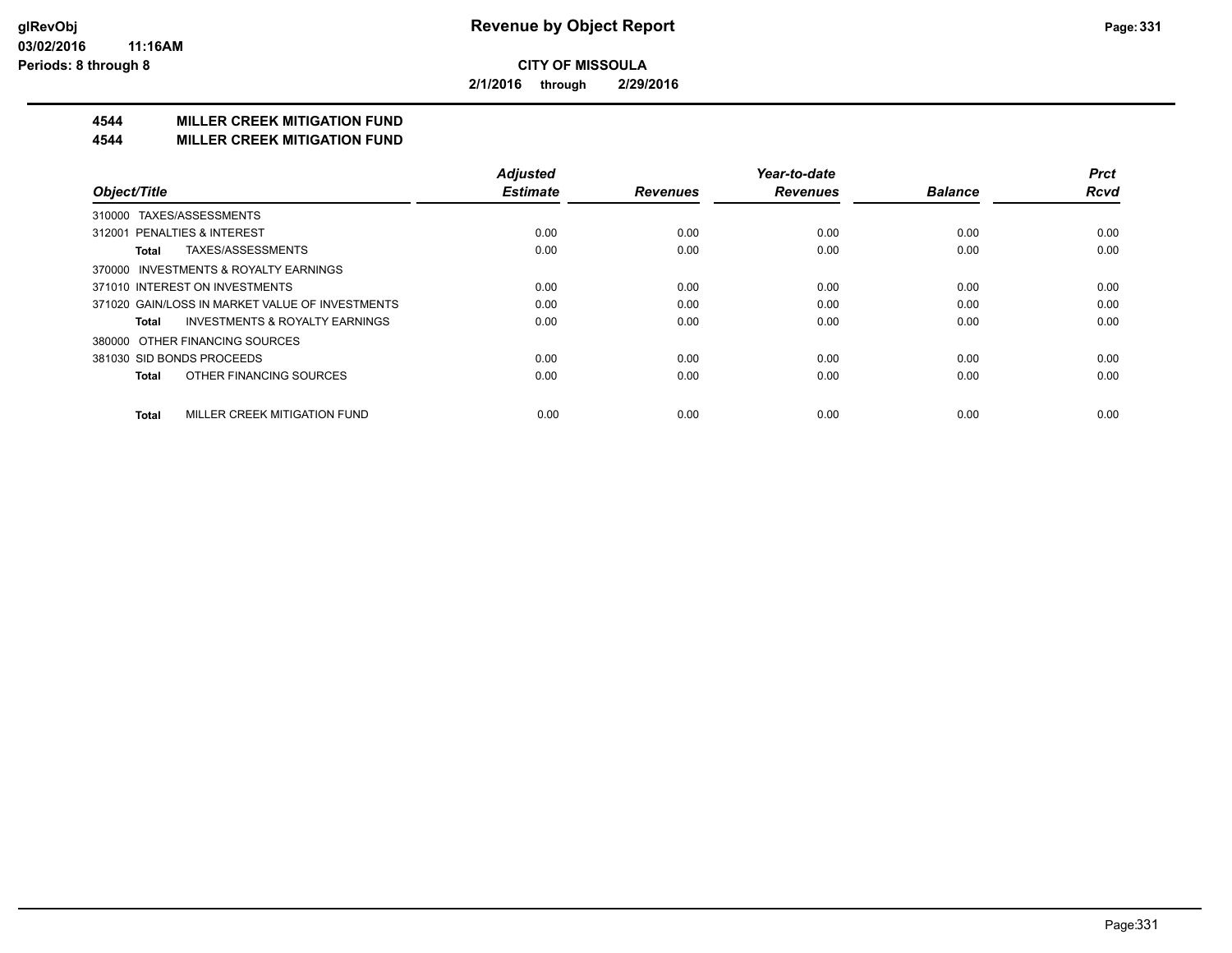**CITY OF MISSOULA**

**2/1/2016 through 2/29/2016**

## 4544 MILLER CREEK MITIGATION FUND
## 4544 MILLER CREEK MITIGATION FUND

| Object/Title | Adjusted Estimate | Revenues | Year-to-date Revenues | Balance | Prct Rcvd |
|---|---|---|---|---|---|
| 310000 TAXES/ASSESSMENTS | | | | | |
| 312001 PENALTIES & INTEREST | 0.00 | 0.00 | 0.00 | 0.00 | 0.00 |
| **Total** TAXES/ASSESSMENTS | 0.00 | 0.00 | 0.00 | 0.00 | 0.00 |
| 370000 INVESTMENTS & ROYALTY EARNINGS | | | | | |
| 371010 INTEREST ON INVESTMENTS | 0.00 | 0.00 | 0.00 | 0.00 | 0.00 |
| 371020 GAIN/LOSS IN MARKET VALUE OF INVESTMENTS | 0.00 | 0.00 | 0.00 | 0.00 | 0.00 |
| **Total** INVESTMENTS & ROYALTY EARNINGS | 0.00 | 0.00 | 0.00 | 0.00 | 0.00 |
| 380000 OTHER FINANCING SOURCES | | | | | |
| 381030 SID BONDS PROCEEDS | 0.00 | 0.00 | 0.00 | 0.00 | 0.00 |
| **Total** OTHER FINANCING SOURCES | 0.00 | 0.00 | 0.00 | 0.00 | 0.00 |
| **Total** MILLER CREEK MITIGATION FUND | 0.00 | 0.00 | 0.00 | 0.00 | 0.00 |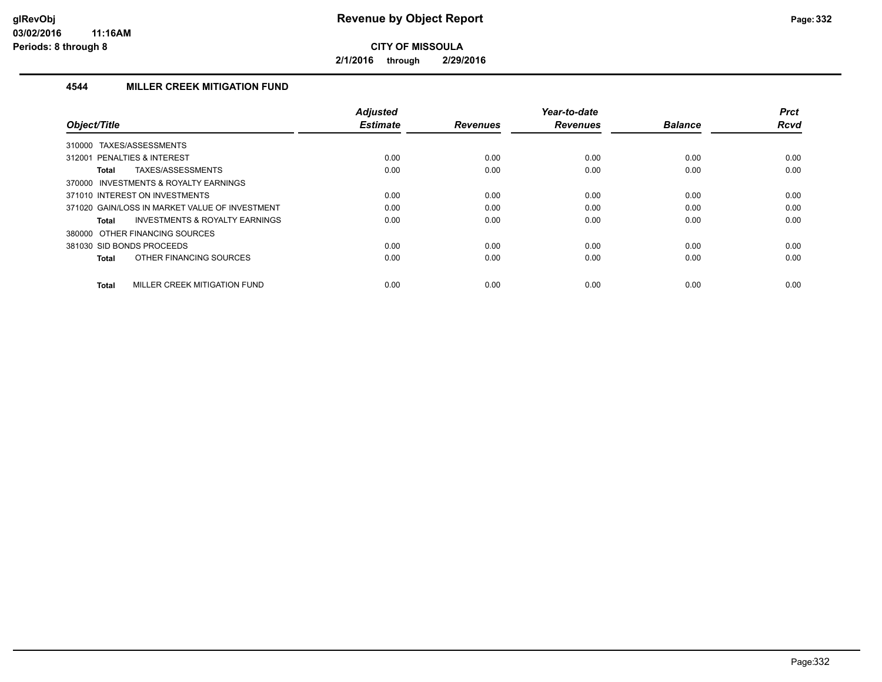# Revenue by Object Report

**CITY OF MISSOULA**

**2/1/2016 through 2/29/2016**

glRevObj
03/02/2016 11:16AM
Periods: 8 through 8

### 4544 MILLER CREEK MITIGATION FUND

| Object/Title | Adjusted Estimate | Revenues | Year-to-date Revenues | Balance | Prct Rcvd |
|---|---|---|---|---|---|
| 310000 TAXES/ASSESSMENTS | | | | | |
| 312001 PENALTIES & INTEREST | 0.00 | 0.00 | 0.00 | 0.00 | 0.00 |
| **Total** TAXES/ASSESSMENTS | 0.00 | 0.00 | 0.00 | 0.00 | 0.00 |
| 370000 INVESTMENTS & ROYALTY EARNINGS | | | | | |
| 371010 INTEREST ON INVESTMENTS | 0.00 | 0.00 | 0.00 | 0.00 | 0.00 |
| 371020 GAIN/LOSS IN MARKET VALUE OF INVESTMENT | 0.00 | 0.00 | 0.00 | 0.00 | 0.00 |
| **Total** INVESTMENTS & ROYALTY EARNINGS | 0.00 | 0.00 | 0.00 | 0.00 | 0.00 |
| 380000 OTHER FINANCING SOURCES | | | | | |
| 381030 SID BONDS PROCEEDS | 0.00 | 0.00 | 0.00 | 0.00 | 0.00 |
| **Total** OTHER FINANCING SOURCES | 0.00 | 0.00 | 0.00 | 0.00 | 0.00 |
| **Total** MILLER CREEK MITIGATION FUND | 0.00 | 0.00 | 0.00 | 0.00 | 0.00 |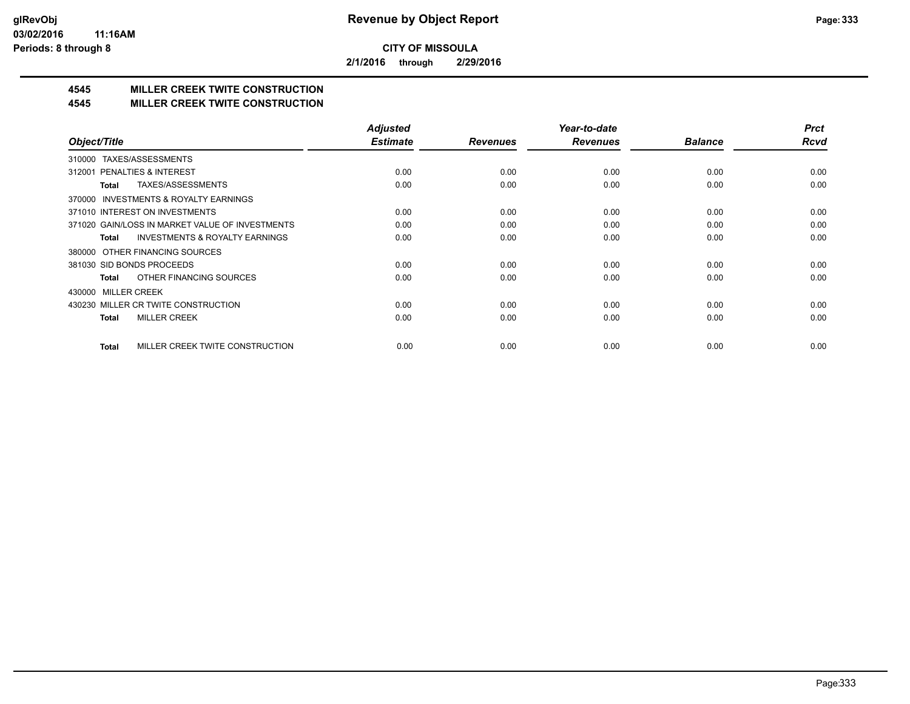# Revenue by Object Report

**CITY OF MISSOULA**

**2/1/2016 through 2/29/2016**

glRevObj
03/02/2016 11:16AM
Periods: 8 through 8

## 4545 MILLER CREEK TWITE CONSTRUCTION
## 4545 MILLER CREEK TWITE CONSTRUCTION

| Object/Title | Adjusted Estimate | Revenues | Year-to-date Revenues | Balance | Prct Rcvd |
|---|---|---|---|---|---|
| 310000 TAXES/ASSESSMENTS | | | | | |
| 312001 PENALTIES & INTEREST | 0.00 | 0.00 | 0.00 | 0.00 | 0.00 |
| **Total** TAXES/ASSESSMENTS | 0.00 | 0.00 | 0.00 | 0.00 | 0.00 |
| 370000 INVESTMENTS & ROYALTY EARNINGS | | | | | |
| 371010 INTEREST ON INVESTMENTS | 0.00 | 0.00 | 0.00 | 0.00 | 0.00 |
| 371020 GAIN/LOSS IN MARKET VALUE OF INVESTMENTS | 0.00 | 0.00 | 0.00 | 0.00 | 0.00 |
| **Total** INVESTMENTS & ROYALTY EARNINGS | 0.00 | 0.00 | 0.00 | 0.00 | 0.00 |
| 380000 OTHER FINANCING SOURCES | | | | | |
| 381030 SID BONDS PROCEEDS | 0.00 | 0.00 | 0.00 | 0.00 | 0.00 |
| **Total** OTHER FINANCING SOURCES | 0.00 | 0.00 | 0.00 | 0.00 | 0.00 |
| 430000 MILLER CREEK | | | | | |
| 430230 MILLER CR TWITE CONSTRUCTION | 0.00 | 0.00 | 0.00 | 0.00 | 0.00 |
| **Total** MILLER CREEK | 0.00 | 0.00 | 0.00 | 0.00 | 0.00 |
| **Total** MILLER CREEK TWITE CONSTRUCTION | 0.00 | 0.00 | 0.00 | 0.00 | 0.00 |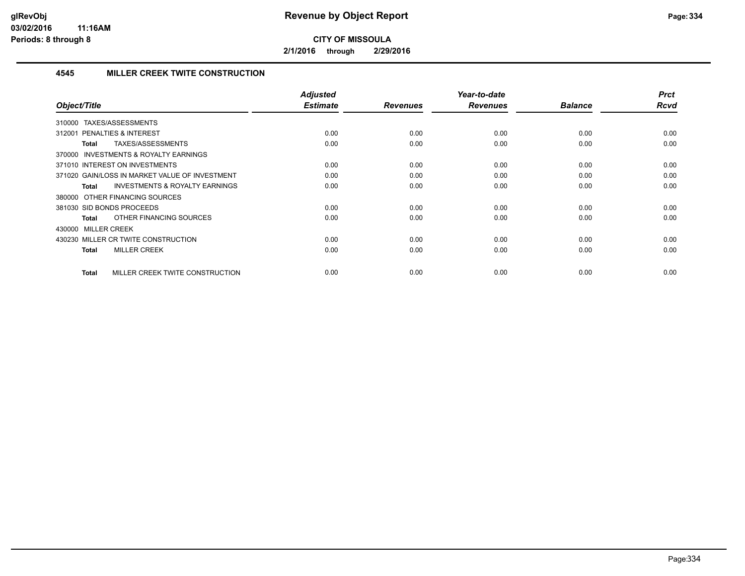# Revenue by Object Report

glRevObj
03/02/2016 11:16AM
Periods: 8 through 8

**CITY OF MISSOULA**

2/1/2016 through 2/29/2016

## 4545 MILLER CREEK TWITE CONSTRUCTION

| Object/Title | Adjusted Estimate | Revenues | Year-to-date Revenues | Balance | Prct Rcvd |
|---|---|---|---|---|---|
| 310000 TAXES/ASSESSMENTS | | | | | |
| 312001 PENALTIES & INTEREST | 0.00 | 0.00 | 0.00 | 0.00 | 0.00 |
| **Total** TAXES/ASSESSMENTS | 0.00 | 0.00 | 0.00 | 0.00 | 0.00 |
| 370000 INVESTMENTS & ROYALTY EARNINGS | | | | | |
| 371010 INTEREST ON INVESTMENTS | 0.00 | 0.00 | 0.00 | 0.00 | 0.00 |
| 371020 GAIN/LOSS IN MARKET VALUE OF INVESTMENT | 0.00 | 0.00 | 0.00 | 0.00 | 0.00 |
| **Total** INVESTMENTS & ROYALTY EARNINGS | 0.00 | 0.00 | 0.00 | 0.00 | 0.00 |
| 380000 OTHER FINANCING SOURCES | | | | | |
| 381030 SID BONDS PROCEEDS | 0.00 | 0.00 | 0.00 | 0.00 | 0.00 |
| **Total** OTHER FINANCING SOURCES | 0.00 | 0.00 | 0.00 | 0.00 | 0.00 |
| 430000 MILLER CREEK | | | | | |
| 430230 MILLER CR TWITE CONSTRUCTION | 0.00 | 0.00 | 0.00 | 0.00 | 0.00 |
| **Total** MILLER CREEK | 0.00 | 0.00 | 0.00 | 0.00 | 0.00 |
| **Total** MILLER CREEK TWITE CONSTRUCTION | 0.00 | 0.00 | 0.00 | 0.00 | 0.00 |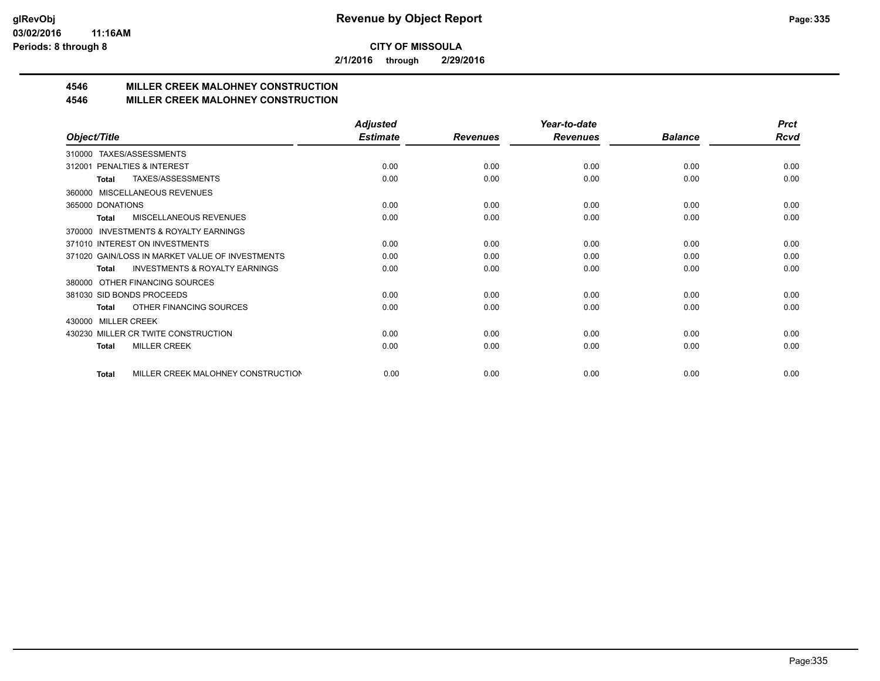**CITY OF MISSOULA**

**2/1/2016 through 2/29/2016**

## 4546 MILLER CREEK MALOHNEY CONSTRUCTION
## 4546 MILLER CREEK MALOHNEY CONSTRUCTION

| Object/Title | Adjusted Estimate | Revenues | Year-to-date Revenues | Balance | Prct Rcvd |
|---|---|---|---|---|---|
| 310000 TAXES/ASSESSMENTS | | | | | |
| 312001 PENALTIES & INTEREST | 0.00 | 0.00 | 0.00 | 0.00 | 0.00 |
| **Total** TAXES/ASSESSMENTS | 0.00 | 0.00 | 0.00 | 0.00 | 0.00 |
| 360000 MISCELLANEOUS REVENUES | | | | | |
| 365000 DONATIONS | 0.00 | 0.00 | 0.00 | 0.00 | 0.00 |
| **Total** MISCELLANEOUS REVENUES | 0.00 | 0.00 | 0.00 | 0.00 | 0.00 |
| 370000 INVESTMENTS & ROYALTY EARNINGS | | | | | |
| 371010 INTEREST ON INVESTMENTS | 0.00 | 0.00 | 0.00 | 0.00 | 0.00 |
| 371020 GAIN/LOSS IN MARKET VALUE OF INVESTMENTS | 0.00 | 0.00 | 0.00 | 0.00 | 0.00 |
| **Total** INVESTMENTS & ROYALTY EARNINGS | 0.00 | 0.00 | 0.00 | 0.00 | 0.00 |
| 380000 OTHER FINANCING SOURCES | | | | | |
| 381030 SID BONDS PROCEEDS | 0.00 | 0.00 | 0.00 | 0.00 | 0.00 |
| **Total** OTHER FINANCING SOURCES | 0.00 | 0.00 | 0.00 | 0.00 | 0.00 |
| 430000 MILLER CREEK | | | | | |
| 430230 MILLER CR TWITE CONSTRUCTION | 0.00 | 0.00 | 0.00 | 0.00 | 0.00 |
| **Total** MILLER CREEK | 0.00 | 0.00 | 0.00 | 0.00 | 0.00 |
| **Total** MILLER CREEK MALOHNEY CONSTRUCTION | 0.00 | 0.00 | 0.00 | 0.00 | 0.00 |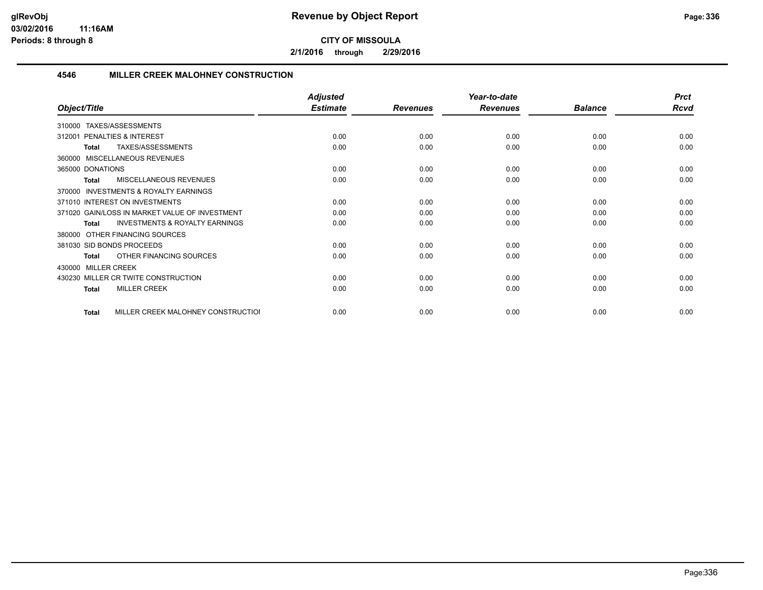# Revenue by Object Report

**CITY OF MISSOULA**

**2/1/2016 through 2/29/2016**

## 4546 MILLER CREEK MALOHNEY CONSTRUCTION

| Object/Title | Adjusted Estimate | Revenues | Year-to-date Revenues | Balance | Prct Rcvd |
|---|---|---|---|---|---|
| 310000 TAXES/ASSESSMENTS | | | | | |
| 312001 PENALTIES & INTEREST | 0.00 | 0.00 | 0.00 | 0.00 | 0.00 |
| **Total** TAXES/ASSESSMENTS | 0.00 | 0.00 | 0.00 | 0.00 | 0.00 |
| 360000 MISCELLANEOUS REVENUES | | | | | |
| 365000 DONATIONS | 0.00 | 0.00 | 0.00 | 0.00 | 0.00 |
| **Total** MISCELLANEOUS REVENUES | 0.00 | 0.00 | 0.00 | 0.00 | 0.00 |
| 370000 INVESTMENTS & ROYALTY EARNINGS | | | | | |
| 371010 INTEREST ON INVESTMENTS | 0.00 | 0.00 | 0.00 | 0.00 | 0.00 |
| 371020 GAIN/LOSS IN MARKET VALUE OF INVESTMENT | 0.00 | 0.00 | 0.00 | 0.00 | 0.00 |
| **Total** INVESTMENTS & ROYALTY EARNINGS | 0.00 | 0.00 | 0.00 | 0.00 | 0.00 |
| 380000 OTHER FINANCING SOURCES | | | | | |
| 381030 SID BONDS PROCEEDS | 0.00 | 0.00 | 0.00 | 0.00 | 0.00 |
| **Total** OTHER FINANCING SOURCES | 0.00 | 0.00 | 0.00 | 0.00 | 0.00 |
| 430000 MILLER CREEK | | | | | |
| 430230 MILLER CR TWITE CONSTRUCTION | 0.00 | 0.00 | 0.00 | 0.00 | 0.00 |
| **Total** MILLER CREEK | 0.00 | 0.00 | 0.00 | 0.00 | 0.00 |
| **Total** MILLER CREEK MALOHNEY CONSTRUCTIOI | 0.00 | 0.00 | 0.00 | 0.00 | 0.00 |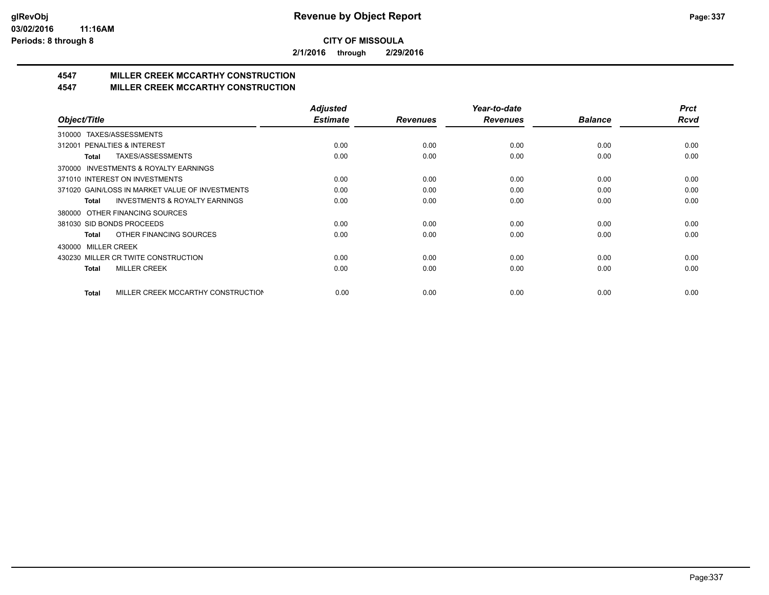**CITY OF MISSOULA**

**2/1/2016 through 2/29/2016**

## 4547 MILLER CREEK MCCARTHY CONSTRUCTION

## 4547 MILLER CREEK MCCARTHY CONSTRUCTION

| Object/Title | Adjusted Estimate | Revenues | Year-to-date Revenues | Balance | Prct Rcvd |
|---|---|---|---|---|---|
| 310000 TAXES/ASSESSMENTS | | | | | |
| 312001 PENALTIES & INTEREST | 0.00 | 0.00 | 0.00 | 0.00 | 0.00 |
| **Total** TAXES/ASSESSMENTS | 0.00 | 0.00 | 0.00 | 0.00 | 0.00 |
| 370000 INVESTMENTS & ROYALTY EARNINGS | | | | | |
| 371010 INTEREST ON INVESTMENTS | 0.00 | 0.00 | 0.00 | 0.00 | 0.00 |
| 371020 GAIN/LOSS IN MARKET VALUE OF INVESTMENTS | 0.00 | 0.00 | 0.00 | 0.00 | 0.00 |
| **Total** INVESTMENTS & ROYALTY EARNINGS | 0.00 | 0.00 | 0.00 | 0.00 | 0.00 |
| 380000 OTHER FINANCING SOURCES | | | | | |
| 381030 SID BONDS PROCEEDS | 0.00 | 0.00 | 0.00 | 0.00 | 0.00 |
| **Total** OTHER FINANCING SOURCES | 0.00 | 0.00 | 0.00 | 0.00 | 0.00 |
| 430000 MILLER CREEK | | | | | |
| 430230 MILLER CR TWITE CONSTRUCTION | 0.00 | 0.00 | 0.00 | 0.00 | 0.00 |
| **Total** MILLER CREEK | 0.00 | 0.00 | 0.00 | 0.00 | 0.00 |
| **Total** MILLER CREEK MCCARTHY CONSTRUCTION | 0.00 | 0.00 | 0.00 | 0.00 | 0.00 |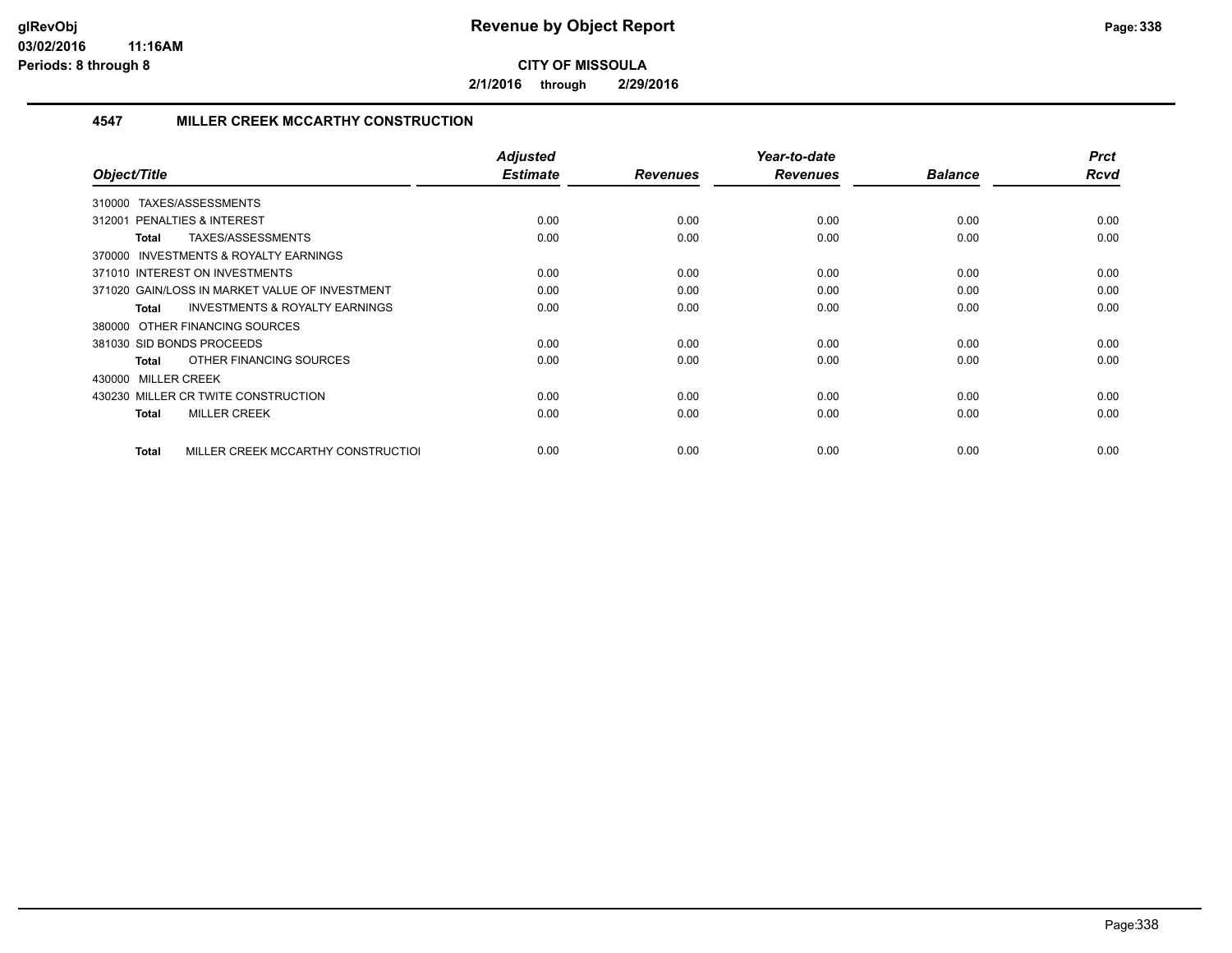# Revenue by Object Report

**CITY OF MISSOULA**

**2/1/2016 through 2/29/2016**

glRevObj
03/02/2016 11:16AM
Periods: 8 through 8

## 4547 MILLER CREEK MCCARTHY CONSTRUCTION

| Object/Title | Adjusted Estimate | Revenues | Year-to-date Revenues | Balance | Prct Rcvd |
|---|---|---|---|---|---|
| 310000 TAXES/ASSESSMENTS | | | | | |
| 312001 PENALTIES & INTEREST | 0.00 | 0.00 | 0.00 | 0.00 | 0.00 |
| **Total** TAXES/ASSESSMENTS | 0.00 | 0.00 | 0.00 | 0.00 | 0.00 |
| 370000 INVESTMENTS & ROYALTY EARNINGS | | | | | |
| 371010 INTEREST ON INVESTMENTS | 0.00 | 0.00 | 0.00 | 0.00 | 0.00 |
| 371020 GAIN/LOSS IN MARKET VALUE OF INVESTMENT | 0.00 | 0.00 | 0.00 | 0.00 | 0.00 |
| **Total** INVESTMENTS & ROYALTY EARNINGS | 0.00 | 0.00 | 0.00 | 0.00 | 0.00 |
| 380000 OTHER FINANCING SOURCES | | | | | |
| 381030 SID BONDS PROCEEDS | 0.00 | 0.00 | 0.00 | 0.00 | 0.00 |
| **Total** OTHER FINANCING SOURCES | 0.00 | 0.00 | 0.00 | 0.00 | 0.00 |
| 430000 MILLER CREEK | | | | | |
| 430230 MILLER CR TWITE CONSTRUCTION | 0.00 | 0.00 | 0.00 | 0.00 | 0.00 |
| **Total** MILLER CREEK | 0.00 | 0.00 | 0.00 | 0.00 | 0.00 |
| **Total** MILLER CREEK MCCARTHY CONSTRUCTIOI | 0.00 | 0.00 | 0.00 | 0.00 | 0.00 |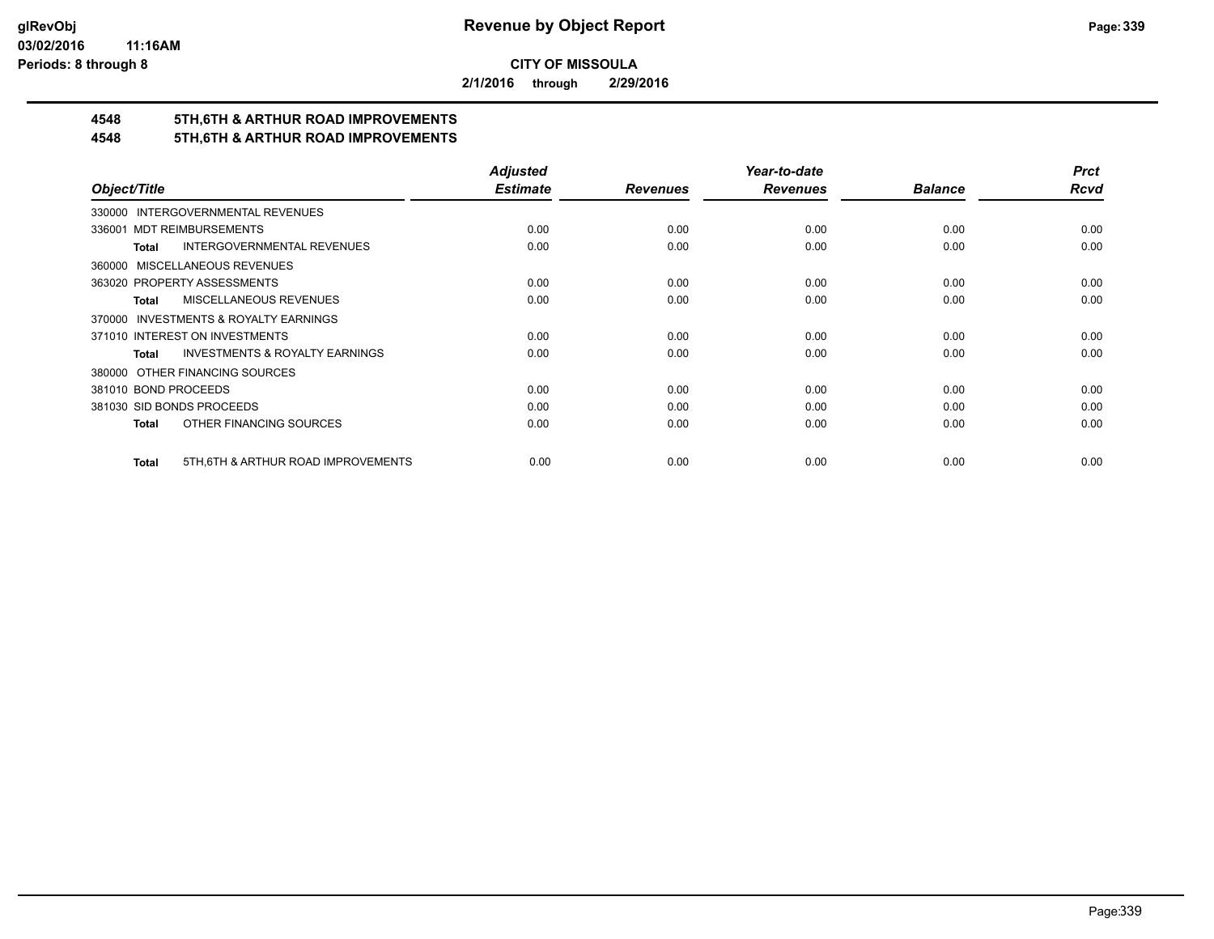**CITY OF MISSOULA**

**2/1/2016 through 2/29/2016**

## 4548 5TH,6TH & ARTHUR ROAD IMPROVEMENTS

## 4548 5TH,6TH & ARTHUR ROAD IMPROVEMENTS

| Object/Title | Adjusted Estimate | Revenues | Year-to-date Revenues | Balance | Prct Rcvd |
|---|---|---|---|---|---|
| 330000 INTERGOVERNMENTAL REVENUES | | | | | |
| 336001 MDT REIMBURSEMENTS | 0.00 | 0.00 | 0.00 | 0.00 | 0.00 |
| **Total** INTERGOVERNMENTAL REVENUES | 0.00 | 0.00 | 0.00 | 0.00 | 0.00 |
| 360000 MISCELLANEOUS REVENUES | | | | | |
| 363020 PROPERTY ASSESSMENTS | 0.00 | 0.00 | 0.00 | 0.00 | 0.00 |
| **Total** MISCELLANEOUS REVENUES | 0.00 | 0.00 | 0.00 | 0.00 | 0.00 |
| 370000 INVESTMENTS & ROYALTY EARNINGS | | | | | |
| 371010 INTEREST ON INVESTMENTS | 0.00 | 0.00 | 0.00 | 0.00 | 0.00 |
| **Total** INVESTMENTS & ROYALTY EARNINGS | 0.00 | 0.00 | 0.00 | 0.00 | 0.00 |
| 380000 OTHER FINANCING SOURCES | | | | | |
| 381010 BOND PROCEEDS | 0.00 | 0.00 | 0.00 | 0.00 | 0.00 |
| 381030 SID BONDS PROCEEDS | 0.00 | 0.00 | 0.00 | 0.00 | 0.00 |
| **Total** OTHER FINANCING SOURCES | 0.00 | 0.00 | 0.00 | 0.00 | 0.00 |
| **Total** 5TH,6TH & ARTHUR ROAD IMPROVEMENTS | 0.00 | 0.00 | 0.00 | 0.00 | 0.00 |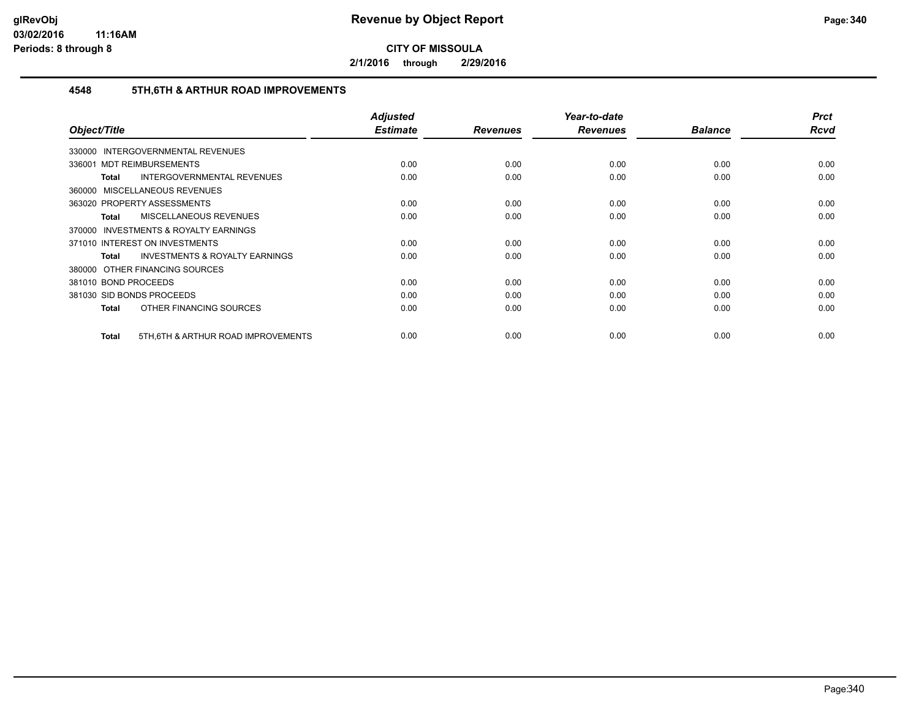# Revenue by Object Report

**CITY OF MISSOULA**

**2/1/2016 through 2/29/2016**

## 4548 5TH,6TH & ARTHUR ROAD IMPROVEMENTS

| Object/Title | Adjusted Estimate | Revenues | Year-to-date Revenues | Balance | Prct Rcvd |
|---|---|---|---|---|---|
| 330000 INTERGOVERNMENTAL REVENUES | | | | | |
| 336001 MDT REIMBURSEMENTS | 0.00 | 0.00 | 0.00 | 0.00 | 0.00 |
| **Total** INTERGOVERNMENTAL REVENUES | 0.00 | 0.00 | 0.00 | 0.00 | 0.00 |
| 360000 MISCELLANEOUS REVENUES | | | | | |
| 363020 PROPERTY ASSESSMENTS | 0.00 | 0.00 | 0.00 | 0.00 | 0.00 |
| **Total** MISCELLANEOUS REVENUES | 0.00 | 0.00 | 0.00 | 0.00 | 0.00 |
| 370000 INVESTMENTS & ROYALTY EARNINGS | | | | | |
| 371010 INTEREST ON INVESTMENTS | 0.00 | 0.00 | 0.00 | 0.00 | 0.00 |
| **Total** INVESTMENTS & ROYALTY EARNINGS | 0.00 | 0.00 | 0.00 | 0.00 | 0.00 |
| 380000 OTHER FINANCING SOURCES | | | | | |
| 381010 BOND PROCEEDS | 0.00 | 0.00 | 0.00 | 0.00 | 0.00 |
| 381030 SID BONDS PROCEEDS | 0.00 | 0.00 | 0.00 | 0.00 | 0.00 |
| **Total** OTHER FINANCING SOURCES | 0.00 | 0.00 | 0.00 | 0.00 | 0.00 |
| **Total** 5TH,6TH & ARTHUR ROAD IMPROVEMENTS | 0.00 | 0.00 | 0.00 | 0.00 | 0.00 |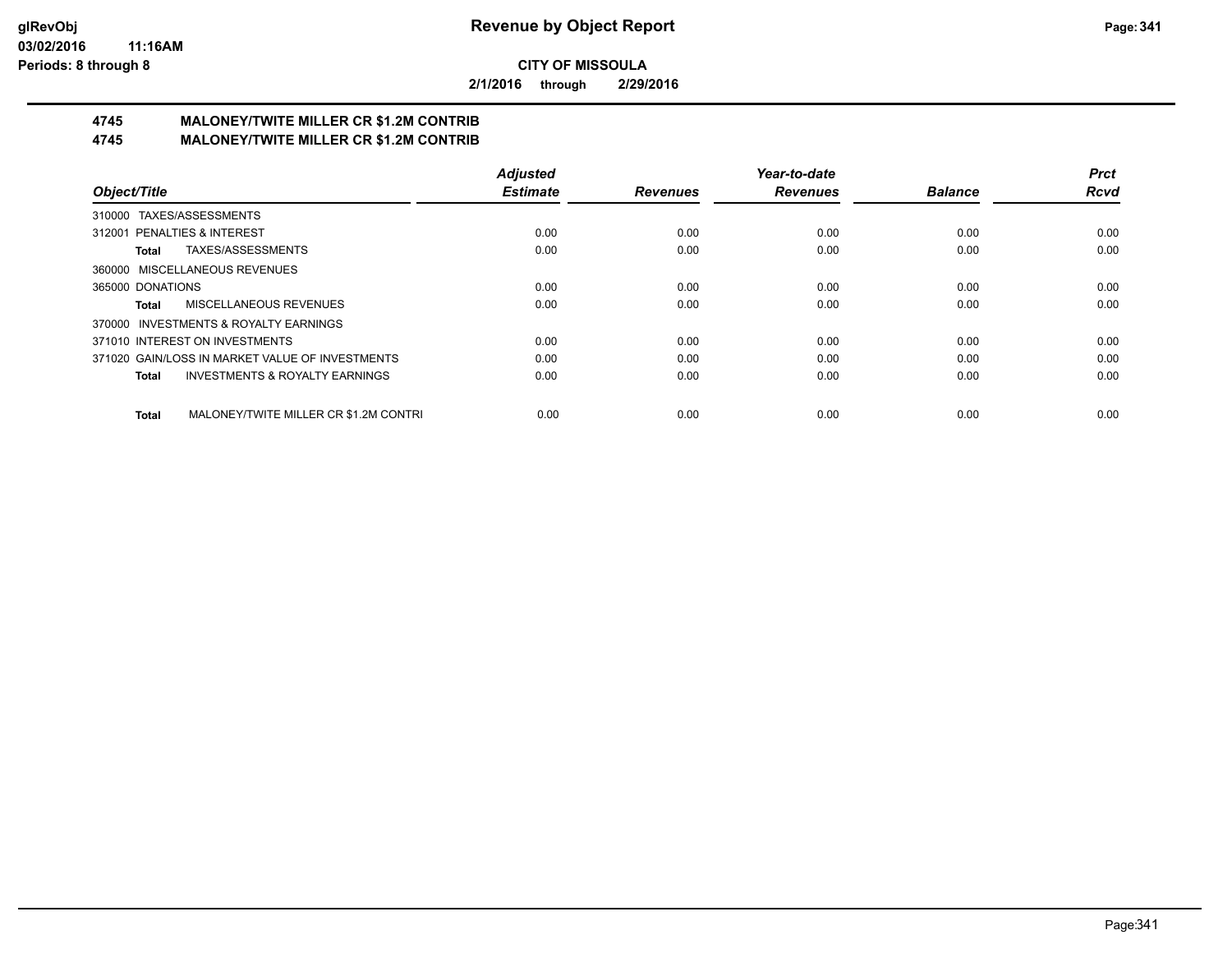**CITY OF MISSOULA**

**2/1/2016 through 2/29/2016**

## 4745 MALONEY/TWITE MILLER CR $1.2M CONTRIB
## 4745 MALONEY/TWITE MILLER CR $1.2M CONTRIB

| Object/Title | Adjusted Estimate | Revenues | Year-to-date Revenues | Balance | Prct Rcvd |
|---|---|---|---|---|---|
| 310000 TAXES/ASSESSMENTS | | | | | |
| 312001 PENALTIES & INTEREST | 0.00 | 0.00 | 0.00 | 0.00 | 0.00 |
| **Total** TAXES/ASSESSMENTS | 0.00 | 0.00 | 0.00 | 0.00 | 0.00 |
| 360000 MISCELLANEOUS REVENUES | | | | | |
| 365000 DONATIONS | 0.00 | 0.00 | 0.00 | 0.00 | 0.00 |
| **Total** MISCELLANEOUS REVENUES | 0.00 | 0.00 | 0.00 | 0.00 | 0.00 |
| 370000 INVESTMENTS & ROYALTY EARNINGS | | | | | |
| 371010 INTEREST ON INVESTMENTS | 0.00 | 0.00 | 0.00 | 0.00 | 0.00 |
| 371020 GAIN/LOSS IN MARKET VALUE OF INVESTMENTS | 0.00 | 0.00 | 0.00 | 0.00 | 0.00 |
| **Total** INVESTMENTS & ROYALTY EARNINGS | 0.00 | 0.00 | 0.00 | 0.00 | 0.00 |
| **Total** MALONEY/TWITE MILLER CR $1.2M CONTRI | 0.00 | 0.00 | 0.00 | 0.00 | 0.00 |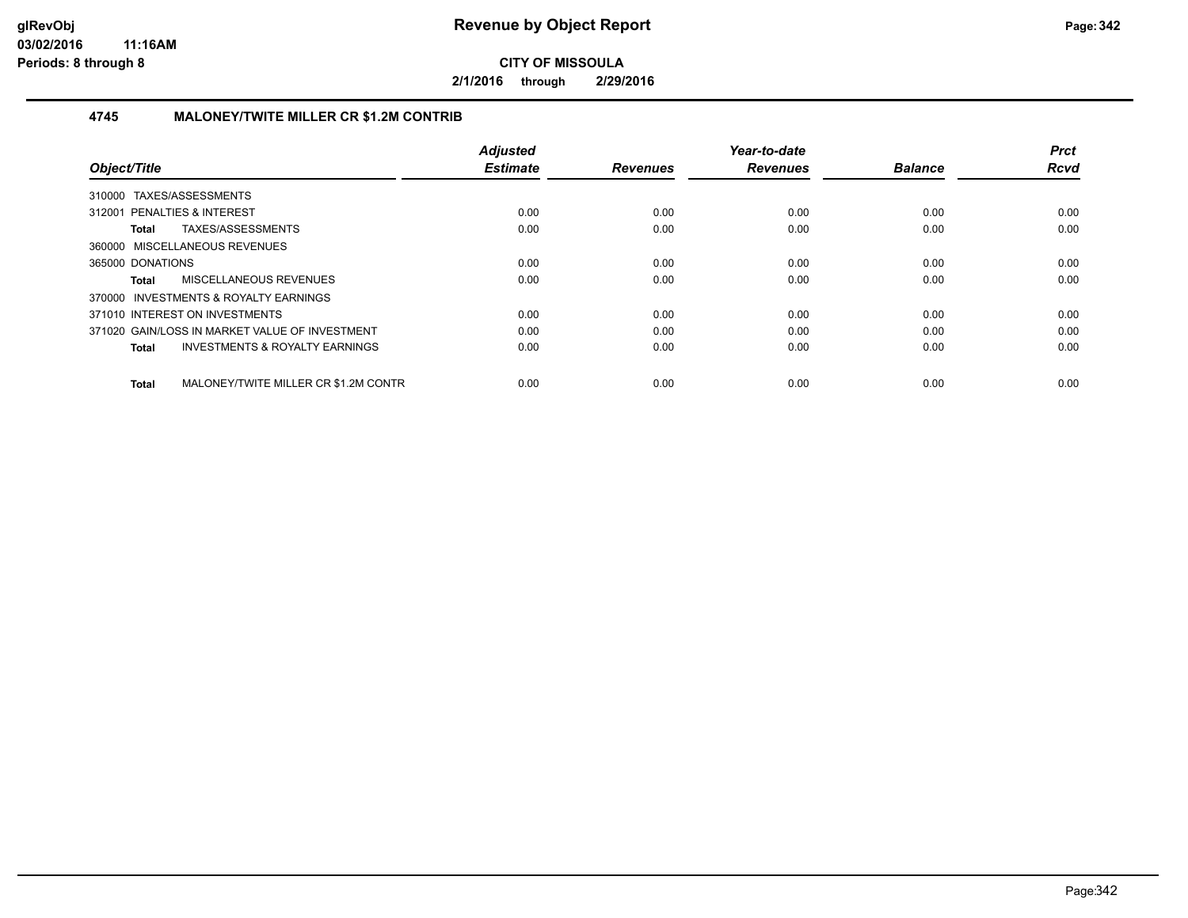# Revenue by Object Report

**CITY OF MISSOULA**

**2/1/2016 through 2/29/2016**

glRevObj
03/02/2016 11:16AM
Periods: 8 through 8

### 4745 MALONEY/TWITE MILLER CR $1.2M CONTRIB

| Object/Title | Adjusted Estimate | Revenues | Year-to-date Revenues | Balance | Prct Rcvd |
|---|---|---|---|---|---|
| 310000 TAXES/ASSESSMENTS | | | | | |
| 312001 PENALTIES & INTEREST | 0.00 | 0.00 | 0.00 | 0.00 | 0.00 |
| **Total** TAXES/ASSESSMENTS | 0.00 | 0.00 | 0.00 | 0.00 | 0.00 |
| 360000 MISCELLANEOUS REVENUES | | | | | |
| 365000 DONATIONS | 0.00 | 0.00 | 0.00 | 0.00 | 0.00 |
| **Total** MISCELLANEOUS REVENUES | 0.00 | 0.00 | 0.00 | 0.00 | 0.00 |
| 370000 INVESTMENTS & ROYALTY EARNINGS | | | | | |
| 371010 INTEREST ON INVESTMENTS | 0.00 | 0.00 | 0.00 | 0.00 | 0.00 |
| 371020 GAIN/LOSS IN MARKET VALUE OF INVESTMENT | 0.00 | 0.00 | 0.00 | 0.00 | 0.00 |
| **Total** INVESTMENTS & ROYALTY EARNINGS | 0.00 | 0.00 | 0.00 | 0.00 | 0.00 |
| **Total** MALONEY/TWITE MILLER CR $1.2M CONTR | 0.00 | 0.00 | 0.00 | 0.00 | 0.00 |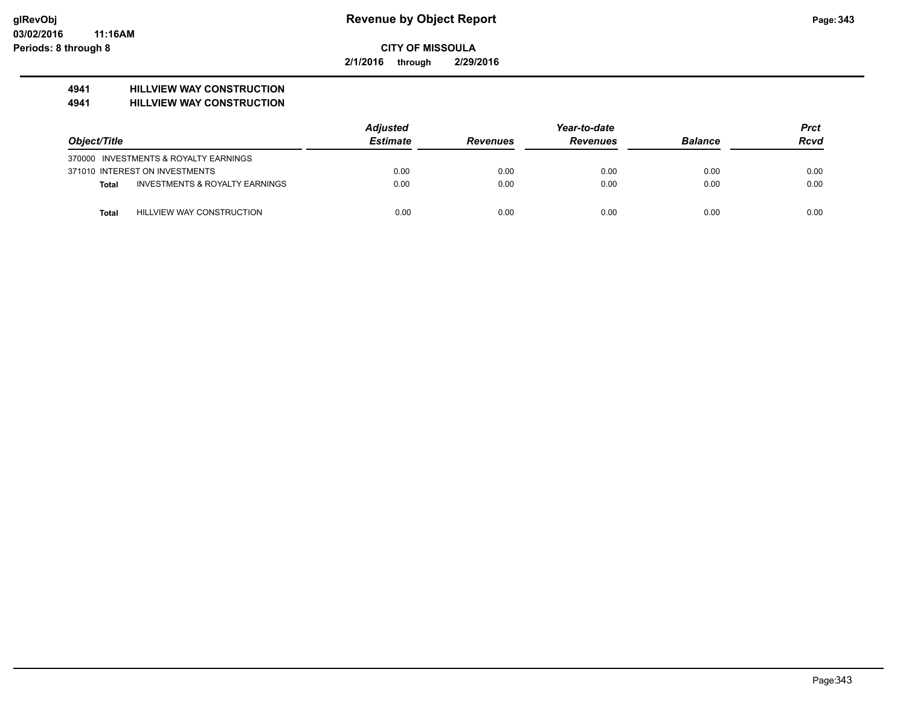# Revenue by Object Report

**CITY OF MISSOULA**

**2/1/2016 through 2/29/2016**

**4941 HILLVIEW WAY CONSTRUCTION**
**4941 HILLVIEW WAY CONSTRUCTION**

| Object/Title | | Adjusted Estimate | Revenues | Year-to-date Revenues | Balance | Prct Rcvd |
|---|---|---|---|---|---|---|
| 370000 INVESTMENTS & ROYALTY EARNINGS | | | | | | |
| 371010 INTEREST ON INVESTMENTS | | 0.00 | 0.00 | 0.00 | 0.00 | 0.00 |
| Total | INVESTMENTS & ROYALTY EARNINGS | 0.00 | 0.00 | 0.00 | 0.00 | 0.00 |
| Total | HILLVIEW WAY CONSTRUCTION | 0.00 | 0.00 | 0.00 | 0.00 | 0.00 |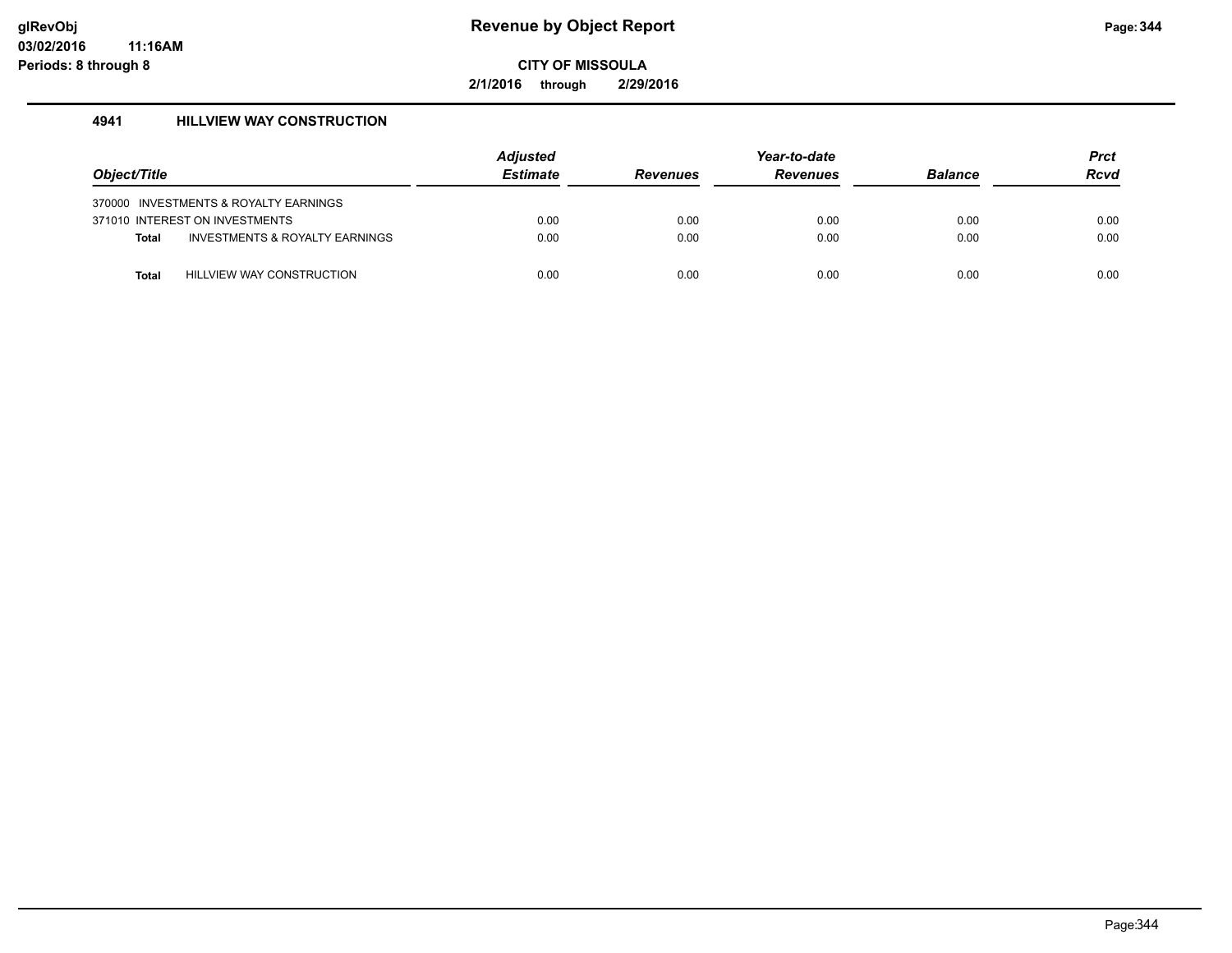## Revenue by Object Report

**CITY OF MISSOULA**

**2/1/2016 through 2/29/2016**

glRevObj
03/02/2016 11:16AM
Periods: 8 through 8

### 4941 HILLVIEW WAY CONSTRUCTION

| Object/Title | | Adjusted Estimate | Revenues | Year-to-date Revenues | Balance | Prct Rcvd |
|---|---|---|---|---|---|---|
| 370000 | INVESTMENTS & ROYALTY EARNINGS | | | | | |
| 371010 | INTEREST ON INVESTMENTS | 0.00 | 0.00 | 0.00 | 0.00 | 0.00 |
| **Total** | INVESTMENTS & ROYALTY EARNINGS | 0.00 | 0.00 | 0.00 | 0.00 | 0.00 |
| **Total** | HILLVIEW WAY CONSTRUCTION | 0.00 | 0.00 | 0.00 | 0.00 | 0.00 |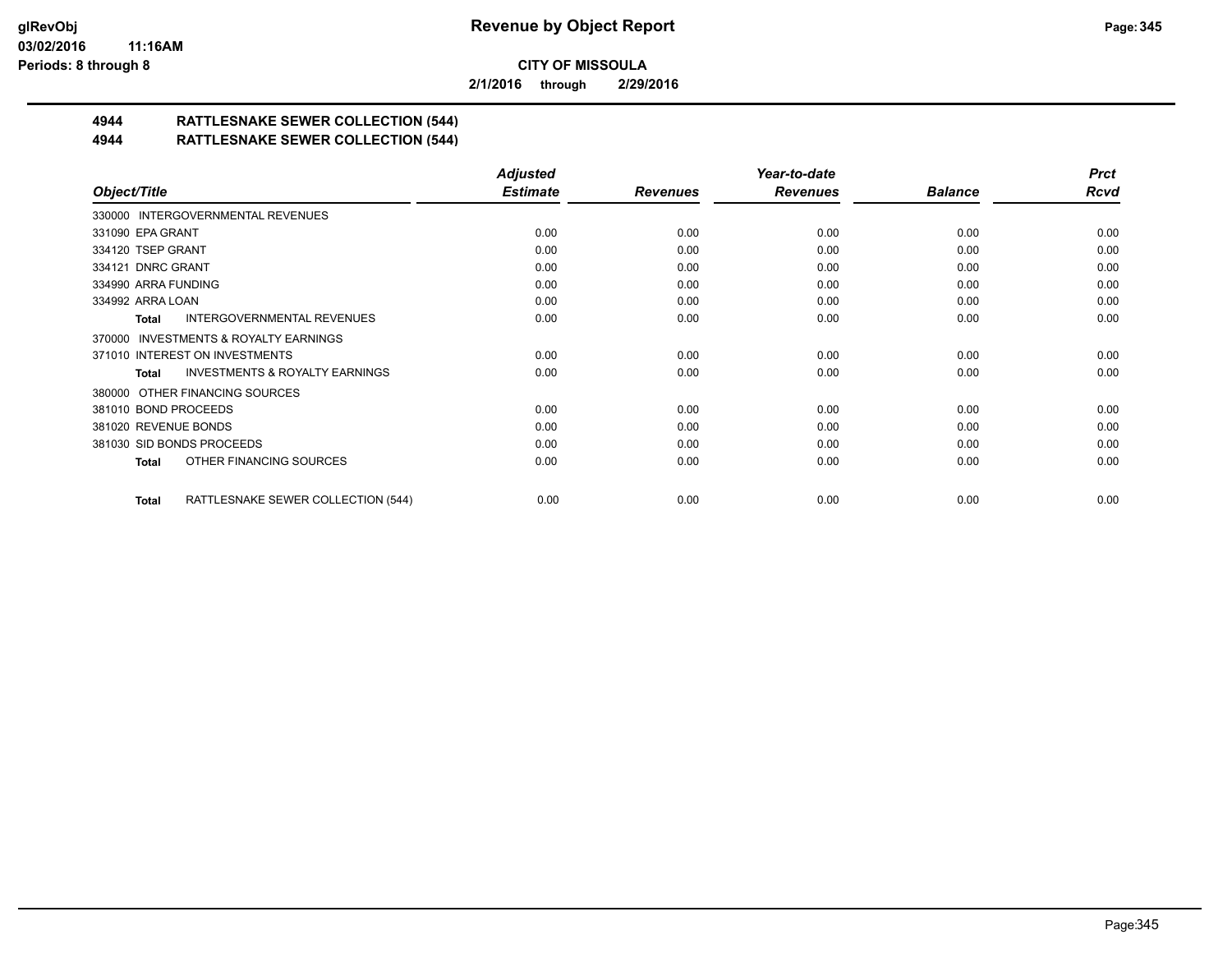**CITY OF MISSOULA**

**2/1/2016 through 2/29/2016**

## 4944 RATTLESNAKE SEWER COLLECTION (544)

## 4944 RATTLESNAKE SEWER COLLECTION (544)

| Object/Title | | Adjusted Estimate | Revenues | Year-to-date Revenues | Balance | Prct Rcvd |
|---|---|---|---|---|---|---|
| 330000 INTERGOVERNMENTAL REVENUES | | | | | | |
| 331090 EPA GRANT | | 0.00 | 0.00 | 0.00 | 0.00 | 0.00 |
| 334120 TSEP GRANT | | 0.00 | 0.00 | 0.00 | 0.00 | 0.00 |
| 334121 DNRC GRANT | | 0.00 | 0.00 | 0.00 | 0.00 | 0.00 |
| 334990 ARRA FUNDING | | 0.00 | 0.00 | 0.00 | 0.00 | 0.00 |
| 334992 ARRA LOAN | | 0.00 | 0.00 | 0.00 | 0.00 | 0.00 |
| **Total** | INTERGOVERNMENTAL REVENUES | 0.00 | 0.00 | 0.00 | 0.00 | 0.00 |
| 370000 INVESTMENTS & ROYALTY EARNINGS | | | | | | |
| 371010 INTEREST ON INVESTMENTS | | 0.00 | 0.00 | 0.00 | 0.00 | 0.00 |
| **Total** | INVESTMENTS & ROYALTY EARNINGS | 0.00 | 0.00 | 0.00 | 0.00 | 0.00 |
| 380000 OTHER FINANCING SOURCES | | | | | | |
| 381010 BOND PROCEEDS | | 0.00 | 0.00 | 0.00 | 0.00 | 0.00 |
| 381020 REVENUE BONDS | | 0.00 | 0.00 | 0.00 | 0.00 | 0.00 |
| 381030 SID BONDS PROCEEDS | | 0.00 | 0.00 | 0.00 | 0.00 | 0.00 |
| **Total** | OTHER FINANCING SOURCES | 0.00 | 0.00 | 0.00 | 0.00 | 0.00 |
| **Total** | RATTLESNAKE SEWER COLLECTION (544) | 0.00 | 0.00 | 0.00 | 0.00 | 0.00 |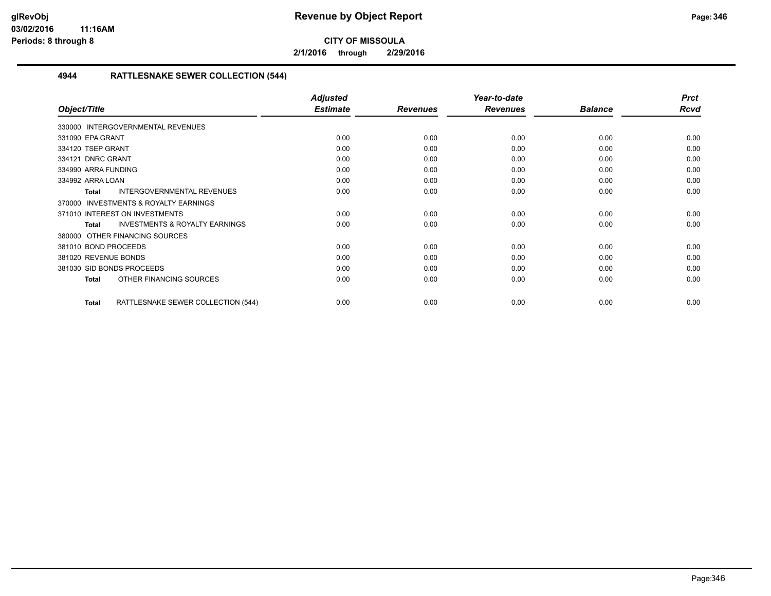# Revenue by Object Report

**CITY OF MISSOULA**

**2/1/2016 through 2/29/2016**

glRevObj
03/02/2016 11:16AM
Periods: 8 through 8

### 4944 RATTLESNAKE SEWER COLLECTION (544)

| Object/Title | Adjusted Estimate | Revenues | Year-to-date Revenues | Balance | Prct Rcvd |
|---|---|---|---|---|---|
| 330000 INTERGOVERNMENTAL REVENUES | | | | | |
| 331090 EPA GRANT | 0.00 | 0.00 | 0.00 | 0.00 | 0.00 |
| 334120 TSEP GRANT | 0.00 | 0.00 | 0.00 | 0.00 | 0.00 |
| 334121 DNRC GRANT | 0.00 | 0.00 | 0.00 | 0.00 | 0.00 |
| 334990 ARRA FUNDING | 0.00 | 0.00 | 0.00 | 0.00 | 0.00 |
| 334992 ARRA LOAN | 0.00 | 0.00 | 0.00 | 0.00 | 0.00 |
| **Total** INTERGOVERNMENTAL REVENUES | 0.00 | 0.00 | 0.00 | 0.00 | 0.00 |
| 370000 INVESTMENTS & ROYALTY EARNINGS | | | | | |
| 371010 INTEREST ON INVESTMENTS | 0.00 | 0.00 | 0.00 | 0.00 | 0.00 |
| **Total** INVESTMENTS & ROYALTY EARNINGS | 0.00 | 0.00 | 0.00 | 0.00 | 0.00 |
| 380000 OTHER FINANCING SOURCES | | | | | |
| 381010 BOND PROCEEDS | 0.00 | 0.00 | 0.00 | 0.00 | 0.00 |
| 381020 REVENUE BONDS | 0.00 | 0.00 | 0.00 | 0.00 | 0.00 |
| 381030 SID BONDS PROCEEDS | 0.00 | 0.00 | 0.00 | 0.00 | 0.00 |
| **Total** OTHER FINANCING SOURCES | 0.00 | 0.00 | 0.00 | 0.00 | 0.00 |
| **Total** RATTLESNAKE SEWER COLLECTION (544) | 0.00 | 0.00 | 0.00 | 0.00 | 0.00 |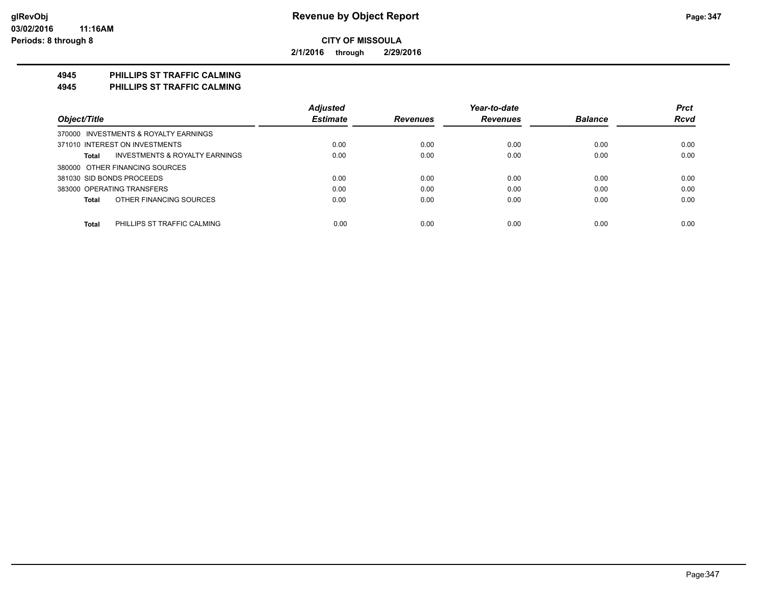**glRevObj**
**03/02/2016 11:16AM**
**Periods: 8 through 8**

# Revenue by Object Report

**CITY OF MISSOULA**

**2/1/2016 through 2/29/2016**

## 4945 PHILLIPS ST TRAFFIC CALMING
## 4945 PHILLIPS ST TRAFFIC CALMING

| Object/Title | Adjusted Estimate | Revenues | Year-to-date Revenues | Balance | Prct Rcvd |
|---|---|---|---|---|---|
| 370000 INVESTMENTS & ROYALTY EARNINGS | | | | | |
| 371010 INTEREST ON INVESTMENTS | 0.00 | 0.00 | 0.00 | 0.00 | 0.00 |
| **Total** INVESTMENTS & ROYALTY EARNINGS | 0.00 | 0.00 | 0.00 | 0.00 | 0.00 |
| 380000 OTHER FINANCING SOURCES | | | | | |
| 381030 SID BONDS PROCEEDS | 0.00 | 0.00 | 0.00 | 0.00 | 0.00 |
| 383000 OPERATING TRANSFERS | 0.00 | 0.00 | 0.00 | 0.00 | 0.00 |
| **Total** OTHER FINANCING SOURCES | 0.00 | 0.00 | 0.00 | 0.00 | 0.00 |
| **Total** PHILLIPS ST TRAFFIC CALMING | 0.00 | 0.00 | 0.00 | 0.00 | 0.00 |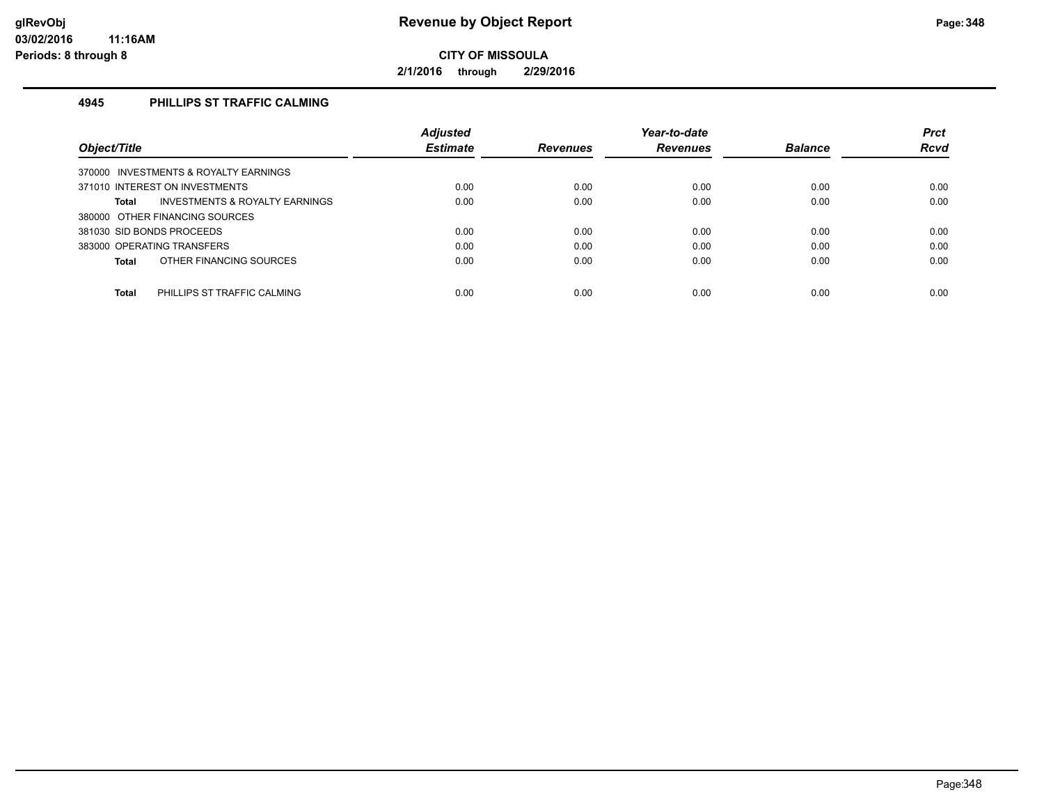# Revenue by Object Report

**CITY OF MISSOULA**

**2/1/2016 through 2/29/2016**

glRevObj
03/02/2016 11:16AM
Periods: 8 through 8

### 4945 PHILLIPS ST TRAFFIC CALMING

| Object/Title | Adjusted Estimate | Revenues | Year-to-date Revenues | Balance | Prct Rcvd |
|---|---|---|---|---|---|
| 370000 INVESTMENTS & ROYALTY EARNINGS | | | | | |
| 371010 INTEREST ON INVESTMENTS | 0.00 | 0.00 | 0.00 | 0.00 | 0.00 |
| **Total** INVESTMENTS & ROYALTY EARNINGS | 0.00 | 0.00 | 0.00 | 0.00 | 0.00 |
| 380000 OTHER FINANCING SOURCES | | | | | |
| 381030 SID BONDS PROCEEDS | 0.00 | 0.00 | 0.00 | 0.00 | 0.00 |
| 383000 OPERATING TRANSFERS | 0.00 | 0.00 | 0.00 | 0.00 | 0.00 |
| **Total** OTHER FINANCING SOURCES | 0.00 | 0.00 | 0.00 | 0.00 | 0.00 |
| **Total** PHILLIPS ST TRAFFIC CALMING | 0.00 | 0.00 | 0.00 | 0.00 | 0.00 |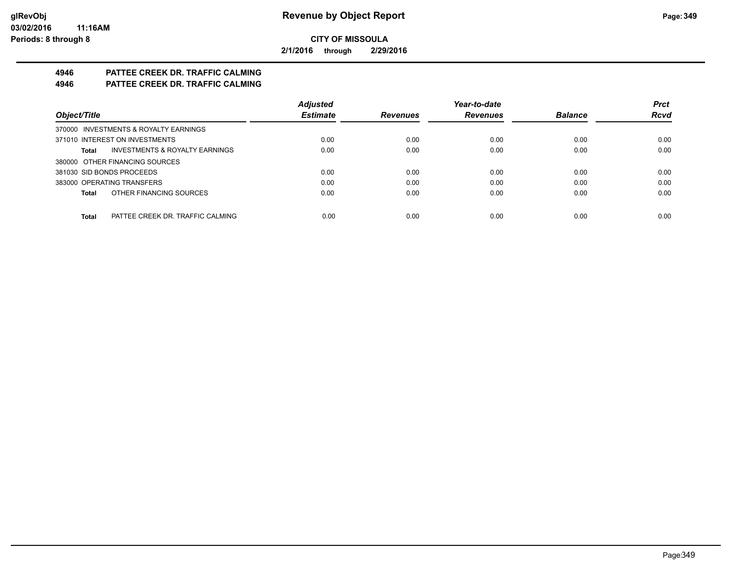# Revenue by Object Report

**CITY OF MISSOULA**

**2/1/2016 through 2/29/2016**

glRevObj
03/02/2016 11:16AM
Periods: 8 through 8

## 4946 PATTEE CREEK DR. TRAFFIC CALMING
## 4946 PATTEE CREEK DR. TRAFFIC CALMING

| Object/Title | Adjusted Estimate | Revenues | Year-to-date Revenues | Balance | Prct Rcvd |
|---|---|---|---|---|---|
| 370000 INVESTMENTS & ROYALTY EARNINGS | | | | | |
| 371010 INTEREST ON INVESTMENTS | 0.00 | 0.00 | 0.00 | 0.00 | 0.00 |
| **Total** INVESTMENTS & ROYALTY EARNINGS | 0.00 | 0.00 | 0.00 | 0.00 | 0.00 |
| 380000 OTHER FINANCING SOURCES | | | | | |
| 381030 SID BONDS PROCEEDS | 0.00 | 0.00 | 0.00 | 0.00 | 0.00 |
| 383000 OPERATING TRANSFERS | 0.00 | 0.00 | 0.00 | 0.00 | 0.00 |
| **Total** OTHER FINANCING SOURCES | 0.00 | 0.00 | 0.00 | 0.00 | 0.00 |
| **Total** PATTEE CREEK DR. TRAFFIC CALMING | 0.00 | 0.00 | 0.00 | 0.00 | 0.00 |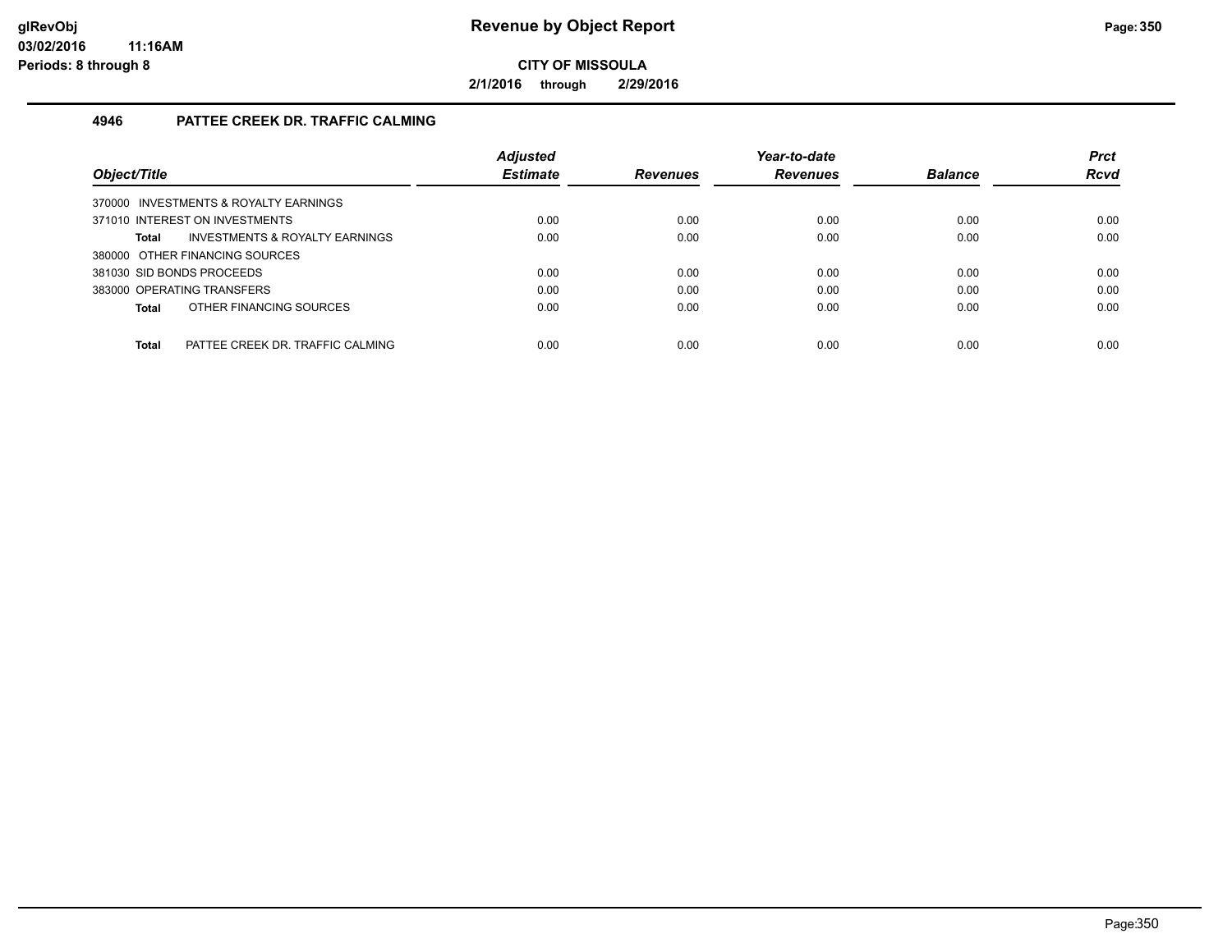**Revenue by Object Report**

**CITY OF MISSOULA**

**2/1/2016 through 2/29/2016**

glRevObj
03/02/2016 11:16AM
Periods: 8 through 8

## 4946 PATTEE CREEK DR. TRAFFIC CALMING

| Object/Title | Adjusted Estimate | Revenues | Year-to-date Revenues | Balance | Prct Rcvd |
|---|---|---|---|---|---|
| 370000 INVESTMENTS & ROYALTY EARNINGS | | | | | |
| 371010 INTEREST ON INVESTMENTS | 0.00 | 0.00 | 0.00 | 0.00 | 0.00 |
| **Total** INVESTMENTS & ROYALTY EARNINGS | 0.00 | 0.00 | 0.00 | 0.00 | 0.00 |
| 380000 OTHER FINANCING SOURCES | | | | | |
| 381030 SID BONDS PROCEEDS | 0.00 | 0.00 | 0.00 | 0.00 | 0.00 |
| 383000 OPERATING TRANSFERS | 0.00 | 0.00 | 0.00 | 0.00 | 0.00 |
| **Total** OTHER FINANCING SOURCES | 0.00 | 0.00 | 0.00 | 0.00 | 0.00 |
| **Total** PATTEE CREEK DR. TRAFFIC CALMING | 0.00 | 0.00 | 0.00 | 0.00 | 0.00 |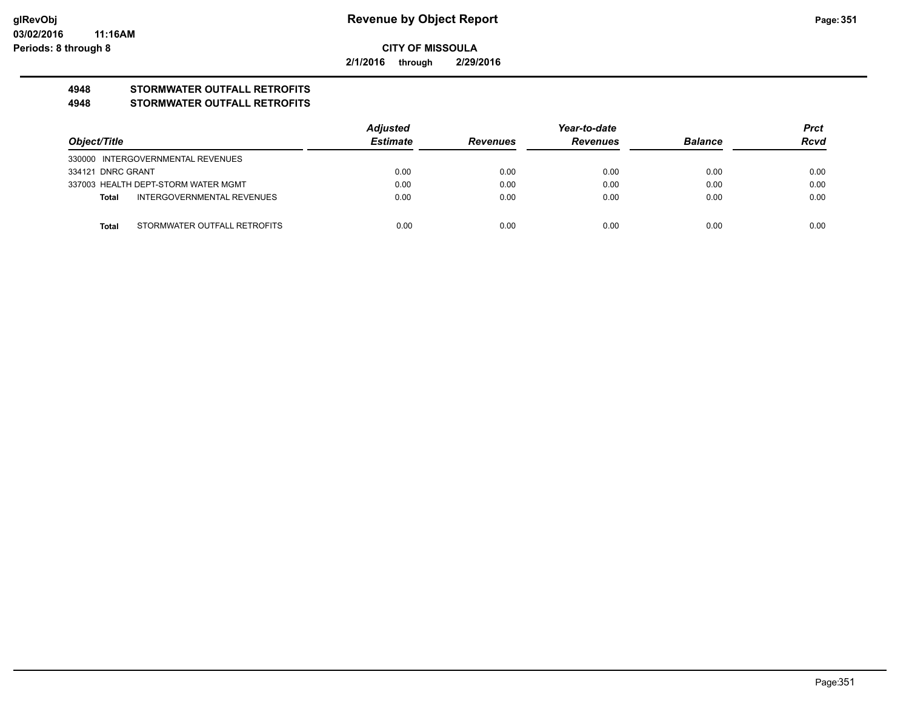**CITY OF MISSOULA**

**2/1/2016 through 2/29/2016**

## 4948 STORMWATER OUTFALL RETROFITS
## 4948 STORMWATER OUTFALL RETROFITS

| Object/Title | | Adjusted Estimate | Revenues | Year-to-date Revenues | Balance | Prct Rcvd |
|---|---|---|---|---|---|---|
| 330000 INTERGOVERNMENTAL REVENUES | | | | | | |
| 334121 DNRC GRANT | | 0.00 | 0.00 | 0.00 | 0.00 | 0.00 |
| 337003 HEALTH DEPT-STORM WATER MGMT | | 0.00 | 0.00 | 0.00 | 0.00 | 0.00 |
| **Total** | INTERGOVERNMENTAL REVENUES | 0.00 | 0.00 | 0.00 | 0.00 | 0.00 |
| **Total** | STORMWATER OUTFALL RETROFITS | 0.00 | 0.00 | 0.00 | 0.00 | 0.00 |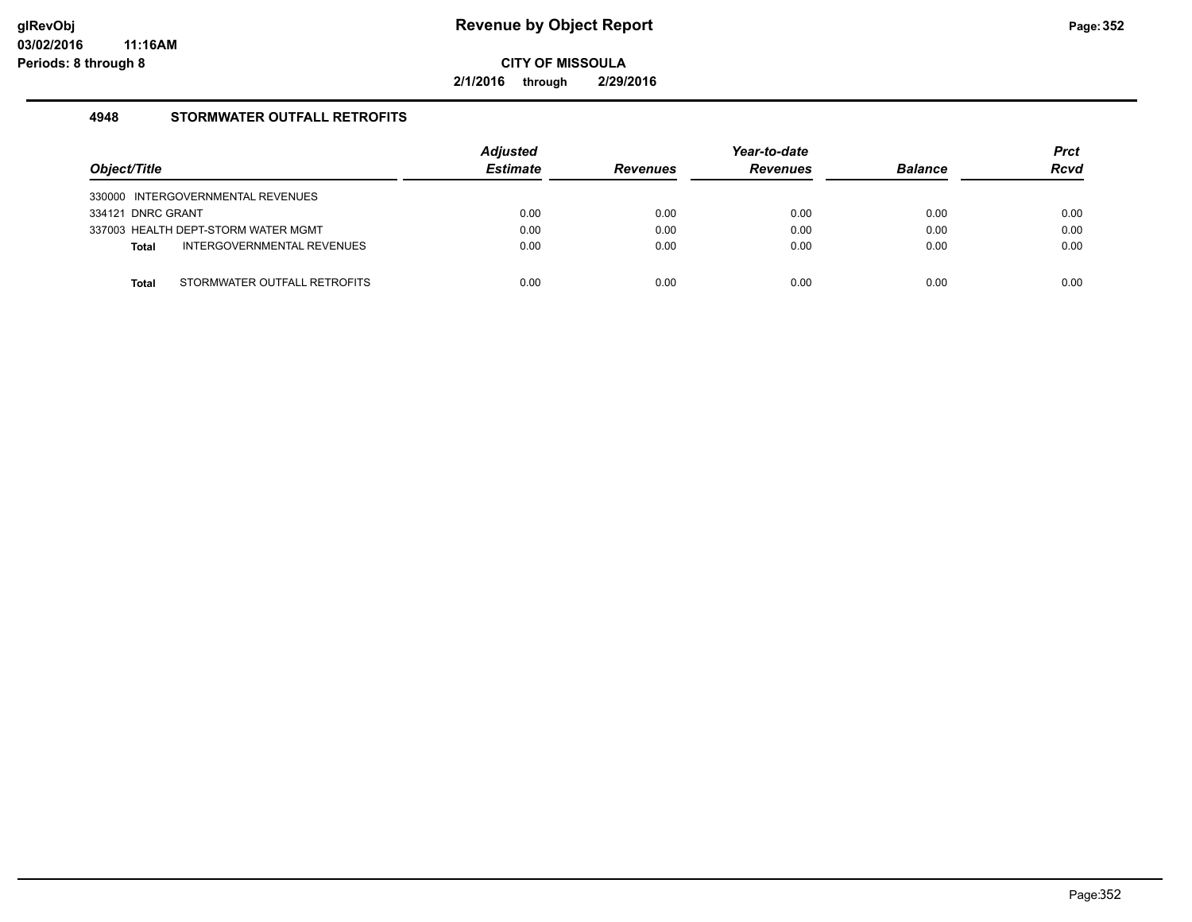**Revenue by Object Report**

**CITY OF MISSOULA**

**2/1/2016 through 2/29/2016**

glRevObj
03/02/2016 11:16AM
Periods: 8 through 8

## 4948 STORMWATER OUTFALL RETROFITS

| Object/Title | | Adjusted Estimate | Revenues | Year-to-date Revenues | Balance | Prct Rcvd |
|---|---|---|---|---|---|---|
| 330000 INTERGOVERNMENTAL REVENUES | | | | | | |
| 334121 DNRC GRANT | | 0.00 | 0.00 | 0.00 | 0.00 | 0.00 |
| 337003 HEALTH DEPT-STORM WATER MGMT | | 0.00 | 0.00 | 0.00 | 0.00 | 0.00 |
| **Total** | INTERGOVERNMENTAL REVENUES | 0.00 | 0.00 | 0.00 | 0.00 | 0.00 |
| **Total** | STORMWATER OUTFALL RETROFITS | 0.00 | 0.00 | 0.00 | 0.00 | 0.00 |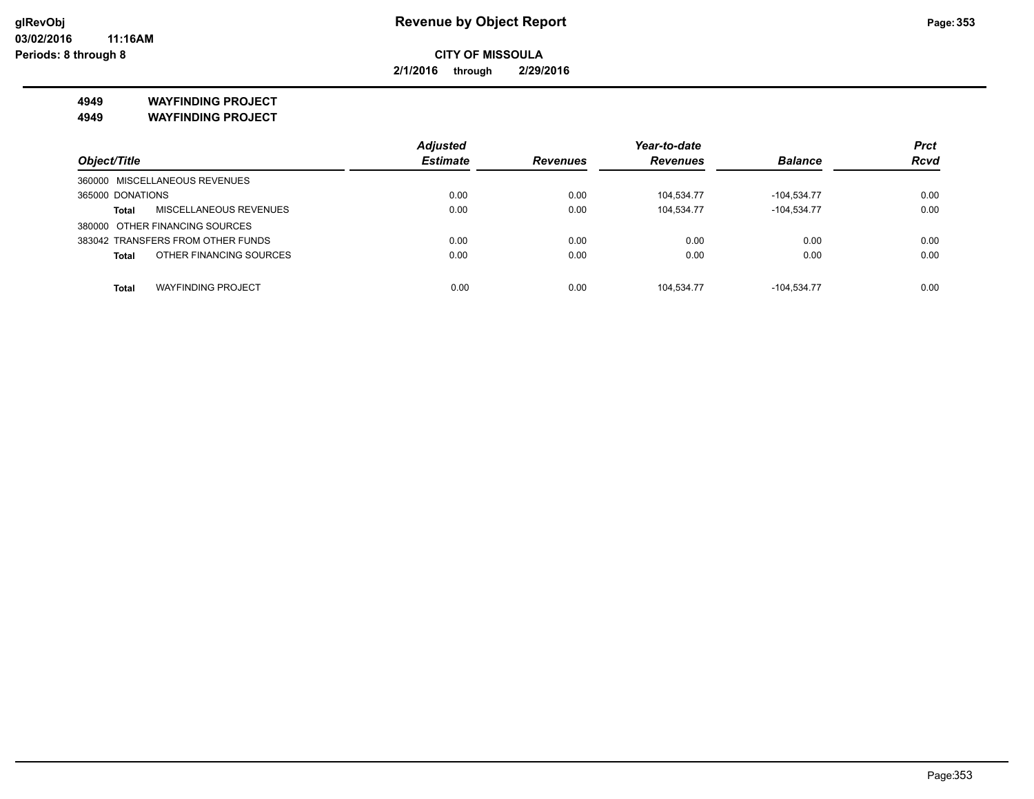**CITY OF MISSOULA**

**2/1/2016 through 2/29/2016**

**4949 WAYFINDING PROJECT**

**4949 WAYFINDING PROJECT**

| Object/Title | | Adjusted Estimate | Revenues | Year-to-date Revenues | Balance | Prct Rcvd |
|---|---|---|---|---|---|---|
| 360000 MISCELLANEOUS REVENUES | | | | | | |
| 365000 DONATIONS | | 0.00 | 0.00 | 104,534.77 | -104,534.77 | 0.00 |
| **Total** | MISCELLANEOUS REVENUES | 0.00 | 0.00 | 104,534.77 | -104,534.77 | 0.00 |
| 380000 OTHER FINANCING SOURCES | | | | | | |
| 383042 TRANSFERS FROM OTHER FUNDS | | 0.00 | 0.00 | 0.00 | 0.00 | 0.00 |
| **Total** | OTHER FINANCING SOURCES | 0.00 | 0.00 | 0.00 | 0.00 | 0.00 |
| **Total** | WAYFINDING PROJECT | 0.00 | 0.00 | 104,534.77 | -104,534.77 | 0.00 |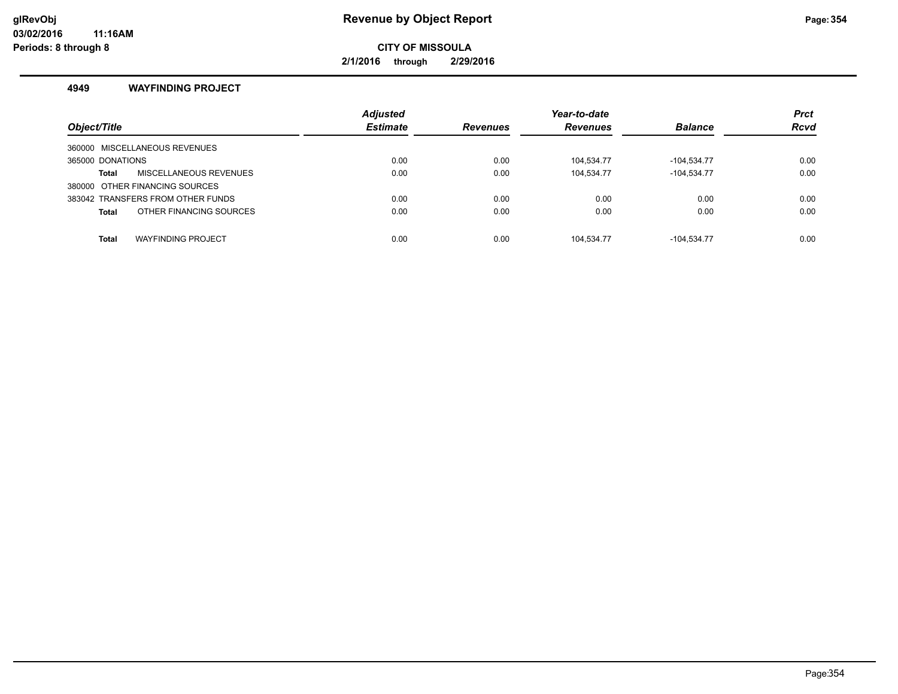# Revenue by Object Report

**CITY OF MISSOULA**

**2/1/2016 through 2/29/2016**

glRevObj
03/02/2016 11:16AM
Periods: 8 through 8

## 4949 WAYFINDING PROJECT

| Object/Title | Adjusted Estimate | Revenues | Year-to-date Revenues | Balance | Prct Rcvd |
|---|---|---|---|---|---|
| 360000 MISCELLANEOUS REVENUES | | | | | |
| 365000 DONATIONS | 0.00 | 0.00 | 104,534.77 | -104,534.77 | 0.00 |
| **Total** MISCELLANEOUS REVENUES | 0.00 | 0.00 | 104,534.77 | -104,534.77 | 0.00 |
| 380000 OTHER FINANCING SOURCES | | | | | |
| 383042 TRANSFERS FROM OTHER FUNDS | 0.00 | 0.00 | 0.00 | 0.00 | 0.00 |
| **Total** OTHER FINANCING SOURCES | 0.00 | 0.00 | 0.00 | 0.00 | 0.00 |
| **Total** WAYFINDING PROJECT | 0.00 | 0.00 | 104,534.77 | -104,534.77 | 0.00 |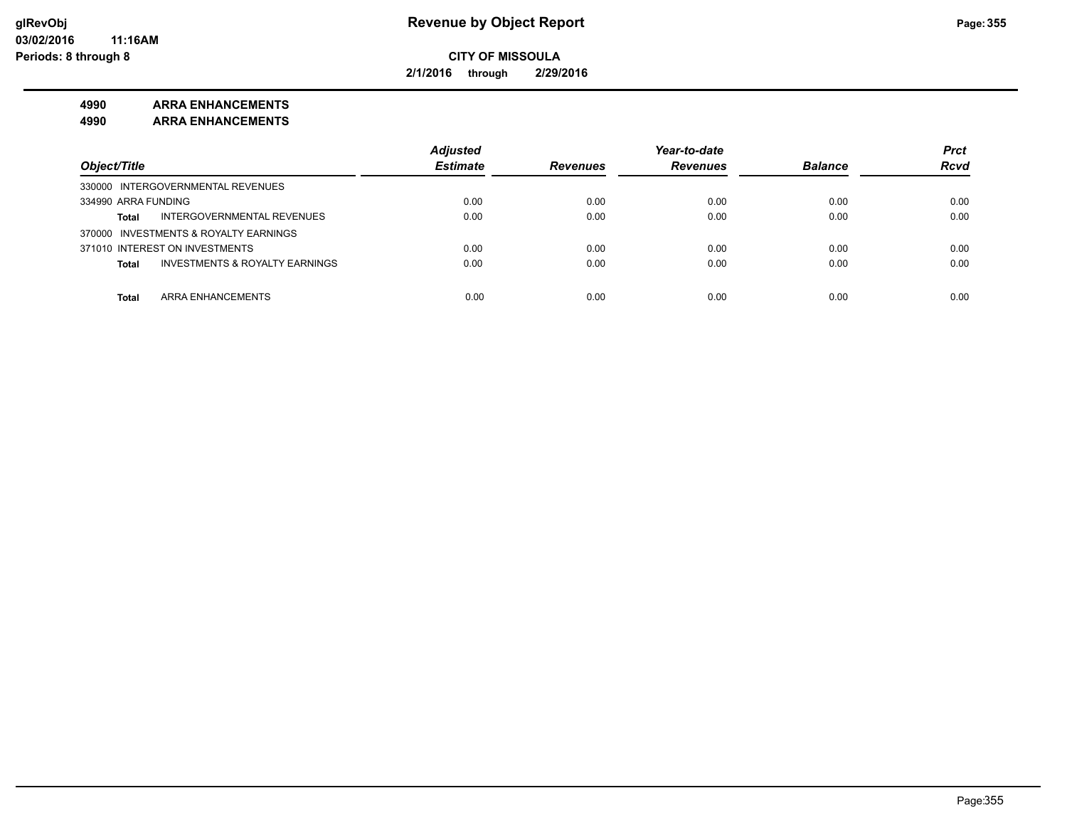# Revenue by Object Report

**CITY OF MISSOULA**

**2/1/2016 through 2/29/2016**

glRevObj
03/02/2016 11:16AM
Periods: 8 through 8

**4990 ARRA ENHANCEMENTS**

**4990 ARRA ENHANCEMENTS**

| Object/Title | Adjusted Estimate | Revenues | Year-to-date Revenues | Balance | Prct Rcvd |
|---|---|---|---|---|---|
| 330000 INTERGOVERNMENTAL REVENUES | | | | | |
| 334990 ARRA FUNDING | 0.00 | 0.00 | 0.00 | 0.00 | 0.00 |
| **Total** INTERGOVERNMENTAL REVENUES | 0.00 | 0.00 | 0.00 | 0.00 | 0.00 |
| 370000 INVESTMENTS & ROYALTY EARNINGS | | | | | |
| 371010 INTEREST ON INVESTMENTS | 0.00 | 0.00 | 0.00 | 0.00 | 0.00 |
| **Total** INVESTMENTS & ROYALTY EARNINGS | 0.00 | 0.00 | 0.00 | 0.00 | 0.00 |
| **Total** ARRA ENHANCEMENTS | 0.00 | 0.00 | 0.00 | 0.00 | 0.00 |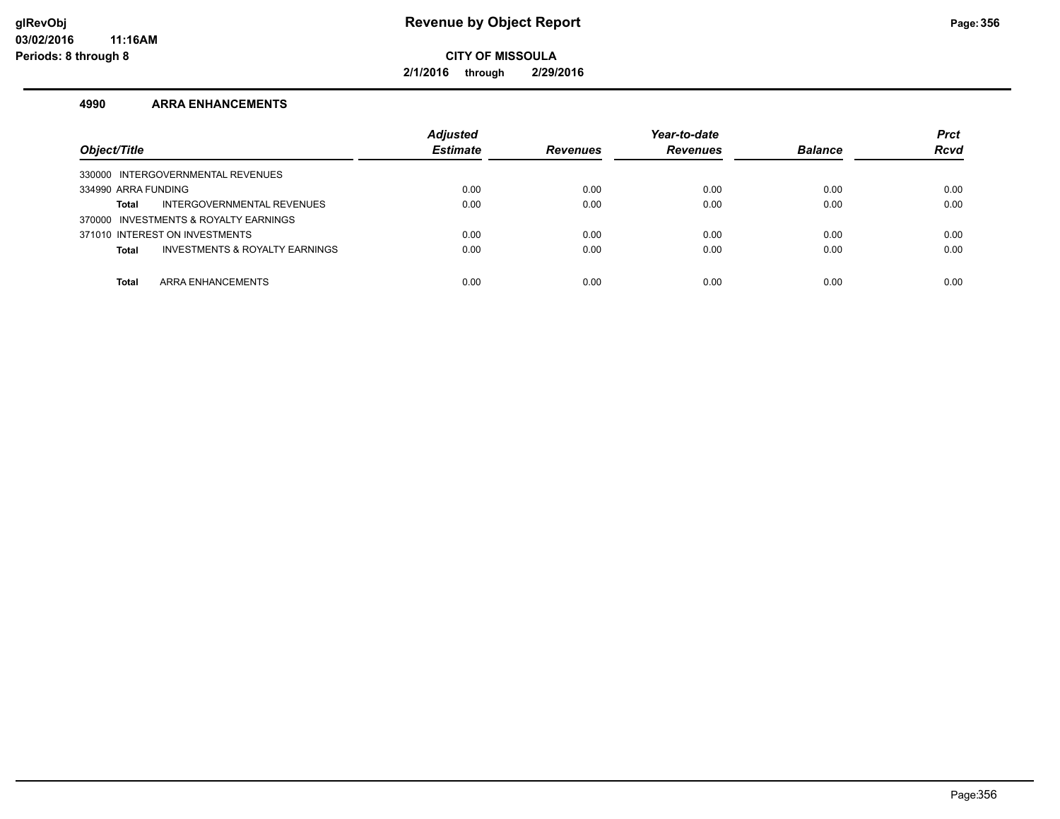# Revenue by Object Report

**CITY OF MISSOULA**

**2/1/2016 through 2/29/2016**

glRevObj
03/02/2016 11:16AM
Periods: 8 through 8

## 4990 ARRA ENHANCEMENTS

| Object/Title | Adjusted Estimate | Revenues | Year-to-date Revenues | Balance | Prct Rcvd |
|---|---|---|---|---|---|
| 330000 INTERGOVERNMENTAL REVENUES | | | | | |
| 334990 ARRA FUNDING | 0.00 | 0.00 | 0.00 | 0.00 | 0.00 |
| **Total** INTERGOVERNMENTAL REVENUES | 0.00 | 0.00 | 0.00 | 0.00 | 0.00 |
| 370000 INVESTMENTS & ROYALTY EARNINGS | | | | | |
| 371010 INTEREST ON INVESTMENTS | 0.00 | 0.00 | 0.00 | 0.00 | 0.00 |
| **Total** INVESTMENTS & ROYALTY EARNINGS | 0.00 | 0.00 | 0.00 | 0.00 | 0.00 |
| **Total** ARRA ENHANCEMENTS | 0.00 | 0.00 | 0.00 | 0.00 | 0.00 |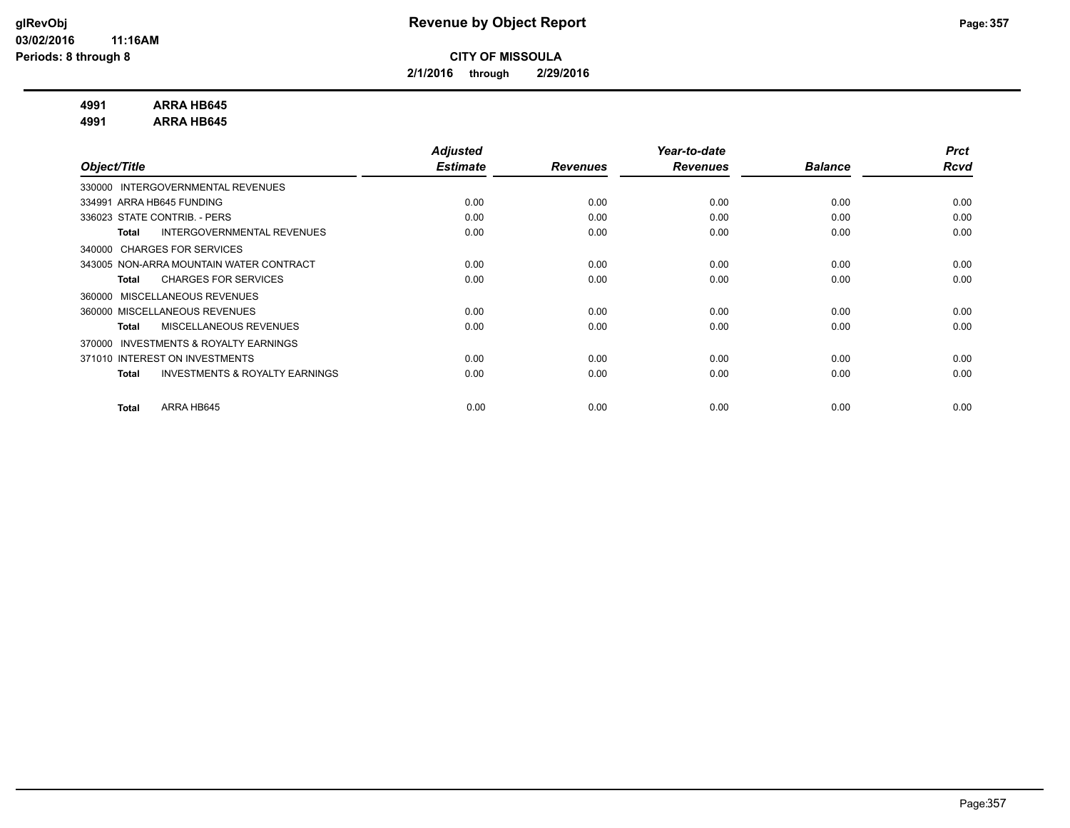# Revenue by Object Report

**CITY OF MISSOULA**

**2/1/2016 through 2/29/2016**

**4991 ARRA HB645**

**4991 ARRA HB645**

| Object/Title | Adjusted Estimate | Revenues | Year-to-date Revenues | Balance | Prct Rcvd |
|---|---|---|---|---|---|
| 330000 INTERGOVERNMENTAL REVENUES | | | | | |
| 334991 ARRA HB645 FUNDING | 0.00 | 0.00 | 0.00 | 0.00 | 0.00 |
| 336023 STATE CONTRIB. - PERS | 0.00 | 0.00 | 0.00 | 0.00 | 0.00 |
| **Total** INTERGOVERNMENTAL REVENUES | 0.00 | 0.00 | 0.00 | 0.00 | 0.00 |
| 340000 CHARGES FOR SERVICES | | | | | |
| 343005 NON-ARRA MOUNTAIN WATER CONTRACT | 0.00 | 0.00 | 0.00 | 0.00 | 0.00 |
| **Total** CHARGES FOR SERVICES | 0.00 | 0.00 | 0.00 | 0.00 | 0.00 |
| 360000 MISCELLANEOUS REVENUES | | | | | |
| 360000 MISCELLANEOUS REVENUES | 0.00 | 0.00 | 0.00 | 0.00 | 0.00 |
| **Total** MISCELLANEOUS REVENUES | 0.00 | 0.00 | 0.00 | 0.00 | 0.00 |
| 370000 INVESTMENTS & ROYALTY EARNINGS | | | | | |
| 371010 INTEREST ON INVESTMENTS | 0.00 | 0.00 | 0.00 | 0.00 | 0.00 |
| **Total** INVESTMENTS & ROYALTY EARNINGS | 0.00 | 0.00 | 0.00 | 0.00 | 0.00 |
| **Total** ARRA HB645 | 0.00 | 0.00 | 0.00 | 0.00 | 0.00 |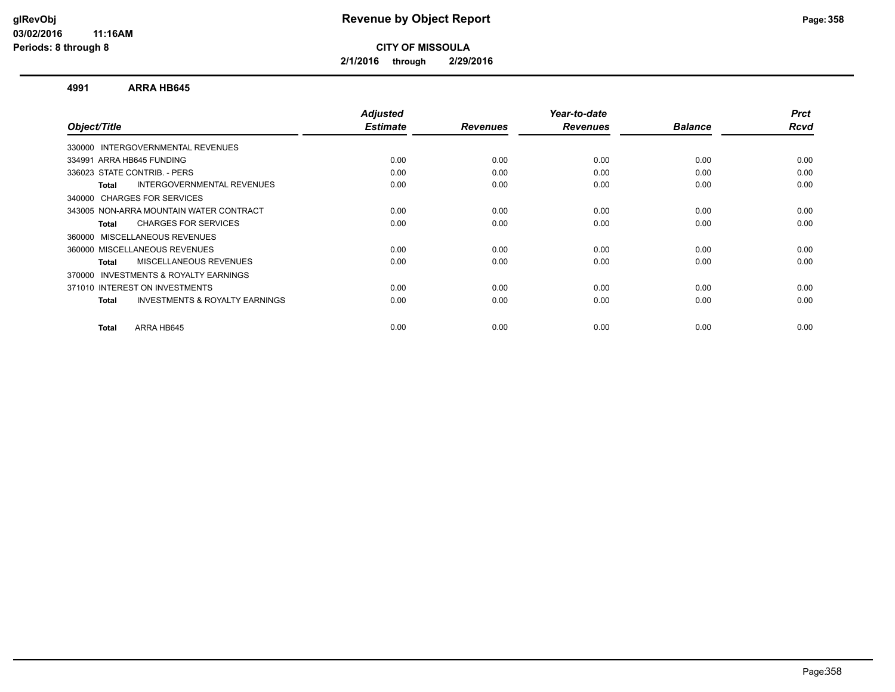# Revenue by Object Report

**CITY OF MISSOULA**

**2/1/2016 through 2/29/2016**

glRevObj
03/02/2016 11:16AM
Periods: 8 through 8

## 4991 ARRA HB645

| Object/Title | Adjusted Estimate | Revenues | Year-to-date Revenues | Balance | Prct Rcvd |
|---|---|---|---|---|---|
| 330000 INTERGOVERNMENTAL REVENUES | | | | | |
| 334991 ARRA HB645 FUNDING | 0.00 | 0.00 | 0.00 | 0.00 | 0.00 |
| 336023 STATE CONTRIB. - PERS | 0.00 | 0.00 | 0.00 | 0.00 | 0.00 |
| **Total** INTERGOVERNMENTAL REVENUES | 0.00 | 0.00 | 0.00 | 0.00 | 0.00 |
| 340000 CHARGES FOR SERVICES | | | | | |
| 343005 NON-ARRA MOUNTAIN WATER CONTRACT | 0.00 | 0.00 | 0.00 | 0.00 | 0.00 |
| **Total** CHARGES FOR SERVICES | 0.00 | 0.00 | 0.00 | 0.00 | 0.00 |
| 360000 MISCELLANEOUS REVENUES | | | | | |
| 360000 MISCELLANEOUS REVENUES | 0.00 | 0.00 | 0.00 | 0.00 | 0.00 |
| **Total** MISCELLANEOUS REVENUES | 0.00 | 0.00 | 0.00 | 0.00 | 0.00 |
| 370000 INVESTMENTS & ROYALTY EARNINGS | | | | | |
| 371010 INTEREST ON INVESTMENTS | 0.00 | 0.00 | 0.00 | 0.00 | 0.00 |
| **Total** INVESTMENTS & ROYALTY EARNINGS | 0.00 | 0.00 | 0.00 | 0.00 | 0.00 |
| **Total** ARRA HB645 | 0.00 | 0.00 | 0.00 | 0.00 | 0.00 |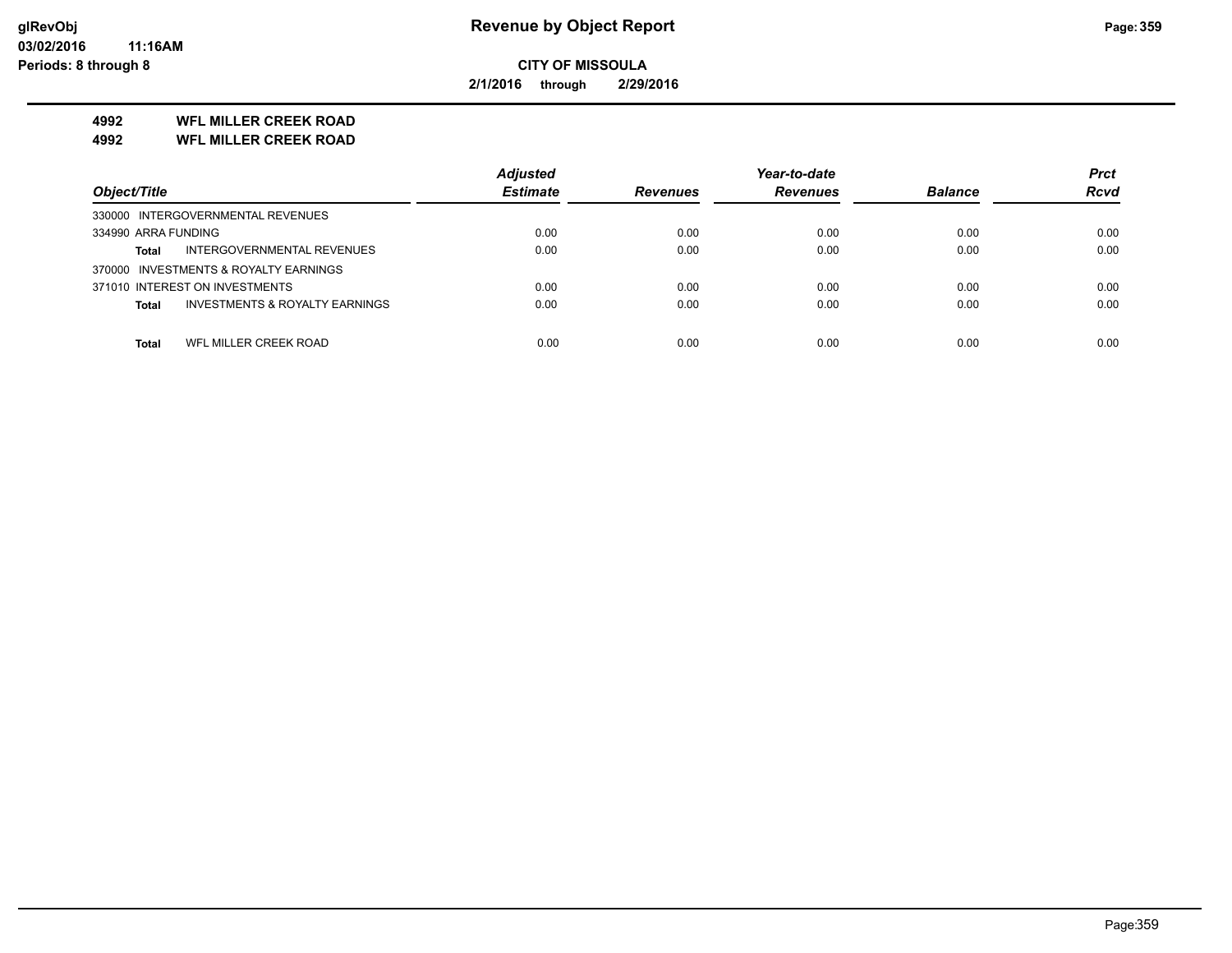# Revenue by Object Report

**CITY OF MISSOULA**

**2/1/2016 through 2/29/2016**

**4992 WFL MILLER CREEK ROAD**

**4992 WFL MILLER CREEK ROAD**

| Object/Title | Adjusted Estimate | Revenues | Year-to-date Revenues | Balance | Prct Rcvd |
|---|---|---|---|---|---|
| 330000 INTERGOVERNMENTAL REVENUES | | | | | |
| 334990 ARRA FUNDING | 0.00 | 0.00 | 0.00 | 0.00 | 0.00 |
| **Total** INTERGOVERNMENTAL REVENUES | 0.00 | 0.00 | 0.00 | 0.00 | 0.00 |
| 370000 INVESTMENTS & ROYALTY EARNINGS | | | | | |
| 371010 INTEREST ON INVESTMENTS | 0.00 | 0.00 | 0.00 | 0.00 | 0.00 |
| **Total** INVESTMENTS & ROYALTY EARNINGS | 0.00 | 0.00 | 0.00 | 0.00 | 0.00 |
| **Total** WFL MILLER CREEK ROAD | 0.00 | 0.00 | 0.00 | 0.00 | 0.00 |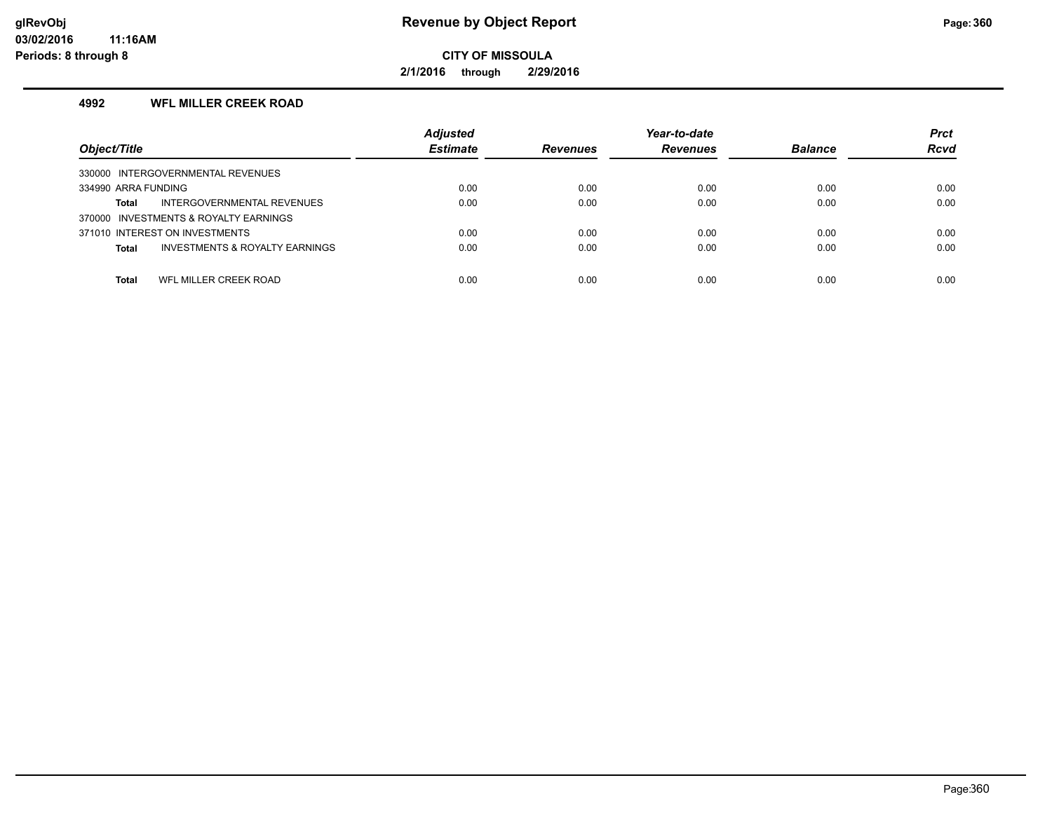glRevObj
03/02/2016 11:16AM
Periods: 8 through 8

# Revenue by Object Report

**CITY OF MISSOULA**

**2/1/2016 through 2/29/2016**

### 4992 WFL MILLER CREEK ROAD

| Object/Title | Adjusted Estimate | Revenues | Year-to-date Revenues | Balance | Prct Rcvd |
|---|---|---|---|---|---|
| 330000 INTERGOVERNMENTAL REVENUES | | | | | |
| 334990 ARRA FUNDING | 0.00 | 0.00 | 0.00 | 0.00 | 0.00 |
| **Total** INTERGOVERNMENTAL REVENUES | 0.00 | 0.00 | 0.00 | 0.00 | 0.00 |
| 370000 INVESTMENTS & ROYALTY EARNINGS | | | | | |
| 371010 INTEREST ON INVESTMENTS | 0.00 | 0.00 | 0.00 | 0.00 | 0.00 |
| **Total** INVESTMENTS & ROYALTY EARNINGS | 0.00 | 0.00 | 0.00 | 0.00 | 0.00 |
| **Total** WFL MILLER CREEK ROAD | 0.00 | 0.00 | 0.00 | 0.00 | 0.00 |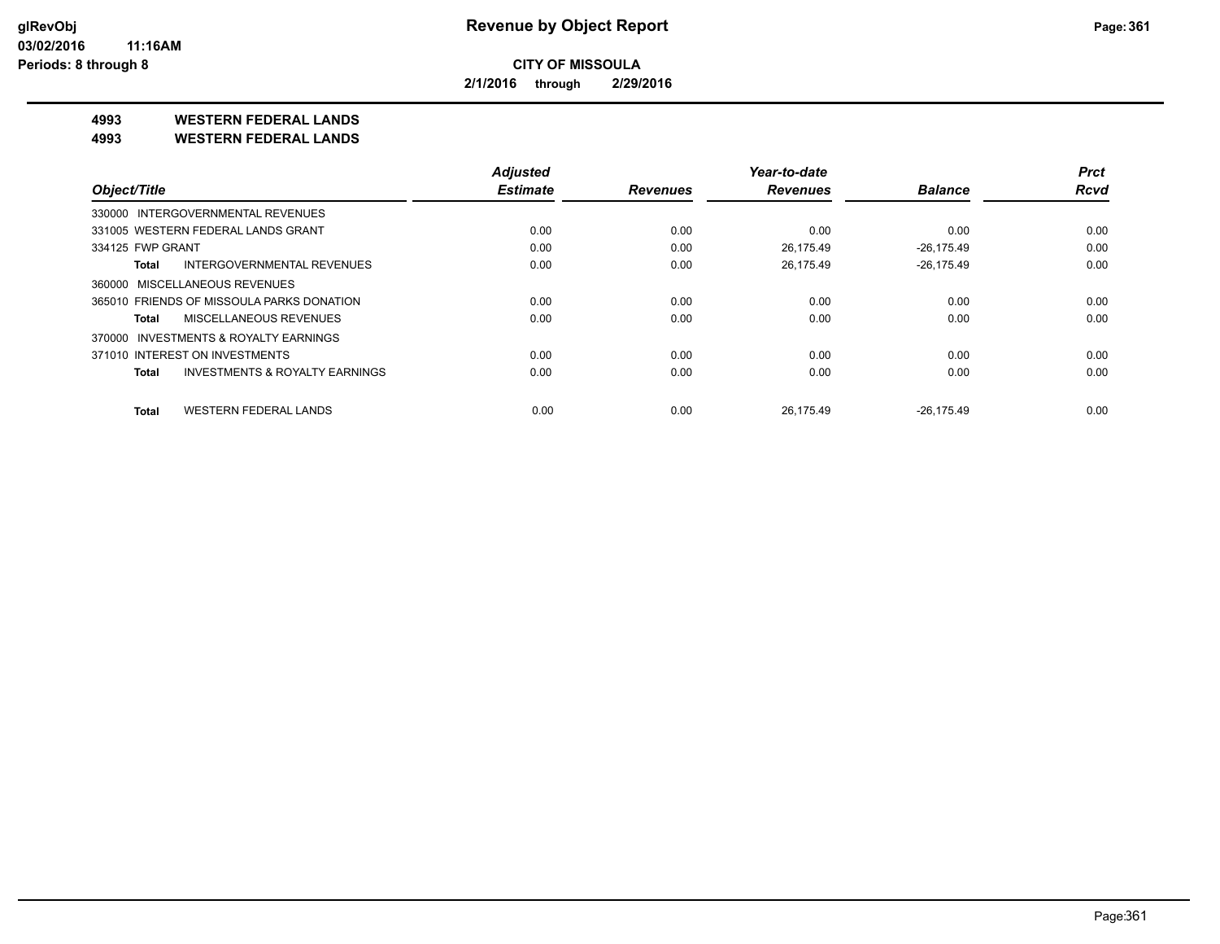**CITY OF MISSOULA**

**2/1/2016 through 2/29/2016**

**4993 WESTERN FEDERAL LANDS**

**4993 WESTERN FEDERAL LANDS**

| Object/Title | Adjusted Estimate | Revenues | Year-to-date Revenues | Balance | Prct Rcvd |
|---|---|---|---|---|---|
| 330000 INTERGOVERNMENTAL REVENUES | | | | | |
| 331005 WESTERN FEDERAL LANDS GRANT | 0.00 | 0.00 | 0.00 | 0.00 | 0.00 |
| 334125 FWP GRANT | 0.00 | 0.00 | 26,175.49 | -26,175.49 | 0.00 |
| **Total** INTERGOVERNMENTAL REVENUES | 0.00 | 0.00 | 26,175.49 | -26,175.49 | 0.00 |
| 360000 MISCELLANEOUS REVENUES | | | | | |
| 365010 FRIENDS OF MISSOULA PARKS DONATION | 0.00 | 0.00 | 0.00 | 0.00 | 0.00 |
| **Total** MISCELLANEOUS REVENUES | 0.00 | 0.00 | 0.00 | 0.00 | 0.00 |
| 370000 INVESTMENTS & ROYALTY EARNINGS | | | | | |
| 371010 INTEREST ON INVESTMENTS | 0.00 | 0.00 | 0.00 | 0.00 | 0.00 |
| **Total** INVESTMENTS & ROYALTY EARNINGS | 0.00 | 0.00 | 0.00 | 0.00 | 0.00 |
| **Total** WESTERN FEDERAL LANDS | 0.00 | 0.00 | 26,175.49 | -26,175.49 | 0.00 |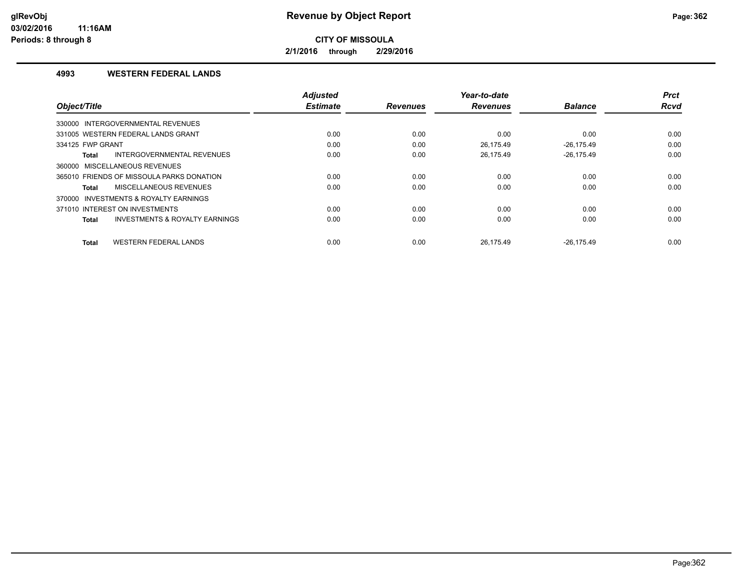**Revenue by Object Report**

**CITY OF MISSOULA**

**2/1/2016 through 2/29/2016**

## 4993 WESTERN FEDERAL LANDS

| Object/Title | Adjusted Estimate | Revenues | Year-to-date Revenues | Balance | Prct Rcvd |
|---|---|---|---|---|---|
| 330000 INTERGOVERNMENTAL REVENUES | | | | | |
| 331005 WESTERN FEDERAL LANDS GRANT | 0.00 | 0.00 | 0.00 | 0.00 | 0.00 |
| 334125 FWP GRANT | 0.00 | 0.00 | 26,175.49 | -26,175.49 | 0.00 |
| **Total** INTERGOVERNMENTAL REVENUES | 0.00 | 0.00 | 26,175.49 | -26,175.49 | 0.00 |
| 360000 MISCELLANEOUS REVENUES | | | | | |
| 365010 FRIENDS OF MISSOULA PARKS DONATION | 0.00 | 0.00 | 0.00 | 0.00 | 0.00 |
| **Total** MISCELLANEOUS REVENUES | 0.00 | 0.00 | 0.00 | 0.00 | 0.00 |
| 370000 INVESTMENTS & ROYALTY EARNINGS | | | | | |
| 371010 INTEREST ON INVESTMENTS | 0.00 | 0.00 | 0.00 | 0.00 | 0.00 |
| **Total** INVESTMENTS & ROYALTY EARNINGS | 0.00 | 0.00 | 0.00 | 0.00 | 0.00 |
| **Total** WESTERN FEDERAL LANDS | 0.00 | 0.00 | 26,175.49 | -26,175.49 | 0.00 |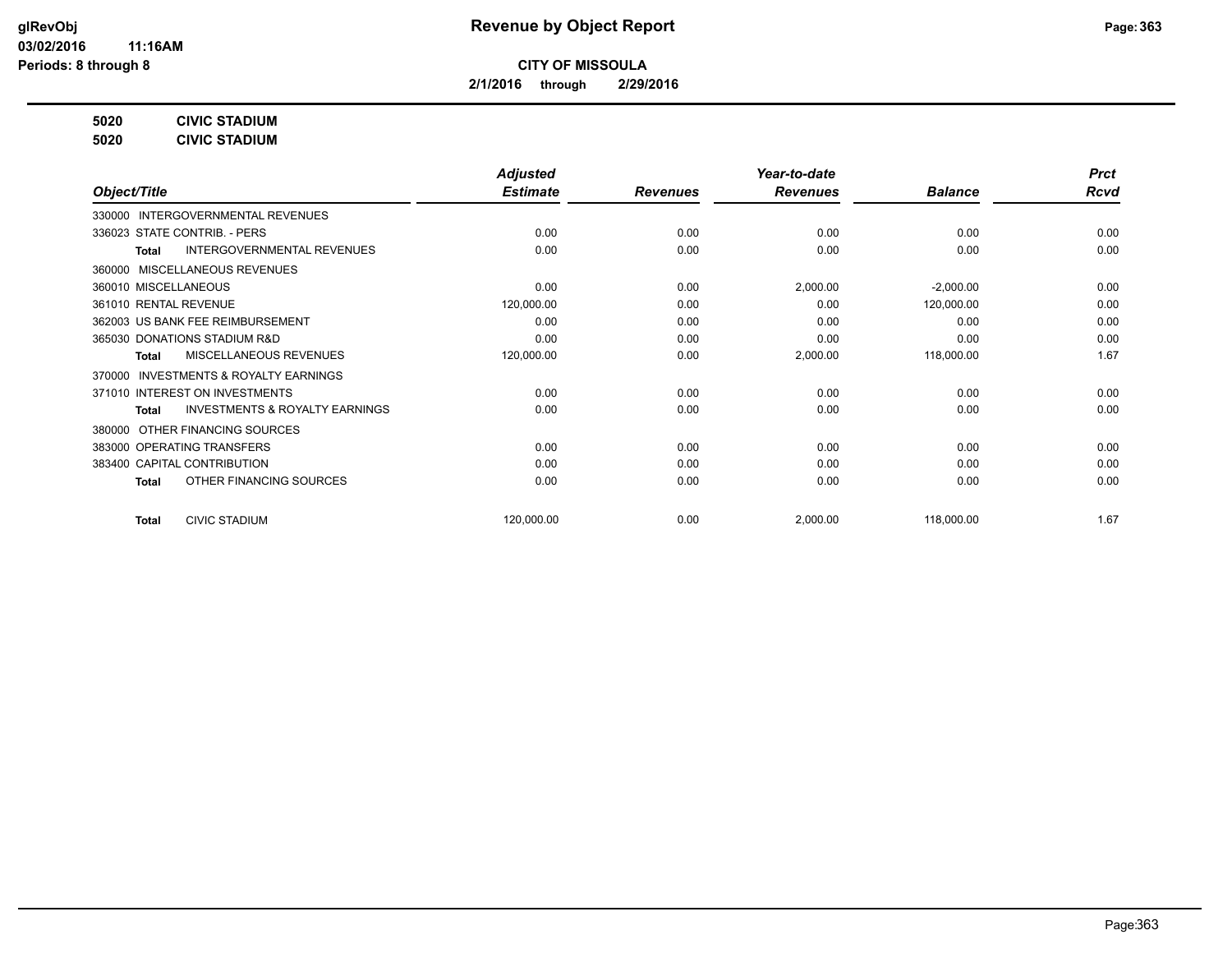**glRevObj**
**03/02/2016 11:16AM**
**Periods: 8 through 8**

# Revenue by Object Report

**CITY OF MISSOULA**
**2/1/2016 through 2/29/2016**

**5020 CIVIC STADIUM**
**5020 CIVIC STADIUM**

| Object/Title | Adjusted Estimate | Revenues | Year-to-date Revenues | Balance | Prct Rcvd |
|---|---|---|---|---|---|
| 330000 INTERGOVERNMENTAL REVENUES | | | | | |
| 336023 STATE CONTRIB. - PERS | 0.00 | 0.00 | 0.00 | 0.00 | 0.00 |
| **Total** INTERGOVERNMENTAL REVENUES | 0.00 | 0.00 | 0.00 | 0.00 | 0.00 |
| 360000 MISCELLANEOUS REVENUES | | | | | |
| 360010 MISCELLANEOUS | 0.00 | 0.00 | 2,000.00 | -2,000.00 | 0.00 |
| 361010 RENTAL REVENUE | 120,000.00 | 0.00 | 0.00 | 120,000.00 | 0.00 |
| 362003 US BANK FEE REIMBURSEMENT | 0.00 | 0.00 | 0.00 | 0.00 | 0.00 |
| 365030 DONATIONS STADIUM R&D | 0.00 | 0.00 | 0.00 | 0.00 | 0.00 |
| **Total** MISCELLANEOUS REVENUES | 120,000.00 | 0.00 | 2,000.00 | 118,000.00 | 1.67 |
| 370000 INVESTMENTS & ROYALTY EARNINGS | | | | | |
| 371010 INTEREST ON INVESTMENTS | 0.00 | 0.00 | 0.00 | 0.00 | 0.00 |
| **Total** INVESTMENTS & ROYALTY EARNINGS | 0.00 | 0.00 | 0.00 | 0.00 | 0.00 |
| 380000 OTHER FINANCING SOURCES | | | | | |
| 383000 OPERATING TRANSFERS | 0.00 | 0.00 | 0.00 | 0.00 | 0.00 |
| 383400 CAPITAL CONTRIBUTION | 0.00 | 0.00 | 0.00 | 0.00 | 0.00 |
| **Total** OTHER FINANCING SOURCES | 0.00 | 0.00 | 0.00 | 0.00 | 0.00 |
| **Total** CIVIC STADIUM | 120,000.00 | 0.00 | 2,000.00 | 118,000.00 | 1.67 |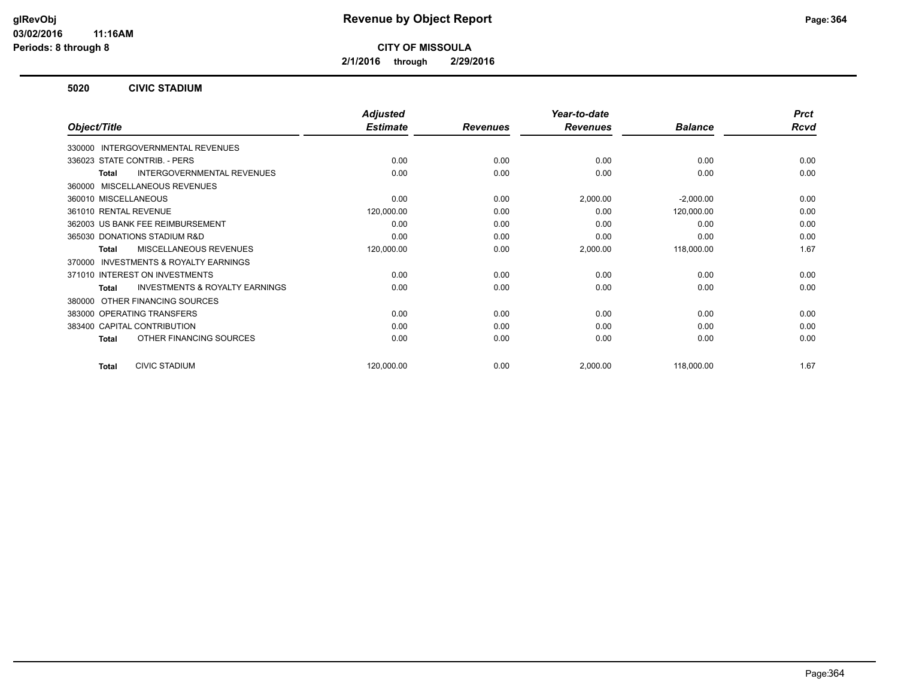**glRevObj**
**03/02/2016 11:16AM**
**Periods: 8 through 8**

# Revenue by Object Report

**CITY OF MISSOULA**

**2/1/2016 through 2/29/2016**

## 5020 CIVIC STADIUM

| Object/Title | Adjusted Estimate | Revenues | Year-to-date Revenues | Balance | Prct Rcvd |
|---|---|---|---|---|---|
| 330000 INTERGOVERNMENTAL REVENUES | | | | | |
| 336023 STATE CONTRIB. - PERS | 0.00 | 0.00 | 0.00 | 0.00 | 0.00 |
| **Total** INTERGOVERNMENTAL REVENUES | 0.00 | 0.00 | 0.00 | 0.00 | 0.00 |
| 360000 MISCELLANEOUS REVENUES | | | | | |
| 360010 MISCELLANEOUS | 0.00 | 0.00 | 2,000.00 | -2,000.00 | 0.00 |
| 361010 RENTAL REVENUE | 120,000.00 | 0.00 | 0.00 | 120,000.00 | 0.00 |
| 362003 US BANK FEE REIMBURSEMENT | 0.00 | 0.00 | 0.00 | 0.00 | 0.00 |
| 365030 DONATIONS STADIUM R&D | 0.00 | 0.00 | 0.00 | 0.00 | 0.00 |
| **Total** MISCELLANEOUS REVENUES | 120,000.00 | 0.00 | 2,000.00 | 118,000.00 | 1.67 |
| 370000 INVESTMENTS & ROYALTY EARNINGS | | | | | |
| 371010 INTEREST ON INVESTMENTS | 0.00 | 0.00 | 0.00 | 0.00 | 0.00 |
| **Total** INVESTMENTS & ROYALTY EARNINGS | 0.00 | 0.00 | 0.00 | 0.00 | 0.00 |
| 380000 OTHER FINANCING SOURCES | | | | | |
| 383000 OPERATING TRANSFERS | 0.00 | 0.00 | 0.00 | 0.00 | 0.00 |
| 383400 CAPITAL CONTRIBUTION | 0.00 | 0.00 | 0.00 | 0.00 | 0.00 |
| **Total** OTHER FINANCING SOURCES | 0.00 | 0.00 | 0.00 | 0.00 | 0.00 |
| **Total** CIVIC STADIUM | 120,000.00 | 0.00 | 2,000.00 | 118,000.00 | 1.67 |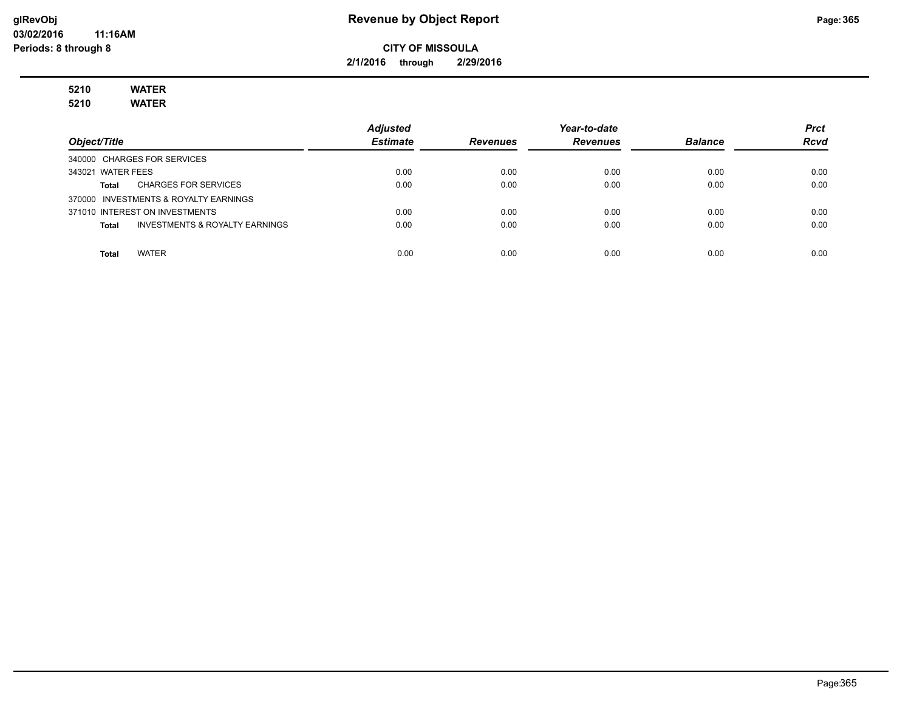# Revenue by Object Report

**CITY OF MISSOULA**

**2/1/2016 through 2/29/2016**

glRevObj
03/02/2016 11:16AM
Periods: 8 through 8

**5210 WATER**
**5210 WATER**

| Object/Title | Adjusted Estimate | Revenues | Year-to-date Revenues | Balance | Prct Rcvd |
|---|---|---|---|---|---|
| 340000 CHARGES FOR SERVICES | | | | | |
| 343021 WATER FEES | 0.00 | 0.00 | 0.00 | 0.00 | 0.00 |
| **Total** CHARGES FOR SERVICES | 0.00 | 0.00 | 0.00 | 0.00 | 0.00 |
| 370000 INVESTMENTS & ROYALTY EARNINGS | | | | | |
| 371010 INTEREST ON INVESTMENTS | 0.00 | 0.00 | 0.00 | 0.00 | 0.00 |
| **Total** INVESTMENTS & ROYALTY EARNINGS | 0.00 | 0.00 | 0.00 | 0.00 | 0.00 |
| **Total** WATER | 0.00 | 0.00 | 0.00 | 0.00 | 0.00 |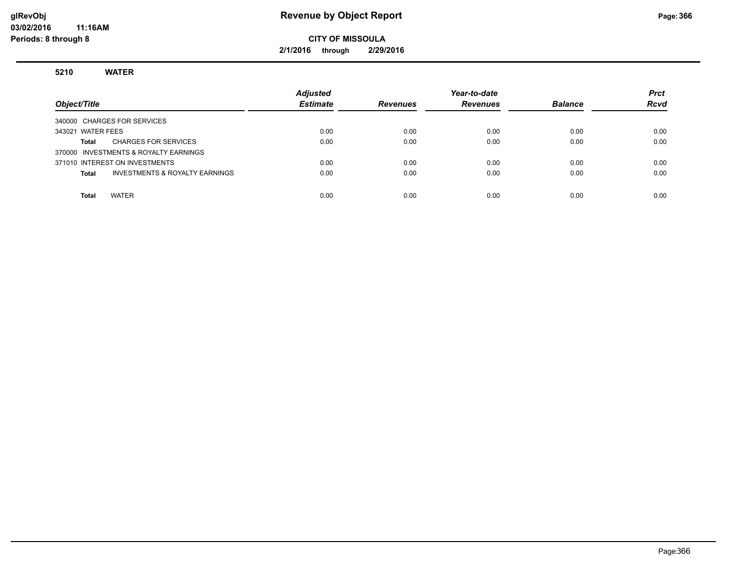# Revenue by Object Report

**CITY OF MISSOULA**

**2/1/2016 through 2/29/2016**

glRevObj
03/02/2016 11:16AM
Periods: 8 through 8

### 5210 WATER

| Object/Title | Adjusted Estimate | Revenues | Year-to-date Revenues | Balance | Prct Rcvd |
|---|---|---|---|---|---|
| 340000 CHARGES FOR SERVICES | | | | | |
| 343021 WATER FEES | 0.00 | 0.00 | 0.00 | 0.00 | 0.00 |
| **Total** CHARGES FOR SERVICES | 0.00 | 0.00 | 0.00 | 0.00 | 0.00 |
| 370000 INVESTMENTS & ROYALTY EARNINGS | | | | | |
| 371010 INTEREST ON INVESTMENTS | 0.00 | 0.00 | 0.00 | 0.00 | 0.00 |
| **Total** INVESTMENTS & ROYALTY EARNINGS | 0.00 | 0.00 | 0.00 | 0.00 | 0.00 |
| **Total** WATER | 0.00 | 0.00 | 0.00 | 0.00 | 0.00 |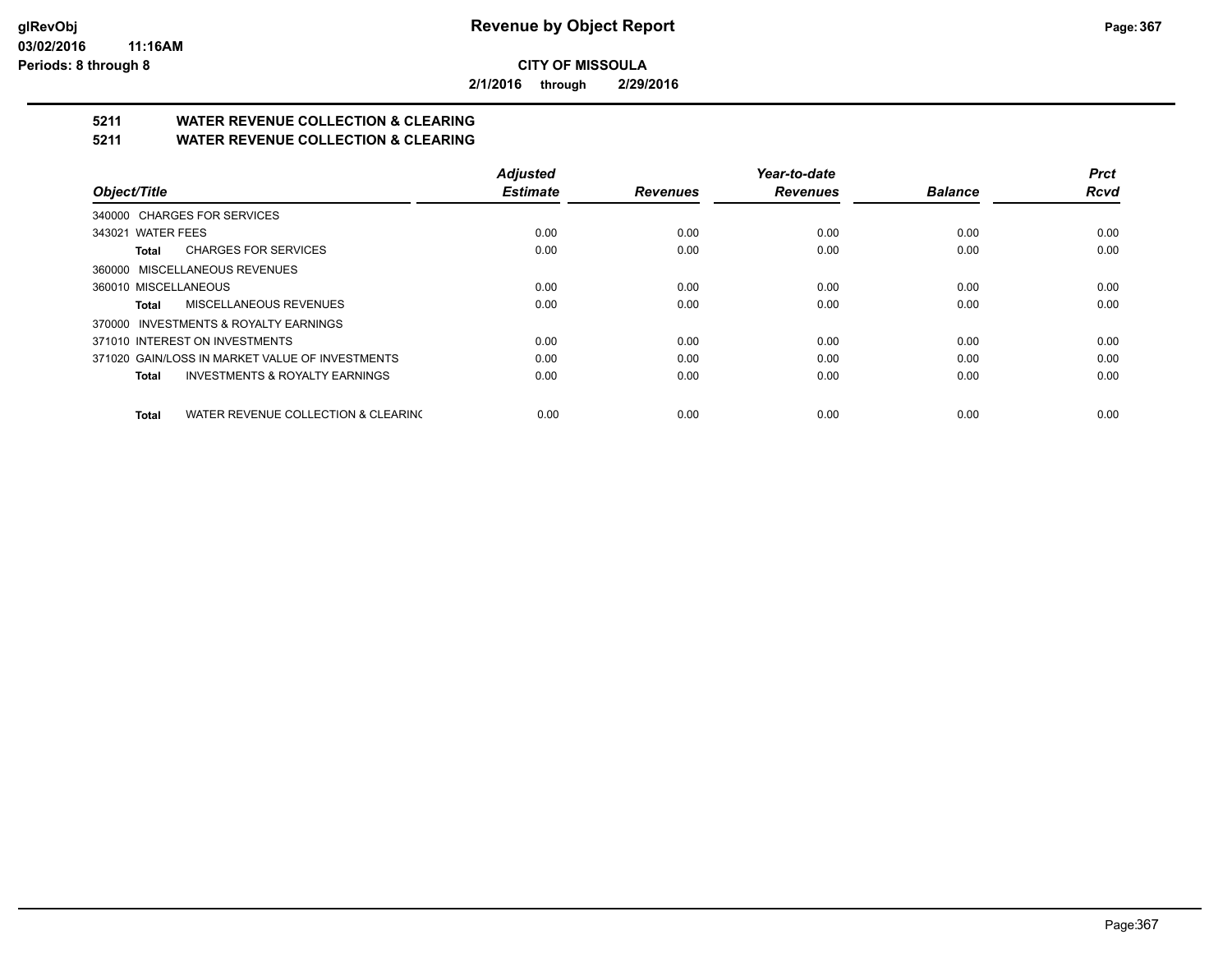**CITY OF MISSOULA**

**2/1/2016 through 2/29/2016**

## 5211 WATER REVENUE COLLECTION & CLEARING
## 5211 WATER REVENUE COLLECTION & CLEARING

| Object/Title | Adjusted Estimate | Revenues | Year-to-date Revenues | Balance | Prct Rcvd |
|---|---|---|---|---|---|
| 340000 CHARGES FOR SERVICES | | | | | |
| 343021 WATER FEES | 0.00 | 0.00 | 0.00 | 0.00 | 0.00 |
| **Total** CHARGES FOR SERVICES | 0.00 | 0.00 | 0.00 | 0.00 | 0.00 |
| 360000 MISCELLANEOUS REVENUES | | | | | |
| 360010 MISCELLANEOUS | 0.00 | 0.00 | 0.00 | 0.00 | 0.00 |
| **Total** MISCELLANEOUS REVENUES | 0.00 | 0.00 | 0.00 | 0.00 | 0.00 |
| 370000 INVESTMENTS & ROYALTY EARNINGS | | | | | |
| 371010 INTEREST ON INVESTMENTS | 0.00 | 0.00 | 0.00 | 0.00 | 0.00 |
| 371020 GAIN/LOSS IN MARKET VALUE OF INVESTMENTS | 0.00 | 0.00 | 0.00 | 0.00 | 0.00 |
| **Total** INVESTMENTS & ROYALTY EARNINGS | 0.00 | 0.00 | 0.00 | 0.00 | 0.00 |
| **Total** WATER REVENUE COLLECTION & CLEARING | 0.00 | 0.00 | 0.00 | 0.00 | 0.00 |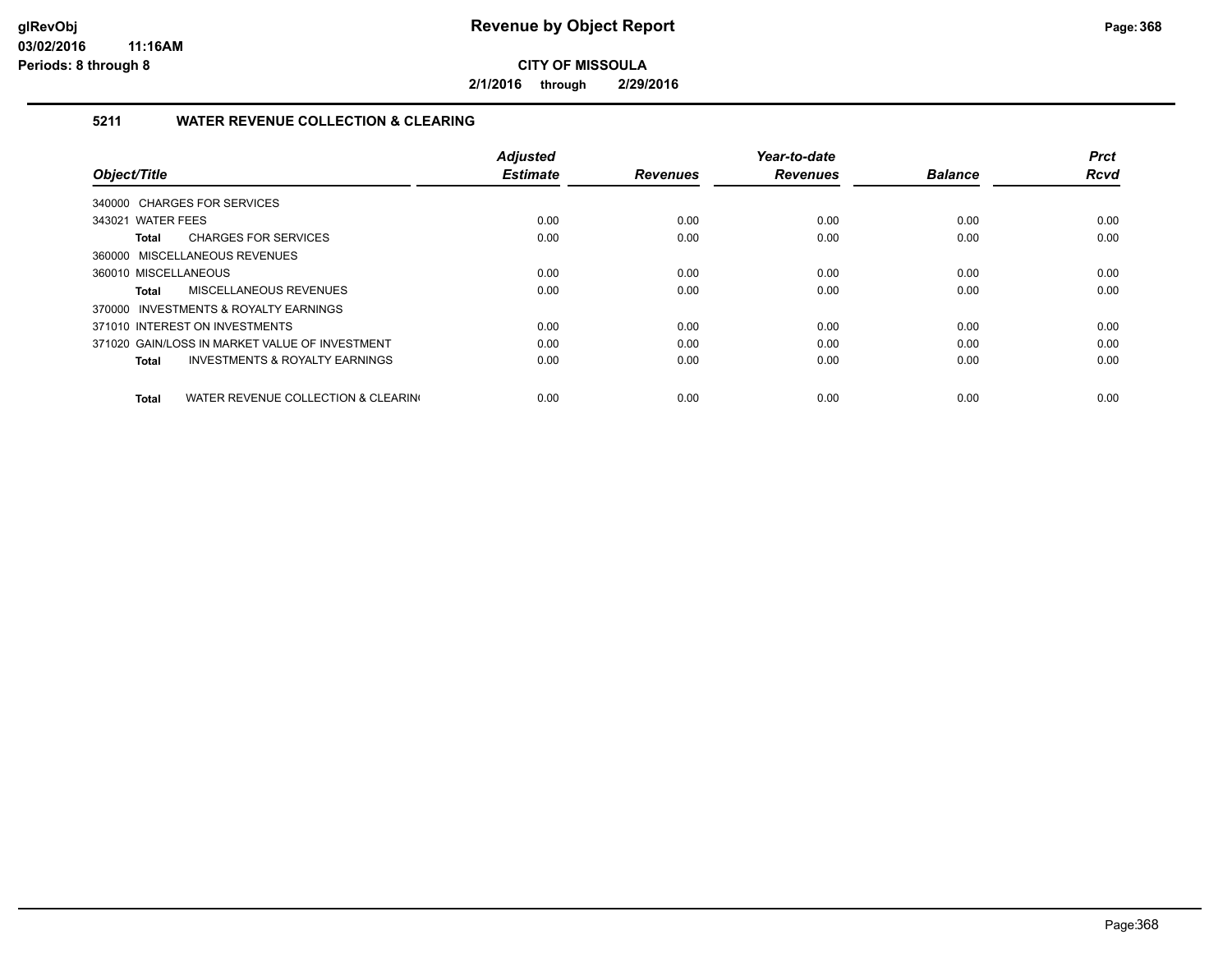**Revenue by Object Report**

**CITY OF MISSOULA**

**2/1/2016 through 2/29/2016**

glRevObj
03/02/2016 11:16AM
Periods: 8 through 8

## 5211 WATER REVENUE COLLECTION & CLEARING

| Object/Title | Adjusted Estimate | Revenues | Year-to-date Revenues | Balance | Prct Rcvd |
|---|---|---|---|---|---|
| 340000 CHARGES FOR SERVICES | | | | | |
| 343021 WATER FEES | 0.00 | 0.00 | 0.00 | 0.00 | 0.00 |
| **Total** CHARGES FOR SERVICES | 0.00 | 0.00 | 0.00 | 0.00 | 0.00 |
| 360000 MISCELLANEOUS REVENUES | | | | | |
| 360010 MISCELLANEOUS | 0.00 | 0.00 | 0.00 | 0.00 | 0.00 |
| **Total** MISCELLANEOUS REVENUES | 0.00 | 0.00 | 0.00 | 0.00 | 0.00 |
| 370000 INVESTMENTS & ROYALTY EARNINGS | | | | | |
| 371010 INTEREST ON INVESTMENTS | 0.00 | 0.00 | 0.00 | 0.00 | 0.00 |
| 371020 GAIN/LOSS IN MARKET VALUE OF INVESTMENT | 0.00 | 0.00 | 0.00 | 0.00 | 0.00 |
| **Total** INVESTMENTS & ROYALTY EARNINGS | 0.00 | 0.00 | 0.00 | 0.00 | 0.00 |
| **Total** WATER REVENUE COLLECTION & CLEARING | 0.00 | 0.00 | 0.00 | 0.00 | 0.00 |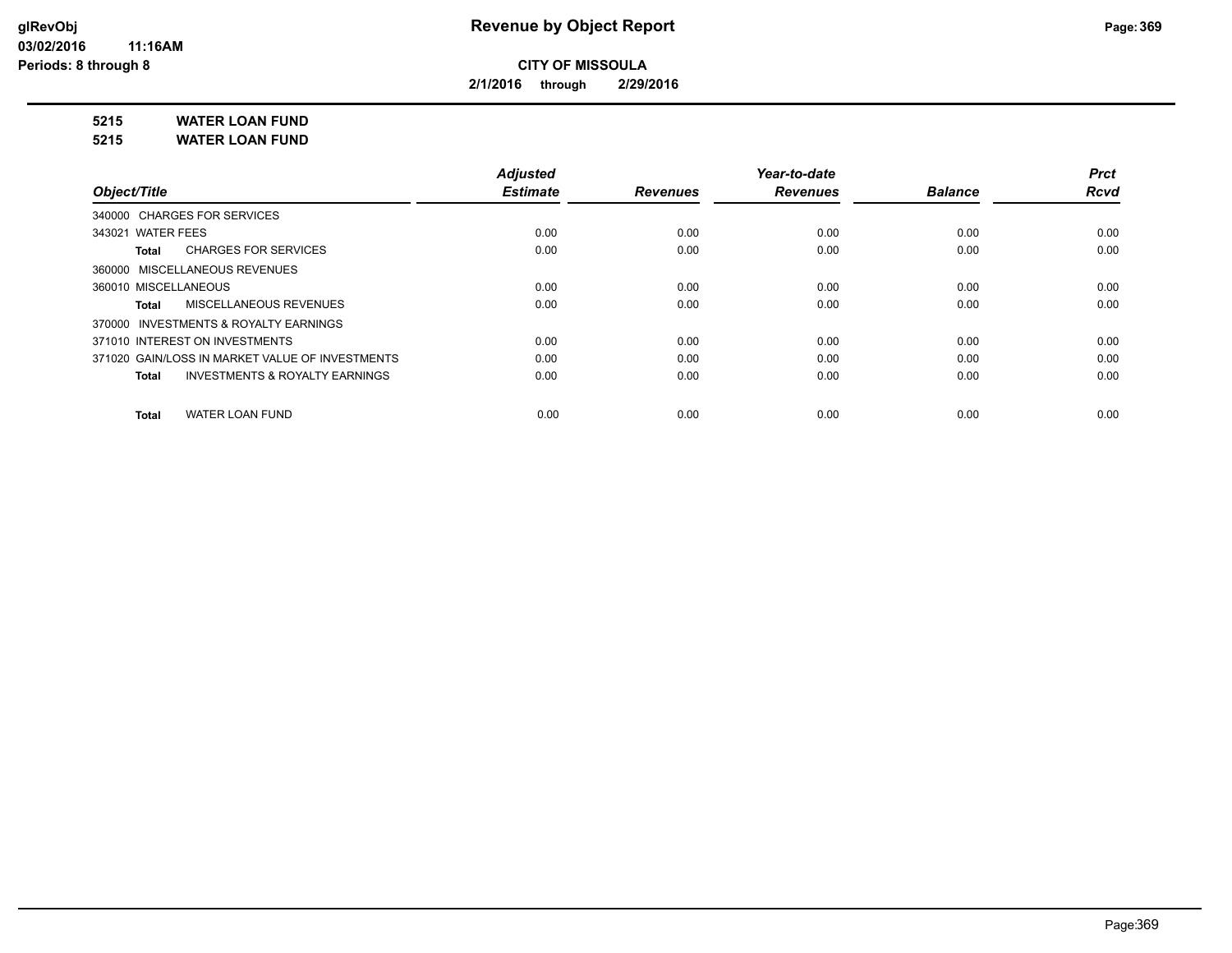**CITY OF MISSOULA**

**2/1/2016 through 2/29/2016**

**5215 WATER LOAN FUND**

**5215 WATER LOAN FUND**

| Object/Title | Adjusted Estimate | Revenues | Year-to-date Revenues | Balance | Prct Rcvd |
|---|---|---|---|---|---|
| 340000 CHARGES FOR SERVICES | | | | | |
| 343021 WATER FEES | 0.00 | 0.00 | 0.00 | 0.00 | 0.00 |
| **Total** CHARGES FOR SERVICES | 0.00 | 0.00 | 0.00 | 0.00 | 0.00 |
| 360000 MISCELLANEOUS REVENUES | | | | | |
| 360010 MISCELLANEOUS | 0.00 | 0.00 | 0.00 | 0.00 | 0.00 |
| **Total** MISCELLANEOUS REVENUES | 0.00 | 0.00 | 0.00 | 0.00 | 0.00 |
| 370000 INVESTMENTS & ROYALTY EARNINGS | | | | | |
| 371010 INTEREST ON INVESTMENTS | 0.00 | 0.00 | 0.00 | 0.00 | 0.00 |
| 371020 GAIN/LOSS IN MARKET VALUE OF INVESTMENTS | 0.00 | 0.00 | 0.00 | 0.00 | 0.00 |
| **Total** INVESTMENTS & ROYALTY EARNINGS | 0.00 | 0.00 | 0.00 | 0.00 | 0.00 |
| **Total** WATER LOAN FUND | 0.00 | 0.00 | 0.00 | 0.00 | 0.00 |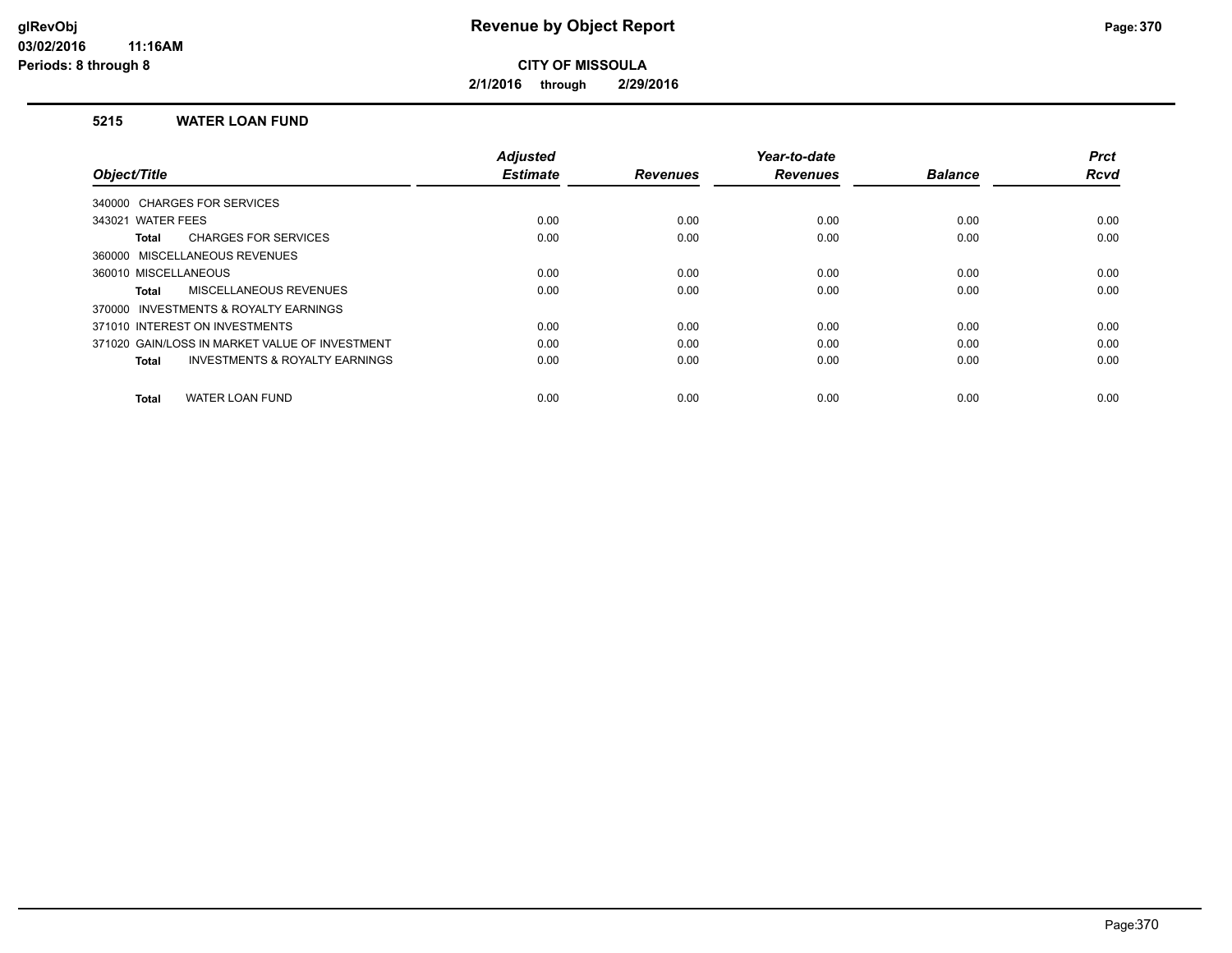# Revenue by Object Report

**CITY OF MISSOULA**

**2/1/2016 through 2/29/2016**

glRevObj
03/02/2016 11:16AM
Periods: 8 through 8

### 5215 WATER LOAN FUND

| Object/Title | Adjusted Estimate | Revenues | Year-to-date Revenues | Balance | Prct Rcvd |
|---|---|---|---|---|---|
| 340000 CHARGES FOR SERVICES | | | | | |
| 343021 WATER FEES | 0.00 | 0.00 | 0.00 | 0.00 | 0.00 |
| **Total** CHARGES FOR SERVICES | 0.00 | 0.00 | 0.00 | 0.00 | 0.00 |
| 360000 MISCELLANEOUS REVENUES | | | | | |
| 360010 MISCELLANEOUS | 0.00 | 0.00 | 0.00 | 0.00 | 0.00 |
| **Total** MISCELLANEOUS REVENUES | 0.00 | 0.00 | 0.00 | 0.00 | 0.00 |
| 370000 INVESTMENTS & ROYALTY EARNINGS | | | | | |
| 371010 INTEREST ON INVESTMENTS | 0.00 | 0.00 | 0.00 | 0.00 | 0.00 |
| 371020 GAIN/LOSS IN MARKET VALUE OF INVESTMENT | 0.00 | 0.00 | 0.00 | 0.00 | 0.00 |
| **Total** INVESTMENTS & ROYALTY EARNINGS | 0.00 | 0.00 | 0.00 | 0.00 | 0.00 |
| **Total** WATER LOAN FUND | 0.00 | 0.00 | 0.00 | 0.00 | 0.00 |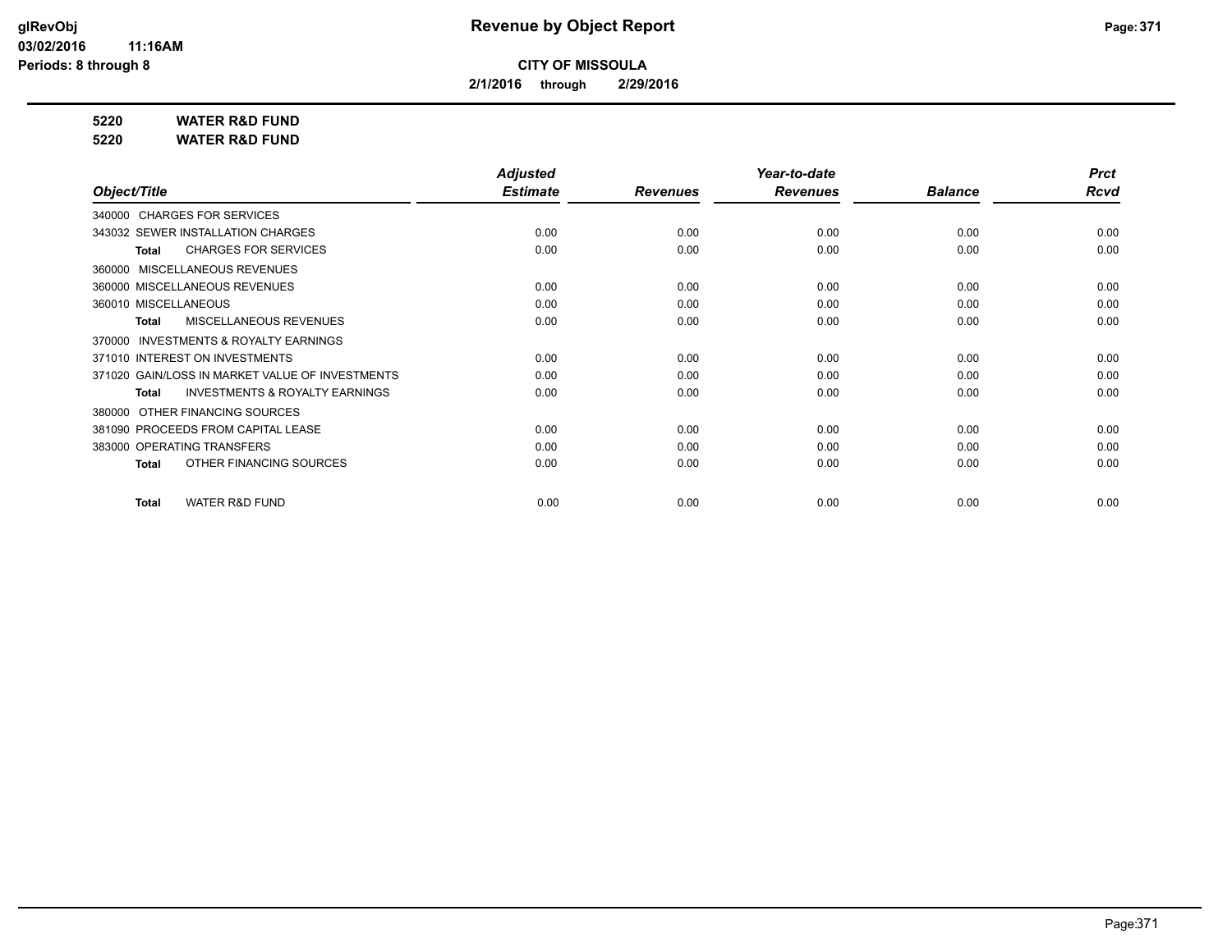# Revenue by Object Report

**CITY OF MISSOULA**

**2/1/2016 through 2/29/2016**

**5220 WATER R&D FUND**

**5220 WATER R&D FUND**

| Object/Title | Adjusted Estimate | Revenues | Year-to-date Revenues | Balance | Prct Rcvd |
|---|---|---|---|---|---|
| 340000 CHARGES FOR SERVICES | | | | | |
| 343032 SEWER INSTALLATION CHARGES | 0.00 | 0.00 | 0.00 | 0.00 | 0.00 |
| **Total** CHARGES FOR SERVICES | 0.00 | 0.00 | 0.00 | 0.00 | 0.00 |
| 360000 MISCELLANEOUS REVENUES | | | | | |
| 360000 MISCELLANEOUS REVENUES | 0.00 | 0.00 | 0.00 | 0.00 | 0.00 |
| 360010 MISCELLANEOUS | 0.00 | 0.00 | 0.00 | 0.00 | 0.00 |
| **Total** MISCELLANEOUS REVENUES | 0.00 | 0.00 | 0.00 | 0.00 | 0.00 |
| 370000 INVESTMENTS & ROYALTY EARNINGS | | | | | |
| 371010 INTEREST ON INVESTMENTS | 0.00 | 0.00 | 0.00 | 0.00 | 0.00 |
| 371020 GAIN/LOSS IN MARKET VALUE OF INVESTMENTS | 0.00 | 0.00 | 0.00 | 0.00 | 0.00 |
| **Total** INVESTMENTS & ROYALTY EARNINGS | 0.00 | 0.00 | 0.00 | 0.00 | 0.00 |
| 380000 OTHER FINANCING SOURCES | | | | | |
| 381090 PROCEEDS FROM CAPITAL LEASE | 0.00 | 0.00 | 0.00 | 0.00 | 0.00 |
| 383000 OPERATING TRANSFERS | 0.00 | 0.00 | 0.00 | 0.00 | 0.00 |
| **Total** OTHER FINANCING SOURCES | 0.00 | 0.00 | 0.00 | 0.00 | 0.00 |
| **Total** WATER R&D FUND | 0.00 | 0.00 | 0.00 | 0.00 | 0.00 |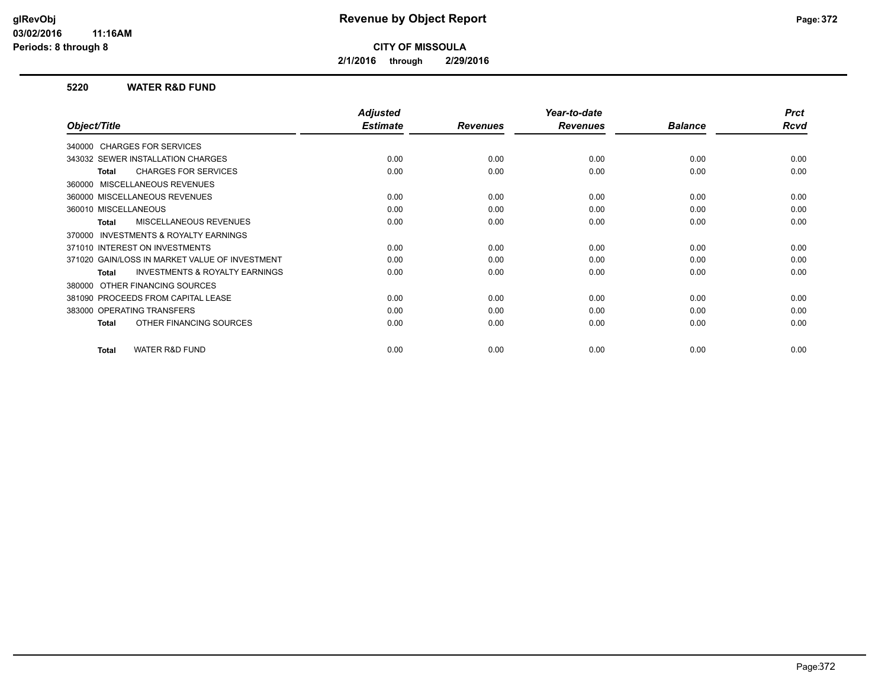# Revenue by Object Report

**CITY OF MISSOULA**

**2/1/2016 through 2/29/2016**

glRevObj
03/02/2016 11:16AM
Periods: 8 through 8

## 5220 WATER R&D FUND

| Object/Title | Adjusted Estimate | Revenues | Year-to-date Revenues | Balance | Prct Rcvd |
|---|---|---|---|---|---|
| 340000 CHARGES FOR SERVICES | | | | | |
| 343032 SEWER INSTALLATION CHARGES | 0.00 | 0.00 | 0.00 | 0.00 | 0.00 |
| **Total** CHARGES FOR SERVICES | 0.00 | 0.00 | 0.00 | 0.00 | 0.00 |
| 360000 MISCELLANEOUS REVENUES | | | | | |
| 360000 MISCELLANEOUS REVENUES | 0.00 | 0.00 | 0.00 | 0.00 | 0.00 |
| 360010 MISCELLANEOUS | 0.00 | 0.00 | 0.00 | 0.00 | 0.00 |
| **Total** MISCELLANEOUS REVENUES | 0.00 | 0.00 | 0.00 | 0.00 | 0.00 |
| 370000 INVESTMENTS & ROYALTY EARNINGS | | | | | |
| 371010 INTEREST ON INVESTMENTS | 0.00 | 0.00 | 0.00 | 0.00 | 0.00 |
| 371020 GAIN/LOSS IN MARKET VALUE OF INVESTMENT | 0.00 | 0.00 | 0.00 | 0.00 | 0.00 |
| **Total** INVESTMENTS & ROYALTY EARNINGS | 0.00 | 0.00 | 0.00 | 0.00 | 0.00 |
| 380000 OTHER FINANCING SOURCES | | | | | |
| 381090 PROCEEDS FROM CAPITAL LEASE | 0.00 | 0.00 | 0.00 | 0.00 | 0.00 |
| 383000 OPERATING TRANSFERS | 0.00 | 0.00 | 0.00 | 0.00 | 0.00 |
| **Total** OTHER FINANCING SOURCES | 0.00 | 0.00 | 0.00 | 0.00 | 0.00 |
| **Total** WATER R&D FUND | 0.00 | 0.00 | 0.00 | 0.00 | 0.00 |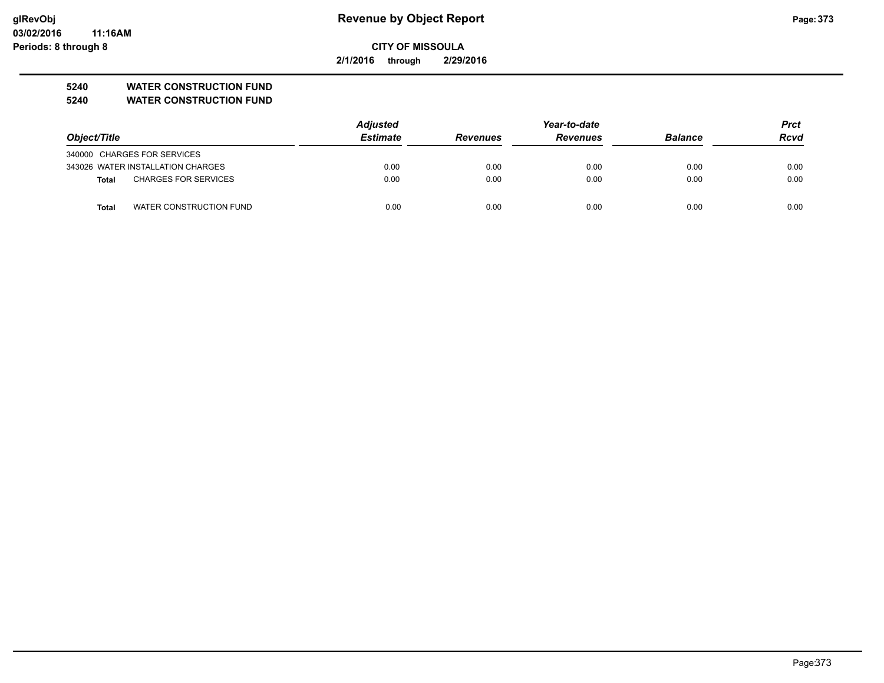**Revenue by Object Report**

**CITY OF MISSOULA**

**2/1/2016 through 2/29/2016**

**5240 WATER CONSTRUCTION FUND**

**5240 WATER CONSTRUCTION FUND**

| Object/Title | Adjusted Estimate | Revenues | Year-to-date Revenues | Balance | Prct Rcvd |
|---|---|---|---|---|---|
| 340000 CHARGES FOR SERVICES | | | | | |
| 343026 WATER INSTALLATION CHARGES | 0.00 | 0.00 | 0.00 | 0.00 | 0.00 |
| **Total** CHARGES FOR SERVICES | 0.00 | 0.00 | 0.00 | 0.00 | 0.00 |
| **Total** WATER CONSTRUCTION FUND | 0.00 | 0.00 | 0.00 | 0.00 | 0.00 |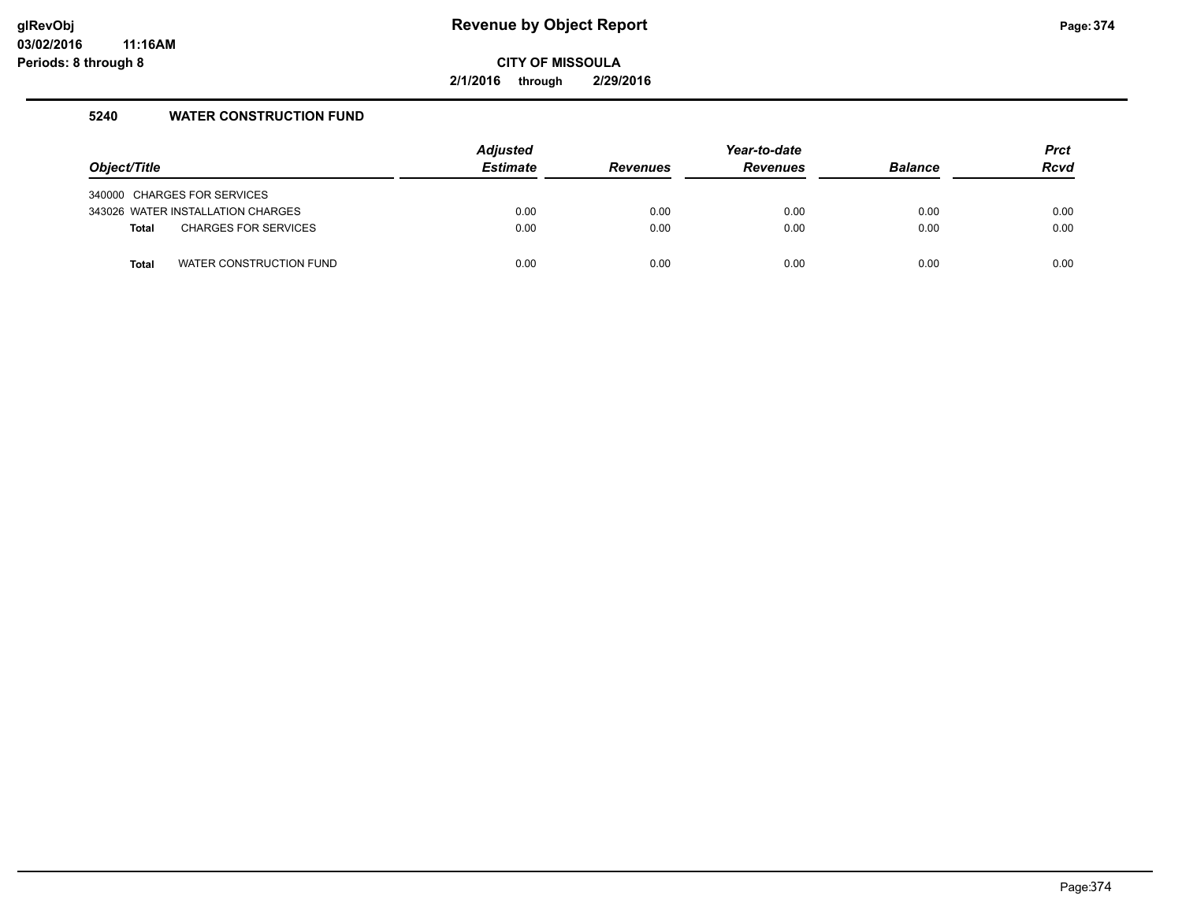**Revenue by Object Report**

**CITY OF MISSOULA**

**2/1/2016 through 2/29/2016**

glRevObj
03/02/2016 11:16AM
Periods: 8 through 8

### 5240 WATER CONSTRUCTION FUND

| Object/Title | Adjusted Estimate | Revenues | Year-to-date Revenues | Balance | Prct Rcvd |
|---|---|---|---|---|---|
| 340000 CHARGES FOR SERVICES | | | | | |
| 343026 WATER INSTALLATION CHARGES | 0.00 | 0.00 | 0.00 | 0.00 | 0.00 |
| **Total** CHARGES FOR SERVICES | 0.00 | 0.00 | 0.00 | 0.00 | 0.00 |
| **Total** WATER CONSTRUCTION FUND | 0.00 | 0.00 | 0.00 | 0.00 | 0.00 |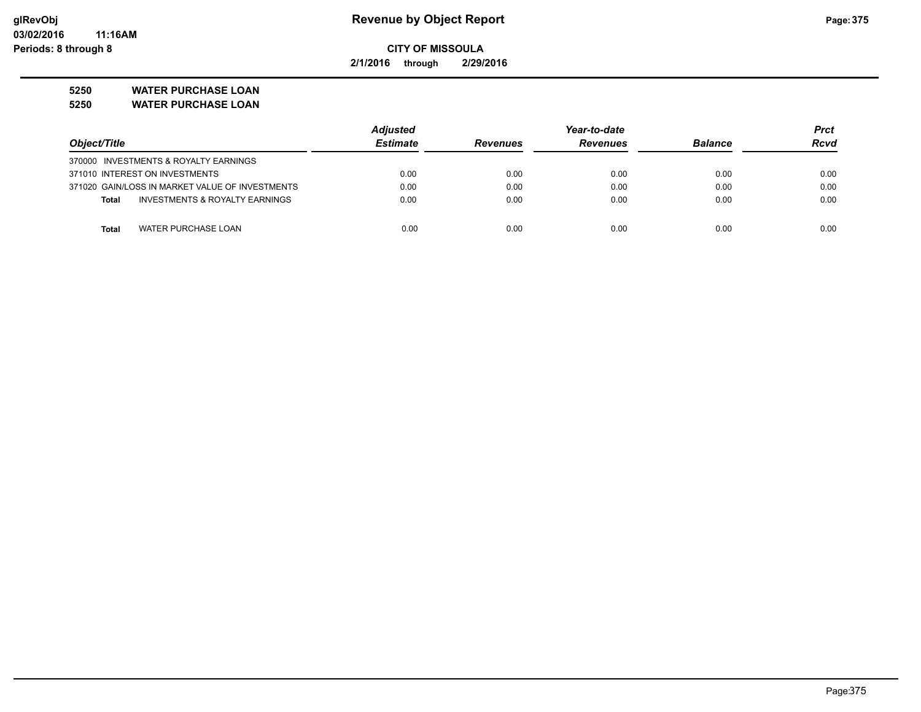**CITY OF MISSOULA**

**2/1/2016 through 2/29/2016**

## 5250 WATER PURCHASE LOAN
## 5250 WATER PURCHASE LOAN

| Object/Title | Adjusted Estimate | Revenues | Year-to-date Revenues | Balance | Prct Rcvd |
|---|---|---|---|---|---|
| 370000 INVESTMENTS & ROYALTY EARNINGS | | | | | |
| 371010 INTEREST ON INVESTMENTS | 0.00 | 0.00 | 0.00 | 0.00 | 0.00 |
| 371020 GAIN/LOSS IN MARKET VALUE OF INVESTMENTS | 0.00 | 0.00 | 0.00 | 0.00 | 0.00 |
| **Total** INVESTMENTS & ROYALTY EARNINGS | 0.00 | 0.00 | 0.00 | 0.00 | 0.00 |
| **Total** WATER PURCHASE LOAN | 0.00 | 0.00 | 0.00 | 0.00 | 0.00 |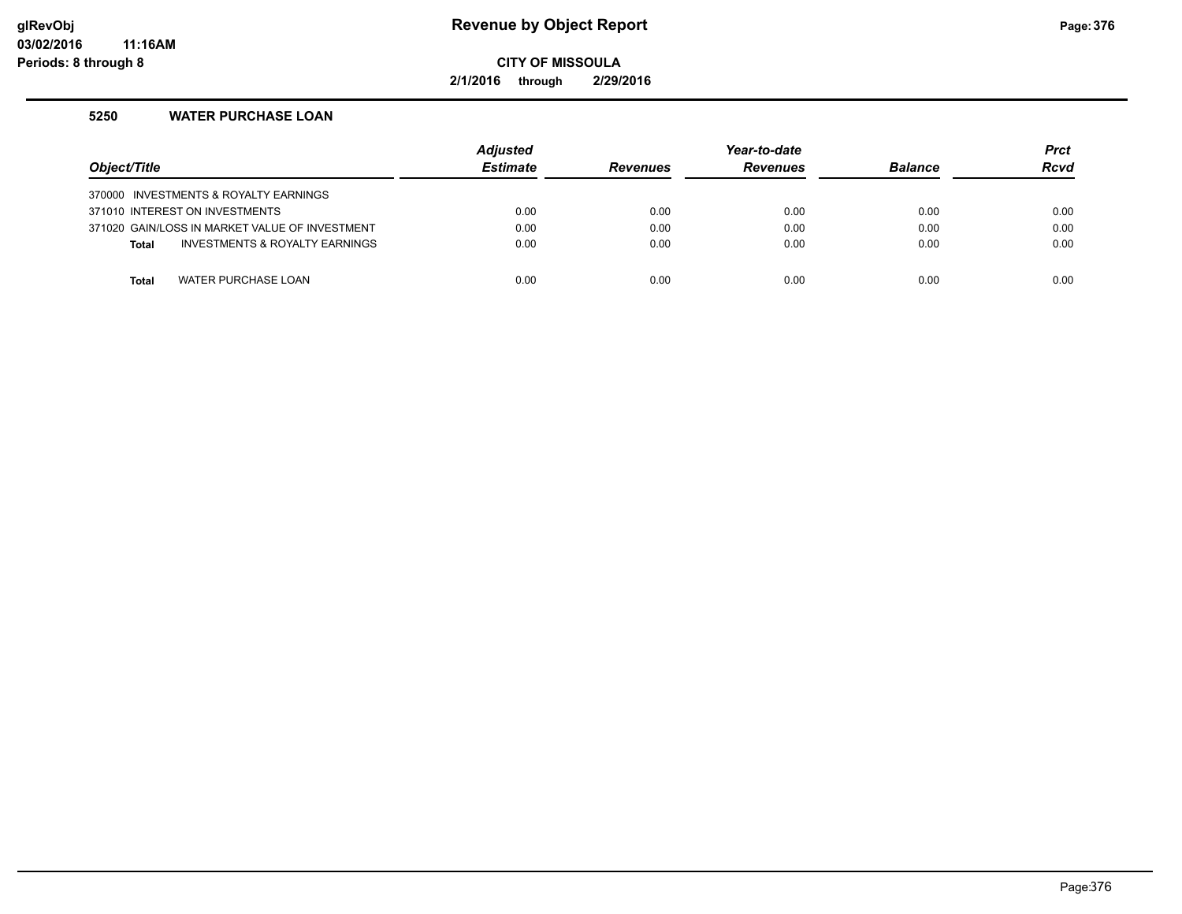**Revenue by Object Report**

**CITY OF MISSOULA**

**2/1/2016 through 2/29/2016**

glRevObj
03/02/2016 11:16AM
Periods: 8 through 8

### 5250 WATER PURCHASE LOAN

| Object/Title | Adjusted Estimate | Revenues | Year-to-date Revenues | Balance | Prct Rcvd |
|---|---|---|---|---|---|
| 370000 INVESTMENTS & ROYALTY EARNINGS | | | | | |
| 371010 INTEREST ON INVESTMENTS | 0.00 | 0.00 | 0.00 | 0.00 | 0.00 |
| 371020 GAIN/LOSS IN MARKET VALUE OF INVESTMENT | 0.00 | 0.00 | 0.00 | 0.00 | 0.00 |
| **Total** INVESTMENTS & ROYALTY EARNINGS | 0.00 | 0.00 | 0.00 | 0.00 | 0.00 |
| **Total** WATER PURCHASE LOAN | 0.00 | 0.00 | 0.00 | 0.00 | 0.00 |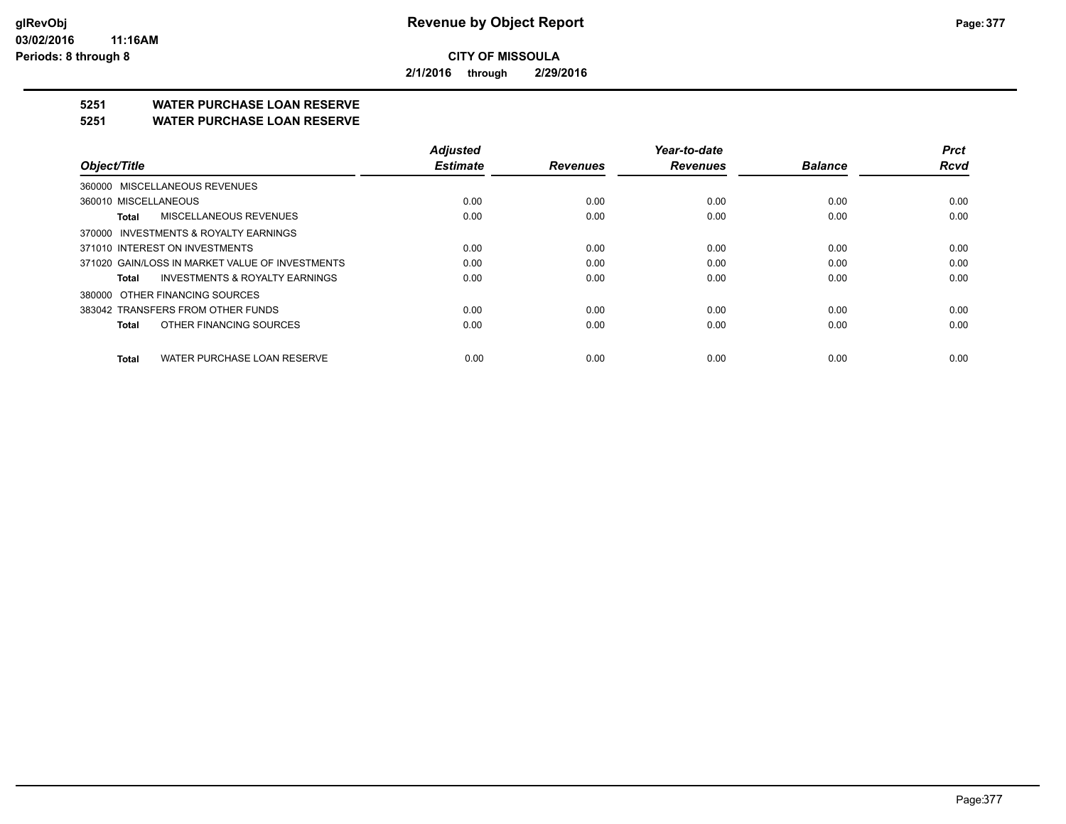**CITY OF MISSOULA**

**2/1/2016 through 2/29/2016**

## 5251 WATER PURCHASE LOAN RESERVE

## 5251 WATER PURCHASE LOAN RESERVE

| Object/Title | Adjusted Estimate | Revenues | Year-to-date Revenues | Balance | Prct Rcvd |
|---|---|---|---|---|---|
| 360000 MISCELLANEOUS REVENUES | | | | | |
| 360010 MISCELLANEOUS | 0.00 | 0.00 | 0.00 | 0.00 | 0.00 |
| **Total** MISCELLANEOUS REVENUES | 0.00 | 0.00 | 0.00 | 0.00 | 0.00 |
| 370000 INVESTMENTS & ROYALTY EARNINGS | | | | | |
| 371010 INTEREST ON INVESTMENTS | 0.00 | 0.00 | 0.00 | 0.00 | 0.00 |
| 371020 GAIN/LOSS IN MARKET VALUE OF INVESTMENTS | 0.00 | 0.00 | 0.00 | 0.00 | 0.00 |
| **Total** INVESTMENTS & ROYALTY EARNINGS | 0.00 | 0.00 | 0.00 | 0.00 | 0.00 |
| 380000 OTHER FINANCING SOURCES | | | | | |
| 383042 TRANSFERS FROM OTHER FUNDS | 0.00 | 0.00 | 0.00 | 0.00 | 0.00 |
| **Total** OTHER FINANCING SOURCES | 0.00 | 0.00 | 0.00 | 0.00 | 0.00 |
| **Total** WATER PURCHASE LOAN RESERVE | 0.00 | 0.00 | 0.00 | 0.00 | 0.00 |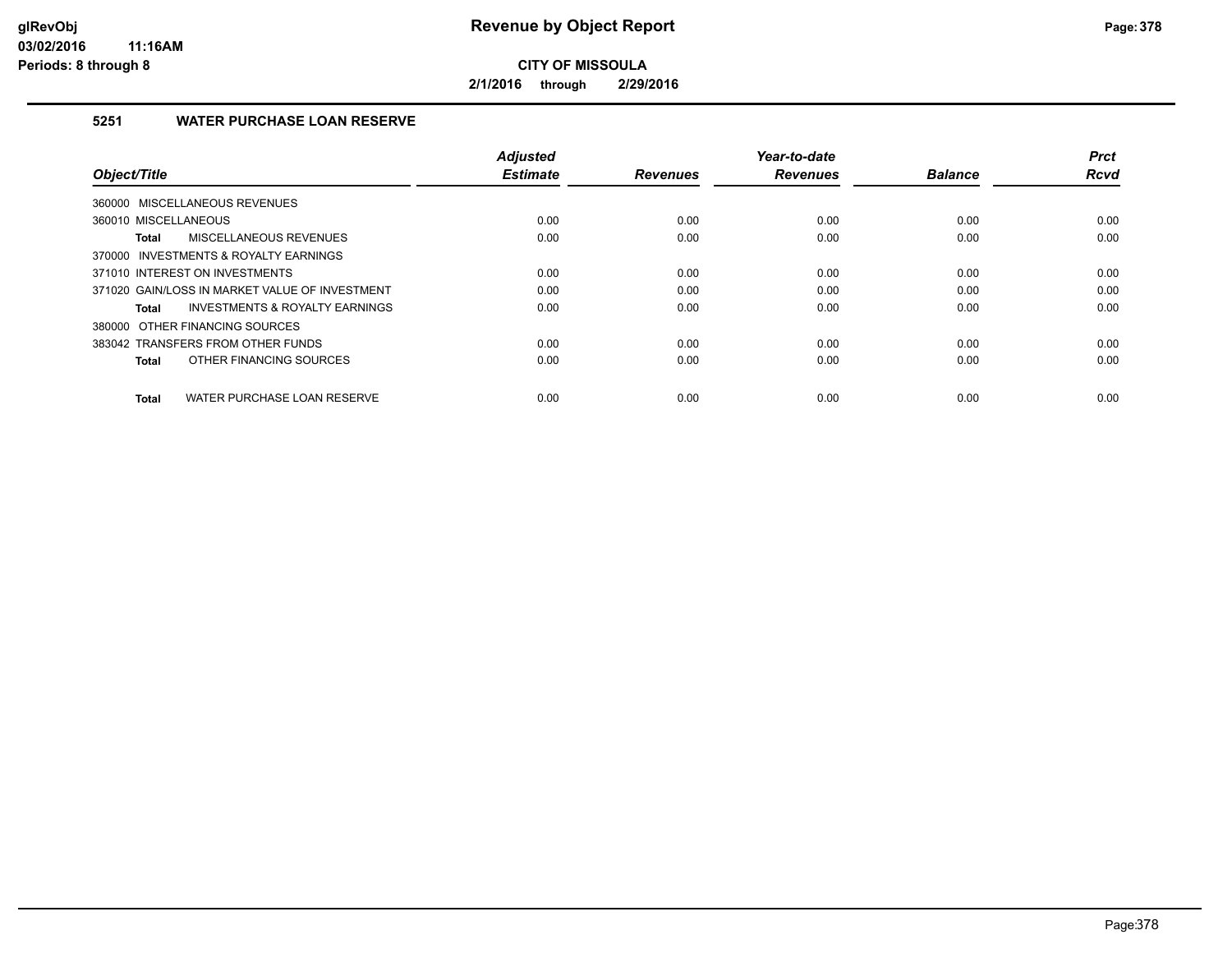**Revenue by Object Report**

**CITY OF MISSOULA**

**2/1/2016 through 2/29/2016**

glRevObj
03/02/2016 11:16AM
Periods: 8 through 8

### 5251 WATER PURCHASE LOAN RESERVE

| Object/Title | Adjusted Estimate | Revenues | Year-to-date Revenues | Balance | Prct Rcvd |
|---|---|---|---|---|---|
| 360000 MISCELLANEOUS REVENUES | | | | | |
| 360010 MISCELLANEOUS | 0.00 | 0.00 | 0.00 | 0.00 | 0.00 |
| **Total** MISCELLANEOUS REVENUES | 0.00 | 0.00 | 0.00 | 0.00 | 0.00 |
| 370000 INVESTMENTS & ROYALTY EARNINGS | | | | | |
| 371010 INTEREST ON INVESTMENTS | 0.00 | 0.00 | 0.00 | 0.00 | 0.00 |
| 371020 GAIN/LOSS IN MARKET VALUE OF INVESTMENT | 0.00 | 0.00 | 0.00 | 0.00 | 0.00 |
| **Total** INVESTMENTS & ROYALTY EARNINGS | 0.00 | 0.00 | 0.00 | 0.00 | 0.00 |
| 380000 OTHER FINANCING SOURCES | | | | | |
| 383042 TRANSFERS FROM OTHER FUNDS | 0.00 | 0.00 | 0.00 | 0.00 | 0.00 |
| **Total** OTHER FINANCING SOURCES | 0.00 | 0.00 | 0.00 | 0.00 | 0.00 |
| **Total** WATER PURCHASE LOAN RESERVE | 0.00 | 0.00 | 0.00 | 0.00 | 0.00 |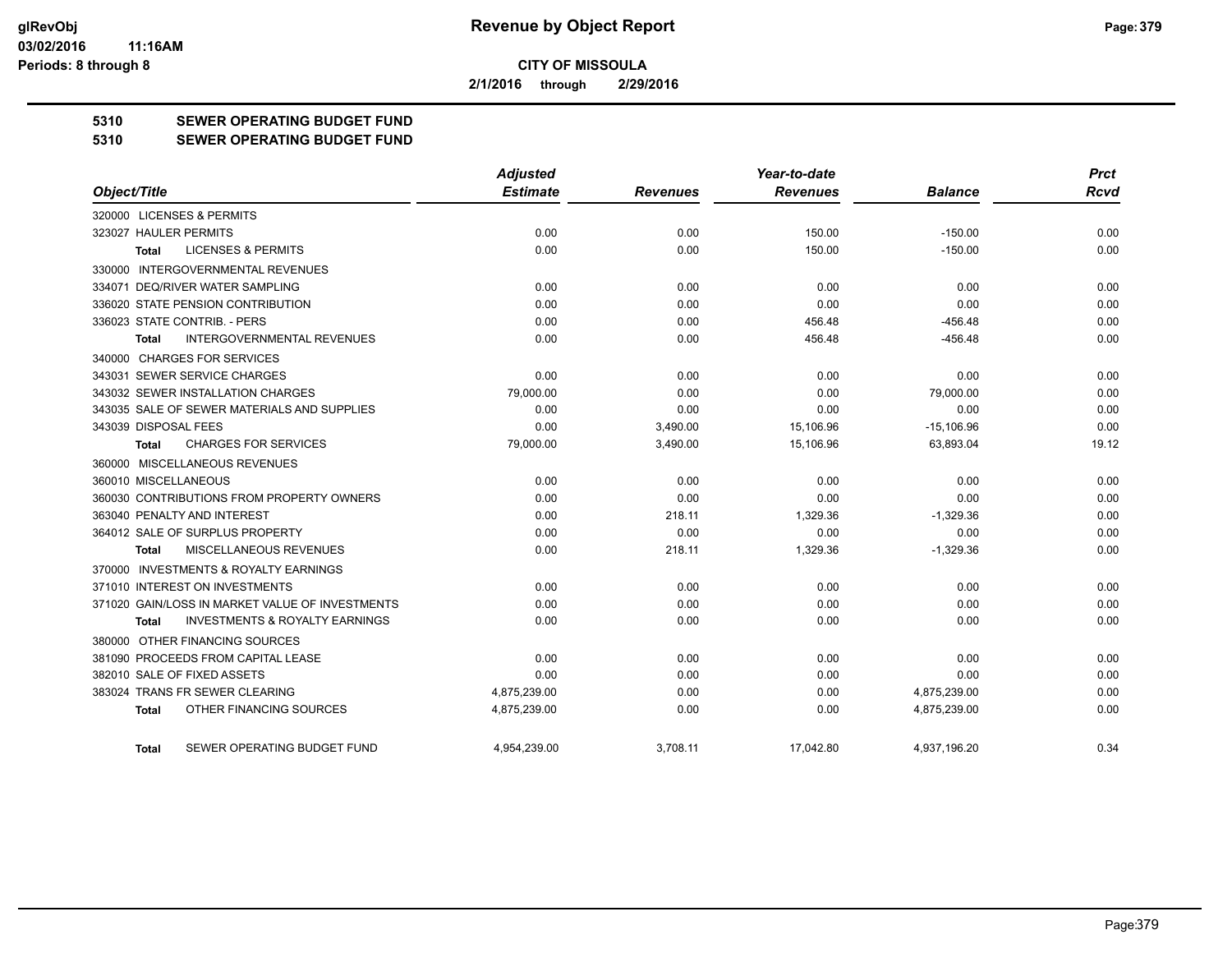**Revenue by Object Report**

**CITY OF MISSOULA**

**2/1/2016 through 2/29/2016**

glRevObj
03/02/2016 11:16AM
Periods: 8 through 8

## 5310 SEWER OPERATING BUDGET FUND
## 5310 SEWER OPERATING BUDGET FUND

| Object/Title | Adjusted Estimate | Revenues | Year-to-date Revenues | Balance | Prct Rcvd |
|---|---|---|---|---|---|
| 320000 LICENSES & PERMITS | | | | | |
| 323027 HAULER PERMITS | 0.00 | 0.00 | 150.00 | -150.00 | 0.00 |
| **Total** LICENSES & PERMITS | 0.00 | 0.00 | 150.00 | -150.00 | 0.00 |
| 330000 INTERGOVERNMENTAL REVENUES | | | | | |
| 334071 DEQ/RIVER WATER SAMPLING | 0.00 | 0.00 | 0.00 | 0.00 | 0.00 |
| 336020 STATE PENSION CONTRIBUTION | 0.00 | 0.00 | 0.00 | 0.00 | 0.00 |
| 336023 STATE CONTRIB. - PERS | 0.00 | 0.00 | 456.48 | -456.48 | 0.00 |
| **Total** INTERGOVERNMENTAL REVENUES | 0.00 | 0.00 | 456.48 | -456.48 | 0.00 |
| 340000 CHARGES FOR SERVICES | | | | | |
| 343031 SEWER SERVICE CHARGES | 0.00 | 0.00 | 0.00 | 0.00 | 0.00 |
| 343032 SEWER INSTALLATION CHARGES | 79,000.00 | 0.00 | 0.00 | 79,000.00 | 0.00 |
| 343035 SALE OF SEWER MATERIALS AND SUPPLIES | 0.00 | 0.00 | 0.00 | 0.00 | 0.00 |
| 343039 DISPOSAL FEES | 0.00 | 3,490.00 | 15,106.96 | -15,106.96 | 0.00 |
| **Total** CHARGES FOR SERVICES | 79,000.00 | 3,490.00 | 15,106.96 | 63,893.04 | 19.12 |
| 360000 MISCELLANEOUS REVENUES | | | | | |
| 360010 MISCELLANEOUS | 0.00 | 0.00 | 0.00 | 0.00 | 0.00 |
| 360030 CONTRIBUTIONS FROM PROPERTY OWNERS | 0.00 | 0.00 | 0.00 | 0.00 | 0.00 |
| 363040 PENALTY AND INTEREST | 0.00 | 218.11 | 1,329.36 | -1,329.36 | 0.00 |
| 364012 SALE OF SURPLUS PROPERTY | 0.00 | 0.00 | 0.00 | 0.00 | 0.00 |
| **Total** MISCELLANEOUS REVENUES | 0.00 | 218.11 | 1,329.36 | -1,329.36 | 0.00 |
| 370000 INVESTMENTS & ROYALTY EARNINGS | | | | | |
| 371010 INTEREST ON INVESTMENTS | 0.00 | 0.00 | 0.00 | 0.00 | 0.00 |
| 371020 GAIN/LOSS IN MARKET VALUE OF INVESTMENTS | 0.00 | 0.00 | 0.00 | 0.00 | 0.00 |
| **Total** INVESTMENTS & ROYALTY EARNINGS | 0.00 | 0.00 | 0.00 | 0.00 | 0.00 |
| 380000 OTHER FINANCING SOURCES | | | | | |
| 381090 PROCEEDS FROM CAPITAL LEASE | 0.00 | 0.00 | 0.00 | 0.00 | 0.00 |
| 382010 SALE OF FIXED ASSETS | 0.00 | 0.00 | 0.00 | 0.00 | 0.00 |
| 383024 TRANS FR SEWER CLEARING | 4,875,239.00 | 0.00 | 0.00 | 4,875,239.00 | 0.00 |
| **Total** OTHER FINANCING SOURCES | 4,875,239.00 | 0.00 | 0.00 | 4,875,239.00 | 0.00 |
| **Total** SEWER OPERATING BUDGET FUND | 4,954,239.00 | 3,708.11 | 17,042.80 | 4,937,196.20 | 0.34 |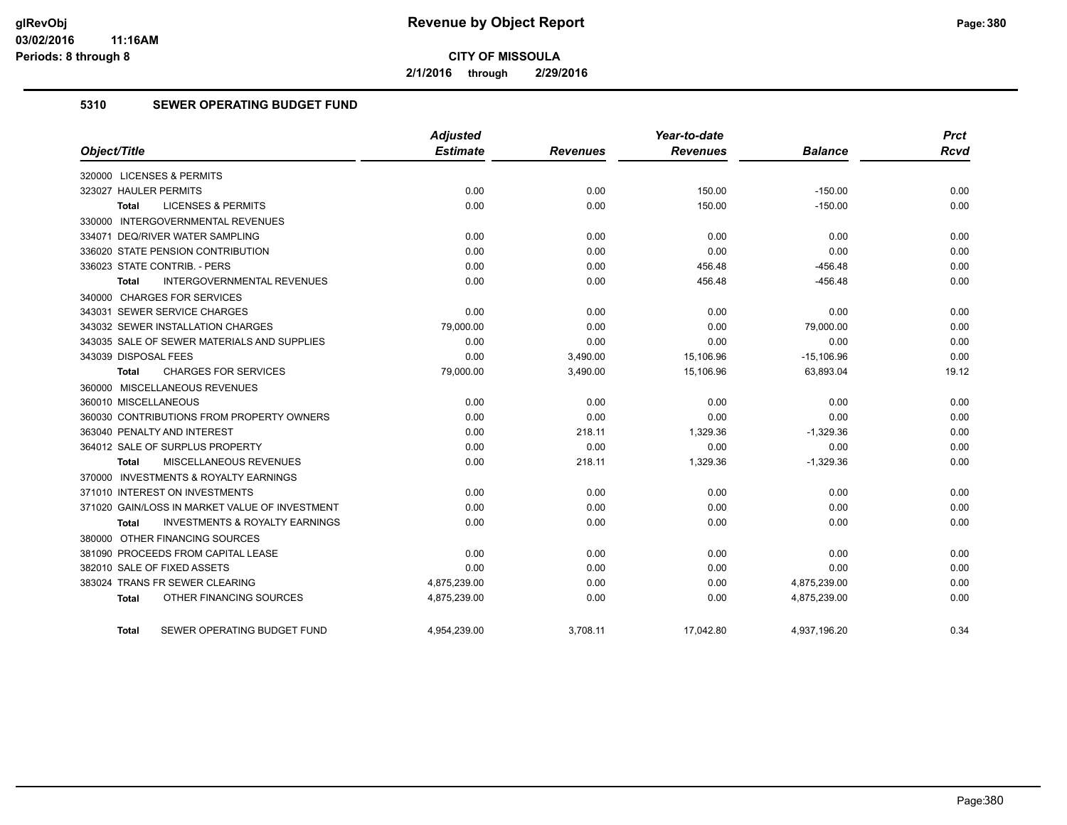# CITY OF MISSOULA

**2/1/2016 through 2/29/2016**

## 5310 SEWER OPERATING BUDGET FUND

| Object/Title | Adjusted Estimate | Revenues | Year-to-date Revenues | Balance | Prct Rcvd |
|---|---|---|---|---|---|
| 320000 LICENSES & PERMITS | | | | | |
| 323027 HAULER PERMITS | 0.00 | 0.00 | 150.00 | -150.00 | 0.00 |
| **Total** LICENSES & PERMITS | 0.00 | 0.00 | 150.00 | -150.00 | 0.00 |
| 330000 INTERGOVERNMENTAL REVENUES | | | | | |
| 334071 DEQ/RIVER WATER SAMPLING | 0.00 | 0.00 | 0.00 | 0.00 | 0.00 |
| 336020 STATE PENSION CONTRIBUTION | 0.00 | 0.00 | 0.00 | 0.00 | 0.00 |
| 336023 STATE CONTRIB. - PERS | 0.00 | 0.00 | 456.48 | -456.48 | 0.00 |
| **Total** INTERGOVERNMENTAL REVENUES | 0.00 | 0.00 | 456.48 | -456.48 | 0.00 |
| 340000 CHARGES FOR SERVICES | | | | | |
| 343031 SEWER SERVICE CHARGES | 0.00 | 0.00 | 0.00 | 0.00 | 0.00 |
| 343032 SEWER INSTALLATION CHARGES | 79,000.00 | 0.00 | 0.00 | 79,000.00 | 0.00 |
| 343035 SALE OF SEWER MATERIALS AND SUPPLIES | 0.00 | 0.00 | 0.00 | 0.00 | 0.00 |
| 343039 DISPOSAL FEES | 0.00 | 3,490.00 | 15,106.96 | -15,106.96 | 0.00 |
| **Total** CHARGES FOR SERVICES | 79,000.00 | 3,490.00 | 15,106.96 | 63,893.04 | 19.12 |
| 360000 MISCELLANEOUS REVENUES | | | | | |
| 360010 MISCELLANEOUS | 0.00 | 0.00 | 0.00 | 0.00 | 0.00 |
| 360030 CONTRIBUTIONS FROM PROPERTY OWNERS | 0.00 | 0.00 | 0.00 | 0.00 | 0.00 |
| 363040 PENALTY AND INTEREST | 0.00 | 218.11 | 1,329.36 | -1,329.36 | 0.00 |
| 364012 SALE OF SURPLUS PROPERTY | 0.00 | 0.00 | 0.00 | 0.00 | 0.00 |
| **Total** MISCELLANEOUS REVENUES | 0.00 | 218.11 | 1,329.36 | -1,329.36 | 0.00 |
| 370000 INVESTMENTS & ROYALTY EARNINGS | | | | | |
| 371010 INTEREST ON INVESTMENTS | 0.00 | 0.00 | 0.00 | 0.00 | 0.00 |
| 371020 GAIN/LOSS IN MARKET VALUE OF INVESTMENT | 0.00 | 0.00 | 0.00 | 0.00 | 0.00 |
| **Total** INVESTMENTS & ROYALTY EARNINGS | 0.00 | 0.00 | 0.00 | 0.00 | 0.00 |
| 380000 OTHER FINANCING SOURCES | | | | | |
| 381090 PROCEEDS FROM CAPITAL LEASE | 0.00 | 0.00 | 0.00 | 0.00 | 0.00 |
| 382010 SALE OF FIXED ASSETS | 0.00 | 0.00 | 0.00 | 0.00 | 0.00 |
| 383024 TRANS FR SEWER CLEARING | 4,875,239.00 | 0.00 | 0.00 | 4,875,239.00 | 0.00 |
| **Total** OTHER FINANCING SOURCES | 4,875,239.00 | 0.00 | 0.00 | 4,875,239.00 | 0.00 |
| **Total** SEWER OPERATING BUDGET FUND | 4,954,239.00 | 3,708.11 | 17,042.80 | 4,937,196.20 | 0.34 |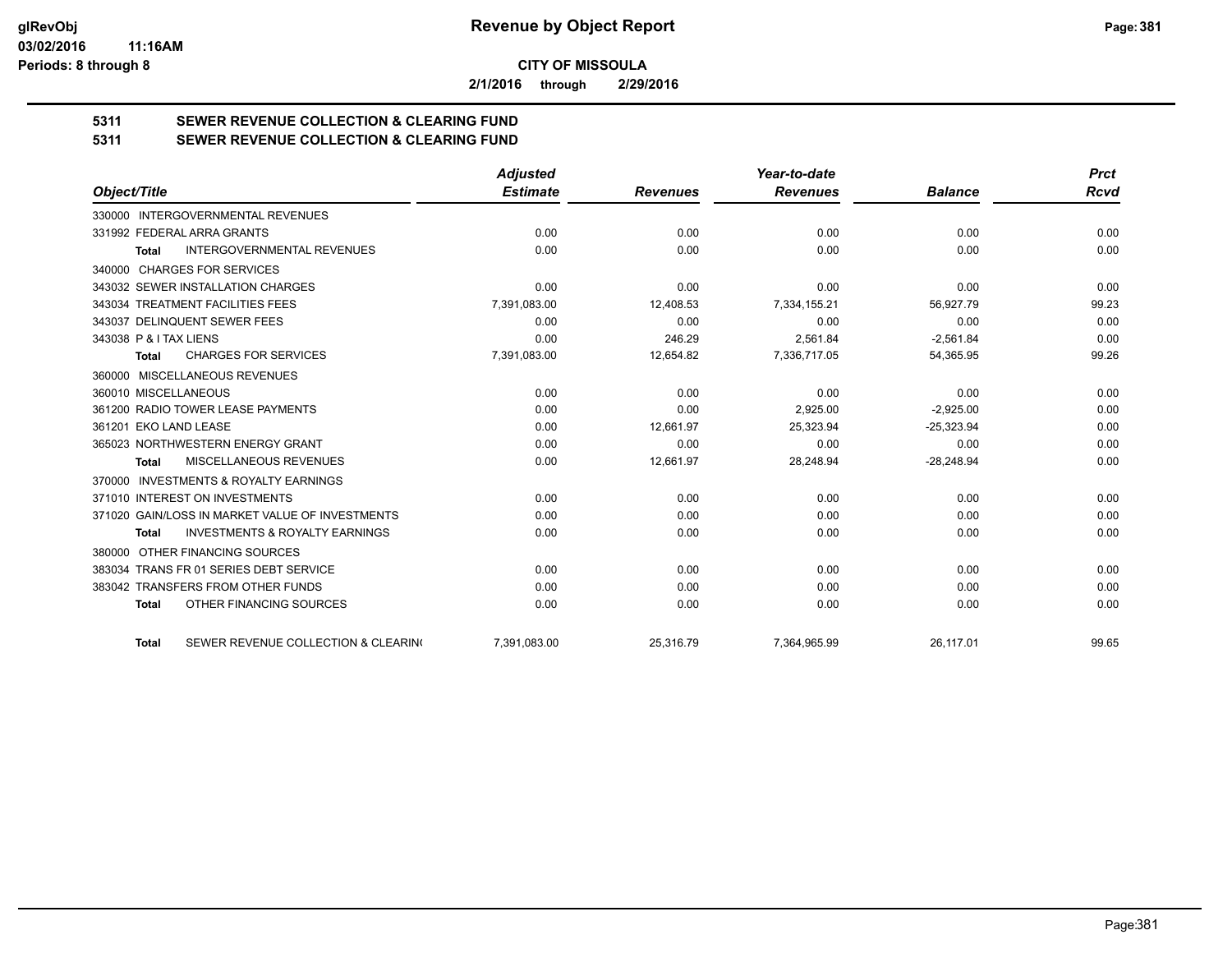**CITY OF MISSOULA**

**2/1/2016 through 2/29/2016**

## 5311 SEWER REVENUE COLLECTION & CLEARING FUND

## 5311 SEWER REVENUE COLLECTION & CLEARING FUND

| Object/Title | Adjusted Estimate | Revenues | Year-to-date Revenues | Balance | Prct Rcvd |
|---|---|---|---|---|---|
| 330000 INTERGOVERNMENTAL REVENUES | | | | | |
| 331992 FEDERAL ARRA GRANTS | 0.00 | 0.00 | 0.00 | 0.00 | 0.00 |
| Total INTERGOVERNMENTAL REVENUES | 0.00 | 0.00 | 0.00 | 0.00 | 0.00 |
| 340000 CHARGES FOR SERVICES | | | | | |
| 343032 SEWER INSTALLATION CHARGES | 0.00 | 0.00 | 0.00 | 0.00 | 0.00 |
| 343034 TREATMENT FACILITIES FEES | 7,391,083.00 | 12,408.53 | 7,334,155.21 | 56,927.79 | 99.23 |
| 343037 DELINQUENT SEWER FEES | 0.00 | 0.00 | 0.00 | 0.00 | 0.00 |
| 343038 P & I TAX LIENS | 0.00 | 246.29 | 2,561.84 | -2,561.84 | 0.00 |
| Total CHARGES FOR SERVICES | 7,391,083.00 | 12,654.82 | 7,336,717.05 | 54,365.95 | 99.26 |
| 360000 MISCELLANEOUS REVENUES | | | | | |
| 360010 MISCELLANEOUS | 0.00 | 0.00 | 0.00 | 0.00 | 0.00 |
| 361200 RADIO TOWER LEASE PAYMENTS | 0.00 | 0.00 | 2,925.00 | -2,925.00 | 0.00 |
| 361201 EKO LAND LEASE | 0.00 | 12,661.97 | 25,323.94 | -25,323.94 | 0.00 |
| 365023 NORTHWESTERN ENERGY GRANT | 0.00 | 0.00 | 0.00 | 0.00 | 0.00 |
| Total MISCELLANEOUS REVENUES | 0.00 | 12,661.97 | 28,248.94 | -28,248.94 | 0.00 |
| 370000 INVESTMENTS & ROYALTY EARNINGS | | | | | |
| 371010 INTEREST ON INVESTMENTS | 0.00 | 0.00 | 0.00 | 0.00 | 0.00 |
| 371020 GAIN/LOSS IN MARKET VALUE OF INVESTMENTS | 0.00 | 0.00 | 0.00 | 0.00 | 0.00 |
| Total INVESTMENTS & ROYALTY EARNINGS | 0.00 | 0.00 | 0.00 | 0.00 | 0.00 |
| 380000 OTHER FINANCING SOURCES | | | | | |
| 383034 TRANS FR 01 SERIES DEBT SERVICE | 0.00 | 0.00 | 0.00 | 0.00 | 0.00 |
| 383042 TRANSFERS FROM OTHER FUNDS | 0.00 | 0.00 | 0.00 | 0.00 | 0.00 |
| Total OTHER FINANCING SOURCES | 0.00 | 0.00 | 0.00 | 0.00 | 0.00 |
| Total SEWER REVENUE COLLECTION & CLEARIN( | 7,391,083.00 | 25,316.79 | 7,364,965.99 | 26,117.01 | 99.65 |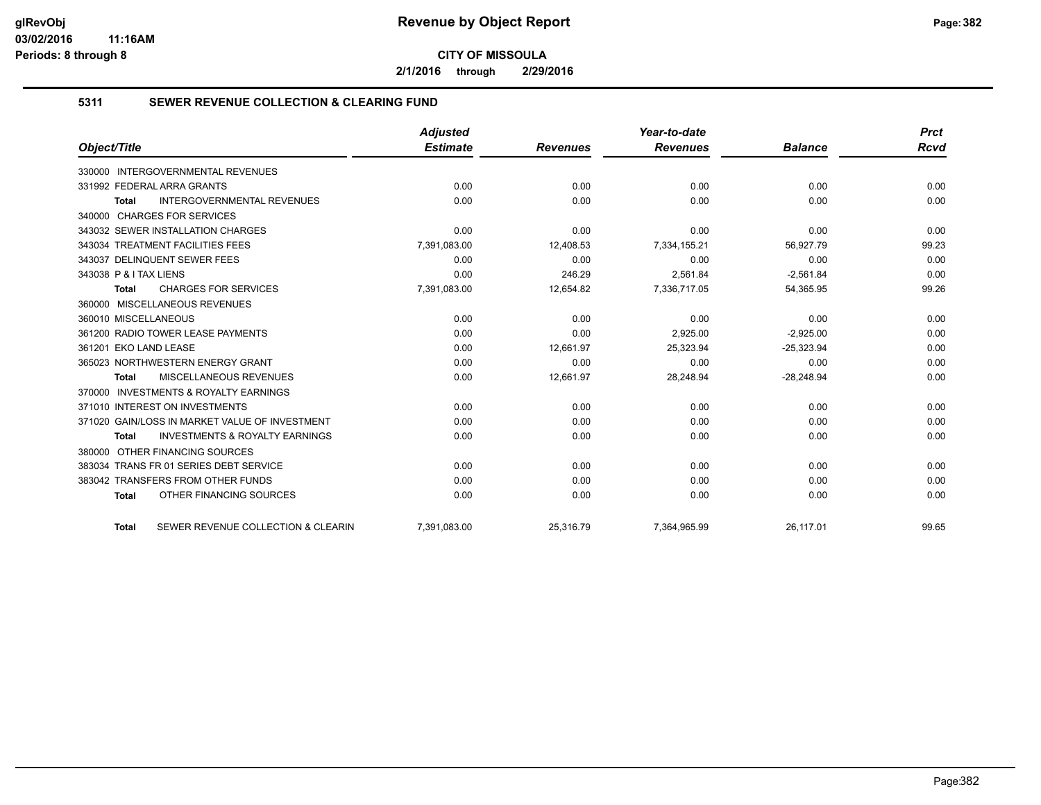**CITY OF MISSOULA**

**2/1/2016 through 2/29/2016**

### 5311 SEWER REVENUE COLLECTION & CLEARING FUND

| Object/Title | Adjusted Estimate | Revenues | Year-to-date Revenues | Balance | Prct Rcvd |
|---|---|---|---|---|---|
| 330000 INTERGOVERNMENTAL REVENUES | | | | | |
| 331992 FEDERAL ARRA GRANTS | 0.00 | 0.00 | 0.00 | 0.00 | 0.00 |
| **Total** INTERGOVERNMENTAL REVENUES | 0.00 | 0.00 | 0.00 | 0.00 | 0.00 |
| 340000 CHARGES FOR SERVICES | | | | | |
| 343032 SEWER INSTALLATION CHARGES | 0.00 | 0.00 | 0.00 | 0.00 | 0.00 |
| 343034 TREATMENT FACILITIES FEES | 7,391,083.00 | 12,408.53 | 7,334,155.21 | 56,927.79 | 99.23 |
| 343037 DELINQUENT SEWER FEES | 0.00 | 0.00 | 0.00 | 0.00 | 0.00 |
| 343038 P & I TAX LIENS | 0.00 | 246.29 | 2,561.84 | -2,561.84 | 0.00 |
| **Total** CHARGES FOR SERVICES | 7,391,083.00 | 12,654.82 | 7,336,717.05 | 54,365.95 | 99.26 |
| 360000 MISCELLANEOUS REVENUES | | | | | |
| 360010 MISCELLANEOUS | 0.00 | 0.00 | 0.00 | 0.00 | 0.00 |
| 361200 RADIO TOWER LEASE PAYMENTS | 0.00 | 0.00 | 2,925.00 | -2,925.00 | 0.00 |
| 361201 EKO LAND LEASE | 0.00 | 12,661.97 | 25,323.94 | -25,323.94 | 0.00 |
| 365023 NORTHWESTERN ENERGY GRANT | 0.00 | 0.00 | 0.00 | 0.00 | 0.00 |
| **Total** MISCELLANEOUS REVENUES | 0.00 | 12,661.97 | 28,248.94 | -28,248.94 | 0.00 |
| 370000 INVESTMENTS & ROYALTY EARNINGS | | | | | |
| 371010 INTEREST ON INVESTMENTS | 0.00 | 0.00 | 0.00 | 0.00 | 0.00 |
| 371020 GAIN/LOSS IN MARKET VALUE OF INVESTMENT | 0.00 | 0.00 | 0.00 | 0.00 | 0.00 |
| **Total** INVESTMENTS & ROYALTY EARNINGS | 0.00 | 0.00 | 0.00 | 0.00 | 0.00 |
| 380000 OTHER FINANCING SOURCES | | | | | |
| 383034 TRANS FR 01 SERIES DEBT SERVICE | 0.00 | 0.00 | 0.00 | 0.00 | 0.00 |
| 383042 TRANSFERS FROM OTHER FUNDS | 0.00 | 0.00 | 0.00 | 0.00 | 0.00 |
| **Total** OTHER FINANCING SOURCES | 0.00 | 0.00 | 0.00 | 0.00 | 0.00 |
| **Total** SEWER REVENUE COLLECTION & CLEARIN | 7,391,083.00 | 25,316.79 | 7,364,965.99 | 26,117.01 | 99.65 |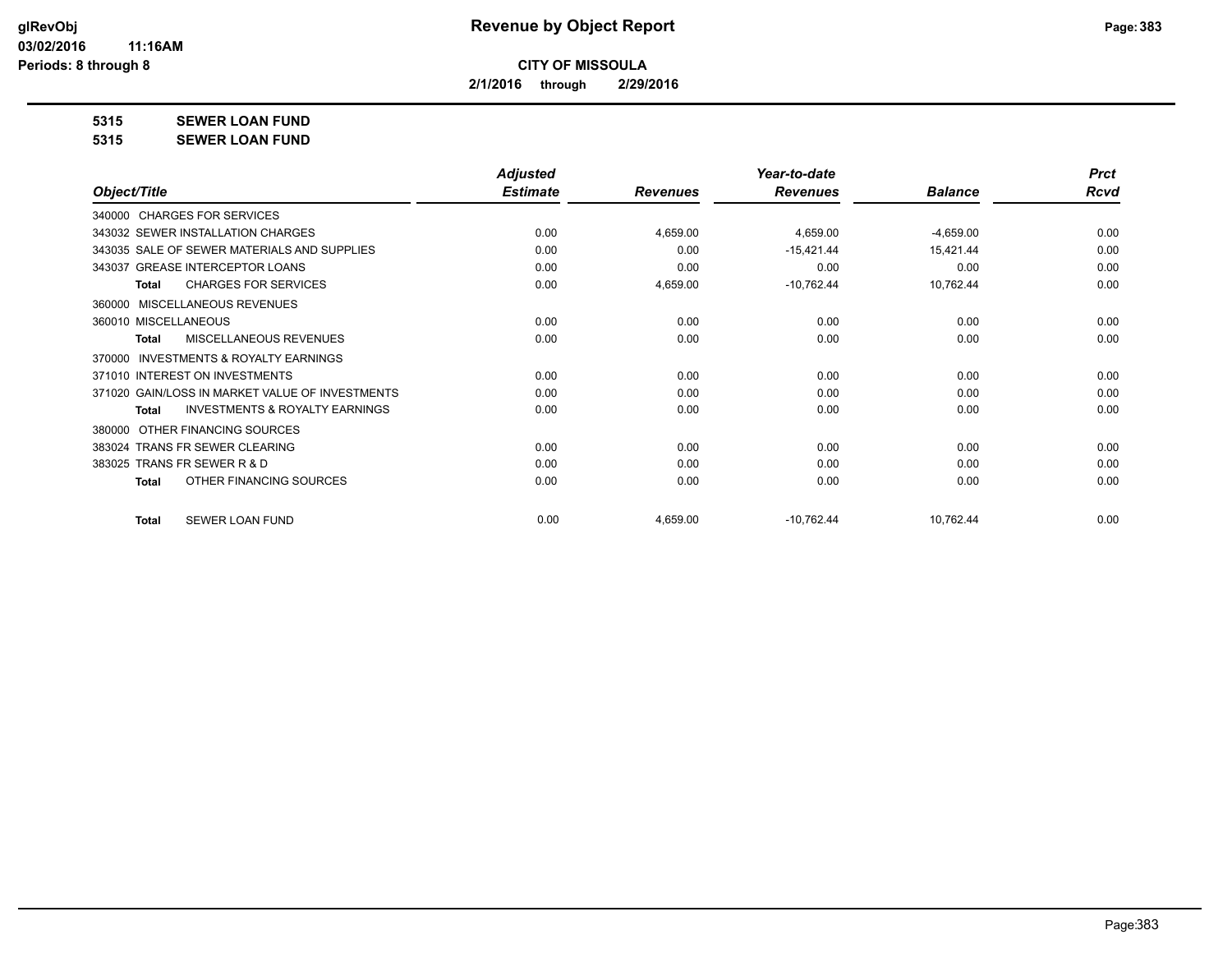**Revenue by Object Report**

**CITY OF MISSOULA**

**2/1/2016 through 2/29/2016**

**5315 SEWER LOAN FUND**

**5315 SEWER LOAN FUND**

| Object/Title | Adjusted Estimate | Revenues | Year-to-date Revenues | Balance | Prct Rcvd |
|---|---|---|---|---|---|
| 340000 CHARGES FOR SERVICES | | | | | |
| 343032 SEWER INSTALLATION CHARGES | 0.00 | 4,659.00 | 4,659.00 | -4,659.00 | 0.00 |
| 343035 SALE OF SEWER MATERIALS AND SUPPLIES | 0.00 | 0.00 | -15,421.44 | 15,421.44 | 0.00 |
| 343037 GREASE INTERCEPTOR LOANS | 0.00 | 0.00 | 0.00 | 0.00 | 0.00 |
| **Total** CHARGES FOR SERVICES | 0.00 | 4,659.00 | -10,762.44 | 10,762.44 | 0.00 |
| 360000 MISCELLANEOUS REVENUES | | | | | |
| 360010 MISCELLANEOUS | 0.00 | 0.00 | 0.00 | 0.00 | 0.00 |
| **Total** MISCELLANEOUS REVENUES | 0.00 | 0.00 | 0.00 | 0.00 | 0.00 |
| 370000 INVESTMENTS & ROYALTY EARNINGS | | | | | |
| 371010 INTEREST ON INVESTMENTS | 0.00 | 0.00 | 0.00 | 0.00 | 0.00 |
| 371020 GAIN/LOSS IN MARKET VALUE OF INVESTMENTS | 0.00 | 0.00 | 0.00 | 0.00 | 0.00 |
| **Total** INVESTMENTS & ROYALTY EARNINGS | 0.00 | 0.00 | 0.00 | 0.00 | 0.00 |
| 380000 OTHER FINANCING SOURCES | | | | | |
| 383024 TRANS FR SEWER CLEARING | 0.00 | 0.00 | 0.00 | 0.00 | 0.00 |
| 383025 TRANS FR SEWER R & D | 0.00 | 0.00 | 0.00 | 0.00 | 0.00 |
| **Total** OTHER FINANCING SOURCES | 0.00 | 0.00 | 0.00 | 0.00 | 0.00 |
| **Total** SEWER LOAN FUND | 0.00 | 4,659.00 | -10,762.44 | 10,762.44 | 0.00 |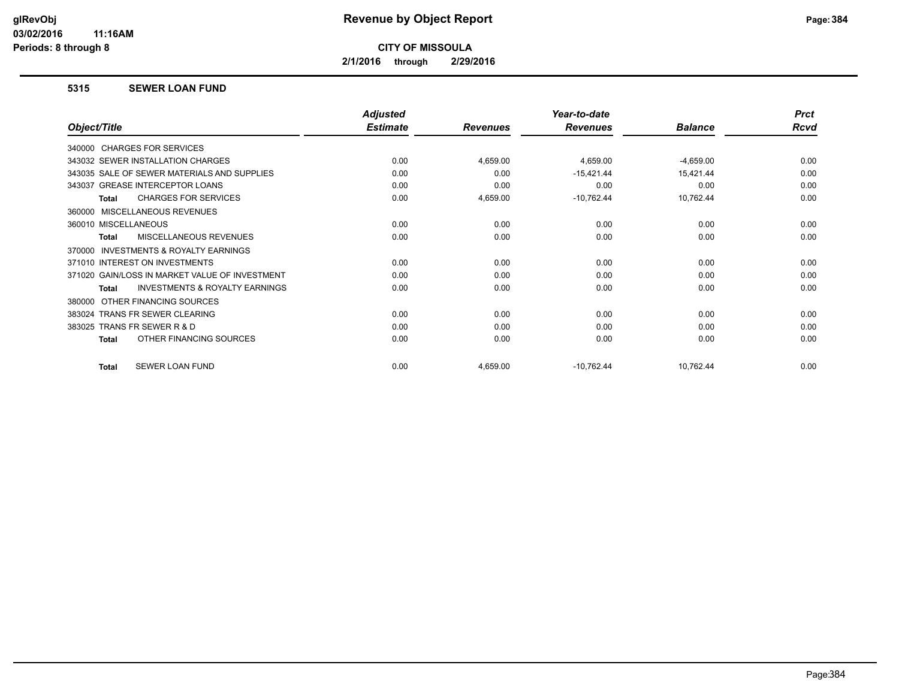# CITY OF MISSOULA

**2/1/2016 through 2/29/2016**

### 5315 SEWER LOAN FUND

| Object/Title | Adjusted Estimate | Revenues | Year-to-date Revenues | Balance | Prct Rcvd |
|---|---|---|---|---|---|
| 340000 CHARGES FOR SERVICES | | | | | |
| 343032 SEWER INSTALLATION CHARGES | 0.00 | 4,659.00 | 4,659.00 | -4,659.00 | 0.00 |
| 343035 SALE OF SEWER MATERIALS AND SUPPLIES | 0.00 | 0.00 | -15,421.44 | 15,421.44 | 0.00 |
| 343037 GREASE INTERCEPTOR LOANS | 0.00 | 0.00 | 0.00 | 0.00 | 0.00 |
| **Total** CHARGES FOR SERVICES | 0.00 | 4,659.00 | -10,762.44 | 10,762.44 | 0.00 |
| 360000 MISCELLANEOUS REVENUES | | | | | |
| 360010 MISCELLANEOUS | 0.00 | 0.00 | 0.00 | 0.00 | 0.00 |
| **Total** MISCELLANEOUS REVENUES | 0.00 | 0.00 | 0.00 | 0.00 | 0.00 |
| 370000 INVESTMENTS & ROYALTY EARNINGS | | | | | |
| 371010 INTEREST ON INVESTMENTS | 0.00 | 0.00 | 0.00 | 0.00 | 0.00 |
| 371020 GAIN/LOSS IN MARKET VALUE OF INVESTMENT | 0.00 | 0.00 | 0.00 | 0.00 | 0.00 |
| **Total** INVESTMENTS & ROYALTY EARNINGS | 0.00 | 0.00 | 0.00 | 0.00 | 0.00 |
| 380000 OTHER FINANCING SOURCES | | | | | |
| 383024 TRANS FR SEWER CLEARING | 0.00 | 0.00 | 0.00 | 0.00 | 0.00 |
| 383025 TRANS FR SEWER R & D | 0.00 | 0.00 | 0.00 | 0.00 | 0.00 |
| **Total** OTHER FINANCING SOURCES | 0.00 | 0.00 | 0.00 | 0.00 | 0.00 |
| **Total** SEWER LOAN FUND | 0.00 | 4,659.00 | -10,762.44 | 10,762.44 | 0.00 |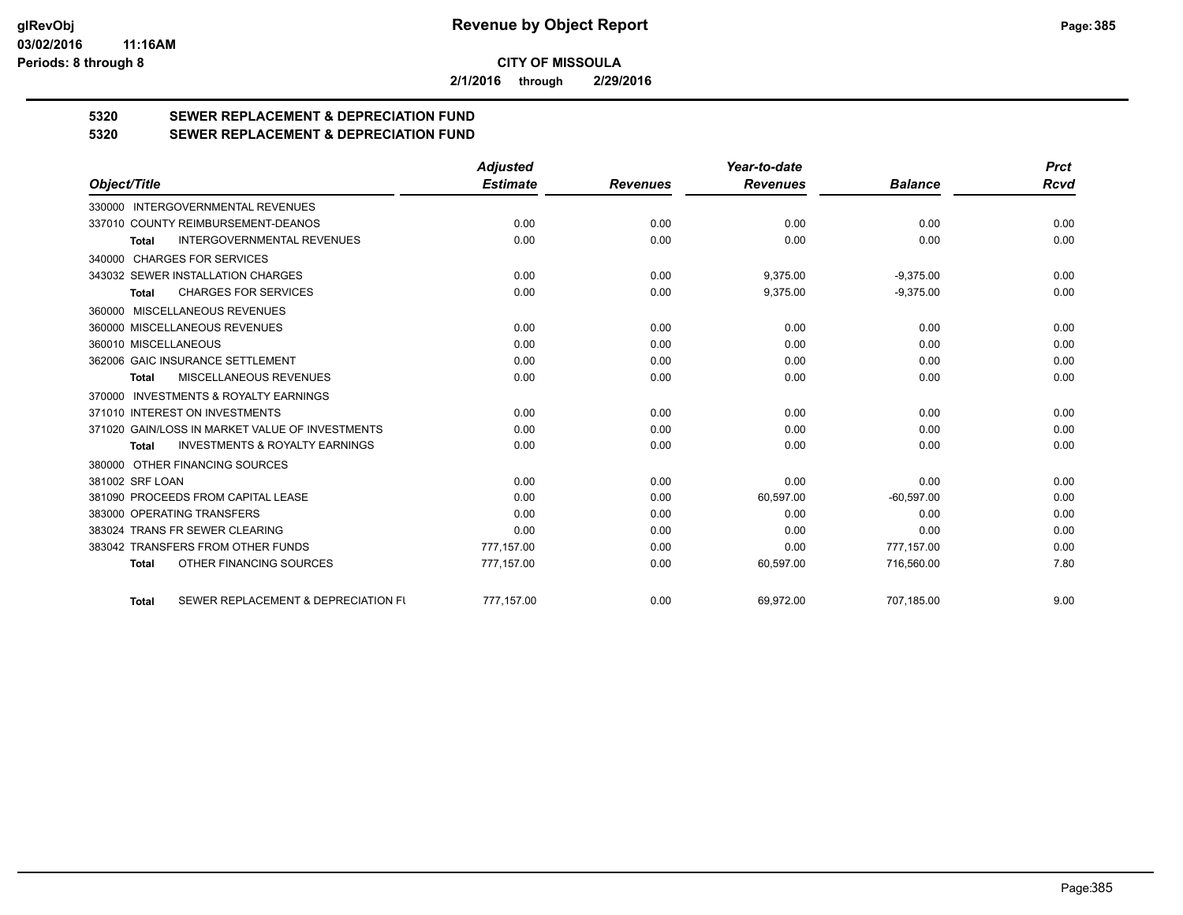**glRevObj** **Revenue by Object Report**

**03/02/2016 11:16AM**

**Periods: 8 through 8**

**CITY OF MISSOULA**

**2/1/2016 through 2/29/2016**

## 5320 SEWER REPLACEMENT & DEPRECIATION FUND

## 5320 SEWER REPLACEMENT & DEPRECIATION FUND

| Object/Title | Adjusted Estimate | Revenues | Year-to-date Revenues | Balance | Prct Rcvd |
|---|---|---|---|---|---|
| 330000 INTERGOVERNMENTAL REVENUES | | | | | |
| 337010 COUNTY REIMBURSEMENT-DEANOS | 0.00 | 0.00 | 0.00 | 0.00 | 0.00 |
| **Total** INTERGOVERNMENTAL REVENUES | 0.00 | 0.00 | 0.00 | 0.00 | 0.00 |
| 340000 CHARGES FOR SERVICES | | | | | |
| 343032 SEWER INSTALLATION CHARGES | 0.00 | 0.00 | 9,375.00 | -9,375.00 | 0.00 |
| **Total** CHARGES FOR SERVICES | 0.00 | 0.00 | 9,375.00 | -9,375.00 | 0.00 |
| 360000 MISCELLANEOUS REVENUES | | | | | |
| 360000 MISCELLANEOUS REVENUES | 0.00 | 0.00 | 0.00 | 0.00 | 0.00 |
| 360010 MISCELLANEOUS | 0.00 | 0.00 | 0.00 | 0.00 | 0.00 |
| 362006 GAIC INSURANCE SETTLEMENT | 0.00 | 0.00 | 0.00 | 0.00 | 0.00 |
| **Total** MISCELLANEOUS REVENUES | 0.00 | 0.00 | 0.00 | 0.00 | 0.00 |
| 370000 INVESTMENTS & ROYALTY EARNINGS | | | | | |
| 371010 INTEREST ON INVESTMENTS | 0.00 | 0.00 | 0.00 | 0.00 | 0.00 |
| 371020 GAIN/LOSS IN MARKET VALUE OF INVESTMENTS | 0.00 | 0.00 | 0.00 | 0.00 | 0.00 |
| **Total** INVESTMENTS & ROYALTY EARNINGS | 0.00 | 0.00 | 0.00 | 0.00 | 0.00 |
| 380000 OTHER FINANCING SOURCES | | | | | |
| 381002 SRF LOAN | 0.00 | 0.00 | 0.00 | 0.00 | 0.00 |
| 381090 PROCEEDS FROM CAPITAL LEASE | 0.00 | 0.00 | 60,597.00 | -60,597.00 | 0.00 |
| 383000 OPERATING TRANSFERS | 0.00 | 0.00 | 0.00 | 0.00 | 0.00 |
| 383024 TRANS FR SEWER CLEARING | 0.00 | 0.00 | 0.00 | 0.00 | 0.00 |
| 383042 TRANSFERS FROM OTHER FUNDS | 777,157.00 | 0.00 | 0.00 | 777,157.00 | 0.00 |
| **Total** OTHER FINANCING SOURCES | 777,157.00 | 0.00 | 60,597.00 | 716,560.00 | 7.80 |
| **Total** SEWER REPLACEMENT & DEPRECIATION FU | 777,157.00 | 0.00 | 69,972.00 | 707,185.00 | 9.00 |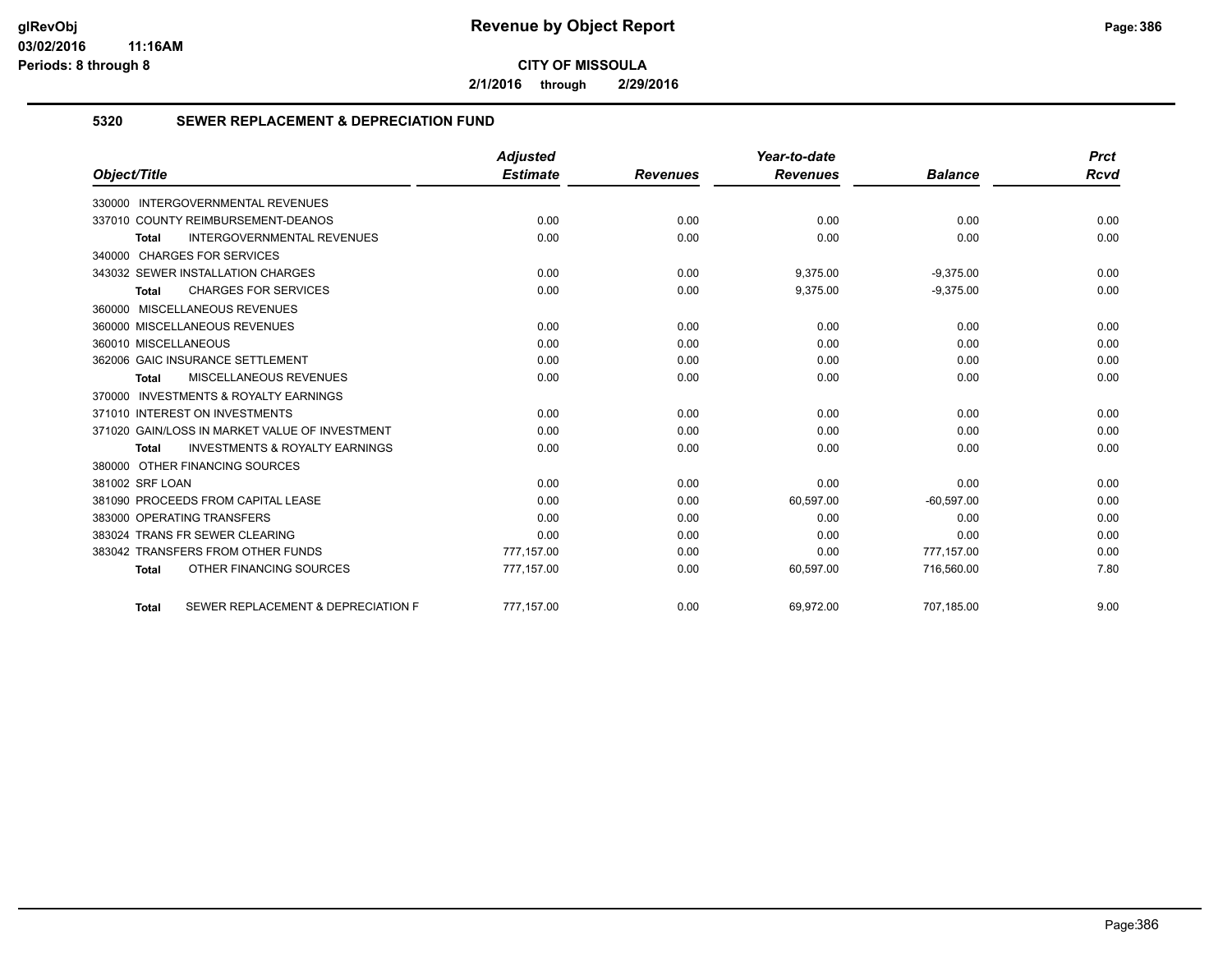# Revenue by Object Report

**CITY OF MISSOULA**

**2/1/2016 through 2/29/2016**

glRevObj
03/02/2016 11:16AM
Periods: 8 through 8

## 5320 SEWER REPLACEMENT & DEPRECIATION FUND

| Object/Title | Adjusted Estimate | Revenues | Year-to-date Revenues | Balance | Prct Rcvd |
|---|---|---|---|---|---|
| 330000 INTERGOVERNMENTAL REVENUES | | | | | |
| 337010 COUNTY REIMBURSEMENT-DEANOS | 0.00 | 0.00 | 0.00 | 0.00 | 0.00 |
| **Total** INTERGOVERNMENTAL REVENUES | 0.00 | 0.00 | 0.00 | 0.00 | 0.00 |
| 340000 CHARGES FOR SERVICES | | | | | |
| 343032 SEWER INSTALLATION CHARGES | 0.00 | 0.00 | 9,375.00 | -9,375.00 | 0.00 |
| **Total** CHARGES FOR SERVICES | 0.00 | 0.00 | 9,375.00 | -9,375.00 | 0.00 |
| 360000 MISCELLANEOUS REVENUES | | | | | |
| 360000 MISCELLANEOUS REVENUES | 0.00 | 0.00 | 0.00 | 0.00 | 0.00 |
| 360010 MISCELLANEOUS | 0.00 | 0.00 | 0.00 | 0.00 | 0.00 |
| 362006 GAIC INSURANCE SETTLEMENT | 0.00 | 0.00 | 0.00 | 0.00 | 0.00 |
| **Total** MISCELLANEOUS REVENUES | 0.00 | 0.00 | 0.00 | 0.00 | 0.00 |
| 370000 INVESTMENTS & ROYALTY EARNINGS | | | | | |
| 371010 INTEREST ON INVESTMENTS | 0.00 | 0.00 | 0.00 | 0.00 | 0.00 |
| 371020 GAIN/LOSS IN MARKET VALUE OF INVESTMENT | 0.00 | 0.00 | 0.00 | 0.00 | 0.00 |
| **Total** INVESTMENTS & ROYALTY EARNINGS | 0.00 | 0.00 | 0.00 | 0.00 | 0.00 |
| 380000 OTHER FINANCING SOURCES | | | | | |
| 381002 SRF LOAN | 0.00 | 0.00 | 0.00 | 0.00 | 0.00 |
| 381090 PROCEEDS FROM CAPITAL LEASE | 0.00 | 0.00 | 60,597.00 | -60,597.00 | 0.00 |
| 383000 OPERATING TRANSFERS | 0.00 | 0.00 | 0.00 | 0.00 | 0.00 |
| 383024 TRANS FR SEWER CLEARING | 0.00 | 0.00 | 0.00 | 0.00 | 0.00 |
| 383042 TRANSFERS FROM OTHER FUNDS | 777,157.00 | 0.00 | 0.00 | 777,157.00 | 0.00 |
| **Total** OTHER FINANCING SOURCES | 777,157.00 | 0.00 | 60,597.00 | 716,560.00 | 7.80 |
| **Total** SEWER REPLACEMENT & DEPRECIATION F | 777,157.00 | 0.00 | 69,972.00 | 707,185.00 | 9.00 |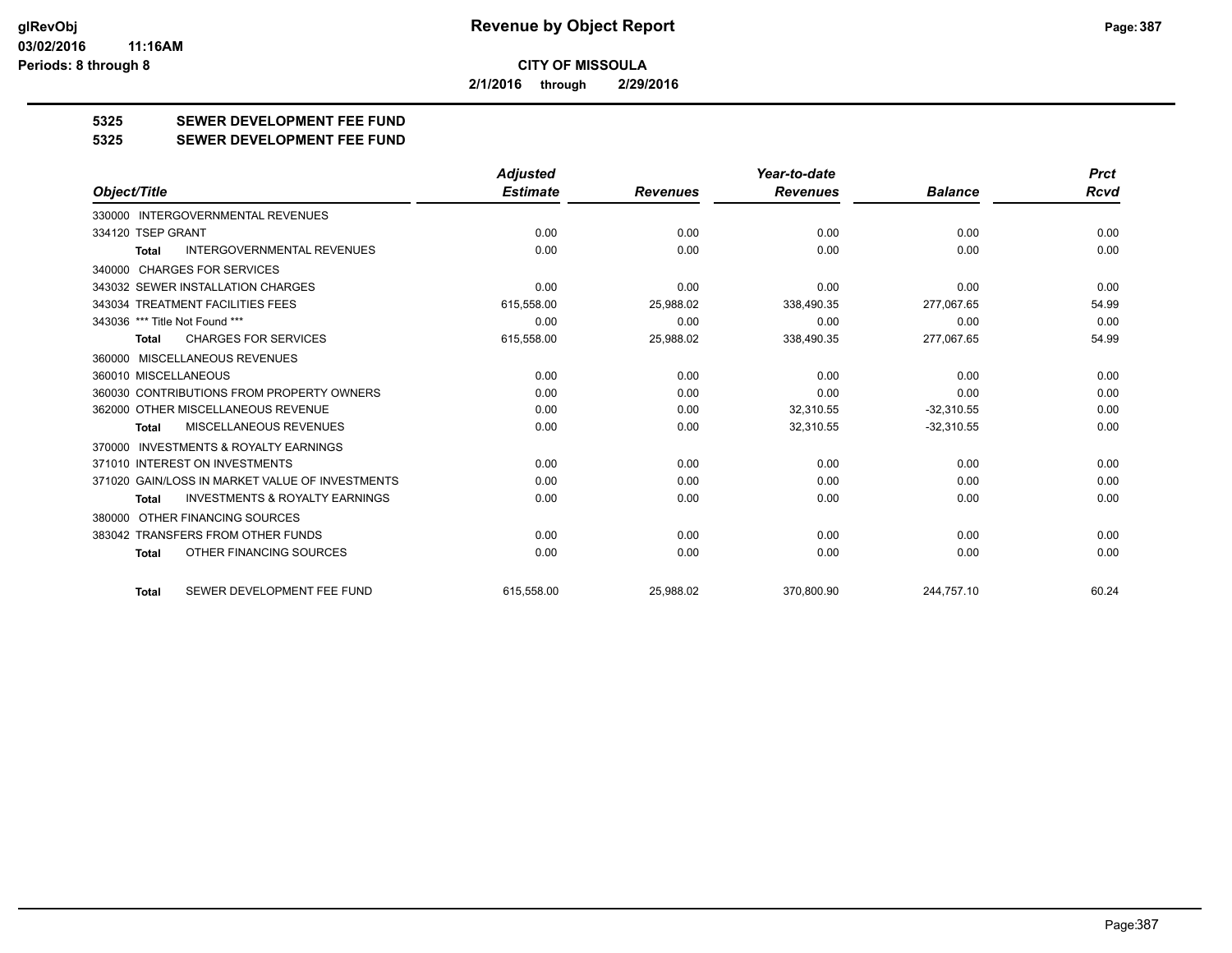**CITY OF MISSOULA**

**2/1/2016 through 2/29/2016**

**5325 SEWER DEVELOPMENT FEE FUND**

**5325 SEWER DEVELOPMENT FEE FUND**

| Object/Title | Adjusted Estimate | Revenues | Year-to-date Revenues | Balance | Prct Rcvd |
|---|---|---|---|---|---|
| 330000 INTERGOVERNMENTAL REVENUES | | | | | |
| 334120 TSEP GRANT | 0.00 | 0.00 | 0.00 | 0.00 | 0.00 |
| **Total** INTERGOVERNMENTAL REVENUES | 0.00 | 0.00 | 0.00 | 0.00 | 0.00 |
| 340000 CHARGES FOR SERVICES | | | | | |
| 343032 SEWER INSTALLATION CHARGES | 0.00 | 0.00 | 0.00 | 0.00 | 0.00 |
| 343034 TREATMENT FACILITIES FEES | 615,558.00 | 25,988.02 | 338,490.35 | 277,067.65 | 54.99 |
| 343036 *** Title Not Found *** | 0.00 | 0.00 | 0.00 | 0.00 | 0.00 |
| **Total** CHARGES FOR SERVICES | 615,558.00 | 25,988.02 | 338,490.35 | 277,067.65 | 54.99 |
| 360000 MISCELLANEOUS REVENUES | | | | | |
| 360010 MISCELLANEOUS | 0.00 | 0.00 | 0.00 | 0.00 | 0.00 |
| 360030 CONTRIBUTIONS FROM PROPERTY OWNERS | 0.00 | 0.00 | 0.00 | 0.00 | 0.00 |
| 362000 OTHER MISCELLANEOUS REVENUE | 0.00 | 0.00 | 32,310.55 | -32,310.55 | 0.00 |
| **Total** MISCELLANEOUS REVENUES | 0.00 | 0.00 | 32,310.55 | -32,310.55 | 0.00 |
| 370000 INVESTMENTS & ROYALTY EARNINGS | | | | | |
| 371010 INTEREST ON INVESTMENTS | 0.00 | 0.00 | 0.00 | 0.00 | 0.00 |
| 371020 GAIN/LOSS IN MARKET VALUE OF INVESTMENTS | 0.00 | 0.00 | 0.00 | 0.00 | 0.00 |
| **Total** INVESTMENTS & ROYALTY EARNINGS | 0.00 | 0.00 | 0.00 | 0.00 | 0.00 |
| 380000 OTHER FINANCING SOURCES | | | | | |
| 383042 TRANSFERS FROM OTHER FUNDS | 0.00 | 0.00 | 0.00 | 0.00 | 0.00 |
| **Total** OTHER FINANCING SOURCES | 0.00 | 0.00 | 0.00 | 0.00 | 0.00 |
| **Total** SEWER DEVELOPMENT FEE FUND | 615,558.00 | 25,988.02 | 370,800.90 | 244,757.10 | 60.24 |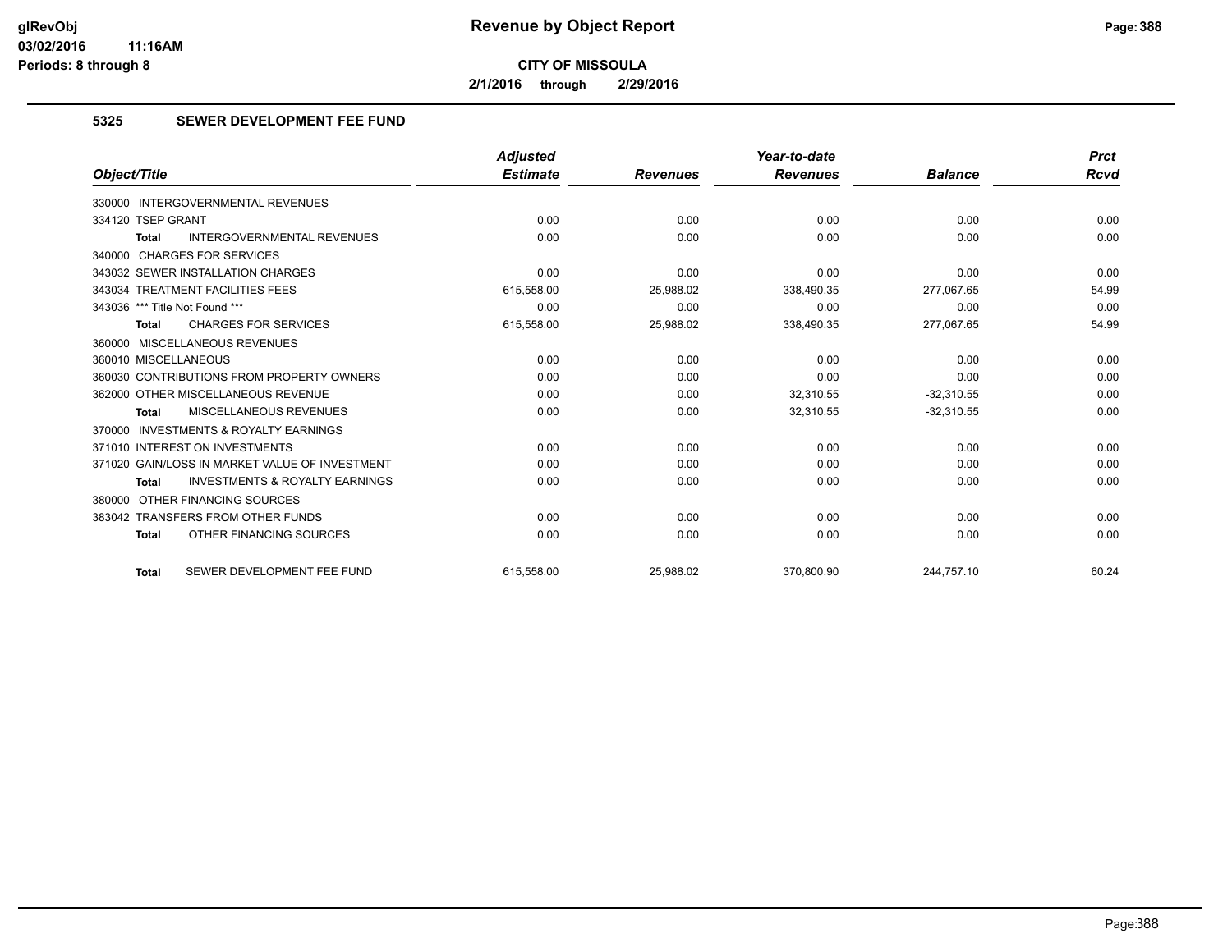# Revenue by Object Report

**CITY OF MISSOULA**

**2/1/2016 through 2/29/2016**

glRevObj
03/02/2016 11:16AM
Periods: 8 through 8

## 5325 SEWER DEVELOPMENT FEE FUND

| Object/Title | Adjusted Estimate | Revenues | Year-to-date Revenues | Balance | Prct Rcvd |
|---|---|---|---|---|---|
| 330000 INTERGOVERNMENTAL REVENUES | | | | | |
| 334120 TSEP GRANT | 0.00 | 0.00 | 0.00 | 0.00 | 0.00 |
| **Total** INTERGOVERNMENTAL REVENUES | 0.00 | 0.00 | 0.00 | 0.00 | 0.00 |
| 340000 CHARGES FOR SERVICES | | | | | |
| 343032 SEWER INSTALLATION CHARGES | 0.00 | 0.00 | 0.00 | 0.00 | 0.00 |
| 343034 TREATMENT FACILITIES FEES | 615,558.00 | 25,988.02 | 338,490.35 | 277,067.65 | 54.99 |
| 343036 *** Title Not Found *** | 0.00 | 0.00 | 0.00 | 0.00 | 0.00 |
| **Total** CHARGES FOR SERVICES | 615,558.00 | 25,988.02 | 338,490.35 | 277,067.65 | 54.99 |
| 360000 MISCELLANEOUS REVENUES | | | | | |
| 360010 MISCELLANEOUS | 0.00 | 0.00 | 0.00 | 0.00 | 0.00 |
| 360030 CONTRIBUTIONS FROM PROPERTY OWNERS | 0.00 | 0.00 | 0.00 | 0.00 | 0.00 |
| 362000 OTHER MISCELLANEOUS REVENUE | 0.00 | 0.00 | 32,310.55 | -32,310.55 | 0.00 |
| **Total** MISCELLANEOUS REVENUES | 0.00 | 0.00 | 32,310.55 | -32,310.55 | 0.00 |
| 370000 INVESTMENTS & ROYALTY EARNINGS | | | | | |
| 371010 INTEREST ON INVESTMENTS | 0.00 | 0.00 | 0.00 | 0.00 | 0.00 |
| 371020 GAIN/LOSS IN MARKET VALUE OF INVESTMENT | 0.00 | 0.00 | 0.00 | 0.00 | 0.00 |
| **Total** INVESTMENTS & ROYALTY EARNINGS | 0.00 | 0.00 | 0.00 | 0.00 | 0.00 |
| 380000 OTHER FINANCING SOURCES | | | | | |
| 383042 TRANSFERS FROM OTHER FUNDS | 0.00 | 0.00 | 0.00 | 0.00 | 0.00 |
| **Total** OTHER FINANCING SOURCES | 0.00 | 0.00 | 0.00 | 0.00 | 0.00 |
| **Total** SEWER DEVELOPMENT FEE FUND | 615,558.00 | 25,988.02 | 370,800.90 | 244,757.10 | 60.24 |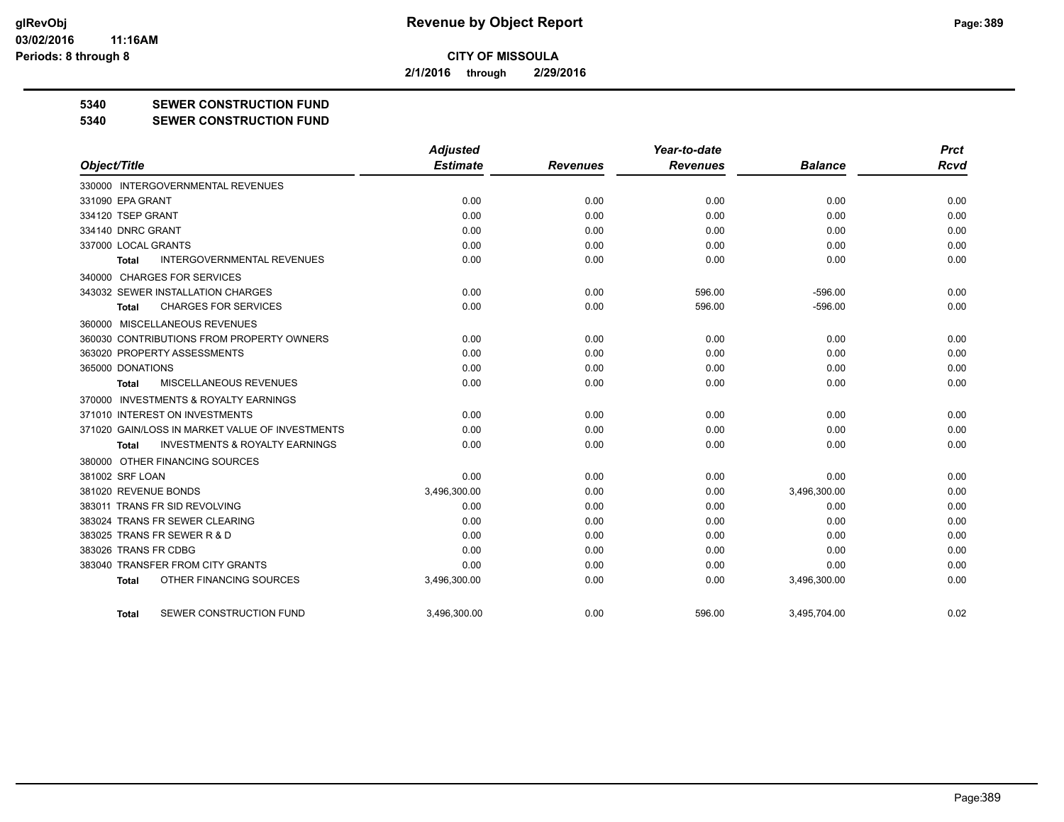# Revenue by Object Report

**CITY OF MISSOULA**

**2/1/2016 through 2/29/2016**

glRevObj
03/02/2016 11:16AM
Periods: 8 through 8

## 5340 SEWER CONSTRUCTION FUND
## 5340 SEWER CONSTRUCTION FUND

| Object/Title | Adjusted Estimate | Revenues | Year-to-date Revenues | Balance | Prct Rcvd |
|---|---|---|---|---|---|
| 330000 INTERGOVERNMENTAL REVENUES | | | | | |
| 331090 EPA GRANT | 0.00 | 0.00 | 0.00 | 0.00 | 0.00 |
| 334120 TSEP GRANT | 0.00 | 0.00 | 0.00 | 0.00 | 0.00 |
| 334140 DNRC GRANT | 0.00 | 0.00 | 0.00 | 0.00 | 0.00 |
| 337000 LOCAL GRANTS | 0.00 | 0.00 | 0.00 | 0.00 | 0.00 |
| **Total** INTERGOVERNMENTAL REVENUES | 0.00 | 0.00 | 0.00 | 0.00 | 0.00 |
| 340000 CHARGES FOR SERVICES | | | | | |
| 343032 SEWER INSTALLATION CHARGES | 0.00 | 0.00 | 596.00 | -596.00 | 0.00 |
| **Total** CHARGES FOR SERVICES | 0.00 | 0.00 | 596.00 | -596.00 | 0.00 |
| 360000 MISCELLANEOUS REVENUES | | | | | |
| 360030 CONTRIBUTIONS FROM PROPERTY OWNERS | 0.00 | 0.00 | 0.00 | 0.00 | 0.00 |
| 363020 PROPERTY ASSESSMENTS | 0.00 | 0.00 | 0.00 | 0.00 | 0.00 |
| 365000 DONATIONS | 0.00 | 0.00 | 0.00 | 0.00 | 0.00 |
| **Total** MISCELLANEOUS REVENUES | 0.00 | 0.00 | 0.00 | 0.00 | 0.00 |
| 370000 INVESTMENTS & ROYALTY EARNINGS | | | | | |
| 371010 INTEREST ON INVESTMENTS | 0.00 | 0.00 | 0.00 | 0.00 | 0.00 |
| 371020 GAIN/LOSS IN MARKET VALUE OF INVESTMENTS | 0.00 | 0.00 | 0.00 | 0.00 | 0.00 |
| **Total** INVESTMENTS & ROYALTY EARNINGS | 0.00 | 0.00 | 0.00 | 0.00 | 0.00 |
| 380000 OTHER FINANCING SOURCES | | | | | |
| 381002 SRF LOAN | 0.00 | 0.00 | 0.00 | 0.00 | 0.00 |
| 381020 REVENUE BONDS | 3,496,300.00 | 0.00 | 0.00 | 3,496,300.00 | 0.00 |
| 383011 TRANS FR SID REVOLVING | 0.00 | 0.00 | 0.00 | 0.00 | 0.00 |
| 383024 TRANS FR SEWER CLEARING | 0.00 | 0.00 | 0.00 | 0.00 | 0.00 |
| 383025 TRANS FR SEWER R & D | 0.00 | 0.00 | 0.00 | 0.00 | 0.00 |
| 383026 TRANS FR CDBG | 0.00 | 0.00 | 0.00 | 0.00 | 0.00 |
| 383040 TRANSFER FROM CITY GRANTS | 0.00 | 0.00 | 0.00 | 0.00 | 0.00 |
| **Total** OTHER FINANCING SOURCES | 3,496,300.00 | 0.00 | 0.00 | 3,496,300.00 | 0.00 |
| **Total** SEWER CONSTRUCTION FUND | 3,496,300.00 | 0.00 | 596.00 | 3,495,704.00 | 0.02 |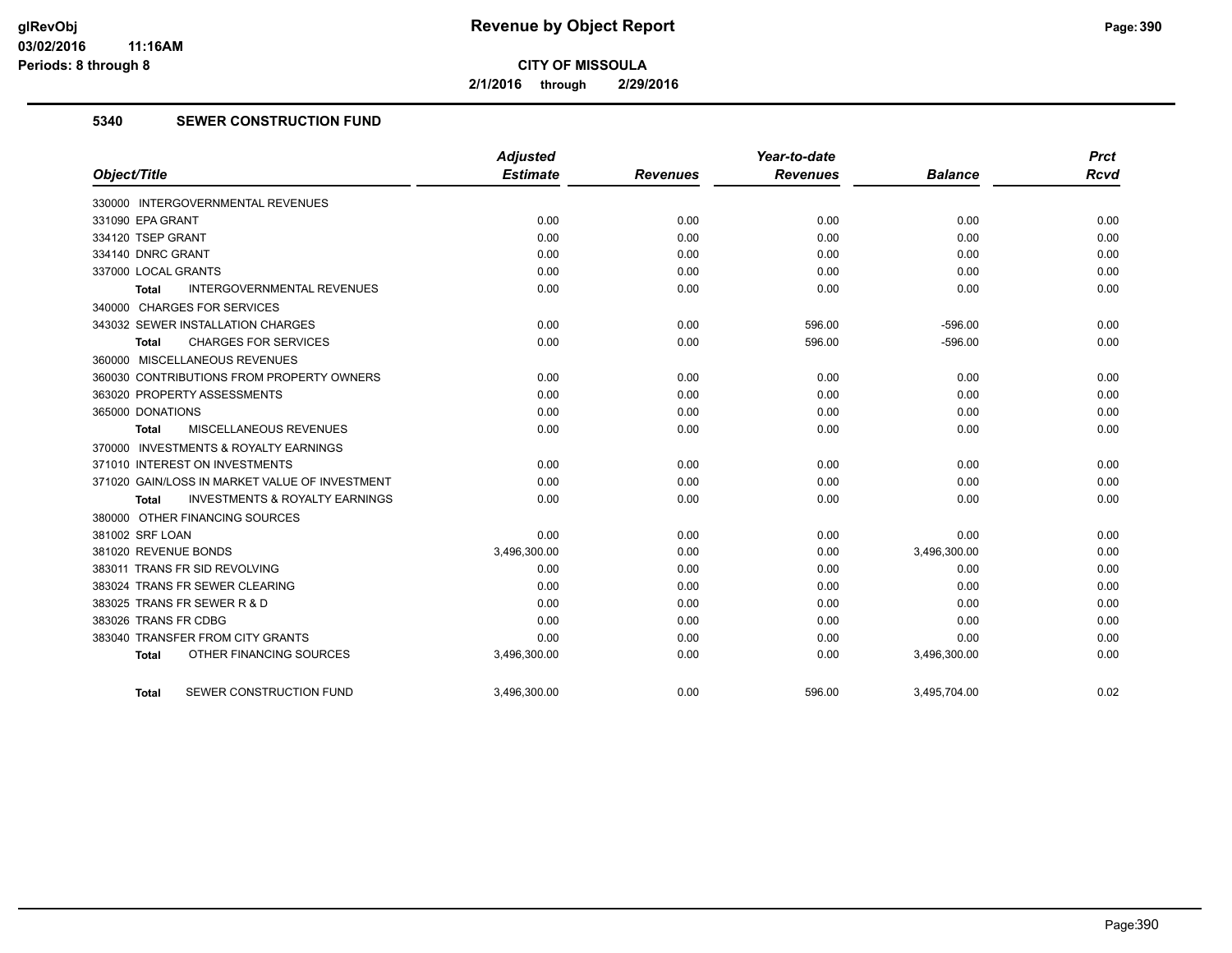# Revenue by Object Report

**CITY OF MISSOULA**

**2/1/2016 through 2/29/2016**

glRevObj
03/02/2016 11:16AM
Periods: 8 through 8

## 5340 SEWER CONSTRUCTION FUND

| Object/Title | Adjusted Estimate | Revenues | Year-to-date Revenues | Balance | Prct Rcvd |
|---|---|---|---|---|---|
| 330000 INTERGOVERNMENTAL REVENUES | | | | | |
| 331090 EPA GRANT | 0.00 | 0.00 | 0.00 | 0.00 | 0.00 |
| 334120 TSEP GRANT | 0.00 | 0.00 | 0.00 | 0.00 | 0.00 |
| 334140 DNRC GRANT | 0.00 | 0.00 | 0.00 | 0.00 | 0.00 |
| 337000 LOCAL GRANTS | 0.00 | 0.00 | 0.00 | 0.00 | 0.00 |
| **Total** INTERGOVERNMENTAL REVENUES | 0.00 | 0.00 | 0.00 | 0.00 | 0.00 |
| 340000 CHARGES FOR SERVICES | | | | | |
| 343032 SEWER INSTALLATION CHARGES | 0.00 | 0.00 | 596.00 | -596.00 | 0.00 |
| **Total** CHARGES FOR SERVICES | 0.00 | 0.00 | 596.00 | -596.00 | 0.00 |
| 360000 MISCELLANEOUS REVENUES | | | | | |
| 360030 CONTRIBUTIONS FROM PROPERTY OWNERS | 0.00 | 0.00 | 0.00 | 0.00 | 0.00 |
| 363020 PROPERTY ASSESSMENTS | 0.00 | 0.00 | 0.00 | 0.00 | 0.00 |
| 365000 DONATIONS | 0.00 | 0.00 | 0.00 | 0.00 | 0.00 |
| **Total** MISCELLANEOUS REVENUES | 0.00 | 0.00 | 0.00 | 0.00 | 0.00 |
| 370000 INVESTMENTS & ROYALTY EARNINGS | | | | | |
| 371010 INTEREST ON INVESTMENTS | 0.00 | 0.00 | 0.00 | 0.00 | 0.00 |
| 371020 GAIN/LOSS IN MARKET VALUE OF INVESTMENT | 0.00 | 0.00 | 0.00 | 0.00 | 0.00 |
| **Total** INVESTMENTS & ROYALTY EARNINGS | 0.00 | 0.00 | 0.00 | 0.00 | 0.00 |
| 380000 OTHER FINANCING SOURCES | | | | | |
| 381002 SRF LOAN | 0.00 | 0.00 | 0.00 | 0.00 | 0.00 |
| 381020 REVENUE BONDS | 3,496,300.00 | 0.00 | 0.00 | 3,496,300.00 | 0.00 |
| 383011 TRANS FR SID REVOLVING | 0.00 | 0.00 | 0.00 | 0.00 | 0.00 |
| 383024 TRANS FR SEWER CLEARING | 0.00 | 0.00 | 0.00 | 0.00 | 0.00 |
| 383025 TRANS FR SEWER R & D | 0.00 | 0.00 | 0.00 | 0.00 | 0.00 |
| 383026 TRANS FR CDBG | 0.00 | 0.00 | 0.00 | 0.00 | 0.00 |
| 383040 TRANSFER FROM CITY GRANTS | 0.00 | 0.00 | 0.00 | 0.00 | 0.00 |
| **Total** OTHER FINANCING SOURCES | 3,496,300.00 | 0.00 | 0.00 | 3,496,300.00 | 0.00 |
| **Total** SEWER CONSTRUCTION FUND | 3,496,300.00 | 0.00 | 596.00 | 3,495,704.00 | 0.02 |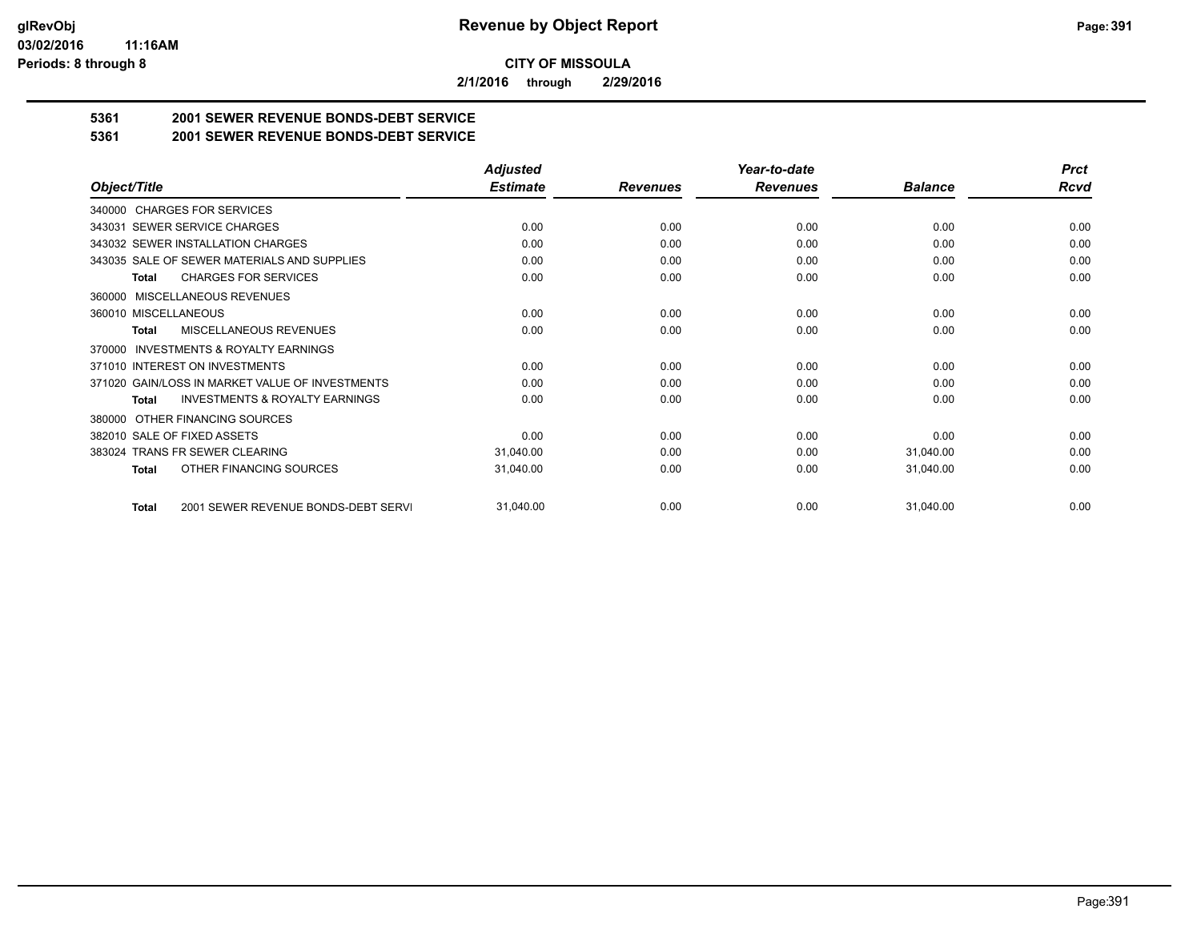**CITY OF MISSOULA**

**2/1/2016 through 2/29/2016**

## 5361 2001 SEWER REVENUE BONDS-DEBT SERVICE

## 5361 2001 SEWER REVENUE BONDS-DEBT SERVICE

| Object/Title | Adjusted Estimate | Revenues | Year-to-date Revenues | Balance | Prct Rcvd |
|---|---|---|---|---|---|
| 340000 CHARGES FOR SERVICES | | | | | |
| 343031 SEWER SERVICE CHARGES | 0.00 | 0.00 | 0.00 | 0.00 | 0.00 |
| 343032 SEWER INSTALLATION CHARGES | 0.00 | 0.00 | 0.00 | 0.00 | 0.00 |
| 343035 SALE OF SEWER MATERIALS AND SUPPLIES | 0.00 | 0.00 | 0.00 | 0.00 | 0.00 |
| **Total** CHARGES FOR SERVICES | 0.00 | 0.00 | 0.00 | 0.00 | 0.00 |
| 360000 MISCELLANEOUS REVENUES | | | | | |
| 360010 MISCELLANEOUS | 0.00 | 0.00 | 0.00 | 0.00 | 0.00 |
| **Total** MISCELLANEOUS REVENUES | 0.00 | 0.00 | 0.00 | 0.00 | 0.00 |
| 370000 INVESTMENTS & ROYALTY EARNINGS | | | | | |
| 371010 INTEREST ON INVESTMENTS | 0.00 | 0.00 | 0.00 | 0.00 | 0.00 |
| 371020 GAIN/LOSS IN MARKET VALUE OF INVESTMENTS | 0.00 | 0.00 | 0.00 | 0.00 | 0.00 |
| **Total** INVESTMENTS & ROYALTY EARNINGS | 0.00 | 0.00 | 0.00 | 0.00 | 0.00 |
| 380000 OTHER FINANCING SOURCES | | | | | |
| 382010 SALE OF FIXED ASSETS | 0.00 | 0.00 | 0.00 | 0.00 | 0.00 |
| 383024 TRANS FR SEWER CLEARING | 31,040.00 | 0.00 | 0.00 | 31,040.00 | 0.00 |
| **Total** OTHER FINANCING SOURCES | 31,040.00 | 0.00 | 0.00 | 31,040.00 | 0.00 |
| **Total** 2001 SEWER REVENUE BONDS-DEBT SERVI | 31,040.00 | 0.00 | 0.00 | 31,040.00 | 0.00 |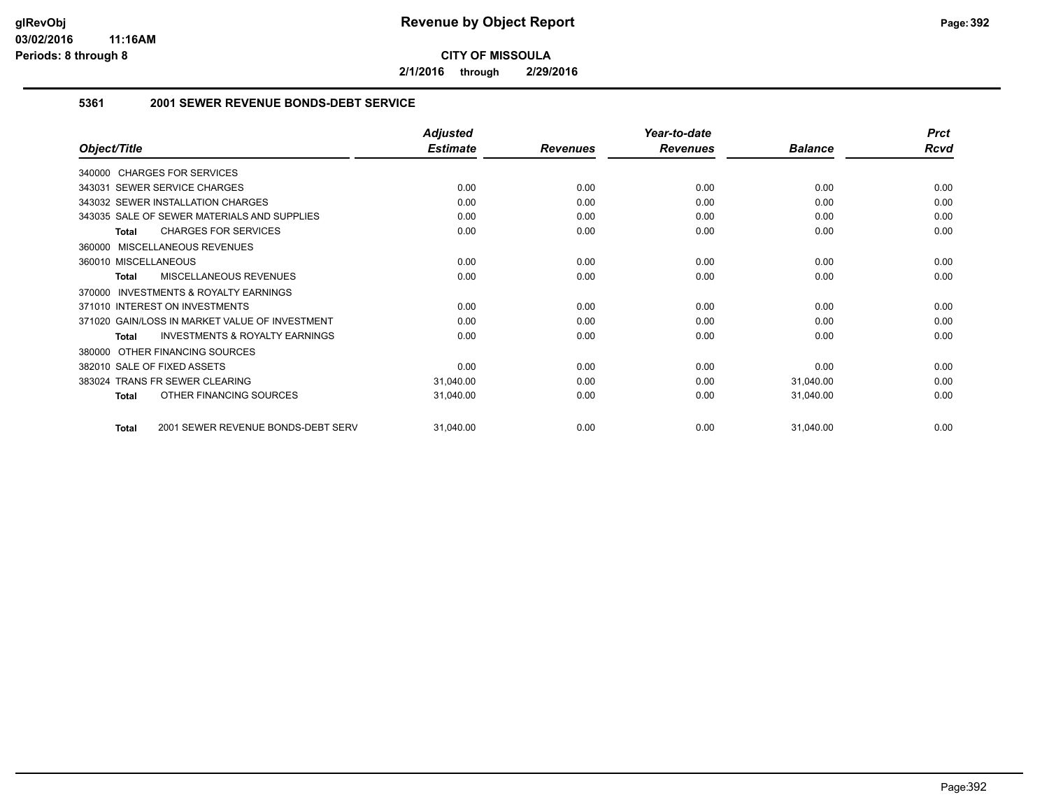# Revenue by Object Report

**CITY OF MISSOULA**

**2/1/2016 through 2/29/2016**

### 5361 2001 SEWER REVENUE BONDS-DEBT SERVICE

| Object/Title | Adjusted Estimate | Revenues | Year-to-date Revenues | Balance | Prct Rcvd |
|---|---|---|---|---|---|
| 340000 CHARGES FOR SERVICES | | | | | |
| 343031 SEWER SERVICE CHARGES | 0.00 | 0.00 | 0.00 | 0.00 | 0.00 |
| 343032 SEWER INSTALLATION CHARGES | 0.00 | 0.00 | 0.00 | 0.00 | 0.00 |
| 343035 SALE OF SEWER MATERIALS AND SUPPLIES | 0.00 | 0.00 | 0.00 | 0.00 | 0.00 |
| **Total** CHARGES FOR SERVICES | 0.00 | 0.00 | 0.00 | 0.00 | 0.00 |
| 360000 MISCELLANEOUS REVENUES | | | | | |
| 360010 MISCELLANEOUS | 0.00 | 0.00 | 0.00 | 0.00 | 0.00 |
| **Total** MISCELLANEOUS REVENUES | 0.00 | 0.00 | 0.00 | 0.00 | 0.00 |
| 370000 INVESTMENTS & ROYALTY EARNINGS | | | | | |
| 371010 INTEREST ON INVESTMENTS | 0.00 | 0.00 | 0.00 | 0.00 | 0.00 |
| 371020 GAIN/LOSS IN MARKET VALUE OF INVESTMENT | 0.00 | 0.00 | 0.00 | 0.00 | 0.00 |
| **Total** INVESTMENTS & ROYALTY EARNINGS | 0.00 | 0.00 | 0.00 | 0.00 | 0.00 |
| 380000 OTHER FINANCING SOURCES | | | | | |
| 382010 SALE OF FIXED ASSETS | 0.00 | 0.00 | 0.00 | 0.00 | 0.00 |
| 383024 TRANS FR SEWER CLEARING | 31,040.00 | 0.00 | 0.00 | 31,040.00 | 0.00 |
| **Total** OTHER FINANCING SOURCES | 31,040.00 | 0.00 | 0.00 | 31,040.00 | 0.00 |
| **Total** 2001 SEWER REVENUE BONDS-DEBT SERV | 31,040.00 | 0.00 | 0.00 | 31,040.00 | 0.00 |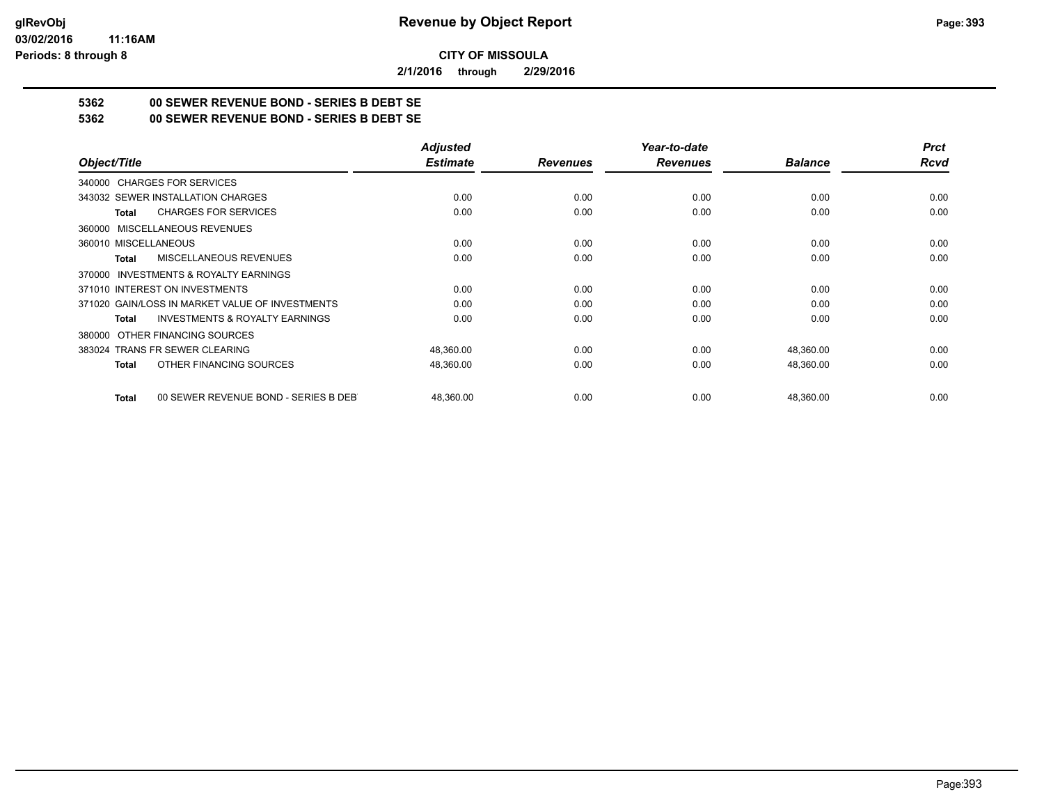**CITY OF MISSOULA**

**2/1/2016 through 2/29/2016**

## 5362 00 SEWER REVENUE BOND - SERIES B DEBT SE

## 5362 00 SEWER REVENUE BOND - SERIES B DEBT SE

| Object/Title | Adjusted Estimate | Revenues | Year-to-date Revenues | Balance | Prct Rcvd |
|---|---|---|---|---|---|
| 340000 CHARGES FOR SERVICES | | | | | |
| 343032 SEWER INSTALLATION CHARGES | 0.00 | 0.00 | 0.00 | 0.00 | 0.00 |
| **Total** CHARGES FOR SERVICES | 0.00 | 0.00 | 0.00 | 0.00 | 0.00 |
| 360000 MISCELLANEOUS REVENUES | | | | | |
| 360010 MISCELLANEOUS | 0.00 | 0.00 | 0.00 | 0.00 | 0.00 |
| **Total** MISCELLANEOUS REVENUES | 0.00 | 0.00 | 0.00 | 0.00 | 0.00 |
| 370000 INVESTMENTS & ROYALTY EARNINGS | | | | | |
| 371010 INTEREST ON INVESTMENTS | 0.00 | 0.00 | 0.00 | 0.00 | 0.00 |
| 371020 GAIN/LOSS IN MARKET VALUE OF INVESTMENTS | 0.00 | 0.00 | 0.00 | 0.00 | 0.00 |
| **Total** INVESTMENTS & ROYALTY EARNINGS | 0.00 | 0.00 | 0.00 | 0.00 | 0.00 |
| 380000 OTHER FINANCING SOURCES | | | | | |
| 383024 TRANS FR SEWER CLEARING | 48,360.00 | 0.00 | 0.00 | 48,360.00 | 0.00 |
| **Total** OTHER FINANCING SOURCES | 48,360.00 | 0.00 | 0.00 | 48,360.00 | 0.00 |
| **Total** 00 SEWER REVENUE BOND - SERIES B DEBT | 48,360.00 | 0.00 | 0.00 | 48,360.00 | 0.00 |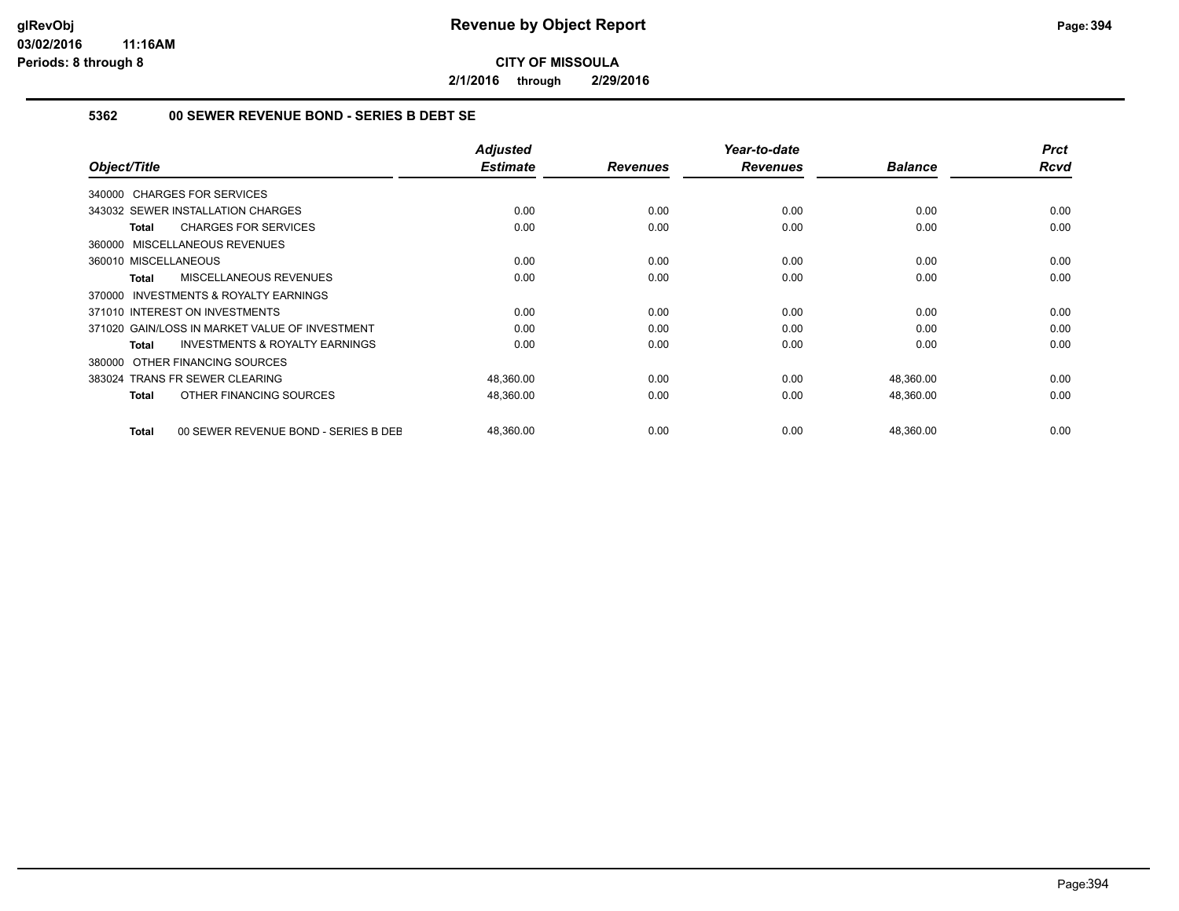# Revenue by Object Report

**CITY OF MISSOULA**

**2/1/2016 through 2/29/2016**

glRevObj
03/02/2016 11:16AM
Periods: 8 through 8

### 5362 00 SEWER REVENUE BOND - SERIES B DEBT SE

| Object/Title | Adjusted Estimate | Revenues | Year-to-date Revenues | Balance | Prct Rcvd |
|---|---|---|---|---|---|
| 340000 CHARGES FOR SERVICES | | | | | |
| 343032 SEWER INSTALLATION CHARGES | 0.00 | 0.00 | 0.00 | 0.00 | 0.00 |
| **Total** CHARGES FOR SERVICES | 0.00 | 0.00 | 0.00 | 0.00 | 0.00 |
| 360000 MISCELLANEOUS REVENUES | | | | | |
| 360010 MISCELLANEOUS | 0.00 | 0.00 | 0.00 | 0.00 | 0.00 |
| **Total** MISCELLANEOUS REVENUES | 0.00 | 0.00 | 0.00 | 0.00 | 0.00 |
| 370000 INVESTMENTS & ROYALTY EARNINGS | | | | | |
| 371010 INTEREST ON INVESTMENTS | 0.00 | 0.00 | 0.00 | 0.00 | 0.00 |
| 371020 GAIN/LOSS IN MARKET VALUE OF INVESTMENT | 0.00 | 0.00 | 0.00 | 0.00 | 0.00 |
| **Total** INVESTMENTS & ROYALTY EARNINGS | 0.00 | 0.00 | 0.00 | 0.00 | 0.00 |
| 380000 OTHER FINANCING SOURCES | | | | | |
| 383024 TRANS FR SEWER CLEARING | 48,360.00 | 0.00 | 0.00 | 48,360.00 | 0.00 |
| **Total** OTHER FINANCING SOURCES | 48,360.00 | 0.00 | 0.00 | 48,360.00 | 0.00 |
| **Total** 00 SEWER REVENUE BOND - SERIES B DEB | 48,360.00 | 0.00 | 0.00 | 48,360.00 | 0.00 |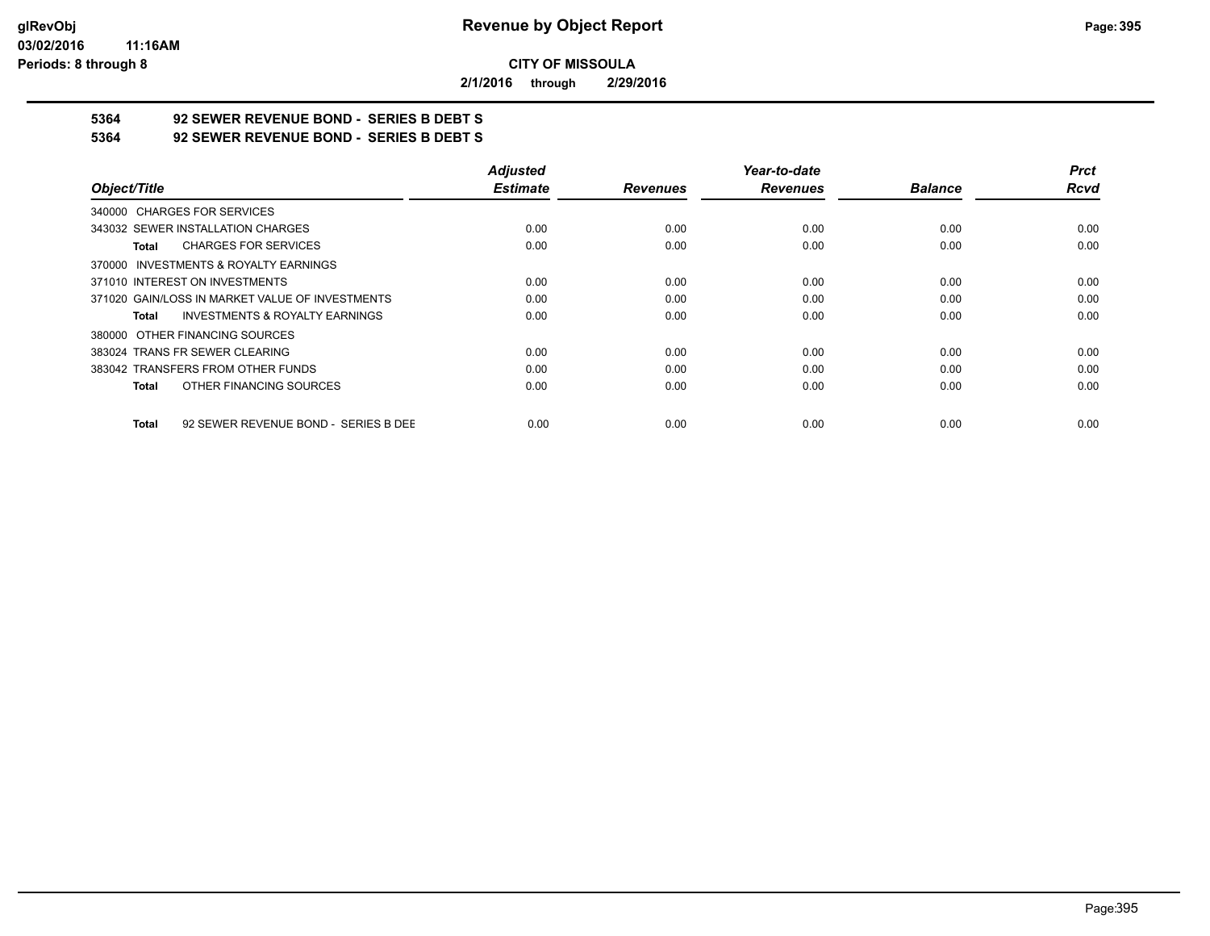**CITY OF MISSOULA**

**2/1/2016 through 2/29/2016**

## 5364 92 SEWER REVENUE BOND - SERIES B DEBT S

## 5364 92 SEWER REVENUE BOND - SERIES B DEBT S

| Object/Title | Adjusted Estimate | Revenues | Year-to-date Revenues | Balance | Prct Rcvd |
|---|---|---|---|---|---|
| 340000 CHARGES FOR SERVICES | | | | | |
| 343032 SEWER INSTALLATION CHARGES | 0.00 | 0.00 | 0.00 | 0.00 | 0.00 |
| **Total** CHARGES FOR SERVICES | 0.00 | 0.00 | 0.00 | 0.00 | 0.00 |
| 370000 INVESTMENTS & ROYALTY EARNINGS | | | | | |
| 371010 INTEREST ON INVESTMENTS | 0.00 | 0.00 | 0.00 | 0.00 | 0.00 |
| 371020 GAIN/LOSS IN MARKET VALUE OF INVESTMENTS | 0.00 | 0.00 | 0.00 | 0.00 | 0.00 |
| **Total** INVESTMENTS & ROYALTY EARNINGS | 0.00 | 0.00 | 0.00 | 0.00 | 0.00 |
| 380000 OTHER FINANCING SOURCES | | | | | |
| 383024 TRANS FR SEWER CLEARING | 0.00 | 0.00 | 0.00 | 0.00 | 0.00 |
| 383042 TRANSFERS FROM OTHER FUNDS | 0.00 | 0.00 | 0.00 | 0.00 | 0.00 |
| **Total** OTHER FINANCING SOURCES | 0.00 | 0.00 | 0.00 | 0.00 | 0.00 |
| **Total** 92 SEWER REVENUE BOND - SERIES B DEE | 0.00 | 0.00 | 0.00 | 0.00 | 0.00 |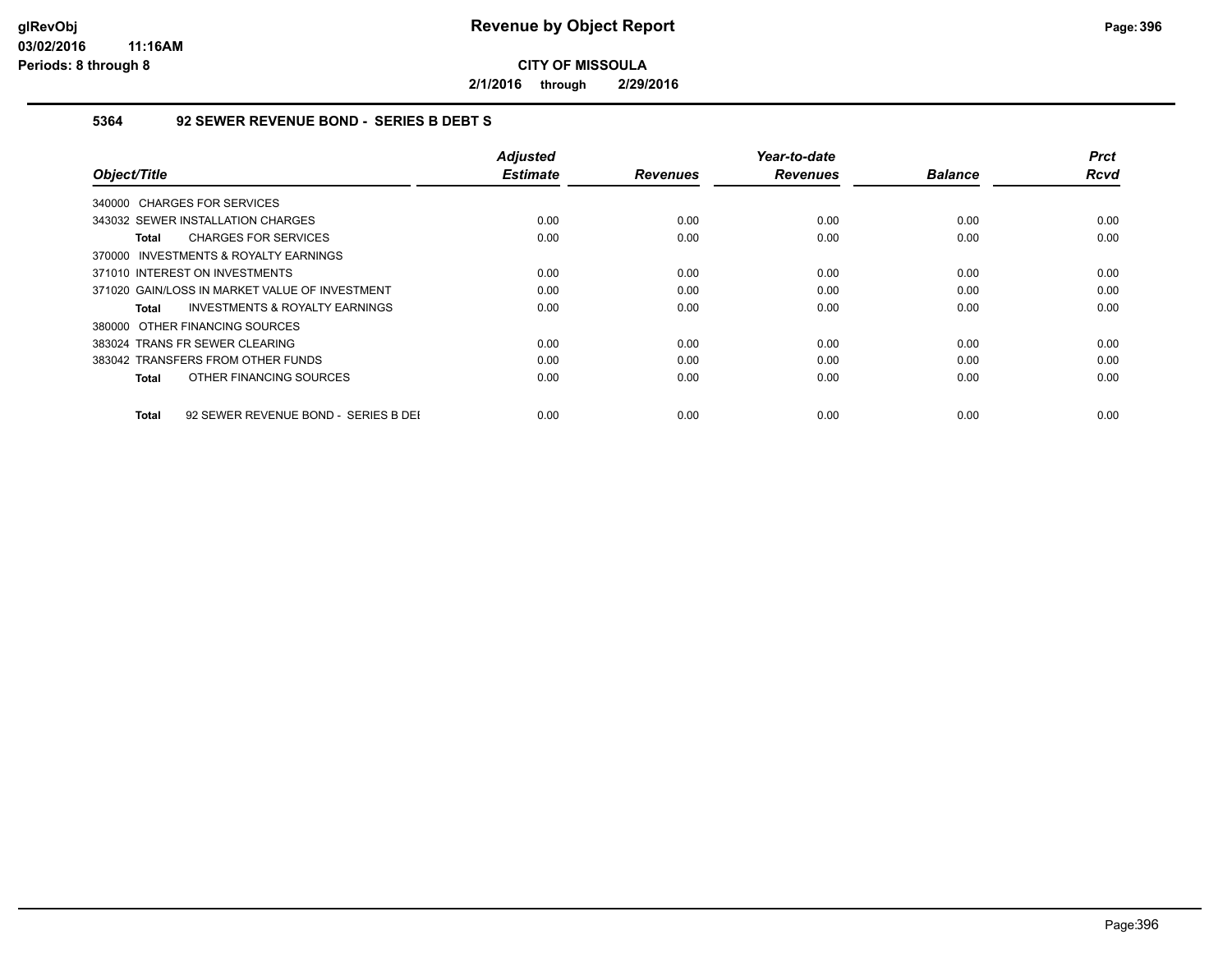# Revenue by Object Report

**CITY OF MISSOULA**

**2/1/2016 through 2/29/2016**

glRevObj
03/02/2016 11:16AM
Periods: 8 through 8

### 5364 92 SEWER REVENUE BOND - SERIES B DEBT S

| Object/Title | Adjusted Estimate | Revenues | Year-to-date Revenues | Balance | Prct Rcvd |
|---|---|---|---|---|---|
| 340000 CHARGES FOR SERVICES | | | | | |
| 343032 SEWER INSTALLATION CHARGES | 0.00 | 0.00 | 0.00 | 0.00 | 0.00 |
| **Total** CHARGES FOR SERVICES | 0.00 | 0.00 | 0.00 | 0.00 | 0.00 |
| 370000 INVESTMENTS & ROYALTY EARNINGS | | | | | |
| 371010 INTEREST ON INVESTMENTS | 0.00 | 0.00 | 0.00 | 0.00 | 0.00 |
| 371020 GAIN/LOSS IN MARKET VALUE OF INVESTMENT | 0.00 | 0.00 | 0.00 | 0.00 | 0.00 |
| **Total** INVESTMENTS & ROYALTY EARNINGS | 0.00 | 0.00 | 0.00 | 0.00 | 0.00 |
| 380000 OTHER FINANCING SOURCES | | | | | |
| 383024 TRANS FR SEWER CLEARING | 0.00 | 0.00 | 0.00 | 0.00 | 0.00 |
| 383042 TRANSFERS FROM OTHER FUNDS | 0.00 | 0.00 | 0.00 | 0.00 | 0.00 |
| **Total** OTHER FINANCING SOURCES | 0.00 | 0.00 | 0.00 | 0.00 | 0.00 |
| **Total** 92 SEWER REVENUE BOND - SERIES B DEI | 0.00 | 0.00 | 0.00 | 0.00 | 0.00 |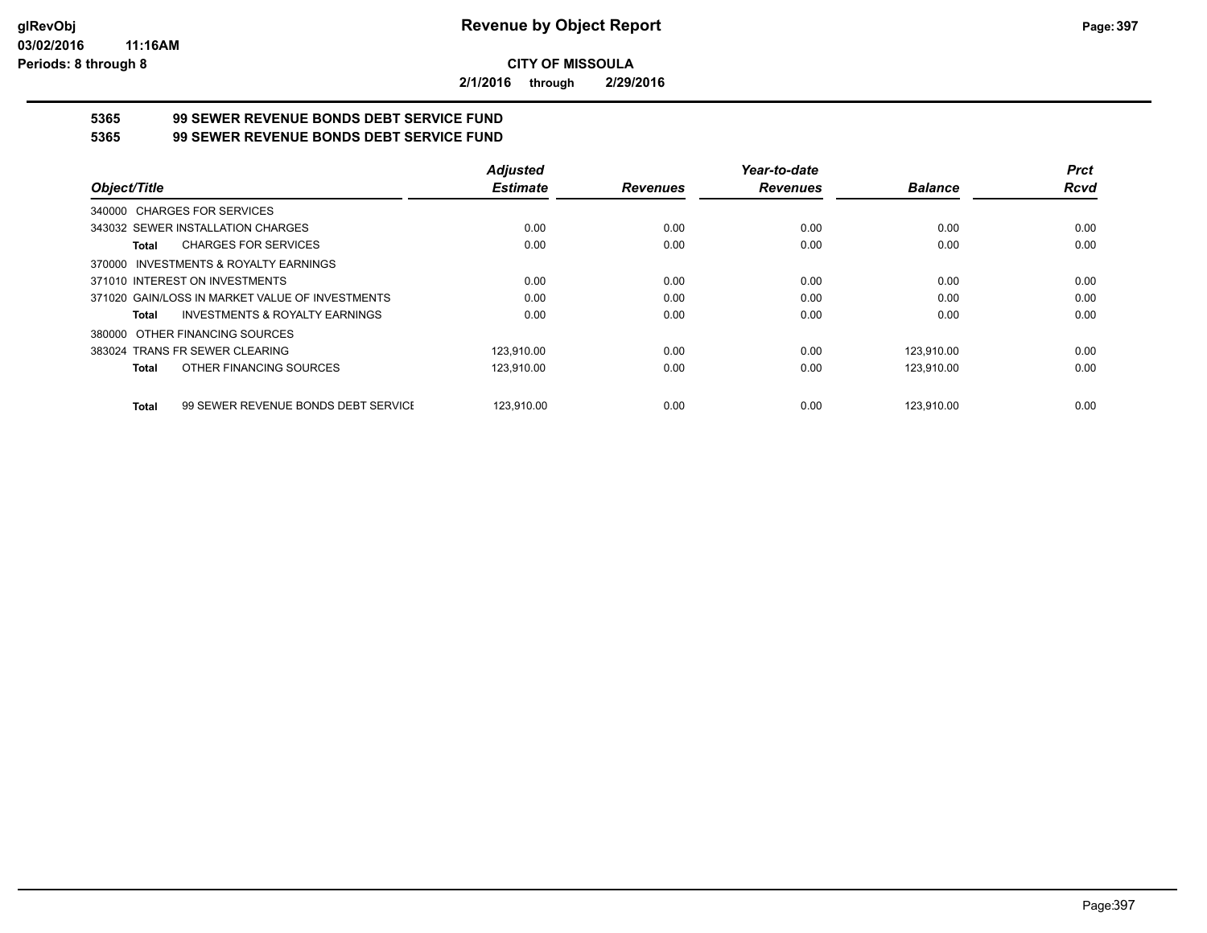# Revenue by Object Report

**CITY OF MISSOULA**

**2/1/2016 through 2/29/2016**

glRevObj
03/02/2016 11:16AM
Periods: 8 through 8

## 5365 99 SEWER REVENUE BONDS DEBT SERVICE FUND
## 5365 99 SEWER REVENUE BONDS DEBT SERVICE FUND

| Object/Title | Adjusted Estimate | Revenues | Year-to-date Revenues | Balance | Prct Rcvd |
|---|---|---|---|---|---|
| 340000 CHARGES FOR SERVICES | | | | | |
| 343032 SEWER INSTALLATION CHARGES | 0.00 | 0.00 | 0.00 | 0.00 | 0.00 |
| **Total** CHARGES FOR SERVICES | 0.00 | 0.00 | 0.00 | 0.00 | 0.00 |
| 370000 INVESTMENTS & ROYALTY EARNINGS | | | | | |
| 371010 INTEREST ON INVESTMENTS | 0.00 | 0.00 | 0.00 | 0.00 | 0.00 |
| 371020 GAIN/LOSS IN MARKET VALUE OF INVESTMENTS | 0.00 | 0.00 | 0.00 | 0.00 | 0.00 |
| **Total** INVESTMENTS & ROYALTY EARNINGS | 0.00 | 0.00 | 0.00 | 0.00 | 0.00 |
| 380000 OTHER FINANCING SOURCES | | | | | |
| 383024 TRANS FR SEWER CLEARING | 123,910.00 | 0.00 | 0.00 | 123,910.00 | 0.00 |
| **Total** OTHER FINANCING SOURCES | 123,910.00 | 0.00 | 0.00 | 123,910.00 | 0.00 |
| **Total** 99 SEWER REVENUE BONDS DEBT SERVICE | 123,910.00 | 0.00 | 0.00 | 123,910.00 | 0.00 |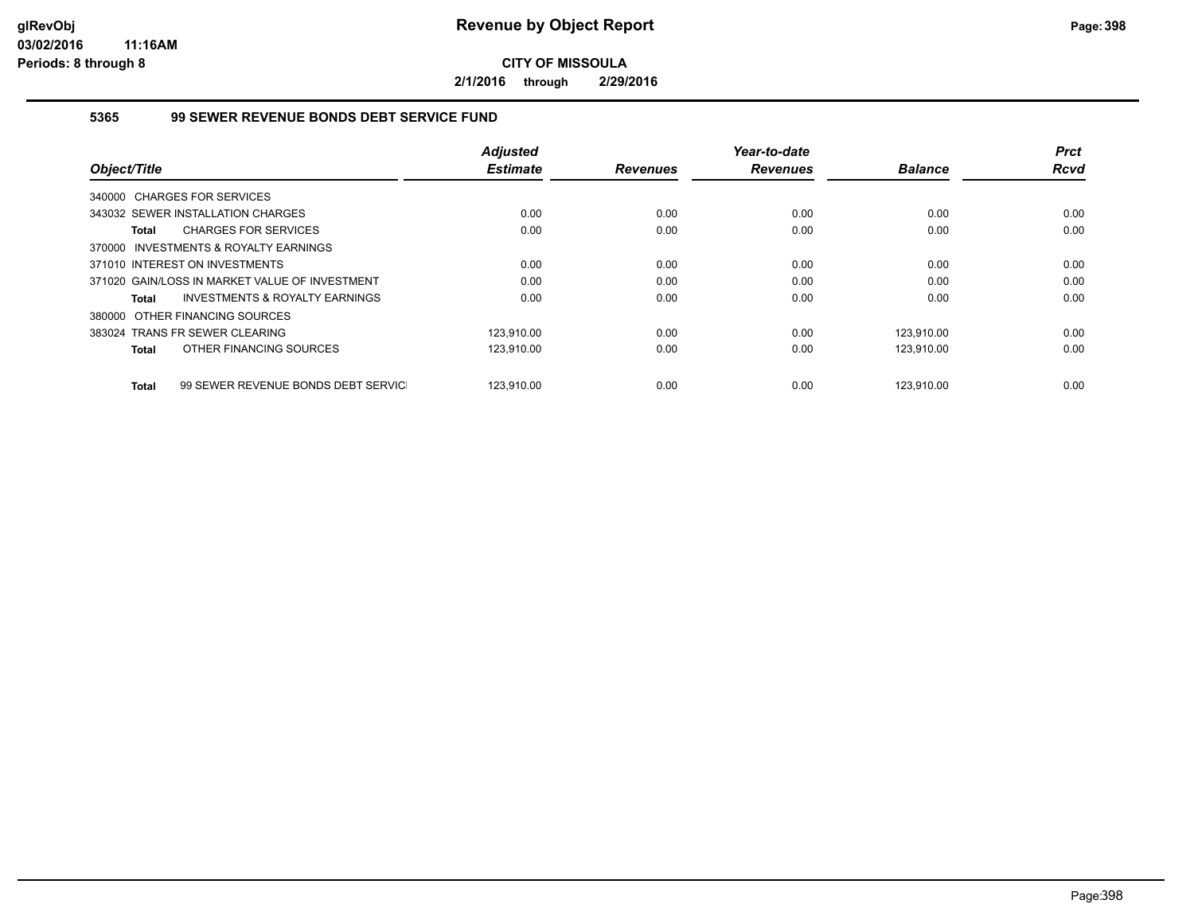# Revenue by Object Report

**CITY OF MISSOULA**

**2/1/2016 through 2/29/2016**

### 5365 99 SEWER REVENUE BONDS DEBT SERVICE FUND

| Object/Title | Adjusted Estimate | Revenues | Year-to-date Revenues | Balance | Prct Rcvd |
|---|---|---|---|---|---|
| 340000 CHARGES FOR SERVICES | | | | | |
| 343032 SEWER INSTALLATION CHARGES | 0.00 | 0.00 | 0.00 | 0.00 | 0.00 |
| **Total** CHARGES FOR SERVICES | 0.00 | 0.00 | 0.00 | 0.00 | 0.00 |
| 370000 INVESTMENTS & ROYALTY EARNINGS | | | | | |
| 371010 INTEREST ON INVESTMENTS | 0.00 | 0.00 | 0.00 | 0.00 | 0.00 |
| 371020 GAIN/LOSS IN MARKET VALUE OF INVESTMENT | 0.00 | 0.00 | 0.00 | 0.00 | 0.00 |
| **Total** INVESTMENTS & ROYALTY EARNINGS | 0.00 | 0.00 | 0.00 | 0.00 | 0.00 |
| 380000 OTHER FINANCING SOURCES | | | | | |
| 383024 TRANS FR SEWER CLEARING | 123,910.00 | 0.00 | 0.00 | 123,910.00 | 0.00 |
| **Total** OTHER FINANCING SOURCES | 123,910.00 | 0.00 | 0.00 | 123,910.00 | 0.00 |
| **Total** 99 SEWER REVENUE BONDS DEBT SERVICI | 123,910.00 | 0.00 | 0.00 | 123,910.00 | 0.00 |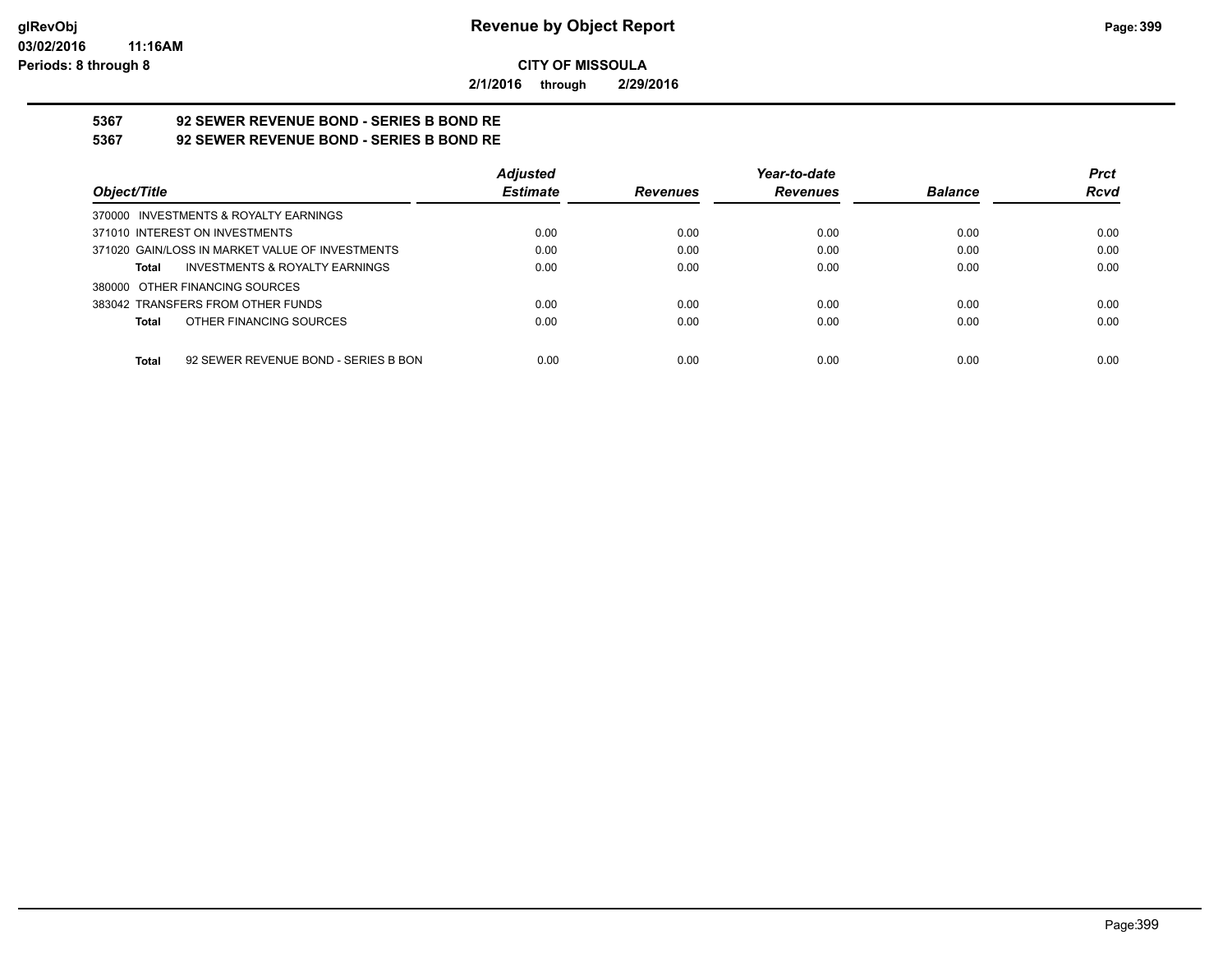**CITY OF MISSOULA**

**2/1/2016 through 2/29/2016**

## 5367 92 SEWER REVENUE BOND - SERIES B BOND RE

## 5367 92 SEWER REVENUE BOND - SERIES B BOND RE

| Object/Title | Adjusted Estimate | Revenues | Year-to-date Revenues | Balance | Prct Rcvd |
|---|---|---|---|---|---|
| 370000 INVESTMENTS & ROYALTY EARNINGS | | | | | |
| 371010 INTEREST ON INVESTMENTS | 0.00 | 0.00 | 0.00 | 0.00 | 0.00 |
| 371020 GAIN/LOSS IN MARKET VALUE OF INVESTMENTS | 0.00 | 0.00 | 0.00 | 0.00 | 0.00 |
| **Total** INVESTMENTS & ROYALTY EARNINGS | 0.00 | 0.00 | 0.00 | 0.00 | 0.00 |
| 380000 OTHER FINANCING SOURCES | | | | | |
| 383042 TRANSFERS FROM OTHER FUNDS | 0.00 | 0.00 | 0.00 | 0.00 | 0.00 |
| **Total** OTHER FINANCING SOURCES | 0.00 | 0.00 | 0.00 | 0.00 | 0.00 |
| **Total** 92 SEWER REVENUE BOND - SERIES B BON | 0.00 | 0.00 | 0.00 | 0.00 | 0.00 |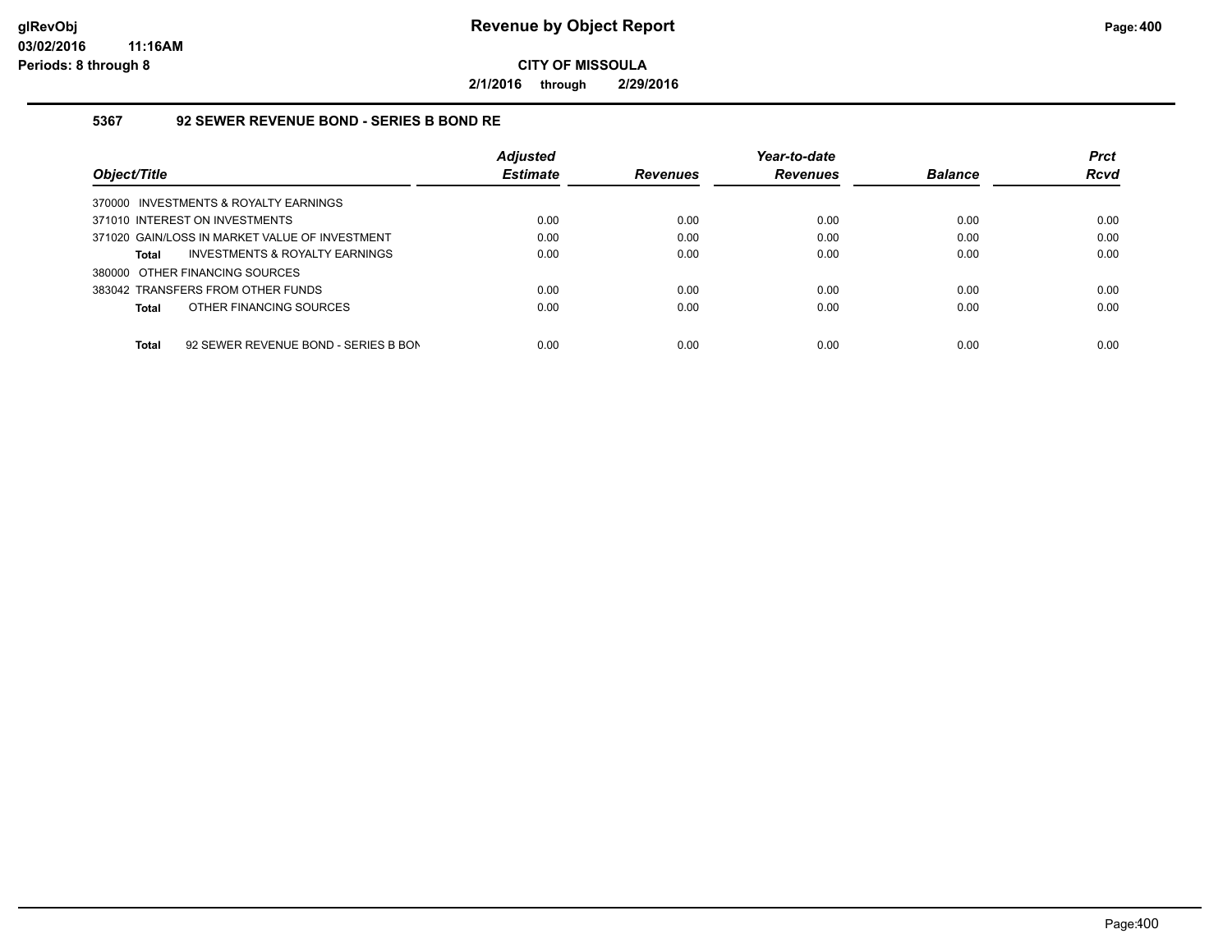**CITY OF MISSOULA**

**2/1/2016 through 2/29/2016**

### 5367 92 SEWER REVENUE BOND - SERIES B BOND RE

| Object/Title | Adjusted Estimate | Revenues | Year-to-date Revenues | Balance | Prct Rcvd |
|---|---|---|---|---|---|
| 370000 INVESTMENTS & ROYALTY EARNINGS | | | | | |
| 371010 INTEREST ON INVESTMENTS | 0.00 | 0.00 | 0.00 | 0.00 | 0.00 |
| 371020 GAIN/LOSS IN MARKET VALUE OF INVESTMENT | 0.00 | 0.00 | 0.00 | 0.00 | 0.00 |
| **Total** INVESTMENTS & ROYALTY EARNINGS | 0.00 | 0.00 | 0.00 | 0.00 | 0.00 |
| 380000 OTHER FINANCING SOURCES | | | | | |
| 383042 TRANSFERS FROM OTHER FUNDS | 0.00 | 0.00 | 0.00 | 0.00 | 0.00 |
| **Total** OTHER FINANCING SOURCES | 0.00 | 0.00 | 0.00 | 0.00 | 0.00 |
| **Total** 92 SEWER REVENUE BOND - SERIES B BON | 0.00 | 0.00 | 0.00 | 0.00 | 0.00 |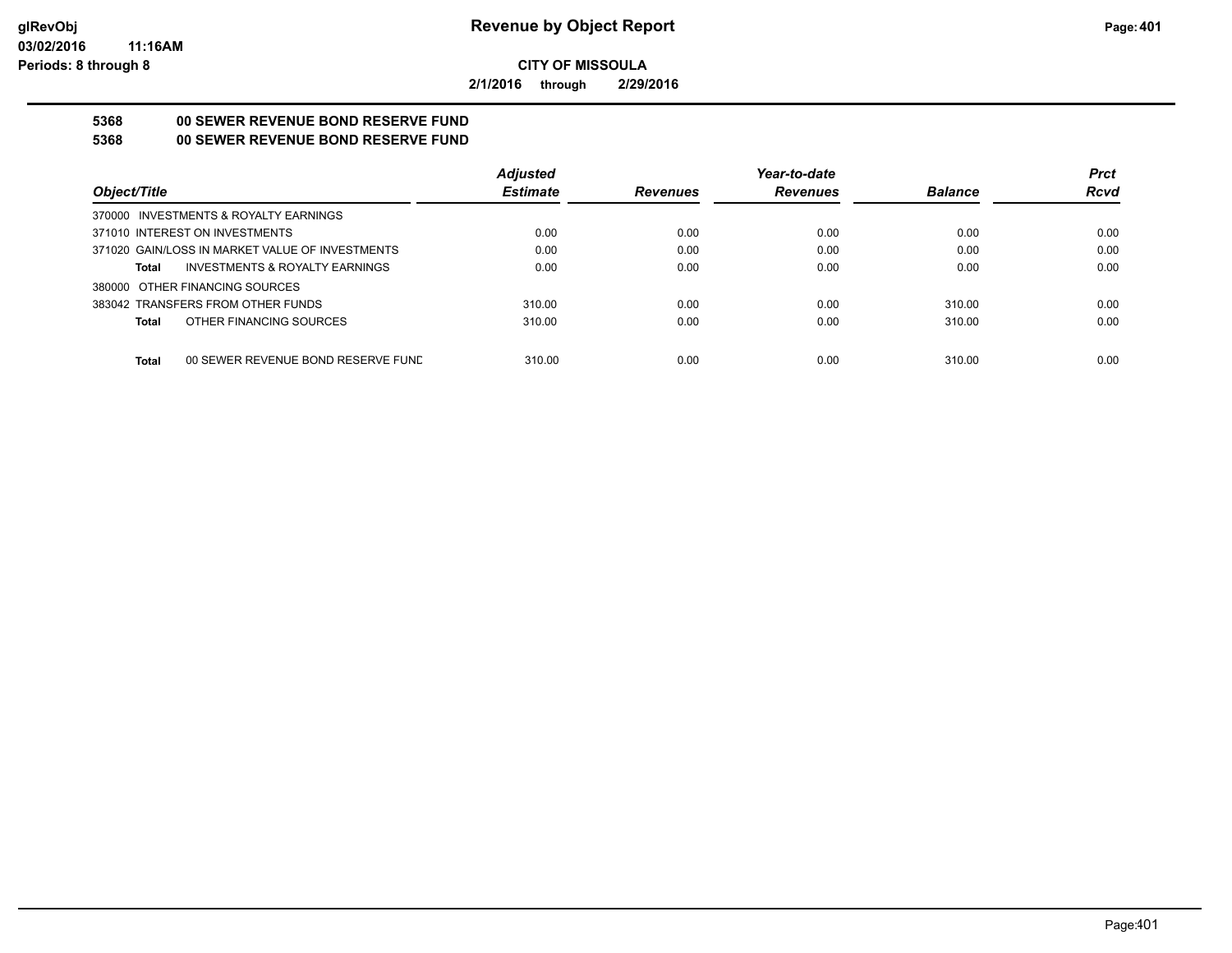**CITY OF MISSOULA**

**2/1/2016 through 2/29/2016**

**5368 00 SEWER REVENUE BOND RESERVE FUND**

**5368 00 SEWER REVENUE BOND RESERVE FUND**

| Object/Title | Adjusted Estimate | Revenues | Year-to-date Revenues | Balance | Prct Rcvd |
|---|---|---|---|---|---|
| 370000 INVESTMENTS & ROYALTY EARNINGS | | | | | |
| 371010 INTEREST ON INVESTMENTS | 0.00 | 0.00 | 0.00 | 0.00 | 0.00 |
| 371020 GAIN/LOSS IN MARKET VALUE OF INVESTMENTS | 0.00 | 0.00 | 0.00 | 0.00 | 0.00 |
| **Total** INVESTMENTS & ROYALTY EARNINGS | 0.00 | 0.00 | 0.00 | 0.00 | 0.00 |
| 380000 OTHER FINANCING SOURCES | | | | | |
| 383042 TRANSFERS FROM OTHER FUNDS | 310.00 | 0.00 | 0.00 | 310.00 | 0.00 |
| **Total** OTHER FINANCING SOURCES | 310.00 | 0.00 | 0.00 | 310.00 | 0.00 |
| **Total** 00 SEWER REVENUE BOND RESERVE FUND | 310.00 | 0.00 | 0.00 | 310.00 | 0.00 |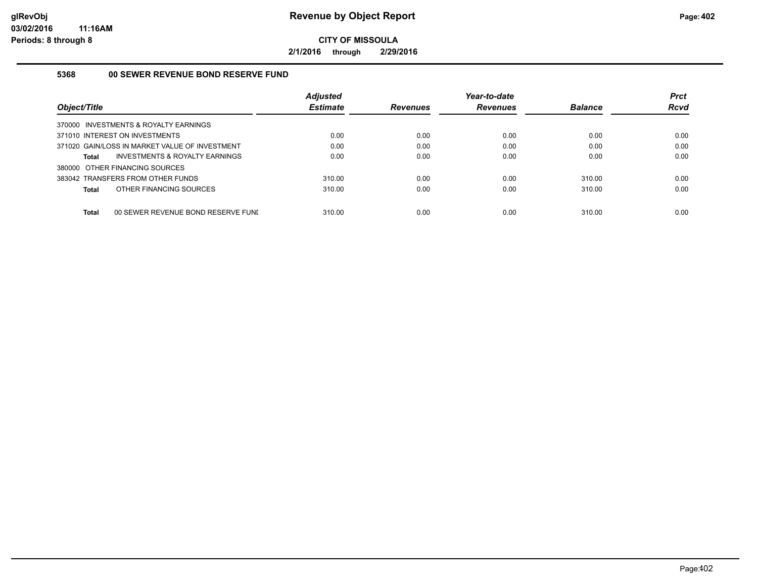# Revenue by Object Report

**CITY OF MISSOULA**

**2/1/2016 through 2/29/2016**

glRevObj
03/02/2016 11:16AM
Periods: 8 through 8

### 5368 00 SEWER REVENUE BOND RESERVE FUND

| Object/Title | Adjusted Estimate | Revenues | Year-to-date Revenues | Balance | Prct Rcvd |
|---|---|---|---|---|---|
| 370000 INVESTMENTS & ROYALTY EARNINGS | | | | | |
| 371010 INTEREST ON INVESTMENTS | 0.00 | 0.00 | 0.00 | 0.00 | 0.00 |
| 371020 GAIN/LOSS IN MARKET VALUE OF INVESTMENT | 0.00 | 0.00 | 0.00 | 0.00 | 0.00 |
| **Total** INVESTMENTS & ROYALTY EARNINGS | 0.00 | 0.00 | 0.00 | 0.00 | 0.00 |
| 380000 OTHER FINANCING SOURCES | | | | | |
| 383042 TRANSFERS FROM OTHER FUNDS | 310.00 | 0.00 | 0.00 | 310.00 | 0.00 |
| **Total** OTHER FINANCING SOURCES | 310.00 | 0.00 | 0.00 | 310.00 | 0.00 |
| **Total** 00 SEWER REVENUE BOND RESERVE FUNI | 310.00 | 0.00 | 0.00 | 310.00 | 0.00 |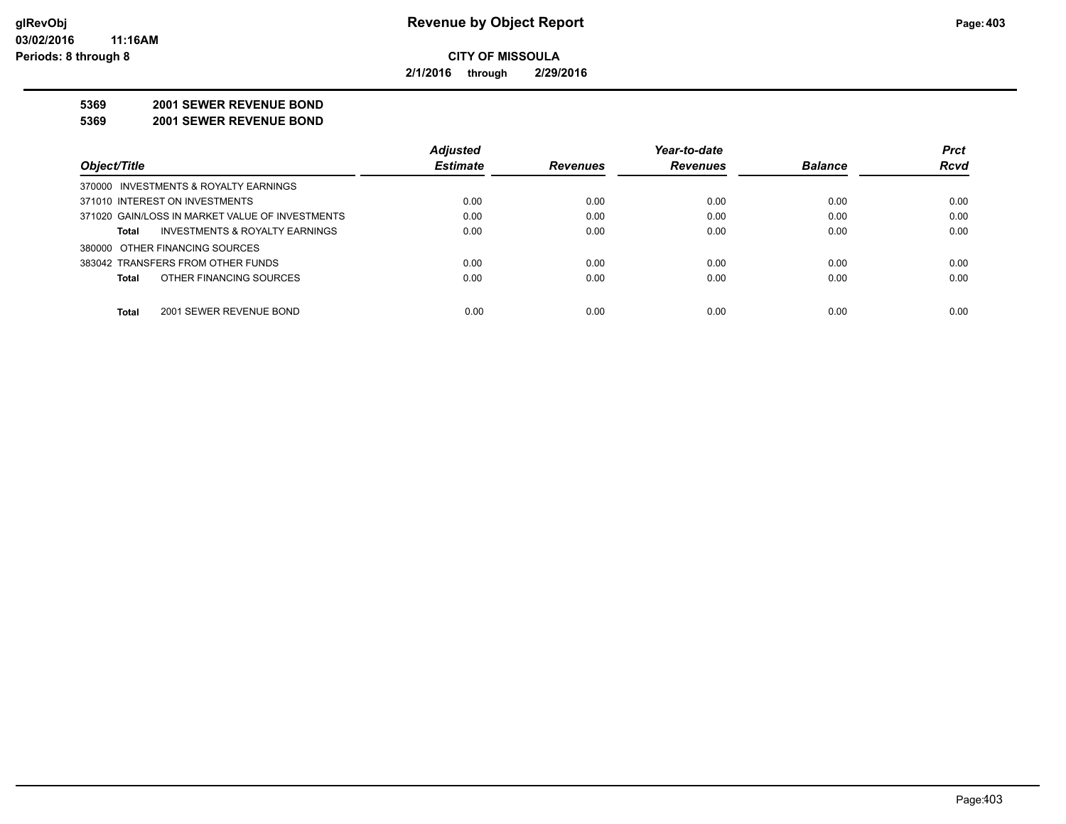**Revenue by Object Report**

**CITY OF MISSOULA**

**2/1/2016 through 2/29/2016**

glRevObj
03/02/2016 11:16AM
Periods: 8 through 8

**5369 2001 SEWER REVENUE BOND**

**5369 2001 SEWER REVENUE BOND**

| Object/Title | Adjusted Estimate | Revenues | Year-to-date Revenues | Balance | Prct Rcvd |
|---|---|---|---|---|---|
| 370000 INVESTMENTS & ROYALTY EARNINGS | | | | | |
| 371010 INTEREST ON INVESTMENTS | 0.00 | 0.00 | 0.00 | 0.00 | 0.00 |
| 371020 GAIN/LOSS IN MARKET VALUE OF INVESTMENTS | 0.00 | 0.00 | 0.00 | 0.00 | 0.00 |
| **Total** INVESTMENTS & ROYALTY EARNINGS | 0.00 | 0.00 | 0.00 | 0.00 | 0.00 |
| 380000 OTHER FINANCING SOURCES | | | | | |
| 383042 TRANSFERS FROM OTHER FUNDS | 0.00 | 0.00 | 0.00 | 0.00 | 0.00 |
| **Total** OTHER FINANCING SOURCES | 0.00 | 0.00 | 0.00 | 0.00 | 0.00 |
| **Total** 2001 SEWER REVENUE BOND | 0.00 | 0.00 | 0.00 | 0.00 | 0.00 |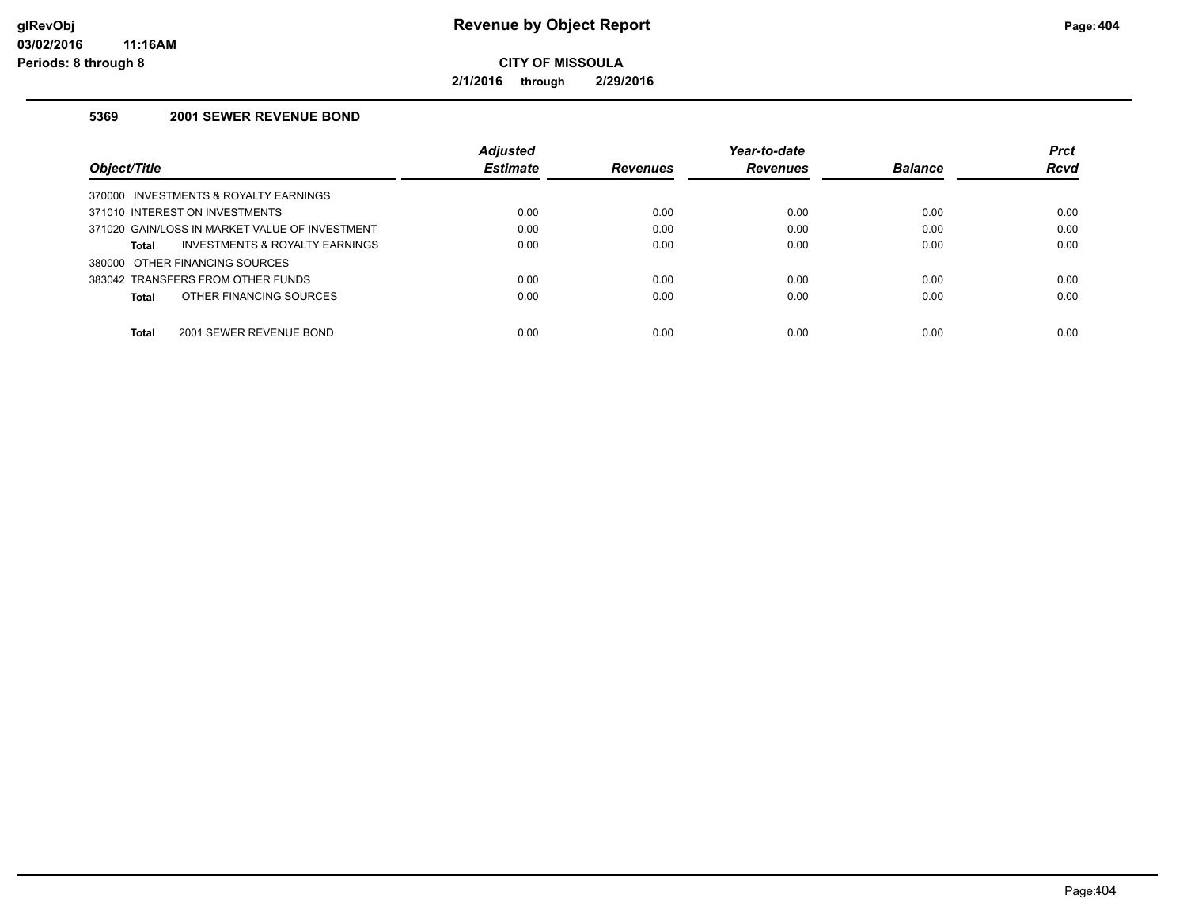# Revenue by Object Report

**CITY OF MISSOULA**

**2/1/2016 through 2/29/2016**

glRevObj
03/02/2016 11:16AM
Periods: 8 through 8

### 5369 2001 SEWER REVENUE BOND

| Object/Title | Adjusted Estimate | Revenues | Year-to-date Revenues | Balance | Prct Rcvd |
|---|---|---|---|---|---|
| 370000 INVESTMENTS & ROYALTY EARNINGS | | | | | |
| 371010 INTEREST ON INVESTMENTS | 0.00 | 0.00 | 0.00 | 0.00 | 0.00 |
| 371020 GAIN/LOSS IN MARKET VALUE OF INVESTMENT | 0.00 | 0.00 | 0.00 | 0.00 | 0.00 |
| **Total** INVESTMENTS & ROYALTY EARNINGS | 0.00 | 0.00 | 0.00 | 0.00 | 0.00 |
| 380000 OTHER FINANCING SOURCES | | | | | |
| 383042 TRANSFERS FROM OTHER FUNDS | 0.00 | 0.00 | 0.00 | 0.00 | 0.00 |
| **Total** OTHER FINANCING SOURCES | 0.00 | 0.00 | 0.00 | 0.00 | 0.00 |
| **Total** 2001 SEWER REVENUE BOND | 0.00 | 0.00 | 0.00 | 0.00 | 0.00 |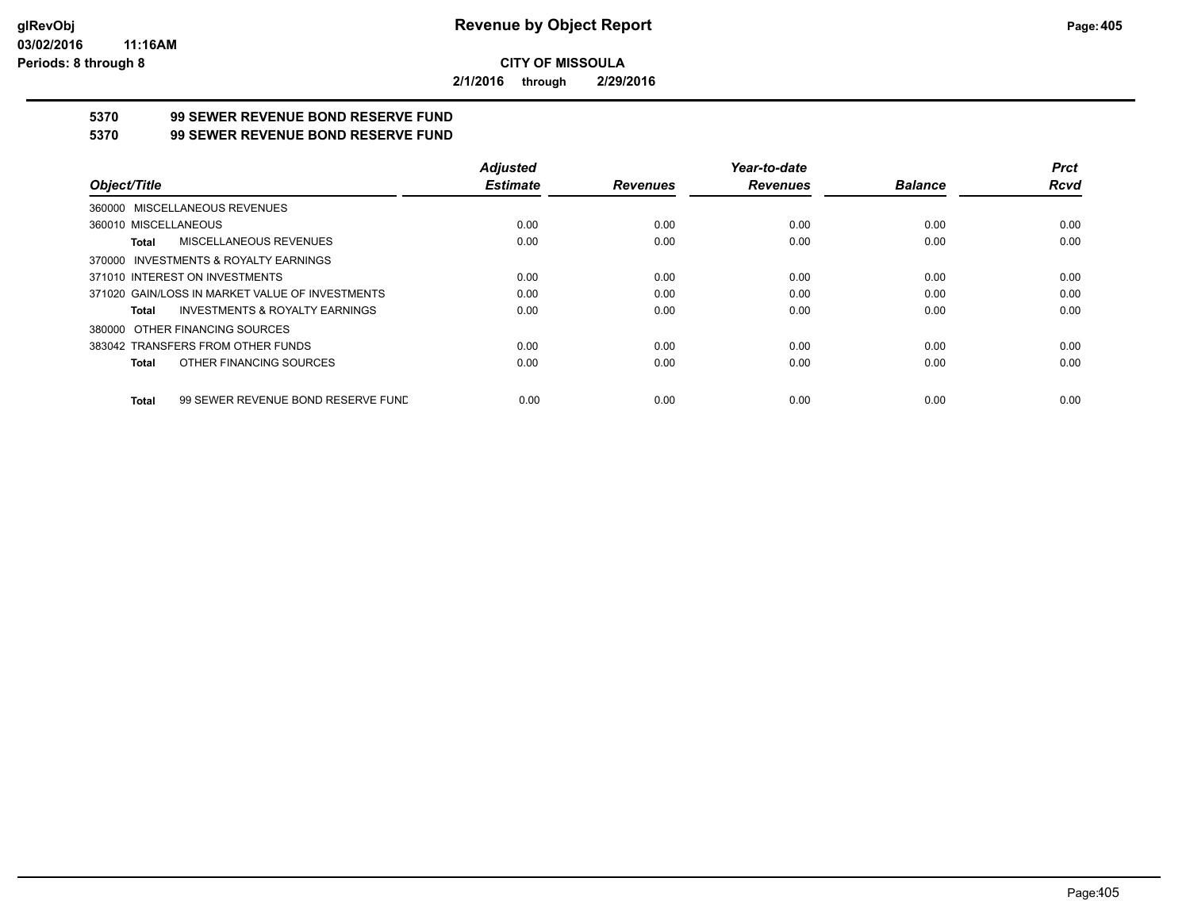# Revenue by Object Report

**CITY OF MISSOULA**

**2/1/2016 through 2/29/2016**

glRevObj
03/02/2016 11:16AM
Periods: 8 through 8

## 5370 99 SEWER REVENUE BOND RESERVE FUND

## 5370 99 SEWER REVENUE BOND RESERVE FUND

| Object/Title | Adjusted Estimate | Revenues | Year-to-date Revenues | Balance | Prct Rcvd |
|---|---|---|---|---|---|
| 360000 MISCELLANEOUS REVENUES | | | | | |
| 360010 MISCELLANEOUS | 0.00 | 0.00 | 0.00 | 0.00 | 0.00 |
| **Total** MISCELLANEOUS REVENUES | 0.00 | 0.00 | 0.00 | 0.00 | 0.00 |
| 370000 INVESTMENTS & ROYALTY EARNINGS | | | | | |
| 371010 INTEREST ON INVESTMENTS | 0.00 | 0.00 | 0.00 | 0.00 | 0.00 |
| 371020 GAIN/LOSS IN MARKET VALUE OF INVESTMENTS | 0.00 | 0.00 | 0.00 | 0.00 | 0.00 |
| **Total** INVESTMENTS & ROYALTY EARNINGS | 0.00 | 0.00 | 0.00 | 0.00 | 0.00 |
| 380000 OTHER FINANCING SOURCES | | | | | |
| 383042 TRANSFERS FROM OTHER FUNDS | 0.00 | 0.00 | 0.00 | 0.00 | 0.00 |
| **Total** OTHER FINANCING SOURCES | 0.00 | 0.00 | 0.00 | 0.00 | 0.00 |
| **Total** 99 SEWER REVENUE BOND RESERVE FUND | 0.00 | 0.00 | 0.00 | 0.00 | 0.00 |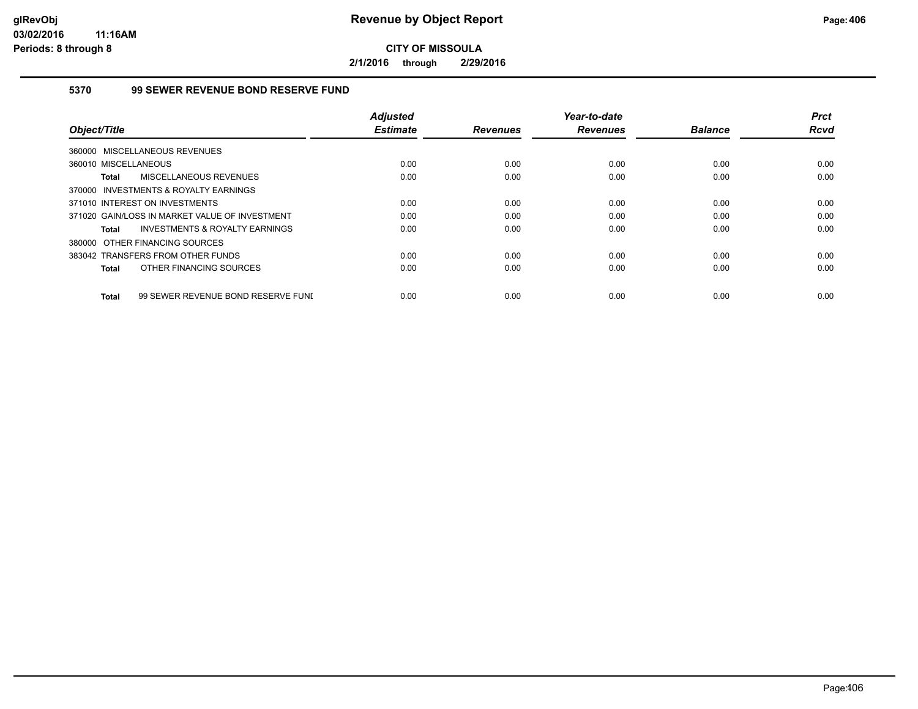**CITY OF MISSOULA**

**2/1/2016 through 2/29/2016**

## 5370 99 SEWER REVENUE BOND RESERVE FUND

| Object/Title | Adjusted Estimate | Revenues | Year-to-date Revenues | Balance | Prct Rcvd |
|---|---|---|---|---|---|
| 360000 MISCELLANEOUS REVENUES | | | | | |
| 360010 MISCELLANEOUS | 0.00 | 0.00 | 0.00 | 0.00 | 0.00 |
| **Total** MISCELLANEOUS REVENUES | 0.00 | 0.00 | 0.00 | 0.00 | 0.00 |
| 370000 INVESTMENTS & ROYALTY EARNINGS | | | | | |
| 371010 INTEREST ON INVESTMENTS | 0.00 | 0.00 | 0.00 | 0.00 | 0.00 |
| 371020 GAIN/LOSS IN MARKET VALUE OF INVESTMENT | 0.00 | 0.00 | 0.00 | 0.00 | 0.00 |
| **Total** INVESTMENTS & ROYALTY EARNINGS | 0.00 | 0.00 | 0.00 | 0.00 | 0.00 |
| 380000 OTHER FINANCING SOURCES | | | | | |
| 383042 TRANSFERS FROM OTHER FUNDS | 0.00 | 0.00 | 0.00 | 0.00 | 0.00 |
| **Total** OTHER FINANCING SOURCES | 0.00 | 0.00 | 0.00 | 0.00 | 0.00 |
| **Total** 99 SEWER REVENUE BOND RESERVE FUNI | 0.00 | 0.00 | 0.00 | 0.00 | 0.00 |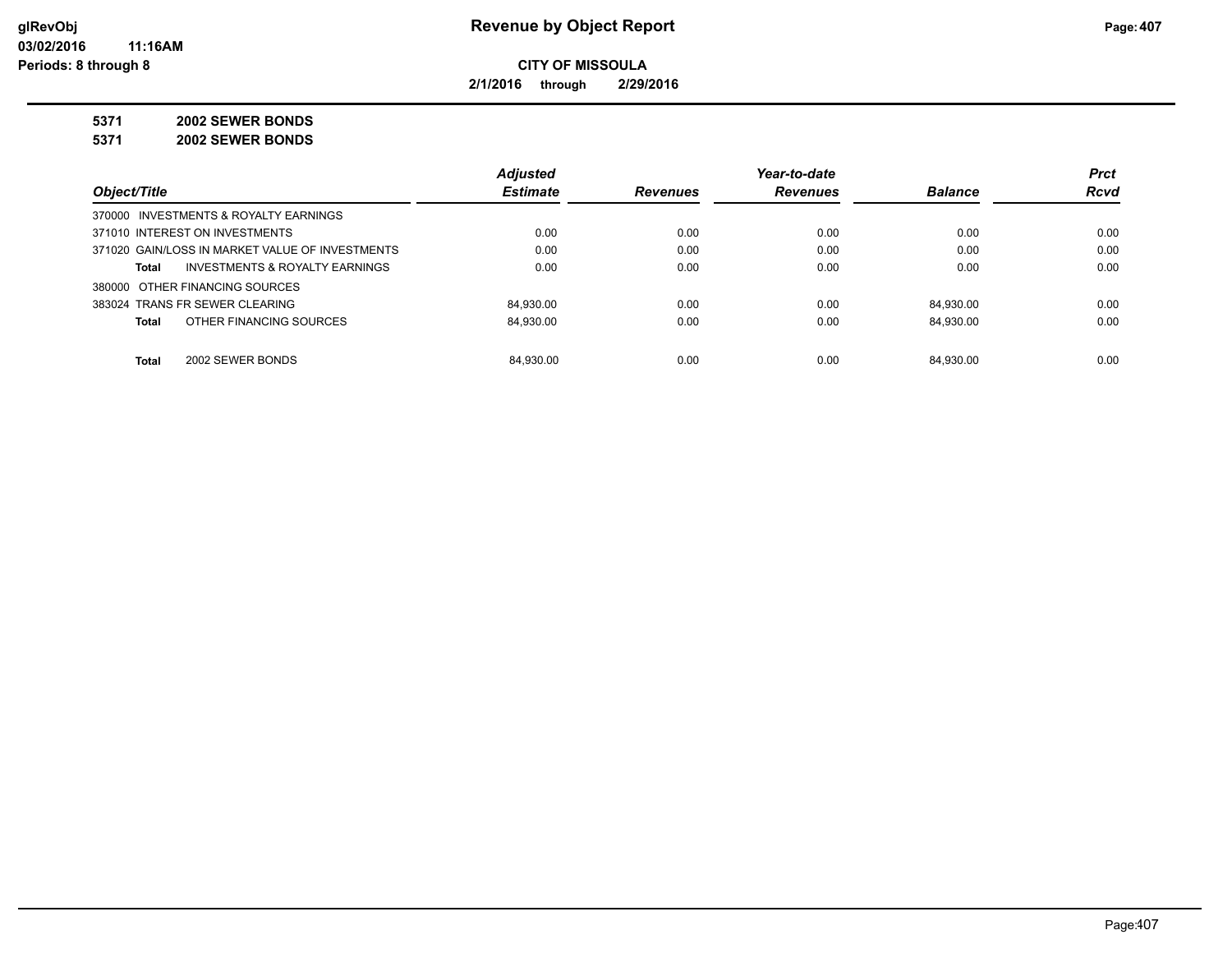# Revenue by Object Report

glRevObj
03/02/2016 11:16AM
Periods: 8 through 8

**CITY OF MISSOULA**

**2/1/2016 through 2/29/2016**

**5371 2002 SEWER BONDS**

**5371 2002 SEWER BONDS**

| Object/Title | | *Adjusted Estimate* | *Revenues* | *Year-to-date Revenues* | *Balance* | *Prct Rcvd* |
|---|---|---|---|---|---|---|
| 370000 INVESTMENTS & ROYALTY EARNINGS | | | | | | |
| 371010 INTEREST ON INVESTMENTS | | 0.00 | 0.00 | 0.00 | 0.00 | 0.00 |
| 371020 GAIN/LOSS IN MARKET VALUE OF INVESTMENTS | | 0.00 | 0.00 | 0.00 | 0.00 | 0.00 |
| **Total** | INVESTMENTS & ROYALTY EARNINGS | 0.00 | 0.00 | 0.00 | 0.00 | 0.00 |
| 380000 OTHER FINANCING SOURCES | | | | | | |
| 383024 TRANS FR SEWER CLEARING | | 84,930.00 | 0.00 | 0.00 | 84,930.00 | 0.00 |
| **Total** | OTHER FINANCING SOURCES | 84,930.00 | 0.00 | 0.00 | 84,930.00 | 0.00 |
| **Total** | 2002 SEWER BONDS | 84,930.00 | 0.00 | 0.00 | 84,930.00 | 0.00 |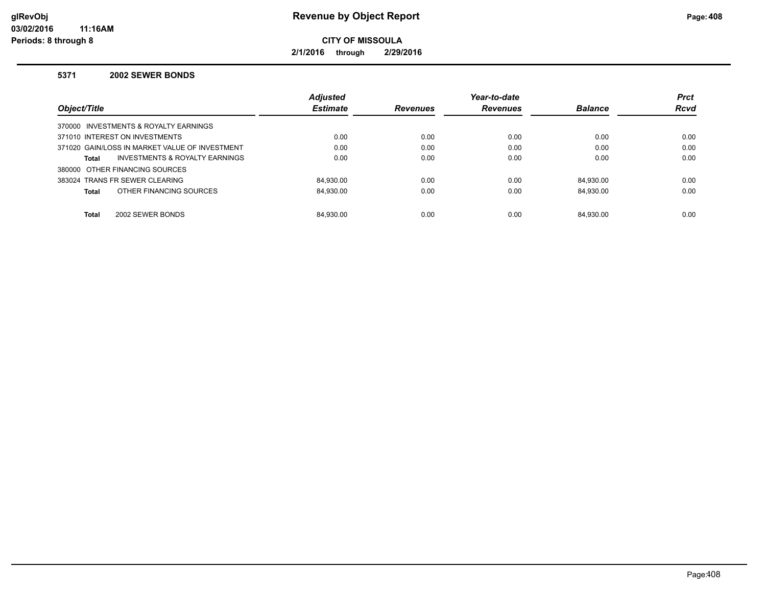# Revenue by Object Report

**CITY OF MISSOULA**

**2/1/2016 through 2/29/2016**

glRevObj
03/02/2016 11:16AM
Periods: 8 through 8

### 5371 2002 SEWER BONDS

| Object/Title | Adjusted Estimate | Revenues | Year-to-date Revenues | Balance | Prct Rcvd |
|---|---|---|---|---|---|
| 370000 INVESTMENTS & ROYALTY EARNINGS | | | | | |
| 371010 INTEREST ON INVESTMENTS | 0.00 | 0.00 | 0.00 | 0.00 | 0.00 |
| 371020 GAIN/LOSS IN MARKET VALUE OF INVESTMENT | 0.00 | 0.00 | 0.00 | 0.00 | 0.00 |
| **Total** INVESTMENTS & ROYALTY EARNINGS | 0.00 | 0.00 | 0.00 | 0.00 | 0.00 |
| 380000 OTHER FINANCING SOURCES | | | | | |
| 383024 TRANS FR SEWER CLEARING | 84,930.00 | 0.00 | 0.00 | 84,930.00 | 0.00 |
| **Total** OTHER FINANCING SOURCES | 84,930.00 | 0.00 | 0.00 | 84,930.00 | 0.00 |
| **Total** 2002 SEWER BONDS | 84,930.00 | 0.00 | 0.00 | 84,930.00 | 0.00 |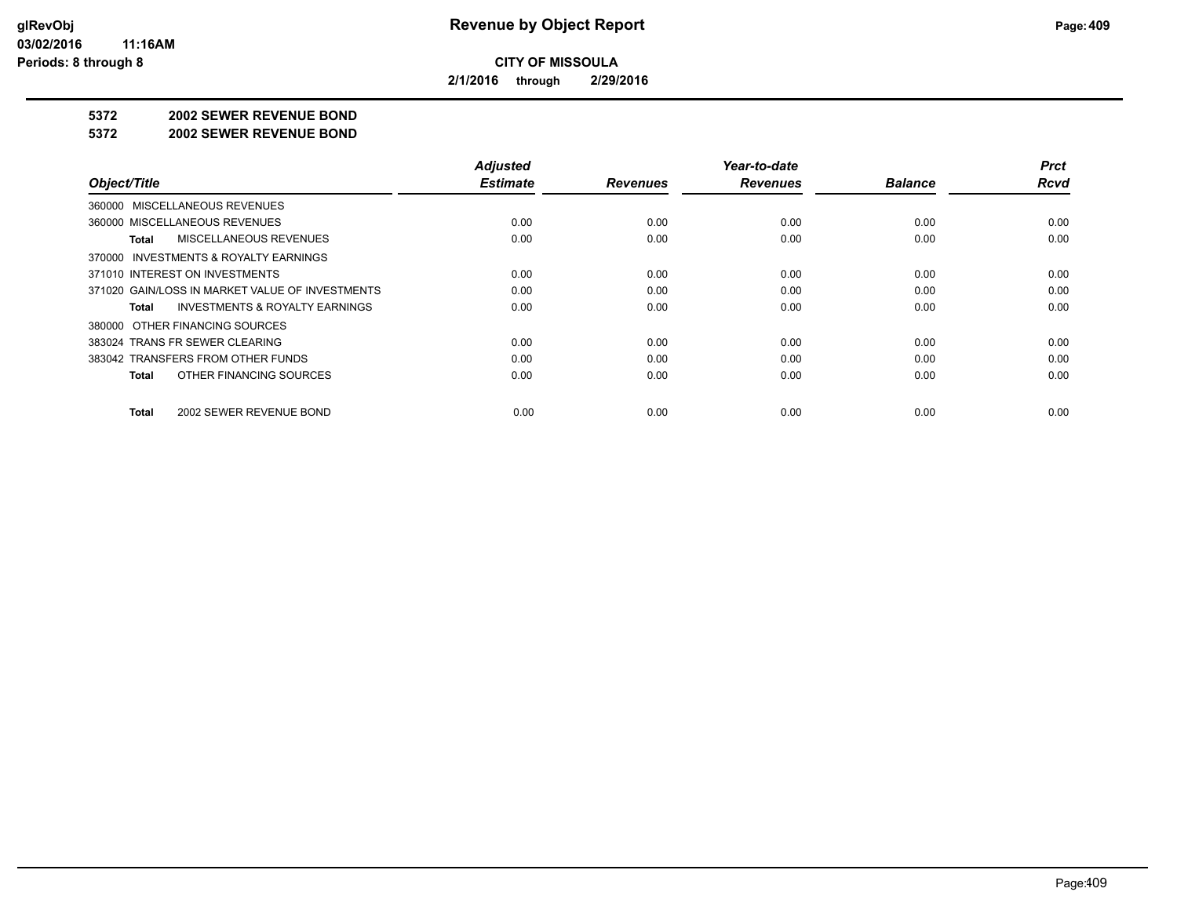**Revenue by Object Report**

**CITY OF MISSOULA**

**2/1/2016 through 2/29/2016**

glRevObj
03/02/2016 11:16AM
Periods: 8 through 8

## 5372 2002 SEWER REVENUE BOND

## 5372 2002 SEWER REVENUE BOND

| Object/Title | Adjusted Estimate | Revenues | Year-to-date Revenues | Balance | Prct Rcvd |
|---|---|---|---|---|---|
| 360000 MISCELLANEOUS REVENUES | | | | | |
| 360000 MISCELLANEOUS REVENUES | 0.00 | 0.00 | 0.00 | 0.00 | 0.00 |
| **Total** MISCELLANEOUS REVENUES | 0.00 | 0.00 | 0.00 | 0.00 | 0.00 |
| 370000 INVESTMENTS & ROYALTY EARNINGS | | | | | |
| 371010 INTEREST ON INVESTMENTS | 0.00 | 0.00 | 0.00 | 0.00 | 0.00 |
| 371020 GAIN/LOSS IN MARKET VALUE OF INVESTMENTS | 0.00 | 0.00 | 0.00 | 0.00 | 0.00 |
| **Total** INVESTMENTS & ROYALTY EARNINGS | 0.00 | 0.00 | 0.00 | 0.00 | 0.00 |
| 380000 OTHER FINANCING SOURCES | | | | | |
| 383024 TRANS FR SEWER CLEARING | 0.00 | 0.00 | 0.00 | 0.00 | 0.00 |
| 383042 TRANSFERS FROM OTHER FUNDS | 0.00 | 0.00 | 0.00 | 0.00 | 0.00 |
| **Total** OTHER FINANCING SOURCES | 0.00 | 0.00 | 0.00 | 0.00 | 0.00 |
| **Total** 2002 SEWER REVENUE BOND | 0.00 | 0.00 | 0.00 | 0.00 | 0.00 |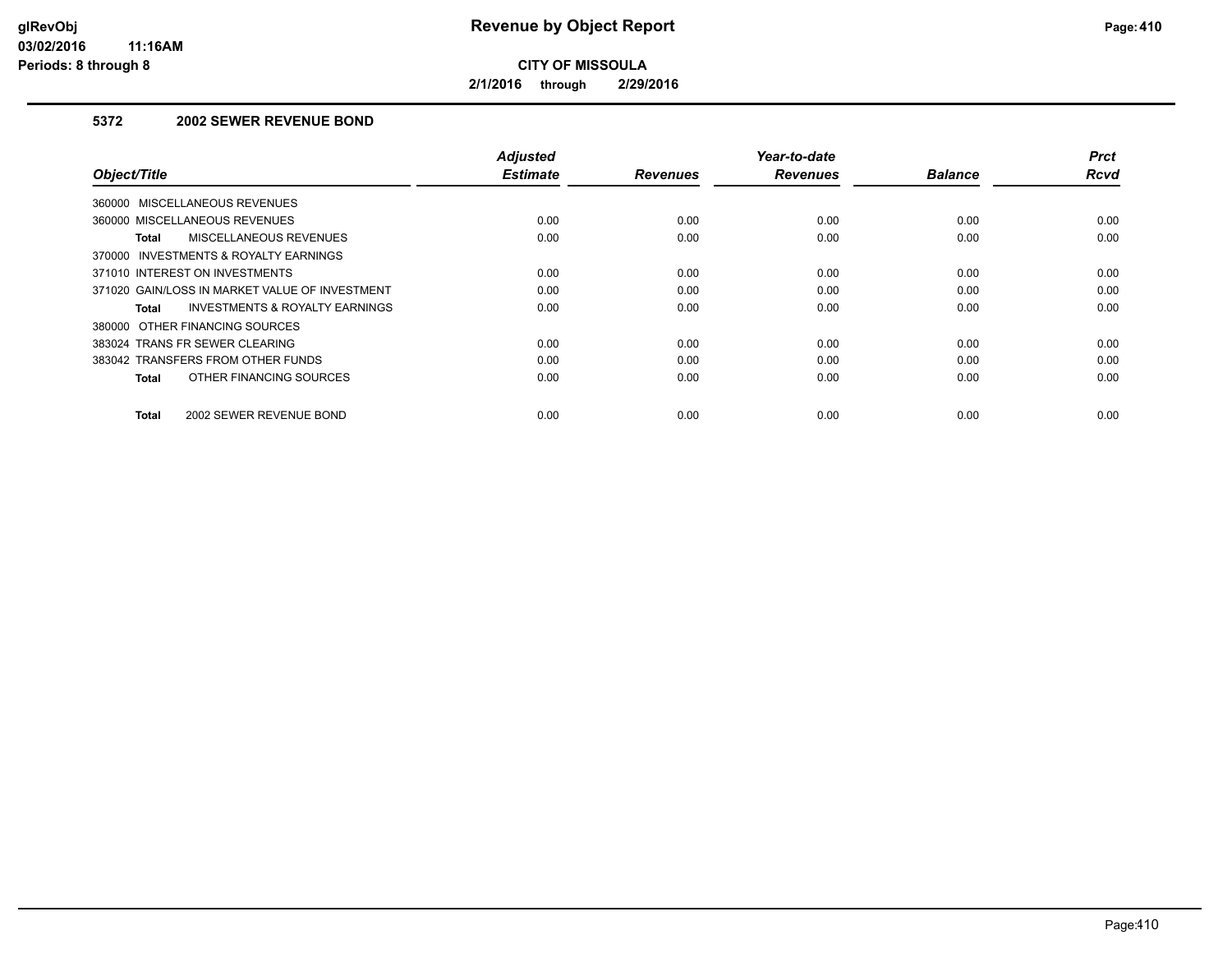**glRevObj**
**03/02/2016 11:16AM**
**Periods: 8 through 8**

# Revenue by Object Report

**CITY OF MISSOULA**

**2/1/2016 through 2/29/2016**

### 5372 2002 SEWER REVENUE BOND

| Object/Title | Adjusted Estimate | Revenues | Year-to-date Revenues | Balance | Prct Rcvd |
|---|---|---|---|---|---|
| 360000 MISCELLANEOUS REVENUES | | | | | |
| 360000 MISCELLANEOUS REVENUES | 0.00 | 0.00 | 0.00 | 0.00 | 0.00 |
| **Total** MISCELLANEOUS REVENUES | 0.00 | 0.00 | 0.00 | 0.00 | 0.00 |
| 370000 INVESTMENTS & ROYALTY EARNINGS | | | | | |
| 371010 INTEREST ON INVESTMENTS | 0.00 | 0.00 | 0.00 | 0.00 | 0.00 |
| 371020 GAIN/LOSS IN MARKET VALUE OF INVESTMENT | 0.00 | 0.00 | 0.00 | 0.00 | 0.00 |
| **Total** INVESTMENTS & ROYALTY EARNINGS | 0.00 | 0.00 | 0.00 | 0.00 | 0.00 |
| 380000 OTHER FINANCING SOURCES | | | | | |
| 383024 TRANS FR SEWER CLEARING | 0.00 | 0.00 | 0.00 | 0.00 | 0.00 |
| 383042 TRANSFERS FROM OTHER FUNDS | 0.00 | 0.00 | 0.00 | 0.00 | 0.00 |
| **Total** OTHER FINANCING SOURCES | 0.00 | 0.00 | 0.00 | 0.00 | 0.00 |
| **Total** 2002 SEWER REVENUE BOND | 0.00 | 0.00 | 0.00 | 0.00 | 0.00 |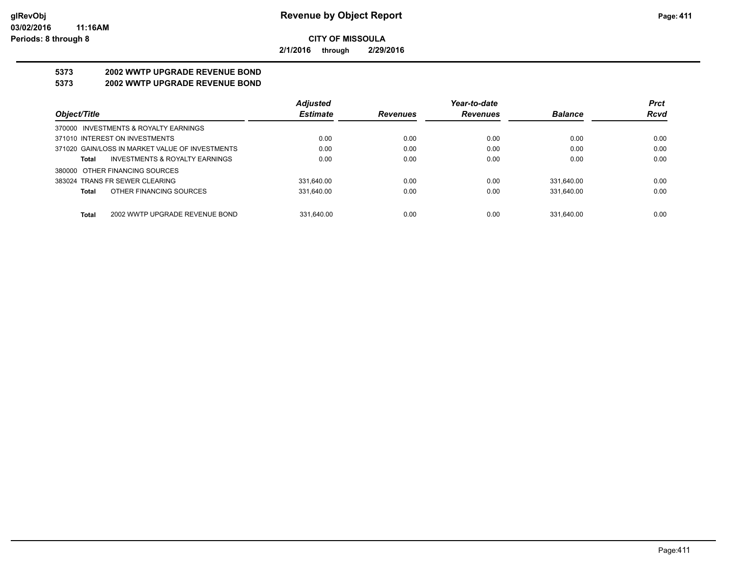**glRevObj**
**03/02/2016 11:16AM**
**Periods: 8 through 8**

# Revenue by Object Report

**CITY OF MISSOULA**

**2/1/2016 through 2/29/2016**

## 5373 2002 WWTP UPGRADE REVENUE BOND
## 5373 2002 WWTP UPGRADE REVENUE BOND

| Object/Title | | Adjusted Estimate | Revenues | Year-to-date Revenues | Balance | Prct Rcvd |
|---|---|---|---|---|---|---|
| 370000 INVESTMENTS & ROYALTY EARNINGS | | | | | | |
| 371010 INTEREST ON INVESTMENTS | | 0.00 | 0.00 | 0.00 | 0.00 | 0.00 |
| 371020 GAIN/LOSS IN MARKET VALUE OF INVESTMENTS | | 0.00 | 0.00 | 0.00 | 0.00 | 0.00 |
| **Total** | INVESTMENTS & ROYALTY EARNINGS | 0.00 | 0.00 | 0.00 | 0.00 | 0.00 |
| 380000 OTHER FINANCING SOURCES | | | | | | |
| 383024 TRANS FR SEWER CLEARING | | 331,640.00 | 0.00 | 0.00 | 331,640.00 | 0.00 |
| **Total** | OTHER FINANCING SOURCES | 331,640.00 | 0.00 | 0.00 | 331,640.00 | 0.00 |
| **Total** | 2002 WWTP UPGRADE REVENUE BOND | 331,640.00 | 0.00 | 0.00 | 331,640.00 | 0.00 |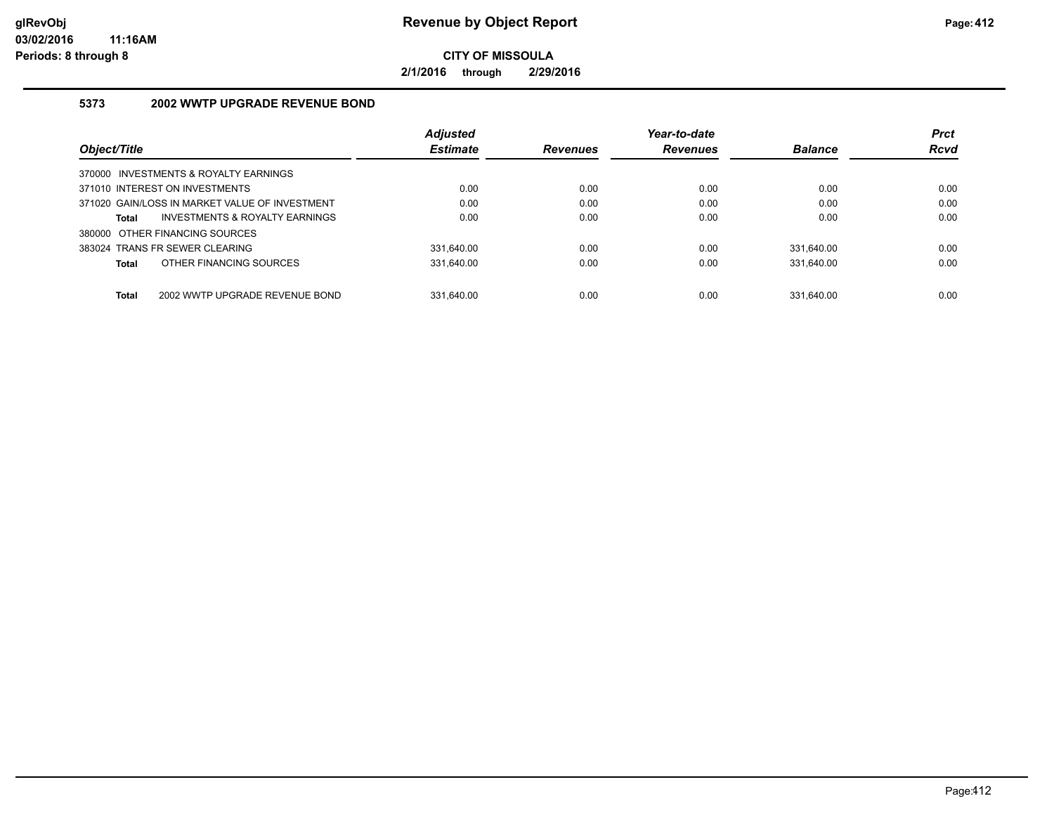# Revenue by Object Report

**CITY OF MISSOULA**

**2/1/2016 through 2/29/2016**

glRevObj
03/02/2016 11:16AM
Periods: 8 through 8

### 5373 2002 WWTP UPGRADE REVENUE BOND

| Object/Title | Adjusted Estimate | Revenues | Year-to-date Revenues | Balance | Prct Rcvd |
|---|---|---|---|---|---|
| 370000 INVESTMENTS & ROYALTY EARNINGS | | | | | |
| 371010 INTEREST ON INVESTMENTS | 0.00 | 0.00 | 0.00 | 0.00 | 0.00 |
| 371020 GAIN/LOSS IN MARKET VALUE OF INVESTMENT | 0.00 | 0.00 | 0.00 | 0.00 | 0.00 |
| **Total** INVESTMENTS & ROYALTY EARNINGS | 0.00 | 0.00 | 0.00 | 0.00 | 0.00 |
| 380000 OTHER FINANCING SOURCES | | | | | |
| 383024 TRANS FR SEWER CLEARING | 331,640.00 | 0.00 | 0.00 | 331,640.00 | 0.00 |
| **Total** OTHER FINANCING SOURCES | 331,640.00 | 0.00 | 0.00 | 331,640.00 | 0.00 |
| **Total** 2002 WWTP UPGRADE REVENUE BOND | 331,640.00 | 0.00 | 0.00 | 331,640.00 | 0.00 |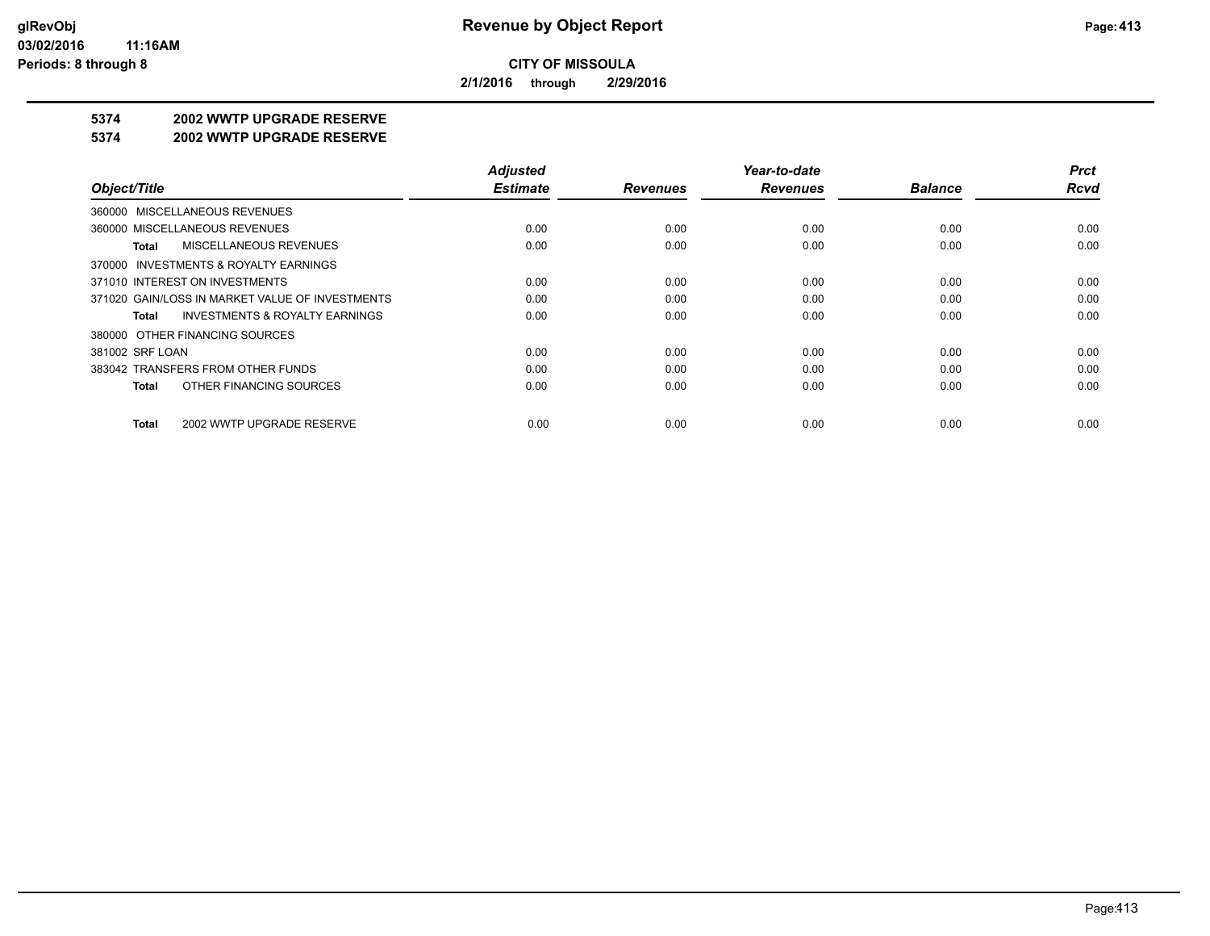**Revenue by Object Report**

**CITY OF MISSOULA**

**2/1/2016 through 2/29/2016**

glRevObj
03/02/2016 11:16AM
Periods: 8 through 8

**5374 2002 WWTP UPGRADE RESERVE**

**5374 2002 WWTP UPGRADE RESERVE**

| Object/Title | Adjusted Estimate | Revenues | Year-to-date Revenues | Balance | Prct Rcvd |
|---|---|---|---|---|---|
| 360000 MISCELLANEOUS REVENUES | | | | | |
| 360000 MISCELLANEOUS REVENUES | 0.00 | 0.00 | 0.00 | 0.00 | 0.00 |
| **Total** MISCELLANEOUS REVENUES | 0.00 | 0.00 | 0.00 | 0.00 | 0.00 |
| 370000 INVESTMENTS & ROYALTY EARNINGS | | | | | |
| 371010 INTEREST ON INVESTMENTS | 0.00 | 0.00 | 0.00 | 0.00 | 0.00 |
| 371020 GAIN/LOSS IN MARKET VALUE OF INVESTMENTS | 0.00 | 0.00 | 0.00 | 0.00 | 0.00 |
| **Total** INVESTMENTS & ROYALTY EARNINGS | 0.00 | 0.00 | 0.00 | 0.00 | 0.00 |
| 380000 OTHER FINANCING SOURCES | | | | | |
| 381002 SRF LOAN | 0.00 | 0.00 | 0.00 | 0.00 | 0.00 |
| 383042 TRANSFERS FROM OTHER FUNDS | 0.00 | 0.00 | 0.00 | 0.00 | 0.00 |
| **Total** OTHER FINANCING SOURCES | 0.00 | 0.00 | 0.00 | 0.00 | 0.00 |
| **Total** 2002 WWTP UPGRADE RESERVE | 0.00 | 0.00 | 0.00 | 0.00 | 0.00 |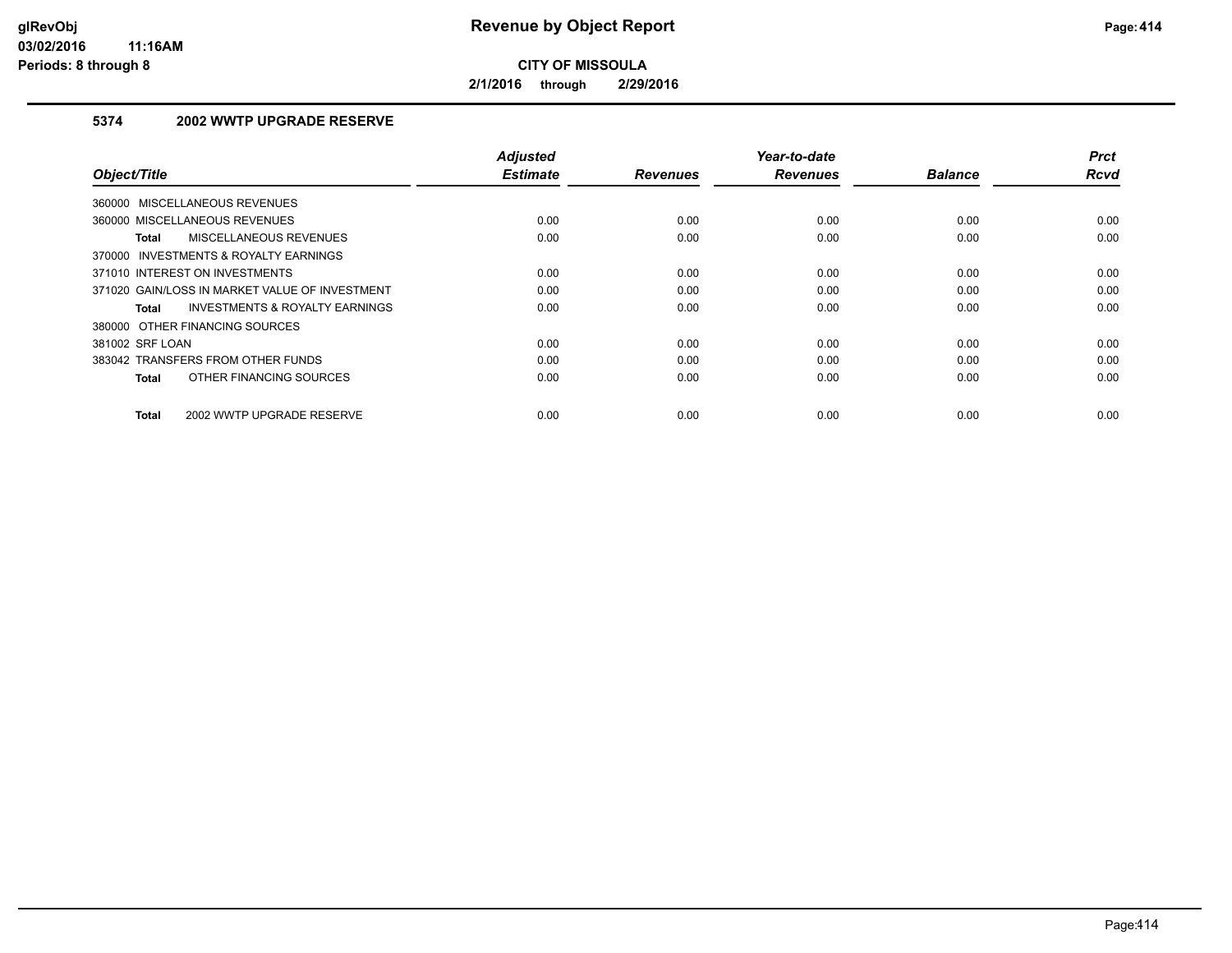**glRevObj**
**03/02/2016 11:16AM**
**Periods: 8 through 8**

# Revenue by Object Report

**CITY OF MISSOULA**

**2/1/2016 through 2/29/2016**

## 5374 2002 WWTP UPGRADE RESERVE

| Object/Title | Adjusted Estimate | Revenues | Year-to-date Revenues | Balance | Prct Rcvd |
|---|---|---|---|---|---|
| 360000 MISCELLANEOUS REVENUES | | | | | |
| 360000 MISCELLANEOUS REVENUES | 0.00 | 0.00 | 0.00 | 0.00 | 0.00 |
| **Total** MISCELLANEOUS REVENUES | 0.00 | 0.00 | 0.00 | 0.00 | 0.00 |
| 370000 INVESTMENTS & ROYALTY EARNINGS | | | | | |
| 371010 INTEREST ON INVESTMENTS | 0.00 | 0.00 | 0.00 | 0.00 | 0.00 |
| 371020 GAIN/LOSS IN MARKET VALUE OF INVESTMENT | 0.00 | 0.00 | 0.00 | 0.00 | 0.00 |
| **Total** INVESTMENTS & ROYALTY EARNINGS | 0.00 | 0.00 | 0.00 | 0.00 | 0.00 |
| 380000 OTHER FINANCING SOURCES | | | | | |
| 381002 SRF LOAN | 0.00 | 0.00 | 0.00 | 0.00 | 0.00 |
| 383042 TRANSFERS FROM OTHER FUNDS | 0.00 | 0.00 | 0.00 | 0.00 | 0.00 |
| **Total** OTHER FINANCING SOURCES | 0.00 | 0.00 | 0.00 | 0.00 | 0.00 |
| **Total** 2002 WWTP UPGRADE RESERVE | 0.00 | 0.00 | 0.00 | 0.00 | 0.00 |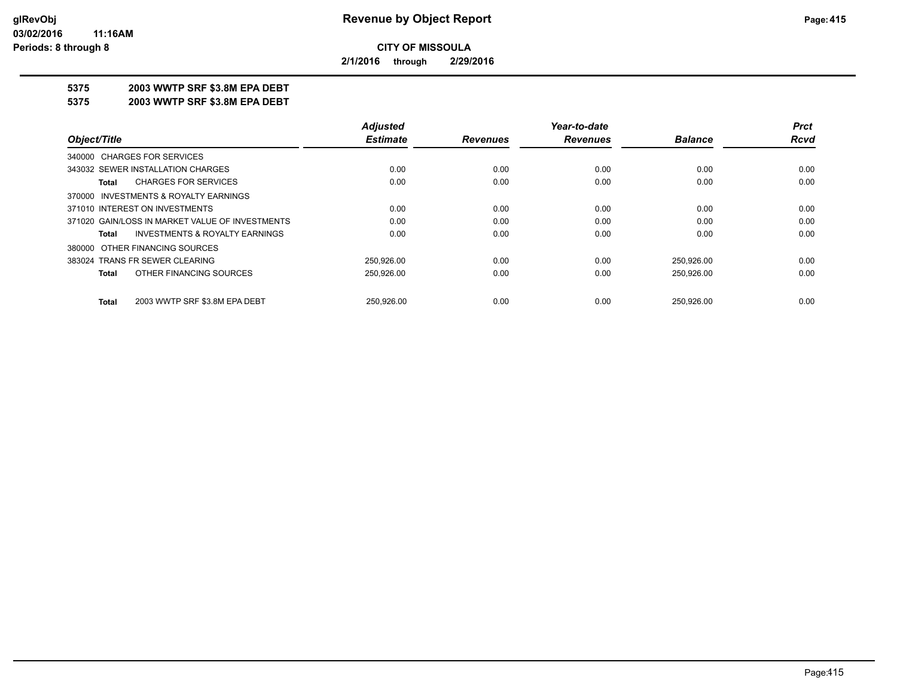# Revenue by Object Report

**CITY OF MISSOULA**

**2/1/2016 through 2/29/2016**

glRevObj
03/02/2016 11:16AM
Periods: 8 through 8

## 5375 2003 WWTP SRF $3.8M EPA DEBT
## 5375 2003 WWTP SRF $3.8M EPA DEBT

| Object/Title | Adjusted Estimate | Revenues | Year-to-date Revenues | Balance | Prct Rcvd |
|---|---|---|---|---|---|
| 340000 CHARGES FOR SERVICES | | | | | |
| 343032 SEWER INSTALLATION CHARGES | 0.00 | 0.00 | 0.00 | 0.00 | 0.00 |
| **Total** CHARGES FOR SERVICES | 0.00 | 0.00 | 0.00 | 0.00 | 0.00 |
| 370000 INVESTMENTS & ROYALTY EARNINGS | | | | | |
| 371010 INTEREST ON INVESTMENTS | 0.00 | 0.00 | 0.00 | 0.00 | 0.00 |
| 371020 GAIN/LOSS IN MARKET VALUE OF INVESTMENTS | 0.00 | 0.00 | 0.00 | 0.00 | 0.00 |
| **Total** INVESTMENTS & ROYALTY EARNINGS | 0.00 | 0.00 | 0.00 | 0.00 | 0.00 |
| 380000 OTHER FINANCING SOURCES | | | | | |
| 383024 TRANS FR SEWER CLEARING | 250,926.00 | 0.00 | 0.00 | 250,926.00 | 0.00 |
| **Total** OTHER FINANCING SOURCES | 250,926.00 | 0.00 | 0.00 | 250,926.00 | 0.00 |
| **Total** 2003 WWTP SRF $3.8M EPA DEBT | 250,926.00 | 0.00 | 0.00 | 250,926.00 | 0.00 |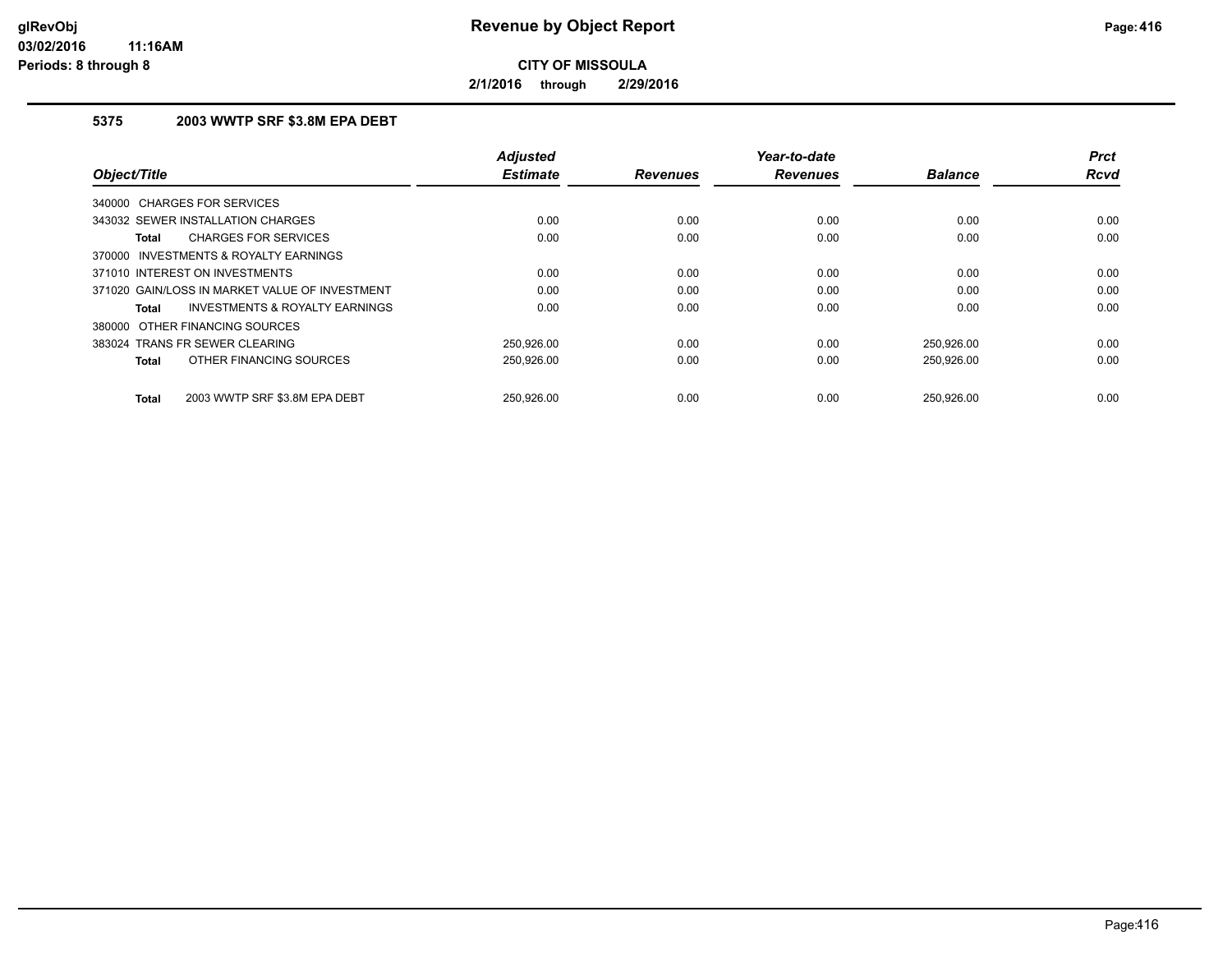**Revenue by Object Report**

**CITY OF MISSOULA**

**2/1/2016 through 2/29/2016**

**5375 2003 WWTP SRF $3.8M EPA DEBT**

| Object/Title | Adjusted Estimate | Revenues | Year-to-date Revenues | Balance | Prct Rcvd |
|---|---|---|---|---|---|
| 340000 CHARGES FOR SERVICES | | | | | |
| 343032 SEWER INSTALLATION CHARGES | 0.00 | 0.00 | 0.00 | 0.00 | 0.00 |
| **Total** CHARGES FOR SERVICES | 0.00 | 0.00 | 0.00 | 0.00 | 0.00 |
| 370000 INVESTMENTS & ROYALTY EARNINGS | | | | | |
| 371010 INTEREST ON INVESTMENTS | 0.00 | 0.00 | 0.00 | 0.00 | 0.00 |
| 371020 GAIN/LOSS IN MARKET VALUE OF INVESTMENT | 0.00 | 0.00 | 0.00 | 0.00 | 0.00 |
| **Total** INVESTMENTS & ROYALTY EARNINGS | 0.00 | 0.00 | 0.00 | 0.00 | 0.00 |
| 380000 OTHER FINANCING SOURCES | | | | | |
| 383024 TRANS FR SEWER CLEARING | 250,926.00 | 0.00 | 0.00 | 250,926.00 | 0.00 |
| **Total** OTHER FINANCING SOURCES | 250,926.00 | 0.00 | 0.00 | 250,926.00 | 0.00 |
| **Total** 2003 WWTP SRF $3.8M EPA DEBT | 250,926.00 | 0.00 | 0.00 | 250,926.00 | 0.00 |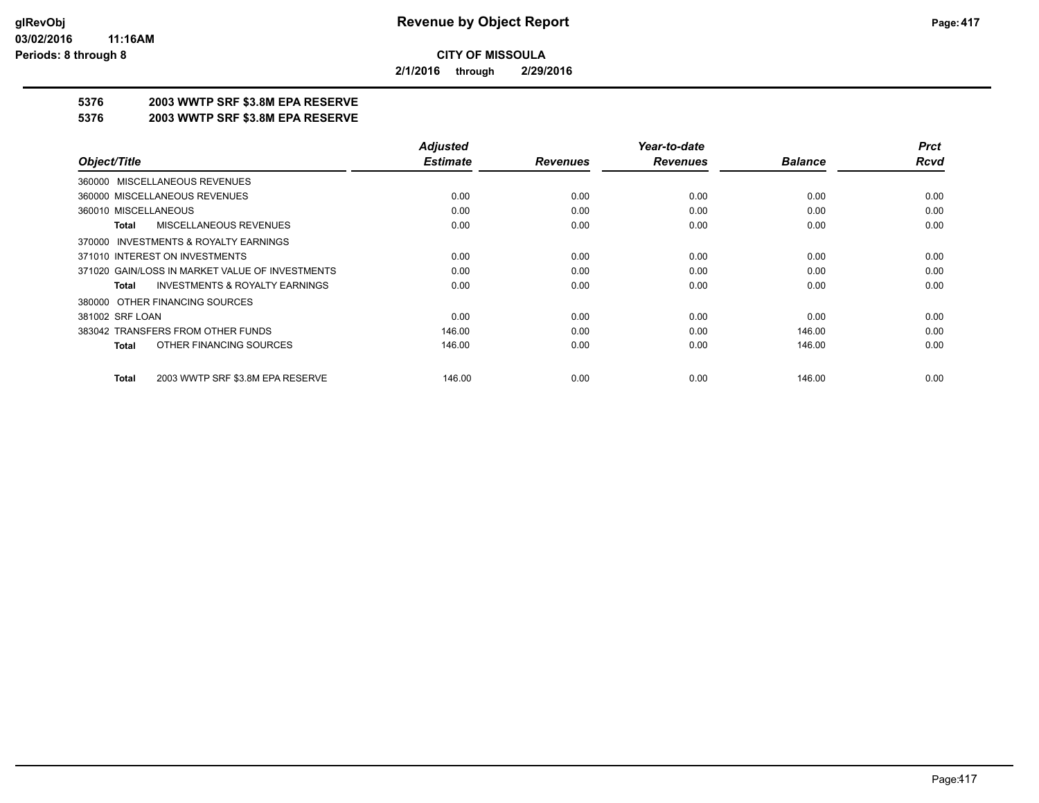**CITY OF MISSOULA**

**2/1/2016 through 2/29/2016**

## 5376 2003 WWTP SRF $3.8M EPA RESERVE
## 5376 2003 WWTP SRF $3.8M EPA RESERVE

| Object/Title | Adjusted Estimate | Revenues | Year-to-date Revenues | Balance | Prct Rcvd |
|---|---|---|---|---|---|
| 360000 MISCELLANEOUS REVENUES | | | | | |
| 360000 MISCELLANEOUS REVENUES | 0.00 | 0.00 | 0.00 | 0.00 | 0.00 |
| 360010 MISCELLANEOUS | 0.00 | 0.00 | 0.00 | 0.00 | 0.00 |
| **Total** MISCELLANEOUS REVENUES | 0.00 | 0.00 | 0.00 | 0.00 | 0.00 |
| 370000 INVESTMENTS & ROYALTY EARNINGS | | | | | |
| 371010 INTEREST ON INVESTMENTS | 0.00 | 0.00 | 0.00 | 0.00 | 0.00 |
| 371020 GAIN/LOSS IN MARKET VALUE OF INVESTMENTS | 0.00 | 0.00 | 0.00 | 0.00 | 0.00 |
| **Total** INVESTMENTS & ROYALTY EARNINGS | 0.00 | 0.00 | 0.00 | 0.00 | 0.00 |
| 380000 OTHER FINANCING SOURCES | | | | | |
| 381002 SRF LOAN | 0.00 | 0.00 | 0.00 | 0.00 | 0.00 |
| 383042 TRANSFERS FROM OTHER FUNDS | 146.00 | 0.00 | 0.00 | 146.00 | 0.00 |
| **Total** OTHER FINANCING SOURCES | 146.00 | 0.00 | 0.00 | 146.00 | 0.00 |
| **Total** 2003 WWTP SRF $3.8M EPA RESERVE | 146.00 | 0.00 | 0.00 | 146.00 | 0.00 |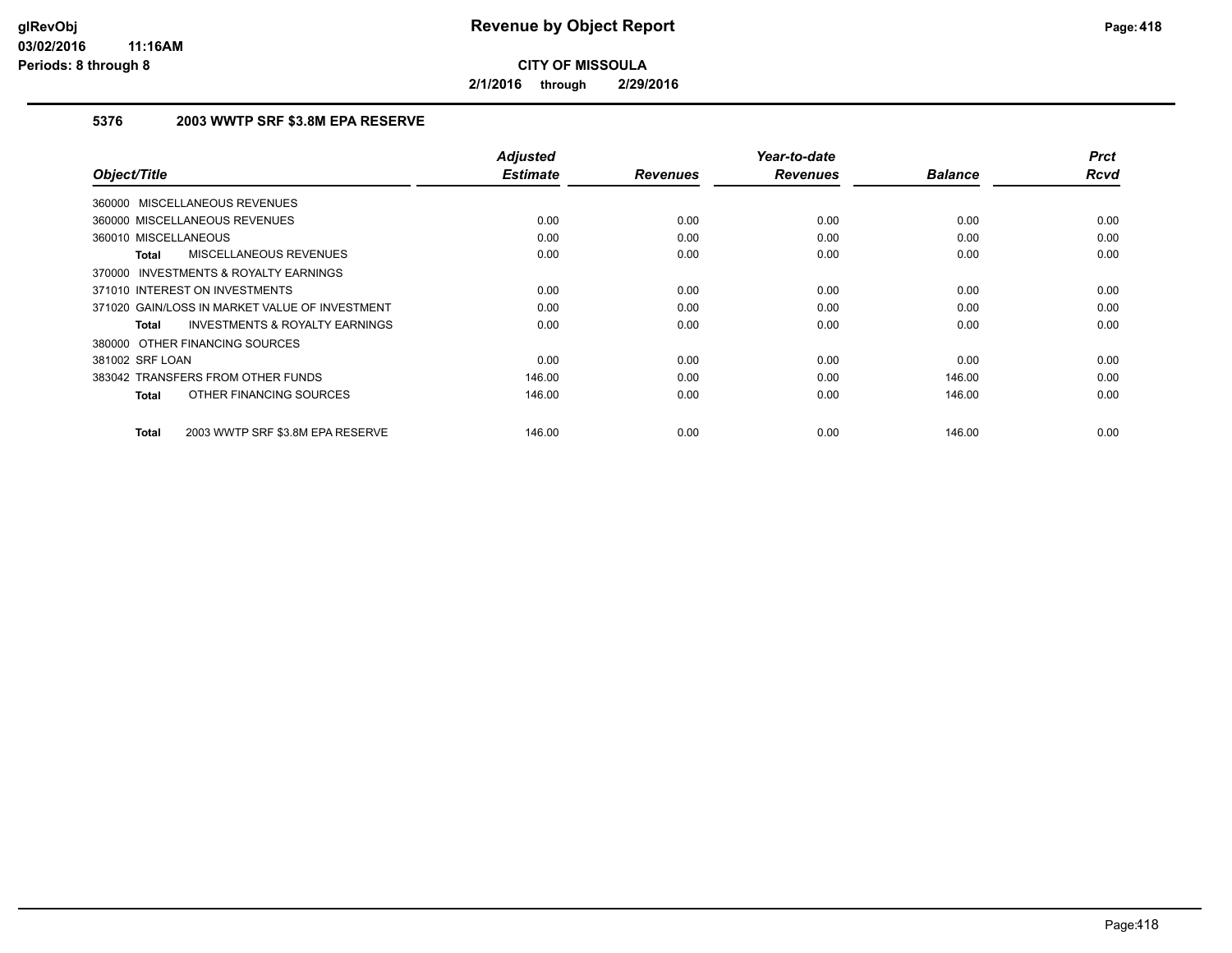**Revenue by Object Report**

**CITY OF MISSOULA**

**2/1/2016 through 2/29/2016**

## 5376 2003 WWTP SRF $3.8M EPA RESERVE

| Object/Title | Adjusted Estimate | Revenues | Year-to-date Revenues | Balance | Prct Rcvd |
|---|---|---|---|---|---|
| 360000 MISCELLANEOUS REVENUES | | | | | |
| 360000 MISCELLANEOUS REVENUES | 0.00 | 0.00 | 0.00 | 0.00 | 0.00 |
| 360010 MISCELLANEOUS | 0.00 | 0.00 | 0.00 | 0.00 | 0.00 |
| **Total** MISCELLANEOUS REVENUES | 0.00 | 0.00 | 0.00 | 0.00 | 0.00 |
| 370000 INVESTMENTS & ROYALTY EARNINGS | | | | | |
| 371010 INTEREST ON INVESTMENTS | 0.00 | 0.00 | 0.00 | 0.00 | 0.00 |
| 371020 GAIN/LOSS IN MARKET VALUE OF INVESTMENT | 0.00 | 0.00 | 0.00 | 0.00 | 0.00 |
| **Total** INVESTMENTS & ROYALTY EARNINGS | 0.00 | 0.00 | 0.00 | 0.00 | 0.00 |
| 380000 OTHER FINANCING SOURCES | | | | | |
| 381002 SRF LOAN | 0.00 | 0.00 | 0.00 | 0.00 | 0.00 |
| 383042 TRANSFERS FROM OTHER FUNDS | 146.00 | 0.00 | 0.00 | 146.00 | 0.00 |
| **Total** OTHER FINANCING SOURCES | 146.00 | 0.00 | 0.00 | 146.00 | 0.00 |
| **Total** 2003 WWTP SRF $3.8M EPA RESERVE | 146.00 | 0.00 | 0.00 | 146.00 | 0.00 |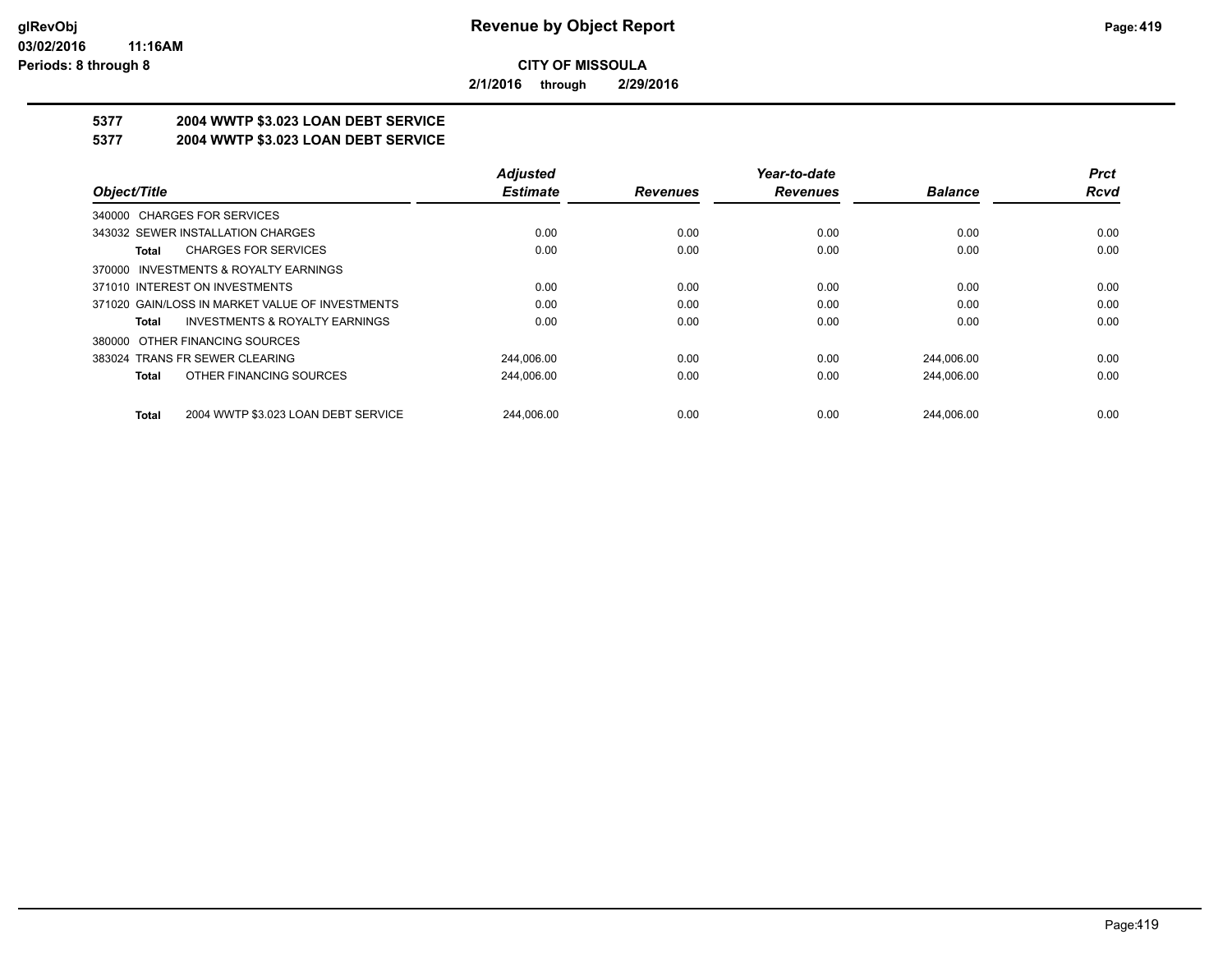glRevObj
03/02/2016 11:16AM
Periods: 8 through 8

# Revenue by Object Report

**CITY OF MISSOULA**

**2/1/2016 through 2/29/2016**

## 5377 2004 WWTP $3.023 LOAN DEBT SERVICE
## 5377 2004 WWTP $3.023 LOAN DEBT SERVICE

| Object/Title | Adjusted Estimate | Revenues | Year-to-date Revenues | Balance | Prct Rcvd |
|---|---|---|---|---|---|
| 340000 CHARGES FOR SERVICES | | | | | |
| 343032 SEWER INSTALLATION CHARGES | 0.00 | 0.00 | 0.00 | 0.00 | 0.00 |
| **Total** CHARGES FOR SERVICES | 0.00 | 0.00 | 0.00 | 0.00 | 0.00 |
| 370000 INVESTMENTS & ROYALTY EARNINGS | | | | | |
| 371010 INTEREST ON INVESTMENTS | 0.00 | 0.00 | 0.00 | 0.00 | 0.00 |
| 371020 GAIN/LOSS IN MARKET VALUE OF INVESTMENTS | 0.00 | 0.00 | 0.00 | 0.00 | 0.00 |
| **Total** INVESTMENTS & ROYALTY EARNINGS | 0.00 | 0.00 | 0.00 | 0.00 | 0.00 |
| 380000 OTHER FINANCING SOURCES | | | | | |
| 383024 TRANS FR SEWER CLEARING | 244,006.00 | 0.00 | 0.00 | 244,006.00 | 0.00 |
| **Total** OTHER FINANCING SOURCES | 244,006.00 | 0.00 | 0.00 | 244,006.00 | 0.00 |
| **Total** 2004 WWTP $3.023 LOAN DEBT SERVICE | 244,006.00 | 0.00 | 0.00 | 244,006.00 | 0.00 |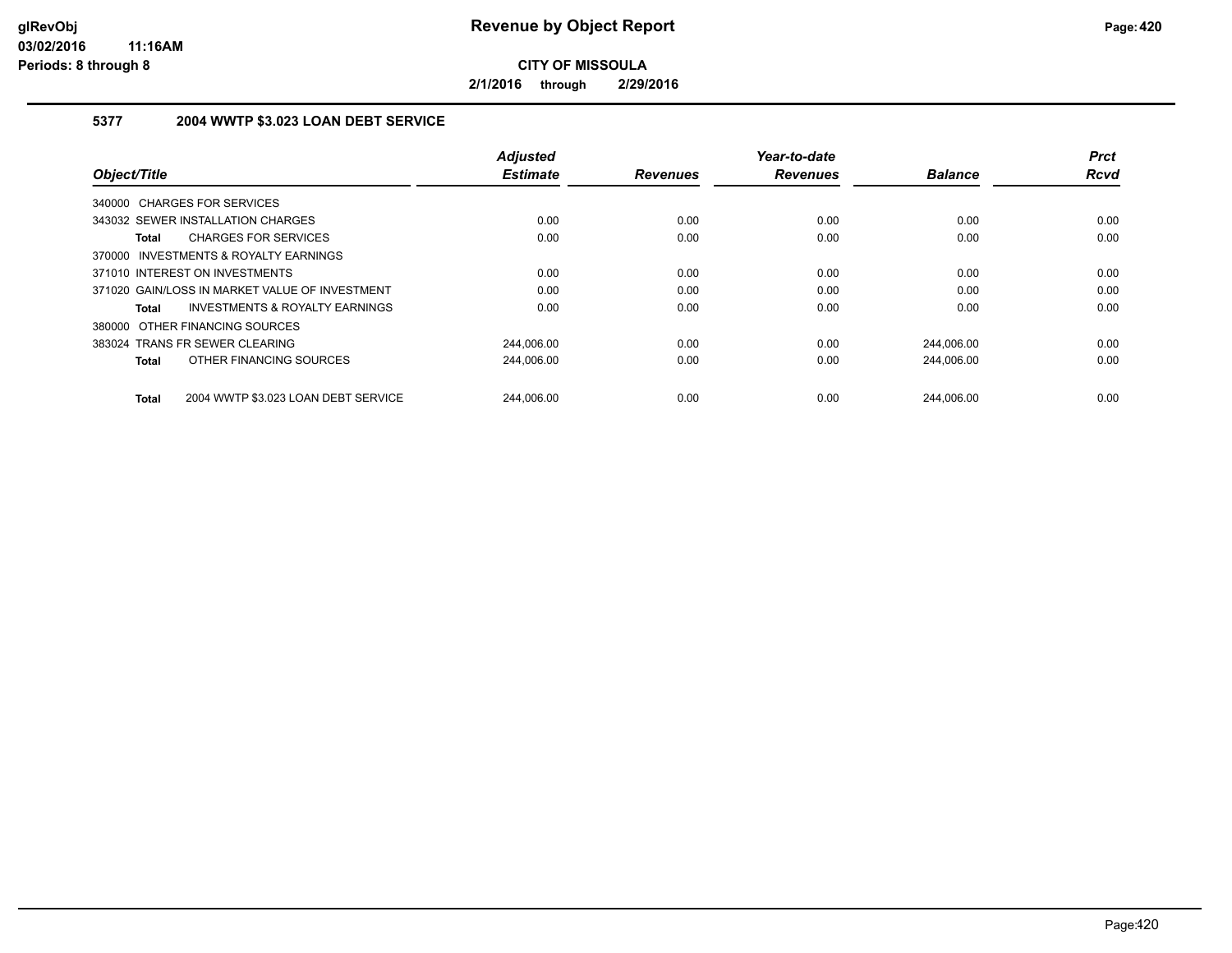**glRevObj**
**03/02/2016 11:16AM**
**Periods: 8 through 8**

# Revenue by Object Report

**CITY OF MISSOULA**

**2/1/2016 through 2/29/2016**

### 5377 2004 WWTP $3.023 LOAN DEBT SERVICE

| Object/Title | Adjusted Estimate | Revenues | Year-to-date Revenues | Balance | Prct Rcvd |
|---|---|---|---|---|---|
| 340000 CHARGES FOR SERVICES | | | | | |
| 343032 SEWER INSTALLATION CHARGES | 0.00 | 0.00 | 0.00 | 0.00 | 0.00 |
| **Total** CHARGES FOR SERVICES | 0.00 | 0.00 | 0.00 | 0.00 | 0.00 |
| 370000 INVESTMENTS & ROYALTY EARNINGS | | | | | |
| 371010 INTEREST ON INVESTMENTS | 0.00 | 0.00 | 0.00 | 0.00 | 0.00 |
| 371020 GAIN/LOSS IN MARKET VALUE OF INVESTMENT | 0.00 | 0.00 | 0.00 | 0.00 | 0.00 |
| **Total** INVESTMENTS & ROYALTY EARNINGS | 0.00 | 0.00 | 0.00 | 0.00 | 0.00 |
| 380000 OTHER FINANCING SOURCES | | | | | |
| 383024 TRANS FR SEWER CLEARING | 244,006.00 | 0.00 | 0.00 | 244,006.00 | 0.00 |
| **Total** OTHER FINANCING SOURCES | 244,006.00 | 0.00 | 0.00 | 244,006.00 | 0.00 |
| **Total** 2004 WWTP $3.023 LOAN DEBT SERVICE | 244,006.00 | 0.00 | 0.00 | 244,006.00 | 0.00 |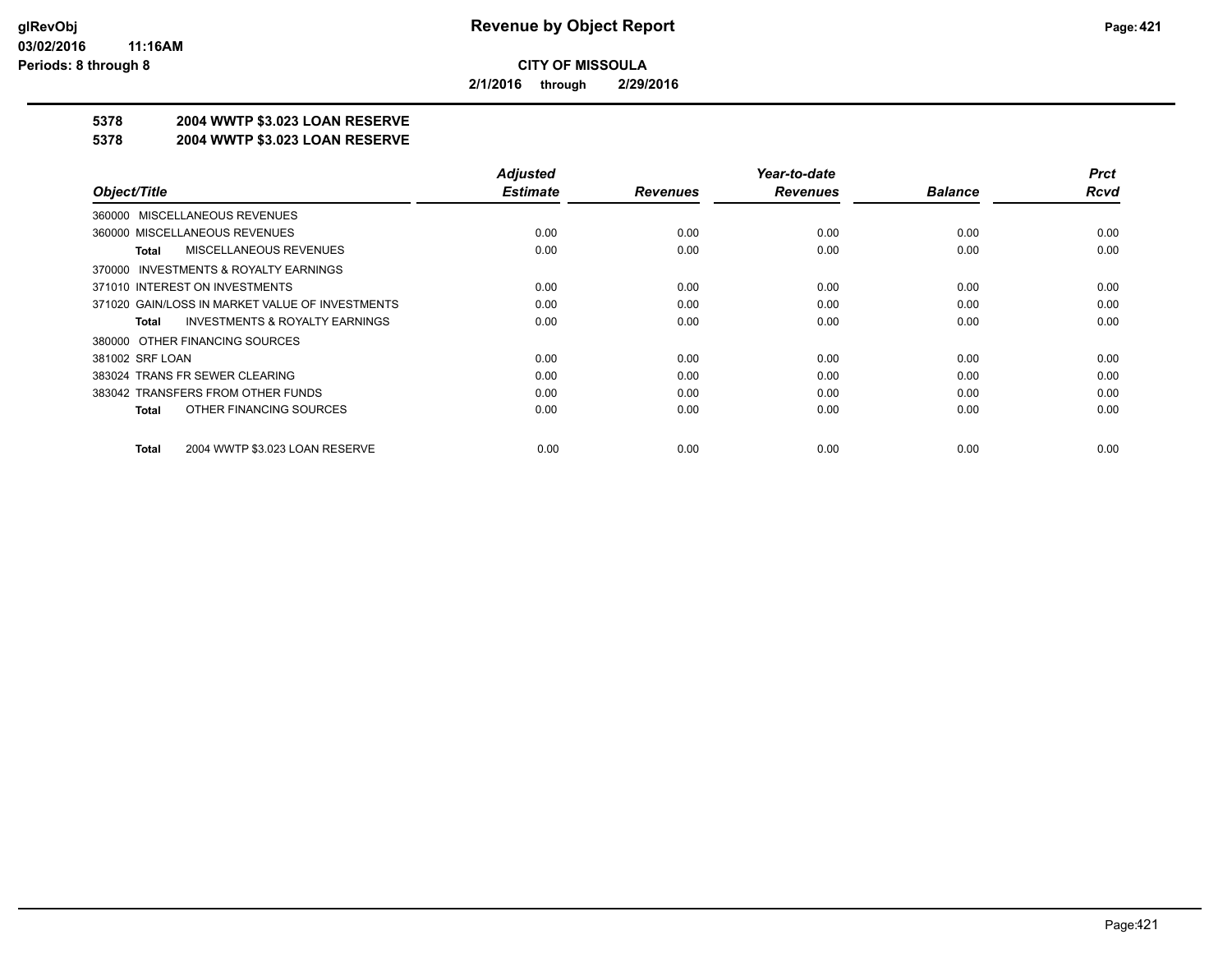# Revenue by Object Report

**CITY OF MISSOULA**

**2/1/2016 through 2/29/2016**

glRevObj
03/02/2016 11:16AM
Periods: 8 through 8

**5378 2004 WWTP $3.023 LOAN RESERVE**

**5378 2004 WWTP $3.023 LOAN RESERVE**

| Object/Title | Adjusted Estimate | Revenues | Year-to-date Revenues | Balance | Prct Rcvd |
|---|---|---|---|---|---|
| 360000 MISCELLANEOUS REVENUES | | | | | |
| 360000 MISCELLANEOUS REVENUES | 0.00 | 0.00 | 0.00 | 0.00 | 0.00 |
| **Total** MISCELLANEOUS REVENUES | 0.00 | 0.00 | 0.00 | 0.00 | 0.00 |
| 370000 INVESTMENTS & ROYALTY EARNINGS | | | | | |
| 371010 INTEREST ON INVESTMENTS | 0.00 | 0.00 | 0.00 | 0.00 | 0.00 |
| 371020 GAIN/LOSS IN MARKET VALUE OF INVESTMENTS | 0.00 | 0.00 | 0.00 | 0.00 | 0.00 |
| **Total** INVESTMENTS & ROYALTY EARNINGS | 0.00 | 0.00 | 0.00 | 0.00 | 0.00 |
| 380000 OTHER FINANCING SOURCES | | | | | |
| 381002 SRF LOAN | 0.00 | 0.00 | 0.00 | 0.00 | 0.00 |
| 383024 TRANS FR SEWER CLEARING | 0.00 | 0.00 | 0.00 | 0.00 | 0.00 |
| 383042 TRANSFERS FROM OTHER FUNDS | 0.00 | 0.00 | 0.00 | 0.00 | 0.00 |
| **Total** OTHER FINANCING SOURCES | 0.00 | 0.00 | 0.00 | 0.00 | 0.00 |
| **Total** 2004 WWTP $3.023 LOAN RESERVE | 0.00 | 0.00 | 0.00 | 0.00 | 0.00 |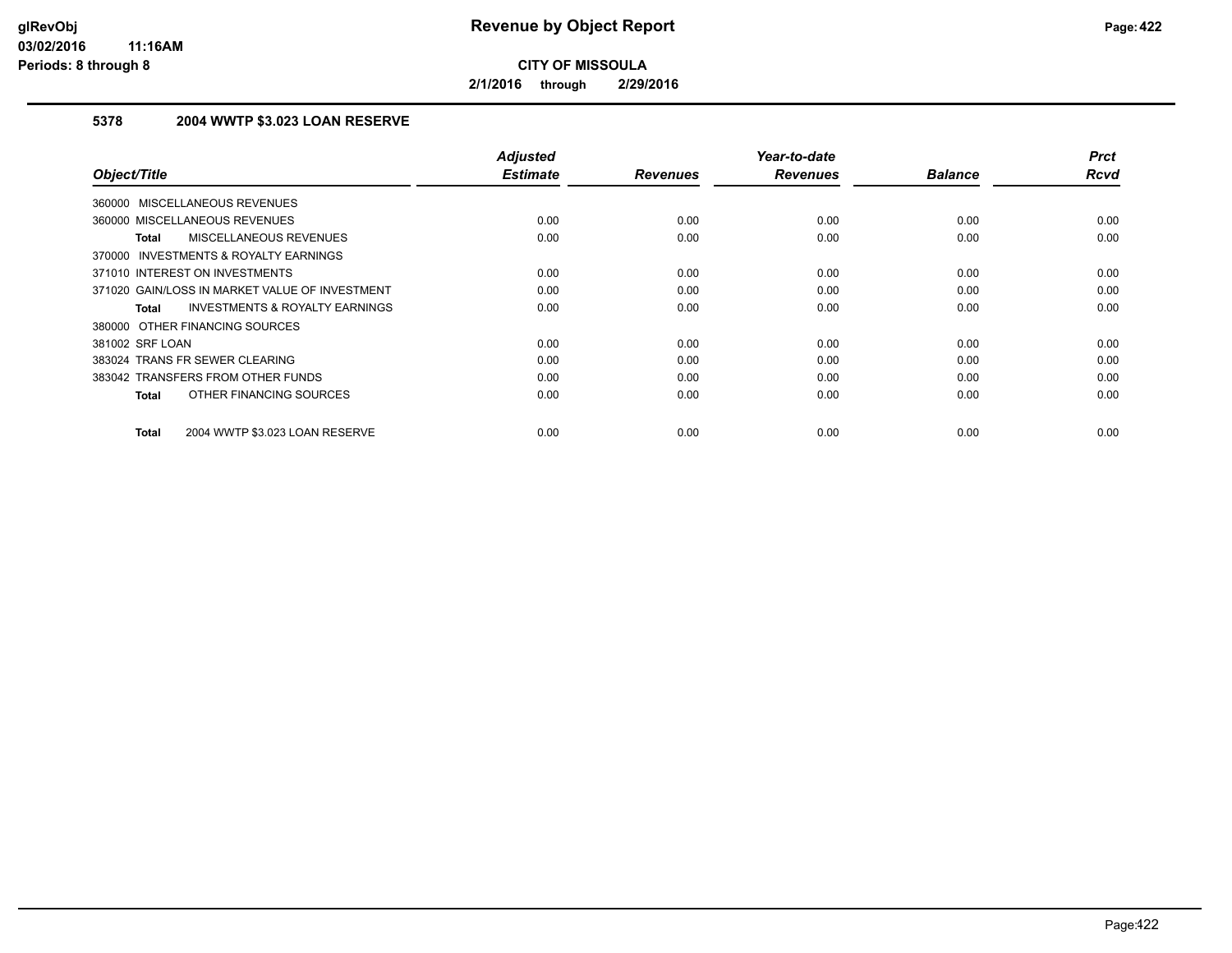# Revenue by Object Report

**CITY OF MISSOULA**

**2/1/2016 through 2/29/2016**

glRevObj
03/02/2016 11:16AM
Periods: 8 through 8

### 5378 2004 WWTP $3.023 LOAN RESERVE

| Object/Title | Adjusted Estimate | Revenues | Year-to-date Revenues | Balance | Prct Rcvd |
|---|---|---|---|---|---|
| 360000 MISCELLANEOUS REVENUES | | | | | |
| 360000 MISCELLANEOUS REVENUES | 0.00 | 0.00 | 0.00 | 0.00 | 0.00 |
| **Total** MISCELLANEOUS REVENUES | 0.00 | 0.00 | 0.00 | 0.00 | 0.00 |
| 370000 INVESTMENTS & ROYALTY EARNINGS | | | | | |
| 371010 INTEREST ON INVESTMENTS | 0.00 | 0.00 | 0.00 | 0.00 | 0.00 |
| 371020 GAIN/LOSS IN MARKET VALUE OF INVESTMENT | 0.00 | 0.00 | 0.00 | 0.00 | 0.00 |
| **Total** INVESTMENTS & ROYALTY EARNINGS | 0.00 | 0.00 | 0.00 | 0.00 | 0.00 |
| 380000 OTHER FINANCING SOURCES | | | | | |
| 381002 SRF LOAN | 0.00 | 0.00 | 0.00 | 0.00 | 0.00 |
| 383024 TRANS FR SEWER CLEARING | 0.00 | 0.00 | 0.00 | 0.00 | 0.00 |
| 383042 TRANSFERS FROM OTHER FUNDS | 0.00 | 0.00 | 0.00 | 0.00 | 0.00 |
| **Total** OTHER FINANCING SOURCES | 0.00 | 0.00 | 0.00 | 0.00 | 0.00 |
| **Total** 2004 WWTP $3.023 LOAN RESERVE | 0.00 | 0.00 | 0.00 | 0.00 | 0.00 |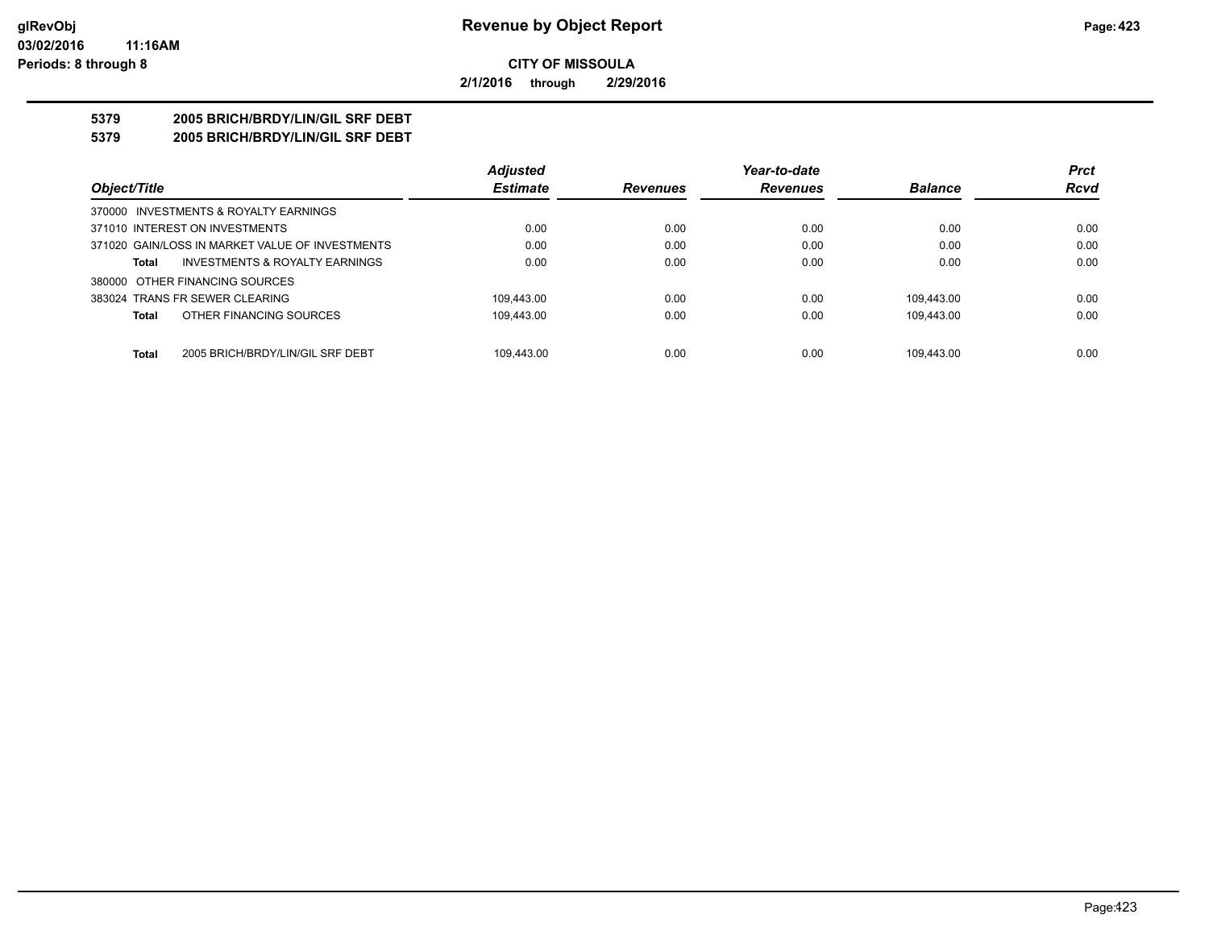**CITY OF MISSOULA**

**2/1/2016 through 2/29/2016**

**5379 2005 BRICH/BRDY/LIN/GIL SRF DEBT**

**5379 2005 BRICH/BRDY/LIN/GIL SRF DEBT**

| Object/Title | Adjusted Estimate | Revenues | Year-to-date Revenues | Balance | Prct Rcvd |
|---|---|---|---|---|---|
| 370000 INVESTMENTS & ROYALTY EARNINGS | | | | | |
| 371010 INTEREST ON INVESTMENTS | 0.00 | 0.00 | 0.00 | 0.00 | 0.00 |
| 371020 GAIN/LOSS IN MARKET VALUE OF INVESTMENTS | 0.00 | 0.00 | 0.00 | 0.00 | 0.00 |
| **Total** INVESTMENTS & ROYALTY EARNINGS | 0.00 | 0.00 | 0.00 | 0.00 | 0.00 |
| 380000 OTHER FINANCING SOURCES | | | | | |
| 383024 TRANS FR SEWER CLEARING | 109,443.00 | 0.00 | 0.00 | 109,443.00 | 0.00 |
| **Total** OTHER FINANCING SOURCES | 109,443.00 | 0.00 | 0.00 | 109,443.00 | 0.00 |
| **Total** 2005 BRICH/BRDY/LIN/GIL SRF DEBT | 109,443.00 | 0.00 | 0.00 | 109,443.00 | 0.00 |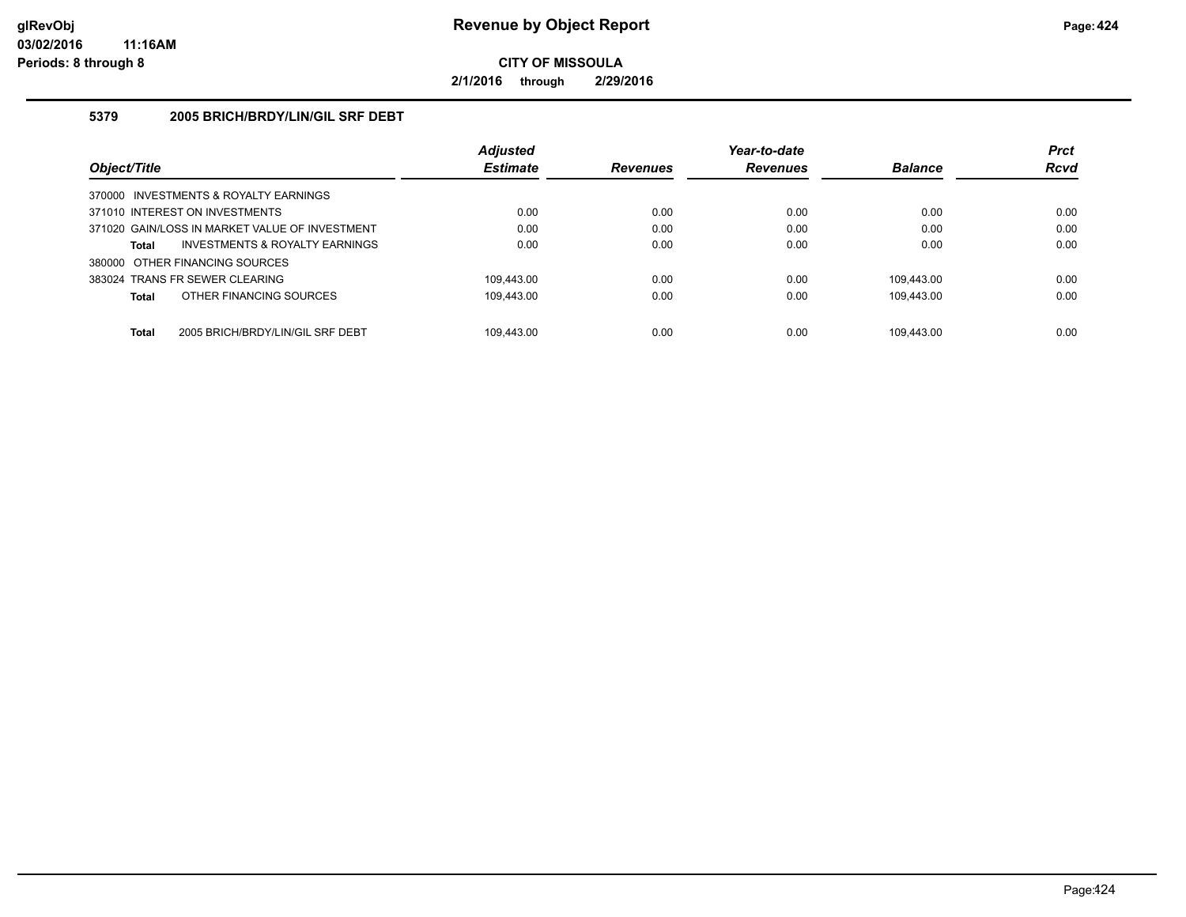# Revenue by Object Report

**CITY OF MISSOULA**

**2/1/2016 through 2/29/2016**

glRevObj
03/02/2016 11:16AM
Periods: 8 through 8

### 5379 2005 BRICH/BRDY/LIN/GIL SRF DEBT

| Object/Title | Adjusted Estimate | Revenues | Year-to-date Revenues | Balance | Prct Rcvd |
|---|---|---|---|---|---|
| 370000 INVESTMENTS & ROYALTY EARNINGS | | | | | |
| 371010 INTEREST ON INVESTMENTS | 0.00 | 0.00 | 0.00 | 0.00 | 0.00 |
| 371020 GAIN/LOSS IN MARKET VALUE OF INVESTMENT | 0.00 | 0.00 | 0.00 | 0.00 | 0.00 |
| **Total** INVESTMENTS & ROYALTY EARNINGS | 0.00 | 0.00 | 0.00 | 0.00 | 0.00 |
| 380000 OTHER FINANCING SOURCES | | | | | |
| 383024 TRANS FR SEWER CLEARING | 109,443.00 | 0.00 | 0.00 | 109,443.00 | 0.00 |
| **Total** OTHER FINANCING SOURCES | 109,443.00 | 0.00 | 0.00 | 109,443.00 | 0.00 |
| **Total** 2005 BRICH/BRDY/LIN/GIL SRF DEBT | 109,443.00 | 0.00 | 0.00 | 109,443.00 | 0.00 |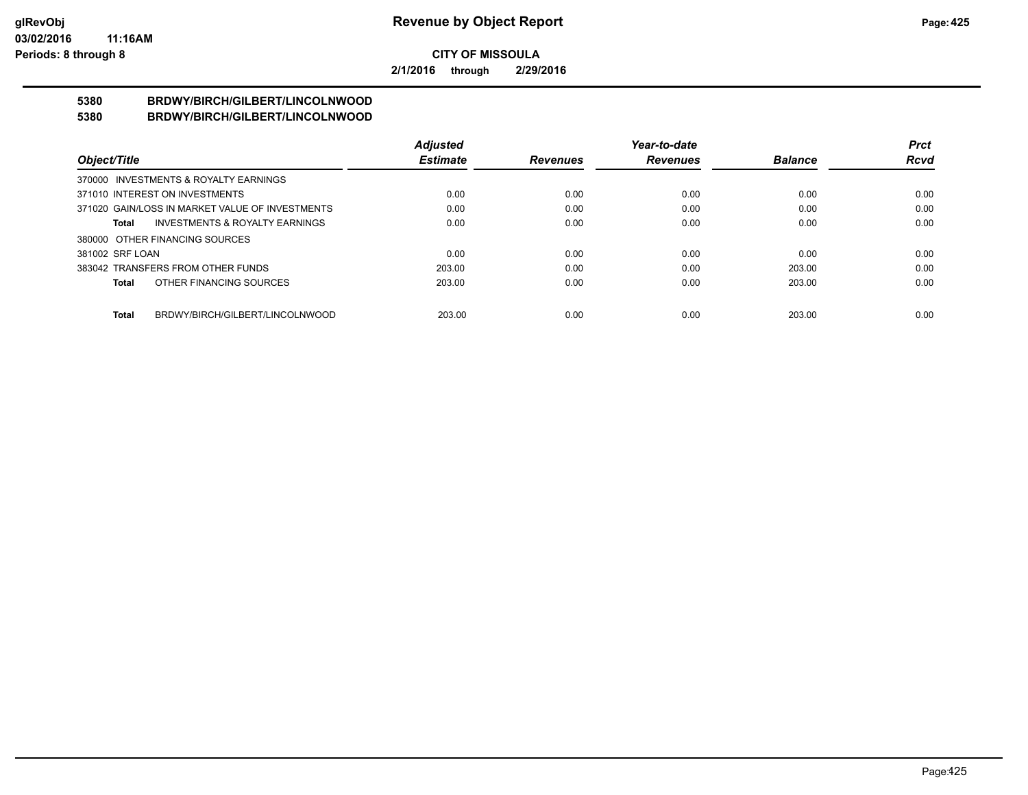**CITY OF MISSOULA**

**2/1/2016 through 2/29/2016**

## 5380 BRDWY/BIRCH/GILBERT/LINCOLNWOOD
## 5380 BRDWY/BIRCH/GILBERT/LINCOLNWOOD

| Object/Title | Adjusted Estimate | Revenues | Year-to-date Revenues | Balance | Prct Rcvd |
|---|---|---|---|---|---|
| 370000 INVESTMENTS & ROYALTY EARNINGS | | | | | |
| 371010 INTEREST ON INVESTMENTS | 0.00 | 0.00 | 0.00 | 0.00 | 0.00 |
| 371020 GAIN/LOSS IN MARKET VALUE OF INVESTMENTS | 0.00 | 0.00 | 0.00 | 0.00 | 0.00 |
| **Total** INVESTMENTS & ROYALTY EARNINGS | 0.00 | 0.00 | 0.00 | 0.00 | 0.00 |
| 380000 OTHER FINANCING SOURCES | | | | | |
| 381002 SRF LOAN | 0.00 | 0.00 | 0.00 | 0.00 | 0.00 |
| 383042 TRANSFERS FROM OTHER FUNDS | 203.00 | 0.00 | 0.00 | 203.00 | 0.00 |
| **Total** OTHER FINANCING SOURCES | 203.00 | 0.00 | 0.00 | 203.00 | 0.00 |
| **Total** BRDWY/BIRCH/GILBERT/LINCOLNWOOD | 203.00 | 0.00 | 0.00 | 203.00 | 0.00 |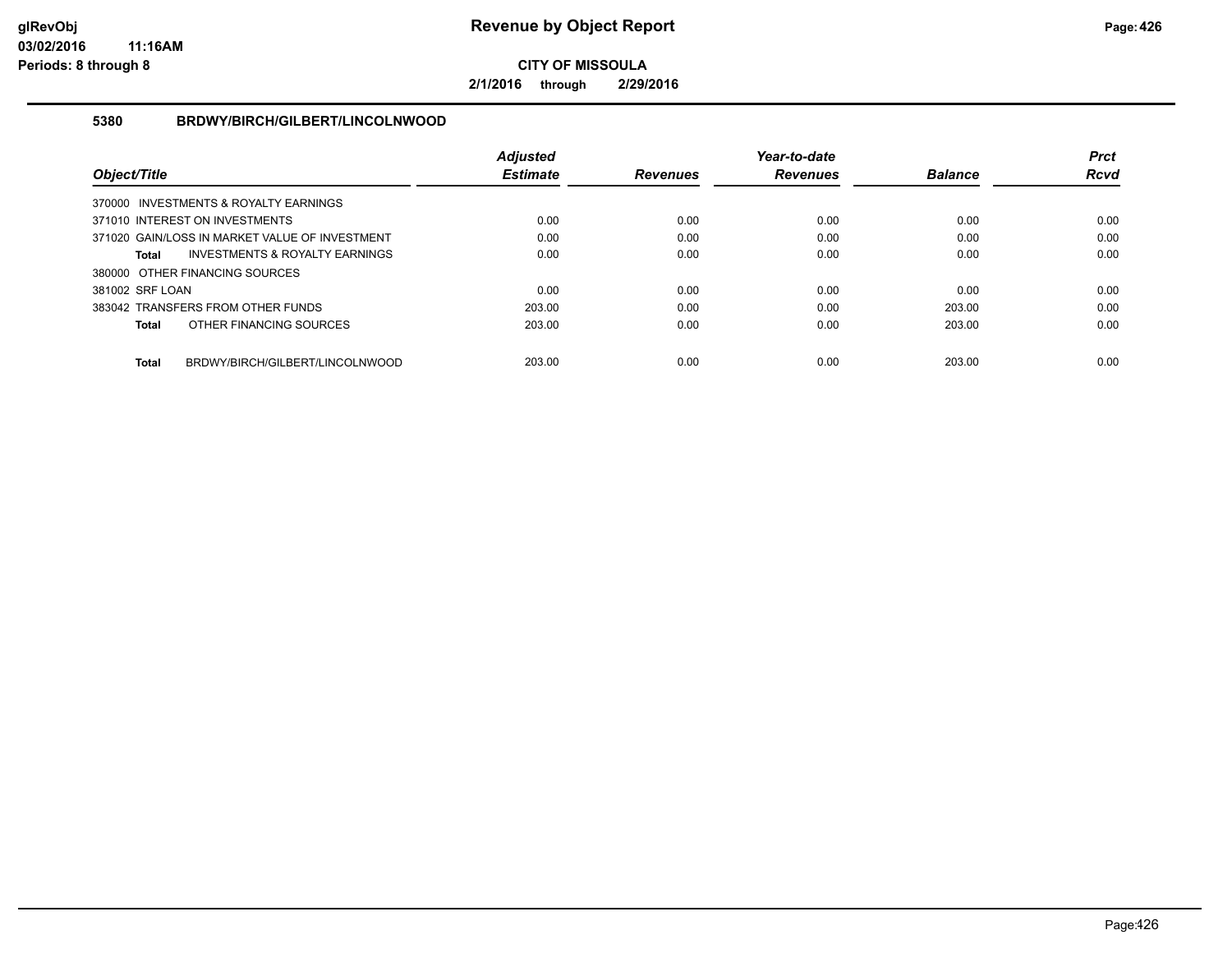**CITY OF MISSOULA**

**2/1/2016 through 2/29/2016**

### 5380 BRDWY/BIRCH/GILBERT/LINCOLNWOOD

| Object/Title | Adjusted Estimate | Revenues | Year-to-date Revenues | Balance | Prct Rcvd |
|---|---|---|---|---|---|
| 370000 INVESTMENTS & ROYALTY EARNINGS | | | | | |
| 371010 INTEREST ON INVESTMENTS | 0.00 | 0.00 | 0.00 | 0.00 | 0.00 |
| 371020 GAIN/LOSS IN MARKET VALUE OF INVESTMENT | 0.00 | 0.00 | 0.00 | 0.00 | 0.00 |
| **Total** INVESTMENTS & ROYALTY EARNINGS | 0.00 | 0.00 | 0.00 | 0.00 | 0.00 |
| 380000 OTHER FINANCING SOURCES | | | | | |
| 381002 SRF LOAN | 0.00 | 0.00 | 0.00 | 0.00 | 0.00 |
| 383042 TRANSFERS FROM OTHER FUNDS | 203.00 | 0.00 | 0.00 | 203.00 | 0.00 |
| **Total** OTHER FINANCING SOURCES | 203.00 | 0.00 | 0.00 | 203.00 | 0.00 |
| **Total** BRDWY/BIRCH/GILBERT/LINCOLNWOOD | 203.00 | 0.00 | 0.00 | 203.00 | 0.00 |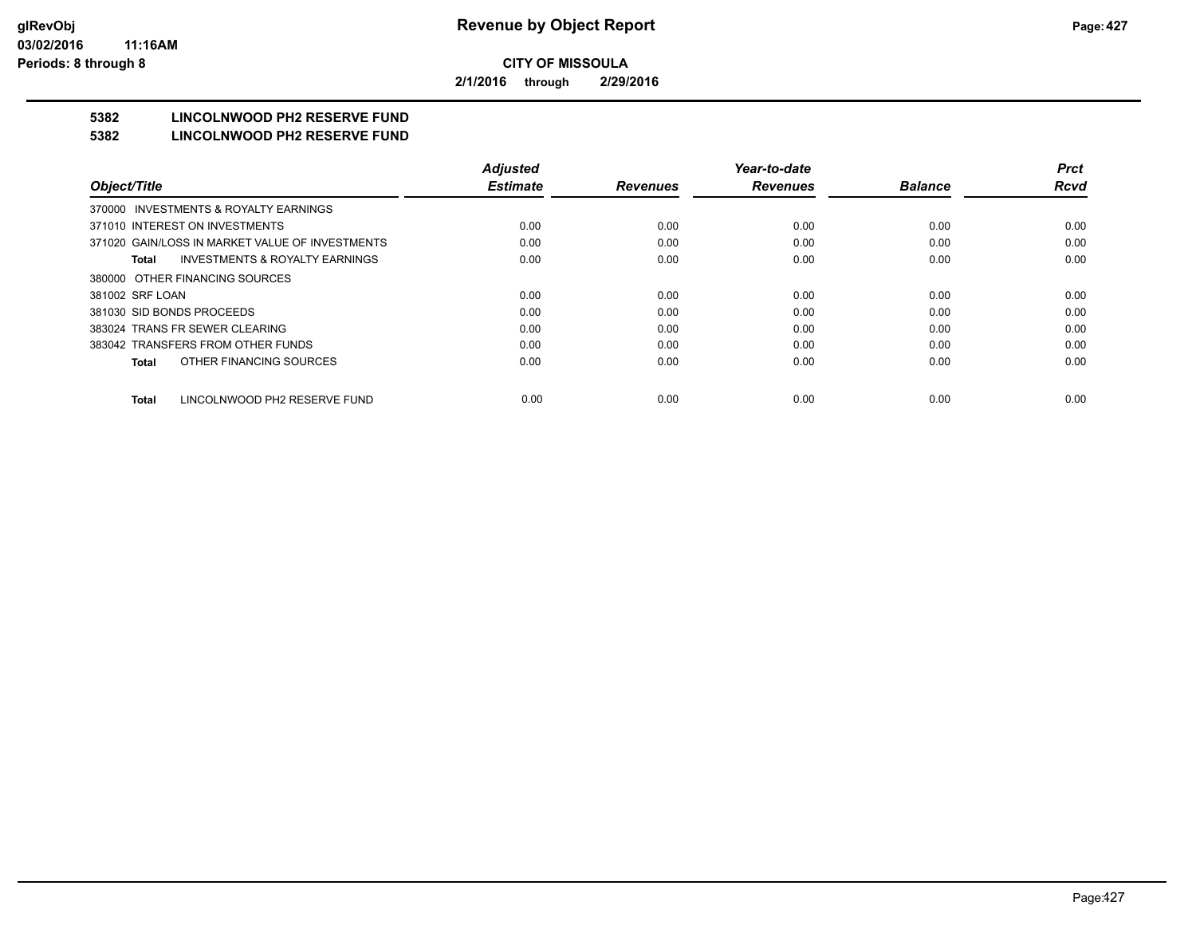**CITY OF MISSOULA**

**2/1/2016 through 2/29/2016**

## 5382 LINCOLNWOOD PH2 RESERVE FUND
## 5382 LINCOLNWOOD PH2 RESERVE FUND

| Object/Title | Adjusted Estimate | Revenues | Year-to-date Revenues | Balance | Prct Rcvd |
|---|---|---|---|---|---|
| 370000 INVESTMENTS & ROYALTY EARNINGS | | | | | |
| 371010 INTEREST ON INVESTMENTS | 0.00 | 0.00 | 0.00 | 0.00 | 0.00 |
| 371020 GAIN/LOSS IN MARKET VALUE OF INVESTMENTS | 0.00 | 0.00 | 0.00 | 0.00 | 0.00 |
| **Total** INVESTMENTS & ROYALTY EARNINGS | 0.00 | 0.00 | 0.00 | 0.00 | 0.00 |
| 380000 OTHER FINANCING SOURCES | | | | | |
| 381002 SRF LOAN | 0.00 | 0.00 | 0.00 | 0.00 | 0.00 |
| 381030 SID BONDS PROCEEDS | 0.00 | 0.00 | 0.00 | 0.00 | 0.00 |
| 383024 TRANS FR SEWER CLEARING | 0.00 | 0.00 | 0.00 | 0.00 | 0.00 |
| 383042 TRANSFERS FROM OTHER FUNDS | 0.00 | 0.00 | 0.00 | 0.00 | 0.00 |
| **Total** OTHER FINANCING SOURCES | 0.00 | 0.00 | 0.00 | 0.00 | 0.00 |
| **Total** LINCOLNWOOD PH2 RESERVE FUND | 0.00 | 0.00 | 0.00 | 0.00 | 0.00 |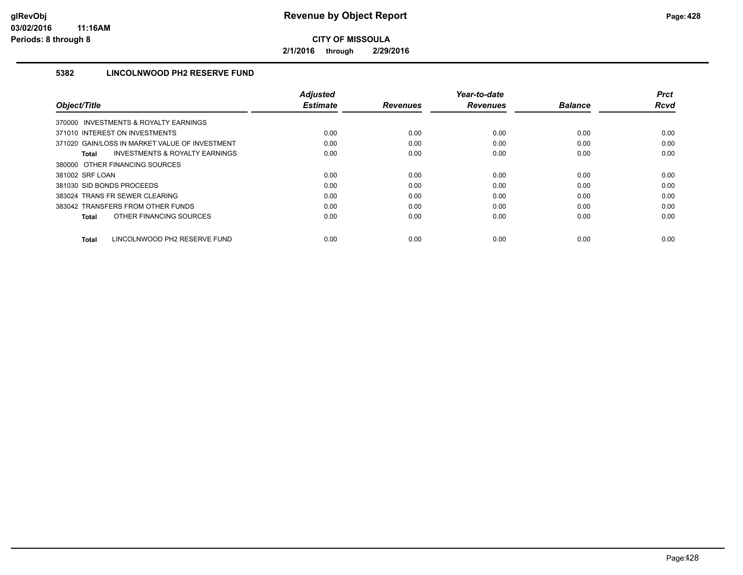# Revenue by Object Report

**CITY OF MISSOULA**

**2/1/2016 through 2/29/2016**

glRevObj
03/02/2016 11:16AM
Periods: 8 through 8

### 5382 LINCOLNWOOD PH2 RESERVE FUND

| Object/Title | Adjusted Estimate | Revenues | Year-to-date Revenues | Balance | Prct Rcvd |
|---|---|---|---|---|---|
| 370000 INVESTMENTS & ROYALTY EARNINGS | | | | | |
| 371010 INTEREST ON INVESTMENTS | 0.00 | 0.00 | 0.00 | 0.00 | 0.00 |
| 371020 GAIN/LOSS IN MARKET VALUE OF INVESTMENT | 0.00 | 0.00 | 0.00 | 0.00 | 0.00 |
| **Total** INVESTMENTS & ROYALTY EARNINGS | 0.00 | 0.00 | 0.00 | 0.00 | 0.00 |
| 380000 OTHER FINANCING SOURCES | | | | | |
| 381002 SRF LOAN | 0.00 | 0.00 | 0.00 | 0.00 | 0.00 |
| 381030 SID BONDS PROCEEDS | 0.00 | 0.00 | 0.00 | 0.00 | 0.00 |
| 383024 TRANS FR SEWER CLEARING | 0.00 | 0.00 | 0.00 | 0.00 | 0.00 |
| 383042 TRANSFERS FROM OTHER FUNDS | 0.00 | 0.00 | 0.00 | 0.00 | 0.00 |
| **Total** OTHER FINANCING SOURCES | 0.00 | 0.00 | 0.00 | 0.00 | 0.00 |
| **Total** LINCOLNWOOD PH2 RESERVE FUND | 0.00 | 0.00 | 0.00 | 0.00 | 0.00 |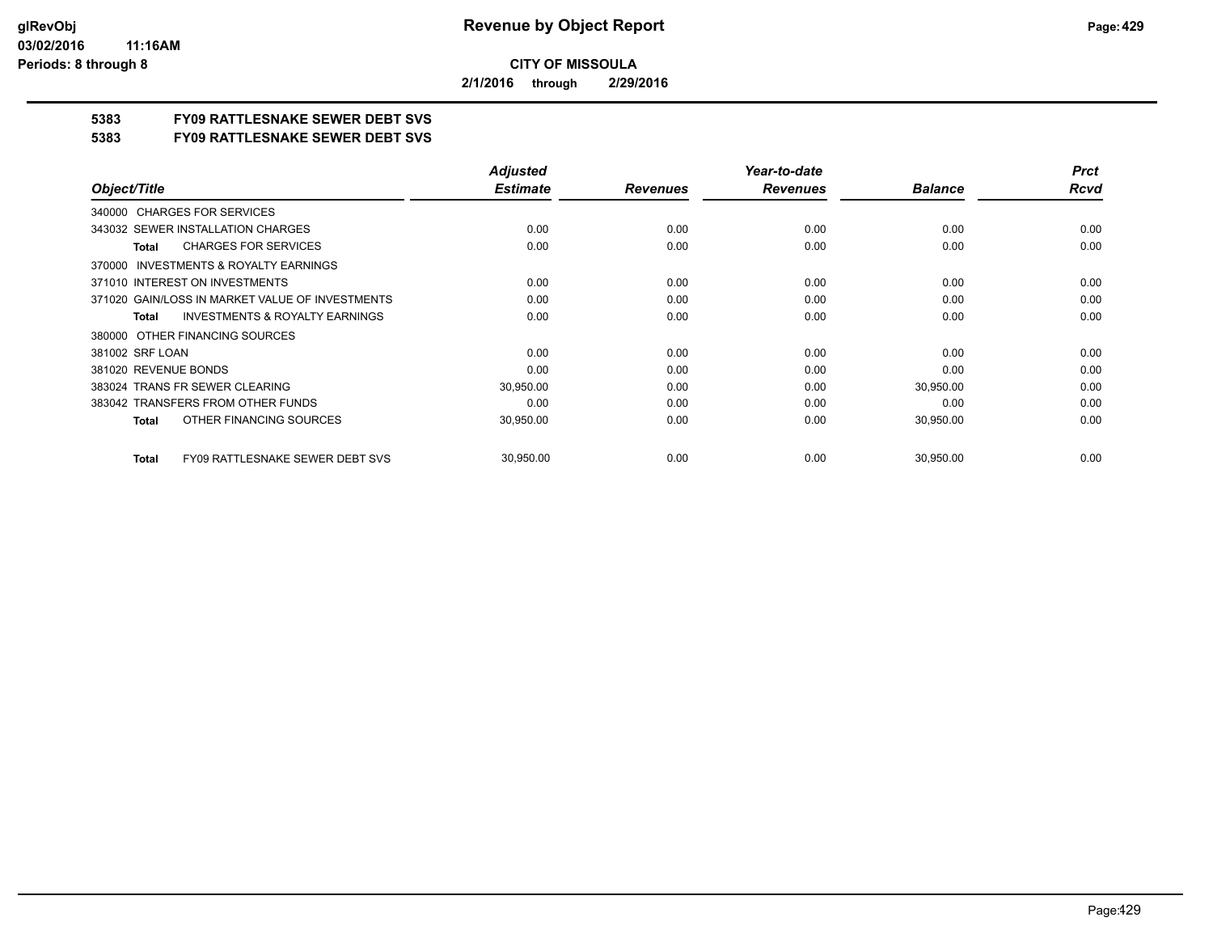**CITY OF MISSOULA**

**2/1/2016 through 2/29/2016**

**5383 FY09 RATTLESNAKE SEWER DEBT SVS**

**5383 FY09 RATTLESNAKE SEWER DEBT SVS**

| Object/Title | Adjusted Estimate | Revenues | Year-to-date Revenues | Balance | Prct Rcvd |
|---|---|---|---|---|---|
| 340000 CHARGES FOR SERVICES | | | | | |
| 343032 SEWER INSTALLATION CHARGES | 0.00 | 0.00 | 0.00 | 0.00 | 0.00 |
| **Total** CHARGES FOR SERVICES | 0.00 | 0.00 | 0.00 | 0.00 | 0.00 |
| 370000 INVESTMENTS & ROYALTY EARNINGS | | | | | |
| 371010 INTEREST ON INVESTMENTS | 0.00 | 0.00 | 0.00 | 0.00 | 0.00 |
| 371020 GAIN/LOSS IN MARKET VALUE OF INVESTMENTS | 0.00 | 0.00 | 0.00 | 0.00 | 0.00 |
| **Total** INVESTMENTS & ROYALTY EARNINGS | 0.00 | 0.00 | 0.00 | 0.00 | 0.00 |
| 380000 OTHER FINANCING SOURCES | | | | | |
| 381002 SRF LOAN | 0.00 | 0.00 | 0.00 | 0.00 | 0.00 |
| 381020 REVENUE BONDS | 0.00 | 0.00 | 0.00 | 0.00 | 0.00 |
| 383024 TRANS FR SEWER CLEARING | 30,950.00 | 0.00 | 0.00 | 30,950.00 | 0.00 |
| 383042 TRANSFERS FROM OTHER FUNDS | 0.00 | 0.00 | 0.00 | 0.00 | 0.00 |
| **Total** OTHER FINANCING SOURCES | 30,950.00 | 0.00 | 0.00 | 30,950.00 | 0.00 |
| **Total** FY09 RATTLESNAKE SEWER DEBT SVS | 30,950.00 | 0.00 | 0.00 | 30,950.00 | 0.00 |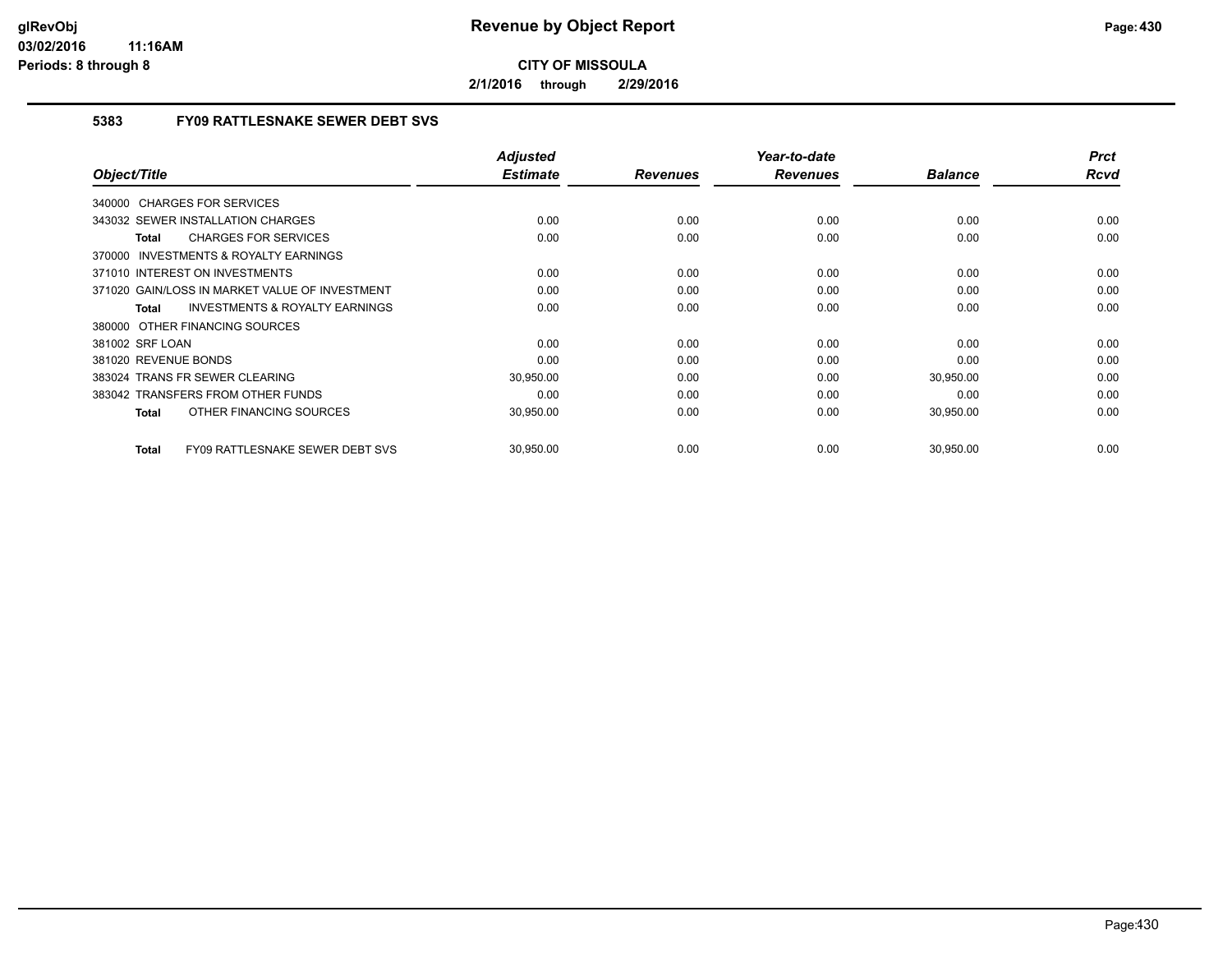**Revenue by Object Report**

**CITY OF MISSOULA**

**2/1/2016 through 2/29/2016**

## 5383 FY09 RATTLESNAKE SEWER DEBT SVS

| Object/Title | Adjusted Estimate | Revenues | Year-to-date Revenues | Balance | Prct Rcvd |
|---|---|---|---|---|---|
| 340000 CHARGES FOR SERVICES | | | | | |
| 343032 SEWER INSTALLATION CHARGES | 0.00 | 0.00 | 0.00 | 0.00 | 0.00 |
| **Total** CHARGES FOR SERVICES | 0.00 | 0.00 | 0.00 | 0.00 | 0.00 |
| 370000 INVESTMENTS & ROYALTY EARNINGS | | | | | |
| 371010 INTEREST ON INVESTMENTS | 0.00 | 0.00 | 0.00 | 0.00 | 0.00 |
| 371020 GAIN/LOSS IN MARKET VALUE OF INVESTMENT | 0.00 | 0.00 | 0.00 | 0.00 | 0.00 |
| **Total** INVESTMENTS & ROYALTY EARNINGS | 0.00 | 0.00 | 0.00 | 0.00 | 0.00 |
| 380000 OTHER FINANCING SOURCES | | | | | |
| 381002 SRF LOAN | 0.00 | 0.00 | 0.00 | 0.00 | 0.00 |
| 381020 REVENUE BONDS | 0.00 | 0.00 | 0.00 | 0.00 | 0.00 |
| 383024 TRANS FR SEWER CLEARING | 30,950.00 | 0.00 | 0.00 | 30,950.00 | 0.00 |
| 383042 TRANSFERS FROM OTHER FUNDS | 0.00 | 0.00 | 0.00 | 0.00 | 0.00 |
| **Total** OTHER FINANCING SOURCES | 30,950.00 | 0.00 | 0.00 | 30,950.00 | 0.00 |
| **Total** FY09 RATTLESNAKE SEWER DEBT SVS | 30,950.00 | 0.00 | 0.00 | 30,950.00 | 0.00 |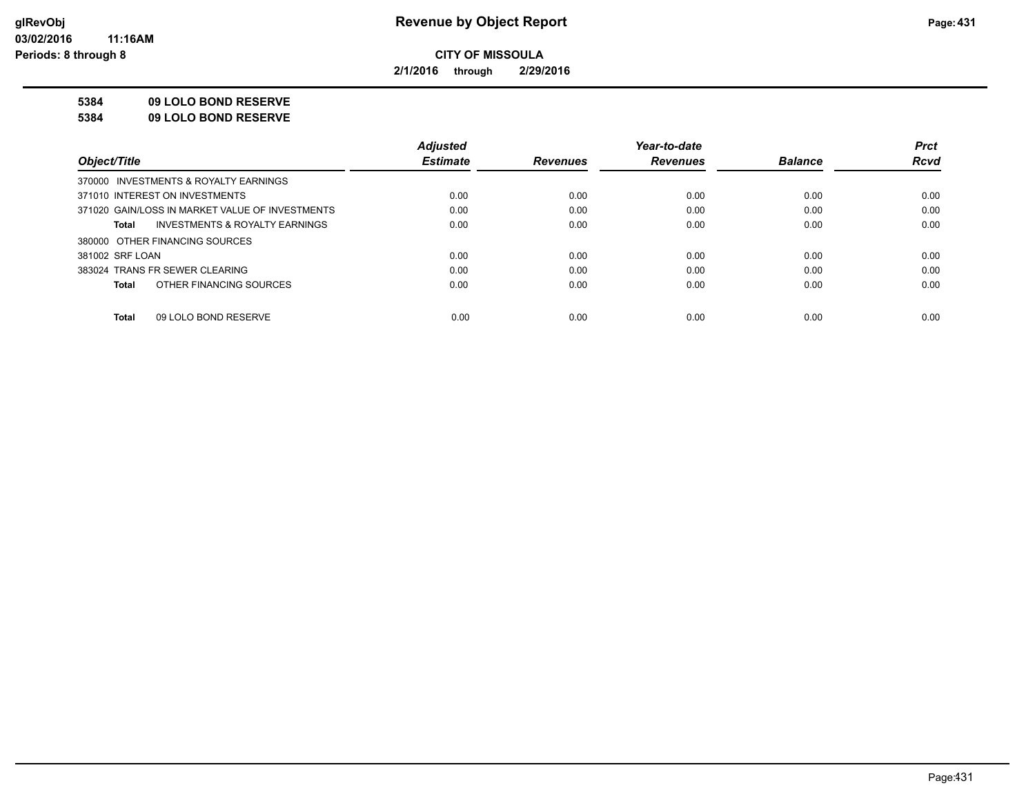**CITY OF MISSOULA**

**2/1/2016 through 2/29/2016**

**5384 09 LOLO BOND RESERVE**

**5384 09 LOLO BOND RESERVE**

| Object/Title | Adjusted Estimate | Revenues | Year-to-date Revenues | Balance | Prct Rcvd |
|---|---|---|---|---|---|
| 370000 INVESTMENTS & ROYALTY EARNINGS | | | | | |
| 371010 INTEREST ON INVESTMENTS | 0.00 | 0.00 | 0.00 | 0.00 | 0.00 |
| 371020 GAIN/LOSS IN MARKET VALUE OF INVESTMENTS | 0.00 | 0.00 | 0.00 | 0.00 | 0.00 |
| **Total** INVESTMENTS & ROYALTY EARNINGS | 0.00 | 0.00 | 0.00 | 0.00 | 0.00 |
| 380000 OTHER FINANCING SOURCES | | | | | |
| 381002 SRF LOAN | 0.00 | 0.00 | 0.00 | 0.00 | 0.00 |
| 383024 TRANS FR SEWER CLEARING | 0.00 | 0.00 | 0.00 | 0.00 | 0.00 |
| **Total** OTHER FINANCING SOURCES | 0.00 | 0.00 | 0.00 | 0.00 | 0.00 |
| **Total** 09 LOLO BOND RESERVE | 0.00 | 0.00 | 0.00 | 0.00 | 0.00 |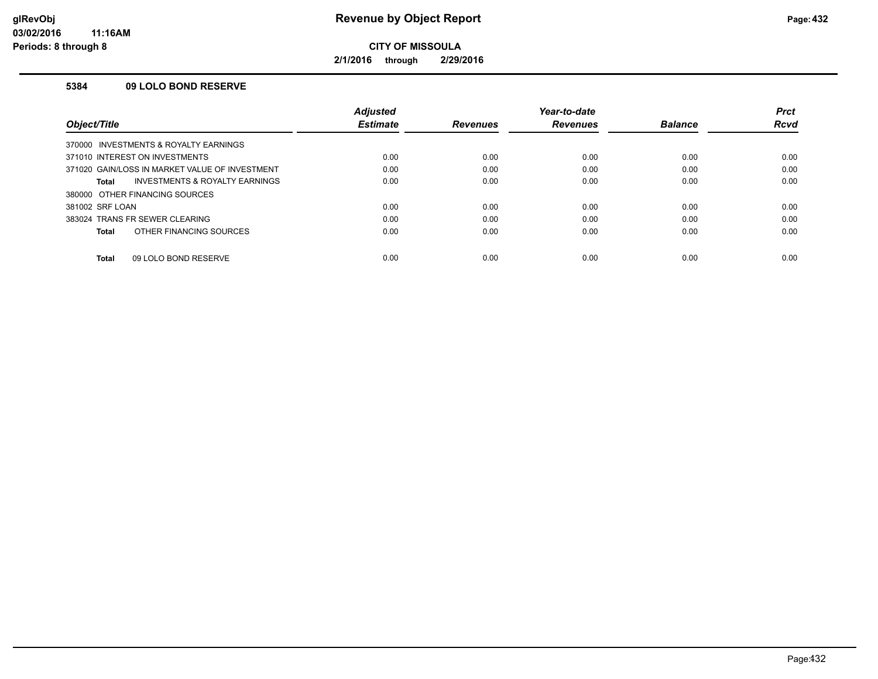**glRevObj**
**03/02/2016 11:16AM**
**Periods: 8 through 8**

# Revenue by Object Report

**CITY OF MISSOULA**

**2/1/2016 through 2/29/2016**

### 5384 09 LOLO BOND RESERVE

| Object/Title | Adjusted Estimate | Revenues | Year-to-date Revenues | Balance | Prct Rcvd |
|---|---|---|---|---|---|
| 370000 INVESTMENTS & ROYALTY EARNINGS | | | | | |
| 371010 INTEREST ON INVESTMENTS | 0.00 | 0.00 | 0.00 | 0.00 | 0.00 |
| 371020 GAIN/LOSS IN MARKET VALUE OF INVESTMENT | 0.00 | 0.00 | 0.00 | 0.00 | 0.00 |
| **Total** INVESTMENTS & ROYALTY EARNINGS | 0.00 | 0.00 | 0.00 | 0.00 | 0.00 |
| 380000 OTHER FINANCING SOURCES | | | | | |
| 381002 SRF LOAN | 0.00 | 0.00 | 0.00 | 0.00 | 0.00 |
| 383024 TRANS FR SEWER CLEARING | 0.00 | 0.00 | 0.00 | 0.00 | 0.00 |
| **Total** OTHER FINANCING SOURCES | 0.00 | 0.00 | 0.00 | 0.00 | 0.00 |
| **Total** 09 LOLO BOND RESERVE | 0.00 | 0.00 | 0.00 | 0.00 | 0.00 |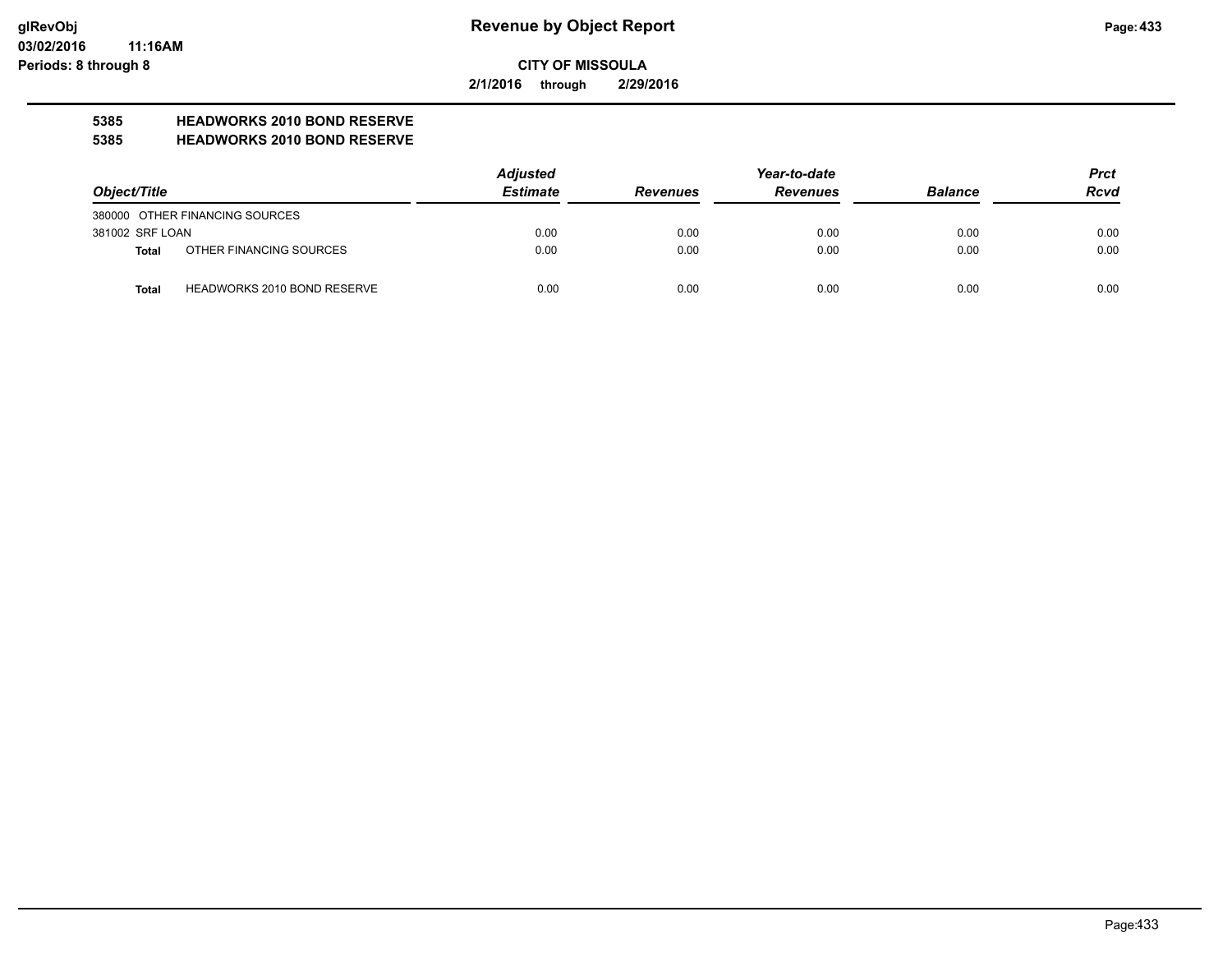# Revenue by Object Report

**CITY OF MISSOULA**

**2/1/2016 through 2/29/2016**

glRevObj
03/02/2016 11:16AM
Periods: 8 through 8

## 5385 HEADWORKS 2010 BOND RESERVE
## 5385 HEADWORKS 2010 BOND RESERVE

| Object/Title | | Adjusted Estimate | Revenues | Year-to-date Revenues | Balance | Prct Rcvd |
|---|---|---|---|---|---|---|
| 380000 OTHER FINANCING SOURCES | | | | | | |
| 381002 SRF LOAN | | 0.00 | 0.00 | 0.00 | 0.00 | 0.00 |
| **Total** | OTHER FINANCING SOURCES | 0.00 | 0.00 | 0.00 | 0.00 | 0.00 |
| **Total** | HEADWORKS 2010 BOND RESERVE | 0.00 | 0.00 | 0.00 | 0.00 | 0.00 |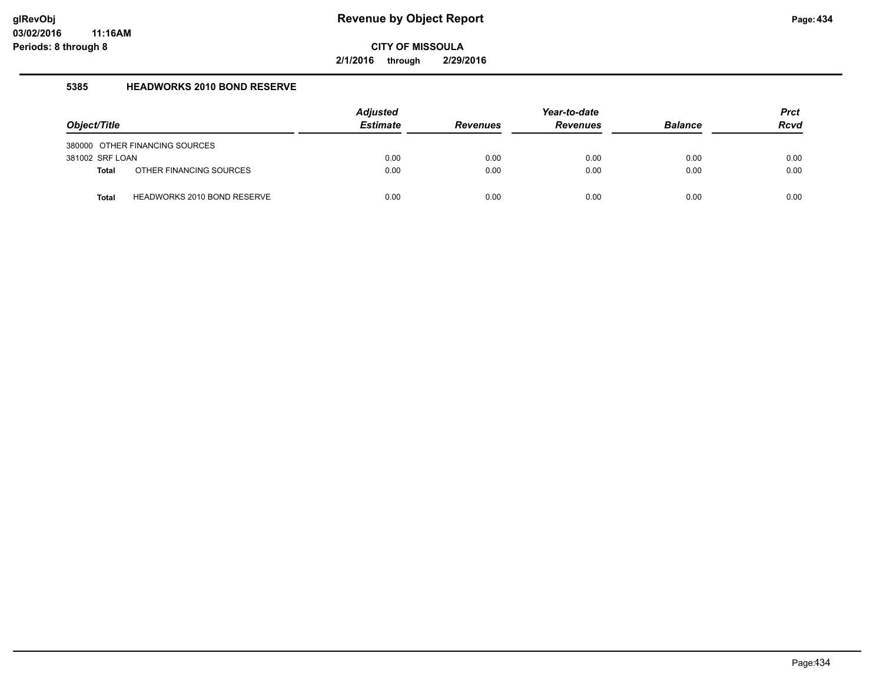# Revenue by Object Report

**CITY OF MISSOULA**

**2/1/2016 through 2/29/2016**

**glRevObj**
**03/02/2016 11:16AM**
**Periods: 8 through 8**

### 5385 HEADWORKS 2010 BOND RESERVE

| *Object/Title* | *Adjusted Estimate* | *Revenues* | *Year-to-date Revenues* | *Balance* | *Prct Rcvd* |
|---|---|---|---|---|---|
| 380000 OTHER FINANCING SOURCES | | | | | |
| 381002 SRF LOAN | 0.00 | 0.00 | 0.00 | 0.00 | 0.00 |
| **Total** OTHER FINANCING SOURCES | 0.00 | 0.00 | 0.00 | 0.00 | 0.00 |
| **Total** HEADWORKS 2010 BOND RESERVE | 0.00 | 0.00 | 0.00 | 0.00 | 0.00 |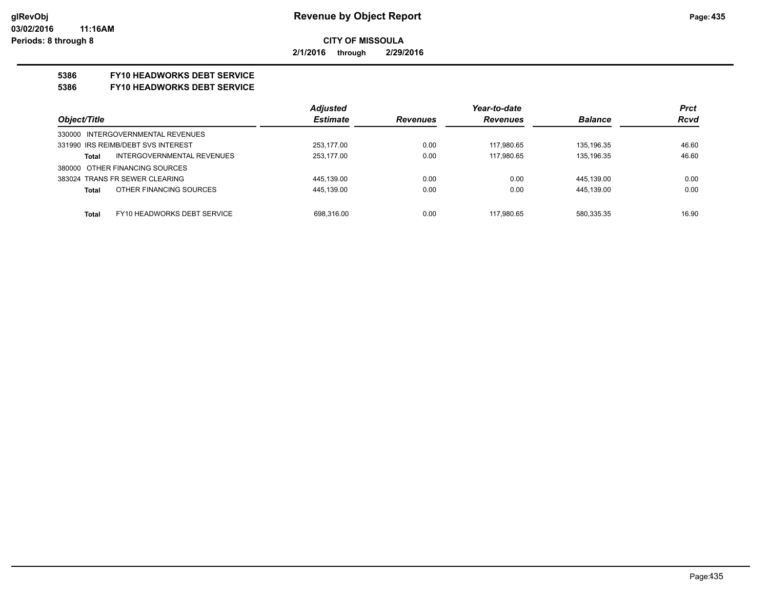**Revenue by Object Report**

**CITY OF MISSOULA**

**2/1/2016 through 2/29/2016**

glRevObj
03/02/2016 11:16AM
Periods: 8 through 8

**5386 FY10 HEADWORKS DEBT SERVICE**

**5386 FY10 HEADWORKS DEBT SERVICE**

| Object/Title | Adjusted Estimate | Revenues | Year-to-date Revenues | Balance | Prct Rcvd |
|---|---|---|---|---|---|
| 330000 INTERGOVERNMENTAL REVENUES | | | | | |
| 331990 IRS REIMB/DEBT SVS INTEREST | 253,177.00 | 0.00 | 117,980.65 | 135,196.35 | 46.60 |
| **Total** INTERGOVERNMENTAL REVENUES | 253,177.00 | 0.00 | 117,980.65 | 135,196.35 | 46.60 |
| 380000 OTHER FINANCING SOURCES | | | | | |
| 383024 TRANS FR SEWER CLEARING | 445,139.00 | 0.00 | 0.00 | 445,139.00 | 0.00 |
| **Total** OTHER FINANCING SOURCES | 445,139.00 | 0.00 | 0.00 | 445,139.00 | 0.00 |
| **Total** FY10 HEADWORKS DEBT SERVICE | 698,316.00 | 0.00 | 117,980.65 | 580,335.35 | 16.90 |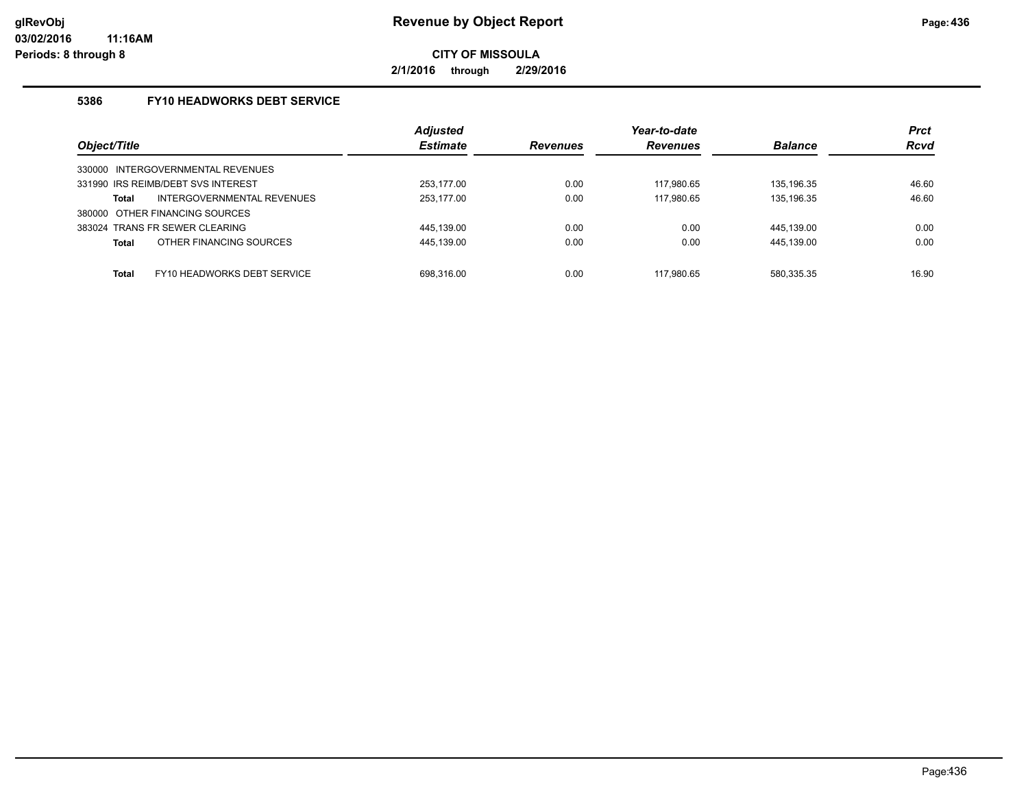# Revenue by Object Report

glRevObj
03/02/2016 11:16AM
Periods: 8 through 8

**CITY OF MISSOULA**

**2/1/2016 through 2/29/2016**

### 5386 FY10 HEADWORKS DEBT SERVICE

| Object/Title | Adjusted Estimate | Revenues | Year-to-date Revenues | Balance | Prct Rcvd |
|---|---|---|---|---|---|
| 330000 INTERGOVERNMENTAL REVENUES | | | | | |
| 331990 IRS REIMB/DEBT SVS INTEREST | 253,177.00 | 0.00 | 117,980.65 | 135,196.35 | 46.60 |
| **Total** INTERGOVERNMENTAL REVENUES | 253,177.00 | 0.00 | 117,980.65 | 135,196.35 | 46.60 |
| 380000 OTHER FINANCING SOURCES | | | | | |
| 383024 TRANS FR SEWER CLEARING | 445,139.00 | 0.00 | 0.00 | 445,139.00 | 0.00 |
| **Total** OTHER FINANCING SOURCES | 445,139.00 | 0.00 | 0.00 | 445,139.00 | 0.00 |
| **Total** FY10 HEADWORKS DEBT SERVICE | 698,316.00 | 0.00 | 117,980.65 | 580,335.35 | 16.90 |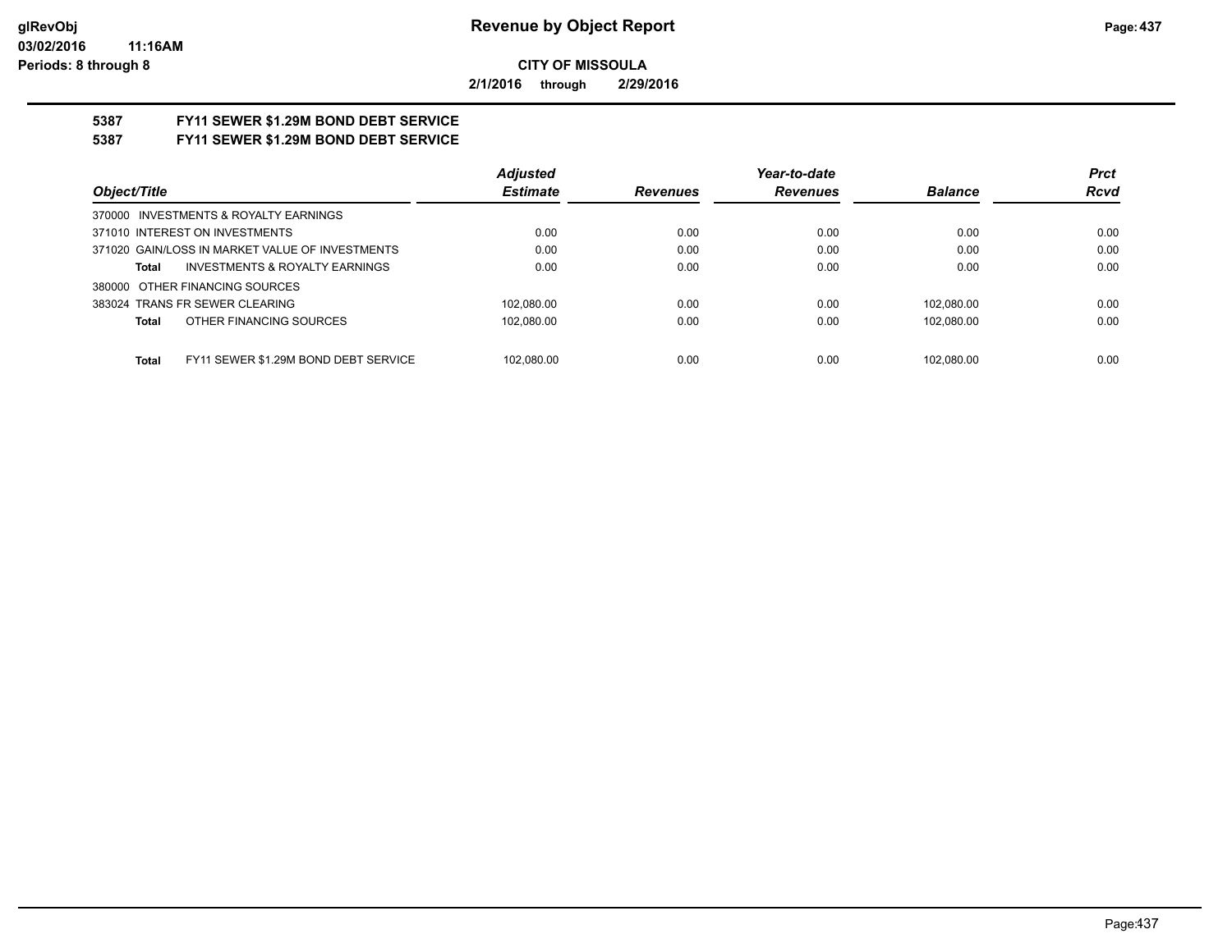**CITY OF MISSOULA**

**2/1/2016 through 2/29/2016**

## 5387 FY11 SEWER $1.29M BOND DEBT SERVICE
## 5387 FY11 SEWER $1.29M BOND DEBT SERVICE

| Object/Title | Adjusted Estimate | Revenues | Year-to-date Revenues | Balance | Prct Rcvd |
|---|---|---|---|---|---|
| 370000 INVESTMENTS & ROYALTY EARNINGS | | | | | |
| 371010 INTEREST ON INVESTMENTS | 0.00 | 0.00 | 0.00 | 0.00 | 0.00 |
| 371020 GAIN/LOSS IN MARKET VALUE OF INVESTMENTS | 0.00 | 0.00 | 0.00 | 0.00 | 0.00 |
| **Total** INVESTMENTS & ROYALTY EARNINGS | 0.00 | 0.00 | 0.00 | 0.00 | 0.00 |
| 380000 OTHER FINANCING SOURCES | | | | | |
| 383024 TRANS FR SEWER CLEARING | 102,080.00 | 0.00 | 0.00 | 102,080.00 | 0.00 |
| **Total** OTHER FINANCING SOURCES | 102,080.00 | 0.00 | 0.00 | 102,080.00 | 0.00 |
| **Total** FY11 SEWER $1.29M BOND DEBT SERVICE | 102,080.00 | 0.00 | 0.00 | 102,080.00 | 0.00 |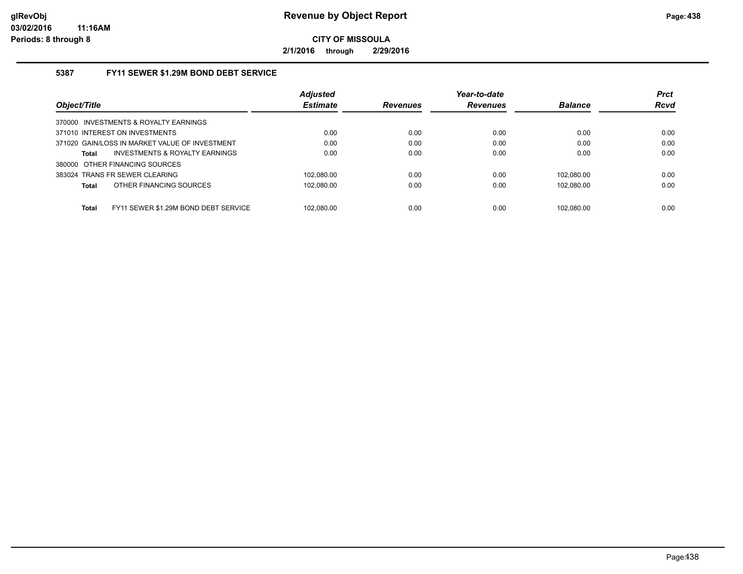**CITY OF MISSOULA**

**2/1/2016 through 2/29/2016**

### 5387 FY11 SEWER $1.29M BOND DEBT SERVICE

| Object/Title | Adjusted Estimate | Revenues | Year-to-date Revenues | Balance | Prct Rcvd |
|---|---|---|---|---|---|
| 370000 INVESTMENTS & ROYALTY EARNINGS | | | | | |
| 371010 INTEREST ON INVESTMENTS | 0.00 | 0.00 | 0.00 | 0.00 | 0.00 |
| 371020 GAIN/LOSS IN MARKET VALUE OF INVESTMENT | 0.00 | 0.00 | 0.00 | 0.00 | 0.00 |
| **Total** INVESTMENTS & ROYALTY EARNINGS | 0.00 | 0.00 | 0.00 | 0.00 | 0.00 |
| 380000 OTHER FINANCING SOURCES | | | | | |
| 383024 TRANS FR SEWER CLEARING | 102,080.00 | 0.00 | 0.00 | 102,080.00 | 0.00 |
| **Total** OTHER FINANCING SOURCES | 102,080.00 | 0.00 | 0.00 | 102,080.00 | 0.00 |
| **Total** FY11 SEWER $1.29M BOND DEBT SERVICE | 102,080.00 | 0.00 | 0.00 | 102,080.00 | 0.00 |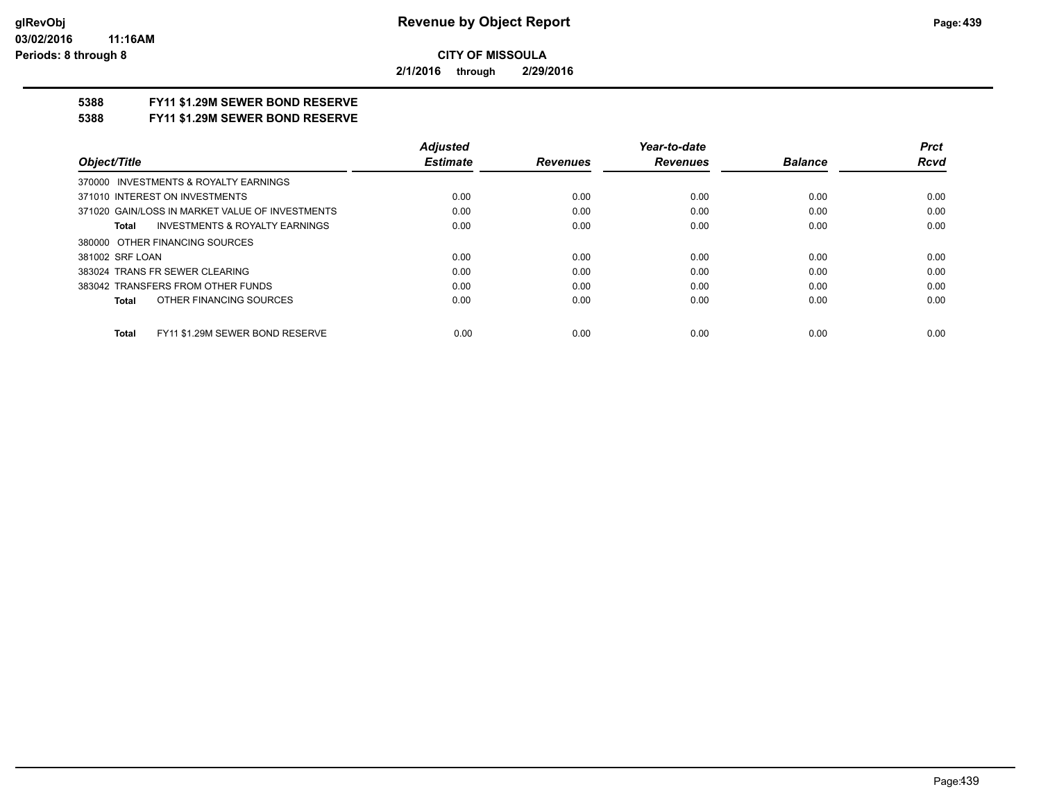**CITY OF MISSOULA**

**2/1/2016 through 2/29/2016**

**5388 FY11 $1.29M SEWER BOND RESERVE**

**5388 FY11 $1.29M SEWER BOND RESERVE**

| Object/Title | Adjusted Estimate | Revenues | Year-to-date Revenues | Balance | Prct Rcvd |
|---|---|---|---|---|---|
| 370000 INVESTMENTS & ROYALTY EARNINGS | | | | | |
| 371010 INTEREST ON INVESTMENTS | 0.00 | 0.00 | 0.00 | 0.00 | 0.00 |
| 371020 GAIN/LOSS IN MARKET VALUE OF INVESTMENTS | 0.00 | 0.00 | 0.00 | 0.00 | 0.00 |
| **Total** INVESTMENTS & ROYALTY EARNINGS | 0.00 | 0.00 | 0.00 | 0.00 | 0.00 |
| 380000 OTHER FINANCING SOURCES | | | | | |
| 381002 SRF LOAN | 0.00 | 0.00 | 0.00 | 0.00 | 0.00 |
| 383024 TRANS FR SEWER CLEARING | 0.00 | 0.00 | 0.00 | 0.00 | 0.00 |
| 383042 TRANSFERS FROM OTHER FUNDS | 0.00 | 0.00 | 0.00 | 0.00 | 0.00 |
| **Total** OTHER FINANCING SOURCES | 0.00 | 0.00 | 0.00 | 0.00 | 0.00 |
| **Total** FY11 $1.29M SEWER BOND RESERVE | 0.00 | 0.00 | 0.00 | 0.00 | 0.00 |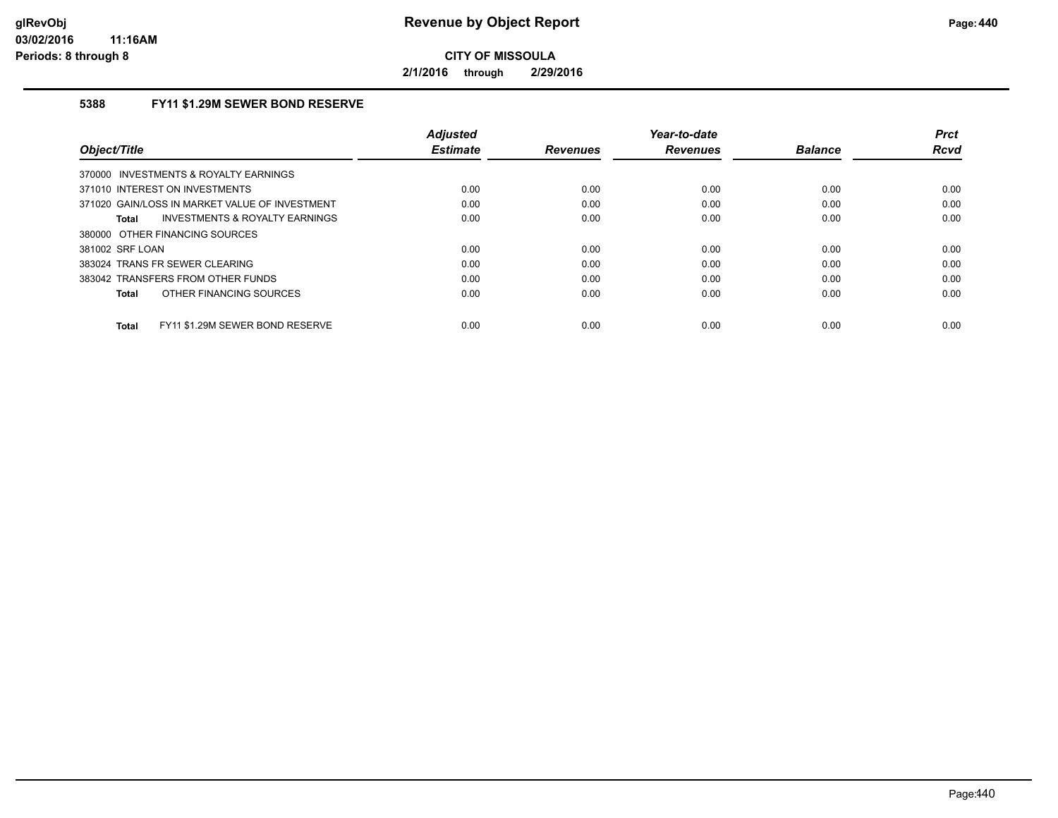**CITY OF MISSOULA**

**2/1/2016 through 2/29/2016**

### 5388 FY11 $1.29M SEWER BOND RESERVE

| Object/Title | Adjusted Estimate | Revenues | Year-to-date Revenues | Balance | Prct Rcvd |
|---|---|---|---|---|---|
| 370000 INVESTMENTS & ROYALTY EARNINGS | | | | | |
| 371010 INTEREST ON INVESTMENTS | 0.00 | 0.00 | 0.00 | 0.00 | 0.00 |
| 371020 GAIN/LOSS IN MARKET VALUE OF INVESTMENT | 0.00 | 0.00 | 0.00 | 0.00 | 0.00 |
| **Total** INVESTMENTS & ROYALTY EARNINGS | 0.00 | 0.00 | 0.00 | 0.00 | 0.00 |
| 380000 OTHER FINANCING SOURCES | | | | | |
| 381002 SRF LOAN | 0.00 | 0.00 | 0.00 | 0.00 | 0.00 |
| 383024 TRANS FR SEWER CLEARING | 0.00 | 0.00 | 0.00 | 0.00 | 0.00 |
| 383042 TRANSFERS FROM OTHER FUNDS | 0.00 | 0.00 | 0.00 | 0.00 | 0.00 |
| **Total** OTHER FINANCING SOURCES | 0.00 | 0.00 | 0.00 | 0.00 | 0.00 |
| **Total** FY11 $1.29M SEWER BOND RESERVE | 0.00 | 0.00 | 0.00 | 0.00 | 0.00 |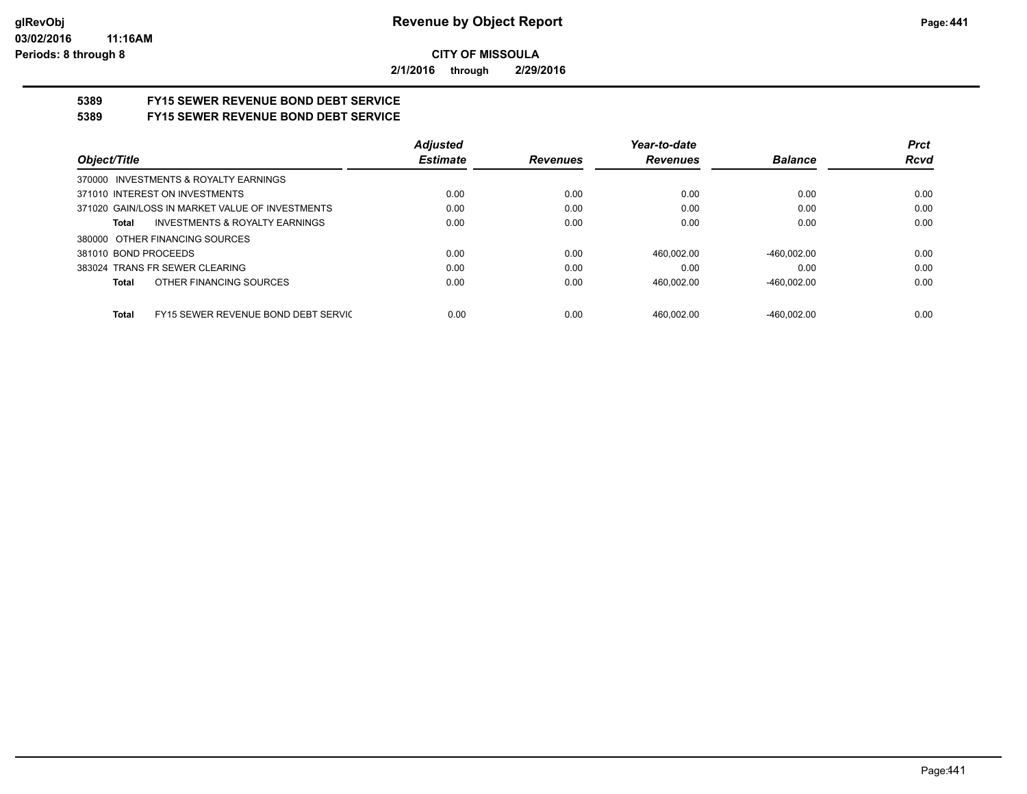**glRevObj**
**03/02/2016 11:16AM**
**Periods: 8 through 8**

# Revenue by Object Report

**CITY OF MISSOULA**

**2/1/2016 through 2/29/2016**

## 5389 FY15 SEWER REVENUE BOND DEBT SERVICE
## 5389 FY15 SEWER REVENUE BOND DEBT SERVICE

| Object/Title | Adjusted Estimate | Revenues | Year-to-date Revenues | Balance | Prct Rcvd |
|---|---|---|---|---|---|
| 370000 INVESTMENTS & ROYALTY EARNINGS | | | | | |
| 371010 INTEREST ON INVESTMENTS | 0.00 | 0.00 | 0.00 | 0.00 | 0.00 |
| 371020 GAIN/LOSS IN MARKET VALUE OF INVESTMENTS | 0.00 | 0.00 | 0.00 | 0.00 | 0.00 |
| **Total** INVESTMENTS & ROYALTY EARNINGS | 0.00 | 0.00 | 0.00 | 0.00 | 0.00 |
| 380000 OTHER FINANCING SOURCES | | | | | |
| 381010 BOND PROCEEDS | 0.00 | 0.00 | 460,002.00 | -460,002.00 | 0.00 |
| 383024 TRANS FR SEWER CLEARING | 0.00 | 0.00 | 0.00 | 0.00 | 0.00 |
| **Total** OTHER FINANCING SOURCES | 0.00 | 0.00 | 460,002.00 | -460,002.00 | 0.00 |
| **Total** FY15 SEWER REVENUE BOND DEBT SERVIC | 0.00 | 0.00 | 460,002.00 | -460,002.00 | 0.00 |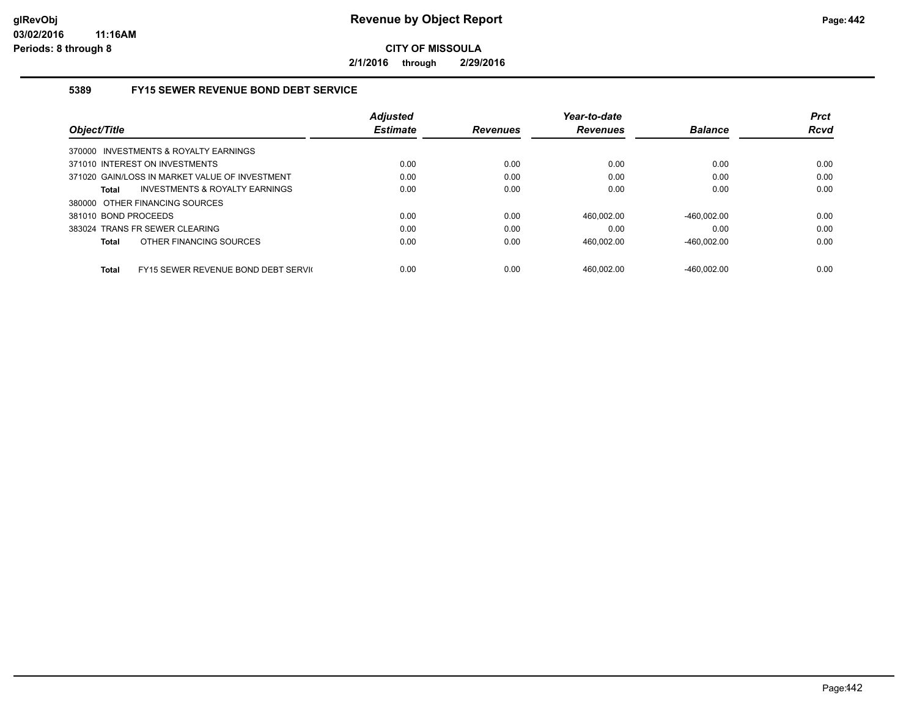# Revenue by Object Report

**CITY OF MISSOULA**

**2/1/2016 through 2/29/2016**

glRevObj
03/02/2016 11:16AM
Periods: 8 through 8

### 5389 FY15 SEWER REVENUE BOND DEBT SERVICE

| Object/Title | Adjusted Estimate | Revenues | Year-to-date Revenues | Balance | Prct Rcvd |
|---|---|---|---|---|---|
| 370000 INVESTMENTS & ROYALTY EARNINGS | | | | | |
| 371010 INTEREST ON INVESTMENTS | 0.00 | 0.00 | 0.00 | 0.00 | 0.00 |
| 371020 GAIN/LOSS IN MARKET VALUE OF INVESTMENT | 0.00 | 0.00 | 0.00 | 0.00 | 0.00 |
| **Total** INVESTMENTS & ROYALTY EARNINGS | 0.00 | 0.00 | 0.00 | 0.00 | 0.00 |
| 380000 OTHER FINANCING SOURCES | | | | | |
| 381010 BOND PROCEEDS | 0.00 | 0.00 | 460,002.00 | -460,002.00 | 0.00 |
| 383024 TRANS FR SEWER CLEARING | 0.00 | 0.00 | 0.00 | 0.00 | 0.00 |
| **Total** OTHER FINANCING SOURCES | 0.00 | 0.00 | 460,002.00 | -460,002.00 | 0.00 |
| **Total** FY15 SEWER REVENUE BOND DEBT SERVI( | 0.00 | 0.00 | 460,002.00 | -460,002.00 | 0.00 |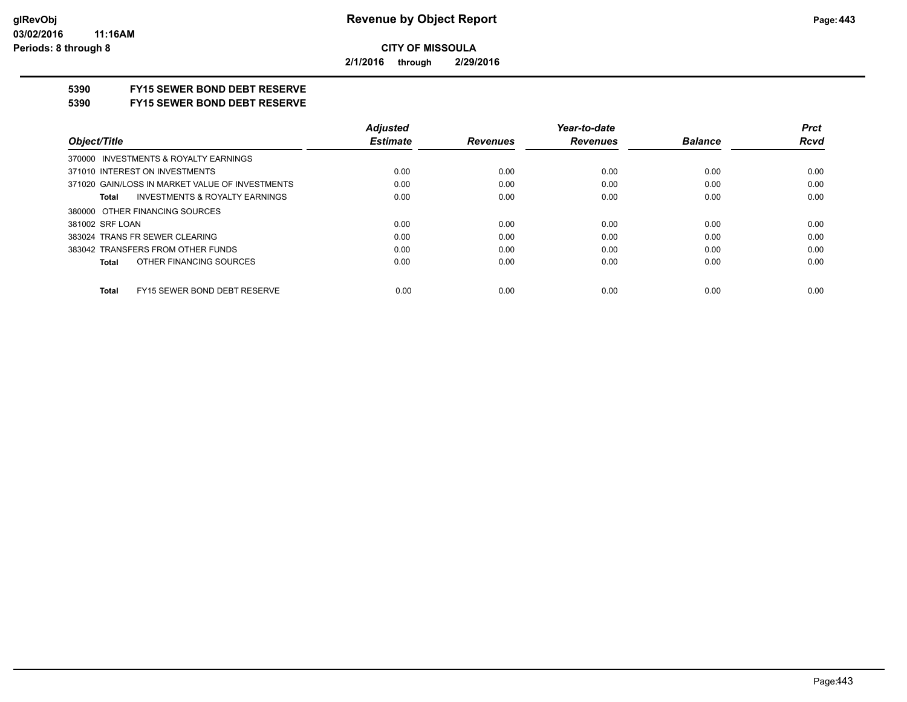# Revenue by Object Report

**CITY OF MISSOULA**

**2/1/2016 through 2/29/2016**

glRevObj
03/02/2016 11:16AM
Periods: 8 through 8

## 5390 FY15 SEWER BOND DEBT RESERVE

## 5390 FY15 SEWER BOND DEBT RESERVE

| Object/Title | Adjusted Estimate | Revenues | Year-to-date Revenues | Balance | Prct Rcvd |
|---|---|---|---|---|---|
| 370000 INVESTMENTS & ROYALTY EARNINGS | | | | | |
| 371010 INTEREST ON INVESTMENTS | 0.00 | 0.00 | 0.00 | 0.00 | 0.00 |
| 371020 GAIN/LOSS IN MARKET VALUE OF INVESTMENTS | 0.00 | 0.00 | 0.00 | 0.00 | 0.00 |
| **Total** INVESTMENTS & ROYALTY EARNINGS | 0.00 | 0.00 | 0.00 | 0.00 | 0.00 |
| 380000 OTHER FINANCING SOURCES | | | | | |
| 381002 SRF LOAN | 0.00 | 0.00 | 0.00 | 0.00 | 0.00 |
| 383024 TRANS FR SEWER CLEARING | 0.00 | 0.00 | 0.00 | 0.00 | 0.00 |
| 383042 TRANSFERS FROM OTHER FUNDS | 0.00 | 0.00 | 0.00 | 0.00 | 0.00 |
| **Total** OTHER FINANCING SOURCES | 0.00 | 0.00 | 0.00 | 0.00 | 0.00 |
| **Total** FY15 SEWER BOND DEBT RESERVE | 0.00 | 0.00 | 0.00 | 0.00 | 0.00 |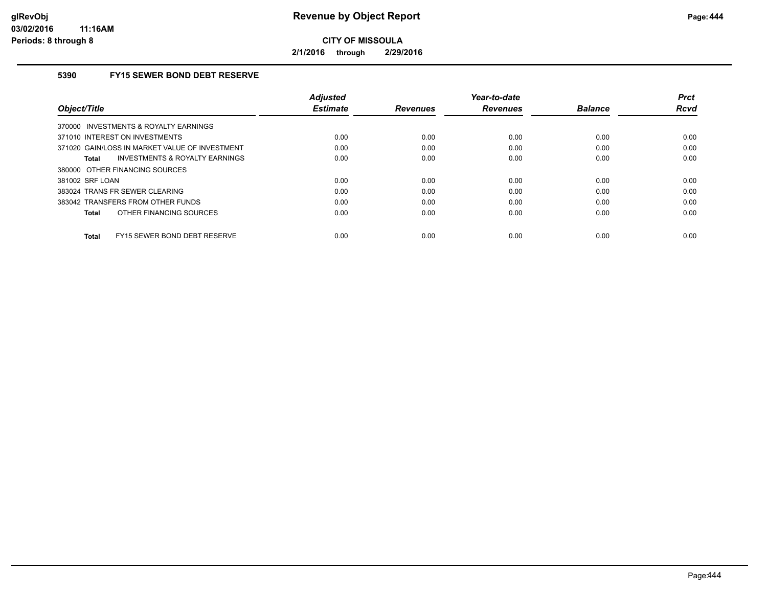# Revenue by Object Report

**CITY OF MISSOULA**

**2/1/2016 through 2/29/2016**

glRevObj
03/02/2016 11:16AM
Periods: 8 through 8

## 5390 FY15 SEWER BOND DEBT RESERVE

| Object/Title | Adjusted Estimate | Revenues | Year-to-date Revenues | Balance | Prct Rcvd |
|---|---|---|---|---|---|
| 370000 INVESTMENTS & ROYALTY EARNINGS | | | | | |
| 371010 INTEREST ON INVESTMENTS | 0.00 | 0.00 | 0.00 | 0.00 | 0.00 |
| 371020 GAIN/LOSS IN MARKET VALUE OF INVESTMENT | 0.00 | 0.00 | 0.00 | 0.00 | 0.00 |
| **Total** INVESTMENTS & ROYALTY EARNINGS | 0.00 | 0.00 | 0.00 | 0.00 | 0.00 |
| 380000 OTHER FINANCING SOURCES | | | | | |
| 381002 SRF LOAN | 0.00 | 0.00 | 0.00 | 0.00 | 0.00 |
| 383024 TRANS FR SEWER CLEARING | 0.00 | 0.00 | 0.00 | 0.00 | 0.00 |
| 383042 TRANSFERS FROM OTHER FUNDS | 0.00 | 0.00 | 0.00 | 0.00 | 0.00 |
| **Total** OTHER FINANCING SOURCES | 0.00 | 0.00 | 0.00 | 0.00 | 0.00 |
| **Total** FY15 SEWER BOND DEBT RESERVE | 0.00 | 0.00 | 0.00 | 0.00 | 0.00 |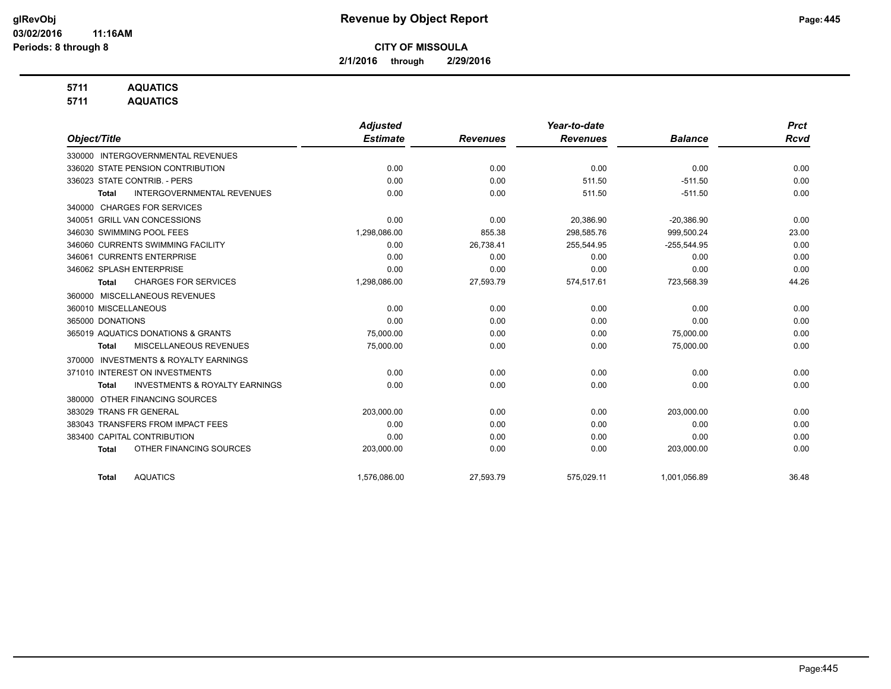# CITY OF MISSOULA

**2/1/2016 through 2/29/2016**

**5711 AQUATICS**
**5711 AQUATICS**

| Object/Title | Adjusted Estimate | Revenues | Year-to-date Revenues | Balance | Prct Rcvd |
|---|---|---|---|---|---|
| 330000 INTERGOVERNMENTAL REVENUES | | | | | |
| 336020 STATE PENSION CONTRIBUTION | 0.00 | 0.00 | 0.00 | 0.00 | 0.00 |
| 336023 STATE CONTRIB. - PERS | 0.00 | 0.00 | 511.50 | -511.50 | 0.00 |
| **Total** INTERGOVERNMENTAL REVENUES | 0.00 | 0.00 | 511.50 | -511.50 | 0.00 |
| 340000 CHARGES FOR SERVICES | | | | | |
| 340051 GRILL VAN CONCESSIONS | 0.00 | 0.00 | 20,386.90 | -20,386.90 | 0.00 |
| 346030 SWIMMING POOL FEES | 1,298,086.00 | 855.38 | 298,585.76 | 999,500.24 | 23.00 |
| 346060 CURRENTS SWIMMING FACILITY | 0.00 | 26,738.41 | 255,544.95 | -255,544.95 | 0.00 |
| 346061 CURRENTS ENTERPRISE | 0.00 | 0.00 | 0.00 | 0.00 | 0.00 |
| 346062 SPLASH ENTERPRISE | 0.00 | 0.00 | 0.00 | 0.00 | 0.00 |
| **Total** CHARGES FOR SERVICES | 1,298,086.00 | 27,593.79 | 574,517.61 | 723,568.39 | 44.26 |
| 360000 MISCELLANEOUS REVENUES | | | | | |
| 360010 MISCELLANEOUS | 0.00 | 0.00 | 0.00 | 0.00 | 0.00 |
| 365000 DONATIONS | 0.00 | 0.00 | 0.00 | 0.00 | 0.00 |
| 365019 AQUATICS DONATIONS & GRANTS | 75,000.00 | 0.00 | 0.00 | 75,000.00 | 0.00 |
| **Total** MISCELLANEOUS REVENUES | 75,000.00 | 0.00 | 0.00 | 75,000.00 | 0.00 |
| 370000 INVESTMENTS & ROYALTY EARNINGS | | | | | |
| 371010 INTEREST ON INVESTMENTS | 0.00 | 0.00 | 0.00 | 0.00 | 0.00 |
| **Total** INVESTMENTS & ROYALTY EARNINGS | 0.00 | 0.00 | 0.00 | 0.00 | 0.00 |
| 380000 OTHER FINANCING SOURCES | | | | | |
| 383029 TRANS FR GENERAL | 203,000.00 | 0.00 | 0.00 | 203,000.00 | 0.00 |
| 383043 TRANSFERS FROM IMPACT FEES | 0.00 | 0.00 | 0.00 | 0.00 | 0.00 |
| 383400 CAPITAL CONTRIBUTION | 0.00 | 0.00 | 0.00 | 0.00 | 0.00 |
| **Total** OTHER FINANCING SOURCES | 203,000.00 | 0.00 | 0.00 | 203,000.00 | 0.00 |
| **Total** AQUATICS | 1,576,086.00 | 27,593.79 | 575,029.11 | 1,001,056.89 | 36.48 |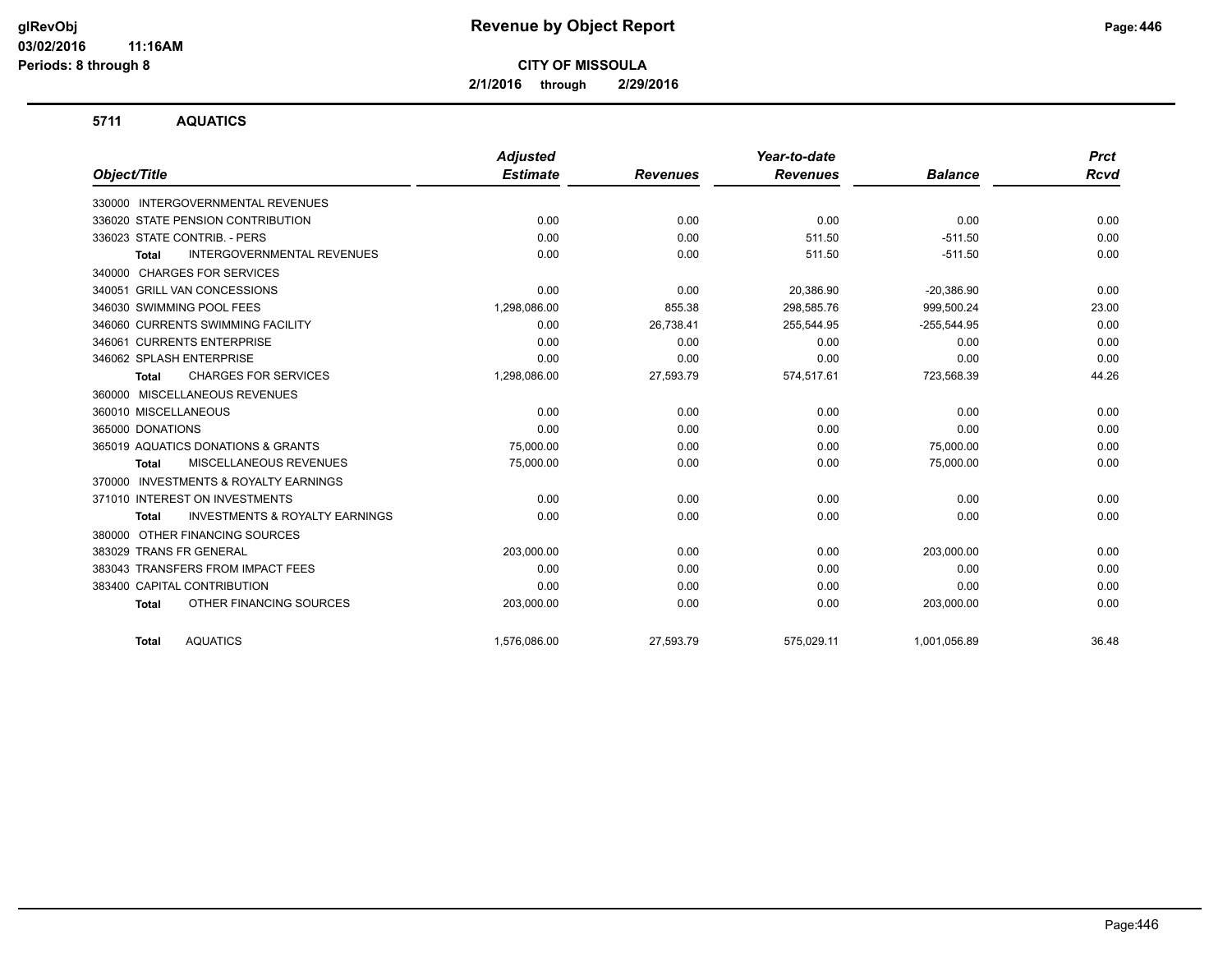**CITY OF MISSOULA**

**2/1/2016 through 2/29/2016**

## 5711 AQUATICS

| Object/Title | Adjusted Estimate | Revenues | Year-to-date Revenues | Balance | Prct Rcvd |
|---|---|---|---|---|---|
| 330000 INTERGOVERNMENTAL REVENUES | | | | | |
| 336020 STATE PENSION CONTRIBUTION | 0.00 | 0.00 | 0.00 | 0.00 | 0.00 |
| 336023 STATE CONTRIB. - PERS | 0.00 | 0.00 | 511.50 | -511.50 | 0.00 |
| **Total** INTERGOVERNMENTAL REVENUES | 0.00 | 0.00 | 511.50 | -511.50 | 0.00 |
| 340000 CHARGES FOR SERVICES | | | | | |
| 340051 GRILL VAN CONCESSIONS | 0.00 | 0.00 | 20,386.90 | -20,386.90 | 0.00 |
| 346030 SWIMMING POOL FEES | 1,298,086.00 | 855.38 | 298,585.76 | 999,500.24 | 23.00 |
| 346060 CURRENTS SWIMMING FACILITY | 0.00 | 26,738.41 | 255,544.95 | -255,544.95 | 0.00 |
| 346061 CURRENTS ENTERPRISE | 0.00 | 0.00 | 0.00 | 0.00 | 0.00 |
| 346062 SPLASH ENTERPRISE | 0.00 | 0.00 | 0.00 | 0.00 | 0.00 |
| **Total** CHARGES FOR SERVICES | 1,298,086.00 | 27,593.79 | 574,517.61 | 723,568.39 | 44.26 |
| 360000 MISCELLANEOUS REVENUES | | | | | |
| 360010 MISCELLANEOUS | 0.00 | 0.00 | 0.00 | 0.00 | 0.00 |
| 365000 DONATIONS | 0.00 | 0.00 | 0.00 | 0.00 | 0.00 |
| 365019 AQUATICS DONATIONS & GRANTS | 75,000.00 | 0.00 | 0.00 | 75,000.00 | 0.00 |
| **Total** MISCELLANEOUS REVENUES | 75,000.00 | 0.00 | 0.00 | 75,000.00 | 0.00 |
| 370000 INVESTMENTS & ROYALTY EARNINGS | | | | | |
| 371010 INTEREST ON INVESTMENTS | 0.00 | 0.00 | 0.00 | 0.00 | 0.00 |
| **Total** INVESTMENTS & ROYALTY EARNINGS | 0.00 | 0.00 | 0.00 | 0.00 | 0.00 |
| 380000 OTHER FINANCING SOURCES | | | | | |
| 383029 TRANS FR GENERAL | 203,000.00 | 0.00 | 0.00 | 203,000.00 | 0.00 |
| 383043 TRANSFERS FROM IMPACT FEES | 0.00 | 0.00 | 0.00 | 0.00 | 0.00 |
| 383400 CAPITAL CONTRIBUTION | 0.00 | 0.00 | 0.00 | 0.00 | 0.00 |
| **Total** OTHER FINANCING SOURCES | 203,000.00 | 0.00 | 0.00 | 203,000.00 | 0.00 |
| **Total** AQUATICS | 1,576,086.00 | 27,593.79 | 575,029.11 | 1,001,056.89 | 36.48 |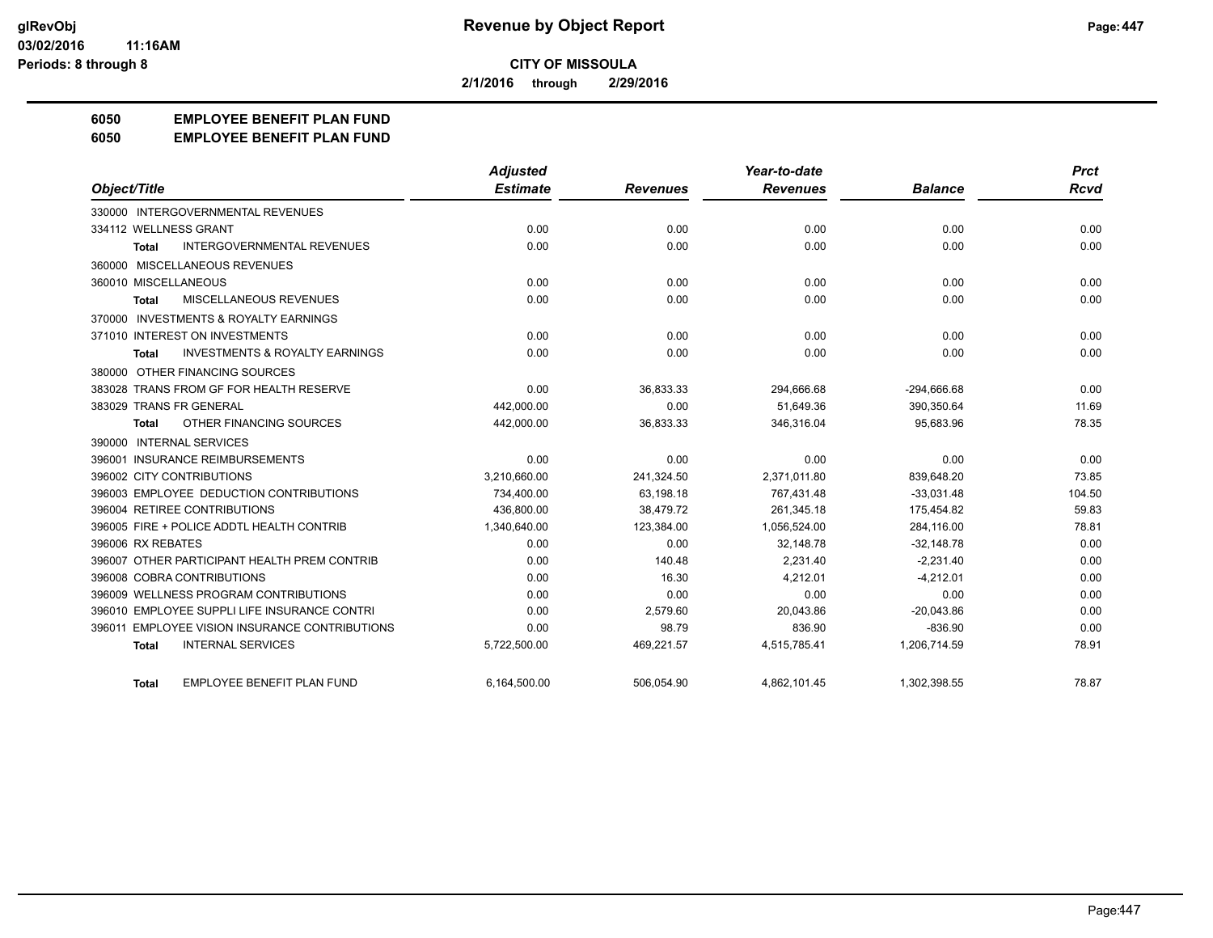**CITY OF MISSOULA**

**2/1/2016 through 2/29/2016**

## 6050 EMPLOYEE BENEFIT PLAN FUND
## 6050 EMPLOYEE BENEFIT PLAN FUND

| Object/Title | Adjusted Estimate | Revenues | Year-to-date Revenues | Balance | Prct Rcvd |
|---|---|---|---|---|---|
| 330000 INTERGOVERNMENTAL REVENUES | | | | | |
| 334112 WELLNESS GRANT | 0.00 | 0.00 | 0.00 | 0.00 | 0.00 |
| Total INTERGOVERNMENTAL REVENUES | 0.00 | 0.00 | 0.00 | 0.00 | 0.00 |
| 360000 MISCELLANEOUS REVENUES | | | | | |
| 360010 MISCELLANEOUS | 0.00 | 0.00 | 0.00 | 0.00 | 0.00 |
| Total MISCELLANEOUS REVENUES | 0.00 | 0.00 | 0.00 | 0.00 | 0.00 |
| 370000 INVESTMENTS & ROYALTY EARNINGS | | | | | |
| 371010 INTEREST ON INVESTMENTS | 0.00 | 0.00 | 0.00 | 0.00 | 0.00 |
| Total INVESTMENTS & ROYALTY EARNINGS | 0.00 | 0.00 | 0.00 | 0.00 | 0.00 |
| 380000 OTHER FINANCING SOURCES | | | | | |
| 383028 TRANS FROM GF FOR HEALTH RESERVE | 0.00 | 36,833.33 | 294,666.68 | -294,666.68 | 0.00 |
| 383029 TRANS FR GENERAL | 442,000.00 | 0.00 | 51,649.36 | 390,350.64 | 11.69 |
| Total OTHER FINANCING SOURCES | 442,000.00 | 36,833.33 | 346,316.04 | 95,683.96 | 78.35 |
| 390000 INTERNAL SERVICES | | | | | |
| 396001 INSURANCE REIMBURSEMENTS | 0.00 | 0.00 | 0.00 | 0.00 | 0.00 |
| 396002 CITY CONTRIBUTIONS | 3,210,660.00 | 241,324.50 | 2,371,011.80 | 839,648.20 | 73.85 |
| 396003 EMPLOYEE DEDUCTION CONTRIBUTIONS | 734,400.00 | 63,198.18 | 767,431.48 | -33,031.48 | 104.50 |
| 396004 RETIREE CONTRIBUTIONS | 436,800.00 | 38,479.72 | 261,345.18 | 175,454.82 | 59.83 |
| 396005 FIRE + POLICE ADDTL HEALTH CONTRIB | 1,340,640.00 | 123,384.00 | 1,056,524.00 | 284,116.00 | 78.81 |
| 396006 RX REBATES | 0.00 | 0.00 | 32,148.78 | -32,148.78 | 0.00 |
| 396007 OTHER PARTICIPANT HEALTH PREM CONTRIB | 0.00 | 140.48 | 2,231.40 | -2,231.40 | 0.00 |
| 396008 COBRA CONTRIBUTIONS | 0.00 | 16.30 | 4,212.01 | -4,212.01 | 0.00 |
| 396009 WELLNESS PROGRAM CONTRIBUTIONS | 0.00 | 0.00 | 0.00 | 0.00 | 0.00 |
| 396010 EMPLOYEE SUPPLI LIFE INSURANCE CONTRI | 0.00 | 2,579.60 | 20,043.86 | -20,043.86 | 0.00 |
| 396011 EMPLOYEE VISION INSURANCE CONTRIBUTIONS | 0.00 | 98.79 | 836.90 | -836.90 | 0.00 |
| Total INTERNAL SERVICES | 5,722,500.00 | 469,221.57 | 4,515,785.41 | 1,206,714.59 | 78.91 |
| Total EMPLOYEE BENEFIT PLAN FUND | 6,164,500.00 | 506,054.90 | 4,862,101.45 | 1,302,398.55 | 78.87 |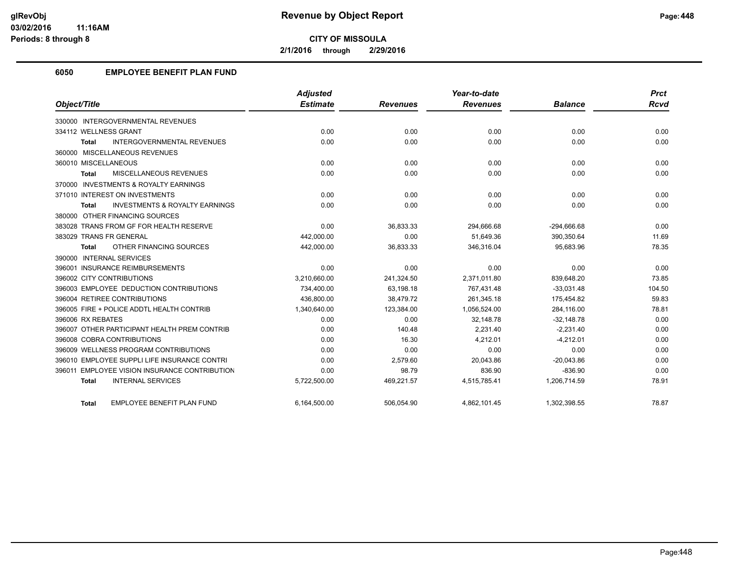# Revenue by Object Report

**CITY OF MISSOULA**

**2/1/2016 through 2/29/2016**

## 6050 EMPLOYEE BENEFIT PLAN FUND

| Object/Title | Adjusted Estimate | Revenues | Year-to-date Revenues | Balance | Prct Rcvd |
|---|---|---|---|---|---|
| 330000 INTERGOVERNMENTAL REVENUES | | | | | |
| 334112 WELLNESS GRANT | 0.00 | 0.00 | 0.00 | 0.00 | 0.00 |
| **Total** INTERGOVERNMENTAL REVENUES | 0.00 | 0.00 | 0.00 | 0.00 | 0.00 |
| 360000 MISCELLANEOUS REVENUES | | | | | |
| 360010 MISCELLANEOUS | 0.00 | 0.00 | 0.00 | 0.00 | 0.00 |
| **Total** MISCELLANEOUS REVENUES | 0.00 | 0.00 | 0.00 | 0.00 | 0.00 |
| 370000 INVESTMENTS & ROYALTY EARNINGS | | | | | |
| 371010 INTEREST ON INVESTMENTS | 0.00 | 0.00 | 0.00 | 0.00 | 0.00 |
| **Total** INVESTMENTS & ROYALTY EARNINGS | 0.00 | 0.00 | 0.00 | 0.00 | 0.00 |
| 380000 OTHER FINANCING SOURCES | | | | | |
| 383028 TRANS FROM GF FOR HEALTH RESERVE | 0.00 | 36,833.33 | 294,666.68 | -294,666.68 | 0.00 |
| 383029 TRANS FR GENERAL | 442,000.00 | 0.00 | 51,649.36 | 390,350.64 | 11.69 |
| **Total** OTHER FINANCING SOURCES | 442,000.00 | 36,833.33 | 346,316.04 | 95,683.96 | 78.35 |
| 390000 INTERNAL SERVICES | | | | | |
| 396001 INSURANCE REIMBURSEMENTS | 0.00 | 0.00 | 0.00 | 0.00 | 0.00 |
| 396002 CITY CONTRIBUTIONS | 3,210,660.00 | 241,324.50 | 2,371,011.80 | 839,648.20 | 73.85 |
| 396003 EMPLOYEE DEDUCTION CONTRIBUTIONS | 734,400.00 | 63,198.18 | 767,431.48 | -33,031.48 | 104.50 |
| 396004 RETIREE CONTRIBUTIONS | 436,800.00 | 38,479.72 | 261,345.18 | 175,454.82 | 59.83 |
| 396005 FIRE + POLICE ADDTL HEALTH CONTRIB | 1,340,640.00 | 123,384.00 | 1,056,524.00 | 284,116.00 | 78.81 |
| 396006 RX REBATES | 0.00 | 0.00 | 32,148.78 | -32,148.78 | 0.00 |
| 396007 OTHER PARTICIPANT HEALTH PREM CONTRIB | 0.00 | 140.48 | 2,231.40 | -2,231.40 | 0.00 |
| 396008 COBRA CONTRIBUTIONS | 0.00 | 16.30 | 4,212.01 | -4,212.01 | 0.00 |
| 396009 WELLNESS PROGRAM CONTRIBUTIONS | 0.00 | 0.00 | 0.00 | 0.00 | 0.00 |
| 396010 EMPLOYEE SUPPLI LIFE INSURANCE CONTRI | 0.00 | 2,579.60 | 20,043.86 | -20,043.86 | 0.00 |
| 396011 EMPLOYEE VISION INSURANCE CONTRIBUTION | 0.00 | 98.79 | 836.90 | -836.90 | 0.00 |
| **Total** INTERNAL SERVICES | 5,722,500.00 | 469,221.57 | 4,515,785.41 | 1,206,714.59 | 78.91 |
| **Total** EMPLOYEE BENEFIT PLAN FUND | 6,164,500.00 | 506,054.90 | 4,862,101.45 | 1,302,398.55 | 78.87 |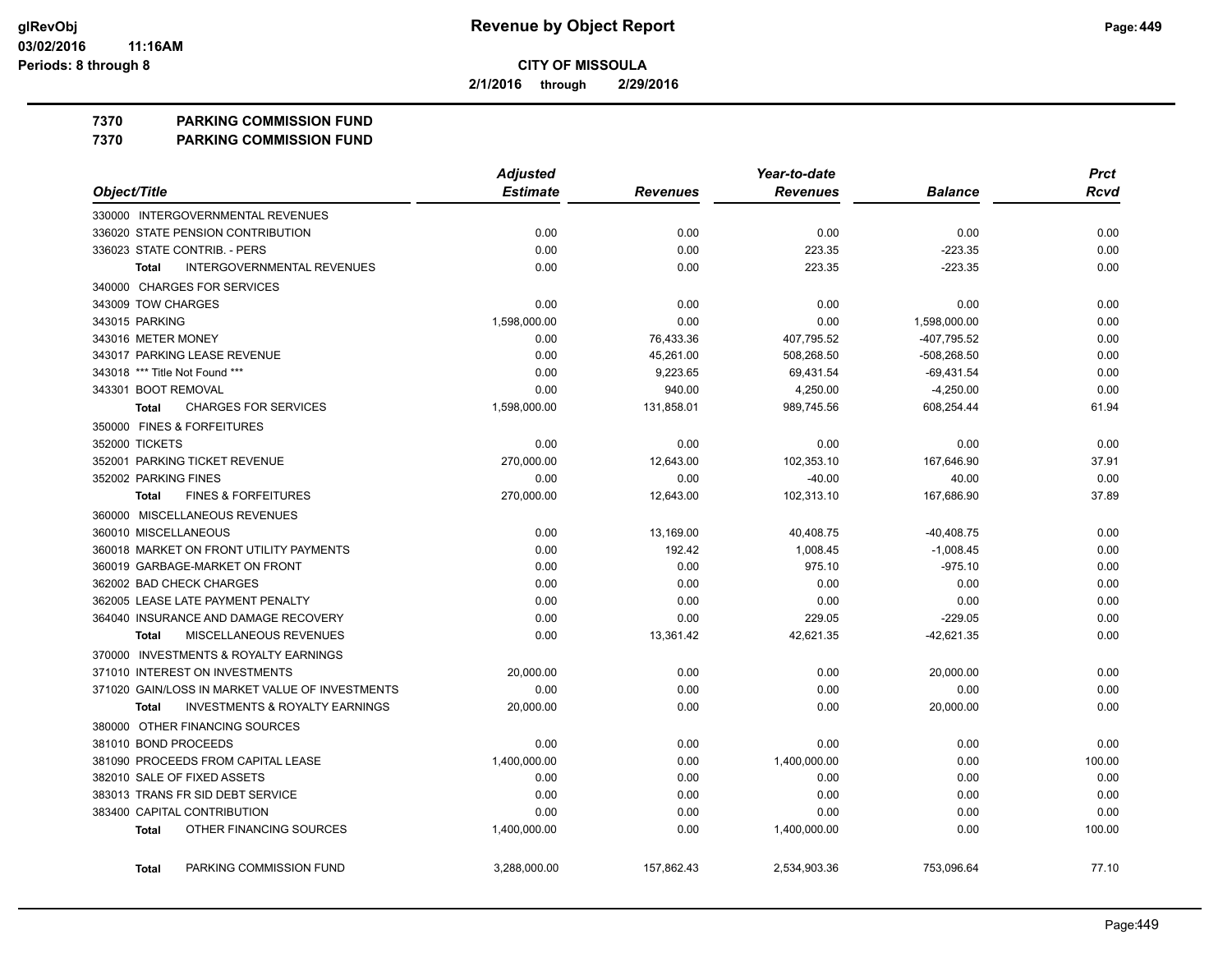# Revenue by Object Report

**CITY OF MISSOULA**

**2/1/2016 through 2/29/2016**

glRevObj
03/02/2016 11:16AM
Periods: 8 through 8

## 7370 PARKING COMMISSION FUND
## 7370 PARKING COMMISSION FUND

| Object/Title | Adjusted Estimate | Revenues | Year-to-date Revenues | Balance | Prct Rcvd |
|---|---|---|---|---|---|
| 330000 INTERGOVERNMENTAL REVENUES | | | | | |
| 336020 STATE PENSION CONTRIBUTION | 0.00 | 0.00 | 0.00 | 0.00 | 0.00 |
| 336023 STATE CONTRIB. - PERS | 0.00 | 0.00 | 223.35 | -223.35 | 0.00 |
| **Total** INTERGOVERNMENTAL REVENUES | 0.00 | 0.00 | 223.35 | -223.35 | 0.00 |
| 340000 CHARGES FOR SERVICES | | | | | |
| 343009 TOW CHARGES | 0.00 | 0.00 | 0.00 | 0.00 | 0.00 |
| 343015 PARKING | 1,598,000.00 | 0.00 | 0.00 | 1,598,000.00 | 0.00 |
| 343016 METER MONEY | 0.00 | 76,433.36 | 407,795.52 | -407,795.52 | 0.00 |
| 343017 PARKING LEASE REVENUE | 0.00 | 45,261.00 | 508,268.50 | -508,268.50 | 0.00 |
| 343018 *** Title Not Found *** | 0.00 | 9,223.65 | 69,431.54 | -69,431.54 | 0.00 |
| 343301 BOOT REMOVAL | 0.00 | 940.00 | 4,250.00 | -4,250.00 | 0.00 |
| **Total** CHARGES FOR SERVICES | 1,598,000.00 | 131,858.01 | 989,745.56 | 608,254.44 | 61.94 |
| 350000 FINES & FORFEITURES | | | | | |
| 352000 TICKETS | 0.00 | 0.00 | 0.00 | 0.00 | 0.00 |
| 352001 PARKING TICKET REVENUE | 270,000.00 | 12,643.00 | 102,353.10 | 167,646.90 | 37.91 |
| 352002 PARKING FINES | 0.00 | 0.00 | -40.00 | 40.00 | 0.00 |
| **Total** FINES & FORFEITURES | 270,000.00 | 12,643.00 | 102,313.10 | 167,686.90 | 37.89 |
| 360000 MISCELLANEOUS REVENUES | | | | | |
| 360010 MISCELLANEOUS | 0.00 | 13,169.00 | 40,408.75 | -40,408.75 | 0.00 |
| 360018 MARKET ON FRONT UTILITY PAYMENTS | 0.00 | 192.42 | 1,008.45 | -1,008.45 | 0.00 |
| 360019 GARBAGE-MARKET ON FRONT | 0.00 | 0.00 | 975.10 | -975.10 | 0.00 |
| 362002 BAD CHECK CHARGES | 0.00 | 0.00 | 0.00 | 0.00 | 0.00 |
| 362005 LEASE LATE PAYMENT PENALTY | 0.00 | 0.00 | 0.00 | 0.00 | 0.00 |
| 364040 INSURANCE AND DAMAGE RECOVERY | 0.00 | 0.00 | 229.05 | -229.05 | 0.00 |
| **Total** MISCELLANEOUS REVENUES | 0.00 | 13,361.42 | 42,621.35 | -42,621.35 | 0.00 |
| 370000 INVESTMENTS & ROYALTY EARNINGS | | | | | |
| 371010 INTEREST ON INVESTMENTS | 20,000.00 | 0.00 | 0.00 | 20,000.00 | 0.00 |
| 371020 GAIN/LOSS IN MARKET VALUE OF INVESTMENTS | 0.00 | 0.00 | 0.00 | 0.00 | 0.00 |
| **Total** INVESTMENTS & ROYALTY EARNINGS | 20,000.00 | 0.00 | 0.00 | 20,000.00 | 0.00 |
| 380000 OTHER FINANCING SOURCES | | | | | |
| 381010 BOND PROCEEDS | 0.00 | 0.00 | 0.00 | 0.00 | 0.00 |
| 381090 PROCEEDS FROM CAPITAL LEASE | 1,400,000.00 | 0.00 | 1,400,000.00 | 0.00 | 100.00 |
| 382010 SALE OF FIXED ASSETS | 0.00 | 0.00 | 0.00 | 0.00 | 0.00 |
| 383013 TRANS FR SID DEBT SERVICE | 0.00 | 0.00 | 0.00 | 0.00 | 0.00 |
| 383400 CAPITAL CONTRIBUTION | 0.00 | 0.00 | 0.00 | 0.00 | 0.00 |
| **Total** OTHER FINANCING SOURCES | 1,400,000.00 | 0.00 | 1,400,000.00 | 0.00 | 100.00 |
| **Total** PARKING COMMISSION FUND | 3,288,000.00 | 157,862.43 | 2,534,903.36 | 753,096.64 | 77.10 |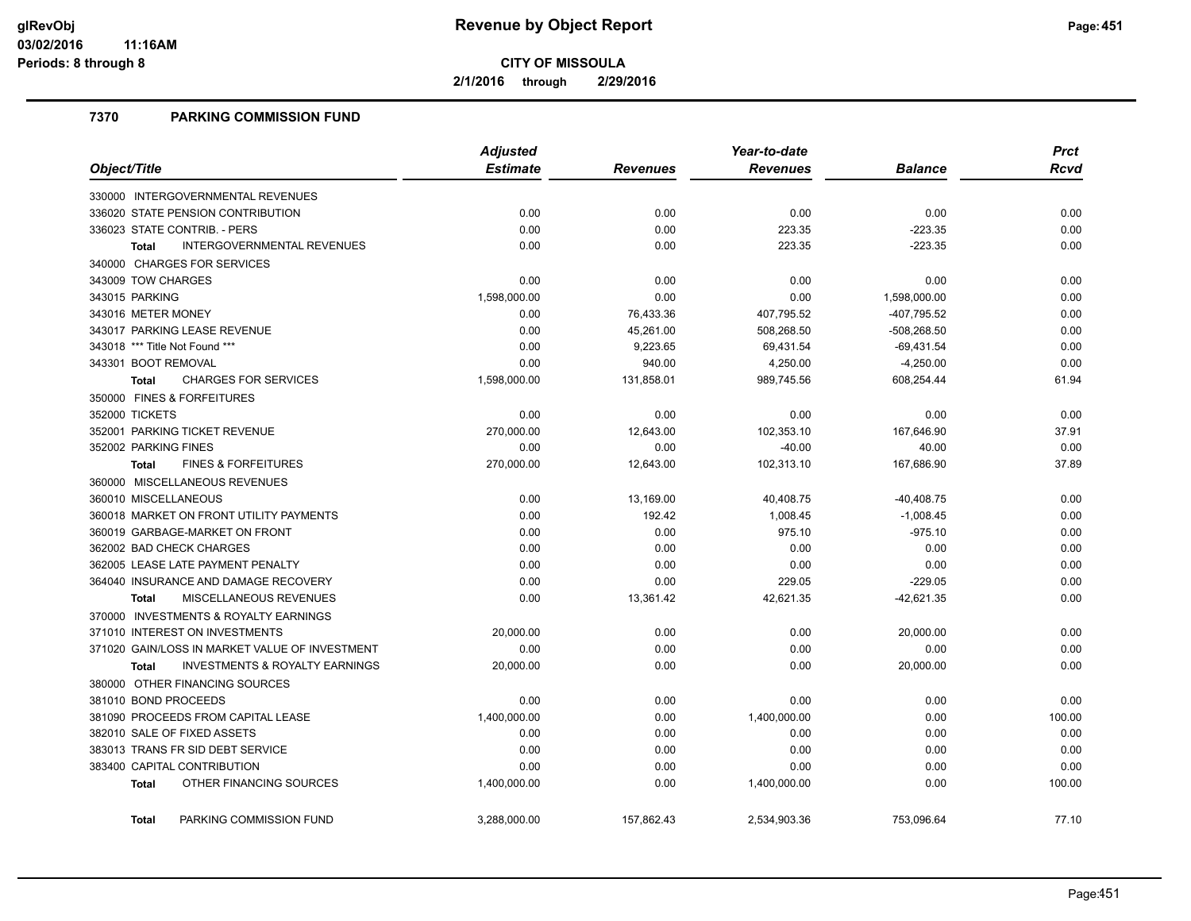# Revenue by Object Report

**CITY OF MISSOULA**

**2/1/2016 through 2/29/2016**

glRevObj
03/02/2016 11:16AM
Periods: 8 through 8

## 7370 PARKING COMMISSION FUND

| Object/Title | Adjusted Estimate | Revenues | Year-to-date Revenues | Balance | Prct Rcvd |
|---|---|---|---|---|---|
| 330000 INTERGOVERNMENTAL REVENUES | | | | | |
| 336020 STATE PENSION CONTRIBUTION | 0.00 | 0.00 | 0.00 | 0.00 | 0.00 |
| 336023 STATE CONTRIB. - PERS | 0.00 | 0.00 | 223.35 | -223.35 | 0.00 |
| **Total** INTERGOVERNMENTAL REVENUES | 0.00 | 0.00 | 223.35 | -223.35 | 0.00 |
| 340000 CHARGES FOR SERVICES | | | | | |
| 343009 TOW CHARGES | 0.00 | 0.00 | 0.00 | 0.00 | 0.00 |
| 343015 PARKING | 1,598,000.00 | 0.00 | 0.00 | 1,598,000.00 | 0.00 |
| 343016 METER MONEY | 0.00 | 76,433.36 | 407,795.52 | -407,795.52 | 0.00 |
| 343017 PARKING LEASE REVENUE | 0.00 | 45,261.00 | 508,268.50 | -508,268.50 | 0.00 |
| 343018 *** Title Not Found *** | 0.00 | 9,223.65 | 69,431.54 | -69,431.54 | 0.00 |
| 343301 BOOT REMOVAL | 0.00 | 940.00 | 4,250.00 | -4,250.00 | 0.00 |
| **Total** CHARGES FOR SERVICES | 1,598,000.00 | 131,858.01 | 989,745.56 | 608,254.44 | 61.94 |
| 350000 FINES & FORFEITURES | | | | | |
| 352000 TICKETS | 0.00 | 0.00 | 0.00 | 0.00 | 0.00 |
| 352001 PARKING TICKET REVENUE | 270,000.00 | 12,643.00 | 102,353.10 | 167,646.90 | 37.91 |
| 352002 PARKING FINES | 0.00 | 0.00 | -40.00 | 40.00 | 0.00 |
| **Total** FINES & FORFEITURES | 270,000.00 | 12,643.00 | 102,313.10 | 167,686.90 | 37.89 |
| 360000 MISCELLANEOUS REVENUES | | | | | |
| 360010 MISCELLANEOUS | 0.00 | 13,169.00 | 40,408.75 | -40,408.75 | 0.00 |
| 360018 MARKET ON FRONT UTILITY PAYMENTS | 0.00 | 192.42 | 1,008.45 | -1,008.45 | 0.00 |
| 360019 GARBAGE-MARKET ON FRONT | 0.00 | 0.00 | 975.10 | -975.10 | 0.00 |
| 362002 BAD CHECK CHARGES | 0.00 | 0.00 | 0.00 | 0.00 | 0.00 |
| 362005 LEASE LATE PAYMENT PENALTY | 0.00 | 0.00 | 0.00 | 0.00 | 0.00 |
| 364040 INSURANCE AND DAMAGE RECOVERY | 0.00 | 0.00 | 229.05 | -229.05 | 0.00 |
| **Total** MISCELLANEOUS REVENUES | 0.00 | 13,361.42 | 42,621.35 | -42,621.35 | 0.00 |
| 370000 INVESTMENTS & ROYALTY EARNINGS | | | | | |
| 371010 INTEREST ON INVESTMENTS | 20,000.00 | 0.00 | 0.00 | 20,000.00 | 0.00 |
| 371020 GAIN/LOSS IN MARKET VALUE OF INVESTMENT | 0.00 | 0.00 | 0.00 | 0.00 | 0.00 |
| **Total** INVESTMENTS & ROYALTY EARNINGS | 20,000.00 | 0.00 | 0.00 | 20,000.00 | 0.00 |
| 380000 OTHER FINANCING SOURCES | | | | | |
| 381010 BOND PROCEEDS | 0.00 | 0.00 | 0.00 | 0.00 | 0.00 |
| 381090 PROCEEDS FROM CAPITAL LEASE | 1,400,000.00 | 0.00 | 1,400,000.00 | 0.00 | 100.00 |
| 382010 SALE OF FIXED ASSETS | 0.00 | 0.00 | 0.00 | 0.00 | 0.00 |
| 383013 TRANS FR SID DEBT SERVICE | 0.00 | 0.00 | 0.00 | 0.00 | 0.00 |
| 383400 CAPITAL CONTRIBUTION | 0.00 | 0.00 | 0.00 | 0.00 | 0.00 |
| **Total** OTHER FINANCING SOURCES | 1,400,000.00 | 0.00 | 1,400,000.00 | 0.00 | 100.00 |
| **Total** PARKING COMMISSION FUND | 3,288,000.00 | 157,862.43 | 2,534,903.36 | 753,096.64 | 77.10 |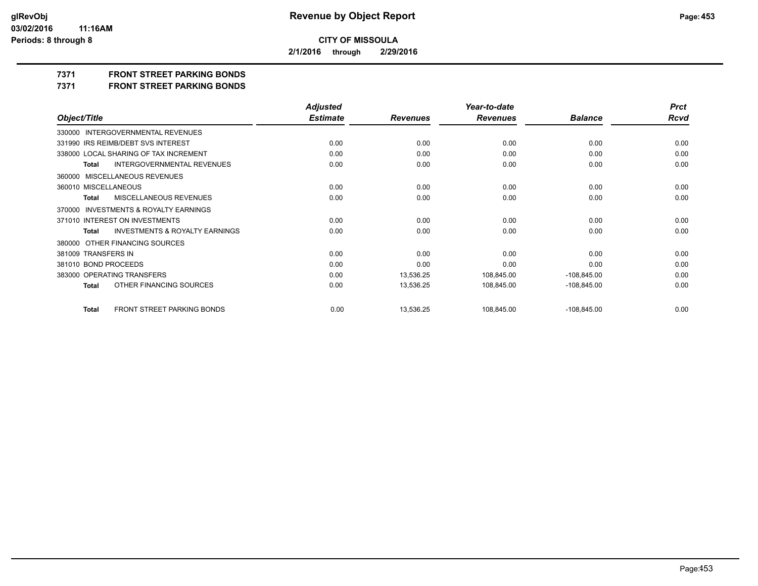**Revenue by Object Report**

**CITY OF MISSOULA**

**2/1/2016 through 2/29/2016**

**glRevObj**
**03/02/2016 11:16AM**
**Periods: 8 through 8**

## 7371 FRONT STREET PARKING BONDS
## 7371 FRONT STREET PARKING BONDS

| Object/Title | Adjusted Estimate | Revenues | Year-to-date Revenues | Balance | Prct Rcvd |
|---|---|---|---|---|---|
| 330000 INTERGOVERNMENTAL REVENUES | | | | | |
| 331990 IRS REIMB/DEBT SVS INTEREST | 0.00 | 0.00 | 0.00 | 0.00 | 0.00 |
| 338000 LOCAL SHARING OF TAX INCREMENT | 0.00 | 0.00 | 0.00 | 0.00 | 0.00 |
| **Total** INTERGOVERNMENTAL REVENUES | 0.00 | 0.00 | 0.00 | 0.00 | 0.00 |
| 360000 MISCELLANEOUS REVENUES | | | | | |
| 360010 MISCELLANEOUS | 0.00 | 0.00 | 0.00 | 0.00 | 0.00 |
| **Total** MISCELLANEOUS REVENUES | 0.00 | 0.00 | 0.00 | 0.00 | 0.00 |
| 370000 INVESTMENTS & ROYALTY EARNINGS | | | | | |
| 371010 INTEREST ON INVESTMENTS | 0.00 | 0.00 | 0.00 | 0.00 | 0.00 |
| **Total** INVESTMENTS & ROYALTY EARNINGS | 0.00 | 0.00 | 0.00 | 0.00 | 0.00 |
| 380000 OTHER FINANCING SOURCES | | | | | |
| 381009 TRANSFERS IN | 0.00 | 0.00 | 0.00 | 0.00 | 0.00 |
| 381010 BOND PROCEEDS | 0.00 | 0.00 | 0.00 | 0.00 | 0.00 |
| 383000 OPERATING TRANSFERS | 0.00 | 13,536.25 | 108,845.00 | -108,845.00 | 0.00 |
| **Total** OTHER FINANCING SOURCES | 0.00 | 13,536.25 | 108,845.00 | -108,845.00 | 0.00 |
| **Total** FRONT STREET PARKING BONDS | 0.00 | 13,536.25 | 108,845.00 | -108,845.00 | 0.00 |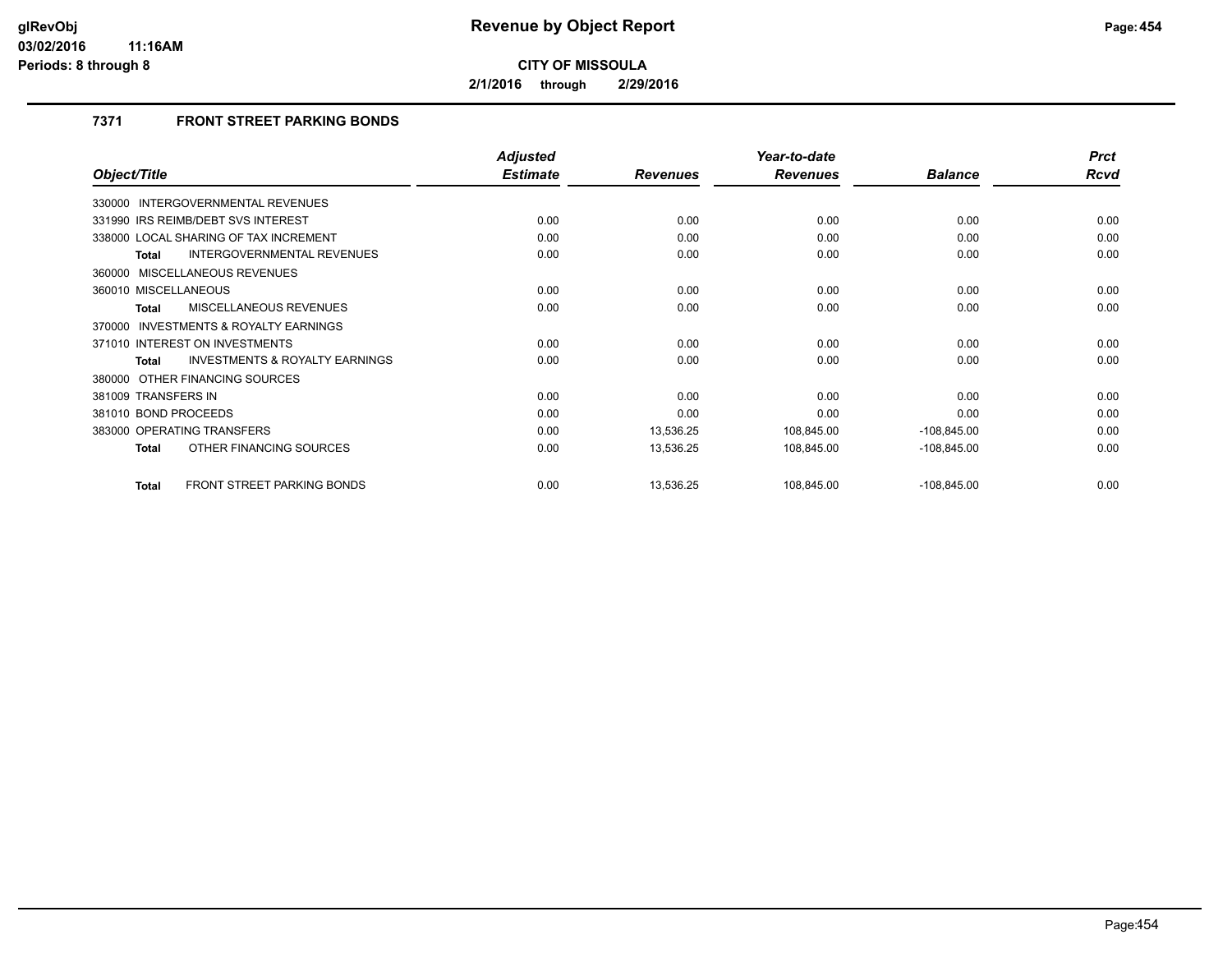# Revenue by Object Report

**CITY OF MISSOULA**

**2/1/2016 through 2/29/2016**

glRevObj
03/02/2016 11:16AM
Periods: 8 through 8

### 7371 FRONT STREET PARKING BONDS

| Object/Title | Adjusted Estimate | Revenues | Year-to-date Revenues | Balance | Prct Rcvd |
|---|---|---|---|---|---|
| 330000 INTERGOVERNMENTAL REVENUES | | | | | |
| 331990 IRS REIMB/DEBT SVS INTEREST | 0.00 | 0.00 | 0.00 | 0.00 | 0.00 |
| 338000 LOCAL SHARING OF TAX INCREMENT | 0.00 | 0.00 | 0.00 | 0.00 | 0.00 |
| **Total** INTERGOVERNMENTAL REVENUES | 0.00 | 0.00 | 0.00 | 0.00 | 0.00 |
| 360000 MISCELLANEOUS REVENUES | | | | | |
| 360010 MISCELLANEOUS | 0.00 | 0.00 | 0.00 | 0.00 | 0.00 |
| **Total** MISCELLANEOUS REVENUES | 0.00 | 0.00 | 0.00 | 0.00 | 0.00 |
| 370000 INVESTMENTS & ROYALTY EARNINGS | | | | | |
| 371010 INTEREST ON INVESTMENTS | 0.00 | 0.00 | 0.00 | 0.00 | 0.00 |
| **Total** INVESTMENTS & ROYALTY EARNINGS | 0.00 | 0.00 | 0.00 | 0.00 | 0.00 |
| 380000 OTHER FINANCING SOURCES | | | | | |
| 381009 TRANSFERS IN | 0.00 | 0.00 | 0.00 | 0.00 | 0.00 |
| 381010 BOND PROCEEDS | 0.00 | 0.00 | 0.00 | 0.00 | 0.00 |
| 383000 OPERATING TRANSFERS | 0.00 | 13,536.25 | 108,845.00 | -108,845.00 | 0.00 |
| **Total** OTHER FINANCING SOURCES | 0.00 | 13,536.25 | 108,845.00 | -108,845.00 | 0.00 |
| **Total** FRONT STREET PARKING BONDS | 0.00 | 13,536.25 | 108,845.00 | -108,845.00 | 0.00 |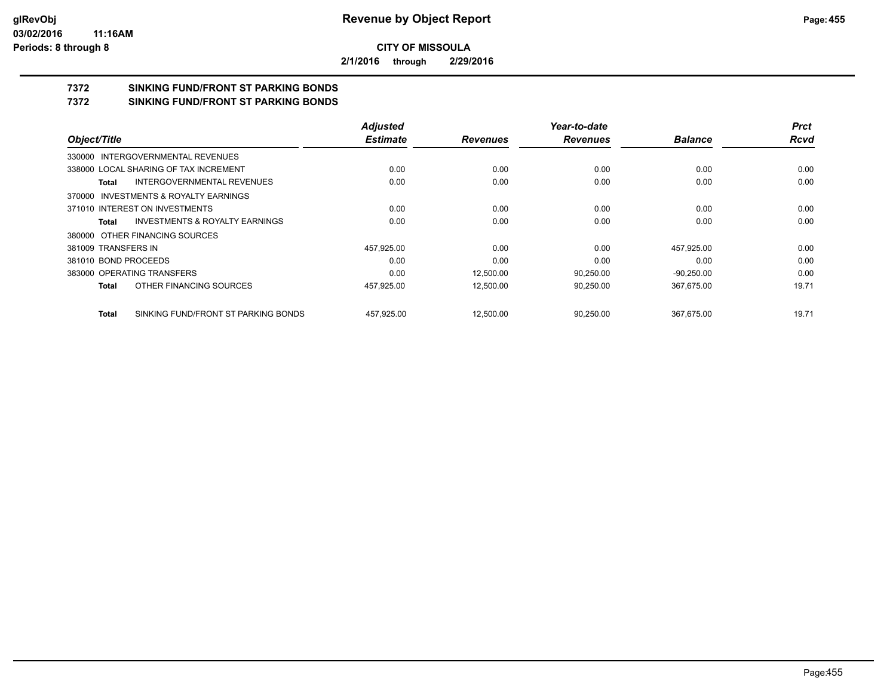**Revenue by Object Report**

**CITY OF MISSOULA**

**2/1/2016 through 2/29/2016**

glRevObj
03/02/2016 11:16AM
Periods: 8 through 8

# 7372 SINKING FUND/FRONT ST PARKING BONDS

## 7372 SINKING FUND/FRONT ST PARKING BONDS

| Object/Title | Adjusted Estimate | Revenues | Year-to-date Revenues | Balance | Prct Rcvd |
|---|---|---|---|---|---|
| 330000 INTERGOVERNMENTAL REVENUES | | | | | |
| 338000 LOCAL SHARING OF TAX INCREMENT | 0.00 | 0.00 | 0.00 | 0.00 | 0.00 |
| **Total** INTERGOVERNMENTAL REVENUES | 0.00 | 0.00 | 0.00 | 0.00 | 0.00 |
| 370000 INVESTMENTS & ROYALTY EARNINGS | | | | | |
| 371010 INTEREST ON INVESTMENTS | 0.00 | 0.00 | 0.00 | 0.00 | 0.00 |
| **Total** INVESTMENTS & ROYALTY EARNINGS | 0.00 | 0.00 | 0.00 | 0.00 | 0.00 |
| 380000 OTHER FINANCING SOURCES | | | | | |
| 381009 TRANSFERS IN | 457,925.00 | 0.00 | 0.00 | 457,925.00 | 0.00 |
| 381010 BOND PROCEEDS | 0.00 | 0.00 | 0.00 | 0.00 | 0.00 |
| 383000 OPERATING TRANSFERS | 0.00 | 12,500.00 | 90,250.00 | -90,250.00 | 0.00 |
| **Total** OTHER FINANCING SOURCES | 457,925.00 | 12,500.00 | 90,250.00 | 367,675.00 | 19.71 |
| **Total** SINKING FUND/FRONT ST PARKING BONDS | 457,925.00 | 12,500.00 | 90,250.00 | 367,675.00 | 19.71 |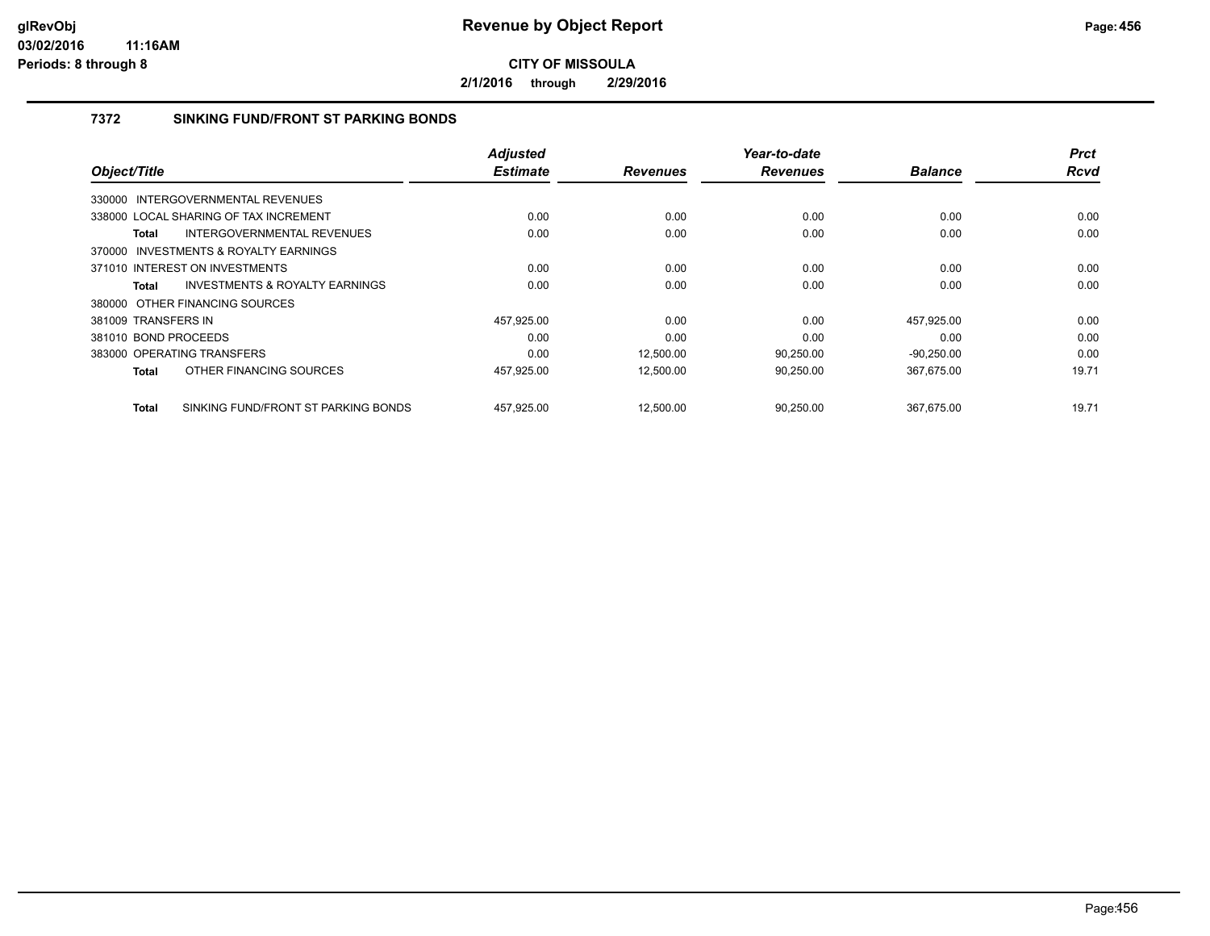# Revenue by Object Report

**CITY OF MISSOULA**

**2/1/2016 through 2/29/2016**

### 7372 SINKING FUND/FRONT ST PARKING BONDS

| Object/Title | Adjusted Estimate | Revenues | Year-to-date Revenues | Balance | Prct Rcvd |
|---|---|---|---|---|---|
| 330000 INTERGOVERNMENTAL REVENUES | | | | | |
| 338000 LOCAL SHARING OF TAX INCREMENT | 0.00 | 0.00 | 0.00 | 0.00 | 0.00 |
| **Total** INTERGOVERNMENTAL REVENUES | 0.00 | 0.00 | 0.00 | 0.00 | 0.00 |
| 370000 INVESTMENTS & ROYALTY EARNINGS | | | | | |
| 371010 INTEREST ON INVESTMENTS | 0.00 | 0.00 | 0.00 | 0.00 | 0.00 |
| **Total** INVESTMENTS & ROYALTY EARNINGS | 0.00 | 0.00 | 0.00 | 0.00 | 0.00 |
| 380000 OTHER FINANCING SOURCES | | | | | |
| 381009 TRANSFERS IN | 457,925.00 | 0.00 | 0.00 | 457,925.00 | 0.00 |
| 381010 BOND PROCEEDS | 0.00 | 0.00 | 0.00 | 0.00 | 0.00 |
| 383000 OPERATING TRANSFERS | 0.00 | 12,500.00 | 90,250.00 | -90,250.00 | 0.00 |
| **Total** OTHER FINANCING SOURCES | 457,925.00 | 12,500.00 | 90,250.00 | 367,675.00 | 19.71 |
| **Total** SINKING FUND/FRONT ST PARKING BONDS | 457,925.00 | 12,500.00 | 90,250.00 | 367,675.00 | 19.71 |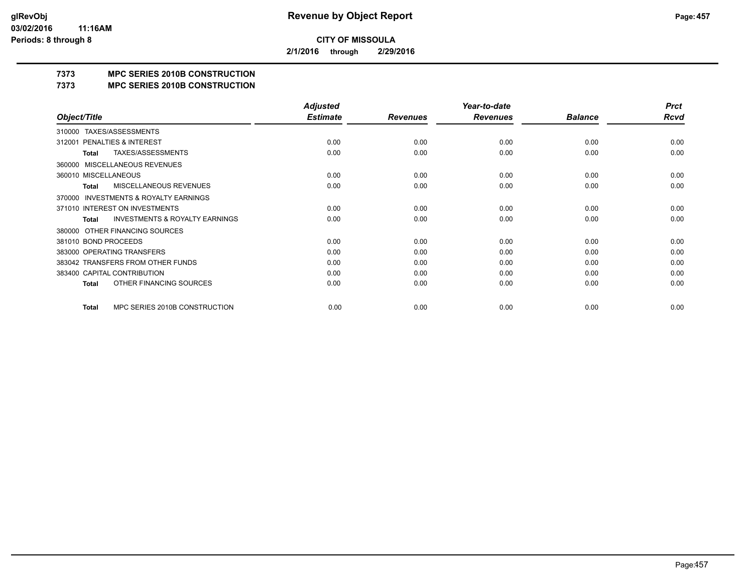**CITY OF MISSOULA**

**2/1/2016 through 2/29/2016**

# 7373 MPC SERIES 2010B CONSTRUCTION

## 7373 MPC SERIES 2010B CONSTRUCTION

| Object/Title | Adjusted Estimate | Revenues | Year-to-date Revenues | Balance | Prct Rcvd |
|---|---|---|---|---|---|
| 310000 TAXES/ASSESSMENTS | | | | | |
| 312001 PENALTIES & INTEREST | 0.00 | 0.00 | 0.00 | 0.00 | 0.00 |
| **Total** TAXES/ASSESSMENTS | 0.00 | 0.00 | 0.00 | 0.00 | 0.00 |
| 360000 MISCELLANEOUS REVENUES | | | | | |
| 360010 MISCELLANEOUS | 0.00 | 0.00 | 0.00 | 0.00 | 0.00 |
| **Total** MISCELLANEOUS REVENUES | 0.00 | 0.00 | 0.00 | 0.00 | 0.00 |
| 370000 INVESTMENTS & ROYALTY EARNINGS | | | | | |
| 371010 INTEREST ON INVESTMENTS | 0.00 | 0.00 | 0.00 | 0.00 | 0.00 |
| **Total** INVESTMENTS & ROYALTY EARNINGS | 0.00 | 0.00 | 0.00 | 0.00 | 0.00 |
| 380000 OTHER FINANCING SOURCES | | | | | |
| 381010 BOND PROCEEDS | 0.00 | 0.00 | 0.00 | 0.00 | 0.00 |
| 383000 OPERATING TRANSFERS | 0.00 | 0.00 | 0.00 | 0.00 | 0.00 |
| 383042 TRANSFERS FROM OTHER FUNDS | 0.00 | 0.00 | 0.00 | 0.00 | 0.00 |
| 383400 CAPITAL CONTRIBUTION | 0.00 | 0.00 | 0.00 | 0.00 | 0.00 |
| **Total** OTHER FINANCING SOURCES | 0.00 | 0.00 | 0.00 | 0.00 | 0.00 |
| **Total** MPC SERIES 2010B CONSTRUCTION | 0.00 | 0.00 | 0.00 | 0.00 | 0.00 |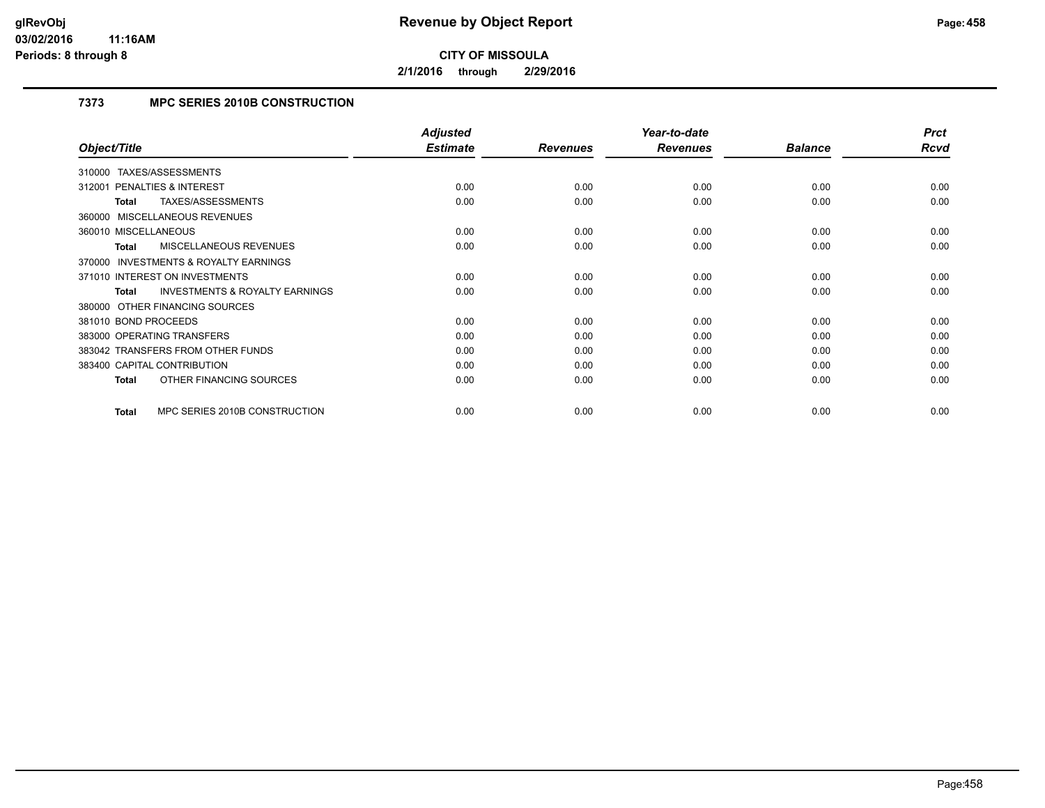**glRevObj**
**03/02/2016 11:16AM**
**Periods: 8 through 8**

# Revenue by Object Report

**CITY OF MISSOULA**

**2/1/2016 through 2/29/2016**

### 7373 MPC SERIES 2010B CONSTRUCTION

| Object/Title | Adjusted Estimate | Revenues | Year-to-date Revenues | Balance | Prct Rcvd |
|---|---|---|---|---|---|
| 310000 TAXES/ASSESSMENTS | | | | | |
| 312001 PENALTIES & INTEREST | 0.00 | 0.00 | 0.00 | 0.00 | 0.00 |
| **Total** TAXES/ASSESSMENTS | 0.00 | 0.00 | 0.00 | 0.00 | 0.00 |
| 360000 MISCELLANEOUS REVENUES | | | | | |
| 360010 MISCELLANEOUS | 0.00 | 0.00 | 0.00 | 0.00 | 0.00 |
| **Total** MISCELLANEOUS REVENUES | 0.00 | 0.00 | 0.00 | 0.00 | 0.00 |
| 370000 INVESTMENTS & ROYALTY EARNINGS | | | | | |
| 371010 INTEREST ON INVESTMENTS | 0.00 | 0.00 | 0.00 | 0.00 | 0.00 |
| **Total** INVESTMENTS & ROYALTY EARNINGS | 0.00 | 0.00 | 0.00 | 0.00 | 0.00 |
| 380000 OTHER FINANCING SOURCES | | | | | |
| 381010 BOND PROCEEDS | 0.00 | 0.00 | 0.00 | 0.00 | 0.00 |
| 383000 OPERATING TRANSFERS | 0.00 | 0.00 | 0.00 | 0.00 | 0.00 |
| 383042 TRANSFERS FROM OTHER FUNDS | 0.00 | 0.00 | 0.00 | 0.00 | 0.00 |
| 383400 CAPITAL CONTRIBUTION | 0.00 | 0.00 | 0.00 | 0.00 | 0.00 |
| **Total** OTHER FINANCING SOURCES | 0.00 | 0.00 | 0.00 | 0.00 | 0.00 |
| **Total** MPC SERIES 2010B CONSTRUCTION | 0.00 | 0.00 | 0.00 | 0.00 | 0.00 |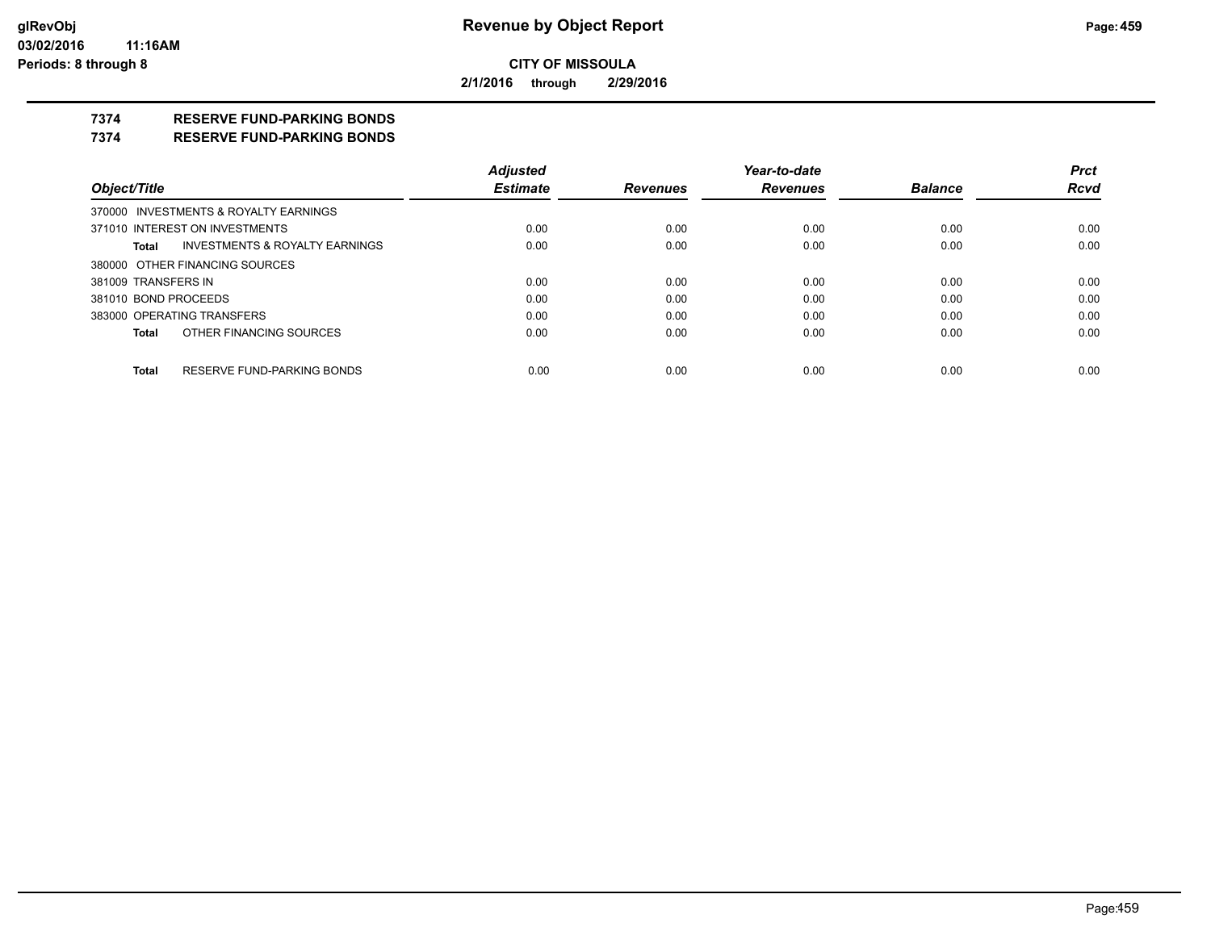**CITY OF MISSOULA**

**2/1/2016 through 2/29/2016**

**7374 RESERVE FUND-PARKING BONDS**

**7374 RESERVE FUND-PARKING BONDS**

| Object/Title | Adjusted Estimate | Revenues | Year-to-date Revenues | Balance | Prct Rcvd |
|---|---|---|---|---|---|
| 370000 INVESTMENTS & ROYALTY EARNINGS | | | | | |
| 371010 INTEREST ON INVESTMENTS | 0.00 | 0.00 | 0.00 | 0.00 | 0.00 |
| **Total** INVESTMENTS & ROYALTY EARNINGS | 0.00 | 0.00 | 0.00 | 0.00 | 0.00 |
| 380000 OTHER FINANCING SOURCES | | | | | |
| 381009 TRANSFERS IN | 0.00 | 0.00 | 0.00 | 0.00 | 0.00 |
| 381010 BOND PROCEEDS | 0.00 | 0.00 | 0.00 | 0.00 | 0.00 |
| 383000 OPERATING TRANSFERS | 0.00 | 0.00 | 0.00 | 0.00 | 0.00 |
| **Total** OTHER FINANCING SOURCES | 0.00 | 0.00 | 0.00 | 0.00 | 0.00 |
| **Total** RESERVE FUND-PARKING BONDS | 0.00 | 0.00 | 0.00 | 0.00 | 0.00 |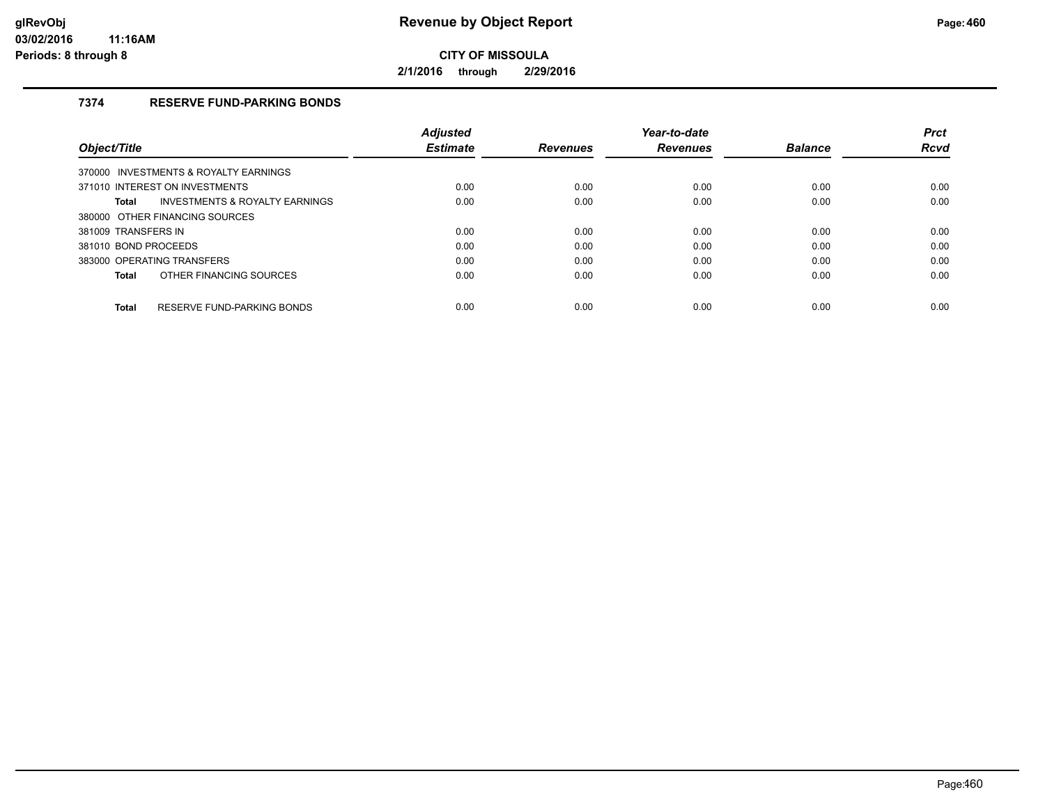**CITY OF MISSOULA**

**2/1/2016 through 2/29/2016**

### 7374 RESERVE FUND-PARKING BONDS

| Object/Title | Adjusted Estimate | Revenues | Year-to-date Revenues | Balance | Prct Rcvd |
|---|---|---|---|---|---|
| 370000 INVESTMENTS & ROYALTY EARNINGS | | | | | |
| 371010 INTEREST ON INVESTMENTS | 0.00 | 0.00 | 0.00 | 0.00 | 0.00 |
| **Total** INVESTMENTS & ROYALTY EARNINGS | 0.00 | 0.00 | 0.00 | 0.00 | 0.00 |
| 380000 OTHER FINANCING SOURCES | | | | | |
| 381009 TRANSFERS IN | 0.00 | 0.00 | 0.00 | 0.00 | 0.00 |
| 381010 BOND PROCEEDS | 0.00 | 0.00 | 0.00 | 0.00 | 0.00 |
| 383000 OPERATING TRANSFERS | 0.00 | 0.00 | 0.00 | 0.00 | 0.00 |
| **Total** OTHER FINANCING SOURCES | 0.00 | 0.00 | 0.00 | 0.00 | 0.00 |
| **Total** RESERVE FUND-PARKING BONDS | 0.00 | 0.00 | 0.00 | 0.00 | 0.00 |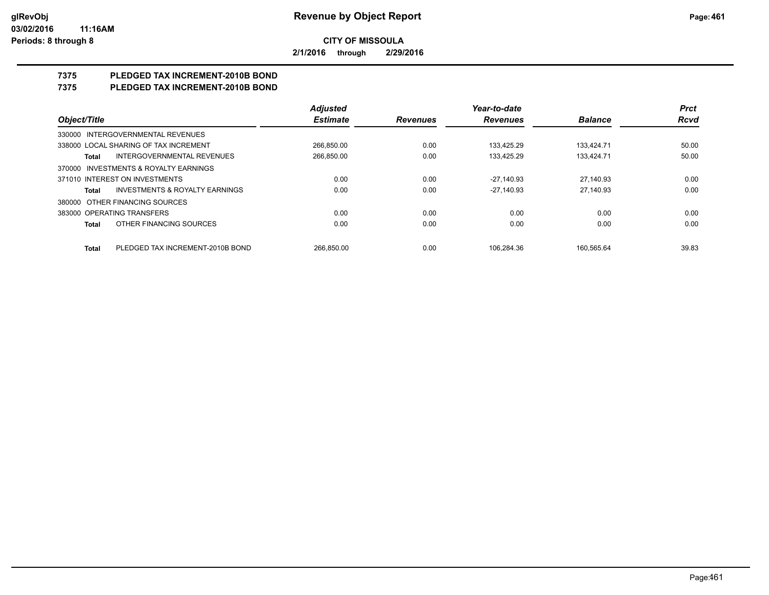# Revenue by Object Report

**CITY OF MISSOULA**

**2/1/2016 through 2/29/2016**

glRevObj
03/02/2016 11:16AM
Periods: 8 through 8

## 7375 PLEDGED TAX INCREMENT-2010B BOND
## 7375 PLEDGED TAX INCREMENT-2010B BOND

| Object/Title | Adjusted Estimate | Revenues | Year-to-date Revenues | Balance | Prct Rcvd |
|---|---|---|---|---|---|
| 330000 INTERGOVERNMENTAL REVENUES | | | | | |
| 338000 LOCAL SHARING OF TAX INCREMENT | 266,850.00 | 0.00 | 133,425.29 | 133,424.71 | 50.00 |
| **Total** INTERGOVERNMENTAL REVENUES | 266,850.00 | 0.00 | 133,425.29 | 133,424.71 | 50.00 |
| 370000 INVESTMENTS & ROYALTY EARNINGS | | | | | |
| 371010 INTEREST ON INVESTMENTS | 0.00 | 0.00 | -27,140.93 | 27,140.93 | 0.00 |
| **Total** INVESTMENTS & ROYALTY EARNINGS | 0.00 | 0.00 | -27,140.93 | 27,140.93 | 0.00 |
| 380000 OTHER FINANCING SOURCES | | | | | |
| 383000 OPERATING TRANSFERS | 0.00 | 0.00 | 0.00 | 0.00 | 0.00 |
| **Total** OTHER FINANCING SOURCES | 0.00 | 0.00 | 0.00 | 0.00 | 0.00 |
| **Total** PLEDGED TAX INCREMENT-2010B BOND | 266,850.00 | 0.00 | 106,284.36 | 160,565.64 | 39.83 |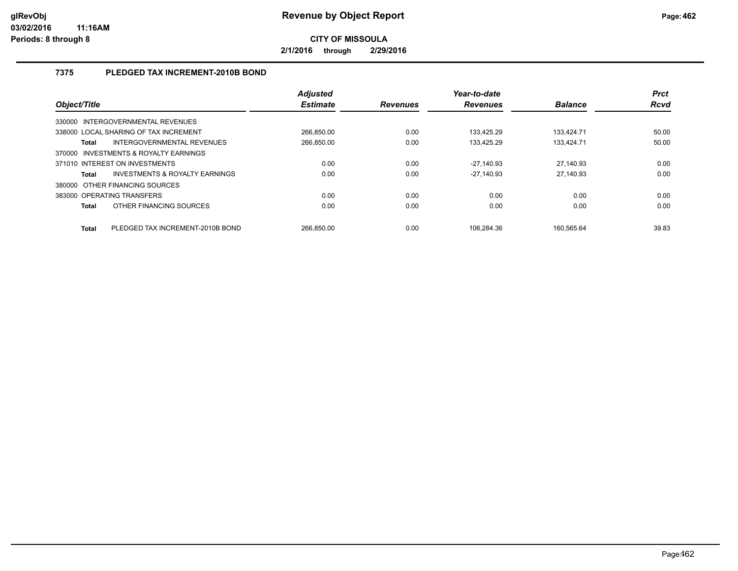**Revenue by Object Report**

**CITY OF MISSOULA**

**2/1/2016 through 2/29/2016**

glRevObj
03/02/2016 11:16AM
Periods: 8 through 8

## 7375 PLEDGED TAX INCREMENT-2010B BOND

| Object/Title | | Adjusted Estimate | Revenues | Year-to-date Revenues | Balance | Prct Rcvd |
|---|---|---|---|---|---|---|
| 330000 INTERGOVERNMENTAL REVENUES | | | | | | |
| 338000 LOCAL SHARING OF TAX INCREMENT | | 266,850.00 | 0.00 | 133,425.29 | 133,424.71 | 50.00 |
| **Total** | INTERGOVERNMENTAL REVENUES | 266,850.00 | 0.00 | 133,425.29 | 133,424.71 | 50.00 |
| 370000 INVESTMENTS & ROYALTY EARNINGS | | | | | | |
| 371010 INTEREST ON INVESTMENTS | | 0.00 | 0.00 | -27,140.93 | 27,140.93 | 0.00 |
| **Total** | INVESTMENTS & ROYALTY EARNINGS | 0.00 | 0.00 | -27,140.93 | 27,140.93 | 0.00 |
| 380000 OTHER FINANCING SOURCES | | | | | | |
| 383000 OPERATING TRANSFERS | | 0.00 | 0.00 | 0.00 | 0.00 | 0.00 |
| **Total** | OTHER FINANCING SOURCES | 0.00 | 0.00 | 0.00 | 0.00 | 0.00 |
| **Total** | PLEDGED TAX INCREMENT-2010B BOND | 266,850.00 | 0.00 | 106,284.36 | 160,565.64 | 39.83 |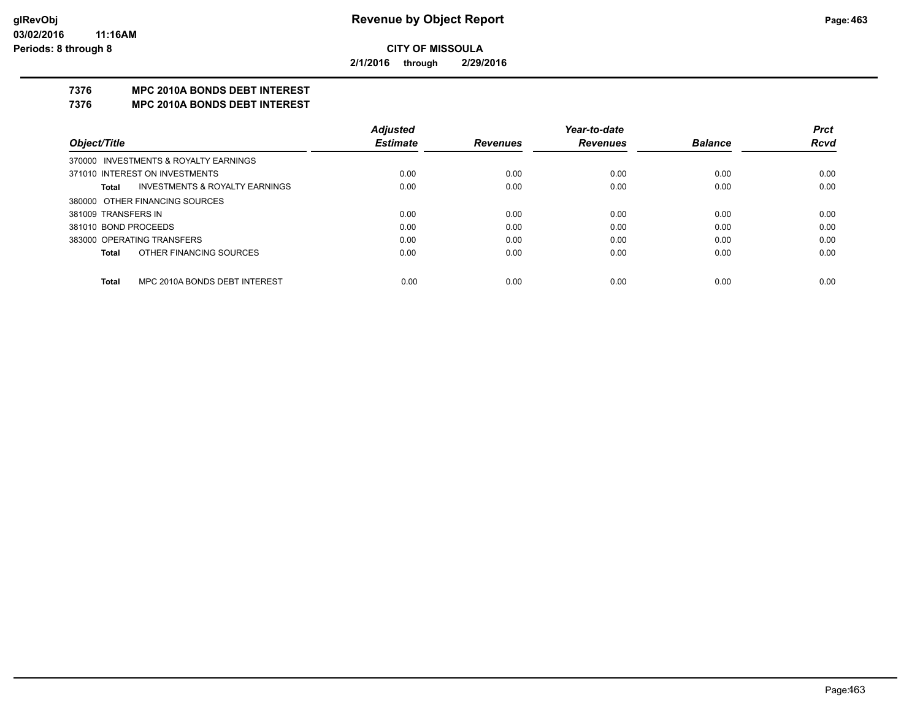# Revenue by Object Report

**CITY OF MISSOULA**

**2/1/2016 through 2/29/2016**

glRevObj
03/02/2016 11:16AM
Periods: 8 through 8

## 7376 MPC 2010A BONDS DEBT INTEREST
## 7376 MPC 2010A BONDS DEBT INTEREST

| Object/Title | Adjusted Estimate | Revenues | Year-to-date Revenues | Balance | Prct Rcvd |
|---|---|---|---|---|---|
| 370000 INVESTMENTS & ROYALTY EARNINGS | | | | | |
| 371010 INTEREST ON INVESTMENTS | 0.00 | 0.00 | 0.00 | 0.00 | 0.00 |
| **Total** INVESTMENTS & ROYALTY EARNINGS | 0.00 | 0.00 | 0.00 | 0.00 | 0.00 |
| 380000 OTHER FINANCING SOURCES | | | | | |
| 381009 TRANSFERS IN | 0.00 | 0.00 | 0.00 | 0.00 | 0.00 |
| 381010 BOND PROCEEDS | 0.00 | 0.00 | 0.00 | 0.00 | 0.00 |
| 383000 OPERATING TRANSFERS | 0.00 | 0.00 | 0.00 | 0.00 | 0.00 |
| **Total** OTHER FINANCING SOURCES | 0.00 | 0.00 | 0.00 | 0.00 | 0.00 |
| **Total** MPC 2010A BONDS DEBT INTEREST | 0.00 | 0.00 | 0.00 | 0.00 | 0.00 |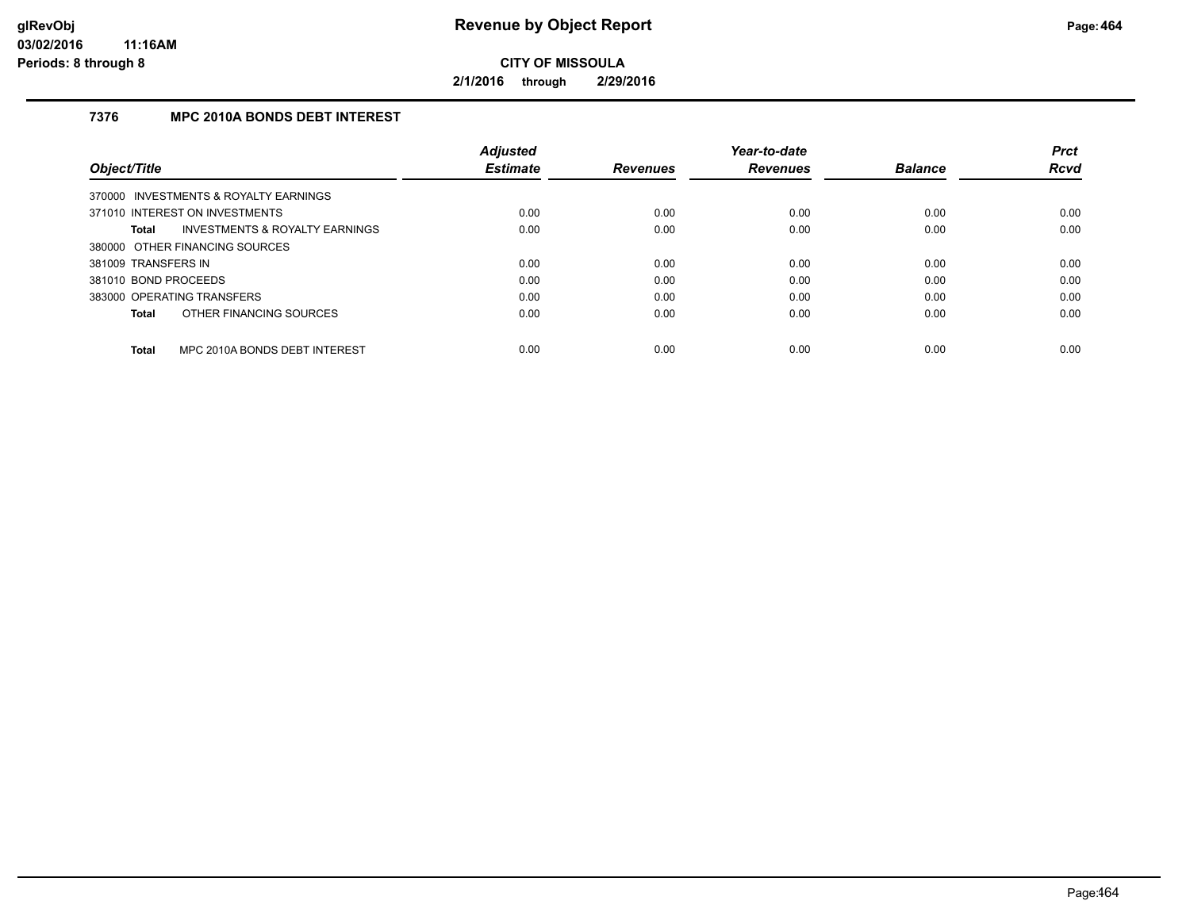# Revenue by Object Report

**CITY OF MISSOULA**

**2/1/2016 through 2/29/2016**

### 7376 MPC 2010A BONDS DEBT INTEREST

| Object/Title | Adjusted Estimate | Revenues | Year-to-date Revenues | Balance | Prct Rcvd |
|---|---|---|---|---|---|
| 370000 INVESTMENTS & ROYALTY EARNINGS | | | | | |
| 371010 INTEREST ON INVESTMENTS | 0.00 | 0.00 | 0.00 | 0.00 | 0.00 |
| **Total** INVESTMENTS & ROYALTY EARNINGS | 0.00 | 0.00 | 0.00 | 0.00 | 0.00 |
| 380000 OTHER FINANCING SOURCES | | | | | |
| 381009 TRANSFERS IN | 0.00 | 0.00 | 0.00 | 0.00 | 0.00 |
| 381010 BOND PROCEEDS | 0.00 | 0.00 | 0.00 | 0.00 | 0.00 |
| 383000 OPERATING TRANSFERS | 0.00 | 0.00 | 0.00 | 0.00 | 0.00 |
| **Total** OTHER FINANCING SOURCES | 0.00 | 0.00 | 0.00 | 0.00 | 0.00 |
| **Total** MPC 2010A BONDS DEBT INTEREST | 0.00 | 0.00 | 0.00 | 0.00 | 0.00 |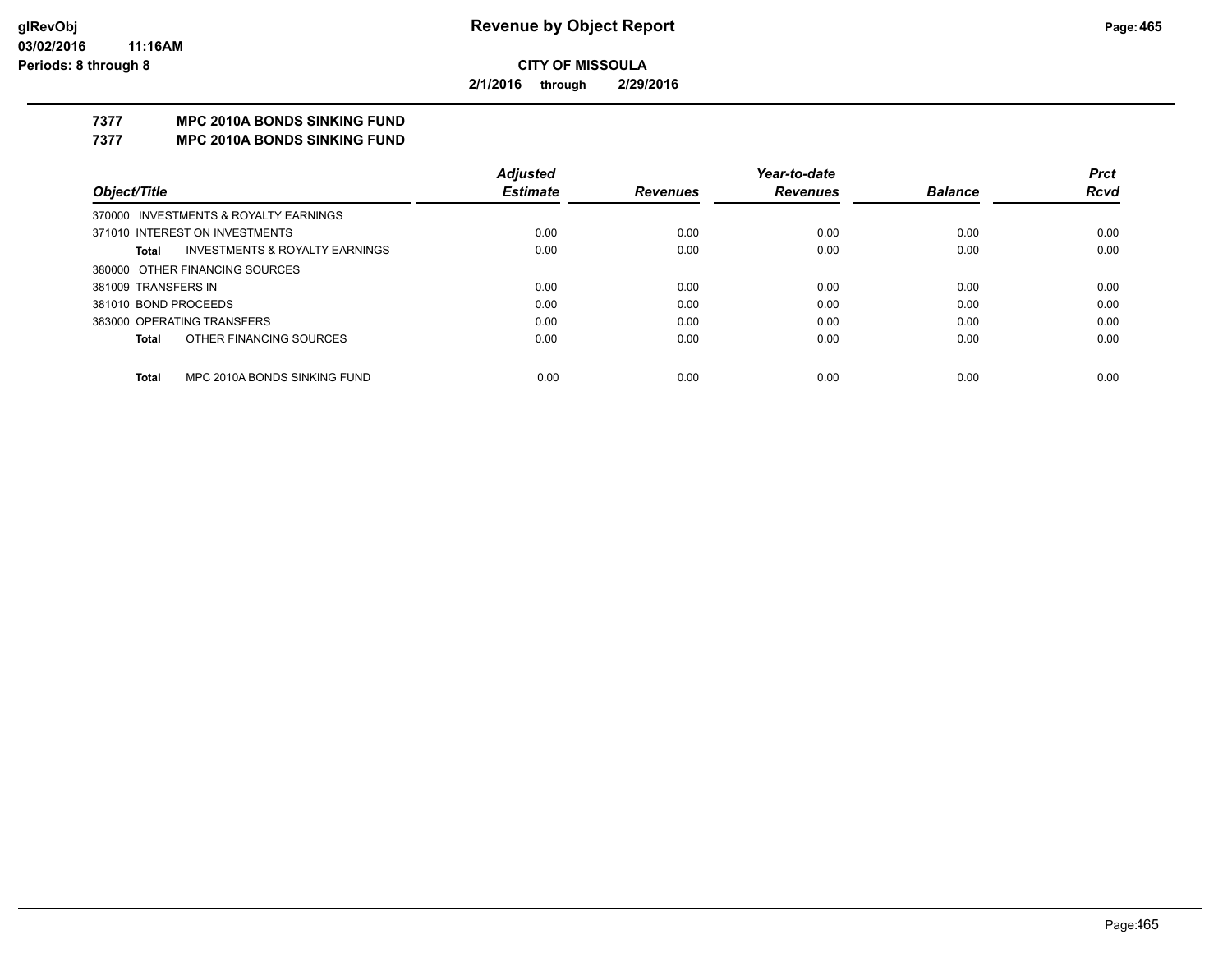**CITY OF MISSOULA**

**2/1/2016 through 2/29/2016**

**7377 MPC 2010A BONDS SINKING FUND**

**7377 MPC 2010A BONDS SINKING FUND**

| Object/Title | Adjusted Estimate | Revenues | Year-to-date Revenues | Balance | Prct Rcvd |
|---|---|---|---|---|---|
| 370000 INVESTMENTS & ROYALTY EARNINGS | | | | | |
| 371010 INTEREST ON INVESTMENTS | 0.00 | 0.00 | 0.00 | 0.00 | 0.00 |
| **Total** INVESTMENTS & ROYALTY EARNINGS | 0.00 | 0.00 | 0.00 | 0.00 | 0.00 |
| 380000 OTHER FINANCING SOURCES | | | | | |
| 381009 TRANSFERS IN | 0.00 | 0.00 | 0.00 | 0.00 | 0.00 |
| 381010 BOND PROCEEDS | 0.00 | 0.00 | 0.00 | 0.00 | 0.00 |
| 383000 OPERATING TRANSFERS | 0.00 | 0.00 | 0.00 | 0.00 | 0.00 |
| **Total** OTHER FINANCING SOURCES | 0.00 | 0.00 | 0.00 | 0.00 | 0.00 |
| **Total** MPC 2010A BONDS SINKING FUND | 0.00 | 0.00 | 0.00 | 0.00 | 0.00 |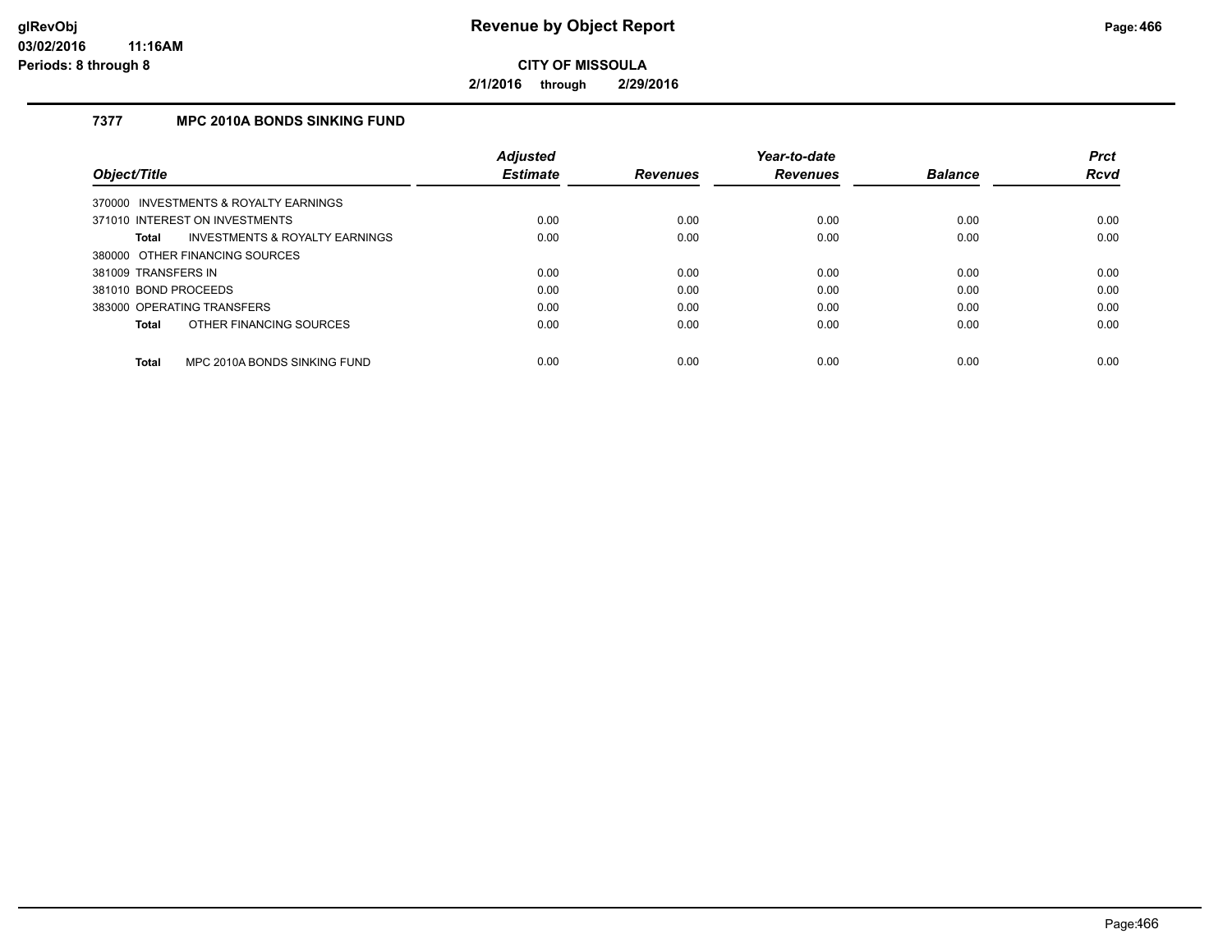# Revenue by Object Report

**CITY OF MISSOULA**

**2/1/2016 through 2/29/2016**

glRevObj
03/02/2016 11:16AM
Periods: 8 through 8

### 7377 MPC 2010A BONDS SINKING FUND

| Object/Title | Adjusted Estimate | Revenues | Year-to-date Revenues | Balance | Prct Rcvd |
|---|---|---|---|---|---|
| 370000 INVESTMENTS & ROYALTY EARNINGS | | | | | |
| 371010 INTEREST ON INVESTMENTS | 0.00 | 0.00 | 0.00 | 0.00 | 0.00 |
| **Total** INVESTMENTS & ROYALTY EARNINGS | 0.00 | 0.00 | 0.00 | 0.00 | 0.00 |
| 380000 OTHER FINANCING SOURCES | | | | | |
| 381009 TRANSFERS IN | 0.00 | 0.00 | 0.00 | 0.00 | 0.00 |
| 381010 BOND PROCEEDS | 0.00 | 0.00 | 0.00 | 0.00 | 0.00 |
| 383000 OPERATING TRANSFERS | 0.00 | 0.00 | 0.00 | 0.00 | 0.00 |
| **Total** OTHER FINANCING SOURCES | 0.00 | 0.00 | 0.00 | 0.00 | 0.00 |
| **Total** MPC 2010A BONDS SINKING FUND | 0.00 | 0.00 | 0.00 | 0.00 | 0.00 |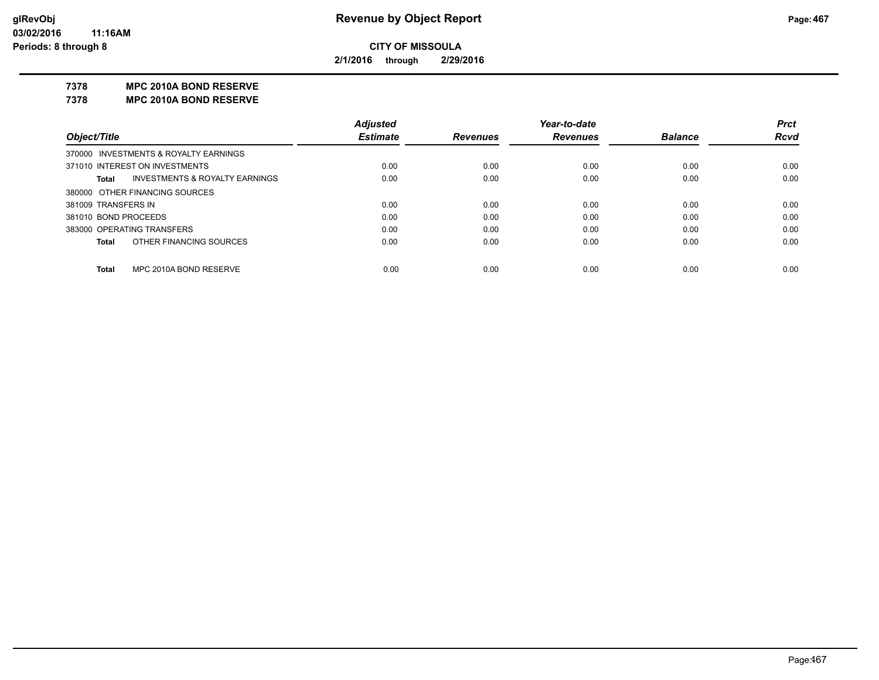# Revenue by Object Report

**CITY OF MISSOULA**

**2/1/2016 through 2/29/2016**

glRevObj
03/02/2016 11:16AM
Periods: 8 through 8

**7378 MPC 2010A BOND RESERVE**

**7378 MPC 2010A BOND RESERVE**

| Object/Title | Adjusted Estimate | Revenues | Year-to-date Revenues | Balance | Prct Rcvd |
|---|---|---|---|---|---|
| 370000 INVESTMENTS & ROYALTY EARNINGS | | | | | |
| 371010 INTEREST ON INVESTMENTS | 0.00 | 0.00 | 0.00 | 0.00 | 0.00 |
| **Total** INVESTMENTS & ROYALTY EARNINGS | 0.00 | 0.00 | 0.00 | 0.00 | 0.00 |
| 380000 OTHER FINANCING SOURCES | | | | | |
| 381009 TRANSFERS IN | 0.00 | 0.00 | 0.00 | 0.00 | 0.00 |
| 381010 BOND PROCEEDS | 0.00 | 0.00 | 0.00 | 0.00 | 0.00 |
| 383000 OPERATING TRANSFERS | 0.00 | 0.00 | 0.00 | 0.00 | 0.00 |
| **Total** OTHER FINANCING SOURCES | 0.00 | 0.00 | 0.00 | 0.00 | 0.00 |
| **Total** MPC 2010A BOND RESERVE | 0.00 | 0.00 | 0.00 | 0.00 | 0.00 |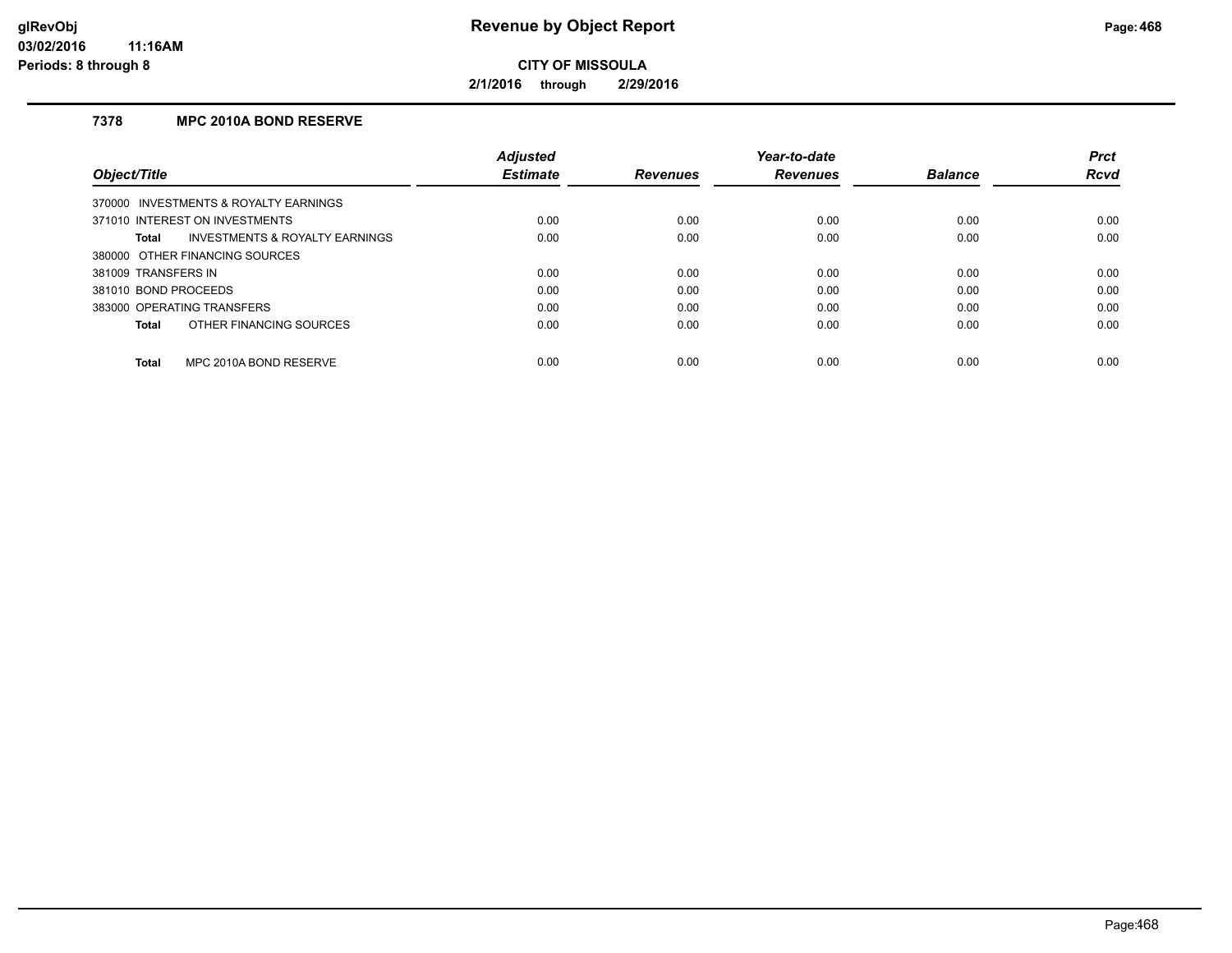# Revenue by Object Report

**CITY OF MISSOULA**

**2/1/2016 through 2/29/2016**

glRevObj
03/02/2016 11:16AM
Periods: 8 through 8

### 7378 MPC 2010A BOND RESERVE

| Object/Title | Adjusted Estimate | Revenues | Year-to-date Revenues | Balance | Prct Rcvd |
|---|---|---|---|---|---|
| 370000 INVESTMENTS & ROYALTY EARNINGS | | | | | |
| 371010 INTEREST ON INVESTMENTS | 0.00 | 0.00 | 0.00 | 0.00 | 0.00 |
| **Total** INVESTMENTS & ROYALTY EARNINGS | 0.00 | 0.00 | 0.00 | 0.00 | 0.00 |
| 380000 OTHER FINANCING SOURCES | | | | | |
| 381009 TRANSFERS IN | 0.00 | 0.00 | 0.00 | 0.00 | 0.00 |
| 381010 BOND PROCEEDS | 0.00 | 0.00 | 0.00 | 0.00 | 0.00 |
| 383000 OPERATING TRANSFERS | 0.00 | 0.00 | 0.00 | 0.00 | 0.00 |
| **Total** OTHER FINANCING SOURCES | 0.00 | 0.00 | 0.00 | 0.00 | 0.00 |
| **Total** MPC 2010A BOND RESERVE | 0.00 | 0.00 | 0.00 | 0.00 | 0.00 |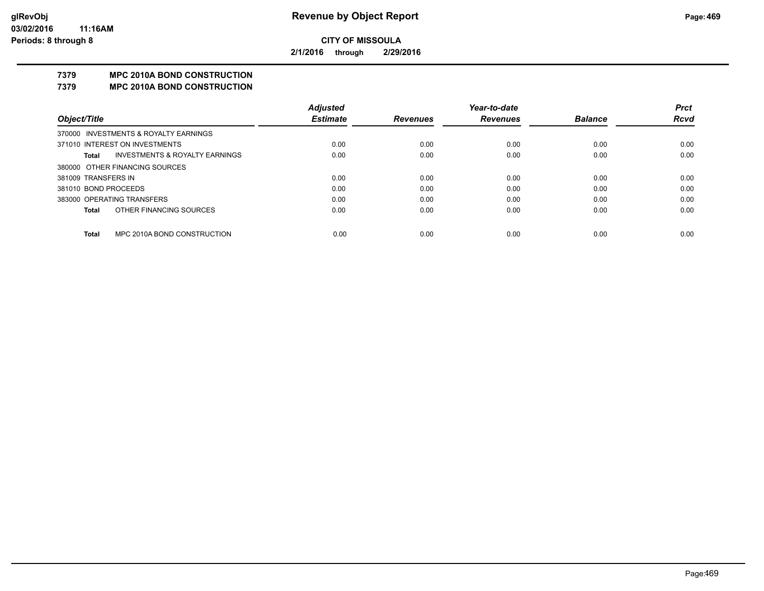**CITY OF MISSOULA**

**2/1/2016 through 2/29/2016**

**7379 MPC 2010A BOND CONSTRUCTION**

**7379 MPC 2010A BOND CONSTRUCTION**

| Object/Title | Adjusted Estimate | Revenues | Year-to-date Revenues | Balance | Prct Rcvd |
|---|---|---|---|---|---|
| 370000 INVESTMENTS & ROYALTY EARNINGS | | | | | |
| 371010 INTEREST ON INVESTMENTS | 0.00 | 0.00 | 0.00 | 0.00 | 0.00 |
| **Total** INVESTMENTS & ROYALTY EARNINGS | 0.00 | 0.00 | 0.00 | 0.00 | 0.00 |
| 380000 OTHER FINANCING SOURCES | | | | | |
| 381009 TRANSFERS IN | 0.00 | 0.00 | 0.00 | 0.00 | 0.00 |
| 381010 BOND PROCEEDS | 0.00 | 0.00 | 0.00 | 0.00 | 0.00 |
| 383000 OPERATING TRANSFERS | 0.00 | 0.00 | 0.00 | 0.00 | 0.00 |
| **Total** OTHER FINANCING SOURCES | 0.00 | 0.00 | 0.00 | 0.00 | 0.00 |
| **Total** MPC 2010A BOND CONSTRUCTION | 0.00 | 0.00 | 0.00 | 0.00 | 0.00 |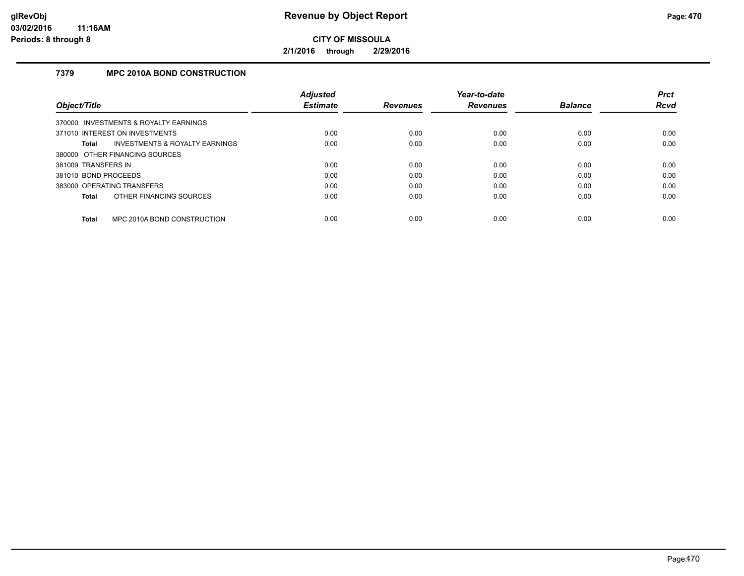**CITY OF MISSOULA**

**2/1/2016 through 2/29/2016**

### 7379 MPC 2010A BOND CONSTRUCTION

| Object/Title | Adjusted Estimate | Revenues | Year-to-date Revenues | Balance | Prct Rcvd |
|---|---|---|---|---|---|
| 370000 INVESTMENTS & ROYALTY EARNINGS | | | | | |
| 371010 INTEREST ON INVESTMENTS | 0.00 | 0.00 | 0.00 | 0.00 | 0.00 |
| **Total** INVESTMENTS & ROYALTY EARNINGS | 0.00 | 0.00 | 0.00 | 0.00 | 0.00 |
| 380000 OTHER FINANCING SOURCES | | | | | |
| 381009 TRANSFERS IN | 0.00 | 0.00 | 0.00 | 0.00 | 0.00 |
| 381010 BOND PROCEEDS | 0.00 | 0.00 | 0.00 | 0.00 | 0.00 |
| 383000 OPERATING TRANSFERS | 0.00 | 0.00 | 0.00 | 0.00 | 0.00 |
| **Total** OTHER FINANCING SOURCES | 0.00 | 0.00 | 0.00 | 0.00 | 0.00 |
| **Total** MPC 2010A BOND CONSTRUCTION | 0.00 | 0.00 | 0.00 | 0.00 | 0.00 |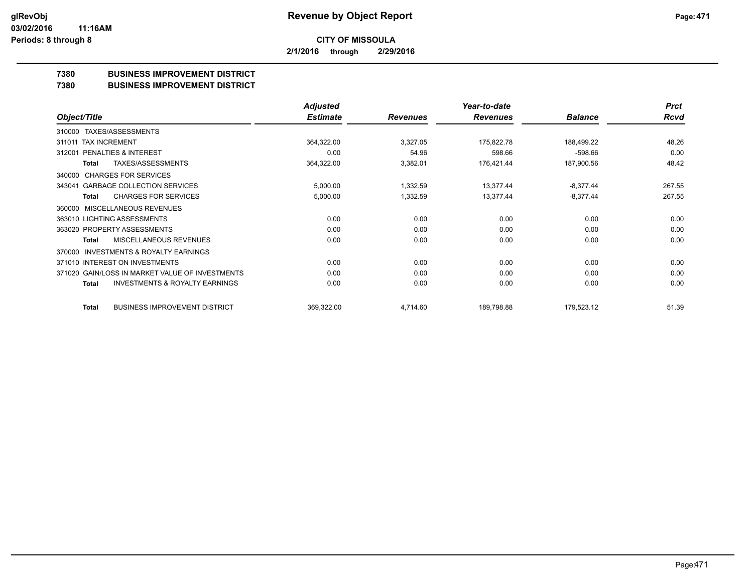**CITY OF MISSOULA**

**2/1/2016 through 2/29/2016**

**7380 BUSINESS IMPROVEMENT DISTRICT**

**7380 BUSINESS IMPROVEMENT DISTRICT**

| Object/Title | Adjusted Estimate | Revenues | Year-to-date Revenues | Balance | Prct Rcvd |
|---|---|---|---|---|---|
| 310000 TAXES/ASSESSMENTS | | | | | |
| 311011 TAX INCREMENT | 364,322.00 | 3,327.05 | 175,822.78 | 188,499.22 | 48.26 |
| 312001 PENALTIES & INTEREST | 0.00 | 54.96 | 598.66 | -598.66 | 0.00 |
| **Total** TAXES/ASSESSMENTS | 364,322.00 | 3,382.01 | 176,421.44 | 187,900.56 | 48.42 |
| 340000 CHARGES FOR SERVICES | | | | | |
| 343041 GARBAGE COLLECTION SERVICES | 5,000.00 | 1,332.59 | 13,377.44 | -8,377.44 | 267.55 |
| **Total** CHARGES FOR SERVICES | 5,000.00 | 1,332.59 | 13,377.44 | -8,377.44 | 267.55 |
| 360000 MISCELLANEOUS REVENUES | | | | | |
| 363010 LIGHTING ASSESSMENTS | 0.00 | 0.00 | 0.00 | 0.00 | 0.00 |
| 363020 PROPERTY ASSESSMENTS | 0.00 | 0.00 | 0.00 | 0.00 | 0.00 |
| **Total** MISCELLANEOUS REVENUES | 0.00 | 0.00 | 0.00 | 0.00 | 0.00 |
| 370000 INVESTMENTS & ROYALTY EARNINGS | | | | | |
| 371010 INTEREST ON INVESTMENTS | 0.00 | 0.00 | 0.00 | 0.00 | 0.00 |
| 371020 GAIN/LOSS IN MARKET VALUE OF INVESTMENTS | 0.00 | 0.00 | 0.00 | 0.00 | 0.00 |
| **Total** INVESTMENTS & ROYALTY EARNINGS | 0.00 | 0.00 | 0.00 | 0.00 | 0.00 |
| **Total** BUSINESS IMPROVEMENT DISTRICT | 369,322.00 | 4,714.60 | 189,798.88 | 179,523.12 | 51.39 |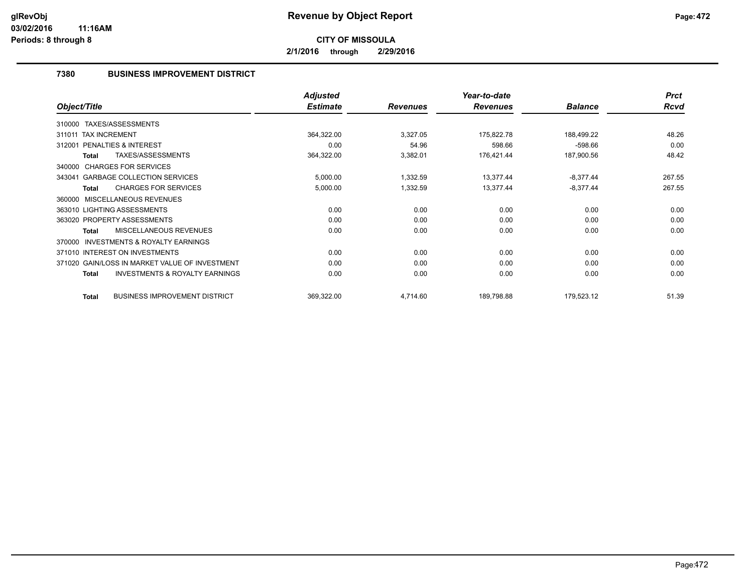# Revenue by Object Report

**CITY OF MISSOULA**

**2/1/2016 through 2/29/2016**

glRevObj
03/02/2016 11:16AM
Periods: 8 through 8

## 7380 BUSINESS IMPROVEMENT DISTRICT

| Object/Title | Adjusted Estimate | Revenues | Year-to-date Revenues | Balance | Prct Rcvd |
|---|---|---|---|---|---|
| 310000 TAXES/ASSESSMENTS | | | | | |
| 311011 TAX INCREMENT | 364,322.00 | 3,327.05 | 175,822.78 | 188,499.22 | 48.26 |
| 312001 PENALTIES & INTEREST | 0.00 | 54.96 | 598.66 | -598.66 | 0.00 |
| **Total** TAXES/ASSESSMENTS | 364,322.00 | 3,382.01 | 176,421.44 | 187,900.56 | 48.42 |
| 340000 CHARGES FOR SERVICES | | | | | |
| 343041 GARBAGE COLLECTION SERVICES | 5,000.00 | 1,332.59 | 13,377.44 | -8,377.44 | 267.55 |
| **Total** CHARGES FOR SERVICES | 5,000.00 | 1,332.59 | 13,377.44 | -8,377.44 | 267.55 |
| 360000 MISCELLANEOUS REVENUES | | | | | |
| 363010 LIGHTING ASSESSMENTS | 0.00 | 0.00 | 0.00 | 0.00 | 0.00 |
| 363020 PROPERTY ASSESSMENTS | 0.00 | 0.00 | 0.00 | 0.00 | 0.00 |
| **Total** MISCELLANEOUS REVENUES | 0.00 | 0.00 | 0.00 | 0.00 | 0.00 |
| 370000 INVESTMENTS & ROYALTY EARNINGS | | | | | |
| 371010 INTEREST ON INVESTMENTS | 0.00 | 0.00 | 0.00 | 0.00 | 0.00 |
| 371020 GAIN/LOSS IN MARKET VALUE OF INVESTMENT | 0.00 | 0.00 | 0.00 | 0.00 | 0.00 |
| **Total** INVESTMENTS & ROYALTY EARNINGS | 0.00 | 0.00 | 0.00 | 0.00 | 0.00 |
| **Total** BUSINESS IMPROVEMENT DISTRICT | 369,322.00 | 4,714.60 | 189,798.88 | 179,523.12 | 51.39 |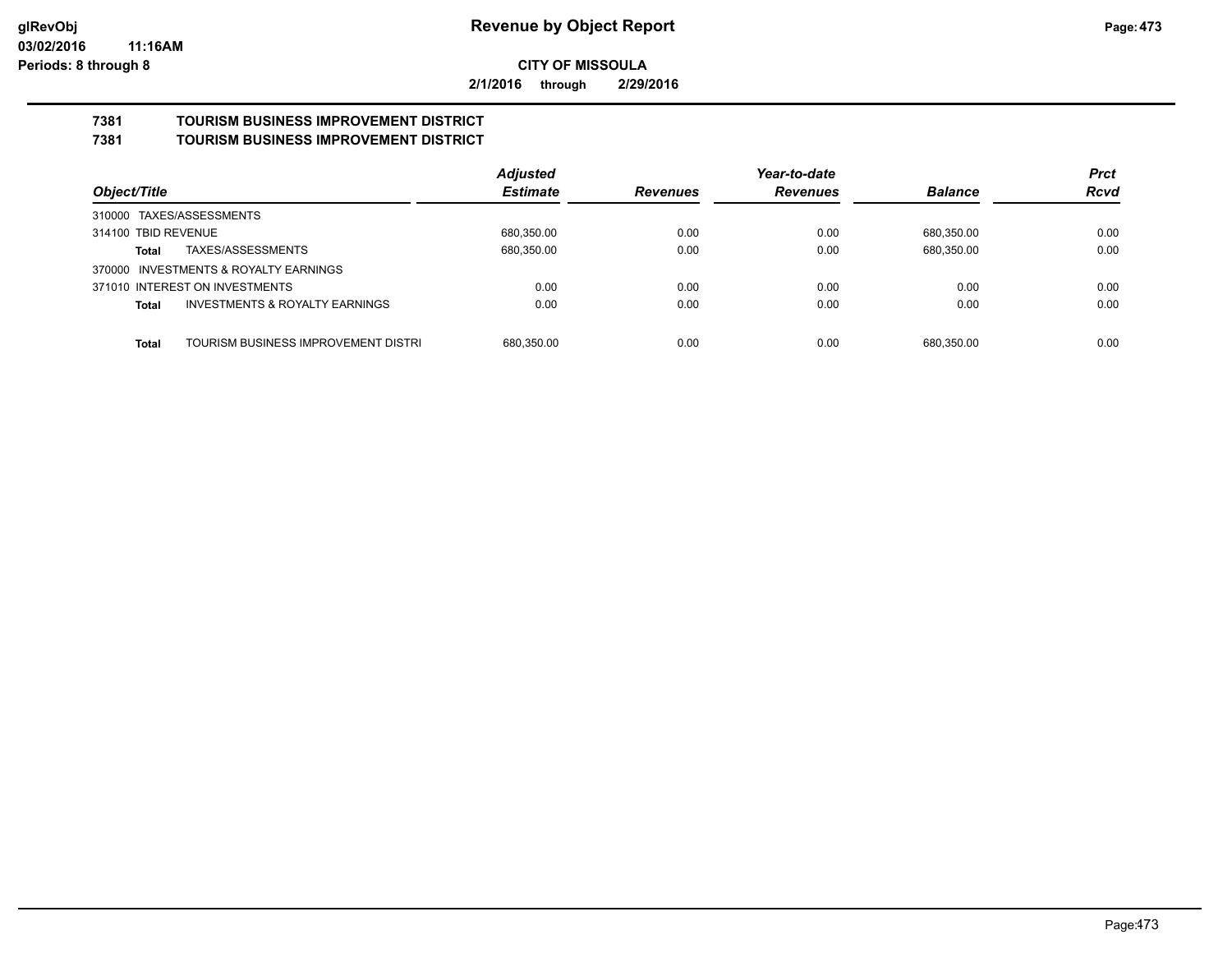**Revenue by Object Report**

**CITY OF MISSOULA**

**2/1/2016 through 2/29/2016**

glRevObj
03/02/2016 11:16AM
Periods: 8 through 8

## 7381 TOURISM BUSINESS IMPROVEMENT DISTRICT
## 7381 TOURISM BUSINESS IMPROVEMENT DISTRICT

| Object/Title | Adjusted Estimate | Revenues | Year-to-date Revenues | Balance | Prct Rcvd |
|---|---|---|---|---|---|
| 310000 TAXES/ASSESSMENTS | | | | | |
| 314100 TBID REVENUE | 680,350.00 | 0.00 | 0.00 | 680,350.00 | 0.00 |
| **Total** TAXES/ASSESSMENTS | 680,350.00 | 0.00 | 0.00 | 680,350.00 | 0.00 |
| 370000 INVESTMENTS & ROYALTY EARNINGS | | | | | |
| 371010 INTEREST ON INVESTMENTS | 0.00 | 0.00 | 0.00 | 0.00 | 0.00 |
| **Total** INVESTMENTS & ROYALTY EARNINGS | 0.00 | 0.00 | 0.00 | 0.00 | 0.00 |
| **Total** TOURISM BUSINESS IMPROVEMENT DISTRI | 680,350.00 | 0.00 | 0.00 | 680,350.00 | 0.00 |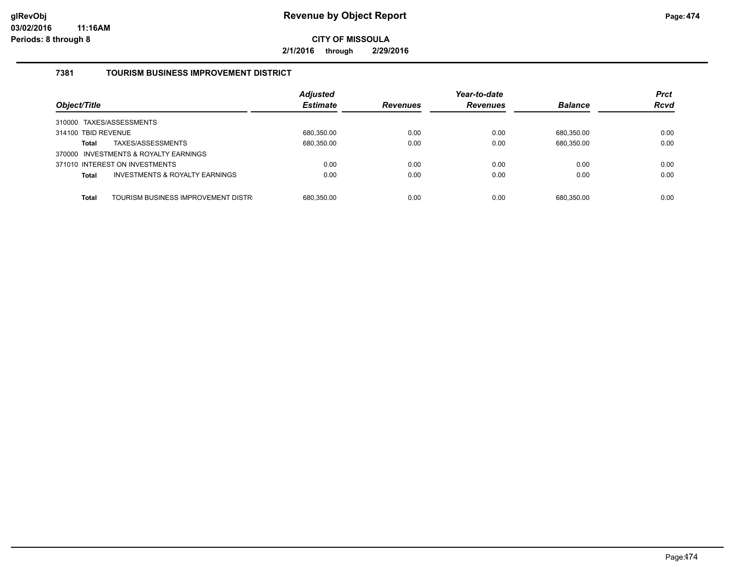# Revenue by Object Report

**CITY OF MISSOULA**

**2/1/2016 through 2/29/2016**

glRevObj
03/02/2016 11:16AM
Periods: 8 through 8

## 7381 TOURISM BUSINESS IMPROVEMENT DISTRICT

| Object/Title | Adjusted Estimate | Revenues | Year-to-date Revenues | Balance | Prct Rcvd |
|---|---|---|---|---|---|
| 310000 TAXES/ASSESSMENTS | | | | | |
| 314100 TBID REVENUE | 680,350.00 | 0.00 | 0.00 | 680,350.00 | 0.00 |
| **Total** TAXES/ASSESSMENTS | 680,350.00 | 0.00 | 0.00 | 680,350.00 | 0.00 |
| 370000 INVESTMENTS & ROYALTY EARNINGS | | | | | |
| 371010 INTEREST ON INVESTMENTS | 0.00 | 0.00 | 0.00 | 0.00 | 0.00 |
| **Total** INVESTMENTS & ROYALTY EARNINGS | 0.00 | 0.00 | 0.00 | 0.00 | 0.00 |
| **Total** TOURISM BUSINESS IMPROVEMENT DISTR | 680,350.00 | 0.00 | 0.00 | 680,350.00 | 0.00 |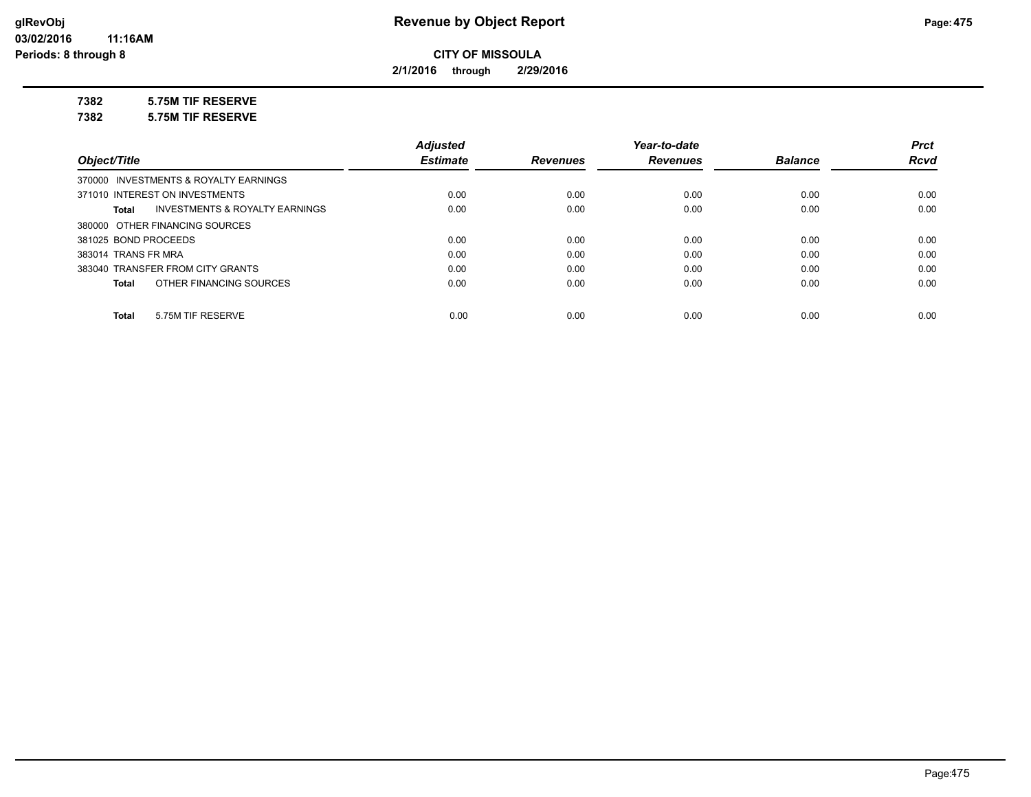**Revenue by Object Report**

**CITY OF MISSOULA**

**2/1/2016 through 2/29/2016**

glRevObj
03/02/2016 11:16AM
Periods: 8 through 8

**7382 5.75M TIF RESERVE**

**7382 5.75M TIF RESERVE**

| Object/Title | Adjusted Estimate | Revenues | Year-to-date Revenues | Balance | Prct Rcvd |
|---|---|---|---|---|---|
| 370000 INVESTMENTS & ROYALTY EARNINGS | | | | | |
| 371010 INTEREST ON INVESTMENTS | 0.00 | 0.00 | 0.00 | 0.00 | 0.00 |
| **Total** INVESTMENTS & ROYALTY EARNINGS | 0.00 | 0.00 | 0.00 | 0.00 | 0.00 |
| 380000 OTHER FINANCING SOURCES | | | | | |
| 381025 BOND PROCEEDS | 0.00 | 0.00 | 0.00 | 0.00 | 0.00 |
| 383014 TRANS FR MRA | 0.00 | 0.00 | 0.00 | 0.00 | 0.00 |
| 383040 TRANSFER FROM CITY GRANTS | 0.00 | 0.00 | 0.00 | 0.00 | 0.00 |
| **Total** OTHER FINANCING SOURCES | 0.00 | 0.00 | 0.00 | 0.00 | 0.00 |
| **Total** 5.75M TIF RESERVE | 0.00 | 0.00 | 0.00 | 0.00 | 0.00 |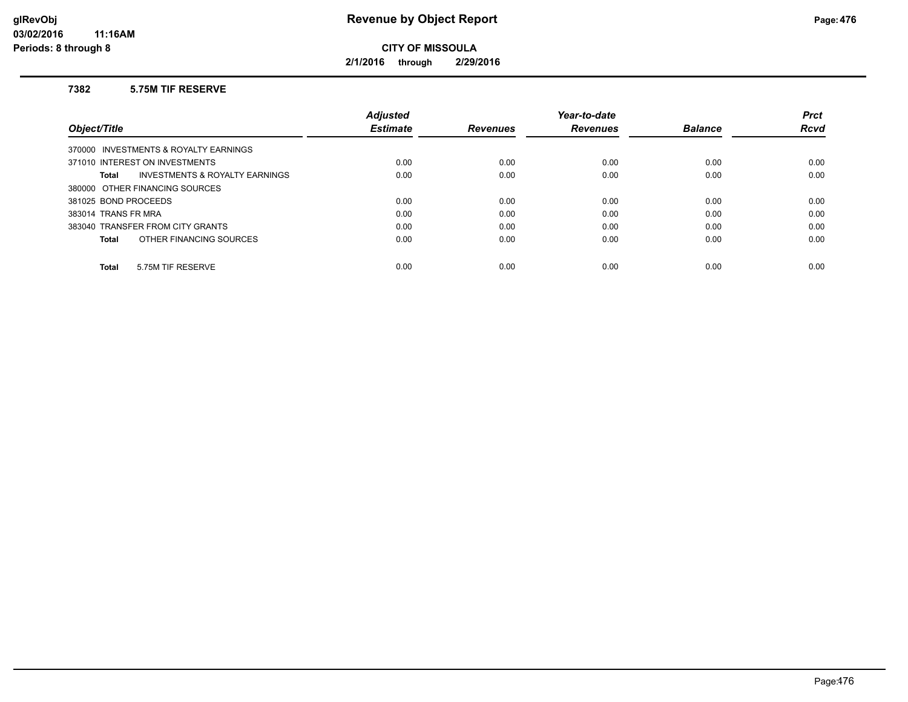# Revenue by Object Report

glRevObj
03/02/2016 11:16AM
Periods: 8 through 8

**CITY OF MISSOULA**

2/1/2016 through 2/29/2016

### 7382 5.75M TIF RESERVE

| Object/Title | Adjusted Estimate | Revenues | Year-to-date Revenues | Balance | Prct Rcvd |
|---|---|---|---|---|---|
| 370000 INVESTMENTS & ROYALTY EARNINGS | | | | | |
| 371010 INTEREST ON INVESTMENTS | 0.00 | 0.00 | 0.00 | 0.00 | 0.00 |
| **Total** INVESTMENTS & ROYALTY EARNINGS | 0.00 | 0.00 | 0.00 | 0.00 | 0.00 |
| 380000 OTHER FINANCING SOURCES | | | | | |
| 381025 BOND PROCEEDS | 0.00 | 0.00 | 0.00 | 0.00 | 0.00 |
| 383014 TRANS FR MRA | 0.00 | 0.00 | 0.00 | 0.00 | 0.00 |
| 383040 TRANSFER FROM CITY GRANTS | 0.00 | 0.00 | 0.00 | 0.00 | 0.00 |
| **Total** OTHER FINANCING SOURCES | 0.00 | 0.00 | 0.00 | 0.00 | 0.00 |
| **Total** 5.75M TIF RESERVE | 0.00 | 0.00 | 0.00 | 0.00 | 0.00 |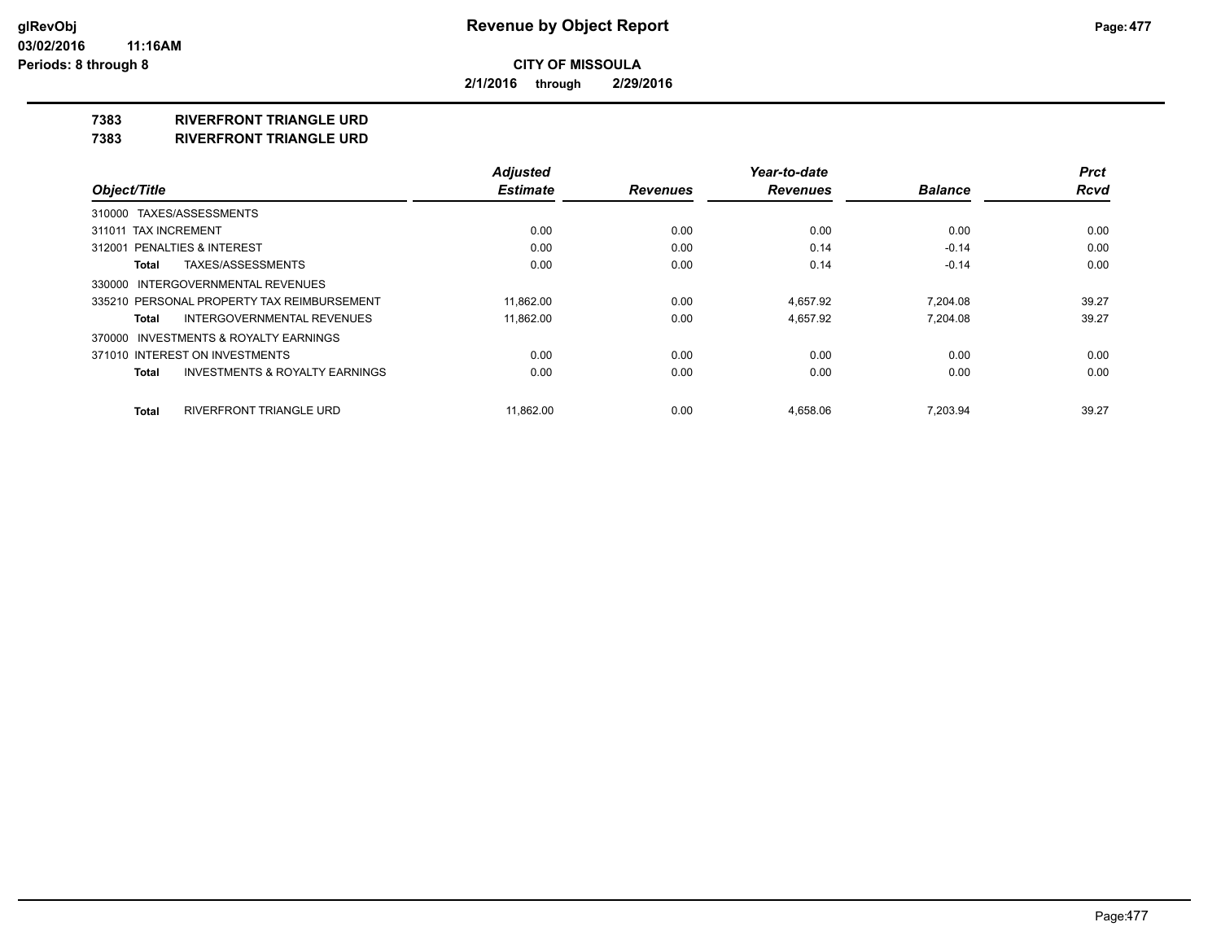**glRevObj**
**03/02/2016 11:16AM**
**Periods: 8 through 8**

# Revenue by Object Report

**CITY OF MISSOULA**

**2/1/2016 through 2/29/2016**

## 7383 RIVERFRONT TRIANGLE URD
## 7383 RIVERFRONT TRIANGLE URD

| Object/Title | Adjusted Estimate | Revenues | Year-to-date Revenues | Balance | Prct Rcvd |
|---|---|---|---|---|---|
| 310000 TAXES/ASSESSMENTS | | | | | |
| 311011 TAX INCREMENT | 0.00 | 0.00 | 0.00 | 0.00 | 0.00 |
| 312001 PENALTIES & INTEREST | 0.00 | 0.00 | 0.14 | -0.14 | 0.00 |
| **Total** TAXES/ASSESSMENTS | 0.00 | 0.00 | 0.14 | -0.14 | 0.00 |
| 330000 INTERGOVERNMENTAL REVENUES | | | | | |
| 335210 PERSONAL PROPERTY TAX REIMBURSEMENT | 11,862.00 | 0.00 | 4,657.92 | 7,204.08 | 39.27 |
| **Total** INTERGOVERNMENTAL REVENUES | 11,862.00 | 0.00 | 4,657.92 | 7,204.08 | 39.27 |
| 370000 INVESTMENTS & ROYALTY EARNINGS | | | | | |
| 371010 INTEREST ON INVESTMENTS | 0.00 | 0.00 | 0.00 | 0.00 | 0.00 |
| **Total** INVESTMENTS & ROYALTY EARNINGS | 0.00 | 0.00 | 0.00 | 0.00 | 0.00 |
| **Total** RIVERFRONT TRIANGLE URD | 11,862.00 | 0.00 | 4,658.06 | 7,203.94 | 39.27 |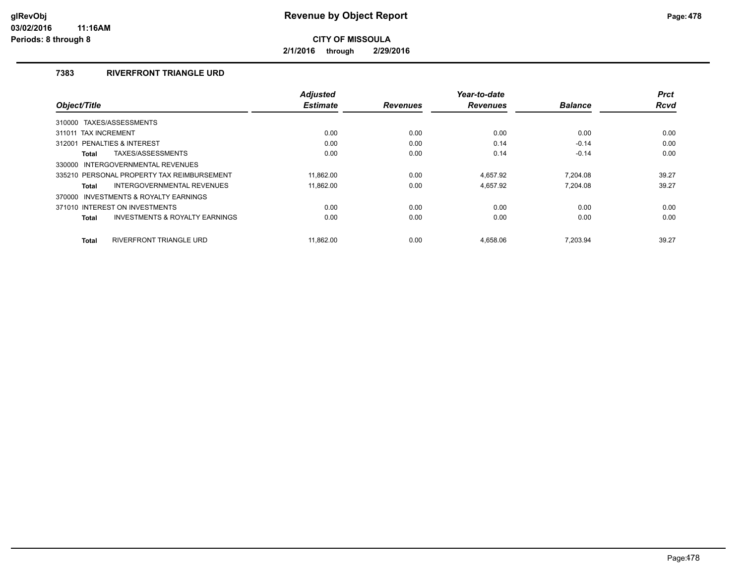# Revenue by Object Report

**CITY OF MISSOULA**

**2/1/2016 through 2/29/2016**

glRevObj
03/02/2016 11:16AM
Periods: 8 through 8

## 7383 RIVERFRONT TRIANGLE URD

| Object/Title | Adjusted Estimate | Revenues | Year-to-date Revenues | Balance | Prct Rcvd |
|---|---|---|---|---|---|
| 310000 TAXES/ASSESSMENTS | | | | | |
| 311011 TAX INCREMENT | 0.00 | 0.00 | 0.00 | 0.00 | 0.00 |
| 312001 PENALTIES & INTEREST | 0.00 | 0.00 | 0.14 | -0.14 | 0.00 |
| **Total** TAXES/ASSESSMENTS | 0.00 | 0.00 | 0.14 | -0.14 | 0.00 |
| 330000 INTERGOVERNMENTAL REVENUES | | | | | |
| 335210 PERSONAL PROPERTY TAX REIMBURSEMENT | 11,862.00 | 0.00 | 4,657.92 | 7,204.08 | 39.27 |
| **Total** INTERGOVERNMENTAL REVENUES | 11,862.00 | 0.00 | 4,657.92 | 7,204.08 | 39.27 |
| 370000 INVESTMENTS & ROYALTY EARNINGS | | | | | |
| 371010 INTEREST ON INVESTMENTS | 0.00 | 0.00 | 0.00 | 0.00 | 0.00 |
| **Total** INVESTMENTS & ROYALTY EARNINGS | 0.00 | 0.00 | 0.00 | 0.00 | 0.00 |
| **Total** RIVERFRONT TRIANGLE URD | 11,862.00 | 0.00 | 4,658.06 | 7,203.94 | 39.27 |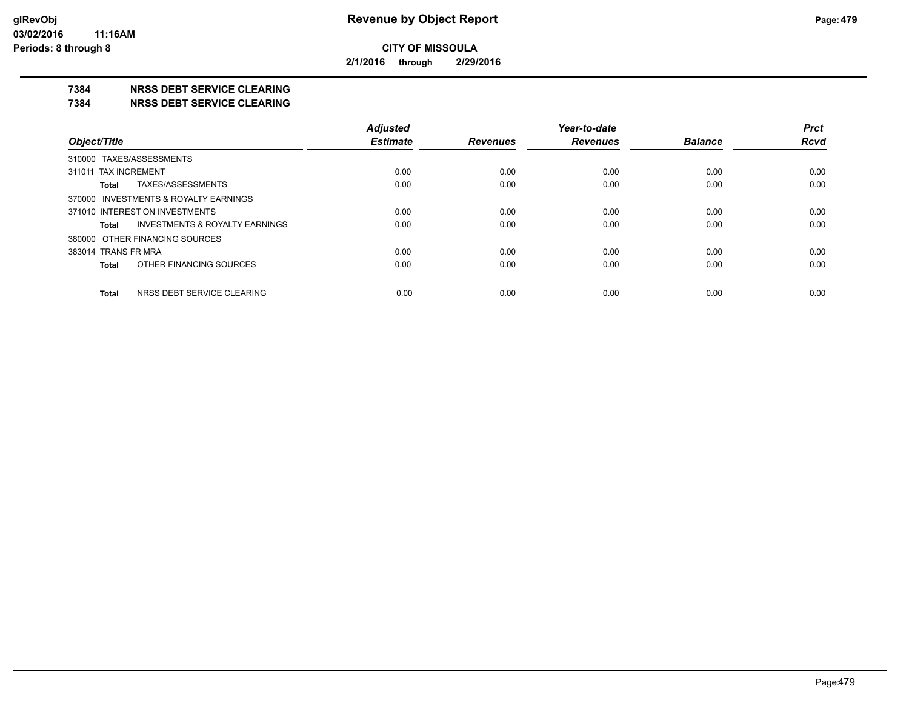**CITY OF MISSOULA**

**2/1/2016 through 2/29/2016**

## 7384 NRSS DEBT SERVICE CLEARING

## 7384 NRSS DEBT SERVICE CLEARING

| Object/Title | Adjusted Estimate | Revenues | Year-to-date Revenues | Balance | Prct Rcvd |
|---|---|---|---|---|---|
| 310000 TAXES/ASSESSMENTS | | | | | |
| 311011 TAX INCREMENT | 0.00 | 0.00 | 0.00 | 0.00 | 0.00 |
| **Total** TAXES/ASSESSMENTS | 0.00 | 0.00 | 0.00 | 0.00 | 0.00 |
| 370000 INVESTMENTS & ROYALTY EARNINGS | | | | | |
| 371010 INTEREST ON INVESTMENTS | 0.00 | 0.00 | 0.00 | 0.00 | 0.00 |
| **Total** INVESTMENTS & ROYALTY EARNINGS | 0.00 | 0.00 | 0.00 | 0.00 | 0.00 |
| 380000 OTHER FINANCING SOURCES | | | | | |
| 383014 TRANS FR MRA | 0.00 | 0.00 | 0.00 | 0.00 | 0.00 |
| **Total** OTHER FINANCING SOURCES | 0.00 | 0.00 | 0.00 | 0.00 | 0.00 |
| **Total** NRSS DEBT SERVICE CLEARING | 0.00 | 0.00 | 0.00 | 0.00 | 0.00 |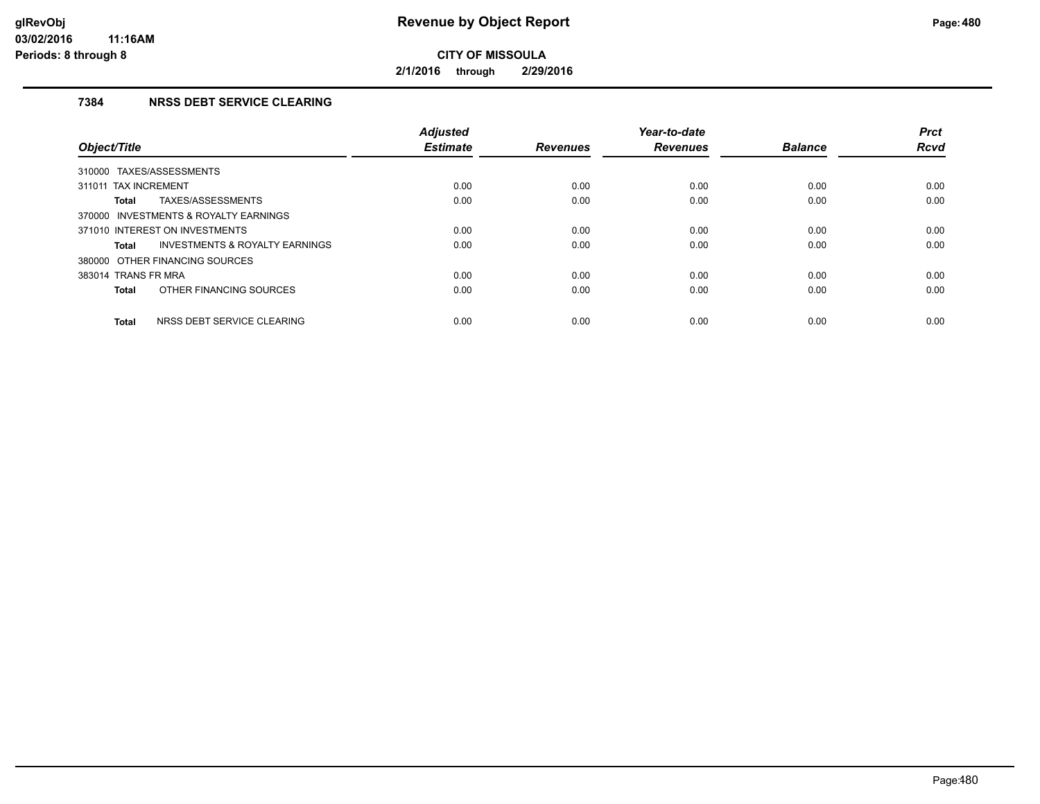# Revenue by Object Report

**CITY OF MISSOULA**

**2/1/2016 through 2/29/2016**

glRevObj
03/02/2016 11:16AM
Periods: 8 through 8

### 7384 NRSS DEBT SERVICE CLEARING

| Object/Title | Adjusted Estimate | Revenues | Year-to-date Revenues | Balance | Prct Rcvd |
|---|---|---|---|---|---|
| 310000 TAXES/ASSESSMENTS | | | | | |
| 311011 TAX INCREMENT | 0.00 | 0.00 | 0.00 | 0.00 | 0.00 |
| **Total** TAXES/ASSESSMENTS | 0.00 | 0.00 | 0.00 | 0.00 | 0.00 |
| 370000 INVESTMENTS & ROYALTY EARNINGS | | | | | |
| 371010 INTEREST ON INVESTMENTS | 0.00 | 0.00 | 0.00 | 0.00 | 0.00 |
| **Total** INVESTMENTS & ROYALTY EARNINGS | 0.00 | 0.00 | 0.00 | 0.00 | 0.00 |
| 380000 OTHER FINANCING SOURCES | | | | | |
| 383014 TRANS FR MRA | 0.00 | 0.00 | 0.00 | 0.00 | 0.00 |
| **Total** OTHER FINANCING SOURCES | 0.00 | 0.00 | 0.00 | 0.00 | 0.00 |
| **Total** NRSS DEBT SERVICE CLEARING | 0.00 | 0.00 | 0.00 | 0.00 | 0.00 |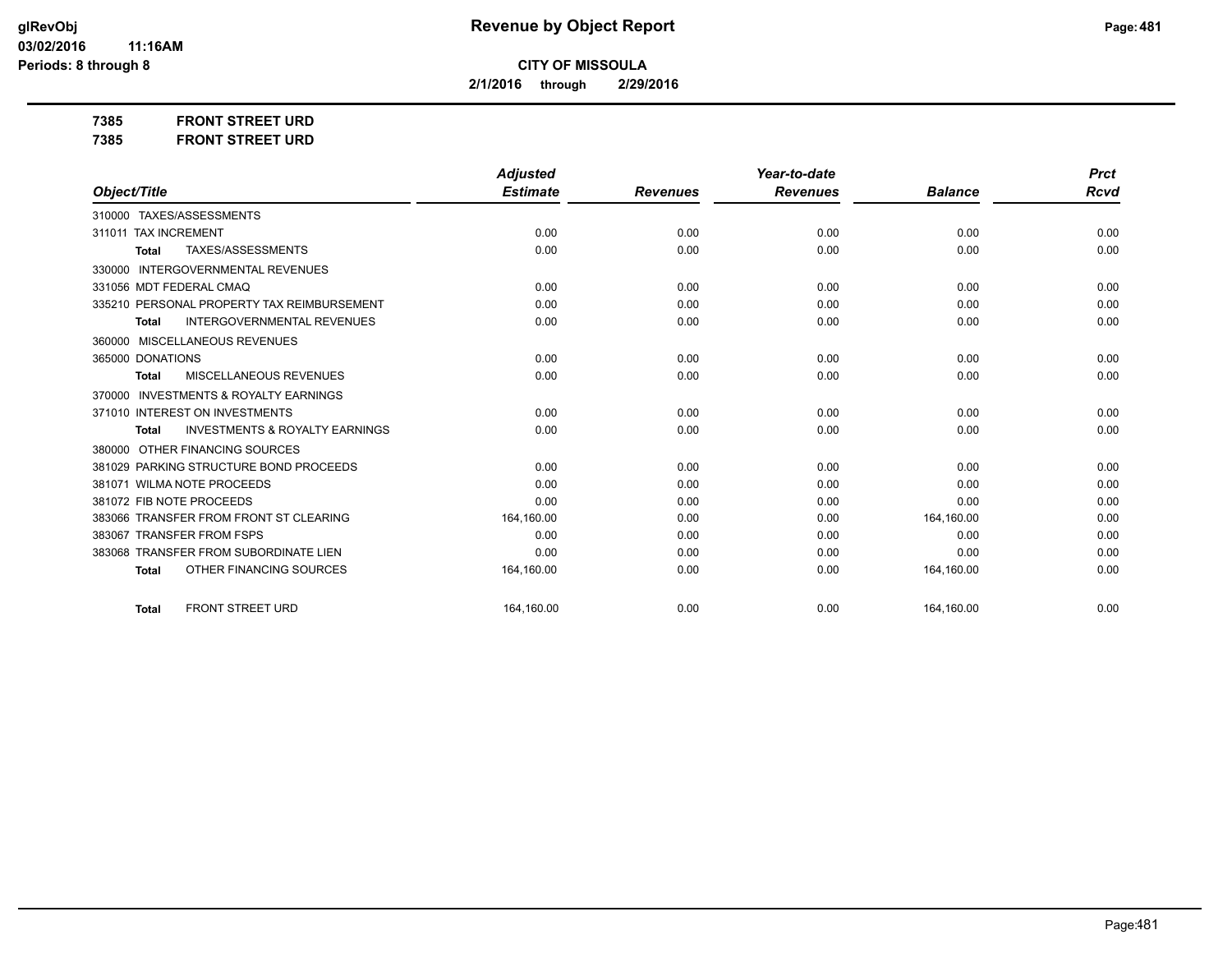**CITY OF MISSOULA**

**2/1/2016 through 2/29/2016**

**7385 FRONT STREET URD**

**7385 FRONT STREET URD**

| Object/Title | Adjusted Estimate | Revenues | Year-to-date Revenues | Balance | Prct Rcvd |
|---|---|---|---|---|---|
| 310000 TAXES/ASSESSMENTS | | | | | |
| 311011 TAX INCREMENT | 0.00 | 0.00 | 0.00 | 0.00 | 0.00 |
| **Total** TAXES/ASSESSMENTS | 0.00 | 0.00 | 0.00 | 0.00 | 0.00 |
| 330000 INTERGOVERNMENTAL REVENUES | | | | | |
| 331056 MDT FEDERAL CMAQ | 0.00 | 0.00 | 0.00 | 0.00 | 0.00 |
| 335210 PERSONAL PROPERTY TAX REIMBURSEMENT | 0.00 | 0.00 | 0.00 | 0.00 | 0.00 |
| **Total** INTERGOVERNMENTAL REVENUES | 0.00 | 0.00 | 0.00 | 0.00 | 0.00 |
| 360000 MISCELLANEOUS REVENUES | | | | | |
| 365000 DONATIONS | 0.00 | 0.00 | 0.00 | 0.00 | 0.00 |
| **Total** MISCELLANEOUS REVENUES | 0.00 | 0.00 | 0.00 | 0.00 | 0.00 |
| 370000 INVESTMENTS & ROYALTY EARNINGS | | | | | |
| 371010 INTEREST ON INVESTMENTS | 0.00 | 0.00 | 0.00 | 0.00 | 0.00 |
| **Total** INVESTMENTS & ROYALTY EARNINGS | 0.00 | 0.00 | 0.00 | 0.00 | 0.00 |
| 380000 OTHER FINANCING SOURCES | | | | | |
| 381029 PARKING STRUCTURE BOND PROCEEDS | 0.00 | 0.00 | 0.00 | 0.00 | 0.00 |
| 381071 WILMA NOTE PROCEEDS | 0.00 | 0.00 | 0.00 | 0.00 | 0.00 |
| 381072 FIB NOTE PROCEEDS | 0.00 | 0.00 | 0.00 | 0.00 | 0.00 |
| 383066 TRANSFER FROM FRONT ST CLEARING | 164,160.00 | 0.00 | 0.00 | 164,160.00 | 0.00 |
| 383067 TRANSFER FROM FSPS | 0.00 | 0.00 | 0.00 | 0.00 | 0.00 |
| 383068 TRANSFER FROM SUBORDINATE LIEN | 0.00 | 0.00 | 0.00 | 0.00 | 0.00 |
| **Total** OTHER FINANCING SOURCES | 164,160.00 | 0.00 | 0.00 | 164,160.00 | 0.00 |
| **Total** FRONT STREET URD | 164,160.00 | 0.00 | 0.00 | 164,160.00 | 0.00 |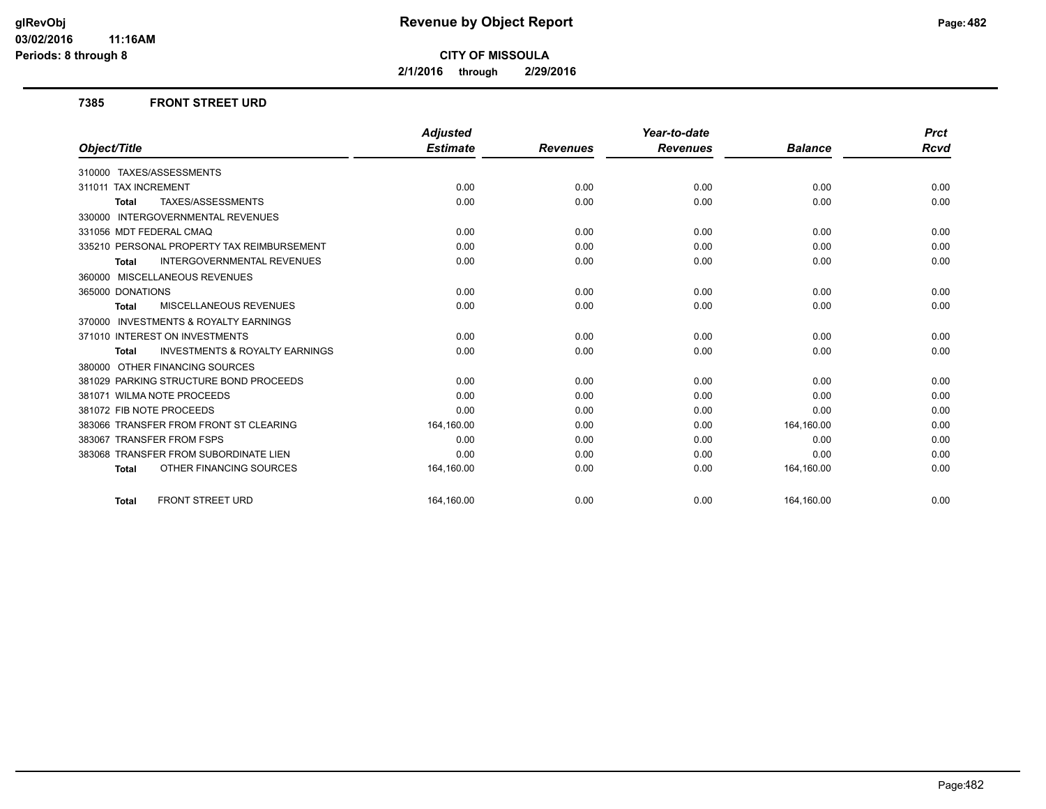# Revenue by Object Report

**CITY OF MISSOULA**

**2/1/2016 through 2/29/2016**

glRevObj
03/02/2016 11:16AM
Periods: 8 through 8

### 7385 FRONT STREET URD

| Object/Title | Adjusted Estimate | Revenues | Year-to-date Revenues | Balance | Prct Rcvd |
|---|---|---|---|---|---|
| 310000 TAXES/ASSESSMENTS | | | | | |
| 311011 TAX INCREMENT | 0.00 | 0.00 | 0.00 | 0.00 | 0.00 |
| **Total** TAXES/ASSESSMENTS | 0.00 | 0.00 | 0.00 | 0.00 | 0.00 |
| 330000 INTERGOVERNMENTAL REVENUES | | | | | |
| 331056 MDT FEDERAL CMAQ | 0.00 | 0.00 | 0.00 | 0.00 | 0.00 |
| 335210 PERSONAL PROPERTY TAX REIMBURSEMENT | 0.00 | 0.00 | 0.00 | 0.00 | 0.00 |
| **Total** INTERGOVERNMENTAL REVENUES | 0.00 | 0.00 | 0.00 | 0.00 | 0.00 |
| 360000 MISCELLANEOUS REVENUES | | | | | |
| 365000 DONATIONS | 0.00 | 0.00 | 0.00 | 0.00 | 0.00 |
| **Total** MISCELLANEOUS REVENUES | 0.00 | 0.00 | 0.00 | 0.00 | 0.00 |
| 370000 INVESTMENTS & ROYALTY EARNINGS | | | | | |
| 371010 INTEREST ON INVESTMENTS | 0.00 | 0.00 | 0.00 | 0.00 | 0.00 |
| **Total** INVESTMENTS & ROYALTY EARNINGS | 0.00 | 0.00 | 0.00 | 0.00 | 0.00 |
| 380000 OTHER FINANCING SOURCES | | | | | |
| 381029 PARKING STRUCTURE BOND PROCEEDS | 0.00 | 0.00 | 0.00 | 0.00 | 0.00 |
| 381071 WILMA NOTE PROCEEDS | 0.00 | 0.00 | 0.00 | 0.00 | 0.00 |
| 381072 FIB NOTE PROCEEDS | 0.00 | 0.00 | 0.00 | 0.00 | 0.00 |
| 383066 TRANSFER FROM FRONT ST CLEARING | 164,160.00 | 0.00 | 0.00 | 164,160.00 | 0.00 |
| 383067 TRANSFER FROM FSPS | 0.00 | 0.00 | 0.00 | 0.00 | 0.00 |
| 383068 TRANSFER FROM SUBORDINATE LIEN | 0.00 | 0.00 | 0.00 | 0.00 | 0.00 |
| **Total** OTHER FINANCING SOURCES | 164,160.00 | 0.00 | 0.00 | 164,160.00 | 0.00 |
| **Total** FRONT STREET URD | 164,160.00 | 0.00 | 0.00 | 164,160.00 | 0.00 |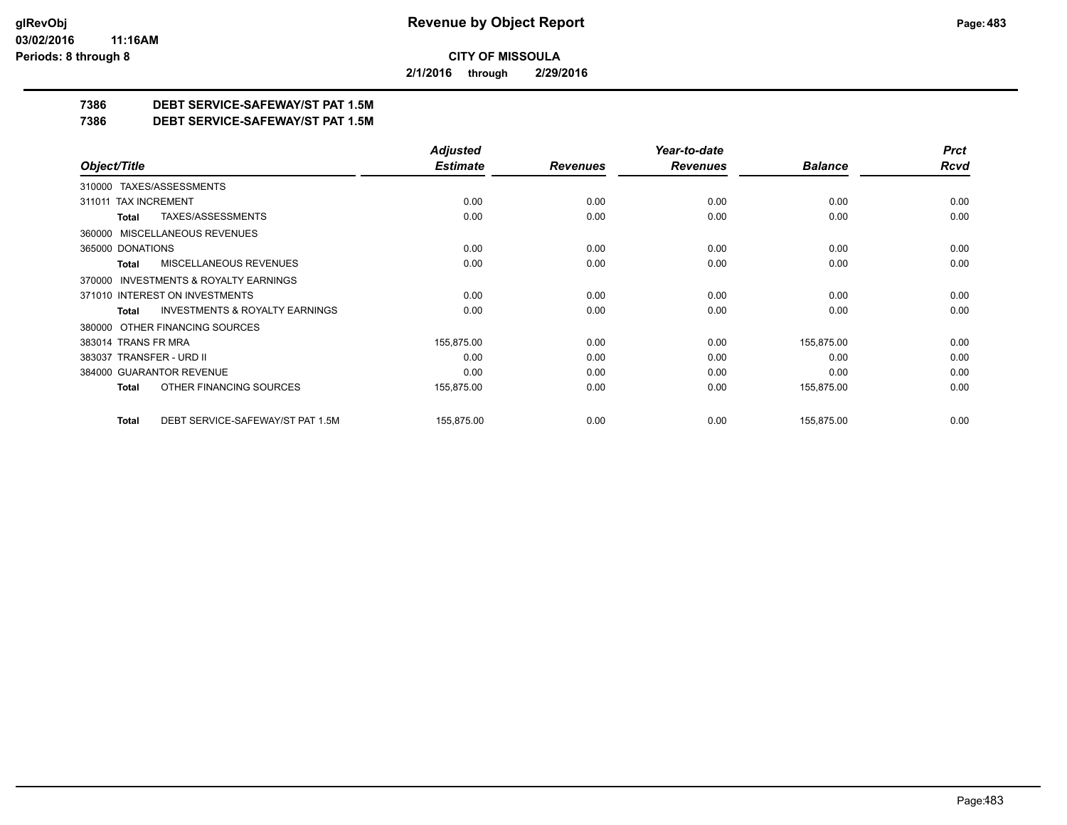# Revenue by Object Report

**CITY OF MISSOULA**

**2/1/2016 through 2/29/2016**

glRevObj
03/02/2016 11:16AM
Periods: 8 through 8

**7386 DEBT SERVICE-SAFEWAY/ST PAT 1.5M**
**7386 DEBT SERVICE-SAFEWAY/ST PAT 1.5M**

| Object/Title | Adjusted Estimate | Revenues | Year-to-date Revenues | Balance | Prct Rcvd |
|---|---|---|---|---|---|
| 310000 TAXES/ASSESSMENTS | | | | | |
| 311011 TAX INCREMENT | 0.00 | 0.00 | 0.00 | 0.00 | 0.00 |
| **Total** TAXES/ASSESSMENTS | 0.00 | 0.00 | 0.00 | 0.00 | 0.00 |
| 360000 MISCELLANEOUS REVENUES | | | | | |
| 365000 DONATIONS | 0.00 | 0.00 | 0.00 | 0.00 | 0.00 |
| **Total** MISCELLANEOUS REVENUES | 0.00 | 0.00 | 0.00 | 0.00 | 0.00 |
| 370000 INVESTMENTS & ROYALTY EARNINGS | | | | | |
| 371010 INTEREST ON INVESTMENTS | 0.00 | 0.00 | 0.00 | 0.00 | 0.00 |
| **Total** INVESTMENTS & ROYALTY EARNINGS | 0.00 | 0.00 | 0.00 | 0.00 | 0.00 |
| 380000 OTHER FINANCING SOURCES | | | | | |
| 383014 TRANS FR MRA | 155,875.00 | 0.00 | 0.00 | 155,875.00 | 0.00 |
| 383037 TRANSFER - URD II | 0.00 | 0.00 | 0.00 | 0.00 | 0.00 |
| 384000 GUARANTOR REVENUE | 0.00 | 0.00 | 0.00 | 0.00 | 0.00 |
| **Total** OTHER FINANCING SOURCES | 155,875.00 | 0.00 | 0.00 | 155,875.00 | 0.00 |
| **Total** DEBT SERVICE-SAFEWAY/ST PAT 1.5M | 155,875.00 | 0.00 | 0.00 | 155,875.00 | 0.00 |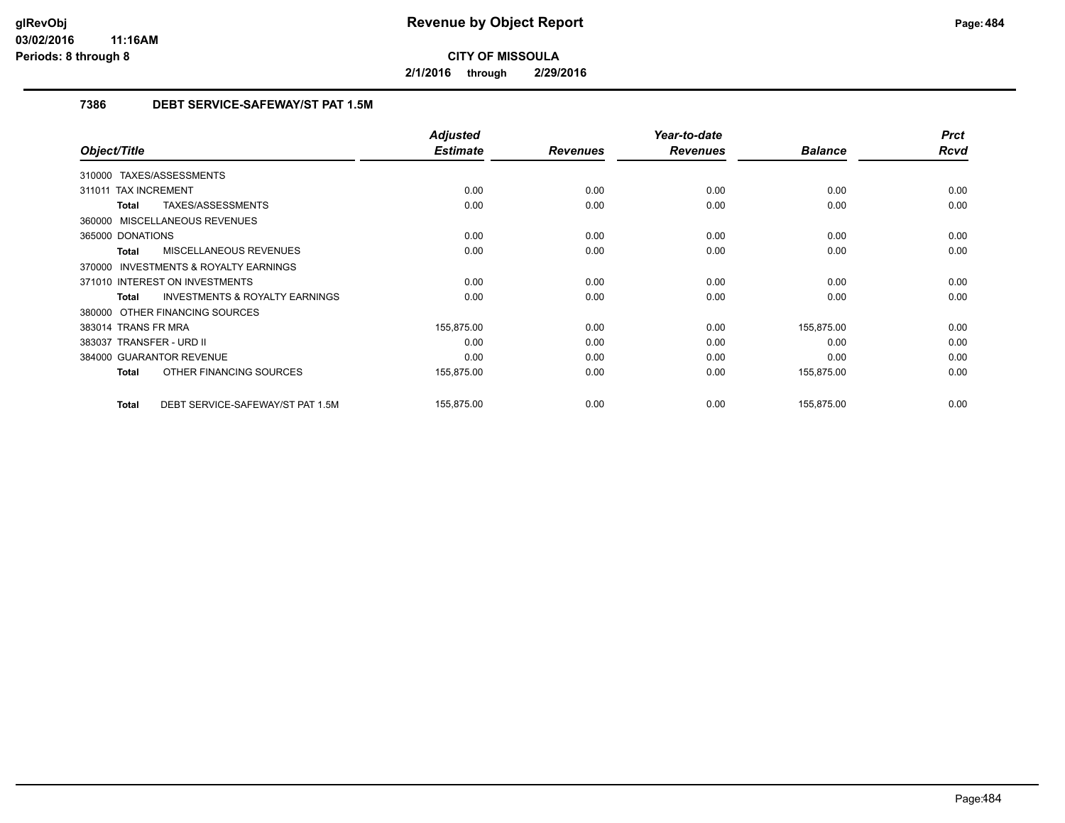# Revenue by Object Report

**CITY OF MISSOULA**

**2/1/2016 through 2/29/2016**

glRevObj
03/02/2016 11:16AM
Periods: 8 through 8

## 7386 DEBT SERVICE-SAFEWAY/ST PAT 1.5M

| Object/Title | Adjusted Estimate | Revenues | Year-to-date Revenues | Balance | Prct Rcvd |
|---|---|---|---|---|---|
| 310000 TAXES/ASSESSMENTS | | | | | |
| 311011 TAX INCREMENT | 0.00 | 0.00 | 0.00 | 0.00 | 0.00 |
| **Total** TAXES/ASSESSMENTS | 0.00 | 0.00 | 0.00 | 0.00 | 0.00 |
| 360000 MISCELLANEOUS REVENUES | | | | | |
| 365000 DONATIONS | 0.00 | 0.00 | 0.00 | 0.00 | 0.00 |
| **Total** MISCELLANEOUS REVENUES | 0.00 | 0.00 | 0.00 | 0.00 | 0.00 |
| 370000 INVESTMENTS & ROYALTY EARNINGS | | | | | |
| 371010 INTEREST ON INVESTMENTS | 0.00 | 0.00 | 0.00 | 0.00 | 0.00 |
| **Total** INVESTMENTS & ROYALTY EARNINGS | 0.00 | 0.00 | 0.00 | 0.00 | 0.00 |
| 380000 OTHER FINANCING SOURCES | | | | | |
| 383014 TRANS FR MRA | 155,875.00 | 0.00 | 0.00 | 155,875.00 | 0.00 |
| 383037 TRANSFER - URD II | 0.00 | 0.00 | 0.00 | 0.00 | 0.00 |
| 384000 GUARANTOR REVENUE | 0.00 | 0.00 | 0.00 | 0.00 | 0.00 |
| **Total** OTHER FINANCING SOURCES | 155,875.00 | 0.00 | 0.00 | 155,875.00 | 0.00 |
| **Total** DEBT SERVICE-SAFEWAY/ST PAT 1.5M | 155,875.00 | 0.00 | 0.00 | 155,875.00 | 0.00 |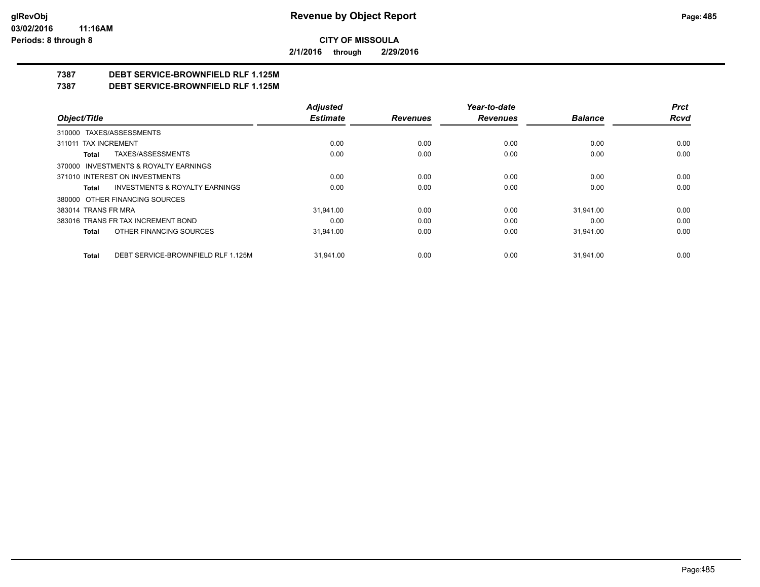# Revenue by Object Report

**CITY OF MISSOULA**

**2/1/2016 through 2/29/2016**

glRevObj
03/02/2016 11:16AM
Periods: 8 through 8

**7387 DEBT SERVICE-BROWNFIELD RLF 1.125M**

**7387 DEBT SERVICE-BROWNFIELD RLF 1.125M**

| Object/Title | Adjusted Estimate | Revenues | Year-to-date Revenues | Balance | Prct Rcvd |
|---|---|---|---|---|---|
| 310000 TAXES/ASSESSMENTS | | | | | |
| 311011 TAX INCREMENT | 0.00 | 0.00 | 0.00 | 0.00 | 0.00 |
| **Total** TAXES/ASSESSMENTS | 0.00 | 0.00 | 0.00 | 0.00 | 0.00 |
| 370000 INVESTMENTS & ROYALTY EARNINGS | | | | | |
| 371010 INTEREST ON INVESTMENTS | 0.00 | 0.00 | 0.00 | 0.00 | 0.00 |
| **Total** INVESTMENTS & ROYALTY EARNINGS | 0.00 | 0.00 | 0.00 | 0.00 | 0.00 |
| 380000 OTHER FINANCING SOURCES | | | | | |
| 383014 TRANS FR MRA | 31,941.00 | 0.00 | 0.00 | 31,941.00 | 0.00 |
| 383016 TRANS FR TAX INCREMENT BOND | 0.00 | 0.00 | 0.00 | 0.00 | 0.00 |
| **Total** OTHER FINANCING SOURCES | 31,941.00 | 0.00 | 0.00 | 31,941.00 | 0.00 |
| **Total** DEBT SERVICE-BROWNFIELD RLF 1.125M | 31,941.00 | 0.00 | 0.00 | 31,941.00 | 0.00 |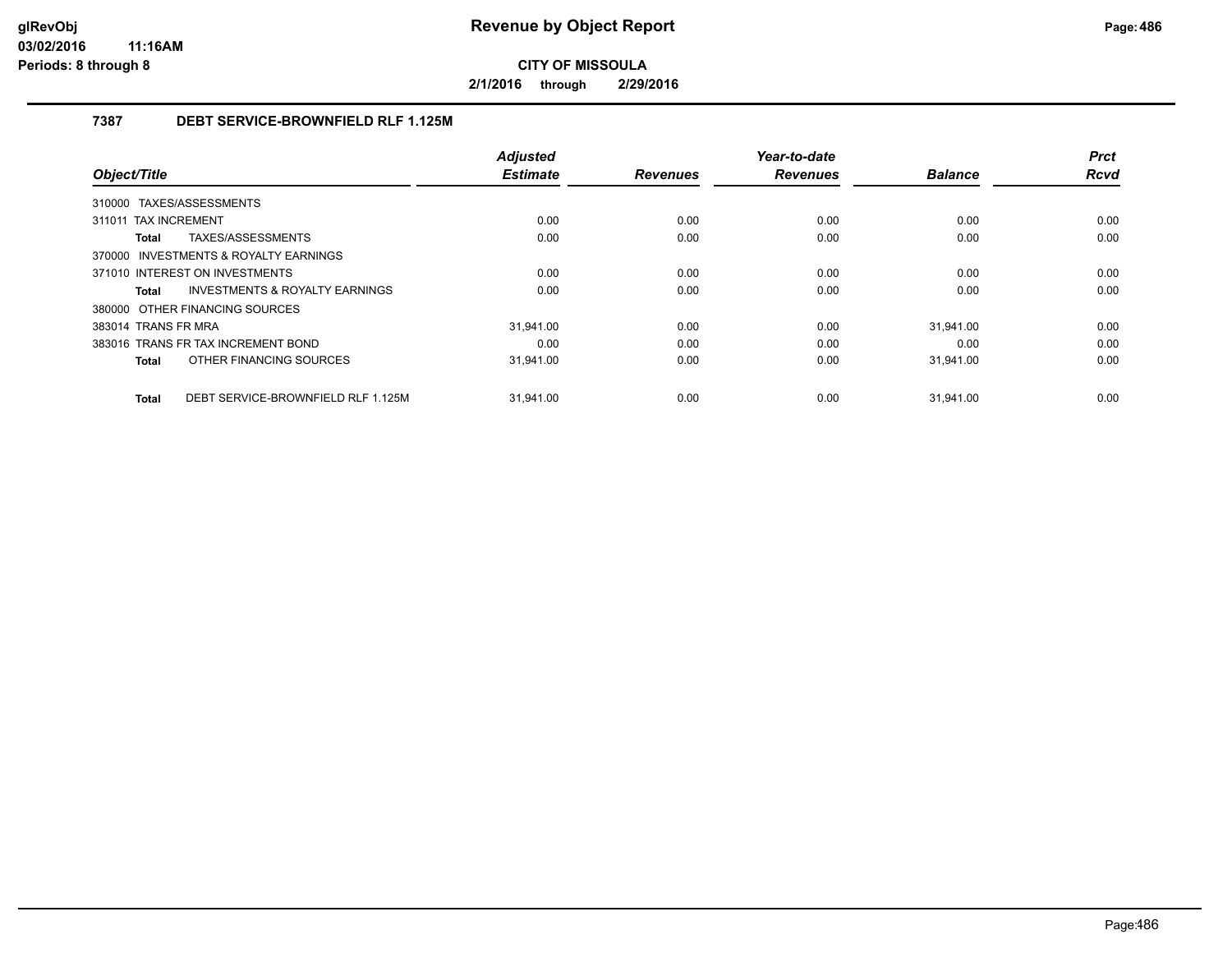# Revenue by Object Report

**CITY OF MISSOULA**

**2/1/2016 through 2/29/2016**

### 7387 DEBT SERVICE-BROWNFIELD RLF 1.125M

| Object/Title | Adjusted Estimate | Revenues | Year-to-date Revenues | Balance | Prct Rcvd |
|---|---|---|---|---|---|
| 310000 TAXES/ASSESSMENTS | | | | | |
| 311011 TAX INCREMENT | 0.00 | 0.00 | 0.00 | 0.00 | 0.00 |
| **Total** TAXES/ASSESSMENTS | 0.00 | 0.00 | 0.00 | 0.00 | 0.00 |
| 370000 INVESTMENTS & ROYALTY EARNINGS | | | | | |
| 371010 INTEREST ON INVESTMENTS | 0.00 | 0.00 | 0.00 | 0.00 | 0.00 |
| **Total** INVESTMENTS & ROYALTY EARNINGS | 0.00 | 0.00 | 0.00 | 0.00 | 0.00 |
| 380000 OTHER FINANCING SOURCES | | | | | |
| 383014 TRANS FR MRA | 31,941.00 | 0.00 | 0.00 | 31,941.00 | 0.00 |
| 383016 TRANS FR TAX INCREMENT BOND | 0.00 | 0.00 | 0.00 | 0.00 | 0.00 |
| **Total** OTHER FINANCING SOURCES | 31,941.00 | 0.00 | 0.00 | 31,941.00 | 0.00 |
| **Total** DEBT SERVICE-BROWNFIELD RLF 1.125M | 31,941.00 | 0.00 | 0.00 | 31,941.00 | 0.00 |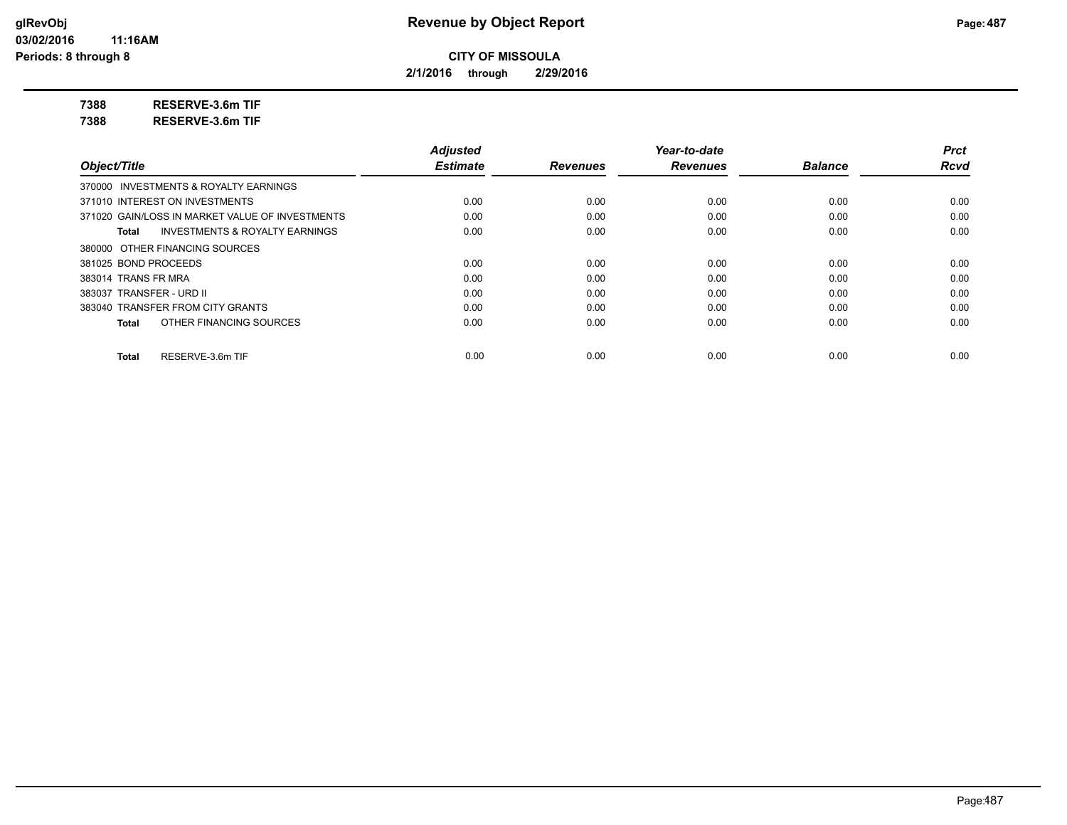**CITY OF MISSOULA**

**2/1/2016 through 2/29/2016**

**7388 RESERVE-3.6m TIF**

**7388 RESERVE-3.6m TIF**

| Object/Title | Adjusted Estimate | Revenues | Year-to-date Revenues | Balance | Prct Rcvd |
|---|---|---|---|---|---|
| 370000 INVESTMENTS & ROYALTY EARNINGS | | | | | |
| 371010 INTEREST ON INVESTMENTS | 0.00 | 0.00 | 0.00 | 0.00 | 0.00 |
| 371020 GAIN/LOSS IN MARKET VALUE OF INVESTMENTS | 0.00 | 0.00 | 0.00 | 0.00 | 0.00 |
| **Total** INVESTMENTS & ROYALTY EARNINGS | 0.00 | 0.00 | 0.00 | 0.00 | 0.00 |
| 380000 OTHER FINANCING SOURCES | | | | | |
| 381025 BOND PROCEEDS | 0.00 | 0.00 | 0.00 | 0.00 | 0.00 |
| 383014 TRANS FR MRA | 0.00 | 0.00 | 0.00 | 0.00 | 0.00 |
| 383037 TRANSFER - URD II | 0.00 | 0.00 | 0.00 | 0.00 | 0.00 |
| 383040 TRANSFER FROM CITY GRANTS | 0.00 | 0.00 | 0.00 | 0.00 | 0.00 |
| **Total** OTHER FINANCING SOURCES | 0.00 | 0.00 | 0.00 | 0.00 | 0.00 |
| **Total** RESERVE-3.6m TIF | 0.00 | 0.00 | 0.00 | 0.00 | 0.00 |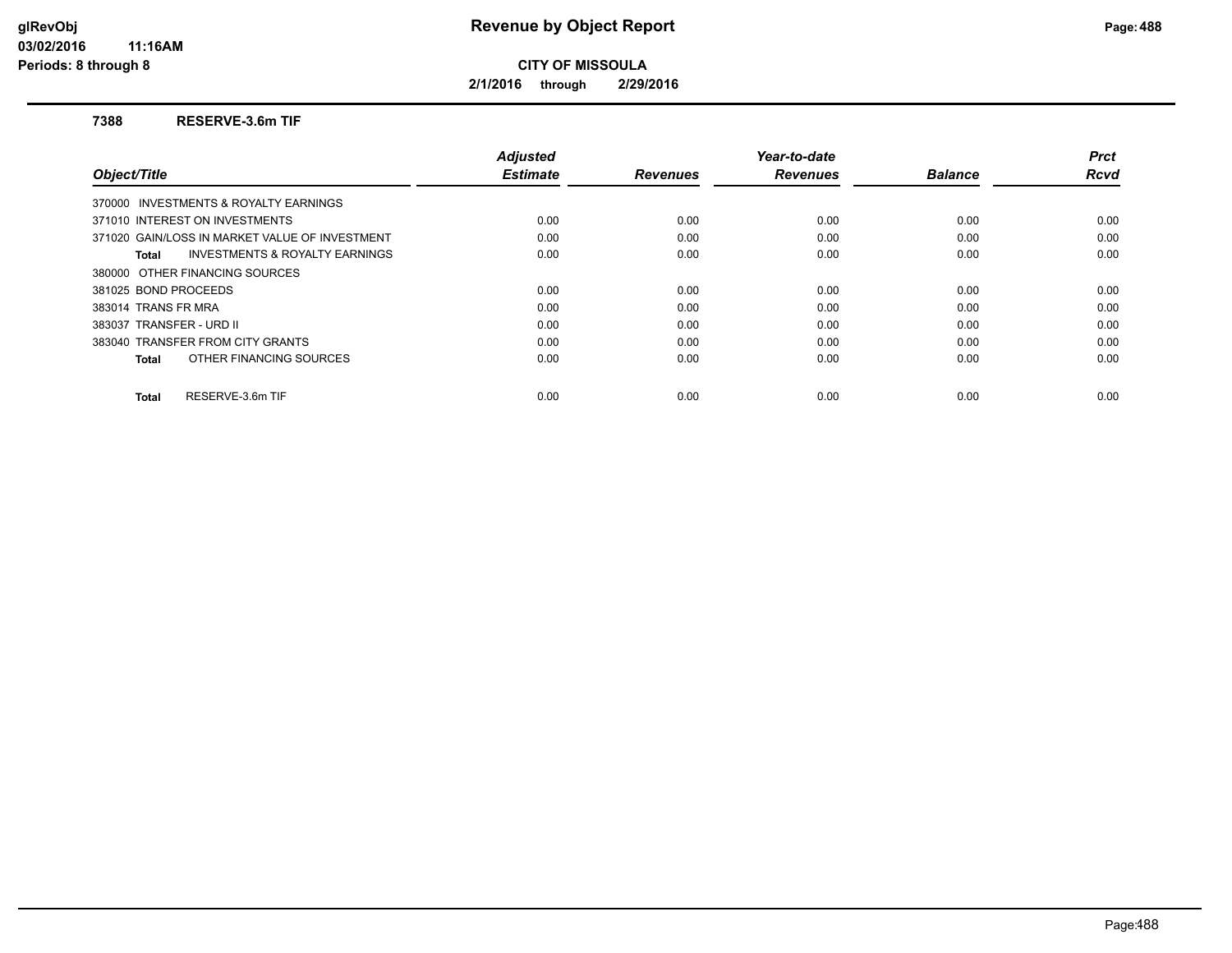# Revenue by Object Report

**CITY OF MISSOULA**

**2/1/2016 through 2/29/2016**

glRevObj
03/02/2016 11:16AM
Periods: 8 through 8

### 7388 RESERVE-3.6m TIF

| Object/Title | Adjusted Estimate | Revenues | Year-to-date Revenues | Balance | Prct Rcvd |
|---|---|---|---|---|---|
| 370000 INVESTMENTS & ROYALTY EARNINGS | | | | | |
| 371010 INTEREST ON INVESTMENTS | 0.00 | 0.00 | 0.00 | 0.00 | 0.00 |
| 371020 GAIN/LOSS IN MARKET VALUE OF INVESTMENT | 0.00 | 0.00 | 0.00 | 0.00 | 0.00 |
| **Total** INVESTMENTS & ROYALTY EARNINGS | 0.00 | 0.00 | 0.00 | 0.00 | 0.00 |
| 380000 OTHER FINANCING SOURCES | | | | | |
| 381025 BOND PROCEEDS | 0.00 | 0.00 | 0.00 | 0.00 | 0.00 |
| 383014 TRANS FR MRA | 0.00 | 0.00 | 0.00 | 0.00 | 0.00 |
| 383037 TRANSFER - URD II | 0.00 | 0.00 | 0.00 | 0.00 | 0.00 |
| 383040 TRANSFER FROM CITY GRANTS | 0.00 | 0.00 | 0.00 | 0.00 | 0.00 |
| **Total** OTHER FINANCING SOURCES | 0.00 | 0.00 | 0.00 | 0.00 | 0.00 |
| **Total** RESERVE-3.6m TIF | 0.00 | 0.00 | 0.00 | 0.00 | 0.00 |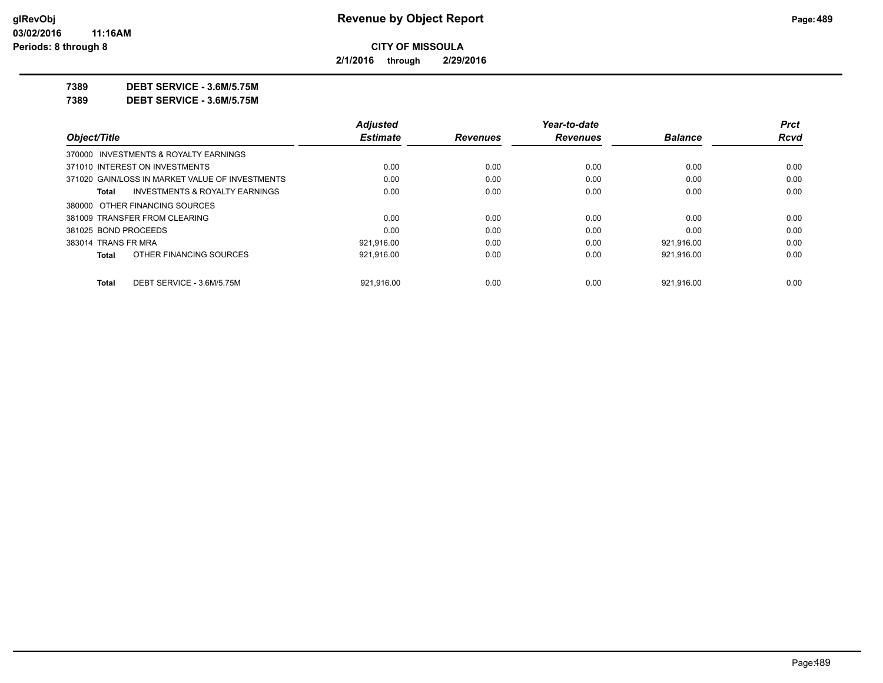**CITY OF MISSOULA**

**2/1/2016 through 2/29/2016**

**7389 DEBT SERVICE - 3.6M/5.75M**

**7389 DEBT SERVICE - 3.6M/5.75M**

| Object/Title | Adjusted Estimate | Revenues | Year-to-date Revenues | Balance | Prct Rcvd |
|---|---|---|---|---|---|
| 370000 INVESTMENTS & ROYALTY EARNINGS | | | | | |
| 371010 INTEREST ON INVESTMENTS | 0.00 | 0.00 | 0.00 | 0.00 | 0.00 |
| 371020 GAIN/LOSS IN MARKET VALUE OF INVESTMENTS | 0.00 | 0.00 | 0.00 | 0.00 | 0.00 |
| **Total** INVESTMENTS & ROYALTY EARNINGS | 0.00 | 0.00 | 0.00 | 0.00 | 0.00 |
| 380000 OTHER FINANCING SOURCES | | | | | |
| 381009 TRANSFER FROM CLEARING | 0.00 | 0.00 | 0.00 | 0.00 | 0.00 |
| 381025 BOND PROCEEDS | 0.00 | 0.00 | 0.00 | 0.00 | 0.00 |
| 383014 TRANS FR MRA | 921,916.00 | 0.00 | 0.00 | 921,916.00 | 0.00 |
| **Total** OTHER FINANCING SOURCES | 921,916.00 | 0.00 | 0.00 | 921,916.00 | 0.00 |
| **Total** DEBT SERVICE - 3.6M/5.75M | 921,916.00 | 0.00 | 0.00 | 921,916.00 | 0.00 |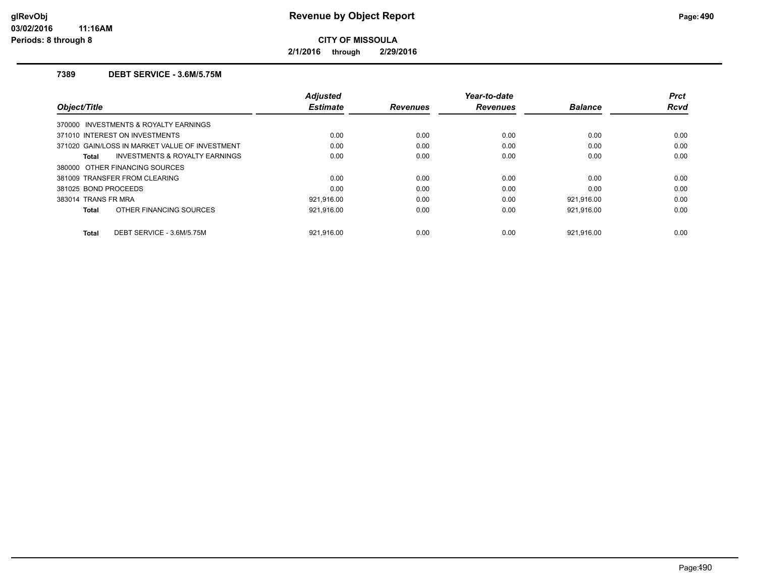**Revenue by Object Report**

**CITY OF MISSOULA**

**2/1/2016 through 2/29/2016**

glRevObj
03/02/2016 11:16AM
Periods: 8 through 8

## 7389 DEBT SERVICE - 3.6M/5.75M

| Object/Title | Adjusted Estimate | Revenues | Year-to-date Revenues | Balance | Prct Rcvd |
|---|---|---|---|---|---|
| 370000 INVESTMENTS & ROYALTY EARNINGS | | | | | |
| 371010 INTEREST ON INVESTMENTS | 0.00 | 0.00 | 0.00 | 0.00 | 0.00 |
| 371020 GAIN/LOSS IN MARKET VALUE OF INVESTMENT | 0.00 | 0.00 | 0.00 | 0.00 | 0.00 |
| **Total** INVESTMENTS & ROYALTY EARNINGS | 0.00 | 0.00 | 0.00 | 0.00 | 0.00 |
| 380000 OTHER FINANCING SOURCES | | | | | |
| 381009 TRANSFER FROM CLEARING | 0.00 | 0.00 | 0.00 | 0.00 | 0.00 |
| 381025 BOND PROCEEDS | 0.00 | 0.00 | 0.00 | 0.00 | 0.00 |
| 383014 TRANS FR MRA | 921,916.00 | 0.00 | 0.00 | 921,916.00 | 0.00 |
| **Total** OTHER FINANCING SOURCES | 921,916.00 | 0.00 | 0.00 | 921,916.00 | 0.00 |
| **Total** DEBT SERVICE - 3.6M/5.75M | 921,916.00 | 0.00 | 0.00 | 921,916.00 | 0.00 |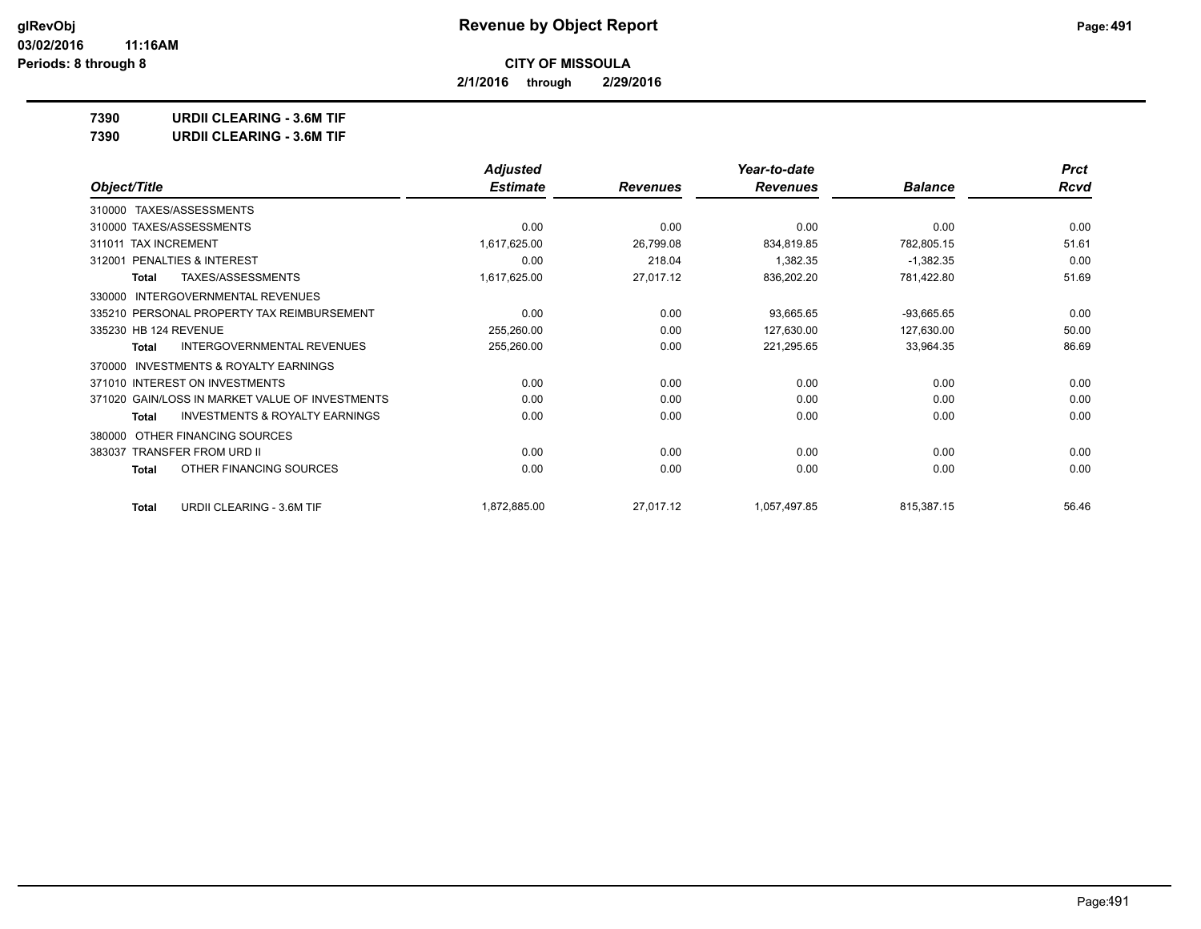# Revenue by Object Report

**CITY OF MISSOULA**

**2/1/2016 through 2/29/2016**

**glRevObj**
**03/02/2016 11:16AM**
**Periods: 8 through 8**

**7390 URDII CLEARING - 3.6M TIF**
**7390 URDII CLEARING - 3.6M TIF**

| Object/Title | Adjusted Estimate | Revenues | Year-to-date Revenues | Balance | Prct Rcvd |
|---|---|---|---|---|---|
| 310000 TAXES/ASSESSMENTS | | | | | |
| 310000 TAXES/ASSESSMENTS | 0.00 | 0.00 | 0.00 | 0.00 | 0.00 |
| 311011 TAX INCREMENT | 1,617,625.00 | 26,799.08 | 834,819.85 | 782,805.15 | 51.61 |
| 312001 PENALTIES & INTEREST | 0.00 | 218.04 | 1,382.35 | -1,382.35 | 0.00 |
| **Total** TAXES/ASSESSMENTS | 1,617,625.00 | 27,017.12 | 836,202.20 | 781,422.80 | 51.69 |
| 330000 INTERGOVERNMENTAL REVENUES | | | | | |
| 335210 PERSONAL PROPERTY TAX REIMBURSEMENT | 0.00 | 0.00 | 93,665.65 | -93,665.65 | 0.00 |
| 335230 HB 124 REVENUE | 255,260.00 | 0.00 | 127,630.00 | 127,630.00 | 50.00 |
| **Total** INTERGOVERNMENTAL REVENUES | 255,260.00 | 0.00 | 221,295.65 | 33,964.35 | 86.69 |
| 370000 INVESTMENTS & ROYALTY EARNINGS | | | | | |
| 371010 INTEREST ON INVESTMENTS | 0.00 | 0.00 | 0.00 | 0.00 | 0.00 |
| 371020 GAIN/LOSS IN MARKET VALUE OF INVESTMENTS | 0.00 | 0.00 | 0.00 | 0.00 | 0.00 |
| **Total** INVESTMENTS & ROYALTY EARNINGS | 0.00 | 0.00 | 0.00 | 0.00 | 0.00 |
| 380000 OTHER FINANCING SOURCES | | | | | |
| 383037 TRANSFER FROM URD II | 0.00 | 0.00 | 0.00 | 0.00 | 0.00 |
| **Total** OTHER FINANCING SOURCES | 0.00 | 0.00 | 0.00 | 0.00 | 0.00 |
| **Total** URDII CLEARING - 3.6M TIF | 1,872,885.00 | 27,017.12 | 1,057,497.85 | 815,387.15 | 56.46 |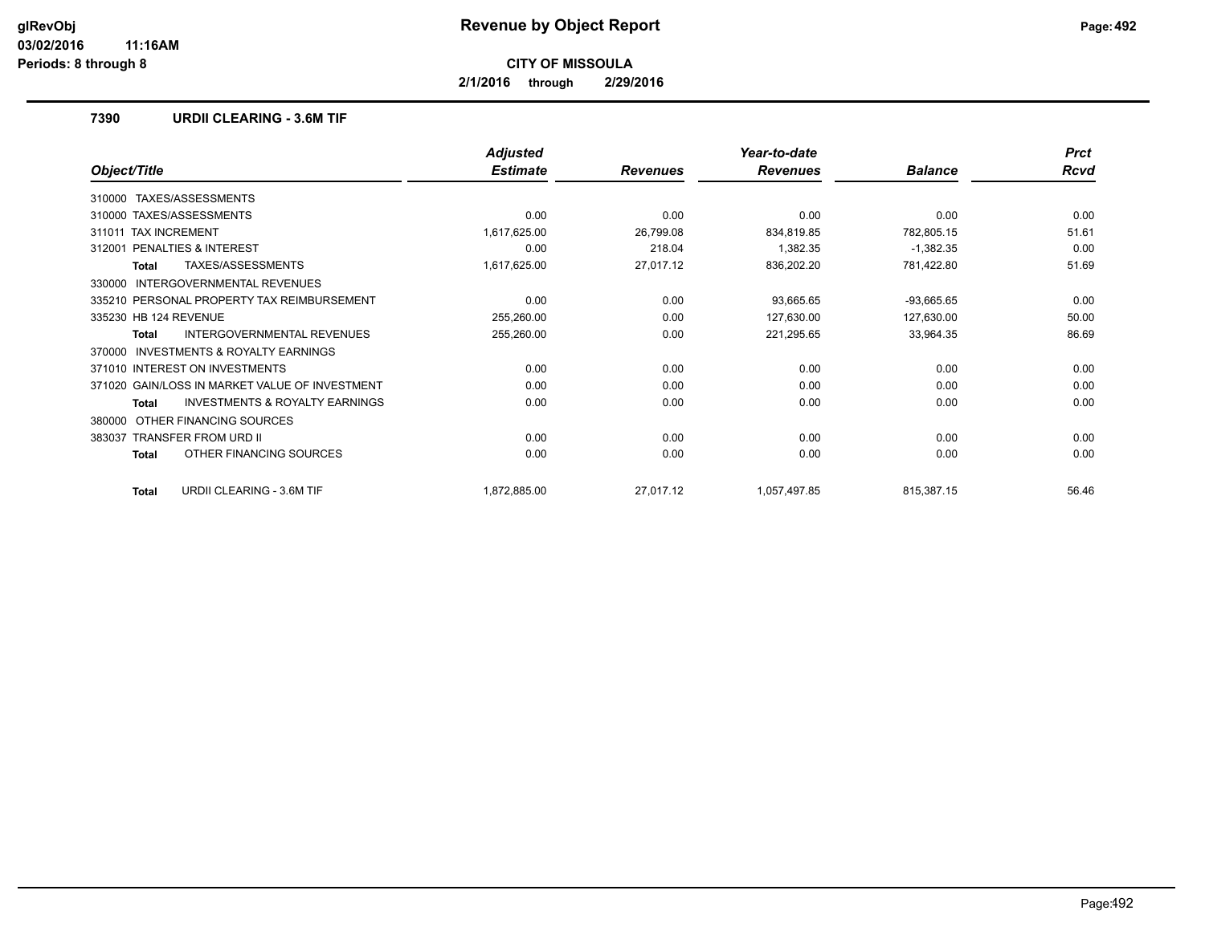# Revenue by Object Report

**CITY OF MISSOULA**

**2/1/2016 through 2/29/2016**

glRevObj
03/02/2016 11:16AM
Periods: 8 through 8

### 7390 URDII CLEARING - 3.6M TIF

| Object/Title | Adjusted Estimate | Revenues | Year-to-date Revenues | Balance | Prct Rcvd |
|---|---|---|---|---|---|
| 310000 TAXES/ASSESSMENTS | | | | | |
| 310000 TAXES/ASSESSMENTS | 0.00 | 0.00 | 0.00 | 0.00 | 0.00 |
| 311011 TAX INCREMENT | 1,617,625.00 | 26,799.08 | 834,819.85 | 782,805.15 | 51.61 |
| 312001 PENALTIES & INTEREST | 0.00 | 218.04 | 1,382.35 | -1,382.35 | 0.00 |
| **Total** TAXES/ASSESSMENTS | 1,617,625.00 | 27,017.12 | 836,202.20 | 781,422.80 | 51.69 |
| 330000 INTERGOVERNMENTAL REVENUES | | | | | |
| 335210 PERSONAL PROPERTY TAX REIMBURSEMENT | 0.00 | 0.00 | 93,665.65 | -93,665.65 | 0.00 |
| 335230 HB 124 REVENUE | 255,260.00 | 0.00 | 127,630.00 | 127,630.00 | 50.00 |
| **Total** INTERGOVERNMENTAL REVENUES | 255,260.00 | 0.00 | 221,295.65 | 33,964.35 | 86.69 |
| 370000 INVESTMENTS & ROYALTY EARNINGS | | | | | |
| 371010 INTEREST ON INVESTMENTS | 0.00 | 0.00 | 0.00 | 0.00 | 0.00 |
| 371020 GAIN/LOSS IN MARKET VALUE OF INVESTMENT | 0.00 | 0.00 | 0.00 | 0.00 | 0.00 |
| **Total** INVESTMENTS & ROYALTY EARNINGS | 0.00 | 0.00 | 0.00 | 0.00 | 0.00 |
| 380000 OTHER FINANCING SOURCES | | | | | |
| 383037 TRANSFER FROM URD II | 0.00 | 0.00 | 0.00 | 0.00 | 0.00 |
| **Total** OTHER FINANCING SOURCES | 0.00 | 0.00 | 0.00 | 0.00 | 0.00 |
| **Total** URDII CLEARING - 3.6M TIF | 1,872,885.00 | 27,017.12 | 1,057,497.85 | 815,387.15 | 56.46 |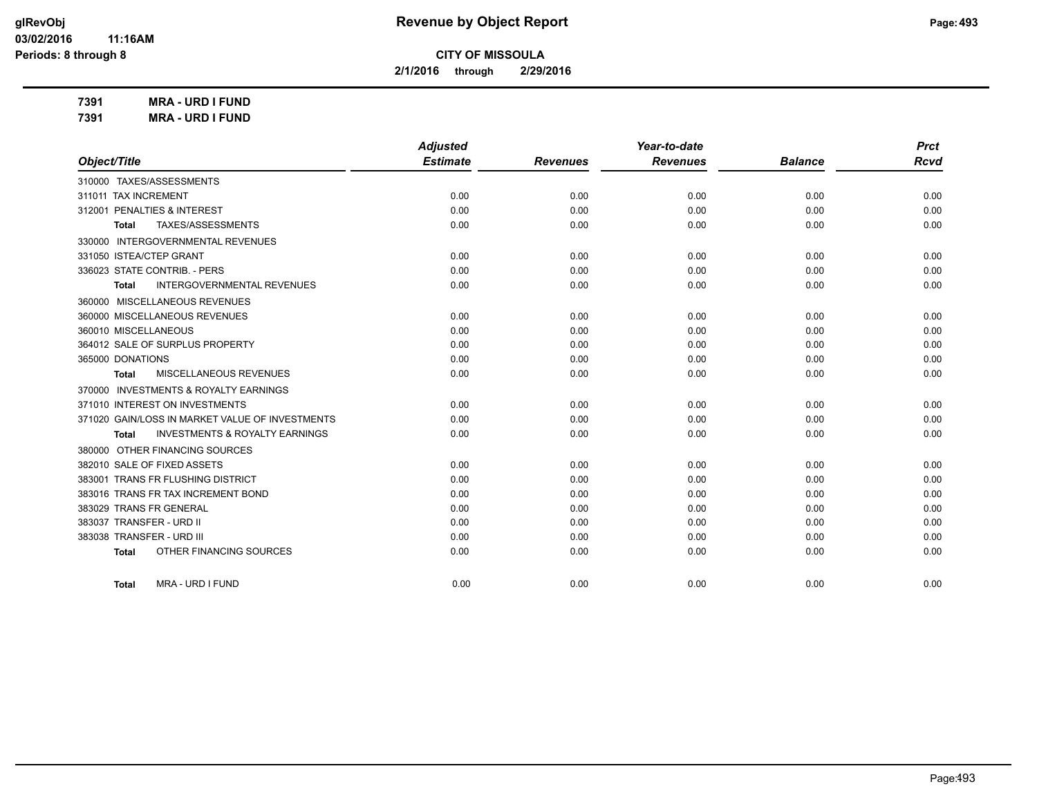# Revenue by Object Report

**CITY OF MISSOULA**

**2/1/2016 through 2/29/2016**

glRevObj
03/02/2016 11:16AM
Periods: 8 through 8

**7391 MRA - URD I FUND**
**7391 MRA - URD I FUND**

| Object/Title | Adjusted Estimate | Revenues | Year-to-date Revenues | Balance | Prct Rcvd |
|---|---|---|---|---|---|
| 310000 TAXES/ASSESSMENTS | | | | | |
| 311011 TAX INCREMENT | 0.00 | 0.00 | 0.00 | 0.00 | 0.00 |
| 312001 PENALTIES & INTEREST | 0.00 | 0.00 | 0.00 | 0.00 | 0.00 |
| **Total** TAXES/ASSESSMENTS | 0.00 | 0.00 | 0.00 | 0.00 | 0.00 |
| 330000 INTERGOVERNMENTAL REVENUES | | | | | |
| 331050 ISTEA/CTEP GRANT | 0.00 | 0.00 | 0.00 | 0.00 | 0.00 |
| 336023 STATE CONTRIB. - PERS | 0.00 | 0.00 | 0.00 | 0.00 | 0.00 |
| **Total** INTERGOVERNMENTAL REVENUES | 0.00 | 0.00 | 0.00 | 0.00 | 0.00 |
| 360000 MISCELLANEOUS REVENUES | | | | | |
| 360000 MISCELLANEOUS REVENUES | 0.00 | 0.00 | 0.00 | 0.00 | 0.00 |
| 360010 MISCELLANEOUS | 0.00 | 0.00 | 0.00 | 0.00 | 0.00 |
| 364012 SALE OF SURPLUS PROPERTY | 0.00 | 0.00 | 0.00 | 0.00 | 0.00 |
| 365000 DONATIONS | 0.00 | 0.00 | 0.00 | 0.00 | 0.00 |
| **Total** MISCELLANEOUS REVENUES | 0.00 | 0.00 | 0.00 | 0.00 | 0.00 |
| 370000 INVESTMENTS & ROYALTY EARNINGS | | | | | |
| 371010 INTEREST ON INVESTMENTS | 0.00 | 0.00 | 0.00 | 0.00 | 0.00 |
| 371020 GAIN/LOSS IN MARKET VALUE OF INVESTMENTS | 0.00 | 0.00 | 0.00 | 0.00 | 0.00 |
| **Total** INVESTMENTS & ROYALTY EARNINGS | 0.00 | 0.00 | 0.00 | 0.00 | 0.00 |
| 380000 OTHER FINANCING SOURCES | | | | | |
| 382010 SALE OF FIXED ASSETS | 0.00 | 0.00 | 0.00 | 0.00 | 0.00 |
| 383001 TRANS FR FLUSHING DISTRICT | 0.00 | 0.00 | 0.00 | 0.00 | 0.00 |
| 383016 TRANS FR TAX INCREMENT BOND | 0.00 | 0.00 | 0.00 | 0.00 | 0.00 |
| 383029 TRANS FR GENERAL | 0.00 | 0.00 | 0.00 | 0.00 | 0.00 |
| 383037 TRANSFER - URD II | 0.00 | 0.00 | 0.00 | 0.00 | 0.00 |
| 383038 TRANSFER - URD III | 0.00 | 0.00 | 0.00 | 0.00 | 0.00 |
| **Total** OTHER FINANCING SOURCES | 0.00 | 0.00 | 0.00 | 0.00 | 0.00 |
| **Total** MRA - URD I FUND | 0.00 | 0.00 | 0.00 | 0.00 | 0.00 |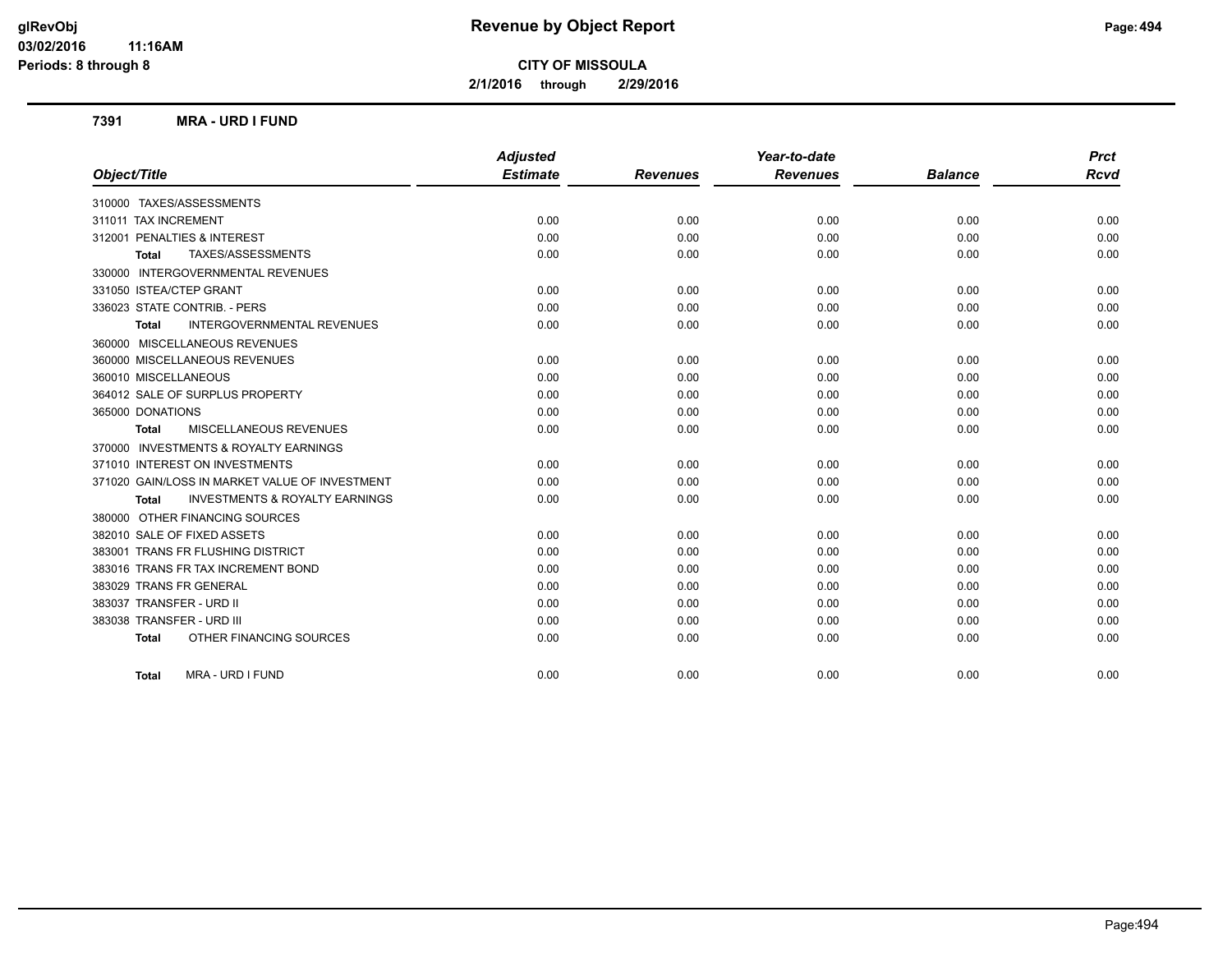# Revenue by Object Report

**CITY OF MISSOULA**

**2/1/2016 through 2/29/2016**

glRevObj
03/02/2016 11:16AM
Periods: 8 through 8

### 7391 MRA - URD I FUND

| Object/Title | Adjusted Estimate | Revenues | Year-to-date Revenues | Balance | Prct Rcvd |
|---|---|---|---|---|---|
| 310000 TAXES/ASSESSMENTS | | | | | |
| 311011 TAX INCREMENT | 0.00 | 0.00 | 0.00 | 0.00 | 0.00 |
| 312001 PENALTIES & INTEREST | 0.00 | 0.00 | 0.00 | 0.00 | 0.00 |
| **Total** TAXES/ASSESSMENTS | 0.00 | 0.00 | 0.00 | 0.00 | 0.00 |
| 330000 INTERGOVERNMENTAL REVENUES | | | | | |
| 331050 ISTEA/CTEP GRANT | 0.00 | 0.00 | 0.00 | 0.00 | 0.00 |
| 336023 STATE CONTRIB. - PERS | 0.00 | 0.00 | 0.00 | 0.00 | 0.00 |
| **Total** INTERGOVERNMENTAL REVENUES | 0.00 | 0.00 | 0.00 | 0.00 | 0.00 |
| 360000 MISCELLANEOUS REVENUES | | | | | |
| 360000 MISCELLANEOUS REVENUES | 0.00 | 0.00 | 0.00 | 0.00 | 0.00 |
| 360010 MISCELLANEOUS | 0.00 | 0.00 | 0.00 | 0.00 | 0.00 |
| 364012 SALE OF SURPLUS PROPERTY | 0.00 | 0.00 | 0.00 | 0.00 | 0.00 |
| 365000 DONATIONS | 0.00 | 0.00 | 0.00 | 0.00 | 0.00 |
| **Total** MISCELLANEOUS REVENUES | 0.00 | 0.00 | 0.00 | 0.00 | 0.00 |
| 370000 INVESTMENTS & ROYALTY EARNINGS | | | | | |
| 371010 INTEREST ON INVESTMENTS | 0.00 | 0.00 | 0.00 | 0.00 | 0.00 |
| 371020 GAIN/LOSS IN MARKET VALUE OF INVESTMENT | 0.00 | 0.00 | 0.00 | 0.00 | 0.00 |
| **Total** INVESTMENTS & ROYALTY EARNINGS | 0.00 | 0.00 | 0.00 | 0.00 | 0.00 |
| 380000 OTHER FINANCING SOURCES | | | | | |
| 382010 SALE OF FIXED ASSETS | 0.00 | 0.00 | 0.00 | 0.00 | 0.00 |
| 383001 TRANS FR FLUSHING DISTRICT | 0.00 | 0.00 | 0.00 | 0.00 | 0.00 |
| 383016 TRANS FR TAX INCREMENT BOND | 0.00 | 0.00 | 0.00 | 0.00 | 0.00 |
| 383029 TRANS FR GENERAL | 0.00 | 0.00 | 0.00 | 0.00 | 0.00 |
| 383037 TRANSFER - URD II | 0.00 | 0.00 | 0.00 | 0.00 | 0.00 |
| 383038 TRANSFER - URD III | 0.00 | 0.00 | 0.00 | 0.00 | 0.00 |
| **Total** OTHER FINANCING SOURCES | 0.00 | 0.00 | 0.00 | 0.00 | 0.00 |
| **Total** MRA - URD I FUND | 0.00 | 0.00 | 0.00 | 0.00 | 0.00 |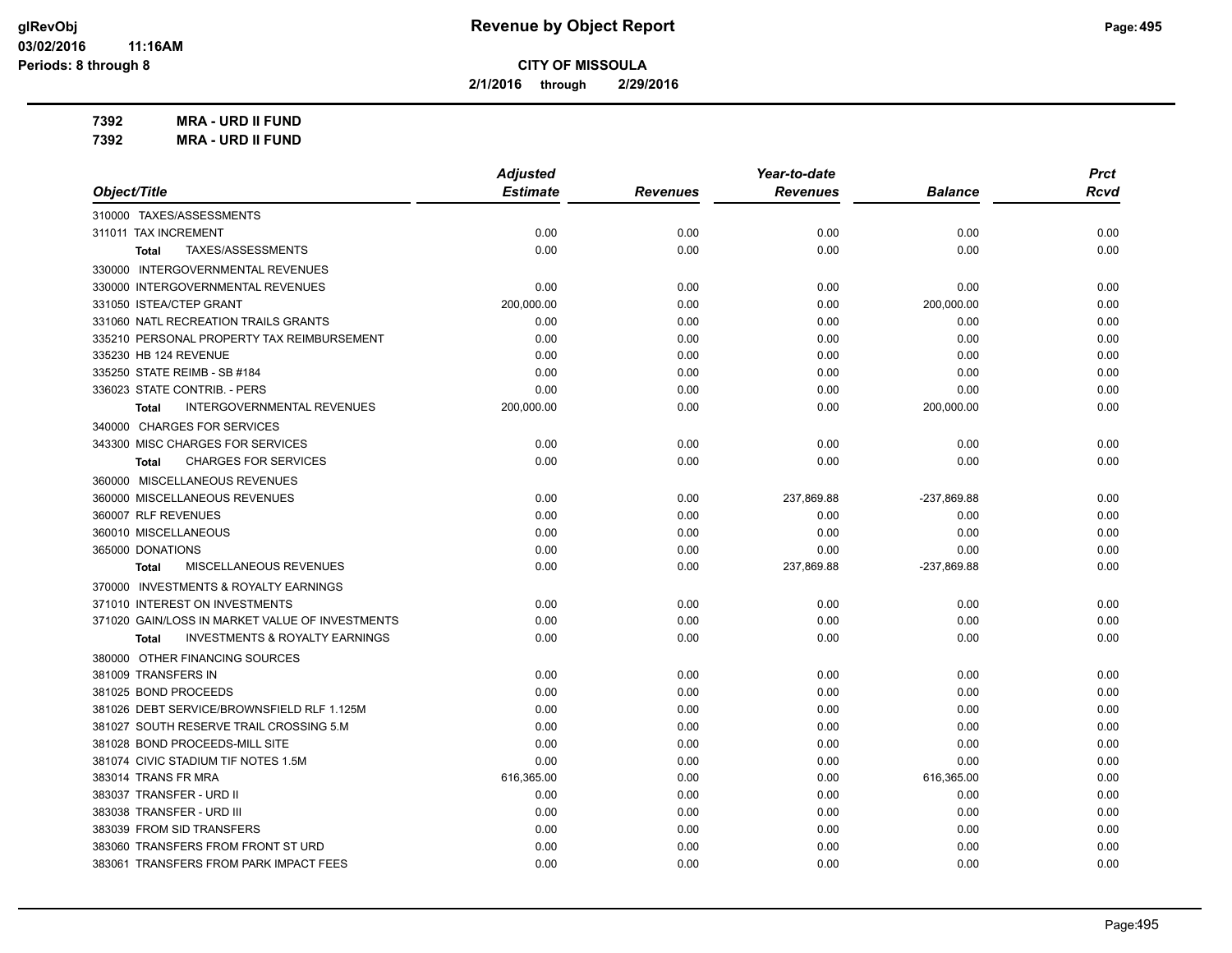# Revenue by Object Report

**CITY OF MISSOULA**

**2/1/2016 through 2/29/2016**

glRevObj
03/02/2016 11:16AM
Periods: 8 through 8

**7392 MRA - URD II FUND**
**7392 MRA - URD II FUND**

| Object/Title | Adjusted Estimate | Revenues | Year-to-date Revenues | Balance | Prct Rcvd |
|---|---|---|---|---|---|
| 310000 TAXES/ASSESSMENTS | | | | | |
| 311011 TAX INCREMENT | 0.00 | 0.00 | 0.00 | 0.00 | 0.00 |
| **Total** TAXES/ASSESSMENTS | 0.00 | 0.00 | 0.00 | 0.00 | 0.00 |
| 330000 INTERGOVERNMENTAL REVENUES | | | | | |
| 330000 INTERGOVERNMENTAL REVENUES | 0.00 | 0.00 | 0.00 | 0.00 | 0.00 |
| 331050 ISTEA/CTEP GRANT | 200,000.00 | 0.00 | 0.00 | 200,000.00 | 0.00 |
| 331060 NATL RECREATION TRAILS GRANTS | 0.00 | 0.00 | 0.00 | 0.00 | 0.00 |
| 335210 PERSONAL PROPERTY TAX REIMBURSEMENT | 0.00 | 0.00 | 0.00 | 0.00 | 0.00 |
| 335230 HB 124 REVENUE | 0.00 | 0.00 | 0.00 | 0.00 | 0.00 |
| 335250 STATE REIMB - SB #184 | 0.00 | 0.00 | 0.00 | 0.00 | 0.00 |
| 336023 STATE CONTRIB. - PERS | 0.00 | 0.00 | 0.00 | 0.00 | 0.00 |
| **Total** INTERGOVERNMENTAL REVENUES | 200,000.00 | 0.00 | 0.00 | 200,000.00 | 0.00 |
| 340000 CHARGES FOR SERVICES | | | | | |
| 343300 MISC CHARGES FOR SERVICES | 0.00 | 0.00 | 0.00 | 0.00 | 0.00 |
| **Total** CHARGES FOR SERVICES | 0.00 | 0.00 | 0.00 | 0.00 | 0.00 |
| 360000 MISCELLANEOUS REVENUES | | | | | |
| 360000 MISCELLANEOUS REVENUES | 0.00 | 0.00 | 237,869.88 | -237,869.88 | 0.00 |
| 360007 RLF REVENUES | 0.00 | 0.00 | 0.00 | 0.00 | 0.00 |
| 360010 MISCELLANEOUS | 0.00 | 0.00 | 0.00 | 0.00 | 0.00 |
| 365000 DONATIONS | 0.00 | 0.00 | 0.00 | 0.00 | 0.00 |
| **Total** MISCELLANEOUS REVENUES | 0.00 | 0.00 | 237,869.88 | -237,869.88 | 0.00 |
| 370000 INVESTMENTS & ROYALTY EARNINGS | | | | | |
| 371010 INTEREST ON INVESTMENTS | 0.00 | 0.00 | 0.00 | 0.00 | 0.00 |
| 371020 GAIN/LOSS IN MARKET VALUE OF INVESTMENTS | 0.00 | 0.00 | 0.00 | 0.00 | 0.00 |
| **Total** INVESTMENTS & ROYALTY EARNINGS | 0.00 | 0.00 | 0.00 | 0.00 | 0.00 |
| 380000 OTHER FINANCING SOURCES | | | | | |
| 381009 TRANSFERS IN | 0.00 | 0.00 | 0.00 | 0.00 | 0.00 |
| 381025 BOND PROCEEDS | 0.00 | 0.00 | 0.00 | 0.00 | 0.00 |
| 381026 DEBT SERVICE/BROWNSFIELD RLF 1.125M | 0.00 | 0.00 | 0.00 | 0.00 | 0.00 |
| 381027 SOUTH RESERVE TRAIL CROSSING 5.M | 0.00 | 0.00 | 0.00 | 0.00 | 0.00 |
| 381028 BOND PROCEEDS-MILL SITE | 0.00 | 0.00 | 0.00 | 0.00 | 0.00 |
| 381074 CIVIC STADIUM TIF NOTES 1.5M | 0.00 | 0.00 | 0.00 | 0.00 | 0.00 |
| 383014 TRANS FR MRA | 616,365.00 | 0.00 | 0.00 | 616,365.00 | 0.00 |
| 383037 TRANSFER - URD II | 0.00 | 0.00 | 0.00 | 0.00 | 0.00 |
| 383038 TRANSFER - URD III | 0.00 | 0.00 | 0.00 | 0.00 | 0.00 |
| 383039 FROM SID TRANSFERS | 0.00 | 0.00 | 0.00 | 0.00 | 0.00 |
| 383060 TRANSFERS FROM FRONT ST URD | 0.00 | 0.00 | 0.00 | 0.00 | 0.00 |
| 383061 TRANSFERS FROM PARK IMPACT FEES | 0.00 | 0.00 | 0.00 | 0.00 | 0.00 |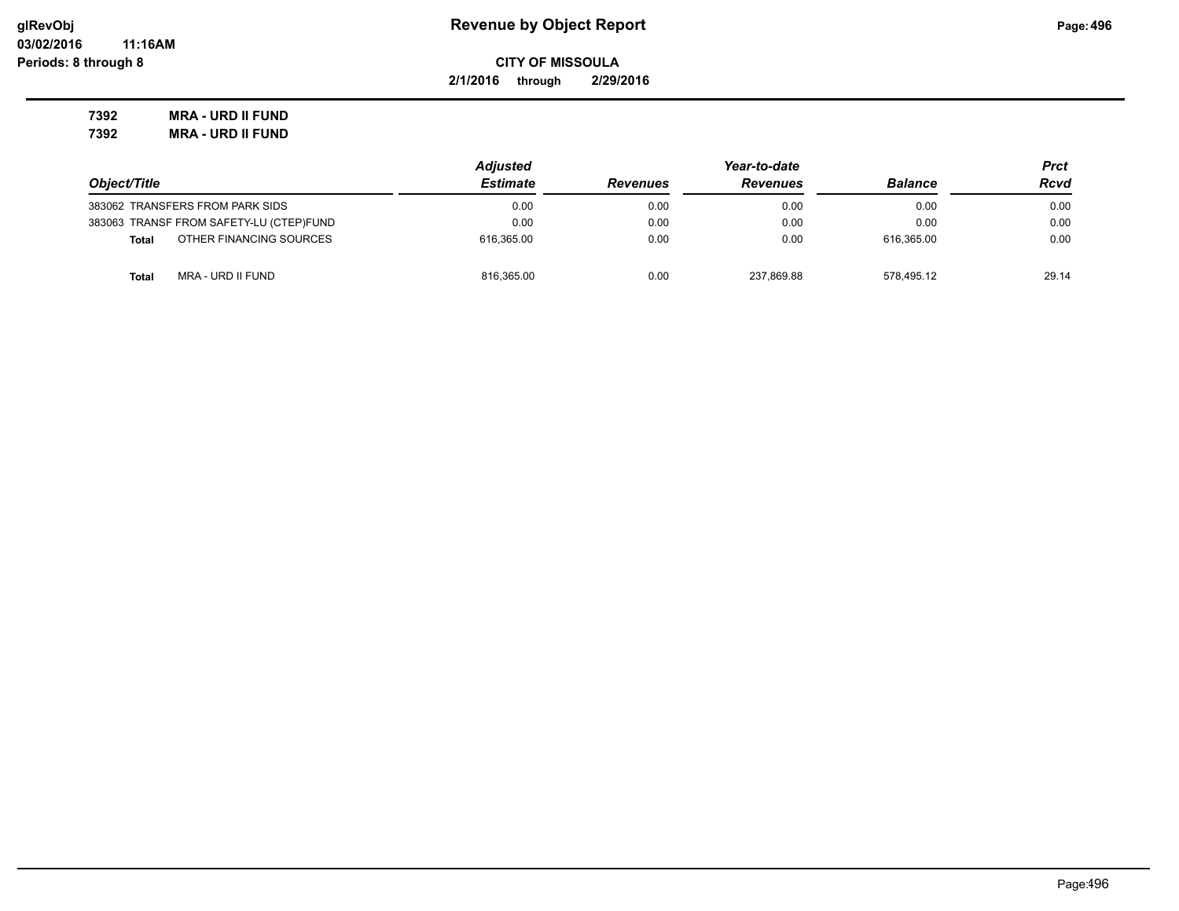# Revenue by Object Report

**CITY OF MISSOULA**

**2/1/2016 through 2/29/2016**

**7392 MRA - URD II FUND**
**7392 MRA - URD II FUND**

| Object/Title | Adjusted Estimate | Revenues | Year-to-date Revenues | Balance | Prct Rcvd |
|---|---|---|---|---|---|
| 383062 TRANSFERS FROM PARK SIDS | 0.00 | 0.00 | 0.00 | 0.00 | 0.00 |
| 383063 TRANSF FROM SAFETY-LU (CTEP)FUND | 0.00 | 0.00 | 0.00 | 0.00 | 0.00 |
| **Total** OTHER FINANCING SOURCES | 616,365.00 | 0.00 | 0.00 | 616,365.00 | 0.00 |
| **Total** MRA - URD II FUND | 816,365.00 | 0.00 | 237,869.88 | 578,495.12 | 29.14 |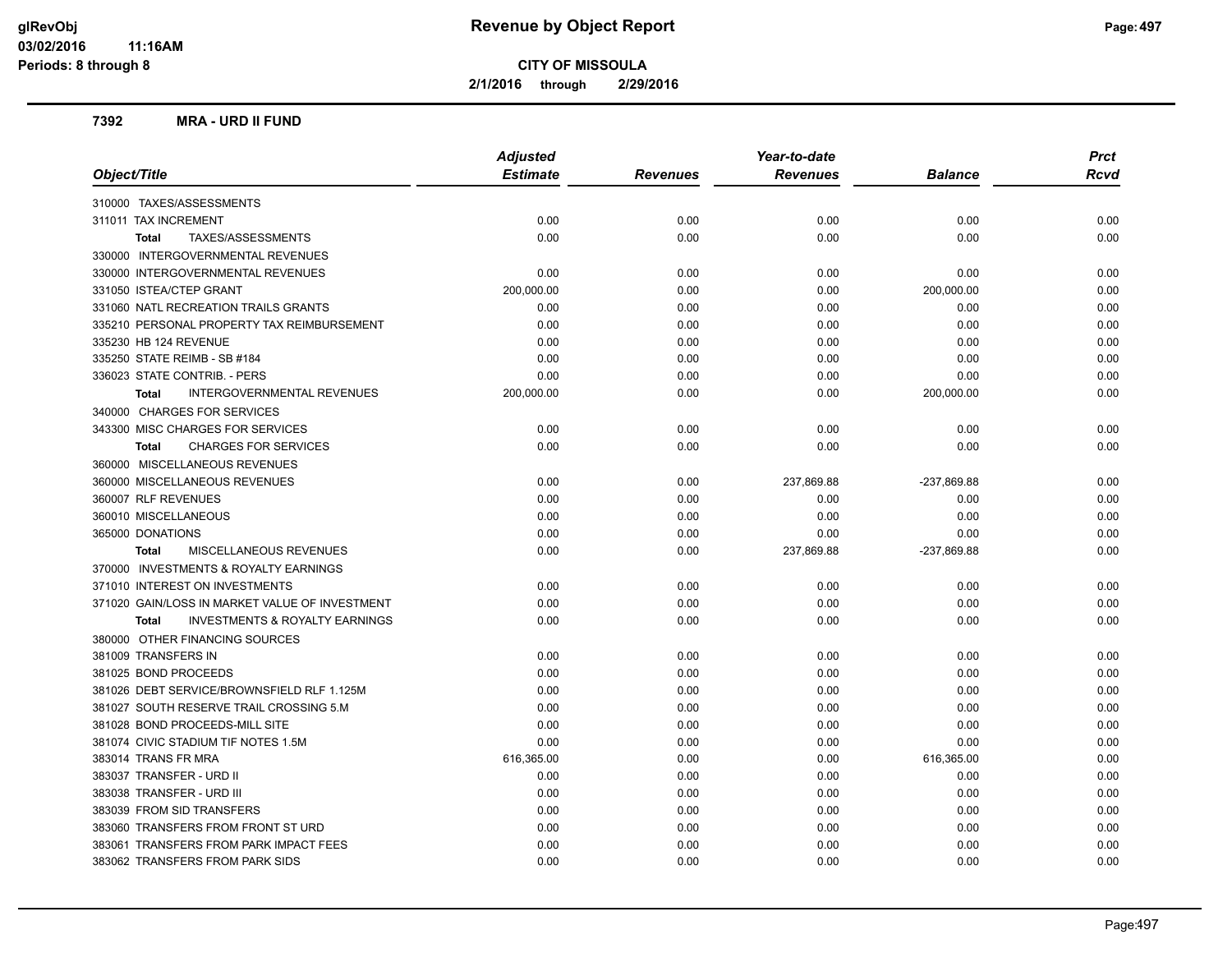**glRevObj**
**03/02/2016 11:16AM**
**Periods: 8 through 8**

# Revenue by Object Report

**CITY OF MISSOULA**

**2/1/2016 through 2/29/2016**

## 7392 MRA - URD II FUND

| Object/Title | Adjusted Estimate | Revenues | Year-to-date Revenues | Balance | Prct Rcvd |
|---|---|---|---|---|---|
| 310000 TAXES/ASSESSMENTS | | | | | |
| 311011 TAX INCREMENT | 0.00 | 0.00 | 0.00 | 0.00 | 0.00 |
| **Total** TAXES/ASSESSMENTS | 0.00 | 0.00 | 0.00 | 0.00 | 0.00 |
| 330000 INTERGOVERNMENTAL REVENUES | | | | | |
| 330000 INTERGOVERNMENTAL REVENUES | 0.00 | 0.00 | 0.00 | 0.00 | 0.00 |
| 331050 ISTEA/CTEP GRANT | 200,000.00 | 0.00 | 0.00 | 200,000.00 | 0.00 |
| 331060 NATL RECREATION TRAILS GRANTS | 0.00 | 0.00 | 0.00 | 0.00 | 0.00 |
| 335210 PERSONAL PROPERTY TAX REIMBURSEMENT | 0.00 | 0.00 | 0.00 | 0.00 | 0.00 |
| 335230 HB 124 REVENUE | 0.00 | 0.00 | 0.00 | 0.00 | 0.00 |
| 335250 STATE REIMB - SB #184 | 0.00 | 0.00 | 0.00 | 0.00 | 0.00 |
| 336023 STATE CONTRIB. - PERS | 0.00 | 0.00 | 0.00 | 0.00 | 0.00 |
| **Total** INTERGOVERNMENTAL REVENUES | 200,000.00 | 0.00 | 0.00 | 200,000.00 | 0.00 |
| 340000 CHARGES FOR SERVICES | | | | | |
| 343300 MISC CHARGES FOR SERVICES | 0.00 | 0.00 | 0.00 | 0.00 | 0.00 |
| **Total** CHARGES FOR SERVICES | 0.00 | 0.00 | 0.00 | 0.00 | 0.00 |
| 360000 MISCELLANEOUS REVENUES | | | | | |
| 360000 MISCELLANEOUS REVENUES | 0.00 | 0.00 | 237,869.88 | -237,869.88 | 0.00 |
| 360007 RLF REVENUES | 0.00 | 0.00 | 0.00 | 0.00 | 0.00 |
| 360010 MISCELLANEOUS | 0.00 | 0.00 | 0.00 | 0.00 | 0.00 |
| 365000 DONATIONS | 0.00 | 0.00 | 0.00 | 0.00 | 0.00 |
| **Total** MISCELLANEOUS REVENUES | 0.00 | 0.00 | 237,869.88 | -237,869.88 | 0.00 |
| 370000 INVESTMENTS & ROYALTY EARNINGS | | | | | |
| 371010 INTEREST ON INVESTMENTS | 0.00 | 0.00 | 0.00 | 0.00 | 0.00 |
| 371020 GAIN/LOSS IN MARKET VALUE OF INVESTMENT | 0.00 | 0.00 | 0.00 | 0.00 | 0.00 |
| **Total** INVESTMENTS & ROYALTY EARNINGS | 0.00 | 0.00 | 0.00 | 0.00 | 0.00 |
| 380000 OTHER FINANCING SOURCES | | | | | |
| 381009 TRANSFERS IN | 0.00 | 0.00 | 0.00 | 0.00 | 0.00 |
| 381025 BOND PROCEEDS | 0.00 | 0.00 | 0.00 | 0.00 | 0.00 |
| 381026 DEBT SERVICE/BROWNSFIELD RLF 1.125M | 0.00 | 0.00 | 0.00 | 0.00 | 0.00 |
| 381027 SOUTH RESERVE TRAIL CROSSING 5.M | 0.00 | 0.00 | 0.00 | 0.00 | 0.00 |
| 381028 BOND PROCEEDS-MILL SITE | 0.00 | 0.00 | 0.00 | 0.00 | 0.00 |
| 381074 CIVIC STADIUM TIF NOTES 1.5M | 0.00 | 0.00 | 0.00 | 0.00 | 0.00 |
| 383014 TRANS FR MRA | 616,365.00 | 0.00 | 0.00 | 616,365.00 | 0.00 |
| 383037 TRANSFER - URD II | 0.00 | 0.00 | 0.00 | 0.00 | 0.00 |
| 383038 TRANSFER - URD III | 0.00 | 0.00 | 0.00 | 0.00 | 0.00 |
| 383039 FROM SID TRANSFERS | 0.00 | 0.00 | 0.00 | 0.00 | 0.00 |
| 383060 TRANSFERS FROM FRONT ST URD | 0.00 | 0.00 | 0.00 | 0.00 | 0.00 |
| 383061 TRANSFERS FROM PARK IMPACT FEES | 0.00 | 0.00 | 0.00 | 0.00 | 0.00 |
| 383062 TRANSFERS FROM PARK SIDS | 0.00 | 0.00 | 0.00 | 0.00 | 0.00 |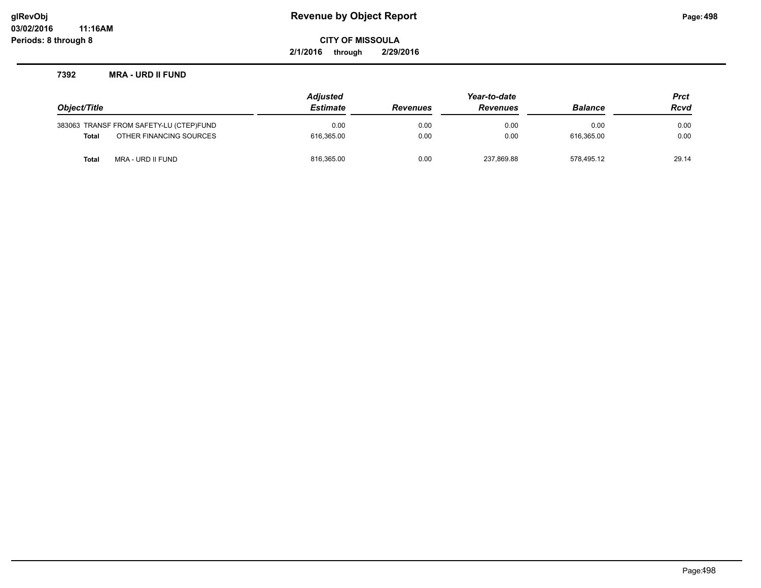**glRevObj**
**03/02/2016 11:16AM**
**Periods: 8 through 8**

# Revenue by Object Report

**CITY OF MISSOULA**

**2/1/2016 through 2/29/2016**

### 7392 MRA - URD II FUND

| Object/Title | Adjusted Estimate | Revenues | Year-to-date Revenues | Balance | Prct Rcvd |
|---|---|---|---|---|---|
| 383063 TRANSF FROM SAFETY-LU (CTEP)FUND | 0.00 | 0.00 | 0.00 | 0.00 | 0.00 |
| **Total** OTHER FINANCING SOURCES | 616,365.00 | 0.00 | 0.00 | 616,365.00 | 0.00 |
| **Total** MRA - URD II FUND | 816,365.00 | 0.00 | 237,869.88 | 578,495.12 | 29.14 |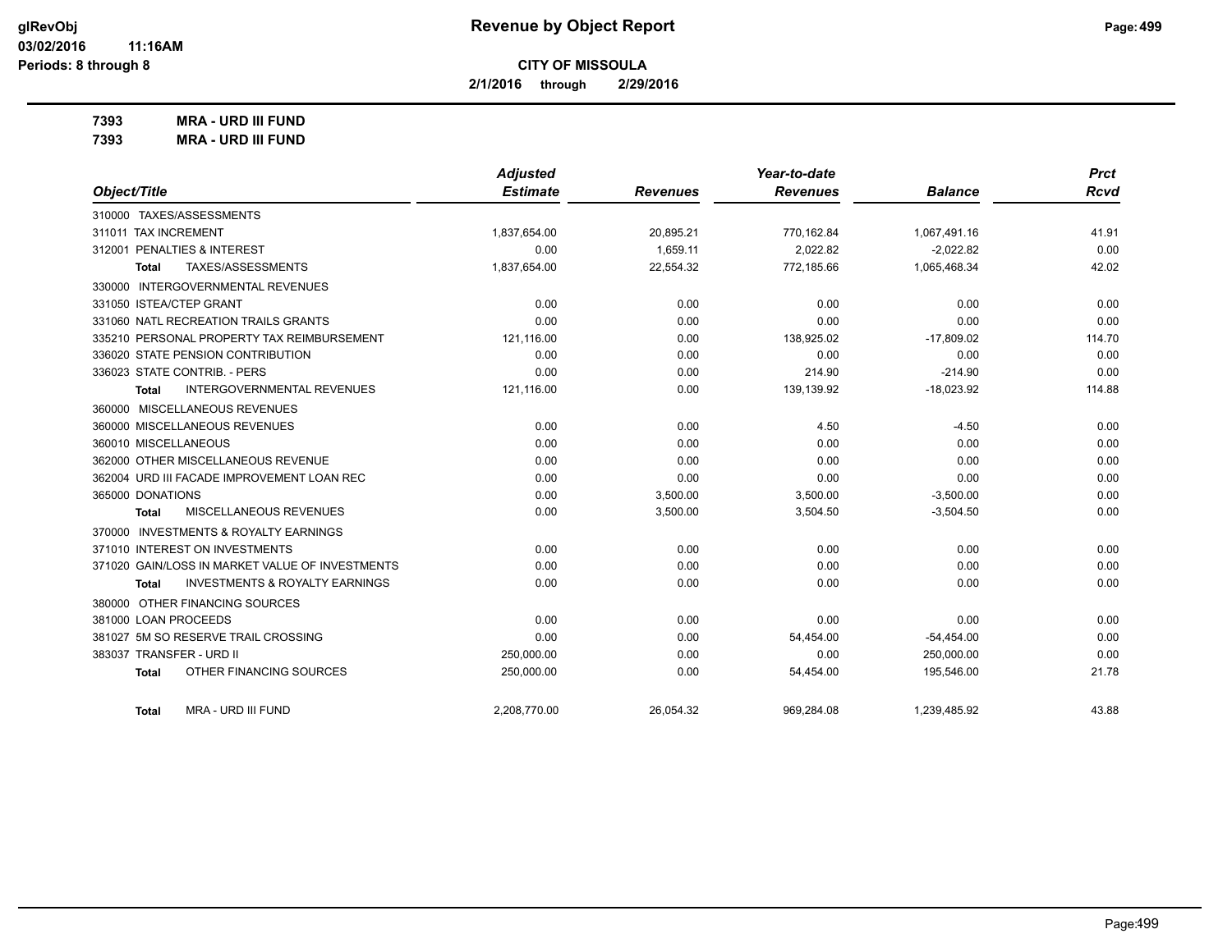# Revenue by Object Report

**CITY OF MISSOULA**

**2/1/2016 through 2/29/2016**

glRevObj
03/02/2016 11:16AM
Periods: 8 through 8

**7393 MRA - URD III FUND**
**7393 MRA - URD III FUND**

| Object/Title | Adjusted Estimate | Revenues | Year-to-date Revenues | Balance | Prct Rcvd |
|---|---|---|---|---|---|
| 310000 TAXES/ASSESSMENTS | | | | | |
| 311011 TAX INCREMENT | 1,837,654.00 | 20,895.21 | 770,162.84 | 1,067,491.16 | 41.91 |
| 312001 PENALTIES & INTEREST | 0.00 | 1,659.11 | 2,022.82 | -2,022.82 | 0.00 |
| **Total** TAXES/ASSESSMENTS | 1,837,654.00 | 22,554.32 | 772,185.66 | 1,065,468.34 | 42.02 |
| 330000 INTERGOVERNMENTAL REVENUES | | | | | |
| 331050 ISTEA/CTEP GRANT | 0.00 | 0.00 | 0.00 | 0.00 | 0.00 |
| 331060 NATL RECREATION TRAILS GRANTS | 0.00 | 0.00 | 0.00 | 0.00 | 0.00 |
| 335210 PERSONAL PROPERTY TAX REIMBURSEMENT | 121,116.00 | 0.00 | 138,925.02 | -17,809.02 | 114.70 |
| 336020 STATE PENSION CONTRIBUTION | 0.00 | 0.00 | 0.00 | 0.00 | 0.00 |
| 336023 STATE CONTRIB. - PERS | 0.00 | 0.00 | 214.90 | -214.90 | 0.00 |
| **Total** INTERGOVERNMENTAL REVENUES | 121,116.00 | 0.00 | 139,139.92 | -18,023.92 | 114.88 |
| 360000 MISCELLANEOUS REVENUES | | | | | |
| 360000 MISCELLANEOUS REVENUES | 0.00 | 0.00 | 4.50 | -4.50 | 0.00 |
| 360010 MISCELLANEOUS | 0.00 | 0.00 | 0.00 | 0.00 | 0.00 |
| 362000 OTHER MISCELLANEOUS REVENUE | 0.00 | 0.00 | 0.00 | 0.00 | 0.00 |
| 362004 URD III FACADE IMPROVEMENT LOAN REC | 0.00 | 0.00 | 0.00 | 0.00 | 0.00 |
| 365000 DONATIONS | 0.00 | 3,500.00 | 3,500.00 | -3,500.00 | 0.00 |
| **Total** MISCELLANEOUS REVENUES | 0.00 | 3,500.00 | 3,504.50 | -3,504.50 | 0.00 |
| 370000 INVESTMENTS & ROYALTY EARNINGS | | | | | |
| 371010 INTEREST ON INVESTMENTS | 0.00 | 0.00 | 0.00 | 0.00 | 0.00 |
| 371020 GAIN/LOSS IN MARKET VALUE OF INVESTMENTS | 0.00 | 0.00 | 0.00 | 0.00 | 0.00 |
| **Total** INVESTMENTS & ROYALTY EARNINGS | 0.00 | 0.00 | 0.00 | 0.00 | 0.00 |
| 380000 OTHER FINANCING SOURCES | | | | | |
| 381000 LOAN PROCEEDS | 0.00 | 0.00 | 0.00 | 0.00 | 0.00 |
| 381027 5M SO RESERVE TRAIL CROSSING | 0.00 | 0.00 | 54,454.00 | -54,454.00 | 0.00 |
| 383037 TRANSFER - URD II | 250,000.00 | 0.00 | 0.00 | 250,000.00 | 0.00 |
| **Total** OTHER FINANCING SOURCES | 250,000.00 | 0.00 | 54,454.00 | 195,546.00 | 21.78 |
| **Total** MRA - URD III FUND | 2,208,770.00 | 26,054.32 | 969,284.08 | 1,239,485.92 | 43.88 |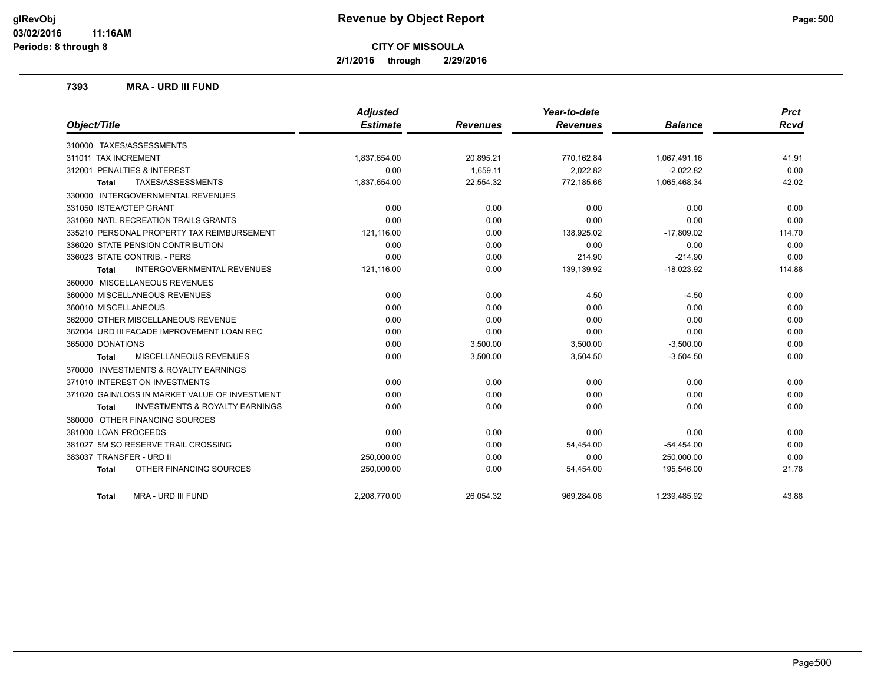# Revenue by Object Report

**CITY OF MISSOULA**

**2/1/2016 through 2/29/2016**

glRevObj
03/02/2016 11:16AM
Periods: 8 through 8

## 7393 MRA - URD III FUND

| Object/Title | Adjusted Estimate | Revenues | Year-to-date Revenues | Balance | Prct Rcvd |
|---|---|---|---|---|---|
| 310000 TAXES/ASSESSMENTS | | | | | |
| 311011 TAX INCREMENT | 1,837,654.00 | 20,895.21 | 770,162.84 | 1,067,491.16 | 41.91 |
| 312001 PENALTIES & INTEREST | 0.00 | 1,659.11 | 2,022.82 | -2,022.82 | 0.00 |
| **Total** TAXES/ASSESSMENTS | 1,837,654.00 | 22,554.32 | 772,185.66 | 1,065,468.34 | 42.02 |
| 330000 INTERGOVERNMENTAL REVENUES | | | | | |
| 331050 ISTEA/CTEP GRANT | 0.00 | 0.00 | 0.00 | 0.00 | 0.00 |
| 331060 NATL RECREATION TRAILS GRANTS | 0.00 | 0.00 | 0.00 | 0.00 | 0.00 |
| 335210 PERSONAL PROPERTY TAX REIMBURSEMENT | 121,116.00 | 0.00 | 138,925.02 | -17,809.02 | 114.70 |
| 336020 STATE PENSION CONTRIBUTION | 0.00 | 0.00 | 0.00 | 0.00 | 0.00 |
| 336023 STATE CONTRIB. - PERS | 0.00 | 0.00 | 214.90 | -214.90 | 0.00 |
| **Total** INTERGOVERNMENTAL REVENUES | 121,116.00 | 0.00 | 139,139.92 | -18,023.92 | 114.88 |
| 360000 MISCELLANEOUS REVENUES | | | | | |
| 360000 MISCELLANEOUS REVENUES | 0.00 | 0.00 | 4.50 | -4.50 | 0.00 |
| 360010 MISCELLANEOUS | 0.00 | 0.00 | 0.00 | 0.00 | 0.00 |
| 362000 OTHER MISCELLANEOUS REVENUE | 0.00 | 0.00 | 0.00 | 0.00 | 0.00 |
| 362004 URD III FACADE IMPROVEMENT LOAN REC | 0.00 | 0.00 | 0.00 | 0.00 | 0.00 |
| 365000 DONATIONS | 0.00 | 3,500.00 | 3,500.00 | -3,500.00 | 0.00 |
| **Total** MISCELLANEOUS REVENUES | 0.00 | 3,500.00 | 3,504.50 | -3,504.50 | 0.00 |
| 370000 INVESTMENTS & ROYALTY EARNINGS | | | | | |
| 371010 INTEREST ON INVESTMENTS | 0.00 | 0.00 | 0.00 | 0.00 | 0.00 |
| 371020 GAIN/LOSS IN MARKET VALUE OF INVESTMENT | 0.00 | 0.00 | 0.00 | 0.00 | 0.00 |
| **Total** INVESTMENTS & ROYALTY EARNINGS | 0.00 | 0.00 | 0.00 | 0.00 | 0.00 |
| 380000 OTHER FINANCING SOURCES | | | | | |
| 381000 LOAN PROCEEDS | 0.00 | 0.00 | 0.00 | 0.00 | 0.00 |
| 381027 5M SO RESERVE TRAIL CROSSING | 0.00 | 0.00 | 54,454.00 | -54,454.00 | 0.00 |
| 383037 TRANSFER - URD II | 250,000.00 | 0.00 | 0.00 | 250,000.00 | 0.00 |
| **Total** OTHER FINANCING SOURCES | 250,000.00 | 0.00 | 54,454.00 | 195,546.00 | 21.78 |
| **Total** MRA - URD III FUND | 2,208,770.00 | 26,054.32 | 969,284.08 | 1,239,485.92 | 43.88 |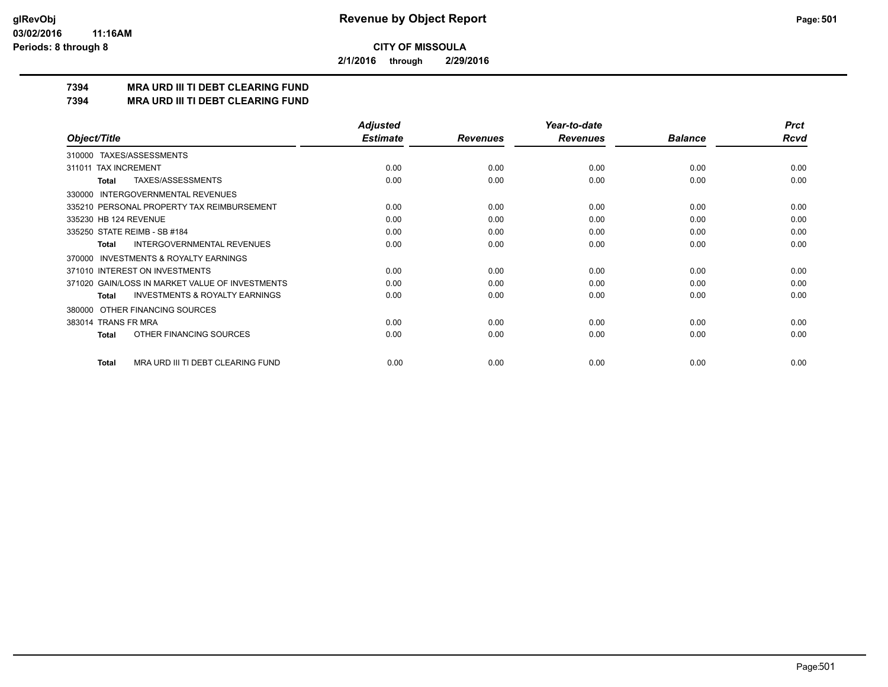**CITY OF MISSOULA**

**2/1/2016 through 2/29/2016**

## 7394 MRA URD III TI DEBT CLEARING FUND
## 7394 MRA URD III TI DEBT CLEARING FUND

| Object/Title | Adjusted Estimate | Revenues | Year-to-date Revenues | Balance | Prct Rcvd |
|---|---|---|---|---|---|
| 310000 TAXES/ASSESSMENTS | | | | | |
| 311011 TAX INCREMENT | 0.00 | 0.00 | 0.00 | 0.00 | 0.00 |
| **Total** TAXES/ASSESSMENTS | 0.00 | 0.00 | 0.00 | 0.00 | 0.00 |
| 330000 INTERGOVERNMENTAL REVENUES | | | | | |
| 335210 PERSONAL PROPERTY TAX REIMBURSEMENT | 0.00 | 0.00 | 0.00 | 0.00 | 0.00 |
| 335230 HB 124 REVENUE | 0.00 | 0.00 | 0.00 | 0.00 | 0.00 |
| 335250 STATE REIMB - SB #184 | 0.00 | 0.00 | 0.00 | 0.00 | 0.00 |
| **Total** INTERGOVERNMENTAL REVENUES | 0.00 | 0.00 | 0.00 | 0.00 | 0.00 |
| 370000 INVESTMENTS & ROYALTY EARNINGS | | | | | |
| 371010 INTEREST ON INVESTMENTS | 0.00 | 0.00 | 0.00 | 0.00 | 0.00 |
| 371020 GAIN/LOSS IN MARKET VALUE OF INVESTMENTS | 0.00 | 0.00 | 0.00 | 0.00 | 0.00 |
| **Total** INVESTMENTS & ROYALTY EARNINGS | 0.00 | 0.00 | 0.00 | 0.00 | 0.00 |
| 380000 OTHER FINANCING SOURCES | | | | | |
| 383014 TRANS FR MRA | 0.00 | 0.00 | 0.00 | 0.00 | 0.00 |
| **Total** OTHER FINANCING SOURCES | 0.00 | 0.00 | 0.00 | 0.00 | 0.00 |
| **Total** MRA URD III TI DEBT CLEARING FUND | 0.00 | 0.00 | 0.00 | 0.00 | 0.00 |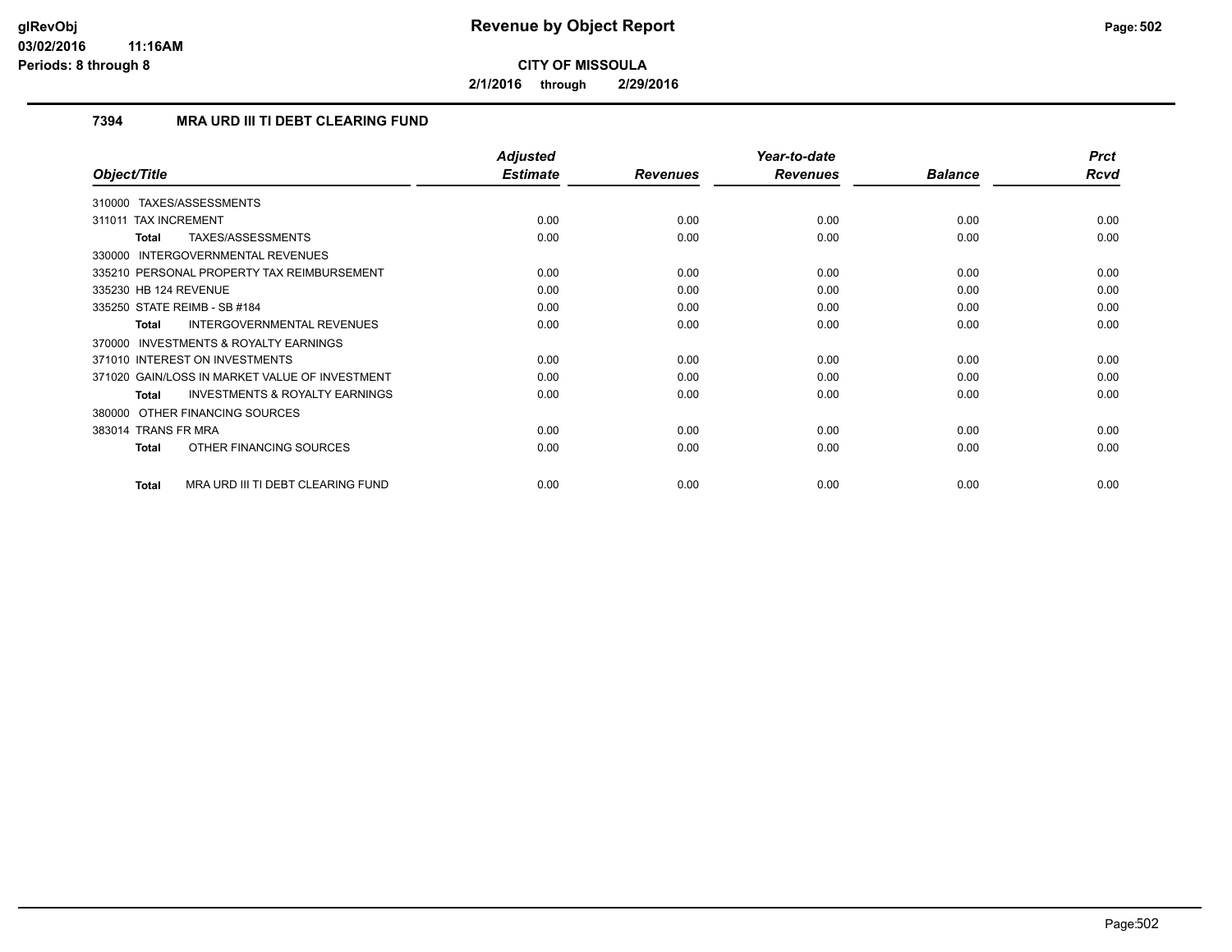# Revenue by Object Report

**CITY OF MISSOULA**

**2/1/2016 through 2/29/2016**

glRevObj
03/02/2016 11:16AM
Periods: 8 through 8

## 7394 MRA URD III TI DEBT CLEARING FUND

| Object/Title | Adjusted Estimate | Revenues | Year-to-date Revenues | Balance | Prct Rcvd |
|---|---|---|---|---|---|
| 310000 TAXES/ASSESSMENTS | | | | | |
| 311011 TAX INCREMENT | 0.00 | 0.00 | 0.00 | 0.00 | 0.00 |
| **Total** TAXES/ASSESSMENTS | 0.00 | 0.00 | 0.00 | 0.00 | 0.00 |
| 330000 INTERGOVERNMENTAL REVENUES | | | | | |
| 335210 PERSONAL PROPERTY TAX REIMBURSEMENT | 0.00 | 0.00 | 0.00 | 0.00 | 0.00 |
| 335230 HB 124 REVENUE | 0.00 | 0.00 | 0.00 | 0.00 | 0.00 |
| 335250 STATE REIMB - SB #184 | 0.00 | 0.00 | 0.00 | 0.00 | 0.00 |
| **Total** INTERGOVERNMENTAL REVENUES | 0.00 | 0.00 | 0.00 | 0.00 | 0.00 |
| 370000 INVESTMENTS & ROYALTY EARNINGS | | | | | |
| 371010 INTEREST ON INVESTMENTS | 0.00 | 0.00 | 0.00 | 0.00 | 0.00 |
| 371020 GAIN/LOSS IN MARKET VALUE OF INVESTMENT | 0.00 | 0.00 | 0.00 | 0.00 | 0.00 |
| **Total** INVESTMENTS & ROYALTY EARNINGS | 0.00 | 0.00 | 0.00 | 0.00 | 0.00 |
| 380000 OTHER FINANCING SOURCES | | | | | |
| 383014 TRANS FR MRA | 0.00 | 0.00 | 0.00 | 0.00 | 0.00 |
| **Total** OTHER FINANCING SOURCES | 0.00 | 0.00 | 0.00 | 0.00 | 0.00 |
| **Total** MRA URD III TI DEBT CLEARING FUND | 0.00 | 0.00 | 0.00 | 0.00 | 0.00 |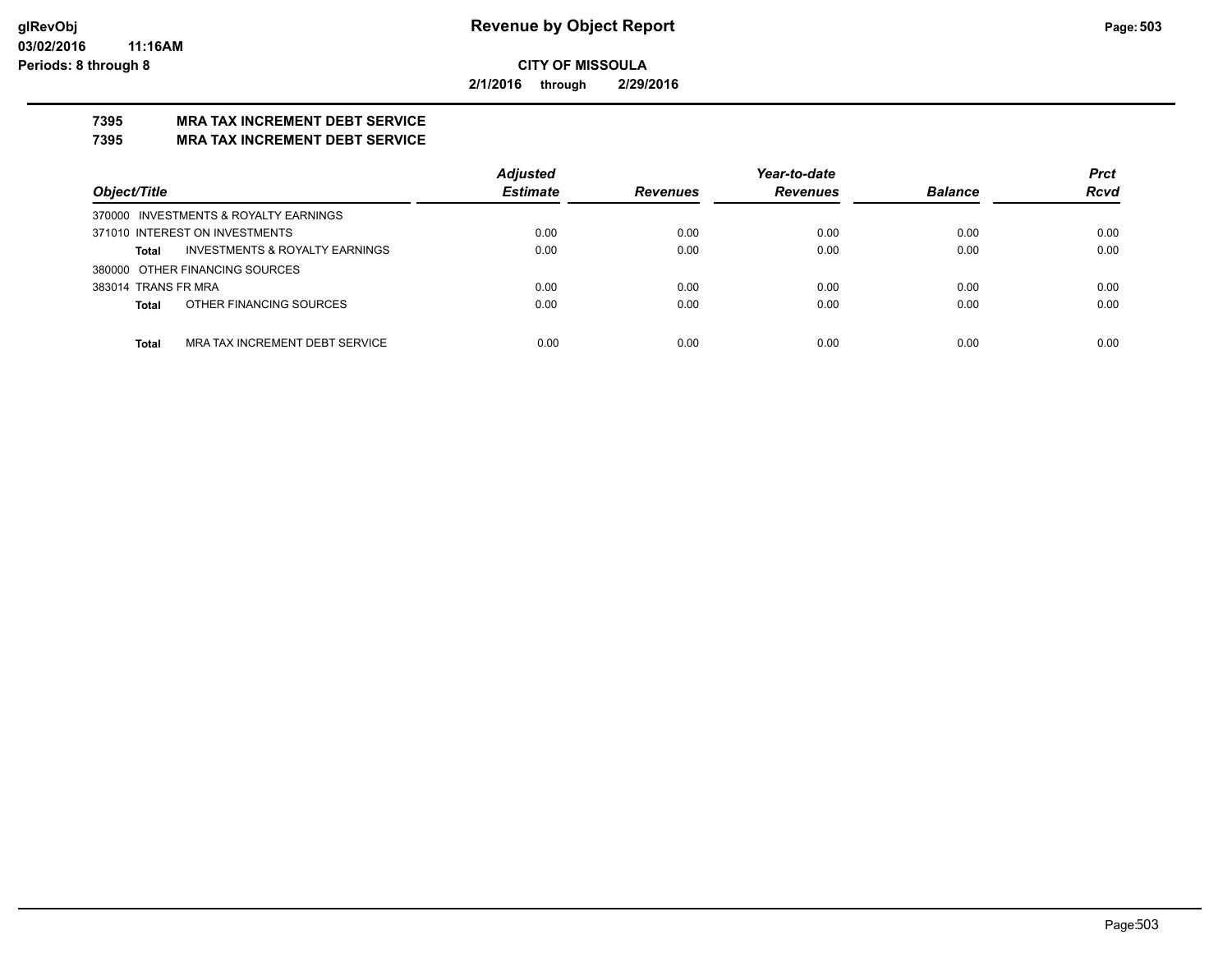**CITY OF MISSOULA**

**2/1/2016 through 2/29/2016**

### 7395 MRA TAX INCREMENT DEBT SERVICE
### 7395 MRA TAX INCREMENT DEBT SERVICE

| Object/Title | | Adjusted Estimate | Revenues | Year-to-date Revenues | Balance | Prct Rcvd |
|---|---|---|---|---|---|---|
| 370000 INVESTMENTS & ROYALTY EARNINGS | | | | | | |
| 371010 INTEREST ON INVESTMENTS | | 0.00 | 0.00 | 0.00 | 0.00 | 0.00 |
| **Total** | INVESTMENTS & ROYALTY EARNINGS | 0.00 | 0.00 | 0.00 | 0.00 | 0.00 |
| 380000 OTHER FINANCING SOURCES | | | | | | |
| 383014 TRANS FR MRA | | 0.00 | 0.00 | 0.00 | 0.00 | 0.00 |
| **Total** | OTHER FINANCING SOURCES | 0.00 | 0.00 | 0.00 | 0.00 | 0.00 |
| **Total** | MRA TAX INCREMENT DEBT SERVICE | 0.00 | 0.00 | 0.00 | 0.00 | 0.00 |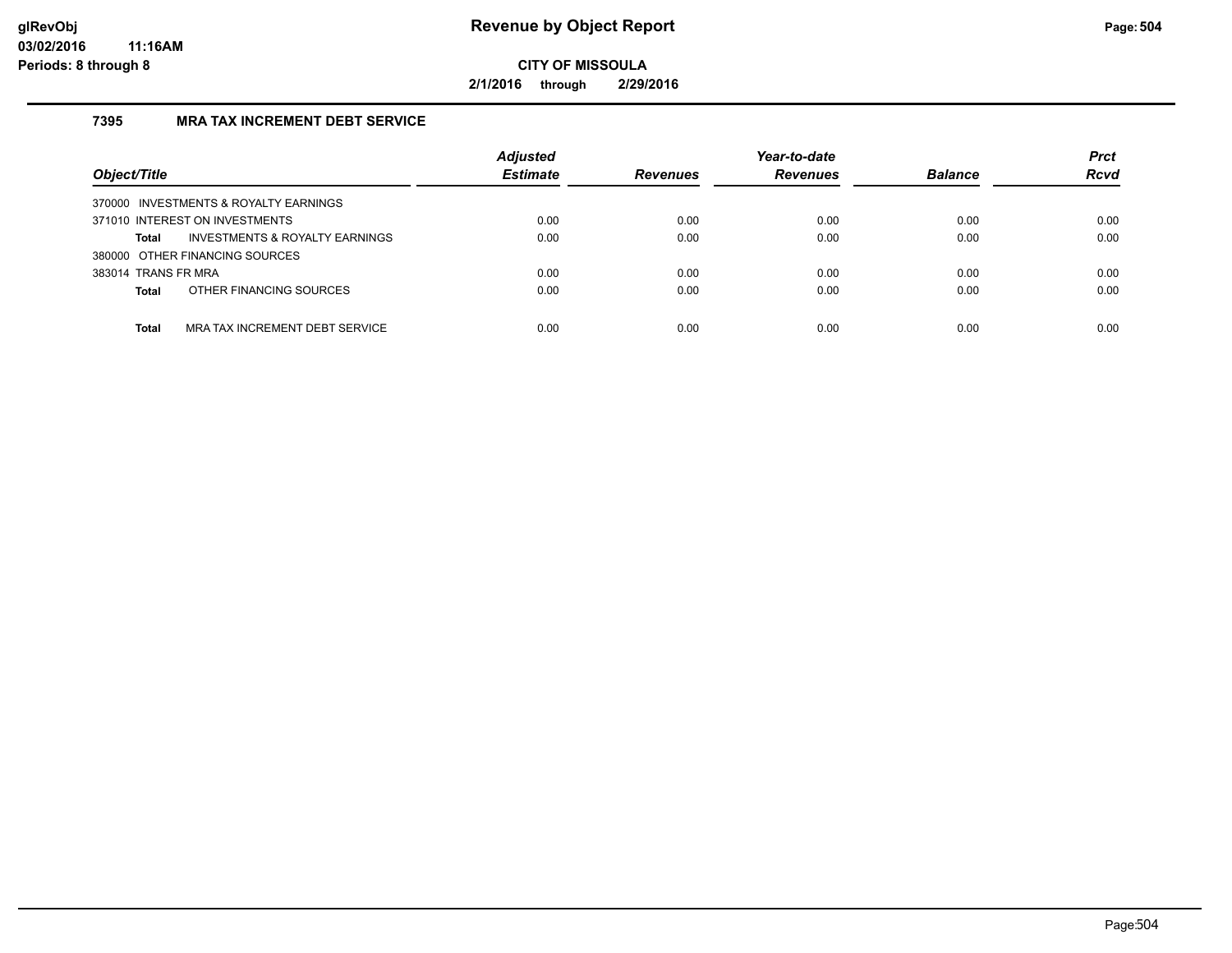# Revenue by Object Report

**CITY OF MISSOULA**

**2/1/2016 through 2/29/2016**

**glRevObj**
**03/02/2016 11:16AM**
**Periods: 8 through 8**

### 7395 MRA TAX INCREMENT DEBT SERVICE

| Object/Title | Adjusted Estimate | Revenues | Year-to-date Revenues | Balance | Prct Rcvd |
|---|---|---|---|---|---|
| 370000 INVESTMENTS & ROYALTY EARNINGS | | | | | |
| 371010 INTEREST ON INVESTMENTS | 0.00 | 0.00 | 0.00 | 0.00 | 0.00 |
| **Total** INVESTMENTS & ROYALTY EARNINGS | 0.00 | 0.00 | 0.00 | 0.00 | 0.00 |
| 380000 OTHER FINANCING SOURCES | | | | | |
| 383014 TRANS FR MRA | 0.00 | 0.00 | 0.00 | 0.00 | 0.00 |
| **Total** OTHER FINANCING SOURCES | 0.00 | 0.00 | 0.00 | 0.00 | 0.00 |
| **Total** MRA TAX INCREMENT DEBT SERVICE | 0.00 | 0.00 | 0.00 | 0.00 | 0.00 |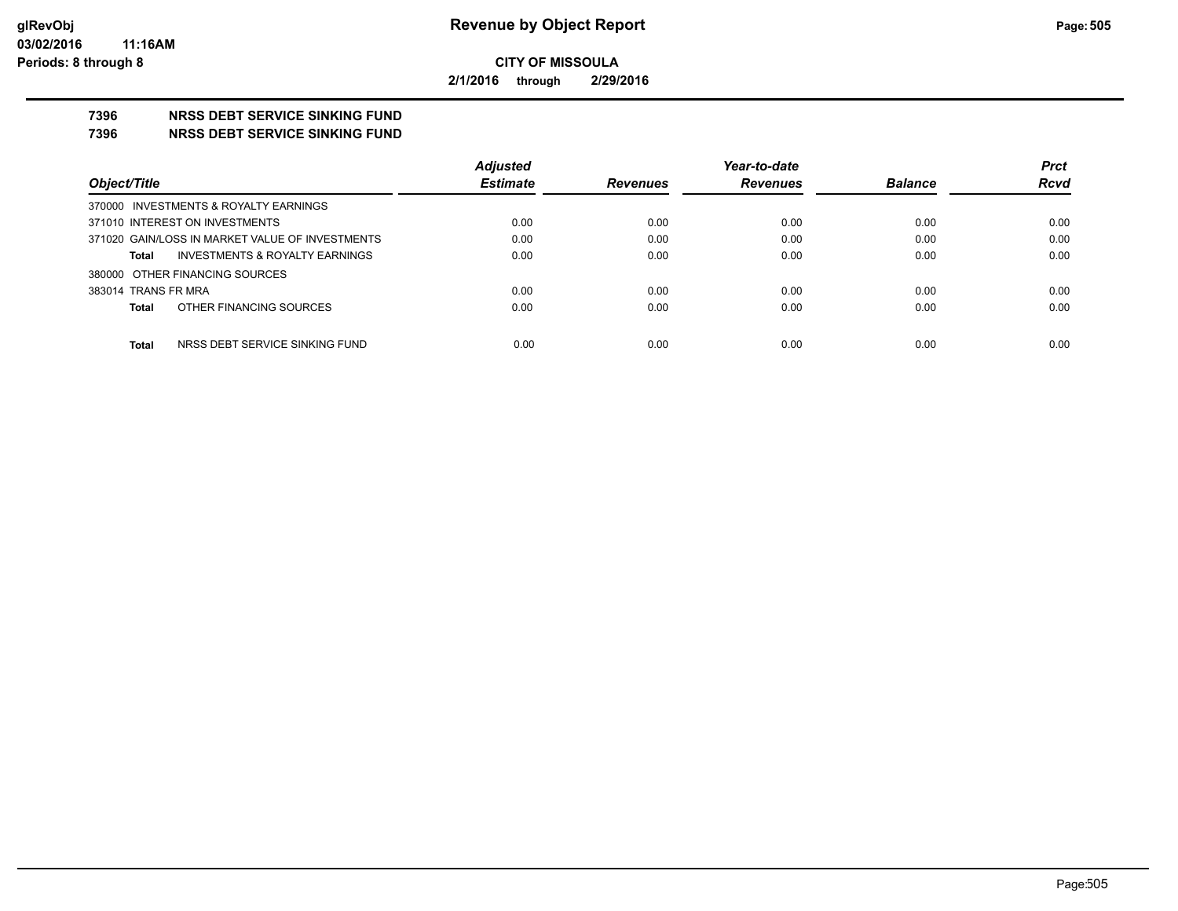**glRevObj**
**03/02/2016 11:16AM**
**Periods: 8 through 8**

# Revenue by Object Report

**CITY OF MISSOULA**

**2/1/2016 through 2/29/2016**

## 7396 NRSS DEBT SERVICE SINKING FUND
## 7396 NRSS DEBT SERVICE SINKING FUND

| Object/Title | Adjusted Estimate | Revenues | Year-to-date Revenues | Balance | Prct Rcvd |
|---|---|---|---|---|---|
| 370000 INVESTMENTS & ROYALTY EARNINGS | | | | | |
| 371010 INTEREST ON INVESTMENTS | 0.00 | 0.00 | 0.00 | 0.00 | 0.00 |
| 371020 GAIN/LOSS IN MARKET VALUE OF INVESTMENTS | 0.00 | 0.00 | 0.00 | 0.00 | 0.00 |
| **Total** INVESTMENTS & ROYALTY EARNINGS | 0.00 | 0.00 | 0.00 | 0.00 | 0.00 |
| 380000 OTHER FINANCING SOURCES | | | | | |
| 383014 TRANS FR MRA | 0.00 | 0.00 | 0.00 | 0.00 | 0.00 |
| **Total** OTHER FINANCING SOURCES | 0.00 | 0.00 | 0.00 | 0.00 | 0.00 |
| **Total** NRSS DEBT SERVICE SINKING FUND | 0.00 | 0.00 | 0.00 | 0.00 | 0.00 |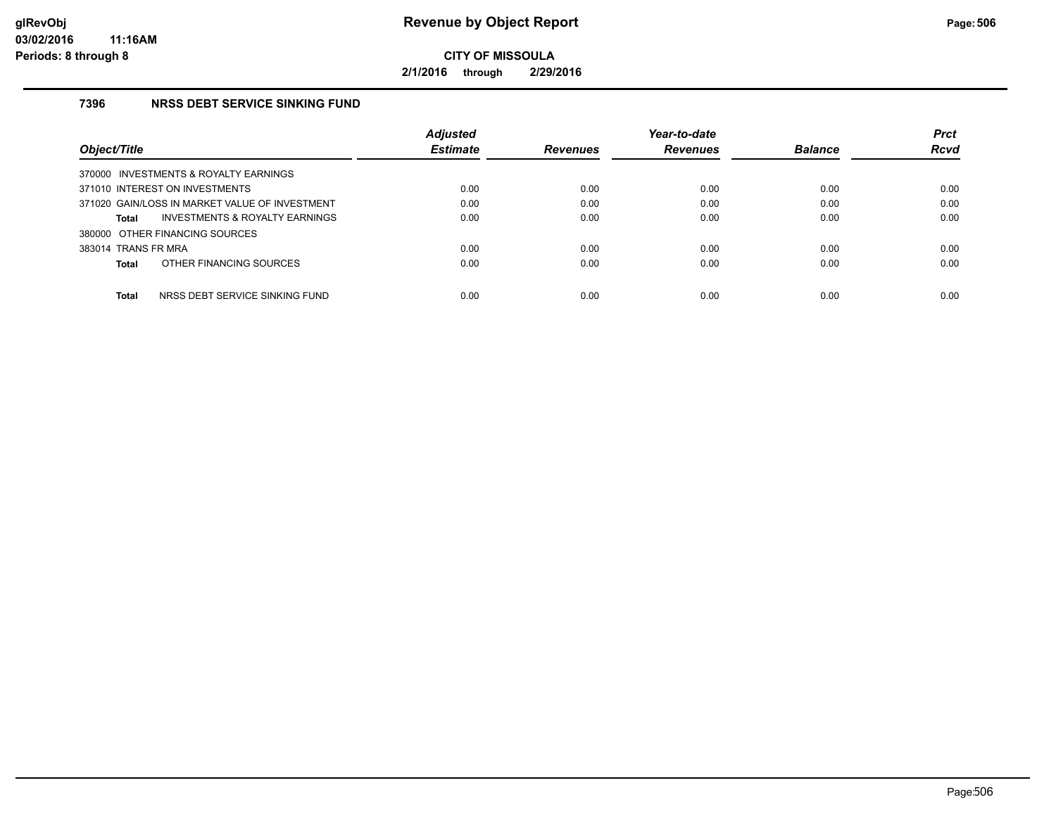# Revenue by Object Report

**CITY OF MISSOULA**

**2/1/2016 through 2/29/2016**

glRevObj
03/02/2016 11:16AM
Periods: 8 through 8

## 7396 NRSS DEBT SERVICE SINKING FUND

| Object/Title | Adjusted Estimate | Revenues | Year-to-date Revenues | Balance | Prct Rcvd |
|---|---|---|---|---|---|
| 370000 INVESTMENTS & ROYALTY EARNINGS | | | | | |
| 371010 INTEREST ON INVESTMENTS | 0.00 | 0.00 | 0.00 | 0.00 | 0.00 |
| 371020 GAIN/LOSS IN MARKET VALUE OF INVESTMENT | 0.00 | 0.00 | 0.00 | 0.00 | 0.00 |
| **Total** INVESTMENTS & ROYALTY EARNINGS | 0.00 | 0.00 | 0.00 | 0.00 | 0.00 |
| 380000 OTHER FINANCING SOURCES | | | | | |
| 383014 TRANS FR MRA | 0.00 | 0.00 | 0.00 | 0.00 | 0.00 |
| **Total** OTHER FINANCING SOURCES | 0.00 | 0.00 | 0.00 | 0.00 | 0.00 |
| **Total** NRSS DEBT SERVICE SINKING FUND | 0.00 | 0.00 | 0.00 | 0.00 | 0.00 |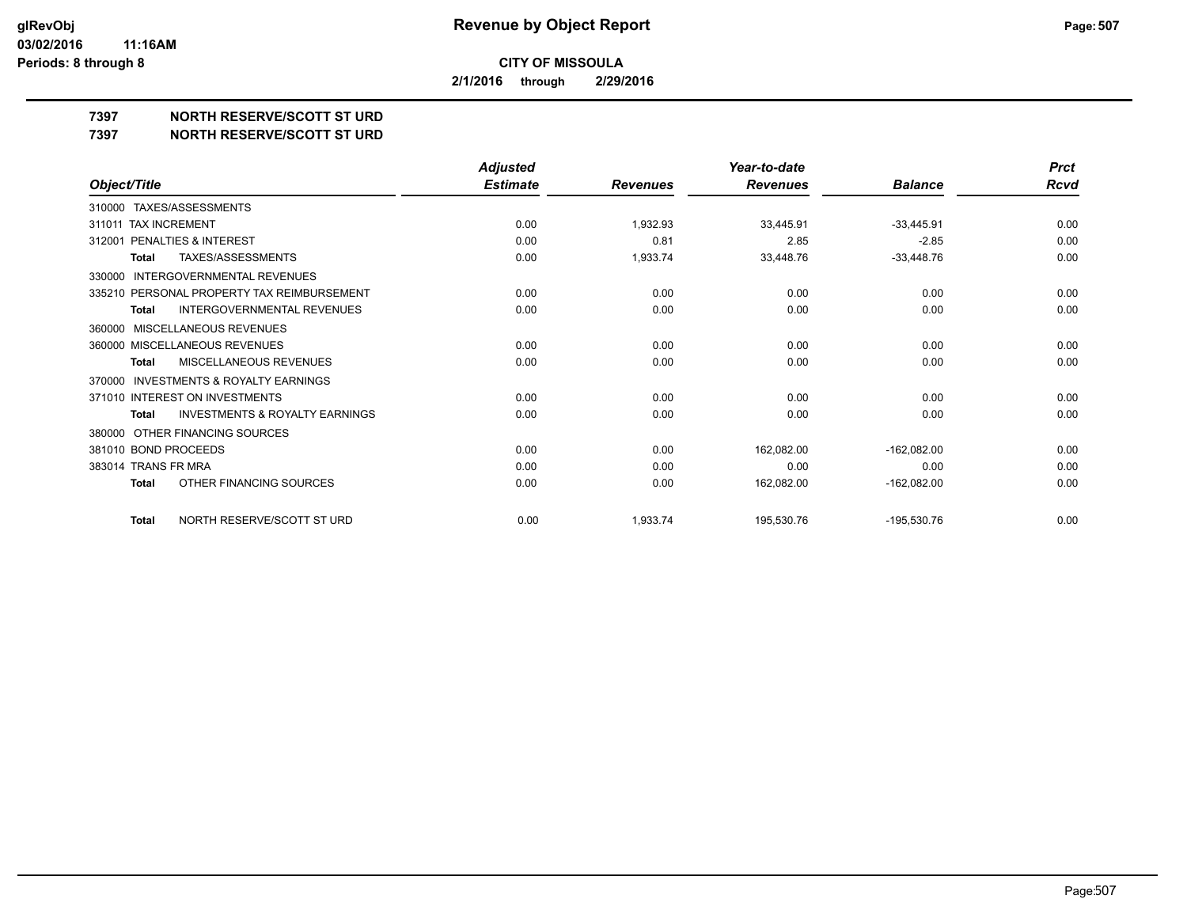# Revenue by Object Report

**CITY OF MISSOULA**

**2/1/2016 through 2/29/2016**

glRevObj
03/02/2016 11:16AM
Periods: 8 through 8

## 7397 NORTH RESERVE/SCOTT ST URD
## 7397 NORTH RESERVE/SCOTT ST URD

| Object/Title | Adjusted Estimate | Revenues | Year-to-date Revenues | Balance | Prct Rcvd |
|---|---|---|---|---|---|
| 310000 TAXES/ASSESSMENTS | | | | | |
| 311011 TAX INCREMENT | 0.00 | 1,932.93 | 33,445.91 | -33,445.91 | 0.00 |
| 312001 PENALTIES & INTEREST | 0.00 | 0.81 | 2.85 | -2.85 | 0.00 |
| **Total** TAXES/ASSESSMENTS | 0.00 | 1,933.74 | 33,448.76 | -33,448.76 | 0.00 |
| 330000 INTERGOVERNMENTAL REVENUES | | | | | |
| 335210 PERSONAL PROPERTY TAX REIMBURSEMENT | 0.00 | 0.00 | 0.00 | 0.00 | 0.00 |
| **Total** INTERGOVERNMENTAL REVENUES | 0.00 | 0.00 | 0.00 | 0.00 | 0.00 |
| 360000 MISCELLANEOUS REVENUES | | | | | |
| 360000 MISCELLANEOUS REVENUES | 0.00 | 0.00 | 0.00 | 0.00 | 0.00 |
| **Total** MISCELLANEOUS REVENUES | 0.00 | 0.00 | 0.00 | 0.00 | 0.00 |
| 370000 INVESTMENTS & ROYALTY EARNINGS | | | | | |
| 371010 INTEREST ON INVESTMENTS | 0.00 | 0.00 | 0.00 | 0.00 | 0.00 |
| **Total** INVESTMENTS & ROYALTY EARNINGS | 0.00 | 0.00 | 0.00 | 0.00 | 0.00 |
| 380000 OTHER FINANCING SOURCES | | | | | |
| 381010 BOND PROCEEDS | 0.00 | 0.00 | 162,082.00 | -162,082.00 | 0.00 |
| 383014 TRANS FR MRA | 0.00 | 0.00 | 0.00 | 0.00 | 0.00 |
| **Total** OTHER FINANCING SOURCES | 0.00 | 0.00 | 162,082.00 | -162,082.00 | 0.00 |
| **Total** NORTH RESERVE/SCOTT ST URD | 0.00 | 1,933.74 | 195,530.76 | -195,530.76 | 0.00 |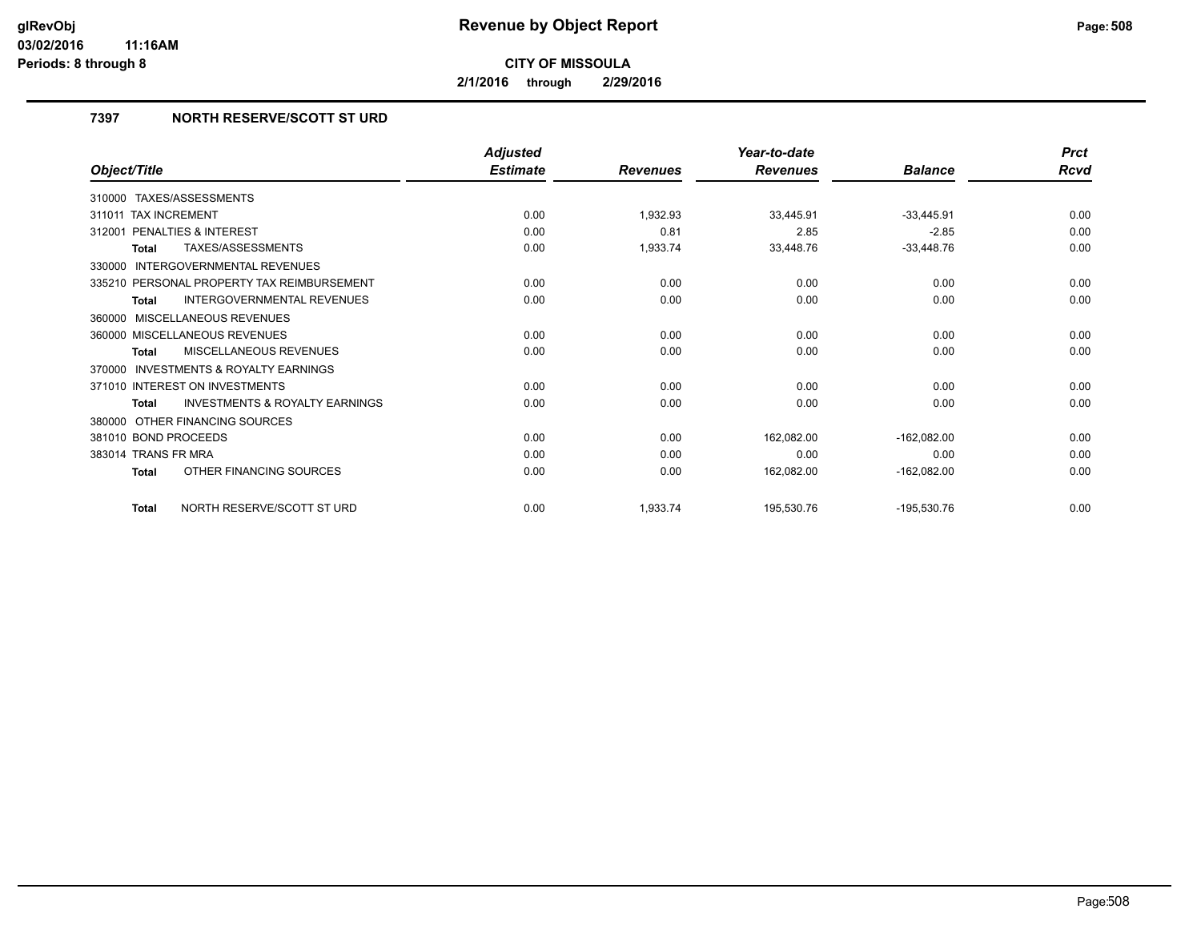# Revenue by Object Report

**CITY OF MISSOULA**

**2/1/2016 through 2/29/2016**

### 7397 NORTH RESERVE/SCOTT ST URD

| Object/Title | Adjusted Estimate | Revenues | Year-to-date Revenues | Balance | Prct Rcvd |
|---|---|---|---|---|---|
| 310000 TAXES/ASSESSMENTS | | | | | |
| 311011 TAX INCREMENT | 0.00 | 1,932.93 | 33,445.91 | -33,445.91 | 0.00 |
| 312001 PENALTIES & INTEREST | 0.00 | 0.81 | 2.85 | -2.85 | 0.00 |
| **Total** TAXES/ASSESSMENTS | 0.00 | 1,933.74 | 33,448.76 | -33,448.76 | 0.00 |
| 330000 INTERGOVERNMENTAL REVENUES | | | | | |
| 335210 PERSONAL PROPERTY TAX REIMBURSEMENT | 0.00 | 0.00 | 0.00 | 0.00 | 0.00 |
| **Total** INTERGOVERNMENTAL REVENUES | 0.00 | 0.00 | 0.00 | 0.00 | 0.00 |
| 360000 MISCELLANEOUS REVENUES | | | | | |
| 360000 MISCELLANEOUS REVENUES | 0.00 | 0.00 | 0.00 | 0.00 | 0.00 |
| **Total** MISCELLANEOUS REVENUES | 0.00 | 0.00 | 0.00 | 0.00 | 0.00 |
| 370000 INVESTMENTS & ROYALTY EARNINGS | | | | | |
| 371010 INTEREST ON INVESTMENTS | 0.00 | 0.00 | 0.00 | 0.00 | 0.00 |
| **Total** INVESTMENTS & ROYALTY EARNINGS | 0.00 | 0.00 | 0.00 | 0.00 | 0.00 |
| 380000 OTHER FINANCING SOURCES | | | | | |
| 381010 BOND PROCEEDS | 0.00 | 0.00 | 162,082.00 | -162,082.00 | 0.00 |
| 383014 TRANS FR MRA | 0.00 | 0.00 | 0.00 | 0.00 | 0.00 |
| **Total** OTHER FINANCING SOURCES | 0.00 | 0.00 | 162,082.00 | -162,082.00 | 0.00 |
| **Total** NORTH RESERVE/SCOTT ST URD | 0.00 | 1,933.74 | 195,530.76 | -195,530.76 | 0.00 |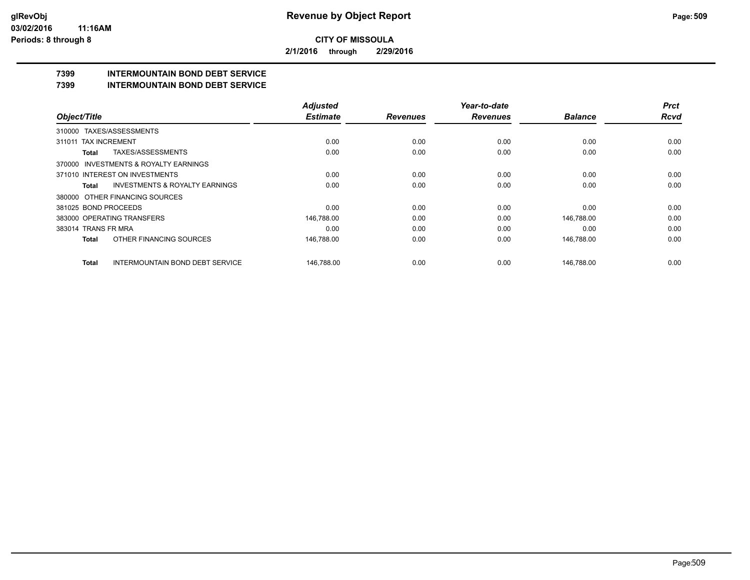# Revenue by Object Report

**CITY OF MISSOULA**

**2/1/2016 through 2/29/2016**

glRevObj
03/02/2016 11:16AM
Periods: 8 through 8

## 7399 INTERMOUNTAIN BOND DEBT SERVICE
## 7399 INTERMOUNTAIN BOND DEBT SERVICE

| Object/Title | Adjusted Estimate | Revenues | Year-to-date Revenues | Balance | Prct Rcvd |
|---|---|---|---|---|---|
| 310000 TAXES/ASSESSMENTS | | | | | |
| 311011 TAX INCREMENT | 0.00 | 0.00 | 0.00 | 0.00 | 0.00 |
| **Total** TAXES/ASSESSMENTS | 0.00 | 0.00 | 0.00 | 0.00 | 0.00 |
| 370000 INVESTMENTS & ROYALTY EARNINGS | | | | | |
| 371010 INTEREST ON INVESTMENTS | 0.00 | 0.00 | 0.00 | 0.00 | 0.00 |
| **Total** INVESTMENTS & ROYALTY EARNINGS | 0.00 | 0.00 | 0.00 | 0.00 | 0.00 |
| 380000 OTHER FINANCING SOURCES | | | | | |
| 381025 BOND PROCEEDS | 0.00 | 0.00 | 0.00 | 0.00 | 0.00 |
| 383000 OPERATING TRANSFERS | 146,788.00 | 0.00 | 0.00 | 146,788.00 | 0.00 |
| 383014 TRANS FR MRA | 0.00 | 0.00 | 0.00 | 0.00 | 0.00 |
| **Total** OTHER FINANCING SOURCES | 146,788.00 | 0.00 | 0.00 | 146,788.00 | 0.00 |
| **Total** INTERMOUNTAIN BOND DEBT SERVICE | 146,788.00 | 0.00 | 0.00 | 146,788.00 | 0.00 |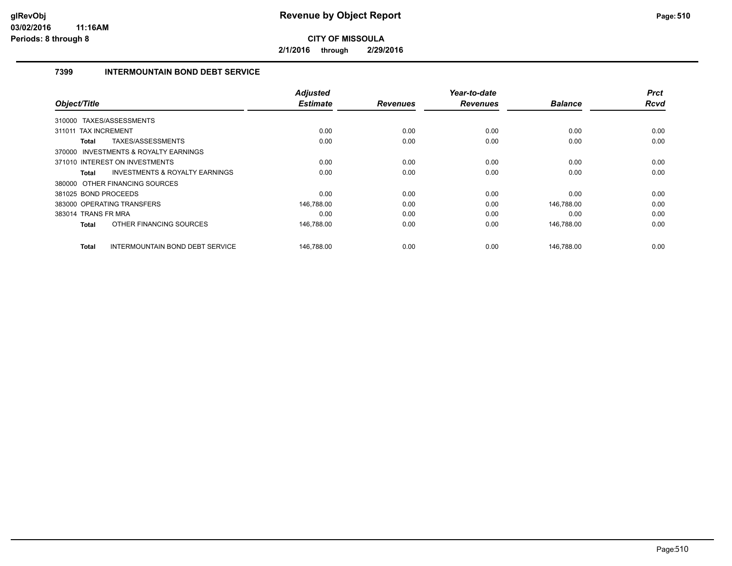# Revenue by Object Report

**CITY OF MISSOULA**

**2/1/2016 through 2/29/2016**

glRevObj
03/02/2016 11:16AM
Periods: 8 through 8

## 7399 INTERMOUNTAIN BOND DEBT SERVICE

| Object/Title | Adjusted Estimate | Revenues | Year-to-date Revenues | Balance | Prct Rcvd |
|---|---|---|---|---|---|
| 310000 TAXES/ASSESSMENTS | | | | | |
| 311011 TAX INCREMENT | 0.00 | 0.00 | 0.00 | 0.00 | 0.00 |
| **Total** TAXES/ASSESSMENTS | 0.00 | 0.00 | 0.00 | 0.00 | 0.00 |
| 370000 INVESTMENTS & ROYALTY EARNINGS | | | | | |
| 371010 INTEREST ON INVESTMENTS | 0.00 | 0.00 | 0.00 | 0.00 | 0.00 |
| **Total** INVESTMENTS & ROYALTY EARNINGS | 0.00 | 0.00 | 0.00 | 0.00 | 0.00 |
| 380000 OTHER FINANCING SOURCES | | | | | |
| 381025 BOND PROCEEDS | 0.00 | 0.00 | 0.00 | 0.00 | 0.00 |
| 383000 OPERATING TRANSFERS | 146,788.00 | 0.00 | 0.00 | 146,788.00 | 0.00 |
| 383014 TRANS FR MRA | 0.00 | 0.00 | 0.00 | 0.00 | 0.00 |
| **Total** OTHER FINANCING SOURCES | 146,788.00 | 0.00 | 0.00 | 146,788.00 | 0.00 |
| **Total** INTERMOUNTAIN BOND DEBT SERVICE | 146,788.00 | 0.00 | 0.00 | 146,788.00 | 0.00 |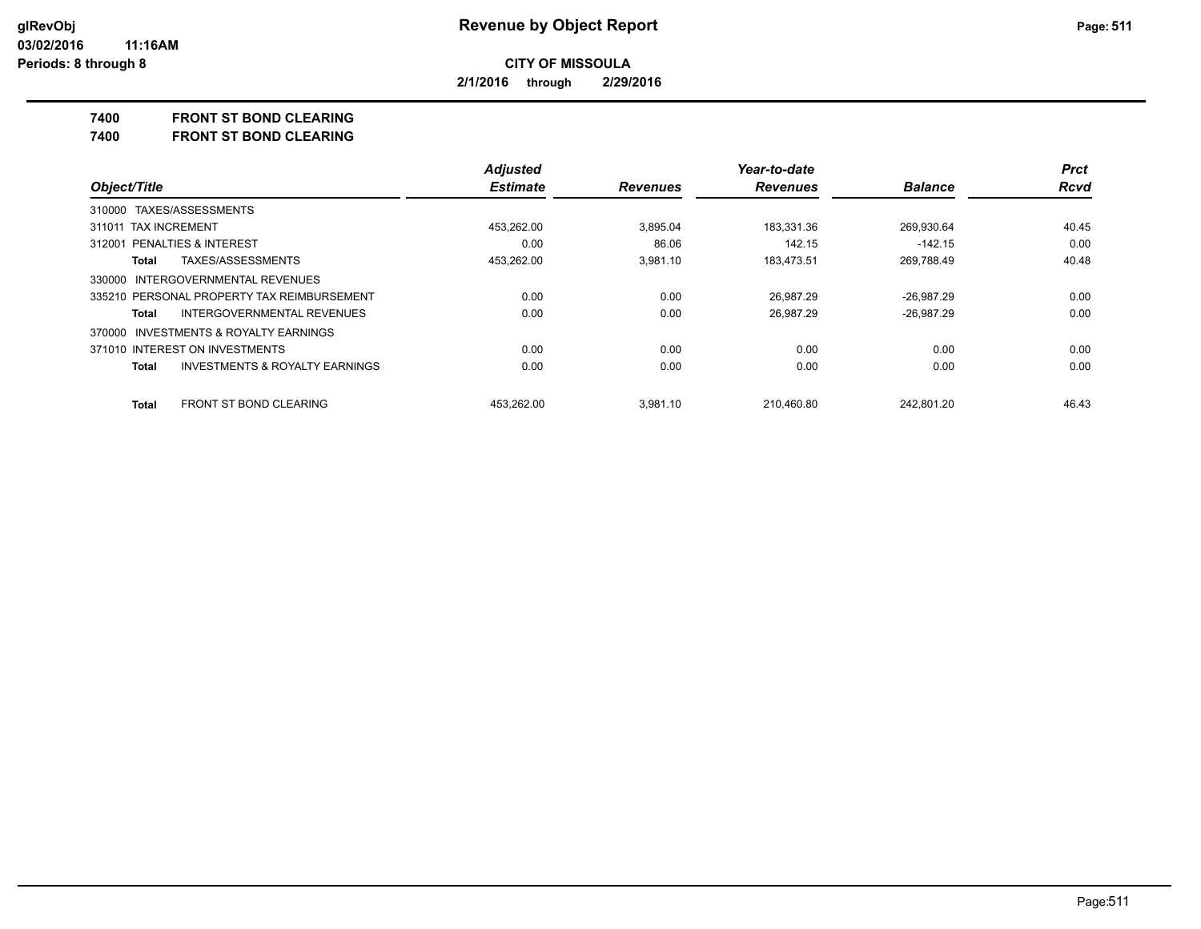**Revenue by Object Report**

**CITY OF MISSOULA**

**2/1/2016 through 2/29/2016**

glRevObj
03/02/2016 11:16AM
Periods: 8 through 8

# 7400 FRONT ST BOND CLEARING

## 7400 FRONT ST BOND CLEARING

| Object/Title | Adjusted Estimate | Revenues | Year-to-date Revenues | Balance | Prct Rcvd |
|---|---|---|---|---|---|
| 310000 TAXES/ASSESSMENTS | | | | | |
| 311011 TAX INCREMENT | 453,262.00 | 3,895.04 | 183,331.36 | 269,930.64 | 40.45 |
| 312001 PENALTIES & INTEREST | 0.00 | 86.06 | 142.15 | -142.15 | 0.00 |
| **Total** TAXES/ASSESSMENTS | 453,262.00 | 3,981.10 | 183,473.51 | 269,788.49 | 40.48 |
| 330000 INTERGOVERNMENTAL REVENUES | | | | | |
| 335210 PERSONAL PROPERTY TAX REIMBURSEMENT | 0.00 | 0.00 | 26,987.29 | -26,987.29 | 0.00 |
| **Total** INTERGOVERNMENTAL REVENUES | 0.00 | 0.00 | 26,987.29 | -26,987.29 | 0.00 |
| 370000 INVESTMENTS & ROYALTY EARNINGS | | | | | |
| 371010 INTEREST ON INVESTMENTS | 0.00 | 0.00 | 0.00 | 0.00 | 0.00 |
| **Total** INVESTMENTS & ROYALTY EARNINGS | 0.00 | 0.00 | 0.00 | 0.00 | 0.00 |
| **Total** FRONT ST BOND CLEARING | 453,262.00 | 3,981.10 | 210,460.80 | 242,801.20 | 46.43 |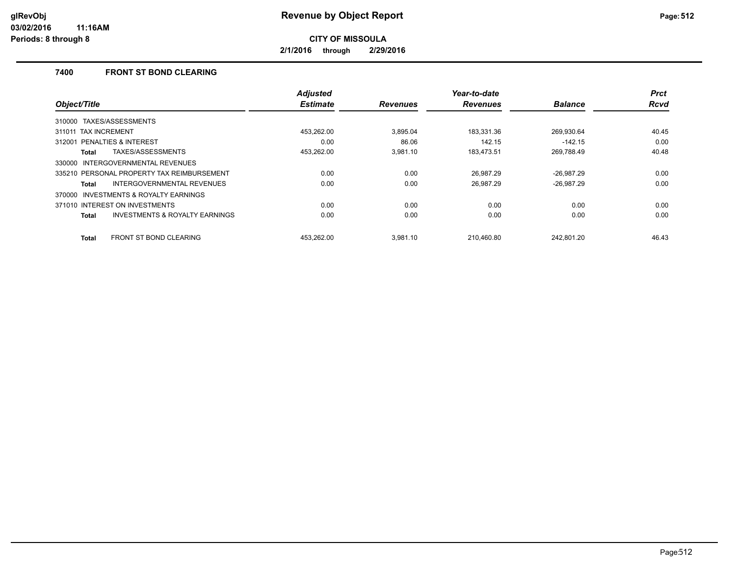# Revenue by Object Report

**CITY OF MISSOULA**

**2/1/2016 through 2/29/2016**

glRevObj
03/02/2016 11:16AM
Periods: 8 through 8

## 7400 FRONT ST BOND CLEARING

| Object/Title | Adjusted Estimate | Revenues | Year-to-date Revenues | Balance | Prct Rcvd |
|---|---|---|---|---|---|
| 310000 TAXES/ASSESSMENTS | | | | | |
| 311011 TAX INCREMENT | 453,262.00 | 3,895.04 | 183,331.36 | 269,930.64 | 40.45 |
| 312001 PENALTIES & INTEREST | 0.00 | 86.06 | 142.15 | -142.15 | 0.00 |
| **Total** TAXES/ASSESSMENTS | 453,262.00 | 3,981.10 | 183,473.51 | 269,788.49 | 40.48 |
| 330000 INTERGOVERNMENTAL REVENUES | | | | | |
| 335210 PERSONAL PROPERTY TAX REIMBURSEMENT | 0.00 | 0.00 | 26,987.29 | -26,987.29 | 0.00 |
| **Total** INTERGOVERNMENTAL REVENUES | 0.00 | 0.00 | 26,987.29 | -26,987.29 | 0.00 |
| 370000 INVESTMENTS & ROYALTY EARNINGS | | | | | |
| 371010 INTEREST ON INVESTMENTS | 0.00 | 0.00 | 0.00 | 0.00 | 0.00 |
| **Total** INVESTMENTS & ROYALTY EARNINGS | 0.00 | 0.00 | 0.00 | 0.00 | 0.00 |
| **Total** FRONT ST BOND CLEARING | 453,262.00 | 3,981.10 | 210,460.80 | 242,801.20 | 46.43 |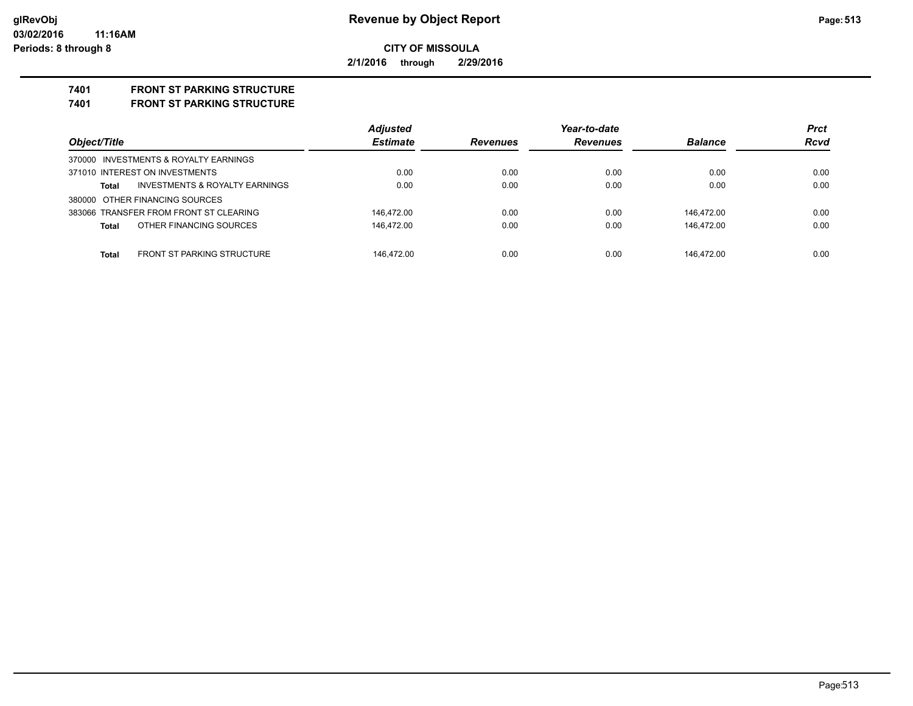# Revenue by Object Report

**CITY OF MISSOULA**

**2/1/2016 through 2/29/2016**

glRevObj
03/02/2016 11:16AM
Periods: 8 through 8

## 7401 FRONT ST PARKING STRUCTURE
## 7401 FRONT ST PARKING STRUCTURE

| Object/Title | | Adjusted Estimate | Revenues | Year-to-date Revenues | Balance | Prct Rcvd |
|---|---|---|---|---|---|---|
| 370000 INVESTMENTS & ROYALTY EARNINGS | | | | | | |
| 371010 INTEREST ON INVESTMENTS | | 0.00 | 0.00 | 0.00 | 0.00 | 0.00 |
| Total | INVESTMENTS & ROYALTY EARNINGS | 0.00 | 0.00 | 0.00 | 0.00 | 0.00 |
| 380000 OTHER FINANCING SOURCES | | | | | | |
| 383066 TRANSFER FROM FRONT ST CLEARING | | 146,472.00 | 0.00 | 0.00 | 146,472.00 | 0.00 |
| Total | OTHER FINANCING SOURCES | 146,472.00 | 0.00 | 0.00 | 146,472.00 | 0.00 |
| Total | FRONT ST PARKING STRUCTURE | 146,472.00 | 0.00 | 0.00 | 146,472.00 | 0.00 |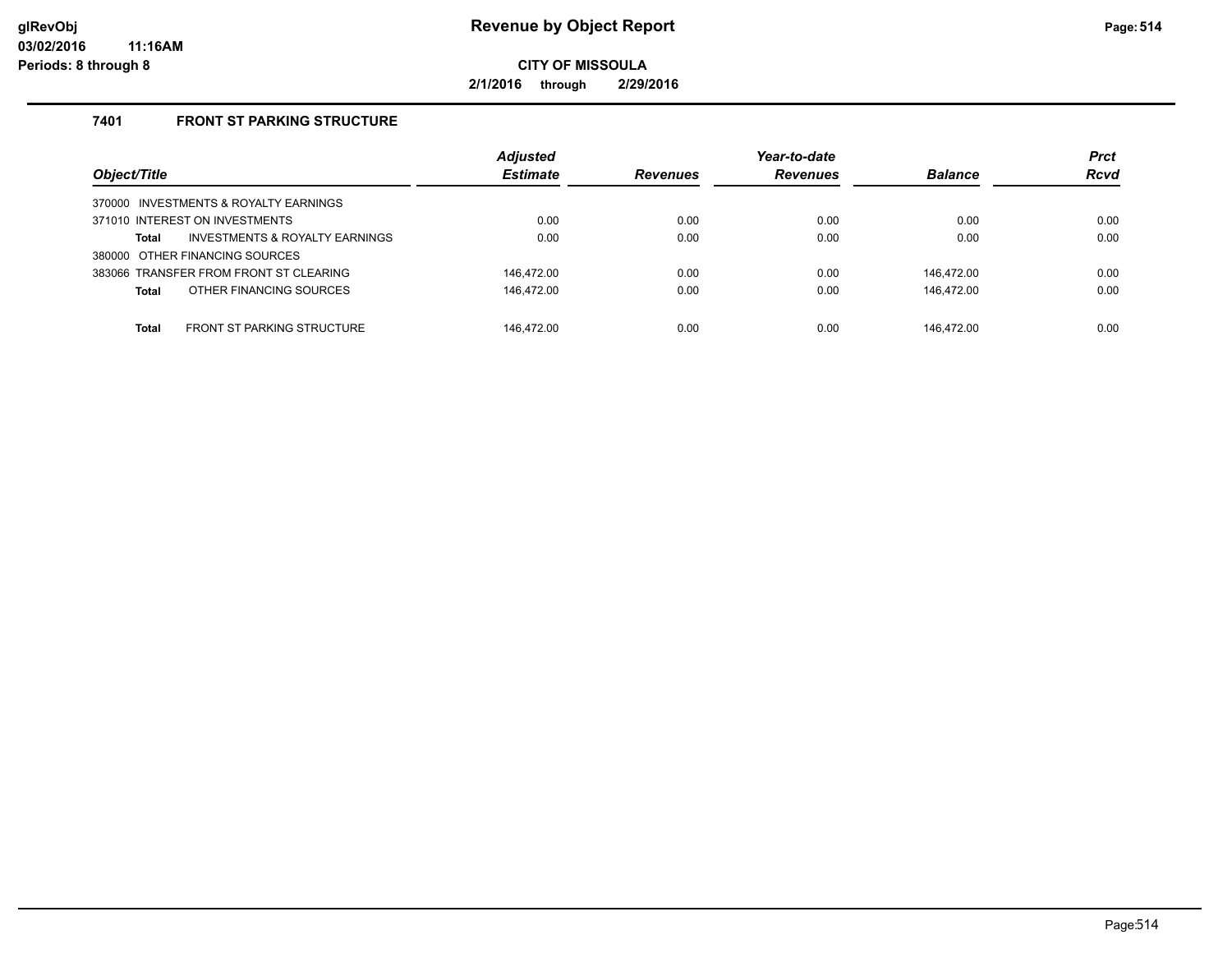# Revenue by Object Report

**CITY OF MISSOULA**

**2/1/2016 through 2/29/2016**

**glRevObj**
**03/02/2016 11:16AM**
**Periods: 8 through 8**

### 7401 FRONT ST PARKING STRUCTURE

| Object/Title | | Adjusted Estimate | Revenues | Year-to-date Revenues | Balance | Prct Rcvd |
|---|---|---|---|---|---|---|
| 370000 INVESTMENTS & ROYALTY EARNINGS | | | | | | |
| 371010 INTEREST ON INVESTMENTS | | 0.00 | 0.00 | 0.00 | 0.00 | 0.00 |
| **Total** | INVESTMENTS & ROYALTY EARNINGS | 0.00 | 0.00 | 0.00 | 0.00 | 0.00 |
| 380000 OTHER FINANCING SOURCES | | | | | | |
| 383066 TRANSFER FROM FRONT ST CLEARING | | 146,472.00 | 0.00 | 0.00 | 146,472.00 | 0.00 |
| **Total** | OTHER FINANCING SOURCES | 146,472.00 | 0.00 | 0.00 | 146,472.00 | 0.00 |
| **Total** | FRONT ST PARKING STRUCTURE | 146,472.00 | 0.00 | 0.00 | 146,472.00 | 0.00 |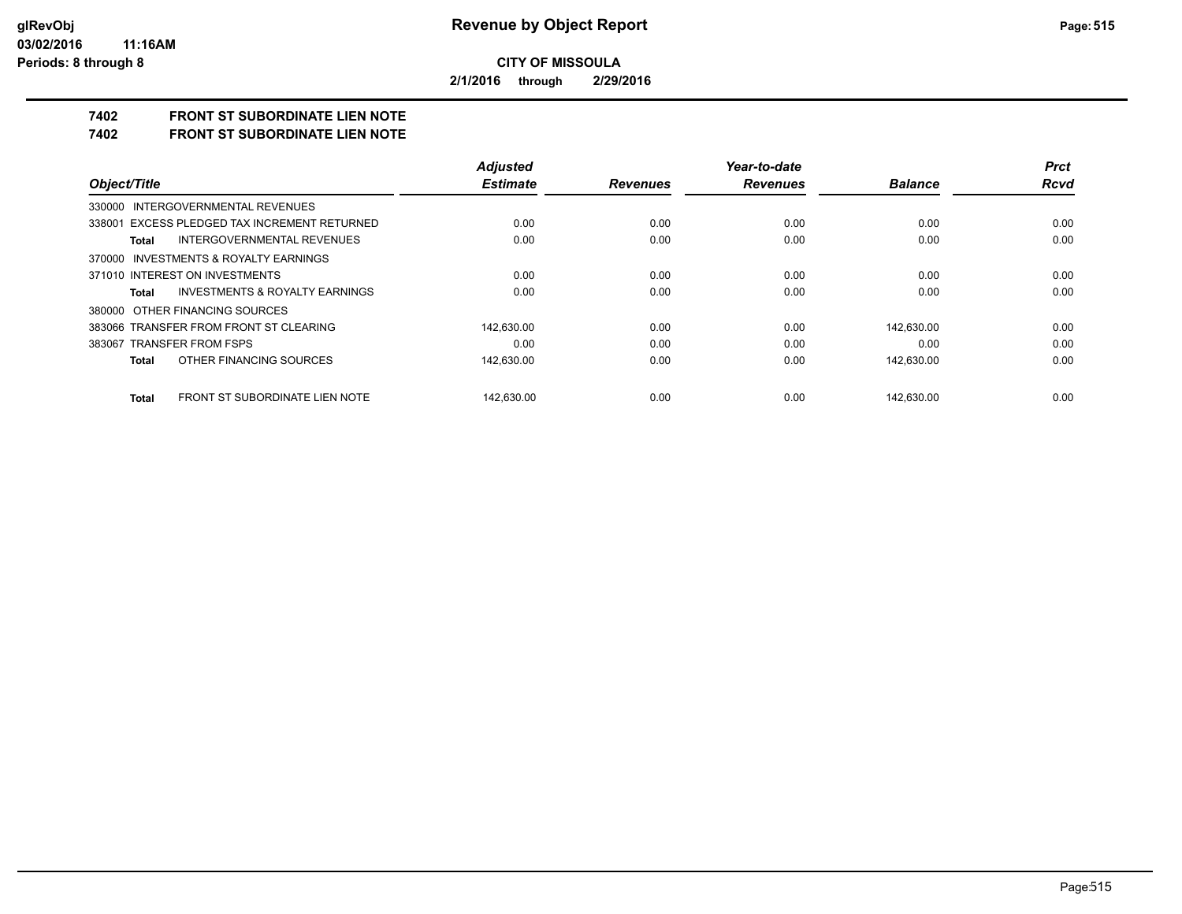**CITY OF MISSOULA**

**2/1/2016 through 2/29/2016**

**7402 FRONT ST SUBORDINATE LIEN NOTE**

**7402 FRONT ST SUBORDINATE LIEN NOTE**

| Object/Title | Adjusted Estimate | Revenues | Year-to-date Revenues | Balance | Prct Rcvd |
|---|---|---|---|---|---|
| 330000 INTERGOVERNMENTAL REVENUES | | | | | |
| 338001 EXCESS PLEDGED TAX INCREMENT RETURNED | 0.00 | 0.00 | 0.00 | 0.00 | 0.00 |
| **Total** INTERGOVERNMENTAL REVENUES | 0.00 | 0.00 | 0.00 | 0.00 | 0.00 |
| 370000 INVESTMENTS & ROYALTY EARNINGS | | | | | |
| 371010 INTEREST ON INVESTMENTS | 0.00 | 0.00 | 0.00 | 0.00 | 0.00 |
| **Total** INVESTMENTS & ROYALTY EARNINGS | 0.00 | 0.00 | 0.00 | 0.00 | 0.00 |
| 380000 OTHER FINANCING SOURCES | | | | | |
| 383066 TRANSFER FROM FRONT ST CLEARING | 142,630.00 | 0.00 | 0.00 | 142,630.00 | 0.00 |
| 383067 TRANSFER FROM FSPS | 0.00 | 0.00 | 0.00 | 0.00 | 0.00 |
| **Total** OTHER FINANCING SOURCES | 142,630.00 | 0.00 | 0.00 | 142,630.00 | 0.00 |
| **Total** FRONT ST SUBORDINATE LIEN NOTE | 142,630.00 | 0.00 | 0.00 | 142,630.00 | 0.00 |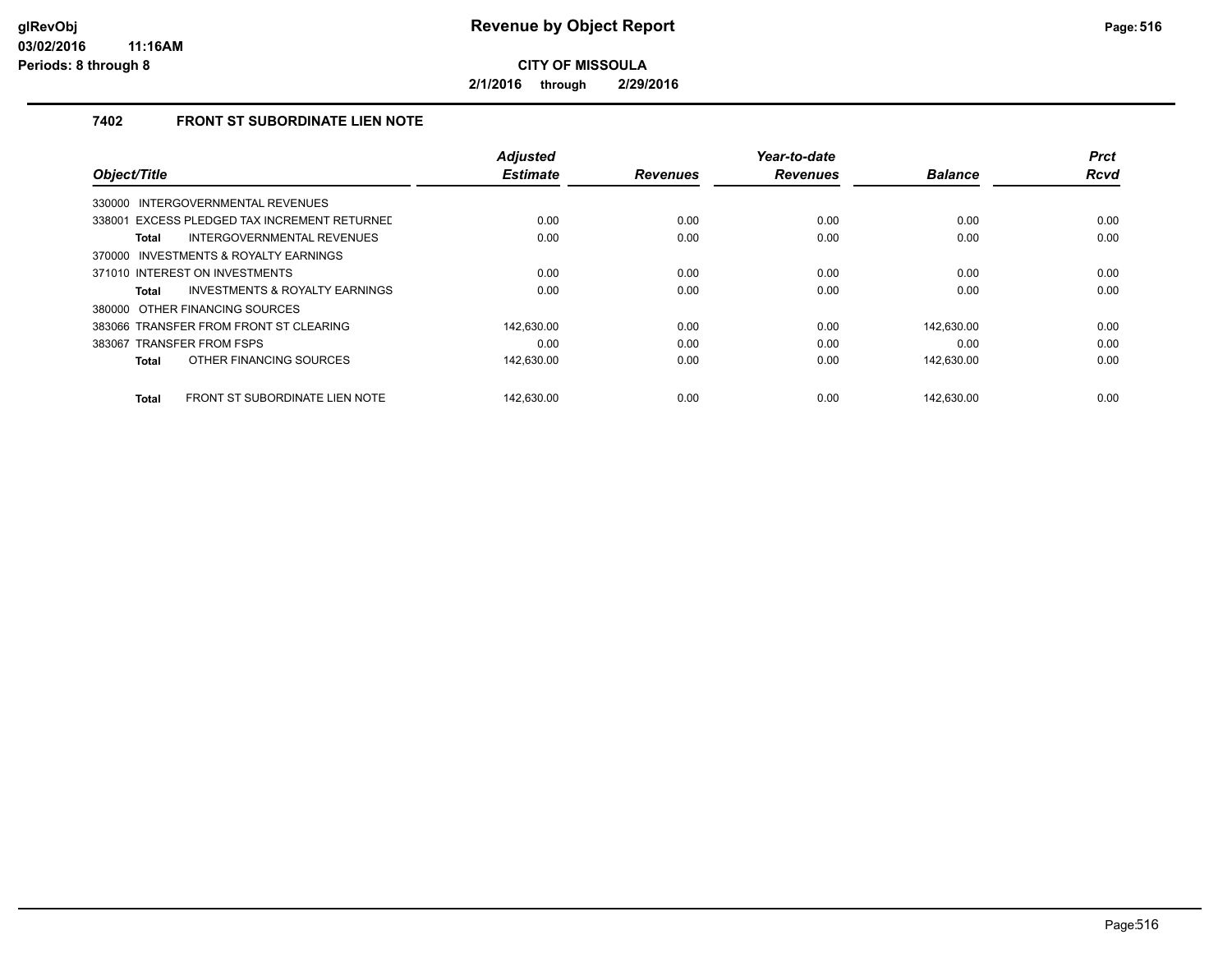# Revenue by Object Report

**CITY OF MISSOULA**

**2/1/2016 through 2/29/2016**

### 7402 FRONT ST SUBORDINATE LIEN NOTE

| Object/Title | Adjusted Estimate | Revenues | Year-to-date Revenues | Balance | Prct Rcvd |
|---|---|---|---|---|---|
| 330000 INTERGOVERNMENTAL REVENUES | | | | | |
| 338001 EXCESS PLEDGED TAX INCREMENT RETURNED | 0.00 | 0.00 | 0.00 | 0.00 | 0.00 |
| **Total** INTERGOVERNMENTAL REVENUES | 0.00 | 0.00 | 0.00 | 0.00 | 0.00 |
| 370000 INVESTMENTS & ROYALTY EARNINGS | | | | | |
| 371010 INTEREST ON INVESTMENTS | 0.00 | 0.00 | 0.00 | 0.00 | 0.00 |
| **Total** INVESTMENTS & ROYALTY EARNINGS | 0.00 | 0.00 | 0.00 | 0.00 | 0.00 |
| 380000 OTHER FINANCING SOURCES | | | | | |
| 383066 TRANSFER FROM FRONT ST CLEARING | 142,630.00 | 0.00 | 0.00 | 142,630.00 | 0.00 |
| 383067 TRANSFER FROM FSPS | 0.00 | 0.00 | 0.00 | 0.00 | 0.00 |
| **Total** OTHER FINANCING SOURCES | 142,630.00 | 0.00 | 0.00 | 142,630.00 | 0.00 |
| **Total** FRONT ST SUBORDINATE LIEN NOTE | 142,630.00 | 0.00 | 0.00 | 142,630.00 | 0.00 |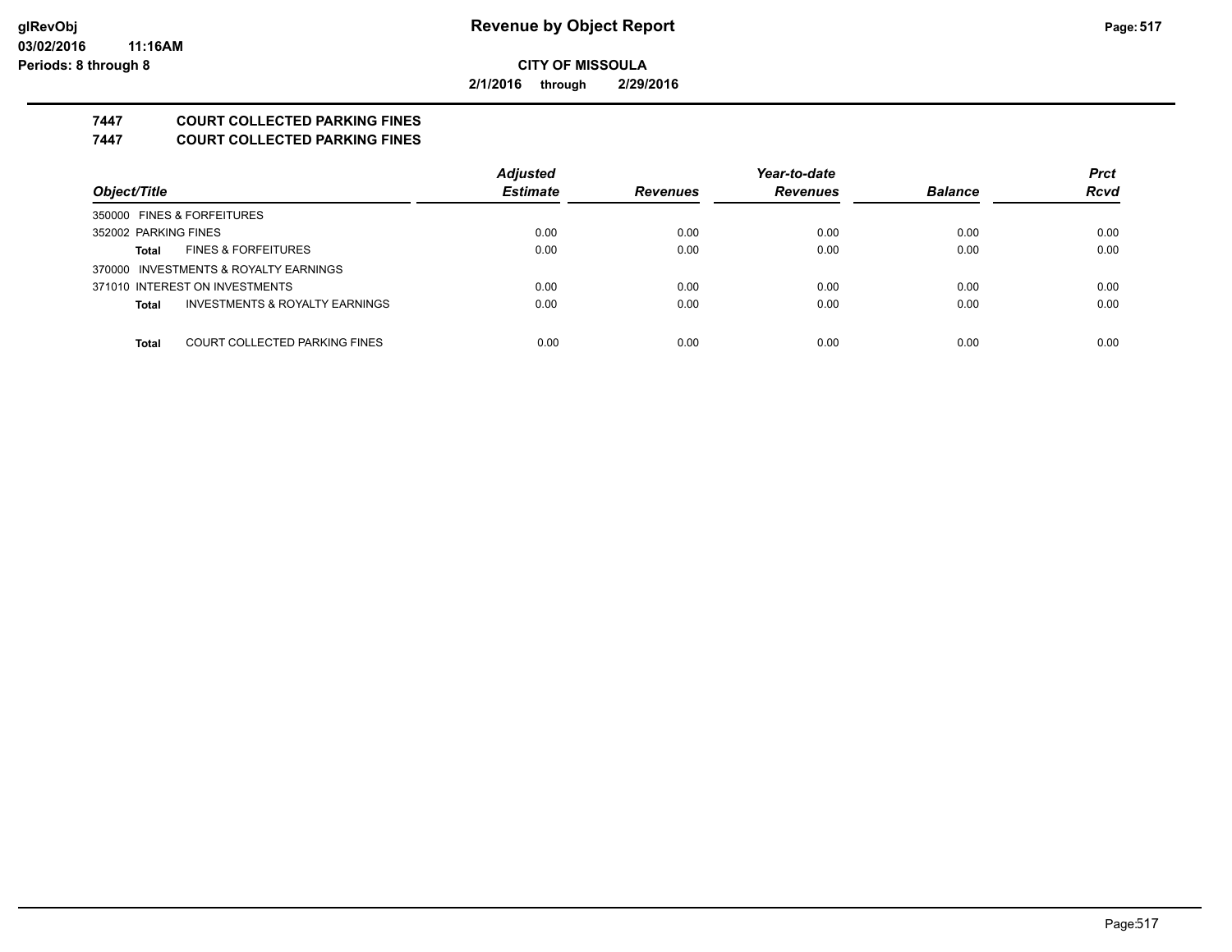**glRevObj**
**03/02/2016 11:16AM**
**Periods: 8 through 8**

# Revenue by Object Report

**CITY OF MISSOULA**

**2/1/2016 through 2/29/2016**

## 7447 COURT COLLECTED PARKING FINES
## 7447 COURT COLLECTED PARKING FINES

| Object/Title | | Adjusted Estimate | Revenues | Year-to-date Revenues | Balance | Prct Rcvd |
|---|---|---|---|---|---|---|
| 350000 FINES & FORFEITURES | | | | | | |
| 352002 PARKING FINES | | 0.00 | 0.00 | 0.00 | 0.00 | 0.00 |
| **Total** | FINES & FORFEITURES | 0.00 | 0.00 | 0.00 | 0.00 | 0.00 |
| 370000 INVESTMENTS & ROYALTY EARNINGS | | | | | | |
| 371010 INTEREST ON INVESTMENTS | | 0.00 | 0.00 | 0.00 | 0.00 | 0.00 |
| **Total** | INVESTMENTS & ROYALTY EARNINGS | 0.00 | 0.00 | 0.00 | 0.00 | 0.00 |
| **Total** | COURT COLLECTED PARKING FINES | 0.00 | 0.00 | 0.00 | 0.00 | 0.00 |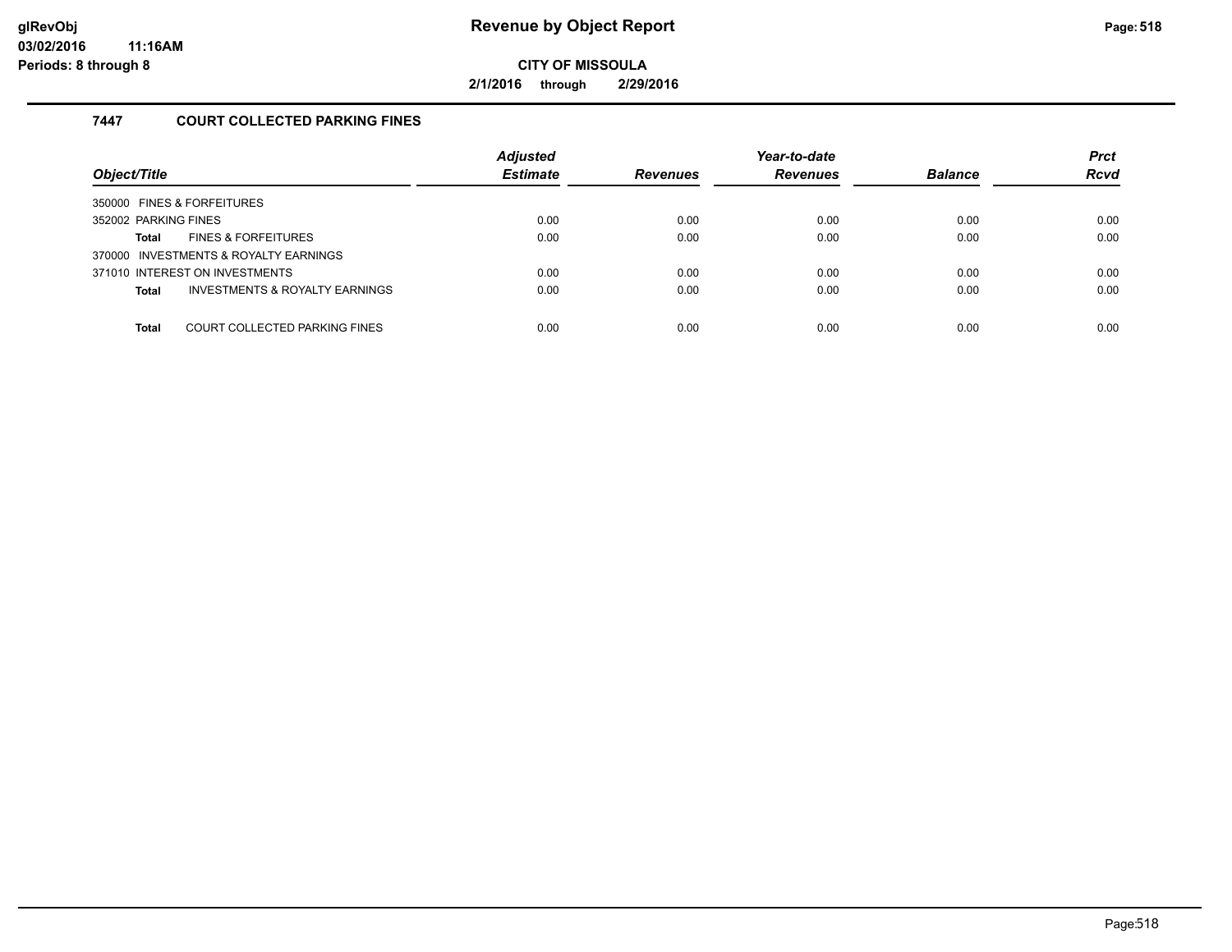# Revenue by Object Report

**CITY OF MISSOULA**

**2/1/2016 through 2/29/2016**

glRevObj
03/02/2016 11:16AM
Periods: 8 through 8

## 7447 COURT COLLECTED PARKING FINES

| Object/Title | | Adjusted Estimate | Revenues | Year-to-date Revenues | Balance | Prct Rcvd |
|---|---|---|---|---|---|---|
| 350000 FINES & FORFEITURES | | | | | | |
| 352002 PARKING FINES | | 0.00 | 0.00 | 0.00 | 0.00 | 0.00 |
| **Total** | FINES & FORFEITURES | 0.00 | 0.00 | 0.00 | 0.00 | 0.00 |
| 370000 INVESTMENTS & ROYALTY EARNINGS | | | | | | |
| 371010 INTEREST ON INVESTMENTS | | 0.00 | 0.00 | 0.00 | 0.00 | 0.00 |
| **Total** | INVESTMENTS & ROYALTY EARNINGS | 0.00 | 0.00 | 0.00 | 0.00 | 0.00 |
| **Total** | COURT COLLECTED PARKING FINES | 0.00 | 0.00 | 0.00 | 0.00 | 0.00 |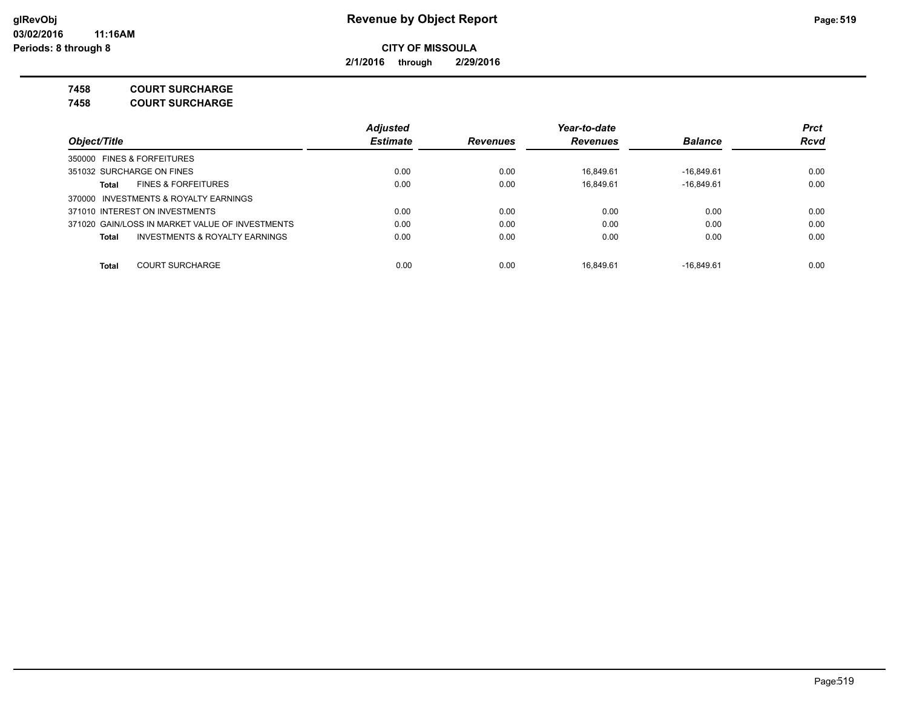# Revenue by Object Report

**CITY OF MISSOULA**

**2/1/2016 through 2/29/2016**

glRevObj
03/02/2016 11:16AM
Periods: 8 through 8

**7458 COURT SURCHARGE**

**7458 COURT SURCHARGE**

| Object/Title | Adjusted Estimate | Revenues | Year-to-date Revenues | Balance | Prct Rcvd |
|---|---|---|---|---|---|
| 350000 FINES & FORFEITURES | | | | | |
| 351032 SURCHARGE ON FINES | 0.00 | 0.00 | 16,849.61 | -16,849.61 | 0.00 |
| **Total** FINES & FORFEITURES | 0.00 | 0.00 | 16,849.61 | -16,849.61 | 0.00 |
| 370000 INVESTMENTS & ROYALTY EARNINGS | | | | | |
| 371010 INTEREST ON INVESTMENTS | 0.00 | 0.00 | 0.00 | 0.00 | 0.00 |
| 371020 GAIN/LOSS IN MARKET VALUE OF INVESTMENTS | 0.00 | 0.00 | 0.00 | 0.00 | 0.00 |
| **Total** INVESTMENTS & ROYALTY EARNINGS | 0.00 | 0.00 | 0.00 | 0.00 | 0.00 |
| **Total** COURT SURCHARGE | 0.00 | 0.00 | 16,849.61 | -16,849.61 | 0.00 |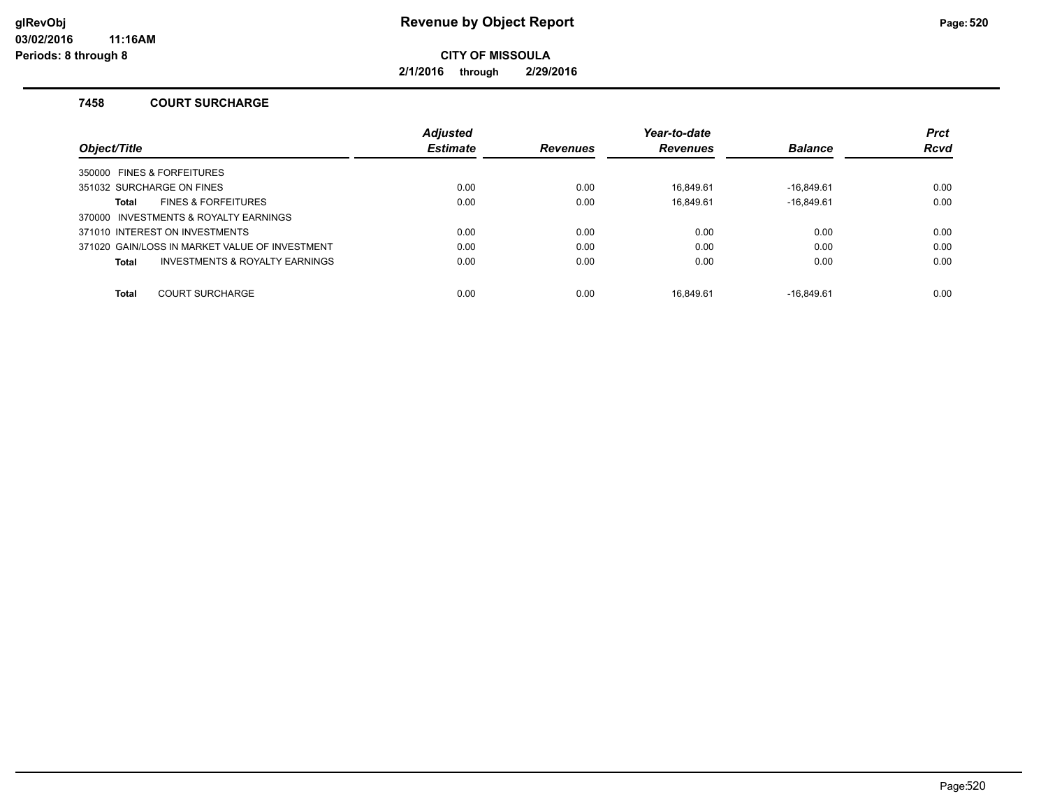# Revenue by Object Report

**CITY OF MISSOULA**

**2/1/2016 through 2/29/2016**

glRevObj
03/02/2016 11:16AM
Periods: 8 through 8

### 7458 COURT SURCHARGE

| Object/Title | Adjusted Estimate | Revenues | Year-to-date Revenues | Balance | Prct Rcvd |
|---|---|---|---|---|---|
| 350000 FINES & FORFEITURES | | | | | |
| 351032 SURCHARGE ON FINES | 0.00 | 0.00 | 16,849.61 | -16,849.61 | 0.00 |
| **Total** FINES & FORFEITURES | 0.00 | 0.00 | 16,849.61 | -16,849.61 | 0.00 |
| 370000 INVESTMENTS & ROYALTY EARNINGS | | | | | |
| 371010 INTEREST ON INVESTMENTS | 0.00 | 0.00 | 0.00 | 0.00 | 0.00 |
| 371020 GAIN/LOSS IN MARKET VALUE OF INVESTMENT | 0.00 | 0.00 | 0.00 | 0.00 | 0.00 |
| **Total** INVESTMENTS & ROYALTY EARNINGS | 0.00 | 0.00 | 0.00 | 0.00 | 0.00 |
| **Total** COURT SURCHARGE | 0.00 | 0.00 | 16,849.61 | -16,849.61 | 0.00 |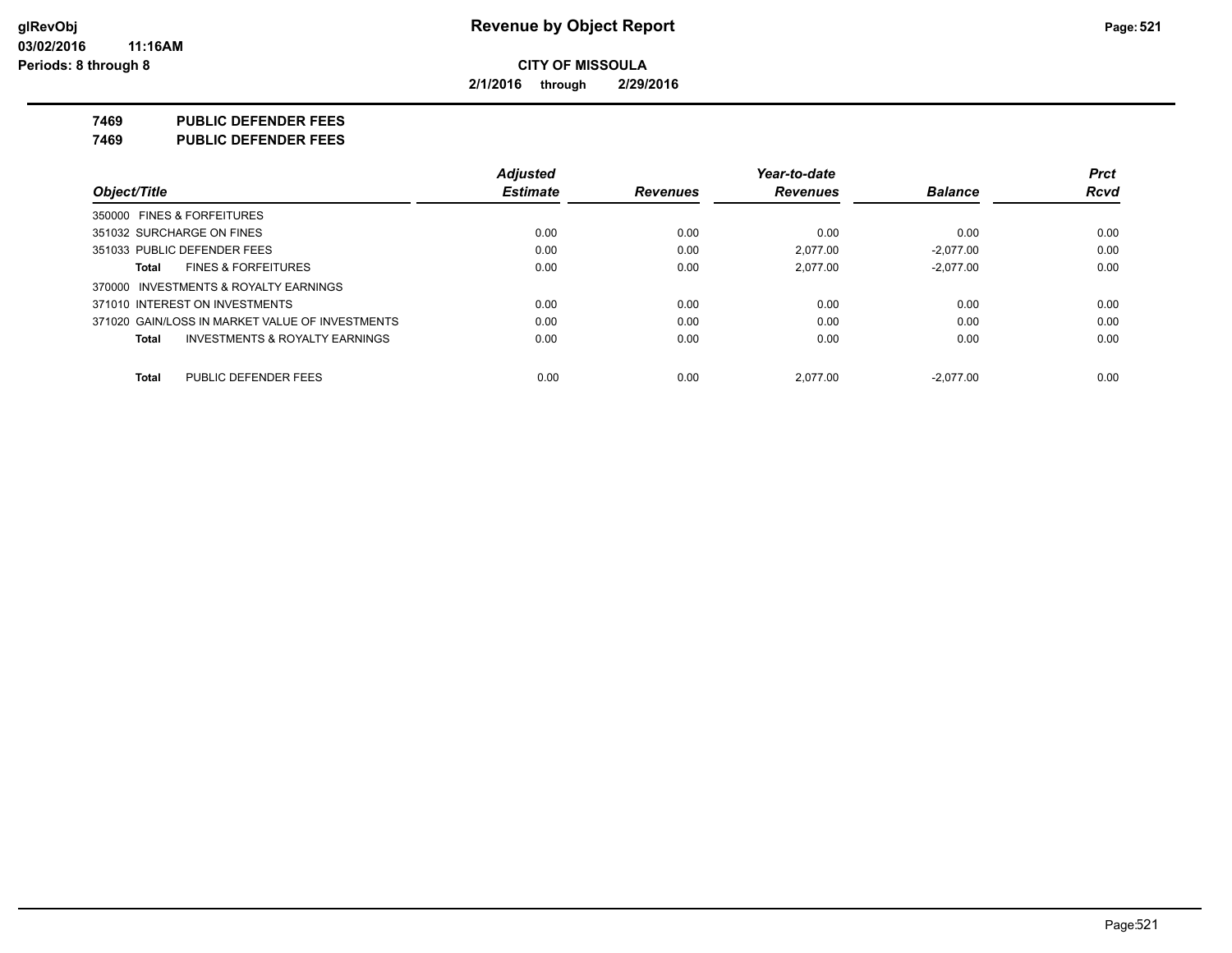**Revenue by Object Report**

**CITY OF MISSOULA**

**2/1/2016 through 2/29/2016**

**glRevObj**
**03/02/2016 11:16AM**
**Periods: 8 through 8**

## 7469 PUBLIC DEFENDER FEES
## 7469 PUBLIC DEFENDER FEES

| Object/Title | Adjusted Estimate | Revenues | Year-to-date Revenues | Balance | Prct Rcvd |
|---|---|---|---|---|---|
| 350000 FINES & FORFEITURES | | | | | |
| 351032 SURCHARGE ON FINES | 0.00 | 0.00 | 0.00 | 0.00 | 0.00 |
| 351033 PUBLIC DEFENDER FEES | 0.00 | 0.00 | 2,077.00 | -2,077.00 | 0.00 |
| **Total** FINES & FORFEITURES | 0.00 | 0.00 | 2,077.00 | -2,077.00 | 0.00 |
| 370000 INVESTMENTS & ROYALTY EARNINGS | | | | | |
| 371010 INTEREST ON INVESTMENTS | 0.00 | 0.00 | 0.00 | 0.00 | 0.00 |
| 371020 GAIN/LOSS IN MARKET VALUE OF INVESTMENTS | 0.00 | 0.00 | 0.00 | 0.00 | 0.00 |
| **Total** INVESTMENTS & ROYALTY EARNINGS | 0.00 | 0.00 | 0.00 | 0.00 | 0.00 |
| **Total** PUBLIC DEFENDER FEES | 0.00 | 0.00 | 2,077.00 | -2,077.00 | 0.00 |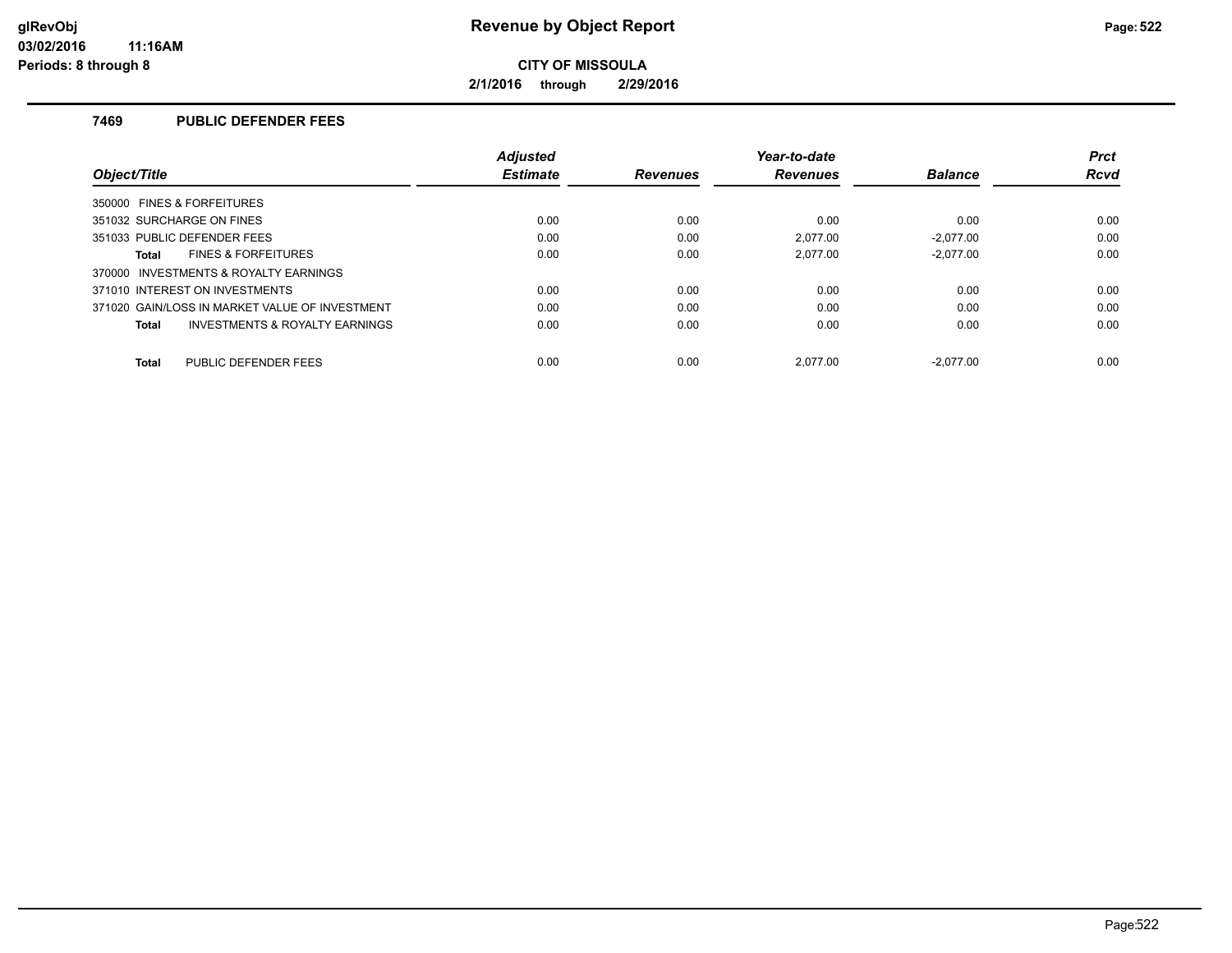# Revenue by Object Report

**glRevObj**
**03/02/2016 11:16AM**
**Periods: 8 through 8**

**CITY OF MISSOULA**

**2/1/2016 through 2/29/2016**

## 7469 PUBLIC DEFENDER FEES

| Object/Title | Adjusted Estimate | Revenues | Year-to-date Revenues | Balance | Prct Rcvd |
|---|---|---|---|---|---|
| 350000 FINES & FORFEITURES | | | | | |
| 351032 SURCHARGE ON FINES | 0.00 | 0.00 | 0.00 | 0.00 | 0.00 |
| 351033 PUBLIC DEFENDER FEES | 0.00 | 0.00 | 2,077.00 | -2,077.00 | 0.00 |
| **Total** FINES & FORFEITURES | 0.00 | 0.00 | 2,077.00 | -2,077.00 | 0.00 |
| 370000 INVESTMENTS & ROYALTY EARNINGS | | | | | |
| 371010 INTEREST ON INVESTMENTS | 0.00 | 0.00 | 0.00 | 0.00 | 0.00 |
| 371020 GAIN/LOSS IN MARKET VALUE OF INVESTMENT | 0.00 | 0.00 | 0.00 | 0.00 | 0.00 |
| **Total** INVESTMENTS & ROYALTY EARNINGS | 0.00 | 0.00 | 0.00 | 0.00 | 0.00 |
| **Total** PUBLIC DEFENDER FEES | 0.00 | 0.00 | 2,077.00 | -2,077.00 | 0.00 |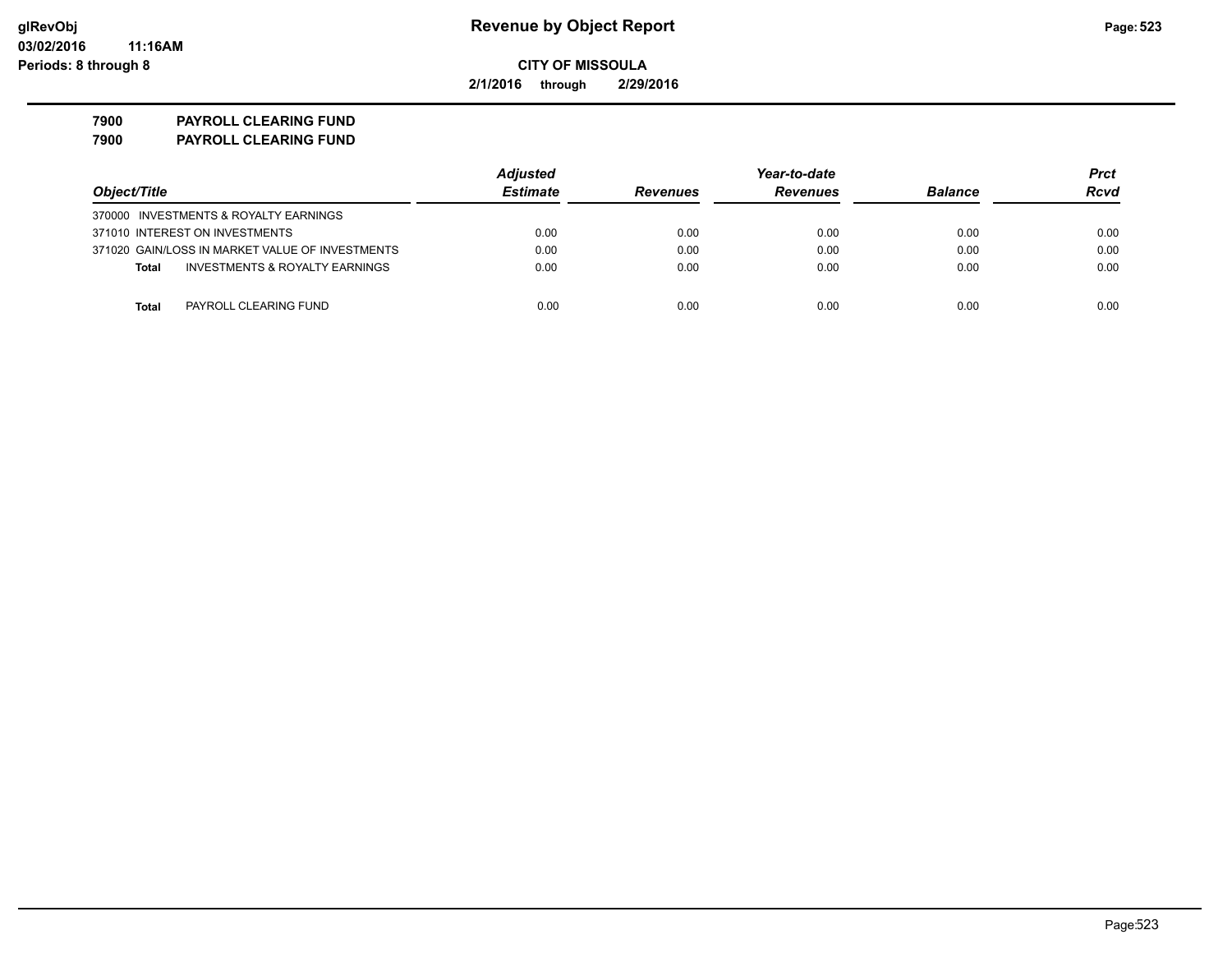# Revenue by Object Report

**CITY OF MISSOULA**

**2/1/2016 through 2/29/2016**

glRevObj
03/02/2016 11:16AM
Periods: 8 through 8

**7900 PAYROLL CLEARING FUND**
**7900 PAYROLL CLEARING FUND**

| Object/Title | Adjusted Estimate | Revenues | Year-to-date Revenues | Balance | Prct Rcvd |
|---|---|---|---|---|---|
| 370000 INVESTMENTS & ROYALTY EARNINGS | | | | | |
| 371010 INTEREST ON INVESTMENTS | 0.00 | 0.00 | 0.00 | 0.00 | 0.00 |
| 371020 GAIN/LOSS IN MARKET VALUE OF INVESTMENTS | 0.00 | 0.00 | 0.00 | 0.00 | 0.00 |
| **Total** INVESTMENTS & ROYALTY EARNINGS | 0.00 | 0.00 | 0.00 | 0.00 | 0.00 |
| **Total** PAYROLL CLEARING FUND | 0.00 | 0.00 | 0.00 | 0.00 | 0.00 |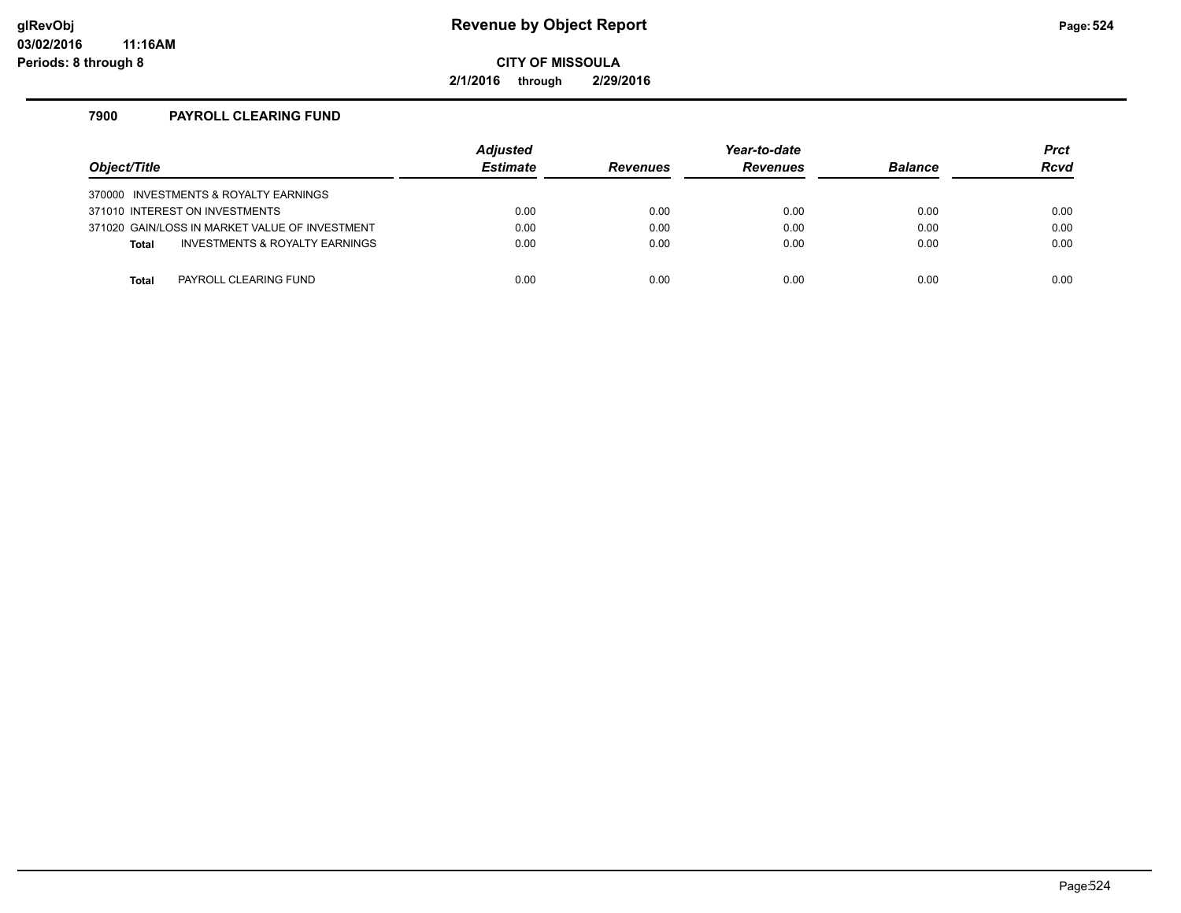# Revenue by Object Report

**CITY OF MISSOULA**

**2/1/2016 through 2/29/2016**

glRevObj
03/02/2016 11:16AM
Periods: 8 through 8

## 7900 PAYROLL CLEARING FUND

| Object/Title | Adjusted Estimate | Revenues | Year-to-date Revenues | Balance | Prct Rcvd |
|---|---|---|---|---|---|
| 370000 INVESTMENTS & ROYALTY EARNINGS | | | | | |
| 371010 INTEREST ON INVESTMENTS | 0.00 | 0.00 | 0.00 | 0.00 | 0.00 |
| 371020 GAIN/LOSS IN MARKET VALUE OF INVESTMENT | 0.00 | 0.00 | 0.00 | 0.00 | 0.00 |
| **Total** INVESTMENTS & ROYALTY EARNINGS | 0.00 | 0.00 | 0.00 | 0.00 | 0.00 |
| **Total** PAYROLL CLEARING FUND | 0.00 | 0.00 | 0.00 | 0.00 | 0.00 |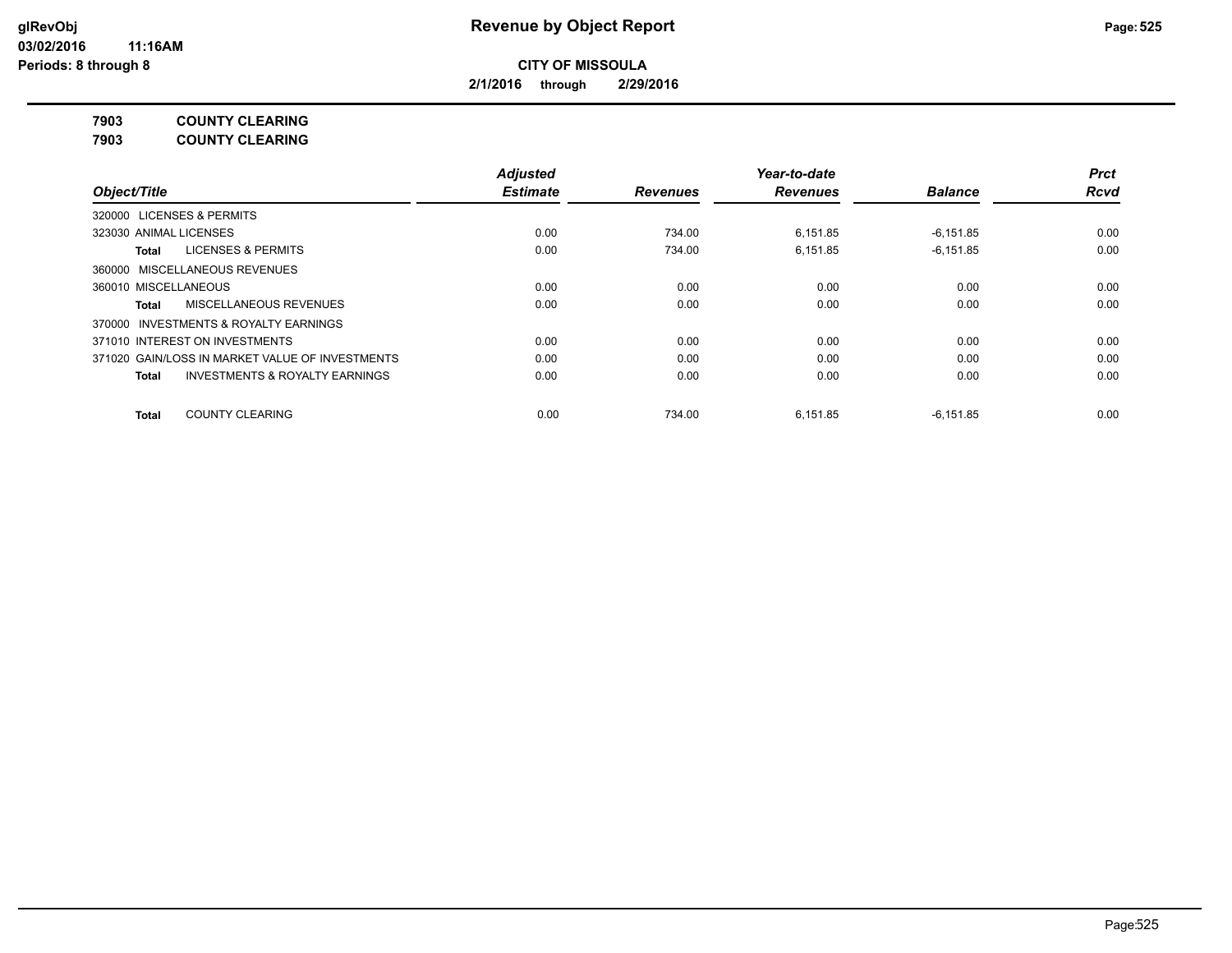**CITY OF MISSOULA**

**2/1/2016 through 2/29/2016**

**7903 COUNTY CLEARING**

**7903 COUNTY CLEARING**

| Object/Title | Adjusted Estimate | Revenues | Year-to-date Revenues | Balance | Prct Rcvd |
|---|---|---|---|---|---|
| 320000 LICENSES & PERMITS | | | | | |
| 323030 ANIMAL LICENSES | 0.00 | 734.00 | 6,151.85 | -6,151.85 | 0.00 |
| **Total** LICENSES & PERMITS | 0.00 | 734.00 | 6,151.85 | -6,151.85 | 0.00 |
| 360000 MISCELLANEOUS REVENUES | | | | | |
| 360010 MISCELLANEOUS | 0.00 | 0.00 | 0.00 | 0.00 | 0.00 |
| **Total** MISCELLANEOUS REVENUES | 0.00 | 0.00 | 0.00 | 0.00 | 0.00 |
| 370000 INVESTMENTS & ROYALTY EARNINGS | | | | | |
| 371010 INTEREST ON INVESTMENTS | 0.00 | 0.00 | 0.00 | 0.00 | 0.00 |
| 371020 GAIN/LOSS IN MARKET VALUE OF INVESTMENTS | 0.00 | 0.00 | 0.00 | 0.00 | 0.00 |
| **Total** INVESTMENTS & ROYALTY EARNINGS | 0.00 | 0.00 | 0.00 | 0.00 | 0.00 |
| **Total** COUNTY CLEARING | 0.00 | 734.00 | 6,151.85 | -6,151.85 | 0.00 |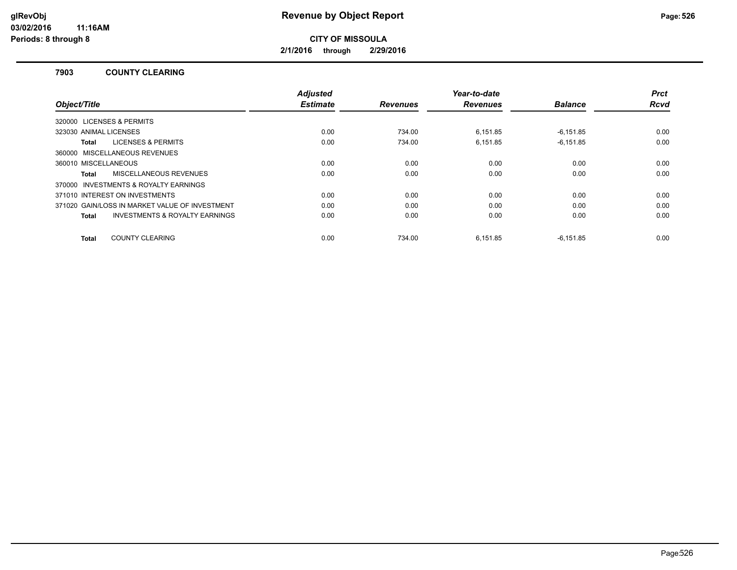# Revenue by Object Report

**CITY OF MISSOULA**

**2/1/2016 through 2/29/2016**

glRevObj
03/02/2016 11:16AM
Periods: 8 through 8

### 7903 COUNTY CLEARING

| Object/Title | Adjusted Estimate | Revenues | Year-to-date Revenues | Balance | Prct Rcvd |
|---|---|---|---|---|---|
| 320000 LICENSES & PERMITS | | | | | |
| 323030 ANIMAL LICENSES | 0.00 | 734.00 | 6,151.85 | -6,151.85 | 0.00 |
| **Total** LICENSES & PERMITS | 0.00 | 734.00 | 6,151.85 | -6,151.85 | 0.00 |
| 360000 MISCELLANEOUS REVENUES | | | | | |
| 360010 MISCELLANEOUS | 0.00 | 0.00 | 0.00 | 0.00 | 0.00 |
| **Total** MISCELLANEOUS REVENUES | 0.00 | 0.00 | 0.00 | 0.00 | 0.00 |
| 370000 INVESTMENTS & ROYALTY EARNINGS | | | | | |
| 371010 INTEREST ON INVESTMENTS | 0.00 | 0.00 | 0.00 | 0.00 | 0.00 |
| 371020 GAIN/LOSS IN MARKET VALUE OF INVESTMENT | 0.00 | 0.00 | 0.00 | 0.00 | 0.00 |
| **Total** INVESTMENTS & ROYALTY EARNINGS | 0.00 | 0.00 | 0.00 | 0.00 | 0.00 |
| **Total** COUNTY CLEARING | 0.00 | 734.00 | 6,151.85 | -6,151.85 | 0.00 |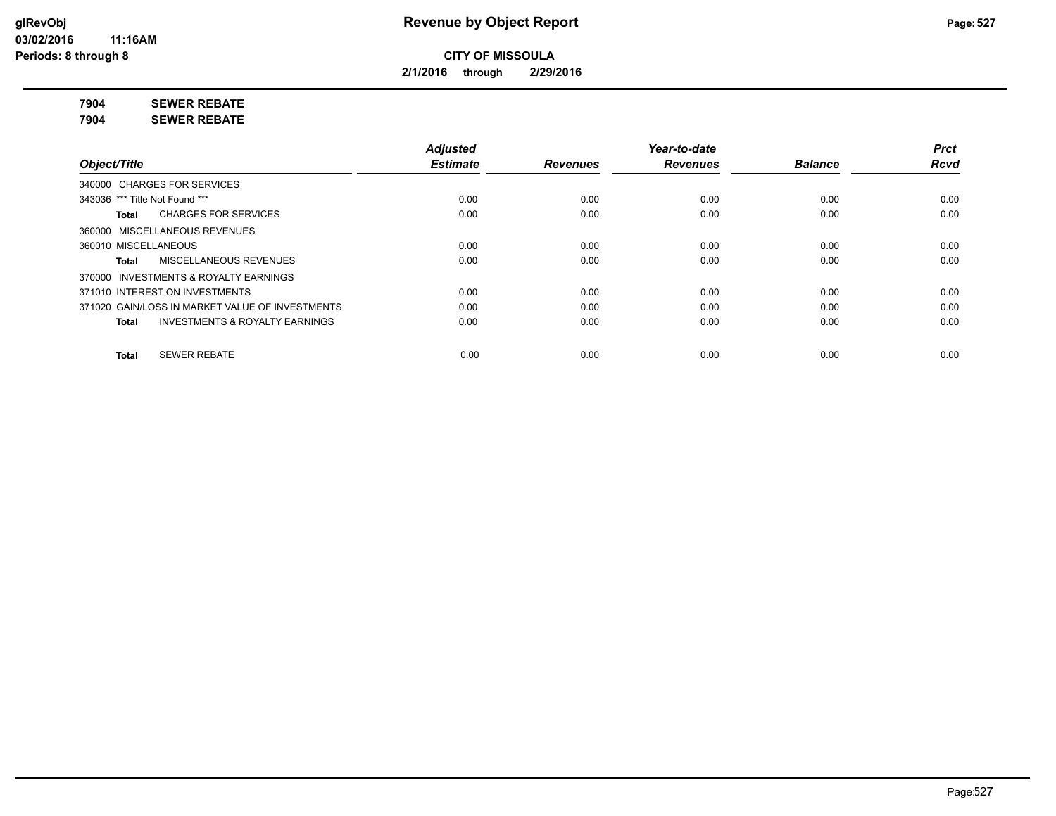**CITY OF MISSOULA**

**2/1/2016 through 2/29/2016**

**7904 SEWER REBATE**

**7904 SEWER REBATE**

| Object/Title | Adjusted Estimate | Revenues | Year-to-date Revenues | Balance | Prct Rcvd |
|---|---|---|---|---|---|
| 340000 CHARGES FOR SERVICES | | | | | |
| 343036 *** Title Not Found *** | 0.00 | 0.00 | 0.00 | 0.00 | 0.00 |
| **Total** CHARGES FOR SERVICES | 0.00 | 0.00 | 0.00 | 0.00 | 0.00 |
| 360000 MISCELLANEOUS REVENUES | | | | | |
| 360010 MISCELLANEOUS | 0.00 | 0.00 | 0.00 | 0.00 | 0.00 |
| **Total** MISCELLANEOUS REVENUES | 0.00 | 0.00 | 0.00 | 0.00 | 0.00 |
| 370000 INVESTMENTS & ROYALTY EARNINGS | | | | | |
| 371010 INTEREST ON INVESTMENTS | 0.00 | 0.00 | 0.00 | 0.00 | 0.00 |
| 371020 GAIN/LOSS IN MARKET VALUE OF INVESTMENTS | 0.00 | 0.00 | 0.00 | 0.00 | 0.00 |
| **Total** INVESTMENTS & ROYALTY EARNINGS | 0.00 | 0.00 | 0.00 | 0.00 | 0.00 |
| **Total** SEWER REBATE | 0.00 | 0.00 | 0.00 | 0.00 | 0.00 |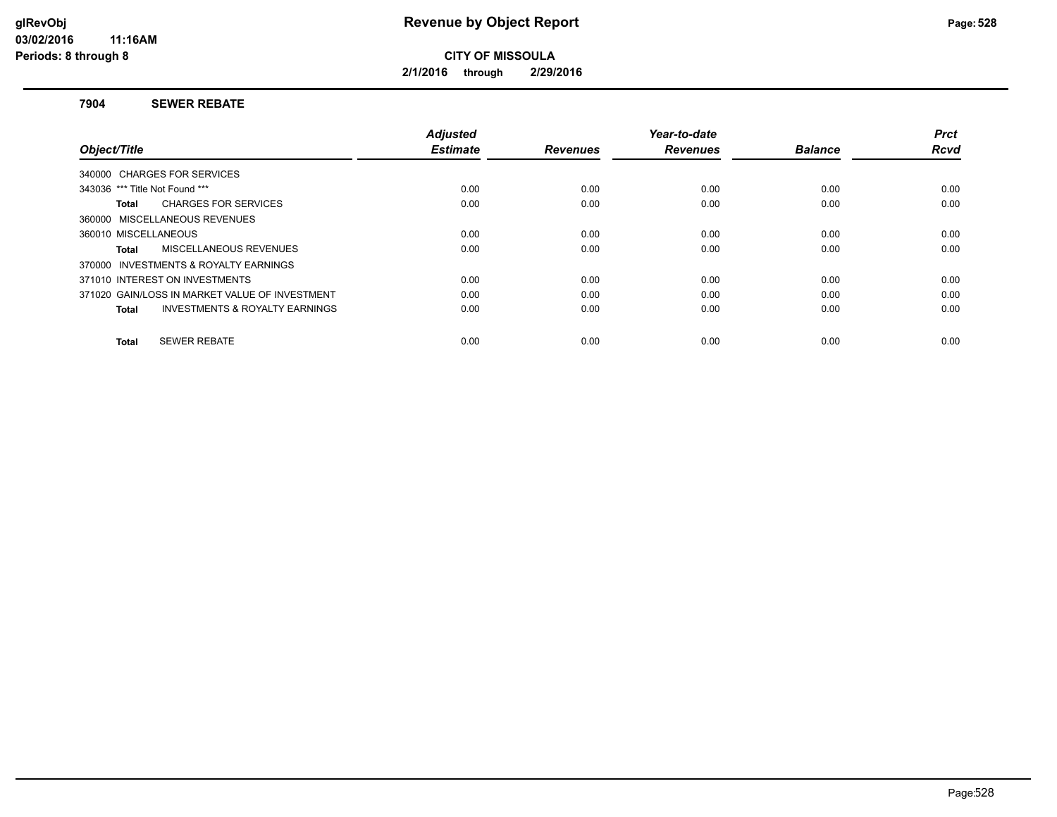# Revenue by Object Report

**CITY OF MISSOULA**

**2/1/2016 through 2/29/2016**

glRevObj
03/02/2016 11:16AM
Periods: 8 through 8

## 7904 SEWER REBATE

| Object/Title | Adjusted Estimate | Revenues | Year-to-date Revenues | Balance | Prct Rcvd |
|---|---|---|---|---|---|
| 340000 CHARGES FOR SERVICES | | | | | |
| 343036 *** Title Not Found *** | 0.00 | 0.00 | 0.00 | 0.00 | 0.00 |
| **Total** CHARGES FOR SERVICES | 0.00 | 0.00 | 0.00 | 0.00 | 0.00 |
| 360000 MISCELLANEOUS REVENUES | | | | | |
| 360010 MISCELLANEOUS | 0.00 | 0.00 | 0.00 | 0.00 | 0.00 |
| **Total** MISCELLANEOUS REVENUES | 0.00 | 0.00 | 0.00 | 0.00 | 0.00 |
| 370000 INVESTMENTS & ROYALTY EARNINGS | | | | | |
| 371010 INTEREST ON INVESTMENTS | 0.00 | 0.00 | 0.00 | 0.00 | 0.00 |
| 371020 GAIN/LOSS IN MARKET VALUE OF INVESTMENT | 0.00 | 0.00 | 0.00 | 0.00 | 0.00 |
| **Total** INVESTMENTS & ROYALTY EARNINGS | 0.00 | 0.00 | 0.00 | 0.00 | 0.00 |
| **Total** SEWER REBATE | 0.00 | 0.00 | 0.00 | 0.00 | 0.00 |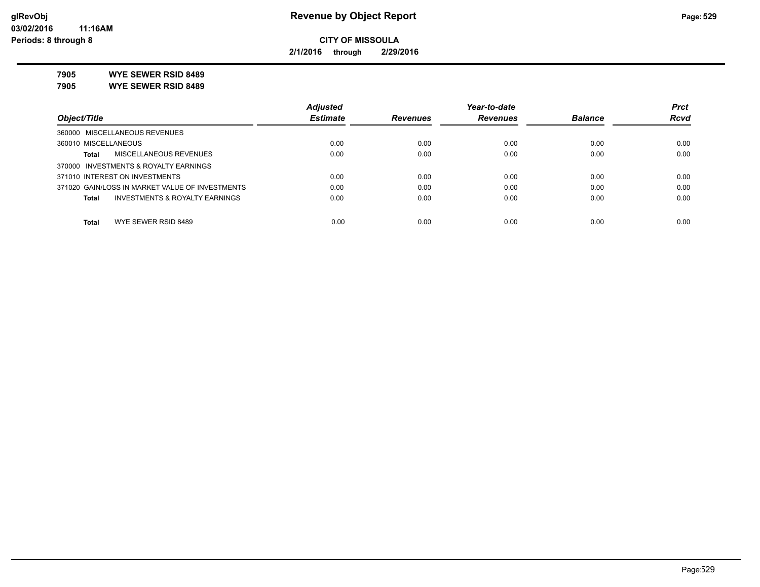# Revenue by Object Report

**CITY OF MISSOULA**

**2/1/2016 through 2/29/2016**

glRevObj
03/02/2016 11:16AM
Periods: 8 through 8

**7905 WYE SEWER RSID 8489**

**7905 WYE SEWER RSID 8489**

| Object/Title | Adjusted Estimate | Revenues | Year-to-date Revenues | Balance | Prct Rcvd |
|---|---|---|---|---|---|
| 360000 MISCELLANEOUS REVENUES | | | | | |
| 360010 MISCELLANEOUS | 0.00 | 0.00 | 0.00 | 0.00 | 0.00 |
| **Total** MISCELLANEOUS REVENUES | 0.00 | 0.00 | 0.00 | 0.00 | 0.00 |
| 370000 INVESTMENTS & ROYALTY EARNINGS | | | | | |
| 371010 INTEREST ON INVESTMENTS | 0.00 | 0.00 | 0.00 | 0.00 | 0.00 |
| 371020 GAIN/LOSS IN MARKET VALUE OF INVESTMENTS | 0.00 | 0.00 | 0.00 | 0.00 | 0.00 |
| **Total** INVESTMENTS & ROYALTY EARNINGS | 0.00 | 0.00 | 0.00 | 0.00 | 0.00 |
| **Total** WYE SEWER RSID 8489 | 0.00 | 0.00 | 0.00 | 0.00 | 0.00 |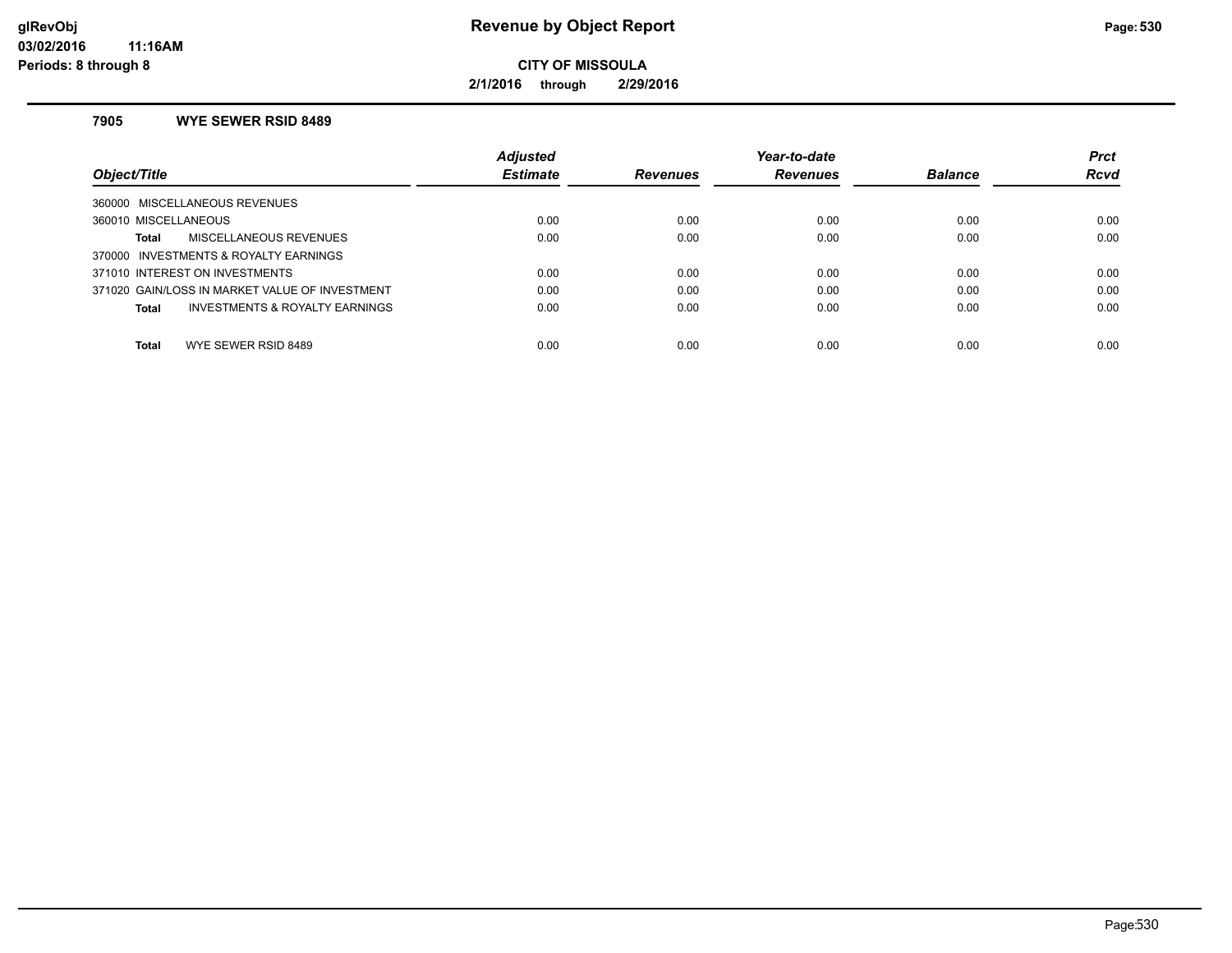# Revenue by Object Report

**CITY OF MISSOULA**

**2/1/2016 through 2/29/2016**

glRevObj
03/02/2016 11:16AM
Periods: 8 through 8

### 7905 WYE SEWER RSID 8489

| Object/Title | Adjusted Estimate | Revenues | Year-to-date Revenues | Balance | Prct Rcvd |
|---|---|---|---|---|---|
| 360000 MISCELLANEOUS REVENUES | | | | | |
| 360010 MISCELLANEOUS | 0.00 | 0.00 | 0.00 | 0.00 | 0.00 |
| **Total** MISCELLANEOUS REVENUES | 0.00 | 0.00 | 0.00 | 0.00 | 0.00 |
| 370000 INVESTMENTS & ROYALTY EARNINGS | | | | | |
| 371010 INTEREST ON INVESTMENTS | 0.00 | 0.00 | 0.00 | 0.00 | 0.00 |
| 371020 GAIN/LOSS IN MARKET VALUE OF INVESTMENT | 0.00 | 0.00 | 0.00 | 0.00 | 0.00 |
| **Total** INVESTMENTS & ROYALTY EARNINGS | 0.00 | 0.00 | 0.00 | 0.00 | 0.00 |
| **Total** WYE SEWER RSID 8489 | 0.00 | 0.00 | 0.00 | 0.00 | 0.00 |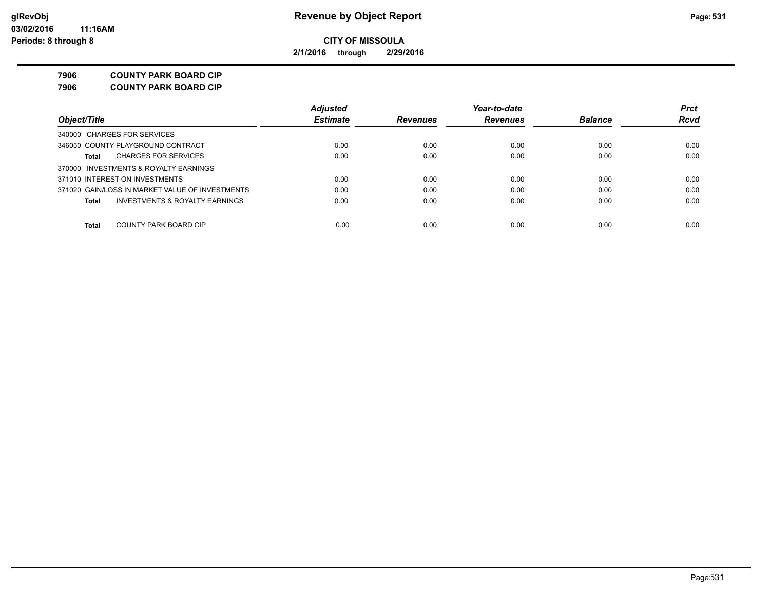**glRevObj**
**03/02/2016 11:16AM**
**Periods: 8 through 8**

# Revenue by Object Report

**CITY OF MISSOULA**

**2/1/2016 through 2/29/2016**

**7906 COUNTY PARK BOARD CIP**
**7906 COUNTY PARK BOARD CIP**

| Object/Title | Adjusted Estimate | Revenues | Year-to-date Revenues | Balance | Prct Rcvd |
|---|---|---|---|---|---|
| 340000 CHARGES FOR SERVICES | | | | | |
| 346050 COUNTY PLAYGROUND CONTRACT | 0.00 | 0.00 | 0.00 | 0.00 | 0.00 |
| **Total** CHARGES FOR SERVICES | 0.00 | 0.00 | 0.00 | 0.00 | 0.00 |
| 370000 INVESTMENTS & ROYALTY EARNINGS | | | | | |
| 371010 INTEREST ON INVESTMENTS | 0.00 | 0.00 | 0.00 | 0.00 | 0.00 |
| 371020 GAIN/LOSS IN MARKET VALUE OF INVESTMENTS | 0.00 | 0.00 | 0.00 | 0.00 | 0.00 |
| **Total** INVESTMENTS & ROYALTY EARNINGS | 0.00 | 0.00 | 0.00 | 0.00 | 0.00 |
| **Total** COUNTY PARK BOARD CIP | 0.00 | 0.00 | 0.00 | 0.00 | 0.00 |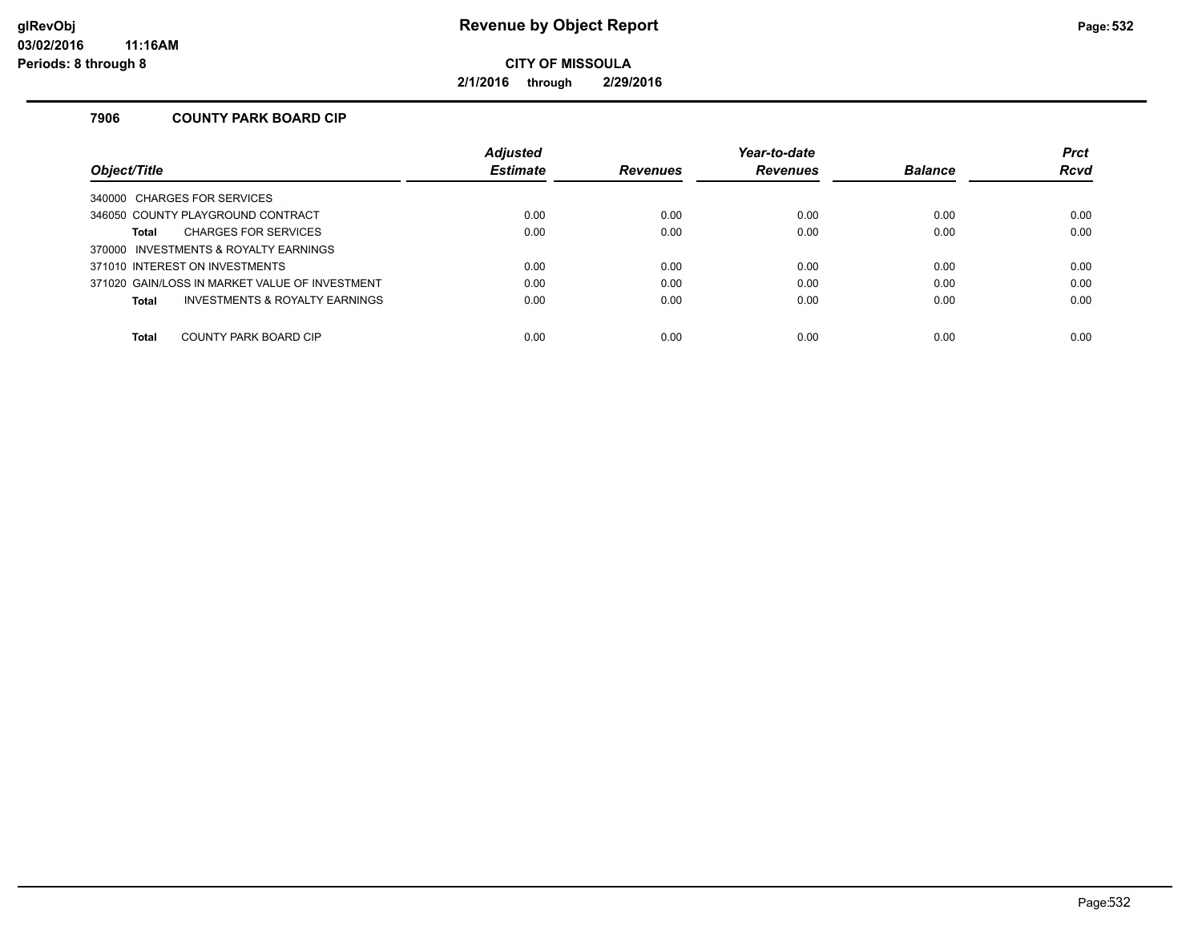# Revenue by Object Report

**CITY OF MISSOULA**

**2/1/2016 through 2/29/2016**

glRevObj
03/02/2016 11:16AM
Periods: 8 through 8

### 7906 COUNTY PARK BOARD CIP

| Object/Title | Adjusted Estimate | Revenues | Year-to-date Revenues | Balance | Prct Rcvd |
|---|---|---|---|---|---|
| 340000 CHARGES FOR SERVICES | | | | | |
| 346050 COUNTY PLAYGROUND CONTRACT | 0.00 | 0.00 | 0.00 | 0.00 | 0.00 |
| **Total** CHARGES FOR SERVICES | 0.00 | 0.00 | 0.00 | 0.00 | 0.00 |
| 370000 INVESTMENTS & ROYALTY EARNINGS | | | | | |
| 371010 INTEREST ON INVESTMENTS | 0.00 | 0.00 | 0.00 | 0.00 | 0.00 |
| 371020 GAIN/LOSS IN MARKET VALUE OF INVESTMENT | 0.00 | 0.00 | 0.00 | 0.00 | 0.00 |
| **Total** INVESTMENTS & ROYALTY EARNINGS | 0.00 | 0.00 | 0.00 | 0.00 | 0.00 |
| **Total** COUNTY PARK BOARD CIP | 0.00 | 0.00 | 0.00 | 0.00 | 0.00 |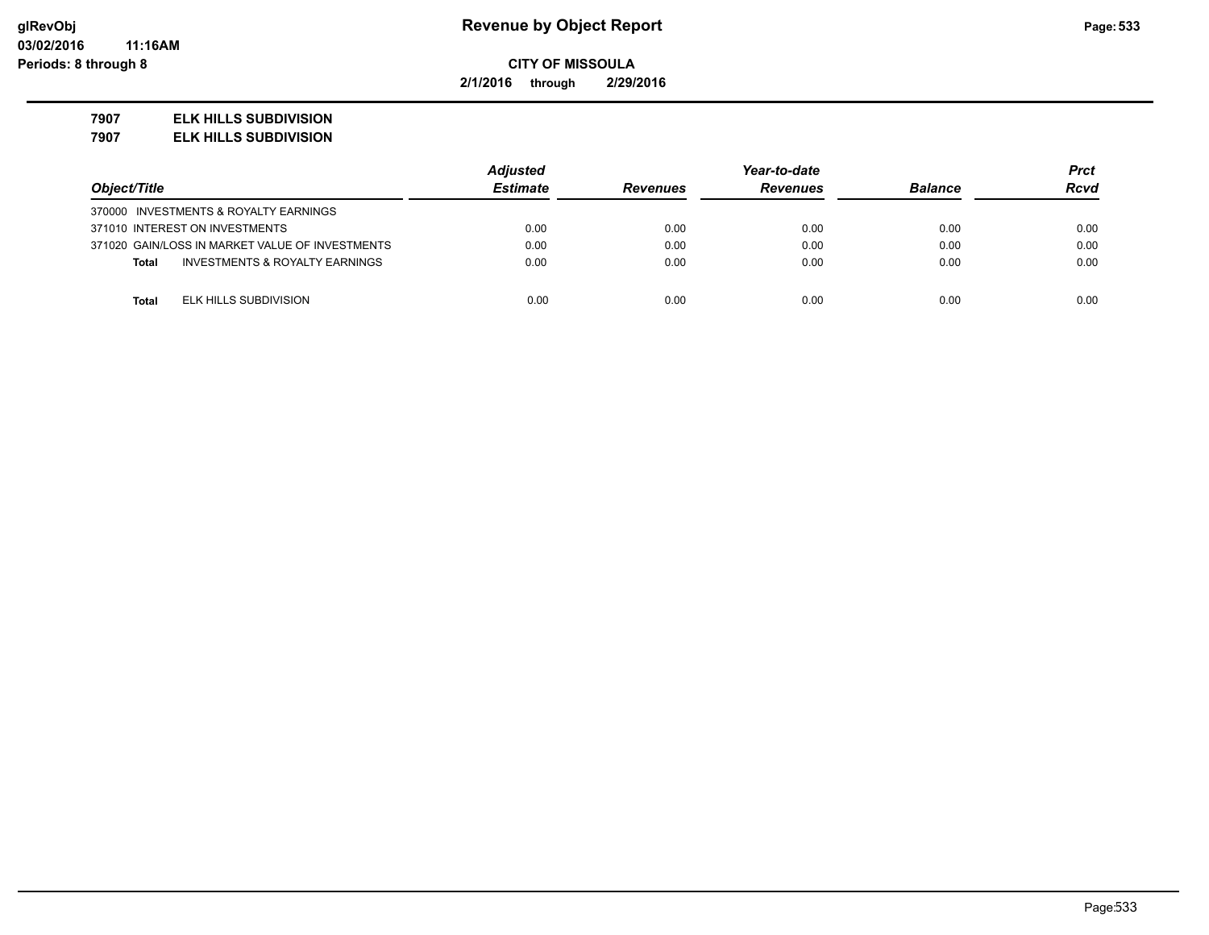**Revenue by Object Report**

**CITY OF MISSOULA**

**2/1/2016 through 2/29/2016**

glRevObj
03/02/2016 11:16AM
Periods: 8 through 8

**7907 ELK HILLS SUBDIVISION**

**7907 ELK HILLS SUBDIVISION**

| Object/Title | Adjusted Estimate | Revenues | Year-to-date Revenues | Balance | Prct Rcvd |
|---|---|---|---|---|---|
| 370000 INVESTMENTS & ROYALTY EARNINGS | | | | | |
| 371010 INTEREST ON INVESTMENTS | 0.00 | 0.00 | 0.00 | 0.00 | 0.00 |
| 371020 GAIN/LOSS IN MARKET VALUE OF INVESTMENTS | 0.00 | 0.00 | 0.00 | 0.00 | 0.00 |
| **Total** INVESTMENTS & ROYALTY EARNINGS | 0.00 | 0.00 | 0.00 | 0.00 | 0.00 |
| **Total** ELK HILLS SUBDIVISION | 0.00 | 0.00 | 0.00 | 0.00 | 0.00 |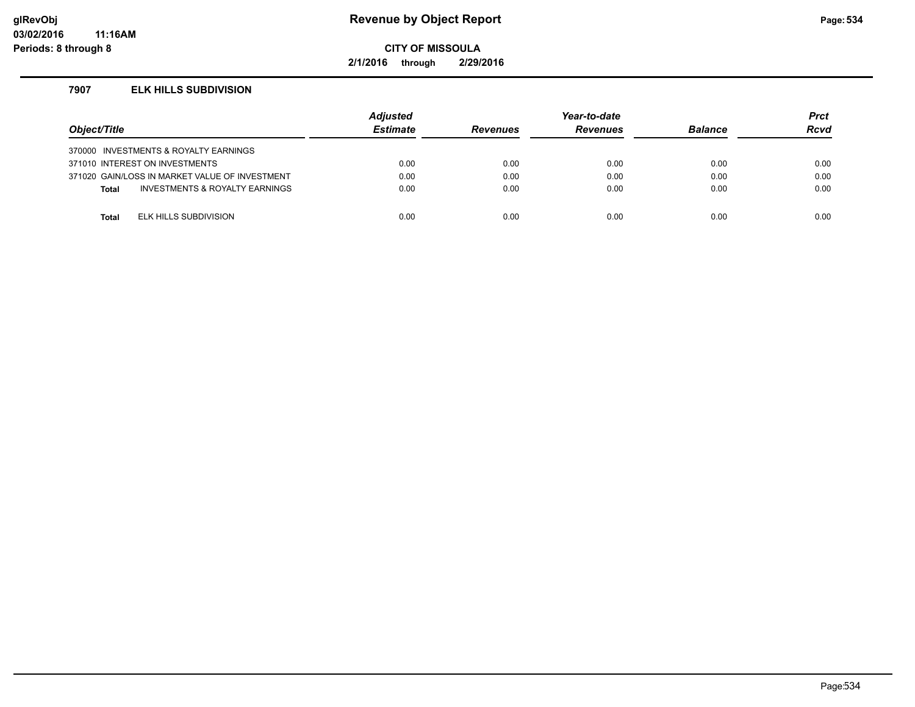# Revenue by Object Report

**CITY OF MISSOULA**

**2/1/2016 through 2/29/2016**

### 7907 ELK HILLS SUBDIVISION

| Object/Title | | Adjusted Estimate | Revenues | Year-to-date Revenues | Balance | Prct Rcvd |
|---|---|---|---|---|---|---|
| 370000 INVESTMENTS & ROYALTY EARNINGS | | | | | | |
| 371010 INTEREST ON INVESTMENTS | | 0.00 | 0.00 | 0.00 | 0.00 | 0.00 |
| 371020 GAIN/LOSS IN MARKET VALUE OF INVESTMENT | | 0.00 | 0.00 | 0.00 | 0.00 | 0.00 |
| **Total** | INVESTMENTS & ROYALTY EARNINGS | 0.00 | 0.00 | 0.00 | 0.00 | 0.00 |
| | | | | | | |
| **Total** | ELK HILLS SUBDIVISION | 0.00 | 0.00 | 0.00 | 0.00 | 0.00 |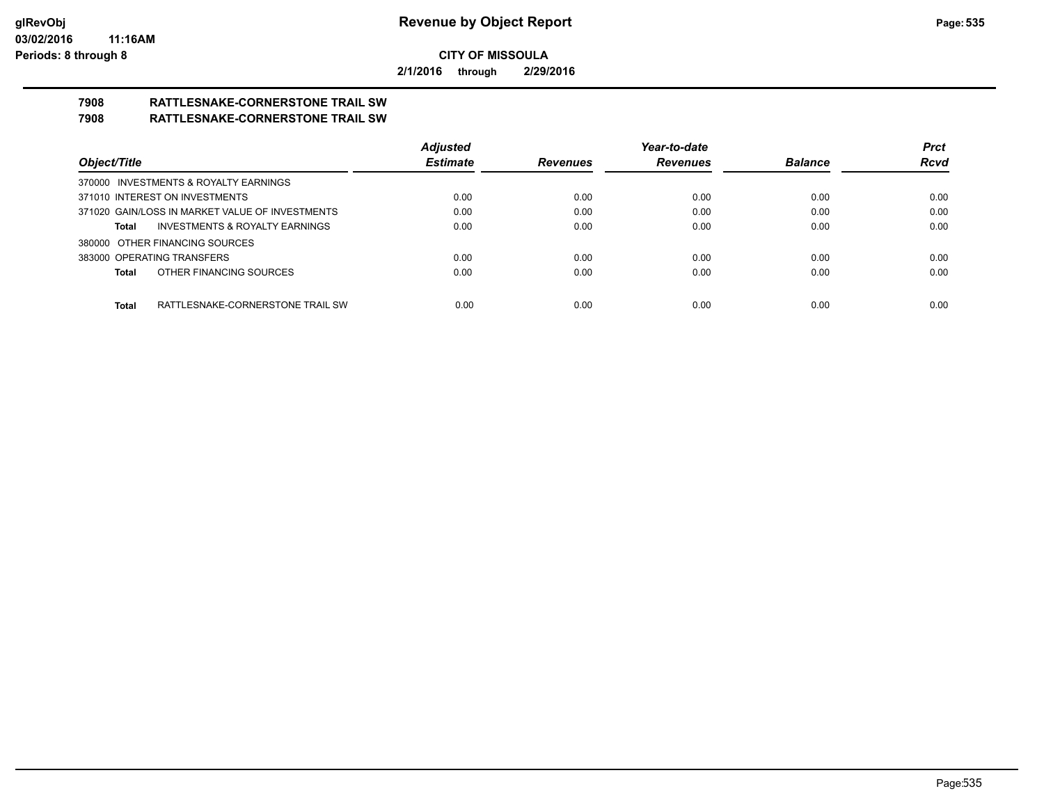**CITY OF MISSOULA**

**2/1/2016 through 2/29/2016**

## 7908 RATTLESNAKE-CORNERSTONE TRAIL SW
## 7908 RATTLESNAKE-CORNERSTONE TRAIL SW

| Object/Title | Adjusted Estimate | Revenues | Year-to-date Revenues | Balance | Prct Rcvd |
|---|---|---|---|---|---|
| 370000 INVESTMENTS & ROYALTY EARNINGS | | | | | |
| 371010 INTEREST ON INVESTMENTS | 0.00 | 0.00 | 0.00 | 0.00 | 0.00 |
| 371020 GAIN/LOSS IN MARKET VALUE OF INVESTMENTS | 0.00 | 0.00 | 0.00 | 0.00 | 0.00 |
| **Total** INVESTMENTS & ROYALTY EARNINGS | 0.00 | 0.00 | 0.00 | 0.00 | 0.00 |
| 380000 OTHER FINANCING SOURCES | | | | | |
| 383000 OPERATING TRANSFERS | 0.00 | 0.00 | 0.00 | 0.00 | 0.00 |
| **Total** OTHER FINANCING SOURCES | 0.00 | 0.00 | 0.00 | 0.00 | 0.00 |
| **Total** RATTLESNAKE-CORNERSTONE TRAIL SW | 0.00 | 0.00 | 0.00 | 0.00 | 0.00 |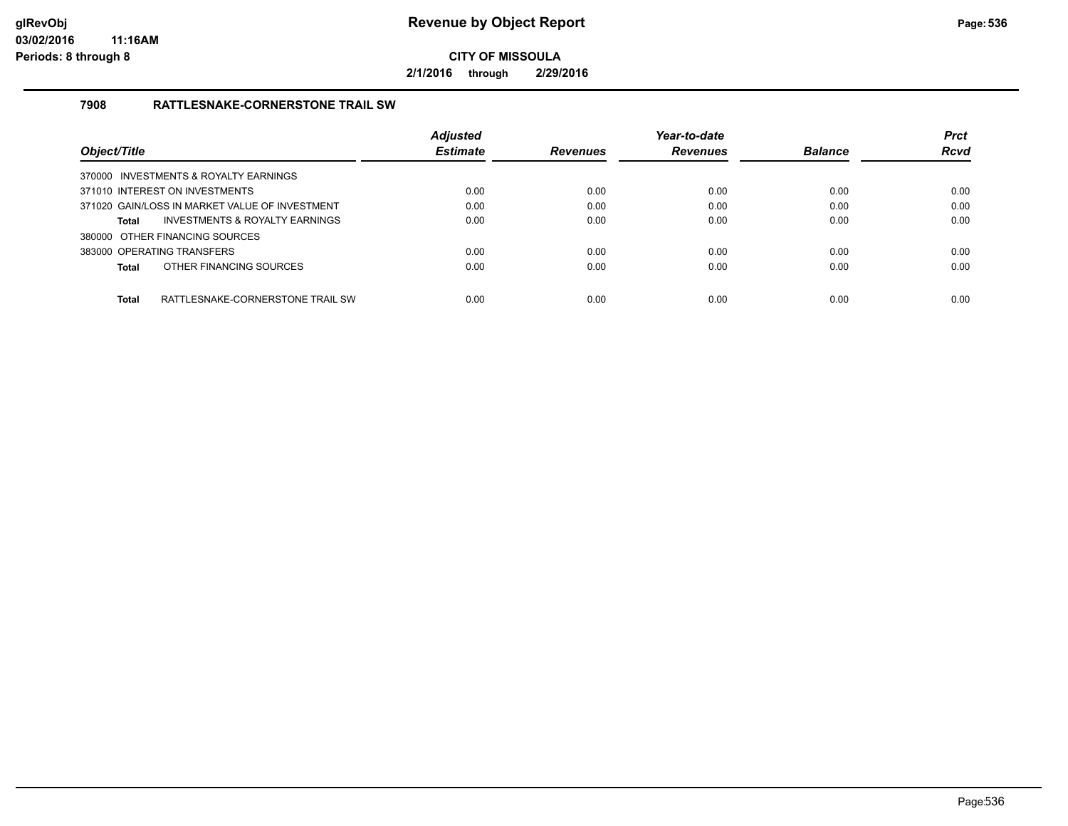**Revenue by Object Report**

**CITY OF MISSOULA**

**2/1/2016 through 2/29/2016**

glRevObj
03/02/2016 11:16AM
Periods: 8 through 8

### 7908 RATTLESNAKE-CORNERSTONE TRAIL SW

| Object/Title | Adjusted Estimate | Revenues | Year-to-date Revenues | Balance | Prct Rcvd |
|---|---|---|---|---|---|
| 370000 INVESTMENTS & ROYALTY EARNINGS | | | | | |
| 371010 INTEREST ON INVESTMENTS | 0.00 | 0.00 | 0.00 | 0.00 | 0.00 |
| 371020 GAIN/LOSS IN MARKET VALUE OF INVESTMENT | 0.00 | 0.00 | 0.00 | 0.00 | 0.00 |
| **Total** INVESTMENTS & ROYALTY EARNINGS | 0.00 | 0.00 | 0.00 | 0.00 | 0.00 |
| 380000 OTHER FINANCING SOURCES | | | | | |
| 383000 OPERATING TRANSFERS | 0.00 | 0.00 | 0.00 | 0.00 | 0.00 |
| **Total** OTHER FINANCING SOURCES | 0.00 | 0.00 | 0.00 | 0.00 | 0.00 |
| **Total** RATTLESNAKE-CORNERSTONE TRAIL SW | 0.00 | 0.00 | 0.00 | 0.00 | 0.00 |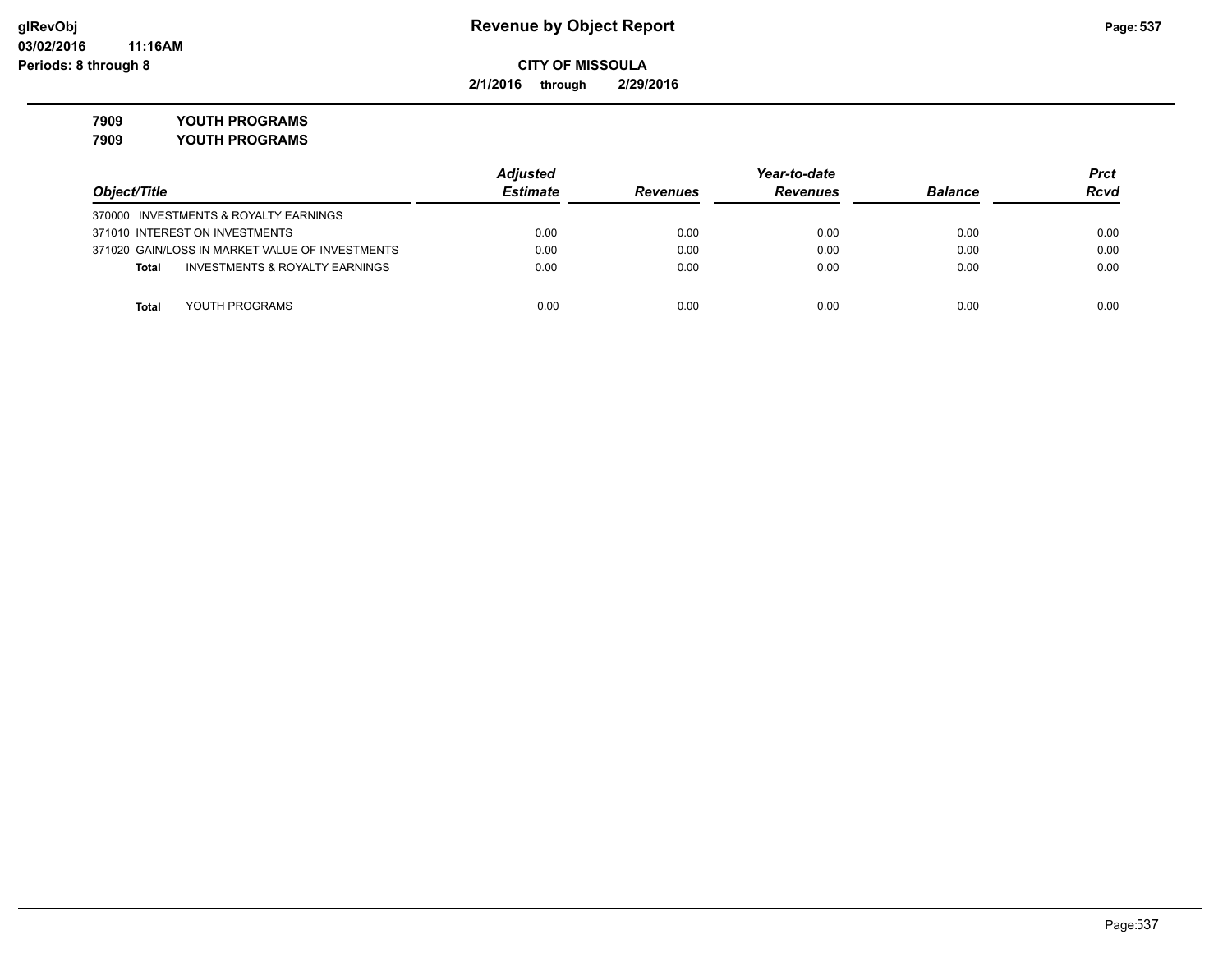# Revenue by Object Report

**CITY OF MISSOULA**

**2/1/2016 through 2/29/2016**

**7909 YOUTH PROGRAMS**

**7909 YOUTH PROGRAMS**

| Object/Title | Adjusted Estimate | Revenues | Year-to-date Revenues | Balance | Prct Rcvd |
|---|---|---|---|---|---|
| 370000 INVESTMENTS & ROYALTY EARNINGS | | | | | |
| 371010 INTEREST ON INVESTMENTS | 0.00 | 0.00 | 0.00 | 0.00 | 0.00 |
| 371020 GAIN/LOSS IN MARKET VALUE OF INVESTMENTS | 0.00 | 0.00 | 0.00 | 0.00 | 0.00 |
| **Total** INVESTMENTS & ROYALTY EARNINGS | 0.00 | 0.00 | 0.00 | 0.00 | 0.00 |
| **Total** YOUTH PROGRAMS | 0.00 | 0.00 | 0.00 | 0.00 | 0.00 |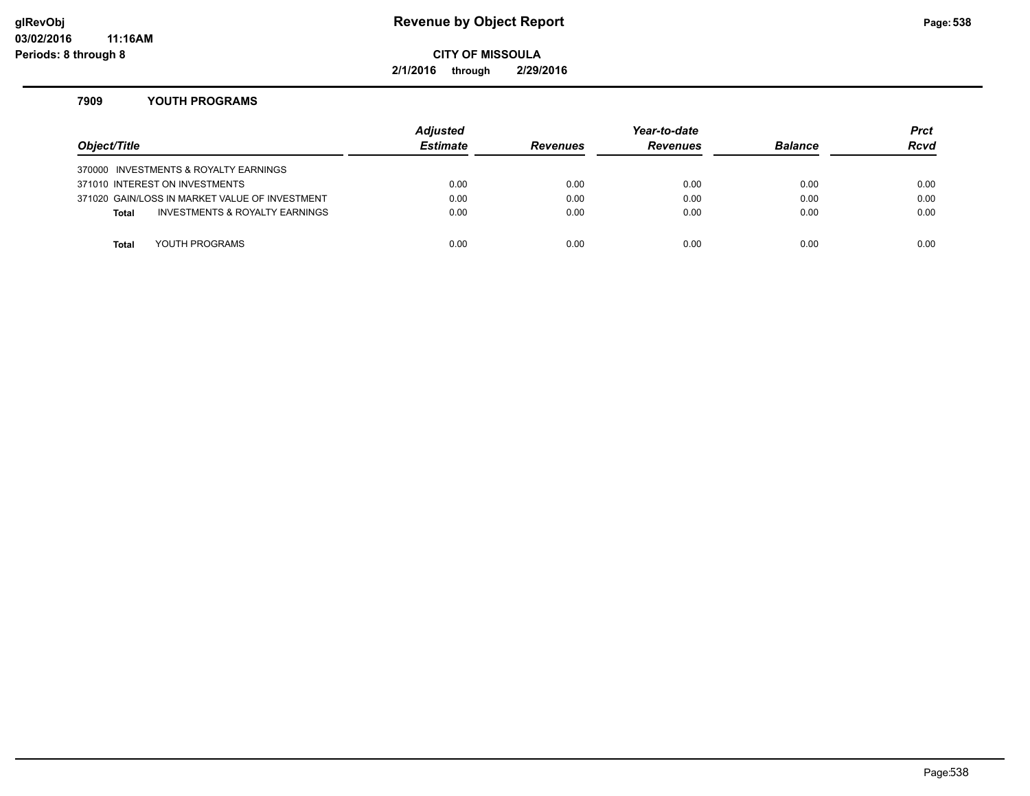## Revenue by Object Report

**CITY OF MISSOULA**

**2/1/2016 through 2/29/2016**

glRevObj
03/02/2016 11:16AM
Periods: 8 through 8

### 7909 YOUTH PROGRAMS

| Object/Title | Adjusted Estimate | Revenues | Year-to-date Revenues | Balance | Prct Rcvd |
|---|---|---|---|---|---|
| 370000 INVESTMENTS & ROYALTY EARNINGS | | | | | |
| 371010 INTEREST ON INVESTMENTS | 0.00 | 0.00 | 0.00 | 0.00 | 0.00 |
| 371020 GAIN/LOSS IN MARKET VALUE OF INVESTMENT | 0.00 | 0.00 | 0.00 | 0.00 | 0.00 |
| **Total** INVESTMENTS & ROYALTY EARNINGS | 0.00 | 0.00 | 0.00 | 0.00 | 0.00 |
| **Total** YOUTH PROGRAMS | 0.00 | 0.00 | 0.00 | 0.00 | 0.00 |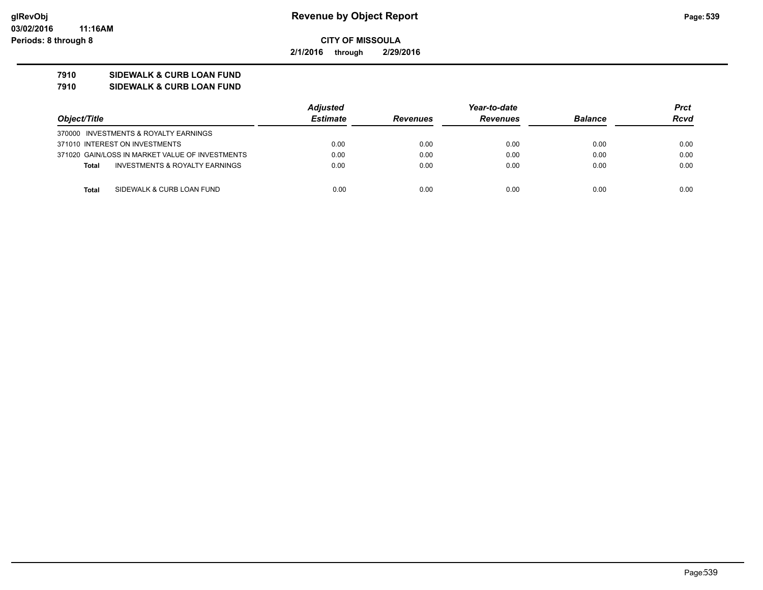**CITY OF MISSOULA**

**2/1/2016 through 2/29/2016**

**7910 SIDEWALK & CURB LOAN FUND**

**7910 SIDEWALK & CURB LOAN FUND**

| Object/Title | Adjusted Estimate | Revenues | Year-to-date Revenues | Balance | Prct Rcvd |
|---|---|---|---|---|---|
| 370000 INVESTMENTS & ROYALTY EARNINGS | | | | | |
| 371010 INTEREST ON INVESTMENTS | 0.00 | 0.00 | 0.00 | 0.00 | 0.00 |
| 371020 GAIN/LOSS IN MARKET VALUE OF INVESTMENTS | 0.00 | 0.00 | 0.00 | 0.00 | 0.00 |
| **Total** INVESTMENTS & ROYALTY EARNINGS | 0.00 | 0.00 | 0.00 | 0.00 | 0.00 |
| **Total** SIDEWALK & CURB LOAN FUND | 0.00 | 0.00 | 0.00 | 0.00 | 0.00 |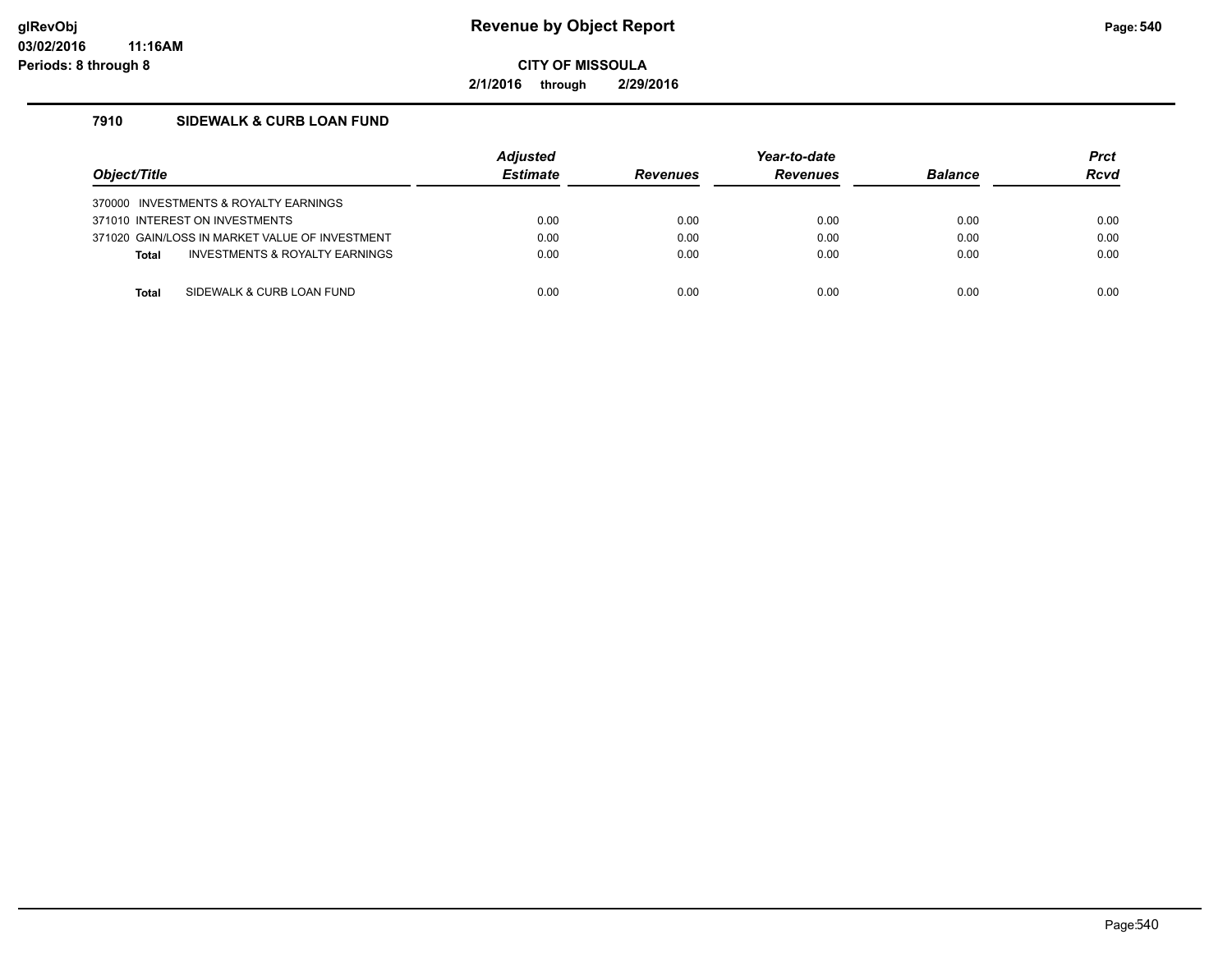# Revenue by Object Report

**CITY OF MISSOULA**

**2/1/2016 through 2/29/2016**

**glRevObj**
**03/02/2016 11:16AM**
**Periods: 8 through 8**

### 7910 SIDEWALK & CURB LOAN FUND

| Object/Title | Adjusted Estimate | Revenues | Year-to-date Revenues | Balance | Prct Rcvd |
|---|---|---|---|---|---|
| 370000 INVESTMENTS & ROYALTY EARNINGS | | | | | |
| 371010 INTEREST ON INVESTMENTS | 0.00 | 0.00 | 0.00 | 0.00 | 0.00 |
| 371020 GAIN/LOSS IN MARKET VALUE OF INVESTMENT | 0.00 | 0.00 | 0.00 | 0.00 | 0.00 |
| **Total** INVESTMENTS & ROYALTY EARNINGS | 0.00 | 0.00 | 0.00 | 0.00 | 0.00 |
| **Total** SIDEWALK & CURB LOAN FUND | 0.00 | 0.00 | 0.00 | 0.00 | 0.00 |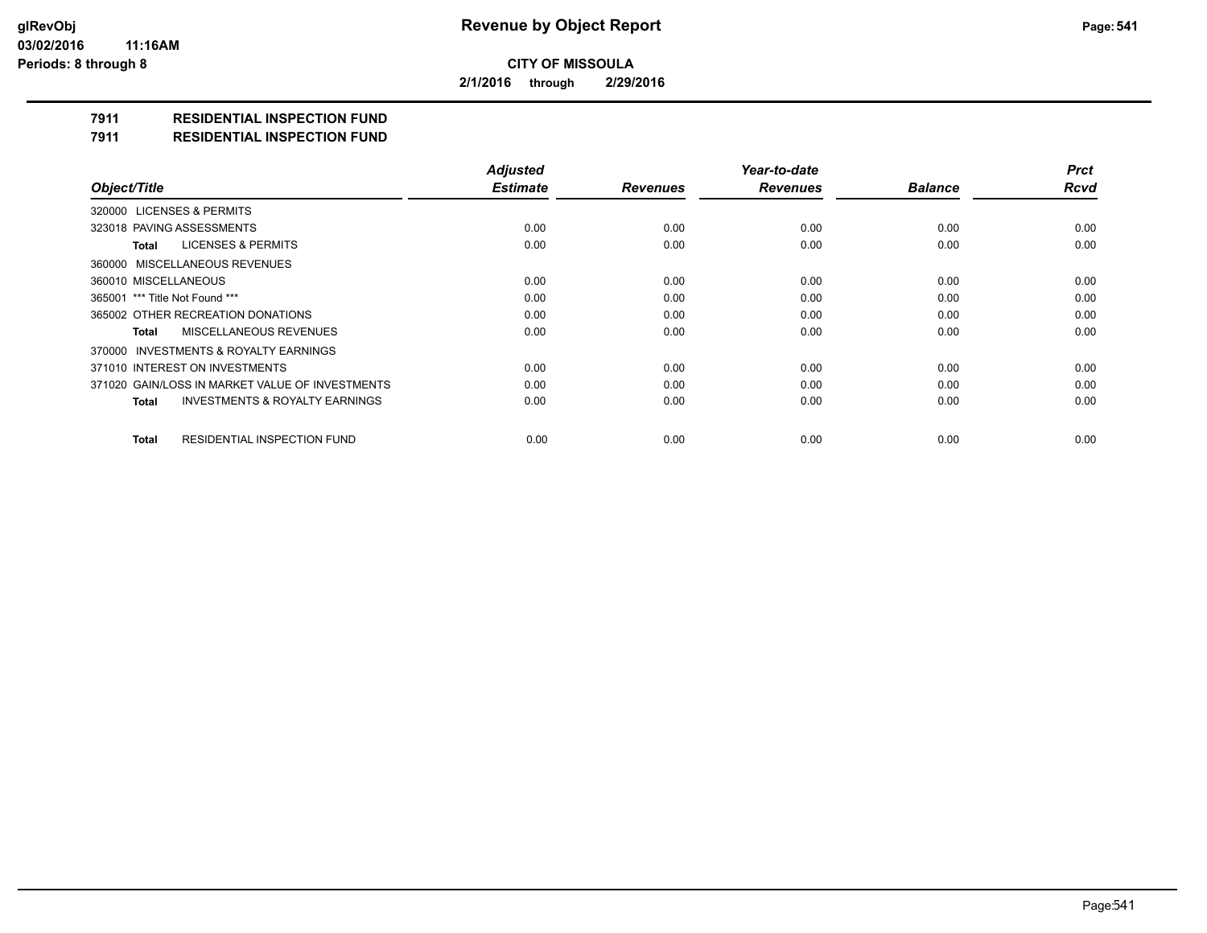**CITY OF MISSOULA**

**2/1/2016 through 2/29/2016**

# 7911 RESIDENTIAL INSPECTION FUND

## 7911 RESIDENTIAL INSPECTION FUND

| Object/Title | Adjusted Estimate | Revenues | Year-to-date Revenues | Balance | Prct Rcvd |
|---|---|---|---|---|---|
| 320000 LICENSES & PERMITS | | | | | |
| 323018 PAVING ASSESSMENTS | 0.00 | 0.00 | 0.00 | 0.00 | 0.00 |
| **Total** LICENSES & PERMITS | 0.00 | 0.00 | 0.00 | 0.00 | 0.00 |
| 360000 MISCELLANEOUS REVENUES | | | | | |
| 360010 MISCELLANEOUS | 0.00 | 0.00 | 0.00 | 0.00 | 0.00 |
| 365001 *** Title Not Found *** | 0.00 | 0.00 | 0.00 | 0.00 | 0.00 |
| 365002 OTHER RECREATION DONATIONS | 0.00 | 0.00 | 0.00 | 0.00 | 0.00 |
| **Total** MISCELLANEOUS REVENUES | 0.00 | 0.00 | 0.00 | 0.00 | 0.00 |
| 370000 INVESTMENTS & ROYALTY EARNINGS | | | | | |
| 371010 INTEREST ON INVESTMENTS | 0.00 | 0.00 | 0.00 | 0.00 | 0.00 |
| 371020 GAIN/LOSS IN MARKET VALUE OF INVESTMENTS | 0.00 | 0.00 | 0.00 | 0.00 | 0.00 |
| **Total** INVESTMENTS & ROYALTY EARNINGS | 0.00 | 0.00 | 0.00 | 0.00 | 0.00 |
| **Total** RESIDENTIAL INSPECTION FUND | 0.00 | 0.00 | 0.00 | 0.00 | 0.00 |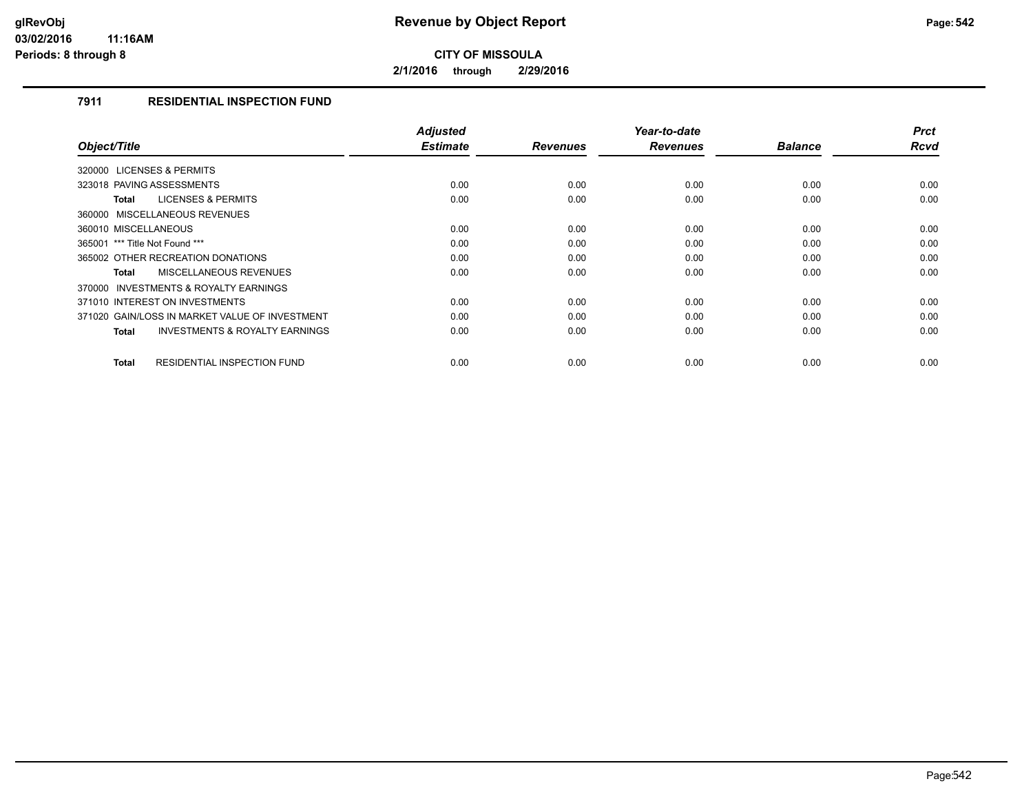# Revenue by Object Report

**CITY OF MISSOULA**

**2/1/2016 through 2/29/2016**

glRevObj
03/02/2016 11:16AM
Periods: 8 through 8

### 7911 RESIDENTIAL INSPECTION FUND

| Object/Title | Adjusted Estimate | Revenues | Year-to-date Revenues | Balance | Prct Rcvd |
|---|---|---|---|---|---|
| 320000 LICENSES & PERMITS | | | | | |
| 323018 PAVING ASSESSMENTS | 0.00 | 0.00 | 0.00 | 0.00 | 0.00 |
| **Total** LICENSES & PERMITS | 0.00 | 0.00 | 0.00 | 0.00 | 0.00 |
| 360000 MISCELLANEOUS REVENUES | | | | | |
| 360010 MISCELLANEOUS | 0.00 | 0.00 | 0.00 | 0.00 | 0.00 |
| 365001 *** Title Not Found *** | 0.00 | 0.00 | 0.00 | 0.00 | 0.00 |
| 365002 OTHER RECREATION DONATIONS | 0.00 | 0.00 | 0.00 | 0.00 | 0.00 |
| **Total** MISCELLANEOUS REVENUES | 0.00 | 0.00 | 0.00 | 0.00 | 0.00 |
| 370000 INVESTMENTS & ROYALTY EARNINGS | | | | | |
| 371010 INTEREST ON INVESTMENTS | 0.00 | 0.00 | 0.00 | 0.00 | 0.00 |
| 371020 GAIN/LOSS IN MARKET VALUE OF INVESTMENT | 0.00 | 0.00 | 0.00 | 0.00 | 0.00 |
| **Total** INVESTMENTS & ROYALTY EARNINGS | 0.00 | 0.00 | 0.00 | 0.00 | 0.00 |
| **Total** RESIDENTIAL INSPECTION FUND | 0.00 | 0.00 | 0.00 | 0.00 | 0.00 |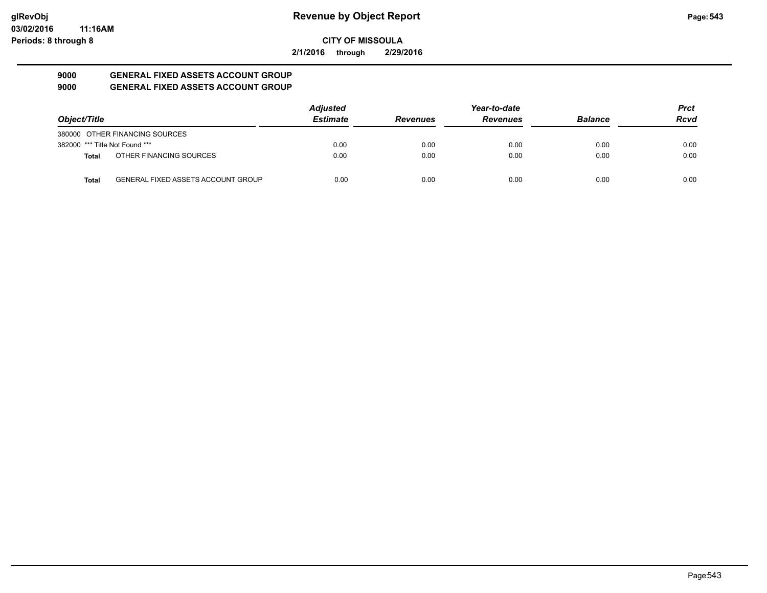**Revenue by Object Report**

**CITY OF MISSOULA**

**2/1/2016 through 2/29/2016**

## 9000 GENERAL FIXED ASSETS ACCOUNT GROUP
## 9000 GENERAL FIXED ASSETS ACCOUNT GROUP

| Object/Title | | Adjusted Estimate | Revenues | Year-to-date Revenues | Balance | Prct Rcvd |
|---|---|---|---|---|---|---|
| 380000 OTHER FINANCING SOURCES | | | | | | |
| 382000 *** Title Not Found *** | | 0.00 | 0.00 | 0.00 | 0.00 | 0.00 |
| **Total** | OTHER FINANCING SOURCES | 0.00 | 0.00 | 0.00 | 0.00 | 0.00 |
| **Total** | GENERAL FIXED ASSETS ACCOUNT GROUP | 0.00 | 0.00 | 0.00 | 0.00 | 0.00 |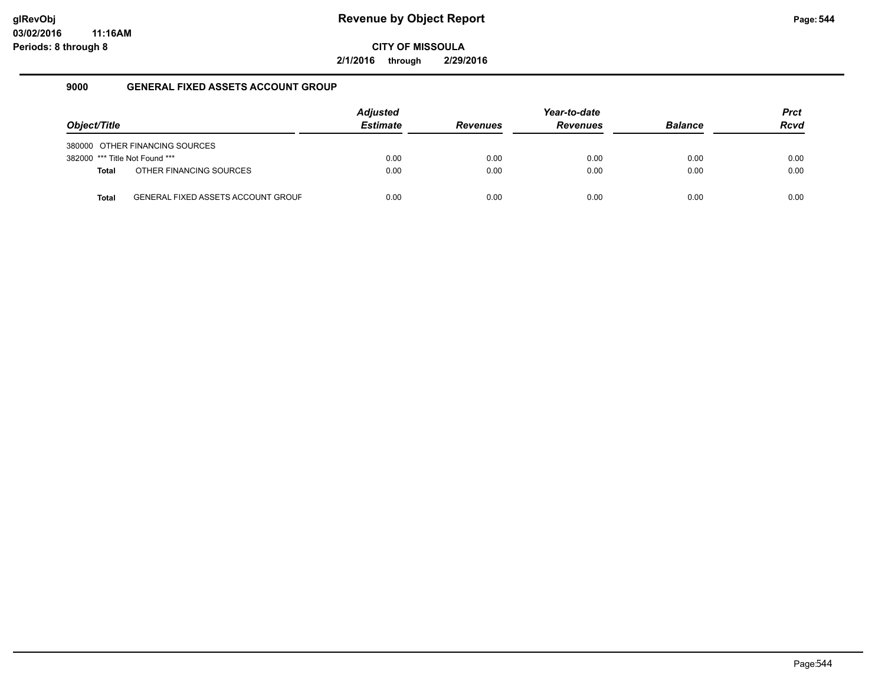# Revenue by Object Report

**CITY OF MISSOULA**

**2/1/2016 through 2/29/2016**

## 9000 GENERAL FIXED ASSETS ACCOUNT GROUP

| Object/Title | Adjusted Estimate | Revenues | Year-to-date Revenues | Balance | Prct Rcvd |
|---|---|---|---|---|---|
| 380000 OTHER FINANCING SOURCES | | | | | |
| 382000 *** Title Not Found *** | 0.00 | 0.00 | 0.00 | 0.00 | 0.00 |
| **Total** OTHER FINANCING SOURCES | 0.00 | 0.00 | 0.00 | 0.00 | 0.00 |
| **Total** GENERAL FIXED ASSETS ACCOUNT GROUF | 0.00 | 0.00 | 0.00 | 0.00 | 0.00 |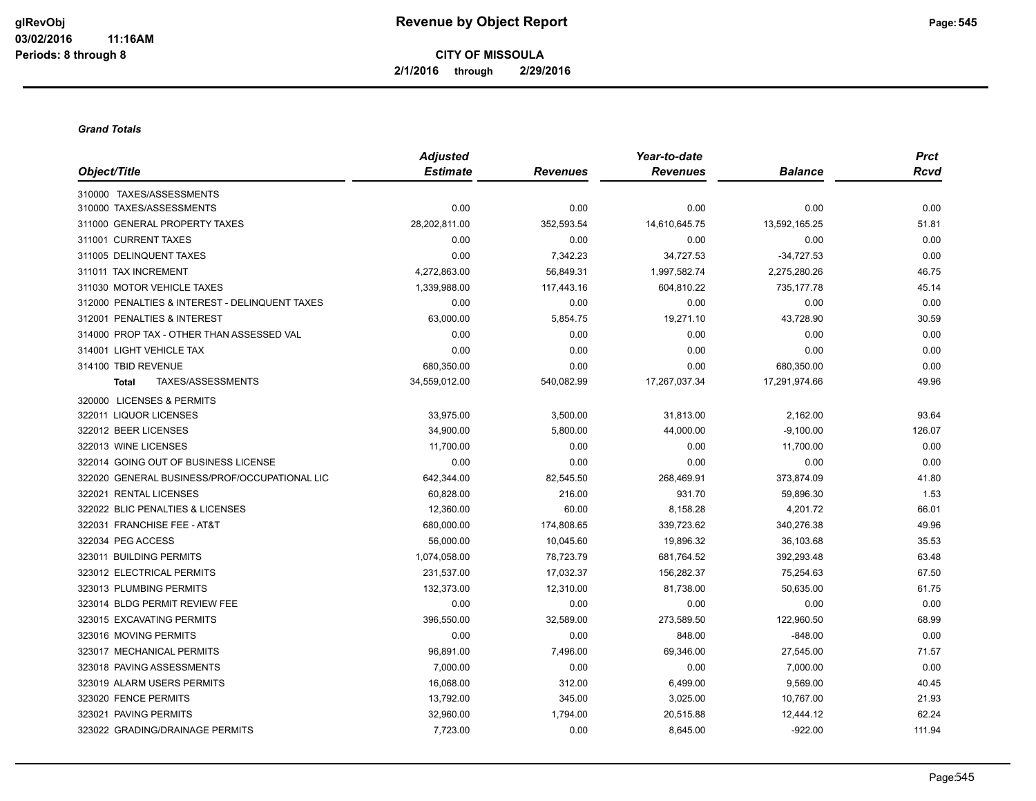# Revenue by Object Report

**CITY OF MISSOULA**

**2/1/2016 through 2/29/2016**

glRevObj
03/02/2016 11:16AM
Periods: 8 through 8

***Grand Totals***

| Object/Title | Adjusted Estimate | Revenues | Year-to-date Revenues | Balance | Prct Rcvd |
|---|---|---|---|---|---|
| 310000 TAXES/ASSESSMENTS | | | | | |
| 310000 TAXES/ASSESSMENTS | 0.00 | 0.00 | 0.00 | 0.00 | 0.00 |
| 311000 GENERAL PROPERTY TAXES | 28,202,811.00 | 352,593.54 | 14,610,645.75 | 13,592,165.25 | 51.81 |
| 311001 CURRENT TAXES | 0.00 | 0.00 | 0.00 | 0.00 | 0.00 |
| 311005 DELINQUENT TAXES | 0.00 | 7,342.23 | 34,727.53 | -34,727.53 | 0.00 |
| 311011 TAX INCREMENT | 4,272,863.00 | 56,849.31 | 1,997,582.74 | 2,275,280.26 | 46.75 |
| 311030 MOTOR VEHICLE TAXES | 1,339,988.00 | 117,443.16 | 604,810.22 | 735,177.78 | 45.14 |
| 312000 PENALTIES & INTEREST - DELINQUENT TAXES | 0.00 | 0.00 | 0.00 | 0.00 | 0.00 |
| 312001 PENALTIES & INTEREST | 63,000.00 | 5,854.75 | 19,271.10 | 43,728.90 | 30.59 |
| 314000 PROP TAX - OTHER THAN ASSESSED VAL | 0.00 | 0.00 | 0.00 | 0.00 | 0.00 |
| 314001 LIGHT VEHICLE TAX | 0.00 | 0.00 | 0.00 | 0.00 | 0.00 |
| 314100 TBID REVENUE | 680,350.00 | 0.00 | 0.00 | 680,350.00 | 0.00 |
| **Total** TAXES/ASSESSMENTS | 34,559,012.00 | 540,082.99 | 17,267,037.34 | 17,291,974.66 | 49.96 |
| 320000 LICENSES & PERMITS | | | | | |
| 322011 LIQUOR LICENSES | 33,975.00 | 3,500.00 | 31,813.00 | 2,162.00 | 93.64 |
| 322012 BEER LICENSES | 34,900.00 | 5,800.00 | 44,000.00 | -9,100.00 | 126.07 |
| 322013 WINE LICENSES | 11,700.00 | 0.00 | 0.00 | 11,700.00 | 0.00 |
| 322014 GOING OUT OF BUSINESS LICENSE | 0.00 | 0.00 | 0.00 | 0.00 | 0.00 |
| 322020 GENERAL BUSINESS/PROF/OCCUPATIONAL LIC | 642,344.00 | 82,545.50 | 268,469.91 | 373,874.09 | 41.80 |
| 322021 RENTAL LICENSES | 60,828.00 | 216.00 | 931.70 | 59,896.30 | 1.53 |
| 322022 BLIC PENALTIES & LICENSES | 12,360.00 | 60.00 | 8,158.28 | 4,201.72 | 66.01 |
| 322031 FRANCHISE FEE - AT&T | 680,000.00 | 174,808.65 | 339,723.62 | 340,276.38 | 49.96 |
| 322034 PEG ACCESS | 56,000.00 | 10,045.60 | 19,896.32 | 36,103.68 | 35.53 |
| 323011 BUILDING PERMITS | 1,074,058.00 | 78,723.79 | 681,764.52 | 392,293.48 | 63.48 |
| 323012 ELECTRICAL PERMITS | 231,537.00 | 17,032.37 | 156,282.37 | 75,254.63 | 67.50 |
| 323013 PLUMBING PERMITS | 132,373.00 | 12,310.00 | 81,738.00 | 50,635.00 | 61.75 |
| 323014 BLDG PERMIT REVIEW FEE | 0.00 | 0.00 | 0.00 | 0.00 | 0.00 |
| 323015 EXCAVATING PERMITS | 396,550.00 | 32,589.00 | 273,589.50 | 122,960.50 | 68.99 |
| 323016 MOVING PERMITS | 0.00 | 0.00 | 848.00 | -848.00 | 0.00 |
| 323017 MECHANICAL PERMITS | 96,891.00 | 7,496.00 | 69,346.00 | 27,545.00 | 71.57 |
| 323018 PAVING ASSESSMENTS | 7,000.00 | 0.00 | 0.00 | 7,000.00 | 0.00 |
| 323019 ALARM USERS PERMITS | 16,068.00 | 312.00 | 6,499.00 | 9,569.00 | 40.45 |
| 323020 FENCE PERMITS | 13,792.00 | 345.00 | 3,025.00 | 10,767.00 | 21.93 |
| 323021 PAVING PERMITS | 32,960.00 | 1,794.00 | 20,515.88 | 12,444.12 | 62.24 |
| 323022 GRADING/DRAINAGE PERMITS | 7,723.00 | 0.00 | 8,645.00 | -922.00 | 111.94 |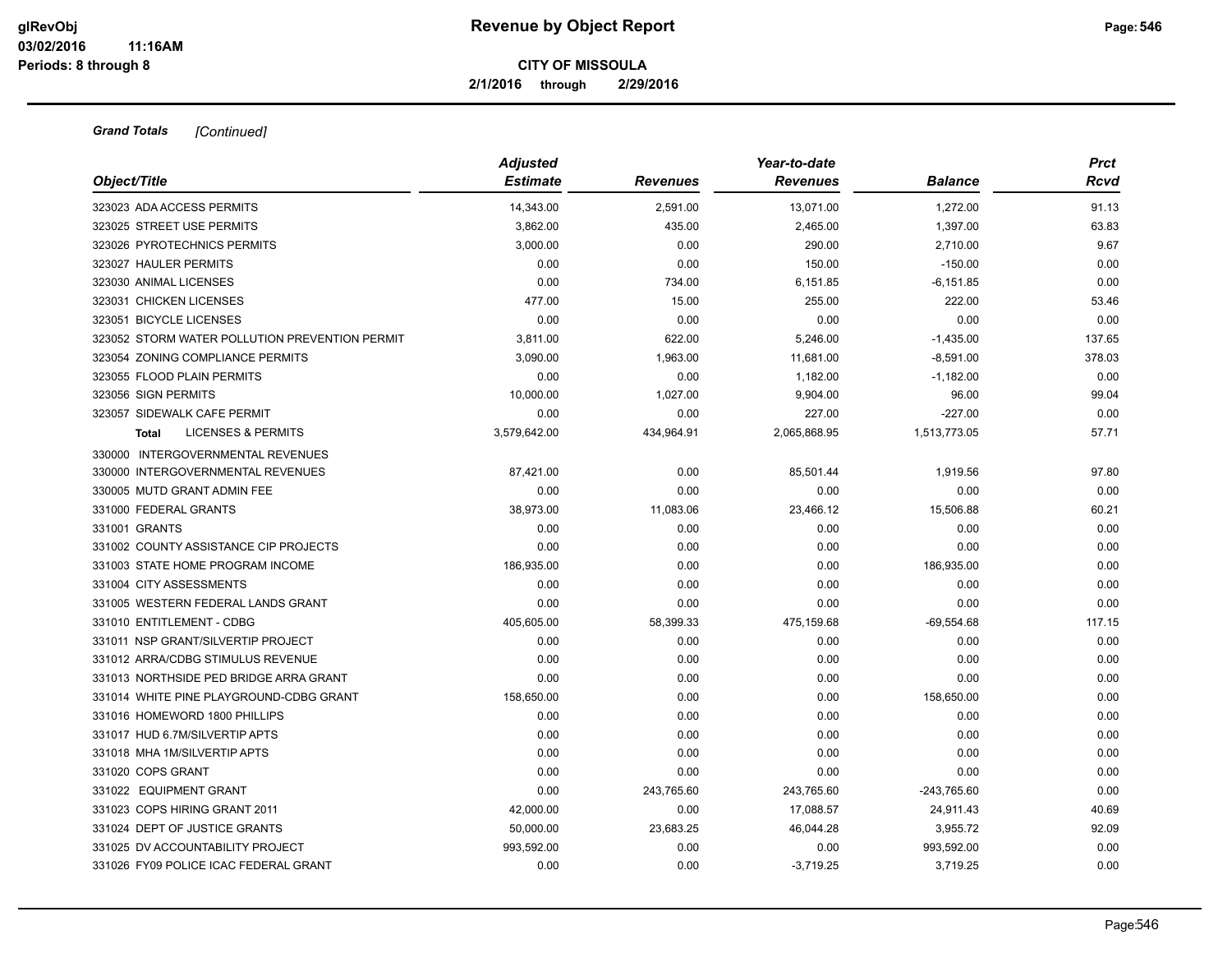# Revenue by Object Report

**CITY OF MISSOULA**

**2/1/2016 through 2/29/2016**

glRevObj
03/02/2016 11:16AM
Periods: 8 through 8

***Grand Totals*** *[Continued]*

| Object/Title | Adjusted Estimate | Revenues | Year-to-date Revenues | Balance | Prct Rcvd |
|---|---|---|---|---|---|
| 323023 ADA ACCESS PERMITS | 14,343.00 | 2,591.00 | 13,071.00 | 1,272.00 | 91.13 |
| 323025 STREET USE PERMITS | 3,862.00 | 435.00 | 2,465.00 | 1,397.00 | 63.83 |
| 323026 PYROTECHNICS PERMITS | 3,000.00 | 0.00 | 290.00 | 2,710.00 | 9.67 |
| 323027 HAULER PERMITS | 0.00 | 0.00 | 150.00 | -150.00 | 0.00 |
| 323030 ANIMAL LICENSES | 0.00 | 734.00 | 6,151.85 | -6,151.85 | 0.00 |
| 323031 CHICKEN LICENSES | 477.00 | 15.00 | 255.00 | 222.00 | 53.46 |
| 323051 BICYCLE LICENSES | 0.00 | 0.00 | 0.00 | 0.00 | 0.00 |
| 323052 STORM WATER POLLUTION PREVENTION PERMIT | 3,811.00 | 622.00 | 5,246.00 | -1,435.00 | 137.65 |
| 323054 ZONING COMPLIANCE PERMITS | 3,090.00 | 1,963.00 | 11,681.00 | -8,591.00 | 378.03 |
| 323055 FLOOD PLAIN PERMITS | 0.00 | 0.00 | 1,182.00 | -1,182.00 | 0.00 |
| 323056 SIGN PERMITS | 10,000.00 | 1,027.00 | 9,904.00 | 96.00 | 99.04 |
| 323057 SIDEWALK CAFE PERMIT | 0.00 | 0.00 | 227.00 | -227.00 | 0.00 |
| **Total** LICENSES & PERMITS | 3,579,642.00 | 434,964.91 | 2,065,868.95 | 1,513,773.05 | 57.71 |
| 330000 INTERGOVERNMENTAL REVENUES | | | | | |
| 330000 INTERGOVERNMENTAL REVENUES | 87,421.00 | 0.00 | 85,501.44 | 1,919.56 | 97.80 |
| 330005 MUTD GRANT ADMIN FEE | 0.00 | 0.00 | 0.00 | 0.00 | 0.00 |
| 331000 FEDERAL GRANTS | 38,973.00 | 11,083.06 | 23,466.12 | 15,506.88 | 60.21 |
| 331001 GRANTS | 0.00 | 0.00 | 0.00 | 0.00 | 0.00 |
| 331002 COUNTY ASSISTANCE CIP PROJECTS | 0.00 | 0.00 | 0.00 | 0.00 | 0.00 |
| 331003 STATE HOME PROGRAM INCOME | 186,935.00 | 0.00 | 0.00 | 186,935.00 | 0.00 |
| 331004 CITY ASSESSMENTS | 0.00 | 0.00 | 0.00 | 0.00 | 0.00 |
| 331005 WESTERN FEDERAL LANDS GRANT | 0.00 | 0.00 | 0.00 | 0.00 | 0.00 |
| 331010 ENTITLEMENT - CDBG | 405,605.00 | 58,399.33 | 475,159.68 | -69,554.68 | 117.15 |
| 331011 NSP GRANT/SILVERTIP PROJECT | 0.00 | 0.00 | 0.00 | 0.00 | 0.00 |
| 331012 ARRA/CDBG STIMULUS REVENUE | 0.00 | 0.00 | 0.00 | 0.00 | 0.00 |
| 331013 NORTHSIDE PED BRIDGE ARRA GRANT | 0.00 | 0.00 | 0.00 | 0.00 | 0.00 |
| 331014 WHITE PINE PLAYGROUND-CDBG GRANT | 158,650.00 | 0.00 | 0.00 | 158,650.00 | 0.00 |
| 331016 HOMEWORD 1800 PHILLIPS | 0.00 | 0.00 | 0.00 | 0.00 | 0.00 |
| 331017 HUD 6.7M/SILVERTIP APTS | 0.00 | 0.00 | 0.00 | 0.00 | 0.00 |
| 331018 MHA 1M/SILVERTIP APTS | 0.00 | 0.00 | 0.00 | 0.00 | 0.00 |
| 331020 COPS GRANT | 0.00 | 0.00 | 0.00 | 0.00 | 0.00 |
| 331022 EQUIPMENT GRANT | 0.00 | 243,765.60 | 243,765.60 | -243,765.60 | 0.00 |
| 331023 COPS HIRING GRANT 2011 | 42,000.00 | 0.00 | 17,088.57 | 24,911.43 | 40.69 |
| 331024 DEPT OF JUSTICE GRANTS | 50,000.00 | 23,683.25 | 46,044.28 | 3,955.72 | 92.09 |
| 331025 DV ACCOUNTABILITY PROJECT | 993,592.00 | 0.00 | 0.00 | 993,592.00 | 0.00 |
| 331026 FY09 POLICE ICAC FEDERAL GRANT | 0.00 | 0.00 | -3,719.25 | 3,719.25 | 0.00 |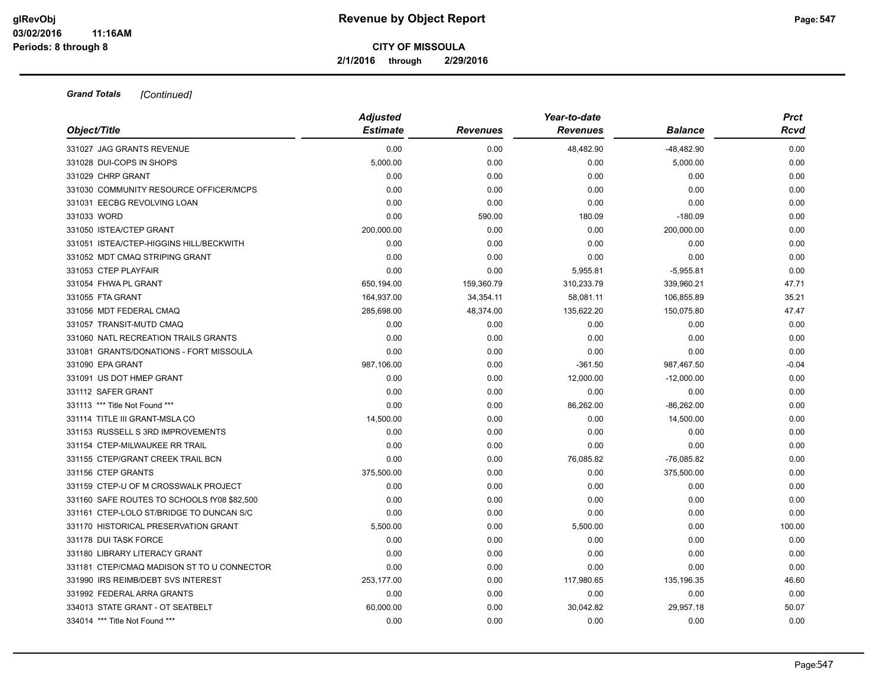**Grand Totals** *[Continued]*

| Object/Title | Adjusted Estimate | Revenues | Year-to-date Revenues | Balance | Prct Rcvd |
|---|---|---|---|---|---|
| 331027 JAG GRANTS REVENUE | 0.00 | 0.00 | 48,482.90 | -48,482.90 | 0.00 |
| 331028 DUI-COPS IN SHOPS | 5,000.00 | 0.00 | 0.00 | 5,000.00 | 0.00 |
| 331029 CHRP GRANT | 0.00 | 0.00 | 0.00 | 0.00 | 0.00 |
| 331030 COMMUNITY RESOURCE OFFICER/MCPS | 0.00 | 0.00 | 0.00 | 0.00 | 0.00 |
| 331031 EECBG REVOLVING LOAN | 0.00 | 0.00 | 0.00 | 0.00 | 0.00 |
| 331033 WORD | 0.00 | 590.00 | 180.09 | -180.09 | 0.00 |
| 331050 ISTEA/CTEP GRANT | 200,000.00 | 0.00 | 0.00 | 200,000.00 | 0.00 |
| 331051 ISTEA/CTEP-HIGGINS HILL/BECKWITH | 0.00 | 0.00 | 0.00 | 0.00 | 0.00 |
| 331052 MDT CMAQ STRIPING GRANT | 0.00 | 0.00 | 0.00 | 0.00 | 0.00 |
| 331053 CTEP PLAYFAIR | 0.00 | 0.00 | 5,955.81 | -5,955.81 | 0.00 |
| 331054 FHWA PL GRANT | 650,194.00 | 159,360.79 | 310,233.79 | 339,960.21 | 47.71 |
| 331055 FTA GRANT | 164,937.00 | 34,354.11 | 58,081.11 | 106,855.89 | 35.21 |
| 331056 MDT FEDERAL CMAQ | 285,698.00 | 48,374.00 | 135,622.20 | 150,075.80 | 47.47 |
| 331057 TRANSIT-MUTD CMAQ | 0.00 | 0.00 | 0.00 | 0.00 | 0.00 |
| 331060 NATL RECREATION TRAILS GRANTS | 0.00 | 0.00 | 0.00 | 0.00 | 0.00 |
| 331081 GRANTS/DONATIONS - FORT MISSOULA | 0.00 | 0.00 | 0.00 | 0.00 | 0.00 |
| 331090 EPA GRANT | 987,106.00 | 0.00 | -361.50 | 987,467.50 | -0.04 |
| 331091 US DOT HMEP GRANT | 0.00 | 0.00 | 12,000.00 | -12,000.00 | 0.00 |
| 331112 SAFER GRANT | 0.00 | 0.00 | 0.00 | 0.00 | 0.00 |
| 331113 *** Title Not Found *** | 0.00 | 0.00 | 86,262.00 | -86,262.00 | 0.00 |
| 331114 TITLE III GRANT-MSLA CO | 14,500.00 | 0.00 | 0.00 | 14,500.00 | 0.00 |
| 331153 RUSSELL S 3RD IMPROVEMENTS | 0.00 | 0.00 | 0.00 | 0.00 | 0.00 |
| 331154 CTEP-MILWAUKEE RR TRAIL | 0.00 | 0.00 | 0.00 | 0.00 | 0.00 |
| 331155 CTEP/GRANT CREEK TRAIL BCN | 0.00 | 0.00 | 76,085.82 | -76,085.82 | 0.00 |
| 331156 CTEP GRANTS | 375,500.00 | 0.00 | 0.00 | 375,500.00 | 0.00 |
| 331159 CTEP-U OF M CROSSWALK PROJECT | 0.00 | 0.00 | 0.00 | 0.00 | 0.00 |
| 331160 SAFE ROUTES TO SCHOOLS fY08 $82,500 | 0.00 | 0.00 | 0.00 | 0.00 | 0.00 |
| 331161 CTEP-LOLO ST/BRIDGE TO DUNCAN S/C | 0.00 | 0.00 | 0.00 | 0.00 | 0.00 |
| 331170 HISTORICAL PRESERVATION GRANT | 5,500.00 | 0.00 | 5,500.00 | 0.00 | 100.00 |
| 331178 DUI TASK FORCE | 0.00 | 0.00 | 0.00 | 0.00 | 0.00 |
| 331180 LIBRARY LITERACY GRANT | 0.00 | 0.00 | 0.00 | 0.00 | 0.00 |
| 331181 CTEP/CMAQ MADISON ST TO U CONNECTOR | 0.00 | 0.00 | 0.00 | 0.00 | 0.00 |
| 331990 IRS REIMB/DEBT SVS INTEREST | 253,177.00 | 0.00 | 117,980.65 | 135,196.35 | 46.60 |
| 331992 FEDERAL ARRA GRANTS | 0.00 | 0.00 | 0.00 | 0.00 | 0.00 |
| 334013 STATE GRANT - OT SEATBELT | 60,000.00 | 0.00 | 30,042.82 | 29,957.18 | 50.07 |
| 334014 *** Title Not Found *** | 0.00 | 0.00 | 0.00 | 0.00 | 0.00 |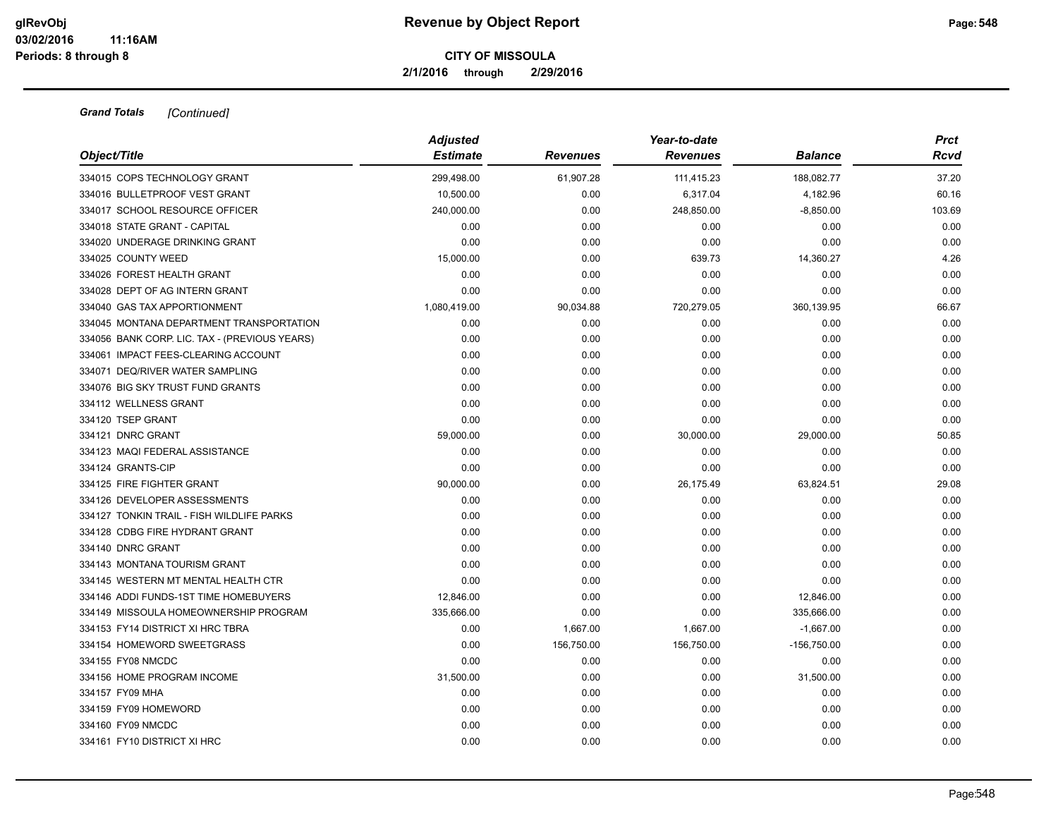**Grand Totals** *[Continued]*

| Object/Title | Adjusted Estimate | Revenues | Year-to-date Revenues | Balance | Prct Rcvd |
|---|---|---|---|---|---|
| 334015 COPS TECHNOLOGY GRANT | 299,498.00 | 61,907.28 | 111,415.23 | 188,082.77 | 37.20 |
| 334016 BULLETPROOF VEST GRANT | 10,500.00 | 0.00 | 6,317.04 | 4,182.96 | 60.16 |
| 334017 SCHOOL RESOURCE OFFICER | 240,000.00 | 0.00 | 248,850.00 | -8,850.00 | 103.69 |
| 334018 STATE GRANT - CAPITAL | 0.00 | 0.00 | 0.00 | 0.00 | 0.00 |
| 334020 UNDERAGE DRINKING GRANT | 0.00 | 0.00 | 0.00 | 0.00 | 0.00 |
| 334025 COUNTY WEED | 15,000.00 | 0.00 | 639.73 | 14,360.27 | 4.26 |
| 334026 FOREST HEALTH GRANT | 0.00 | 0.00 | 0.00 | 0.00 | 0.00 |
| 334028 DEPT OF AG INTERN GRANT | 0.00 | 0.00 | 0.00 | 0.00 | 0.00 |
| 334040 GAS TAX APPORTIONMENT | 1,080,419.00 | 90,034.88 | 720,279.05 | 360,139.95 | 66.67 |
| 334045 MONTANA DEPARTMENT TRANSPORTATION | 0.00 | 0.00 | 0.00 | 0.00 | 0.00 |
| 334056 BANK CORP. LIC. TAX - (PREVIOUS YEARS) | 0.00 | 0.00 | 0.00 | 0.00 | 0.00 |
| 334061 IMPACT FEES-CLEARING ACCOUNT | 0.00 | 0.00 | 0.00 | 0.00 | 0.00 |
| 334071 DEQ/RIVER WATER SAMPLING | 0.00 | 0.00 | 0.00 | 0.00 | 0.00 |
| 334076 BIG SKY TRUST FUND GRANTS | 0.00 | 0.00 | 0.00 | 0.00 | 0.00 |
| 334112 WELLNESS GRANT | 0.00 | 0.00 | 0.00 | 0.00 | 0.00 |
| 334120 TSEP GRANT | 0.00 | 0.00 | 0.00 | 0.00 | 0.00 |
| 334121 DNRC GRANT | 59,000.00 | 0.00 | 30,000.00 | 29,000.00 | 50.85 |
| 334123 MAQI FEDERAL ASSISTANCE | 0.00 | 0.00 | 0.00 | 0.00 | 0.00 |
| 334124 GRANTS-CIP | 0.00 | 0.00 | 0.00 | 0.00 | 0.00 |
| 334125 FIRE FIGHTER GRANT | 90,000.00 | 0.00 | 26,175.49 | 63,824.51 | 29.08 |
| 334126 DEVELOPER ASSESSMENTS | 0.00 | 0.00 | 0.00 | 0.00 | 0.00 |
| 334127 TONKIN TRAIL - FISH WILDLIFE PARKS | 0.00 | 0.00 | 0.00 | 0.00 | 0.00 |
| 334128 CDBG FIRE HYDRANT GRANT | 0.00 | 0.00 | 0.00 | 0.00 | 0.00 |
| 334140 DNRC GRANT | 0.00 | 0.00 | 0.00 | 0.00 | 0.00 |
| 334143 MONTANA TOURISM GRANT | 0.00 | 0.00 | 0.00 | 0.00 | 0.00 |
| 334145 WESTERN MT MENTAL HEALTH CTR | 0.00 | 0.00 | 0.00 | 0.00 | 0.00 |
| 334146 ADDI FUNDS-1ST TIME HOMEBUYERS | 12,846.00 | 0.00 | 0.00 | 12,846.00 | 0.00 |
| 334149 MISSOULA HOMEOWNERSHIP PROGRAM | 335,666.00 | 0.00 | 0.00 | 335,666.00 | 0.00 |
| 334153 FY14 DISTRICT XI HRC TBRA | 0.00 | 1,667.00 | 1,667.00 | -1,667.00 | 0.00 |
| 334154 HOMEWORD SWEETGRASS | 0.00 | 156,750.00 | 156,750.00 | -156,750.00 | 0.00 |
| 334155 FY08 NMCDC | 0.00 | 0.00 | 0.00 | 0.00 | 0.00 |
| 334156 HOME PROGRAM INCOME | 31,500.00 | 0.00 | 0.00 | 31,500.00 | 0.00 |
| 334157 FY09 MHA | 0.00 | 0.00 | 0.00 | 0.00 | 0.00 |
| 334159 FY09 HOMEWORD | 0.00 | 0.00 | 0.00 | 0.00 | 0.00 |
| 334160 FY09 NMCDC | 0.00 | 0.00 | 0.00 | 0.00 | 0.00 |
| 334161 FY10 DISTRICT XI HRC | 0.00 | 0.00 | 0.00 | 0.00 | 0.00 |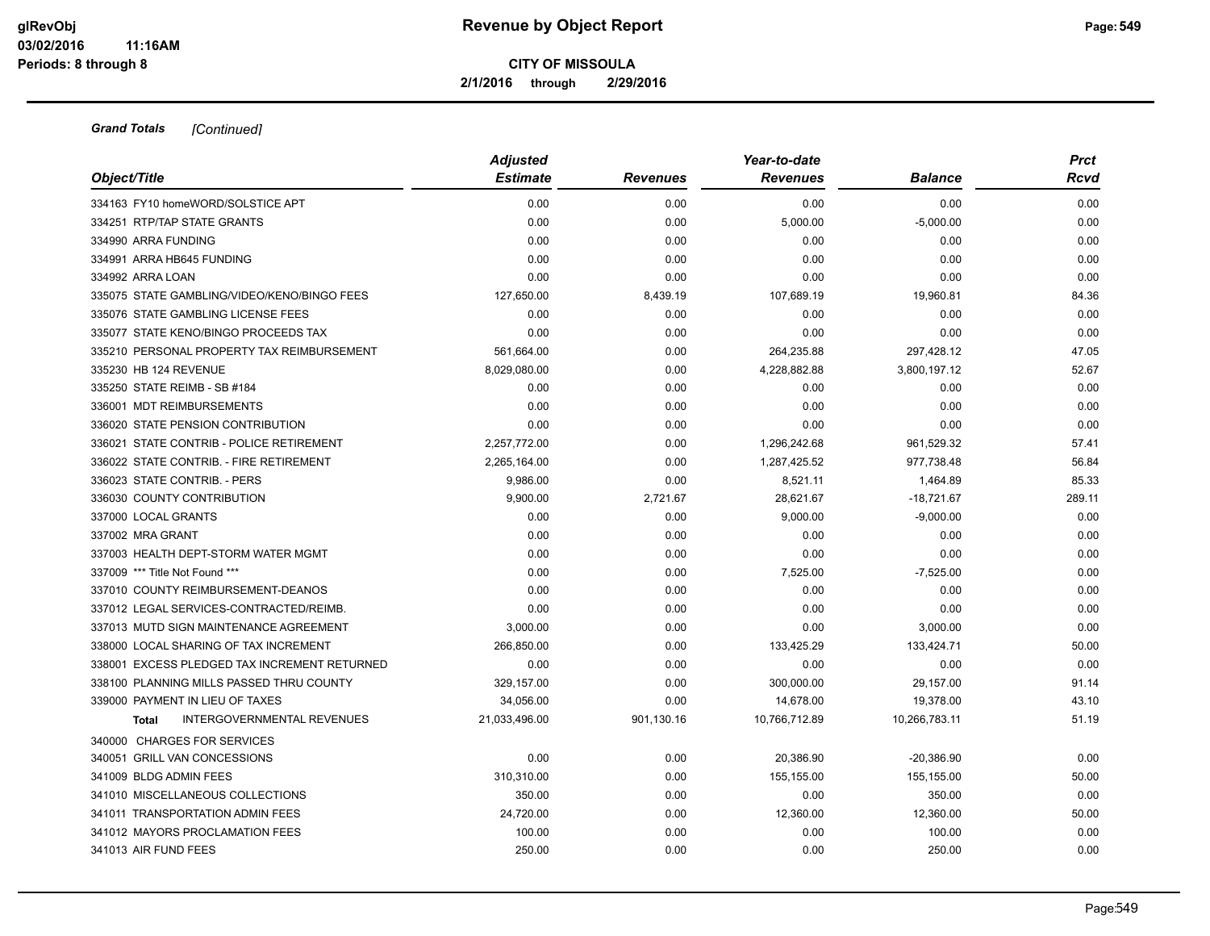**Grand Totals** *[Continued]*

| Object/Title | Adjusted Estimate | Revenues | Year-to-date Revenues | Balance | Prct Rcvd |
|---|---|---|---|---|---|
| 334163 FY10 homeWORD/SOLSTICE APT | 0.00 | 0.00 | 0.00 | 0.00 | 0.00 |
| 334251 RTP/TAP STATE GRANTS | 0.00 | 0.00 | 5,000.00 | -5,000.00 | 0.00 |
| 334990 ARRA FUNDING | 0.00 | 0.00 | 0.00 | 0.00 | 0.00 |
| 334991 ARRA HB645 FUNDING | 0.00 | 0.00 | 0.00 | 0.00 | 0.00 |
| 334992 ARRA LOAN | 0.00 | 0.00 | 0.00 | 0.00 | 0.00 |
| 335075 STATE GAMBLING/VIDEO/KENO/BINGO FEES | 127,650.00 | 8,439.19 | 107,689.19 | 19,960.81 | 84.36 |
| 335076 STATE GAMBLING LICENSE FEES | 0.00 | 0.00 | 0.00 | 0.00 | 0.00 |
| 335077 STATE KENO/BINGO PROCEEDS TAX | 0.00 | 0.00 | 0.00 | 0.00 | 0.00 |
| 335210 PERSONAL PROPERTY TAX REIMBURSEMENT | 561,664.00 | 0.00 | 264,235.88 | 297,428.12 | 47.05 |
| 335230 HB 124 REVENUE | 8,029,080.00 | 0.00 | 4,228,882.88 | 3,800,197.12 | 52.67 |
| 335250 STATE REIMB - SB #184 | 0.00 | 0.00 | 0.00 | 0.00 | 0.00 |
| 336001 MDT REIMBURSEMENTS | 0.00 | 0.00 | 0.00 | 0.00 | 0.00 |
| 336020 STATE PENSION CONTRIBUTION | 0.00 | 0.00 | 0.00 | 0.00 | 0.00 |
| 336021 STATE CONTRIB - POLICE RETIREMENT | 2,257,772.00 | 0.00 | 1,296,242.68 | 961,529.32 | 57.41 |
| 336022 STATE CONTRIB. - FIRE RETIREMENT | 2,265,164.00 | 0.00 | 1,287,425.52 | 977,738.48 | 56.84 |
| 336023 STATE CONTRIB. - PERS | 9,986.00 | 0.00 | 8,521.11 | 1,464.89 | 85.33 |
| 336030 COUNTY CONTRIBUTION | 9,900.00 | 2,721.67 | 28,621.67 | -18,721.67 | 289.11 |
| 337000 LOCAL GRANTS | 0.00 | 0.00 | 9,000.00 | -9,000.00 | 0.00 |
| 337002 MRA GRANT | 0.00 | 0.00 | 0.00 | 0.00 | 0.00 |
| 337003 HEALTH DEPT-STORM WATER MGMT | 0.00 | 0.00 | 0.00 | 0.00 | 0.00 |
| 337009 *** Title Not Found *** | 0.00 | 0.00 | 7,525.00 | -7,525.00 | 0.00 |
| 337010 COUNTY REIMBURSEMENT-DEANOS | 0.00 | 0.00 | 0.00 | 0.00 | 0.00 |
| 337012 LEGAL SERVICES-CONTRACTED/REIMB. | 0.00 | 0.00 | 0.00 | 0.00 | 0.00 |
| 337013 MUTD SIGN MAINTENANCE AGREEMENT | 3,000.00 | 0.00 | 0.00 | 3,000.00 | 0.00 |
| 338000 LOCAL SHARING OF TAX INCREMENT | 266,850.00 | 0.00 | 133,425.29 | 133,424.71 | 50.00 |
| 338001 EXCESS PLEDGED TAX INCREMENT RETURNED | 0.00 | 0.00 | 0.00 | 0.00 | 0.00 |
| 338100 PLANNING MILLS PASSED THRU COUNTY | 329,157.00 | 0.00 | 300,000.00 | 29,157.00 | 91.14 |
| 339000 PAYMENT IN LIEU OF TAXES | 34,056.00 | 0.00 | 14,678.00 | 19,378.00 | 43.10 |
| **Total** INTERGOVERNMENTAL REVENUES | 21,033,496.00 | 901,130.16 | 10,766,712.89 | 10,266,783.11 | 51.19 |
| 340000 CHARGES FOR SERVICES | | | | | |
| 340051 GRILL VAN CONCESSIONS | 0.00 | 0.00 | 20,386.90 | -20,386.90 | 0.00 |
| 341009 BLDG ADMIN FEES | 310,310.00 | 0.00 | 155,155.00 | 155,155.00 | 50.00 |
| 341010 MISCELLANEOUS COLLECTIONS | 350.00 | 0.00 | 0.00 | 350.00 | 0.00 |
| 341011 TRANSPORTATION ADMIN FEES | 24,720.00 | 0.00 | 12,360.00 | 12,360.00 | 50.00 |
| 341012 MAYORS PROCLAMATION FEES | 100.00 | 0.00 | 0.00 | 100.00 | 0.00 |
| 341013 AIR FUND FEES | 250.00 | 0.00 | 0.00 | 250.00 | 0.00 |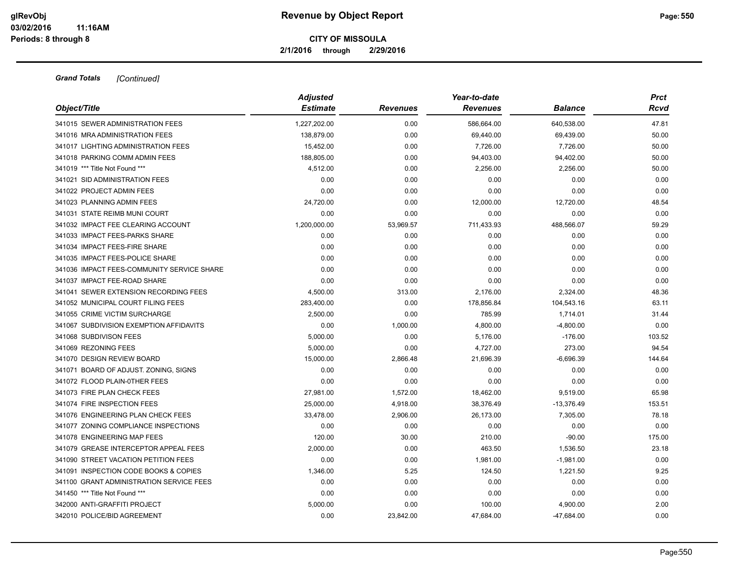# Revenue by Object Report

**CITY OF MISSOULA**

**2/1/2016 through 2/29/2016**

glRevObj
03/02/2016 11:16AM
Periods: 8 through 8

***Grand Totals*** *[Continued]*

| Object/Title | Adjusted Estimate | Revenues | Year-to-date Revenues | Balance | Prct Rcvd |
|---|---|---|---|---|---|
| 341015 SEWER ADMINISTRATION FEES | 1,227,202.00 | 0.00 | 586,664.00 | 640,538.00 | 47.81 |
| 341016 MRA ADMINISTRATION FEES | 138,879.00 | 0.00 | 69,440.00 | 69,439.00 | 50.00 |
| 341017 LIGHTING ADMINISTRATION FEES | 15,452.00 | 0.00 | 7,726.00 | 7,726.00 | 50.00 |
| 341018 PARKING COMM ADMIN FEES | 188,805.00 | 0.00 | 94,403.00 | 94,402.00 | 50.00 |
| 341019 *** Title Not Found *** | 4,512.00 | 0.00 | 2,256.00 | 2,256.00 | 50.00 |
| 341021 SID ADMINISTRATION FEES | 0.00 | 0.00 | 0.00 | 0.00 | 0.00 |
| 341022 PROJECT ADMIN FEES | 0.00 | 0.00 | 0.00 | 0.00 | 0.00 |
| 341023 PLANNING ADMIN FEES | 24,720.00 | 0.00 | 12,000.00 | 12,720.00 | 48.54 |
| 341031 STATE REIMB MUNI COURT | 0.00 | 0.00 | 0.00 | 0.00 | 0.00 |
| 341032 IMPACT FEE CLEARING ACCOUNT | 1,200,000.00 | 53,969.57 | 711,433.93 | 488,566.07 | 59.29 |
| 341033 IMPACT FEES-PARKS SHARE | 0.00 | 0.00 | 0.00 | 0.00 | 0.00 |
| 341034 IMPACT FEES-FIRE SHARE | 0.00 | 0.00 | 0.00 | 0.00 | 0.00 |
| 341035 IMPACT FEES-POLICE SHARE | 0.00 | 0.00 | 0.00 | 0.00 | 0.00 |
| 341036 IMPACT FEES-COMMUNITY SERVICE SHARE | 0.00 | 0.00 | 0.00 | 0.00 | 0.00 |
| 341037 IMPACT FEE-ROAD SHARE | 0.00 | 0.00 | 0.00 | 0.00 | 0.00 |
| 341041 SEWER EXTENSION RECORDING FEES | 4,500.00 | 313.00 | 2,176.00 | 2,324.00 | 48.36 |
| 341052 MUNICIPAL COURT FILING FEES | 283,400.00 | 0.00 | 178,856.84 | 104,543.16 | 63.11 |
| 341055 CRIME VICTIM SURCHARGE | 2,500.00 | 0.00 | 785.99 | 1,714.01 | 31.44 |
| 341067 SUBDIVISION EXEMPTION AFFIDAVITS | 0.00 | 1,000.00 | 4,800.00 | -4,800.00 | 0.00 |
| 341068 SUBDIVISON FEES | 5,000.00 | 0.00 | 5,176.00 | -176.00 | 103.52 |
| 341069 REZONING FEES | 5,000.00 | 0.00 | 4,727.00 | 273.00 | 94.54 |
| 341070 DESIGN REVIEW BOARD | 15,000.00 | 2,866.48 | 21,696.39 | -6,696.39 | 144.64 |
| 341071 BOARD OF ADJUST. ZONING, SIGNS | 0.00 | 0.00 | 0.00 | 0.00 | 0.00 |
| 341072 FLOOD PLAIN-0THER FEES | 0.00 | 0.00 | 0.00 | 0.00 | 0.00 |
| 341073 FIRE PLAN CHECK FEES | 27,981.00 | 1,572.00 | 18,462.00 | 9,519.00 | 65.98 |
| 341074 FIRE INSPECTION FEES | 25,000.00 | 4,918.00 | 38,376.49 | -13,376.49 | 153.51 |
| 341076 ENGINEERING PLAN CHECK FEES | 33,478.00 | 2,906.00 | 26,173.00 | 7,305.00 | 78.18 |
| 341077 ZONING COMPLIANCE INSPECTIONS | 0.00 | 0.00 | 0.00 | 0.00 | 0.00 |
| 341078 ENGINEERING MAP FEES | 120.00 | 30.00 | 210.00 | -90.00 | 175.00 |
| 341079 GREASE INTERCEPTOR APPEAL FEES | 2,000.00 | 0.00 | 463.50 | 1,536.50 | 23.18 |
| 341090 STREET VACATION PETITION FEES | 0.00 | 0.00 | 1,981.00 | -1,981.00 | 0.00 |
| 341091 INSPECTION CODE BOOKS & COPIES | 1,346.00 | 5.25 | 124.50 | 1,221.50 | 9.25 |
| 341100 GRANT ADMINISTRATION SERVICE FEES | 0.00 | 0.00 | 0.00 | 0.00 | 0.00 |
| 341450 *** Title Not Found *** | 0.00 | 0.00 | 0.00 | 0.00 | 0.00 |
| 342000 ANTI-GRAFFITI PROJECT | 5,000.00 | 0.00 | 100.00 | 4,900.00 | 2.00 |
| 342010 POLICE/BID AGREEMENT | 0.00 | 23,842.00 | 47,684.00 | -47,684.00 | 0.00 |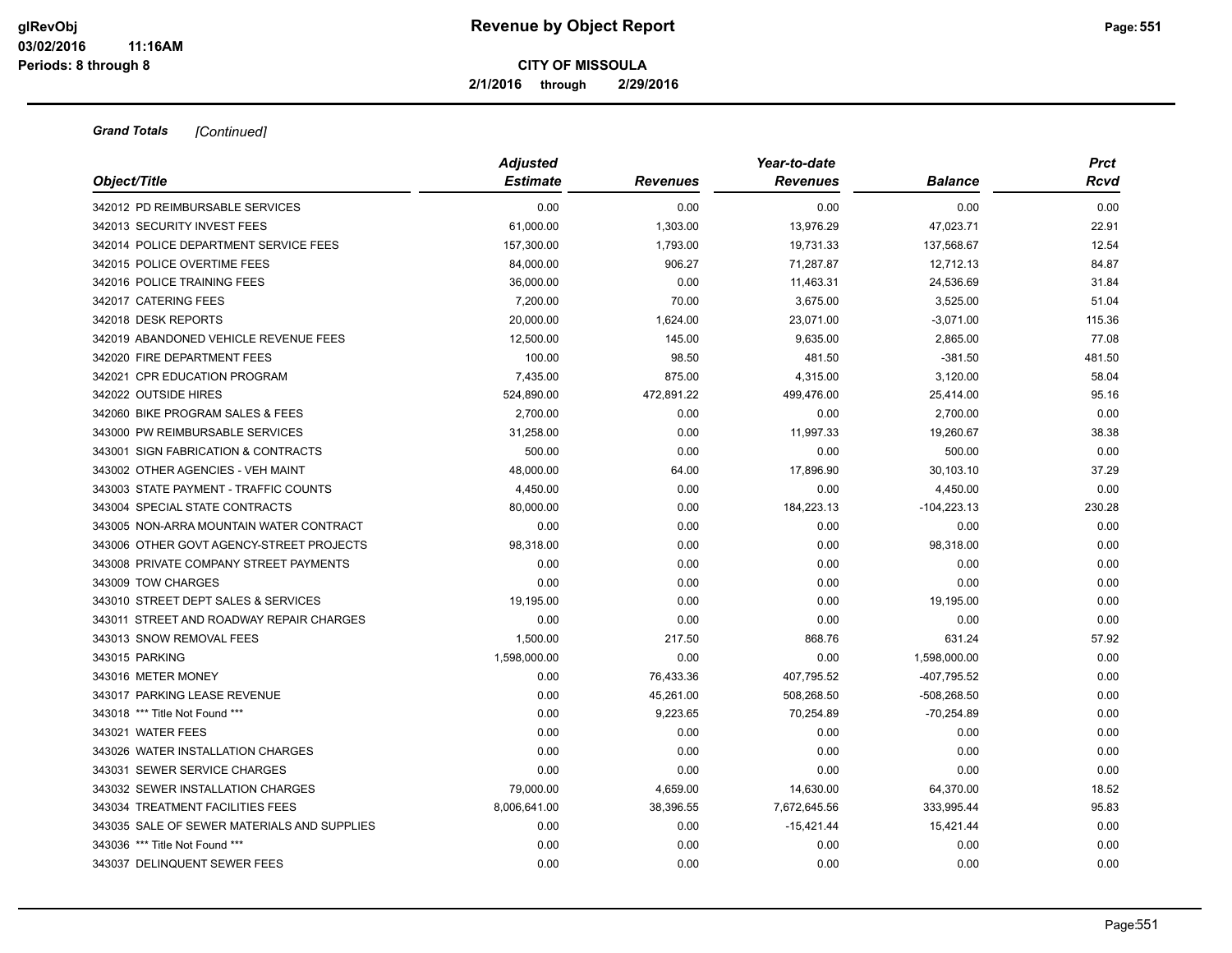**Revenue by Object Report**

**CITY OF MISSOULA**

**2/1/2016 through 2/29/2016**

***Grand Totals*** *[Continued]*

| Object/Title | Adjusted Estimate | Revenues | Year-to-date Revenues | Balance | Prct Rcvd |
|---|---|---|---|---|---|
| 342012 PD REIMBURSABLE SERVICES | 0.00 | 0.00 | 0.00 | 0.00 | 0.00 |
| 342013 SECURITY INVEST FEES | 61,000.00 | 1,303.00 | 13,976.29 | 47,023.71 | 22.91 |
| 342014 POLICE DEPARTMENT SERVICE FEES | 157,300.00 | 1,793.00 | 19,731.33 | 137,568.67 | 12.54 |
| 342015 POLICE OVERTIME FEES | 84,000.00 | 906.27 | 71,287.87 | 12,712.13 | 84.87 |
| 342016 POLICE TRAINING FEES | 36,000.00 | 0.00 | 11,463.31 | 24,536.69 | 31.84 |
| 342017 CATERING FEES | 7,200.00 | 70.00 | 3,675.00 | 3,525.00 | 51.04 |
| 342018 DESK REPORTS | 20,000.00 | 1,624.00 | 23,071.00 | -3,071.00 | 115.36 |
| 342019 ABANDONED VEHICLE REVENUE FEES | 12,500.00 | 145.00 | 9,635.00 | 2,865.00 | 77.08 |
| 342020 FIRE DEPARTMENT FEES | 100.00 | 98.50 | 481.50 | -381.50 | 481.50 |
| 342021 CPR EDUCATION PROGRAM | 7,435.00 | 875.00 | 4,315.00 | 3,120.00 | 58.04 |
| 342022 OUTSIDE HIRES | 524,890.00 | 472,891.22 | 499,476.00 | 25,414.00 | 95.16 |
| 342060 BIKE PROGRAM SALES & FEES | 2,700.00 | 0.00 | 0.00 | 2,700.00 | 0.00 |
| 343000 PW REIMBURSABLE SERVICES | 31,258.00 | 0.00 | 11,997.33 | 19,260.67 | 38.38 |
| 343001 SIGN FABRICATION & CONTRACTS | 500.00 | 0.00 | 0.00 | 500.00 | 0.00 |
| 343002 OTHER AGENCIES - VEH MAINT | 48,000.00 | 64.00 | 17,896.90 | 30,103.10 | 37.29 |
| 343003 STATE PAYMENT - TRAFFIC COUNTS | 4,450.00 | 0.00 | 0.00 | 4,450.00 | 0.00 |
| 343004 SPECIAL STATE CONTRACTS | 80,000.00 | 0.00 | 184,223.13 | -104,223.13 | 230.28 |
| 343005 NON-ARRA MOUNTAIN WATER CONTRACT | 0.00 | 0.00 | 0.00 | 0.00 | 0.00 |
| 343006 OTHER GOVT AGENCY-STREET PROJECTS | 98,318.00 | 0.00 | 0.00 | 98,318.00 | 0.00 |
| 343008 PRIVATE COMPANY STREET PAYMENTS | 0.00 | 0.00 | 0.00 | 0.00 | 0.00 |
| 343009 TOW CHARGES | 0.00 | 0.00 | 0.00 | 0.00 | 0.00 |
| 343010 STREET DEPT SALES & SERVICES | 19,195.00 | 0.00 | 0.00 | 19,195.00 | 0.00 |
| 343011 STREET AND ROADWAY REPAIR CHARGES | 0.00 | 0.00 | 0.00 | 0.00 | 0.00 |
| 343013 SNOW REMOVAL FEES | 1,500.00 | 217.50 | 868.76 | 631.24 | 57.92 |
| 343015 PARKING | 1,598,000.00 | 0.00 | 0.00 | 1,598,000.00 | 0.00 |
| 343016 METER MONEY | 0.00 | 76,433.36 | 407,795.52 | -407,795.52 | 0.00 |
| 343017 PARKING LEASE REVENUE | 0.00 | 45,261.00 | 508,268.50 | -508,268.50 | 0.00 |
| 343018 *** Title Not Found *** | 0.00 | 9,223.65 | 70,254.89 | -70,254.89 | 0.00 |
| 343021 WATER FEES | 0.00 | 0.00 | 0.00 | 0.00 | 0.00 |
| 343026 WATER INSTALLATION CHARGES | 0.00 | 0.00 | 0.00 | 0.00 | 0.00 |
| 343031 SEWER SERVICE CHARGES | 0.00 | 0.00 | 0.00 | 0.00 | 0.00 |
| 343032 SEWER INSTALLATION CHARGES | 79,000.00 | 4,659.00 | 14,630.00 | 64,370.00 | 18.52 |
| 343034 TREATMENT FACILITIES FEES | 8,006,641.00 | 38,396.55 | 7,672,645.56 | 333,995.44 | 95.83 |
| 343035 SALE OF SEWER MATERIALS AND SUPPLIES | 0.00 | 0.00 | -15,421.44 | 15,421.44 | 0.00 |
| 343036 *** Title Not Found *** | 0.00 | 0.00 | 0.00 | 0.00 | 0.00 |
| 343037 DELINQUENT SEWER FEES | 0.00 | 0.00 | 0.00 | 0.00 | 0.00 |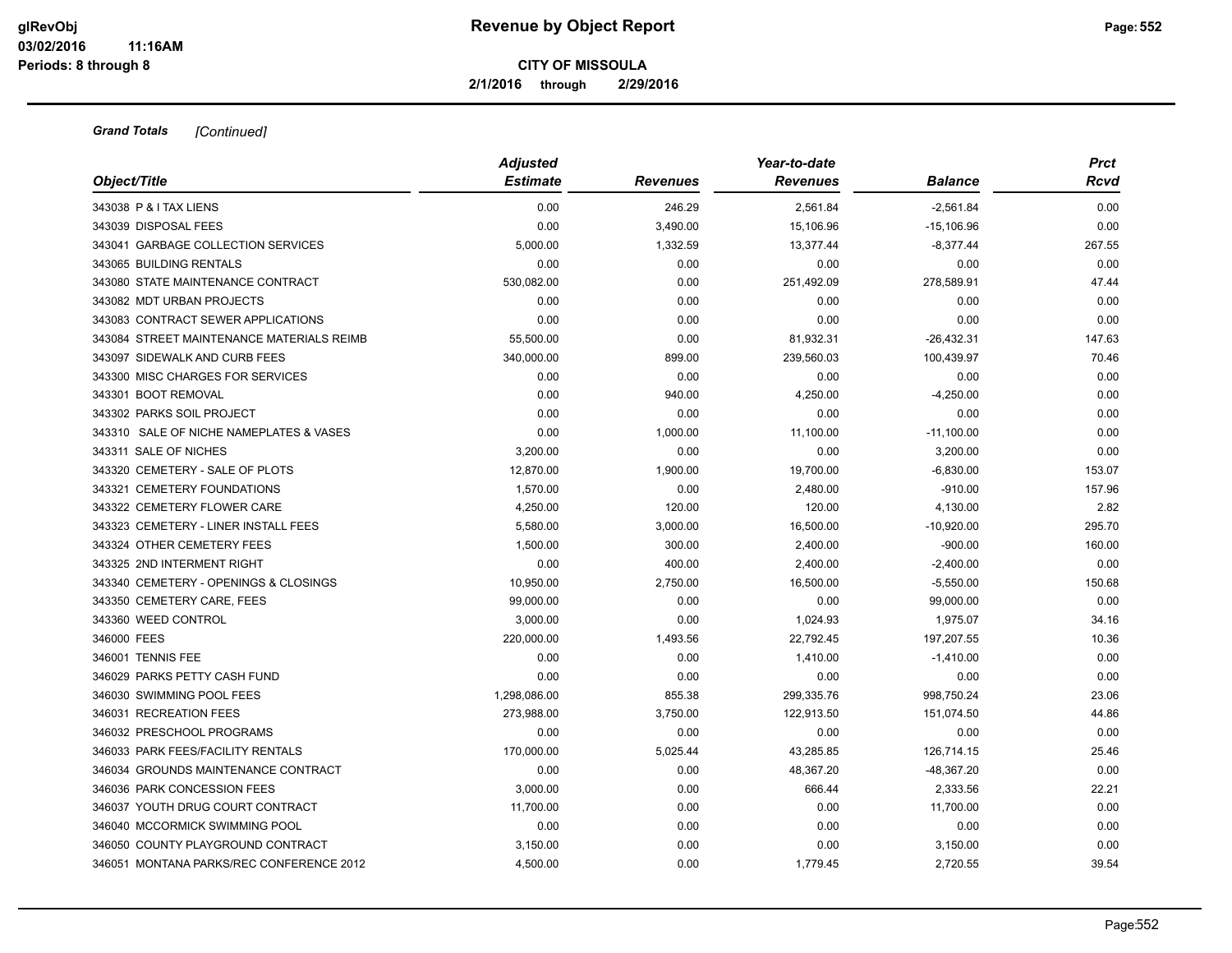# Revenue by Object Report

## CITY OF MISSOULA

**2/1/2016 through 2/29/2016**

***Grand Totals*** *[Continued]*

| *Object/Title* | *Adjusted Estimate* | *Revenues* | *Year-to-date Revenues* | *Balance* | *Prct Rcvd* |
|---|---|---|---|---|---|
| 343038 P & I TAX LIENS | 0.00 | 246.29 | 2,561.84 | -2,561.84 | 0.00 |
| 343039 DISPOSAL FEES | 0.00 | 3,490.00 | 15,106.96 | -15,106.96 | 0.00 |
| 343041 GARBAGE COLLECTION SERVICES | 5,000.00 | 1,332.59 | 13,377.44 | -8,377.44 | 267.55 |
| 343065 BUILDING RENTALS | 0.00 | 0.00 | 0.00 | 0.00 | 0.00 |
| 343080 STATE MAINTENANCE CONTRACT | 530,082.00 | 0.00 | 251,492.09 | 278,589.91 | 47.44 |
| 343082 MDT URBAN PROJECTS | 0.00 | 0.00 | 0.00 | 0.00 | 0.00 |
| 343083 CONTRACT SEWER APPLICATIONS | 0.00 | 0.00 | 0.00 | 0.00 | 0.00 |
| 343084 STREET MAINTENANCE MATERIALS REIMB | 55,500.00 | 0.00 | 81,932.31 | -26,432.31 | 147.63 |
| 343097 SIDEWALK AND CURB FEES | 340,000.00 | 899.00 | 239,560.03 | 100,439.97 | 70.46 |
| 343300 MISC CHARGES FOR SERVICES | 0.00 | 0.00 | 0.00 | 0.00 | 0.00 |
| 343301 BOOT REMOVAL | 0.00 | 940.00 | 4,250.00 | -4,250.00 | 0.00 |
| 343302 PARKS SOIL PROJECT | 0.00 | 0.00 | 0.00 | 0.00 | 0.00 |
| 343310 SALE OF NICHE NAMEPLATES & VASES | 0.00 | 1,000.00 | 11,100.00 | -11,100.00 | 0.00 |
| 343311 SALE OF NICHES | 3,200.00 | 0.00 | 0.00 | 3,200.00 | 0.00 |
| 343320 CEMETERY - SALE OF PLOTS | 12,870.00 | 1,900.00 | 19,700.00 | -6,830.00 | 153.07 |
| 343321 CEMETERY FOUNDATIONS | 1,570.00 | 0.00 | 2,480.00 | -910.00 | 157.96 |
| 343322 CEMETERY FLOWER CARE | 4,250.00 | 120.00 | 120.00 | 4,130.00 | 2.82 |
| 343323 CEMETERY - LINER INSTALL FEES | 5,580.00 | 3,000.00 | 16,500.00 | -10,920.00 | 295.70 |
| 343324 OTHER CEMETERY FEES | 1,500.00 | 300.00 | 2,400.00 | -900.00 | 160.00 |
| 343325 2ND INTERMENT RIGHT | 0.00 | 400.00 | 2,400.00 | -2,400.00 | 0.00 |
| 343340 CEMETERY - OPENINGS & CLOSINGS | 10,950.00 | 2,750.00 | 16,500.00 | -5,550.00 | 150.68 |
| 343350 CEMETERY CARE, FEES | 99,000.00 | 0.00 | 0.00 | 99,000.00 | 0.00 |
| 343360 WEED CONTROL | 3,000.00 | 0.00 | 1,024.93 | 1,975.07 | 34.16 |
| 346000 FEES | 220,000.00 | 1,493.56 | 22,792.45 | 197,207.55 | 10.36 |
| 346001 TENNIS FEE | 0.00 | 0.00 | 1,410.00 | -1,410.00 | 0.00 |
| 346029 PARKS PETTY CASH FUND | 0.00 | 0.00 | 0.00 | 0.00 | 0.00 |
| 346030 SWIMMING POOL FEES | 1,298,086.00 | 855.38 | 299,335.76 | 998,750.24 | 23.06 |
| 346031 RECREATION FEES | 273,988.00 | 3,750.00 | 122,913.50 | 151,074.50 | 44.86 |
| 346032 PRESCHOOL PROGRAMS | 0.00 | 0.00 | 0.00 | 0.00 | 0.00 |
| 346033 PARK FEES/FACILITY RENTALS | 170,000.00 | 5,025.44 | 43,285.85 | 126,714.15 | 25.46 |
| 346034 GROUNDS MAINTENANCE CONTRACT | 0.00 | 0.00 | 48,367.20 | -48,367.20 | 0.00 |
| 346036 PARK CONCESSION FEES | 3,000.00 | 0.00 | 666.44 | 2,333.56 | 22.21 |
| 346037 YOUTH DRUG COURT CONTRACT | 11,700.00 | 0.00 | 0.00 | 11,700.00 | 0.00 |
| 346040 MCCORMICK SWIMMING POOL | 0.00 | 0.00 | 0.00 | 0.00 | 0.00 |
| 346050 COUNTY PLAYGROUND CONTRACT | 3,150.00 | 0.00 | 0.00 | 3,150.00 | 0.00 |
| 346051 MONTANA PARKS/REC CONFERENCE 2012 | 4,500.00 | 0.00 | 1,779.45 | 2,720.55 | 39.54 |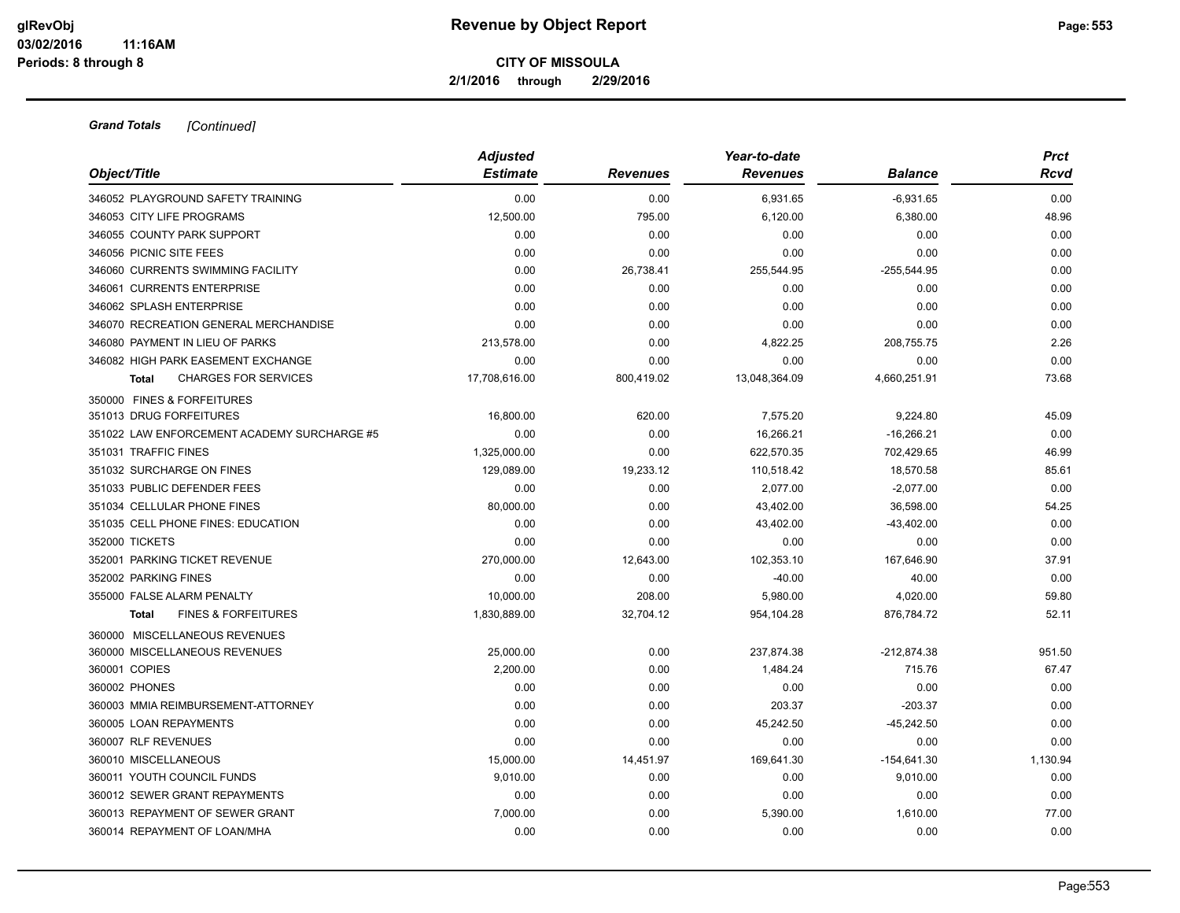**CITY OF MISSOULA**

**2/1/2016 through 2/29/2016**

***Grand Totals*** *[Continued]*

| Object/Title | Adjusted Estimate | Revenues | Year-to-date Revenues | Balance | Prct Rcvd |
|---|---|---|---|---|---|
| 346052 PLAYGROUND SAFETY TRAINING | 0.00 | 0.00 | 6,931.65 | -6,931.65 | 0.00 |
| 346053 CITY LIFE PROGRAMS | 12,500.00 | 795.00 | 6,120.00 | 6,380.00 | 48.96 |
| 346055 COUNTY PARK SUPPORT | 0.00 | 0.00 | 0.00 | 0.00 | 0.00 |
| 346056 PICNIC SITE FEES | 0.00 | 0.00 | 0.00 | 0.00 | 0.00 |
| 346060 CURRENTS SWIMMING FACILITY | 0.00 | 26,738.41 | 255,544.95 | -255,544.95 | 0.00 |
| 346061 CURRENTS ENTERPRISE | 0.00 | 0.00 | 0.00 | 0.00 | 0.00 |
| 346062 SPLASH ENTERPRISE | 0.00 | 0.00 | 0.00 | 0.00 | 0.00 |
| 346070 RECREATION GENERAL MERCHANDISE | 0.00 | 0.00 | 0.00 | 0.00 | 0.00 |
| 346080 PAYMENT IN LIEU OF PARKS | 213,578.00 | 0.00 | 4,822.25 | 208,755.75 | 2.26 |
| 346082 HIGH PARK EASEMENT EXCHANGE | 0.00 | 0.00 | 0.00 | 0.00 | 0.00 |
| **Total** CHARGES FOR SERVICES | 17,708,616.00 | 800,419.02 | 13,048,364.09 | 4,660,251.91 | 73.68 |
| 350000 FINES & FORFEITURES | | | | | |
| 351013 DRUG FORFEITURES | 16,800.00 | 620.00 | 7,575.20 | 9,224.80 | 45.09 |
| 351022 LAW ENFORCEMENT ACADEMY SURCHARGE #5 | 0.00 | 0.00 | 16,266.21 | -16,266.21 | 0.00 |
| 351031 TRAFFIC FINES | 1,325,000.00 | 0.00 | 622,570.35 | 702,429.65 | 46.99 |
| 351032 SURCHARGE ON FINES | 129,089.00 | 19,233.12 | 110,518.42 | 18,570.58 | 85.61 |
| 351033 PUBLIC DEFENDER FEES | 0.00 | 0.00 | 2,077.00 | -2,077.00 | 0.00 |
| 351034 CELLULAR PHONE FINES | 80,000.00 | 0.00 | 43,402.00 | 36,598.00 | 54.25 |
| 351035 CELL PHONE FINES: EDUCATION | 0.00 | 0.00 | 43,402.00 | -43,402.00 | 0.00 |
| 352000 TICKETS | 0.00 | 0.00 | 0.00 | 0.00 | 0.00 |
| 352001 PARKING TICKET REVENUE | 270,000.00 | 12,643.00 | 102,353.10 | 167,646.90 | 37.91 |
| 352002 PARKING FINES | 0.00 | 0.00 | -40.00 | 40.00 | 0.00 |
| 355000 FALSE ALARM PENALTY | 10,000.00 | 208.00 | 5,980.00 | 4,020.00 | 59.80 |
| **Total** FINES & FORFEITURES | 1,830,889.00 | 32,704.12 | 954,104.28 | 876,784.72 | 52.11 |
| 360000 MISCELLANEOUS REVENUES | | | | | |
| 360000 MISCELLANEOUS REVENUES | 25,000.00 | 0.00 | 237,874.38 | -212,874.38 | 951.50 |
| 360001 COPIES | 2,200.00 | 0.00 | 1,484.24 | 715.76 | 67.47 |
| 360002 PHONES | 0.00 | 0.00 | 0.00 | 0.00 | 0.00 |
| 360003 MMIA REIMBURSEMENT-ATTORNEY | 0.00 | 0.00 | 203.37 | -203.37 | 0.00 |
| 360005 LOAN REPAYMENTS | 0.00 | 0.00 | 45,242.50 | -45,242.50 | 0.00 |
| 360007 RLF REVENUES | 0.00 | 0.00 | 0.00 | 0.00 | 0.00 |
| 360010 MISCELLANEOUS | 15,000.00 | 14,451.97 | 169,641.30 | -154,641.30 | 1,130.94 |
| 360011 YOUTH COUNCIL FUNDS | 9,010.00 | 0.00 | 0.00 | 9,010.00 | 0.00 |
| 360012 SEWER GRANT REPAYMENTS | 0.00 | 0.00 | 0.00 | 0.00 | 0.00 |
| 360013 REPAYMENT OF SEWER GRANT | 7,000.00 | 0.00 | 5,390.00 | 1,610.00 | 77.00 |
| 360014 REPAYMENT OF LOAN/MHA | 0.00 | 0.00 | 0.00 | 0.00 | 0.00 |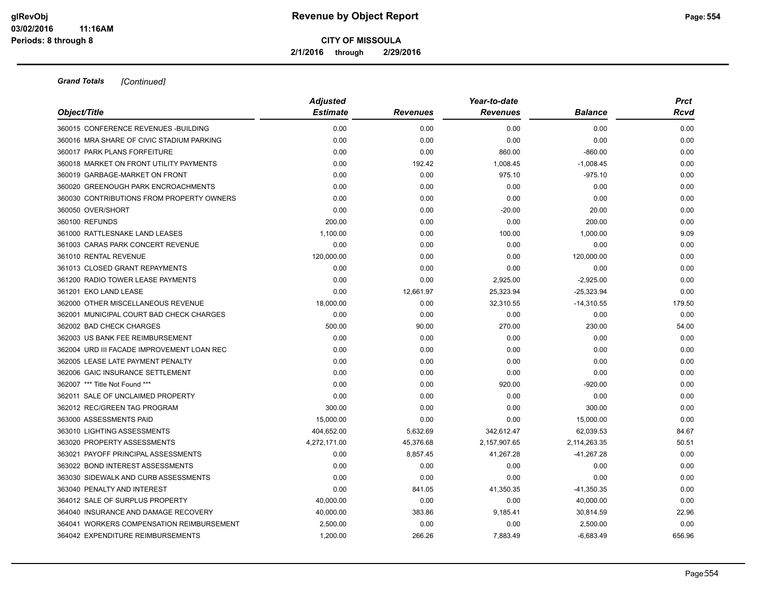# Revenue by Object Report

**CITY OF MISSOULA**

**2/1/2016 through 2/29/2016**

glRevObj
03/02/2016 11:16AM
Periods: 8 through 8

***Grand Totals*** *[Continued]*

| Object/Title | Adjusted Estimate | Revenues | Year-to-date Revenues | Balance | Prct Rcvd |
|---|---|---|---|---|---|
| 360015 CONFERENCE REVENUES -BUILDING | 0.00 | 0.00 | 0.00 | 0.00 | 0.00 |
| 360016 MRA SHARE OF CIVIC STADIUM PARKING | 0.00 | 0.00 | 0.00 | 0.00 | 0.00 |
| 360017 PARK PLANS FORFEITURE | 0.00 | 0.00 | 860.00 | -860.00 | 0.00 |
| 360018 MARKET ON FRONT UTILITY PAYMENTS | 0.00 | 192.42 | 1,008.45 | -1,008.45 | 0.00 |
| 360019 GARBAGE-MARKET ON FRONT | 0.00 | 0.00 | 975.10 | -975.10 | 0.00 |
| 360020 GREENOUGH PARK ENCROACHMENTS | 0.00 | 0.00 | 0.00 | 0.00 | 0.00 |
| 360030 CONTRIBUTIONS FROM PROPERTY OWNERS | 0.00 | 0.00 | 0.00 | 0.00 | 0.00 |
| 360050 OVER/SHORT | 0.00 | 0.00 | -20.00 | 20.00 | 0.00 |
| 360100 REFUNDS | 200.00 | 0.00 | 0.00 | 200.00 | 0.00 |
| 361000 RATTLESNAKE LAND LEASES | 1,100.00 | 0.00 | 100.00 | 1,000.00 | 9.09 |
| 361003 CARAS PARK CONCERT REVENUE | 0.00 | 0.00 | 0.00 | 0.00 | 0.00 |
| 361010 RENTAL REVENUE | 120,000.00 | 0.00 | 0.00 | 120,000.00 | 0.00 |
| 361013 CLOSED GRANT REPAYMENTS | 0.00 | 0.00 | 0.00 | 0.00 | 0.00 |
| 361200 RADIO TOWER LEASE PAYMENTS | 0.00 | 0.00 | 2,925.00 | -2,925.00 | 0.00 |
| 361201 EKO LAND LEASE | 0.00 | 12,661.97 | 25,323.94 | -25,323.94 | 0.00 |
| 362000 OTHER MISCELLANEOUS REVENUE | 18,000.00 | 0.00 | 32,310.55 | -14,310.55 | 179.50 |
| 362001 MUNICIPAL COURT BAD CHECK CHARGES | 0.00 | 0.00 | 0.00 | 0.00 | 0.00 |
| 362002 BAD CHECK CHARGES | 500.00 | 90.00 | 270.00 | 230.00 | 54.00 |
| 362003 US BANK FEE REIMBURSEMENT | 0.00 | 0.00 | 0.00 | 0.00 | 0.00 |
| 362004 URD III FACADE IMPROVEMENT LOAN REC | 0.00 | 0.00 | 0.00 | 0.00 | 0.00 |
| 362005 LEASE LATE PAYMENT PENALTY | 0.00 | 0.00 | 0.00 | 0.00 | 0.00 |
| 362006 GAIC INSURANCE SETTLEMENT | 0.00 | 0.00 | 0.00 | 0.00 | 0.00 |
| 362007 *** Title Not Found *** | 0.00 | 0.00 | 920.00 | -920.00 | 0.00 |
| 362011 SALE OF UNCLAIMED PROPERTY | 0.00 | 0.00 | 0.00 | 0.00 | 0.00 |
| 362012 REC/GREEN TAG PROGRAM | 300.00 | 0.00 | 0.00 | 300.00 | 0.00 |
| 363000 ASSESSMENTS PAID | 15,000.00 | 0.00 | 0.00 | 15,000.00 | 0.00 |
| 363010 LIGHTING ASSESSMENTS | 404,652.00 | 5,632.69 | 342,612.47 | 62,039.53 | 84.67 |
| 363020 PROPERTY ASSESSMENTS | 4,272,171.00 | 45,376.68 | 2,157,907.65 | 2,114,263.35 | 50.51 |
| 363021 PAYOFF PRINCIPAL ASSESSMENTS | 0.00 | 8,857.45 | 41,267.28 | -41,267.28 | 0.00 |
| 363022 BOND INTEREST ASSESSMENTS | 0.00 | 0.00 | 0.00 | 0.00 | 0.00 |
| 363030 SIDEWALK AND CURB ASSESSMENTS | 0.00 | 0.00 | 0.00 | 0.00 | 0.00 |
| 363040 PENALTY AND INTEREST | 0.00 | 841.05 | 41,350.35 | -41,350.35 | 0.00 |
| 364012 SALE OF SURPLUS PROPERTY | 40,000.00 | 0.00 | 0.00 | 40,000.00 | 0.00 |
| 364040 INSURANCE AND DAMAGE RECOVERY | 40,000.00 | 383.86 | 9,185.41 | 30,814.59 | 22.96 |
| 364041 WORKERS COMPENSATION REIMBURSEMENT | 2,500.00 | 0.00 | 0.00 | 2,500.00 | 0.00 |
| 364042 EXPENDITURE REIMBURSEMENTS | 1,200.00 | 266.26 | 7,883.49 | -6,683.49 | 656.96 |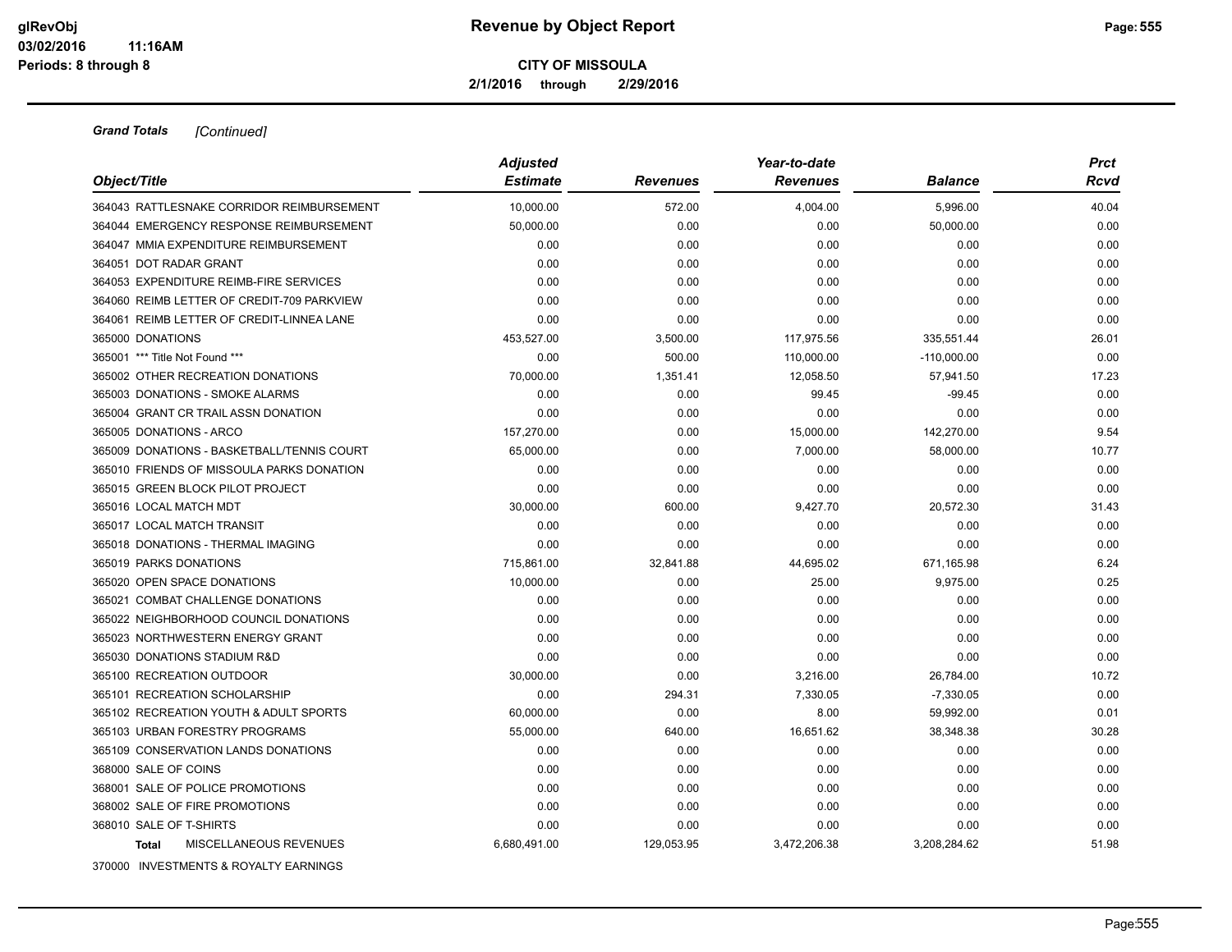# Revenue by Object Report

**CITY OF MISSOULA**

**2/1/2016 through 2/29/2016**

***Grand Totals*** *[Continued]*

| Object/Title | Adjusted Estimate | Revenues | Year-to-date Revenues | Balance | Prct Rcvd |
|---|---|---|---|---|---|
| 364043 RATTLESNAKE CORRIDOR REIMBURSEMENT | 10,000.00 | 572.00 | 4,004.00 | 5,996.00 | 40.04 |
| 364044 EMERGENCY RESPONSE REIMBURSEMENT | 50,000.00 | 0.00 | 0.00 | 50,000.00 | 0.00 |
| 364047 MMIA EXPENDITURE REIMBURSEMENT | 0.00 | 0.00 | 0.00 | 0.00 | 0.00 |
| 364051 DOT RADAR GRANT | 0.00 | 0.00 | 0.00 | 0.00 | 0.00 |
| 364053 EXPENDITURE REIMB-FIRE SERVICES | 0.00 | 0.00 | 0.00 | 0.00 | 0.00 |
| 364060 REIMB LETTER OF CREDIT-709 PARKVIEW | 0.00 | 0.00 | 0.00 | 0.00 | 0.00 |
| 364061 REIMB LETTER OF CREDIT-LINNEA LANE | 0.00 | 0.00 | 0.00 | 0.00 | 0.00 |
| 365000 DONATIONS | 453,527.00 | 3,500.00 | 117,975.56 | 335,551.44 | 26.01 |
| 365001 *** Title Not Found *** | 0.00 | 500.00 | 110,000.00 | -110,000.00 | 0.00 |
| 365002 OTHER RECREATION DONATIONS | 70,000.00 | 1,351.41 | 12,058.50 | 57,941.50 | 17.23 |
| 365003 DONATIONS - SMOKE ALARMS | 0.00 | 0.00 | 99.45 | -99.45 | 0.00 |
| 365004 GRANT CR TRAIL ASSN DONATION | 0.00 | 0.00 | 0.00 | 0.00 | 0.00 |
| 365005 DONATIONS - ARCO | 157,270.00 | 0.00 | 15,000.00 | 142,270.00 | 9.54 |
| 365009 DONATIONS - BASKETBALL/TENNIS COURT | 65,000.00 | 0.00 | 7,000.00 | 58,000.00 | 10.77 |
| 365010 FRIENDS OF MISSOULA PARKS DONATION | 0.00 | 0.00 | 0.00 | 0.00 | 0.00 |
| 365015 GREEN BLOCK PILOT PROJECT | 0.00 | 0.00 | 0.00 | 0.00 | 0.00 |
| 365016 LOCAL MATCH MDT | 30,000.00 | 600.00 | 9,427.70 | 20,572.30 | 31.43 |
| 365017 LOCAL MATCH TRANSIT | 0.00 | 0.00 | 0.00 | 0.00 | 0.00 |
| 365018 DONATIONS - THERMAL IMAGING | 0.00 | 0.00 | 0.00 | 0.00 | 0.00 |
| 365019 PARKS DONATIONS | 715,861.00 | 32,841.88 | 44,695.02 | 671,165.98 | 6.24 |
| 365020 OPEN SPACE DONATIONS | 10,000.00 | 0.00 | 25.00 | 9,975.00 | 0.25 |
| 365021 COMBAT CHALLENGE DONATIONS | 0.00 | 0.00 | 0.00 | 0.00 | 0.00 |
| 365022 NEIGHBORHOOD COUNCIL DONATIONS | 0.00 | 0.00 | 0.00 | 0.00 | 0.00 |
| 365023 NORTHWESTERN ENERGY GRANT | 0.00 | 0.00 | 0.00 | 0.00 | 0.00 |
| 365030 DONATIONS STADIUM R&D | 0.00 | 0.00 | 0.00 | 0.00 | 0.00 |
| 365100 RECREATION OUTDOOR | 30,000.00 | 0.00 | 3,216.00 | 26,784.00 | 10.72 |
| 365101 RECREATION SCHOLARSHIP | 0.00 | 294.31 | 7,330.05 | -7,330.05 | 0.00 |
| 365102 RECREATION YOUTH & ADULT SPORTS | 60,000.00 | 0.00 | 8.00 | 59,992.00 | 0.01 |
| 365103 URBAN FORESTRY PROGRAMS | 55,000.00 | 640.00 | 16,651.62 | 38,348.38 | 30.28 |
| 365109 CONSERVATION LANDS DONATIONS | 0.00 | 0.00 | 0.00 | 0.00 | 0.00 |
| 368000 SALE OF COINS | 0.00 | 0.00 | 0.00 | 0.00 | 0.00 |
| 368001 SALE OF POLICE PROMOTIONS | 0.00 | 0.00 | 0.00 | 0.00 | 0.00 |
| 368002 SALE OF FIRE PROMOTIONS | 0.00 | 0.00 | 0.00 | 0.00 | 0.00 |
| 368010 SALE OF T-SHIRTS | 0.00 | 0.00 | 0.00 | 0.00 | 0.00 |
| **Total** MISCELLANEOUS REVENUES | 6,680,491.00 | 129,053.95 | 3,472,206.38 | 3,208,284.62 | 51.98 |

370000 INVESTMENTS & ROYALTY EARNINGS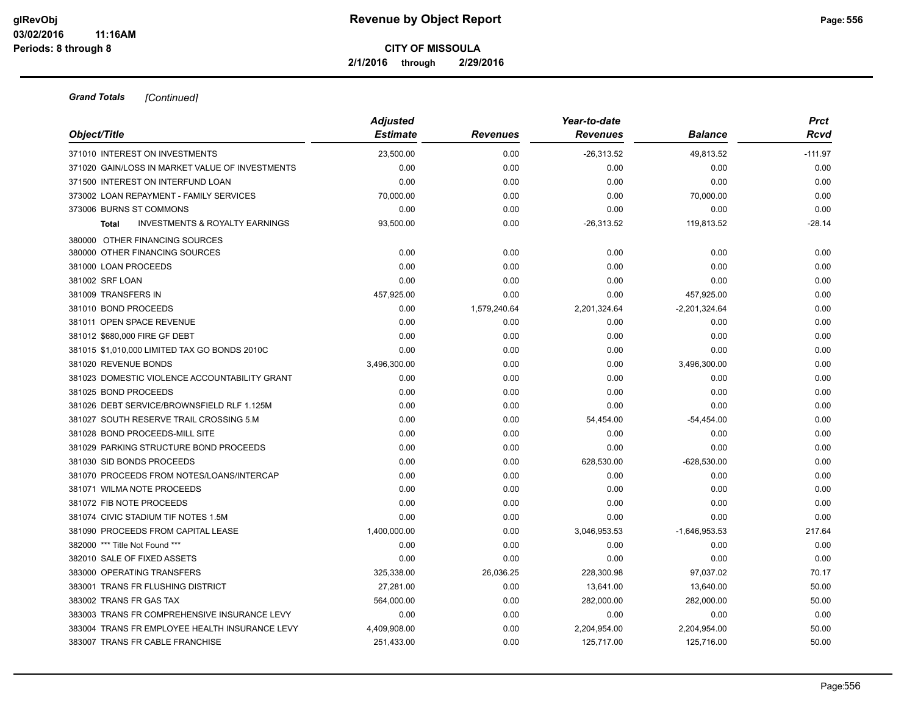# Revenue by Object Report

**CITY OF MISSOULA**

**2/1/2016 through 2/29/2016**

glRevObj
03/02/2016 11:16AM
Periods: 8 through 8

***Grand Totals*** *[Continued]*

| Object/Title | Adjusted Estimate | Revenues | Year-to-date Revenues | Balance | Prct Rcvd |
|---|---|---|---|---|---|
| 371010 INTEREST ON INVESTMENTS | 23,500.00 | 0.00 | -26,313.52 | 49,813.52 | -111.97 |
| 371020 GAIN/LOSS IN MARKET VALUE OF INVESTMENTS | 0.00 | 0.00 | 0.00 | 0.00 | 0.00 |
| 371500 INTEREST ON INTERFUND LOAN | 0.00 | 0.00 | 0.00 | 0.00 | 0.00 |
| 373002 LOAN REPAYMENT - FAMILY SERVICES | 70,000.00 | 0.00 | 0.00 | 70,000.00 | 0.00 |
| 373006 BURNS ST COMMONS | 0.00 | 0.00 | 0.00 | 0.00 | 0.00 |
| **Total** INVESTMENTS & ROYALTY EARNINGS | 93,500.00 | 0.00 | -26,313.52 | 119,813.52 | -28.14 |
| 380000 OTHER FINANCING SOURCES | | | | | |
| 380000 OTHER FINANCING SOURCES | 0.00 | 0.00 | 0.00 | 0.00 | 0.00 |
| 381000 LOAN PROCEEDS | 0.00 | 0.00 | 0.00 | 0.00 | 0.00 |
| 381002 SRF LOAN | 0.00 | 0.00 | 0.00 | 0.00 | 0.00 |
| 381009 TRANSFERS IN | 457,925.00 | 0.00 | 0.00 | 457,925.00 | 0.00 |
| 381010 BOND PROCEEDS | 0.00 | 1,579,240.64 | 2,201,324.64 | -2,201,324.64 | 0.00 |
| 381011 OPEN SPACE REVENUE | 0.00 | 0.00 | 0.00 | 0.00 | 0.00 |
| 381012 $680,000 FIRE GF DEBT | 0.00 | 0.00 | 0.00 | 0.00 | 0.00 |
| 381015 $1,010,000 LIMITED TAX GO BONDS 2010C | 0.00 | 0.00 | 0.00 | 0.00 | 0.00 |
| 381020 REVENUE BONDS | 3,496,300.00 | 0.00 | 0.00 | 3,496,300.00 | 0.00 |
| 381023 DOMESTIC VIOLENCE ACCOUNTABILITY GRANT | 0.00 | 0.00 | 0.00 | 0.00 | 0.00 |
| 381025 BOND PROCEEDS | 0.00 | 0.00 | 0.00 | 0.00 | 0.00 |
| 381026 DEBT SERVICE/BROWNSFIELD RLF 1.125M | 0.00 | 0.00 | 0.00 | 0.00 | 0.00 |
| 381027 SOUTH RESERVE TRAIL CROSSING 5.M | 0.00 | 0.00 | 54,454.00 | -54,454.00 | 0.00 |
| 381028 BOND PROCEEDS-MILL SITE | 0.00 | 0.00 | 0.00 | 0.00 | 0.00 |
| 381029 PARKING STRUCTURE BOND PROCEEDS | 0.00 | 0.00 | 0.00 | 0.00 | 0.00 |
| 381030 SID BONDS PROCEEDS | 0.00 | 0.00 | 628,530.00 | -628,530.00 | 0.00 |
| 381070 PROCEEDS FROM NOTES/LOANS/INTERCAP | 0.00 | 0.00 | 0.00 | 0.00 | 0.00 |
| 381071 WILMA NOTE PROCEEDS | 0.00 | 0.00 | 0.00 | 0.00 | 0.00 |
| 381072 FIB NOTE PROCEEDS | 0.00 | 0.00 | 0.00 | 0.00 | 0.00 |
| 381074 CIVIC STADIUM TIF NOTES 1.5M | 0.00 | 0.00 | 0.00 | 0.00 | 0.00 |
| 381090 PROCEEDS FROM CAPITAL LEASE | 1,400,000.00 | 0.00 | 3,046,953.53 | -1,646,953.53 | 217.64 |
| 382000 *** Title Not Found *** | 0.00 | 0.00 | 0.00 | 0.00 | 0.00 |
| 382010 SALE OF FIXED ASSETS | 0.00 | 0.00 | 0.00 | 0.00 | 0.00 |
| 383000 OPERATING TRANSFERS | 325,338.00 | 26,036.25 | 228,300.98 | 97,037.02 | 70.17 |
| 383001 TRANS FR FLUSHING DISTRICT | 27,281.00 | 0.00 | 13,641.00 | 13,640.00 | 50.00 |
| 383002 TRANS FR GAS TAX | 564,000.00 | 0.00 | 282,000.00 | 282,000.00 | 50.00 |
| 383003 TRANS FR COMPREHENSIVE INSURANCE LEVY | 0.00 | 0.00 | 0.00 | 0.00 | 0.00 |
| 383004 TRANS FR EMPLOYEE HEALTH INSURANCE LEVY | 4,409,908.00 | 0.00 | 2,204,954.00 | 2,204,954.00 | 50.00 |
| 383007 TRANS FR CABLE FRANCHISE | 251,433.00 | 0.00 | 125,717.00 | 125,716.00 | 50.00 |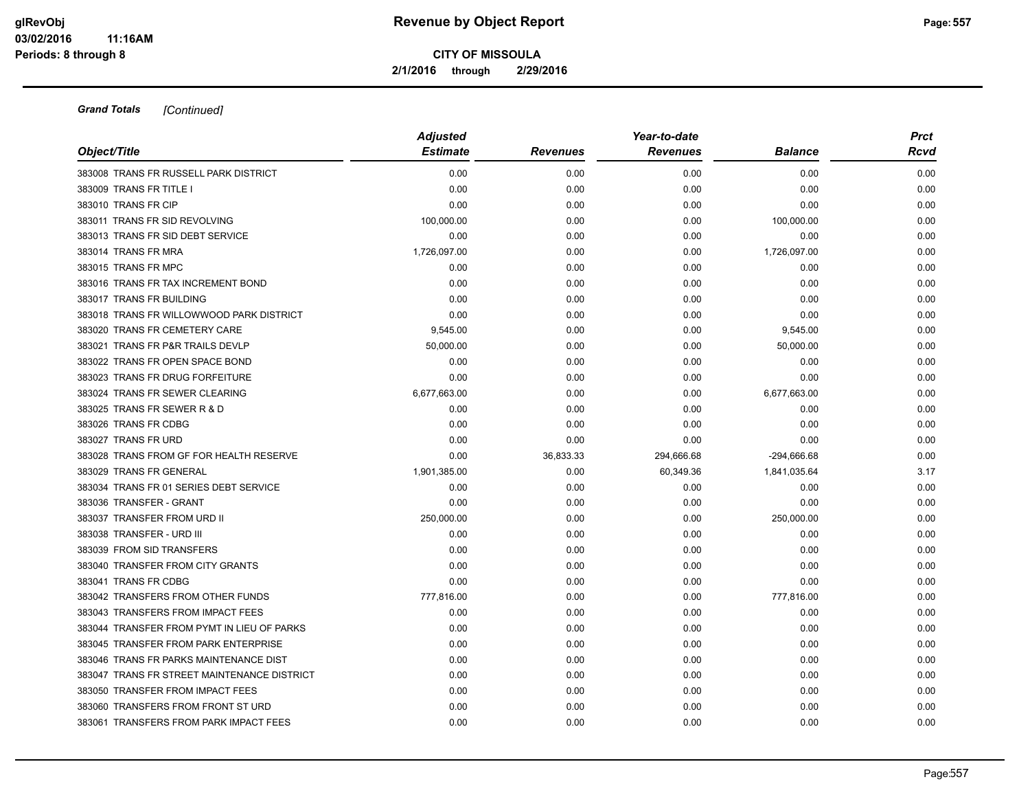**Grand Totals** *[Continued]*

| Object/Title | Adjusted Estimate | Revenues | Year-to-date Revenues | Balance | Prct Rcvd |
|---|---|---|---|---|---|
| 383008 TRANS FR RUSSELL PARK DISTRICT | 0.00 | 0.00 | 0.00 | 0.00 | 0.00 |
| 383009 TRANS FR TITLE I | 0.00 | 0.00 | 0.00 | 0.00 | 0.00 |
| 383010 TRANS FR CIP | 0.00 | 0.00 | 0.00 | 0.00 | 0.00 |
| 383011 TRANS FR SID REVOLVING | 100,000.00 | 0.00 | 0.00 | 100,000.00 | 0.00 |
| 383013 TRANS FR SID DEBT SERVICE | 0.00 | 0.00 | 0.00 | 0.00 | 0.00 |
| 383014 TRANS FR MRA | 1,726,097.00 | 0.00 | 0.00 | 1,726,097.00 | 0.00 |
| 383015 TRANS FR MPC | 0.00 | 0.00 | 0.00 | 0.00 | 0.00 |
| 383016 TRANS FR TAX INCREMENT BOND | 0.00 | 0.00 | 0.00 | 0.00 | 0.00 |
| 383017 TRANS FR BUILDING | 0.00 | 0.00 | 0.00 | 0.00 | 0.00 |
| 383018 TRANS FR WILLOWWOOD PARK DISTRICT | 0.00 | 0.00 | 0.00 | 0.00 | 0.00 |
| 383020 TRANS FR CEMETERY CARE | 9,545.00 | 0.00 | 0.00 | 9,545.00 | 0.00 |
| 383021 TRANS FR P&R TRAILS DEVLP | 50,000.00 | 0.00 | 0.00 | 50,000.00 | 0.00 |
| 383022 TRANS FR OPEN SPACE BOND | 0.00 | 0.00 | 0.00 | 0.00 | 0.00 |
| 383023 TRANS FR DRUG FORFEITURE | 0.00 | 0.00 | 0.00 | 0.00 | 0.00 |
| 383024 TRANS FR SEWER CLEARING | 6,677,663.00 | 0.00 | 0.00 | 6,677,663.00 | 0.00 |
| 383025 TRANS FR SEWER R & D | 0.00 | 0.00 | 0.00 | 0.00 | 0.00 |
| 383026 TRANS FR CDBG | 0.00 | 0.00 | 0.00 | 0.00 | 0.00 |
| 383027 TRANS FR URD | 0.00 | 0.00 | 0.00 | 0.00 | 0.00 |
| 383028 TRANS FROM GF FOR HEALTH RESERVE | 0.00 | 36,833.33 | 294,666.68 | -294,666.68 | 0.00 |
| 383029 TRANS FR GENERAL | 1,901,385.00 | 0.00 | 60,349.36 | 1,841,035.64 | 3.17 |
| 383034 TRANS FR 01 SERIES DEBT SERVICE | 0.00 | 0.00 | 0.00 | 0.00 | 0.00 |
| 383036 TRANSFER - GRANT | 0.00 | 0.00 | 0.00 | 0.00 | 0.00 |
| 383037 TRANSFER FROM URD II | 250,000.00 | 0.00 | 0.00 | 250,000.00 | 0.00 |
| 383038 TRANSFER - URD III | 0.00 | 0.00 | 0.00 | 0.00 | 0.00 |
| 383039 FROM SID TRANSFERS | 0.00 | 0.00 | 0.00 | 0.00 | 0.00 |
| 383040 TRANSFER FROM CITY GRANTS | 0.00 | 0.00 | 0.00 | 0.00 | 0.00 |
| 383041 TRANS FR CDBG | 0.00 | 0.00 | 0.00 | 0.00 | 0.00 |
| 383042 TRANSFERS FROM OTHER FUNDS | 777,816.00 | 0.00 | 0.00 | 777,816.00 | 0.00 |
| 383043 TRANSFERS FROM IMPACT FEES | 0.00 | 0.00 | 0.00 | 0.00 | 0.00 |
| 383044 TRANSFER FROM PYMT IN LIEU OF PARKS | 0.00 | 0.00 | 0.00 | 0.00 | 0.00 |
| 383045 TRANSFER FROM PARK ENTERPRISE | 0.00 | 0.00 | 0.00 | 0.00 | 0.00 |
| 383046 TRANS FR PARKS MAINTENANCE DIST | 0.00 | 0.00 | 0.00 | 0.00 | 0.00 |
| 383047 TRANS FR STREET MAINTENANCE DISTRICT | 0.00 | 0.00 | 0.00 | 0.00 | 0.00 |
| 383050 TRANSFER FROM IMPACT FEES | 0.00 | 0.00 | 0.00 | 0.00 | 0.00 |
| 383060 TRANSFERS FROM FRONT ST URD | 0.00 | 0.00 | 0.00 | 0.00 | 0.00 |
| 383061 TRANSFERS FROM PARK IMPACT FEES | 0.00 | 0.00 | 0.00 | 0.00 | 0.00 |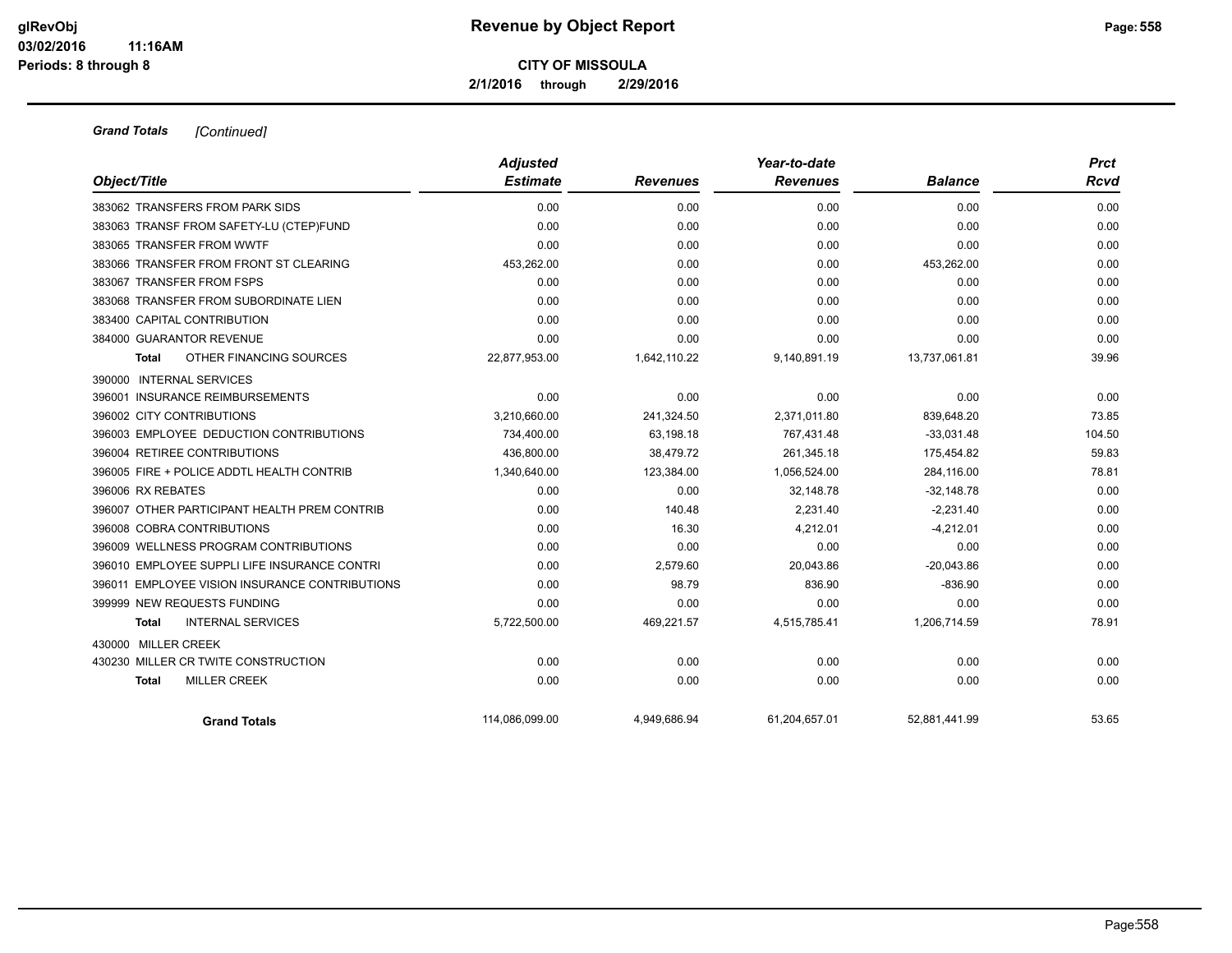**Revenue by Object Report**

**CITY OF MISSOULA**

**2/1/2016 through 2/29/2016**

glRevObj
03/02/2016 11:16AM
Periods: 8 through 8

***Grand Totals*** *[Continued]*

| Object/Title | Adjusted Estimate | Revenues | Year-to-date Revenues | Balance | Prct Rcvd |
|---|---|---|---|---|---|
| 383062 TRANSFERS FROM PARK SIDS | 0.00 | 0.00 | 0.00 | 0.00 | 0.00 |
| 383063 TRANSF FROM SAFETY-LU (CTEP)FUND | 0.00 | 0.00 | 0.00 | 0.00 | 0.00 |
| 383065 TRANSFER FROM WWTF | 0.00 | 0.00 | 0.00 | 0.00 | 0.00 |
| 383066 TRANSFER FROM FRONT ST CLEARING | 453,262.00 | 0.00 | 0.00 | 453,262.00 | 0.00 |
| 383067 TRANSFER FROM FSPS | 0.00 | 0.00 | 0.00 | 0.00 | 0.00 |
| 383068 TRANSFER FROM SUBORDINATE LIEN | 0.00 | 0.00 | 0.00 | 0.00 | 0.00 |
| 383400 CAPITAL CONTRIBUTION | 0.00 | 0.00 | 0.00 | 0.00 | 0.00 |
| 384000 GUARANTOR REVENUE | 0.00 | 0.00 | 0.00 | 0.00 | 0.00 |
| **Total** OTHER FINANCING SOURCES | 22,877,953.00 | 1,642,110.22 | 9,140,891.19 | 13,737,061.81 | 39.96 |
| 390000 INTERNAL SERVICES | | | | | |
| 396001 INSURANCE REIMBURSEMENTS | 0.00 | 0.00 | 0.00 | 0.00 | 0.00 |
| 396002 CITY CONTRIBUTIONS | 3,210,660.00 | 241,324.50 | 2,371,011.80 | 839,648.20 | 73.85 |
| 396003 EMPLOYEE DEDUCTION CONTRIBUTIONS | 734,400.00 | 63,198.18 | 767,431.48 | -33,031.48 | 104.50 |
| 396004 RETIREE CONTRIBUTIONS | 436,800.00 | 38,479.72 | 261,345.18 | 175,454.82 | 59.83 |
| 396005 FIRE + POLICE ADDTL HEALTH CONTRIB | 1,340,640.00 | 123,384.00 | 1,056,524.00 | 284,116.00 | 78.81 |
| 396006 RX REBATES | 0.00 | 0.00 | 32,148.78 | -32,148.78 | 0.00 |
| 396007 OTHER PARTICIPANT HEALTH PREM CONTRIB | 0.00 | 140.48 | 2,231.40 | -2,231.40 | 0.00 |
| 396008 COBRA CONTRIBUTIONS | 0.00 | 16.30 | 4,212.01 | -4,212.01 | 0.00 |
| 396009 WELLNESS PROGRAM CONTRIBUTIONS | 0.00 | 0.00 | 0.00 | 0.00 | 0.00 |
| 396010 EMPLOYEE SUPPLI LIFE INSURANCE CONTRI | 0.00 | 2,579.60 | 20,043.86 | -20,043.86 | 0.00 |
| 396011 EMPLOYEE VISION INSURANCE CONTRIBUTIONS | 0.00 | 98.79 | 836.90 | -836.90 | 0.00 |
| 399999 NEW REQUESTS FUNDING | 0.00 | 0.00 | 0.00 | 0.00 | 0.00 |
| **Total** INTERNAL SERVICES | 5,722,500.00 | 469,221.57 | 4,515,785.41 | 1,206,714.59 | 78.91 |
| 430000 MILLER CREEK | | | | | |
| 430230 MILLER CR TWITE CONSTRUCTION | 0.00 | 0.00 | 0.00 | 0.00 | 0.00 |
| **Total** MILLER CREEK | 0.00 | 0.00 | 0.00 | 0.00 | 0.00 |
| **Grand Totals** | 114,086,099.00 | 4,949,686.94 | 61,204,657.01 | 52,881,441.99 | 53.65 |